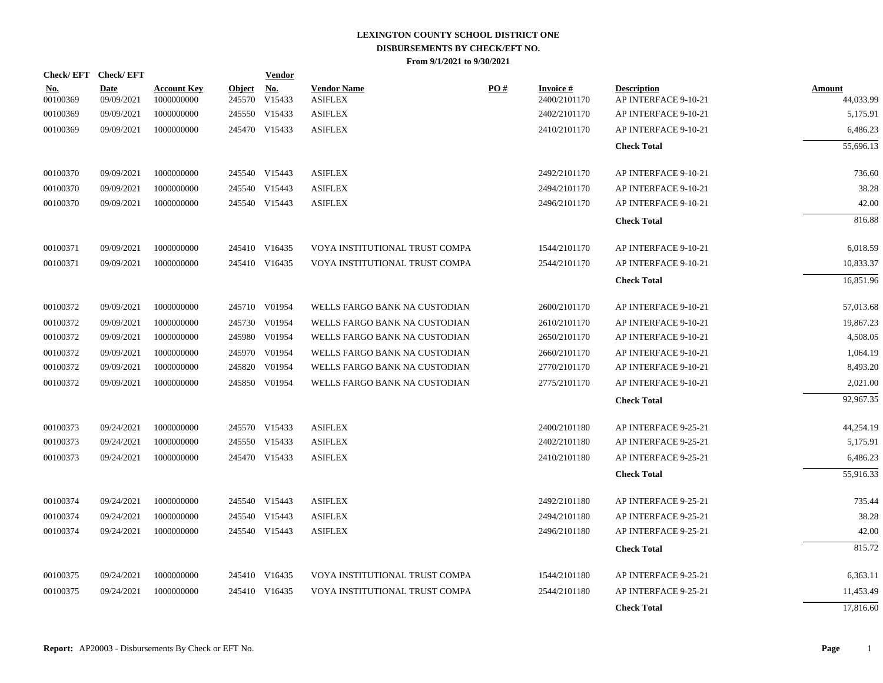# LEXINGTON COUNTY SCHOOL DISTRICT ONE

## DISBURSEMENTS BY CHECK/EFT NO.

### From 9/1/2021 to 9/30/2021

| Check/ EFT No. | Check/ EFT Date | Account Key | Object | Vendor No. | Vendor Name | PO # | Invoice # | Description | Amount |
|---|---|---|---|---|---|---|---|---|---|
| 00100369 | 09/09/2021 | 1000000000 | 245570 | V15433 | ASIFLEX | | 2400/2101170 | AP INTERFACE 9-10-21 | 44,033.99 |
| 00100369 | 09/09/2021 | 1000000000 | 245550 | V15433 | ASIFLEX | | 2402/2101170 | AP INTERFACE 9-10-21 | 5,175.91 |
| 00100369 | 09/09/2021 | 1000000000 | 245470 | V15433 | ASIFLEX | | 2410/2101170 | AP INTERFACE 9-10-21 | 6,486.23 |
| | | | | | | | | **Check Total** | 55,696.13 |
| 00100370 | 09/09/2021 | 1000000000 | 245540 | V15443 | ASIFLEX | | 2492/2101170 | AP INTERFACE 9-10-21 | 736.60 |
| 00100370 | 09/09/2021 | 1000000000 | 245540 | V15443 | ASIFLEX | | 2494/2101170 | AP INTERFACE 9-10-21 | 38.28 |
| 00100370 | 09/09/2021 | 1000000000 | 245540 | V15443 | ASIFLEX | | 2496/2101170 | AP INTERFACE 9-10-21 | 42.00 |
| | | | | | | | | **Check Total** | 816.88 |
| 00100371 | 09/09/2021 | 1000000000 | 245410 | V16435 | VOYA INSTITUTIONAL TRUST COMPA | | 1544/2101170 | AP INTERFACE 9-10-21 | 6,018.59 |
| 00100371 | 09/09/2021 | 1000000000 | 245410 | V16435 | VOYA INSTITUTIONAL TRUST COMPA | | 2544/2101170 | AP INTERFACE 9-10-21 | 10,833.37 |
| | | | | | | | | **Check Total** | 16,851.96 |
| 00100372 | 09/09/2021 | 1000000000 | 245710 | V01954 | WELLS FARGO BANK NA CUSTODIAN | | 2600/2101170 | AP INTERFACE 9-10-21 | 57,013.68 |
| 00100372 | 09/09/2021 | 1000000000 | 245730 | V01954 | WELLS FARGO BANK NA CUSTODIAN | | 2610/2101170 | AP INTERFACE 9-10-21 | 19,867.23 |
| 00100372 | 09/09/2021 | 1000000000 | 245980 | V01954 | WELLS FARGO BANK NA CUSTODIAN | | 2650/2101170 | AP INTERFACE 9-10-21 | 4,508.05 |
| 00100372 | 09/09/2021 | 1000000000 | 245970 | V01954 | WELLS FARGO BANK NA CUSTODIAN | | 2660/2101170 | AP INTERFACE 9-10-21 | 1,064.19 |
| 00100372 | 09/09/2021 | 1000000000 | 245820 | V01954 | WELLS FARGO BANK NA CUSTODIAN | | 2770/2101170 | AP INTERFACE 9-10-21 | 8,493.20 |
| 00100372 | 09/09/2021 | 1000000000 | 245850 | V01954 | WELLS FARGO BANK NA CUSTODIAN | | 2775/2101170 | AP INTERFACE 9-10-21 | 2,021.00 |
| | | | | | | | | **Check Total** | 92,967.35 |
| 00100373 | 09/24/2021 | 1000000000 | 245570 | V15433 | ASIFLEX | | 2400/2101180 | AP INTERFACE 9-25-21 | 44,254.19 |
| 00100373 | 09/24/2021 | 1000000000 | 245550 | V15433 | ASIFLEX | | 2402/2101180 | AP INTERFACE 9-25-21 | 5,175.91 |
| 00100373 | 09/24/2021 | 1000000000 | 245470 | V15433 | ASIFLEX | | 2410/2101180 | AP INTERFACE 9-25-21 | 6,486.23 |
| | | | | | | | | **Check Total** | 55,916.33 |
| 00100374 | 09/24/2021 | 1000000000 | 245540 | V15443 | ASIFLEX | | 2492/2101180 | AP INTERFACE 9-25-21 | 735.44 |
| 00100374 | 09/24/2021 | 1000000000 | 245540 | V15443 | ASIFLEX | | 2494/2101180 | AP INTERFACE 9-25-21 | 38.28 |
| 00100374 | 09/24/2021 | 1000000000 | 245540 | V15443 | ASIFLEX | | 2496/2101180 | AP INTERFACE 9-25-21 | 42.00 |
| | | | | | | | | **Check Total** | 815.72 |
| 00100375 | 09/24/2021 | 1000000000 | 245410 | V16435 | VOYA INSTITUTIONAL TRUST COMPA | | 1544/2101180 | AP INTERFACE 9-25-21 | 6,363.11 |
| 00100375 | 09/24/2021 | 1000000000 | 245410 | V16435 | VOYA INSTITUTIONAL TRUST COMPA | | 2544/2101180 | AP INTERFACE 9-25-21 | 11,453.49 |
| | | | | | | | | **Check Total** | 17,816.60 |

**Report:** AP20003 - Disbursements By Check or EFT No.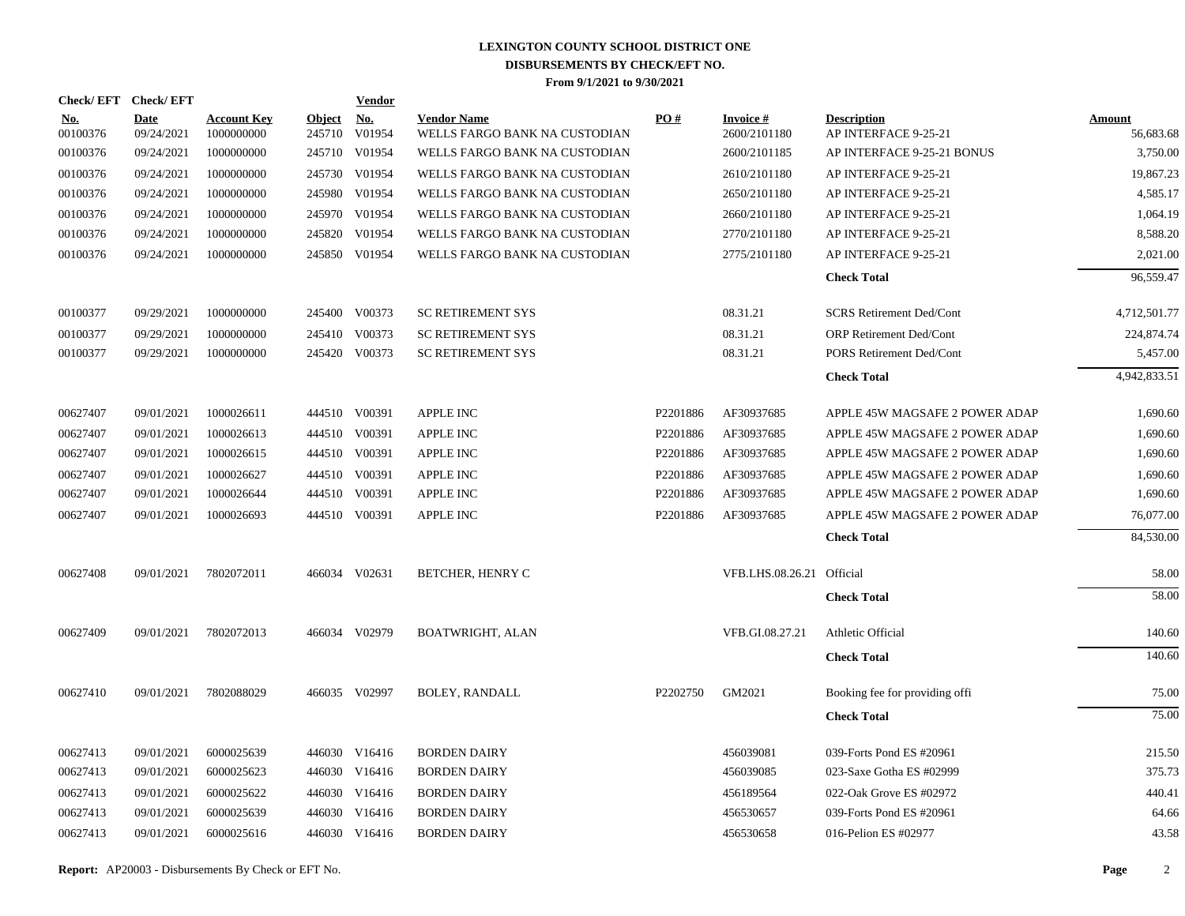# LEXINGTON COUNTY SCHOOL DISTRICT ONE
## DISBURSEMENTS BY CHECK/EFT NO.
### From 9/1/2021 to 9/30/2021

| Check/ EFT No. | Check/ EFT Date | Account Key | Object | Vendor No. | Vendor Name | PO # | Invoice # | Description | Amount |
|---|---|---|---|---|---|---|---|---|---|
| 00100376 | 09/24/2021 | 1000000000 | 245710 | V01954 | WELLS FARGO BANK NA CUSTODIAN | | 2600/2101180 | AP INTERFACE 9-25-21 | 56,683.68 |
| 00100376 | 09/24/2021 | 1000000000 | 245710 | V01954 | WELLS FARGO BANK NA CUSTODIAN | | 2600/2101185 | AP INTERFACE 9-25-21 BONUS | 3,750.00 |
| 00100376 | 09/24/2021 | 1000000000 | 245730 | V01954 | WELLS FARGO BANK NA CUSTODIAN | | 2610/2101180 | AP INTERFACE 9-25-21 | 19,867.23 |
| 00100376 | 09/24/2021 | 1000000000 | 245980 | V01954 | WELLS FARGO BANK NA CUSTODIAN | | 2650/2101180 | AP INTERFACE 9-25-21 | 4,585.17 |
| 00100376 | 09/24/2021 | 1000000000 | 245970 | V01954 | WELLS FARGO BANK NA CUSTODIAN | | 2660/2101180 | AP INTERFACE 9-25-21 | 1,064.19 |
| 00100376 | 09/24/2021 | 1000000000 | 245820 | V01954 | WELLS FARGO BANK NA CUSTODIAN | | 2770/2101180 | AP INTERFACE 9-25-21 | 8,588.20 |
| 00100376 | 09/24/2021 | 1000000000 | 245850 | V01954 | WELLS FARGO BANK NA CUSTODIAN | | 2775/2101180 | AP INTERFACE 9-25-21 | 2,021.00 |
| | | | | | | | | **Check Total** | 96,559.47 |
| 00100377 | 09/29/2021 | 1000000000 | 245400 | V00373 | SC RETIREMENT SYS | | 08.31.21 | SCRS Retirement Ded/Cont | 4,712,501.77 |
| 00100377 | 09/29/2021 | 1000000000 | 245410 | V00373 | SC RETIREMENT SYS | | 08.31.21 | ORP Retirement Ded/Cont | 224,874.74 |
| 00100377 | 09/29/2021 | 1000000000 | 245420 | V00373 | SC RETIREMENT SYS | | 08.31.21 | PORS Retirement Ded/Cont | 5,457.00 |
| | | | | | | | | **Check Total** | 4,942,833.51 |
| 00627407 | 09/01/2021 | 1000026611 | 444510 | V00391 | APPLE INC | P2201886 | AF30937685 | APPLE 45W MAGSAFE 2 POWER ADAP | 1,690.60 |
| 00627407 | 09/01/2021 | 1000026613 | 444510 | V00391 | APPLE INC | P2201886 | AF30937685 | APPLE 45W MAGSAFE 2 POWER ADAP | 1,690.60 |
| 00627407 | 09/01/2021 | 1000026615 | 444510 | V00391 | APPLE INC | P2201886 | AF30937685 | APPLE 45W MAGSAFE 2 POWER ADAP | 1,690.60 |
| 00627407 | 09/01/2021 | 1000026627 | 444510 | V00391 | APPLE INC | P2201886 | AF30937685 | APPLE 45W MAGSAFE 2 POWER ADAP | 1,690.60 |
| 00627407 | 09/01/2021 | 1000026644 | 444510 | V00391 | APPLE INC | P2201886 | AF30937685 | APPLE 45W MAGSAFE 2 POWER ADAP | 1,690.60 |
| 00627407 | 09/01/2021 | 1000026693 | 444510 | V00391 | APPLE INC | P2201886 | AF30937685 | APPLE 45W MAGSAFE 2 POWER ADAP | 76,077.00 |
| | | | | | | | | **Check Total** | 84,530.00 |
| 00627408 | 09/01/2021 | 7802072011 | 466034 | V02631 | BETCHER, HENRY C | | VFB.LHS.08.26.21 | Official | 58.00 |
| | | | | | | | | **Check Total** | 58.00 |
| 00627409 | 09/01/2021 | 7802072013 | 466034 | V02979 | BOATWRIGHT, ALAN | | VFB.GI.08.27.21 | Athletic Official | 140.60 |
| | | | | | | | | **Check Total** | 140.60 |
| 00627410 | 09/01/2021 | 7802088029 | 466035 | V02997 | BOLEY, RANDALL | P2202750 | GM2021 | Booking fee for providing offi | 75.00 |
| | | | | | | | | **Check Total** | 75.00 |
| 00627413 | 09/01/2021 | 6000025639 | 446030 | V16416 | BORDEN DAIRY | | 456039081 | 039-Forts Pond ES #20961 | 215.50 |
| 00627413 | 09/01/2021 | 6000025623 | 446030 | V16416 | BORDEN DAIRY | | 456039085 | 023-Saxe Gotha ES #02999 | 375.73 |
| 00627413 | 09/01/2021 | 6000025622 | 446030 | V16416 | BORDEN DAIRY | | 456189564 | 022-Oak Grove ES #02972 | 440.41 |
| 00627413 | 09/01/2021 | 6000025639 | 446030 | V16416 | BORDEN DAIRY | | 456530657 | 039-Forts Pond ES #20961 | 64.66 |
| 00627413 | 09/01/2021 | 6000025616 | 446030 | V16416 | BORDEN DAIRY | | 456530658 | 016-Pelion ES #02977 | 43.58 |

**Report:** AP20003 - Disbursements By Check or EFT No.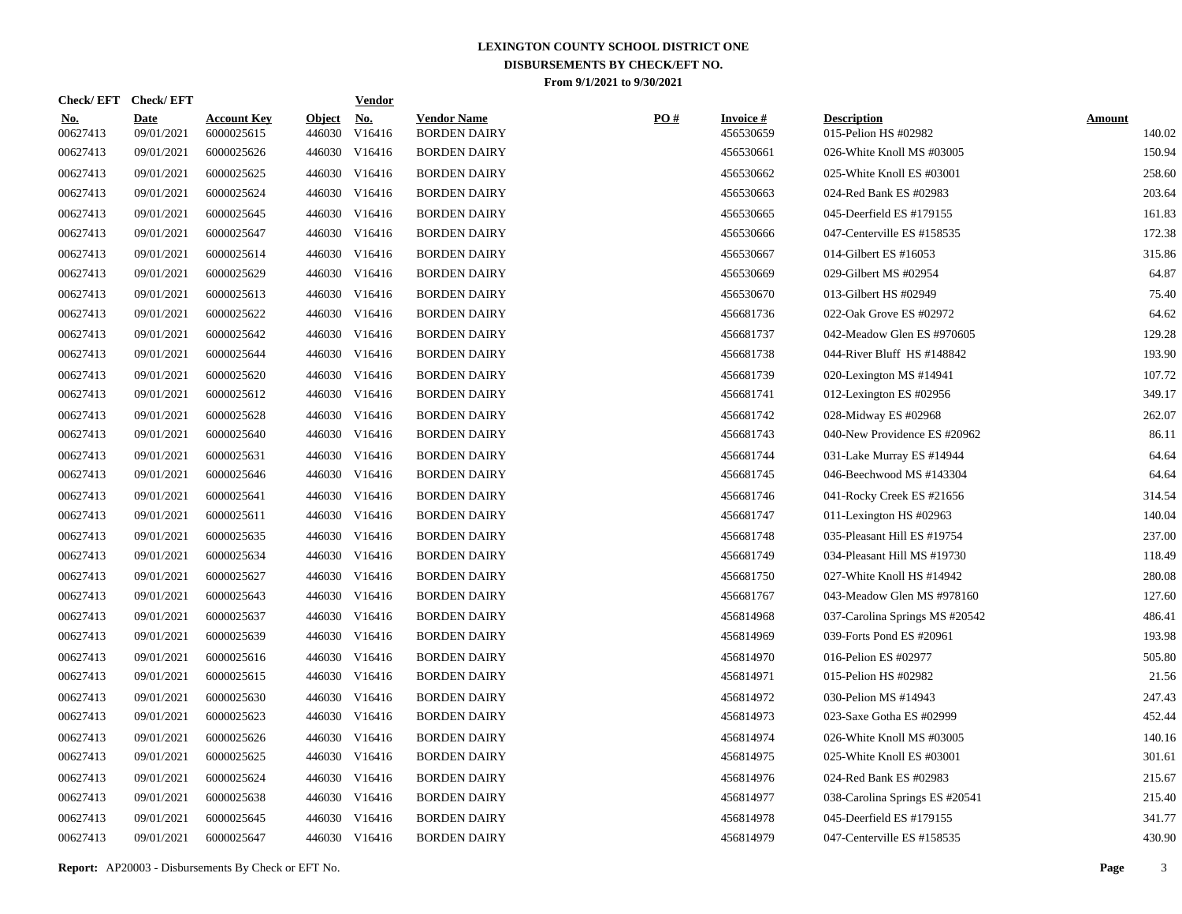# LEXINGTON COUNTY SCHOOL DISTRICT ONE
## DISBURSEMENTS BY CHECK/EFT NO.
### From 9/1/2021 to 9/30/2021

| Check/ EFT No. | Check/ EFT Date | Account Key | Object | Vendor No. | Vendor Name | PO # | Invoice # | Description | Amount |
|---|---|---|---|---|---|---|---|---|---|
| 00627413 | 09/01/2021 | 6000025615 | 446030 | V16416 | BORDEN DAIRY | | 456530659 | 015-Pelion HS #02982 | 140.02 |
| 00627413 | 09/01/2021 | 6000025626 | 446030 | V16416 | BORDEN DAIRY | | 456530661 | 026-White Knoll MS #03005 | 150.94 |
| 00627413 | 09/01/2021 | 6000025625 | 446030 | V16416 | BORDEN DAIRY | | 456530662 | 025-White Knoll ES #03001 | 258.60 |
| 00627413 | 09/01/2021 | 6000025624 | 446030 | V16416 | BORDEN DAIRY | | 456530663 | 024-Red Bank ES #02983 | 203.64 |
| 00627413 | 09/01/2021 | 6000025645 | 446030 | V16416 | BORDEN DAIRY | | 456530665 | 045-Deerfield ES #179155 | 161.83 |
| 00627413 | 09/01/2021 | 6000025647 | 446030 | V16416 | BORDEN DAIRY | | 456530666 | 047-Centerville ES #158535 | 172.38 |
| 00627413 | 09/01/2021 | 6000025614 | 446030 | V16416 | BORDEN DAIRY | | 456530667 | 014-Gilbert ES #16053 | 315.86 |
| 00627413 | 09/01/2021 | 6000025629 | 446030 | V16416 | BORDEN DAIRY | | 456530669 | 029-Gilbert MS #02954 | 64.87 |
| 00627413 | 09/01/2021 | 6000025613 | 446030 | V16416 | BORDEN DAIRY | | 456530670 | 013-Gilbert HS #02949 | 75.40 |
| 00627413 | 09/01/2021 | 6000025622 | 446030 | V16416 | BORDEN DAIRY | | 456681736 | 022-Oak Grove ES #02972 | 64.62 |
| 00627413 | 09/01/2021 | 6000025642 | 446030 | V16416 | BORDEN DAIRY | | 456681737 | 042-Meadow Glen ES #970605 | 129.28 |
| 00627413 | 09/01/2021 | 6000025644 | 446030 | V16416 | BORDEN DAIRY | | 456681738 | 044-River Bluff HS #148842 | 193.90 |
| 00627413 | 09/01/2021 | 6000025620 | 446030 | V16416 | BORDEN DAIRY | | 456681739 | 020-Lexington MS #14941 | 107.72 |
| 00627413 | 09/01/2021 | 6000025612 | 446030 | V16416 | BORDEN DAIRY | | 456681741 | 012-Lexington ES #02956 | 349.17 |
| 00627413 | 09/01/2021 | 6000025628 | 446030 | V16416 | BORDEN DAIRY | | 456681742 | 028-Midway ES #02968 | 262.07 |
| 00627413 | 09/01/2021 | 6000025640 | 446030 | V16416 | BORDEN DAIRY | | 456681743 | 040-New Providence ES #20962 | 86.11 |
| 00627413 | 09/01/2021 | 6000025631 | 446030 | V16416 | BORDEN DAIRY | | 456681744 | 031-Lake Murray ES #14944 | 64.64 |
| 00627413 | 09/01/2021 | 6000025646 | 446030 | V16416 | BORDEN DAIRY | | 456681745 | 046-Beechwood MS #143304 | 64.64 |
| 00627413 | 09/01/2021 | 6000025641 | 446030 | V16416 | BORDEN DAIRY | | 456681746 | 041-Rocky Creek ES #21656 | 314.54 |
| 00627413 | 09/01/2021 | 6000025611 | 446030 | V16416 | BORDEN DAIRY | | 456681747 | 011-Lexington HS #02963 | 140.04 |
| 00627413 | 09/01/2021 | 6000025635 | 446030 | V16416 | BORDEN DAIRY | | 456681748 | 035-Pleasant Hill ES #19754 | 237.00 |
| 00627413 | 09/01/2021 | 6000025634 | 446030 | V16416 | BORDEN DAIRY | | 456681749 | 034-Pleasant Hill MS #19730 | 118.49 |
| 00627413 | 09/01/2021 | 6000025627 | 446030 | V16416 | BORDEN DAIRY | | 456681750 | 027-White Knoll HS #14942 | 280.08 |
| 00627413 | 09/01/2021 | 6000025643 | 446030 | V16416 | BORDEN DAIRY | | 456681767 | 043-Meadow Glen MS #978160 | 127.60 |
| 00627413 | 09/01/2021 | 6000025637 | 446030 | V16416 | BORDEN DAIRY | | 456814968 | 037-Carolina Springs MS #20542 | 486.41 |
| 00627413 | 09/01/2021 | 6000025639 | 446030 | V16416 | BORDEN DAIRY | | 456814969 | 039-Forts Pond ES #20961 | 193.98 |
| 00627413 | 09/01/2021 | 6000025616 | 446030 | V16416 | BORDEN DAIRY | | 456814970 | 016-Pelion ES #02977 | 505.80 |
| 00627413 | 09/01/2021 | 6000025615 | 446030 | V16416 | BORDEN DAIRY | | 456814971 | 015-Pelion HS #02982 | 21.56 |
| 00627413 | 09/01/2021 | 6000025630 | 446030 | V16416 | BORDEN DAIRY | | 456814972 | 030-Pelion MS #14943 | 247.43 |
| 00627413 | 09/01/2021 | 6000025623 | 446030 | V16416 | BORDEN DAIRY | | 456814973 | 023-Saxe Gotha ES #02999 | 452.44 |
| 00627413 | 09/01/2021 | 6000025626 | 446030 | V16416 | BORDEN DAIRY | | 456814974 | 026-White Knoll MS #03005 | 140.16 |
| 00627413 | 09/01/2021 | 6000025625 | 446030 | V16416 | BORDEN DAIRY | | 456814975 | 025-White Knoll ES #03001 | 301.61 |
| 00627413 | 09/01/2021 | 6000025624 | 446030 | V16416 | BORDEN DAIRY | | 456814976 | 024-Red Bank ES #02983 | 215.67 |
| 00627413 | 09/01/2021 | 6000025638 | 446030 | V16416 | BORDEN DAIRY | | 456814977 | 038-Carolina Springs ES #20541 | 215.40 |
| 00627413 | 09/01/2021 | 6000025645 | 446030 | V16416 | BORDEN DAIRY | | 456814978 | 045-Deerfield ES #179155 | 341.77 |
| 00627413 | 09/01/2021 | 6000025647 | 446030 | V16416 | BORDEN DAIRY | | 456814979 | 047-Centerville ES #158535 | 430.90 |

**Report:** AP20003 - Disbursements By Check or EFT No.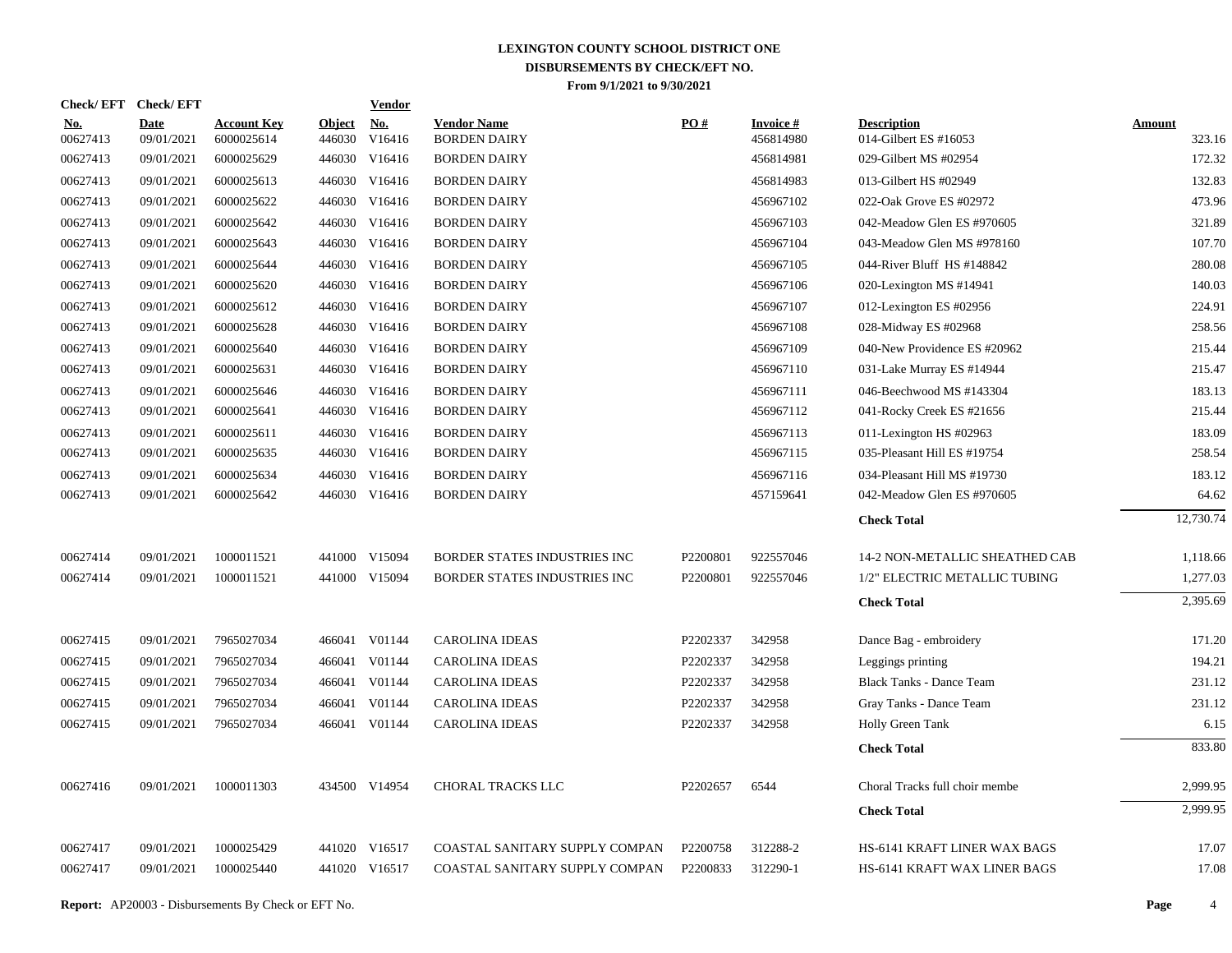# LEXINGTON COUNTY SCHOOL DISTRICT ONE
## DISBURSEMENTS BY CHECK/EFT NO.
### From 9/1/2021 to 9/30/2021

| Check/ EFT No. | Check/ EFT Date | Account Key | Object | Vendor No. | Vendor Name | PO # | Invoice # | Description | Amount |
|---|---|---|---|---|---|---|---|---|---|
| 00627413 | 09/01/2021 | 6000025614 | 446030 | V16416 | BORDEN DAIRY | | 456814980 | 014-Gilbert ES #16053 | 323.16 |
| 00627413 | 09/01/2021 | 6000025629 | 446030 | V16416 | BORDEN DAIRY | | 456814981 | 029-Gilbert MS #02954 | 172.32 |
| 00627413 | 09/01/2021 | 6000025613 | 446030 | V16416 | BORDEN DAIRY | | 456814983 | 013-Gilbert HS #02949 | 132.83 |
| 00627413 | 09/01/2021 | 6000025622 | 446030 | V16416 | BORDEN DAIRY | | 456967102 | 022-Oak Grove ES #02972 | 473.96 |
| 00627413 | 09/01/2021 | 6000025642 | 446030 | V16416 | BORDEN DAIRY | | 456967103 | 042-Meadow Glen ES #970605 | 321.89 |
| 00627413 | 09/01/2021 | 6000025643 | 446030 | V16416 | BORDEN DAIRY | | 456967104 | 043-Meadow Glen MS #978160 | 107.70 |
| 00627413 | 09/01/2021 | 6000025644 | 446030 | V16416 | BORDEN DAIRY | | 456967105 | 044-River Bluff HS #148842 | 280.08 |
| 00627413 | 09/01/2021 | 6000025620 | 446030 | V16416 | BORDEN DAIRY | | 456967106 | 020-Lexington MS #14941 | 140.03 |
| 00627413 | 09/01/2021 | 6000025612 | 446030 | V16416 | BORDEN DAIRY | | 456967107 | 012-Lexington ES #02956 | 224.91 |
| 00627413 | 09/01/2021 | 6000025628 | 446030 | V16416 | BORDEN DAIRY | | 456967108 | 028-Midway ES #02968 | 258.56 |
| 00627413 | 09/01/2021 | 6000025640 | 446030 | V16416 | BORDEN DAIRY | | 456967109 | 040-New Providence ES #20962 | 215.44 |
| 00627413 | 09/01/2021 | 6000025631 | 446030 | V16416 | BORDEN DAIRY | | 456967110 | 031-Lake Murray ES #14944 | 215.47 |
| 00627413 | 09/01/2021 | 6000025646 | 446030 | V16416 | BORDEN DAIRY | | 456967111 | 046-Beechwood MS #143304 | 183.13 |
| 00627413 | 09/01/2021 | 6000025641 | 446030 | V16416 | BORDEN DAIRY | | 456967112 | 041-Rocky Creek ES #21656 | 215.44 |
| 00627413 | 09/01/2021 | 6000025611 | 446030 | V16416 | BORDEN DAIRY | | 456967113 | 011-Lexington HS #02963 | 183.09 |
| 00627413 | 09/01/2021 | 6000025635 | 446030 | V16416 | BORDEN DAIRY | | 456967115 | 035-Pleasant Hill ES #19754 | 258.54 |
| 00627413 | 09/01/2021 | 6000025634 | 446030 | V16416 | BORDEN DAIRY | | 456967116 | 034-Pleasant Hill MS #19730 | 183.12 |
| 00627413 | 09/01/2021 | 6000025642 | 446030 | V16416 | BORDEN DAIRY | | 457159641 | 042-Meadow Glen ES #970605 | 64.62 |
| | | | | | | | | **Check Total** | 12,730.74 |
| 00627414 | 09/01/2021 | 1000011521 | 441000 | V15094 | BORDER STATES INDUSTRIES INC | P2200801 | 922557046 | 14-2 NON-METALLIC SHEATHED CAB | 1,118.66 |
| 00627414 | 09/01/2021 | 1000011521 | 441000 | V15094 | BORDER STATES INDUSTRIES INC | P2200801 | 922557046 | 1/2" ELECTRIC METALLIC TUBING | 1,277.03 |
| | | | | | | | | **Check Total** | 2,395.69 |
| 00627415 | 09/01/2021 | 7965027034 | 466041 | V01144 | CAROLINA IDEAS | P2202337 | 342958 | Dance Bag - embroidery | 171.20 |
| 00627415 | 09/01/2021 | 7965027034 | 466041 | V01144 | CAROLINA IDEAS | P2202337 | 342958 | Leggings printing | 194.21 |
| 00627415 | 09/01/2021 | 7965027034 | 466041 | V01144 | CAROLINA IDEAS | P2202337 | 342958 | Black Tanks - Dance Team | 231.12 |
| 00627415 | 09/01/2021 | 7965027034 | 466041 | V01144 | CAROLINA IDEAS | P2202337 | 342958 | Gray Tanks - Dance Team | 231.12 |
| 00627415 | 09/01/2021 | 7965027034 | 466041 | V01144 | CAROLINA IDEAS | P2202337 | 342958 | Holly Green Tank | 6.15 |
| | | | | | | | | **Check Total** | 833.80 |
| 00627416 | 09/01/2021 | 1000011303 | 434500 | V14954 | CHORAL TRACKS LLC | P2202657 | 6544 | Choral Tracks full choir membe | 2,999.95 |
| | | | | | | | | **Check Total** | 2,999.95 |
| 00627417 | 09/01/2021 | 1000025429 | 441020 | V16517 | COASTAL SANITARY SUPPLY COMPAN | P2200758 | 312288-2 | HS-6141 KRAFT LINER WAX BAGS | 17.07 |
| 00627417 | 09/01/2021 | 1000025440 | 441020 | V16517 | COASTAL SANITARY SUPPLY COMPAN | P2200833 | 312290-1 | HS-6141 KRAFT WAX LINER BAGS | 17.08 |

**Report:** AP20003 - Disbursements By Check or EFT No.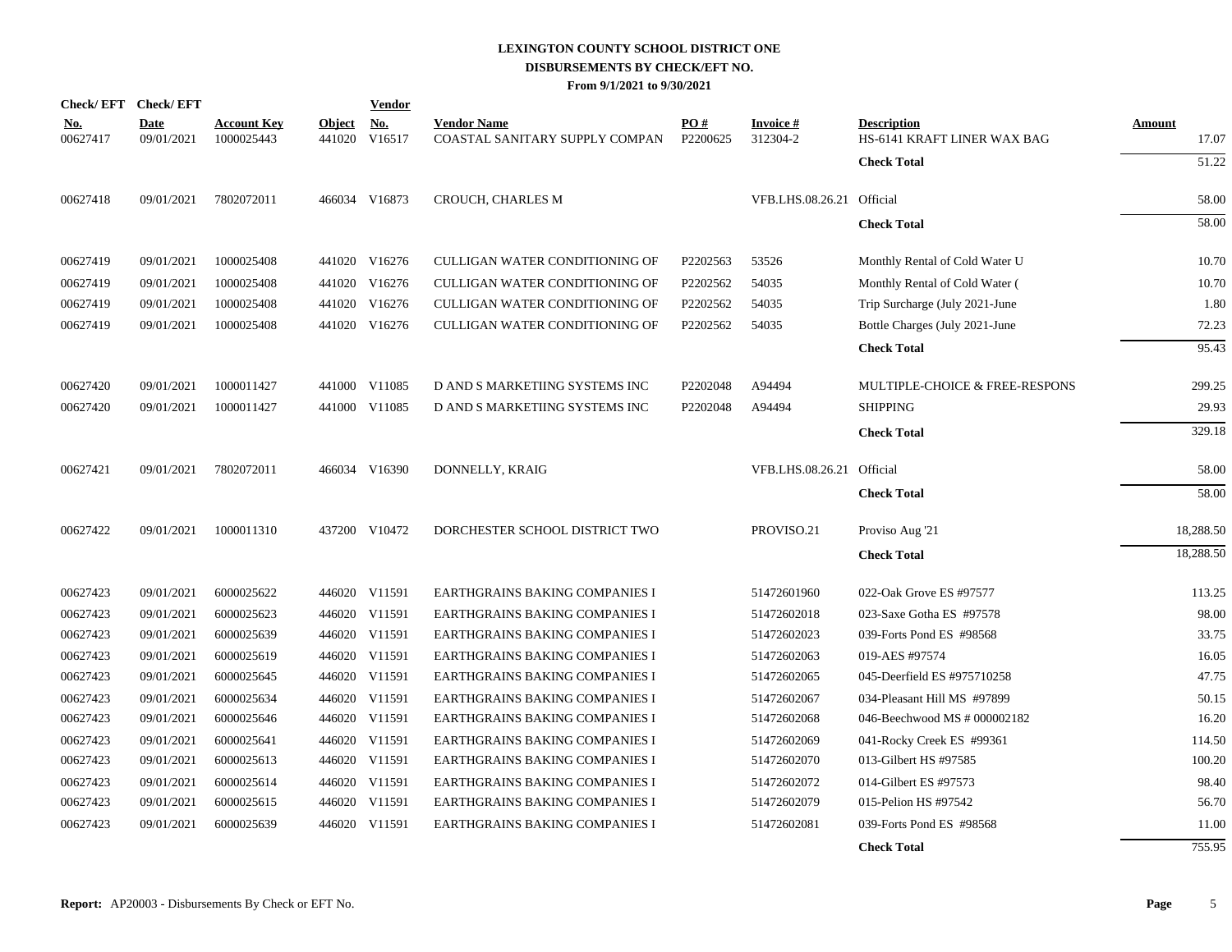# LEXINGTON COUNTY SCHOOL DISTRICT ONE
## DISBURSEMENTS BY CHECK/EFT NO.
### From 9/1/2021 to 9/30/2021

| Check/ EFT No. | Check/ EFT Date | Account Key | Object | Vendor No. | Vendor Name | PO # | Invoice # | Description | Amount |
|---|---|---|---|---|---|---|---|---|---|
| 00627417 | 09/01/2021 | 1000025443 | 441020 | V16517 | COASTAL SANITARY SUPPLY COMPAN | P2200625 | 312304-2 | HS-6141 KRAFT LINER WAX BAG | 17.07 |
| | | | | | | | | **Check Total** | 51.22 |
| 00627418 | 09/01/2021 | 7802072011 | 466034 | V16873 | CROUCH, CHARLES M | | VFB.LHS.08.26.21 | Official | 58.00 |
| | | | | | | | | **Check Total** | 58.00 |
| 00627419 | 09/01/2021 | 1000025408 | 441020 | V16276 | CULLIGAN WATER CONDITIONING OF | P2202563 | 53526 | Monthly Rental of Cold Water U | 10.70 |
| 00627419 | 09/01/2021 | 1000025408 | 441020 | V16276 | CULLIGAN WATER CONDITIONING OF | P2202562 | 54035 | Monthly Rental of Cold Water ( | 10.70 |
| 00627419 | 09/01/2021 | 1000025408 | 441020 | V16276 | CULLIGAN WATER CONDITIONING OF | P2202562 | 54035 | Trip Surcharge (July 2021-June | 1.80 |
| 00627419 | 09/01/2021 | 1000025408 | 441020 | V16276 | CULLIGAN WATER CONDITIONING OF | P2202562 | 54035 | Bottle Charges (July 2021-June | 72.23 |
| | | | | | | | | **Check Total** | 95.43 |
| 00627420 | 09/01/2021 | 1000011427 | 441000 | V11085 | D AND S MARKETIING SYSTEMS INC | P2202048 | A94494 | MULTIPLE-CHOICE & FREE-RESPONS | 299.25 |
| 00627420 | 09/01/2021 | 1000011427 | 441000 | V11085 | D AND S MARKETIING SYSTEMS INC | P2202048 | A94494 | SHIPPING | 29.93 |
| | | | | | | | | **Check Total** | 329.18 |
| 00627421 | 09/01/2021 | 7802072011 | 466034 | V16390 | DONNELLY, KRAIG | | VFB.LHS.08.26.21 | Official | 58.00 |
| | | | | | | | | **Check Total** | 58.00 |
| 00627422 | 09/01/2021 | 1000011310 | 437200 | V10472 | DORCHESTER SCHOOL DISTRICT TWO | | PROVISO.21 | Proviso Aug '21 | 18,288.50 |
| | | | | | | | | **Check Total** | 18,288.50 |
| 00627423 | 09/01/2021 | 6000025622 | 446020 | V11591 | EARTHGRAINS BAKING COMPANIES I | | 51472601960 | 022-Oak Grove ES #97577 | 113.25 |
| 00627423 | 09/01/2021 | 6000025623 | 446020 | V11591 | EARTHGRAINS BAKING COMPANIES I | | 51472602018 | 023-Saxe Gotha ES #97578 | 98.00 |
| 00627423 | 09/01/2021 | 6000025639 | 446020 | V11591 | EARTHGRAINS BAKING COMPANIES I | | 51472602023 | 039-Forts Pond ES #98568 | 33.75 |
| 00627423 | 09/01/2021 | 6000025619 | 446020 | V11591 | EARTHGRAINS BAKING COMPANIES I | | 51472602063 | 019-AES #97574 | 16.05 |
| 00627423 | 09/01/2021 | 6000025645 | 446020 | V11591 | EARTHGRAINS BAKING COMPANIES I | | 51472602065 | 045-Deerfield ES #975710258 | 47.75 |
| 00627423 | 09/01/2021 | 6000025634 | 446020 | V11591 | EARTHGRAINS BAKING COMPANIES I | | 51472602067 | 034-Pleasant Hill MS #97899 | 50.15 |
| 00627423 | 09/01/2021 | 6000025646 | 446020 | V11591 | EARTHGRAINS BAKING COMPANIES I | | 51472602068 | 046-Beechwood MS # 000002182 | 16.20 |
| 00627423 | 09/01/2021 | 6000025641 | 446020 | V11591 | EARTHGRAINS BAKING COMPANIES I | | 51472602069 | 041-Rocky Creek ES #99361 | 114.50 |
| 00627423 | 09/01/2021 | 6000025613 | 446020 | V11591 | EARTHGRAINS BAKING COMPANIES I | | 51472602070 | 013-Gilbert HS #97585 | 100.20 |
| 00627423 | 09/01/2021 | 6000025614 | 446020 | V11591 | EARTHGRAINS BAKING COMPANIES I | | 51472602072 | 014-Gilbert ES #97573 | 98.40 |
| 00627423 | 09/01/2021 | 6000025615 | 446020 | V11591 | EARTHGRAINS BAKING COMPANIES I | | 51472602079 | 015-Pelion HS #97542 | 56.70 |
| 00627423 | 09/01/2021 | 6000025639 | 446020 | V11591 | EARTHGRAINS BAKING COMPANIES I | | 51472602081 | 039-Forts Pond ES #98568 | 11.00 |
| | | | | | | | | **Check Total** | 755.95 |

**Report:** AP20003 - Disbursements By Check or EFT No.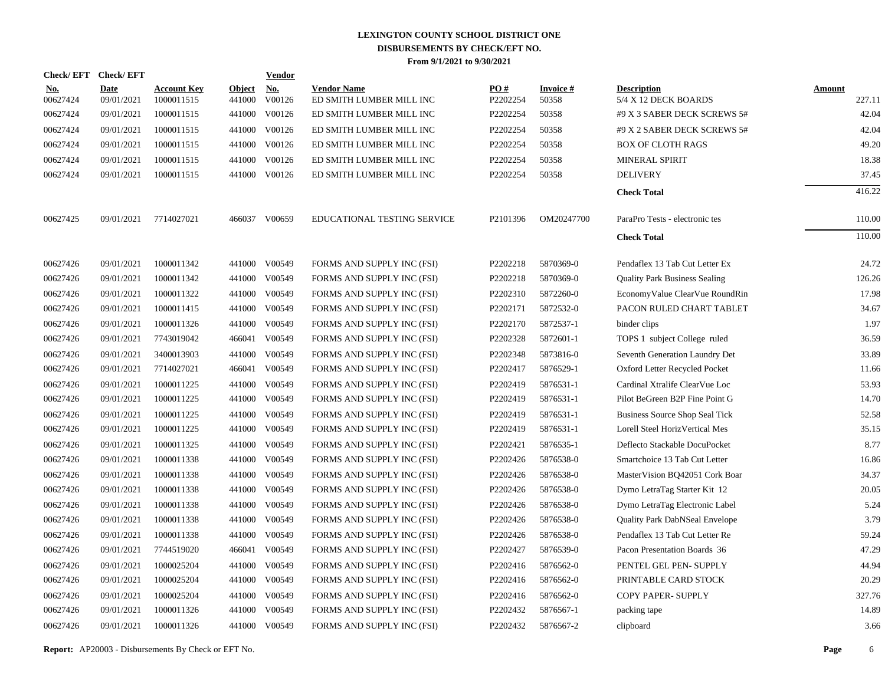# LEXINGTON COUNTY SCHOOL DISTRICT ONE
## DISBURSEMENTS BY CHECK/EFT NO.
### From 9/1/2021 to 9/30/2021

| Check/ EFT No. | Check/ EFT Date | Account Key | Object | Vendor No. | Vendor Name | PO # | Invoice # | Description | Amount |
|---|---|---|---|---|---|---|---|---|---|
| 00627424 | 09/01/2021 | 1000011515 | 441000 | V00126 | ED SMITH LUMBER MILL INC | P2202254 | 50358 | 5/4 X 12 DECK BOARDS | 227.11 |
| 00627424 | 09/01/2021 | 1000011515 | 441000 | V00126 | ED SMITH LUMBER MILL INC | P2202254 | 50358 | #9 X 3 SABER DECK SCREWS 5# | 42.04 |
| 00627424 | 09/01/2021 | 1000011515 | 441000 | V00126 | ED SMITH LUMBER MILL INC | P2202254 | 50358 | #9 X 2 SABER DECK SCREWS 5# | 42.04 |
| 00627424 | 09/01/2021 | 1000011515 | 441000 | V00126 | ED SMITH LUMBER MILL INC | P2202254 | 50358 | BOX OF CLOTH RAGS | 49.20 |
| 00627424 | 09/01/2021 | 1000011515 | 441000 | V00126 | ED SMITH LUMBER MILL INC | P2202254 | 50358 | MINERAL SPIRIT | 18.38 |
| 00627424 | 09/01/2021 | 1000011515 | 441000 | V00126 | ED SMITH LUMBER MILL INC | P2202254 | 50358 | DELIVERY | 37.45 |
| | | | | | | | | **Check Total** | 416.22 |
| 00627425 | 09/01/2021 | 7714027021 | 466037 | V00659 | EDUCATIONAL TESTING SERVICE | P2101396 | OM20247700 | ParaPro Tests - electronic tes | 110.00 |
| | | | | | | | | **Check Total** | 110.00 |
| 00627426 | 09/01/2021 | 1000011342 | 441000 | V00549 | FORMS AND SUPPLY INC (FSI) | P2202218 | 5870369-0 | Pendaflex 13 Tab Cut Letter Ex | 24.72 |
| 00627426 | 09/01/2021 | 1000011342 | 441000 | V00549 | FORMS AND SUPPLY INC (FSI) | P2202218 | 5870369-0 | Quality Park Business Sealing | 126.26 |
| 00627426 | 09/01/2021 | 1000011322 | 441000 | V00549 | FORMS AND SUPPLY INC (FSI) | P2202310 | 5872260-0 | EconomyValue ClearVue RoundRin | 17.98 |
| 00627426 | 09/01/2021 | 1000011415 | 441000 | V00549 | FORMS AND SUPPLY INC (FSI) | P2202171 | 5872532-0 | PACON RULED CHART TABLET | 34.67 |
| 00627426 | 09/01/2021 | 1000011326 | 441000 | V00549 | FORMS AND SUPPLY INC (FSI) | P2202170 | 5872537-1 | binder clips | 1.97 |
| 00627426 | 09/01/2021 | 7743019042 | 466041 | V00549 | FORMS AND SUPPLY INC (FSI) | P2202328 | 5872601-1 | TOPS 1 subject College ruled | 36.59 |
| 00627426 | 09/01/2021 | 3400013903 | 441000 | V00549 | FORMS AND SUPPLY INC (FSI) | P2202348 | 5873816-0 | Seventh Generation Laundry Det | 33.89 |
| 00627426 | 09/01/2021 | 7714027021 | 466041 | V00549 | FORMS AND SUPPLY INC (FSI) | P2202417 | 5876529-1 | Oxford Letter Recycled Pocket | 11.66 |
| 00627426 | 09/01/2021 | 1000011225 | 441000 | V00549 | FORMS AND SUPPLY INC (FSI) | P2202419 | 5876531-1 | Cardinal Xtralife ClearVue Loc | 53.93 |
| 00627426 | 09/01/2021 | 1000011225 | 441000 | V00549 | FORMS AND SUPPLY INC (FSI) | P2202419 | 5876531-1 | Pilot BeGreen B2P Fine Point G | 14.70 |
| 00627426 | 09/01/2021 | 1000011225 | 441000 | V00549 | FORMS AND SUPPLY INC (FSI) | P2202419 | 5876531-1 | Business Source Shop Seal Tick | 52.58 |
| 00627426 | 09/01/2021 | 1000011225 | 441000 | V00549 | FORMS AND SUPPLY INC (FSI) | P2202419 | 5876531-1 | Lorell Steel HorizVertical Mes | 35.15 |
| 00627426 | 09/01/2021 | 1000011325 | 441000 | V00549 | FORMS AND SUPPLY INC (FSI) | P2202421 | 5876535-1 | Deflecto Stackable DocuPocket | 8.77 |
| 00627426 | 09/01/2021 | 1000011338 | 441000 | V00549 | FORMS AND SUPPLY INC (FSI) | P2202426 | 5876538-0 | Smartchoice 13 Tab Cut Letter | 16.86 |
| 00627426 | 09/01/2021 | 1000011338 | 441000 | V00549 | FORMS AND SUPPLY INC (FSI) | P2202426 | 5876538-0 | MasterVision BQ42051 Cork Boar | 34.37 |
| 00627426 | 09/01/2021 | 1000011338 | 441000 | V00549 | FORMS AND SUPPLY INC (FSI) | P2202426 | 5876538-0 | Dymo LetraTag Starter Kit 12 | 20.05 |
| 00627426 | 09/01/2021 | 1000011338 | 441000 | V00549 | FORMS AND SUPPLY INC (FSI) | P2202426 | 5876538-0 | Dymo LetraTag Electronic Label | 5.24 |
| 00627426 | 09/01/2021 | 1000011338 | 441000 | V00549 | FORMS AND SUPPLY INC (FSI) | P2202426 | 5876538-0 | Quality Park DabNSeal Envelope | 3.79 |
| 00627426 | 09/01/2021 | 1000011338 | 441000 | V00549 | FORMS AND SUPPLY INC (FSI) | P2202426 | 5876538-0 | Pendaflex 13 Tab Cut Letter Re | 59.24 |
| 00627426 | 09/01/2021 | 7744519020 | 466041 | V00549 | FORMS AND SUPPLY INC (FSI) | P2202427 | 5876539-0 | Pacon Presentation Boards 36 | 47.29 |
| 00627426 | 09/01/2021 | 1000025204 | 441000 | V00549 | FORMS AND SUPPLY INC (FSI) | P2202416 | 5876562-0 | PENTEL GEL PEN- SUPPLY | 44.94 |
| 00627426 | 09/01/2021 | 1000025204 | 441000 | V00549 | FORMS AND SUPPLY INC (FSI) | P2202416 | 5876562-0 | PRINTABLE CARD STOCK | 20.29 |
| 00627426 | 09/01/2021 | 1000025204 | 441000 | V00549 | FORMS AND SUPPLY INC (FSI) | P2202416 | 5876562-0 | COPY PAPER- SUPPLY | 327.76 |
| 00627426 | 09/01/2021 | 1000011326 | 441000 | V00549 | FORMS AND SUPPLY INC (FSI) | P2202432 | 5876567-1 | packing tape | 14.89 |
| 00627426 | 09/01/2021 | 1000011326 | 441000 | V00549 | FORMS AND SUPPLY INC (FSI) | P2202432 | 5876567-2 | clipboard | 3.66 |

**Report:** AP20003 - Disbursements By Check or EFT No.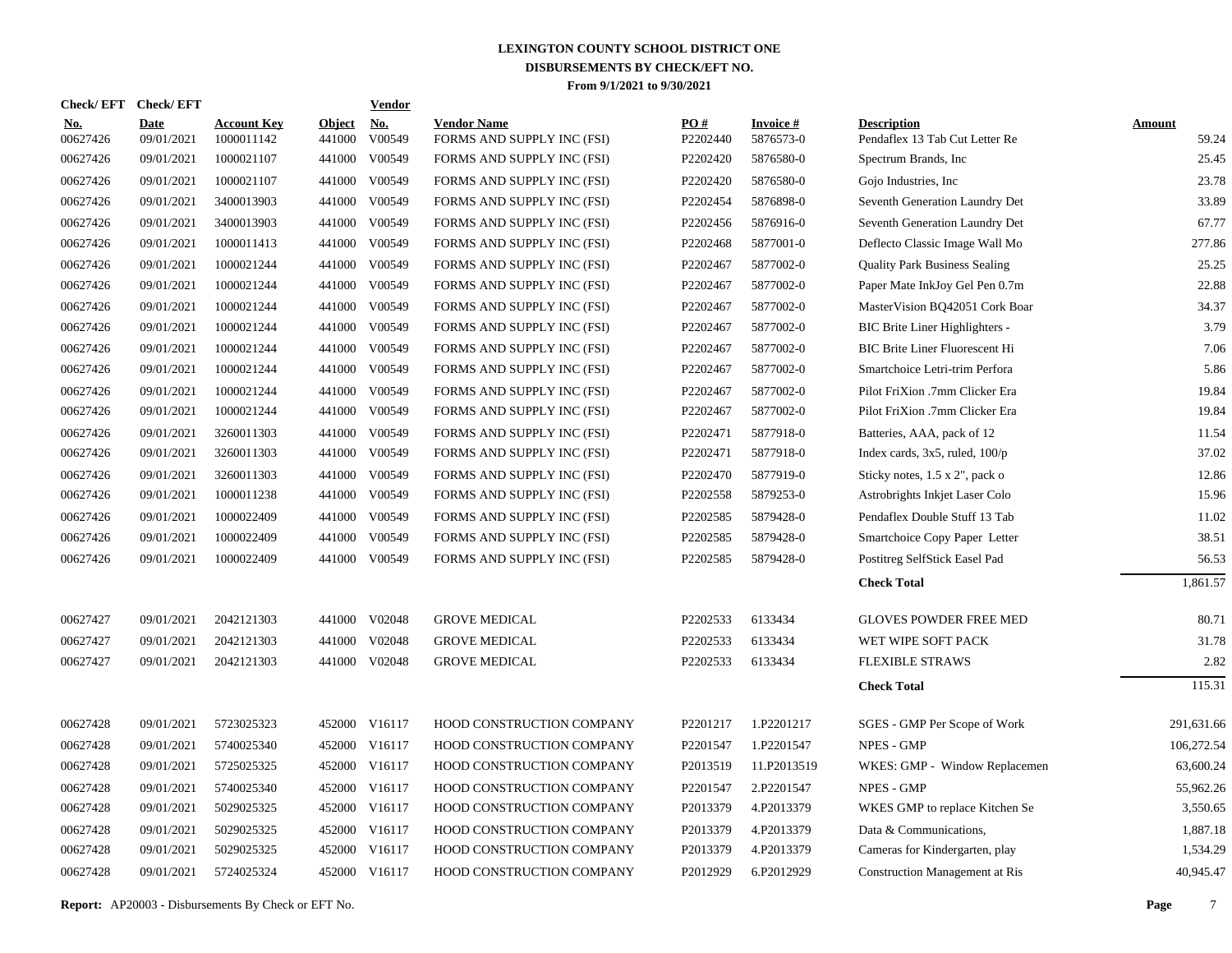# LEXINGTON COUNTY SCHOOL DISTRICT ONE
## DISBURSEMENTS BY CHECK/EFT NO.
### From 9/1/2021 to 9/30/2021

| Check/ EFT No. | Check/ EFT Date | Account Key | Object | Vendor No. | Vendor Name | PO # | Invoice # | Description | Amount |
|---|---|---|---|---|---|---|---|---|---|
| 00627426 | 09/01/2021 | 1000011142 | 441000 | V00549 | FORMS AND SUPPLY INC (FSI) | P2202440 | 5876573-0 | Pendaflex 13 Tab Cut Letter Re | 59.24 |
| 00627426 | 09/01/2021 | 1000021107 | 441000 | V00549 | FORMS AND SUPPLY INC (FSI) | P2202420 | 5876580-0 | Spectrum Brands, Inc | 25.45 |
| 00627426 | 09/01/2021 | 1000021107 | 441000 | V00549 | FORMS AND SUPPLY INC (FSI) | P2202420 | 5876580-0 | Gojo Industries, Inc | 23.78 |
| 00627426 | 09/01/2021 | 3400013903 | 441000 | V00549 | FORMS AND SUPPLY INC (FSI) | P2202454 | 5876898-0 | Seventh Generation Laundry Det | 33.89 |
| 00627426 | 09/01/2021 | 3400013903 | 441000 | V00549 | FORMS AND SUPPLY INC (FSI) | P2202456 | 5876916-0 | Seventh Generation Laundry Det | 67.77 |
| 00627426 | 09/01/2021 | 1000011413 | 441000 | V00549 | FORMS AND SUPPLY INC (FSI) | P2202468 | 5877001-0 | Deflecto Classic Image Wall Mo | 277.86 |
| 00627426 | 09/01/2021 | 1000021244 | 441000 | V00549 | FORMS AND SUPPLY INC (FSI) | P2202467 | 5877002-0 | Quality Park Business Sealing | 25.25 |
| 00627426 | 09/01/2021 | 1000021244 | 441000 | V00549 | FORMS AND SUPPLY INC (FSI) | P2202467 | 5877002-0 | Paper Mate InkJoy Gel Pen 0.7m | 22.88 |
| 00627426 | 09/01/2021 | 1000021244 | 441000 | V00549 | FORMS AND SUPPLY INC (FSI) | P2202467 | 5877002-0 | MasterVision BQ42051 Cork Boar | 34.37 |
| 00627426 | 09/01/2021 | 1000021244 | 441000 | V00549 | FORMS AND SUPPLY INC (FSI) | P2202467 | 5877002-0 | BIC Brite Liner Highlighters - | 3.79 |
| 00627426 | 09/01/2021 | 1000021244 | 441000 | V00549 | FORMS AND SUPPLY INC (FSI) | P2202467 | 5877002-0 | BIC Brite Liner Fluorescent Hi | 7.06 |
| 00627426 | 09/01/2021 | 1000021244 | 441000 | V00549 | FORMS AND SUPPLY INC (FSI) | P2202467 | 5877002-0 | Smartchoice Letri-trim Perfora | 5.86 |
| 00627426 | 09/01/2021 | 1000021244 | 441000 | V00549 | FORMS AND SUPPLY INC (FSI) | P2202467 | 5877002-0 | Pilot FriXion .7mm Clicker Era | 19.84 |
| 00627426 | 09/01/2021 | 1000021244 | 441000 | V00549 | FORMS AND SUPPLY INC (FSI) | P2202467 | 5877002-0 | Pilot FriXion .7mm Clicker Era | 19.84 |
| 00627426 | 09/01/2021 | 3260011303 | 441000 | V00549 | FORMS AND SUPPLY INC (FSI) | P2202471 | 5877918-0 | Batteries, AAA, pack of 12 | 11.54 |
| 00627426 | 09/01/2021 | 3260011303 | 441000 | V00549 | FORMS AND SUPPLY INC (FSI) | P2202471 | 5877918-0 | Index cards, 3x5, ruled, 100/p | 37.02 |
| 00627426 | 09/01/2021 | 3260011303 | 441000 | V00549 | FORMS AND SUPPLY INC (FSI) | P2202470 | 5877919-0 | Sticky notes, 1.5 x 2", pack o | 12.86 |
| 00627426 | 09/01/2021 | 1000011238 | 441000 | V00549 | FORMS AND SUPPLY INC (FSI) | P2202558 | 5879253-0 | Astrobrights Inkjet Laser Colo | 15.96 |
| 00627426 | 09/01/2021 | 1000022409 | 441000 | V00549 | FORMS AND SUPPLY INC (FSI) | P2202585 | 5879428-0 | Pendaflex Double Stuff 13 Tab | 11.02 |
| 00627426 | 09/01/2021 | 1000022409 | 441000 | V00549 | FORMS AND SUPPLY INC (FSI) | P2202585 | 5879428-0 | Smartchoice Copy Paper Letter | 38.51 |
| 00627426 | 09/01/2021 | 1000022409 | 441000 | V00549 | FORMS AND SUPPLY INC (FSI) | P2202585 | 5879428-0 | Postitreg SelfStick Easel Pad | 56.53 |
| | | | | | | | | **Check Total** | 1,861.57 |
| 00627427 | 09/01/2021 | 2042121303 | 441000 | V02048 | GROVE MEDICAL | P2202533 | 6133434 | GLOVES POWDER FREE MED | 80.71 |
| 00627427 | 09/01/2021 | 2042121303 | 441000 | V02048 | GROVE MEDICAL | P2202533 | 6133434 | WET WIPE SOFT PACK | 31.78 |
| 00627427 | 09/01/2021 | 2042121303 | 441000 | V02048 | GROVE MEDICAL | P2202533 | 6133434 | FLEXIBLE STRAWS | 2.82 |
| | | | | | | | | **Check Total** | 115.31 |
| 00627428 | 09/01/2021 | 5723025323 | 452000 | V16117 | HOOD CONSTRUCTION COMPANY | P2201217 | 1.P2201217 | SGES - GMP Per Scope of Work | 291,631.66 |
| 00627428 | 09/01/2021 | 5740025340 | 452000 | V16117 | HOOD CONSTRUCTION COMPANY | P2201547 | 1.P2201547 | NPES - GMP | 106,272.54 |
| 00627428 | 09/01/2021 | 5725025325 | 452000 | V16117 | HOOD CONSTRUCTION COMPANY | P2013519 | 11.P2013519 | WKES: GMP - Window Replacemen | 63,600.24 |
| 00627428 | 09/01/2021 | 5740025340 | 452000 | V16117 | HOOD CONSTRUCTION COMPANY | P2201547 | 2.P2201547 | NPES - GMP | 55,962.26 |
| 00627428 | 09/01/2021 | 5029025325 | 452000 | V16117 | HOOD CONSTRUCTION COMPANY | P2013379 | 4.P2013379 | WKES GMP to replace Kitchen Se | 3,550.65 |
| 00627428 | 09/01/2021 | 5029025325 | 452000 | V16117 | HOOD CONSTRUCTION COMPANY | P2013379 | 4.P2013379 | Data & Communications, | 1,887.18 |
| 00627428 | 09/01/2021 | 5029025325 | 452000 | V16117 | HOOD CONSTRUCTION COMPANY | P2013379 | 4.P2013379 | Cameras for Kindergarten, play | 1,534.29 |
| 00627428 | 09/01/2021 | 5724025324 | 452000 | V16117 | HOOD CONSTRUCTION COMPANY | P2012929 | 6.P2012929 | Construction Management at Ris | 40,945.47 |

**Report:** AP20003 - Disbursements By Check or EFT No.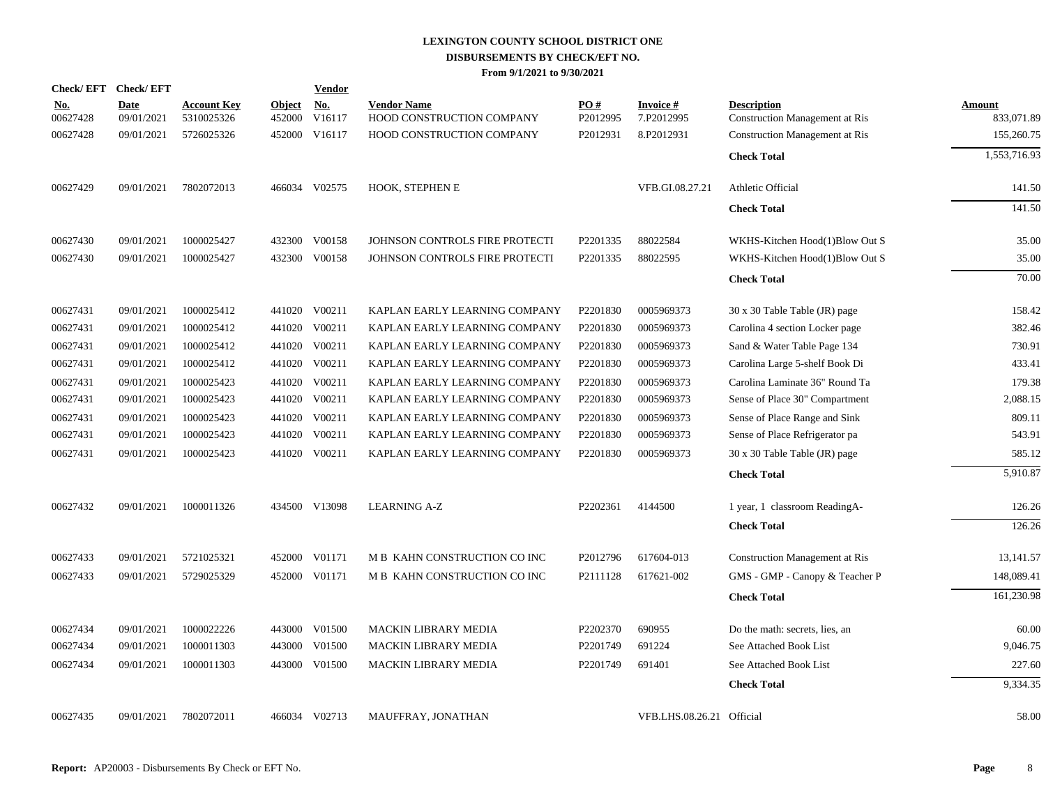# LEXINGTON COUNTY SCHOOL DISTRICT ONE
## DISBURSEMENTS BY CHECK/EFT NO.
### From 9/1/2021 to 9/30/2021

| Check/ EFT No. | Check/ EFT Date | Account Key | Object | Vendor No. | Vendor Name | PO # | Invoice # | Description | Amount |
|---|---|---|---|---|---|---|---|---|---|
| 00627428 | 09/01/2021 | 5310025326 | 452000 | V16117 | HOOD CONSTRUCTION COMPANY | P2012995 | 7.P2012995 | Construction Management at Ris | 833,071.89 |
| 00627428 | 09/01/2021 | 5726025326 | 452000 | V16117 | HOOD CONSTRUCTION COMPANY | P2012931 | 8.P2012931 | Construction Management at Ris | 155,260.75 |
| | | | | | | | | **Check Total** | 1,553,716.93 |
| 00627429 | 09/01/2021 | 7802072013 | 466034 | V02575 | HOOK, STEPHEN E | | VFB.GI.08.27.21 | Athletic Official | 141.50 |
| | | | | | | | | **Check Total** | 141.50 |
| 00627430 | 09/01/2021 | 1000025427 | 432300 | V00158 | JOHNSON CONTROLS FIRE PROTECTI | P2201335 | 88022584 | WKHS-Kitchen Hood(1)Blow Out S | 35.00 |
| 00627430 | 09/01/2021 | 1000025427 | 432300 | V00158 | JOHNSON CONTROLS FIRE PROTECTI | P2201335 | 88022595 | WKHS-Kitchen Hood(1)Blow Out S | 35.00 |
| | | | | | | | | **Check Total** | 70.00 |
| 00627431 | 09/01/2021 | 1000025412 | 441020 | V00211 | KAPLAN EARLY LEARNING COMPANY | P2201830 | 0005969373 | 30 x 30 Table Table (JR) page | 158.42 |
| 00627431 | 09/01/2021 | 1000025412 | 441020 | V00211 | KAPLAN EARLY LEARNING COMPANY | P2201830 | 0005969373 | Carolina 4 section Locker page | 382.46 |
| 00627431 | 09/01/2021 | 1000025412 | 441020 | V00211 | KAPLAN EARLY LEARNING COMPANY | P2201830 | 0005969373 | Sand & Water Table Page 134 | 730.91 |
| 00627431 | 09/01/2021 | 1000025412 | 441020 | V00211 | KAPLAN EARLY LEARNING COMPANY | P2201830 | 0005969373 | Carolina Large 5-shelf Book Di | 433.41 |
| 00627431 | 09/01/2021 | 1000025423 | 441020 | V00211 | KAPLAN EARLY LEARNING COMPANY | P2201830 | 0005969373 | Carolina Laminate 36" Round Ta | 179.38 |
| 00627431 | 09/01/2021 | 1000025423 | 441020 | V00211 | KAPLAN EARLY LEARNING COMPANY | P2201830 | 0005969373 | Sense of Place 30" Compartment | 2,088.15 |
| 00627431 | 09/01/2021 | 1000025423 | 441020 | V00211 | KAPLAN EARLY LEARNING COMPANY | P2201830 | 0005969373 | Sense of Place Range and Sink | 809.11 |
| 00627431 | 09/01/2021 | 1000025423 | 441020 | V00211 | KAPLAN EARLY LEARNING COMPANY | P2201830 | 0005969373 | Sense of Place Refrigerator pa | 543.91 |
| 00627431 | 09/01/2021 | 1000025423 | 441020 | V00211 | KAPLAN EARLY LEARNING COMPANY | P2201830 | 0005969373 | 30 x 30 Table Table (JR) page | 585.12 |
| | | | | | | | | **Check Total** | 5,910.87 |
| 00627432 | 09/01/2021 | 1000011326 | 434500 | V13098 | LEARNING A-Z | P2202361 | 4144500 | 1 year, 1 classroom ReadingA- | 126.26 |
| | | | | | | | | **Check Total** | 126.26 |
| 00627433 | 09/01/2021 | 5721025321 | 452000 | V01171 | M B KAHN CONSTRUCTION CO INC | P2012796 | 617604-013 | Construction Management at Ris | 13,141.57 |
| 00627433 | 09/01/2021 | 5729025329 | 452000 | V01171 | M B KAHN CONSTRUCTION CO INC | P2111128 | 617621-002 | GMS - GMP - Canopy & Teacher P | 148,089.41 |
| | | | | | | | | **Check Total** | 161,230.98 |
| 00627434 | 09/01/2021 | 1000022226 | 443000 | V01500 | MACKIN LIBRARY MEDIA | P2202370 | 690955 | Do the math: secrets, lies, an | 60.00 |
| 00627434 | 09/01/2021 | 1000011303 | 443000 | V01500 | MACKIN LIBRARY MEDIA | P2201749 | 691224 | See Attached Book List | 9,046.75 |
| 00627434 | 09/01/2021 | 1000011303 | 443000 | V01500 | MACKIN LIBRARY MEDIA | P2201749 | 691401 | See Attached Book List | 227.60 |
| | | | | | | | | **Check Total** | 9,334.35 |
| 00627435 | 09/01/2021 | 7802072011 | 466034 | V02713 | MAUFFRAY, JONATHAN | | VFB.LHS.08.26.21 | Official | 58.00 |

**Report:** AP20003 - Disbursements By Check or EFT No.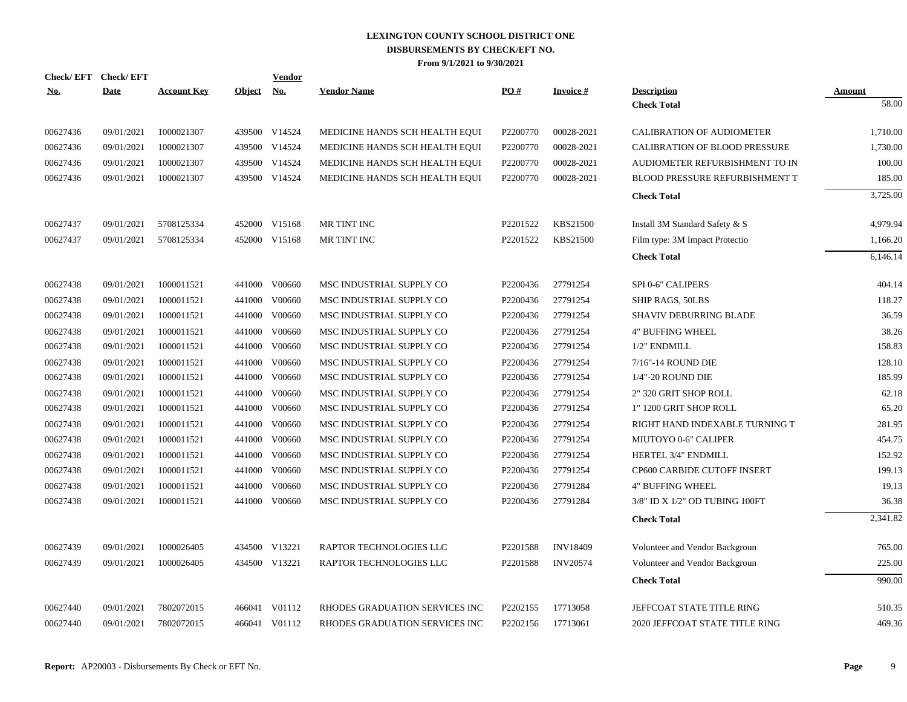# LEXINGTON COUNTY SCHOOL DISTRICT ONE
## DISBURSEMENTS BY CHECK/EFT NO.
### From 9/1/2021 to 9/30/2021

| Check/ EFT No. | Check/ EFT Date | Account Key | Object | Vendor No. | Vendor Name | PO # | Invoice # | Description | Amount |
|---|---|---|---|---|---|---|---|---|---|
| | | | | | | | | **Check Total** | 58.00 |
| 00627436 | 09/01/2021 | 1000021307 | 439500 | V14524 | MEDICINE HANDS SCH HEALTH EQUI | P2200770 | 00028-2021 | CALIBRATION OF AUDIOMETER | 1,710.00 |
| 00627436 | 09/01/2021 | 1000021307 | 439500 | V14524 | MEDICINE HANDS SCH HEALTH EQUI | P2200770 | 00028-2021 | CALIBRATION OF BLOOD PRESSURE | 1,730.00 |
| 00627436 | 09/01/2021 | 1000021307 | 439500 | V14524 | MEDICINE HANDS SCH HEALTH EQUI | P2200770 | 00028-2021 | AUDIOMETER REFURBISHMENT TO IN | 100.00 |
| 00627436 | 09/01/2021 | 1000021307 | 439500 | V14524 | MEDICINE HANDS SCH HEALTH EQUI | P2200770 | 00028-2021 | BLOOD PRESSURE REFURBISHMENT T | 185.00 |
| | | | | | | | | **Check Total** | 3,725.00 |
| 00627437 | 09/01/2021 | 5708125334 | 452000 | V15168 | MR TINT INC | P2201522 | KBS21500 | Install 3M Standard Safety & S | 4,979.94 |
| 00627437 | 09/01/2021 | 5708125334 | 452000 | V15168 | MR TINT INC | P2201522 | KBS21500 | Film type: 3M Impact Protectio | 1,166.20 |
| | | | | | | | | **Check Total** | 6,146.14 |
| 00627438 | 09/01/2021 | 1000011521 | 441000 | V00660 | MSC INDUSTRIAL SUPPLY CO | P2200436 | 27791254 | SPI 0-6" CALIPERS | 404.14 |
| 00627438 | 09/01/2021 | 1000011521 | 441000 | V00660 | MSC INDUSTRIAL SUPPLY CO | P2200436 | 27791254 | SHIP RAGS, 50LBS | 118.27 |
| 00627438 | 09/01/2021 | 1000011521 | 441000 | V00660 | MSC INDUSTRIAL SUPPLY CO | P2200436 | 27791254 | SHAVIV DEBURRING BLADE | 36.59 |
| 00627438 | 09/01/2021 | 1000011521 | 441000 | V00660 | MSC INDUSTRIAL SUPPLY CO | P2200436 | 27791254 | 4" BUFFING WHEEL | 38.26 |
| 00627438 | 09/01/2021 | 1000011521 | 441000 | V00660 | MSC INDUSTRIAL SUPPLY CO | P2200436 | 27791254 | 1/2" ENDMILL | 158.83 |
| 00627438 | 09/01/2021 | 1000011521 | 441000 | V00660 | MSC INDUSTRIAL SUPPLY CO | P2200436 | 27791254 | 7/16"-14 ROUND DIE | 128.10 |
| 00627438 | 09/01/2021 | 1000011521 | 441000 | V00660 | MSC INDUSTRIAL SUPPLY CO | P2200436 | 27791254 | 1/4"-20 ROUND DIE | 185.99 |
| 00627438 | 09/01/2021 | 1000011521 | 441000 | V00660 | MSC INDUSTRIAL SUPPLY CO | P2200436 | 27791254 | 2" 320 GRIT SHOP ROLL | 62.18 |
| 00627438 | 09/01/2021 | 1000011521 | 441000 | V00660 | MSC INDUSTRIAL SUPPLY CO | P2200436 | 27791254 | 1" 1200 GRIT SHOP ROLL | 65.20 |
| 00627438 | 09/01/2021 | 1000011521 | 441000 | V00660 | MSC INDUSTRIAL SUPPLY CO | P2200436 | 27791254 | RIGHT HAND INDEXABLE TURNING T | 281.95 |
| 00627438 | 09/01/2021 | 1000011521 | 441000 | V00660 | MSC INDUSTRIAL SUPPLY CO | P2200436 | 27791254 | MIUTOYO 0-6" CALIPER | 454.75 |
| 00627438 | 09/01/2021 | 1000011521 | 441000 | V00660 | MSC INDUSTRIAL SUPPLY CO | P2200436 | 27791254 | HERTEL 3/4" ENDMILL | 152.92 |
| 00627438 | 09/01/2021 | 1000011521 | 441000 | V00660 | MSC INDUSTRIAL SUPPLY CO | P2200436 | 27791254 | CP600 CARBIDE CUTOFF INSERT | 199.13 |
| 00627438 | 09/01/2021 | 1000011521 | 441000 | V00660 | MSC INDUSTRIAL SUPPLY CO | P2200436 | 27791284 | 4" BUFFING WHEEL | 19.13 |
| 00627438 | 09/01/2021 | 1000011521 | 441000 | V00660 | MSC INDUSTRIAL SUPPLY CO | P2200436 | 27791284 | 3/8" ID X 1/2" OD TUBING 100FT | 36.38 |
| | | | | | | | | **Check Total** | 2,341.82 |
| 00627439 | 09/01/2021 | 1000026405 | 434500 | V13221 | RAPTOR TECHNOLOGIES LLC | P2201588 | INV18409 | Volunteer and Vendor Backgroun | 765.00 |
| 00627439 | 09/01/2021 | 1000026405 | 434500 | V13221 | RAPTOR TECHNOLOGIES LLC | P2201588 | INV20574 | Volunteer and Vendor Backgroun | 225.00 |
| | | | | | | | | **Check Total** | 990.00 |
| 00627440 | 09/01/2021 | 7802072015 | 466041 | V01112 | RHODES GRADUATION SERVICES INC | P2202155 | 17713058 | JEFFCOAT STATE TITLE RING | 510.35 |
| 00627440 | 09/01/2021 | 7802072015 | 466041 | V01112 | RHODES GRADUATION SERVICES INC | P2202156 | 17713061 | 2020 JEFFCOAT STATE TITLE RING | 469.36 |

**Report:** AP20003 - Disbursements By Check or EFT No.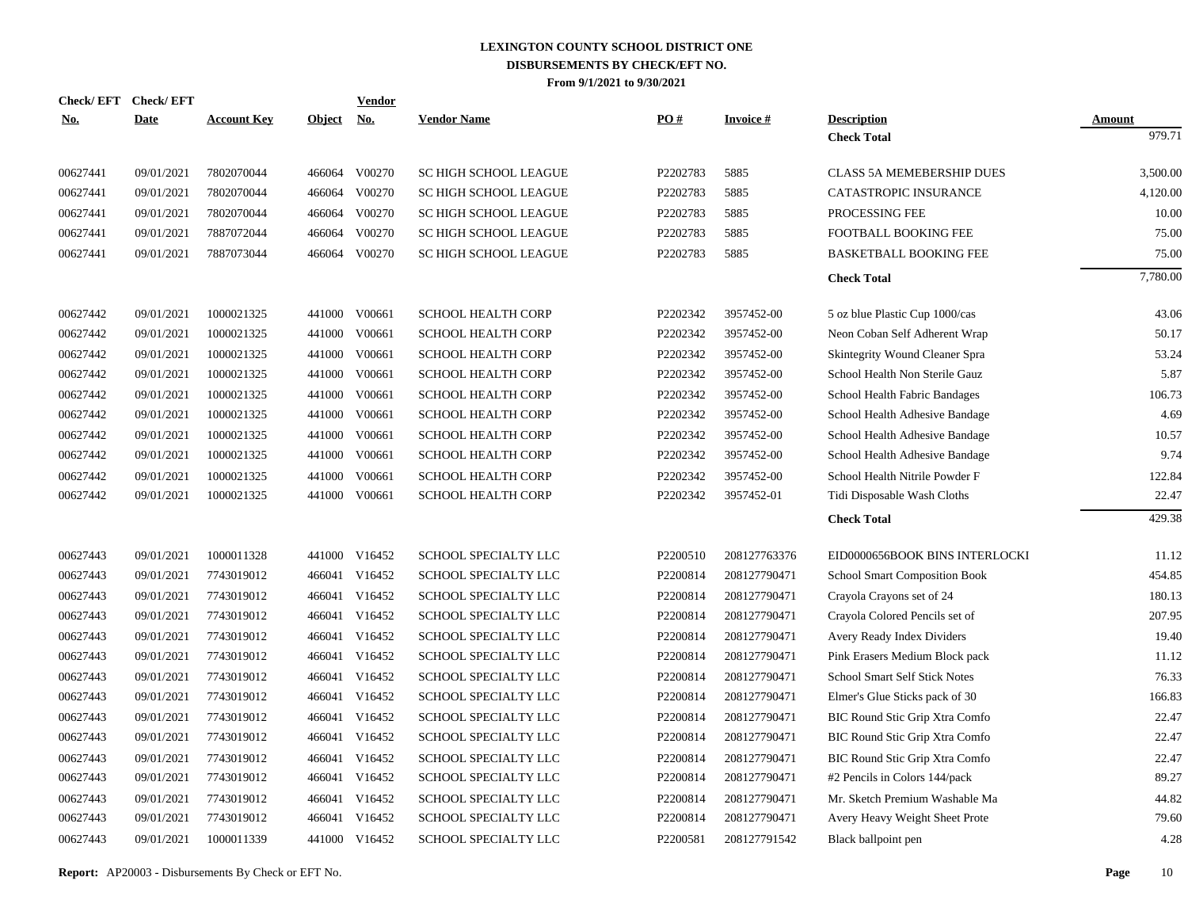# LEXINGTON COUNTY SCHOOL DISTRICT ONE
## DISBURSEMENTS BY CHECK/EFT NO.
### From 9/1/2021 to 9/30/2021

| Check/ EFT No. | Check/ EFT Date | Account Key | Object | Vendor No. | Vendor Name | PO # | Invoice # | Description | Amount |
|---|---|---|---|---|---|---|---|---|---|
| | | | | | | | | **Check Total** | 979.71 |
| 00627441 | 09/01/2021 | 7802070044 | 466064 | V00270 | SC HIGH SCHOOL LEAGUE | P2202783 | 5885 | CLASS 5A MEMEBERSHIP DUES | 3,500.00 |
| 00627441 | 09/01/2021 | 7802070044 | 466064 | V00270 | SC HIGH SCHOOL LEAGUE | P2202783 | 5885 | CATASTROPIC INSURANCE | 4,120.00 |
| 00627441 | 09/01/2021 | 7802070044 | 466064 | V00270 | SC HIGH SCHOOL LEAGUE | P2202783 | 5885 | PROCESSING FEE | 10.00 |
| 00627441 | 09/01/2021 | 7887072044 | 466064 | V00270 | SC HIGH SCHOOL LEAGUE | P2202783 | 5885 | FOOTBALL BOOKING FEE | 75.00 |
| 00627441 | 09/01/2021 | 7887073044 | 466064 | V00270 | SC HIGH SCHOOL LEAGUE | P2202783 | 5885 | BASKETBALL BOOKING FEE | 75.00 |
| | | | | | | | | **Check Total** | 7,780.00 |
| 00627442 | 09/01/2021 | 1000021325 | 441000 | V00661 | SCHOOL HEALTH CORP | P2202342 | 3957452-00 | 5 oz blue Plastic Cup 1000/cas | 43.06 |
| 00627442 | 09/01/2021 | 1000021325 | 441000 | V00661 | SCHOOL HEALTH CORP | P2202342 | 3957452-00 | Neon Coban Self Adherent Wrap | 50.17 |
| 00627442 | 09/01/2021 | 1000021325 | 441000 | V00661 | SCHOOL HEALTH CORP | P2202342 | 3957452-00 | Skintegrity Wound Cleaner Spra | 53.24 |
| 00627442 | 09/01/2021 | 1000021325 | 441000 | V00661 | SCHOOL HEALTH CORP | P2202342 | 3957452-00 | School Health Non Sterile Gauz | 5.87 |
| 00627442 | 09/01/2021 | 1000021325 | 441000 | V00661 | SCHOOL HEALTH CORP | P2202342 | 3957452-00 | School Health Fabric Bandages | 106.73 |
| 00627442 | 09/01/2021 | 1000021325 | 441000 | V00661 | SCHOOL HEALTH CORP | P2202342 | 3957452-00 | School Health Adhesive Bandage | 4.69 |
| 00627442 | 09/01/2021 | 1000021325 | 441000 | V00661 | SCHOOL HEALTH CORP | P2202342 | 3957452-00 | School Health Adhesive Bandage | 10.57 |
| 00627442 | 09/01/2021 | 1000021325 | 441000 | V00661 | SCHOOL HEALTH CORP | P2202342 | 3957452-00 | School Health Adhesive Bandage | 9.74 |
| 00627442 | 09/01/2021 | 1000021325 | 441000 | V00661 | SCHOOL HEALTH CORP | P2202342 | 3957452-00 | School Health Nitrile Powder F | 122.84 |
| 00627442 | 09/01/2021 | 1000021325 | 441000 | V00661 | SCHOOL HEALTH CORP | P2202342 | 3957452-01 | Tidi Disposable Wash Cloths | 22.47 |
| | | | | | | | | **Check Total** | 429.38 |
| 00627443 | 09/01/2021 | 1000011328 | 441000 | V16452 | SCHOOL SPECIALTY LLC | P2200510 | 208127763376 | EID0000656BOOK BINS INTERLOCKI | 11.12 |
| 00627443 | 09/01/2021 | 7743019012 | 466041 | V16452 | SCHOOL SPECIALTY LLC | P2200814 | 208127790471 | School Smart Composition Book | 454.85 |
| 00627443 | 09/01/2021 | 7743019012 | 466041 | V16452 | SCHOOL SPECIALTY LLC | P2200814 | 208127790471 | Crayola Crayons set of 24 | 180.13 |
| 00627443 | 09/01/2021 | 7743019012 | 466041 | V16452 | SCHOOL SPECIALTY LLC | P2200814 | 208127790471 | Crayola Colored Pencils set of | 207.95 |
| 00627443 | 09/01/2021 | 7743019012 | 466041 | V16452 | SCHOOL SPECIALTY LLC | P2200814 | 208127790471 | Avery Ready Index Dividers | 19.40 |
| 00627443 | 09/01/2021 | 7743019012 | 466041 | V16452 | SCHOOL SPECIALTY LLC | P2200814 | 208127790471 | Pink Erasers Medium Block pack | 11.12 |
| 00627443 | 09/01/2021 | 7743019012 | 466041 | V16452 | SCHOOL SPECIALTY LLC | P2200814 | 208127790471 | School Smart Self Stick Notes | 76.33 |
| 00627443 | 09/01/2021 | 7743019012 | 466041 | V16452 | SCHOOL SPECIALTY LLC | P2200814 | 208127790471 | Elmer's Glue Sticks pack of 30 | 166.83 |
| 00627443 | 09/01/2021 | 7743019012 | 466041 | V16452 | SCHOOL SPECIALTY LLC | P2200814 | 208127790471 | BIC Round Stic Grip Xtra Comfo | 22.47 |
| 00627443 | 09/01/2021 | 7743019012 | 466041 | V16452 | SCHOOL SPECIALTY LLC | P2200814 | 208127790471 | BIC Round Stic Grip Xtra Comfo | 22.47 |
| 00627443 | 09/01/2021 | 7743019012 | 466041 | V16452 | SCHOOL SPECIALTY LLC | P2200814 | 208127790471 | BIC Round Stic Grip Xtra Comfo | 22.47 |
| 00627443 | 09/01/2021 | 7743019012 | 466041 | V16452 | SCHOOL SPECIALTY LLC | P2200814 | 208127790471 | #2 Pencils in Colors 144/pack | 89.27 |
| 00627443 | 09/01/2021 | 7743019012 | 466041 | V16452 | SCHOOL SPECIALTY LLC | P2200814 | 208127790471 | Mr. Sketch Premium Washable Ma | 44.82 |
| 00627443 | 09/01/2021 | 7743019012 | 466041 | V16452 | SCHOOL SPECIALTY LLC | P2200814 | 208127790471 | Avery Heavy Weight Sheet Prote | 79.60 |
| 00627443 | 09/01/2021 | 1000011339 | 441000 | V16452 | SCHOOL SPECIALTY LLC | P2200581 | 208127791542 | Black ballpoint pen | 4.28 |

**Report:** AP20003 - Disbursements By Check or EFT No.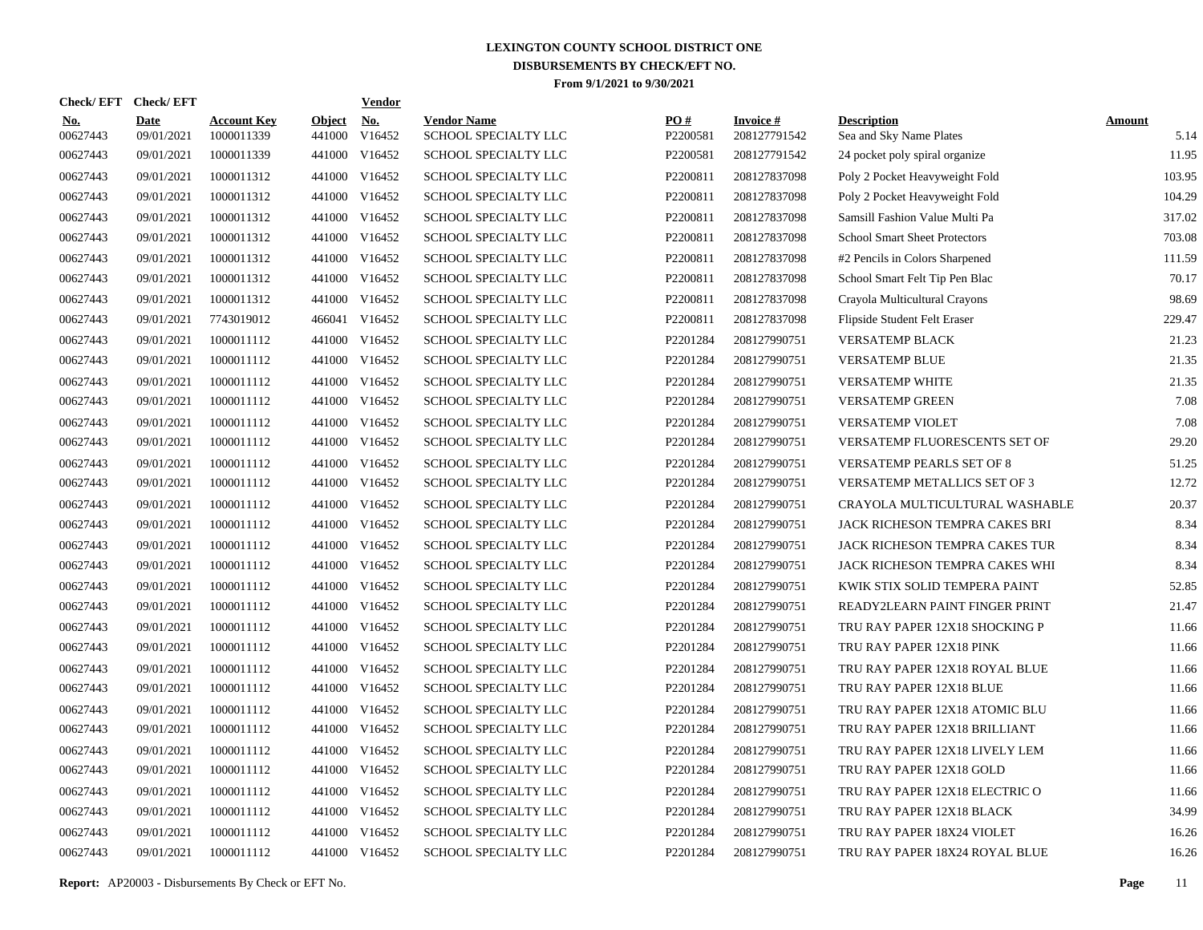# LEXINGTON COUNTY SCHOOL DISTRICT ONE
## DISBURSEMENTS BY CHECK/EFT NO.
### From 9/1/2021 to 9/30/2021

| Check/ EFT No. | Check/ EFT Date | Account Key | Object | Vendor No. | Vendor Name | PO # | Invoice # | Description | Amount |
|---|---|---|---|---|---|---|---|---|---|
| 00627443 | 09/01/2021 | 1000011339 | 441000 | V16452 | SCHOOL SPECIALTY LLC | P2200581 | 208127791542 | Sea and Sky Name Plates | 5.14 |
| 00627443 | 09/01/2021 | 1000011339 | 441000 | V16452 | SCHOOL SPECIALTY LLC | P2200581 | 208127791542 | 24 pocket poly spiral organize | 11.95 |
| 00627443 | 09/01/2021 | 1000011312 | 441000 | V16452 | SCHOOL SPECIALTY LLC | P2200811 | 208127837098 | Poly 2 Pocket Heavyweight Fold | 103.95 |
| 00627443 | 09/01/2021 | 1000011312 | 441000 | V16452 | SCHOOL SPECIALTY LLC | P2200811 | 208127837098 | Poly 2 Pocket Heavyweight Fold | 104.29 |
| 00627443 | 09/01/2021 | 1000011312 | 441000 | V16452 | SCHOOL SPECIALTY LLC | P2200811 | 208127837098 | Samsill Fashion Value Multi Pa | 317.02 |
| 00627443 | 09/01/2021 | 1000011312 | 441000 | V16452 | SCHOOL SPECIALTY LLC | P2200811 | 208127837098 | School Smart Sheet Protectors | 703.08 |
| 00627443 | 09/01/2021 | 1000011312 | 441000 | V16452 | SCHOOL SPECIALTY LLC | P2200811 | 208127837098 | #2 Pencils in Colors Sharpened | 111.59 |
| 00627443 | 09/01/2021 | 1000011312 | 441000 | V16452 | SCHOOL SPECIALTY LLC | P2200811 | 208127837098 | School Smart Felt Tip Pen Blac | 70.17 |
| 00627443 | 09/01/2021 | 1000011312 | 441000 | V16452 | SCHOOL SPECIALTY LLC | P2200811 | 208127837098 | Crayola Multicultural Crayons | 98.69 |
| 00627443 | 09/01/2021 | 7743019012 | 466041 | V16452 | SCHOOL SPECIALTY LLC | P2200811 | 208127837098 | Flipside Student Felt Eraser | 229.47 |
| 00627443 | 09/01/2021 | 1000011112 | 441000 | V16452 | SCHOOL SPECIALTY LLC | P2201284 | 208127990751 | VERSATEMP BLACK | 21.23 |
| 00627443 | 09/01/2021 | 1000011112 | 441000 | V16452 | SCHOOL SPECIALTY LLC | P2201284 | 208127990751 | VERSATEMP BLUE | 21.35 |
| 00627443 | 09/01/2021 | 1000011112 | 441000 | V16452 | SCHOOL SPECIALTY LLC | P2201284 | 208127990751 | VERSATEMP WHITE | 21.35 |
| 00627443 | 09/01/2021 | 1000011112 | 441000 | V16452 | SCHOOL SPECIALTY LLC | P2201284 | 208127990751 | VERSATEMP GREEN | 7.08 |
| 00627443 | 09/01/2021 | 1000011112 | 441000 | V16452 | SCHOOL SPECIALTY LLC | P2201284 | 208127990751 | VERSATEMP VIOLET | 7.08 |
| 00627443 | 09/01/2021 | 1000011112 | 441000 | V16452 | SCHOOL SPECIALTY LLC | P2201284 | 208127990751 | VERSATEMP FLUORESCENTS SET OF | 29.20 |
| 00627443 | 09/01/2021 | 1000011112 | 441000 | V16452 | SCHOOL SPECIALTY LLC | P2201284 | 208127990751 | VERSATEMP PEARLS SET OF 8 | 51.25 |
| 00627443 | 09/01/2021 | 1000011112 | 441000 | V16452 | SCHOOL SPECIALTY LLC | P2201284 | 208127990751 | VERSATEMP METALLICS SET OF 3 | 12.72 |
| 00627443 | 09/01/2021 | 1000011112 | 441000 | V16452 | SCHOOL SPECIALTY LLC | P2201284 | 208127990751 | CRAYOLA MULTICULTURAL WASHABLE | 20.37 |
| 00627443 | 09/01/2021 | 1000011112 | 441000 | V16452 | SCHOOL SPECIALTY LLC | P2201284 | 208127990751 | JACK RICHESON TEMPRA CAKES BRI | 8.34 |
| 00627443 | 09/01/2021 | 1000011112 | 441000 | V16452 | SCHOOL SPECIALTY LLC | P2201284 | 208127990751 | JACK RICHESON TEMPRA CAKES TUR | 8.34 |
| 00627443 | 09/01/2021 | 1000011112 | 441000 | V16452 | SCHOOL SPECIALTY LLC | P2201284 | 208127990751 | JACK RICHESON TEMPRA CAKES WHI | 8.34 |
| 00627443 | 09/01/2021 | 1000011112 | 441000 | V16452 | SCHOOL SPECIALTY LLC | P2201284 | 208127990751 | KWIK STIX SOLID TEMPERA PAINT | 52.85 |
| 00627443 | 09/01/2021 | 1000011112 | 441000 | V16452 | SCHOOL SPECIALTY LLC | P2201284 | 208127990751 | READY2LEARN PAINT FINGER PRINT | 21.47 |
| 00627443 | 09/01/2021 | 1000011112 | 441000 | V16452 | SCHOOL SPECIALTY LLC | P2201284 | 208127990751 | TRU RAY PAPER 12X18 SHOCKING P | 11.66 |
| 00627443 | 09/01/2021 | 1000011112 | 441000 | V16452 | SCHOOL SPECIALTY LLC | P2201284 | 208127990751 | TRU RAY PAPER 12X18 PINK | 11.66 |
| 00627443 | 09/01/2021 | 1000011112 | 441000 | V16452 | SCHOOL SPECIALTY LLC | P2201284 | 208127990751 | TRU RAY PAPER 12X18 ROYAL BLUE | 11.66 |
| 00627443 | 09/01/2021 | 1000011112 | 441000 | V16452 | SCHOOL SPECIALTY LLC | P2201284 | 208127990751 | TRU RAY PAPER 12X18 BLUE | 11.66 |
| 00627443 | 09/01/2021 | 1000011112 | 441000 | V16452 | SCHOOL SPECIALTY LLC | P2201284 | 208127990751 | TRU RAY PAPER 12X18 ATOMIC BLU | 11.66 |
| 00627443 | 09/01/2021 | 1000011112 | 441000 | V16452 | SCHOOL SPECIALTY LLC | P2201284 | 208127990751 | TRU RAY PAPER 12X18 BRILLIANT | 11.66 |
| 00627443 | 09/01/2021 | 1000011112 | 441000 | V16452 | SCHOOL SPECIALTY LLC | P2201284 | 208127990751 | TRU RAY PAPER 12X18 LIVELY LEM | 11.66 |
| 00627443 | 09/01/2021 | 1000011112 | 441000 | V16452 | SCHOOL SPECIALTY LLC | P2201284 | 208127990751 | TRU RAY PAPER 12X18 GOLD | 11.66 |
| 00627443 | 09/01/2021 | 1000011112 | 441000 | V16452 | SCHOOL SPECIALTY LLC | P2201284 | 208127990751 | TRU RAY PAPER 12X18 ELECTRIC O | 11.66 |
| 00627443 | 09/01/2021 | 1000011112 | 441000 | V16452 | SCHOOL SPECIALTY LLC | P2201284 | 208127990751 | TRU RAY PAPER 12X18 BLACK | 34.99 |
| 00627443 | 09/01/2021 | 1000011112 | 441000 | V16452 | SCHOOL SPECIALTY LLC | P2201284 | 208127990751 | TRU RAY PAPER 18X24 VIOLET | 16.26 |
| 00627443 | 09/01/2021 | 1000011112 | 441000 | V16452 | SCHOOL SPECIALTY LLC | P2201284 | 208127990751 | TRU RAY PAPER 18X24 ROYAL BLUE | 16.26 |

**Report:** AP20003 - Disbursements By Check or EFT No.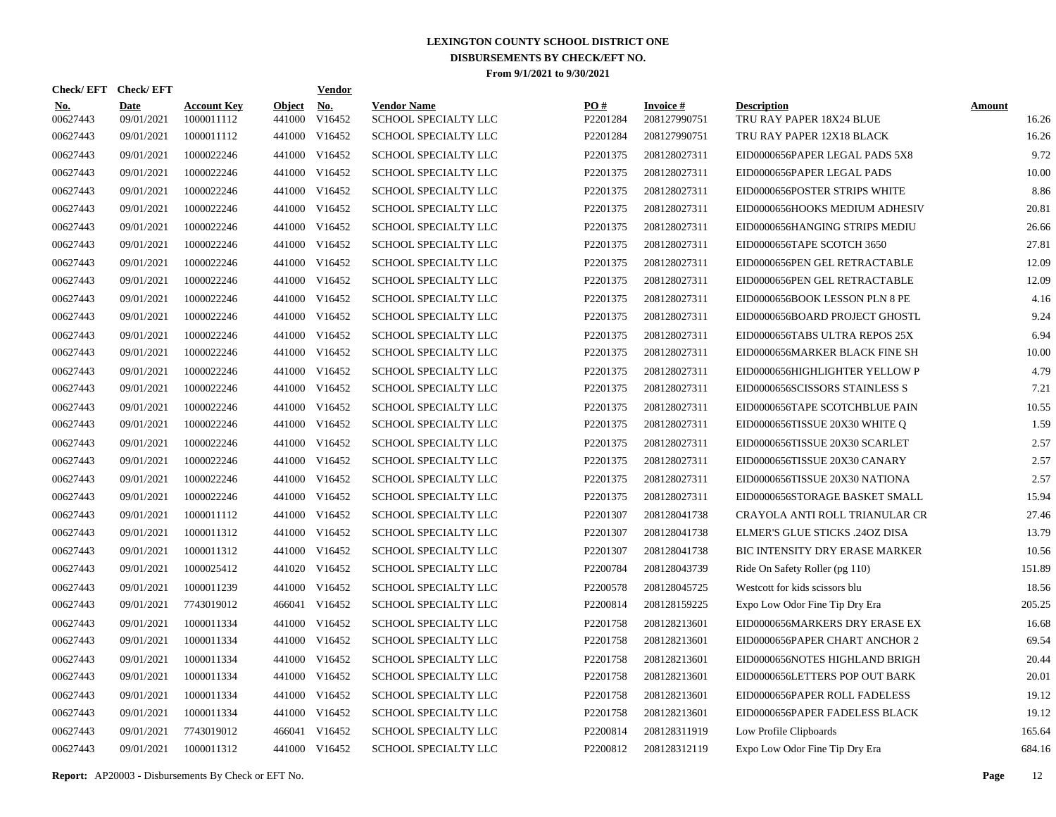# LEXINGTON COUNTY SCHOOL DISTRICT ONE
## DISBURSEMENTS BY CHECK/EFT NO.
### From 9/1/2021 to 9/30/2021

| Check/ EFT No. | Check/ EFT Date | Account Key | Object | Vendor No. | Vendor Name | PO # | Invoice # | Description | Amount |
|---|---|---|---|---|---|---|---|---|---|
| 00627443 | 09/01/2021 | 1000011112 | 441000 | V16452 | SCHOOL SPECIALTY LLC | P2201284 | 208127990751 | TRU RAY PAPER 18X24 BLUE | 16.26 |
| 00627443 | 09/01/2021 | 1000011112 | 441000 | V16452 | SCHOOL SPECIALTY LLC | P2201284 | 208127990751 | TRU RAY PAPER 12X18 BLACK | 16.26 |
| 00627443 | 09/01/2021 | 1000022246 | 441000 | V16452 | SCHOOL SPECIALTY LLC | P2201375 | 208128027311 | EID0000656PAPER LEGAL PADS 5X8 | 9.72 |
| 00627443 | 09/01/2021 | 1000022246 | 441000 | V16452 | SCHOOL SPECIALTY LLC | P2201375 | 208128027311 | EID0000656PAPER LEGAL PADS | 10.00 |
| 00627443 | 09/01/2021 | 1000022246 | 441000 | V16452 | SCHOOL SPECIALTY LLC | P2201375 | 208128027311 | EID0000656POSTER STRIPS WHITE | 8.86 |
| 00627443 | 09/01/2021 | 1000022246 | 441000 | V16452 | SCHOOL SPECIALTY LLC | P2201375 | 208128027311 | EID0000656HOOKS MEDIUM ADHESIV | 20.81 |
| 00627443 | 09/01/2021 | 1000022246 | 441000 | V16452 | SCHOOL SPECIALTY LLC | P2201375 | 208128027311 | EID0000656HANGING STRIPS MEDIU | 26.66 |
| 00627443 | 09/01/2021 | 1000022246 | 441000 | V16452 | SCHOOL SPECIALTY LLC | P2201375 | 208128027311 | EID0000656TAPE SCOTCH 3650 | 27.81 |
| 00627443 | 09/01/2021 | 1000022246 | 441000 | V16452 | SCHOOL SPECIALTY LLC | P2201375 | 208128027311 | EID0000656PEN GEL RETRACTABLE | 12.09 |
| 00627443 | 09/01/2021 | 1000022246 | 441000 | V16452 | SCHOOL SPECIALTY LLC | P2201375 | 208128027311 | EID0000656PEN GEL RETRACTABLE | 12.09 |
| 00627443 | 09/01/2021 | 1000022246 | 441000 | V16452 | SCHOOL SPECIALTY LLC | P2201375 | 208128027311 | EID0000656BOOK LESSON PLN 8 PE | 4.16 |
| 00627443 | 09/01/2021 | 1000022246 | 441000 | V16452 | SCHOOL SPECIALTY LLC | P2201375 | 208128027311 | EID0000656BOARD PROJECT GHOSTL | 9.24 |
| 00627443 | 09/01/2021 | 1000022246 | 441000 | V16452 | SCHOOL SPECIALTY LLC | P2201375 | 208128027311 | EID0000656TABS ULTRA REPOS 25X | 6.94 |
| 00627443 | 09/01/2021 | 1000022246 | 441000 | V16452 | SCHOOL SPECIALTY LLC | P2201375 | 208128027311 | EID0000656MARKER BLACK FINE SH | 10.00 |
| 00627443 | 09/01/2021 | 1000022246 | 441000 | V16452 | SCHOOL SPECIALTY LLC | P2201375 | 208128027311 | EID0000656HIGHLIGHTER YELLOW P | 4.79 |
| 00627443 | 09/01/2021 | 1000022246 | 441000 | V16452 | SCHOOL SPECIALTY LLC | P2201375 | 208128027311 | EID0000656SCISSORS STAINLESS S | 7.21 |
| 00627443 | 09/01/2021 | 1000022246 | 441000 | V16452 | SCHOOL SPECIALTY LLC | P2201375 | 208128027311 | EID0000656TAPE SCOTCHBLUE PAIN | 10.55 |
| 00627443 | 09/01/2021 | 1000022246 | 441000 | V16452 | SCHOOL SPECIALTY LLC | P2201375 | 208128027311 | EID0000656TISSUE 20X30 WHITE Q | 1.59 |
| 00627443 | 09/01/2021 | 1000022246 | 441000 | V16452 | SCHOOL SPECIALTY LLC | P2201375 | 208128027311 | EID0000656TISSUE 20X30 SCARLET | 2.57 |
| 00627443 | 09/01/2021 | 1000022246 | 441000 | V16452 | SCHOOL SPECIALTY LLC | P2201375 | 208128027311 | EID0000656TISSUE 20X30 CANARY | 2.57 |
| 00627443 | 09/01/2021 | 1000022246 | 441000 | V16452 | SCHOOL SPECIALTY LLC | P2201375 | 208128027311 | EID0000656TISSUE 20X30 NATIONA | 2.57 |
| 00627443 | 09/01/2021 | 1000022246 | 441000 | V16452 | SCHOOL SPECIALTY LLC | P2201375 | 208128027311 | EID0000656STORAGE BASKET SMALL | 15.94 |
| 00627443 | 09/01/2021 | 1000011112 | 441000 | V16452 | SCHOOL SPECIALTY LLC | P2201307 | 208128041738 | CRAYOLA ANTI ROLL TRIANULAR CR | 27.46 |
| 00627443 | 09/01/2021 | 1000011312 | 441000 | V16452 | SCHOOL SPECIALTY LLC | P2201307 | 208128041738 | ELMER'S GLUE STICKS .24OZ DISA | 13.79 |
| 00627443 | 09/01/2021 | 1000011312 | 441000 | V16452 | SCHOOL SPECIALTY LLC | P2201307 | 208128041738 | BIC INTENSITY DRY ERASE MARKER | 10.56 |
| 00627443 | 09/01/2021 | 1000025412 | 441020 | V16452 | SCHOOL SPECIALTY LLC | P2200784 | 208128043739 | Ride On Safety Roller (pg 110) | 151.89 |
| 00627443 | 09/01/2021 | 1000011239 | 441000 | V16452 | SCHOOL SPECIALTY LLC | P2200578 | 208128045725 | Westcott for kids scissors blu | 18.56 |
| 00627443 | 09/01/2021 | 7743019012 | 466041 | V16452 | SCHOOL SPECIALTY LLC | P2200814 | 208128159225 | Expo Low Odor Fine Tip Dry Era | 205.25 |
| 00627443 | 09/01/2021 | 1000011334 | 441000 | V16452 | SCHOOL SPECIALTY LLC | P2201758 | 208128213601 | EID0000656MARKERS DRY ERASE EX | 16.68 |
| 00627443 | 09/01/2021 | 1000011334 | 441000 | V16452 | SCHOOL SPECIALTY LLC | P2201758 | 208128213601 | EID0000656PAPER CHART ANCHOR 2 | 69.54 |
| 00627443 | 09/01/2021 | 1000011334 | 441000 | V16452 | SCHOOL SPECIALTY LLC | P2201758 | 208128213601 | EID0000656NOTES HIGHLAND BRIGH | 20.44 |
| 00627443 | 09/01/2021 | 1000011334 | 441000 | V16452 | SCHOOL SPECIALTY LLC | P2201758 | 208128213601 | EID0000656LETTERS POP OUT BARK | 20.01 |
| 00627443 | 09/01/2021 | 1000011334 | 441000 | V16452 | SCHOOL SPECIALTY LLC | P2201758 | 208128213601 | EID0000656PAPER ROLL FADELESS | 19.12 |
| 00627443 | 09/01/2021 | 1000011334 | 441000 | V16452 | SCHOOL SPECIALTY LLC | P2201758 | 208128213601 | EID0000656PAPER FADELESS BLACK | 19.12 |
| 00627443 | 09/01/2021 | 7743019012 | 466041 | V16452 | SCHOOL SPECIALTY LLC | P2200814 | 208128311919 | Low Profile Clipboards | 165.64 |
| 00627443 | 09/01/2021 | 1000011312 | 441000 | V16452 | SCHOOL SPECIALTY LLC | P2200812 | 208128312119 | Expo Low Odor Fine Tip Dry Era | 684.16 |

**Report:** AP20003 - Disbursements By Check or EFT No.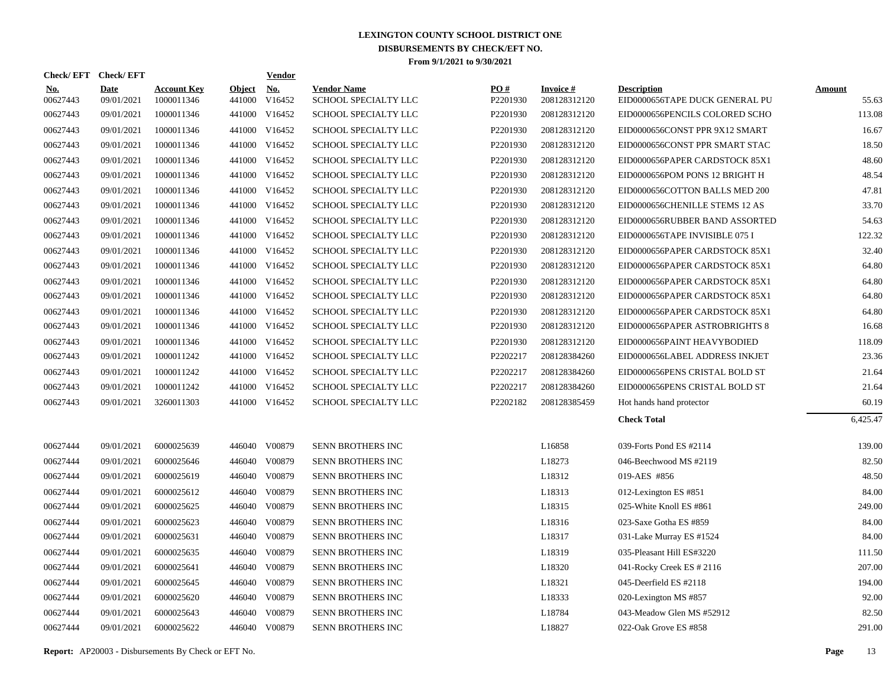# LEXINGTON COUNTY SCHOOL DISTRICT ONE
## DISBURSEMENTS BY CHECK/EFT NO.
### From 9/1/2021 to 9/30/2021

| Check/ EFT No. | Check/ EFT Date | Account Key | Object | Vendor No. | Vendor Name | PO # | Invoice # | Description | Amount |
|---|---|---|---|---|---|---|---|---|---|
| 00627443 | 09/01/2021 | 1000011346 | 441000 | V16452 | SCHOOL SPECIALTY LLC | P2201930 | 208128312120 | EID0000656TAPE DUCK GENERAL PU | 55.63 |
| 00627443 | 09/01/2021 | 1000011346 | 441000 | V16452 | SCHOOL SPECIALTY LLC | P2201930 | 208128312120 | EID0000656PENCILS COLORED SCHO | 113.08 |
| 00627443 | 09/01/2021 | 1000011346 | 441000 | V16452 | SCHOOL SPECIALTY LLC | P2201930 | 208128312120 | EID0000656CONST PPR 9X12 SMART | 16.67 |
| 00627443 | 09/01/2021 | 1000011346 | 441000 | V16452 | SCHOOL SPECIALTY LLC | P2201930 | 208128312120 | EID0000656CONST PPR SMART STAC | 18.50 |
| 00627443 | 09/01/2021 | 1000011346 | 441000 | V16452 | SCHOOL SPECIALTY LLC | P2201930 | 208128312120 | EID0000656PAPER CARDSTOCK 85X1 | 48.60 |
| 00627443 | 09/01/2021 | 1000011346 | 441000 | V16452 | SCHOOL SPECIALTY LLC | P2201930 | 208128312120 | EID0000656POM PONS 12 BRIGHT H | 48.54 |
| 00627443 | 09/01/2021 | 1000011346 | 441000 | V16452 | SCHOOL SPECIALTY LLC | P2201930 | 208128312120 | EID0000656COTTON BALLS MED 200 | 47.81 |
| 00627443 | 09/01/2021 | 1000011346 | 441000 | V16452 | SCHOOL SPECIALTY LLC | P2201930 | 208128312120 | EID0000656CHENILLE STEMS 12 AS | 33.70 |
| 00627443 | 09/01/2021 | 1000011346 | 441000 | V16452 | SCHOOL SPECIALTY LLC | P2201930 | 208128312120 | EID0000656RUBBER BAND ASSORTED | 54.63 |
| 00627443 | 09/01/2021 | 1000011346 | 441000 | V16452 | SCHOOL SPECIALTY LLC | P2201930 | 208128312120 | EID0000656TAPE INVISIBLE 075 I | 122.32 |
| 00627443 | 09/01/2021 | 1000011346 | 441000 | V16452 | SCHOOL SPECIALTY LLC | P2201930 | 208128312120 | EID0000656PAPER CARDSTOCK 85X1 | 32.40 |
| 00627443 | 09/01/2021 | 1000011346 | 441000 | V16452 | SCHOOL SPECIALTY LLC | P2201930 | 208128312120 | EID0000656PAPER CARDSTOCK 85X1 | 64.80 |
| 00627443 | 09/01/2021 | 1000011346 | 441000 | V16452 | SCHOOL SPECIALTY LLC | P2201930 | 208128312120 | EID0000656PAPER CARDSTOCK 85X1 | 64.80 |
| 00627443 | 09/01/2021 | 1000011346 | 441000 | V16452 | SCHOOL SPECIALTY LLC | P2201930 | 208128312120 | EID0000656PAPER CARDSTOCK 85X1 | 64.80 |
| 00627443 | 09/01/2021 | 1000011346 | 441000 | V16452 | SCHOOL SPECIALTY LLC | P2201930 | 208128312120 | EID0000656PAPER CARDSTOCK 85X1 | 64.80 |
| 00627443 | 09/01/2021 | 1000011346 | 441000 | V16452 | SCHOOL SPECIALTY LLC | P2201930 | 208128312120 | EID0000656PAPER ASTROBRIGHTS 8 | 16.68 |
| 00627443 | 09/01/2021 | 1000011346 | 441000 | V16452 | SCHOOL SPECIALTY LLC | P2201930 | 208128312120 | EID0000656PAINT HEAVYBODIED | 118.09 |
| 00627443 | 09/01/2021 | 1000011242 | 441000 | V16452 | SCHOOL SPECIALTY LLC | P2202217 | 208128384260 | EID0000656LABEL ADDRESS INKJET | 23.36 |
| 00627443 | 09/01/2021 | 1000011242 | 441000 | V16452 | SCHOOL SPECIALTY LLC | P2202217 | 208128384260 | EID0000656PENS CRISTAL BOLD ST | 21.64 |
| 00627443 | 09/01/2021 | 1000011242 | 441000 | V16452 | SCHOOL SPECIALTY LLC | P2202217 | 208128384260 | EID0000656PENS CRISTAL BOLD ST | 21.64 |
| 00627443 | 09/01/2021 | 3260011303 | 441000 | V16452 | SCHOOL SPECIALTY LLC | P2202182 | 208128385459 | Hot hands hand protector | 60.19 |
| | | | | | | | | **Check Total** | 6,425.47 |
| 00627444 | 09/01/2021 | 6000025639 | 446040 | V00879 | SENN BROTHERS INC | | L16858 | 039-Forts Pond ES #2114 | 139.00 |
| 00627444 | 09/01/2021 | 6000025646 | 446040 | V00879 | SENN BROTHERS INC | | L18273 | 046-Beechwood MS #2119 | 82.50 |
| 00627444 | 09/01/2021 | 6000025619 | 446040 | V00879 | SENN BROTHERS INC | | L18312 | 019-AES #856 | 48.50 |
| 00627444 | 09/01/2021 | 6000025612 | 446040 | V00879 | SENN BROTHERS INC | | L18313 | 012-Lexington ES #851 | 84.00 |
| 00627444 | 09/01/2021 | 6000025625 | 446040 | V00879 | SENN BROTHERS INC | | L18315 | 025-White Knoll ES #861 | 249.00 |
| 00627444 | 09/01/2021 | 6000025623 | 446040 | V00879 | SENN BROTHERS INC | | L18316 | 023-Saxe Gotha ES #859 | 84.00 |
| 00627444 | 09/01/2021 | 6000025631 | 446040 | V00879 | SENN BROTHERS INC | | L18317 | 031-Lake Murray ES #1524 | 84.00 |
| 00627444 | 09/01/2021 | 6000025635 | 446040 | V00879 | SENN BROTHERS INC | | L18319 | 035-Pleasant Hill ES#3220 | 111.50 |
| 00627444 | 09/01/2021 | 6000025641 | 446040 | V00879 | SENN BROTHERS INC | | L18320 | 041-Rocky Creek ES # 2116 | 207.00 |
| 00627444 | 09/01/2021 | 6000025645 | 446040 | V00879 | SENN BROTHERS INC | | L18321 | 045-Deerfield ES #2118 | 194.00 |
| 00627444 | 09/01/2021 | 6000025620 | 446040 | V00879 | SENN BROTHERS INC | | L18333 | 020-Lexington MS #857 | 92.00 |
| 00627444 | 09/01/2021 | 6000025643 | 446040 | V00879 | SENN BROTHERS INC | | L18784 | 043-Meadow Glen MS #52912 | 82.50 |
| 00627444 | 09/01/2021 | 6000025622 | 446040 | V00879 | SENN BROTHERS INC | | L18827 | 022-Oak Grove ES #858 | 291.00 |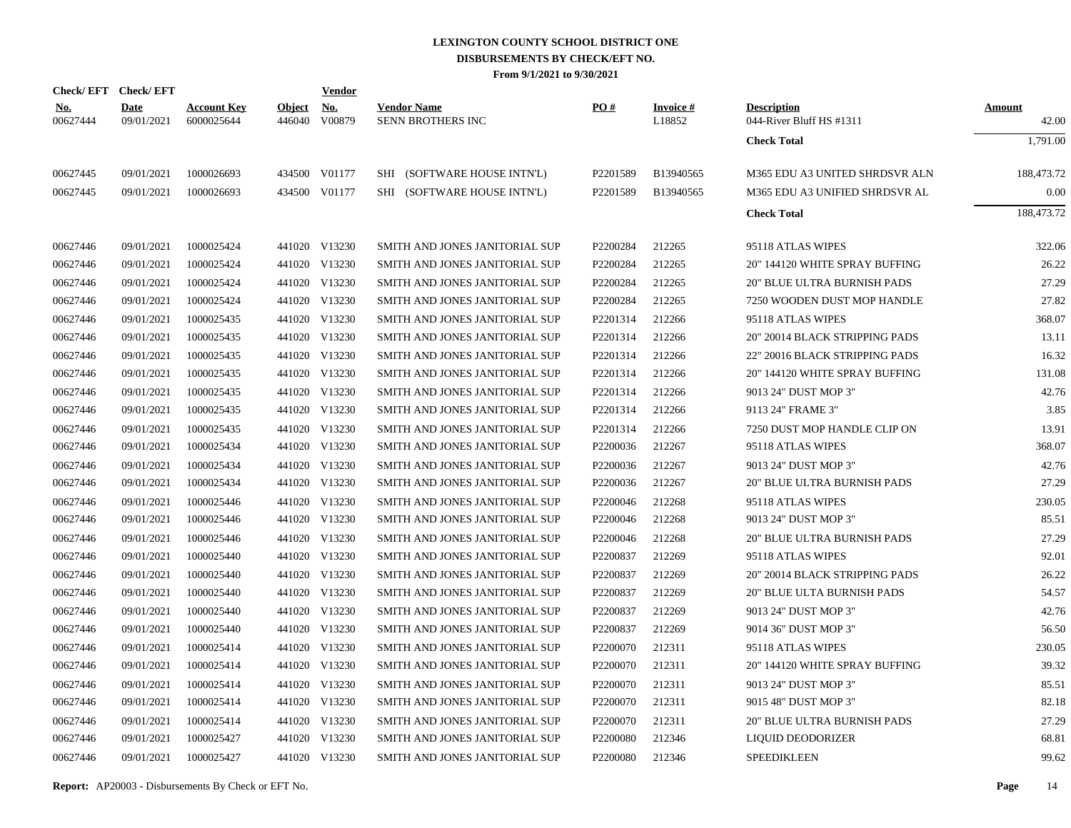# LEXINGTON COUNTY SCHOOL DISTRICT ONE
## DISBURSEMENTS BY CHECK/EFT NO.
### From 9/1/2021 to 9/30/2021

| Check/ EFT No. | Check/ EFT Date | Account Key | Object | Vendor No. | Vendor Name | PO # | Invoice # | Description | Amount |
|---|---|---|---|---|---|---|---|---|---|
| 00627444 | 09/01/2021 | 6000025644 | 446040 | V00879 | SENN BROTHERS INC | | L18852 | 044-River Bluff HS #1311 | 42.00 |
| | | | | | | | | **Check Total** | 1,791.00 |
| 00627445 | 09/01/2021 | 1000026693 | 434500 | V01177 | SHI (SOFTWARE HOUSE INTN'L) | P2201589 | B13940565 | M365 EDU A3 UNITED SHRDSVR ALN | 188,473.72 |
| 00627445 | 09/01/2021 | 1000026693 | 434500 | V01177 | SHI (SOFTWARE HOUSE INTN'L) | P2201589 | B13940565 | M365 EDU A3 UNIFIED SHRDSVR AL | 0.00 |
| | | | | | | | | **Check Total** | 188,473.72 |
| 00627446 | 09/01/2021 | 1000025424 | 441020 | V13230 | SMITH AND JONES JANITORIAL SUP | P2200284 | 212265 | 95118 ATLAS WIPES | 322.06 |
| 00627446 | 09/01/2021 | 1000025424 | 441020 | V13230 | SMITH AND JONES JANITORIAL SUP | P2200284 | 212265 | 20" 144120 WHITE SPRAY BUFFING | 26.22 |
| 00627446 | 09/01/2021 | 1000025424 | 441020 | V13230 | SMITH AND JONES JANITORIAL SUP | P2200284 | 212265 | 20" BLUE ULTRA BURNISH PADS | 27.29 |
| 00627446 | 09/01/2021 | 1000025424 | 441020 | V13230 | SMITH AND JONES JANITORIAL SUP | P2200284 | 212265 | 7250 WOODEN DUST MOP HANDLE | 27.82 |
| 00627446 | 09/01/2021 | 1000025435 | 441020 | V13230 | SMITH AND JONES JANITORIAL SUP | P2201314 | 212266 | 95118 ATLAS WIPES | 368.07 |
| 00627446 | 09/01/2021 | 1000025435 | 441020 | V13230 | SMITH AND JONES JANITORIAL SUP | P2201314 | 212266 | 20" 20014 BLACK STRIPPING PADS | 13.11 |
| 00627446 | 09/01/2021 | 1000025435 | 441020 | V13230 | SMITH AND JONES JANITORIAL SUP | P2201314 | 212266 | 22" 20016 BLACK STRIPPING PADS | 16.32 |
| 00627446 | 09/01/2021 | 1000025435 | 441020 | V13230 | SMITH AND JONES JANITORIAL SUP | P2201314 | 212266 | 20" 144120 WHITE SPRAY BUFFING | 131.08 |
| 00627446 | 09/01/2021 | 1000025435 | 441020 | V13230 | SMITH AND JONES JANITORIAL SUP | P2201314 | 212266 | 9013 24" DUST MOP 3" | 42.76 |
| 00627446 | 09/01/2021 | 1000025435 | 441020 | V13230 | SMITH AND JONES JANITORIAL SUP | P2201314 | 212266 | 9113 24" FRAME 3" | 3.85 |
| 00627446 | 09/01/2021 | 1000025435 | 441020 | V13230 | SMITH AND JONES JANITORIAL SUP | P2201314 | 212266 | 7250 DUST MOP HANDLE CLIP ON | 13.91 |
| 00627446 | 09/01/2021 | 1000025434 | 441020 | V13230 | SMITH AND JONES JANITORIAL SUP | P2200036 | 212267 | 95118 ATLAS WIPES | 368.07 |
| 00627446 | 09/01/2021 | 1000025434 | 441020 | V13230 | SMITH AND JONES JANITORIAL SUP | P2200036 | 212267 | 9013 24" DUST MOP 3" | 42.76 |
| 00627446 | 09/01/2021 | 1000025434 | 441020 | V13230 | SMITH AND JONES JANITORIAL SUP | P2200036 | 212267 | 20" BLUE ULTRA BURNISH PADS | 27.29 |
| 00627446 | 09/01/2021 | 1000025446 | 441020 | V13230 | SMITH AND JONES JANITORIAL SUP | P2200046 | 212268 | 95118 ATLAS WIPES | 230.05 |
| 00627446 | 09/01/2021 | 1000025446 | 441020 | V13230 | SMITH AND JONES JANITORIAL SUP | P2200046 | 212268 | 9013 24" DUST MOP 3" | 85.51 |
| 00627446 | 09/01/2021 | 1000025446 | 441020 | V13230 | SMITH AND JONES JANITORIAL SUP | P2200046 | 212268 | 20" BLUE ULTRA BURNISH PADS | 27.29 |
| 00627446 | 09/01/2021 | 1000025440 | 441020 | V13230 | SMITH AND JONES JANITORIAL SUP | P2200837 | 212269 | 95118 ATLAS WIPES | 92.01 |
| 00627446 | 09/01/2021 | 1000025440 | 441020 | V13230 | SMITH AND JONES JANITORIAL SUP | P2200837 | 212269 | 20" 20014 BLACK STRIPPING PADS | 26.22 |
| 00627446 | 09/01/2021 | 1000025440 | 441020 | V13230 | SMITH AND JONES JANITORIAL SUP | P2200837 | 212269 | 20" BLUE ULTA BURNISH PADS | 54.57 |
| 00627446 | 09/01/2021 | 1000025440 | 441020 | V13230 | SMITH AND JONES JANITORIAL SUP | P2200837 | 212269 | 9013 24" DUST MOP 3" | 42.76 |
| 00627446 | 09/01/2021 | 1000025440 | 441020 | V13230 | SMITH AND JONES JANITORIAL SUP | P2200837 | 212269 | 9014 36" DUST MOP 3" | 56.50 |
| 00627446 | 09/01/2021 | 1000025414 | 441020 | V13230 | SMITH AND JONES JANITORIAL SUP | P2200070 | 212311 | 95118 ATLAS WIPES | 230.05 |
| 00627446 | 09/01/2021 | 1000025414 | 441020 | V13230 | SMITH AND JONES JANITORIAL SUP | P2200070 | 212311 | 20" 144120 WHITE SPRAY BUFFING | 39.32 |
| 00627446 | 09/01/2021 | 1000025414 | 441020 | V13230 | SMITH AND JONES JANITORIAL SUP | P2200070 | 212311 | 9013 24" DUST MOP 3" | 85.51 |
| 00627446 | 09/01/2021 | 1000025414 | 441020 | V13230 | SMITH AND JONES JANITORIAL SUP | P2200070 | 212311 | 9015 48" DUST MOP 3" | 82.18 |
| 00627446 | 09/01/2021 | 1000025414 | 441020 | V13230 | SMITH AND JONES JANITORIAL SUP | P2200070 | 212311 | 20" BLUE ULTRA BURNISH PADS | 27.29 |
| 00627446 | 09/01/2021 | 1000025427 | 441020 | V13230 | SMITH AND JONES JANITORIAL SUP | P2200080 | 212346 | LIQUID DEODORIZER | 68.81 |
| 00627446 | 09/01/2021 | 1000025427 | 441020 | V13230 | SMITH AND JONES JANITORIAL SUP | P2200080 | 212346 | SPEEDIKLEEN | 99.62 |

**Report:** AP20003 - Disbursements By Check or EFT No.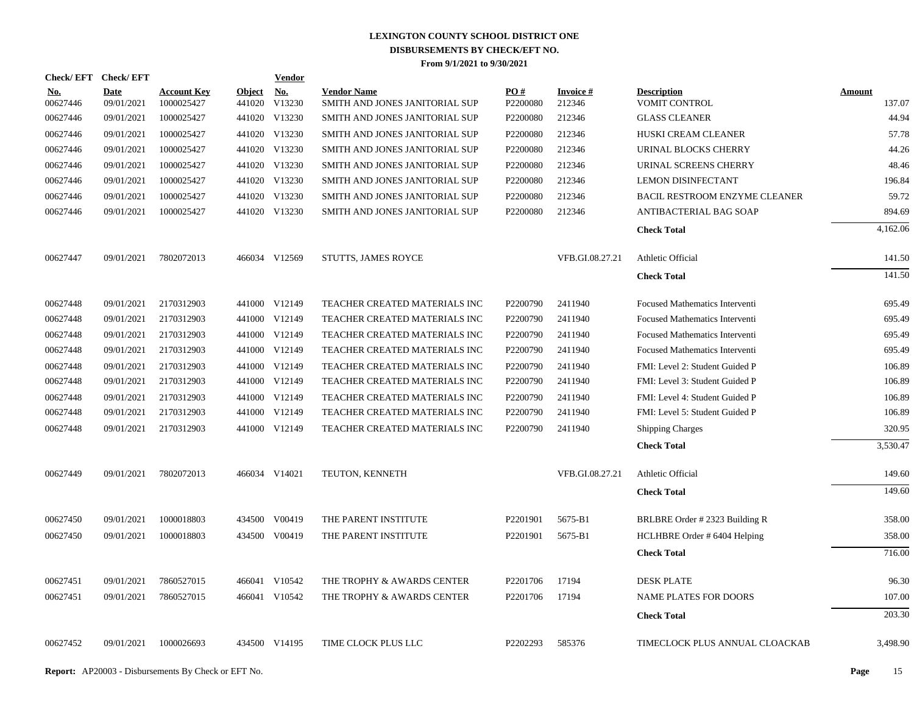# LEXINGTON COUNTY SCHOOL DISTRICT ONE
## DISBURSEMENTS BY CHECK/EFT NO.
### From 9/1/2021 to 9/30/2021

| Check/ EFT No. | Check/ EFT Date | Account Key | Object | Vendor No. | Vendor Name | PO # | Invoice # | Description | Amount |
|---|---|---|---|---|---|---|---|---|---|
| 00627446 | 09/01/2021 | 1000025427 | 441020 | V13230 | SMITH AND JONES JANITORIAL SUP | P2200080 | 212346 | VOMIT CONTROL | 137.07 |
| 00627446 | 09/01/2021 | 1000025427 | 441020 | V13230 | SMITH AND JONES JANITORIAL SUP | P2200080 | 212346 | GLASS CLEANER | 44.94 |
| 00627446 | 09/01/2021 | 1000025427 | 441020 | V13230 | SMITH AND JONES JANITORIAL SUP | P2200080 | 212346 | HUSKI CREAM CLEANER | 57.78 |
| 00627446 | 09/01/2021 | 1000025427 | 441020 | V13230 | SMITH AND JONES JANITORIAL SUP | P2200080 | 212346 | URINAL BLOCKS CHERRY | 44.26 |
| 00627446 | 09/01/2021 | 1000025427 | 441020 | V13230 | SMITH AND JONES JANITORIAL SUP | P2200080 | 212346 | URINAL SCREENS CHERRY | 48.46 |
| 00627446 | 09/01/2021 | 1000025427 | 441020 | V13230 | SMITH AND JONES JANITORIAL SUP | P2200080 | 212346 | LEMON DISINFECTANT | 196.84 |
| 00627446 | 09/01/2021 | 1000025427 | 441020 | V13230 | SMITH AND JONES JANITORIAL SUP | P2200080 | 212346 | BACIL RESTROOM ENZYME CLEANER | 59.72 |
| 00627446 | 09/01/2021 | 1000025427 | 441020 | V13230 | SMITH AND JONES JANITORIAL SUP | P2200080 | 212346 | ANTIBACTERIAL BAG SOAP | 894.69 |
| | | | | | | | | **Check Total** | 4,162.06 |
| 00627447 | 09/01/2021 | 7802072013 | 466034 | V12569 | STUTTS, JAMES ROYCE | | VFB.GI.08.27.21 | Athletic Official | 141.50 |
| | | | | | | | | **Check Total** | 141.50 |
| 00627448 | 09/01/2021 | 2170312903 | 441000 | V12149 | TEACHER CREATED MATERIALS INC | P2200790 | 2411940 | Focused Mathematics Interventi | 695.49 |
| 00627448 | 09/01/2021 | 2170312903 | 441000 | V12149 | TEACHER CREATED MATERIALS INC | P2200790 | 2411940 | Focused Mathematics Interventi | 695.49 |
| 00627448 | 09/01/2021 | 2170312903 | 441000 | V12149 | TEACHER CREATED MATERIALS INC | P2200790 | 2411940 | Focused Mathematics Interventi | 695.49 |
| 00627448 | 09/01/2021 | 2170312903 | 441000 | V12149 | TEACHER CREATED MATERIALS INC | P2200790 | 2411940 | Focused Mathematics Interventi | 695.49 |
| 00627448 | 09/01/2021 | 2170312903 | 441000 | V12149 | TEACHER CREATED MATERIALS INC | P2200790 | 2411940 | FMI: Level 2: Student Guided P | 106.89 |
| 00627448 | 09/01/2021 | 2170312903 | 441000 | V12149 | TEACHER CREATED MATERIALS INC | P2200790 | 2411940 | FMI: Level 3: Student Guided P | 106.89 |
| 00627448 | 09/01/2021 | 2170312903 | 441000 | V12149 | TEACHER CREATED MATERIALS INC | P2200790 | 2411940 | FMI: Level 4: Student Guided P | 106.89 |
| 00627448 | 09/01/2021 | 2170312903 | 441000 | V12149 | TEACHER CREATED MATERIALS INC | P2200790 | 2411940 | FMI: Level 5: Student Guided P | 106.89 |
| 00627448 | 09/01/2021 | 2170312903 | 441000 | V12149 | TEACHER CREATED MATERIALS INC | P2200790 | 2411940 | Shipping Charges | 320.95 |
| | | | | | | | | **Check Total** | 3,530.47 |
| 00627449 | 09/01/2021 | 7802072013 | 466034 | V14021 | TEUTON, KENNETH | | VFB.GI.08.27.21 | Athletic Official | 149.60 |
| | | | | | | | | **Check Total** | 149.60 |
| 00627450 | 09/01/2021 | 1000018803 | 434500 | V00419 | THE PARENT INSTITUTE | P2201901 | 5675-B1 | BRLBRE Order # 2323 Building R | 358.00 |
| 00627450 | 09/01/2021 | 1000018803 | 434500 | V00419 | THE PARENT INSTITUTE | P2201901 | 5675-B1 | HCLHBRE Order # 6404 Helping | 358.00 |
| | | | | | | | | **Check Total** | 716.00 |
| 00627451 | 09/01/2021 | 7860527015 | 466041 | V10542 | THE TROPHY & AWARDS CENTER | P2201706 | 17194 | DESK PLATE | 96.30 |
| 00627451 | 09/01/2021 | 7860527015 | 466041 | V10542 | THE TROPHY & AWARDS CENTER | P2201706 | 17194 | NAME PLATES FOR DOORS | 107.00 |
| | | | | | | | | **Check Total** | 203.30 |
| 00627452 | 09/01/2021 | 1000026693 | 434500 | V14195 | TIME CLOCK PLUS LLC | P2202293 | 585376 | TIMECLOCK PLUS ANNUAL CLOACKAB | 3,498.90 |

**Report:** AP20003 - Disbursements By Check or EFT No.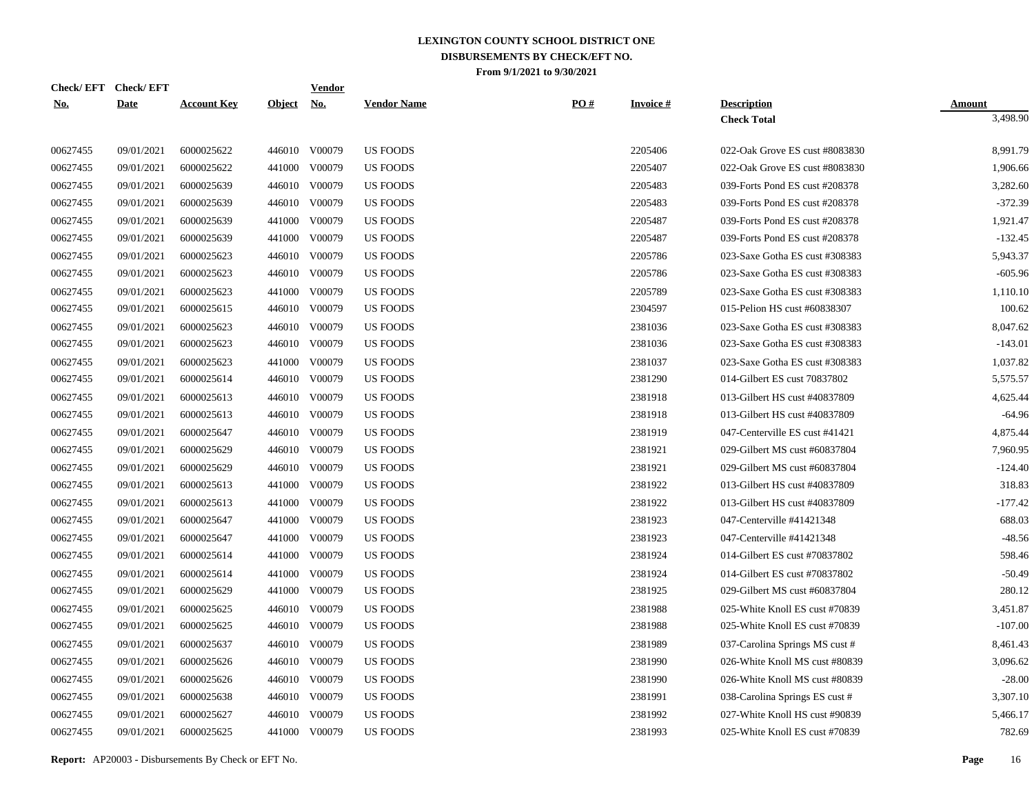# LEXINGTON COUNTY SCHOOL DISTRICT ONE
## DISBURSEMENTS BY CHECK/EFT NO.
### From 9/1/2021 to 9/30/2021

| Check/ EFT No. | Check/ EFT Date | Account Key | Object | Vendor No. | Vendor Name | PO # | Invoice # | Description | Amount |
|---|---|---|---|---|---|---|---|---|---|
| | | | | | | | | **Check Total** | 3,498.90 |
| 00627455 | 09/01/2021 | 6000025622 | 446010 | V00079 | US FOODS | | 2205406 | 022-Oak Grove ES cust #8083830 | 8,991.79 |
| 00627455 | 09/01/2021 | 6000025622 | 441000 | V00079 | US FOODS | | 2205407 | 022-Oak Grove ES cust #8083830 | 1,906.66 |
| 00627455 | 09/01/2021 | 6000025639 | 446010 | V00079 | US FOODS | | 2205483 | 039-Forts Pond ES cust #208378 | 3,282.60 |
| 00627455 | 09/01/2021 | 6000025639 | 446010 | V00079 | US FOODS | | 2205483 | 039-Forts Pond ES cust #208378 | -372.39 |
| 00627455 | 09/01/2021 | 6000025639 | 441000 | V00079 | US FOODS | | 2205487 | 039-Forts Pond ES cust #208378 | 1,921.47 |
| 00627455 | 09/01/2021 | 6000025639 | 441000 | V00079 | US FOODS | | 2205487 | 039-Forts Pond ES cust #208378 | -132.45 |
| 00627455 | 09/01/2021 | 6000025623 | 446010 | V00079 | US FOODS | | 2205786 | 023-Saxe Gotha ES cust #308383 | 5,943.37 |
| 00627455 | 09/01/2021 | 6000025623 | 446010 | V00079 | US FOODS | | 2205786 | 023-Saxe Gotha ES cust #308383 | -605.96 |
| 00627455 | 09/01/2021 | 6000025623 | 441000 | V00079 | US FOODS | | 2205789 | 023-Saxe Gotha ES cust #308383 | 1,110.10 |
| 00627455 | 09/01/2021 | 6000025615 | 446010 | V00079 | US FOODS | | 2304597 | 015-Pelion HS cust #60838307 | 100.62 |
| 00627455 | 09/01/2021 | 6000025623 | 446010 | V00079 | US FOODS | | 2381036 | 023-Saxe Gotha ES cust #308383 | 8,047.62 |
| 00627455 | 09/01/2021 | 6000025623 | 446010 | V00079 | US FOODS | | 2381036 | 023-Saxe Gotha ES cust #308383 | -143.01 |
| 00627455 | 09/01/2021 | 6000025623 | 441000 | V00079 | US FOODS | | 2381037 | 023-Saxe Gotha ES cust #308383 | 1,037.82 |
| 00627455 | 09/01/2021 | 6000025614 | 446010 | V00079 | US FOODS | | 2381290 | 014-Gilbert ES cust 70837802 | 5,575.57 |
| 00627455 | 09/01/2021 | 6000025613 | 446010 | V00079 | US FOODS | | 2381918 | 013-Gilbert HS cust #40837809 | 4,625.44 |
| 00627455 | 09/01/2021 | 6000025613 | 446010 | V00079 | US FOODS | | 2381918 | 013-Gilbert HS cust #40837809 | -64.96 |
| 00627455 | 09/01/2021 | 6000025647 | 446010 | V00079 | US FOODS | | 2381919 | 047-Centerville ES cust #41421 | 4,875.44 |
| 00627455 | 09/01/2021 | 6000025629 | 446010 | V00079 | US FOODS | | 2381921 | 029-Gilbert MS cust #60837804 | 7,960.95 |
| 00627455 | 09/01/2021 | 6000025629 | 446010 | V00079 | US FOODS | | 2381921 | 029-Gilbert MS cust #60837804 | -124.40 |
| 00627455 | 09/01/2021 | 6000025613 | 441000 | V00079 | US FOODS | | 2381922 | 013-Gilbert HS cust #40837809 | 318.83 |
| 00627455 | 09/01/2021 | 6000025613 | 441000 | V00079 | US FOODS | | 2381922 | 013-Gilbert HS cust #40837809 | -177.42 |
| 00627455 | 09/01/2021 | 6000025647 | 441000 | V00079 | US FOODS | | 2381923 | 047-Centerville #41421348 | 688.03 |
| 00627455 | 09/01/2021 | 6000025647 | 441000 | V00079 | US FOODS | | 2381923 | 047-Centerville #41421348 | -48.56 |
| 00627455 | 09/01/2021 | 6000025614 | 441000 | V00079 | US FOODS | | 2381924 | 014-Gilbert ES cust #70837802 | 598.46 |
| 00627455 | 09/01/2021 | 6000025614 | 441000 | V00079 | US FOODS | | 2381924 | 014-Gilbert ES cust #70837802 | -50.49 |
| 00627455 | 09/01/2021 | 6000025629 | 441000 | V00079 | US FOODS | | 2381925 | 029-Gilbert MS cust #60837804 | 280.12 |
| 00627455 | 09/01/2021 | 6000025625 | 446010 | V00079 | US FOODS | | 2381988 | 025-White Knoll ES cust #70839 | 3,451.87 |
| 00627455 | 09/01/2021 | 6000025625 | 446010 | V00079 | US FOODS | | 2381988 | 025-White Knoll ES cust #70839 | -107.00 |
| 00627455 | 09/01/2021 | 6000025637 | 446010 | V00079 | US FOODS | | 2381989 | 037-Carolina Springs MS cust # | 8,461.43 |
| 00627455 | 09/01/2021 | 6000025626 | 446010 | V00079 | US FOODS | | 2381990 | 026-White Knoll MS cust #80839 | 3,096.62 |
| 00627455 | 09/01/2021 | 6000025626 | 446010 | V00079 | US FOODS | | 2381990 | 026-White Knoll MS cust #80839 | -28.00 |
| 00627455 | 09/01/2021 | 6000025638 | 446010 | V00079 | US FOODS | | 2381991 | 038-Carolina Springs ES cust # | 3,307.10 |
| 00627455 | 09/01/2021 | 6000025627 | 446010 | V00079 | US FOODS | | 2381992 | 027-White Knoll HS cust #90839 | 5,466.17 |
| 00627455 | 09/01/2021 | 6000025625 | 441000 | V00079 | US FOODS | | 2381993 | 025-White Knoll ES cust #70839 | 782.69 |

**Report:** AP20003 - Disbursements By Check or EFT No.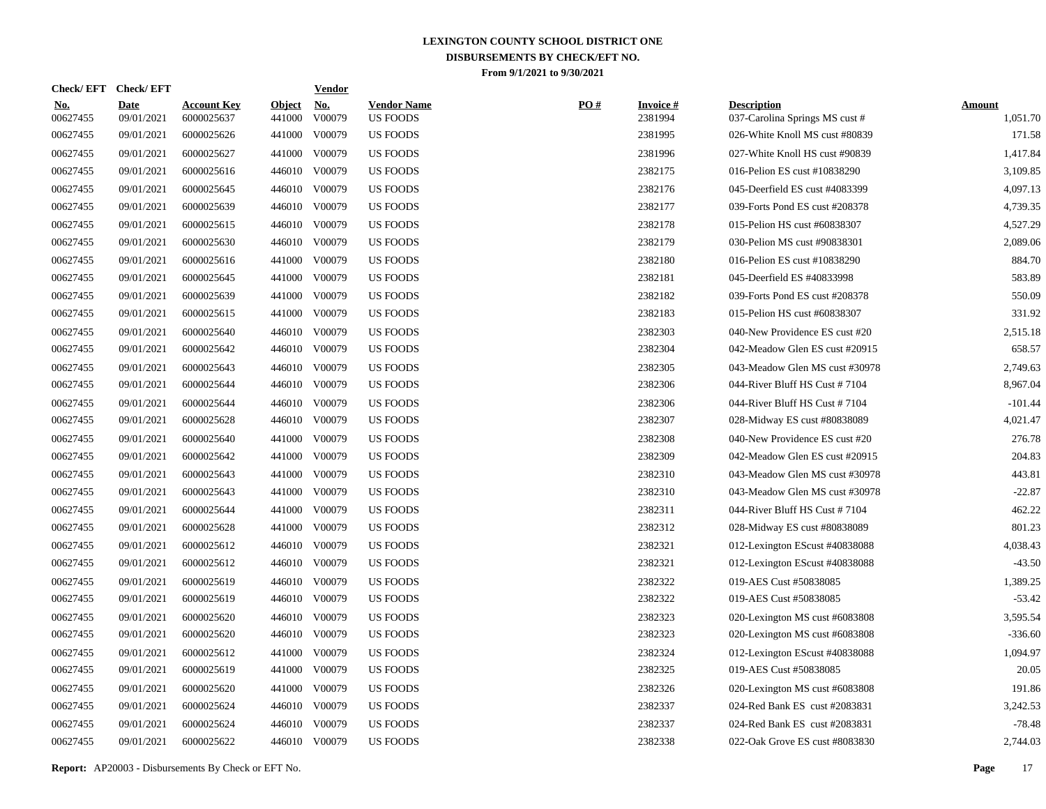# LEXINGTON COUNTY SCHOOL DISTRICT ONE
## DISBURSEMENTS BY CHECK/EFT NO.
### From 9/1/2021 to 9/30/2021

| Check/ EFT No. | Check/ EFT Date | Account Key | Object | Vendor No. | Vendor Name | PO # | Invoice # | Description | Amount |
|---|---|---|---|---|---|---|---|---|---|
| 00627455 | 09/01/2021 | 6000025637 | 441000 | V00079 | US FOODS | | 2381994 | 037-Carolina Springs MS cust # | 1,051.70 |
| 00627455 | 09/01/2021 | 6000025626 | 441000 | V00079 | US FOODS | | 2381995 | 026-White Knoll MS cust #80839 | 171.58 |
| 00627455 | 09/01/2021 | 6000025627 | 441000 | V00079 | US FOODS | | 2381996 | 027-White Knoll HS cust #90839 | 1,417.84 |
| 00627455 | 09/01/2021 | 6000025616 | 446010 | V00079 | US FOODS | | 2382175 | 016-Pelion ES cust #10838290 | 3,109.85 |
| 00627455 | 09/01/2021 | 6000025645 | 446010 | V00079 | US FOODS | | 2382176 | 045-Deerfield ES cust #4083399 | 4,097.13 |
| 00627455 | 09/01/2021 | 6000025639 | 446010 | V00079 | US FOODS | | 2382177 | 039-Forts Pond ES cust #208378 | 4,739.35 |
| 00627455 | 09/01/2021 | 6000025615 | 446010 | V00079 | US FOODS | | 2382178 | 015-Pelion HS cust #60838307 | 4,527.29 |
| 00627455 | 09/01/2021 | 6000025630 | 446010 | V00079 | US FOODS | | 2382179 | 030-Pelion MS cust #90838301 | 2,089.06 |
| 00627455 | 09/01/2021 | 6000025616 | 441000 | V00079 | US FOODS | | 2382180 | 016-Pelion ES cust #10838290 | 884.70 |
| 00627455 | 09/01/2021 | 6000025645 | 441000 | V00079 | US FOODS | | 2382181 | 045-Deerfield ES #40833998 | 583.89 |
| 00627455 | 09/01/2021 | 6000025639 | 441000 | V00079 | US FOODS | | 2382182 | 039-Forts Pond ES cust #208378 | 550.09 |
| 00627455 | 09/01/2021 | 6000025615 | 441000 | V00079 | US FOODS | | 2382183 | 015-Pelion HS cust #60838307 | 331.92 |
| 00627455 | 09/01/2021 | 6000025640 | 446010 | V00079 | US FOODS | | 2382303 | 040-New Providence ES cust #20 | 2,515.18 |
| 00627455 | 09/01/2021 | 6000025642 | 446010 | V00079 | US FOODS | | 2382304 | 042-Meadow Glen ES cust #20915 | 658.57 |
| 00627455 | 09/01/2021 | 6000025643 | 446010 | V00079 | US FOODS | | 2382305 | 043-Meadow Glen MS cust #30978 | 2,749.63 |
| 00627455 | 09/01/2021 | 6000025644 | 446010 | V00079 | US FOODS | | 2382306 | 044-River Bluff HS Cust # 7104 | 8,967.04 |
| 00627455 | 09/01/2021 | 6000025644 | 446010 | V00079 | US FOODS | | 2382306 | 044-River Bluff HS Cust # 7104 | -101.44 |
| 00627455 | 09/01/2021 | 6000025628 | 446010 | V00079 | US FOODS | | 2382307 | 028-Midway ES cust #80838089 | 4,021.47 |
| 00627455 | 09/01/2021 | 6000025640 | 441000 | V00079 | US FOODS | | 2382308 | 040-New Providence ES cust #20 | 276.78 |
| 00627455 | 09/01/2021 | 6000025642 | 441000 | V00079 | US FOODS | | 2382309 | 042-Meadow Glen ES cust #20915 | 204.83 |
| 00627455 | 09/01/2021 | 6000025643 | 441000 | V00079 | US FOODS | | 2382310 | 043-Meadow Glen MS cust #30978 | 443.81 |
| 00627455 | 09/01/2021 | 6000025643 | 441000 | V00079 | US FOODS | | 2382310 | 043-Meadow Glen MS cust #30978 | -22.87 |
| 00627455 | 09/01/2021 | 6000025644 | 441000 | V00079 | US FOODS | | 2382311 | 044-River Bluff HS Cust # 7104 | 462.22 |
| 00627455 | 09/01/2021 | 6000025628 | 441000 | V00079 | US FOODS | | 2382312 | 028-Midway ES cust #80838089 | 801.23 |
| 00627455 | 09/01/2021 | 6000025612 | 446010 | V00079 | US FOODS | | 2382321 | 012-Lexington EScust #40838088 | 4,038.43 |
| 00627455 | 09/01/2021 | 6000025612 | 446010 | V00079 | US FOODS | | 2382321 | 012-Lexington EScust #40838088 | -43.50 |
| 00627455 | 09/01/2021 | 6000025619 | 446010 | V00079 | US FOODS | | 2382322 | 019-AES Cust #50838085 | 1,389.25 |
| 00627455 | 09/01/2021 | 6000025619 | 446010 | V00079 | US FOODS | | 2382322 | 019-AES Cust #50838085 | -53.42 |
| 00627455 | 09/01/2021 | 6000025620 | 446010 | V00079 | US FOODS | | 2382323 | 020-Lexington MS cust #6083808 | 3,595.54 |
| 00627455 | 09/01/2021 | 6000025620 | 446010 | V00079 | US FOODS | | 2382323 | 020-Lexington MS cust #6083808 | -336.60 |
| 00627455 | 09/01/2021 | 6000025612 | 441000 | V00079 | US FOODS | | 2382324 | 012-Lexington EScust #40838088 | 1,094.97 |
| 00627455 | 09/01/2021 | 6000025619 | 441000 | V00079 | US FOODS | | 2382325 | 019-AES Cust #50838085 | 20.05 |
| 00627455 | 09/01/2021 | 6000025620 | 441000 | V00079 | US FOODS | | 2382326 | 020-Lexington MS cust #6083808 | 191.86 |
| 00627455 | 09/01/2021 | 6000025624 | 446010 | V00079 | US FOODS | | 2382337 | 024-Red Bank ES cust #2083831 | 3,242.53 |
| 00627455 | 09/01/2021 | 6000025624 | 446010 | V00079 | US FOODS | | 2382337 | 024-Red Bank ES cust #2083831 | -78.48 |
| 00627455 | 09/01/2021 | 6000025622 | 446010 | V00079 | US FOODS | | 2382338 | 022-Oak Grove ES cust #8083830 | 2,744.03 |

**Report:** AP20003 - Disbursements By Check or EFT No.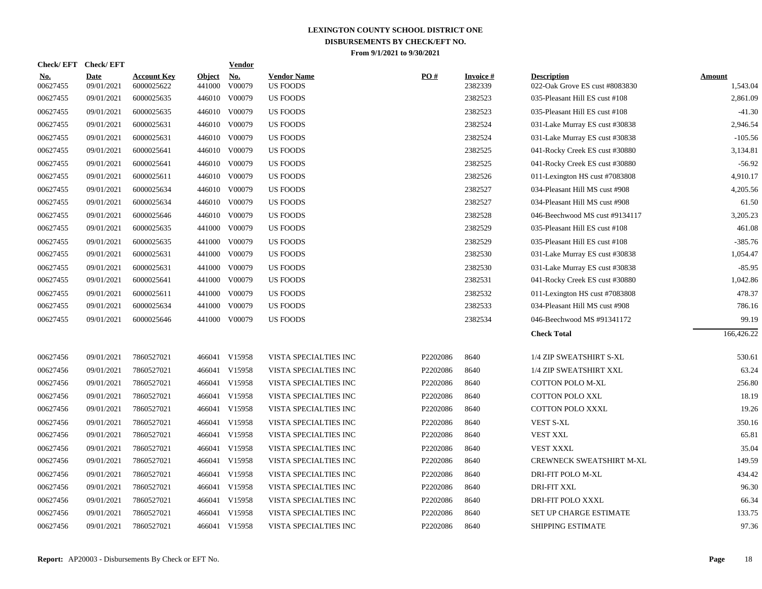# LEXINGTON COUNTY SCHOOL DISTRICT ONE
## DISBURSEMENTS BY CHECK/EFT NO.
### From 9/1/2021 to 9/30/2021

| Check/ EFT No. | Check/ EFT Date | Account Key | Object | Vendor No. | Vendor Name | PO # | Invoice # | Description | Amount |
|---|---|---|---|---|---|---|---|---|---|
| 00627455 | 09/01/2021 | 6000025622 | 441000 | V00079 | US FOODS | | 2382339 | 022-Oak Grove ES cust #8083830 | 1,543.04 |
| 00627455 | 09/01/2021 | 6000025635 | 446010 | V00079 | US FOODS | | 2382523 | 035-Pleasant Hill ES cust #108 | 2,861.09 |
| 00627455 | 09/01/2021 | 6000025635 | 446010 | V00079 | US FOODS | | 2382523 | 035-Pleasant Hill ES cust #108 | -41.30 |
| 00627455 | 09/01/2021 | 6000025631 | 446010 | V00079 | US FOODS | | 2382524 | 031-Lake Murray ES cust #30838 | 2,946.54 |
| 00627455 | 09/01/2021 | 6000025631 | 446010 | V00079 | US FOODS | | 2382524 | 031-Lake Murray ES cust #30838 | -105.56 |
| 00627455 | 09/01/2021 | 6000025641 | 446010 | V00079 | US FOODS | | 2382525 | 041-Rocky Creek ES cust #30880 | 3,134.81 |
| 00627455 | 09/01/2021 | 6000025641 | 446010 | V00079 | US FOODS | | 2382525 | 041-Rocky Creek ES cust #30880 | -56.92 |
| 00627455 | 09/01/2021 | 6000025611 | 446010 | V00079 | US FOODS | | 2382526 | 011-Lexington HS cust #7083808 | 4,910.17 |
| 00627455 | 09/01/2021 | 6000025634 | 446010 | V00079 | US FOODS | | 2382527 | 034-Pleasant Hill MS cust #908 | 4,205.56 |
| 00627455 | 09/01/2021 | 6000025634 | 446010 | V00079 | US FOODS | | 2382527 | 034-Pleasant Hill MS cust #908 | 61.50 |
| 00627455 | 09/01/2021 | 6000025646 | 446010 | V00079 | US FOODS | | 2382528 | 046-Beechwood MS cust #9134117 | 3,205.23 |
| 00627455 | 09/01/2021 | 6000025635 | 441000 | V00079 | US FOODS | | 2382529 | 035-Pleasant Hill ES cust #108 | 461.08 |
| 00627455 | 09/01/2021 | 6000025635 | 441000 | V00079 | US FOODS | | 2382529 | 035-Pleasant Hill ES cust #108 | -385.76 |
| 00627455 | 09/01/2021 | 6000025631 | 441000 | V00079 | US FOODS | | 2382530 | 031-Lake Murray ES cust #30838 | 1,054.47 |
| 00627455 | 09/01/2021 | 6000025631 | 441000 | V00079 | US FOODS | | 2382530 | 031-Lake Murray ES cust #30838 | -85.95 |
| 00627455 | 09/01/2021 | 6000025641 | 441000 | V00079 | US FOODS | | 2382531 | 041-Rocky Creek ES cust #30880 | 1,042.86 |
| 00627455 | 09/01/2021 | 6000025611 | 441000 | V00079 | US FOODS | | 2382532 | 011-Lexington HS cust #7083808 | 478.37 |
| 00627455 | 09/01/2021 | 6000025634 | 441000 | V00079 | US FOODS | | 2382533 | 034-Pleasant Hill MS cust #908 | 786.16 |
| 00627455 | 09/01/2021 | 6000025646 | 441000 | V00079 | US FOODS | | 2382534 | 046-Beechwood MS #91341172 | 99.19 |
| | | | | | | | | **Check Total** | 166,426.22 |
| 00627456 | 09/01/2021 | 7860527021 | 466041 | V15958 | VISTA SPECIALTIES INC | P2202086 | 8640 | 1/4 ZIP SWEATSHIRT S-XL | 530.61 |
| 00627456 | 09/01/2021 | 7860527021 | 466041 | V15958 | VISTA SPECIALTIES INC | P2202086 | 8640 | 1/4 ZIP SWEATSHIRT XXL | 63.24 |
| 00627456 | 09/01/2021 | 7860527021 | 466041 | V15958 | VISTA SPECIALTIES INC | P2202086 | 8640 | COTTON POLO M-XL | 256.80 |
| 00627456 | 09/01/2021 | 7860527021 | 466041 | V15958 | VISTA SPECIALTIES INC | P2202086 | 8640 | COTTON POLO XXL | 18.19 |
| 00627456 | 09/01/2021 | 7860527021 | 466041 | V15958 | VISTA SPECIALTIES INC | P2202086 | 8640 | COTTON POLO XXXL | 19.26 |
| 00627456 | 09/01/2021 | 7860527021 | 466041 | V15958 | VISTA SPECIALTIES INC | P2202086 | 8640 | VEST S-XL | 350.16 |
| 00627456 | 09/01/2021 | 7860527021 | 466041 | V15958 | VISTA SPECIALTIES INC | P2202086 | 8640 | VEST XXL | 65.81 |
| 00627456 | 09/01/2021 | 7860527021 | 466041 | V15958 | VISTA SPECIALTIES INC | P2202086 | 8640 | VEST XXXL | 35.04 |
| 00627456 | 09/01/2021 | 7860527021 | 466041 | V15958 | VISTA SPECIALTIES INC | P2202086 | 8640 | CREWNECK SWEATSHIRT M-XL | 149.59 |
| 00627456 | 09/01/2021 | 7860527021 | 466041 | V15958 | VISTA SPECIALTIES INC | P2202086 | 8640 | DRI-FIT POLO M-XL | 434.42 |
| 00627456 | 09/01/2021 | 7860527021 | 466041 | V15958 | VISTA SPECIALTIES INC | P2202086 | 8640 | DRI-FIT XXL | 96.30 |
| 00627456 | 09/01/2021 | 7860527021 | 466041 | V15958 | VISTA SPECIALTIES INC | P2202086 | 8640 | DRI-FIT POLO XXXL | 66.34 |
| 00627456 | 09/01/2021 | 7860527021 | 466041 | V15958 | VISTA SPECIALTIES INC | P2202086 | 8640 | SET UP CHARGE ESTIMATE | 133.75 |
| 00627456 | 09/01/2021 | 7860527021 | 466041 | V15958 | VISTA SPECIALTIES INC | P2202086 | 8640 | SHIPPING ESTIMATE | 97.36 |

**Report:** AP20003 - Disbursements By Check or EFT No.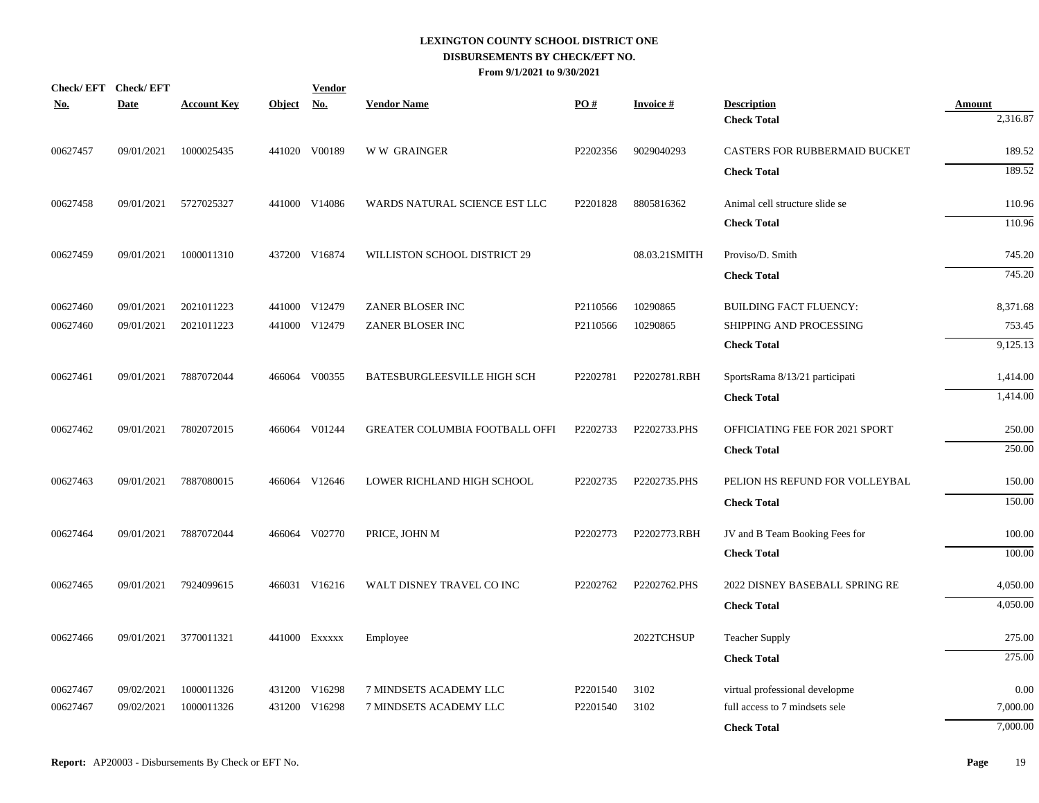# LEXINGTON COUNTY SCHOOL DISTRICT ONE
## DISBURSEMENTS BY CHECK/EFT NO.
### From 9/1/2021 to 9/30/2021

| Check/ EFT No. | Check/ EFT Date | Account Key | Object | Vendor No. | Vendor Name | PO # | Invoice # | Description | Amount |
|---|---|---|---|---|---|---|---|---|---|
| | | | | | | | | **Check Total** | 2,316.87 |
| 00627457 | 09/01/2021 | 1000025435 | 441020 | V00189 | W W GRAINGER | P2202356 | 9029040293 | CASTERS FOR RUBBERMAID BUCKET | 189.52 |
| | | | | | | | | **Check Total** | 189.52 |
| 00627458 | 09/01/2021 | 5727025327 | 441000 | V14086 | WARDS NATURAL SCIENCE EST LLC | P2201828 | 8805816362 | Animal cell structure slide se | 110.96 |
| | | | | | | | | **Check Total** | 110.96 |
| 00627459 | 09/01/2021 | 1000011310 | 437200 | V16874 | WILLISTON SCHOOL DISTRICT 29 | | 08.03.21SMITH | Proviso/D. Smith | 745.20 |
| | | | | | | | | **Check Total** | 745.20 |
| 00627460 | 09/01/2021 | 2021011223 | 441000 | V12479 | ZANER BLOSER INC | P2110566 | 10290865 | BUILDING FACT FLUENCY: | 8,371.68 |
| 00627460 | 09/01/2021 | 2021011223 | 441000 | V12479 | ZANER BLOSER INC | P2110566 | 10290865 | SHIPPING AND PROCESSING | 753.45 |
| | | | | | | | | **Check Total** | 9,125.13 |
| 00627461 | 09/01/2021 | 7887072044 | 466064 | V00355 | BATESBURGLEESVILLE HIGH SCH | P2202781 | P2202781.RBH | SportsRama 8/13/21 participati | 1,414.00 |
| | | | | | | | | **Check Total** | 1,414.00 |
| 00627462 | 09/01/2021 | 7802072015 | 466064 | V01244 | GREATER COLUMBIA FOOTBALL OFFI | P2202733 | P2202733.PHS | OFFICIATING FEE FOR 2021 SPORT | 250.00 |
| | | | | | | | | **Check Total** | 250.00 |
| 00627463 | 09/01/2021 | 7887080015 | 466064 | V12646 | LOWER RICHLAND HIGH SCHOOL | P2202735 | P2202735.PHS | PELION HS REFUND FOR VOLLEYBAL | 150.00 |
| | | | | | | | | **Check Total** | 150.00 |
| 00627464 | 09/01/2021 | 7887072044 | 466064 | V02770 | PRICE, JOHN M | P2202773 | P2202773.RBH | JV and B Team Booking Fees for | 100.00 |
| | | | | | | | | **Check Total** | 100.00 |
| 00627465 | 09/01/2021 | 7924099615 | 466031 | V16216 | WALT DISNEY TRAVEL CO INC | P2202762 | P2202762.PHS | 2022 DISNEY BASEBALL SPRING RE | 4,050.00 |
| | | | | | | | | **Check Total** | 4,050.00 |
| 00627466 | 09/01/2021 | 3770011321 | 441000 | Exxxxx | Employee | | 2022TCHSUP | Teacher Supply | 275.00 |
| | | | | | | | | **Check Total** | 275.00 |
| 00627467 | 09/02/2021 | 1000011326 | 431200 | V16298 | 7 MINDSETS ACADEMY LLC | P2201540 | 3102 | virtual professional developme | 0.00 |
| 00627467 | 09/02/2021 | 1000011326 | 431200 | V16298 | 7 MINDSETS ACADEMY LLC | P2201540 | 3102 | full access to 7 mindsets sele | 7,000.00 |
| | | | | | | | | **Check Total** | 7,000.00 |

**Report:** AP20003 - Disbursements By Check or EFT No.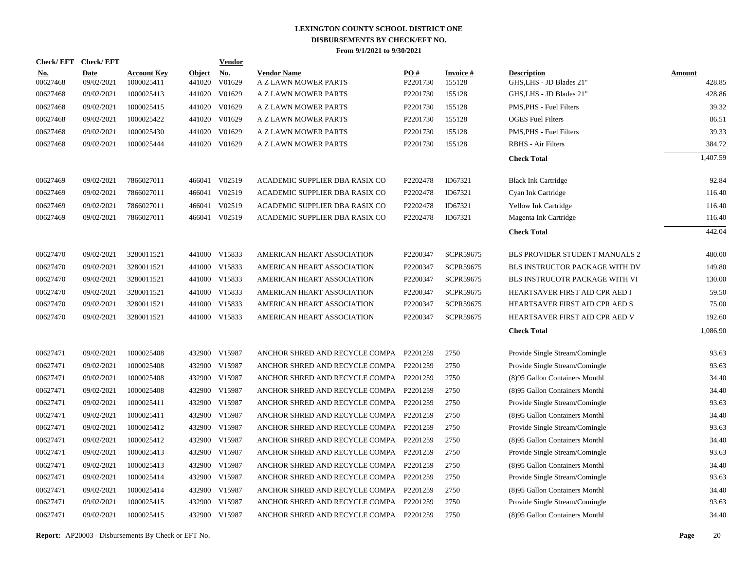# LEXINGTON COUNTY SCHOOL DISTRICT ONE
## DISBURSEMENTS BY CHECK/EFT NO.
### From 9/1/2021 to 9/30/2021

| Check/ EFT No. | Check/ EFT Date | Account Key | Object | Vendor No. | Vendor Name | PO # | Invoice # | Description | Amount |
|---|---|---|---|---|---|---|---|---|---|
| 00627468 | 09/02/2021 | 1000025411 | 441020 | V01629 | A Z LAWN MOWER PARTS | P2201730 | 155128 | GHS,LHS - JD Blades 21" | 428.85 |
| 00627468 | 09/02/2021 | 1000025413 | 441020 | V01629 | A Z LAWN MOWER PARTS | P2201730 | 155128 | GHS,LHS - JD Blades 21" | 428.86 |
| 00627468 | 09/02/2021 | 1000025415 | 441020 | V01629 | A Z LAWN MOWER PARTS | P2201730 | 155128 | PMS,PHS - Fuel Filters | 39.32 |
| 00627468 | 09/02/2021 | 1000025422 | 441020 | V01629 | A Z LAWN MOWER PARTS | P2201730 | 155128 | OGES Fuel Filters | 86.51 |
| 00627468 | 09/02/2021 | 1000025430 | 441020 | V01629 | A Z LAWN MOWER PARTS | P2201730 | 155128 | PMS,PHS - Fuel Filters | 39.33 |
| 00627468 | 09/02/2021 | 1000025444 | 441020 | V01629 | A Z LAWN MOWER PARTS | P2201730 | 155128 | RBHS - Air Filters | 384.72 |
| | | | | | | | | **Check Total** | 1,407.59 |
| 00627469 | 09/02/2021 | 7866027011 | 466041 | V02519 | ACADEMIC SUPPLIER DBA RASIX CO | P2202478 | ID67321 | Black Ink Cartridge | 92.84 |
| 00627469 | 09/02/2021 | 7866027011 | 466041 | V02519 | ACADEMIC SUPPLIER DBA RASIX CO | P2202478 | ID67321 | Cyan Ink Cartridge | 116.40 |
| 00627469 | 09/02/2021 | 7866027011 | 466041 | V02519 | ACADEMIC SUPPLIER DBA RASIX CO | P2202478 | ID67321 | Yellow Ink Cartridge | 116.40 |
| 00627469 | 09/02/2021 | 7866027011 | 466041 | V02519 | ACADEMIC SUPPLIER DBA RASIX CO | P2202478 | ID67321 | Magenta Ink Cartridge | 116.40 |
| | | | | | | | | **Check Total** | 442.04 |
| 00627470 | 09/02/2021 | 3280011521 | 441000 | V15833 | AMERICAN HEART ASSOCIATION | P2200347 | SCPR59675 | BLS PROVIDER STUDENT MANUALS 2 | 480.00 |
| 00627470 | 09/02/2021 | 3280011521 | 441000 | V15833 | AMERICAN HEART ASSOCIATION | P2200347 | SCPR59675 | BLS INSTRUCTOR PACKAGE WITH DV | 149.80 |
| 00627470 | 09/02/2021 | 3280011521 | 441000 | V15833 | AMERICAN HEART ASSOCIATION | P2200347 | SCPR59675 | BLS INSTRUCOTR PACKAGE WITH VI | 130.00 |
| 00627470 | 09/02/2021 | 3280011521 | 441000 | V15833 | AMERICAN HEART ASSOCIATION | P2200347 | SCPR59675 | HEARTSAVER FIRST AID CPR AED I | 59.50 |
| 00627470 | 09/02/2021 | 3280011521 | 441000 | V15833 | AMERICAN HEART ASSOCIATION | P2200347 | SCPR59675 | HEARTSAVER FIRST AID CPR AED S | 75.00 |
| 00627470 | 09/02/2021 | 3280011521 | 441000 | V15833 | AMERICAN HEART ASSOCIATION | P2200347 | SCPR59675 | HEARTSAVER FIRST AID CPR AED V | 192.60 |
| | | | | | | | | **Check Total** | 1,086.90 |
| 00627471 | 09/02/2021 | 1000025408 | 432900 | V15987 | ANCHOR SHRED AND RECYCLE COMPA | P2201259 | 2750 | Provide Single Stream/Comingle | 93.63 |
| 00627471 | 09/02/2021 | 1000025408 | 432900 | V15987 | ANCHOR SHRED AND RECYCLE COMPA | P2201259 | 2750 | Provide Single Stream/Comingle | 93.63 |
| 00627471 | 09/02/2021 | 1000025408 | 432900 | V15987 | ANCHOR SHRED AND RECYCLE COMPA | P2201259 | 2750 | (8)95 Gallon Containers Monthl | 34.40 |
| 00627471 | 09/02/2021 | 1000025408 | 432900 | V15987 | ANCHOR SHRED AND RECYCLE COMPA | P2201259 | 2750 | (8)95 Gallon Containers Monthl | 34.40 |
| 00627471 | 09/02/2021 | 1000025411 | 432900 | V15987 | ANCHOR SHRED AND RECYCLE COMPA | P2201259 | 2750 | Provide Single Stream/Comingle | 93.63 |
| 00627471 | 09/02/2021 | 1000025411 | 432900 | V15987 | ANCHOR SHRED AND RECYCLE COMPA | P2201259 | 2750 | (8)95 Gallon Containers Monthl | 34.40 |
| 00627471 | 09/02/2021 | 1000025412 | 432900 | V15987 | ANCHOR SHRED AND RECYCLE COMPA | P2201259 | 2750 | Provide Single Stream/Comingle | 93.63 |
| 00627471 | 09/02/2021 | 1000025412 | 432900 | V15987 | ANCHOR SHRED AND RECYCLE COMPA | P2201259 | 2750 | (8)95 Gallon Containers Monthl | 34.40 |
| 00627471 | 09/02/2021 | 1000025413 | 432900 | V15987 | ANCHOR SHRED AND RECYCLE COMPA | P2201259 | 2750 | Provide Single Stream/Comingle | 93.63 |
| 00627471 | 09/02/2021 | 1000025413 | 432900 | V15987 | ANCHOR SHRED AND RECYCLE COMPA | P2201259 | 2750 | (8)95 Gallon Containers Monthl | 34.40 |
| 00627471 | 09/02/2021 | 1000025414 | 432900 | V15987 | ANCHOR SHRED AND RECYCLE COMPA | P2201259 | 2750 | Provide Single Stream/Comingle | 93.63 |
| 00627471 | 09/02/2021 | 1000025414 | 432900 | V15987 | ANCHOR SHRED AND RECYCLE COMPA | P2201259 | 2750 | (8)95 Gallon Containers Monthl | 34.40 |
| 00627471 | 09/02/2021 | 1000025415 | 432900 | V15987 | ANCHOR SHRED AND RECYCLE COMPA | P2201259 | 2750 | Provide Single Stream/Comingle | 93.63 |
| 00627471 | 09/02/2021 | 1000025415 | 432900 | V15987 | ANCHOR SHRED AND RECYCLE COMPA | P2201259 | 2750 | (8)95 Gallon Containers Monthl | 34.40 |

**Report:** AP20003 - Disbursements By Check or EFT No.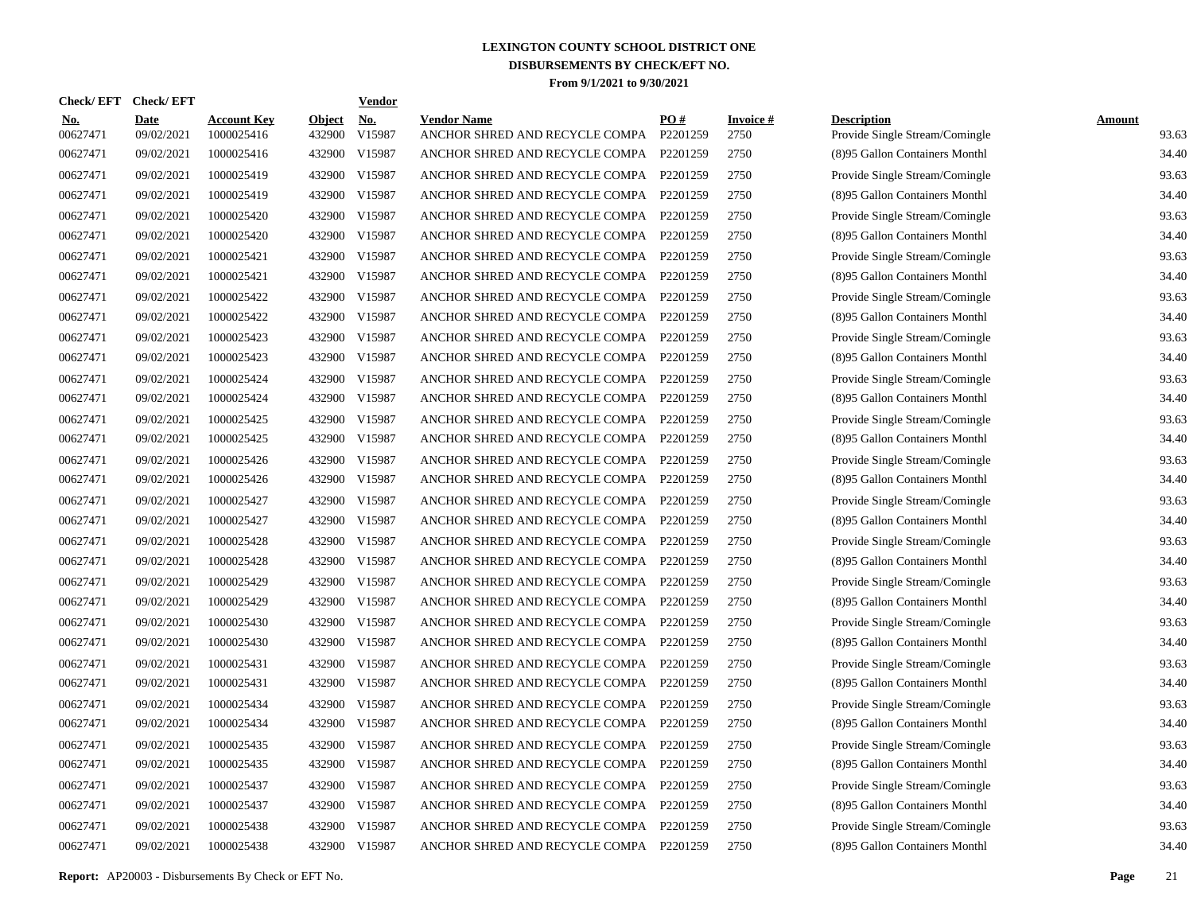# LEXINGTON COUNTY SCHOOL DISTRICT ONE

## DISBURSEMENTS BY CHECK/EFT NO.

### From 9/1/2021 to 9/30/2021

| Check/ EFT No. | Check/ EFT Date | Account Key | Object | Vendor No. | Vendor Name | PO # | Invoice # | Description | Amount |
|---|---|---|---|---|---|---|---|---|---|
| 00627471 | 09/02/2021 | 1000025416 | 432900 | V15987 | ANCHOR SHRED AND RECYCLE COMPA | P2201259 | 2750 | Provide Single Stream/Comingle | 93.63 |
| 00627471 | 09/02/2021 | 1000025416 | 432900 | V15987 | ANCHOR SHRED AND RECYCLE COMPA | P2201259 | 2750 | (8)95 Gallon Containers Monthl | 34.40 |
| 00627471 | 09/02/2021 | 1000025419 | 432900 | V15987 | ANCHOR SHRED AND RECYCLE COMPA | P2201259 | 2750 | Provide Single Stream/Comingle | 93.63 |
| 00627471 | 09/02/2021 | 1000025419 | 432900 | V15987 | ANCHOR SHRED AND RECYCLE COMPA | P2201259 | 2750 | (8)95 Gallon Containers Monthl | 34.40 |
| 00627471 | 09/02/2021 | 1000025420 | 432900 | V15987 | ANCHOR SHRED AND RECYCLE COMPA | P2201259 | 2750 | Provide Single Stream/Comingle | 93.63 |
| 00627471 | 09/02/2021 | 1000025420 | 432900 | V15987 | ANCHOR SHRED AND RECYCLE COMPA | P2201259 | 2750 | (8)95 Gallon Containers Monthl | 34.40 |
| 00627471 | 09/02/2021 | 1000025421 | 432900 | V15987 | ANCHOR SHRED AND RECYCLE COMPA | P2201259 | 2750 | Provide Single Stream/Comingle | 93.63 |
| 00627471 | 09/02/2021 | 1000025421 | 432900 | V15987 | ANCHOR SHRED AND RECYCLE COMPA | P2201259 | 2750 | (8)95 Gallon Containers Monthl | 34.40 |
| 00627471 | 09/02/2021 | 1000025422 | 432900 | V15987 | ANCHOR SHRED AND RECYCLE COMPA | P2201259 | 2750 | Provide Single Stream/Comingle | 93.63 |
| 00627471 | 09/02/2021 | 1000025422 | 432900 | V15987 | ANCHOR SHRED AND RECYCLE COMPA | P2201259 | 2750 | (8)95 Gallon Containers Monthl | 34.40 |
| 00627471 | 09/02/2021 | 1000025423 | 432900 | V15987 | ANCHOR SHRED AND RECYCLE COMPA | P2201259 | 2750 | Provide Single Stream/Comingle | 93.63 |
| 00627471 | 09/02/2021 | 1000025423 | 432900 | V15987 | ANCHOR SHRED AND RECYCLE COMPA | P2201259 | 2750 | (8)95 Gallon Containers Monthl | 34.40 |
| 00627471 | 09/02/2021 | 1000025424 | 432900 | V15987 | ANCHOR SHRED AND RECYCLE COMPA | P2201259 | 2750 | Provide Single Stream/Comingle | 93.63 |
| 00627471 | 09/02/2021 | 1000025424 | 432900 | V15987 | ANCHOR SHRED AND RECYCLE COMPA | P2201259 | 2750 | (8)95 Gallon Containers Monthl | 34.40 |
| 00627471 | 09/02/2021 | 1000025425 | 432900 | V15987 | ANCHOR SHRED AND RECYCLE COMPA | P2201259 | 2750 | Provide Single Stream/Comingle | 93.63 |
| 00627471 | 09/02/2021 | 1000025425 | 432900 | V15987 | ANCHOR SHRED AND RECYCLE COMPA | P2201259 | 2750 | (8)95 Gallon Containers Monthl | 34.40 |
| 00627471 | 09/02/2021 | 1000025426 | 432900 | V15987 | ANCHOR SHRED AND RECYCLE COMPA | P2201259 | 2750 | Provide Single Stream/Comingle | 93.63 |
| 00627471 | 09/02/2021 | 1000025426 | 432900 | V15987 | ANCHOR SHRED AND RECYCLE COMPA | P2201259 | 2750 | (8)95 Gallon Containers Monthl | 34.40 |
| 00627471 | 09/02/2021 | 1000025427 | 432900 | V15987 | ANCHOR SHRED AND RECYCLE COMPA | P2201259 | 2750 | Provide Single Stream/Comingle | 93.63 |
| 00627471 | 09/02/2021 | 1000025427 | 432900 | V15987 | ANCHOR SHRED AND RECYCLE COMPA | P2201259 | 2750 | (8)95 Gallon Containers Monthl | 34.40 |
| 00627471 | 09/02/2021 | 1000025428 | 432900 | V15987 | ANCHOR SHRED AND RECYCLE COMPA | P2201259 | 2750 | Provide Single Stream/Comingle | 93.63 |
| 00627471 | 09/02/2021 | 1000025428 | 432900 | V15987 | ANCHOR SHRED AND RECYCLE COMPA | P2201259 | 2750 | (8)95 Gallon Containers Monthl | 34.40 |
| 00627471 | 09/02/2021 | 1000025429 | 432900 | V15987 | ANCHOR SHRED AND RECYCLE COMPA | P2201259 | 2750 | Provide Single Stream/Comingle | 93.63 |
| 00627471 | 09/02/2021 | 1000025429 | 432900 | V15987 | ANCHOR SHRED AND RECYCLE COMPA | P2201259 | 2750 | (8)95 Gallon Containers Monthl | 34.40 |
| 00627471 | 09/02/2021 | 1000025430 | 432900 | V15987 | ANCHOR SHRED AND RECYCLE COMPA | P2201259 | 2750 | Provide Single Stream/Comingle | 93.63 |
| 00627471 | 09/02/2021 | 1000025430 | 432900 | V15987 | ANCHOR SHRED AND RECYCLE COMPA | P2201259 | 2750 | (8)95 Gallon Containers Monthl | 34.40 |
| 00627471 | 09/02/2021 | 1000025431 | 432900 | V15987 | ANCHOR SHRED AND RECYCLE COMPA | P2201259 | 2750 | Provide Single Stream/Comingle | 93.63 |
| 00627471 | 09/02/2021 | 1000025431 | 432900 | V15987 | ANCHOR SHRED AND RECYCLE COMPA | P2201259 | 2750 | (8)95 Gallon Containers Monthl | 34.40 |
| 00627471 | 09/02/2021 | 1000025434 | 432900 | V15987 | ANCHOR SHRED AND RECYCLE COMPA | P2201259 | 2750 | Provide Single Stream/Comingle | 93.63 |
| 00627471 | 09/02/2021 | 1000025434 | 432900 | V15987 | ANCHOR SHRED AND RECYCLE COMPA | P2201259 | 2750 | (8)95 Gallon Containers Monthl | 34.40 |
| 00627471 | 09/02/2021 | 1000025435 | 432900 | V15987 | ANCHOR SHRED AND RECYCLE COMPA | P2201259 | 2750 | Provide Single Stream/Comingle | 93.63 |
| 00627471 | 09/02/2021 | 1000025435 | 432900 | V15987 | ANCHOR SHRED AND RECYCLE COMPA | P2201259 | 2750 | (8)95 Gallon Containers Monthl | 34.40 |
| 00627471 | 09/02/2021 | 1000025437 | 432900 | V15987 | ANCHOR SHRED AND RECYCLE COMPA | P2201259 | 2750 | Provide Single Stream/Comingle | 93.63 |
| 00627471 | 09/02/2021 | 1000025437 | 432900 | V15987 | ANCHOR SHRED AND RECYCLE COMPA | P2201259 | 2750 | (8)95 Gallon Containers Monthl | 34.40 |
| 00627471 | 09/02/2021 | 1000025438 | 432900 | V15987 | ANCHOR SHRED AND RECYCLE COMPA | P2201259 | 2750 | Provide Single Stream/Comingle | 93.63 |
| 00627471 | 09/02/2021 | 1000025438 | 432900 | V15987 | ANCHOR SHRED AND RECYCLE COMPA | P2201259 | 2750 | (8)95 Gallon Containers Monthl | 34.40 |

**Report:** AP20003 - Disbursements By Check or EFT No.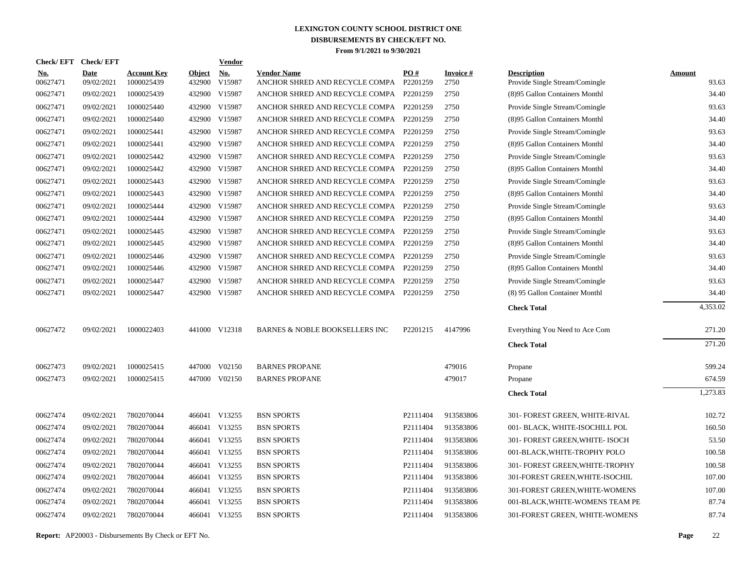# LEXINGTON COUNTY SCHOOL DISTRICT ONE
## DISBURSEMENTS BY CHECK/EFT NO.
### From 9/1/2021 to 9/30/2021

| Check/ EFT No. | Check/ EFT Date | Account Key | Object | Vendor No. | Vendor Name | PO # | Invoice # | Description | Amount |
|---|---|---|---|---|---|---|---|---|---|
| 00627471 | 09/02/2021 | 1000025439 | 432900 | V15987 | ANCHOR SHRED AND RECYCLE COMPA | P2201259 | 2750 | Provide Single Stream/Comingle | 93.63 |
| 00627471 | 09/02/2021 | 1000025439 | 432900 | V15987 | ANCHOR SHRED AND RECYCLE COMPA | P2201259 | 2750 | (8)95 Gallon Containers Monthl | 34.40 |
| 00627471 | 09/02/2021 | 1000025440 | 432900 | V15987 | ANCHOR SHRED AND RECYCLE COMPA | P2201259 | 2750 | Provide Single Stream/Comingle | 93.63 |
| 00627471 | 09/02/2021 | 1000025440 | 432900 | V15987 | ANCHOR SHRED AND RECYCLE COMPA | P2201259 | 2750 | (8)95 Gallon Containers Monthl | 34.40 |
| 00627471 | 09/02/2021 | 1000025441 | 432900 | V15987 | ANCHOR SHRED AND RECYCLE COMPA | P2201259 | 2750 | Provide Single Stream/Comingle | 93.63 |
| 00627471 | 09/02/2021 | 1000025441 | 432900 | V15987 | ANCHOR SHRED AND RECYCLE COMPA | P2201259 | 2750 | (8)95 Gallon Containers Monthl | 34.40 |
| 00627471 | 09/02/2021 | 1000025442 | 432900 | V15987 | ANCHOR SHRED AND RECYCLE COMPA | P2201259 | 2750 | Provide Single Stream/Comingle | 93.63 |
| 00627471 | 09/02/2021 | 1000025442 | 432900 | V15987 | ANCHOR SHRED AND RECYCLE COMPA | P2201259 | 2750 | (8)95 Gallon Containers Monthl | 34.40 |
| 00627471 | 09/02/2021 | 1000025443 | 432900 | V15987 | ANCHOR SHRED AND RECYCLE COMPA | P2201259 | 2750 | Provide Single Stream/Comingle | 93.63 |
| 00627471 | 09/02/2021 | 1000025443 | 432900 | V15987 | ANCHOR SHRED AND RECYCLE COMPA | P2201259 | 2750 | (8)95 Gallon Containers Monthl | 34.40 |
| 00627471 | 09/02/2021 | 1000025444 | 432900 | V15987 | ANCHOR SHRED AND RECYCLE COMPA | P2201259 | 2750 | Provide Single Stream/Comingle | 93.63 |
| 00627471 | 09/02/2021 | 1000025444 | 432900 | V15987 | ANCHOR SHRED AND RECYCLE COMPA | P2201259 | 2750 | (8)95 Gallon Containers Monthl | 34.40 |
| 00627471 | 09/02/2021 | 1000025445 | 432900 | V15987 | ANCHOR SHRED AND RECYCLE COMPA | P2201259 | 2750 | Provide Single Stream/Comingle | 93.63 |
| 00627471 | 09/02/2021 | 1000025445 | 432900 | V15987 | ANCHOR SHRED AND RECYCLE COMPA | P2201259 | 2750 | (8)95 Gallon Containers Monthl | 34.40 |
| 00627471 | 09/02/2021 | 1000025446 | 432900 | V15987 | ANCHOR SHRED AND RECYCLE COMPA | P2201259 | 2750 | Provide Single Stream/Comingle | 93.63 |
| 00627471 | 09/02/2021 | 1000025446 | 432900 | V15987 | ANCHOR SHRED AND RECYCLE COMPA | P2201259 | 2750 | (8)95 Gallon Containers Monthl | 34.40 |
| 00627471 | 09/02/2021 | 1000025447 | 432900 | V15987 | ANCHOR SHRED AND RECYCLE COMPA | P2201259 | 2750 | Provide Single Stream/Comingle | 93.63 |
| 00627471 | 09/02/2021 | 1000025447 | 432900 | V15987 | ANCHOR SHRED AND RECYCLE COMPA | P2201259 | 2750 | (8) 95 Gallon Container Monthl | 34.40 |
| | | | | | | | | **Check Total** | 4,353.02 |
| 00627472 | 09/02/2021 | 1000022403 | 441000 | V12318 | BARNES & NOBLE BOOKSELLERS INC | P2201215 | 4147996 | Everything You Need to Ace Com | 271.20 |
| | | | | | | | | **Check Total** | 271.20 |
| 00627473 | 09/02/2021 | 1000025415 | 447000 | V02150 | BARNES PROPANE | | 479016 | Propane | 599.24 |
| 00627473 | 09/02/2021 | 1000025415 | 447000 | V02150 | BARNES PROPANE | | 479017 | Propane | 674.59 |
| | | | | | | | | **Check Total** | 1,273.83 |
| 00627474 | 09/02/2021 | 7802070044 | 466041 | V13255 | BSN SPORTS | P2111404 | 913583806 | 301- FOREST GREEN, WHITE-RIVAL | 102.72 |
| 00627474 | 09/02/2021 | 7802070044 | 466041 | V13255 | BSN SPORTS | P2111404 | 913583806 | 001- BLACK, WHITE-ISOCHILL POL | 160.50 |
| 00627474 | 09/02/2021 | 7802070044 | 466041 | V13255 | BSN SPORTS | P2111404 | 913583806 | 301- FOREST GREEN,WHITE- ISOCH | 53.50 |
| 00627474 | 09/02/2021 | 7802070044 | 466041 | V13255 | BSN SPORTS | P2111404 | 913583806 | 001-BLACK,WHITE-TROPHY POLO | 100.58 |
| 00627474 | 09/02/2021 | 7802070044 | 466041 | V13255 | BSN SPORTS | P2111404 | 913583806 | 301- FOREST GREEN,WHITE-TROPHY | 100.58 |
| 00627474 | 09/02/2021 | 7802070044 | 466041 | V13255 | BSN SPORTS | P2111404 | 913583806 | 301-FOREST GREEN,WHITE-ISOCHIL | 107.00 |
| 00627474 | 09/02/2021 | 7802070044 | 466041 | V13255 | BSN SPORTS | P2111404 | 913583806 | 301-FOREST GREEN,WHITE-WOMENS | 107.00 |
| 00627474 | 09/02/2021 | 7802070044 | 466041 | V13255 | BSN SPORTS | P2111404 | 913583806 | 001-BLACK,WHITE-WOMENS TEAM PE | 87.74 |
| 00627474 | 09/02/2021 | 7802070044 | 466041 | V13255 | BSN SPORTS | P2111404 | 913583806 | 301-FOREST GREEN, WHITE-WOMENS | 87.74 |

**Report:** AP20003 - Disbursements By Check or EFT No.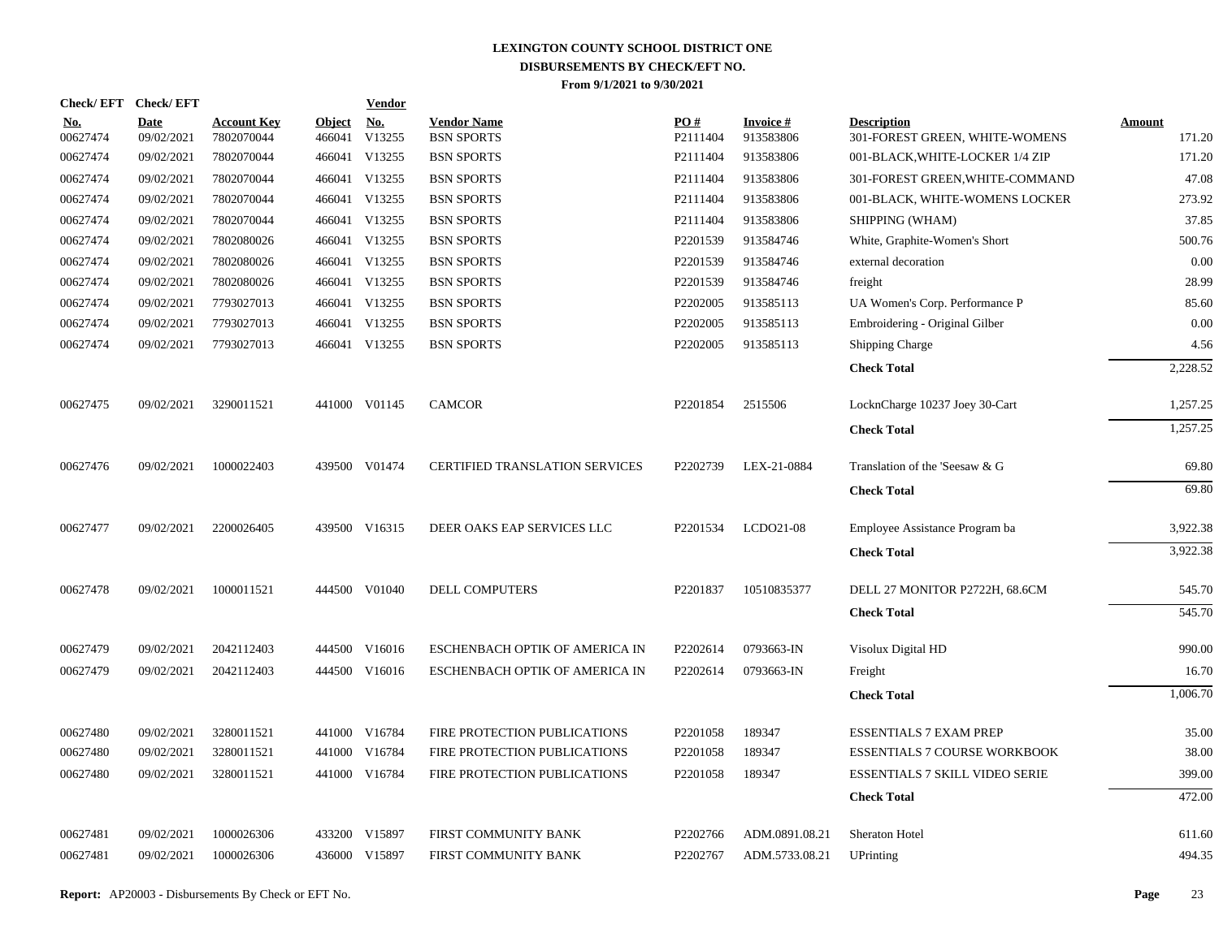# LEXINGTON COUNTY SCHOOL DISTRICT ONE
## DISBURSEMENTS BY CHECK/EFT NO.
### From 9/1/2021 to 9/30/2021

| Check/ EFT No. | Check/ EFT Date | Account Key | Object | Vendor No. | Vendor Name | PO # | Invoice # | Description | Amount |
|---|---|---|---|---|---|---|---|---|---|
| 00627474 | 09/02/2021 | 7802070044 | 466041 | V13255 | BSN SPORTS | P2111404 | 913583806 | 301-FOREST GREEN, WHITE-WOMENS | 171.20 |
| 00627474 | 09/02/2021 | 7802070044 | 466041 | V13255 | BSN SPORTS | P2111404 | 913583806 | 001-BLACK,WHITE-LOCKER 1/4 ZIP | 171.20 |
| 00627474 | 09/02/2021 | 7802070044 | 466041 | V13255 | BSN SPORTS | P2111404 | 913583806 | 301-FOREST GREEN,WHITE-COMMAND | 47.08 |
| 00627474 | 09/02/2021 | 7802070044 | 466041 | V13255 | BSN SPORTS | P2111404 | 913583806 | 001-BLACK, WHITE-WOMENS LOCKER | 273.92 |
| 00627474 | 09/02/2021 | 7802070044 | 466041 | V13255 | BSN SPORTS | P2111404 | 913583806 | SHIPPING (WHAM) | 37.85 |
| 00627474 | 09/02/2021 | 7802080026 | 466041 | V13255 | BSN SPORTS | P2201539 | 913584746 | White, Graphite-Women's Short | 500.76 |
| 00627474 | 09/02/2021 | 7802080026 | 466041 | V13255 | BSN SPORTS | P2201539 | 913584746 | external decoration | 0.00 |
| 00627474 | 09/02/2021 | 7802080026 | 466041 | V13255 | BSN SPORTS | P2201539 | 913584746 | freight | 28.99 |
| 00627474 | 09/02/2021 | 7793027013 | 466041 | V13255 | BSN SPORTS | P2202005 | 913585113 | UA Women's Corp. Performance P | 85.60 |
| 00627474 | 09/02/2021 | 7793027013 | 466041 | V13255 | BSN SPORTS | P2202005 | 913585113 | Embroidering - Original Gilber | 0.00 |
| 00627474 | 09/02/2021 | 7793027013 | 466041 | V13255 | BSN SPORTS | P2202005 | 913585113 | Shipping Charge | 4.56 |
| | | | | | | | | **Check Total** | 2,228.52 |
| 00627475 | 09/02/2021 | 3290011521 | 441000 | V01145 | CAMCOR | P2201854 | 2515506 | LocknCharge 10237 Joey 30-Cart | 1,257.25 |
| | | | | | | | | **Check Total** | 1,257.25 |
| 00627476 | 09/02/2021 | 1000022403 | 439500 | V01474 | CERTIFIED TRANSLATION SERVICES | P2202739 | LEX-21-0884 | Translation of the 'Seesaw & G | 69.80 |
| | | | | | | | | **Check Total** | 69.80 |
| 00627477 | 09/02/2021 | 2200026405 | 439500 | V16315 | DEER OAKS EAP SERVICES LLC | P2201534 | LCDO21-08 | Employee Assistance Program ba | 3,922.38 |
| | | | | | | | | **Check Total** | 3,922.38 |
| 00627478 | 09/02/2021 | 1000011521 | 444500 | V01040 | DELL COMPUTERS | P2201837 | 10510835377 | DELL 27 MONITOR P2722H, 68.6CM | 545.70 |
| | | | | | | | | **Check Total** | 545.70 |
| 00627479 | 09/02/2021 | 2042112403 | 444500 | V16016 | ESCHENBACH OPTIK OF AMERICA IN | P2202614 | 0793663-IN | Visolux Digital HD | 990.00 |
| 00627479 | 09/02/2021 | 2042112403 | 444500 | V16016 | ESCHENBACH OPTIK OF AMERICA IN | P2202614 | 0793663-IN | Freight | 16.70 |
| | | | | | | | | **Check Total** | 1,006.70 |
| 00627480 | 09/02/2021 | 3280011521 | 441000 | V16784 | FIRE PROTECTION PUBLICATIONS | P2201058 | 189347 | ESSENTIALS 7 EXAM PREP | 35.00 |
| 00627480 | 09/02/2021 | 3280011521 | 441000 | V16784 | FIRE PROTECTION PUBLICATIONS | P2201058 | 189347 | ESSENTIALS 7 COURSE WORKBOOK | 38.00 |
| 00627480 | 09/02/2021 | 3280011521 | 441000 | V16784 | FIRE PROTECTION PUBLICATIONS | P2201058 | 189347 | ESSENTIALS 7 SKILL VIDEO SERIE | 399.00 |
| | | | | | | | | **Check Total** | 472.00 |
| 00627481 | 09/02/2021 | 1000026306 | 433200 | V15897 | FIRST COMMUNITY BANK | P2202766 | ADM.0891.08.21 | Sheraton Hotel | 611.60 |
| 00627481 | 09/02/2021 | 1000026306 | 436000 | V15897 | FIRST COMMUNITY BANK | P2202767 | ADM.5733.08.21 | UPrinting | 494.35 |

**Report:** AP20003 - Disbursements By Check or EFT No.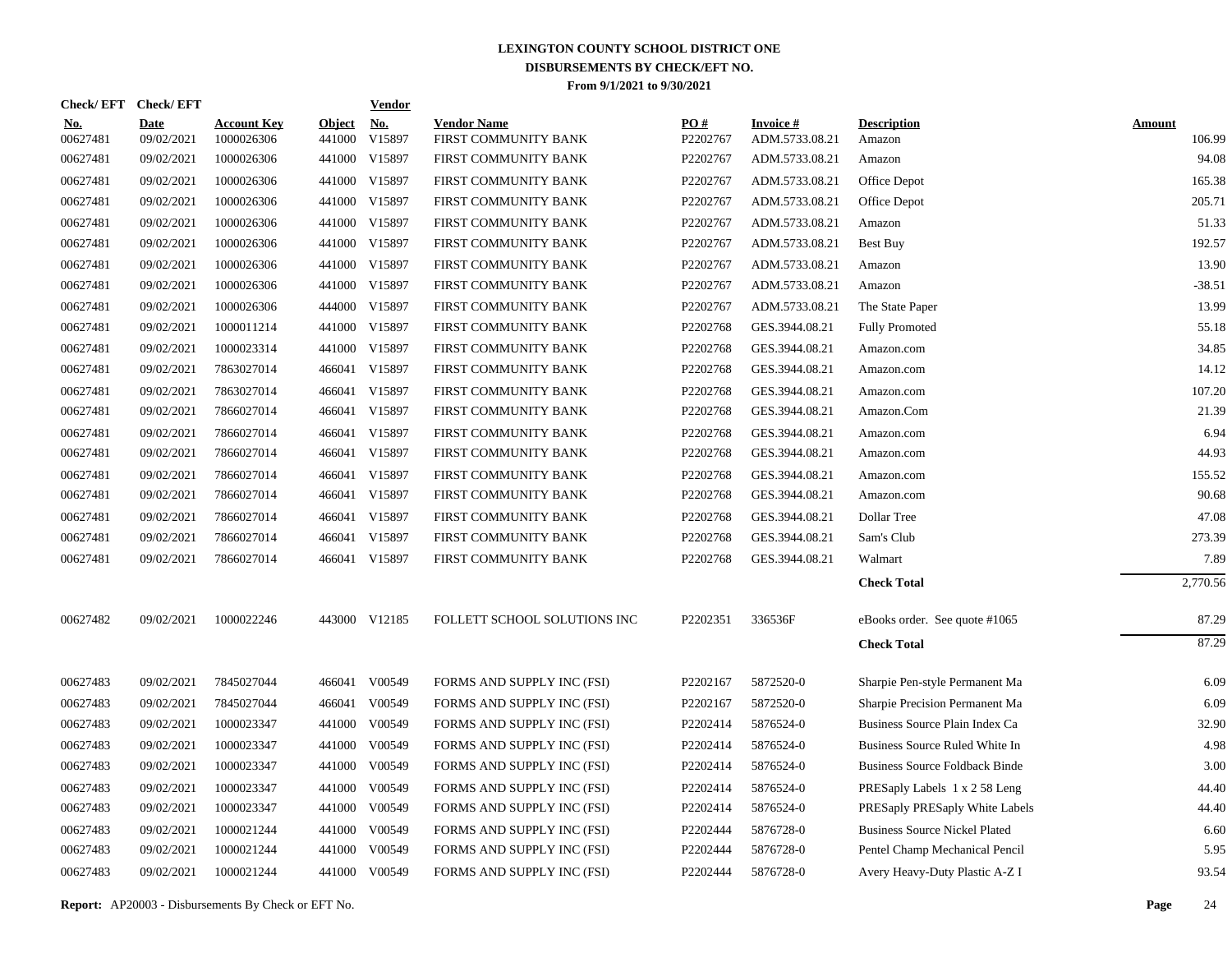# LEXINGTON COUNTY SCHOOL DISTRICT ONE
## DISBURSEMENTS BY CHECK/EFT NO.
### From 9/1/2021 to 9/30/2021

| Check/ EFT No. | Check/ EFT Date | Account Key | Object | Vendor No. | Vendor Name | PO # | Invoice # | Description | Amount |
|---|---|---|---|---|---|---|---|---|---|
| 00627481 | 09/02/2021 | 1000026306 | 441000 | V15897 | FIRST COMMUNITY BANK | P2202767 | ADM.5733.08.21 | Amazon | 106.99 |
| 00627481 | 09/02/2021 | 1000026306 | 441000 | V15897 | FIRST COMMUNITY BANK | P2202767 | ADM.5733.08.21 | Amazon | 94.08 |
| 00627481 | 09/02/2021 | 1000026306 | 441000 | V15897 | FIRST COMMUNITY BANK | P2202767 | ADM.5733.08.21 | Office Depot | 165.38 |
| 00627481 | 09/02/2021 | 1000026306 | 441000 | V15897 | FIRST COMMUNITY BANK | P2202767 | ADM.5733.08.21 | Office Depot | 205.71 |
| 00627481 | 09/02/2021 | 1000026306 | 441000 | V15897 | FIRST COMMUNITY BANK | P2202767 | ADM.5733.08.21 | Amazon | 51.33 |
| 00627481 | 09/02/2021 | 1000026306 | 441000 | V15897 | FIRST COMMUNITY BANK | P2202767 | ADM.5733.08.21 | Best Buy | 192.57 |
| 00627481 | 09/02/2021 | 1000026306 | 441000 | V15897 | FIRST COMMUNITY BANK | P2202767 | ADM.5733.08.21 | Amazon | 13.90 |
| 00627481 | 09/02/2021 | 1000026306 | 441000 | V15897 | FIRST COMMUNITY BANK | P2202767 | ADM.5733.08.21 | Amazon | -38.51 |
| 00627481 | 09/02/2021 | 1000026306 | 444000 | V15897 | FIRST COMMUNITY BANK | P2202767 | ADM.5733.08.21 | The State Paper | 13.99 |
| 00627481 | 09/02/2021 | 1000011214 | 441000 | V15897 | FIRST COMMUNITY BANK | P2202768 | GES.3944.08.21 | Fully Promoted | 55.18 |
| 00627481 | 09/02/2021 | 1000023314 | 441000 | V15897 | FIRST COMMUNITY BANK | P2202768 | GES.3944.08.21 | Amazon.com | 34.85 |
| 00627481 | 09/02/2021 | 7863027014 | 466041 | V15897 | FIRST COMMUNITY BANK | P2202768 | GES.3944.08.21 | Amazon.com | 14.12 |
| 00627481 | 09/02/2021 | 7863027014 | 466041 | V15897 | FIRST COMMUNITY BANK | P2202768 | GES.3944.08.21 | Amazon.com | 107.20 |
| 00627481 | 09/02/2021 | 7866027014 | 466041 | V15897 | FIRST COMMUNITY BANK | P2202768 | GES.3944.08.21 | Amazon.Com | 21.39 |
| 00627481 | 09/02/2021 | 7866027014 | 466041 | V15897 | FIRST COMMUNITY BANK | P2202768 | GES.3944.08.21 | Amazon.com | 6.94 |
| 00627481 | 09/02/2021 | 7866027014 | 466041 | V15897 | FIRST COMMUNITY BANK | P2202768 | GES.3944.08.21 | Amazon.com | 44.93 |
| 00627481 | 09/02/2021 | 7866027014 | 466041 | V15897 | FIRST COMMUNITY BANK | P2202768 | GES.3944.08.21 | Amazon.com | 155.52 |
| 00627481 | 09/02/2021 | 7866027014 | 466041 | V15897 | FIRST COMMUNITY BANK | P2202768 | GES.3944.08.21 | Amazon.com | 90.68 |
| 00627481 | 09/02/2021 | 7866027014 | 466041 | V15897 | FIRST COMMUNITY BANK | P2202768 | GES.3944.08.21 | Dollar Tree | 47.08 |
| 00627481 | 09/02/2021 | 7866027014 | 466041 | V15897 | FIRST COMMUNITY BANK | P2202768 | GES.3944.08.21 | Sam's Club | 273.39 |
| 00627481 | 09/02/2021 | 7866027014 | 466041 | V15897 | FIRST COMMUNITY BANK | P2202768 | GES.3944.08.21 | Walmart | 7.89 |
| | | | | | | | | **Check Total** | 2,770.56 |
| 00627482 | 09/02/2021 | 1000022246 | 443000 | V12185 | FOLLETT SCHOOL SOLUTIONS INC | P2202351 | 336536F | eBooks order. See quote #1065 | 87.29 |
| | | | | | | | | **Check Total** | 87.29 |
| 00627483 | 09/02/2021 | 7845027044 | 466041 | V00549 | FORMS AND SUPPLY INC (FSI) | P2202167 | 5872520-0 | Sharpie Pen-style Permanent Ma | 6.09 |
| 00627483 | 09/02/2021 | 7845027044 | 466041 | V00549 | FORMS AND SUPPLY INC (FSI) | P2202167 | 5872520-0 | Sharpie Precision Permanent Ma | 6.09 |
| 00627483 | 09/02/2021 | 1000023347 | 441000 | V00549 | FORMS AND SUPPLY INC (FSI) | P2202414 | 5876524-0 | Business Source Plain Index Ca | 32.90 |
| 00627483 | 09/02/2021 | 1000023347 | 441000 | V00549 | FORMS AND SUPPLY INC (FSI) | P2202414 | 5876524-0 | Business Source Ruled White In | 4.98 |
| 00627483 | 09/02/2021 | 1000023347 | 441000 | V00549 | FORMS AND SUPPLY INC (FSI) | P2202414 | 5876524-0 | Business Source Foldback Binde | 3.00 |
| 00627483 | 09/02/2021 | 1000023347 | 441000 | V00549 | FORMS AND SUPPLY INC (FSI) | P2202414 | 5876524-0 | PRESaply Labels 1 x 2 58 Leng | 44.40 |
| 00627483 | 09/02/2021 | 1000023347 | 441000 | V00549 | FORMS AND SUPPLY INC (FSI) | P2202414 | 5876524-0 | PRESaply PRESaply White Labels | 44.40 |
| 00627483 | 09/02/2021 | 1000021244 | 441000 | V00549 | FORMS AND SUPPLY INC (FSI) | P2202444 | 5876728-0 | Business Source Nickel Plated | 6.60 |
| 00627483 | 09/02/2021 | 1000021244 | 441000 | V00549 | FORMS AND SUPPLY INC (FSI) | P2202444 | 5876728-0 | Pentel Champ Mechanical Pencil | 5.95 |
| 00627483 | 09/02/2021 | 1000021244 | 441000 | V00549 | FORMS AND SUPPLY INC (FSI) | P2202444 | 5876728-0 | Avery Heavy-Duty Plastic A-Z I | 93.54 |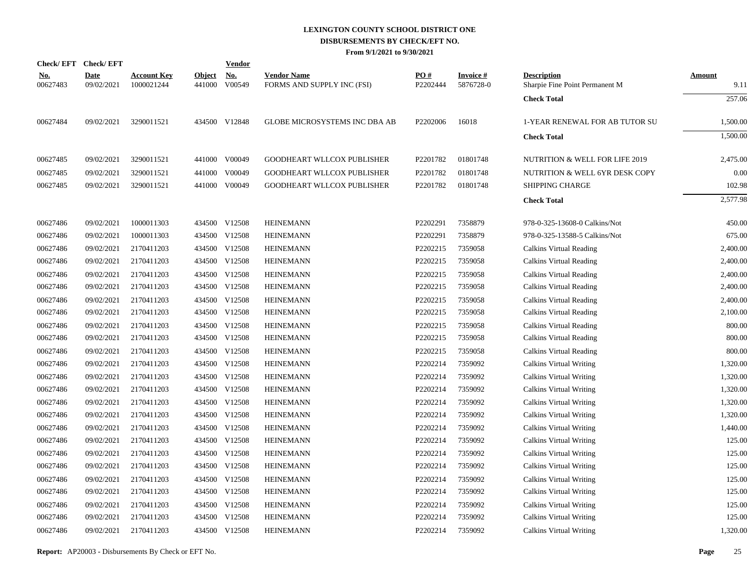# LEXINGTON COUNTY SCHOOL DISTRICT ONE
## DISBURSEMENTS BY CHECK/EFT NO.
### From 9/1/2021 to 9/30/2021

| Check/ EFT No. | Check/ EFT Date | Account Key | Object | Vendor No. | Vendor Name | PO # | Invoice # | Description | Amount |
|---|---|---|---|---|---|---|---|---|---|
| 00627483 | 09/02/2021 | 1000021244 | 441000 | V00549 | FORMS AND SUPPLY INC (FSI) | P2202444 | 5876728-0 | Sharpie Fine Point Permanent M | 9.11 |
| | | | | | | | | **Check Total** | 257.06 |
| 00627484 | 09/02/2021 | 3290011521 | 434500 | V12848 | GLOBE MICROSYSTEMS INC DBA AB | P2202006 | 16018 | 1-YEAR RENEWAL FOR AB TUTOR SU | 1,500.00 |
| | | | | | | | | **Check Total** | 1,500.00 |
| 00627485 | 09/02/2021 | 3290011521 | 441000 | V00049 | GOODHEART WLLCOX PUBLISHER | P2201782 | 01801748 | NUTRITION & WELL FOR LIFE 2019 | 2,475.00 |
| 00627485 | 09/02/2021 | 3290011521 | 441000 | V00049 | GOODHEART WLLCOX PUBLISHER | P2201782 | 01801748 | NUTRITION & WELL 6YR DESK COPY | 0.00 |
| 00627485 | 09/02/2021 | 3290011521 | 441000 | V00049 | GOODHEART WLLCOX PUBLISHER | P2201782 | 01801748 | SHIPPING CHARGE | 102.98 |
| | | | | | | | | **Check Total** | 2,577.98 |
| 00627486 | 09/02/2021 | 1000011303 | 434500 | V12508 | HEINEMANN | P2202291 | 7358879 | 978-0-325-13608-0 Calkins/Not | 450.00 |
| 00627486 | 09/02/2021 | 1000011303 | 434500 | V12508 | HEINEMANN | P2202291 | 7358879 | 978-0-325-13588-5 Calkins/Not | 675.00 |
| 00627486 | 09/02/2021 | 2170411203 | 434500 | V12508 | HEINEMANN | P2202215 | 7359058 | Calkins Virtual Reading | 2,400.00 |
| 00627486 | 09/02/2021 | 2170411203 | 434500 | V12508 | HEINEMANN | P2202215 | 7359058 | Calkins Virtual Reading | 2,400.00 |
| 00627486 | 09/02/2021 | 2170411203 | 434500 | V12508 | HEINEMANN | P2202215 | 7359058 | Calkins Virtual Reading | 2,400.00 |
| 00627486 | 09/02/2021 | 2170411203 | 434500 | V12508 | HEINEMANN | P2202215 | 7359058 | Calkins Virtual Reading | 2,400.00 |
| 00627486 | 09/02/2021 | 2170411203 | 434500 | V12508 | HEINEMANN | P2202215 | 7359058 | Calkins Virtual Reading | 2,400.00 |
| 00627486 | 09/02/2021 | 2170411203 | 434500 | V12508 | HEINEMANN | P2202215 | 7359058 | Calkins Virtual Reading | 2,100.00 |
| 00627486 | 09/02/2021 | 2170411203 | 434500 | V12508 | HEINEMANN | P2202215 | 7359058 | Calkins Virtual Reading | 800.00 |
| 00627486 | 09/02/2021 | 2170411203 | 434500 | V12508 | HEINEMANN | P2202215 | 7359058 | Calkins Virtual Reading | 800.00 |
| 00627486 | 09/02/2021 | 2170411203 | 434500 | V12508 | HEINEMANN | P2202215 | 7359058 | Calkins Virtual Reading | 800.00 |
| 00627486 | 09/02/2021 | 2170411203 | 434500 | V12508 | HEINEMANN | P2202214 | 7359092 | Calkins Virtual Writing | 1,320.00 |
| 00627486 | 09/02/2021 | 2170411203 | 434500 | V12508 | HEINEMANN | P2202214 | 7359092 | Calkins Virtual Writing | 1,320.00 |
| 00627486 | 09/02/2021 | 2170411203 | 434500 | V12508 | HEINEMANN | P2202214 | 7359092 | Calkins Virtual Writing | 1,320.00 |
| 00627486 | 09/02/2021 | 2170411203 | 434500 | V12508 | HEINEMANN | P2202214 | 7359092 | Calkins Virtual Writing | 1,320.00 |
| 00627486 | 09/02/2021 | 2170411203 | 434500 | V12508 | HEINEMANN | P2202214 | 7359092 | Calkins Virtual Writing | 1,320.00 |
| 00627486 | 09/02/2021 | 2170411203 | 434500 | V12508 | HEINEMANN | P2202214 | 7359092 | Calkins Virtual Writing | 1,440.00 |
| 00627486 | 09/02/2021 | 2170411203 | 434500 | V12508 | HEINEMANN | P2202214 | 7359092 | Calkins Virtual Writing | 125.00 |
| 00627486 | 09/02/2021 | 2170411203 | 434500 | V12508 | HEINEMANN | P2202214 | 7359092 | Calkins Virtual Writing | 125.00 |
| 00627486 | 09/02/2021 | 2170411203 | 434500 | V12508 | HEINEMANN | P2202214 | 7359092 | Calkins Virtual Writing | 125.00 |
| 00627486 | 09/02/2021 | 2170411203 | 434500 | V12508 | HEINEMANN | P2202214 | 7359092 | Calkins Virtual Writing | 125.00 |
| 00627486 | 09/02/2021 | 2170411203 | 434500 | V12508 | HEINEMANN | P2202214 | 7359092 | Calkins Virtual Writing | 125.00 |
| 00627486 | 09/02/2021 | 2170411203 | 434500 | V12508 | HEINEMANN | P2202214 | 7359092 | Calkins Virtual Writing | 125.00 |
| 00627486 | 09/02/2021 | 2170411203 | 434500 | V12508 | HEINEMANN | P2202214 | 7359092 | Calkins Virtual Writing | 125.00 |
| 00627486 | 09/02/2021 | 2170411203 | 434500 | V12508 | HEINEMANN | P2202214 | 7359092 | Calkins Virtual Writing | 1,320.00 |

**Report:** AP20003 - Disbursements By Check or EFT No.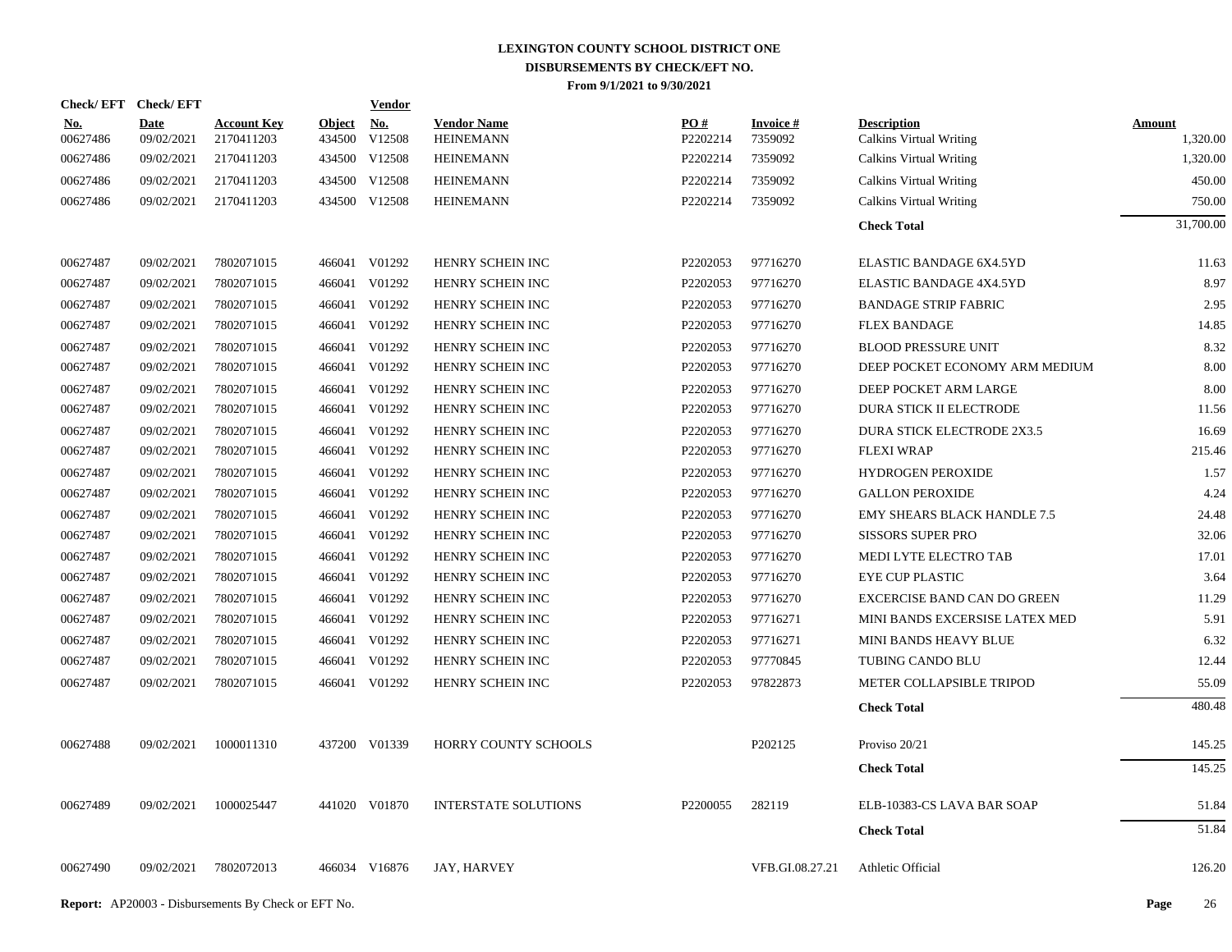# LEXINGTON COUNTY SCHOOL DISTRICT ONE
## DISBURSEMENTS BY CHECK/EFT NO.
### From 9/1/2021 to 9/30/2021

| Check/ EFT No. | Check/ EFT Date | Account Key | Object | Vendor No. | Vendor Name | PO # | Invoice # | Description | Amount |
|---|---|---|---|---|---|---|---|---|---|
| 00627486 | 09/02/2021 | 2170411203 | 434500 | V12508 | HEINEMANN | P2202214 | 7359092 | Calkins Virtual Writing | 1,320.00 |
| 00627486 | 09/02/2021 | 2170411203 | 434500 | V12508 | HEINEMANN | P2202214 | 7359092 | Calkins Virtual Writing | 1,320.00 |
| 00627486 | 09/02/2021 | 2170411203 | 434500 | V12508 | HEINEMANN | P2202214 | 7359092 | Calkins Virtual Writing | 450.00 |
| 00627486 | 09/02/2021 | 2170411203 | 434500 | V12508 | HEINEMANN | P2202214 | 7359092 | Calkins Virtual Writing | 750.00 |
| | | | | | | | | **Check Total** | 31,700.00 |
| 00627487 | 09/02/2021 | 7802071015 | 466041 | V01292 | HENRY SCHEIN INC | P2202053 | 97716270 | ELASTIC BANDAGE 6X4.5YD | 11.63 |
| 00627487 | 09/02/2021 | 7802071015 | 466041 | V01292 | HENRY SCHEIN INC | P2202053 | 97716270 | ELASTIC BANDAGE 4X4.5YD | 8.97 |
| 00627487 | 09/02/2021 | 7802071015 | 466041 | V01292 | HENRY SCHEIN INC | P2202053 | 97716270 | BANDAGE STRIP FABRIC | 2.95 |
| 00627487 | 09/02/2021 | 7802071015 | 466041 | V01292 | HENRY SCHEIN INC | P2202053 | 97716270 | FLEX BANDAGE | 14.85 |
| 00627487 | 09/02/2021 | 7802071015 | 466041 | V01292 | HENRY SCHEIN INC | P2202053 | 97716270 | BLOOD PRESSURE UNIT | 8.32 |
| 00627487 | 09/02/2021 | 7802071015 | 466041 | V01292 | HENRY SCHEIN INC | P2202053 | 97716270 | DEEP POCKET ECONOMY ARM MEDIUM | 8.00 |
| 00627487 | 09/02/2021 | 7802071015 | 466041 | V01292 | HENRY SCHEIN INC | P2202053 | 97716270 | DEEP POCKET ARM LARGE | 8.00 |
| 00627487 | 09/02/2021 | 7802071015 | 466041 | V01292 | HENRY SCHEIN INC | P2202053 | 97716270 | DURA STICK II ELECTRODE | 11.56 |
| 00627487 | 09/02/2021 | 7802071015 | 466041 | V01292 | HENRY SCHEIN INC | P2202053 | 97716270 | DURA STICK ELECTRODE 2X3.5 | 16.69 |
| 00627487 | 09/02/2021 | 7802071015 | 466041 | V01292 | HENRY SCHEIN INC | P2202053 | 97716270 | FLEXI WRAP | 215.46 |
| 00627487 | 09/02/2021 | 7802071015 | 466041 | V01292 | HENRY SCHEIN INC | P2202053 | 97716270 | HYDROGEN PEROXIDE | 1.57 |
| 00627487 | 09/02/2021 | 7802071015 | 466041 | V01292 | HENRY SCHEIN INC | P2202053 | 97716270 | GALLON PEROXIDE | 4.24 |
| 00627487 | 09/02/2021 | 7802071015 | 466041 | V01292 | HENRY SCHEIN INC | P2202053 | 97716270 | EMY SHEARS BLACK HANDLE 7.5 | 24.48 |
| 00627487 | 09/02/2021 | 7802071015 | 466041 | V01292 | HENRY SCHEIN INC | P2202053 | 97716270 | SISSORS SUPER PRO | 32.06 |
| 00627487 | 09/02/2021 | 7802071015 | 466041 | V01292 | HENRY SCHEIN INC | P2202053 | 97716270 | MEDI LYTE ELECTRO TAB | 17.01 |
| 00627487 | 09/02/2021 | 7802071015 | 466041 | V01292 | HENRY SCHEIN INC | P2202053 | 97716270 | EYE CUP PLASTIC | 3.64 |
| 00627487 | 09/02/2021 | 7802071015 | 466041 | V01292 | HENRY SCHEIN INC | P2202053 | 97716270 | EXCERCISE BAND CAN DO GREEN | 11.29 |
| 00627487 | 09/02/2021 | 7802071015 | 466041 | V01292 | HENRY SCHEIN INC | P2202053 | 97716271 | MINI BANDS EXCERSISE LATEX MED | 5.91 |
| 00627487 | 09/02/2021 | 7802071015 | 466041 | V01292 | HENRY SCHEIN INC | P2202053 | 97716271 | MINI BANDS HEAVY BLUE | 6.32 |
| 00627487 | 09/02/2021 | 7802071015 | 466041 | V01292 | HENRY SCHEIN INC | P2202053 | 97770845 | TUBING CANDO BLU | 12.44 |
| 00627487 | 09/02/2021 | 7802071015 | 466041 | V01292 | HENRY SCHEIN INC | P2202053 | 97822873 | METER COLLAPSIBLE TRIPOD | 55.09 |
| | | | | | | | | **Check Total** | 480.48 |
| 00627488 | 09/02/2021 | 1000011310 | 437200 | V01339 | HORRY COUNTY SCHOOLS | | P202125 | Proviso 20/21 | 145.25 |
| | | | | | | | | **Check Total** | 145.25 |
| 00627489 | 09/02/2021 | 1000025447 | 441020 | V01870 | INTERSTATE SOLUTIONS | P2200055 | 282119 | ELB-10383-CS LAVA BAR SOAP | 51.84 |
| | | | | | | | | **Check Total** | 51.84 |
| 00627490 | 09/02/2021 | 7802072013 | 466034 | V16876 | JAY, HARVEY | | VFB.GI.08.27.21 | Athletic Official | 126.20 |

**Report:** AP20003 - Disbursements By Check or EFT No.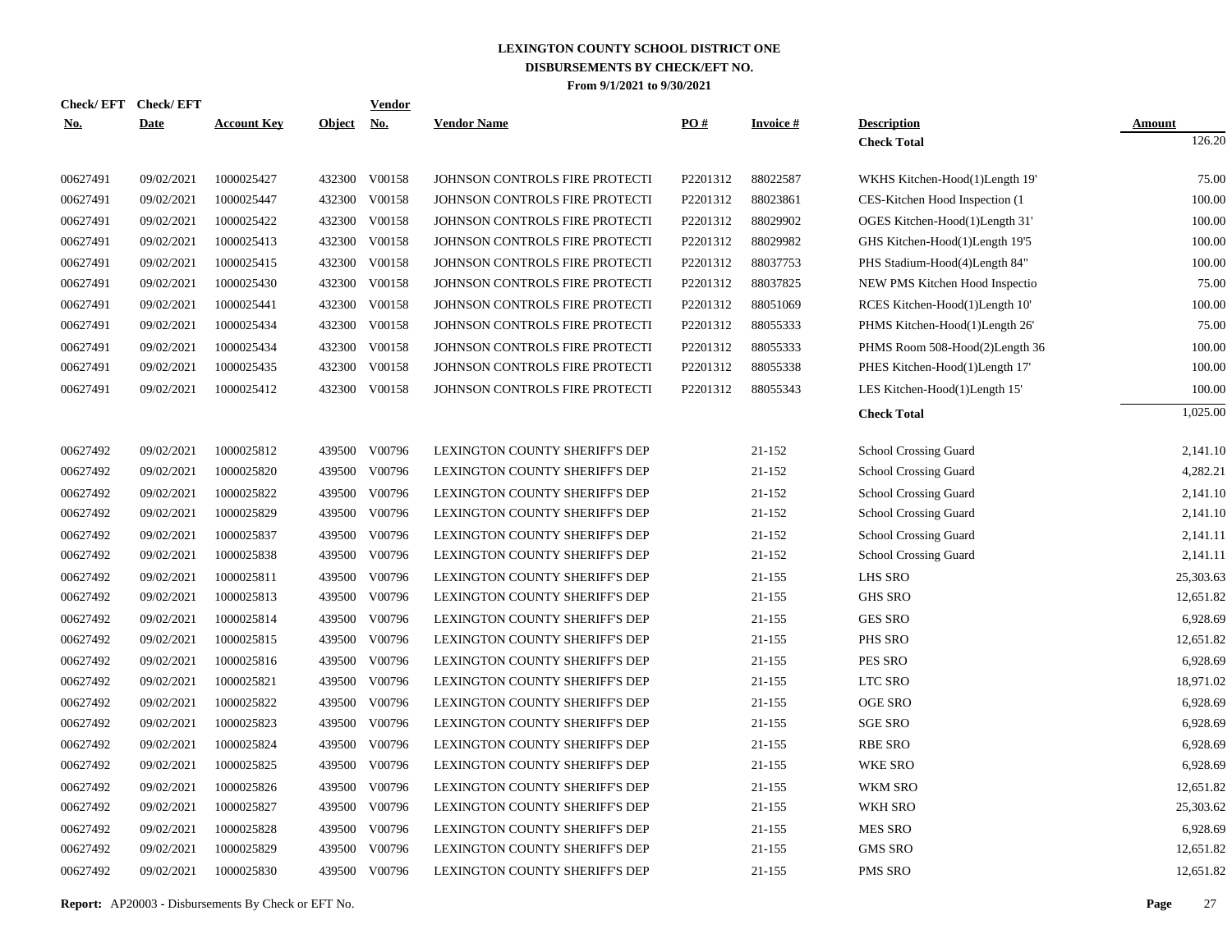# LEXINGTON COUNTY SCHOOL DISTRICT ONE
## DISBURSEMENTS BY CHECK/EFT NO.
### From 9/1/2021 to 9/30/2021

| Check/ EFT No. | Check/ EFT Date | Account Key | Object | Vendor No. | Vendor Name | PO # | Invoice # | Description | Amount |
|---|---|---|---|---|---|---|---|---|---|
| | | | | | | | | **Check Total** | 126.20 |
| 00627491 | 09/02/2021 | 1000025427 | 432300 | V00158 | JOHNSON CONTROLS FIRE PROTECTI | P2201312 | 88022587 | WKHS Kitchen-Hood(1)Length 19' | 75.00 |
| 00627491 | 09/02/2021 | 1000025447 | 432300 | V00158 | JOHNSON CONTROLS FIRE PROTECTI | P2201312 | 88023861 | CES-Kitchen Hood Inspection (1 | 100.00 |
| 00627491 | 09/02/2021 | 1000025422 | 432300 | V00158 | JOHNSON CONTROLS FIRE PROTECTI | P2201312 | 88029902 | OGES Kitchen-Hood(1)Length 31' | 100.00 |
| 00627491 | 09/02/2021 | 1000025413 | 432300 | V00158 | JOHNSON CONTROLS FIRE PROTECTI | P2201312 | 88029982 | GHS Kitchen-Hood(1)Length 19'5 | 100.00 |
| 00627491 | 09/02/2021 | 1000025415 | 432300 | V00158 | JOHNSON CONTROLS FIRE PROTECTI | P2201312 | 88037753 | PHS Stadium-Hood(4)Length 84" | 100.00 |
| 00627491 | 09/02/2021 | 1000025430 | 432300 | V00158 | JOHNSON CONTROLS FIRE PROTECTI | P2201312 | 88037825 | NEW PMS Kitchen Hood Inspectio | 75.00 |
| 00627491 | 09/02/2021 | 1000025441 | 432300 | V00158 | JOHNSON CONTROLS FIRE PROTECTI | P2201312 | 88051069 | RCES Kitchen-Hood(1)Length 10' | 100.00 |
| 00627491 | 09/02/2021 | 1000025434 | 432300 | V00158 | JOHNSON CONTROLS FIRE PROTECTI | P2201312 | 88055333 | PHMS Kitchen-Hood(1)Length 26' | 75.00 |
| 00627491 | 09/02/2021 | 1000025434 | 432300 | V00158 | JOHNSON CONTROLS FIRE PROTECTI | P2201312 | 88055333 | PHMS Room 508-Hood(2)Length 36 | 100.00 |
| 00627491 | 09/02/2021 | 1000025435 | 432300 | V00158 | JOHNSON CONTROLS FIRE PROTECTI | P2201312 | 88055338 | PHES Kitchen-Hood(1)Length 17' | 100.00 |
| 00627491 | 09/02/2021 | 1000025412 | 432300 | V00158 | JOHNSON CONTROLS FIRE PROTECTI | P2201312 | 88055343 | LES Kitchen-Hood(1)Length 15' | 100.00 |
| | | | | | | | | **Check Total** | 1,025.00 |
| 00627492 | 09/02/2021 | 1000025812 | 439500 | V00796 | LEXINGTON COUNTY SHERIFF'S DEP | | 21-152 | School Crossing Guard | 2,141.10 |
| 00627492 | 09/02/2021 | 1000025820 | 439500 | V00796 | LEXINGTON COUNTY SHERIFF'S DEP | | 21-152 | School Crossing Guard | 4,282.21 |
| 00627492 | 09/02/2021 | 1000025822 | 439500 | V00796 | LEXINGTON COUNTY SHERIFF'S DEP | | 21-152 | School Crossing Guard | 2,141.10 |
| 00627492 | 09/02/2021 | 1000025829 | 439500 | V00796 | LEXINGTON COUNTY SHERIFF'S DEP | | 21-152 | School Crossing Guard | 2,141.10 |
| 00627492 | 09/02/2021 | 1000025837 | 439500 | V00796 | LEXINGTON COUNTY SHERIFF'S DEP | | 21-152 | School Crossing Guard | 2,141.11 |
| 00627492 | 09/02/2021 | 1000025838 | 439500 | V00796 | LEXINGTON COUNTY SHERIFF'S DEP | | 21-152 | School Crossing Guard | 2,141.11 |
| 00627492 | 09/02/2021 | 1000025811 | 439500 | V00796 | LEXINGTON COUNTY SHERIFF'S DEP | | 21-155 | LHS SRO | 25,303.63 |
| 00627492 | 09/02/2021 | 1000025813 | 439500 | V00796 | LEXINGTON COUNTY SHERIFF'S DEP | | 21-155 | GHS SRO | 12,651.82 |
| 00627492 | 09/02/2021 | 1000025814 | 439500 | V00796 | LEXINGTON COUNTY SHERIFF'S DEP | | 21-155 | GES SRO | 6,928.69 |
| 00627492 | 09/02/2021 | 1000025815 | 439500 | V00796 | LEXINGTON COUNTY SHERIFF'S DEP | | 21-155 | PHS SRO | 12,651.82 |
| 00627492 | 09/02/2021 | 1000025816 | 439500 | V00796 | LEXINGTON COUNTY SHERIFF'S DEP | | 21-155 | PES SRO | 6,928.69 |
| 00627492 | 09/02/2021 | 1000025821 | 439500 | V00796 | LEXINGTON COUNTY SHERIFF'S DEP | | 21-155 | LTC SRO | 18,971.02 |
| 00627492 | 09/02/2021 | 1000025822 | 439500 | V00796 | LEXINGTON COUNTY SHERIFF'S DEP | | 21-155 | OGE SRO | 6,928.69 |
| 00627492 | 09/02/2021 | 1000025823 | 439500 | V00796 | LEXINGTON COUNTY SHERIFF'S DEP | | 21-155 | SGE SRO | 6,928.69 |
| 00627492 | 09/02/2021 | 1000025824 | 439500 | V00796 | LEXINGTON COUNTY SHERIFF'S DEP | | 21-155 | RBE SRO | 6,928.69 |
| 00627492 | 09/02/2021 | 1000025825 | 439500 | V00796 | LEXINGTON COUNTY SHERIFF'S DEP | | 21-155 | WKE SRO | 6,928.69 |
| 00627492 | 09/02/2021 | 1000025826 | 439500 | V00796 | LEXINGTON COUNTY SHERIFF'S DEP | | 21-155 | WKM SRO | 12,651.82 |
| 00627492 | 09/02/2021 | 1000025827 | 439500 | V00796 | LEXINGTON COUNTY SHERIFF'S DEP | | 21-155 | WKH SRO | 25,303.62 |
| 00627492 | 09/02/2021 | 1000025828 | 439500 | V00796 | LEXINGTON COUNTY SHERIFF'S DEP | | 21-155 | MES SRO | 6,928.69 |
| 00627492 | 09/02/2021 | 1000025829 | 439500 | V00796 | LEXINGTON COUNTY SHERIFF'S DEP | | 21-155 | GMS SRO | 12,651.82 |
| 00627492 | 09/02/2021 | 1000025830 | 439500 | V00796 | LEXINGTON COUNTY SHERIFF'S DEP | | 21-155 | PMS SRO | 12,651.82 |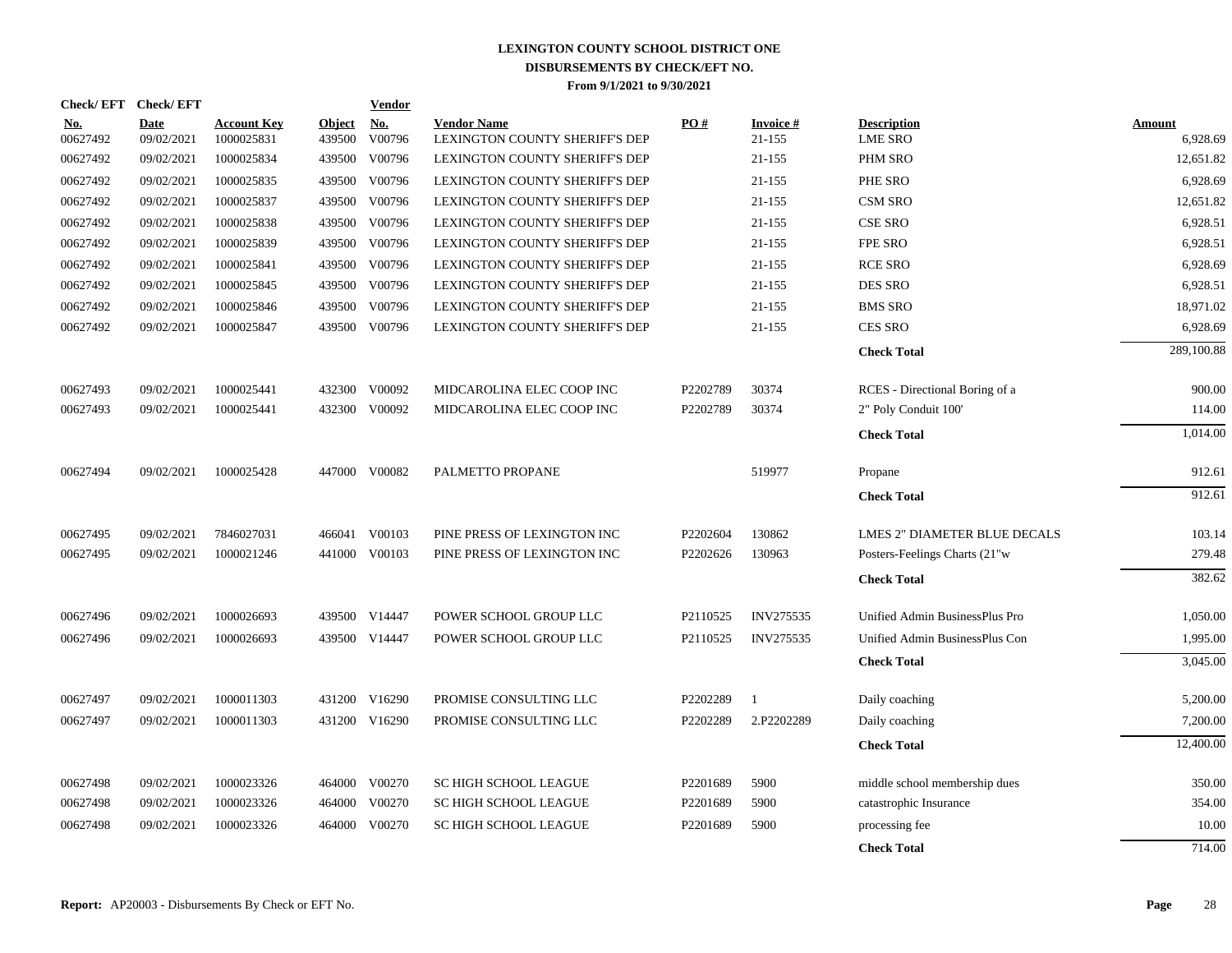# LEXINGTON COUNTY SCHOOL DISTRICT ONE
## DISBURSEMENTS BY CHECK/EFT NO.
### From 9/1/2021 to 9/30/2021

| Check/ EFT No. | Check/ EFT Date | Account Key | Object | Vendor No. | Vendor Name | PO # | Invoice # | Description | Amount |
|---|---|---|---|---|---|---|---|---|---|
| 00627492 | 09/02/2021 | 1000025831 | 439500 | V00796 | LEXINGTON COUNTY SHERIFF'S DEP | | 21-155 | LME SRO | 6,928.69 |
| 00627492 | 09/02/2021 | 1000025834 | 439500 | V00796 | LEXINGTON COUNTY SHERIFF'S DEP | | 21-155 | PHM SRO | 12,651.82 |
| 00627492 | 09/02/2021 | 1000025835 | 439500 | V00796 | LEXINGTON COUNTY SHERIFF'S DEP | | 21-155 | PHE SRO | 6,928.69 |
| 00627492 | 09/02/2021 | 1000025837 | 439500 | V00796 | LEXINGTON COUNTY SHERIFF'S DEP | | 21-155 | CSM SRO | 12,651.82 |
| 00627492 | 09/02/2021 | 1000025838 | 439500 | V00796 | LEXINGTON COUNTY SHERIFF'S DEP | | 21-155 | CSE SRO | 6,928.51 |
| 00627492 | 09/02/2021 | 1000025839 | 439500 | V00796 | LEXINGTON COUNTY SHERIFF'S DEP | | 21-155 | FPE SRO | 6,928.51 |
| 00627492 | 09/02/2021 | 1000025841 | 439500 | V00796 | LEXINGTON COUNTY SHERIFF'S DEP | | 21-155 | RCE SRO | 6,928.69 |
| 00627492 | 09/02/2021 | 1000025845 | 439500 | V00796 | LEXINGTON COUNTY SHERIFF'S DEP | | 21-155 | DES SRO | 6,928.51 |
| 00627492 | 09/02/2021 | 1000025846 | 439500 | V00796 | LEXINGTON COUNTY SHERIFF'S DEP | | 21-155 | BMS SRO | 18,971.02 |
| 00627492 | 09/02/2021 | 1000025847 | 439500 | V00796 | LEXINGTON COUNTY SHERIFF'S DEP | | 21-155 | CES SRO | 6,928.69 |
| | | | | | | | | **Check Total** | 289,100.88 |
| 00627493 | 09/02/2021 | 1000025441 | 432300 | V00092 | MIDCAROLINA ELEC COOP INC | P2202789 | 30374 | RCES - Directional Boring of a | 900.00 |
| 00627493 | 09/02/2021 | 1000025441 | 432300 | V00092 | MIDCAROLINA ELEC COOP INC | P2202789 | 30374 | 2" Poly Conduit 100' | 114.00 |
| | | | | | | | | **Check Total** | 1,014.00 |
| 00627494 | 09/02/2021 | 1000025428 | 447000 | V00082 | PALMETTO PROPANE | | 519977 | Propane | 912.61 |
| | | | | | | | | **Check Total** | 912.61 |
| 00627495 | 09/02/2021 | 7846027031 | 466041 | V00103 | PINE PRESS OF LEXINGTON INC | P2202604 | 130862 | LMES 2" DIAMETER BLUE DECALS | 103.14 |
| 00627495 | 09/02/2021 | 1000021246 | 441000 | V00103 | PINE PRESS OF LEXINGTON INC | P2202626 | 130963 | Posters-Feelings Charts (21"w | 279.48 |
| | | | | | | | | **Check Total** | 382.62 |
| 00627496 | 09/02/2021 | 1000026693 | 439500 | V14447 | POWER SCHOOL GROUP LLC | P2110525 | INV275535 | Unified Admin BusinessPlus Pro | 1,050.00 |
| 00627496 | 09/02/2021 | 1000026693 | 439500 | V14447 | POWER SCHOOL GROUP LLC | P2110525 | INV275535 | Unified Admin BusinessPlus Con | 1,995.00 |
| | | | | | | | | **Check Total** | 3,045.00 |
| 00627497 | 09/02/2021 | 1000011303 | 431200 | V16290 | PROMISE CONSULTING LLC | P2202289 | 1 | Daily coaching | 5,200.00 |
| 00627497 | 09/02/2021 | 1000011303 | 431200 | V16290 | PROMISE CONSULTING LLC | P2202289 | 2.P2202289 | Daily coaching | 7,200.00 |
| | | | | | | | | **Check Total** | 12,400.00 |
| 00627498 | 09/02/2021 | 1000023326 | 464000 | V00270 | SC HIGH SCHOOL LEAGUE | P2201689 | 5900 | middle school membership dues | 350.00 |
| 00627498 | 09/02/2021 | 1000023326 | 464000 | V00270 | SC HIGH SCHOOL LEAGUE | P2201689 | 5900 | catastrophic Insurance | 354.00 |
| 00627498 | 09/02/2021 | 1000023326 | 464000 | V00270 | SC HIGH SCHOOL LEAGUE | P2201689 | 5900 | processing fee | 10.00 |
| | | | | | | | | **Check Total** | 714.00 |

**Report:** AP20003 - Disbursements By Check or EFT No.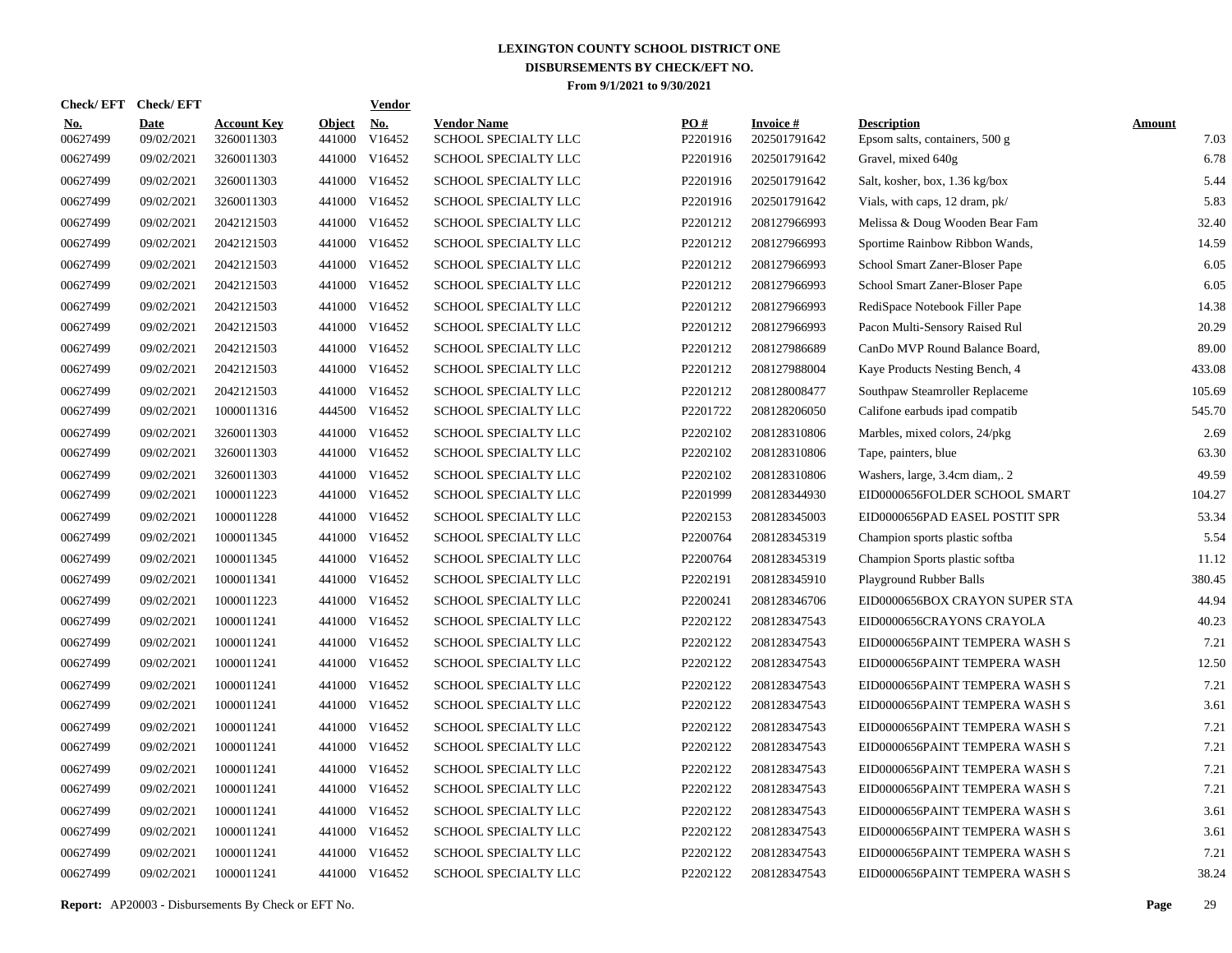# LEXINGTON COUNTY SCHOOL DISTRICT ONE
## DISBURSEMENTS BY CHECK/EFT NO.
### From 9/1/2021 to 9/30/2021

| Check/ EFT No. | Check/ EFT Date | Account Key | Object | Vendor No. | Vendor Name | PO # | Invoice # | Description | Amount |
|---|---|---|---|---|---|---|---|---|---|
| 00627499 | 09/02/2021 | 3260011303 | 441000 | V16452 | SCHOOL SPECIALTY LLC | P2201916 | 202501791642 | Epsom salts, containers, 500 g | 7.03 |
| 00627499 | 09/02/2021 | 3260011303 | 441000 | V16452 | SCHOOL SPECIALTY LLC | P2201916 | 202501791642 | Gravel, mixed 640g | 6.78 |
| 00627499 | 09/02/2021 | 3260011303 | 441000 | V16452 | SCHOOL SPECIALTY LLC | P2201916 | 202501791642 | Salt, kosher, box, 1.36 kg/box | 5.44 |
| 00627499 | 09/02/2021 | 3260011303 | 441000 | V16452 | SCHOOL SPECIALTY LLC | P2201916 | 202501791642 | Vials, with caps, 12 dram, pk/ | 5.83 |
| 00627499 | 09/02/2021 | 2042121503 | 441000 | V16452 | SCHOOL SPECIALTY LLC | P2201212 | 208127966993 | Melissa & Doug Wooden Bear Fam | 32.40 |
| 00627499 | 09/02/2021 | 2042121503 | 441000 | V16452 | SCHOOL SPECIALTY LLC | P2201212 | 208127966993 | Sportime Rainbow Ribbon Wands, | 14.59 |
| 00627499 | 09/02/2021 | 2042121503 | 441000 | V16452 | SCHOOL SPECIALTY LLC | P2201212 | 208127966993 | School Smart Zaner-Bloser Pape | 6.05 |
| 00627499 | 09/02/2021 | 2042121503 | 441000 | V16452 | SCHOOL SPECIALTY LLC | P2201212 | 208127966993 | School Smart Zaner-Bloser Pape | 6.05 |
| 00627499 | 09/02/2021 | 2042121503 | 441000 | V16452 | SCHOOL SPECIALTY LLC | P2201212 | 208127966993 | RediSpace Notebook Filler Pape | 14.38 |
| 00627499 | 09/02/2021 | 2042121503 | 441000 | V16452 | SCHOOL SPECIALTY LLC | P2201212 | 208127966993 | Pacon Multi-Sensory Raised Rul | 20.29 |
| 00627499 | 09/02/2021 | 2042121503 | 441000 | V16452 | SCHOOL SPECIALTY LLC | P2201212 | 208127986689 | CanDo MVP Round Balance Board, | 89.00 |
| 00627499 | 09/02/2021 | 2042121503 | 441000 | V16452 | SCHOOL SPECIALTY LLC | P2201212 | 208127988004 | Kaye Products Nesting Bench, 4 | 433.08 |
| 00627499 | 09/02/2021 | 2042121503 | 441000 | V16452 | SCHOOL SPECIALTY LLC | P2201212 | 208128008477 | Southpaw Steamroller Replaceme | 105.69 |
| 00627499 | 09/02/2021 | 1000011316 | 444500 | V16452 | SCHOOL SPECIALTY LLC | P2201722 | 208128206050 | Califone earbuds ipad compatib | 545.70 |
| 00627499 | 09/02/2021 | 3260011303 | 441000 | V16452 | SCHOOL SPECIALTY LLC | P2202102 | 208128310806 | Marbles, mixed colors, 24/pkg | 2.69 |
| 00627499 | 09/02/2021 | 3260011303 | 441000 | V16452 | SCHOOL SPECIALTY LLC | P2202102 | 208128310806 | Tape, painters, blue | 63.30 |
| 00627499 | 09/02/2021 | 3260011303 | 441000 | V16452 | SCHOOL SPECIALTY LLC | P2202102 | 208128310806 | Washers, large, 3.4cm diam,. 2 | 49.59 |
| 00627499 | 09/02/2021 | 1000011223 | 441000 | V16452 | SCHOOL SPECIALTY LLC | P2201999 | 208128344930 | EID0000656FOLDER SCHOOL SMART | 104.27 |
| 00627499 | 09/02/2021 | 1000011228 | 441000 | V16452 | SCHOOL SPECIALTY LLC | P2202153 | 208128345003 | EID0000656PAD EASEL POSTIT SPR | 53.34 |
| 00627499 | 09/02/2021 | 1000011345 | 441000 | V16452 | SCHOOL SPECIALTY LLC | P2200764 | 208128345319 | Champion sports plastic softba | 5.54 |
| 00627499 | 09/02/2021 | 1000011345 | 441000 | V16452 | SCHOOL SPECIALTY LLC | P2200764 | 208128345319 | Champion Sports plastic softba | 11.12 |
| 00627499 | 09/02/2021 | 1000011341 | 441000 | V16452 | SCHOOL SPECIALTY LLC | P2202191 | 208128345910 | Playground Rubber Balls | 380.45 |
| 00627499 | 09/02/2021 | 1000011223 | 441000 | V16452 | SCHOOL SPECIALTY LLC | P2200241 | 208128346706 | EID0000656BOX CRAYON SUPER STA | 44.94 |
| 00627499 | 09/02/2021 | 1000011241 | 441000 | V16452 | SCHOOL SPECIALTY LLC | P2202122 | 208128347543 | EID0000656CRAYONS CRAYOLA | 40.23 |
| 00627499 | 09/02/2021 | 1000011241 | 441000 | V16452 | SCHOOL SPECIALTY LLC | P2202122 | 208128347543 | EID0000656PAINT TEMPERA WASH S | 7.21 |
| 00627499 | 09/02/2021 | 1000011241 | 441000 | V16452 | SCHOOL SPECIALTY LLC | P2202122 | 208128347543 | EID0000656PAINT TEMPERA WASH | 12.50 |
| 00627499 | 09/02/2021 | 1000011241 | 441000 | V16452 | SCHOOL SPECIALTY LLC | P2202122 | 208128347543 | EID0000656PAINT TEMPERA WASH S | 7.21 |
| 00627499 | 09/02/2021 | 1000011241 | 441000 | V16452 | SCHOOL SPECIALTY LLC | P2202122 | 208128347543 | EID0000656PAINT TEMPERA WASH S | 3.61 |
| 00627499 | 09/02/2021 | 1000011241 | 441000 | V16452 | SCHOOL SPECIALTY LLC | P2202122 | 208128347543 | EID0000656PAINT TEMPERA WASH S | 7.21 |
| 00627499 | 09/02/2021 | 1000011241 | 441000 | V16452 | SCHOOL SPECIALTY LLC | P2202122 | 208128347543 | EID0000656PAINT TEMPERA WASH S | 7.21 |
| 00627499 | 09/02/2021 | 1000011241 | 441000 | V16452 | SCHOOL SPECIALTY LLC | P2202122 | 208128347543 | EID0000656PAINT TEMPERA WASH S | 7.21 |
| 00627499 | 09/02/2021 | 1000011241 | 441000 | V16452 | SCHOOL SPECIALTY LLC | P2202122 | 208128347543 | EID0000656PAINT TEMPERA WASH S | 7.21 |
| 00627499 | 09/02/2021 | 1000011241 | 441000 | V16452 | SCHOOL SPECIALTY LLC | P2202122 | 208128347543 | EID0000656PAINT TEMPERA WASH S | 3.61 |
| 00627499 | 09/02/2021 | 1000011241 | 441000 | V16452 | SCHOOL SPECIALTY LLC | P2202122 | 208128347543 | EID0000656PAINT TEMPERA WASH S | 3.61 |
| 00627499 | 09/02/2021 | 1000011241 | 441000 | V16452 | SCHOOL SPECIALTY LLC | P2202122 | 208128347543 | EID0000656PAINT TEMPERA WASH S | 7.21 |
| 00627499 | 09/02/2021 | 1000011241 | 441000 | V16452 | SCHOOL SPECIALTY LLC | P2202122 | 208128347543 | EID0000656PAINT TEMPERA WASH S | 38.24 |

**Report:** AP20003 - Disbursements By Check or EFT No.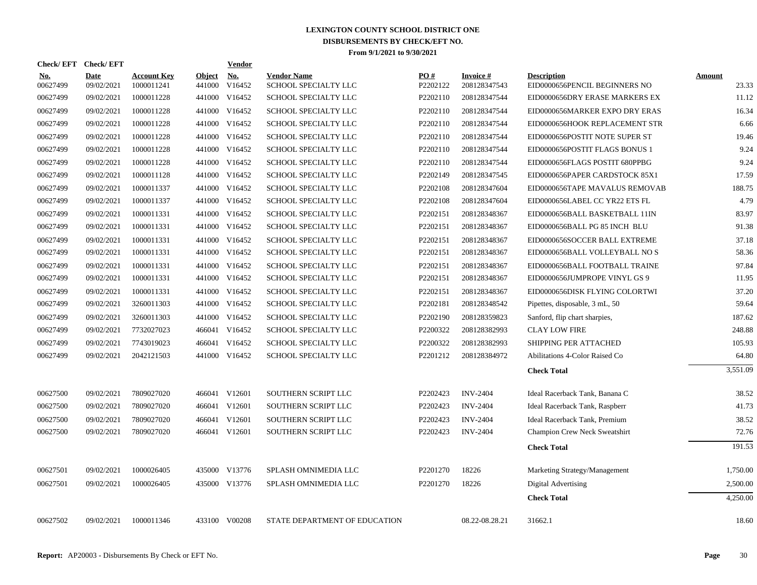# LEXINGTON COUNTY SCHOOL DISTRICT ONE
## DISBURSEMENTS BY CHECK/EFT NO.
### From 9/1/2021 to 9/30/2021

| Check/ EFT No. | Check/ EFT Date | Account Key | Object | Vendor No. | Vendor Name | PO # | Invoice # | Description | Amount |
|---|---|---|---|---|---|---|---|---|---|
| 00627499 | 09/02/2021 | 1000011241 | 441000 | V16452 | SCHOOL SPECIALTY LLC | P2202122 | 208128347543 | EID0000656PENCIL BEGINNERS NO | 23.33 |
| 00627499 | 09/02/2021 | 1000011228 | 441000 | V16452 | SCHOOL SPECIALTY LLC | P2202110 | 208128347544 | EID0000656DRY ERASE MARKERS EX | 11.12 |
| 00627499 | 09/02/2021 | 1000011228 | 441000 | V16452 | SCHOOL SPECIALTY LLC | P2202110 | 208128347544 | EID0000656MARKER EXPO DRY ERAS | 16.34 |
| 00627499 | 09/02/2021 | 1000011228 | 441000 | V16452 | SCHOOL SPECIALTY LLC | P2202110 | 208128347544 | EID0000656HOOK REPLACEMENT STR | 6.66 |
| 00627499 | 09/02/2021 | 1000011228 | 441000 | V16452 | SCHOOL SPECIALTY LLC | P2202110 | 208128347544 | EID0000656POSTIT NOTE SUPER ST | 19.46 |
| 00627499 | 09/02/2021 | 1000011228 | 441000 | V16452 | SCHOOL SPECIALTY LLC | P2202110 | 208128347544 | EID0000656POSTIT FLAGS BONUS 1 | 9.24 |
| 00627499 | 09/02/2021 | 1000011228 | 441000 | V16452 | SCHOOL SPECIALTY LLC | P2202110 | 208128347544 | EID0000656FLAGS POSTIT 680PPBG | 9.24 |
| 00627499 | 09/02/2021 | 1000011128 | 441000 | V16452 | SCHOOL SPECIALTY LLC | P2202149 | 208128347545 | EID0000656PAPER CARDSTOCK 85X1 | 17.59 |
| 00627499 | 09/02/2021 | 1000011337 | 441000 | V16452 | SCHOOL SPECIALTY LLC | P2202108 | 208128347604 | EID0000656TAPE MAVALUS REMOVAB | 188.75 |
| 00627499 | 09/02/2021 | 1000011337 | 441000 | V16452 | SCHOOL SPECIALTY LLC | P2202108 | 208128347604 | EID0000656LABEL CC YR22 ETS FL | 4.79 |
| 00627499 | 09/02/2021 | 1000011331 | 441000 | V16452 | SCHOOL SPECIALTY LLC | P2202151 | 208128348367 | EID0000656BALL BASKETBALL 11IN | 83.97 |
| 00627499 | 09/02/2021 | 1000011331 | 441000 | V16452 | SCHOOL SPECIALTY LLC | P2202151 | 208128348367 | EID0000656BALL PG 85 INCH BLU | 91.38 |
| 00627499 | 09/02/2021 | 1000011331 | 441000 | V16452 | SCHOOL SPECIALTY LLC | P2202151 | 208128348367 | EID0000656SOCCER BALL EXTREME | 37.18 |
| 00627499 | 09/02/2021 | 1000011331 | 441000 | V16452 | SCHOOL SPECIALTY LLC | P2202151 | 208128348367 | EID0000656BALL VOLLEYBALL NO S | 58.36 |
| 00627499 | 09/02/2021 | 1000011331 | 441000 | V16452 | SCHOOL SPECIALTY LLC | P2202151 | 208128348367 | EID0000656BALL FOOTBALL TRAINE | 97.84 |
| 00627499 | 09/02/2021 | 1000011331 | 441000 | V16452 | SCHOOL SPECIALTY LLC | P2202151 | 208128348367 | EID0000656JUMPROPE VINYL GS 9 | 11.95 |
| 00627499 | 09/02/2021 | 1000011331 | 441000 | V16452 | SCHOOL SPECIALTY LLC | P2202151 | 208128348367 | EID0000656DISK FLYING COLORTWI | 37.20 |
| 00627499 | 09/02/2021 | 3260011303 | 441000 | V16452 | SCHOOL SPECIALTY LLC | P2202181 | 208128348542 | Pipettes, disposable, 3 mL, 50 | 59.64 |
| 00627499 | 09/02/2021 | 3260011303 | 441000 | V16452 | SCHOOL SPECIALTY LLC | P2202190 | 208128359823 | Sanford, flip chart sharpies, | 187.62 |
| 00627499 | 09/02/2021 | 7732027023 | 466041 | V16452 | SCHOOL SPECIALTY LLC | P2200322 | 208128382993 | CLAY LOW FIRE | 248.88 |
| 00627499 | 09/02/2021 | 7743019023 | 466041 | V16452 | SCHOOL SPECIALTY LLC | P2200322 | 208128382993 | SHIPPING PER ATTACHED | 105.93 |
| 00627499 | 09/02/2021 | 2042121503 | 441000 | V16452 | SCHOOL SPECIALTY LLC | P2201212 | 208128384972 | Abilitations 4-Color Raised Co | 64.80 |
| | | | | | | | | **Check Total** | 3,551.09 |
| 00627500 | 09/02/2021 | 7809027020 | 466041 | V12601 | SOUTHERN SCRIPT LLC | P2202423 | INV-2404 | Ideal Racerback Tank, Banana C | 38.52 |
| 00627500 | 09/02/2021 | 7809027020 | 466041 | V12601 | SOUTHERN SCRIPT LLC | P2202423 | INV-2404 | Ideal Racerback Tank, Raspberr | 41.73 |
| 00627500 | 09/02/2021 | 7809027020 | 466041 | V12601 | SOUTHERN SCRIPT LLC | P2202423 | INV-2404 | Ideal Racerback Tank, Premium | 38.52 |
| 00627500 | 09/02/2021 | 7809027020 | 466041 | V12601 | SOUTHERN SCRIPT LLC | P2202423 | INV-2404 | Champion Crew Neck Sweatshirt | 72.76 |
| | | | | | | | | **Check Total** | 191.53 |
| 00627501 | 09/02/2021 | 1000026405 | 435000 | V13776 | SPLASH OMNIMEDIA LLC | P2201270 | 18226 | Marketing Strategy/Management | 1,750.00 |
| 00627501 | 09/02/2021 | 1000026405 | 435000 | V13776 | SPLASH OMNIMEDIA LLC | P2201270 | 18226 | Digital Advertising | 2,500.00 |
| | | | | | | | | **Check Total** | 4,250.00 |
| 00627502 | 09/02/2021 | 1000011346 | 433100 | V00208 | STATE DEPARTMENT OF EDUCATION | | 08.22-08.28.21 | 31662.1 | 18.60 |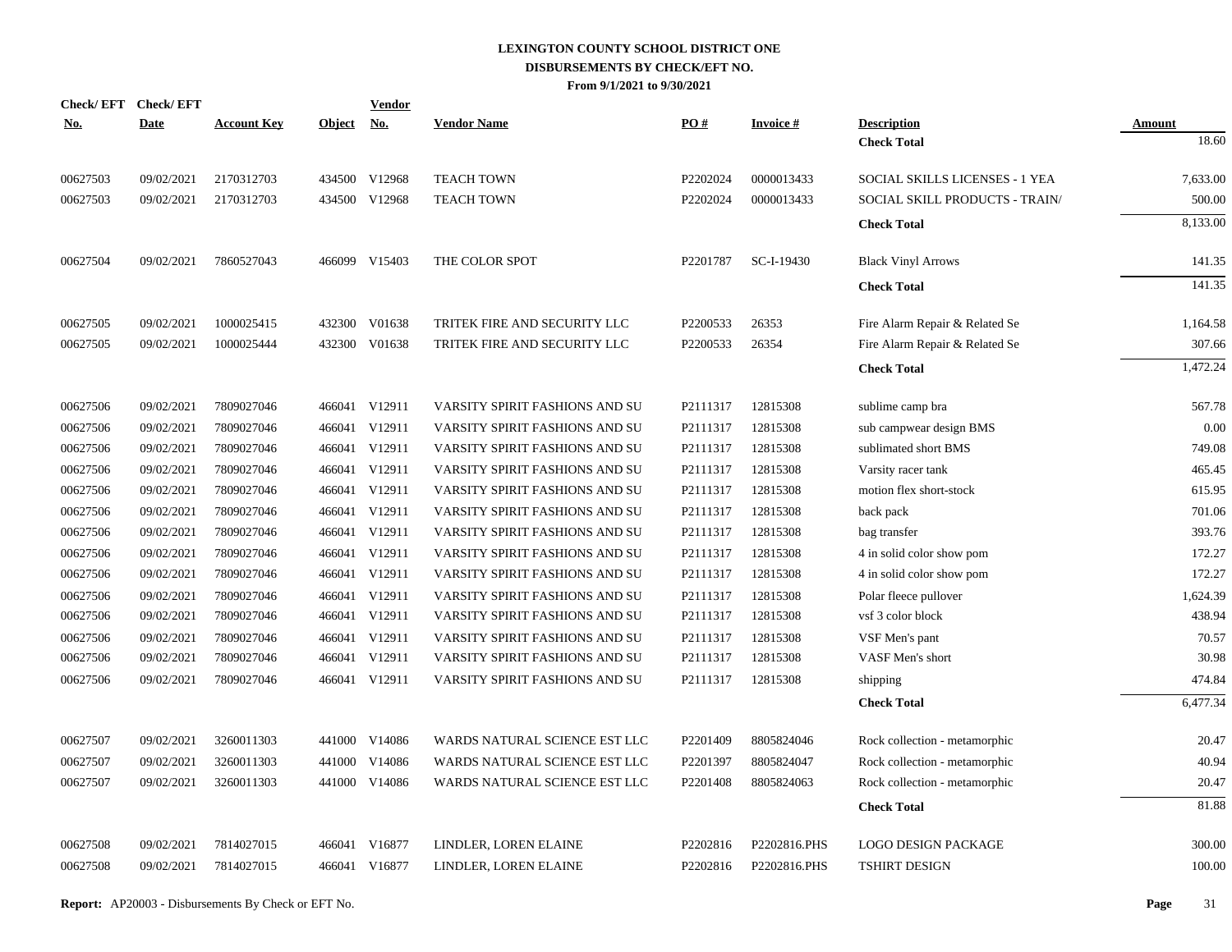# LEXINGTON COUNTY SCHOOL DISTRICT ONE
## DISBURSEMENTS BY CHECK/EFT NO.
### From 9/1/2021 to 9/30/2021

| Check/ EFT No. | Check/ EFT Date | Account Key | Object | Vendor No. | Vendor Name | PO # | Invoice # | Description | Amount |
|---|---|---|---|---|---|---|---|---|---|
| | | | | | | | | **Check Total** | 18.60 |
| 00627503 | 09/02/2021 | 2170312703 | 434500 | V12968 | TEACH TOWN | P2202024 | 0000013433 | SOCIAL SKILLS LICENSES - 1 YEA | 7,633.00 |
| 00627503 | 09/02/2021 | 2170312703 | 434500 | V12968 | TEACH TOWN | P2202024 | 0000013433 | SOCIAL SKILL PRODUCTS - TRAIN/ | 500.00 |
| | | | | | | | | **Check Total** | 8,133.00 |
| 00627504 | 09/02/2021 | 7860527043 | 466099 | V15403 | THE COLOR SPOT | P2201787 | SC-I-19430 | Black Vinyl Arrows | 141.35 |
| | | | | | | | | **Check Total** | 141.35 |
| 00627505 | 09/02/2021 | 1000025415 | 432300 | V01638 | TRITEK FIRE AND SECURITY LLC | P2200533 | 26353 | Fire Alarm Repair & Related Se | 1,164.58 |
| 00627505 | 09/02/2021 | 1000025444 | 432300 | V01638 | TRITEK FIRE AND SECURITY LLC | P2200533 | 26354 | Fire Alarm Repair & Related Se | 307.66 |
| | | | | | | | | **Check Total** | 1,472.24 |
| 00627506 | 09/02/2021 | 7809027046 | 466041 | V12911 | VARSITY SPIRIT FASHIONS AND SU | P2111317 | 12815308 | sublime camp bra | 567.78 |
| 00627506 | 09/02/2021 | 7809027046 | 466041 | V12911 | VARSITY SPIRIT FASHIONS AND SU | P2111317 | 12815308 | sub campwear design BMS | 0.00 |
| 00627506 | 09/02/2021 | 7809027046 | 466041 | V12911 | VARSITY SPIRIT FASHIONS AND SU | P2111317 | 12815308 | sublimated short BMS | 749.08 |
| 00627506 | 09/02/2021 | 7809027046 | 466041 | V12911 | VARSITY SPIRIT FASHIONS AND SU | P2111317 | 12815308 | Varsity racer tank | 465.45 |
| 00627506 | 09/02/2021 | 7809027046 | 466041 | V12911 | VARSITY SPIRIT FASHIONS AND SU | P2111317 | 12815308 | motion flex short-stock | 615.95 |
| 00627506 | 09/02/2021 | 7809027046 | 466041 | V12911 | VARSITY SPIRIT FASHIONS AND SU | P2111317 | 12815308 | back pack | 701.06 |
| 00627506 | 09/02/2021 | 7809027046 | 466041 | V12911 | VARSITY SPIRIT FASHIONS AND SU | P2111317 | 12815308 | bag transfer | 393.76 |
| 00627506 | 09/02/2021 | 7809027046 | 466041 | V12911 | VARSITY SPIRIT FASHIONS AND SU | P2111317 | 12815308 | 4 in solid color show pom | 172.27 |
| 00627506 | 09/02/2021 | 7809027046 | 466041 | V12911 | VARSITY SPIRIT FASHIONS AND SU | P2111317 | 12815308 | 4 in solid color show pom | 172.27 |
| 00627506 | 09/02/2021 | 7809027046 | 466041 | V12911 | VARSITY SPIRIT FASHIONS AND SU | P2111317 | 12815308 | Polar fleece pullover | 1,624.39 |
| 00627506 | 09/02/2021 | 7809027046 | 466041 | V12911 | VARSITY SPIRIT FASHIONS AND SU | P2111317 | 12815308 | vsf 3 color block | 438.94 |
| 00627506 | 09/02/2021 | 7809027046 | 466041 | V12911 | VARSITY SPIRIT FASHIONS AND SU | P2111317 | 12815308 | VSF Men's pant | 70.57 |
| 00627506 | 09/02/2021 | 7809027046 | 466041 | V12911 | VARSITY SPIRIT FASHIONS AND SU | P2111317 | 12815308 | VASF Men's short | 30.98 |
| 00627506 | 09/02/2021 | 7809027046 | 466041 | V12911 | VARSITY SPIRIT FASHIONS AND SU | P2111317 | 12815308 | shipping | 474.84 |
| | | | | | | | | **Check Total** | 6,477.34 |
| 00627507 | 09/02/2021 | 3260011303 | 441000 | V14086 | WARDS NATURAL SCIENCE EST LLC | P2201409 | 8805824046 | Rock collection - metamorphic | 20.47 |
| 00627507 | 09/02/2021 | 3260011303 | 441000 | V14086 | WARDS NATURAL SCIENCE EST LLC | P2201397 | 8805824047 | Rock collection - metamorphic | 40.94 |
| 00627507 | 09/02/2021 | 3260011303 | 441000 | V14086 | WARDS NATURAL SCIENCE EST LLC | P2201408 | 8805824063 | Rock collection - metamorphic | 20.47 |
| | | | | | | | | **Check Total** | 81.88 |
| 00627508 | 09/02/2021 | 7814027015 | 466041 | V16877 | LINDLER, LOREN ELAINE | P2202816 | P2202816.PHS | LOGO DESIGN PACKAGE | 300.00 |
| 00627508 | 09/02/2021 | 7814027015 | 466041 | V16877 | LINDLER, LOREN ELAINE | P2202816 | P2202816.PHS | TSHIRT DESIGN | 100.00 |

**Report:** AP20003 - Disbursements By Check or EFT No.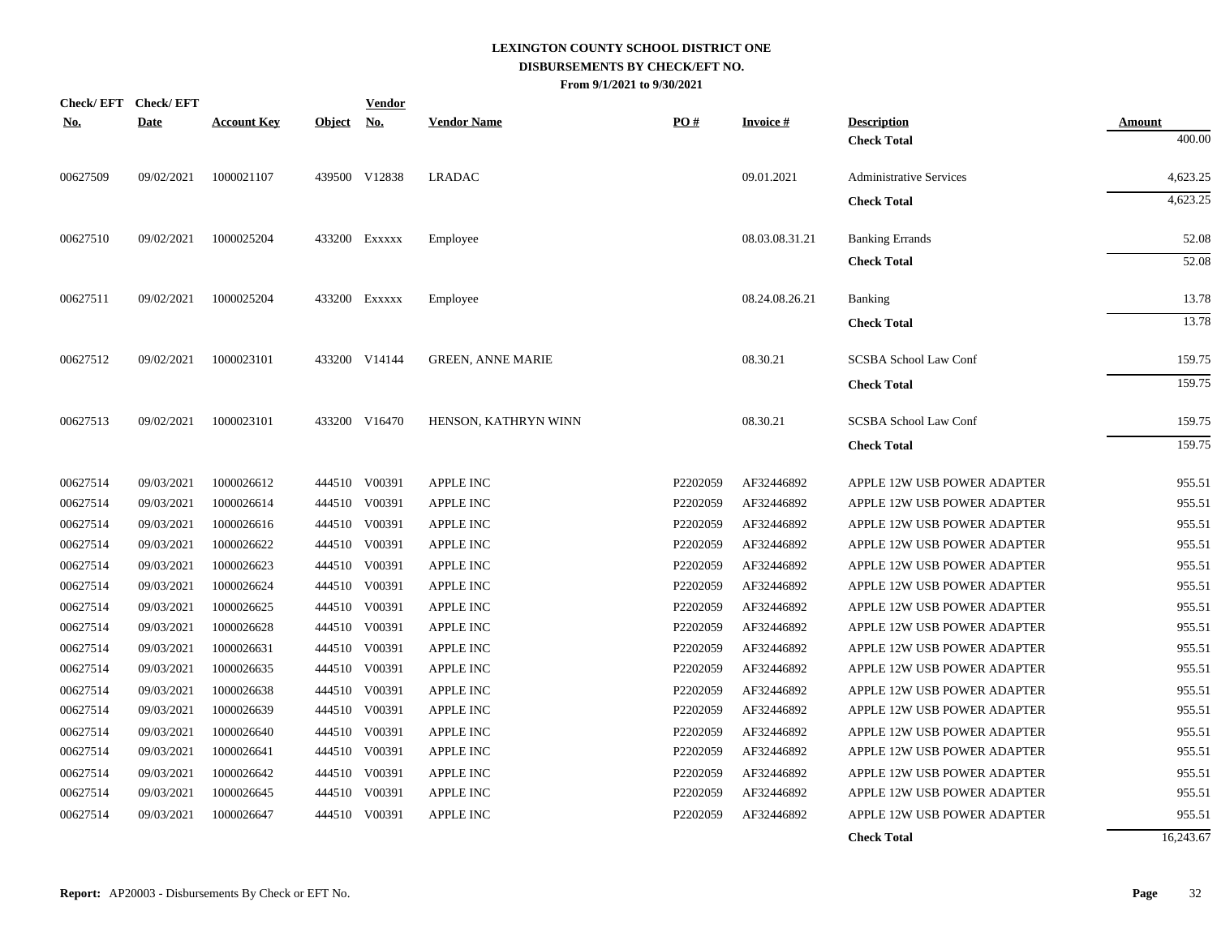# LEXINGTON COUNTY SCHOOL DISTRICT ONE
## DISBURSEMENTS BY CHECK/EFT NO.
### From 9/1/2021 to 9/30/2021

| Check/ EFT No. | Check/ EFT Date | Account Key | Object | Vendor No. | Vendor Name | PO # | Invoice # | Description | Amount |
|---|---|---|---|---|---|---|---|---|---|
| | | | | | | | | **Check Total** | 400.00 |
| 00627509 | 09/02/2021 | 1000021107 | 439500 | V12838 | LRADAC | | 09.01.2021 | Administrative Services | 4,623.25 |
| | | | | | | | | **Check Total** | 4,623.25 |
| 00627510 | 09/02/2021 | 1000025204 | 433200 | Exxxxx | Employee | | 08.03.08.31.21 | Banking Errands | 52.08 |
| | | | | | | | | **Check Total** | 52.08 |
| 00627511 | 09/02/2021 | 1000025204 | 433200 | Exxxxx | Employee | | 08.24.08.26.21 | Banking | 13.78 |
| | | | | | | | | **Check Total** | 13.78 |
| 00627512 | 09/02/2021 | 1000023101 | 433200 | V14144 | GREEN, ANNE MARIE | | 08.30.21 | SCSBA School Law Conf | 159.75 |
| | | | | | | | | **Check Total** | 159.75 |
| 00627513 | 09/02/2021 | 1000023101 | 433200 | V16470 | HENSON, KATHRYN WINN | | 08.30.21 | SCSBA School Law Conf | 159.75 |
| | | | | | | | | **Check Total** | 159.75 |
| 00627514 | 09/03/2021 | 1000026612 | 444510 | V00391 | APPLE INC | P2202059 | AF32446892 | APPLE 12W USB POWER ADAPTER | 955.51 |
| 00627514 | 09/03/2021 | 1000026614 | 444510 | V00391 | APPLE INC | P2202059 | AF32446892 | APPLE 12W USB POWER ADAPTER | 955.51 |
| 00627514 | 09/03/2021 | 1000026616 | 444510 | V00391 | APPLE INC | P2202059 | AF32446892 | APPLE 12W USB POWER ADAPTER | 955.51 |
| 00627514 | 09/03/2021 | 1000026622 | 444510 | V00391 | APPLE INC | P2202059 | AF32446892 | APPLE 12W USB POWER ADAPTER | 955.51 |
| 00627514 | 09/03/2021 | 1000026623 | 444510 | V00391 | APPLE INC | P2202059 | AF32446892 | APPLE 12W USB POWER ADAPTER | 955.51 |
| 00627514 | 09/03/2021 | 1000026624 | 444510 | V00391 | APPLE INC | P2202059 | AF32446892 | APPLE 12W USB POWER ADAPTER | 955.51 |
| 00627514 | 09/03/2021 | 1000026625 | 444510 | V00391 | APPLE INC | P2202059 | AF32446892 | APPLE 12W USB POWER ADAPTER | 955.51 |
| 00627514 | 09/03/2021 | 1000026628 | 444510 | V00391 | APPLE INC | P2202059 | AF32446892 | APPLE 12W USB POWER ADAPTER | 955.51 |
| 00627514 | 09/03/2021 | 1000026631 | 444510 | V00391 | APPLE INC | P2202059 | AF32446892 | APPLE 12W USB POWER ADAPTER | 955.51 |
| 00627514 | 09/03/2021 | 1000026635 | 444510 | V00391 | APPLE INC | P2202059 | AF32446892 | APPLE 12W USB POWER ADAPTER | 955.51 |
| 00627514 | 09/03/2021 | 1000026638 | 444510 | V00391 | APPLE INC | P2202059 | AF32446892 | APPLE 12W USB POWER ADAPTER | 955.51 |
| 00627514 | 09/03/2021 | 1000026639 | 444510 | V00391 | APPLE INC | P2202059 | AF32446892 | APPLE 12W USB POWER ADAPTER | 955.51 |
| 00627514 | 09/03/2021 | 1000026640 | 444510 | V00391 | APPLE INC | P2202059 | AF32446892 | APPLE 12W USB POWER ADAPTER | 955.51 |
| 00627514 | 09/03/2021 | 1000026641 | 444510 | V00391 | APPLE INC | P2202059 | AF32446892 | APPLE 12W USB POWER ADAPTER | 955.51 |
| 00627514 | 09/03/2021 | 1000026642 | 444510 | V00391 | APPLE INC | P2202059 | AF32446892 | APPLE 12W USB POWER ADAPTER | 955.51 |
| 00627514 | 09/03/2021 | 1000026645 | 444510 | V00391 | APPLE INC | P2202059 | AF32446892 | APPLE 12W USB POWER ADAPTER | 955.51 |
| 00627514 | 09/03/2021 | 1000026647 | 444510 | V00391 | APPLE INC | P2202059 | AF32446892 | APPLE 12W USB POWER ADAPTER | 955.51 |
| | | | | | | | | **Check Total** | 16,243.67 |

**Report:** AP20003 - Disbursements By Check or EFT No.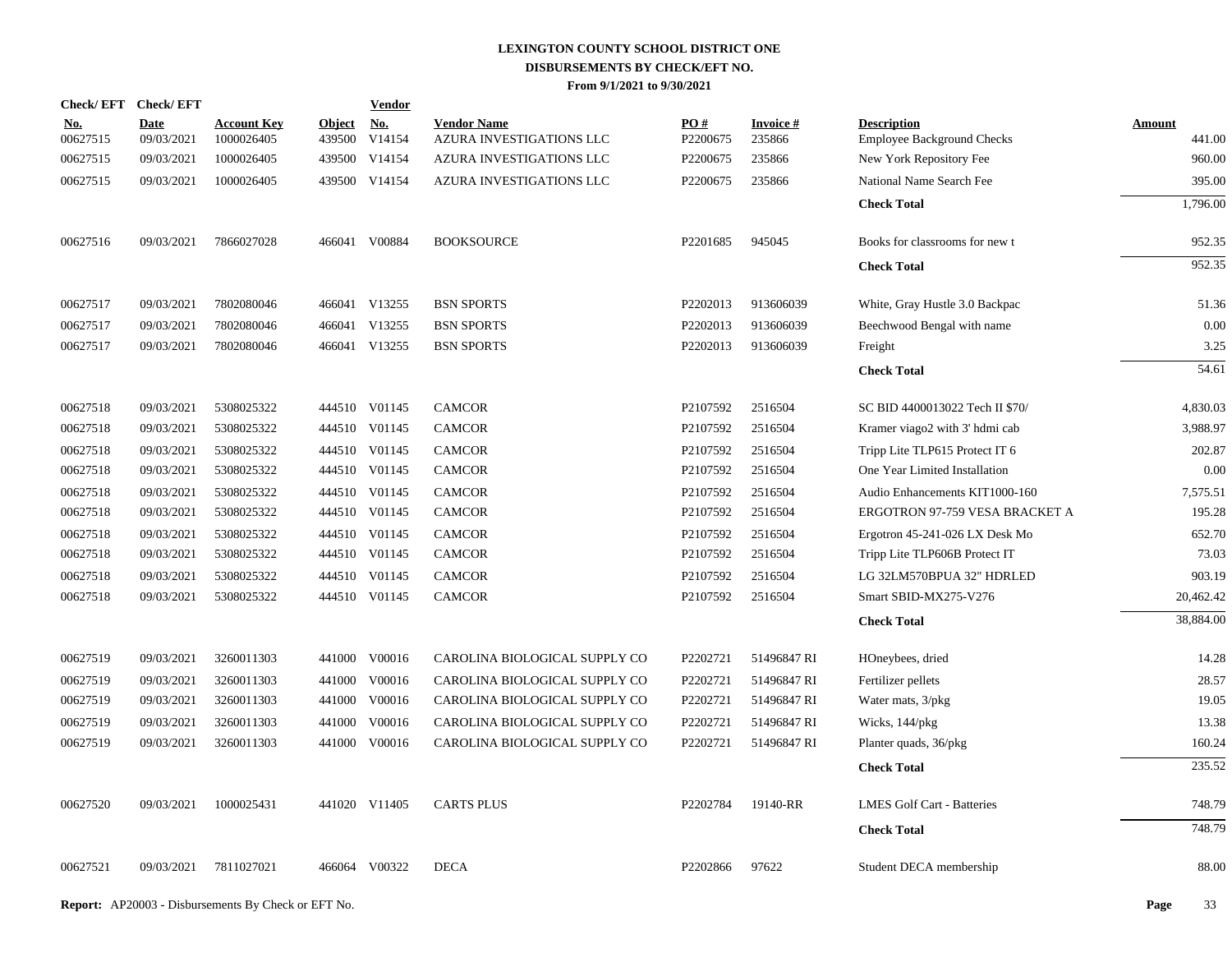# LEXINGTON COUNTY SCHOOL DISTRICT ONE
## DISBURSEMENTS BY CHECK/EFT NO.
### From 9/1/2021 to 9/30/2021

| Check/ EFT No. | Check/ EFT Date | Account Key | Object | Vendor No. | Vendor Name | PO # | Invoice # | Description | Amount |
|---|---|---|---|---|---|---|---|---|---|
| 00627515 | 09/03/2021 | 1000026405 | 439500 | V14154 | AZURA INVESTIGATIONS LLC | P2200675 | 235866 | Employee Background Checks | 441.00 |
| 00627515 | 09/03/2021 | 1000026405 | 439500 | V14154 | AZURA INVESTIGATIONS LLC | P2200675 | 235866 | New York Repository Fee | 960.00 |
| 00627515 | 09/03/2021 | 1000026405 | 439500 | V14154 | AZURA INVESTIGATIONS LLC | P2200675 | 235866 | National Name Search Fee | 395.00 |
| | | | | | | | | **Check Total** | 1,796.00 |
| 00627516 | 09/03/2021 | 7866027028 | 466041 | V00884 | BOOKSOURCE | P2201685 | 945045 | Books for classrooms for new t | 952.35 |
| | | | | | | | | **Check Total** | 952.35 |
| 00627517 | 09/03/2021 | 7802080046 | 466041 | V13255 | BSN SPORTS | P2202013 | 913606039 | White, Gray Hustle 3.0 Backpac | 51.36 |
| 00627517 | 09/03/2021 | 7802080046 | 466041 | V13255 | BSN SPORTS | P2202013 | 913606039 | Beechwood Bengal with name | 0.00 |
| 00627517 | 09/03/2021 | 7802080046 | 466041 | V13255 | BSN SPORTS | P2202013 | 913606039 | Freight | 3.25 |
| | | | | | | | | **Check Total** | 54.61 |
| 00627518 | 09/03/2021 | 5308025322 | 444510 | V01145 | CAMCOR | P2107592 | 2516504 | SC BID 4400013022 Tech II $70/ | 4,830.03 |
| 00627518 | 09/03/2021 | 5308025322 | 444510 | V01145 | CAMCOR | P2107592 | 2516504 | Kramer viago2 with 3' hdmi cab | 3,988.97 |
| 00627518 | 09/03/2021 | 5308025322 | 444510 | V01145 | CAMCOR | P2107592 | 2516504 | Tripp Lite TLP615 Protect IT 6 | 202.87 |
| 00627518 | 09/03/2021 | 5308025322 | 444510 | V01145 | CAMCOR | P2107592 | 2516504 | One Year Limited Installation | 0.00 |
| 00627518 | 09/03/2021 | 5308025322 | 444510 | V01145 | CAMCOR | P2107592 | 2516504 | Audio Enhancements KIT1000-160 | 7,575.51 |
| 00627518 | 09/03/2021 | 5308025322 | 444510 | V01145 | CAMCOR | P2107592 | 2516504 | ERGOTRON 97-759 VESA BRACKET A | 195.28 |
| 00627518 | 09/03/2021 | 5308025322 | 444510 | V01145 | CAMCOR | P2107592 | 2516504 | Ergotron 45-241-026 LX Desk Mo | 652.70 |
| 00627518 | 09/03/2021 | 5308025322 | 444510 | V01145 | CAMCOR | P2107592 | 2516504 | Tripp Lite TLP606B Protect IT | 73.03 |
| 00627518 | 09/03/2021 | 5308025322 | 444510 | V01145 | CAMCOR | P2107592 | 2516504 | LG 32LM570BPUA 32" HDRLED | 903.19 |
| 00627518 | 09/03/2021 | 5308025322 | 444510 | V01145 | CAMCOR | P2107592 | 2516504 | Smart SBID-MX275-V276 | 20,462.42 |
| | | | | | | | | **Check Total** | 38,884.00 |
| 00627519 | 09/03/2021 | 3260011303 | 441000 | V00016 | CAROLINA BIOLOGICAL SUPPLY CO | P2202721 | 51496847 RI | HOneybees, dried | 14.28 |
| 00627519 | 09/03/2021 | 3260011303 | 441000 | V00016 | CAROLINA BIOLOGICAL SUPPLY CO | P2202721 | 51496847 RI | Fertilizer pellets | 28.57 |
| 00627519 | 09/03/2021 | 3260011303 | 441000 | V00016 | CAROLINA BIOLOGICAL SUPPLY CO | P2202721 | 51496847 RI | Water mats, 3/pkg | 19.05 |
| 00627519 | 09/03/2021 | 3260011303 | 441000 | V00016 | CAROLINA BIOLOGICAL SUPPLY CO | P2202721 | 51496847 RI | Wicks, 144/pkg | 13.38 |
| 00627519 | 09/03/2021 | 3260011303 | 441000 | V00016 | CAROLINA BIOLOGICAL SUPPLY CO | P2202721 | 51496847 RI | Planter quads, 36/pkg | 160.24 |
| | | | | | | | | **Check Total** | 235.52 |
| 00627520 | 09/03/2021 | 1000025431 | 441020 | V11405 | CARTS PLUS | P2202784 | 19140-RR | LMES Golf Cart - Batteries | 748.79 |
| | | | | | | | | **Check Total** | 748.79 |
| 00627521 | 09/03/2021 | 7811027021 | 466064 | V00322 | DECA | P2202866 | 97622 | Student DECA membership | 88.00 |

**Report:** AP20003 - Disbursements By Check or EFT No.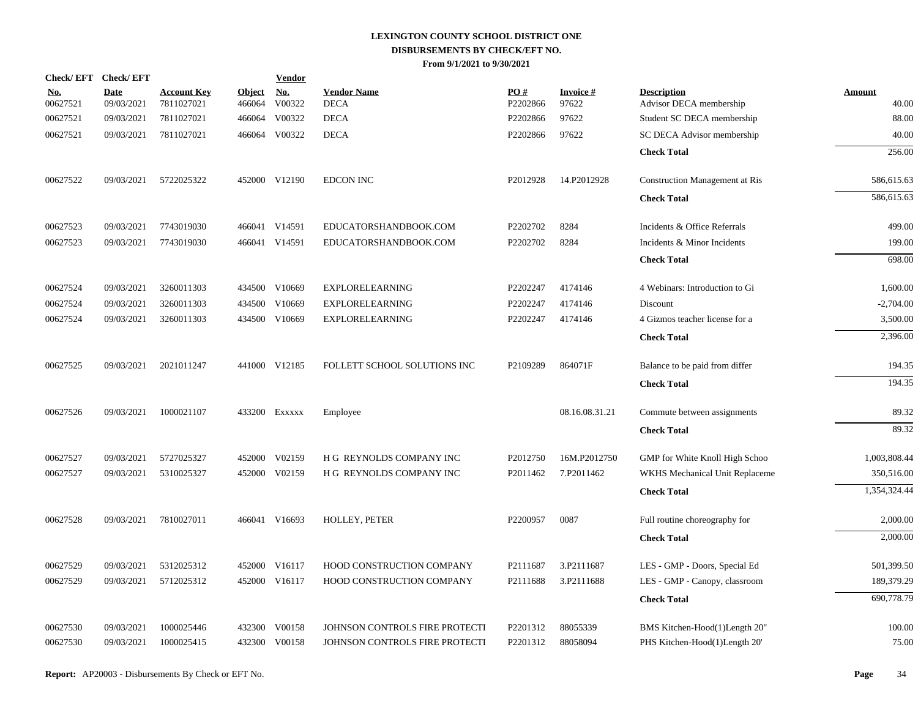# LEXINGTON COUNTY SCHOOL DISTRICT ONE
## DISBURSEMENTS BY CHECK/EFT NO.
### From 9/1/2021 to 9/30/2021

| Check/ EFT No. | Check/ EFT Date | Account Key | Object | Vendor No. | Vendor Name | PO # | Invoice # | Description | Amount |
|---|---|---|---|---|---|---|---|---|---|
| 00627521 | 09/03/2021 | 7811027021 | 466064 | V00322 | DECA | P2202866 | 97622 | Advisor DECA membership | 40.00 |
| 00627521 | 09/03/2021 | 7811027021 | 466064 | V00322 | DECA | P2202866 | 97622 | Student SC DECA membership | 88.00 |
| 00627521 | 09/03/2021 | 7811027021 | 466064 | V00322 | DECA | P2202866 | 97622 | SC DECA Advisor membership | 40.00 |
| | | | | | | | | **Check Total** | 256.00 |
| 00627522 | 09/03/2021 | 5722025322 | 452000 | V12190 | EDCON INC | P2012928 | 14.P2012928 | Construction Management at Ris | 586,615.63 |
| | | | | | | | | **Check Total** | 586,615.63 |
| 00627523 | 09/03/2021 | 7743019030 | 466041 | V14591 | EDUCATORSHANDBOOK.COM | P2202702 | 8284 | Incidents & Office Referrals | 499.00 |
| 00627523 | 09/03/2021 | 7743019030 | 466041 | V14591 | EDUCATORSHANDBOOK.COM | P2202702 | 8284 | Incidents & Minor Incidents | 199.00 |
| | | | | | | | | **Check Total** | 698.00 |
| 00627524 | 09/03/2021 | 3260011303 | 434500 | V10669 | EXPLORELEARNING | P2202247 | 4174146 | 4 Webinars: Introduction to Gi | 1,600.00 |
| 00627524 | 09/03/2021 | 3260011303 | 434500 | V10669 | EXPLORELEARNING | P2202247 | 4174146 | Discount | -2,704.00 |
| 00627524 | 09/03/2021 | 3260011303 | 434500 | V10669 | EXPLORELEARNING | P2202247 | 4174146 | 4 Gizmos teacher license for a | 3,500.00 |
| | | | | | | | | **Check Total** | 2,396.00 |
| 00627525 | 09/03/2021 | 2021011247 | 441000 | V12185 | FOLLETT SCHOOL SOLUTIONS INC | P2109289 | 864071F | Balance to be paid from differ | 194.35 |
| | | | | | | | | **Check Total** | 194.35 |
| 00627526 | 09/03/2021 | 1000021107 | 433200 | Exxxxx | Employee | | 08.16.08.31.21 | Commute between assignments | 89.32 |
| | | | | | | | | **Check Total** | 89.32 |
| 00627527 | 09/03/2021 | 5727025327 | 452000 | V02159 | H G REYNOLDS COMPANY INC | P2012750 | 16M.P2012750 | GMP for White Knoll High Schoo | 1,003,808.44 |
| 00627527 | 09/03/2021 | 5310025327 | 452000 | V02159 | H G REYNOLDS COMPANY INC | P2011462 | 7.P2011462 | WKHS Mechanical Unit Replaceme | 350,516.00 |
| | | | | | | | | **Check Total** | 1,354,324.44 |
| 00627528 | 09/03/2021 | 7810027011 | 466041 | V16693 | HOLLEY, PETER | P2200957 | 0087 | Full routine choreography for | 2,000.00 |
| | | | | | | | | **Check Total** | 2,000.00 |
| 00627529 | 09/03/2021 | 5312025312 | 452000 | V16117 | HOOD CONSTRUCTION COMPANY | P2111687 | 3.P2111687 | LES - GMP - Doors, Special Ed | 501,399.50 |
| 00627529 | 09/03/2021 | 5712025312 | 452000 | V16117 | HOOD CONSTRUCTION COMPANY | P2111688 | 3.P2111688 | LES - GMP - Canopy, classroom | 189,379.29 |
| | | | | | | | | **Check Total** | 690,778.79 |
| 00627530 | 09/03/2021 | 1000025446 | 432300 | V00158 | JOHNSON CONTROLS FIRE PROTECTI | P2201312 | 88055339 | BMS Kitchen-Hood(1)Length 20" | 100.00 |
| 00627530 | 09/03/2021 | 1000025415 | 432300 | V00158 | JOHNSON CONTROLS FIRE PROTECTI | P2201312 | 88058094 | PHS Kitchen-Hood(1)Length 20' | 75.00 |

**Report:** AP20003 - Disbursements By Check or EFT No.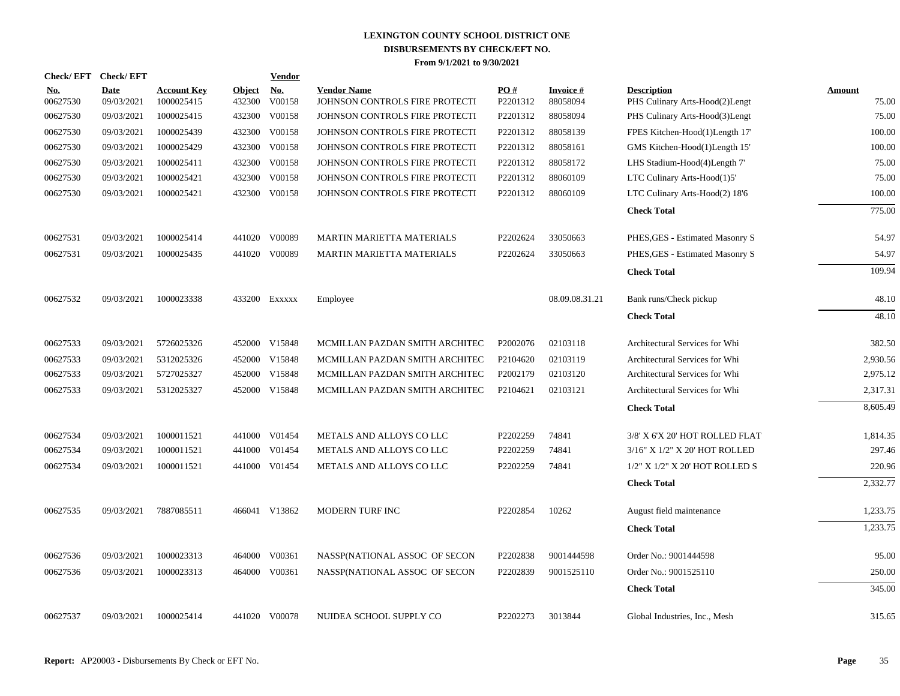# LEXINGTON COUNTY SCHOOL DISTRICT ONE
## DISBURSEMENTS BY CHECK/EFT NO.
### From 9/1/2021 to 9/30/2021

| Check/ EFT No. | Check/ EFT Date | Account Key | Object | Vendor No. | Vendor Name | PO # | Invoice # | Description | Amount |
|---|---|---|---|---|---|---|---|---|---|
| 00627530 | 09/03/2021 | 1000025415 | 432300 | V00158 | JOHNSON CONTROLS FIRE PROTECTI | P2201312 | 88058094 | PHS Culinary Arts-Hood(2)Lengt | 75.00 |
| 00627530 | 09/03/2021 | 1000025415 | 432300 | V00158 | JOHNSON CONTROLS FIRE PROTECTI | P2201312 | 88058094 | PHS Culinary Arts-Hood(3)Lengt | 75.00 |
| 00627530 | 09/03/2021 | 1000025439 | 432300 | V00158 | JOHNSON CONTROLS FIRE PROTECTI | P2201312 | 88058139 | FPES Kitchen-Hood(1)Length 17' | 100.00 |
| 00627530 | 09/03/2021 | 1000025429 | 432300 | V00158 | JOHNSON CONTROLS FIRE PROTECTI | P2201312 | 88058161 | GMS Kitchen-Hood(1)Length 15' | 100.00 |
| 00627530 | 09/03/2021 | 1000025411 | 432300 | V00158 | JOHNSON CONTROLS FIRE PROTECTI | P2201312 | 88058172 | LHS Stadium-Hood(4)Length 7' | 75.00 |
| 00627530 | 09/03/2021 | 1000025421 | 432300 | V00158 | JOHNSON CONTROLS FIRE PROTECTI | P2201312 | 88060109 | LTC Culinary Arts-Hood(1)5' | 75.00 |
| 00627530 | 09/03/2021 | 1000025421 | 432300 | V00158 | JOHNSON CONTROLS FIRE PROTECTI | P2201312 | 88060109 | LTC Culinary Arts-Hood(2) 18'6 | 100.00 |
| | | | | | | | | **Check Total** | 775.00 |
| 00627531 | 09/03/2021 | 1000025414 | 441020 | V00089 | MARTIN MARIETTA MATERIALS | P2202624 | 33050663 | PHES,GES - Estimated Masonry S | 54.97 |
| 00627531 | 09/03/2021 | 1000025435 | 441020 | V00089 | MARTIN MARIETTA MATERIALS | P2202624 | 33050663 | PHES,GES - Estimated Masonry S | 54.97 |
| | | | | | | | | **Check Total** | 109.94 |
| 00627532 | 09/03/2021 | 1000023338 | 433200 | Exxxxx | Employee | | 08.09.08.31.21 | Bank runs/Check pickup | 48.10 |
| | | | | | | | | **Check Total** | 48.10 |
| 00627533 | 09/03/2021 | 5726025326 | 452000 | V15848 | MCMILLAN PAZDAN SMITH ARCHITEC | P2002076 | 02103118 | Architectural Services for Whi | 382.50 |
| 00627533 | 09/03/2021 | 5312025326 | 452000 | V15848 | MCMILLAN PAZDAN SMITH ARCHITEC | P2104620 | 02103119 | Architectural Services for Whi | 2,930.56 |
| 00627533 | 09/03/2021 | 5727025327 | 452000 | V15848 | MCMILLAN PAZDAN SMITH ARCHITEC | P2002179 | 02103120 | Architectural Services for Whi | 2,975.12 |
| 00627533 | 09/03/2021 | 5312025327 | 452000 | V15848 | MCMILLAN PAZDAN SMITH ARCHITEC | P2104621 | 02103121 | Architectural Services for Whi | 2,317.31 |
| | | | | | | | | **Check Total** | 8,605.49 |
| 00627534 | 09/03/2021 | 1000011521 | 441000 | V01454 | METALS AND ALLOYS CO LLC | P2202259 | 74841 | 3/8' X 6'X 20' HOT ROLLED FLAT | 1,814.35 |
| 00627534 | 09/03/2021 | 1000011521 | 441000 | V01454 | METALS AND ALLOYS CO LLC | P2202259 | 74841 | 3/16" X 1/2" X 20' HOT ROLLED | 297.46 |
| 00627534 | 09/03/2021 | 1000011521 | 441000 | V01454 | METALS AND ALLOYS CO LLC | P2202259 | 74841 | 1/2" X 1/2" X 20' HOT ROLLED S | 220.96 |
| | | | | | | | | **Check Total** | 2,332.77 |
| 00627535 | 09/03/2021 | 7887085511 | 466041 | V13862 | MODERN TURF INC | P2202854 | 10262 | August field maintenance | 1,233.75 |
| | | | | | | | | **Check Total** | 1,233.75 |
| 00627536 | 09/03/2021 | 1000023313 | 464000 | V00361 | NASSP(NATIONAL ASSOC OF SECON | P2202838 | 9001444598 | Order No.: 9001444598 | 95.00 |
| 00627536 | 09/03/2021 | 1000023313 | 464000 | V00361 | NASSP(NATIONAL ASSOC OF SECON | P2202839 | 9001525110 | Order No.: 9001525110 | 250.00 |
| | | | | | | | | **Check Total** | 345.00 |
| 00627537 | 09/03/2021 | 1000025414 | 441020 | V00078 | NUIDEA SCHOOL SUPPLY CO | P2202273 | 3013844 | Global Industries, Inc., Mesh | 315.65 |

**Report:** AP20003 - Disbursements By Check or EFT No.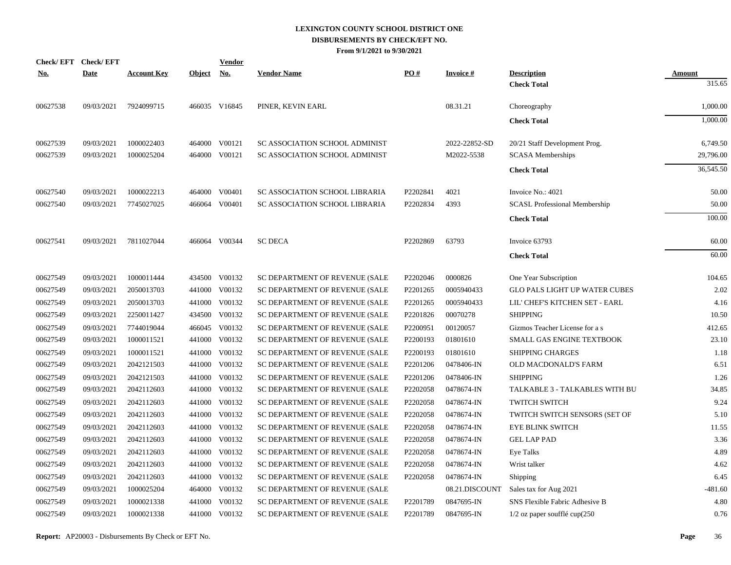# LEXINGTON COUNTY SCHOOL DISTRICT ONE
## DISBURSEMENTS BY CHECK/EFT NO.
### From 9/1/2021 to 9/30/2021

| Check/ EFT No. | Check/ EFT Date | Account Key | Object | Vendor No. | Vendor Name | PO # | Invoice # | Description | Amount |
|---|---|---|---|---|---|---|---|---|---|
| | | | | | | | | **Check Total** | 315.65 |
| 00627538 | 09/03/2021 | 7924099715 | 466035 | V16845 | PINER, KEVIN EARL | | 08.31.21 | Choreography | 1,000.00 |
| | | | | | | | | **Check Total** | 1,000.00 |
| 00627539 | 09/03/2021 | 1000022403 | 464000 | V00121 | SC ASSOCIATION SCHOOL ADMINIST | | 2022-22852-SD | 20/21 Staff Development Prog. | 6,749.50 |
| 00627539 | 09/03/2021 | 1000025204 | 464000 | V00121 | SC ASSOCIATION SCHOOL ADMINIST | | M2022-5538 | SCASA Memberships | 29,796.00 |
| | | | | | | | | **Check Total** | 36,545.50 |
| 00627540 | 09/03/2021 | 1000022213 | 464000 | V00401 | SC ASSOCIATION SCHOOL LIBRARIA | P2202841 | 4021 | Invoice No.: 4021 | 50.00 |
| 00627540 | 09/03/2021 | 7745027025 | 466064 | V00401 | SC ASSOCIATION SCHOOL LIBRARIA | P2202834 | 4393 | SCASL Professional Membership | 50.00 |
| | | | | | | | | **Check Total** | 100.00 |
| 00627541 | 09/03/2021 | 7811027044 | 466064 | V00344 | SC DECA | P2202869 | 63793 | Invoice 63793 | 60.00 |
| | | | | | | | | **Check Total** | 60.00 |
| 00627549 | 09/03/2021 | 1000011444 | 434500 | V00132 | SC DEPARTMENT OF REVENUE (SALE | P2202046 | 0000826 | One Year Subscription | 104.65 |
| 00627549 | 09/03/2021 | 2050013703 | 441000 | V00132 | SC DEPARTMENT OF REVENUE (SALE | P2201265 | 0005940433 | GLO PALS LIGHT UP WATER CUBES | 2.02 |
| 00627549 | 09/03/2021 | 2050013703 | 441000 | V00132 | SC DEPARTMENT OF REVENUE (SALE | P2201265 | 0005940433 | LIL' CHEF'S KITCHEN SET - EARL | 4.16 |
| 00627549 | 09/03/2021 | 2250011427 | 434500 | V00132 | SC DEPARTMENT OF REVENUE (SALE | P2201826 | 00070278 | SHIPPING | 10.50 |
| 00627549 | 09/03/2021 | 7744019044 | 466045 | V00132 | SC DEPARTMENT OF REVENUE (SALE | P2200951 | 00120057 | Gizmos Teacher License for a s | 412.65 |
| 00627549 | 09/03/2021 | 1000011521 | 441000 | V00132 | SC DEPARTMENT OF REVENUE (SALE | P2200193 | 01801610 | SMALL GAS ENGINE TEXTBOOK | 23.10 |
| 00627549 | 09/03/2021 | 1000011521 | 441000 | V00132 | SC DEPARTMENT OF REVENUE (SALE | P2200193 | 01801610 | SHIPPING CHARGES | 1.18 |
| 00627549 | 09/03/2021 | 2042121503 | 441000 | V00132 | SC DEPARTMENT OF REVENUE (SALE | P2201206 | 0478406-IN | OLD MACDONALD'S FARM | 6.51 |
| 00627549 | 09/03/2021 | 2042121503 | 441000 | V00132 | SC DEPARTMENT OF REVENUE (SALE | P2201206 | 0478406-IN | SHIPPING | 1.26 |
| 00627549 | 09/03/2021 | 2042112603 | 441000 | V00132 | SC DEPARTMENT OF REVENUE (SALE | P2202058 | 0478674-IN | TALKABLE 3 - TALKABLES WITH BU | 34.85 |
| 00627549 | 09/03/2021 | 2042112603 | 441000 | V00132 | SC DEPARTMENT OF REVENUE (SALE | P2202058 | 0478674-IN | TWITCH SWITCH | 9.24 |
| 00627549 | 09/03/2021 | 2042112603 | 441000 | V00132 | SC DEPARTMENT OF REVENUE (SALE | P2202058 | 0478674-IN | TWITCH SWITCH SENSORS (SET OF | 5.10 |
| 00627549 | 09/03/2021 | 2042112603 | 441000 | V00132 | SC DEPARTMENT OF REVENUE (SALE | P2202058 | 0478674-IN | EYE BLINK SWITCH | 11.55 |
| 00627549 | 09/03/2021 | 2042112603 | 441000 | V00132 | SC DEPARTMENT OF REVENUE (SALE | P2202058 | 0478674-IN | GEL LAP PAD | 3.36 |
| 00627549 | 09/03/2021 | 2042112603 | 441000 | V00132 | SC DEPARTMENT OF REVENUE (SALE | P2202058 | 0478674-IN | Eye Talks | 4.89 |
| 00627549 | 09/03/2021 | 2042112603 | 441000 | V00132 | SC DEPARTMENT OF REVENUE (SALE | P2202058 | 0478674-IN | Wrist talker | 4.62 |
| 00627549 | 09/03/2021 | 2042112603 | 441000 | V00132 | SC DEPARTMENT OF REVENUE (SALE | P2202058 | 0478674-IN | Shipping | 6.45 |
| 00627549 | 09/03/2021 | 1000025204 | 464000 | V00132 | SC DEPARTMENT OF REVENUE (SALE | | 08.21.DISCOUNT | Sales tax for Aug 2021 | -481.60 |
| 00627549 | 09/03/2021 | 1000021338 | 441000 | V00132 | SC DEPARTMENT OF REVENUE (SALE | P2201789 | 0847695-IN | SNS Flexible Fabric Adhesive B | 4.80 |
| 00627549 | 09/03/2021 | 1000021338 | 441000 | V00132 | SC DEPARTMENT OF REVENUE (SALE | P2201789 | 0847695-IN | 1/2 oz paper soufflé cup(250 | 0.76 |

**Report:** AP20003 - Disbursements By Check or EFT No.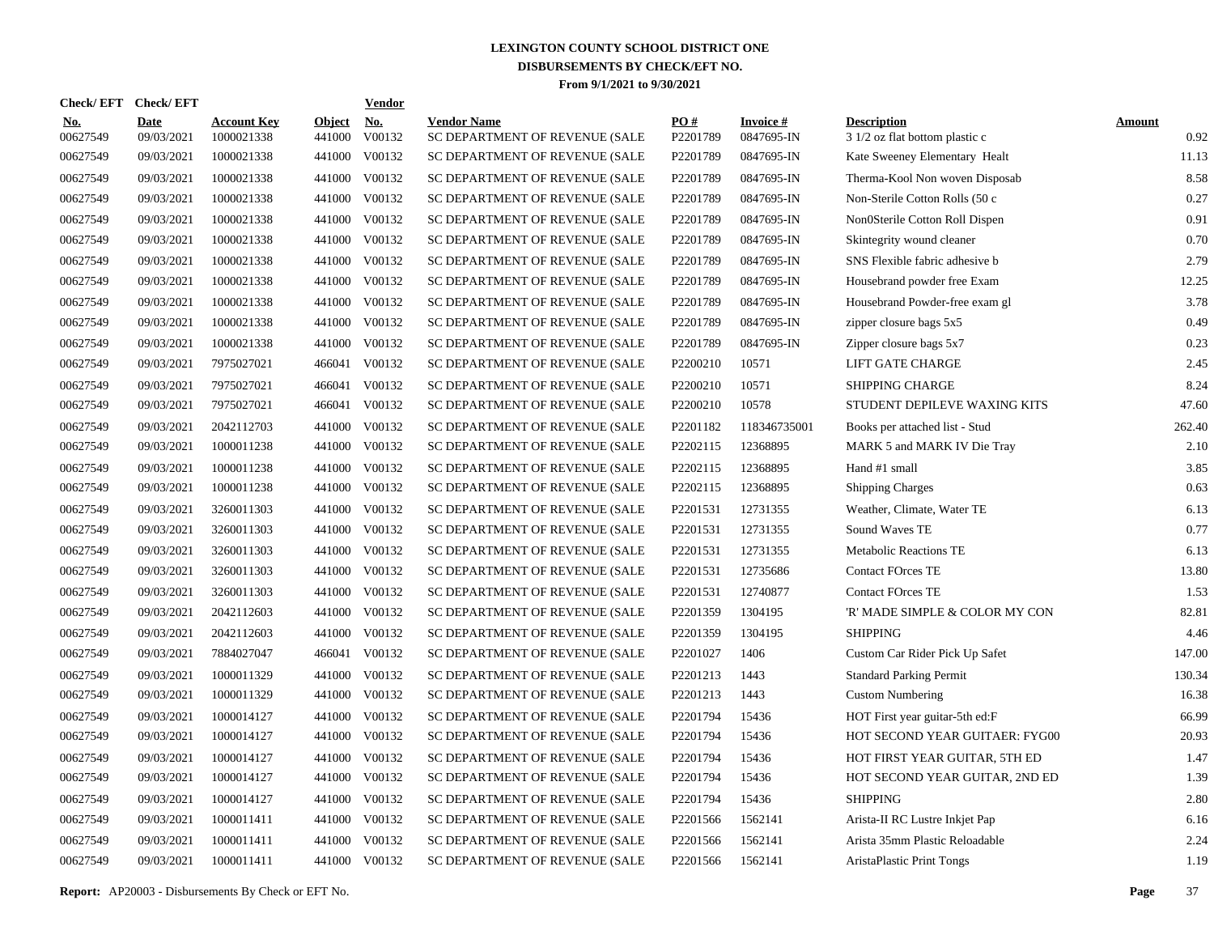# LEXINGTON COUNTY SCHOOL DISTRICT ONE
## DISBURSEMENTS BY CHECK/EFT NO.
### From 9/1/2021 to 9/30/2021

| Check/EFT No. | Check/EFT Date | Account Key | Object | Vendor No. | Vendor Name | PO # | Invoice # | Description | Amount |
|---|---|---|---|---|---|---|---|---|---|
| 00627549 | 09/03/2021 | 1000021338 | 441000 | V00132 | SC DEPARTMENT OF REVENUE (SALE | P2201789 | 0847695-IN | 3 1/2 oz flat bottom plastic c | 0.92 |
| 00627549 | 09/03/2021 | 1000021338 | 441000 | V00132 | SC DEPARTMENT OF REVENUE (SALE | P2201789 | 0847695-IN | Kate Sweeney Elementary Healt | 11.13 |
| 00627549 | 09/03/2021 | 1000021338 | 441000 | V00132 | SC DEPARTMENT OF REVENUE (SALE | P2201789 | 0847695-IN | Therma-Kool Non woven Disposab | 8.58 |
| 00627549 | 09/03/2021 | 1000021338 | 441000 | V00132 | SC DEPARTMENT OF REVENUE (SALE | P2201789 | 0847695-IN | Non-Sterile Cotton Rolls (50 c | 0.27 |
| 00627549 | 09/03/2021 | 1000021338 | 441000 | V00132 | SC DEPARTMENT OF REVENUE (SALE | P2201789 | 0847695-IN | Non0Sterile Cotton Roll Dispen | 0.91 |
| 00627549 | 09/03/2021 | 1000021338 | 441000 | V00132 | SC DEPARTMENT OF REVENUE (SALE | P2201789 | 0847695-IN | Skintegrity wound cleaner | 0.70 |
| 00627549 | 09/03/2021 | 1000021338 | 441000 | V00132 | SC DEPARTMENT OF REVENUE (SALE | P2201789 | 0847695-IN | SNS Flexible fabric adhesive b | 2.79 |
| 00627549 | 09/03/2021 | 1000021338 | 441000 | V00132 | SC DEPARTMENT OF REVENUE (SALE | P2201789 | 0847695-IN | Housebrand powder free Exam | 12.25 |
| 00627549 | 09/03/2021 | 1000021338 | 441000 | V00132 | SC DEPARTMENT OF REVENUE (SALE | P2201789 | 0847695-IN | Housebrand Powder-free exam gl | 3.78 |
| 00627549 | 09/03/2021 | 1000021338 | 441000 | V00132 | SC DEPARTMENT OF REVENUE (SALE | P2201789 | 0847695-IN | zipper closure bags 5x5 | 0.49 |
| 00627549 | 09/03/2021 | 1000021338 | 441000 | V00132 | SC DEPARTMENT OF REVENUE (SALE | P2201789 | 0847695-IN | Zipper closure bags 5x7 | 0.23 |
| 00627549 | 09/03/2021 | 7975027021 | 466041 | V00132 | SC DEPARTMENT OF REVENUE (SALE | P2200210 | 10571 | LIFT GATE CHARGE | 2.45 |
| 00627549 | 09/03/2021 | 7975027021 | 466041 | V00132 | SC DEPARTMENT OF REVENUE (SALE | P2200210 | 10571 | SHIPPING CHARGE | 8.24 |
| 00627549 | 09/03/2021 | 7975027021 | 466041 | V00132 | SC DEPARTMENT OF REVENUE (SALE | P2200210 | 10578 | STUDENT DEPILEVE WAXING KITS | 47.60 |
| 00627549 | 09/03/2021 | 2042112703 | 441000 | V00132 | SC DEPARTMENT OF REVENUE (SALE | P2201182 | 118346735001 | Books per attached list - Stud | 262.40 |
| 00627549 | 09/03/2021 | 1000011238 | 441000 | V00132 | SC DEPARTMENT OF REVENUE (SALE | P2202115 | 12368895 | MARK 5 and MARK IV Die Tray | 2.10 |
| 00627549 | 09/03/2021 | 1000011238 | 441000 | V00132 | SC DEPARTMENT OF REVENUE (SALE | P2202115 | 12368895 | Hand #1 small | 3.85 |
| 00627549 | 09/03/2021 | 1000011238 | 441000 | V00132 | SC DEPARTMENT OF REVENUE (SALE | P2202115 | 12368895 | Shipping Charges | 0.63 |
| 00627549 | 09/03/2021 | 3260011303 | 441000 | V00132 | SC DEPARTMENT OF REVENUE (SALE | P2201531 | 12731355 | Weather, Climate, Water TE | 6.13 |
| 00627549 | 09/03/2021 | 3260011303 | 441000 | V00132 | SC DEPARTMENT OF REVENUE (SALE | P2201531 | 12731355 | Sound Waves TE | 0.77 |
| 00627549 | 09/03/2021 | 3260011303 | 441000 | V00132 | SC DEPARTMENT OF REVENUE (SALE | P2201531 | 12731355 | Metabolic Reactions TE | 6.13 |
| 00627549 | 09/03/2021 | 3260011303 | 441000 | V00132 | SC DEPARTMENT OF REVENUE (SALE | P2201531 | 12735686 | Contact FOrces TE | 13.80 |
| 00627549 | 09/03/2021 | 3260011303 | 441000 | V00132 | SC DEPARTMENT OF REVENUE (SALE | P2201531 | 12740877 | Contact FOrces TE | 1.53 |
| 00627549 | 09/03/2021 | 2042112603 | 441000 | V00132 | SC DEPARTMENT OF REVENUE (SALE | P2201359 | 1304195 | 'R' MADE SIMPLE & COLOR MY CON | 82.81 |
| 00627549 | 09/03/2021 | 2042112603 | 441000 | V00132 | SC DEPARTMENT OF REVENUE (SALE | P2201359 | 1304195 | SHIPPING | 4.46 |
| 00627549 | 09/03/2021 | 7884027047 | 466041 | V00132 | SC DEPARTMENT OF REVENUE (SALE | P2201027 | 1406 | Custom Car Rider Pick Up Safet | 147.00 |
| 00627549 | 09/03/2021 | 1000011329 | 441000 | V00132 | SC DEPARTMENT OF REVENUE (SALE | P2201213 | 1443 | Standard Parking Permit | 130.34 |
| 00627549 | 09/03/2021 | 1000011329 | 441000 | V00132 | SC DEPARTMENT OF REVENUE (SALE | P2201213 | 1443 | Custom Numbering | 16.38 |
| 00627549 | 09/03/2021 | 1000014127 | 441000 | V00132 | SC DEPARTMENT OF REVENUE (SALE | P2201794 | 15436 | HOT First year guitar-5th ed:F | 66.99 |
| 00627549 | 09/03/2021 | 1000014127 | 441000 | V00132 | SC DEPARTMENT OF REVENUE (SALE | P2201794 | 15436 | HOT SECOND YEAR GUITAER: FYG00 | 20.93 |
| 00627549 | 09/03/2021 | 1000014127 | 441000 | V00132 | SC DEPARTMENT OF REVENUE (SALE | P2201794 | 15436 | HOT FIRST YEAR GUITAR, 5TH ED | 1.47 |
| 00627549 | 09/03/2021 | 1000014127 | 441000 | V00132 | SC DEPARTMENT OF REVENUE (SALE | P2201794 | 15436 | HOT SECOND YEAR GUITAR, 2ND ED | 1.39 |
| 00627549 | 09/03/2021 | 1000014127 | 441000 | V00132 | SC DEPARTMENT OF REVENUE (SALE | P2201794 | 15436 | SHIPPING | 2.80 |
| 00627549 | 09/03/2021 | 1000011411 | 441000 | V00132 | SC DEPARTMENT OF REVENUE (SALE | P2201566 | 1562141 | Arista-II RC Lustre Inkjet Pap | 6.16 |
| 00627549 | 09/03/2021 | 1000011411 | 441000 | V00132 | SC DEPARTMENT OF REVENUE (SALE | P2201566 | 1562141 | Arista 35mm Plastic Reloadable | 2.24 |
| 00627549 | 09/03/2021 | 1000011411 | 441000 | V00132 | SC DEPARTMENT OF REVENUE (SALE | P2201566 | 1562141 | AristaPlastic Print Tongs | 1.19 |

**Report:** AP20003 - Disbursements By Check or EFT No.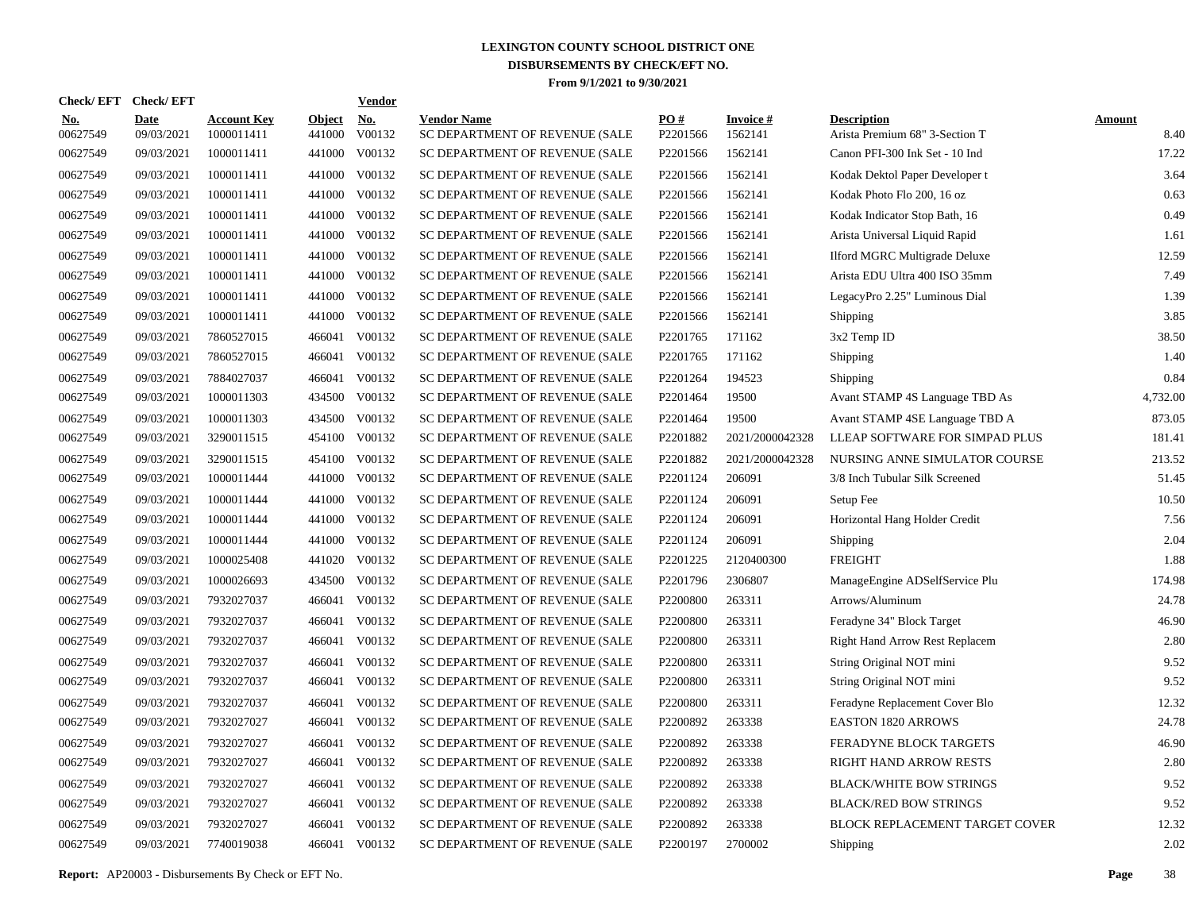# LEXINGTON COUNTY SCHOOL DISTRICT ONE
## DISBURSEMENTS BY CHECK/EFT NO.
### From 9/1/2021 to 9/30/2021

| Check/ EFT No. | Check/ EFT Date | Account Key | Object | Vendor No. | Vendor Name | PO # | Invoice # | Description | Amount |
|---|---|---|---|---|---|---|---|---|---|
| 00627549 | 09/03/2021 | 1000011411 | 441000 | V00132 | SC DEPARTMENT OF REVENUE (SALE | P2201566 | 1562141 | Arista Premium 68" 3-Section T | 8.40 |
| 00627549 | 09/03/2021 | 1000011411 | 441000 | V00132 | SC DEPARTMENT OF REVENUE (SALE | P2201566 | 1562141 | Canon PFI-300 Ink Set - 10 Ind | 17.22 |
| 00627549 | 09/03/2021 | 1000011411 | 441000 | V00132 | SC DEPARTMENT OF REVENUE (SALE | P2201566 | 1562141 | Kodak Dektol Paper Developer t | 3.64 |
| 00627549 | 09/03/2021 | 1000011411 | 441000 | V00132 | SC DEPARTMENT OF REVENUE (SALE | P2201566 | 1562141 | Kodak Photo Flo 200, 16 oz | 0.63 |
| 00627549 | 09/03/2021 | 1000011411 | 441000 | V00132 | SC DEPARTMENT OF REVENUE (SALE | P2201566 | 1562141 | Kodak Indicator Stop Bath, 16 | 0.49 |
| 00627549 | 09/03/2021 | 1000011411 | 441000 | V00132 | SC DEPARTMENT OF REVENUE (SALE | P2201566 | 1562141 | Arista Universal Liquid Rapid | 1.61 |
| 00627549 | 09/03/2021 | 1000011411 | 441000 | V00132 | SC DEPARTMENT OF REVENUE (SALE | P2201566 | 1562141 | Ilford MGRC Multigrade Deluxe | 12.59 |
| 00627549 | 09/03/2021 | 1000011411 | 441000 | V00132 | SC DEPARTMENT OF REVENUE (SALE | P2201566 | 1562141 | Arista EDU Ultra 400 ISO 35mm | 7.49 |
| 00627549 | 09/03/2021 | 1000011411 | 441000 | V00132 | SC DEPARTMENT OF REVENUE (SALE | P2201566 | 1562141 | LegacyPro 2.25" Luminous Dial | 1.39 |
| 00627549 | 09/03/2021 | 1000011411 | 441000 | V00132 | SC DEPARTMENT OF REVENUE (SALE | P2201566 | 1562141 | Shipping | 3.85 |
| 00627549 | 09/03/2021 | 7860527015 | 466041 | V00132 | SC DEPARTMENT OF REVENUE (SALE | P2201765 | 171162 | 3x2 Temp ID | 38.50 |
| 00627549 | 09/03/2021 | 7860527015 | 466041 | V00132 | SC DEPARTMENT OF REVENUE (SALE | P2201765 | 171162 | Shipping | 1.40 |
| 00627549 | 09/03/2021 | 7884027037 | 466041 | V00132 | SC DEPARTMENT OF REVENUE (SALE | P2201264 | 194523 | Shipping | 0.84 |
| 00627549 | 09/03/2021 | 1000011303 | 434500 | V00132 | SC DEPARTMENT OF REVENUE (SALE | P2201464 | 19500 | Avant STAMP 4S Language TBD As | 4,732.00 |
| 00627549 | 09/03/2021 | 1000011303 | 434500 | V00132 | SC DEPARTMENT OF REVENUE (SALE | P2201464 | 19500 | Avant STAMP 4SE Language TBD A | 873.05 |
| 00627549 | 09/03/2021 | 3290011515 | 454100 | V00132 | SC DEPARTMENT OF REVENUE (SALE | P2201882 | 2021/2000042328 | LLEAP SOFTWARE FOR SIMPAD PLUS | 181.41 |
| 00627549 | 09/03/2021 | 3290011515 | 454100 | V00132 | SC DEPARTMENT OF REVENUE (SALE | P2201882 | 2021/2000042328 | NURSING ANNE SIMULATOR COURSE | 213.52 |
| 00627549 | 09/03/2021 | 1000011444 | 441000 | V00132 | SC DEPARTMENT OF REVENUE (SALE | P2201124 | 206091 | 3/8 Inch Tubular Silk Screened | 51.45 |
| 00627549 | 09/03/2021 | 1000011444 | 441000 | V00132 | SC DEPARTMENT OF REVENUE (SALE | P2201124 | 206091 | Setup Fee | 10.50 |
| 00627549 | 09/03/2021 | 1000011444 | 441000 | V00132 | SC DEPARTMENT OF REVENUE (SALE | P2201124 | 206091 | Horizontal Hang Holder Credit | 7.56 |
| 00627549 | 09/03/2021 | 1000011444 | 441000 | V00132 | SC DEPARTMENT OF REVENUE (SALE | P2201124 | 206091 | Shipping | 2.04 |
| 00627549 | 09/03/2021 | 1000025408 | 441020 | V00132 | SC DEPARTMENT OF REVENUE (SALE | P2201225 | 2120400300 | FREIGHT | 1.88 |
| 00627549 | 09/03/2021 | 1000026693 | 434500 | V00132 | SC DEPARTMENT OF REVENUE (SALE | P2201796 | 2306807 | ManageEngine ADSelfService Plu | 174.98 |
| 00627549 | 09/03/2021 | 7932027037 | 466041 | V00132 | SC DEPARTMENT OF REVENUE (SALE | P2200800 | 263311 | Arrows/Aluminum | 24.78 |
| 00627549 | 09/03/2021 | 7932027037 | 466041 | V00132 | SC DEPARTMENT OF REVENUE (SALE | P2200800 | 263311 | Feradyne 34" Block Target | 46.90 |
| 00627549 | 09/03/2021 | 7932027037 | 466041 | V00132 | SC DEPARTMENT OF REVENUE (SALE | P2200800 | 263311 | Right Hand Arrow Rest Replacem | 2.80 |
| 00627549 | 09/03/2021 | 7932027037 | 466041 | V00132 | SC DEPARTMENT OF REVENUE (SALE | P2200800 | 263311 | String Original NOT mini | 9.52 |
| 00627549 | 09/03/2021 | 7932027037 | 466041 | V00132 | SC DEPARTMENT OF REVENUE (SALE | P2200800 | 263311 | String Original NOT mini | 9.52 |
| 00627549 | 09/03/2021 | 7932027037 | 466041 | V00132 | SC DEPARTMENT OF REVENUE (SALE | P2200800 | 263311 | Feradyne Replacement Cover Blo | 12.32 |
| 00627549 | 09/03/2021 | 7932027027 | 466041 | V00132 | SC DEPARTMENT OF REVENUE (SALE | P2200892 | 263338 | EASTON 1820 ARROWS | 24.78 |
| 00627549 | 09/03/2021 | 7932027027 | 466041 | V00132 | SC DEPARTMENT OF REVENUE (SALE | P2200892 | 263338 | FERADYNE BLOCK TARGETS | 46.90 |
| 00627549 | 09/03/2021 | 7932027027 | 466041 | V00132 | SC DEPARTMENT OF REVENUE (SALE | P2200892 | 263338 | RIGHT HAND ARROW RESTS | 2.80 |
| 00627549 | 09/03/2021 | 7932027027 | 466041 | V00132 | SC DEPARTMENT OF REVENUE (SALE | P2200892 | 263338 | BLACK/WHITE BOW STRINGS | 9.52 |
| 00627549 | 09/03/2021 | 7932027027 | 466041 | V00132 | SC DEPARTMENT OF REVENUE (SALE | P2200892 | 263338 | BLACK/RED BOW STRINGS | 9.52 |
| 00627549 | 09/03/2021 | 7932027027 | 466041 | V00132 | SC DEPARTMENT OF REVENUE (SALE | P2200892 | 263338 | BLOCK REPLACEMENT TARGET COVER | 12.32 |
| 00627549 | 09/03/2021 | 7740019038 | 466041 | V00132 | SC DEPARTMENT OF REVENUE (SALE | P2200197 | 2700002 | Shipping | 2.02 |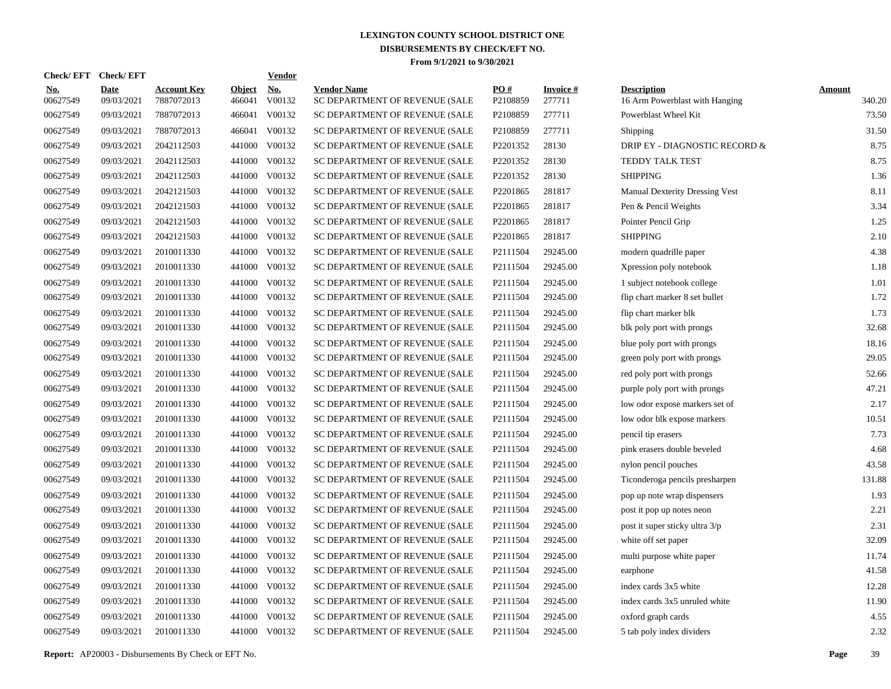# LEXINGTON COUNTY SCHOOL DISTRICT ONE
## DISBURSEMENTS BY CHECK/EFT NO.
### From 9/1/2021 to 9/30/2021

| Check/ EFT No. | Check/ EFT Date | Account Key | Object | Vendor No. | Vendor Name | PO # | Invoice # | Description | Amount |
|---|---|---|---|---|---|---|---|---|---|
| 00627549 | 09/03/2021 | 7887072013 | 466041 | V00132 | SC DEPARTMENT OF REVENUE (SALE | P2108859 | 277711 | 16 Arm Powerblast with Hanging | 340.20 |
| 00627549 | 09/03/2021 | 7887072013 | 466041 | V00132 | SC DEPARTMENT OF REVENUE (SALE | P2108859 | 277711 | Powerblast Wheel Kit | 73.50 |
| 00627549 | 09/03/2021 | 7887072013 | 466041 | V00132 | SC DEPARTMENT OF REVENUE (SALE | P2108859 | 277711 | Shipping | 31.50 |
| 00627549 | 09/03/2021 | 2042112503 | 441000 | V00132 | SC DEPARTMENT OF REVENUE (SALE | P2201352 | 28130 | DRIP EY - DIAGNOSTIC RECORD & | 8.75 |
| 00627549 | 09/03/2021 | 2042112503 | 441000 | V00132 | SC DEPARTMENT OF REVENUE (SALE | P2201352 | 28130 | TEDDY TALK TEST | 8.75 |
| 00627549 | 09/03/2021 | 2042112503 | 441000 | V00132 | SC DEPARTMENT OF REVENUE (SALE | P2201352 | 28130 | SHIPPING | 1.36 |
| 00627549 | 09/03/2021 | 2042121503 | 441000 | V00132 | SC DEPARTMENT OF REVENUE (SALE | P2201865 | 281817 | Manual Dexterity Dressing Vest | 8.11 |
| 00627549 | 09/03/2021 | 2042121503 | 441000 | V00132 | SC DEPARTMENT OF REVENUE (SALE | P2201865 | 281817 | Pen & Pencil Weights | 3.34 |
| 00627549 | 09/03/2021 | 2042121503 | 441000 | V00132 | SC DEPARTMENT OF REVENUE (SALE | P2201865 | 281817 | Pointer Pencil Grip | 1.25 |
| 00627549 | 09/03/2021 | 2042121503 | 441000 | V00132 | SC DEPARTMENT OF REVENUE (SALE | P2201865 | 281817 | SHIPPING | 2.10 |
| 00627549 | 09/03/2021 | 2010011330 | 441000 | V00132 | SC DEPARTMENT OF REVENUE (SALE | P2111504 | 29245.00 | modern quadrille paper | 4.38 |
| 00627549 | 09/03/2021 | 2010011330 | 441000 | V00132 | SC DEPARTMENT OF REVENUE (SALE | P2111504 | 29245.00 | Xpression poly notebook | 1.18 |
| 00627549 | 09/03/2021 | 2010011330 | 441000 | V00132 | SC DEPARTMENT OF REVENUE (SALE | P2111504 | 29245.00 | 1 subject notebook college | 1.01 |
| 00627549 | 09/03/2021 | 2010011330 | 441000 | V00132 | SC DEPARTMENT OF REVENUE (SALE | P2111504 | 29245.00 | flip chart marker 8 set bullet | 1.72 |
| 00627549 | 09/03/2021 | 2010011330 | 441000 | V00132 | SC DEPARTMENT OF REVENUE (SALE | P2111504 | 29245.00 | flip chart marker blk | 1.73 |
| 00627549 | 09/03/2021 | 2010011330 | 441000 | V00132 | SC DEPARTMENT OF REVENUE (SALE | P2111504 | 29245.00 | blk poly port with prongs | 32.68 |
| 00627549 | 09/03/2021 | 2010011330 | 441000 | V00132 | SC DEPARTMENT OF REVENUE (SALE | P2111504 | 29245.00 | blue poly port with prongs | 18.16 |
| 00627549 | 09/03/2021 | 2010011330 | 441000 | V00132 | SC DEPARTMENT OF REVENUE (SALE | P2111504 | 29245.00 | green poly port with prongs | 29.05 |
| 00627549 | 09/03/2021 | 2010011330 | 441000 | V00132 | SC DEPARTMENT OF REVENUE (SALE | P2111504 | 29245.00 | red poly port with prongs | 52.66 |
| 00627549 | 09/03/2021 | 2010011330 | 441000 | V00132 | SC DEPARTMENT OF REVENUE (SALE | P2111504 | 29245.00 | purple poly port with prongs | 47.21 |
| 00627549 | 09/03/2021 | 2010011330 | 441000 | V00132 | SC DEPARTMENT OF REVENUE (SALE | P2111504 | 29245.00 | low odor expose markers set of | 2.17 |
| 00627549 | 09/03/2021 | 2010011330 | 441000 | V00132 | SC DEPARTMENT OF REVENUE (SALE | P2111504 | 29245.00 | low odor blk expose markers | 10.51 |
| 00627549 | 09/03/2021 | 2010011330 | 441000 | V00132 | SC DEPARTMENT OF REVENUE (SALE | P2111504 | 29245.00 | pencil tip erasers | 7.73 |
| 00627549 | 09/03/2021 | 2010011330 | 441000 | V00132 | SC DEPARTMENT OF REVENUE (SALE | P2111504 | 29245.00 | pink erasers double beveled | 4.68 |
| 00627549 | 09/03/2021 | 2010011330 | 441000 | V00132 | SC DEPARTMENT OF REVENUE (SALE | P2111504 | 29245.00 | nylon pencil pouches | 43.58 |
| 00627549 | 09/03/2021 | 2010011330 | 441000 | V00132 | SC DEPARTMENT OF REVENUE (SALE | P2111504 | 29245.00 | Ticonderoga pencils presharpen | 131.88 |
| 00627549 | 09/03/2021 | 2010011330 | 441000 | V00132 | SC DEPARTMENT OF REVENUE (SALE | P2111504 | 29245.00 | pop up note wrap dispensers | 1.93 |
| 00627549 | 09/03/2021 | 2010011330 | 441000 | V00132 | SC DEPARTMENT OF REVENUE (SALE | P2111504 | 29245.00 | post it pop up notes neon | 2.21 |
| 00627549 | 09/03/2021 | 2010011330 | 441000 | V00132 | SC DEPARTMENT OF REVENUE (SALE | P2111504 | 29245.00 | post it super sticky ultra 3/p | 2.31 |
| 00627549 | 09/03/2021 | 2010011330 | 441000 | V00132 | SC DEPARTMENT OF REVENUE (SALE | P2111504 | 29245.00 | white off set paper | 32.09 |
| 00627549 | 09/03/2021 | 2010011330 | 441000 | V00132 | SC DEPARTMENT OF REVENUE (SALE | P2111504 | 29245.00 | multi purpose white paper | 11.74 |
| 00627549 | 09/03/2021 | 2010011330 | 441000 | V00132 | SC DEPARTMENT OF REVENUE (SALE | P2111504 | 29245.00 | earphone | 41.58 |
| 00627549 | 09/03/2021 | 2010011330 | 441000 | V00132 | SC DEPARTMENT OF REVENUE (SALE | P2111504 | 29245.00 | index cards 3x5 white | 12.28 |
| 00627549 | 09/03/2021 | 2010011330 | 441000 | V00132 | SC DEPARTMENT OF REVENUE (SALE | P2111504 | 29245.00 | index cards 3x5 unruled white | 11.90 |
| 00627549 | 09/03/2021 | 2010011330 | 441000 | V00132 | SC DEPARTMENT OF REVENUE (SALE | P2111504 | 29245.00 | oxford graph cards | 4.55 |
| 00627549 | 09/03/2021 | 2010011330 | 441000 | V00132 | SC DEPARTMENT OF REVENUE (SALE | P2111504 | 29245.00 | 5 tab poly index dividers | 2.32 |

**Report:** AP20003 - Disbursements By Check or EFT No.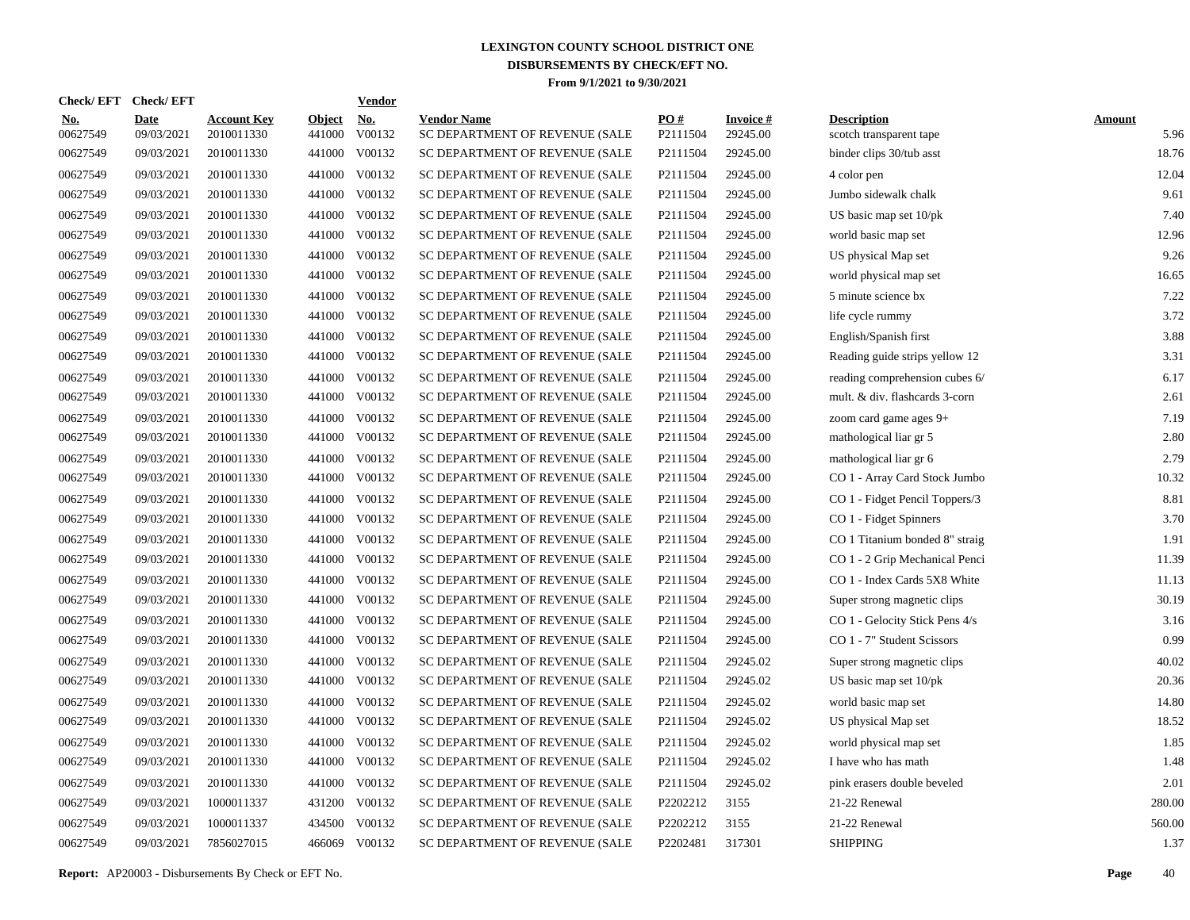# LEXINGTON COUNTY SCHOOL DISTRICT ONE
## DISBURSEMENTS BY CHECK/EFT NO.
### From 9/1/2021 to 9/30/2021

| Check/ EFT No. | Check/ EFT Date | Account Key | Object | Vendor No. | Vendor Name | PO # | Invoice # | Description | Amount |
|---|---|---|---|---|---|---|---|---|---|
| 00627549 | 09/03/2021 | 2010011330 | 441000 | V00132 | SC DEPARTMENT OF REVENUE (SALE | P2111504 | 29245.00 | scotch transparent tape | 5.96 |
| 00627549 | 09/03/2021 | 2010011330 | 441000 | V00132 | SC DEPARTMENT OF REVENUE (SALE | P2111504 | 29245.00 | binder clips 30/tub asst | 18.76 |
| 00627549 | 09/03/2021 | 2010011330 | 441000 | V00132 | SC DEPARTMENT OF REVENUE (SALE | P2111504 | 29245.00 | 4 color pen | 12.04 |
| 00627549 | 09/03/2021 | 2010011330 | 441000 | V00132 | SC DEPARTMENT OF REVENUE (SALE | P2111504 | 29245.00 | Jumbo sidewalk chalk | 9.61 |
| 00627549 | 09/03/2021 | 2010011330 | 441000 | V00132 | SC DEPARTMENT OF REVENUE (SALE | P2111504 | 29245.00 | US basic map set 10/pk | 7.40 |
| 00627549 | 09/03/2021 | 2010011330 | 441000 | V00132 | SC DEPARTMENT OF REVENUE (SALE | P2111504 | 29245.00 | world basic map set | 12.96 |
| 00627549 | 09/03/2021 | 2010011330 | 441000 | V00132 | SC DEPARTMENT OF REVENUE (SALE | P2111504 | 29245.00 | US physical Map set | 9.26 |
| 00627549 | 09/03/2021 | 2010011330 | 441000 | V00132 | SC DEPARTMENT OF REVENUE (SALE | P2111504 | 29245.00 | world physical map set | 16.65 |
| 00627549 | 09/03/2021 | 2010011330 | 441000 | V00132 | SC DEPARTMENT OF REVENUE (SALE | P2111504 | 29245.00 | 5 minute science bx | 7.22 |
| 00627549 | 09/03/2021 | 2010011330 | 441000 | V00132 | SC DEPARTMENT OF REVENUE (SALE | P2111504 | 29245.00 | life cycle rummy | 3.72 |
| 00627549 | 09/03/2021 | 2010011330 | 441000 | V00132 | SC DEPARTMENT OF REVENUE (SALE | P2111504 | 29245.00 | English/Spanish first | 3.88 |
| 00627549 | 09/03/2021 | 2010011330 | 441000 | V00132 | SC DEPARTMENT OF REVENUE (SALE | P2111504 | 29245.00 | Reading guide strips yellow 12 | 3.31 |
| 00627549 | 09/03/2021 | 2010011330 | 441000 | V00132 | SC DEPARTMENT OF REVENUE (SALE | P2111504 | 29245.00 | reading comprehension cubes 6/ | 6.17 |
| 00627549 | 09/03/2021 | 2010011330 | 441000 | V00132 | SC DEPARTMENT OF REVENUE (SALE | P2111504 | 29245.00 | mult. & div. flashcards 3-corn | 2.61 |
| 00627549 | 09/03/2021 | 2010011330 | 441000 | V00132 | SC DEPARTMENT OF REVENUE (SALE | P2111504 | 29245.00 | zoom card game ages 9+ | 7.19 |
| 00627549 | 09/03/2021 | 2010011330 | 441000 | V00132 | SC DEPARTMENT OF REVENUE (SALE | P2111504 | 29245.00 | mathological liar gr 5 | 2.80 |
| 00627549 | 09/03/2021 | 2010011330 | 441000 | V00132 | SC DEPARTMENT OF REVENUE (SALE | P2111504 | 29245.00 | mathological liar gr 6 | 2.79 |
| 00627549 | 09/03/2021 | 2010011330 | 441000 | V00132 | SC DEPARTMENT OF REVENUE (SALE | P2111504 | 29245.00 | CO 1 - Array Card Stock Jumbo | 10.32 |
| 00627549 | 09/03/2021 | 2010011330 | 441000 | V00132 | SC DEPARTMENT OF REVENUE (SALE | P2111504 | 29245.00 | CO 1 - Fidget Pencil Toppers/3 | 8.81 |
| 00627549 | 09/03/2021 | 2010011330 | 441000 | V00132 | SC DEPARTMENT OF REVENUE (SALE | P2111504 | 29245.00 | CO 1 - Fidget Spinners | 3.70 |
| 00627549 | 09/03/2021 | 2010011330 | 441000 | V00132 | SC DEPARTMENT OF REVENUE (SALE | P2111504 | 29245.00 | CO 1 Titanium bonded 8" straig | 1.91 |
| 00627549 | 09/03/2021 | 2010011330 | 441000 | V00132 | SC DEPARTMENT OF REVENUE (SALE | P2111504 | 29245.00 | CO 1 - 2 Grip Mechanical Penci | 11.39 |
| 00627549 | 09/03/2021 | 2010011330 | 441000 | V00132 | SC DEPARTMENT OF REVENUE (SALE | P2111504 | 29245.00 | CO 1 - Index Cards 5X8 White | 11.13 |
| 00627549 | 09/03/2021 | 2010011330 | 441000 | V00132 | SC DEPARTMENT OF REVENUE (SALE | P2111504 | 29245.00 | Super strong magnetic clips | 30.19 |
| 00627549 | 09/03/2021 | 2010011330 | 441000 | V00132 | SC DEPARTMENT OF REVENUE (SALE | P2111504 | 29245.00 | CO 1 - Gelocity Stick Pens 4/s | 3.16 |
| 00627549 | 09/03/2021 | 2010011330 | 441000 | V00132 | SC DEPARTMENT OF REVENUE (SALE | P2111504 | 29245.00 | CO 1 - 7" Student Scissors | 0.99 |
| 00627549 | 09/03/2021 | 2010011330 | 441000 | V00132 | SC DEPARTMENT OF REVENUE (SALE | P2111504 | 29245.02 | Super strong magnetic clips | 40.02 |
| 00627549 | 09/03/2021 | 2010011330 | 441000 | V00132 | SC DEPARTMENT OF REVENUE (SALE | P2111504 | 29245.02 | US basic map set 10/pk | 20.36 |
| 00627549 | 09/03/2021 | 2010011330 | 441000 | V00132 | SC DEPARTMENT OF REVENUE (SALE | P2111504 | 29245.02 | world basic map set | 14.80 |
| 00627549 | 09/03/2021 | 2010011330 | 441000 | V00132 | SC DEPARTMENT OF REVENUE (SALE | P2111504 | 29245.02 | US physical Map set | 18.52 |
| 00627549 | 09/03/2021 | 2010011330 | 441000 | V00132 | SC DEPARTMENT OF REVENUE (SALE | P2111504 | 29245.02 | world physical map set | 1.85 |
| 00627549 | 09/03/2021 | 2010011330 | 441000 | V00132 | SC DEPARTMENT OF REVENUE (SALE | P2111504 | 29245.02 | I have who has math | 1.48 |
| 00627549 | 09/03/2021 | 2010011330 | 441000 | V00132 | SC DEPARTMENT OF REVENUE (SALE | P2111504 | 29245.02 | pink erasers double beveled | 2.01 |
| 00627549 | 09/03/2021 | 1000011337 | 431200 | V00132 | SC DEPARTMENT OF REVENUE (SALE | P2202212 | 3155 | 21-22 Renewal | 280.00 |
| 00627549 | 09/03/2021 | 1000011337 | 434500 | V00132 | SC DEPARTMENT OF REVENUE (SALE | P2202212 | 3155 | 21-22 Renewal | 560.00 |
| 00627549 | 09/03/2021 | 7856027015 | 466069 | V00132 | SC DEPARTMENT OF REVENUE (SALE | P2202481 | 317301 | SHIPPING | 1.37 |

**Report:** AP20003 - Disbursements By Check or EFT No.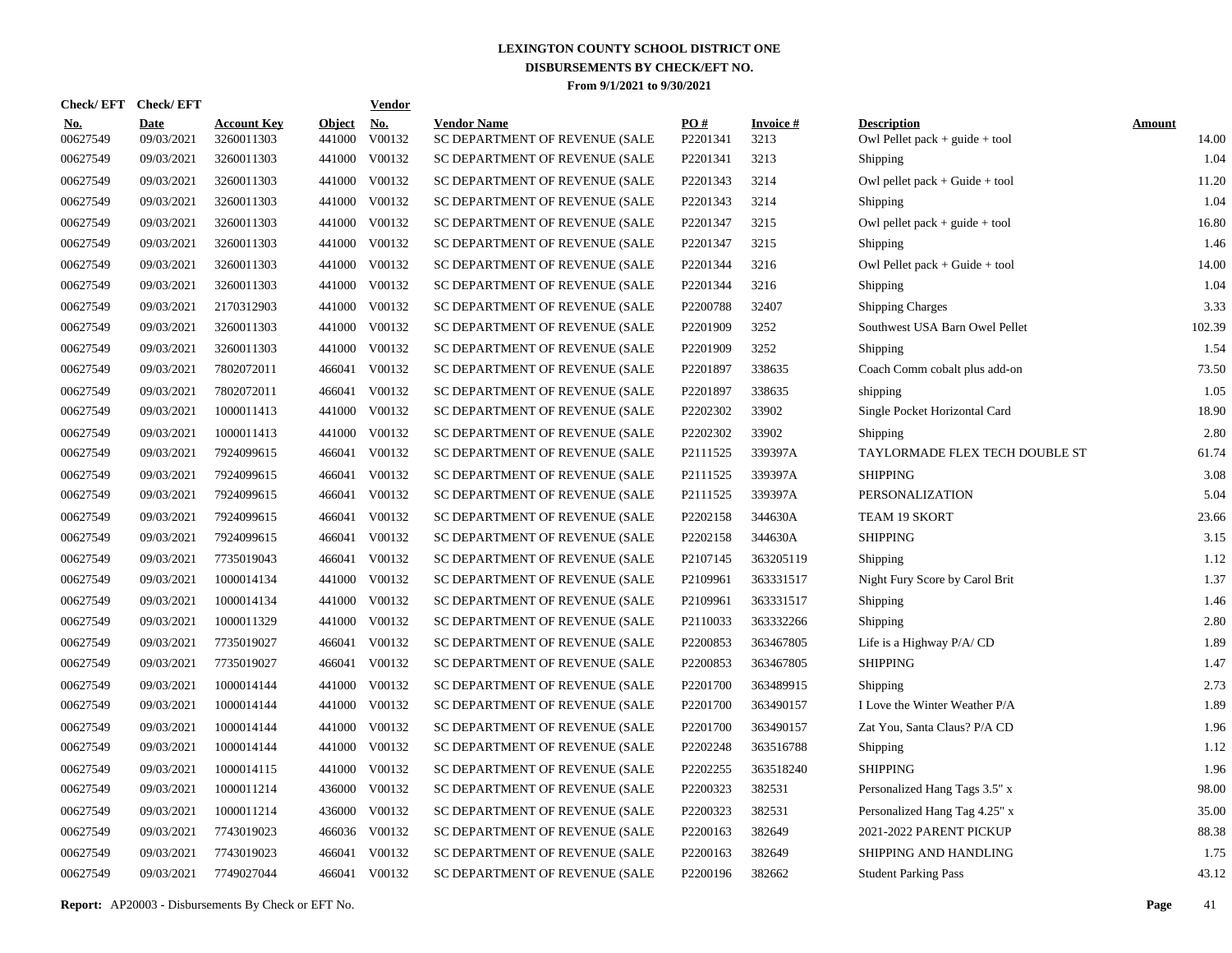# LEXINGTON COUNTY SCHOOL DISTRICT ONE
## DISBURSEMENTS BY CHECK/EFT NO.
### From 9/1/2021 to 9/30/2021

| Check/ EFT No. | Check/ EFT Date | Account Key | Object | Vendor No. | Vendor Name | PO # | Invoice # | Description | Amount |
|---|---|---|---|---|---|---|---|---|---|
| 00627549 | 09/03/2021 | 3260011303 | 441000 | V00132 | SC DEPARTMENT OF REVENUE (SALE | P2201341 | 3213 | Owl Pellet pack + guide + tool | 14.00 |
| 00627549 | 09/03/2021 | 3260011303 | 441000 | V00132 | SC DEPARTMENT OF REVENUE (SALE | P2201341 | 3213 | Shipping | 1.04 |
| 00627549 | 09/03/2021 | 3260011303 | 441000 | V00132 | SC DEPARTMENT OF REVENUE (SALE | P2201343 | 3214 | Owl pellet pack + Guide + tool | 11.20 |
| 00627549 | 09/03/2021 | 3260011303 | 441000 | V00132 | SC DEPARTMENT OF REVENUE (SALE | P2201343 | 3214 | Shipping | 1.04 |
| 00627549 | 09/03/2021 | 3260011303 | 441000 | V00132 | SC DEPARTMENT OF REVENUE (SALE | P2201347 | 3215 | Owl pellet pack + guide + tool | 16.80 |
| 00627549 | 09/03/2021 | 3260011303 | 441000 | V00132 | SC DEPARTMENT OF REVENUE (SALE | P2201347 | 3215 | Shipping | 1.46 |
| 00627549 | 09/03/2021 | 3260011303 | 441000 | V00132 | SC DEPARTMENT OF REVENUE (SALE | P2201344 | 3216 | Owl Pellet pack + Guide + tool | 14.00 |
| 00627549 | 09/03/2021 | 3260011303 | 441000 | V00132 | SC DEPARTMENT OF REVENUE (SALE | P2201344 | 3216 | Shipping | 1.04 |
| 00627549 | 09/03/2021 | 2170312903 | 441000 | V00132 | SC DEPARTMENT OF REVENUE (SALE | P2200788 | 32407 | Shipping Charges | 3.33 |
| 00627549 | 09/03/2021 | 3260011303 | 441000 | V00132 | SC DEPARTMENT OF REVENUE (SALE | P2201909 | 3252 | Southwest USA Barn Owel Pellet | 102.39 |
| 00627549 | 09/03/2021 | 3260011303 | 441000 | V00132 | SC DEPARTMENT OF REVENUE (SALE | P2201909 | 3252 | Shipping | 1.54 |
| 00627549 | 09/03/2021 | 7802072011 | 466041 | V00132 | SC DEPARTMENT OF REVENUE (SALE | P2201897 | 338635 | Coach Comm cobalt plus add-on | 73.50 |
| 00627549 | 09/03/2021 | 7802072011 | 466041 | V00132 | SC DEPARTMENT OF REVENUE (SALE | P2201897 | 338635 | shipping | 1.05 |
| 00627549 | 09/03/2021 | 1000011413 | 441000 | V00132 | SC DEPARTMENT OF REVENUE (SALE | P2202302 | 33902 | Single Pocket Horizontal Card | 18.90 |
| 00627549 | 09/03/2021 | 1000011413 | 441000 | V00132 | SC DEPARTMENT OF REVENUE (SALE | P2202302 | 33902 | Shipping | 2.80 |
| 00627549 | 09/03/2021 | 7924099615 | 466041 | V00132 | SC DEPARTMENT OF REVENUE (SALE | P2111525 | 339397A | TAYLORMADE FLEX TECH DOUBLE ST | 61.74 |
| 00627549 | 09/03/2021 | 7924099615 | 466041 | V00132 | SC DEPARTMENT OF REVENUE (SALE | P2111525 | 339397A | SHIPPING | 3.08 |
| 00627549 | 09/03/2021 | 7924099615 | 466041 | V00132 | SC DEPARTMENT OF REVENUE (SALE | P2111525 | 339397A | PERSONALIZATION | 5.04 |
| 00627549 | 09/03/2021 | 7924099615 | 466041 | V00132 | SC DEPARTMENT OF REVENUE (SALE | P2202158 | 344630A | TEAM 19 SKORT | 23.66 |
| 00627549 | 09/03/2021 | 7924099615 | 466041 | V00132 | SC DEPARTMENT OF REVENUE (SALE | P2202158 | 344630A | SHIPPING | 3.15 |
| 00627549 | 09/03/2021 | 7735019043 | 466041 | V00132 | SC DEPARTMENT OF REVENUE (SALE | P2107145 | 363205119 | Shipping | 1.12 |
| 00627549 | 09/03/2021 | 1000014134 | 441000 | V00132 | SC DEPARTMENT OF REVENUE (SALE | P2109961 | 363331517 | Night Fury Score by Carol Brit | 1.37 |
| 00627549 | 09/03/2021 | 1000014134 | 441000 | V00132 | SC DEPARTMENT OF REVENUE (SALE | P2109961 | 363331517 | Shipping | 1.46 |
| 00627549 | 09/03/2021 | 1000011329 | 441000 | V00132 | SC DEPARTMENT OF REVENUE (SALE | P2110033 | 363332266 | Shipping | 2.80 |
| 00627549 | 09/03/2021 | 7735019027 | 466041 | V00132 | SC DEPARTMENT OF REVENUE (SALE | P2200853 | 363467805 | Life is a Highway P/A/ CD | 1.89 |
| 00627549 | 09/03/2021 | 7735019027 | 466041 | V00132 | SC DEPARTMENT OF REVENUE (SALE | P2200853 | 363467805 | SHIPPING | 1.47 |
| 00627549 | 09/03/2021 | 1000014144 | 441000 | V00132 | SC DEPARTMENT OF REVENUE (SALE | P2201700 | 363489915 | Shipping | 2.73 |
| 00627549 | 09/03/2021 | 1000014144 | 441000 | V00132 | SC DEPARTMENT OF REVENUE (SALE | P2201700 | 363490157 | I Love the Winter Weather P/A | 1.89 |
| 00627549 | 09/03/2021 | 1000014144 | 441000 | V00132 | SC DEPARTMENT OF REVENUE (SALE | P2201700 | 363490157 | Zat You, Santa Claus? P/A CD | 1.96 |
| 00627549 | 09/03/2021 | 1000014144 | 441000 | V00132 | SC DEPARTMENT OF REVENUE (SALE | P2202248 | 363516788 | Shipping | 1.12 |
| 00627549 | 09/03/2021 | 1000014115 | 441000 | V00132 | SC DEPARTMENT OF REVENUE (SALE | P2202255 | 363518240 | SHIPPING | 1.96 |
| 00627549 | 09/03/2021 | 1000011214 | 436000 | V00132 | SC DEPARTMENT OF REVENUE (SALE | P2200323 | 382531 | Personalized Hang Tags 3.5" x | 98.00 |
| 00627549 | 09/03/2021 | 1000011214 | 436000 | V00132 | SC DEPARTMENT OF REVENUE (SALE | P2200323 | 382531 | Personalized Hang Tag 4.25" x | 35.00 |
| 00627549 | 09/03/2021 | 7743019023 | 466036 | V00132 | SC DEPARTMENT OF REVENUE (SALE | P2200163 | 382649 | 2021-2022 PARENT PICKUP | 88.38 |
| 00627549 | 09/03/2021 | 7743019023 | 466041 | V00132 | SC DEPARTMENT OF REVENUE (SALE | P2200163 | 382649 | SHIPPING AND HANDLING | 1.75 |
| 00627549 | 09/03/2021 | 7749027044 | 466041 | V00132 | SC DEPARTMENT OF REVENUE (SALE | P2200196 | 382662 | Student Parking Pass | 43.12 |

**Report:** AP20003 - Disbursements By Check or EFT No.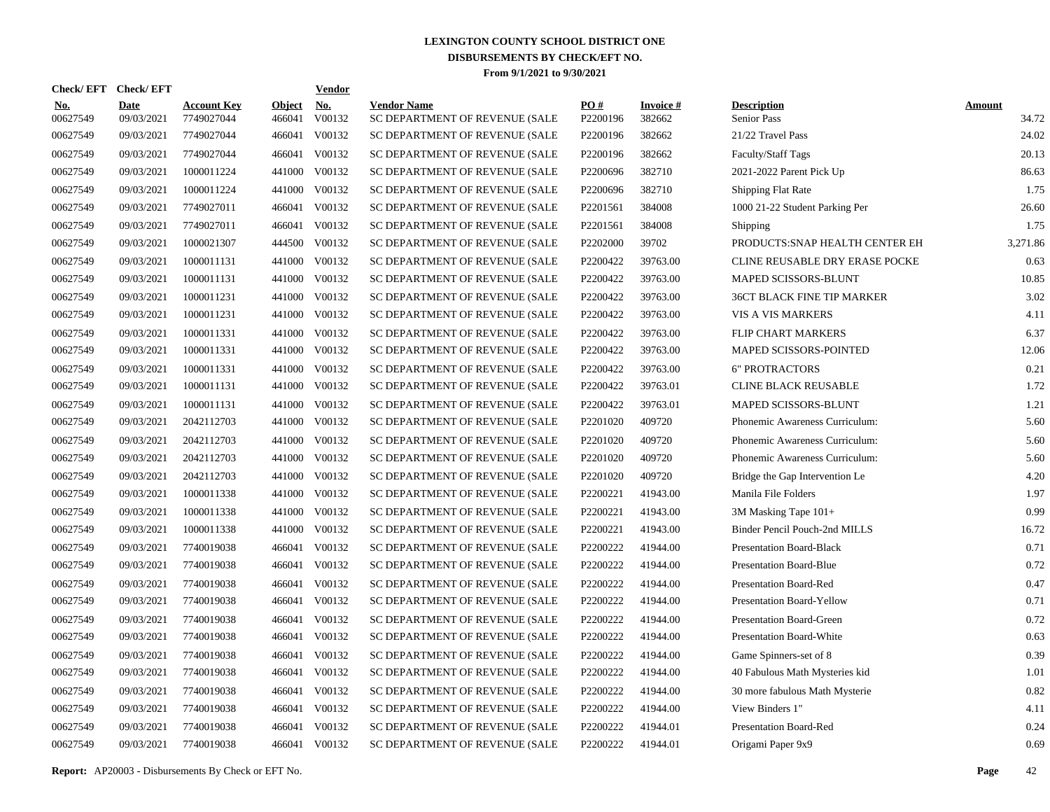# LEXINGTON COUNTY SCHOOL DISTRICT ONE

## DISBURSEMENTS BY CHECK/EFT NO.

### From 9/1/2021 to 9/30/2021

| Check/ EFT No. | Check/ EFT Date | Account Key | Object | Vendor No. | Vendor Name | PO # | Invoice # | Description | Amount |
|---|---|---|---|---|---|---|---|---|---|
| 00627549 | 09/03/2021 | 7749027044 | 466041 | V00132 | SC DEPARTMENT OF REVENUE (SALE | P2200196 | 382662 | Senior Pass | 34.72 |
| 00627549 | 09/03/2021 | 7749027044 | 466041 | V00132 | SC DEPARTMENT OF REVENUE (SALE | P2200196 | 382662 | 21/22 Travel Pass | 24.02 |
| 00627549 | 09/03/2021 | 7749027044 | 466041 | V00132 | SC DEPARTMENT OF REVENUE (SALE | P2200196 | 382662 | Faculty/Staff Tags | 20.13 |
| 00627549 | 09/03/2021 | 1000011224 | 441000 | V00132 | SC DEPARTMENT OF REVENUE (SALE | P2200696 | 382710 | 2021-2022 Parent Pick Up | 86.63 |
| 00627549 | 09/03/2021 | 1000011224 | 441000 | V00132 | SC DEPARTMENT OF REVENUE (SALE | P2200696 | 382710 | Shipping Flat Rate | 1.75 |
| 00627549 | 09/03/2021 | 7749027011 | 466041 | V00132 | SC DEPARTMENT OF REVENUE (SALE | P2201561 | 384008 | 1000 21-22 Student Parking Per | 26.60 |
| 00627549 | 09/03/2021 | 7749027011 | 466041 | V00132 | SC DEPARTMENT OF REVENUE (SALE | P2201561 | 384008 | Shipping | 1.75 |
| 00627549 | 09/03/2021 | 1000021307 | 444500 | V00132 | SC DEPARTMENT OF REVENUE (SALE | P2202000 | 39702 | PRODUCTS:SNAP HEALTH CENTER EH | 3,271.86 |
| 00627549 | 09/03/2021 | 1000011131 | 441000 | V00132 | SC DEPARTMENT OF REVENUE (SALE | P2200422 | 39763.00 | CLINE REUSABLE DRY ERASE POCKE | 0.63 |
| 00627549 | 09/03/2021 | 1000011131 | 441000 | V00132 | SC DEPARTMENT OF REVENUE (SALE | P2200422 | 39763.00 | MAPED SCISSORS-BLUNT | 10.85 |
| 00627549 | 09/03/2021 | 1000011231 | 441000 | V00132 | SC DEPARTMENT OF REVENUE (SALE | P2200422 | 39763.00 | 36CT BLACK FINE TIP MARKER | 3.02 |
| 00627549 | 09/03/2021 | 1000011231 | 441000 | V00132 | SC DEPARTMENT OF REVENUE (SALE | P2200422 | 39763.00 | VIS A VIS MARKERS | 4.11 |
| 00627549 | 09/03/2021 | 1000011331 | 441000 | V00132 | SC DEPARTMENT OF REVENUE (SALE | P2200422 | 39763.00 | FLIP CHART MARKERS | 6.37 |
| 00627549 | 09/03/2021 | 1000011331 | 441000 | V00132 | SC DEPARTMENT OF REVENUE (SALE | P2200422 | 39763.00 | MAPED SCISSORS-POINTED | 12.06 |
| 00627549 | 09/03/2021 | 1000011331 | 441000 | V00132 | SC DEPARTMENT OF REVENUE (SALE | P2200422 | 39763.00 | 6" PROTRACTORS | 0.21 |
| 00627549 | 09/03/2021 | 1000011131 | 441000 | V00132 | SC DEPARTMENT OF REVENUE (SALE | P2200422 | 39763.01 | CLINE BLACK REUSABLE | 1.72 |
| 00627549 | 09/03/2021 | 1000011131 | 441000 | V00132 | SC DEPARTMENT OF REVENUE (SALE | P2200422 | 39763.01 | MAPED SCISSORS-BLUNT | 1.21 |
| 00627549 | 09/03/2021 | 2042112703 | 441000 | V00132 | SC DEPARTMENT OF REVENUE (SALE | P2201020 | 409720 | Phonemic Awareness Curriculum: | 5.60 |
| 00627549 | 09/03/2021 | 2042112703 | 441000 | V00132 | SC DEPARTMENT OF REVENUE (SALE | P2201020 | 409720 | Phonemic Awareness Curriculum: | 5.60 |
| 00627549 | 09/03/2021 | 2042112703 | 441000 | V00132 | SC DEPARTMENT OF REVENUE (SALE | P2201020 | 409720 | Phonemic Awareness Curriculum: | 5.60 |
| 00627549 | 09/03/2021 | 2042112703 | 441000 | V00132 | SC DEPARTMENT OF REVENUE (SALE | P2201020 | 409720 | Bridge the Gap Intervention Le | 4.20 |
| 00627549 | 09/03/2021 | 1000011338 | 441000 | V00132 | SC DEPARTMENT OF REVENUE (SALE | P2200221 | 41943.00 | Manila File Folders | 1.97 |
| 00627549 | 09/03/2021 | 1000011338 | 441000 | V00132 | SC DEPARTMENT OF REVENUE (SALE | P2200221 | 41943.00 | 3M Masking Tape 101+ | 0.99 |
| 00627549 | 09/03/2021 | 1000011338 | 441000 | V00132 | SC DEPARTMENT OF REVENUE (SALE | P2200221 | 41943.00 | Binder Pencil Pouch-2nd MILLS | 16.72 |
| 00627549 | 09/03/2021 | 7740019038 | 466041 | V00132 | SC DEPARTMENT OF REVENUE (SALE | P2200222 | 41944.00 | Presentation Board-Black | 0.71 |
| 00627549 | 09/03/2021 | 7740019038 | 466041 | V00132 | SC DEPARTMENT OF REVENUE (SALE | P2200222 | 41944.00 | Presentation Board-Blue | 0.72 |
| 00627549 | 09/03/2021 | 7740019038 | 466041 | V00132 | SC DEPARTMENT OF REVENUE (SALE | P2200222 | 41944.00 | Presentation Board-Red | 0.47 |
| 00627549 | 09/03/2021 | 7740019038 | 466041 | V00132 | SC DEPARTMENT OF REVENUE (SALE | P2200222 | 41944.00 | Presentation Board-Yellow | 0.71 |
| 00627549 | 09/03/2021 | 7740019038 | 466041 | V00132 | SC DEPARTMENT OF REVENUE (SALE | P2200222 | 41944.00 | Presentation Board-Green | 0.72 |
| 00627549 | 09/03/2021 | 7740019038 | 466041 | V00132 | SC DEPARTMENT OF REVENUE (SALE | P2200222 | 41944.00 | Presentation Board-White | 0.63 |
| 00627549 | 09/03/2021 | 7740019038 | 466041 | V00132 | SC DEPARTMENT OF REVENUE (SALE | P2200222 | 41944.00 | Game Spinners-set of 8 | 0.39 |
| 00627549 | 09/03/2021 | 7740019038 | 466041 | V00132 | SC DEPARTMENT OF REVENUE (SALE | P2200222 | 41944.00 | 40 Fabulous Math Mysteries kid | 1.01 |
| 00627549 | 09/03/2021 | 7740019038 | 466041 | V00132 | SC DEPARTMENT OF REVENUE (SALE | P2200222 | 41944.00 | 30 more fabulous Math Mysterie | 0.82 |
| 00627549 | 09/03/2021 | 7740019038 | 466041 | V00132 | SC DEPARTMENT OF REVENUE (SALE | P2200222 | 41944.00 | View Binders 1" | 4.11 |
| 00627549 | 09/03/2021 | 7740019038 | 466041 | V00132 | SC DEPARTMENT OF REVENUE (SALE | P2200222 | 41944.01 | Presentation Board-Red | 0.24 |
| 00627549 | 09/03/2021 | 7740019038 | 466041 | V00132 | SC DEPARTMENT OF REVENUE (SALE | P2200222 | 41944.01 | Origami Paper 9x9 | 0.69 |

**Report:** AP20003 - Disbursements By Check or EFT No.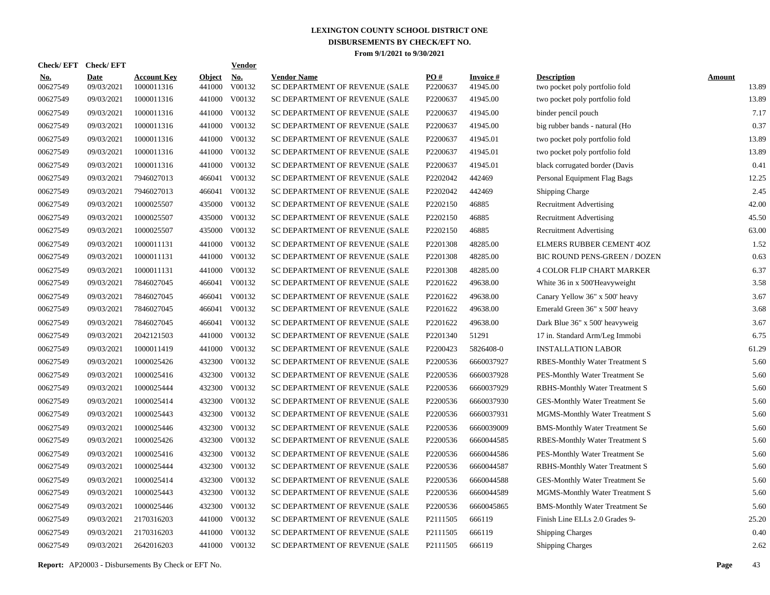# LEXINGTON COUNTY SCHOOL DISTRICT ONE
## DISBURSEMENTS BY CHECK/EFT NO.
### From 9/1/2021 to 9/30/2021

| Check/ EFT No. | Check/ EFT Date | Account Key | Object | Vendor No. | Vendor Name | PO # | Invoice # | Description | Amount |
|---|---|---|---|---|---|---|---|---|---|
| 00627549 | 09/03/2021 | 1000011316 | 441000 | V00132 | SC DEPARTMENT OF REVENUE (SALE | P2200637 | 41945.00 | two pocket poly portfolio fold | 13.89 |
| 00627549 | 09/03/2021 | 1000011316 | 441000 | V00132 | SC DEPARTMENT OF REVENUE (SALE | P2200637 | 41945.00 | two pocket poly portfolio fold | 13.89 |
| 00627549 | 09/03/2021 | 1000011316 | 441000 | V00132 | SC DEPARTMENT OF REVENUE (SALE | P2200637 | 41945.00 | binder pencil pouch | 7.17 |
| 00627549 | 09/03/2021 | 1000011316 | 441000 | V00132 | SC DEPARTMENT OF REVENUE (SALE | P2200637 | 41945.00 | big rubber bands - natural (Ho | 0.37 |
| 00627549 | 09/03/2021 | 1000011316 | 441000 | V00132 | SC DEPARTMENT OF REVENUE (SALE | P2200637 | 41945.01 | two pocket poly portfolio fold | 13.89 |
| 00627549 | 09/03/2021 | 1000011316 | 441000 | V00132 | SC DEPARTMENT OF REVENUE (SALE | P2200637 | 41945.01 | two pocket poly portfolio fold | 13.89 |
| 00627549 | 09/03/2021 | 1000011316 | 441000 | V00132 | SC DEPARTMENT OF REVENUE (SALE | P2200637 | 41945.01 | black corrugated border (Davis | 0.41 |
| 00627549 | 09/03/2021 | 7946027013 | 466041 | V00132 | SC DEPARTMENT OF REVENUE (SALE | P2202042 | 442469 | Personal Equipment Flag Bags | 12.25 |
| 00627549 | 09/03/2021 | 7946027013 | 466041 | V00132 | SC DEPARTMENT OF REVENUE (SALE | P2202042 | 442469 | Shipping Charge | 2.45 |
| 00627549 | 09/03/2021 | 1000025507 | 435000 | V00132 | SC DEPARTMENT OF REVENUE (SALE | P2202150 | 46885 | Recruitment Advertising | 42.00 |
| 00627549 | 09/03/2021 | 1000025507 | 435000 | V00132 | SC DEPARTMENT OF REVENUE (SALE | P2202150 | 46885 | Recruitment Advertising | 45.50 |
| 00627549 | 09/03/2021 | 1000025507 | 435000 | V00132 | SC DEPARTMENT OF REVENUE (SALE | P2202150 | 46885 | Recruitment Advertising | 63.00 |
| 00627549 | 09/03/2021 | 1000011131 | 441000 | V00132 | SC DEPARTMENT OF REVENUE (SALE | P2201308 | 48285.00 | ELMERS RUBBER CEMENT 4OZ | 1.52 |
| 00627549 | 09/03/2021 | 1000011131 | 441000 | V00132 | SC DEPARTMENT OF REVENUE (SALE | P2201308 | 48285.00 | BIC ROUND PENS-GREEN / DOZEN | 0.63 |
| 00627549 | 09/03/2021 | 1000011131 | 441000 | V00132 | SC DEPARTMENT OF REVENUE (SALE | P2201308 | 48285.00 | 4 COLOR FLIP CHART MARKER | 6.37 |
| 00627549 | 09/03/2021 | 7846027045 | 466041 | V00132 | SC DEPARTMENT OF REVENUE (SALE | P2201622 | 49638.00 | White 36 in x 500'Heavyweight | 3.58 |
| 00627549 | 09/03/2021 | 7846027045 | 466041 | V00132 | SC DEPARTMENT OF REVENUE (SALE | P2201622 | 49638.00 | Canary Yellow 36" x 500' heavy | 3.67 |
| 00627549 | 09/03/2021 | 7846027045 | 466041 | V00132 | SC DEPARTMENT OF REVENUE (SALE | P2201622 | 49638.00 | Emerald Green 36" x 500' heavy | 3.68 |
| 00627549 | 09/03/2021 | 7846027045 | 466041 | V00132 | SC DEPARTMENT OF REVENUE (SALE | P2201622 | 49638.00 | Dark Blue 36" x 500' heavyweig | 3.67 |
| 00627549 | 09/03/2021 | 2042121503 | 441000 | V00132 | SC DEPARTMENT OF REVENUE (SALE | P2201340 | 51291 | 17 in. Standard Arm/Leg Immobi | 6.75 |
| 00627549 | 09/03/2021 | 1000011419 | 441000 | V00132 | SC DEPARTMENT OF REVENUE (SALE | P2200423 | 5826408-0 | INSTALLATION LABOR | 61.29 |
| 00627549 | 09/03/2021 | 1000025426 | 432300 | V00132 | SC DEPARTMENT OF REVENUE (SALE | P2200536 | 6660037927 | RBES-Monthly Water Treatment S | 5.60 |
| 00627549 | 09/03/2021 | 1000025416 | 432300 | V00132 | SC DEPARTMENT OF REVENUE (SALE | P2200536 | 6660037928 | PES-Monthly Water Treatment Se | 5.60 |
| 00627549 | 09/03/2021 | 1000025444 | 432300 | V00132 | SC DEPARTMENT OF REVENUE (SALE | P2200536 | 6660037929 | RBHS-Monthly Water Treatment S | 5.60 |
| 00627549 | 09/03/2021 | 1000025414 | 432300 | V00132 | SC DEPARTMENT OF REVENUE (SALE | P2200536 | 6660037930 | GES-Monthly Water Treatment Se | 5.60 |
| 00627549 | 09/03/2021 | 1000025443 | 432300 | V00132 | SC DEPARTMENT OF REVENUE (SALE | P2200536 | 6660037931 | MGMS-Monthly Water Treatment S | 5.60 |
| 00627549 | 09/03/2021 | 1000025446 | 432300 | V00132 | SC DEPARTMENT OF REVENUE (SALE | P2200536 | 6660039009 | BMS-Monthly Water Treatment Se | 5.60 |
| 00627549 | 09/03/2021 | 1000025426 | 432300 | V00132 | SC DEPARTMENT OF REVENUE (SALE | P2200536 | 6660044585 | RBES-Monthly Water Treatment S | 5.60 |
| 00627549 | 09/03/2021 | 1000025416 | 432300 | V00132 | SC DEPARTMENT OF REVENUE (SALE | P2200536 | 6660044586 | PES-Monthly Water Treatment Se | 5.60 |
| 00627549 | 09/03/2021 | 1000025444 | 432300 | V00132 | SC DEPARTMENT OF REVENUE (SALE | P2200536 | 6660044587 | RBHS-Monthly Water Treatment S | 5.60 |
| 00627549 | 09/03/2021 | 1000025414 | 432300 | V00132 | SC DEPARTMENT OF REVENUE (SALE | P2200536 | 6660044588 | GES-Monthly Water Treatment Se | 5.60 |
| 00627549 | 09/03/2021 | 1000025443 | 432300 | V00132 | SC DEPARTMENT OF REVENUE (SALE | P2200536 | 6660044589 | MGMS-Monthly Water Treatment S | 5.60 |
| 00627549 | 09/03/2021 | 1000025446 | 432300 | V00132 | SC DEPARTMENT OF REVENUE (SALE | P2200536 | 6660045865 | BMS-Monthly Water Treatment Se | 5.60 |
| 00627549 | 09/03/2021 | 2170316203 | 441000 | V00132 | SC DEPARTMENT OF REVENUE (SALE | P2111505 | 666119 | Finish Line ELLs 2.0 Grades 9- | 25.20 |
| 00627549 | 09/03/2021 | 2170316203 | 441000 | V00132 | SC DEPARTMENT OF REVENUE (SALE | P2111505 | 666119 | Shipping Charges | 0.40 |
| 00627549 | 09/03/2021 | 2642016203 | 441000 | V00132 | SC DEPARTMENT OF REVENUE (SALE | P2111505 | 666119 | Shipping Charges | 2.62 |

**Report:** AP20003 - Disbursements By Check or EFT No.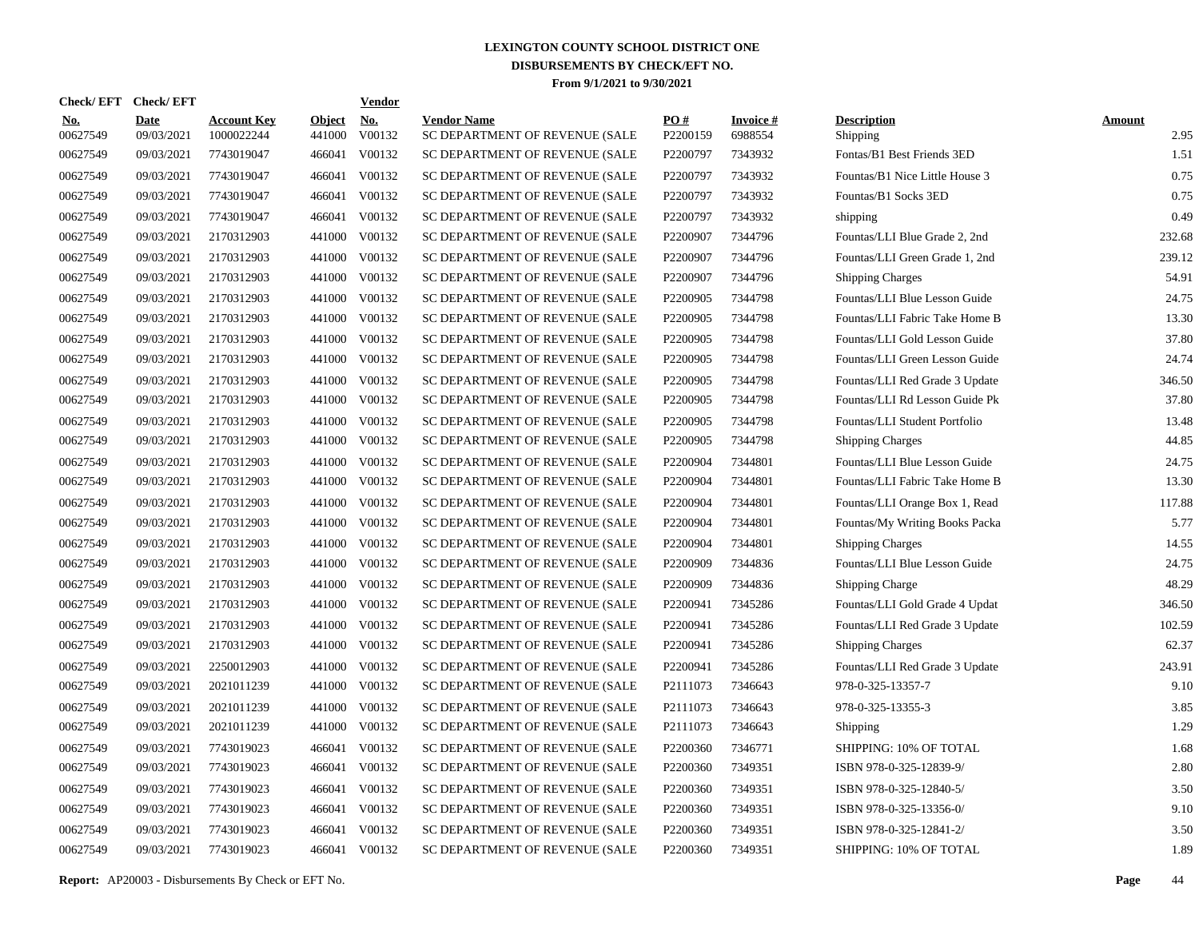# LEXINGTON COUNTY SCHOOL DISTRICT ONE
## DISBURSEMENTS BY CHECK/EFT NO.
### From 9/1/2021 to 9/30/2021

| Check/ EFT No. | Check/ EFT Date | Account Key | Object | Vendor No. | Vendor Name | PO # | Invoice # | Description | Amount |
|---|---|---|---|---|---|---|---|---|---|
| 00627549 | 09/03/2021 | 1000022244 | 441000 | V00132 | SC DEPARTMENT OF REVENUE (SALE | P2200159 | 6988554 | Shipping | 2.95 |
| 00627549 | 09/03/2021 | 7743019047 | 466041 | V00132 | SC DEPARTMENT OF REVENUE (SALE | P2200797 | 7343932 | Fontas/B1 Best Friends 3ED | 1.51 |
| 00627549 | 09/03/2021 | 7743019047 | 466041 | V00132 | SC DEPARTMENT OF REVENUE (SALE | P2200797 | 7343932 | Fountas/B1 Nice Little House 3 | 0.75 |
| 00627549 | 09/03/2021 | 7743019047 | 466041 | V00132 | SC DEPARTMENT OF REVENUE (SALE | P2200797 | 7343932 | Fountas/B1 Socks 3ED | 0.75 |
| 00627549 | 09/03/2021 | 7743019047 | 466041 | V00132 | SC DEPARTMENT OF REVENUE (SALE | P2200797 | 7343932 | shipping | 0.49 |
| 00627549 | 09/03/2021 | 2170312903 | 441000 | V00132 | SC DEPARTMENT OF REVENUE (SALE | P2200907 | 7344796 | Fountas/LLI Blue Grade 2, 2nd | 232.68 |
| 00627549 | 09/03/2021 | 2170312903 | 441000 | V00132 | SC DEPARTMENT OF REVENUE (SALE | P2200907 | 7344796 | Fountas/LLI Green Grade 1, 2nd | 239.12 |
| 00627549 | 09/03/2021 | 2170312903 | 441000 | V00132 | SC DEPARTMENT OF REVENUE (SALE | P2200907 | 7344796 | Shipping Charges | 54.91 |
| 00627549 | 09/03/2021 | 2170312903 | 441000 | V00132 | SC DEPARTMENT OF REVENUE (SALE | P2200905 | 7344798 | Fountas/LLI Blue Lesson Guide | 24.75 |
| 00627549 | 09/03/2021 | 2170312903 | 441000 | V00132 | SC DEPARTMENT OF REVENUE (SALE | P2200905 | 7344798 | Fountas/LLI Fabric Take Home B | 13.30 |
| 00627549 | 09/03/2021 | 2170312903 | 441000 | V00132 | SC DEPARTMENT OF REVENUE (SALE | P2200905 | 7344798 | Fountas/LLI Gold Lesson Guide | 37.80 |
| 00627549 | 09/03/2021 | 2170312903 | 441000 | V00132 | SC DEPARTMENT OF REVENUE (SALE | P2200905 | 7344798 | Fountas/LLI Green Lesson Guide | 24.74 |
| 00627549 | 09/03/2021 | 2170312903 | 441000 | V00132 | SC DEPARTMENT OF REVENUE (SALE | P2200905 | 7344798 | Fountas/LLI Red Grade 3 Update | 346.50 |
| 00627549 | 09/03/2021 | 2170312903 | 441000 | V00132 | SC DEPARTMENT OF REVENUE (SALE | P2200905 | 7344798 | Fountas/LLI Rd Lesson Guide Pk | 37.80 |
| 00627549 | 09/03/2021 | 2170312903 | 441000 | V00132 | SC DEPARTMENT OF REVENUE (SALE | P2200905 | 7344798 | Fountas/LLI Student Portfolio | 13.48 |
| 00627549 | 09/03/2021 | 2170312903 | 441000 | V00132 | SC DEPARTMENT OF REVENUE (SALE | P2200905 | 7344798 | Shipping Charges | 44.85 |
| 00627549 | 09/03/2021 | 2170312903 | 441000 | V00132 | SC DEPARTMENT OF REVENUE (SALE | P2200904 | 7344801 | Fountas/LLI Blue Lesson Guide | 24.75 |
| 00627549 | 09/03/2021 | 2170312903 | 441000 | V00132 | SC DEPARTMENT OF REVENUE (SALE | P2200904 | 7344801 | Fountas/LLI Fabric Take Home B | 13.30 |
| 00627549 | 09/03/2021 | 2170312903 | 441000 | V00132 | SC DEPARTMENT OF REVENUE (SALE | P2200904 | 7344801 | Fountas/LLI Orange Box 1, Read | 117.88 |
| 00627549 | 09/03/2021 | 2170312903 | 441000 | V00132 | SC DEPARTMENT OF REVENUE (SALE | P2200904 | 7344801 | Fountas/My Writing Books Packa | 5.77 |
| 00627549 | 09/03/2021 | 2170312903 | 441000 | V00132 | SC DEPARTMENT OF REVENUE (SALE | P2200904 | 7344801 | Shipping Charges | 14.55 |
| 00627549 | 09/03/2021 | 2170312903 | 441000 | V00132 | SC DEPARTMENT OF REVENUE (SALE | P2200909 | 7344836 | Fountas/LLI Blue Lesson Guide | 24.75 |
| 00627549 | 09/03/2021 | 2170312903 | 441000 | V00132 | SC DEPARTMENT OF REVENUE (SALE | P2200909 | 7344836 | Shipping Charge | 48.29 |
| 00627549 | 09/03/2021 | 2170312903 | 441000 | V00132 | SC DEPARTMENT OF REVENUE (SALE | P2200941 | 7345286 | Fountas/LLI Gold Grade 4 Updat | 346.50 |
| 00627549 | 09/03/2021 | 2170312903 | 441000 | V00132 | SC DEPARTMENT OF REVENUE (SALE | P2200941 | 7345286 | Fountas/LLI Red Grade 3 Update | 102.59 |
| 00627549 | 09/03/2021 | 2170312903 | 441000 | V00132 | SC DEPARTMENT OF REVENUE (SALE | P2200941 | 7345286 | Shipping Charges | 62.37 |
| 00627549 | 09/03/2021 | 2250012903 | 441000 | V00132 | SC DEPARTMENT OF REVENUE (SALE | P2200941 | 7345286 | Fountas/LLI Red Grade 3 Update | 243.91 |
| 00627549 | 09/03/2021 | 2021011239 | 441000 | V00132 | SC DEPARTMENT OF REVENUE (SALE | P2111073 | 7346643 | 978-0-325-13357-7 | 9.10 |
| 00627549 | 09/03/2021 | 2021011239 | 441000 | V00132 | SC DEPARTMENT OF REVENUE (SALE | P2111073 | 7346643 | 978-0-325-13355-3 | 3.85 |
| 00627549 | 09/03/2021 | 2021011239 | 441000 | V00132 | SC DEPARTMENT OF REVENUE (SALE | P2111073 | 7346643 | Shipping | 1.29 |
| 00627549 | 09/03/2021 | 7743019023 | 466041 | V00132 | SC DEPARTMENT OF REVENUE (SALE | P2200360 | 7346771 | SHIPPING: 10% OF TOTAL | 1.68 |
| 00627549 | 09/03/2021 | 7743019023 | 466041 | V00132 | SC DEPARTMENT OF REVENUE (SALE | P2200360 | 7349351 | ISBN 978-0-325-12839-9/ | 2.80 |
| 00627549 | 09/03/2021 | 7743019023 | 466041 | V00132 | SC DEPARTMENT OF REVENUE (SALE | P2200360 | 7349351 | ISBN 978-0-325-12840-5/ | 3.50 |
| 00627549 | 09/03/2021 | 7743019023 | 466041 | V00132 | SC DEPARTMENT OF REVENUE (SALE | P2200360 | 7349351 | ISBN 978-0-325-13356-0/ | 9.10 |
| 00627549 | 09/03/2021 | 7743019023 | 466041 | V00132 | SC DEPARTMENT OF REVENUE (SALE | P2200360 | 7349351 | ISBN 978-0-325-12841-2/ | 3.50 |
| 00627549 | 09/03/2021 | 7743019023 | 466041 | V00132 | SC DEPARTMENT OF REVENUE (SALE | P2200360 | 7349351 | SHIPPING: 10% OF TOTAL | 1.89 |

**Report:** AP20003 - Disbursements By Check or EFT No.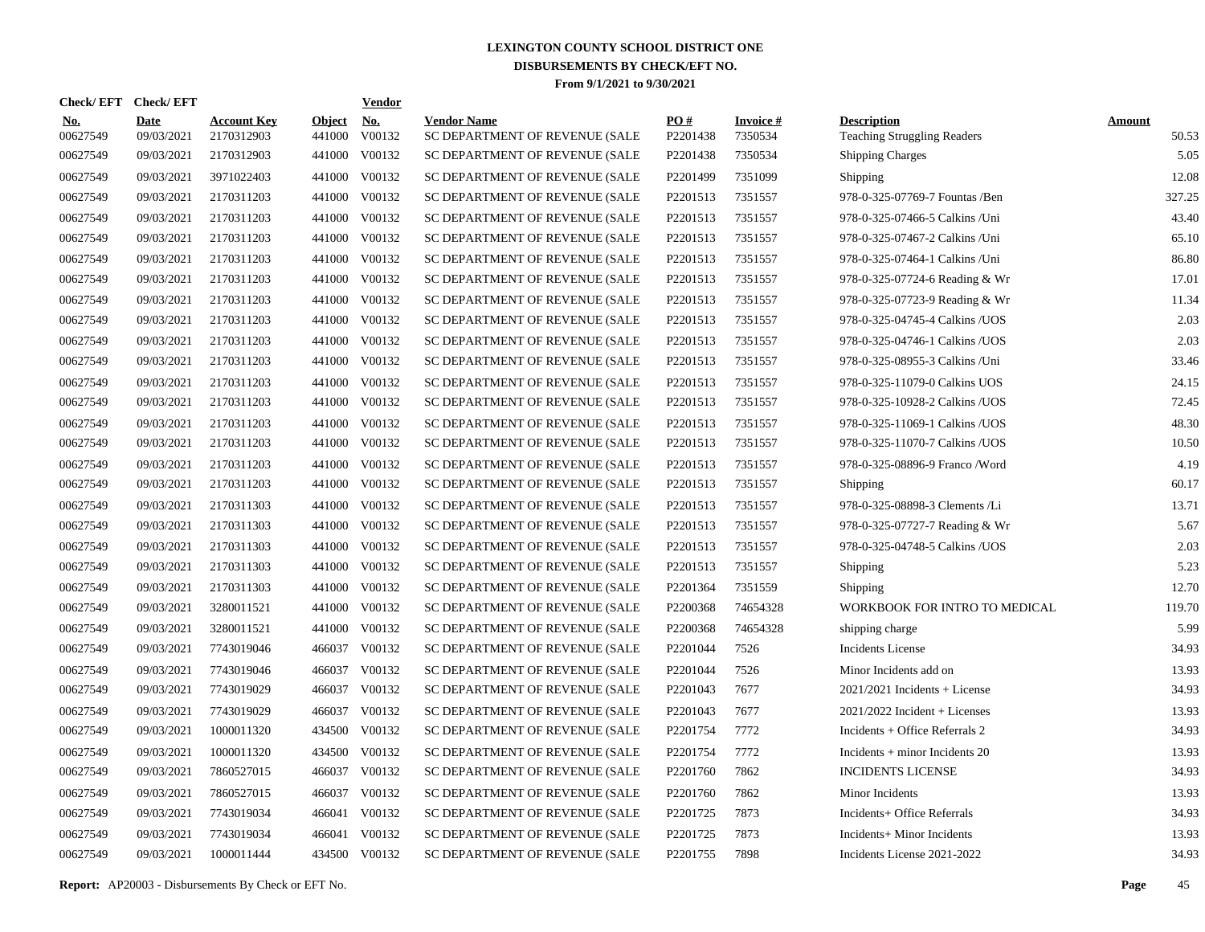# LEXINGTON COUNTY SCHOOL DISTRICT ONE
## DISBURSEMENTS BY CHECK/EFT NO.
### From 9/1/2021 to 9/30/2021

| Check/ EFT No. | Check/ EFT Date | Account Key | Object | Vendor No. | Vendor Name | PO # | Invoice # | Description | Amount |
|---|---|---|---|---|---|---|---|---|---|
| 00627549 | 09/03/2021 | 2170312903 | 441000 | V00132 | SC DEPARTMENT OF REVENUE (SALE | P2201438 | 7350534 | Teaching Struggling Readers | 50.53 |
| 00627549 | 09/03/2021 | 2170312903 | 441000 | V00132 | SC DEPARTMENT OF REVENUE (SALE | P2201438 | 7350534 | Shipping Charges | 5.05 |
| 00627549 | 09/03/2021 | 3971022403 | 441000 | V00132 | SC DEPARTMENT OF REVENUE (SALE | P2201499 | 7351099 | Shipping | 12.08 |
| 00627549 | 09/03/2021 | 2170311203 | 441000 | V00132 | SC DEPARTMENT OF REVENUE (SALE | P2201513 | 7351557 | 978-0-325-07769-7 Fountas /Ben | 327.25 |
| 00627549 | 09/03/2021 | 2170311203 | 441000 | V00132 | SC DEPARTMENT OF REVENUE (SALE | P2201513 | 7351557 | 978-0-325-07466-5 Calkins /Uni | 43.40 |
| 00627549 | 09/03/2021 | 2170311203 | 441000 | V00132 | SC DEPARTMENT OF REVENUE (SALE | P2201513 | 7351557 | 978-0-325-07467-2 Calkins /Uni | 65.10 |
| 00627549 | 09/03/2021 | 2170311203 | 441000 | V00132 | SC DEPARTMENT OF REVENUE (SALE | P2201513 | 7351557 | 978-0-325-07464-1 Calkins /Uni | 86.80 |
| 00627549 | 09/03/2021 | 2170311203 | 441000 | V00132 | SC DEPARTMENT OF REVENUE (SALE | P2201513 | 7351557 | 978-0-325-07724-6 Reading & Wr | 17.01 |
| 00627549 | 09/03/2021 | 2170311203 | 441000 | V00132 | SC DEPARTMENT OF REVENUE (SALE | P2201513 | 7351557 | 978-0-325-07723-9 Reading & Wr | 11.34 |
| 00627549 | 09/03/2021 | 2170311203 | 441000 | V00132 | SC DEPARTMENT OF REVENUE (SALE | P2201513 | 7351557 | 978-0-325-04745-4 Calkins /UOS | 2.03 |
| 00627549 | 09/03/2021 | 2170311203 | 441000 | V00132 | SC DEPARTMENT OF REVENUE (SALE | P2201513 | 7351557 | 978-0-325-04746-1 Calkins /UOS | 2.03 |
| 00627549 | 09/03/2021 | 2170311203 | 441000 | V00132 | SC DEPARTMENT OF REVENUE (SALE | P2201513 | 7351557 | 978-0-325-08955-3 Calkins /Uni | 33.46 |
| 00627549 | 09/03/2021 | 2170311203 | 441000 | V00132 | SC DEPARTMENT OF REVENUE (SALE | P2201513 | 7351557 | 978-0-325-11079-0 Calkins UOS | 24.15 |
| 00627549 | 09/03/2021 | 2170311203 | 441000 | V00132 | SC DEPARTMENT OF REVENUE (SALE | P2201513 | 7351557 | 978-0-325-10928-2 Calkins /UOS | 72.45 |
| 00627549 | 09/03/2021 | 2170311203 | 441000 | V00132 | SC DEPARTMENT OF REVENUE (SALE | P2201513 | 7351557 | 978-0-325-11069-1 Calkins /UOS | 48.30 |
| 00627549 | 09/03/2021 | 2170311203 | 441000 | V00132 | SC DEPARTMENT OF REVENUE (SALE | P2201513 | 7351557 | 978-0-325-11070-7 Calkins /UOS | 10.50 |
| 00627549 | 09/03/2021 | 2170311203 | 441000 | V00132 | SC DEPARTMENT OF REVENUE (SALE | P2201513 | 7351557 | 978-0-325-08896-9 Franco /Word | 4.19 |
| 00627549 | 09/03/2021 | 2170311203 | 441000 | V00132 | SC DEPARTMENT OF REVENUE (SALE | P2201513 | 7351557 | Shipping | 60.17 |
| 00627549 | 09/03/2021 | 2170311303 | 441000 | V00132 | SC DEPARTMENT OF REVENUE (SALE | P2201513 | 7351557 | 978-0-325-08898-3 Clements /Li | 13.71 |
| 00627549 | 09/03/2021 | 2170311303 | 441000 | V00132 | SC DEPARTMENT OF REVENUE (SALE | P2201513 | 7351557 | 978-0-325-07727-7 Reading & Wr | 5.67 |
| 00627549 | 09/03/2021 | 2170311303 | 441000 | V00132 | SC DEPARTMENT OF REVENUE (SALE | P2201513 | 7351557 | 978-0-325-04748-5 Calkins /UOS | 2.03 |
| 00627549 | 09/03/2021 | 2170311303 | 441000 | V00132 | SC DEPARTMENT OF REVENUE (SALE | P2201513 | 7351557 | Shipping | 5.23 |
| 00627549 | 09/03/2021 | 2170311303 | 441000 | V00132 | SC DEPARTMENT OF REVENUE (SALE | P2201364 | 7351559 | Shipping | 12.70 |
| 00627549 | 09/03/2021 | 3280011521 | 441000 | V00132 | SC DEPARTMENT OF REVENUE (SALE | P2200368 | 74654328 | WORKBOOK FOR INTRO TO MEDICAL | 119.70 |
| 00627549 | 09/03/2021 | 3280011521 | 441000 | V00132 | SC DEPARTMENT OF REVENUE (SALE | P2200368 | 74654328 | shipping charge | 5.99 |
| 00627549 | 09/03/2021 | 7743019046 | 466037 | V00132 | SC DEPARTMENT OF REVENUE (SALE | P2201044 | 7526 | Incidents License | 34.93 |
| 00627549 | 09/03/2021 | 7743019046 | 466037 | V00132 | SC DEPARTMENT OF REVENUE (SALE | P2201044 | 7526 | Minor Incidents add on | 13.93 |
| 00627549 | 09/03/2021 | 7743019029 | 466037 | V00132 | SC DEPARTMENT OF REVENUE (SALE | P2201043 | 7677 | 2021/2021 Incidents + License | 34.93 |
| 00627549 | 09/03/2021 | 7743019029 | 466037 | V00132 | SC DEPARTMENT OF REVENUE (SALE | P2201043 | 7677 | 2021/2022 Incident + Licenses | 13.93 |
| 00627549 | 09/03/2021 | 1000011320 | 434500 | V00132 | SC DEPARTMENT OF REVENUE (SALE | P2201754 | 7772 | Incidents + Office Referrals 2 | 34.93 |
| 00627549 | 09/03/2021 | 1000011320 | 434500 | V00132 | SC DEPARTMENT OF REVENUE (SALE | P2201754 | 7772 | Incidents + minor Incidents 20 | 13.93 |
| 00627549 | 09/03/2021 | 7860527015 | 466037 | V00132 | SC DEPARTMENT OF REVENUE (SALE | P2201760 | 7862 | INCIDENTS LICENSE | 34.93 |
| 00627549 | 09/03/2021 | 7860527015 | 466037 | V00132 | SC DEPARTMENT OF REVENUE (SALE | P2201760 | 7862 | Minor Incidents | 13.93 |
| 00627549 | 09/03/2021 | 7743019034 | 466041 | V00132 | SC DEPARTMENT OF REVENUE (SALE | P2201725 | 7873 | Incidents+ Office Referrals | 34.93 |
| 00627549 | 09/03/2021 | 7743019034 | 466041 | V00132 | SC DEPARTMENT OF REVENUE (SALE | P2201725 | 7873 | Incidents+ Minor Incidents | 13.93 |
| 00627549 | 09/03/2021 | 1000011444 | 434500 | V00132 | SC DEPARTMENT OF REVENUE (SALE | P2201755 | 7898 | Incidents License 2021-2022 | 34.93 |

**Report:** AP20003 - Disbursements By Check or EFT No.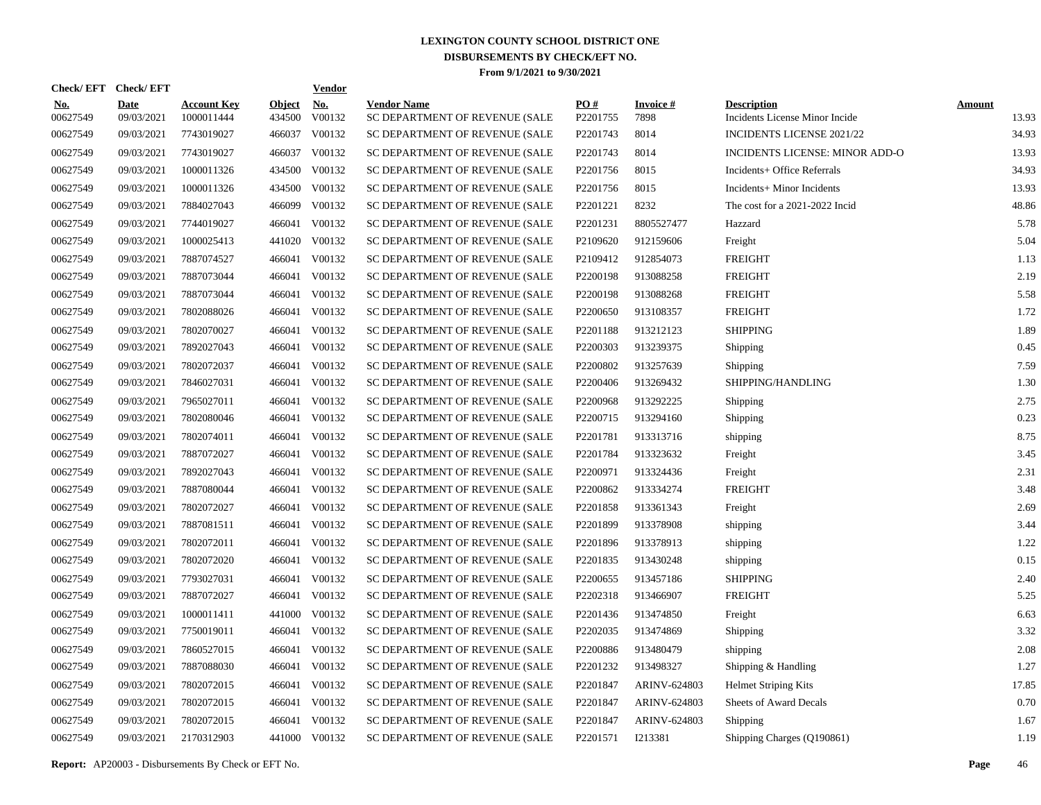# LEXINGTON COUNTY SCHOOL DISTRICT ONE
## DISBURSEMENTS BY CHECK/EFT NO.
### From 9/1/2021 to 9/30/2021

| Check/ EFT No. | Check/ EFT Date | Account Key | Object | Vendor No. | Vendor Name | PO # | Invoice # | Description | Amount |
|---|---|---|---|---|---|---|---|---|---|
| 00627549 | 09/03/2021 | 1000011444 | 434500 | V00132 | SC DEPARTMENT OF REVENUE (SALE | P2201755 | 7898 | Incidents License Minor Incide | 13.93 |
| 00627549 | 09/03/2021 | 7743019027 | 466037 | V00132 | SC DEPARTMENT OF REVENUE (SALE | P2201743 | 8014 | INCIDENTS LICENSE 2021/22 | 34.93 |
| 00627549 | 09/03/2021 | 7743019027 | 466037 | V00132 | SC DEPARTMENT OF REVENUE (SALE | P2201743 | 8014 | INCIDENTS LICENSE: MINOR ADD-O | 13.93 |
| 00627549 | 09/03/2021 | 1000011326 | 434500 | V00132 | SC DEPARTMENT OF REVENUE (SALE | P2201756 | 8015 | Incidents+ Office Referrals | 34.93 |
| 00627549 | 09/03/2021 | 1000011326 | 434500 | V00132 | SC DEPARTMENT OF REVENUE (SALE | P2201756 | 8015 | Incidents+ Minor Incidents | 13.93 |
| 00627549 | 09/03/2021 | 7884027043 | 466099 | V00132 | SC DEPARTMENT OF REVENUE (SALE | P2201221 | 8232 | The cost for a 2021-2022 Incid | 48.86 |
| 00627549 | 09/03/2021 | 7744019027 | 466041 | V00132 | SC DEPARTMENT OF REVENUE (SALE | P2201231 | 8805527477 | Hazzard | 5.78 |
| 00627549 | 09/03/2021 | 1000025413 | 441020 | V00132 | SC DEPARTMENT OF REVENUE (SALE | P2109620 | 912159606 | Freight | 5.04 |
| 00627549 | 09/03/2021 | 7887074527 | 466041 | V00132 | SC DEPARTMENT OF REVENUE (SALE | P2109412 | 912854073 | FREIGHT | 1.13 |
| 00627549 | 09/03/2021 | 7887073044 | 466041 | V00132 | SC DEPARTMENT OF REVENUE (SALE | P2200198 | 913088258 | FREIGHT | 2.19 |
| 00627549 | 09/03/2021 | 7887073044 | 466041 | V00132 | SC DEPARTMENT OF REVENUE (SALE | P2200198 | 913088268 | FREIGHT | 5.58 |
| 00627549 | 09/03/2021 | 7802088026 | 466041 | V00132 | SC DEPARTMENT OF REVENUE (SALE | P2200650 | 913108357 | FREIGHT | 1.72 |
| 00627549 | 09/03/2021 | 7802070027 | 466041 | V00132 | SC DEPARTMENT OF REVENUE (SALE | P2201188 | 913212123 | SHIPPING | 1.89 |
| 00627549 | 09/03/2021 | 7892027043 | 466041 | V00132 | SC DEPARTMENT OF REVENUE (SALE | P2200303 | 913239375 | Shipping | 0.45 |
| 00627549 | 09/03/2021 | 7802072037 | 466041 | V00132 | SC DEPARTMENT OF REVENUE (SALE | P2200802 | 913257639 | Shipping | 7.59 |
| 00627549 | 09/03/2021 | 7846027031 | 466041 | V00132 | SC DEPARTMENT OF REVENUE (SALE | P2200406 | 913269432 | SHIPPING/HANDLING | 1.30 |
| 00627549 | 09/03/2021 | 7965027011 | 466041 | V00132 | SC DEPARTMENT OF REVENUE (SALE | P2200968 | 913292225 | Shipping | 2.75 |
| 00627549 | 09/03/2021 | 7802080046 | 466041 | V00132 | SC DEPARTMENT OF REVENUE (SALE | P2200715 | 913294160 | Shipping | 0.23 |
| 00627549 | 09/03/2021 | 7802074011 | 466041 | V00132 | SC DEPARTMENT OF REVENUE (SALE | P2201781 | 913313716 | shipping | 8.75 |
| 00627549 | 09/03/2021 | 7887072027 | 466041 | V00132 | SC DEPARTMENT OF REVENUE (SALE | P2201784 | 913323632 | Freight | 3.45 |
| 00627549 | 09/03/2021 | 7892027043 | 466041 | V00132 | SC DEPARTMENT OF REVENUE (SALE | P2200971 | 913324436 | Freight | 2.31 |
| 00627549 | 09/03/2021 | 7887080044 | 466041 | V00132 | SC DEPARTMENT OF REVENUE (SALE | P2200862 | 913334274 | FREIGHT | 3.48 |
| 00627549 | 09/03/2021 | 7802072027 | 466041 | V00132 | SC DEPARTMENT OF REVENUE (SALE | P2201858 | 913361343 | Freight | 2.69 |
| 00627549 | 09/03/2021 | 7887081511 | 466041 | V00132 | SC DEPARTMENT OF REVENUE (SALE | P2201899 | 913378908 | shipping | 3.44 |
| 00627549 | 09/03/2021 | 7802072011 | 466041 | V00132 | SC DEPARTMENT OF REVENUE (SALE | P2201896 | 913378913 | shipping | 1.22 |
| 00627549 | 09/03/2021 | 7802072020 | 466041 | V00132 | SC DEPARTMENT OF REVENUE (SALE | P2201835 | 913430248 | shipping | 0.15 |
| 00627549 | 09/03/2021 | 7793027031 | 466041 | V00132 | SC DEPARTMENT OF REVENUE (SALE | P2200655 | 913457186 | SHIPPING | 2.40 |
| 00627549 | 09/03/2021 | 7887072027 | 466041 | V00132 | SC DEPARTMENT OF REVENUE (SALE | P2202318 | 913466907 | FREIGHT | 5.25 |
| 00627549 | 09/03/2021 | 1000011411 | 441000 | V00132 | SC DEPARTMENT OF REVENUE (SALE | P2201436 | 913474850 | Freight | 6.63 |
| 00627549 | 09/03/2021 | 7750019011 | 466041 | V00132 | SC DEPARTMENT OF REVENUE (SALE | P2202035 | 913474869 | Shipping | 3.32 |
| 00627549 | 09/03/2021 | 7860527015 | 466041 | V00132 | SC DEPARTMENT OF REVENUE (SALE | P2200886 | 913480479 | shipping | 2.08 |
| 00627549 | 09/03/2021 | 7887088030 | 466041 | V00132 | SC DEPARTMENT OF REVENUE (SALE | P2201232 | 913498327 | Shipping & Handling | 1.27 |
| 00627549 | 09/03/2021 | 7802072015 | 466041 | V00132 | SC DEPARTMENT OF REVENUE (SALE | P2201847 | ARINV-624803 | Helmet Striping Kits | 17.85 |
| 00627549 | 09/03/2021 | 7802072015 | 466041 | V00132 | SC DEPARTMENT OF REVENUE (SALE | P2201847 | ARINV-624803 | Sheets of Award Decals | 0.70 |
| 00627549 | 09/03/2021 | 7802072015 | 466041 | V00132 | SC DEPARTMENT OF REVENUE (SALE | P2201847 | ARINV-624803 | Shipping | 1.67 |
| 00627549 | 09/03/2021 | 2170312903 | 441000 | V00132 | SC DEPARTMENT OF REVENUE (SALE | P2201571 | I213381 | Shipping Charges (Q190861) | 1.19 |

**Report:** AP20003 - Disbursements By Check or EFT No.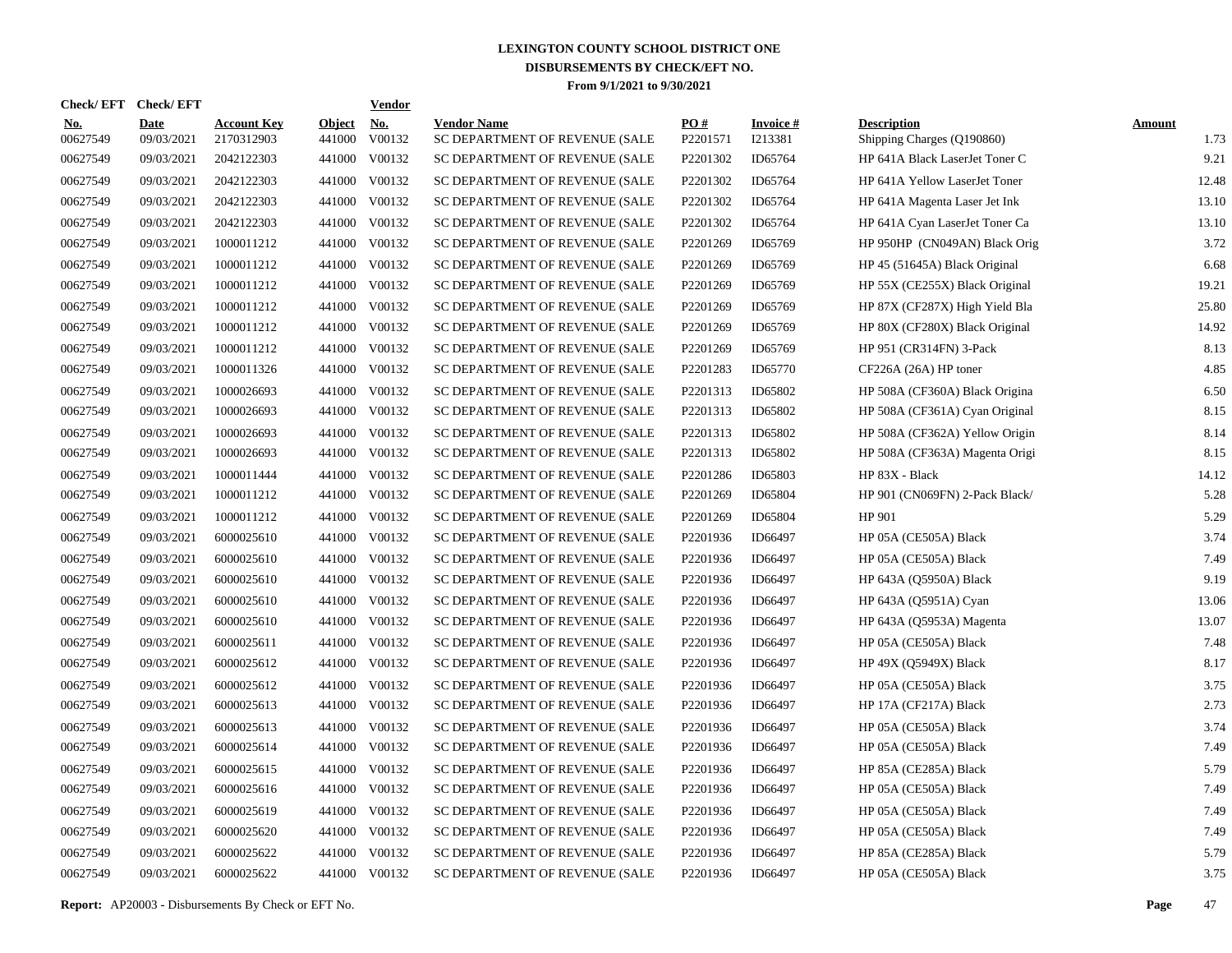# LEXINGTON COUNTY SCHOOL DISTRICT ONE
## DISBURSEMENTS BY CHECK/EFT NO.
### From 9/1/2021 to 9/30/2021

| Check/ EFT No. | Check/ EFT Date | Account Key | Object | Vendor No. | Vendor Name | PO # | Invoice # | Description | Amount |
|---|---|---|---|---|---|---|---|---|---|
| 00627549 | 09/03/2021 | 2170312903 | 441000 | V00132 | SC DEPARTMENT OF REVENUE (SALE | P2201571 | I213381 | Shipping Charges (Q190860) | 1.73 |
| 00627549 | 09/03/2021 | 2042122303 | 441000 | V00132 | SC DEPARTMENT OF REVENUE (SALE | P2201302 | ID65764 | HP 641A Black LaserJet Toner C | 9.21 |
| 00627549 | 09/03/2021 | 2042122303 | 441000 | V00132 | SC DEPARTMENT OF REVENUE (SALE | P2201302 | ID65764 | HP 641A Yellow LaserJet Toner | 12.48 |
| 00627549 | 09/03/2021 | 2042122303 | 441000 | V00132 | SC DEPARTMENT OF REVENUE (SALE | P2201302 | ID65764 | HP 641A Magenta Laser Jet Ink | 13.10 |
| 00627549 | 09/03/2021 | 2042122303 | 441000 | V00132 | SC DEPARTMENT OF REVENUE (SALE | P2201302 | ID65764 | HP 641A Cyan LaserJet Toner Ca | 13.10 |
| 00627549 | 09/03/2021 | 1000011212 | 441000 | V00132 | SC DEPARTMENT OF REVENUE (SALE | P2201269 | ID65769 | HP 950HP (CN049AN) Black Orig | 3.72 |
| 00627549 | 09/03/2021 | 1000011212 | 441000 | V00132 | SC DEPARTMENT OF REVENUE (SALE | P2201269 | ID65769 | HP 45 (51645A) Black Original | 6.68 |
| 00627549 | 09/03/2021 | 1000011212 | 441000 | V00132 | SC DEPARTMENT OF REVENUE (SALE | P2201269 | ID65769 | HP 55X (CE255X) Black Original | 19.21 |
| 00627549 | 09/03/2021 | 1000011212 | 441000 | V00132 | SC DEPARTMENT OF REVENUE (SALE | P2201269 | ID65769 | HP 87X (CF287X) High Yield Bla | 25.80 |
| 00627549 | 09/03/2021 | 1000011212 | 441000 | V00132 | SC DEPARTMENT OF REVENUE (SALE | P2201269 | ID65769 | HP 80X (CF280X) Black Original | 14.92 |
| 00627549 | 09/03/2021 | 1000011212 | 441000 | V00132 | SC DEPARTMENT OF REVENUE (SALE | P2201269 | ID65769 | HP 951 (CR314FN) 3-Pack | 8.13 |
| 00627549 | 09/03/2021 | 1000011326 | 441000 | V00132 | SC DEPARTMENT OF REVENUE (SALE | P2201283 | ID65770 | CF226A (26A) HP toner | 4.85 |
| 00627549 | 09/03/2021 | 1000026693 | 441000 | V00132 | SC DEPARTMENT OF REVENUE (SALE | P2201313 | ID65802 | HP 508A (CF360A) Black Origina | 6.50 |
| 00627549 | 09/03/2021 | 1000026693 | 441000 | V00132 | SC DEPARTMENT OF REVENUE (SALE | P2201313 | ID65802 | HP 508A (CF361A) Cyan Original | 8.15 |
| 00627549 | 09/03/2021 | 1000026693 | 441000 | V00132 | SC DEPARTMENT OF REVENUE (SALE | P2201313 | ID65802 | HP 508A (CF362A) Yellow Origin | 8.14 |
| 00627549 | 09/03/2021 | 1000026693 | 441000 | V00132 | SC DEPARTMENT OF REVENUE (SALE | P2201313 | ID65802 | HP 508A (CF363A) Magenta Origi | 8.15 |
| 00627549 | 09/03/2021 | 1000011444 | 441000 | V00132 | SC DEPARTMENT OF REVENUE (SALE | P2201286 | ID65803 | HP 83X - Black | 14.12 |
| 00627549 | 09/03/2021 | 1000011212 | 441000 | V00132 | SC DEPARTMENT OF REVENUE (SALE | P2201269 | ID65804 | HP 901 (CN069FN) 2-Pack Black/ | 5.28 |
| 00627549 | 09/03/2021 | 1000011212 | 441000 | V00132 | SC DEPARTMENT OF REVENUE (SALE | P2201269 | ID65804 | HP 901 | 5.29 |
| 00627549 | 09/03/2021 | 6000025610 | 441000 | V00132 | SC DEPARTMENT OF REVENUE (SALE | P2201936 | ID66497 | HP 05A (CE505A) Black | 3.74 |
| 00627549 | 09/03/2021 | 6000025610 | 441000 | V00132 | SC DEPARTMENT OF REVENUE (SALE | P2201936 | ID66497 | HP 05A (CE505A) Black | 7.49 |
| 00627549 | 09/03/2021 | 6000025610 | 441000 | V00132 | SC DEPARTMENT OF REVENUE (SALE | P2201936 | ID66497 | HP 643A (Q5950A) Black | 9.19 |
| 00627549 | 09/03/2021 | 6000025610 | 441000 | V00132 | SC DEPARTMENT OF REVENUE (SALE | P2201936 | ID66497 | HP 643A (Q5951A) Cyan | 13.06 |
| 00627549 | 09/03/2021 | 6000025610 | 441000 | V00132 | SC DEPARTMENT OF REVENUE (SALE | P2201936 | ID66497 | HP 643A (Q5953A) Magenta | 13.07 |
| 00627549 | 09/03/2021 | 6000025611 | 441000 | V00132 | SC DEPARTMENT OF REVENUE (SALE | P2201936 | ID66497 | HP 05A (CE505A) Black | 7.48 |
| 00627549 | 09/03/2021 | 6000025612 | 441000 | V00132 | SC DEPARTMENT OF REVENUE (SALE | P2201936 | ID66497 | HP 49X (Q5949X) Black | 8.17 |
| 00627549 | 09/03/2021 | 6000025612 | 441000 | V00132 | SC DEPARTMENT OF REVENUE (SALE | P2201936 | ID66497 | HP 05A (CE505A) Black | 3.75 |
| 00627549 | 09/03/2021 | 6000025613 | 441000 | V00132 | SC DEPARTMENT OF REVENUE (SALE | P2201936 | ID66497 | HP 17A (CF217A) Black | 2.73 |
| 00627549 | 09/03/2021 | 6000025613 | 441000 | V00132 | SC DEPARTMENT OF REVENUE (SALE | P2201936 | ID66497 | HP 05A (CE505A) Black | 3.74 |
| 00627549 | 09/03/2021 | 6000025614 | 441000 | V00132 | SC DEPARTMENT OF REVENUE (SALE | P2201936 | ID66497 | HP 05A (CE505A) Black | 7.49 |
| 00627549 | 09/03/2021 | 6000025615 | 441000 | V00132 | SC DEPARTMENT OF REVENUE (SALE | P2201936 | ID66497 | HP 85A (CE285A) Black | 5.79 |
| 00627549 | 09/03/2021 | 6000025616 | 441000 | V00132 | SC DEPARTMENT OF REVENUE (SALE | P2201936 | ID66497 | HP 05A (CE505A) Black | 7.49 |
| 00627549 | 09/03/2021 | 6000025619 | 441000 | V00132 | SC DEPARTMENT OF REVENUE (SALE | P2201936 | ID66497 | HP 05A (CE505A) Black | 7.49 |
| 00627549 | 09/03/2021 | 6000025620 | 441000 | V00132 | SC DEPARTMENT OF REVENUE (SALE | P2201936 | ID66497 | HP 05A (CE505A) Black | 7.49 |
| 00627549 | 09/03/2021 | 6000025622 | 441000 | V00132 | SC DEPARTMENT OF REVENUE (SALE | P2201936 | ID66497 | HP 85A (CE285A) Black | 5.79 |
| 00627549 | 09/03/2021 | 6000025622 | 441000 | V00132 | SC DEPARTMENT OF REVENUE (SALE | P2201936 | ID66497 | HP 05A (CE505A) Black | 3.75 |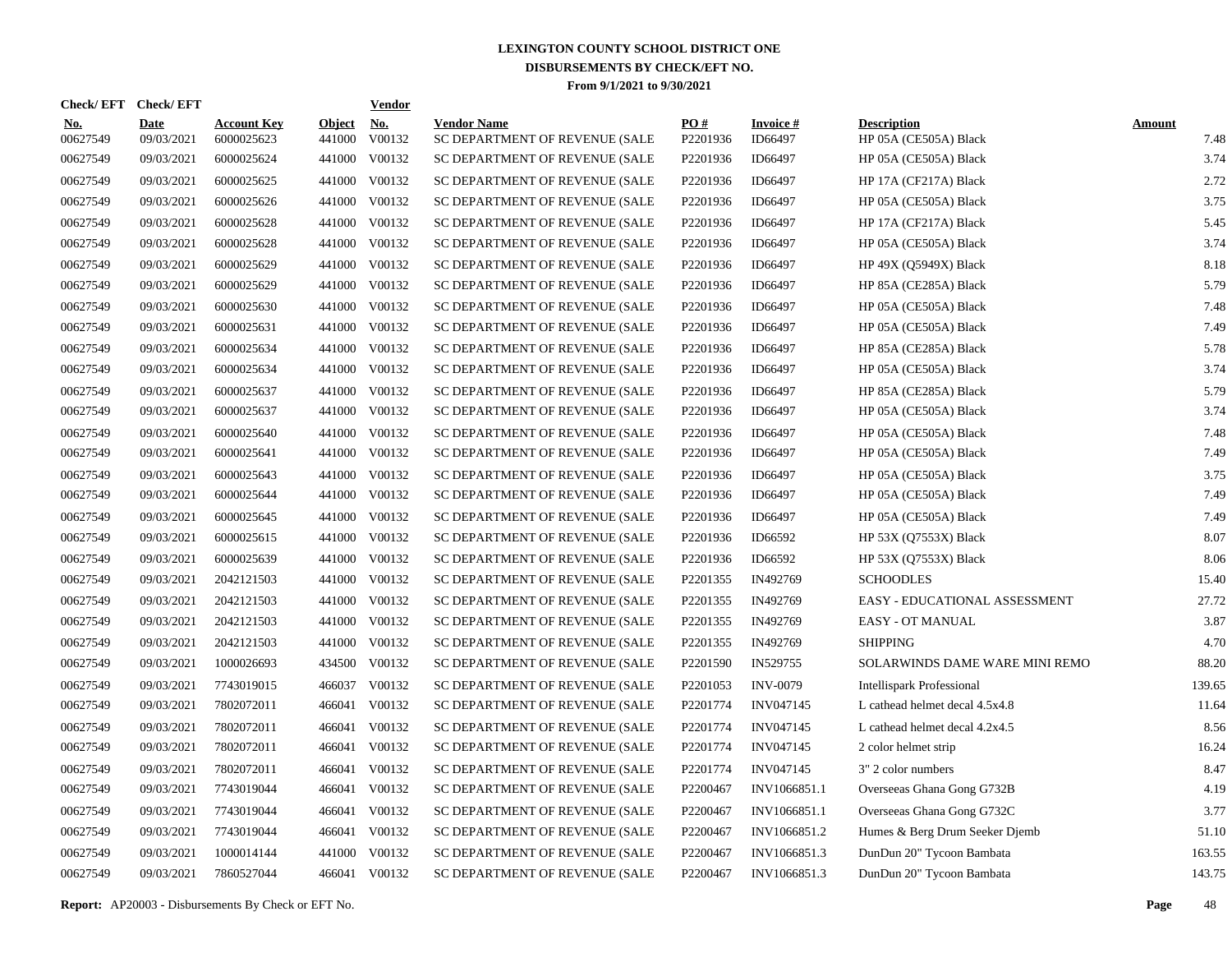# LEXINGTON COUNTY SCHOOL DISTRICT ONE
## DISBURSEMENTS BY CHECK/EFT NO.
### From 9/1/2021 to 9/30/2021

| Check/ EFT No. | Check/ EFT Date | Account Key | Object | Vendor No. | Vendor Name | PO # | Invoice # | Description | Amount |
|---|---|---|---|---|---|---|---|---|---|
| 00627549 | 09/03/2021 | 6000025623 | 441000 | V00132 | SC DEPARTMENT OF REVENUE (SALE | P2201936 | ID66497 | HP 05A (CE505A) Black | 7.48 |
| 00627549 | 09/03/2021 | 6000025624 | 441000 | V00132 | SC DEPARTMENT OF REVENUE (SALE | P2201936 | ID66497 | HP 05A (CE505A) Black | 3.74 |
| 00627549 | 09/03/2021 | 6000025625 | 441000 | V00132 | SC DEPARTMENT OF REVENUE (SALE | P2201936 | ID66497 | HP 17A (CF217A) Black | 2.72 |
| 00627549 | 09/03/2021 | 6000025626 | 441000 | V00132 | SC DEPARTMENT OF REVENUE (SALE | P2201936 | ID66497 | HP 05A (CE505A) Black | 3.75 |
| 00627549 | 09/03/2021 | 6000025628 | 441000 | V00132 | SC DEPARTMENT OF REVENUE (SALE | P2201936 | ID66497 | HP 17A (CF217A) Black | 5.45 |
| 00627549 | 09/03/2021 | 6000025628 | 441000 | V00132 | SC DEPARTMENT OF REVENUE (SALE | P2201936 | ID66497 | HP 05A (CE505A) Black | 3.74 |
| 00627549 | 09/03/2021 | 6000025629 | 441000 | V00132 | SC DEPARTMENT OF REVENUE (SALE | P2201936 | ID66497 | HP 49X (Q5949X) Black | 8.18 |
| 00627549 | 09/03/2021 | 6000025629 | 441000 | V00132 | SC DEPARTMENT OF REVENUE (SALE | P2201936 | ID66497 | HP 85A (CE285A) Black | 5.79 |
| 00627549 | 09/03/2021 | 6000025630 | 441000 | V00132 | SC DEPARTMENT OF REVENUE (SALE | P2201936 | ID66497 | HP 05A (CE505A) Black | 7.48 |
| 00627549 | 09/03/2021 | 6000025631 | 441000 | V00132 | SC DEPARTMENT OF REVENUE (SALE | P2201936 | ID66497 | HP 05A (CE505A) Black | 7.49 |
| 00627549 | 09/03/2021 | 6000025634 | 441000 | V00132 | SC DEPARTMENT OF REVENUE (SALE | P2201936 | ID66497 | HP 85A (CE285A) Black | 5.78 |
| 00627549 | 09/03/2021 | 6000025634 | 441000 | V00132 | SC DEPARTMENT OF REVENUE (SALE | P2201936 | ID66497 | HP 05A (CE505A) Black | 3.74 |
| 00627549 | 09/03/2021 | 6000025637 | 441000 | V00132 | SC DEPARTMENT OF REVENUE (SALE | P2201936 | ID66497 | HP 85A (CE285A) Black | 5.79 |
| 00627549 | 09/03/2021 | 6000025637 | 441000 | V00132 | SC DEPARTMENT OF REVENUE (SALE | P2201936 | ID66497 | HP 05A (CE505A) Black | 3.74 |
| 00627549 | 09/03/2021 | 6000025640 | 441000 | V00132 | SC DEPARTMENT OF REVENUE (SALE | P2201936 | ID66497 | HP 05A (CE505A) Black | 7.48 |
| 00627549 | 09/03/2021 | 6000025641 | 441000 | V00132 | SC DEPARTMENT OF REVENUE (SALE | P2201936 | ID66497 | HP 05A (CE505A) Black | 7.49 |
| 00627549 | 09/03/2021 | 6000025643 | 441000 | V00132 | SC DEPARTMENT OF REVENUE (SALE | P2201936 | ID66497 | HP 05A (CE505A) Black | 3.75 |
| 00627549 | 09/03/2021 | 6000025644 | 441000 | V00132 | SC DEPARTMENT OF REVENUE (SALE | P2201936 | ID66497 | HP 05A (CE505A) Black | 7.49 |
| 00627549 | 09/03/2021 | 6000025645 | 441000 | V00132 | SC DEPARTMENT OF REVENUE (SALE | P2201936 | ID66497 | HP 05A (CE505A) Black | 7.49 |
| 00627549 | 09/03/2021 | 6000025615 | 441000 | V00132 | SC DEPARTMENT OF REVENUE (SALE | P2201936 | ID66592 | HP 53X (Q7553X) Black | 8.07 |
| 00627549 | 09/03/2021 | 6000025639 | 441000 | V00132 | SC DEPARTMENT OF REVENUE (SALE | P2201936 | ID66592 | HP 53X (Q7553X) Black | 8.06 |
| 00627549 | 09/03/2021 | 2042121503 | 441000 | V00132 | SC DEPARTMENT OF REVENUE (SALE | P2201355 | IN492769 | SCHOODLES | 15.40 |
| 00627549 | 09/03/2021 | 2042121503 | 441000 | V00132 | SC DEPARTMENT OF REVENUE (SALE | P2201355 | IN492769 | EASY - EDUCATIONAL ASSESSMENT | 27.72 |
| 00627549 | 09/03/2021 | 2042121503 | 441000 | V00132 | SC DEPARTMENT OF REVENUE (SALE | P2201355 | IN492769 | EASY - OT MANUAL | 3.87 |
| 00627549 | 09/03/2021 | 2042121503 | 441000 | V00132 | SC DEPARTMENT OF REVENUE (SALE | P2201355 | IN492769 | SHIPPING | 4.70 |
| 00627549 | 09/03/2021 | 1000026693 | 434500 | V00132 | SC DEPARTMENT OF REVENUE (SALE | P2201590 | IN529755 | SOLARWINDS DAME WARE MINI REMO | 88.20 |
| 00627549 | 09/03/2021 | 7743019015 | 466037 | V00132 | SC DEPARTMENT OF REVENUE (SALE | P2201053 | INV-0079 | Intellispark Professional | 139.65 |
| 00627549 | 09/03/2021 | 7802072011 | 466041 | V00132 | SC DEPARTMENT OF REVENUE (SALE | P2201774 | INV047145 | L cathead helmet decal 4.5x4.8 | 11.64 |
| 00627549 | 09/03/2021 | 7802072011 | 466041 | V00132 | SC DEPARTMENT OF REVENUE (SALE | P2201774 | INV047145 | L cathead helmet decal 4.2x4.5 | 8.56 |
| 00627549 | 09/03/2021 | 7802072011 | 466041 | V00132 | SC DEPARTMENT OF REVENUE (SALE | P2201774 | INV047145 | 2 color helmet strip | 16.24 |
| 00627549 | 09/03/2021 | 7802072011 | 466041 | V00132 | SC DEPARTMENT OF REVENUE (SALE | P2201774 | INV047145 | 3" 2 color numbers | 8.47 |
| 00627549 | 09/03/2021 | 7743019044 | 466041 | V00132 | SC DEPARTMENT OF REVENUE (SALE | P2200467 | INV1066851.1 | Overseeas Ghana Gong G732B | 4.19 |
| 00627549 | 09/03/2021 | 7743019044 | 466041 | V00132 | SC DEPARTMENT OF REVENUE (SALE | P2200467 | INV1066851.1 | Overseeas Ghana Gong G732C | 3.77 |
| 00627549 | 09/03/2021 | 7743019044 | 466041 | V00132 | SC DEPARTMENT OF REVENUE (SALE | P2200467 | INV1066851.2 | Humes & Berg Drum Seeker Djemb | 51.10 |
| 00627549 | 09/03/2021 | 1000014144 | 441000 | V00132 | SC DEPARTMENT OF REVENUE (SALE | P2200467 | INV1066851.3 | DunDun 20" Tycoon Bambata | 163.55 |
| 00627549 | 09/03/2021 | 7860527044 | 466041 | V00132 | SC DEPARTMENT OF REVENUE (SALE | P2200467 | INV1066851.3 | DunDun 20" Tycoon Bambata | 143.75 |

**Report:** AP20003 - Disbursements By Check or EFT No.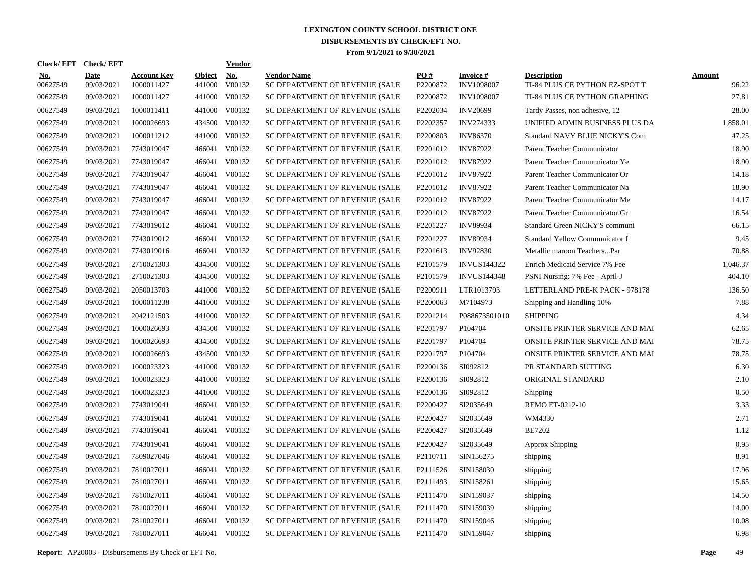# LEXINGTON COUNTY SCHOOL DISTRICT ONE

## DISBURSEMENTS BY CHECK/EFT NO.

### From 9/1/2021 to 9/30/2021

| Check/ EFT No. | Check/ EFT Date | Account Key | Object | Vendor No. | Vendor Name | PO # | Invoice # | Description | Amount |
|---|---|---|---|---|---|---|---|---|---|
| 00627549 | 09/03/2021 | 1000011427 | 441000 | V00132 | SC DEPARTMENT OF REVENUE (SALE | P2200872 | INV1098007 | TI-84 PLUS CE PYTHON EZ-SPOT T | 96.22 |
| 00627549 | 09/03/2021 | 1000011427 | 441000 | V00132 | SC DEPARTMENT OF REVENUE (SALE | P2200872 | INV1098007 | TI-84 PLUS CE PYTHON GRAPHING | 27.81 |
| 00627549 | 09/03/2021 | 1000011411 | 441000 | V00132 | SC DEPARTMENT OF REVENUE (SALE | P2202034 | INV20699 | Tardy Passes, non adhesive, 12 | 28.00 |
| 00627549 | 09/03/2021 | 1000026693 | 434500 | V00132 | SC DEPARTMENT OF REVENUE (SALE | P2202357 | INV274333 | UNIFIED ADMIN BUSINESS PLUS DA | 1,858.01 |
| 00627549 | 09/03/2021 | 1000011212 | 441000 | V00132 | SC DEPARTMENT OF REVENUE (SALE | P2200803 | INV86370 | Standard NAVY BLUE NICKY'S Com | 47.25 |
| 00627549 | 09/03/2021 | 7743019047 | 466041 | V00132 | SC DEPARTMENT OF REVENUE (SALE | P2201012 | INV87922 | Parent Teacher Communicator | 18.90 |
| 00627549 | 09/03/2021 | 7743019047 | 466041 | V00132 | SC DEPARTMENT OF REVENUE (SALE | P2201012 | INV87922 | Parent Teacher Communicator Ye | 18.90 |
| 00627549 | 09/03/2021 | 7743019047 | 466041 | V00132 | SC DEPARTMENT OF REVENUE (SALE | P2201012 | INV87922 | Parent Teacher Communicator Or | 14.18 |
| 00627549 | 09/03/2021 | 7743019047 | 466041 | V00132 | SC DEPARTMENT OF REVENUE (SALE | P2201012 | INV87922 | Parent Teacher Communicator Na | 18.90 |
| 00627549 | 09/03/2021 | 7743019047 | 466041 | V00132 | SC DEPARTMENT OF REVENUE (SALE | P2201012 | INV87922 | Parent Teacher Communicator Me | 14.17 |
| 00627549 | 09/03/2021 | 7743019047 | 466041 | V00132 | SC DEPARTMENT OF REVENUE (SALE | P2201012 | INV87922 | Parent Teacher Communicator Gr | 16.54 |
| 00627549 | 09/03/2021 | 7743019012 | 466041 | V00132 | SC DEPARTMENT OF REVENUE (SALE | P2201227 | INV89934 | Standard Green NICKY'S communi | 66.15 |
| 00627549 | 09/03/2021 | 7743019012 | 466041 | V00132 | SC DEPARTMENT OF REVENUE (SALE | P2201227 | INV89934 | Standard Yellow Communicator f | 9.45 |
| 00627549 | 09/03/2021 | 7743019016 | 466041 | V00132 | SC DEPARTMENT OF REVENUE (SALE | P2201613 | INV92830 | Metallic maroon Teachers...Par | 70.88 |
| 00627549 | 09/03/2021 | 2710021303 | 434500 | V00132 | SC DEPARTMENT OF REVENUE (SALE | P2101579 | INVUS144322 | Enrich Medicaid Service 7% Fee | 1,046.37 |
| 00627549 | 09/03/2021 | 2710021303 | 434500 | V00132 | SC DEPARTMENT OF REVENUE (SALE | P2101579 | INVUS144348 | PSNI Nursing: 7% Fee - April-J | 404.10 |
| 00627549 | 09/03/2021 | 2050013703 | 441000 | V00132 | SC DEPARTMENT OF REVENUE (SALE | P2200911 | LTR1013793 | LETTERLAND PRE-K PACK - 978178 | 136.50 |
| 00627549 | 09/03/2021 | 1000011238 | 441000 | V00132 | SC DEPARTMENT OF REVENUE (SALE | P2200063 | M7104973 | Shipping and Handling 10% | 7.88 |
| 00627549 | 09/03/2021 | 2042121503 | 441000 | V00132 | SC DEPARTMENT OF REVENUE (SALE | P2201214 | P088673501010 | SHIPPING | 4.34 |
| 00627549 | 09/03/2021 | 1000026693 | 434500 | V00132 | SC DEPARTMENT OF REVENUE (SALE | P2201797 | P104704 | ONSITE PRINTER SERVICE AND MAI | 62.65 |
| 00627549 | 09/03/2021 | 1000026693 | 434500 | V00132 | SC DEPARTMENT OF REVENUE (SALE | P2201797 | P104704 | ONSITE PRINTER SERVICE AND MAI | 78.75 |
| 00627549 | 09/03/2021 | 1000026693 | 434500 | V00132 | SC DEPARTMENT OF REVENUE (SALE | P2201797 | P104704 | ONSITE PRINTER SERVICE AND MAI | 78.75 |
| 00627549 | 09/03/2021 | 1000023323 | 441000 | V00132 | SC DEPARTMENT OF REVENUE (SALE | P2200136 | SI092812 | PR STANDARD SUTTING | 6.30 |
| 00627549 | 09/03/2021 | 1000023323 | 441000 | V00132 | SC DEPARTMENT OF REVENUE (SALE | P2200136 | SI092812 | ORIGINAL STANDARD | 2.10 |
| 00627549 | 09/03/2021 | 1000023323 | 441000 | V00132 | SC DEPARTMENT OF REVENUE (SALE | P2200136 | SI092812 | Shipping | 0.50 |
| 00627549 | 09/03/2021 | 7743019041 | 466041 | V00132 | SC DEPARTMENT OF REVENUE (SALE | P2200427 | SI2035649 | REMO ET-0212-10 | 3.33 |
| 00627549 | 09/03/2021 | 7743019041 | 466041 | V00132 | SC DEPARTMENT OF REVENUE (SALE | P2200427 | SI2035649 | WM4330 | 2.71 |
| 00627549 | 09/03/2021 | 7743019041 | 466041 | V00132 | SC DEPARTMENT OF REVENUE (SALE | P2200427 | SI2035649 | BE7202 | 1.12 |
| 00627549 | 09/03/2021 | 7743019041 | 466041 | V00132 | SC DEPARTMENT OF REVENUE (SALE | P2200427 | SI2035649 | Approx Shipping | 0.95 |
| 00627549 | 09/03/2021 | 7809027046 | 466041 | V00132 | SC DEPARTMENT OF REVENUE (SALE | P2110711 | SIN156275 | shipping | 8.91 |
| 00627549 | 09/03/2021 | 7810027011 | 466041 | V00132 | SC DEPARTMENT OF REVENUE (SALE | P2111526 | SIN158030 | shipping | 17.96 |
| 00627549 | 09/03/2021 | 7810027011 | 466041 | V00132 | SC DEPARTMENT OF REVENUE (SALE | P2111493 | SIN158261 | shipping | 15.65 |
| 00627549 | 09/03/2021 | 7810027011 | 466041 | V00132 | SC DEPARTMENT OF REVENUE (SALE | P2111470 | SIN159037 | shipping | 14.50 |
| 00627549 | 09/03/2021 | 7810027011 | 466041 | V00132 | SC DEPARTMENT OF REVENUE (SALE | P2111470 | SIN159039 | shipping | 14.00 |
| 00627549 | 09/03/2021 | 7810027011 | 466041 | V00132 | SC DEPARTMENT OF REVENUE (SALE | P2111470 | SIN159046 | shipping | 10.08 |
| 00627549 | 09/03/2021 | 7810027011 | 466041 | V00132 | SC DEPARTMENT OF REVENUE (SALE | P2111470 | SIN159047 | shipping | 6.98 |

**Report:** AP20003 - Disbursements By Check or EFT No.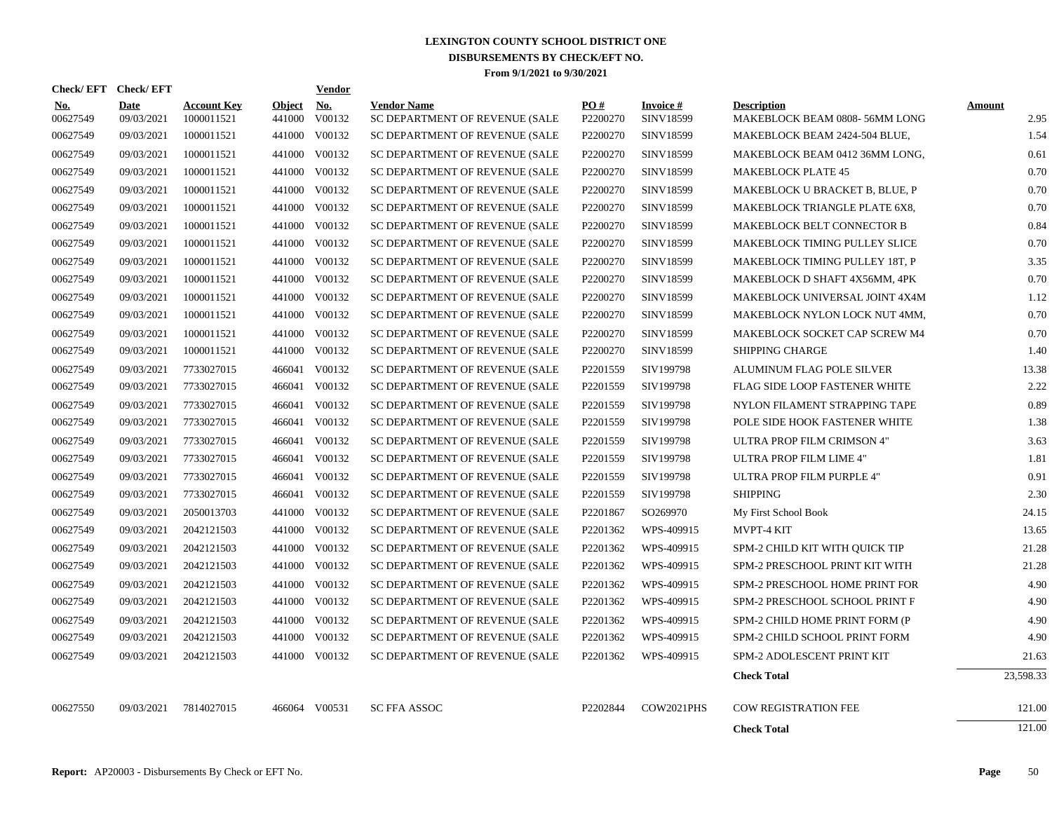# LEXINGTON COUNTY SCHOOL DISTRICT ONE
## DISBURSEMENTS BY CHECK/EFT NO.
### From 9/1/2021 to 9/30/2021

| Check/ EFT No. | Check/ EFT Date | Account Key | Object | Vendor No. | Vendor Name | PO # | Invoice # | Description | Amount |
|---|---|---|---|---|---|---|---|---|---|
| 00627549 | 09/03/2021 | 1000011521 | 441000 | V00132 | SC DEPARTMENT OF REVENUE (SALE | P2200270 | SINV18599 | MAKEBLOCK BEAM 0808- 56MM LONG | 2.95 |
| 00627549 | 09/03/2021 | 1000011521 | 441000 | V00132 | SC DEPARTMENT OF REVENUE (SALE | P2200270 | SINV18599 | MAKEBLOCK BEAM 2424-504 BLUE, | 1.54 |
| 00627549 | 09/03/2021 | 1000011521 | 441000 | V00132 | SC DEPARTMENT OF REVENUE (SALE | P2200270 | SINV18599 | MAKEBLOCK BEAM 0412 36MM LONG, | 0.61 |
| 00627549 | 09/03/2021 | 1000011521 | 441000 | V00132 | SC DEPARTMENT OF REVENUE (SALE | P2200270 | SINV18599 | MAKEBLOCK PLATE 45 | 0.70 |
| 00627549 | 09/03/2021 | 1000011521 | 441000 | V00132 | SC DEPARTMENT OF REVENUE (SALE | P2200270 | SINV18599 | MAKEBLOCK U BRACKET B, BLUE, P | 0.70 |
| 00627549 | 09/03/2021 | 1000011521 | 441000 | V00132 | SC DEPARTMENT OF REVENUE (SALE | P2200270 | SINV18599 | MAKEBLOCK TRIANGLE PLATE 6X8, | 0.70 |
| 00627549 | 09/03/2021 | 1000011521 | 441000 | V00132 | SC DEPARTMENT OF REVENUE (SALE | P2200270 | SINV18599 | MAKEBLOCK BELT CONNECTOR B | 0.84 |
| 00627549 | 09/03/2021 | 1000011521 | 441000 | V00132 | SC DEPARTMENT OF REVENUE (SALE | P2200270 | SINV18599 | MAKEBLOCK TIMING PULLEY SLICE | 0.70 |
| 00627549 | 09/03/2021 | 1000011521 | 441000 | V00132 | SC DEPARTMENT OF REVENUE (SALE | P2200270 | SINV18599 | MAKEBLOCK TIMING PULLEY 18T, P | 3.35 |
| 00627549 | 09/03/2021 | 1000011521 | 441000 | V00132 | SC DEPARTMENT OF REVENUE (SALE | P2200270 | SINV18599 | MAKEBLOCK D SHAFT 4X56MM, 4PK | 0.70 |
| 00627549 | 09/03/2021 | 1000011521 | 441000 | V00132 | SC DEPARTMENT OF REVENUE (SALE | P2200270 | SINV18599 | MAKEBLOCK UNIVERSAL JOINT 4X4M | 1.12 |
| 00627549 | 09/03/2021 | 1000011521 | 441000 | V00132 | SC DEPARTMENT OF REVENUE (SALE | P2200270 | SINV18599 | MAKEBLOCK NYLON LOCK NUT 4MM, | 0.70 |
| 00627549 | 09/03/2021 | 1000011521 | 441000 | V00132 | SC DEPARTMENT OF REVENUE (SALE | P2200270 | SINV18599 | MAKEBLOCK SOCKET CAP SCREW M4 | 0.70 |
| 00627549 | 09/03/2021 | 1000011521 | 441000 | V00132 | SC DEPARTMENT OF REVENUE (SALE | P2200270 | SINV18599 | SHIPPING CHARGE | 1.40 |
| 00627549 | 09/03/2021 | 7733027015 | 466041 | V00132 | SC DEPARTMENT OF REVENUE (SALE | P2201559 | SIV199798 | ALUMINUM FLAG POLE SILVER | 13.38 |
| 00627549 | 09/03/2021 | 7733027015 | 466041 | V00132 | SC DEPARTMENT OF REVENUE (SALE | P2201559 | SIV199798 | FLAG SIDE LOOP FASTENER WHITE | 2.22 |
| 00627549 | 09/03/2021 | 7733027015 | 466041 | V00132 | SC DEPARTMENT OF REVENUE (SALE | P2201559 | SIV199798 | NYLON FILAMENT STRAPPING TAPE | 0.89 |
| 00627549 | 09/03/2021 | 7733027015 | 466041 | V00132 | SC DEPARTMENT OF REVENUE (SALE | P2201559 | SIV199798 | POLE SIDE HOOK FASTENER WHITE | 1.38 |
| 00627549 | 09/03/2021 | 7733027015 | 466041 | V00132 | SC DEPARTMENT OF REVENUE (SALE | P2201559 | SIV199798 | ULTRA PROP FILM CRIMSON 4" | 3.63 |
| 00627549 | 09/03/2021 | 7733027015 | 466041 | V00132 | SC DEPARTMENT OF REVENUE (SALE | P2201559 | SIV199798 | ULTRA PROP FILM LIME 4" | 1.81 |
| 00627549 | 09/03/2021 | 7733027015 | 466041 | V00132 | SC DEPARTMENT OF REVENUE (SALE | P2201559 | SIV199798 | ULTRA PROP FILM PURPLE 4" | 0.91 |
| 00627549 | 09/03/2021 | 7733027015 | 466041 | V00132 | SC DEPARTMENT OF REVENUE (SALE | P2201559 | SIV199798 | SHIPPING | 2.30 |
| 00627549 | 09/03/2021 | 2050013703 | 441000 | V00132 | SC DEPARTMENT OF REVENUE (SALE | P2201867 | SO269970 | My First School Book | 24.15 |
| 00627549 | 09/03/2021 | 2042121503 | 441000 | V00132 | SC DEPARTMENT OF REVENUE (SALE | P2201362 | WPS-409915 | MVPT-4 KIT | 13.65 |
| 00627549 | 09/03/2021 | 2042121503 | 441000 | V00132 | SC DEPARTMENT OF REVENUE (SALE | P2201362 | WPS-409915 | SPM-2 CHILD KIT WITH QUICK TIP | 21.28 |
| 00627549 | 09/03/2021 | 2042121503 | 441000 | V00132 | SC DEPARTMENT OF REVENUE (SALE | P2201362 | WPS-409915 | SPM-2 PRESCHOOL PRINT KIT WITH | 21.28 |
| 00627549 | 09/03/2021 | 2042121503 | 441000 | V00132 | SC DEPARTMENT OF REVENUE (SALE | P2201362 | WPS-409915 | SPM-2 PRESCHOOL HOME PRINT FOR | 4.90 |
| 00627549 | 09/03/2021 | 2042121503 | 441000 | V00132 | SC DEPARTMENT OF REVENUE (SALE | P2201362 | WPS-409915 | SPM-2 PRESCHOOL SCHOOL PRINT F | 4.90 |
| 00627549 | 09/03/2021 | 2042121503 | 441000 | V00132 | SC DEPARTMENT OF REVENUE (SALE | P2201362 | WPS-409915 | SPM-2 CHILD HOME PRINT FORM (P | 4.90 |
| 00627549 | 09/03/2021 | 2042121503 | 441000 | V00132 | SC DEPARTMENT OF REVENUE (SALE | P2201362 | WPS-409915 | SPM-2 CHILD SCHOOL PRINT FORM | 4.90 |
| 00627549 | 09/03/2021 | 2042121503 | 441000 | V00132 | SC DEPARTMENT OF REVENUE (SALE | P2201362 | WPS-409915 | SPM-2 ADOLESCENT PRINT KIT | 21.63 |
| | | | | | | | | **Check Total** | 23,598.33 |
| 00627550 | 09/03/2021 | 7814027015 | 466064 | V00531 | SC FFA ASSOC | P2202844 | COW2021PHS | COW REGISTRATION FEE | 121.00 |
| | | | | | | | | **Check Total** | 121.00 |

**Report:** AP20003 - Disbursements By Check or EFT No.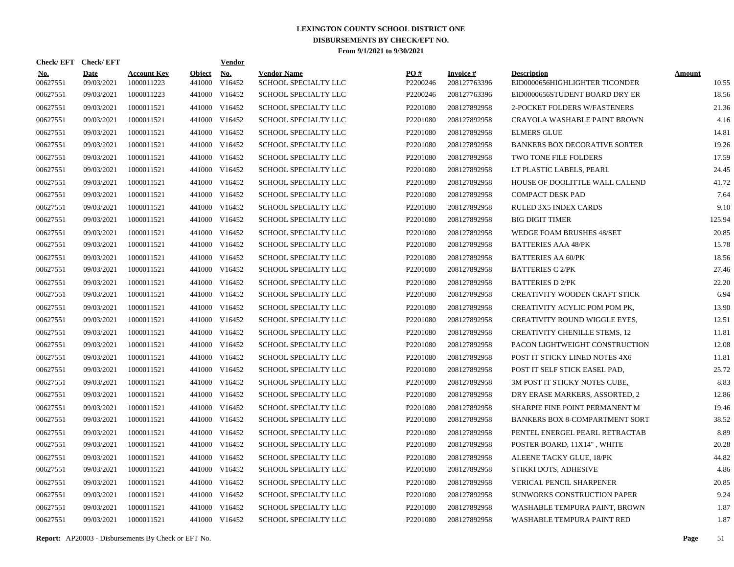# LEXINGTON COUNTY SCHOOL DISTRICT ONE

## DISBURSEMENTS BY CHECK/EFT NO.

### From 9/1/2021 to 9/30/2021

| Check/ EFT No. | Check/ EFT Date | Account Key | Object | Vendor No. | Vendor Name | PO # | Invoice # | Description | Amount |
|---|---|---|---|---|---|---|---|---|---|
| 00627551 | 09/03/2021 | 1000011223 | 441000 | V16452 | SCHOOL SPECIALTY LLC | P2200246 | 208127763396 | EID0000656HIGHLIGHTER TICONDER | 10.55 |
| 00627551 | 09/03/2021 | 1000011223 | 441000 | V16452 | SCHOOL SPECIALTY LLC | P2200246 | 208127763396 | EID0000656STUDENT BOARD DRY ER | 18.56 |
| 00627551 | 09/03/2021 | 1000011521 | 441000 | V16452 | SCHOOL SPECIALTY LLC | P2201080 | 208127892958 | 2-POCKET FOLDERS W/FASTENERS | 21.36 |
| 00627551 | 09/03/2021 | 1000011521 | 441000 | V16452 | SCHOOL SPECIALTY LLC | P2201080 | 208127892958 | CRAYOLA WASHABLE PAINT BROWN | 4.16 |
| 00627551 | 09/03/2021 | 1000011521 | 441000 | V16452 | SCHOOL SPECIALTY LLC | P2201080 | 208127892958 | ELMERS GLUE | 14.81 |
| 00627551 | 09/03/2021 | 1000011521 | 441000 | V16452 | SCHOOL SPECIALTY LLC | P2201080 | 208127892958 | BANKERS BOX DECORATIVE SORTER | 19.26 |
| 00627551 | 09/03/2021 | 1000011521 | 441000 | V16452 | SCHOOL SPECIALTY LLC | P2201080 | 208127892958 | TWO TONE FILE FOLDERS | 17.59 |
| 00627551 | 09/03/2021 | 1000011521 | 441000 | V16452 | SCHOOL SPECIALTY LLC | P2201080 | 208127892958 | LT PLASTIC LABELS, PEARL | 24.45 |
| 00627551 | 09/03/2021 | 1000011521 | 441000 | V16452 | SCHOOL SPECIALTY LLC | P2201080 | 208127892958 | HOUSE OF DOOLITTLE WALL CALEND | 41.72 |
| 00627551 | 09/03/2021 | 1000011521 | 441000 | V16452 | SCHOOL SPECIALTY LLC | P2201080 | 208127892958 | COMPACT DESK PAD | 7.64 |
| 00627551 | 09/03/2021 | 1000011521 | 441000 | V16452 | SCHOOL SPECIALTY LLC | P2201080 | 208127892958 | RULED 3X5 INDEX CARDS | 9.10 |
| 00627551 | 09/03/2021 | 1000011521 | 441000 | V16452 | SCHOOL SPECIALTY LLC | P2201080 | 208127892958 | BIG DIGIT TIMER | 125.94 |
| 00627551 | 09/03/2021 | 1000011521 | 441000 | V16452 | SCHOOL SPECIALTY LLC | P2201080 | 208127892958 | WEDGE FOAM BRUSHES 48/SET | 20.85 |
| 00627551 | 09/03/2021 | 1000011521 | 441000 | V16452 | SCHOOL SPECIALTY LLC | P2201080 | 208127892958 | BATTERIES AAA 48/PK | 15.78 |
| 00627551 | 09/03/2021 | 1000011521 | 441000 | V16452 | SCHOOL SPECIALTY LLC | P2201080 | 208127892958 | BATTERIES AA 60/PK | 18.56 |
| 00627551 | 09/03/2021 | 1000011521 | 441000 | V16452 | SCHOOL SPECIALTY LLC | P2201080 | 208127892958 | BATTERIES C 2/PK | 27.46 |
| 00627551 | 09/03/2021 | 1000011521 | 441000 | V16452 | SCHOOL SPECIALTY LLC | P2201080 | 208127892958 | BATTERIES D 2/PK | 22.20 |
| 00627551 | 09/03/2021 | 1000011521 | 441000 | V16452 | SCHOOL SPECIALTY LLC | P2201080 | 208127892958 | CREATIVITY WOODEN CRAFT STICK | 6.94 |
| 00627551 | 09/03/2021 | 1000011521 | 441000 | V16452 | SCHOOL SPECIALTY LLC | P2201080 | 208127892958 | CREATIVITY ACYLIC POM POM PK, | 13.90 |
| 00627551 | 09/03/2021 | 1000011521 | 441000 | V16452 | SCHOOL SPECIALTY LLC | P2201080 | 208127892958 | CREATIVITY ROUND WIGGLE EYES, | 12.51 |
| 00627551 | 09/03/2021 | 1000011521 | 441000 | V16452 | SCHOOL SPECIALTY LLC | P2201080 | 208127892958 | CREATIVITY CHENILLE STEMS, 12 | 11.81 |
| 00627551 | 09/03/2021 | 1000011521 | 441000 | V16452 | SCHOOL SPECIALTY LLC | P2201080 | 208127892958 | PACON LIGHTWEIGHT CONSTRUCTION | 12.08 |
| 00627551 | 09/03/2021 | 1000011521 | 441000 | V16452 | SCHOOL SPECIALTY LLC | P2201080 | 208127892958 | POST IT STICKY LINED NOTES 4X6 | 11.81 |
| 00627551 | 09/03/2021 | 1000011521 | 441000 | V16452 | SCHOOL SPECIALTY LLC | P2201080 | 208127892958 | POST IT SELF STICK EASEL PAD, | 25.72 |
| 00627551 | 09/03/2021 | 1000011521 | 441000 | V16452 | SCHOOL SPECIALTY LLC | P2201080 | 208127892958 | 3M POST IT STICKY NOTES CUBE, | 8.83 |
| 00627551 | 09/03/2021 | 1000011521 | 441000 | V16452 | SCHOOL SPECIALTY LLC | P2201080 | 208127892958 | DRY ERASE MARKERS, ASSORTED, 2 | 12.86 |
| 00627551 | 09/03/2021 | 1000011521 | 441000 | V16452 | SCHOOL SPECIALTY LLC | P2201080 | 208127892958 | SHARPIE FINE POINT PERMANENT M | 19.46 |
| 00627551 | 09/03/2021 | 1000011521 | 441000 | V16452 | SCHOOL SPECIALTY LLC | P2201080 | 208127892958 | BANKERS BOX 8-COMPARTMENT SORT | 38.52 |
| 00627551 | 09/03/2021 | 1000011521 | 441000 | V16452 | SCHOOL SPECIALTY LLC | P2201080 | 208127892958 | PENTEL ENERGEL PEARL RETRACTAB | 8.89 |
| 00627551 | 09/03/2021 | 1000011521 | 441000 | V16452 | SCHOOL SPECIALTY LLC | P2201080 | 208127892958 | POSTER BOARD, 11X14" , WHITE | 20.28 |
| 00627551 | 09/03/2021 | 1000011521 | 441000 | V16452 | SCHOOL SPECIALTY LLC | P2201080 | 208127892958 | ALEENE TACKY GLUE, 18/PK | 44.82 |
| 00627551 | 09/03/2021 | 1000011521 | 441000 | V16452 | SCHOOL SPECIALTY LLC | P2201080 | 208127892958 | STIKKI DOTS, ADHESIVE | 4.86 |
| 00627551 | 09/03/2021 | 1000011521 | 441000 | V16452 | SCHOOL SPECIALTY LLC | P2201080 | 208127892958 | VERICAL PENCIL SHARPENER | 20.85 |
| 00627551 | 09/03/2021 | 1000011521 | 441000 | V16452 | SCHOOL SPECIALTY LLC | P2201080 | 208127892958 | SUNWORKS CONSTRUCTION PAPER | 9.24 |
| 00627551 | 09/03/2021 | 1000011521 | 441000 | V16452 | SCHOOL SPECIALTY LLC | P2201080 | 208127892958 | WASHABLE TEMPURA PAINT, BROWN | 1.87 |
| 00627551 | 09/03/2021 | 1000011521 | 441000 | V16452 | SCHOOL SPECIALTY LLC | P2201080 | 208127892958 | WASHABLE TEMPURA PAINT RED | 1.87 |

**Report:** AP20003 - Disbursements By Check or EFT No.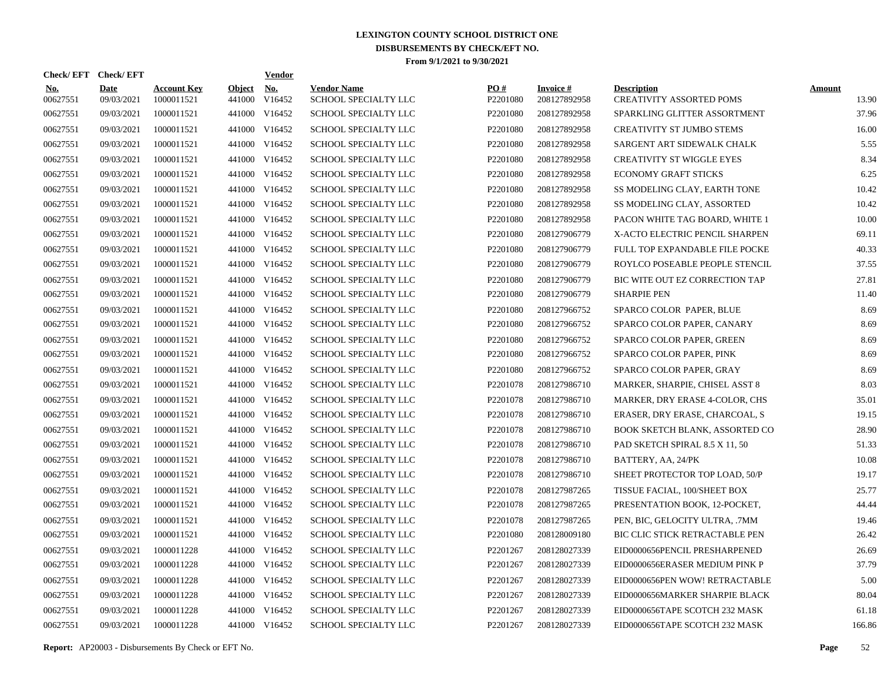# LEXINGTON COUNTY SCHOOL DISTRICT ONE
## DISBURSEMENTS BY CHECK/EFT NO.
### From 9/1/2021 to 9/30/2021

| Check/ EFT No. | Check/ EFT Date | Account Key | Object | Vendor No. | Vendor Name | PO # | Invoice # | Description | Amount |
|---|---|---|---|---|---|---|---|---|---|
| 00627551 | 09/03/2021 | 1000011521 | 441000 | V16452 | SCHOOL SPECIALTY LLC | P2201080 | 208127892958 | CREATIVITY ASSORTED POMS | 13.90 |
| 00627551 | 09/03/2021 | 1000011521 | 441000 | V16452 | SCHOOL SPECIALTY LLC | P2201080 | 208127892958 | SPARKLING GLITTER ASSORTMENT | 37.96 |
| 00627551 | 09/03/2021 | 1000011521 | 441000 | V16452 | SCHOOL SPECIALTY LLC | P2201080 | 208127892958 | CREATIVITY ST JUMBO STEMS | 16.00 |
| 00627551 | 09/03/2021 | 1000011521 | 441000 | V16452 | SCHOOL SPECIALTY LLC | P2201080 | 208127892958 | SARGENT ART SIDEWALK CHALK | 5.55 |
| 00627551 | 09/03/2021 | 1000011521 | 441000 | V16452 | SCHOOL SPECIALTY LLC | P2201080 | 208127892958 | CREATIVITY ST WIGGLE EYES | 8.34 |
| 00627551 | 09/03/2021 | 1000011521 | 441000 | V16452 | SCHOOL SPECIALTY LLC | P2201080 | 208127892958 | ECONOMY GRAFT STICKS | 6.25 |
| 00627551 | 09/03/2021 | 1000011521 | 441000 | V16452 | SCHOOL SPECIALTY LLC | P2201080 | 208127892958 | SS MODELING CLAY, EARTH TONE | 10.42 |
| 00627551 | 09/03/2021 | 1000011521 | 441000 | V16452 | SCHOOL SPECIALTY LLC | P2201080 | 208127892958 | SS MODELING CLAY, ASSORTED | 10.42 |
| 00627551 | 09/03/2021 | 1000011521 | 441000 | V16452 | SCHOOL SPECIALTY LLC | P2201080 | 208127892958 | PACON WHITE TAG BOARD, WHITE 1 | 10.00 |
| 00627551 | 09/03/2021 | 1000011521 | 441000 | V16452 | SCHOOL SPECIALTY LLC | P2201080 | 208127906779 | X-ACTO ELECTRIC PENCIL SHARPEN | 69.11 |
| 00627551 | 09/03/2021 | 1000011521 | 441000 | V16452 | SCHOOL SPECIALTY LLC | P2201080 | 208127906779 | FULL TOP EXPANDABLE FILE POCKE | 40.33 |
| 00627551 | 09/03/2021 | 1000011521 | 441000 | V16452 | SCHOOL SPECIALTY LLC | P2201080 | 208127906779 | ROYLCO POSEABLE PEOPLE STENCIL | 37.55 |
| 00627551 | 09/03/2021 | 1000011521 | 441000 | V16452 | SCHOOL SPECIALTY LLC | P2201080 | 208127906779 | BIC WITE OUT EZ CORRECTION TAP | 27.81 |
| 00627551 | 09/03/2021 | 1000011521 | 441000 | V16452 | SCHOOL SPECIALTY LLC | P2201080 | 208127906779 | SHARPIE PEN | 11.40 |
| 00627551 | 09/03/2021 | 1000011521 | 441000 | V16452 | SCHOOL SPECIALTY LLC | P2201080 | 208127966752 | SPARCO COLOR PAPER, BLUE | 8.69 |
| 00627551 | 09/03/2021 | 1000011521 | 441000 | V16452 | SCHOOL SPECIALTY LLC | P2201080 | 208127966752 | SPARCO COLOR PAPER, CANARY | 8.69 |
| 00627551 | 09/03/2021 | 1000011521 | 441000 | V16452 | SCHOOL SPECIALTY LLC | P2201080 | 208127966752 | SPARCO COLOR PAPER, GREEN | 8.69 |
| 00627551 | 09/03/2021 | 1000011521 | 441000 | V16452 | SCHOOL SPECIALTY LLC | P2201080 | 208127966752 | SPARCO COLOR PAPER, PINK | 8.69 |
| 00627551 | 09/03/2021 | 1000011521 | 441000 | V16452 | SCHOOL SPECIALTY LLC | P2201080 | 208127966752 | SPARCO COLOR PAPER, GRAY | 8.69 |
| 00627551 | 09/03/2021 | 1000011521 | 441000 | V16452 | SCHOOL SPECIALTY LLC | P2201078 | 208127986710 | MARKER, SHARPIE, CHISEL ASST 8 | 8.03 |
| 00627551 | 09/03/2021 | 1000011521 | 441000 | V16452 | SCHOOL SPECIALTY LLC | P2201078 | 208127986710 | MARKER, DRY ERASE 4-COLOR, CHS | 35.01 |
| 00627551 | 09/03/2021 | 1000011521 | 441000 | V16452 | SCHOOL SPECIALTY LLC | P2201078 | 208127986710 | ERASER, DRY ERASE, CHARCOAL, S | 19.15 |
| 00627551 | 09/03/2021 | 1000011521 | 441000 | V16452 | SCHOOL SPECIALTY LLC | P2201078 | 208127986710 | BOOK SKETCH BLANK, ASSORTED CO | 28.90 |
| 00627551 | 09/03/2021 | 1000011521 | 441000 | V16452 | SCHOOL SPECIALTY LLC | P2201078 | 208127986710 | PAD SKETCH SPIRAL 8.5 X 11, 50 | 51.33 |
| 00627551 | 09/03/2021 | 1000011521 | 441000 | V16452 | SCHOOL SPECIALTY LLC | P2201078 | 208127986710 | BATTERY, AA, 24/PK | 10.08 |
| 00627551 | 09/03/2021 | 1000011521 | 441000 | V16452 | SCHOOL SPECIALTY LLC | P2201078 | 208127986710 | SHEET PROTECTOR TOP LOAD, 50/P | 19.17 |
| 00627551 | 09/03/2021 | 1000011521 | 441000 | V16452 | SCHOOL SPECIALTY LLC | P2201078 | 208127987265 | TISSUE FACIAL, 100/SHEET BOX | 25.77 |
| 00627551 | 09/03/2021 | 1000011521 | 441000 | V16452 | SCHOOL SPECIALTY LLC | P2201078 | 208127987265 | PRESENTATION BOOK, 12-POCKET, | 44.44 |
| 00627551 | 09/03/2021 | 1000011521 | 441000 | V16452 | SCHOOL SPECIALTY LLC | P2201078 | 208127987265 | PEN, BIC, GELOCITY ULTRA, .7MM | 19.46 |
| 00627551 | 09/03/2021 | 1000011521 | 441000 | V16452 | SCHOOL SPECIALTY LLC | P2201080 | 208128009180 | BIC CLIC STICK RETRACTABLE PEN | 26.42 |
| 00627551 | 09/03/2021 | 1000011228 | 441000 | V16452 | SCHOOL SPECIALTY LLC | P2201267 | 208128027339 | EID0000656PENCIL PRESHARPENED | 26.69 |
| 00627551 | 09/03/2021 | 1000011228 | 441000 | V16452 | SCHOOL SPECIALTY LLC | P2201267 | 208128027339 | EID0000656ERASER MEDIUM PINK P | 37.79 |
| 00627551 | 09/03/2021 | 1000011228 | 441000 | V16452 | SCHOOL SPECIALTY LLC | P2201267 | 208128027339 | EID0000656PEN WOW! RETRACTABLE | 5.00 |
| 00627551 | 09/03/2021 | 1000011228 | 441000 | V16452 | SCHOOL SPECIALTY LLC | P2201267 | 208128027339 | EID0000656MARKER SHARPIE BLACK | 80.04 |
| 00627551 | 09/03/2021 | 1000011228 | 441000 | V16452 | SCHOOL SPECIALTY LLC | P2201267 | 208128027339 | EID0000656TAPE SCOTCH 232 MASK | 61.18 |
| 00627551 | 09/03/2021 | 1000011228 | 441000 | V16452 | SCHOOL SPECIALTY LLC | P2201267 | 208128027339 | EID0000656TAPE SCOTCH 232 MASK | 166.86 |

**Report:** AP20003 - Disbursements By Check or EFT No.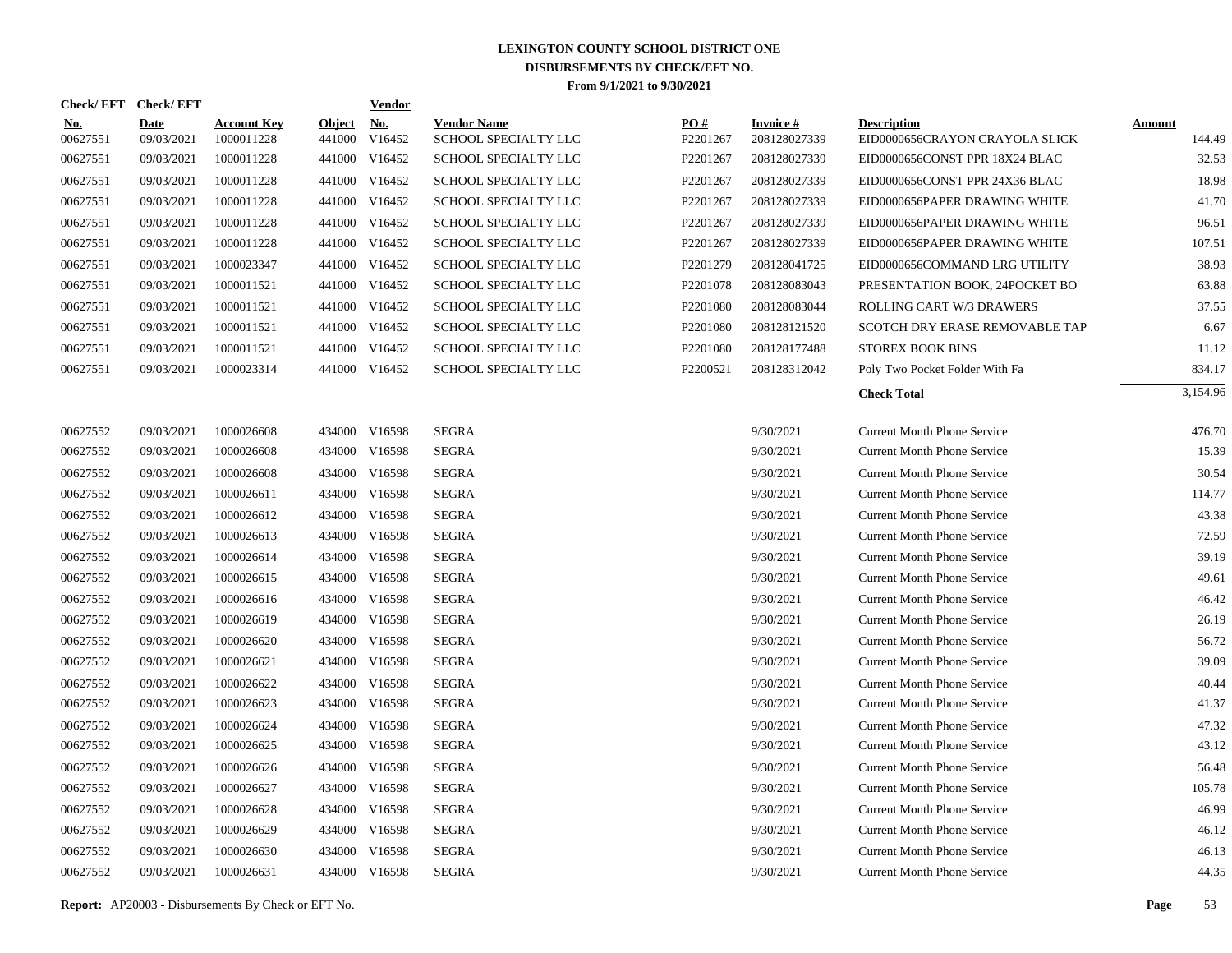# LEXINGTON COUNTY SCHOOL DISTRICT ONE
## DISBURSEMENTS BY CHECK/EFT NO.
### From 9/1/2021 to 9/30/2021

| Check/ EFT No. | Check/ EFT Date | Account Key | Object | Vendor No. | Vendor Name | PO # | Invoice # | Description | Amount |
|---|---|---|---|---|---|---|---|---|---|
| 00627551 | 09/03/2021 | 1000011228 | 441000 | V16452 | SCHOOL SPECIALTY LLC | P2201267 | 208128027339 | EID0000656CRAYON CRAYOLA SLICK | 144.49 |
| 00627551 | 09/03/2021 | 1000011228 | 441000 | V16452 | SCHOOL SPECIALTY LLC | P2201267 | 208128027339 | EID0000656CONST PPR 18X24 BLAC | 32.53 |
| 00627551 | 09/03/2021 | 1000011228 | 441000 | V16452 | SCHOOL SPECIALTY LLC | P2201267 | 208128027339 | EID0000656CONST PPR 24X36 BLAC | 18.98 |
| 00627551 | 09/03/2021 | 1000011228 | 441000 | V16452 | SCHOOL SPECIALTY LLC | P2201267 | 208128027339 | EID0000656PAPER DRAWING WHITE | 41.70 |
| 00627551 | 09/03/2021 | 1000011228 | 441000 | V16452 | SCHOOL SPECIALTY LLC | P2201267 | 208128027339 | EID0000656PAPER DRAWING WHITE | 96.51 |
| 00627551 | 09/03/2021 | 1000011228 | 441000 | V16452 | SCHOOL SPECIALTY LLC | P2201267 | 208128027339 | EID0000656PAPER DRAWING WHITE | 107.51 |
| 00627551 | 09/03/2021 | 1000023347 | 441000 | V16452 | SCHOOL SPECIALTY LLC | P2201279 | 208128041725 | EID0000656COMMAND LRG UTILITY | 38.93 |
| 00627551 | 09/03/2021 | 1000011521 | 441000 | V16452 | SCHOOL SPECIALTY LLC | P2201078 | 208128083043 | PRESENTATION BOOK, 24POCKET BO | 63.88 |
| 00627551 | 09/03/2021 | 1000011521 | 441000 | V16452 | SCHOOL SPECIALTY LLC | P2201080 | 208128083044 | ROLLING CART W/3 DRAWERS | 37.55 |
| 00627551 | 09/03/2021 | 1000011521 | 441000 | V16452 | SCHOOL SPECIALTY LLC | P2201080 | 208128121520 | SCOTCH DRY ERASE REMOVABLE TAP | 6.67 |
| 00627551 | 09/03/2021 | 1000011521 | 441000 | V16452 | SCHOOL SPECIALTY LLC | P2201080 | 208128177488 | STOREX BOOK BINS | 11.12 |
| 00627551 | 09/03/2021 | 1000023314 | 441000 | V16452 | SCHOOL SPECIALTY LLC | P2200521 | 208128312042 | Poly Two Pocket Folder With Fa | 834.17 |
| | | | | | | | | **Check Total** | 3,154.96 |
| 00627552 | 09/03/2021 | 1000026608 | 434000 | V16598 | SEGRA | | 9/30/2021 | Current Month Phone Service | 476.70 |
| 00627552 | 09/03/2021 | 1000026608 | 434000 | V16598 | SEGRA | | 9/30/2021 | Current Month Phone Service | 15.39 |
| 00627552 | 09/03/2021 | 1000026608 | 434000 | V16598 | SEGRA | | 9/30/2021 | Current Month Phone Service | 30.54 |
| 00627552 | 09/03/2021 | 1000026611 | 434000 | V16598 | SEGRA | | 9/30/2021 | Current Month Phone Service | 114.77 |
| 00627552 | 09/03/2021 | 1000026612 | 434000 | V16598 | SEGRA | | 9/30/2021 | Current Month Phone Service | 43.38 |
| 00627552 | 09/03/2021 | 1000026613 | 434000 | V16598 | SEGRA | | 9/30/2021 | Current Month Phone Service | 72.59 |
| 00627552 | 09/03/2021 | 1000026614 | 434000 | V16598 | SEGRA | | 9/30/2021 | Current Month Phone Service | 39.19 |
| 00627552 | 09/03/2021 | 1000026615 | 434000 | V16598 | SEGRA | | 9/30/2021 | Current Month Phone Service | 49.61 |
| 00627552 | 09/03/2021 | 1000026616 | 434000 | V16598 | SEGRA | | 9/30/2021 | Current Month Phone Service | 46.42 |
| 00627552 | 09/03/2021 | 1000026619 | 434000 | V16598 | SEGRA | | 9/30/2021 | Current Month Phone Service | 26.19 |
| 00627552 | 09/03/2021 | 1000026620 | 434000 | V16598 | SEGRA | | 9/30/2021 | Current Month Phone Service | 56.72 |
| 00627552 | 09/03/2021 | 1000026621 | 434000 | V16598 | SEGRA | | 9/30/2021 | Current Month Phone Service | 39.09 |
| 00627552 | 09/03/2021 | 1000026622 | 434000 | V16598 | SEGRA | | 9/30/2021 | Current Month Phone Service | 40.44 |
| 00627552 | 09/03/2021 | 1000026623 | 434000 | V16598 | SEGRA | | 9/30/2021 | Current Month Phone Service | 41.37 |
| 00627552 | 09/03/2021 | 1000026624 | 434000 | V16598 | SEGRA | | 9/30/2021 | Current Month Phone Service | 47.32 |
| 00627552 | 09/03/2021 | 1000026625 | 434000 | V16598 | SEGRA | | 9/30/2021 | Current Month Phone Service | 43.12 |
| 00627552 | 09/03/2021 | 1000026626 | 434000 | V16598 | SEGRA | | 9/30/2021 | Current Month Phone Service | 56.48 |
| 00627552 | 09/03/2021 | 1000026627 | 434000 | V16598 | SEGRA | | 9/30/2021 | Current Month Phone Service | 105.78 |
| 00627552 | 09/03/2021 | 1000026628 | 434000 | V16598 | SEGRA | | 9/30/2021 | Current Month Phone Service | 46.99 |
| 00627552 | 09/03/2021 | 1000026629 | 434000 | V16598 | SEGRA | | 9/30/2021 | Current Month Phone Service | 46.12 |
| 00627552 | 09/03/2021 | 1000026630 | 434000 | V16598 | SEGRA | | 9/30/2021 | Current Month Phone Service | 46.13 |
| 00627552 | 09/03/2021 | 1000026631 | 434000 | V16598 | SEGRA | | 9/30/2021 | Current Month Phone Service | 44.35 |

**Report:** AP20003 - Disbursements By Check or EFT No.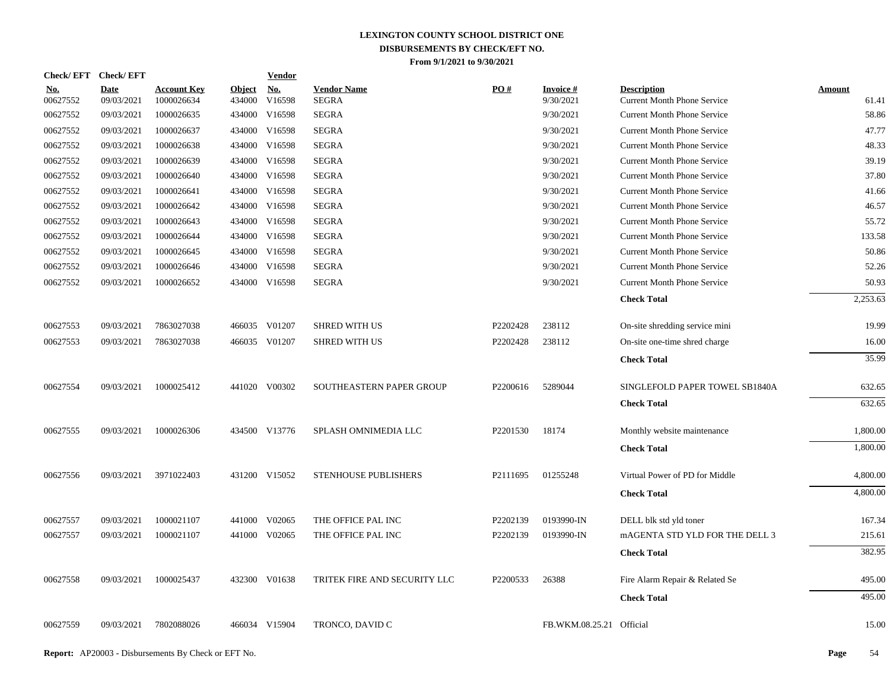# LEXINGTON COUNTY SCHOOL DISTRICT ONE
## DISBURSEMENTS BY CHECK/EFT NO.
### From 9/1/2021 to 9/30/2021

| Check/ EFT No. | Check/ EFT Date | Account Key | Object | Vendor No. | Vendor Name | PO # | Invoice # | Description | Amount |
|---|---|---|---|---|---|---|---|---|---|
| 00627552 | 09/03/2021 | 1000026634 | 434000 | V16598 | SEGRA | | 9/30/2021 | Current Month Phone Service | 61.41 |
| 00627552 | 09/03/2021 | 1000026635 | 434000 | V16598 | SEGRA | | 9/30/2021 | Current Month Phone Service | 58.86 |
| 00627552 | 09/03/2021 | 1000026637 | 434000 | V16598 | SEGRA | | 9/30/2021 | Current Month Phone Service | 47.77 |
| 00627552 | 09/03/2021 | 1000026638 | 434000 | V16598 | SEGRA | | 9/30/2021 | Current Month Phone Service | 48.33 |
| 00627552 | 09/03/2021 | 1000026639 | 434000 | V16598 | SEGRA | | 9/30/2021 | Current Month Phone Service | 39.19 |
| 00627552 | 09/03/2021 | 1000026640 | 434000 | V16598 | SEGRA | | 9/30/2021 | Current Month Phone Service | 37.80 |
| 00627552 | 09/03/2021 | 1000026641 | 434000 | V16598 | SEGRA | | 9/30/2021 | Current Month Phone Service | 41.66 |
| 00627552 | 09/03/2021 | 1000026642 | 434000 | V16598 | SEGRA | | 9/30/2021 | Current Month Phone Service | 46.57 |
| 00627552 | 09/03/2021 | 1000026643 | 434000 | V16598 | SEGRA | | 9/30/2021 | Current Month Phone Service | 55.72 |
| 00627552 | 09/03/2021 | 1000026644 | 434000 | V16598 | SEGRA | | 9/30/2021 | Current Month Phone Service | 133.58 |
| 00627552 | 09/03/2021 | 1000026645 | 434000 | V16598 | SEGRA | | 9/30/2021 | Current Month Phone Service | 50.86 |
| 00627552 | 09/03/2021 | 1000026646 | 434000 | V16598 | SEGRA | | 9/30/2021 | Current Month Phone Service | 52.26 |
| 00627552 | 09/03/2021 | 1000026652 | 434000 | V16598 | SEGRA | | 9/30/2021 | Current Month Phone Service | 50.93 |
| | | | | | | | | **Check Total** | 2,253.63 |
| 00627553 | 09/03/2021 | 7863027038 | 466035 | V01207 | SHRED WITH US | P2202428 | 238112 | On-site shredding service mini | 19.99 |
| 00627553 | 09/03/2021 | 7863027038 | 466035 | V01207 | SHRED WITH US | P2202428 | 238112 | On-site one-time shred charge | 16.00 |
| | | | | | | | | **Check Total** | 35.99 |
| 00627554 | 09/03/2021 | 1000025412 | 441020 | V00302 | SOUTHEASTERN PAPER GROUP | P2200616 | 5289044 | SINGLEFOLD PAPER TOWEL SB1840A | 632.65 |
| | | | | | | | | **Check Total** | 632.65 |
| 00627555 | 09/03/2021 | 1000026306 | 434500 | V13776 | SPLASH OMNIMEDIA LLC | P2201530 | 18174 | Monthly website maintenance | 1,800.00 |
| | | | | | | | | **Check Total** | 1,800.00 |
| 00627556 | 09/03/2021 | 3971022403 | 431200 | V15052 | STENHOUSE PUBLISHERS | P2111695 | 01255248 | Virtual Power of PD for Middle | 4,800.00 |
| | | | | | | | | **Check Total** | 4,800.00 |
| 00627557 | 09/03/2021 | 1000021107 | 441000 | V02065 | THE OFFICE PAL INC | P2202139 | 0193990-IN | DELL blk std yld toner | 167.34 |
| 00627557 | 09/03/2021 | 1000021107 | 441000 | V02065 | THE OFFICE PAL INC | P2202139 | 0193990-IN | mAGENTA STD YLD FOR THE DELL 3 | 215.61 |
| | | | | | | | | **Check Total** | 382.95 |
| 00627558 | 09/03/2021 | 1000025437 | 432300 | V01638 | TRITEK FIRE AND SECURITY LLC | P2200533 | 26388 | Fire Alarm Repair & Related Se | 495.00 |
| | | | | | | | | **Check Total** | 495.00 |
| 00627559 | 09/03/2021 | 7802088026 | 466034 | V15904 | TRONCO, DAVID C | | FB.WKM.08.25.21 | Official | 15.00 |

**Report:** AP20003 - Disbursements By Check or EFT No.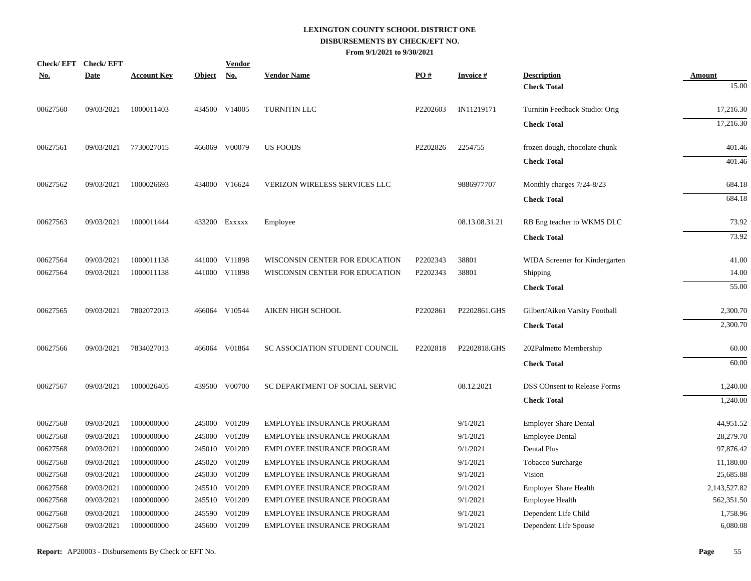# LEXINGTON COUNTY SCHOOL DISTRICT ONE
## DISBURSEMENTS BY CHECK/EFT NO.
### From 9/1/2021 to 9/30/2021

| Check/ EFT No. | Check/ EFT Date | Account Key | Object | Vendor No. | Vendor Name | PO # | Invoice # | Description | Amount |
|---|---|---|---|---|---|---|---|---|---|
| | | | | | | | | **Check Total** | 15.00 |
| 00627560 | 09/03/2021 | 1000011403 | 434500 | V14005 | TURNITIN LLC | P2202603 | IN11219171 | Turnitin Feedback Studio: Orig | 17,216.30 |
| | | | | | | | | **Check Total** | 17,216.30 |
| 00627561 | 09/03/2021 | 7730027015 | 466069 | V00079 | US FOODS | P2202826 | 2254755 | frozen dough, chocolate chunk | 401.46 |
| | | | | | | | | **Check Total** | 401.46 |
| 00627562 | 09/03/2021 | 1000026693 | 434000 | V16624 | VERIZON WIRELESS SERVICES LLC | | 9886977707 | Monthly charges 7/24-8/23 | 684.18 |
| | | | | | | | | **Check Total** | 684.18 |
| 00627563 | 09/03/2021 | 1000011444 | 433200 | Exxxxx | Employee | | 08.13.08.31.21 | RB Eng teacher to WKMS DLC | 73.92 |
| | | | | | | | | **Check Total** | 73.92 |
| 00627564 | 09/03/2021 | 1000011138 | 441000 | V11898 | WISCONSIN CENTER FOR EDUCATION | P2202343 | 38801 | WIDA Screener for Kindergarten | 41.00 |
| 00627564 | 09/03/2021 | 1000011138 | 441000 | V11898 | WISCONSIN CENTER FOR EDUCATION | P2202343 | 38801 | Shipping | 14.00 |
| | | | | | | | | **Check Total** | 55.00 |
| 00627565 | 09/03/2021 | 7802072013 | 466064 | V10544 | AIKEN HIGH SCHOOL | P2202861 | P2202861.GHS | Gilbert/Aiken Varsity Football | 2,300.70 |
| | | | | | | | | **Check Total** | 2,300.70 |
| 00627566 | 09/03/2021 | 7834027013 | 466064 | V01864 | SC ASSOCIATION STUDENT COUNCIL | P2202818 | P2202818.GHS | 202Palmetto Membership | 60.00 |
| | | | | | | | | **Check Total** | 60.00 |
| 00627567 | 09/03/2021 | 1000026405 | 439500 | V00700 | SC DEPARTMENT OF SOCIAL SERVIC | | 08.12.2021 | DSS COnsent to Release Forms | 1,240.00 |
| | | | | | | | | **Check Total** | 1,240.00 |
| 00627568 | 09/03/2021 | 1000000000 | 245000 | V01209 | EMPLOYEE INSURANCE PROGRAM | | 9/1/2021 | Employer Share Dental | 44,951.52 |
| 00627568 | 09/03/2021 | 1000000000 | 245000 | V01209 | EMPLOYEE INSURANCE PROGRAM | | 9/1/2021 | Employee Dental | 28,279.70 |
| 00627568 | 09/03/2021 | 1000000000 | 245010 | V01209 | EMPLOYEE INSURANCE PROGRAM | | 9/1/2021 | Dental Plus | 97,876.42 |
| 00627568 | 09/03/2021 | 1000000000 | 245020 | V01209 | EMPLOYEE INSURANCE PROGRAM | | 9/1/2021 | Tobacco Surcharge | 11,180.00 |
| 00627568 | 09/03/2021 | 1000000000 | 245030 | V01209 | EMPLOYEE INSURANCE PROGRAM | | 9/1/2021 | Vision | 25,685.88 |
| 00627568 | 09/03/2021 | 1000000000 | 245510 | V01209 | EMPLOYEE INSURANCE PROGRAM | | 9/1/2021 | Employer Share Health | 2,143,527.82 |
| 00627568 | 09/03/2021 | 1000000000 | 245510 | V01209 | EMPLOYEE INSURANCE PROGRAM | | 9/1/2021 | Employee Health | 562,351.50 |
| 00627568 | 09/03/2021 | 1000000000 | 245590 | V01209 | EMPLOYEE INSURANCE PROGRAM | | 9/1/2021 | Dependent Life Child | 1,758.96 |
| 00627568 | 09/03/2021 | 1000000000 | 245600 | V01209 | EMPLOYEE INSURANCE PROGRAM | | 9/1/2021 | Dependent Life Spouse | 6,080.08 |

**Report:** AP20003 - Disbursements By Check or EFT No.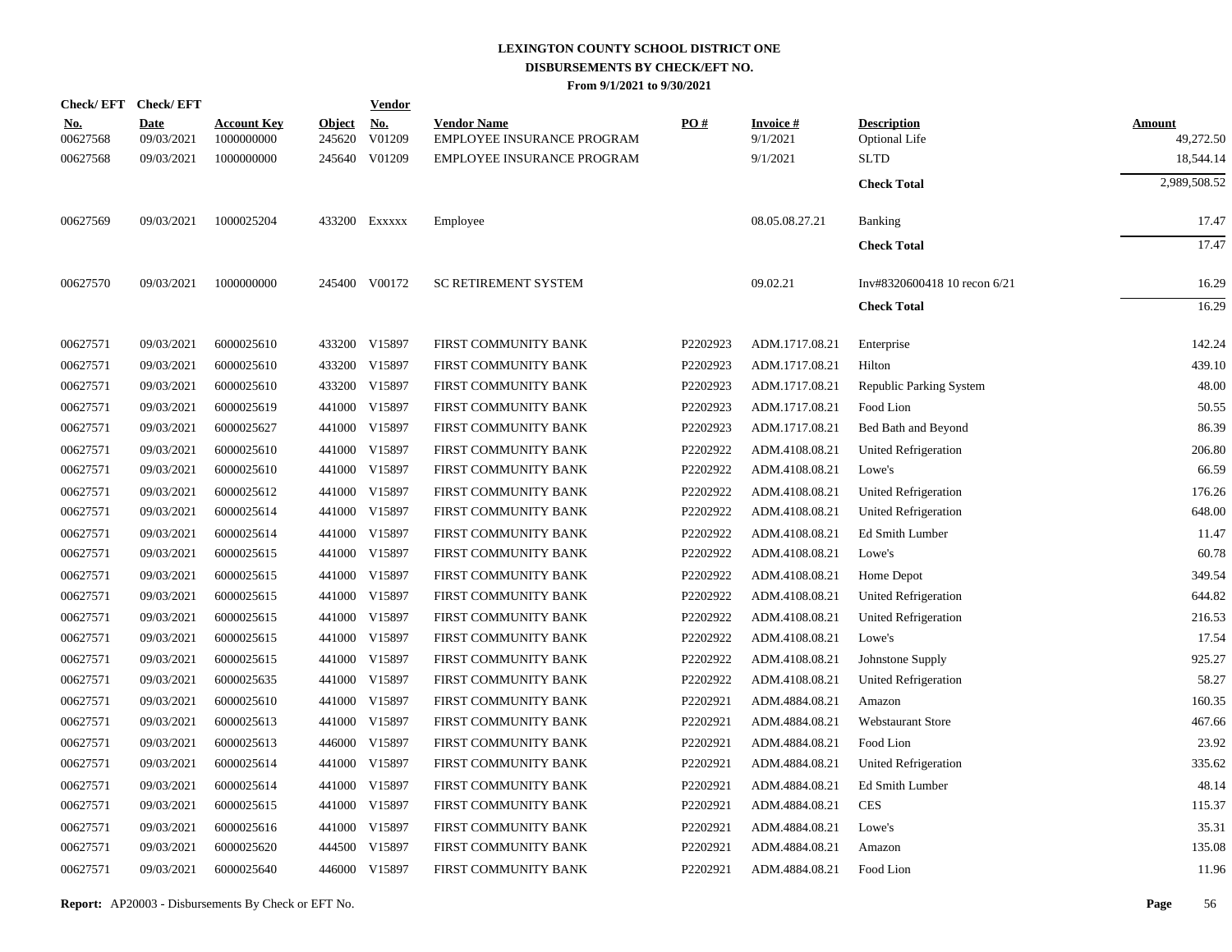# LEXINGTON COUNTY SCHOOL DISTRICT ONE
## DISBURSEMENTS BY CHECK/EFT NO.
### From 9/1/2021 to 9/30/2021

| Check/ EFT No. | Check/ EFT Date | Account Key | Object | Vendor No. | Vendor Name | PO # | Invoice # | Description | Amount |
|---|---|---|---|---|---|---|---|---|---|
| 00627568 | 09/03/2021 | 1000000000 | 245620 | V01209 | EMPLOYEE INSURANCE PROGRAM | | 9/1/2021 | Optional Life | 49,272.50 |
| 00627568 | 09/03/2021 | 1000000000 | 245640 | V01209 | EMPLOYEE INSURANCE PROGRAM | | 9/1/2021 | SLTD | 18,544.14 |
| | | | | | | | | **Check Total** | 2,989,508.52 |
| 00627569 | 09/03/2021 | 1000025204 | 433200 | Exxxxx | Employee | | 08.05.08.27.21 | Banking | 17.47 |
| | | | | | | | | **Check Total** | 17.47 |
| 00627570 | 09/03/2021 | 1000000000 | 245400 | V00172 | SC RETIREMENT SYSTEM | | 09.02.21 | Inv#8320600418 10 recon 6/21 | 16.29 |
| | | | | | | | | **Check Total** | 16.29 |
| 00627571 | 09/03/2021 | 6000025610 | 433200 | V15897 | FIRST COMMUNITY BANK | P2202923 | ADM.1717.08.21 | Enterprise | 142.24 |
| 00627571 | 09/03/2021 | 6000025610 | 433200 | V15897 | FIRST COMMUNITY BANK | P2202923 | ADM.1717.08.21 | Hilton | 439.10 |
| 00627571 | 09/03/2021 | 6000025610 | 433200 | V15897 | FIRST COMMUNITY BANK | P2202923 | ADM.1717.08.21 | Republic Parking System | 48.00 |
| 00627571 | 09/03/2021 | 6000025619 | 441000 | V15897 | FIRST COMMUNITY BANK | P2202923 | ADM.1717.08.21 | Food Lion | 50.55 |
| 00627571 | 09/03/2021 | 6000025627 | 441000 | V15897 | FIRST COMMUNITY BANK | P2202923 | ADM.1717.08.21 | Bed Bath and Beyond | 86.39 |
| 00627571 | 09/03/2021 | 6000025610 | 441000 | V15897 | FIRST COMMUNITY BANK | P2202922 | ADM.4108.08.21 | United Refrigeration | 206.80 |
| 00627571 | 09/03/2021 | 6000025610 | 441000 | V15897 | FIRST COMMUNITY BANK | P2202922 | ADM.4108.08.21 | Lowe's | 66.59 |
| 00627571 | 09/03/2021 | 6000025612 | 441000 | V15897 | FIRST COMMUNITY BANK | P2202922 | ADM.4108.08.21 | United Refrigeration | 176.26 |
| 00627571 | 09/03/2021 | 6000025614 | 441000 | V15897 | FIRST COMMUNITY BANK | P2202922 | ADM.4108.08.21 | United Refrigeration | 648.00 |
| 00627571 | 09/03/2021 | 6000025614 | 441000 | V15897 | FIRST COMMUNITY BANK | P2202922 | ADM.4108.08.21 | Ed Smith Lumber | 11.47 |
| 00627571 | 09/03/2021 | 6000025615 | 441000 | V15897 | FIRST COMMUNITY BANK | P2202922 | ADM.4108.08.21 | Lowe's | 60.78 |
| 00627571 | 09/03/2021 | 6000025615 | 441000 | V15897 | FIRST COMMUNITY BANK | P2202922 | ADM.4108.08.21 | Home Depot | 349.54 |
| 00627571 | 09/03/2021 | 6000025615 | 441000 | V15897 | FIRST COMMUNITY BANK | P2202922 | ADM.4108.08.21 | United Refrigeration | 644.82 |
| 00627571 | 09/03/2021 | 6000025615 | 441000 | V15897 | FIRST COMMUNITY BANK | P2202922 | ADM.4108.08.21 | United Refrigeration | 216.53 |
| 00627571 | 09/03/2021 | 6000025615 | 441000 | V15897 | FIRST COMMUNITY BANK | P2202922 | ADM.4108.08.21 | Lowe's | 17.54 |
| 00627571 | 09/03/2021 | 6000025615 | 441000 | V15897 | FIRST COMMUNITY BANK | P2202922 | ADM.4108.08.21 | Johnstone Supply | 925.27 |
| 00627571 | 09/03/2021 | 6000025635 | 441000 | V15897 | FIRST COMMUNITY BANK | P2202922 | ADM.4108.08.21 | United Refrigeration | 58.27 |
| 00627571 | 09/03/2021 | 6000025610 | 441000 | V15897 | FIRST COMMUNITY BANK | P2202921 | ADM.4884.08.21 | Amazon | 160.35 |
| 00627571 | 09/03/2021 | 6000025613 | 441000 | V15897 | FIRST COMMUNITY BANK | P2202921 | ADM.4884.08.21 | Webstaurant Store | 467.66 |
| 00627571 | 09/03/2021 | 6000025613 | 446000 | V15897 | FIRST COMMUNITY BANK | P2202921 | ADM.4884.08.21 | Food Lion | 23.92 |
| 00627571 | 09/03/2021 | 6000025614 | 441000 | V15897 | FIRST COMMUNITY BANK | P2202921 | ADM.4884.08.21 | United Refrigeration | 335.62 |
| 00627571 | 09/03/2021 | 6000025614 | 441000 | V15897 | FIRST COMMUNITY BANK | P2202921 | ADM.4884.08.21 | Ed Smith Lumber | 48.14 |
| 00627571 | 09/03/2021 | 6000025615 | 441000 | V15897 | FIRST COMMUNITY BANK | P2202921 | ADM.4884.08.21 | CES | 115.37 |
| 00627571 | 09/03/2021 | 6000025616 | 441000 | V15897 | FIRST COMMUNITY BANK | P2202921 | ADM.4884.08.21 | Lowe's | 35.31 |
| 00627571 | 09/03/2021 | 6000025620 | 444500 | V15897 | FIRST COMMUNITY BANK | P2202921 | ADM.4884.08.21 | Amazon | 135.08 |
| 00627571 | 09/03/2021 | 6000025640 | 446000 | V15897 | FIRST COMMUNITY BANK | P2202921 | ADM.4884.08.21 | Food Lion | 11.96 |

**Report:** AP20003 - Disbursements By Check or EFT No.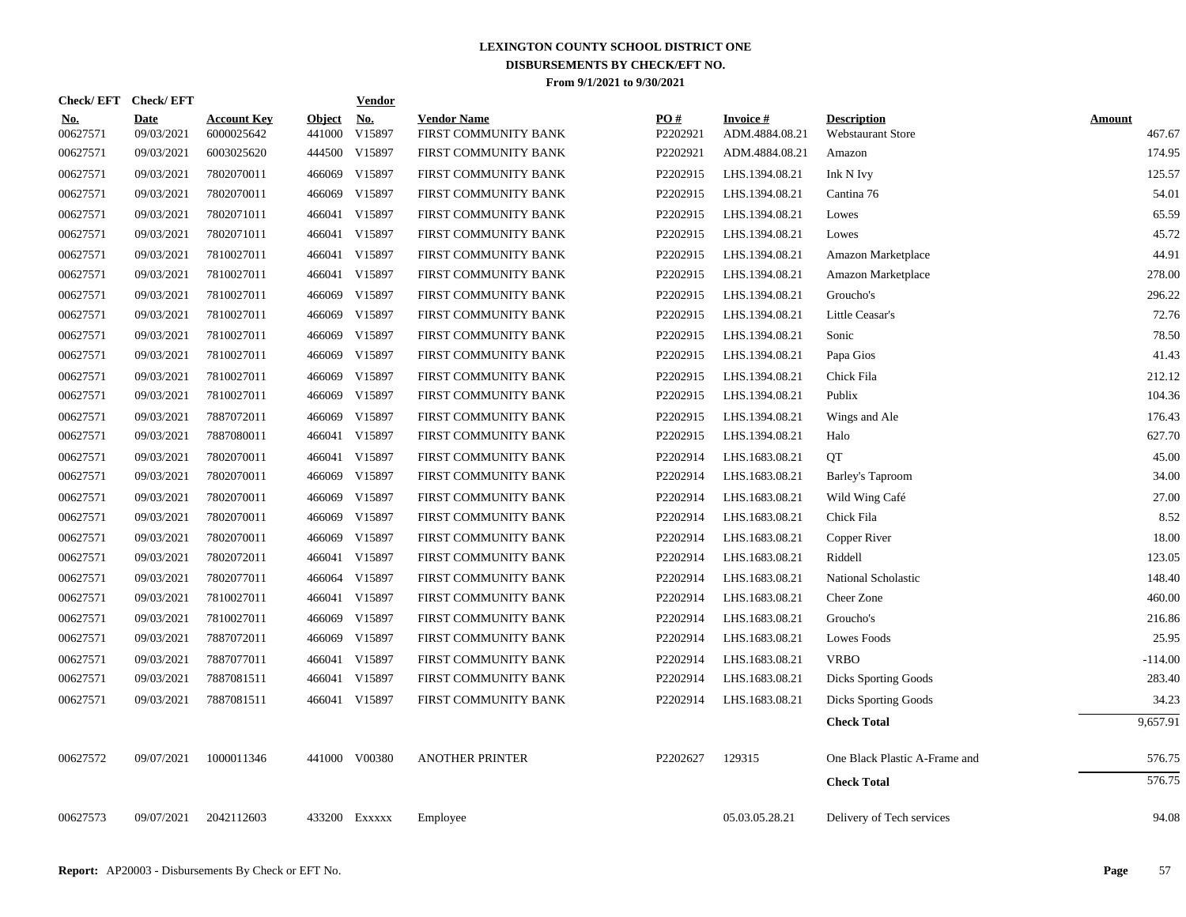# LEXINGTON COUNTY SCHOOL DISTRICT ONE
## DISBURSEMENTS BY CHECK/EFT NO.
### From 9/1/2021 to 9/30/2021

| Check/EFT No. | Check/EFT Date | Account Key | Object | Vendor No. | Vendor Name | PO # | Invoice # | Description | Amount |
|---|---|---|---|---|---|---|---|---|---|
| 00627571 | 09/03/2021 | 6000025642 | 441000 | V15897 | FIRST COMMUNITY BANK | P2202921 | ADM.4884.08.21 | Webstaurant Store | 467.67 |
| 00627571 | 09/03/2021 | 6003025620 | 444500 | V15897 | FIRST COMMUNITY BANK | P2202921 | ADM.4884.08.21 | Amazon | 174.95 |
| 00627571 | 09/03/2021 | 7802070011 | 466069 | V15897 | FIRST COMMUNITY BANK | P2202915 | LHS.1394.08.21 | Ink N Ivy | 125.57 |
| 00627571 | 09/03/2021 | 7802070011 | 466069 | V15897 | FIRST COMMUNITY BANK | P2202915 | LHS.1394.08.21 | Cantina 76 | 54.01 |
| 00627571 | 09/03/2021 | 7802071011 | 466041 | V15897 | FIRST COMMUNITY BANK | P2202915 | LHS.1394.08.21 | Lowes | 65.59 |
| 00627571 | 09/03/2021 | 7802071011 | 466041 | V15897 | FIRST COMMUNITY BANK | P2202915 | LHS.1394.08.21 | Lowes | 45.72 |
| 00627571 | 09/03/2021 | 7810027011 | 466041 | V15897 | FIRST COMMUNITY BANK | P2202915 | LHS.1394.08.21 | Amazon Marketplace | 44.91 |
| 00627571 | 09/03/2021 | 7810027011 | 466041 | V15897 | FIRST COMMUNITY BANK | P2202915 | LHS.1394.08.21 | Amazon Marketplace | 278.00 |
| 00627571 | 09/03/2021 | 7810027011 | 466069 | V15897 | FIRST COMMUNITY BANK | P2202915 | LHS.1394.08.21 | Groucho's | 296.22 |
| 00627571 | 09/03/2021 | 7810027011 | 466069 | V15897 | FIRST COMMUNITY BANK | P2202915 | LHS.1394.08.21 | Little Ceasar's | 72.76 |
| 00627571 | 09/03/2021 | 7810027011 | 466069 | V15897 | FIRST COMMUNITY BANK | P2202915 | LHS.1394.08.21 | Sonic | 78.50 |
| 00627571 | 09/03/2021 | 7810027011 | 466069 | V15897 | FIRST COMMUNITY BANK | P2202915 | LHS.1394.08.21 | Papa Gios | 41.43 |
| 00627571 | 09/03/2021 | 7810027011 | 466069 | V15897 | FIRST COMMUNITY BANK | P2202915 | LHS.1394.08.21 | Chick Fila | 212.12 |
| 00627571 | 09/03/2021 | 7810027011 | 466069 | V15897 | FIRST COMMUNITY BANK | P2202915 | LHS.1394.08.21 | Publix | 104.36 |
| 00627571 | 09/03/2021 | 7887072011 | 466069 | V15897 | FIRST COMMUNITY BANK | P2202915 | LHS.1394.08.21 | Wings and Ale | 176.43 |
| 00627571 | 09/03/2021 | 7887080011 | 466041 | V15897 | FIRST COMMUNITY BANK | P2202915 | LHS.1394.08.21 | Halo | 627.70 |
| 00627571 | 09/03/2021 | 7802070011 | 466041 | V15897 | FIRST COMMUNITY BANK | P2202914 | LHS.1683.08.21 | QT | 45.00 |
| 00627571 | 09/03/2021 | 7802070011 | 466069 | V15897 | FIRST COMMUNITY BANK | P2202914 | LHS.1683.08.21 | Barley's Taproom | 34.00 |
| 00627571 | 09/03/2021 | 7802070011 | 466069 | V15897 | FIRST COMMUNITY BANK | P2202914 | LHS.1683.08.21 | Wild Wing Café | 27.00 |
| 00627571 | 09/03/2021 | 7802070011 | 466069 | V15897 | FIRST COMMUNITY BANK | P2202914 | LHS.1683.08.21 | Chick Fila | 8.52 |
| 00627571 | 09/03/2021 | 7802070011 | 466069 | V15897 | FIRST COMMUNITY BANK | P2202914 | LHS.1683.08.21 | Copper River | 18.00 |
| 00627571 | 09/03/2021 | 7802072011 | 466041 | V15897 | FIRST COMMUNITY BANK | P2202914 | LHS.1683.08.21 | Riddell | 123.05 |
| 00627571 | 09/03/2021 | 7802077011 | 466064 | V15897 | FIRST COMMUNITY BANK | P2202914 | LHS.1683.08.21 | National Scholastic | 148.40 |
| 00627571 | 09/03/2021 | 7810027011 | 466041 | V15897 | FIRST COMMUNITY BANK | P2202914 | LHS.1683.08.21 | Cheer Zone | 460.00 |
| 00627571 | 09/03/2021 | 7810027011 | 466069 | V15897 | FIRST COMMUNITY BANK | P2202914 | LHS.1683.08.21 | Groucho's | 216.86 |
| 00627571 | 09/03/2021 | 7887072011 | 466069 | V15897 | FIRST COMMUNITY BANK | P2202914 | LHS.1683.08.21 | Lowes Foods | 25.95 |
| 00627571 | 09/03/2021 | 7887077011 | 466041 | V15897 | FIRST COMMUNITY BANK | P2202914 | LHS.1683.08.21 | VRBO | -114.00 |
| 00627571 | 09/03/2021 | 7887081511 | 466041 | V15897 | FIRST COMMUNITY BANK | P2202914 | LHS.1683.08.21 | Dicks Sporting Goods | 283.40 |
| 00627571 | 09/03/2021 | 7887081511 | 466041 | V15897 | FIRST COMMUNITY BANK | P2202914 | LHS.1683.08.21 | Dicks Sporting Goods | 34.23 |
| | | | | | | | | **Check Total** | 9,657.91 |
| 00627572 | 09/07/2021 | 1000011346 | 441000 | V00380 | ANOTHER PRINTER | P2202627 | 129315 | One Black Plastic A-Frame and | 576.75 |
| | | | | | | | | **Check Total** | 576.75 |
| 00627573 | 09/07/2021 | 2042112603 | 433200 | Exxxxx | Employee | | 05.03.05.28.21 | Delivery of Tech services | 94.08 |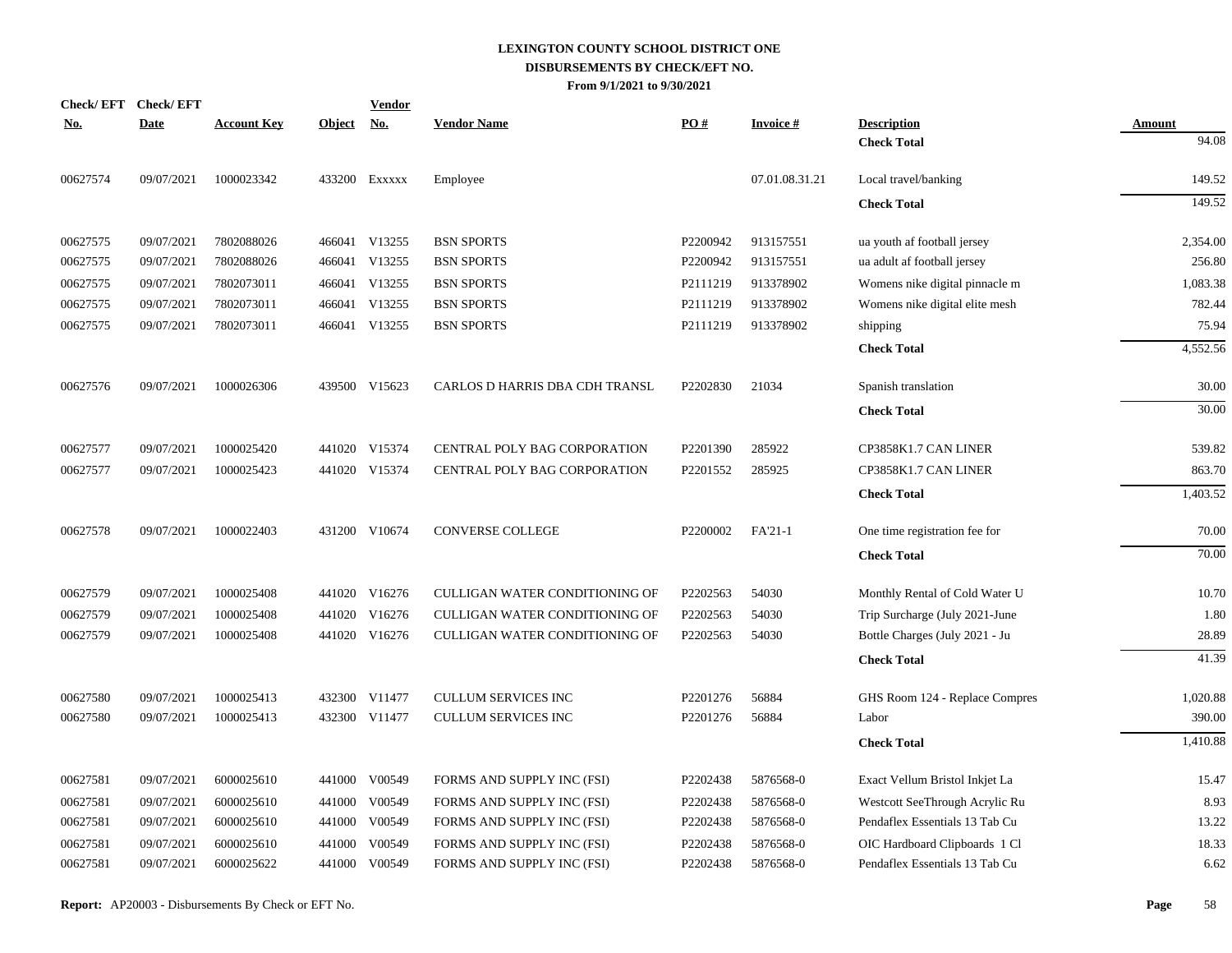**LEXINGTON COUNTY SCHOOL DISTRICT ONE**
**DISBURSEMENTS BY CHECK/EFT NO.**
**From 9/1/2021 to 9/30/2021**

| Check/ EFT No. | Check/ EFT Date | Account Key | Object | Vendor No. | Vendor Name | PO # | Invoice # | Description | Amount |
|---|---|---|---|---|---|---|---|---|---|
| | | | | | | | | **Check Total** | 94.08 |
| 00627574 | 09/07/2021 | 1000023342 | 433200 | Exxxxx | Employee | | 07.01.08.31.21 | Local travel/banking | 149.52 |
| | | | | | | | | **Check Total** | 149.52 |
| 00627575 | 09/07/2021 | 7802088026 | 466041 | V13255 | BSN SPORTS | P2200942 | 913157551 | ua youth af football jersey | 2,354.00 |
| 00627575 | 09/07/2021 | 7802088026 | 466041 | V13255 | BSN SPORTS | P2200942 | 913157551 | ua adult af football jersey | 256.80 |
| 00627575 | 09/07/2021 | 7802073011 | 466041 | V13255 | BSN SPORTS | P2111219 | 913378902 | Womens nike digital pinnacle m | 1,083.38 |
| 00627575 | 09/07/2021 | 7802073011 | 466041 | V13255 | BSN SPORTS | P2111219 | 913378902 | Womens nike digital elite mesh | 782.44 |
| 00627575 | 09/07/2021 | 7802073011 | 466041 | V13255 | BSN SPORTS | P2111219 | 913378902 | shipping | 75.94 |
| | | | | | | | | **Check Total** | 4,552.56 |
| 00627576 | 09/07/2021 | 1000026306 | 439500 | V15623 | CARLOS D HARRIS DBA CDH TRANSL | P2202830 | 21034 | Spanish translation | 30.00 |
| | | | | | | | | **Check Total** | 30.00 |
| 00627577 | 09/07/2021 | 1000025420 | 441020 | V15374 | CENTRAL POLY BAG CORPORATION | P2201390 | 285922 | CP3858K1.7 CAN LINER | 539.82 |
| 00627577 | 09/07/2021 | 1000025423 | 441020 | V15374 | CENTRAL POLY BAG CORPORATION | P2201552 | 285925 | CP3858K1.7 CAN LINER | 863.70 |
| | | | | | | | | **Check Total** | 1,403.52 |
| 00627578 | 09/07/2021 | 1000022403 | 431200 | V10674 | CONVERSE COLLEGE | P2200002 | FA'21-1 | One time registration fee for | 70.00 |
| | | | | | | | | **Check Total** | 70.00 |
| 00627579 | 09/07/2021 | 1000025408 | 441020 | V16276 | CULLIGAN WATER CONDITIONING OF | P2202563 | 54030 | Monthly Rental of Cold Water U | 10.70 |
| 00627579 | 09/07/2021 | 1000025408 | 441020 | V16276 | CULLIGAN WATER CONDITIONING OF | P2202563 | 54030 | Trip Surcharge (July 2021-June | 1.80 |
| 00627579 | 09/07/2021 | 1000025408 | 441020 | V16276 | CULLIGAN WATER CONDITIONING OF | P2202563 | 54030 | Bottle Charges (July 2021 - Ju | 28.89 |
| | | | | | | | | **Check Total** | 41.39 |
| 00627580 | 09/07/2021 | 1000025413 | 432300 | V11477 | CULLUM SERVICES INC | P2201276 | 56884 | GHS Room 124 - Replace Compres | 1,020.88 |
| 00627580 | 09/07/2021 | 1000025413 | 432300 | V11477 | CULLUM SERVICES INC | P2201276 | 56884 | Labor | 390.00 |
| | | | | | | | | **Check Total** | 1,410.88 |
| 00627581 | 09/07/2021 | 6000025610 | 441000 | V00549 | FORMS AND SUPPLY INC (FSI) | P2202438 | 5876568-0 | Exact Vellum Bristol Inkjet La | 15.47 |
| 00627581 | 09/07/2021 | 6000025610 | 441000 | V00549 | FORMS AND SUPPLY INC (FSI) | P2202438 | 5876568-0 | Westcott SeeThrough Acrylic Ru | 8.93 |
| 00627581 | 09/07/2021 | 6000025610 | 441000 | V00549 | FORMS AND SUPPLY INC (FSI) | P2202438 | 5876568-0 | Pendaflex Essentials 13 Tab Cu | 13.22 |
| 00627581 | 09/07/2021 | 6000025610 | 441000 | V00549 | FORMS AND SUPPLY INC (FSI) | P2202438 | 5876568-0 | OIC Hardboard Clipboards 1 Cl | 18.33 |
| 00627581 | 09/07/2021 | 6000025622 | 441000 | V00549 | FORMS AND SUPPLY INC (FSI) | P2202438 | 5876568-0 | Pendaflex Essentials 13 Tab Cu | 6.62 |

**Report:** AP20003 - Disbursements By Check or EFT No.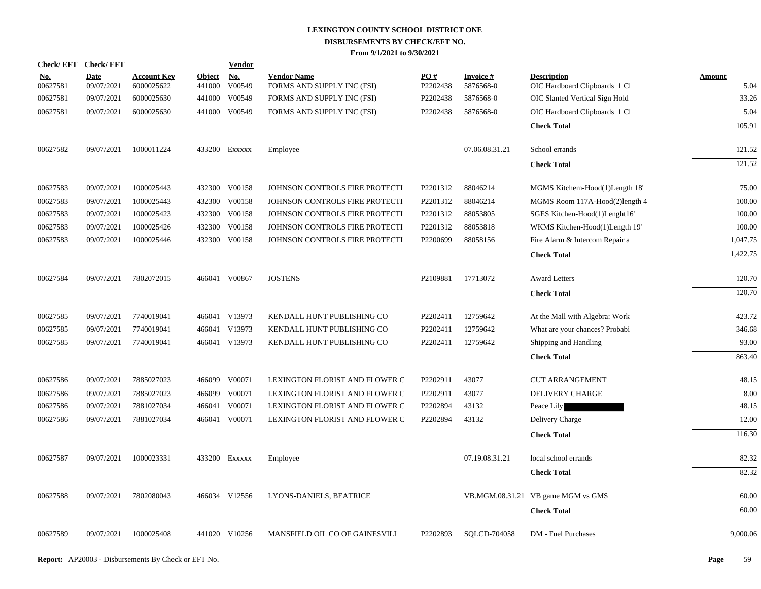# LEXINGTON COUNTY SCHOOL DISTRICT ONE
## DISBURSEMENTS BY CHECK/EFT NO.
### From 9/1/2021 to 9/30/2021

| Check/ EFT No. | Check/ EFT Date | Account Key | Object | Vendor No. | Vendor Name | PO # | Invoice # | Description | Amount |
|---|---|---|---|---|---|---|---|---|---|
| 00627581 | 09/07/2021 | 6000025622 | 441000 | V00549 | FORMS AND SUPPLY INC (FSI) | P2202438 | 5876568-0 | OIC Hardboard Clipboards 1 Cl | 5.04 |
| 00627581 | 09/07/2021 | 6000025630 | 441000 | V00549 | FORMS AND SUPPLY INC (FSI) | P2202438 | 5876568-0 | OIC Slanted Vertical Sign Hold | 33.26 |
| 00627581 | 09/07/2021 | 6000025630 | 441000 | V00549 | FORMS AND SUPPLY INC (FSI) | P2202438 | 5876568-0 | OIC Hardboard Clipboards 1 Cl | 5.04 |
| | | | | | | | | **Check Total** | 105.91 |
| 00627582 | 09/07/2021 | 1000011224 | 433200 | Exxxxx | Employee | | 07.06.08.31.21 | School errands | 121.52 |
| | | | | | | | | **Check Total** | 121.52 |
| 00627583 | 09/07/2021 | 1000025443 | 432300 | V00158 | JOHNSON CONTROLS FIRE PROTECTI | P2201312 | 88046214 | MGMS Kitchem-Hood(1)Length 18' | 75.00 |
| 00627583 | 09/07/2021 | 1000025443 | 432300 | V00158 | JOHNSON CONTROLS FIRE PROTECTI | P2201312 | 88046214 | MGMS Room 117A-Hood(2)length 4 | 100.00 |
| 00627583 | 09/07/2021 | 1000025423 | 432300 | V00158 | JOHNSON CONTROLS FIRE PROTECTI | P2201312 | 88053805 | SGES Kitchen-Hood(1)Lenght16' | 100.00 |
| 00627583 | 09/07/2021 | 1000025426 | 432300 | V00158 | JOHNSON CONTROLS FIRE PROTECTI | P2201312 | 88053818 | WKMS Kitchen-Hood(1)Length 19' | 100.00 |
| 00627583 | 09/07/2021 | 1000025446 | 432300 | V00158 | JOHNSON CONTROLS FIRE PROTECTI | P2200699 | 88058156 | Fire Alarm & Intercom Repair a | 1,047.75 |
| | | | | | | | | **Check Total** | 1,422.75 |
| 00627584 | 09/07/2021 | 7802072015 | 466041 | V00867 | JOSTENS | P2109881 | 17713072 | Award Letters | 120.70 |
| | | | | | | | | **Check Total** | 120.70 |
| 00627585 | 09/07/2021 | 7740019041 | 466041 | V13973 | KENDALL HUNT PUBLISHING CO | P2202411 | 12759642 | At the Mall with Algebra: Work | 423.72 |
| 00627585 | 09/07/2021 | 7740019041 | 466041 | V13973 | KENDALL HUNT PUBLISHING CO | P2202411 | 12759642 | What are your chances? Probabi | 346.68 |
| 00627585 | 09/07/2021 | 7740019041 | 466041 | V13973 | KENDALL HUNT PUBLISHING CO | P2202411 | 12759642 | Shipping and Handling | 93.00 |
| | | | | | | | | **Check Total** | 863.40 |
| 00627586 | 09/07/2021 | 7885027023 | 466099 | V00071 | LEXINGTON FLORIST AND FLOWER C | P2202911 | 43077 | CUT ARRANGEMENT | 48.15 |
| 00627586 | 09/07/2021 | 7885027023 | 466099 | V00071 | LEXINGTON FLORIST AND FLOWER C | P2202911 | 43077 | DELIVERY CHARGE | 8.00 |
| 00627586 | 09/07/2021 | 7881027034 | 466041 | V00071 | LEXINGTON FLORIST AND FLOWER C | P2202894 | 43132 | Peace Lily | 48.15 |
| 00627586 | 09/07/2021 | 7881027034 | 466041 | V00071 | LEXINGTON FLORIST AND FLOWER C | P2202894 | 43132 | Delivery Charge | 12.00 |
| | | | | | | | | **Check Total** | 116.30 |
| 00627587 | 09/07/2021 | 1000023331 | 433200 | Exxxxx | Employee | | 07.19.08.31.21 | local school errands | 82.32 |
| | | | | | | | | **Check Total** | 82.32 |
| 00627588 | 09/07/2021 | 7802080043 | 466034 | V12556 | LYONS-DANIELS, BEATRICE | | VB.MGM.08.31.21 | VB game MGM vs GMS | 60.00 |
| | | | | | | | | **Check Total** | 60.00 |
| 00627589 | 09/07/2021 | 1000025408 | 441020 | V10256 | MANSFIELD OIL CO OF GAINESVILL | P2202893 | SQLCD-704058 | DM - Fuel Purchases | 9,000.06 |

**Report:** AP20003 - Disbursements By Check or EFT No.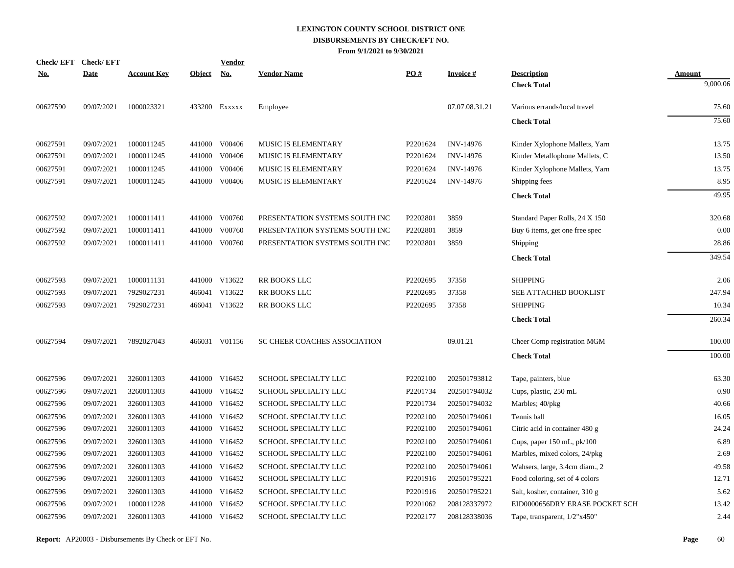# LEXINGTON COUNTY SCHOOL DISTRICT ONE
## DISBURSEMENTS BY CHECK/EFT NO.
### From 9/1/2021 to 9/30/2021

| Check/ EFT No. | Check/ EFT Date | Account Key | Object | Vendor No. | Vendor Name | PO # | Invoice # | Description | Amount |
|---|---|---|---|---|---|---|---|---|---|
| | | | | | | | | **Check Total** | 9,000.06 |
| 00627590 | 09/07/2021 | 1000023321 | 433200 | Exxxxx | Employee | | 07.07.08.31.21 | Various errands/local travel | 75.60 |
| | | | | | | | | **Check Total** | 75.60 |
| 00627591 | 09/07/2021 | 1000011245 | 441000 | V00406 | MUSIC IS ELEMENTARY | P2201624 | INV-14976 | Kinder Xylophone Mallets, Yarn | 13.75 |
| 00627591 | 09/07/2021 | 1000011245 | 441000 | V00406 | MUSIC IS ELEMENTARY | P2201624 | INV-14976 | Kinder Metallophone Mallets, C | 13.50 |
| 00627591 | 09/07/2021 | 1000011245 | 441000 | V00406 | MUSIC IS ELEMENTARY | P2201624 | INV-14976 | Kinder Xylophone Mallets, Yarn | 13.75 |
| 00627591 | 09/07/2021 | 1000011245 | 441000 | V00406 | MUSIC IS ELEMENTARY | P2201624 | INV-14976 | Shipping fees | 8.95 |
| | | | | | | | | **Check Total** | 49.95 |
| 00627592 | 09/07/2021 | 1000011411 | 441000 | V00760 | PRESENTATION SYSTEMS SOUTH INC | P2202801 | 3859 | Standard Paper Rolls, 24 X 150 | 320.68 |
| 00627592 | 09/07/2021 | 1000011411 | 441000 | V00760 | PRESENTATION SYSTEMS SOUTH INC | P2202801 | 3859 | Buy 6 items, get one free spec | 0.00 |
| 00627592 | 09/07/2021 | 1000011411 | 441000 | V00760 | PRESENTATION SYSTEMS SOUTH INC | P2202801 | 3859 | Shipping | 28.86 |
| | | | | | | | | **Check Total** | 349.54 |
| 00627593 | 09/07/2021 | 1000011131 | 441000 | V13622 | RR BOOKS LLC | P2202695 | 37358 | SHIPPING | 2.06 |
| 00627593 | 09/07/2021 | 7929027231 | 466041 | V13622 | RR BOOKS LLC | P2202695 | 37358 | SEE ATTACHED BOOKLIST | 247.94 |
| 00627593 | 09/07/2021 | 7929027231 | 466041 | V13622 | RR BOOKS LLC | P2202695 | 37358 | SHIPPING | 10.34 |
| | | | | | | | | **Check Total** | 260.34 |
| 00627594 | 09/07/2021 | 7892027043 | 466031 | V01156 | SC CHEER COACHES ASSOCIATION | | 09.01.21 | Cheer Comp registration MGM | 100.00 |
| | | | | | | | | **Check Total** | 100.00 |
| 00627596 | 09/07/2021 | 3260011303 | 441000 | V16452 | SCHOOL SPECIALTY LLC | P2202100 | 202501793812 | Tape, painters, blue | 63.30 |
| 00627596 | 09/07/2021 | 3260011303 | 441000 | V16452 | SCHOOL SPECIALTY LLC | P2201734 | 202501794032 | Cups, plastic, 250 mL | 0.90 |
| 00627596 | 09/07/2021 | 3260011303 | 441000 | V16452 | SCHOOL SPECIALTY LLC | P2201734 | 202501794032 | Marbles; 40/pkg | 40.66 |
| 00627596 | 09/07/2021 | 3260011303 | 441000 | V16452 | SCHOOL SPECIALTY LLC | P2202100 | 202501794061 | Tennis ball | 16.05 |
| 00627596 | 09/07/2021 | 3260011303 | 441000 | V16452 | SCHOOL SPECIALTY LLC | P2202100 | 202501794061 | Citric acid in container 480 g | 24.24 |
| 00627596 | 09/07/2021 | 3260011303 | 441000 | V16452 | SCHOOL SPECIALTY LLC | P2202100 | 202501794061 | Cups, paper 150 mL, pk/100 | 6.89 |
| 00627596 | 09/07/2021 | 3260011303 | 441000 | V16452 | SCHOOL SPECIALTY LLC | P2202100 | 202501794061 | Marbles, mixed colors, 24/pkg | 2.69 |
| 00627596 | 09/07/2021 | 3260011303 | 441000 | V16452 | SCHOOL SPECIALTY LLC | P2202100 | 202501794061 | Wahsers, large, 3.4cm diam., 2 | 49.58 |
| 00627596 | 09/07/2021 | 3260011303 | 441000 | V16452 | SCHOOL SPECIALTY LLC | P2201916 | 202501795221 | Food coloring, set of 4 colors | 12.71 |
| 00627596 | 09/07/2021 | 3260011303 | 441000 | V16452 | SCHOOL SPECIALTY LLC | P2201916 | 202501795221 | Salt, kosher, container, 310 g | 5.62 |
| 00627596 | 09/07/2021 | 1000011228 | 441000 | V16452 | SCHOOL SPECIALTY LLC | P2201062 | 208128337972 | EID0000656DRY ERASE POCKET SCH | 13.42 |
| 00627596 | 09/07/2021 | 3260011303 | 441000 | V16452 | SCHOOL SPECIALTY LLC | P2202177 | 208128338036 | Tape, transparent, 1/2"x450" | 2.44 |

**Report:** AP20003 - Disbursements By Check or EFT No.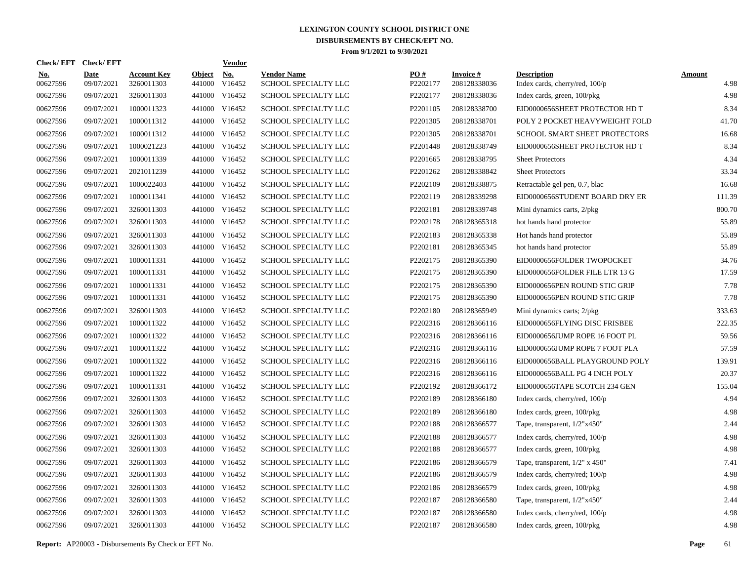# LEXINGTON COUNTY SCHOOL DISTRICT ONE
## DISBURSEMENTS BY CHECK/EFT NO.
### From 9/1/2021 to 9/30/2021

| Check/ EFT No. | Check/ EFT Date | Account Key | Object | Vendor No. | Vendor Name | PO # | Invoice # | Description | Amount |
|---|---|---|---|---|---|---|---|---|---|
| 00627596 | 09/07/2021 | 3260011303 | 441000 | V16452 | SCHOOL SPECIALTY LLC | P2202177 | 208128338036 | Index cards, cherry/red, 100/p | 4.98 |
| 00627596 | 09/07/2021 | 3260011303 | 441000 | V16452 | SCHOOL SPECIALTY LLC | P2202177 | 208128338036 | Index cards, green, 100/pkg | 4.98 |
| 00627596 | 09/07/2021 | 1000011323 | 441000 | V16452 | SCHOOL SPECIALTY LLC | P2201105 | 208128338700 | EID0000656SHEET PROTECTOR HD T | 8.34 |
| 00627596 | 09/07/2021 | 1000011312 | 441000 | V16452 | SCHOOL SPECIALTY LLC | P2201305 | 208128338701 | POLY 2 POCKET HEAVYWEIGHT FOLD | 41.70 |
| 00627596 | 09/07/2021 | 1000011312 | 441000 | V16452 | SCHOOL SPECIALTY LLC | P2201305 | 208128338701 | SCHOOL SMART SHEET PROTECTORS | 16.68 |
| 00627596 | 09/07/2021 | 1000021223 | 441000 | V16452 | SCHOOL SPECIALTY LLC | P2201448 | 208128338749 | EID0000656SHEET PROTECTOR HD T | 8.34 |
| 00627596 | 09/07/2021 | 1000011339 | 441000 | V16452 | SCHOOL SPECIALTY LLC | P2201665 | 208128338795 | Sheet Protectors | 4.34 |
| 00627596 | 09/07/2021 | 2021011239 | 441000 | V16452 | SCHOOL SPECIALTY LLC | P2201262 | 208128338842 | Sheet Protectors | 33.34 |
| 00627596 | 09/07/2021 | 1000022403 | 441000 | V16452 | SCHOOL SPECIALTY LLC | P2202109 | 208128338875 | Retractable gel pen, 0.7, blac | 16.68 |
| 00627596 | 09/07/2021 | 1000011341 | 441000 | V16452 | SCHOOL SPECIALTY LLC | P2202119 | 208128339298 | EID0000656STUDENT BOARD DRY ER | 111.39 |
| 00627596 | 09/07/2021 | 3260011303 | 441000 | V16452 | SCHOOL SPECIALTY LLC | P2202181 | 208128339748 | Mini dynamics carts, 2/pkg | 800.70 |
| 00627596 | 09/07/2021 | 3260011303 | 441000 | V16452 | SCHOOL SPECIALTY LLC | P2202178 | 208128365318 | hot hands hand protector | 55.89 |
| 00627596 | 09/07/2021 | 3260011303 | 441000 | V16452 | SCHOOL SPECIALTY LLC | P2202183 | 208128365338 | Hot hands hand protector | 55.89 |
| 00627596 | 09/07/2021 | 3260011303 | 441000 | V16452 | SCHOOL SPECIALTY LLC | P2202181 | 208128365345 | hot hands hand protector | 55.89 |
| 00627596 | 09/07/2021 | 1000011331 | 441000 | V16452 | SCHOOL SPECIALTY LLC | P2202175 | 208128365390 | EID0000656FOLDER TWOPOCKET | 34.76 |
| 00627596 | 09/07/2021 | 1000011331 | 441000 | V16452 | SCHOOL SPECIALTY LLC | P2202175 | 208128365390 | EID0000656FOLDER FILE LTR 13 G | 17.59 |
| 00627596 | 09/07/2021 | 1000011331 | 441000 | V16452 | SCHOOL SPECIALTY LLC | P2202175 | 208128365390 | EID0000656PEN ROUND STIC GRIP | 7.78 |
| 00627596 | 09/07/2021 | 1000011331 | 441000 | V16452 | SCHOOL SPECIALTY LLC | P2202175 | 208128365390 | EID0000656PEN ROUND STIC GRIP | 7.78 |
| 00627596 | 09/07/2021 | 3260011303 | 441000 | V16452 | SCHOOL SPECIALTY LLC | P2202180 | 208128365949 | Mini dynamics carts; 2/pkg | 333.63 |
| 00627596 | 09/07/2021 | 1000011322 | 441000 | V16452 | SCHOOL SPECIALTY LLC | P2202316 | 208128366116 | EID0000656FLYING DISC FRISBEE | 222.35 |
| 00627596 | 09/07/2021 | 1000011322 | 441000 | V16452 | SCHOOL SPECIALTY LLC | P2202316 | 208128366116 | EID0000656JUMP ROPE 16 FOOT PL | 59.56 |
| 00627596 | 09/07/2021 | 1000011322 | 441000 | V16452 | SCHOOL SPECIALTY LLC | P2202316 | 208128366116 | EID0000656JUMP ROPE 7 FOOT PLA | 57.59 |
| 00627596 | 09/07/2021 | 1000011322 | 441000 | V16452 | SCHOOL SPECIALTY LLC | P2202316 | 208128366116 | EID0000656BALL PLAYGROUND POLY | 139.91 |
| 00627596 | 09/07/2021 | 1000011322 | 441000 | V16452 | SCHOOL SPECIALTY LLC | P2202316 | 208128366116 | EID0000656BALL PG 4 INCH POLY | 20.37 |
| 00627596 | 09/07/2021 | 1000011331 | 441000 | V16452 | SCHOOL SPECIALTY LLC | P2202192 | 208128366172 | EID0000656TAPE SCOTCH 234 GEN | 155.04 |
| 00627596 | 09/07/2021 | 3260011303 | 441000 | V16452 | SCHOOL SPECIALTY LLC | P2202189 | 208128366180 | Index cards, cherry/red, 100/p | 4.94 |
| 00627596 | 09/07/2021 | 3260011303 | 441000 | V16452 | SCHOOL SPECIALTY LLC | P2202189 | 208128366180 | Index cards, green, 100/pkg | 4.98 |
| 00627596 | 09/07/2021 | 3260011303 | 441000 | V16452 | SCHOOL SPECIALTY LLC | P2202188 | 208128366577 | Tape, transparent, 1/2"x450" | 2.44 |
| 00627596 | 09/07/2021 | 3260011303 | 441000 | V16452 | SCHOOL SPECIALTY LLC | P2202188 | 208128366577 | Index cards, cherry/red, 100/p | 4.98 |
| 00627596 | 09/07/2021 | 3260011303 | 441000 | V16452 | SCHOOL SPECIALTY LLC | P2202188 | 208128366577 | Index cards, green, 100/pkg | 4.98 |
| 00627596 | 09/07/2021 | 3260011303 | 441000 | V16452 | SCHOOL SPECIALTY LLC | P2202186 | 208128366579 | Tape, transparent, 1/2" x 450" | 7.41 |
| 00627596 | 09/07/2021 | 3260011303 | 441000 | V16452 | SCHOOL SPECIALTY LLC | P2202186 | 208128366579 | Index cards, cherry/red; 100/p | 4.98 |
| 00627596 | 09/07/2021 | 3260011303 | 441000 | V16452 | SCHOOL SPECIALTY LLC | P2202186 | 208128366579 | Index cards, green, 100/pkg | 4.98 |
| 00627596 | 09/07/2021 | 3260011303 | 441000 | V16452 | SCHOOL SPECIALTY LLC | P2202187 | 208128366580 | Tape, transparent, 1/2"x450" | 2.44 |
| 00627596 | 09/07/2021 | 3260011303 | 441000 | V16452 | SCHOOL SPECIALTY LLC | P2202187 | 208128366580 | Index cards, cherry/red, 100/p | 4.98 |
| 00627596 | 09/07/2021 | 3260011303 | 441000 | V16452 | SCHOOL SPECIALTY LLC | P2202187 | 208128366580 | Index cards, green, 100/pkg | 4.98 |

**Report:** AP20003 - Disbursements By Check or EFT No.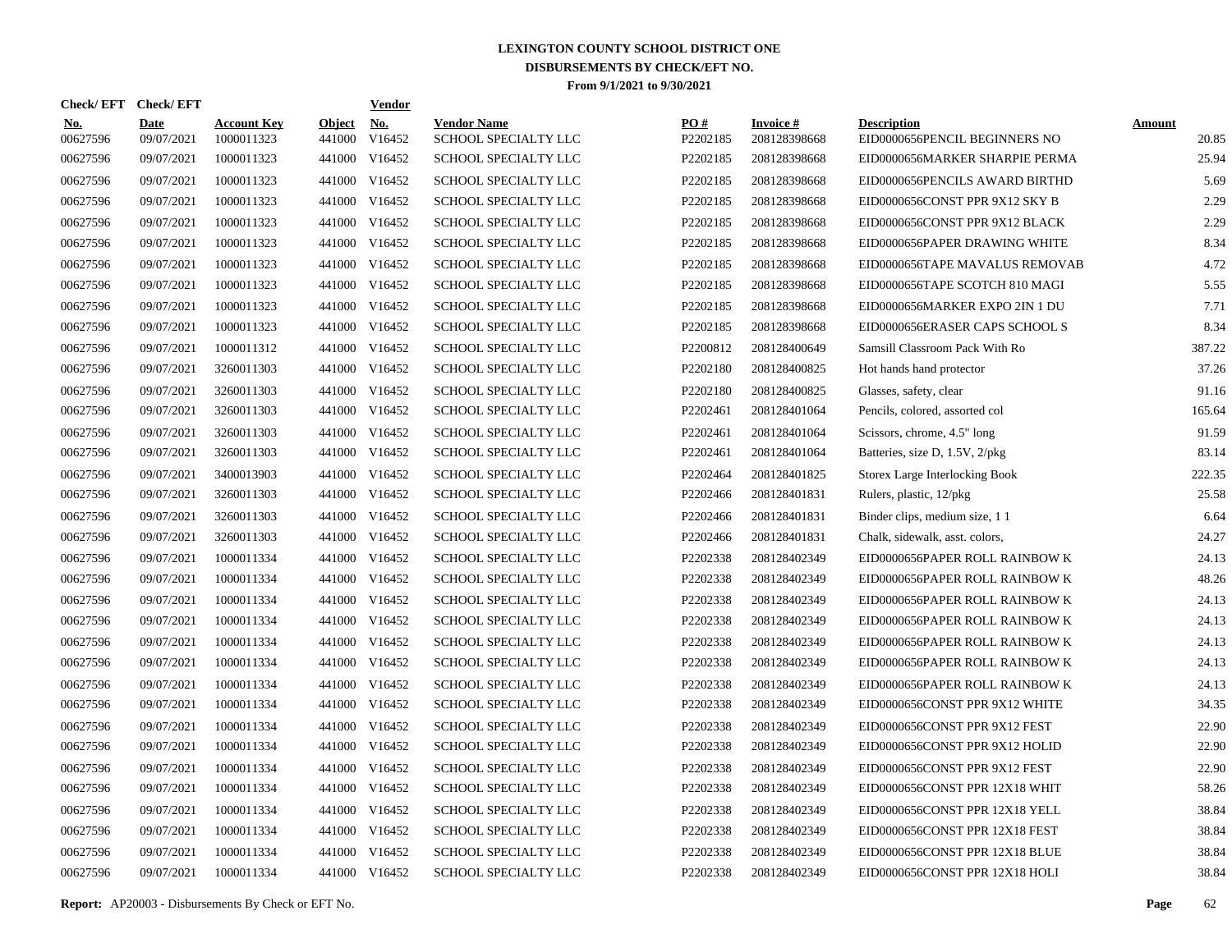# LEXINGTON COUNTY SCHOOL DISTRICT ONE
## DISBURSEMENTS BY CHECK/EFT NO.
### From 9/1/2021 to 9/30/2021

| Check/ EFT No. | Check/ EFT Date | Account Key | Object | Vendor No. | Vendor Name | PO # | Invoice # | Description | Amount |
|---|---|---|---|---|---|---|---|---|---|
| 00627596 | 09/07/2021 | 1000011323 | 441000 | V16452 | SCHOOL SPECIALTY LLC | P2202185 | 208128398668 | EID0000656PENCIL BEGINNERS NO | 20.85 |
| 00627596 | 09/07/2021 | 1000011323 | 441000 | V16452 | SCHOOL SPECIALTY LLC | P2202185 | 208128398668 | EID0000656MARKER SHARPIE PERMA | 25.94 |
| 00627596 | 09/07/2021 | 1000011323 | 441000 | V16452 | SCHOOL SPECIALTY LLC | P2202185 | 208128398668 | EID0000656PENCILS AWARD BIRTHD | 5.69 |
| 00627596 | 09/07/2021 | 1000011323 | 441000 | V16452 | SCHOOL SPECIALTY LLC | P2202185 | 208128398668 | EID0000656CONST PPR 9X12 SKY B | 2.29 |
| 00627596 | 09/07/2021 | 1000011323 | 441000 | V16452 | SCHOOL SPECIALTY LLC | P2202185 | 208128398668 | EID0000656CONST PPR 9X12 BLACK | 2.29 |
| 00627596 | 09/07/2021 | 1000011323 | 441000 | V16452 | SCHOOL SPECIALTY LLC | P2202185 | 208128398668 | EID0000656PAPER DRAWING WHITE | 8.34 |
| 00627596 | 09/07/2021 | 1000011323 | 441000 | V16452 | SCHOOL SPECIALTY LLC | P2202185 | 208128398668 | EID0000656TAPE MAVALUS REMOVAB | 4.72 |
| 00627596 | 09/07/2021 | 1000011323 | 441000 | V16452 | SCHOOL SPECIALTY LLC | P2202185 | 208128398668 | EID0000656TAPE SCOTCH 810 MAGI | 5.55 |
| 00627596 | 09/07/2021 | 1000011323 | 441000 | V16452 | SCHOOL SPECIALTY LLC | P2202185 | 208128398668 | EID0000656MARKER EXPO 2IN 1 DU | 7.71 |
| 00627596 | 09/07/2021 | 1000011323 | 441000 | V16452 | SCHOOL SPECIALTY LLC | P2202185 | 208128398668 | EID0000656ERASER CAPS SCHOOL S | 8.34 |
| 00627596 | 09/07/2021 | 1000011312 | 441000 | V16452 | SCHOOL SPECIALTY LLC | P2200812 | 208128400649 | Samsill Classroom Pack With Ro | 387.22 |
| 00627596 | 09/07/2021 | 3260011303 | 441000 | V16452 | SCHOOL SPECIALTY LLC | P2202180 | 208128400825 | Hot hands hand protector | 37.26 |
| 00627596 | 09/07/2021 | 3260011303 | 441000 | V16452 | SCHOOL SPECIALTY LLC | P2202180 | 208128400825 | Glasses, safety, clear | 91.16 |
| 00627596 | 09/07/2021 | 3260011303 | 441000 | V16452 | SCHOOL SPECIALTY LLC | P2202461 | 208128401064 | Pencils, colored, assorted col | 165.64 |
| 00627596 | 09/07/2021 | 3260011303 | 441000 | V16452 | SCHOOL SPECIALTY LLC | P2202461 | 208128401064 | Scissors, chrome, 4.5" long | 91.59 |
| 00627596 | 09/07/2021 | 3260011303 | 441000 | V16452 | SCHOOL SPECIALTY LLC | P2202461 | 208128401064 | Batteries, size D, 1.5V, 2/pkg | 83.14 |
| 00627596 | 09/07/2021 | 3400013903 | 441000 | V16452 | SCHOOL SPECIALTY LLC | P2202464 | 208128401825 | Storex Large Interlocking Book | 222.35 |
| 00627596 | 09/07/2021 | 3260011303 | 441000 | V16452 | SCHOOL SPECIALTY LLC | P2202466 | 208128401831 | Rulers, plastic, 12/pkg | 25.58 |
| 00627596 | 09/07/2021 | 3260011303 | 441000 | V16452 | SCHOOL SPECIALTY LLC | P2202466 | 208128401831 | Binder clips, medium size, 1 1 | 6.64 |
| 00627596 | 09/07/2021 | 3260011303 | 441000 | V16452 | SCHOOL SPECIALTY LLC | P2202466 | 208128401831 | Chalk, sidewalk, asst. colors, | 24.27 |
| 00627596 | 09/07/2021 | 1000011334 | 441000 | V16452 | SCHOOL SPECIALTY LLC | P2202338 | 208128402349 | EID0000656PAPER ROLL RAINBOW K | 24.13 |
| 00627596 | 09/07/2021 | 1000011334 | 441000 | V16452 | SCHOOL SPECIALTY LLC | P2202338 | 208128402349 | EID0000656PAPER ROLL RAINBOW K | 48.26 |
| 00627596 | 09/07/2021 | 1000011334 | 441000 | V16452 | SCHOOL SPECIALTY LLC | P2202338 | 208128402349 | EID0000656PAPER ROLL RAINBOW K | 24.13 |
| 00627596 | 09/07/2021 | 1000011334 | 441000 | V16452 | SCHOOL SPECIALTY LLC | P2202338 | 208128402349 | EID0000656PAPER ROLL RAINBOW K | 24.13 |
| 00627596 | 09/07/2021 | 1000011334 | 441000 | V16452 | SCHOOL SPECIALTY LLC | P2202338 | 208128402349 | EID0000656PAPER ROLL RAINBOW K | 24.13 |
| 00627596 | 09/07/2021 | 1000011334 | 441000 | V16452 | SCHOOL SPECIALTY LLC | P2202338 | 208128402349 | EID0000656PAPER ROLL RAINBOW K | 24.13 |
| 00627596 | 09/07/2021 | 1000011334 | 441000 | V16452 | SCHOOL SPECIALTY LLC | P2202338 | 208128402349 | EID0000656PAPER ROLL RAINBOW K | 24.13 |
| 00627596 | 09/07/2021 | 1000011334 | 441000 | V16452 | SCHOOL SPECIALTY LLC | P2202338 | 208128402349 | EID0000656CONST PPR 9X12 WHITE | 34.35 |
| 00627596 | 09/07/2021 | 1000011334 | 441000 | V16452 | SCHOOL SPECIALTY LLC | P2202338 | 208128402349 | EID0000656CONST PPR 9X12 FEST | 22.90 |
| 00627596 | 09/07/2021 | 1000011334 | 441000 | V16452 | SCHOOL SPECIALTY LLC | P2202338 | 208128402349 | EID0000656CONST PPR 9X12 HOLID | 22.90 |
| 00627596 | 09/07/2021 | 1000011334 | 441000 | V16452 | SCHOOL SPECIALTY LLC | P2202338 | 208128402349 | EID0000656CONST PPR 9X12 FEST | 22.90 |
| 00627596 | 09/07/2021 | 1000011334 | 441000 | V16452 | SCHOOL SPECIALTY LLC | P2202338 | 208128402349 | EID0000656CONST PPR 12X18 WHIT | 58.26 |
| 00627596 | 09/07/2021 | 1000011334 | 441000 | V16452 | SCHOOL SPECIALTY LLC | P2202338 | 208128402349 | EID0000656CONST PPR 12X18 YELL | 38.84 |
| 00627596 | 09/07/2021 | 1000011334 | 441000 | V16452 | SCHOOL SPECIALTY LLC | P2202338 | 208128402349 | EID0000656CONST PPR 12X18 FEST | 38.84 |
| 00627596 | 09/07/2021 | 1000011334 | 441000 | V16452 | SCHOOL SPECIALTY LLC | P2202338 | 208128402349 | EID0000656CONST PPR 12X18 BLUE | 38.84 |
| 00627596 | 09/07/2021 | 1000011334 | 441000 | V16452 | SCHOOL SPECIALTY LLC | P2202338 | 208128402349 | EID0000656CONST PPR 12X18 HOLI | 38.84 |

**Report:** AP20003 - Disbursements By Check or EFT No.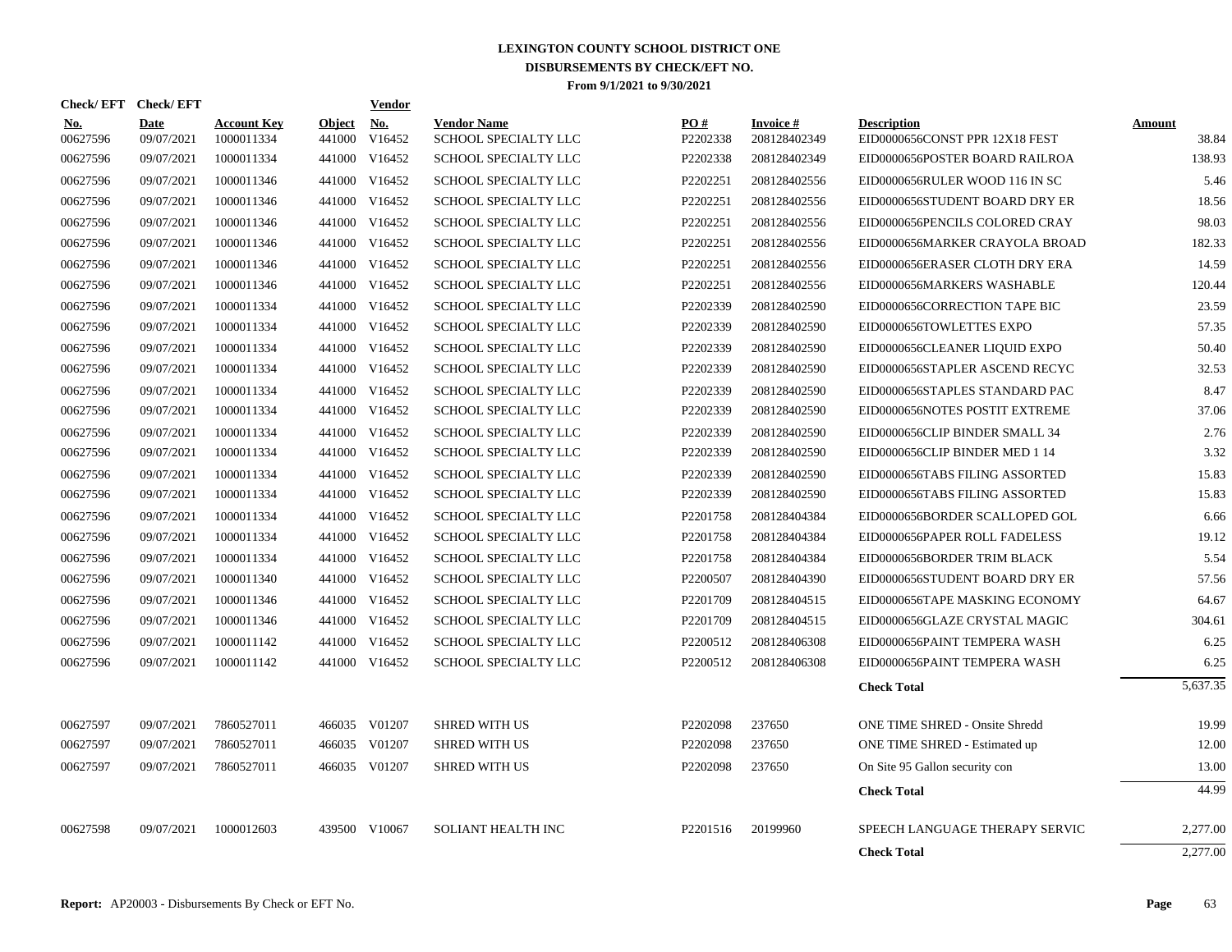# LEXINGTON COUNTY SCHOOL DISTRICT ONE
## DISBURSEMENTS BY CHECK/EFT NO.
### From 9/1/2021 to 9/30/2021

| Check/ EFT No. | Check/ EFT Date | Account Key | Object | Vendor No. | Vendor Name | PO # | Invoice # | Description | Amount |
|---|---|---|---|---|---|---|---|---|---|
| 00627596 | 09/07/2021 | 1000011334 | 441000 | V16452 | SCHOOL SPECIALTY LLC | P2202338 | 208128402349 | EID0000656CONST PPR 12X18 FEST | 38.84 |
| 00627596 | 09/07/2021 | 1000011334 | 441000 | V16452 | SCHOOL SPECIALTY LLC | P2202338 | 208128402349 | EID0000656POSTER BOARD RAILROA | 138.93 |
| 00627596 | 09/07/2021 | 1000011346 | 441000 | V16452 | SCHOOL SPECIALTY LLC | P2202251 | 208128402556 | EID0000656RULER WOOD 116 IN SC | 5.46 |
| 00627596 | 09/07/2021 | 1000011346 | 441000 | V16452 | SCHOOL SPECIALTY LLC | P2202251 | 208128402556 | EID0000656STUDENT BOARD DRY ER | 18.56 |
| 00627596 | 09/07/2021 | 1000011346 | 441000 | V16452 | SCHOOL SPECIALTY LLC | P2202251 | 208128402556 | EID0000656PENCILS COLORED CRAY | 98.03 |
| 00627596 | 09/07/2021 | 1000011346 | 441000 | V16452 | SCHOOL SPECIALTY LLC | P2202251 | 208128402556 | EID0000656MARKER CRAYOLA BROAD | 182.33 |
| 00627596 | 09/07/2021 | 1000011346 | 441000 | V16452 | SCHOOL SPECIALTY LLC | P2202251 | 208128402556 | EID0000656ERASER CLOTH DRY ERA | 14.59 |
| 00627596 | 09/07/2021 | 1000011346 | 441000 | V16452 | SCHOOL SPECIALTY LLC | P2202251 | 208128402556 | EID0000656MARKERS WASHABLE | 120.44 |
| 00627596 | 09/07/2021 | 1000011334 | 441000 | V16452 | SCHOOL SPECIALTY LLC | P2202339 | 208128402590 | EID0000656CORRECTION TAPE BIC | 23.59 |
| 00627596 | 09/07/2021 | 1000011334 | 441000 | V16452 | SCHOOL SPECIALTY LLC | P2202339 | 208128402590 | EID0000656TOWLETTES EXPO | 57.35 |
| 00627596 | 09/07/2021 | 1000011334 | 441000 | V16452 | SCHOOL SPECIALTY LLC | P2202339 | 208128402590 | EID0000656CLEANER LIQUID EXPO | 50.40 |
| 00627596 | 09/07/2021 | 1000011334 | 441000 | V16452 | SCHOOL SPECIALTY LLC | P2202339 | 208128402590 | EID0000656STAPLER ASCEND RECYC | 32.53 |
| 00627596 | 09/07/2021 | 1000011334 | 441000 | V16452 | SCHOOL SPECIALTY LLC | P2202339 | 208128402590 | EID0000656STAPLES STANDARD PAC | 8.47 |
| 00627596 | 09/07/2021 | 1000011334 | 441000 | V16452 | SCHOOL SPECIALTY LLC | P2202339 | 208128402590 | EID0000656NOTES POSTIT EXTREME | 37.06 |
| 00627596 | 09/07/2021 | 1000011334 | 441000 | V16452 | SCHOOL SPECIALTY LLC | P2202339 | 208128402590 | EID0000656CLIP BINDER SMALL 34 | 2.76 |
| 00627596 | 09/07/2021 | 1000011334 | 441000 | V16452 | SCHOOL SPECIALTY LLC | P2202339 | 208128402590 | EID0000656CLIP BINDER MED 1 14 | 3.32 |
| 00627596 | 09/07/2021 | 1000011334 | 441000 | V16452 | SCHOOL SPECIALTY LLC | P2202339 | 208128402590 | EID0000656TABS FILING ASSORTED | 15.83 |
| 00627596 | 09/07/2021 | 1000011334 | 441000 | V16452 | SCHOOL SPECIALTY LLC | P2202339 | 208128402590 | EID0000656TABS FILING ASSORTED | 15.83 |
| 00627596 | 09/07/2021 | 1000011334 | 441000 | V16452 | SCHOOL SPECIALTY LLC | P2201758 | 208128404384 | EID0000656BORDER SCALLOPED GOL | 6.66 |
| 00627596 | 09/07/2021 | 1000011334 | 441000 | V16452 | SCHOOL SPECIALTY LLC | P2201758 | 208128404384 | EID0000656PAPER ROLL FADELESS | 19.12 |
| 00627596 | 09/07/2021 | 1000011334 | 441000 | V16452 | SCHOOL SPECIALTY LLC | P2201758 | 208128404384 | EID0000656BORDER TRIM BLACK | 5.54 |
| 00627596 | 09/07/2021 | 1000011340 | 441000 | V16452 | SCHOOL SPECIALTY LLC | P2200507 | 208128404390 | EID0000656STUDENT BOARD DRY ER | 57.56 |
| 00627596 | 09/07/2021 | 1000011346 | 441000 | V16452 | SCHOOL SPECIALTY LLC | P2201709 | 208128404515 | EID0000656TAPE MASKING ECONOMY | 64.67 |
| 00627596 | 09/07/2021 | 1000011346 | 441000 | V16452 | SCHOOL SPECIALTY LLC | P2201709 | 208128404515 | EID0000656GLAZE CRYSTAL MAGIC | 304.61 |
| 00627596 | 09/07/2021 | 1000011142 | 441000 | V16452 | SCHOOL SPECIALTY LLC | P2200512 | 208128406308 | EID0000656PAINT TEMPERA WASH | 6.25 |
| 00627596 | 09/07/2021 | 1000011142 | 441000 | V16452 | SCHOOL SPECIALTY LLC | P2200512 | 208128406308 | EID0000656PAINT TEMPERA WASH | 6.25 |
| | | | | | | | | **Check Total** | 5,637.35 |
| 00627597 | 09/07/2021 | 7860527011 | 466035 | V01207 | SHRED WITH US | P2202098 | 237650 | ONE TIME SHRED - Onsite Shredd | 19.99 |
| 00627597 | 09/07/2021 | 7860527011 | 466035 | V01207 | SHRED WITH US | P2202098 | 237650 | ONE TIME SHRED - Estimated up | 12.00 |
| 00627597 | 09/07/2021 | 7860527011 | 466035 | V01207 | SHRED WITH US | P2202098 | 237650 | On Site 95 Gallon security con | 13.00 |
| | | | | | | | | **Check Total** | 44.99 |
| 00627598 | 09/07/2021 | 1000012603 | 439500 | V10067 | SOLIANT HEALTH INC | P2201516 | 20199960 | SPEECH LANGUAGE THERAPY SERVIC | 2,277.00 |
| | | | | | | | | **Check Total** | 2,277.00 |

**Report:** AP20003 - Disbursements By Check or EFT No.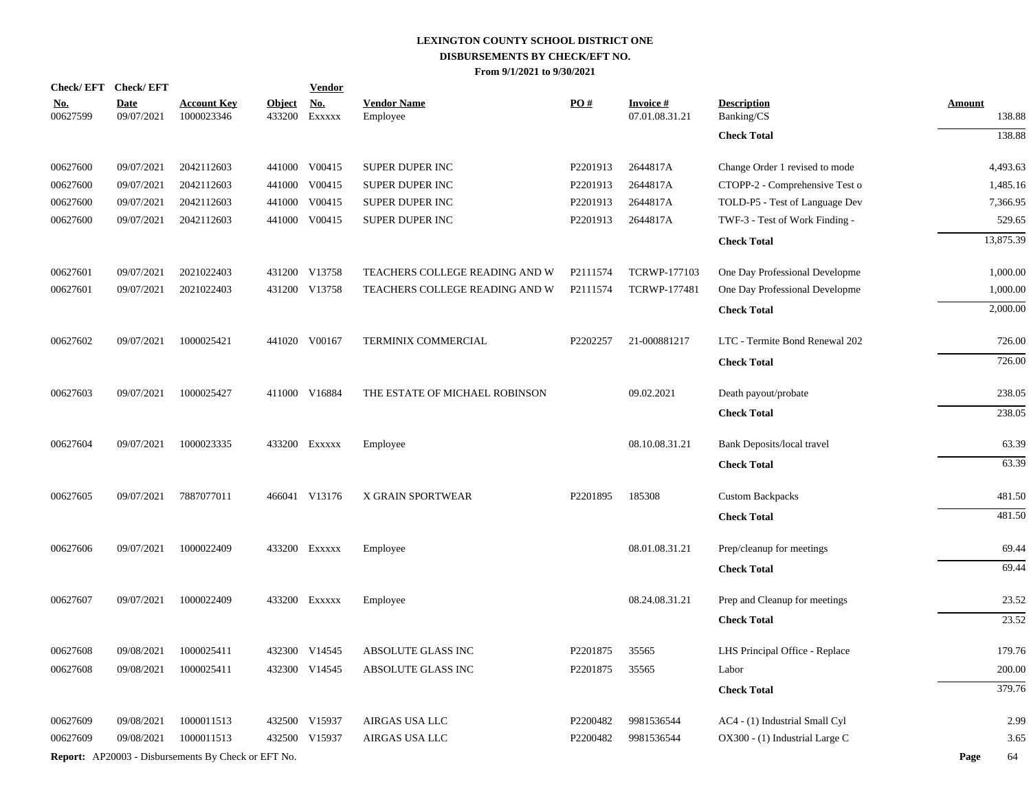# LEXINGTON COUNTY SCHOOL DISTRICT ONE
## DISBURSEMENTS BY CHECK/EFT NO.
### From 9/1/2021 to 9/30/2021

| Check/ EFT No. | Check/ EFT Date | Account Key | Object | Vendor No. | Vendor Name | PO # | Invoice # | Description | Amount |
|---|---|---|---|---|---|---|---|---|---|
| 00627599 | 09/07/2021 | 1000023346 | 433200 | Exxxxx | Employee | | 07.01.08.31.21 | Banking/CS | 138.88 |
| | | | | | | | | **Check Total** | 138.88 |
| 00627600 | 09/07/2021 | 2042112603 | 441000 | V00415 | SUPER DUPER INC | P2201913 | 2644817A | Change Order 1 revised to mode | 4,493.63 |
| 00627600 | 09/07/2021 | 2042112603 | 441000 | V00415 | SUPER DUPER INC | P2201913 | 2644817A | CTOPP-2 - Comprehensive Test o | 1,485.16 |
| 00627600 | 09/07/2021 | 2042112603 | 441000 | V00415 | SUPER DUPER INC | P2201913 | 2644817A | TOLD-P5 - Test of Language Dev | 7,366.95 |
| 00627600 | 09/07/2021 | 2042112603 | 441000 | V00415 | SUPER DUPER INC | P2201913 | 2644817A | TWF-3 - Test of Work Finding - | 529.65 |
| | | | | | | | | **Check Total** | 13,875.39 |
| 00627601 | 09/07/2021 | 2021022403 | 431200 | V13758 | TEACHERS COLLEGE READING AND W | P2111574 | TCRWP-177103 | One Day Professional Developme | 1,000.00 |
| 00627601 | 09/07/2021 | 2021022403 | 431200 | V13758 | TEACHERS COLLEGE READING AND W | P2111574 | TCRWP-177481 | One Day Professional Developme | 1,000.00 |
| | | | | | | | | **Check Total** | 2,000.00 |
| 00627602 | 09/07/2021 | 1000025421 | 441020 | V00167 | TERMINIX COMMERCIAL | P2202257 | 21-000881217 | LTC - Termite Bond Renewal 202 | 726.00 |
| | | | | | | | | **Check Total** | 726.00 |
| 00627603 | 09/07/2021 | 1000025427 | 411000 | V16884 | THE ESTATE OF MICHAEL ROBINSON | | 09.02.2021 | Death payout/probate | 238.05 |
| | | | | | | | | **Check Total** | 238.05 |
| 00627604 | 09/07/2021 | 1000023335 | 433200 | Exxxxx | Employee | | 08.10.08.31.21 | Bank Deposits/local travel | 63.39 |
| | | | | | | | | **Check Total** | 63.39 |
| 00627605 | 09/07/2021 | 7887077011 | 466041 | V13176 | X GRAIN SPORTWEAR | P2201895 | 185308 | Custom Backpacks | 481.50 |
| | | | | | | | | **Check Total** | 481.50 |
| 00627606 | 09/07/2021 | 1000022409 | 433200 | Exxxxx | Employee | | 08.01.08.31.21 | Prep/cleanup for meetings | 69.44 |
| | | | | | | | | **Check Total** | 69.44 |
| 00627607 | 09/07/2021 | 1000022409 | 433200 | Exxxxx | Employee | | 08.24.08.31.21 | Prep and Cleanup for meetings | 23.52 |
| | | | | | | | | **Check Total** | 23.52 |
| 00627608 | 09/08/2021 | 1000025411 | 432300 | V14545 | ABSOLUTE GLASS INC | P2201875 | 35565 | LHS Principal Office - Replace | 179.76 |
| 00627608 | 09/08/2021 | 1000025411 | 432300 | V14545 | ABSOLUTE GLASS INC | P2201875 | 35565 | Labor | 200.00 |
| | | | | | | | | **Check Total** | 379.76 |
| 00627609 | 09/08/2021 | 1000011513 | 432500 | V15937 | AIRGAS USA LLC | P2200482 | 9981536544 | AC4 - (1) Industrial Small Cyl | 2.99 |
| 00627609 | 09/08/2021 | 1000011513 | 432500 | V15937 | AIRGAS USA LLC | P2200482 | 9981536544 | OX300 - (1) Industrial Large C | 3.65 |

**Report:** AP20003 - Disbursements By Check or EFT No.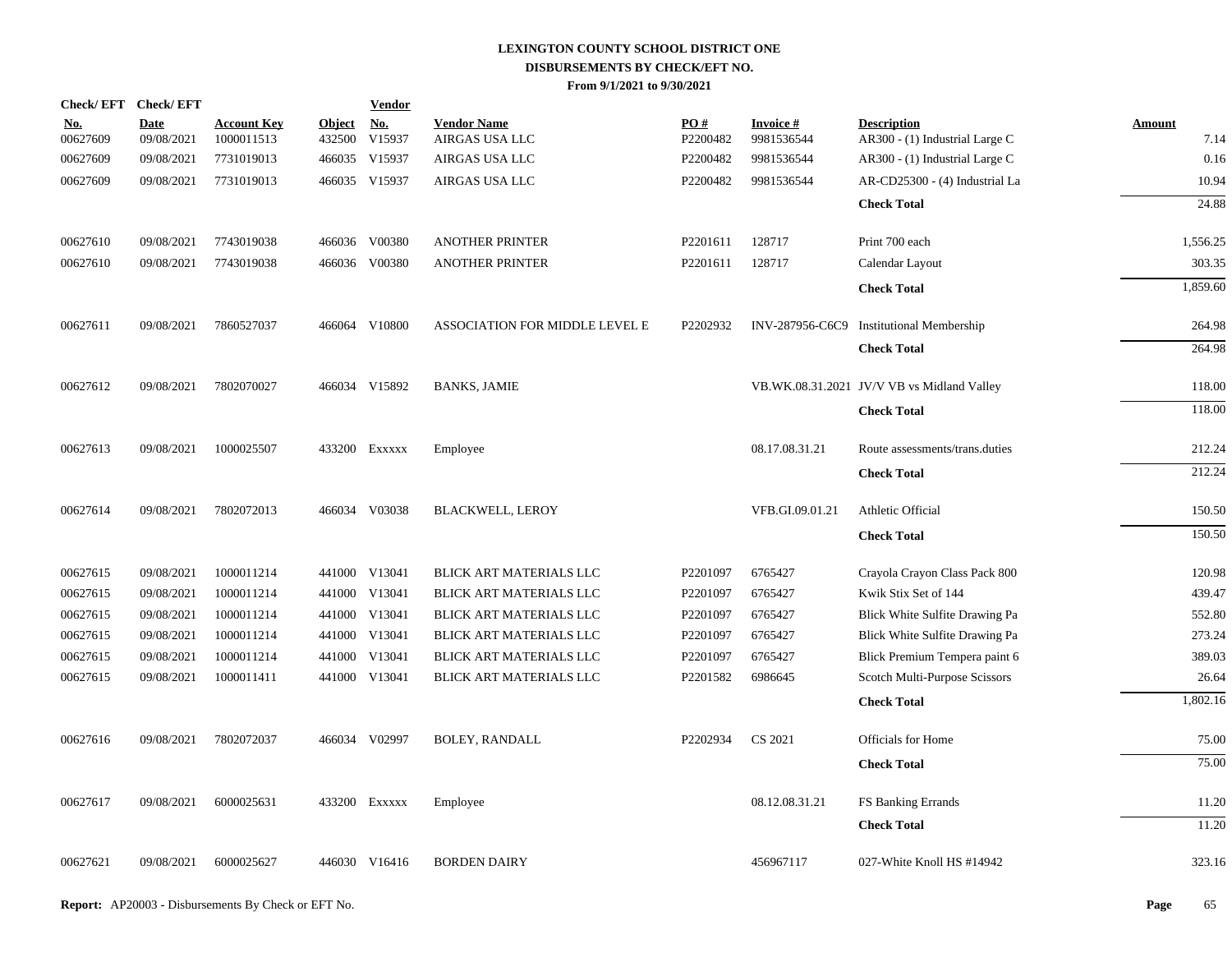# LEXINGTON COUNTY SCHOOL DISTRICT ONE
## DISBURSEMENTS BY CHECK/EFT NO.
### From 9/1/2021 to 9/30/2021

| Check/ EFT No. | Check/ EFT Date | Account Key | Object | Vendor No. | Vendor Name | PO # | Invoice # | Description | Amount |
|---|---|---|---|---|---|---|---|---|---|
| 00627609 | 09/08/2021 | 1000011513 | 432500 | V15937 | AIRGAS USA LLC | P2200482 | 9981536544 | AR300 - (1) Industrial Large C | 7.14 |
| 00627609 | 09/08/2021 | 7731019013 | 466035 | V15937 | AIRGAS USA LLC | P2200482 | 9981536544 | AR300 - (1) Industrial Large C | 0.16 |
| 00627609 | 09/08/2021 | 7731019013 | 466035 | V15937 | AIRGAS USA LLC | P2200482 | 9981536544 | AR-CD25300 - (4) Industrial La | 10.94 |
| | | | | | | | | **Check Total** | 24.88 |
| 00627610 | 09/08/2021 | 7743019038 | 466036 | V00380 | ANOTHER PRINTER | P2201611 | 128717 | Print 700 each | 1,556.25 |
| 00627610 | 09/08/2021 | 7743019038 | 466036 | V00380 | ANOTHER PRINTER | P2201611 | 128717 | Calendar Layout | 303.35 |
| | | | | | | | | **Check Total** | 1,859.60 |
| 00627611 | 09/08/2021 | 7860527037 | 466064 | V10800 | ASSOCIATION FOR MIDDLE LEVEL E | P2202932 | INV-287956-C6C9 | Institutional Membership | 264.98 |
| | | | | | | | | **Check Total** | 264.98 |
| 00627612 | 09/08/2021 | 7802070027 | 466034 | V15892 | BANKS, JAMIE | | VB.WK.08.31.2021 | JV/V VB vs Midland Valley | 118.00 |
| | | | | | | | | **Check Total** | 118.00 |
| 00627613 | 09/08/2021 | 1000025507 | 433200 | Exxxxx | Employee | | 08.17.08.31.21 | Route assessments/trans.duties | 212.24 |
| | | | | | | | | **Check Total** | 212.24 |
| 00627614 | 09/08/2021 | 7802072013 | 466034 | V03038 | BLACKWELL, LEROY | | VFB.GI.09.01.21 | Athletic Official | 150.50 |
| | | | | | | | | **Check Total** | 150.50 |
| 00627615 | 09/08/2021 | 1000011214 | 441000 | V13041 | BLICK ART MATERIALS LLC | P2201097 | 6765427 | Crayola Crayon Class Pack 800 | 120.98 |
| 00627615 | 09/08/2021 | 1000011214 | 441000 | V13041 | BLICK ART MATERIALS LLC | P2201097 | 6765427 | Kwik Stix Set of 144 | 439.47 |
| 00627615 | 09/08/2021 | 1000011214 | 441000 | V13041 | BLICK ART MATERIALS LLC | P2201097 | 6765427 | Blick White Sulfite Drawing Pa | 552.80 |
| 00627615 | 09/08/2021 | 1000011214 | 441000 | V13041 | BLICK ART MATERIALS LLC | P2201097 | 6765427 | Blick White Sulfite Drawing Pa | 273.24 |
| 00627615 | 09/08/2021 | 1000011214 | 441000 | V13041 | BLICK ART MATERIALS LLC | P2201097 | 6765427 | Blick Premium Tempera paint 6 | 389.03 |
| 00627615 | 09/08/2021 | 1000011411 | 441000 | V13041 | BLICK ART MATERIALS LLC | P2201582 | 6986645 | Scotch Multi-Purpose Scissors | 26.64 |
| | | | | | | | | **Check Total** | 1,802.16 |
| 00627616 | 09/08/2021 | 7802072037 | 466034 | V02997 | BOLEY, RANDALL | P2202934 | CS 2021 | Officials for Home | 75.00 |
| | | | | | | | | **Check Total** | 75.00 |
| 00627617 | 09/08/2021 | 6000025631 | 433200 | Exxxxx | Employee | | 08.12.08.31.21 | FS Banking Errands | 11.20 |
| | | | | | | | | **Check Total** | 11.20 |
| 00627621 | 09/08/2021 | 6000025627 | 446030 | V16416 | BORDEN DAIRY | | 456967117 | 027-White Knoll HS #14942 | 323.16 |

**Report:** AP20003 - Disbursements By Check or EFT No.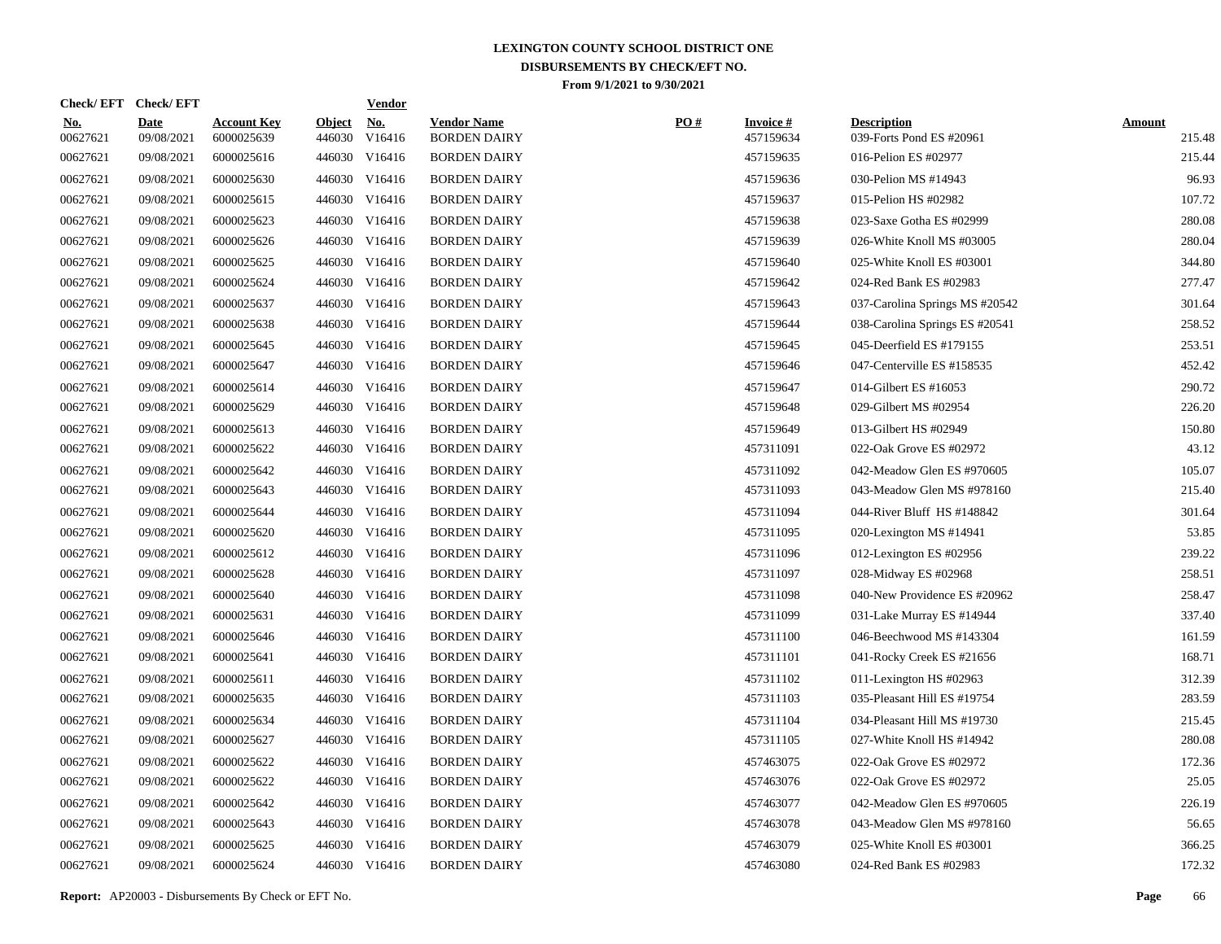# LEXINGTON COUNTY SCHOOL DISTRICT ONE
## DISBURSEMENTS BY CHECK/EFT NO.
### From 9/1/2021 to 9/30/2021

| Check/ EFT No. | Check/ EFT Date | Account Key | Object | Vendor No. | Vendor Name | PO # | Invoice # | Description | Amount |
|---|---|---|---|---|---|---|---|---|---|
| 00627621 | 09/08/2021 | 6000025639 | 446030 | V16416 | BORDEN DAIRY | | 457159634 | 039-Forts Pond ES #20961 | 215.48 |
| 00627621 | 09/08/2021 | 6000025616 | 446030 | V16416 | BORDEN DAIRY | | 457159635 | 016-Pelion ES #02977 | 215.44 |
| 00627621 | 09/08/2021 | 6000025630 | 446030 | V16416 | BORDEN DAIRY | | 457159636 | 030-Pelion MS #14943 | 96.93 |
| 00627621 | 09/08/2021 | 6000025615 | 446030 | V16416 | BORDEN DAIRY | | 457159637 | 015-Pelion HS #02982 | 107.72 |
| 00627621 | 09/08/2021 | 6000025623 | 446030 | V16416 | BORDEN DAIRY | | 457159638 | 023-Saxe Gotha ES #02999 | 280.08 |
| 00627621 | 09/08/2021 | 6000025626 | 446030 | V16416 | BORDEN DAIRY | | 457159639 | 026-White Knoll MS #03005 | 280.04 |
| 00627621 | 09/08/2021 | 6000025625 | 446030 | V16416 | BORDEN DAIRY | | 457159640 | 025-White Knoll ES #03001 | 344.80 |
| 00627621 | 09/08/2021 | 6000025624 | 446030 | V16416 | BORDEN DAIRY | | 457159642 | 024-Red Bank ES #02983 | 277.47 |
| 00627621 | 09/08/2021 | 6000025637 | 446030 | V16416 | BORDEN DAIRY | | 457159643 | 037-Carolina Springs MS #20542 | 301.64 |
| 00627621 | 09/08/2021 | 6000025638 | 446030 | V16416 | BORDEN DAIRY | | 457159644 | 038-Carolina Springs ES #20541 | 258.52 |
| 00627621 | 09/08/2021 | 6000025645 | 446030 | V16416 | BORDEN DAIRY | | 457159645 | 045-Deerfield ES #179155 | 253.51 |
| 00627621 | 09/08/2021 | 6000025647 | 446030 | V16416 | BORDEN DAIRY | | 457159646 | 047-Centerville ES #158535 | 452.42 |
| 00627621 | 09/08/2021 | 6000025614 | 446030 | V16416 | BORDEN DAIRY | | 457159647 | 014-Gilbert ES #16053 | 290.72 |
| 00627621 | 09/08/2021 | 6000025629 | 446030 | V16416 | BORDEN DAIRY | | 457159648 | 029-Gilbert MS #02954 | 226.20 |
| 00627621 | 09/08/2021 | 6000025613 | 446030 | V16416 | BORDEN DAIRY | | 457159649 | 013-Gilbert HS #02949 | 150.80 |
| 00627621 | 09/08/2021 | 6000025622 | 446030 | V16416 | BORDEN DAIRY | | 457311091 | 022-Oak Grove ES #02972 | 43.12 |
| 00627621 | 09/08/2021 | 6000025642 | 446030 | V16416 | BORDEN DAIRY | | 457311092 | 042-Meadow Glen ES #970605 | 105.07 |
| 00627621 | 09/08/2021 | 6000025643 | 446030 | V16416 | BORDEN DAIRY | | 457311093 | 043-Meadow Glen MS #978160 | 215.40 |
| 00627621 | 09/08/2021 | 6000025644 | 446030 | V16416 | BORDEN DAIRY | | 457311094 | 044-River Bluff HS #148842 | 301.64 |
| 00627621 | 09/08/2021 | 6000025620 | 446030 | V16416 | BORDEN DAIRY | | 457311095 | 020-Lexington MS #14941 | 53.85 |
| 00627621 | 09/08/2021 | 6000025612 | 446030 | V16416 | BORDEN DAIRY | | 457311096 | 012-Lexington ES #02956 | 239.22 |
| 00627621 | 09/08/2021 | 6000025628 | 446030 | V16416 | BORDEN DAIRY | | 457311097 | 028-Midway ES #02968 | 258.51 |
| 00627621 | 09/08/2021 | 6000025640 | 446030 | V16416 | BORDEN DAIRY | | 457311098 | 040-New Providence ES #20962 | 258.47 |
| 00627621 | 09/08/2021 | 6000025631 | 446030 | V16416 | BORDEN DAIRY | | 457311099 | 031-Lake Murray ES #14944 | 337.40 |
| 00627621 | 09/08/2021 | 6000025646 | 446030 | V16416 | BORDEN DAIRY | | 457311100 | 046-Beechwood MS #143304 | 161.59 |
| 00627621 | 09/08/2021 | 6000025641 | 446030 | V16416 | BORDEN DAIRY | | 457311101 | 041-Rocky Creek ES #21656 | 168.71 |
| 00627621 | 09/08/2021 | 6000025611 | 446030 | V16416 | BORDEN DAIRY | | 457311102 | 011-Lexington HS #02963 | 312.39 |
| 00627621 | 09/08/2021 | 6000025635 | 446030 | V16416 | BORDEN DAIRY | | 457311103 | 035-Pleasant Hill ES #19754 | 283.59 |
| 00627621 | 09/08/2021 | 6000025634 | 446030 | V16416 | BORDEN DAIRY | | 457311104 | 034-Pleasant Hill MS #19730 | 215.45 |
| 00627621 | 09/08/2021 | 6000025627 | 446030 | V16416 | BORDEN DAIRY | | 457311105 | 027-White Knoll HS #14942 | 280.08 |
| 00627621 | 09/08/2021 | 6000025622 | 446030 | V16416 | BORDEN DAIRY | | 457463075 | 022-Oak Grove ES #02972 | 172.36 |
| 00627621 | 09/08/2021 | 6000025622 | 446030 | V16416 | BORDEN DAIRY | | 457463076 | 022-Oak Grove ES #02972 | 25.05 |
| 00627621 | 09/08/2021 | 6000025642 | 446030 | V16416 | BORDEN DAIRY | | 457463077 | 042-Meadow Glen ES #970605 | 226.19 |
| 00627621 | 09/08/2021 | 6000025643 | 446030 | V16416 | BORDEN DAIRY | | 457463078 | 043-Meadow Glen MS #978160 | 56.65 |
| 00627621 | 09/08/2021 | 6000025625 | 446030 | V16416 | BORDEN DAIRY | | 457463079 | 025-White Knoll ES #03001 | 366.25 |
| 00627621 | 09/08/2021 | 6000025624 | 446030 | V16416 | BORDEN DAIRY | | 457463080 | 024-Red Bank ES #02983 | 172.32 |

**Report:** AP20003 - Disbursements By Check or EFT No.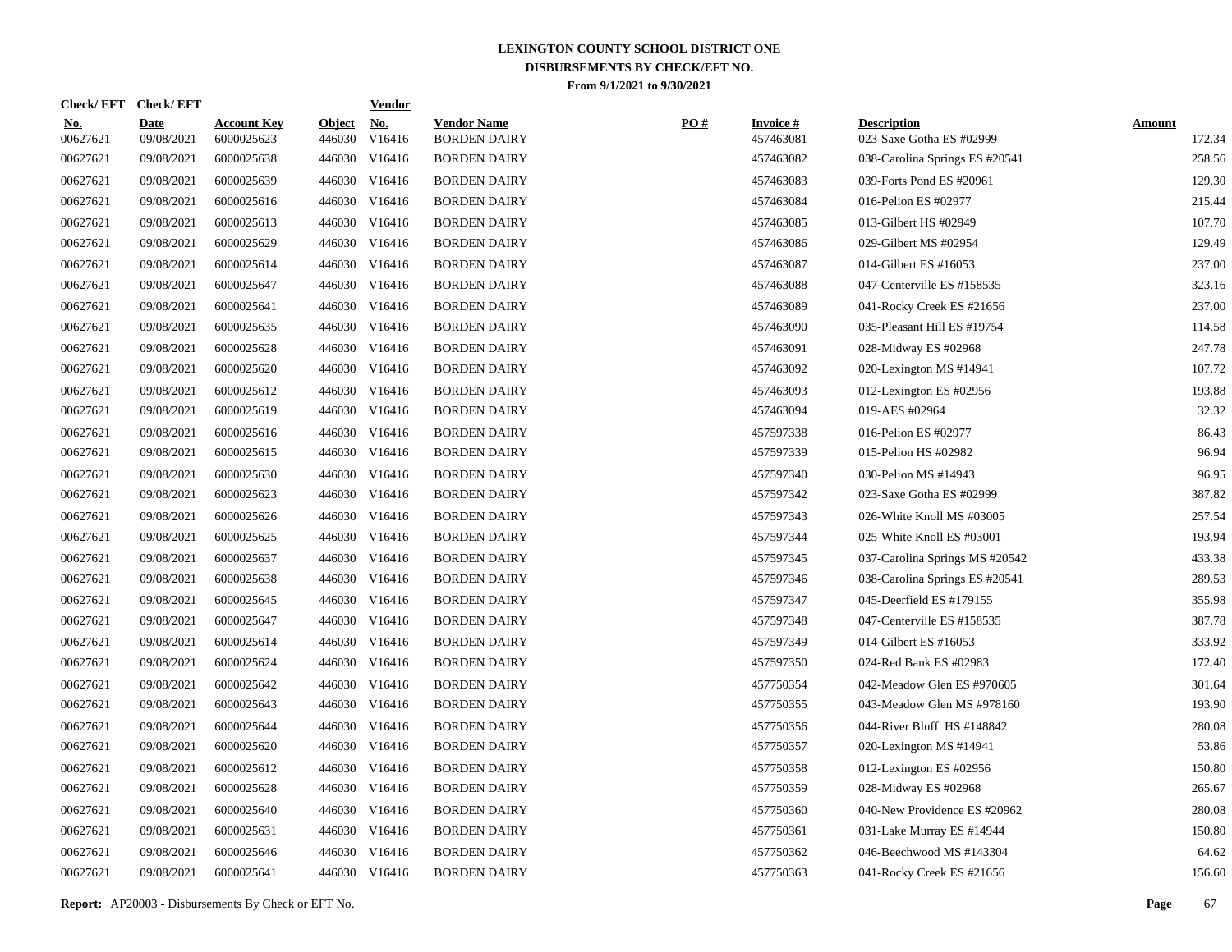# LEXINGTON COUNTY SCHOOL DISTRICT ONE
## DISBURSEMENTS BY CHECK/EFT NO.
### From 9/1/2021 to 9/30/2021

| Check/ EFT No. | Check/ EFT Date | Account Key | Object | Vendor No. | Vendor Name | PO # | Invoice # | Description | Amount |
|---|---|---|---|---|---|---|---|---|---|
| 00627621 | 09/08/2021 | 6000025623 | 446030 | V16416 | BORDEN DAIRY | | 457463081 | 023-Saxe Gotha ES #02999 | 172.34 |
| 00627621 | 09/08/2021 | 6000025638 | 446030 | V16416 | BORDEN DAIRY | | 457463082 | 038-Carolina Springs ES #20541 | 258.56 |
| 00627621 | 09/08/2021 | 6000025639 | 446030 | V16416 | BORDEN DAIRY | | 457463083 | 039-Forts Pond ES #20961 | 129.30 |
| 00627621 | 09/08/2021 | 6000025616 | 446030 | V16416 | BORDEN DAIRY | | 457463084 | 016-Pelion ES #02977 | 215.44 |
| 00627621 | 09/08/2021 | 6000025613 | 446030 | V16416 | BORDEN DAIRY | | 457463085 | 013-Gilbert HS #02949 | 107.70 |
| 00627621 | 09/08/2021 | 6000025629 | 446030 | V16416 | BORDEN DAIRY | | 457463086 | 029-Gilbert MS #02954 | 129.49 |
| 00627621 | 09/08/2021 | 6000025614 | 446030 | V16416 | BORDEN DAIRY | | 457463087 | 014-Gilbert ES #16053 | 237.00 |
| 00627621 | 09/08/2021 | 6000025647 | 446030 | V16416 | BORDEN DAIRY | | 457463088 | 047-Centerville ES #158535 | 323.16 |
| 00627621 | 09/08/2021 | 6000025641 | 446030 | V16416 | BORDEN DAIRY | | 457463089 | 041-Rocky Creek ES #21656 | 237.00 |
| 00627621 | 09/08/2021 | 6000025635 | 446030 | V16416 | BORDEN DAIRY | | 457463090 | 035-Pleasant Hill ES #19754 | 114.58 |
| 00627621 | 09/08/2021 | 6000025628 | 446030 | V16416 | BORDEN DAIRY | | 457463091 | 028-Midway ES #02968 | 247.78 |
| 00627621 | 09/08/2021 | 6000025620 | 446030 | V16416 | BORDEN DAIRY | | 457463092 | 020-Lexington MS #14941 | 107.72 |
| 00627621 | 09/08/2021 | 6000025612 | 446030 | V16416 | BORDEN DAIRY | | 457463093 | 012-Lexington ES #02956 | 193.88 |
| 00627621 | 09/08/2021 | 6000025619 | 446030 | V16416 | BORDEN DAIRY | | 457463094 | 019-AES #02964 | 32.32 |
| 00627621 | 09/08/2021 | 6000025616 | 446030 | V16416 | BORDEN DAIRY | | 457597338 | 016-Pelion ES #02977 | 86.43 |
| 00627621 | 09/08/2021 | 6000025615 | 446030 | V16416 | BORDEN DAIRY | | 457597339 | 015-Pelion HS #02982 | 96.94 |
| 00627621 | 09/08/2021 | 6000025630 | 446030 | V16416 | BORDEN DAIRY | | 457597340 | 030-Pelion MS #14943 | 96.95 |
| 00627621 | 09/08/2021 | 6000025623 | 446030 | V16416 | BORDEN DAIRY | | 457597342 | 023-Saxe Gotha ES #02999 | 387.82 |
| 00627621 | 09/08/2021 | 6000025626 | 446030 | V16416 | BORDEN DAIRY | | 457597343 | 026-White Knoll MS #03005 | 257.54 |
| 00627621 | 09/08/2021 | 6000025625 | 446030 | V16416 | BORDEN DAIRY | | 457597344 | 025-White Knoll ES #03001 | 193.94 |
| 00627621 | 09/08/2021 | 6000025637 | 446030 | V16416 | BORDEN DAIRY | | 457597345 | 037-Carolina Springs MS #20542 | 433.38 |
| 00627621 | 09/08/2021 | 6000025638 | 446030 | V16416 | BORDEN DAIRY | | 457597346 | 038-Carolina Springs ES #20541 | 289.53 |
| 00627621 | 09/08/2021 | 6000025645 | 446030 | V16416 | BORDEN DAIRY | | 457597347 | 045-Deerfield ES #179155 | 355.98 |
| 00627621 | 09/08/2021 | 6000025647 | 446030 | V16416 | BORDEN DAIRY | | 457597348 | 047-Centerville ES #158535 | 387.78 |
| 00627621 | 09/08/2021 | 6000025614 | 446030 | V16416 | BORDEN DAIRY | | 457597349 | 014-Gilbert ES #16053 | 333.92 |
| 00627621 | 09/08/2021 | 6000025624 | 446030 | V16416 | BORDEN DAIRY | | 457597350 | 024-Red Bank ES #02983 | 172.40 |
| 00627621 | 09/08/2021 | 6000025642 | 446030 | V16416 | BORDEN DAIRY | | 457750354 | 042-Meadow Glen ES #970605 | 301.64 |
| 00627621 | 09/08/2021 | 6000025643 | 446030 | V16416 | BORDEN DAIRY | | 457750355 | 043-Meadow Glen MS #978160 | 193.90 |
| 00627621 | 09/08/2021 | 6000025644 | 446030 | V16416 | BORDEN DAIRY | | 457750356 | 044-River Bluff HS #148842 | 280.08 |
| 00627621 | 09/08/2021 | 6000025620 | 446030 | V16416 | BORDEN DAIRY | | 457750357 | 020-Lexington MS #14941 | 53.86 |
| 00627621 | 09/08/2021 | 6000025612 | 446030 | V16416 | BORDEN DAIRY | | 457750358 | 012-Lexington ES #02956 | 150.80 |
| 00627621 | 09/08/2021 | 6000025628 | 446030 | V16416 | BORDEN DAIRY | | 457750359 | 028-Midway ES #02968 | 265.67 |
| 00627621 | 09/08/2021 | 6000025640 | 446030 | V16416 | BORDEN DAIRY | | 457750360 | 040-New Providence ES #20962 | 280.08 |
| 00627621 | 09/08/2021 | 6000025631 | 446030 | V16416 | BORDEN DAIRY | | 457750361 | 031-Lake Murray ES #14944 | 150.80 |
| 00627621 | 09/08/2021 | 6000025646 | 446030 | V16416 | BORDEN DAIRY | | 457750362 | 046-Beechwood MS #143304 | 64.62 |
| 00627621 | 09/08/2021 | 6000025641 | 446030 | V16416 | BORDEN DAIRY | | 457750363 | 041-Rocky Creek ES #21656 | 156.60 |

**Report:** AP20003 - Disbursements By Check or EFT No.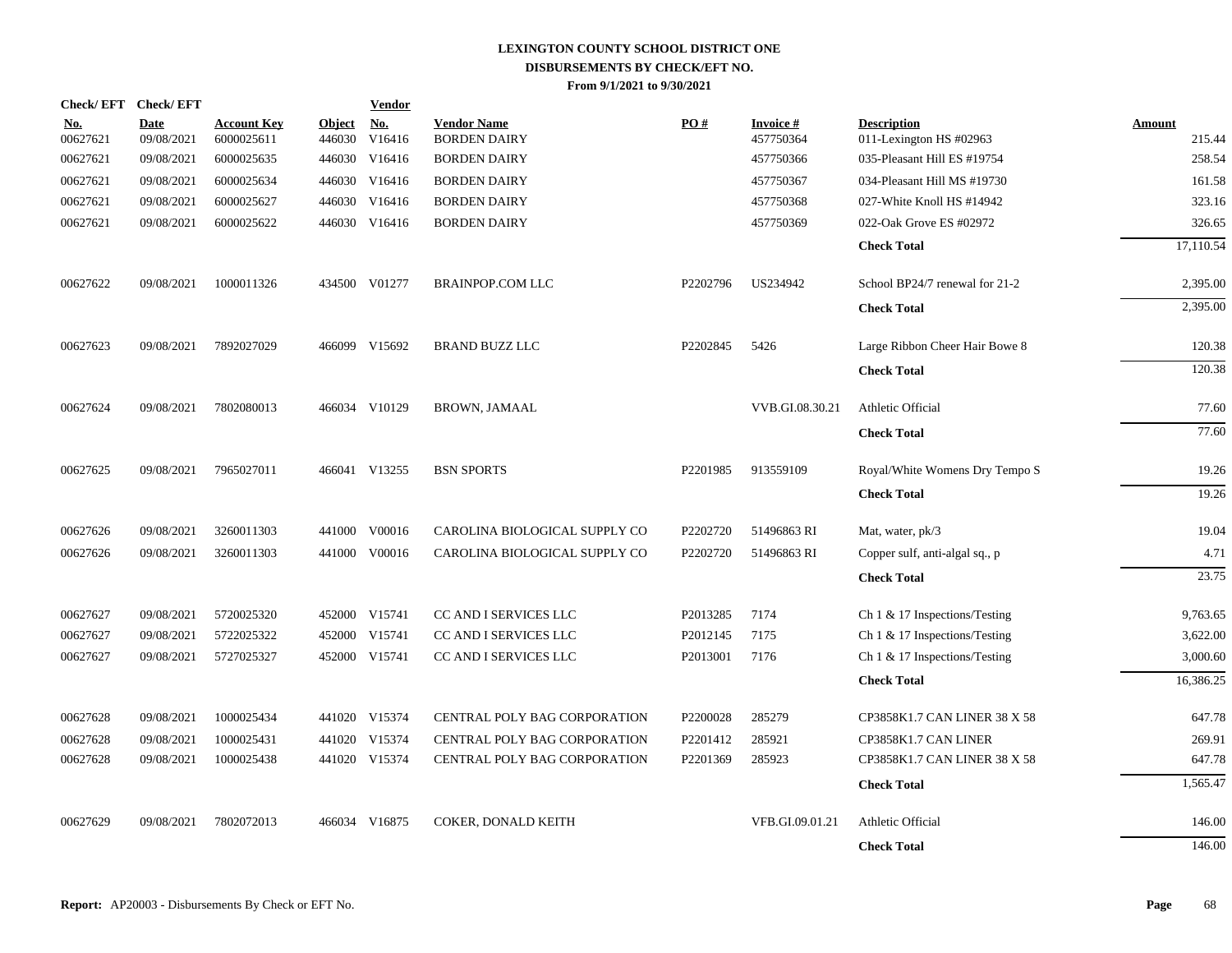# LEXINGTON COUNTY SCHOOL DISTRICT ONE

## DISBURSEMENTS BY CHECK/EFT NO.

### From 9/1/2021 to 9/30/2021

| Check/ EFT No. | Check/ EFT Date | Account Key | Object | Vendor No. | Vendor Name | PO # | Invoice # | Description | Amount |
|---|---|---|---|---|---|---|---|---|---|
| 00627621 | 09/08/2021 | 6000025611 | 446030 | V16416 | BORDEN DAIRY | | 457750364 | 011-Lexington HS #02963 | 215.44 |
| 00627621 | 09/08/2021 | 6000025635 | 446030 | V16416 | BORDEN DAIRY | | 457750366 | 035-Pleasant Hill ES #19754 | 258.54 |
| 00627621 | 09/08/2021 | 6000025634 | 446030 | V16416 | BORDEN DAIRY | | 457750367 | 034-Pleasant Hill MS #19730 | 161.58 |
| 00627621 | 09/08/2021 | 6000025627 | 446030 | V16416 | BORDEN DAIRY | | 457750368 | 027-White Knoll HS #14942 | 323.16 |
| 00627621 | 09/08/2021 | 6000025622 | 446030 | V16416 | BORDEN DAIRY | | 457750369 | 022-Oak Grove ES #02972 | 326.65 |
| | | | | | | | | **Check Total** | 17,110.54 |
| 00627622 | 09/08/2021 | 1000011326 | 434500 | V01277 | BRAINPOP.COM LLC | P2202796 | US234942 | School BP24/7 renewal for 21-2 | 2,395.00 |
| | | | | | | | | **Check Total** | 2,395.00 |
| 00627623 | 09/08/2021 | 7892027029 | 466099 | V15692 | BRAND BUZZ LLC | P2202845 | 5426 | Large Ribbon Cheer Hair Bowe 8 | 120.38 |
| | | | | | | | | **Check Total** | 120.38 |
| 00627624 | 09/08/2021 | 7802080013 | 466034 | V10129 | BROWN, JAMAAL | | VVB.GI.08.30.21 | Athletic Official | 77.60 |
| | | | | | | | | **Check Total** | 77.60 |
| 00627625 | 09/08/2021 | 7965027011 | 466041 | V13255 | BSN SPORTS | P2201985 | 913559109 | Royal/White Womens Dry Tempo S | 19.26 |
| | | | | | | | | **Check Total** | 19.26 |
| 00627626 | 09/08/2021 | 3260011303 | 441000 | V00016 | CAROLINA BIOLOGICAL SUPPLY CO | P2202720 | 51496863 RI | Mat, water, pk/3 | 19.04 |
| 00627626 | 09/08/2021 | 3260011303 | 441000 | V00016 | CAROLINA BIOLOGICAL SUPPLY CO | P2202720 | 51496863 RI | Copper sulf, anti-algal sq., p | 4.71 |
| | | | | | | | | **Check Total** | 23.75 |
| 00627627 | 09/08/2021 | 5720025320 | 452000 | V15741 | CC AND I SERVICES LLC | P2013285 | 7174 | Ch 1 & 17 Inspections/Testing | 9,763.65 |
| 00627627 | 09/08/2021 | 5722025322 | 452000 | V15741 | CC AND I SERVICES LLC | P2012145 | 7175 | Ch 1 & 17 Inspections/Testing | 3,622.00 |
| 00627627 | 09/08/2021 | 5727025327 | 452000 | V15741 | CC AND I SERVICES LLC | P2013001 | 7176 | Ch 1 & 17 Inspections/Testing | 3,000.60 |
| | | | | | | | | **Check Total** | 16,386.25 |
| 00627628 | 09/08/2021 | 1000025434 | 441020 | V15374 | CENTRAL POLY BAG CORPORATION | P2200028 | 285279 | CP3858K1.7 CAN LINER 38 X 58 | 647.78 |
| 00627628 | 09/08/2021 | 1000025431 | 441020 | V15374 | CENTRAL POLY BAG CORPORATION | P2201412 | 285921 | CP3858K1.7 CAN LINER | 269.91 |
| 00627628 | 09/08/2021 | 1000025438 | 441020 | V15374 | CENTRAL POLY BAG CORPORATION | P2201369 | 285923 | CP3858K1.7 CAN LINER 38 X 58 | 647.78 |
| | | | | | | | | **Check Total** | 1,565.47 |
| 00627629 | 09/08/2021 | 7802072013 | 466034 | V16875 | COKER, DONALD KEITH | | VFB.GI.09.01.21 | Athletic Official | 146.00 |
| | | | | | | | | **Check Total** | 146.00 |

**Report:** AP20003 - Disbursements By Check or EFT No.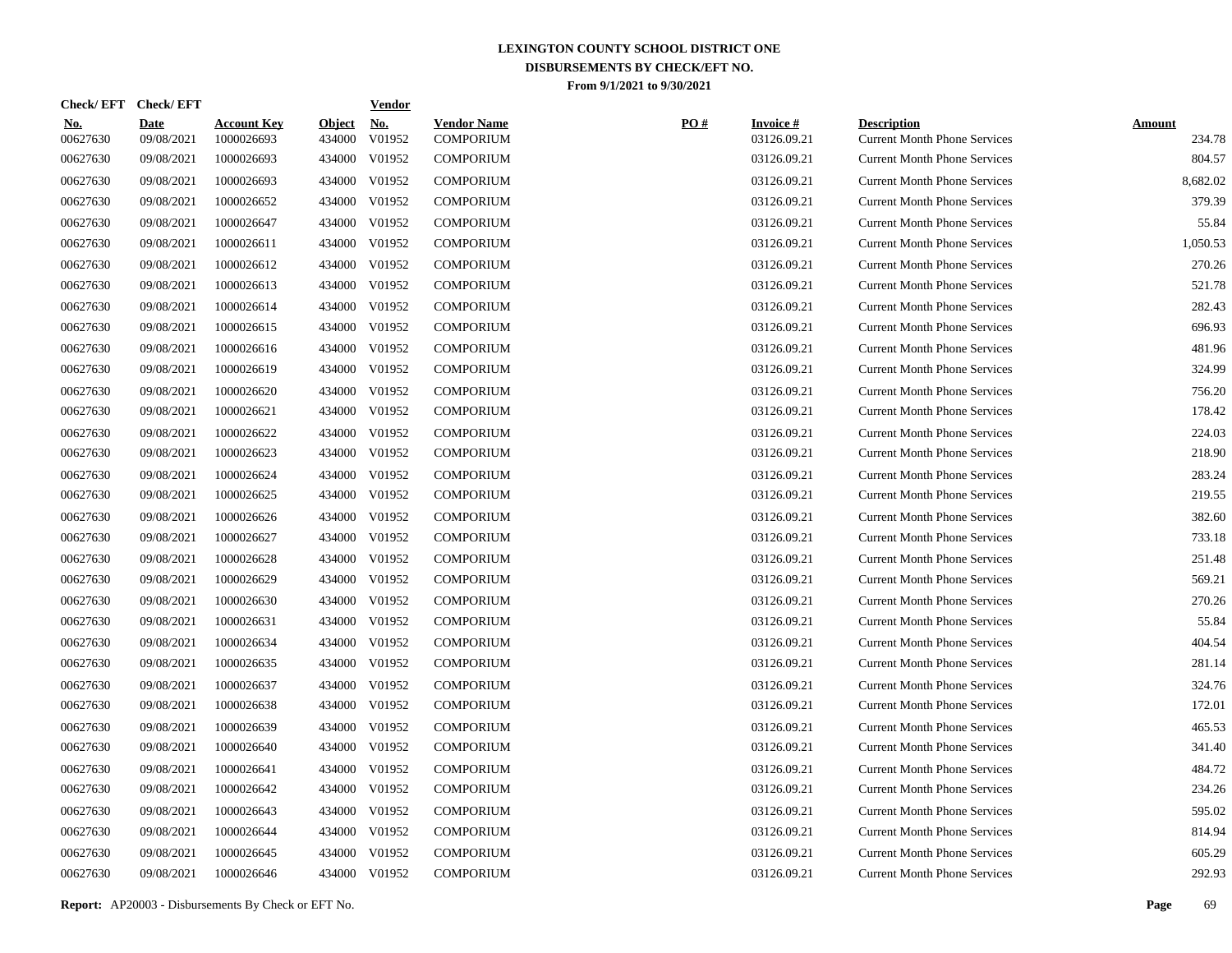# LEXINGTON COUNTY SCHOOL DISTRICT ONE
## DISBURSEMENTS BY CHECK/EFT NO.
### From 9/1/2021 to 9/30/2021

| Check/ EFT No. | Check/ EFT Date | Account Key | Object | Vendor No. | Vendor Name | PO # | Invoice # | Description | Amount |
|---|---|---|---|---|---|---|---|---|---|
| 00627630 | 09/08/2021 | 1000026693 | 434000 | V01952 | COMPORIUM | | 03126.09.21 | Current Month Phone Services | 234.78 |
| 00627630 | 09/08/2021 | 1000026693 | 434000 | V01952 | COMPORIUM | | 03126.09.21 | Current Month Phone Services | 804.57 |
| 00627630 | 09/08/2021 | 1000026693 | 434000 | V01952 | COMPORIUM | | 03126.09.21 | Current Month Phone Services | 8,682.02 |
| 00627630 | 09/08/2021 | 1000026652 | 434000 | V01952 | COMPORIUM | | 03126.09.21 | Current Month Phone Services | 379.39 |
| 00627630 | 09/08/2021 | 1000026647 | 434000 | V01952 | COMPORIUM | | 03126.09.21 | Current Month Phone Services | 55.84 |
| 00627630 | 09/08/2021 | 1000026611 | 434000 | V01952 | COMPORIUM | | 03126.09.21 | Current Month Phone Services | 1,050.53 |
| 00627630 | 09/08/2021 | 1000026612 | 434000 | V01952 | COMPORIUM | | 03126.09.21 | Current Month Phone Services | 270.26 |
| 00627630 | 09/08/2021 | 1000026613 | 434000 | V01952 | COMPORIUM | | 03126.09.21 | Current Month Phone Services | 521.78 |
| 00627630 | 09/08/2021 | 1000026614 | 434000 | V01952 | COMPORIUM | | 03126.09.21 | Current Month Phone Services | 282.43 |
| 00627630 | 09/08/2021 | 1000026615 | 434000 | V01952 | COMPORIUM | | 03126.09.21 | Current Month Phone Services | 696.93 |
| 00627630 | 09/08/2021 | 1000026616 | 434000 | V01952 | COMPORIUM | | 03126.09.21 | Current Month Phone Services | 481.96 |
| 00627630 | 09/08/2021 | 1000026619 | 434000 | V01952 | COMPORIUM | | 03126.09.21 | Current Month Phone Services | 324.99 |
| 00627630 | 09/08/2021 | 1000026620 | 434000 | V01952 | COMPORIUM | | 03126.09.21 | Current Month Phone Services | 756.20 |
| 00627630 | 09/08/2021 | 1000026621 | 434000 | V01952 | COMPORIUM | | 03126.09.21 | Current Month Phone Services | 178.42 |
| 00627630 | 09/08/2021 | 1000026622 | 434000 | V01952 | COMPORIUM | | 03126.09.21 | Current Month Phone Services | 224.03 |
| 00627630 | 09/08/2021 | 1000026623 | 434000 | V01952 | COMPORIUM | | 03126.09.21 | Current Month Phone Services | 218.90 |
| 00627630 | 09/08/2021 | 1000026624 | 434000 | V01952 | COMPORIUM | | 03126.09.21 | Current Month Phone Services | 283.24 |
| 00627630 | 09/08/2021 | 1000026625 | 434000 | V01952 | COMPORIUM | | 03126.09.21 | Current Month Phone Services | 219.55 |
| 00627630 | 09/08/2021 | 1000026626 | 434000 | V01952 | COMPORIUM | | 03126.09.21 | Current Month Phone Services | 382.60 |
| 00627630 | 09/08/2021 | 1000026627 | 434000 | V01952 | COMPORIUM | | 03126.09.21 | Current Month Phone Services | 733.18 |
| 00627630 | 09/08/2021 | 1000026628 | 434000 | V01952 | COMPORIUM | | 03126.09.21 | Current Month Phone Services | 251.48 |
| 00627630 | 09/08/2021 | 1000026629 | 434000 | V01952 | COMPORIUM | | 03126.09.21 | Current Month Phone Services | 569.21 |
| 00627630 | 09/08/2021 | 1000026630 | 434000 | V01952 | COMPORIUM | | 03126.09.21 | Current Month Phone Services | 270.26 |
| 00627630 | 09/08/2021 | 1000026631 | 434000 | V01952 | COMPORIUM | | 03126.09.21 | Current Month Phone Services | 55.84 |
| 00627630 | 09/08/2021 | 1000026634 | 434000 | V01952 | COMPORIUM | | 03126.09.21 | Current Month Phone Services | 404.54 |
| 00627630 | 09/08/2021 | 1000026635 | 434000 | V01952 | COMPORIUM | | 03126.09.21 | Current Month Phone Services | 281.14 |
| 00627630 | 09/08/2021 | 1000026637 | 434000 | V01952 | COMPORIUM | | 03126.09.21 | Current Month Phone Services | 324.76 |
| 00627630 | 09/08/2021 | 1000026638 | 434000 | V01952 | COMPORIUM | | 03126.09.21 | Current Month Phone Services | 172.01 |
| 00627630 | 09/08/2021 | 1000026639 | 434000 | V01952 | COMPORIUM | | 03126.09.21 | Current Month Phone Services | 465.53 |
| 00627630 | 09/08/2021 | 1000026640 | 434000 | V01952 | COMPORIUM | | 03126.09.21 | Current Month Phone Services | 341.40 |
| 00627630 | 09/08/2021 | 1000026641 | 434000 | V01952 | COMPORIUM | | 03126.09.21 | Current Month Phone Services | 484.72 |
| 00627630 | 09/08/2021 | 1000026642 | 434000 | V01952 | COMPORIUM | | 03126.09.21 | Current Month Phone Services | 234.26 |
| 00627630 | 09/08/2021 | 1000026643 | 434000 | V01952 | COMPORIUM | | 03126.09.21 | Current Month Phone Services | 595.02 |
| 00627630 | 09/08/2021 | 1000026644 | 434000 | V01952 | COMPORIUM | | 03126.09.21 | Current Month Phone Services | 814.94 |
| 00627630 | 09/08/2021 | 1000026645 | 434000 | V01952 | COMPORIUM | | 03126.09.21 | Current Month Phone Services | 605.29 |
| 00627630 | 09/08/2021 | 1000026646 | 434000 | V01952 | COMPORIUM | | 03126.09.21 | Current Month Phone Services | 292.93 |

**Report:** AP20003 - Disbursements By Check or EFT No.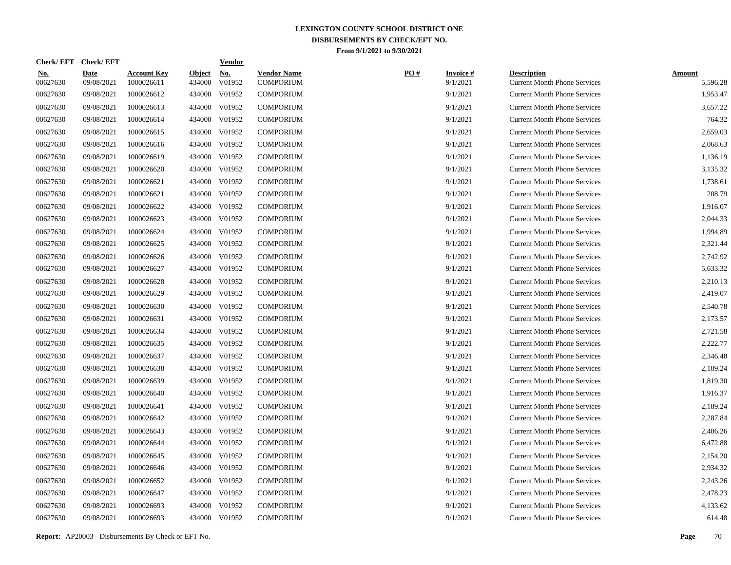# LEXINGTON COUNTY SCHOOL DISTRICT ONE
## DISBURSEMENTS BY CHECK/EFT NO.
### From 9/1/2021 to 9/30/2021

| Check/ EFT No. | Check/ EFT Date | Account Key | Object | Vendor No. | Vendor Name | PO # | Invoice # | Description | Amount |
|---|---|---|---|---|---|---|---|---|---|
| 00627630 | 09/08/2021 | 1000026611 | 434000 | V01952 | COMPORIUM | | 9/1/2021 | Current Month Phone Services | 5,596.28 |
| 00627630 | 09/08/2021 | 1000026612 | 434000 | V01952 | COMPORIUM | | 9/1/2021 | Current Month Phone Services | 1,953.47 |
| 00627630 | 09/08/2021 | 1000026613 | 434000 | V01952 | COMPORIUM | | 9/1/2021 | Current Month Phone Services | 3,657.22 |
| 00627630 | 09/08/2021 | 1000026614 | 434000 | V01952 | COMPORIUM | | 9/1/2021 | Current Month Phone Services | 764.32 |
| 00627630 | 09/08/2021 | 1000026615 | 434000 | V01952 | COMPORIUM | | 9/1/2021 | Current Month Phone Services | 2,659.03 |
| 00627630 | 09/08/2021 | 1000026616 | 434000 | V01952 | COMPORIUM | | 9/1/2021 | Current Month Phone Services | 2,068.63 |
| 00627630 | 09/08/2021 | 1000026619 | 434000 | V01952 | COMPORIUM | | 9/1/2021 | Current Month Phone Services | 1,136.19 |
| 00627630 | 09/08/2021 | 1000026620 | 434000 | V01952 | COMPORIUM | | 9/1/2021 | Current Month Phone Services | 3,135.32 |
| 00627630 | 09/08/2021 | 1000026621 | 434000 | V01952 | COMPORIUM | | 9/1/2021 | Current Month Phone Services | 1,738.61 |
| 00627630 | 09/08/2021 | 1000026621 | 434000 | V01952 | COMPORIUM | | 9/1/2021 | Current Month Phone Services | 208.79 |
| 00627630 | 09/08/2021 | 1000026622 | 434000 | V01952 | COMPORIUM | | 9/1/2021 | Current Month Phone Services | 1,916.07 |
| 00627630 | 09/08/2021 | 1000026623 | 434000 | V01952 | COMPORIUM | | 9/1/2021 | Current Month Phone Services | 2,044.33 |
| 00627630 | 09/08/2021 | 1000026624 | 434000 | V01952 | COMPORIUM | | 9/1/2021 | Current Month Phone Services | 1,994.89 |
| 00627630 | 09/08/2021 | 1000026625 | 434000 | V01952 | COMPORIUM | | 9/1/2021 | Current Month Phone Services | 2,321.44 |
| 00627630 | 09/08/2021 | 1000026626 | 434000 | V01952 | COMPORIUM | | 9/1/2021 | Current Month Phone Services | 2,742.92 |
| 00627630 | 09/08/2021 | 1000026627 | 434000 | V01952 | COMPORIUM | | 9/1/2021 | Current Month Phone Services | 5,633.32 |
| 00627630 | 09/08/2021 | 1000026628 | 434000 | V01952 | COMPORIUM | | 9/1/2021 | Current Month Phone Services | 2,210.13 |
| 00627630 | 09/08/2021 | 1000026629 | 434000 | V01952 | COMPORIUM | | 9/1/2021 | Current Month Phone Services | 2,419.07 |
| 00627630 | 09/08/2021 | 1000026630 | 434000 | V01952 | COMPORIUM | | 9/1/2021 | Current Month Phone Services | 2,540.78 |
| 00627630 | 09/08/2021 | 1000026631 | 434000 | V01952 | COMPORIUM | | 9/1/2021 | Current Month Phone Services | 2,173.57 |
| 00627630 | 09/08/2021 | 1000026634 | 434000 | V01952 | COMPORIUM | | 9/1/2021 | Current Month Phone Services | 2,721.58 |
| 00627630 | 09/08/2021 | 1000026635 | 434000 | V01952 | COMPORIUM | | 9/1/2021 | Current Month Phone Services | 2,222.77 |
| 00627630 | 09/08/2021 | 1000026637 | 434000 | V01952 | COMPORIUM | | 9/1/2021 | Current Month Phone Services | 2,346.48 |
| 00627630 | 09/08/2021 | 1000026638 | 434000 | V01952 | COMPORIUM | | 9/1/2021 | Current Month Phone Services | 2,189.24 |
| 00627630 | 09/08/2021 | 1000026639 | 434000 | V01952 | COMPORIUM | | 9/1/2021 | Current Month Phone Services | 1,819.30 |
| 00627630 | 09/08/2021 | 1000026640 | 434000 | V01952 | COMPORIUM | | 9/1/2021 | Current Month Phone Services | 1,916.37 |
| 00627630 | 09/08/2021 | 1000026641 | 434000 | V01952 | COMPORIUM | | 9/1/2021 | Current Month Phone Services | 2,189.24 |
| 00627630 | 09/08/2021 | 1000026642 | 434000 | V01952 | COMPORIUM | | 9/1/2021 | Current Month Phone Services | 2,287.84 |
| 00627630 | 09/08/2021 | 1000026643 | 434000 | V01952 | COMPORIUM | | 9/1/2021 | Current Month Phone Services | 2,486.26 |
| 00627630 | 09/08/2021 | 1000026644 | 434000 | V01952 | COMPORIUM | | 9/1/2021 | Current Month Phone Services | 6,472.88 |
| 00627630 | 09/08/2021 | 1000026645 | 434000 | V01952 | COMPORIUM | | 9/1/2021 | Current Month Phone Services | 2,154.20 |
| 00627630 | 09/08/2021 | 1000026646 | 434000 | V01952 | COMPORIUM | | 9/1/2021 | Current Month Phone Services | 2,934.32 |
| 00627630 | 09/08/2021 | 1000026652 | 434000 | V01952 | COMPORIUM | | 9/1/2021 | Current Month Phone Services | 2,243.26 |
| 00627630 | 09/08/2021 | 1000026647 | 434000 | V01952 | COMPORIUM | | 9/1/2021 | Current Month Phone Services | 2,478.23 |
| 00627630 | 09/08/2021 | 1000026693 | 434000 | V01952 | COMPORIUM | | 9/1/2021 | Current Month Phone Services | 4,133.62 |
| 00627630 | 09/08/2021 | 1000026693 | 434000 | V01952 | COMPORIUM | | 9/1/2021 | Current Month Phone Services | 614.48 |

**Report:** AP20003 - Disbursements By Check or EFT No.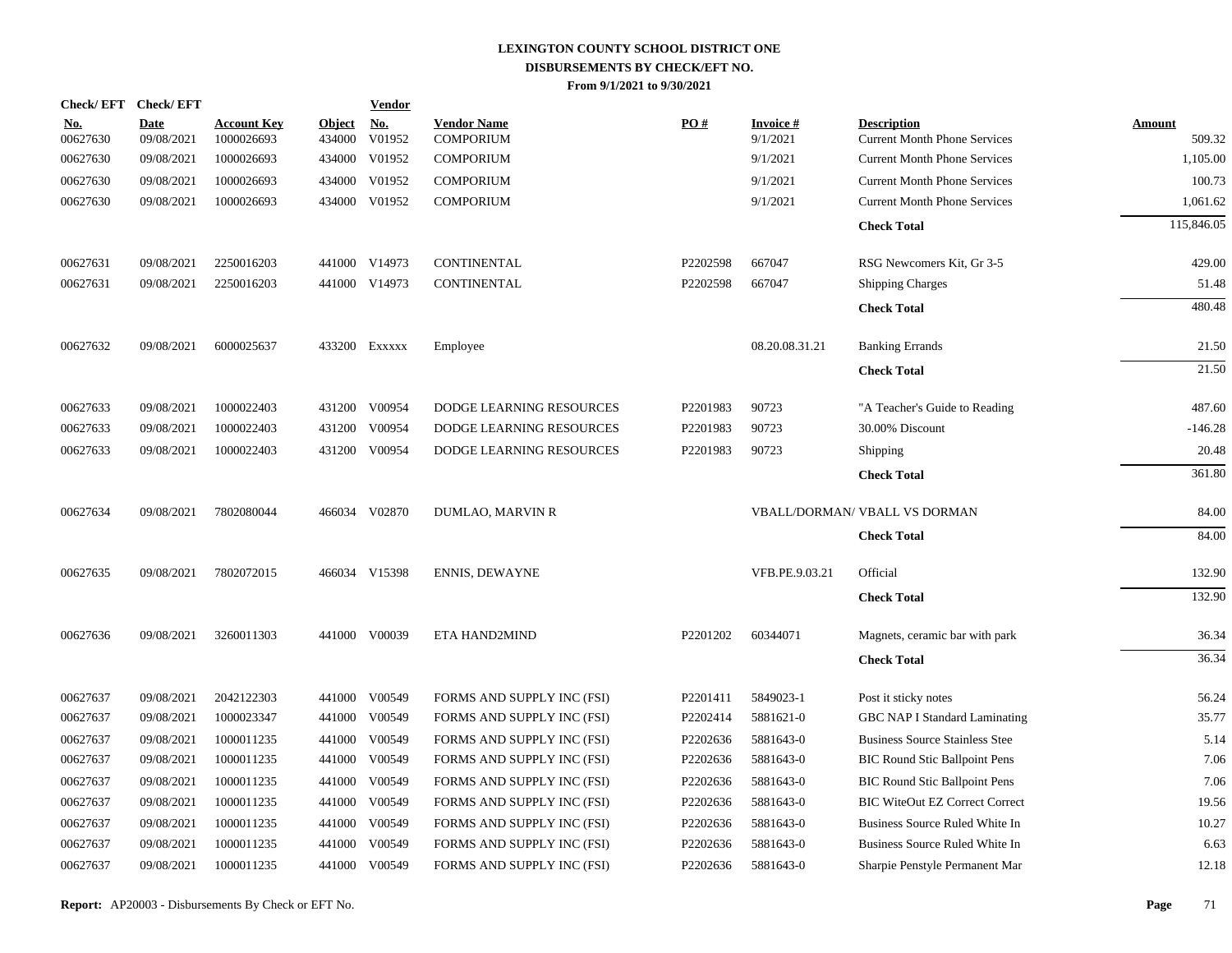# LEXINGTON COUNTY SCHOOL DISTRICT ONE
## DISBURSEMENTS BY CHECK/EFT NO.
### From 9/1/2021 to 9/30/2021

| Check/ EFT No. | Check/ EFT Date | Account Key | Object | Vendor No. | Vendor Name | PO # | Invoice # | Description | Amount |
|---|---|---|---|---|---|---|---|---|---|
| 00627630 | 09/08/2021 | 1000026693 | 434000 | V01952 | COMPORIUM | | 9/1/2021 | Current Month Phone Services | 509.32 |
| 00627630 | 09/08/2021 | 1000026693 | 434000 | V01952 | COMPORIUM | | 9/1/2021 | Current Month Phone Services | 1,105.00 |
| 00627630 | 09/08/2021 | 1000026693 | 434000 | V01952 | COMPORIUM | | 9/1/2021 | Current Month Phone Services | 100.73 |
| 00627630 | 09/08/2021 | 1000026693 | 434000 | V01952 | COMPORIUM | | 9/1/2021 | Current Month Phone Services | 1,061.62 |
| | | | | | | | | **Check Total** | 115,846.05 |
| 00627631 | 09/08/2021 | 2250016203 | 441000 | V14973 | CONTINENTAL | P2202598 | 667047 | RSG Newcomers Kit, Gr 3-5 | 429.00 |
| 00627631 | 09/08/2021 | 2250016203 | 441000 | V14973 | CONTINENTAL | P2202598 | 667047 | Shipping Charges | 51.48 |
| | | | | | | | | **Check Total** | 480.48 |
| 00627632 | 09/08/2021 | 6000025637 | 433200 | Exxxxx | Employee | | 08.20.08.31.21 | Banking Errands | 21.50 |
| | | | | | | | | **Check Total** | 21.50 |
| 00627633 | 09/08/2021 | 1000022403 | 431200 | V00954 | DODGE LEARNING RESOURCES | P2201983 | 90723 | "A Teacher's Guide to Reading | 487.60 |
| 00627633 | 09/08/2021 | 1000022403 | 431200 | V00954 | DODGE LEARNING RESOURCES | P2201983 | 90723 | 30.00% Discount | -146.28 |
| 00627633 | 09/08/2021 | 1000022403 | 431200 | V00954 | DODGE LEARNING RESOURCES | P2201983 | 90723 | Shipping | 20.48 |
| | | | | | | | | **Check Total** | 361.80 |
| 00627634 | 09/08/2021 | 7802080044 | 466034 | V02870 | DUMLAO, MARVIN R | | VBALL/DORMAN/ | VBALL VS DORMAN | 84.00 |
| | | | | | | | | **Check Total** | 84.00 |
| 00627635 | 09/08/2021 | 7802072015 | 466034 | V15398 | ENNIS, DEWAYNE | | VFB.PE.9.03.21 | Official | 132.90 |
| | | | | | | | | **Check Total** | 132.90 |
| 00627636 | 09/08/2021 | 3260011303 | 441000 | V00039 | ETA HAND2MIND | P2201202 | 60344071 | Magnets, ceramic bar with park | 36.34 |
| | | | | | | | | **Check Total** | 36.34 |
| 00627637 | 09/08/2021 | 2042122303 | 441000 | V00549 | FORMS AND SUPPLY INC (FSI) | P2201411 | 5849023-1 | Post it sticky notes | 56.24 |
| 00627637 | 09/08/2021 | 1000023347 | 441000 | V00549 | FORMS AND SUPPLY INC (FSI) | P2202414 | 5881621-0 | GBC NAP I Standard Laminating | 35.77 |
| 00627637 | 09/08/2021 | 1000011235 | 441000 | V00549 | FORMS AND SUPPLY INC (FSI) | P2202636 | 5881643-0 | Business Source Stainless Stee | 5.14 |
| 00627637 | 09/08/2021 | 1000011235 | 441000 | V00549 | FORMS AND SUPPLY INC (FSI) | P2202636 | 5881643-0 | BIC Round Stic Ballpoint Pens | 7.06 |
| 00627637 | 09/08/2021 | 1000011235 | 441000 | V00549 | FORMS AND SUPPLY INC (FSI) | P2202636 | 5881643-0 | BIC Round Stic Ballpoint Pens | 7.06 |
| 00627637 | 09/08/2021 | 1000011235 | 441000 | V00549 | FORMS AND SUPPLY INC (FSI) | P2202636 | 5881643-0 | BIC WiteOut EZ Correct Correct | 19.56 |
| 00627637 | 09/08/2021 | 1000011235 | 441000 | V00549 | FORMS AND SUPPLY INC (FSI) | P2202636 | 5881643-0 | Business Source Ruled White In | 10.27 |
| 00627637 | 09/08/2021 | 1000011235 | 441000 | V00549 | FORMS AND SUPPLY INC (FSI) | P2202636 | 5881643-0 | Business Source Ruled White In | 6.63 |
| 00627637 | 09/08/2021 | 1000011235 | 441000 | V00549 | FORMS AND SUPPLY INC (FSI) | P2202636 | 5881643-0 | Sharpie Penstyle Permanent Mar | 12.18 |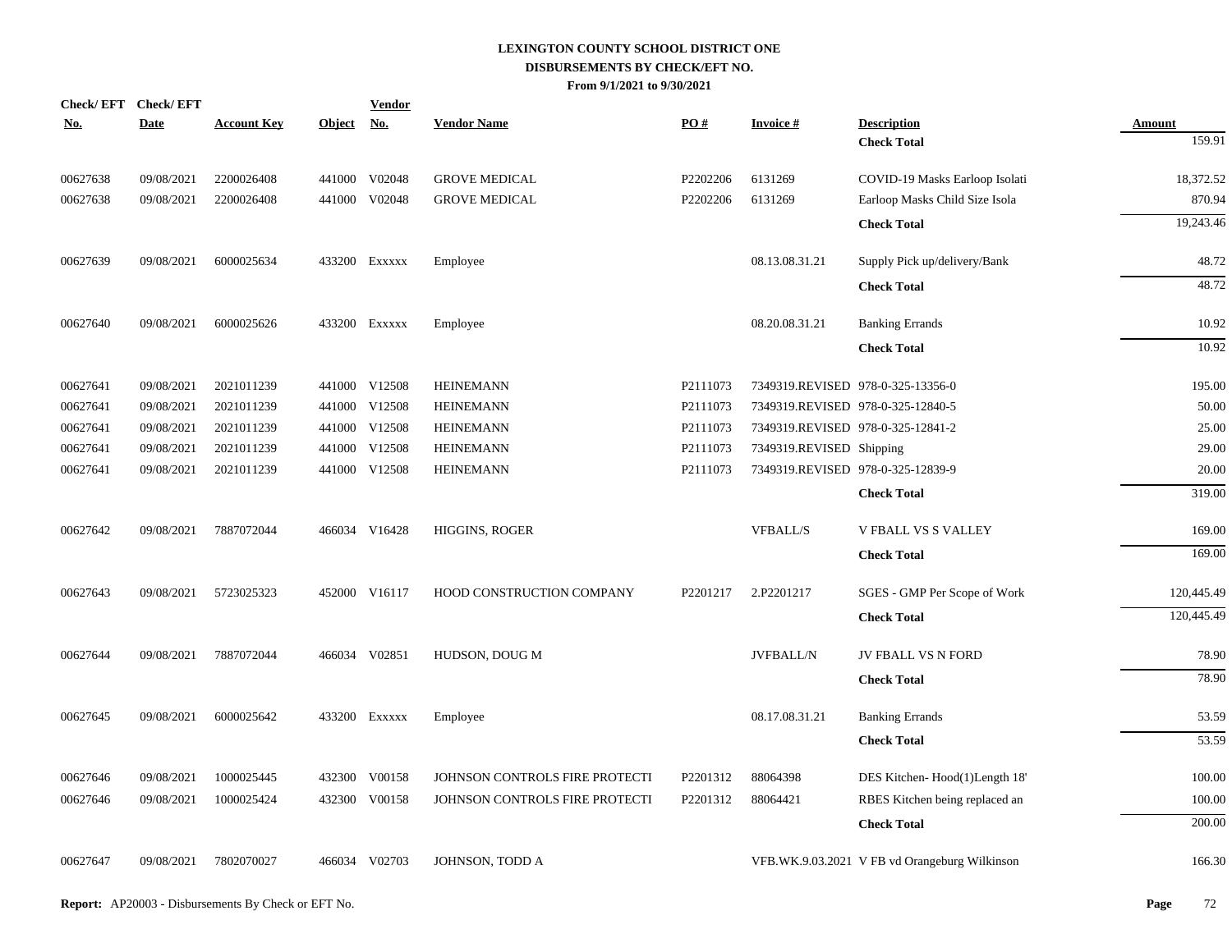# LEXINGTON COUNTY SCHOOL DISTRICT ONE
## DISBURSEMENTS BY CHECK/EFT NO.
### From 9/1/2021 to 9/30/2021

| Check/ EFT No. | Check/ EFT Date | Account Key | Object | Vendor No. | Vendor Name | PO # | Invoice # | Description | Amount |
|---|---|---|---|---|---|---|---|---|---|
| | | | | | | | | **Check Total** | 159.91 |
| 00627638 | 09/08/2021 | 2200026408 | 441000 | V02048 | GROVE MEDICAL | P2202206 | 6131269 | COVID-19 Masks Earloop Isolati | 18,372.52 |
| 00627638 | 09/08/2021 | 2200026408 | 441000 | V02048 | GROVE MEDICAL | P2202206 | 6131269 | Earloop Masks Child Size Isola | 870.94 |
| | | | | | | | | **Check Total** | 19,243.46 |
| 00627639 | 09/08/2021 | 6000025634 | 433200 | Exxxxx | Employee | | 08.13.08.31.21 | Supply Pick up/delivery/Bank | 48.72 |
| | | | | | | | | **Check Total** | 48.72 |
| 00627640 | 09/08/2021 | 6000025626 | 433200 | Exxxxx | Employee | | 08.20.08.31.21 | Banking Errands | 10.92 |
| | | | | | | | | **Check Total** | 10.92 |
| 00627641 | 09/08/2021 | 2021011239 | 441000 | V12508 | HEINEMANN | P2111073 | 7349319.REVISED | 978-0-325-13356-0 | 195.00 |
| 00627641 | 09/08/2021 | 2021011239 | 441000 | V12508 | HEINEMANN | P2111073 | 7349319.REVISED | 978-0-325-12840-5 | 50.00 |
| 00627641 | 09/08/2021 | 2021011239 | 441000 | V12508 | HEINEMANN | P2111073 | 7349319.REVISED | 978-0-325-12841-2 | 25.00 |
| 00627641 | 09/08/2021 | 2021011239 | 441000 | V12508 | HEINEMANN | P2111073 | 7349319.REVISED | Shipping | 29.00 |
| 00627641 | 09/08/2021 | 2021011239 | 441000 | V12508 | HEINEMANN | P2111073 | 7349319.REVISED | 978-0-325-12839-9 | 20.00 |
| | | | | | | | | **Check Total** | 319.00 |
| 00627642 | 09/08/2021 | 7887072044 | 466034 | V16428 | HIGGINS, ROGER | | VFBALL/S | V FBALL VS S VALLEY | 169.00 |
| | | | | | | | | **Check Total** | 169.00 |
| 00627643 | 09/08/2021 | 5723025323 | 452000 | V16117 | HOOD CONSTRUCTION COMPANY | P2201217 | 2.P2201217 | SGES - GMP Per Scope of Work | 120,445.49 |
| | | | | | | | | **Check Total** | 120,445.49 |
| 00627644 | 09/08/2021 | 7887072044 | 466034 | V02851 | HUDSON, DOUG M | | JVFBALL/N | JV FBALL VS N FORD | 78.90 |
| | | | | | | | | **Check Total** | 78.90 |
| 00627645 | 09/08/2021 | 6000025642 | 433200 | Exxxxx | Employee | | 08.17.08.31.21 | Banking Errands | 53.59 |
| | | | | | | | | **Check Total** | 53.59 |
| 00627646 | 09/08/2021 | 1000025445 | 432300 | V00158 | JOHNSON CONTROLS FIRE PROTECTI | P2201312 | 88064398 | DES Kitchen- Hood(1)Length 18' | 100.00 |
| 00627646 | 09/08/2021 | 1000025424 | 432300 | V00158 | JOHNSON CONTROLS FIRE PROTECTI | P2201312 | 88064421 | RBES Kitchen being replaced an | 100.00 |
| | | | | | | | | **Check Total** | 200.00 |
| 00627647 | 09/08/2021 | 7802070027 | 466034 | V02703 | JOHNSON, TODD A | | VFB.WK.9.03.2021 | V FB vd Orangeburg Wilkinson | 166.30 |

**Report:** AP20003 - Disbursements By Check or EFT No.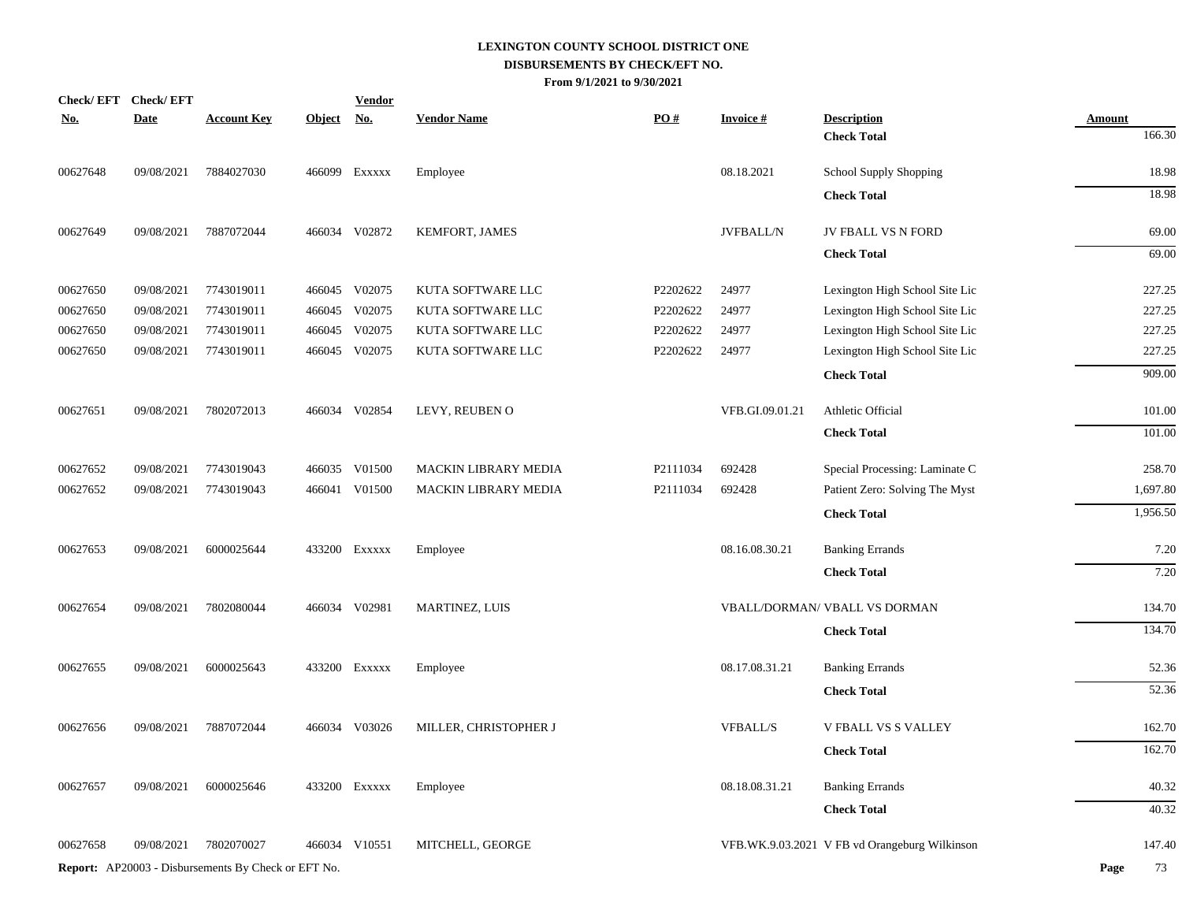# LEXINGTON COUNTY SCHOOL DISTRICT ONE
## DISBURSEMENTS BY CHECK/EFT NO.
### From 9/1/2021 to 9/30/2021

| Check/ EFT No. | Check/ EFT Date | Account Key | Object | Vendor No. | Vendor Name | PO # | Invoice # | Description | Amount |
|---|---|---|---|---|---|---|---|---|---|
| | | | | | | | | **Check Total** | 166.30 |
| 00627648 | 09/08/2021 | 7884027030 | 466099 | Exxxxx | Employee | | 08.18.2021 | School Supply Shopping | 18.98 |
| | | | | | | | | **Check Total** | 18.98 |
| 00627649 | 09/08/2021 | 7887072044 | 466034 | V02872 | KEMFORT, JAMES | | JVFBALL/N | JV FBALL VS N FORD | 69.00 |
| | | | | | | | | **Check Total** | 69.00 |
| 00627650 | 09/08/2021 | 7743019011 | 466045 | V02075 | KUTA SOFTWARE LLC | P2202622 | 24977 | Lexington High School Site Lic | 227.25 |
| 00627650 | 09/08/2021 | 7743019011 | 466045 | V02075 | KUTA SOFTWARE LLC | P2202622 | 24977 | Lexington High School Site Lic | 227.25 |
| 00627650 | 09/08/2021 | 7743019011 | 466045 | V02075 | KUTA SOFTWARE LLC | P2202622 | 24977 | Lexington High School Site Lic | 227.25 |
| 00627650 | 09/08/2021 | 7743019011 | 466045 | V02075 | KUTA SOFTWARE LLC | P2202622 | 24977 | Lexington High School Site Lic | 227.25 |
| | | | | | | | | **Check Total** | 909.00 |
| 00627651 | 09/08/2021 | 7802072013 | 466034 | V02854 | LEVY, REUBEN O | | VFB.GI.09.01.21 | Athletic Official | 101.00 |
| | | | | | | | | **Check Total** | 101.00 |
| 00627652 | 09/08/2021 | 7743019043 | 466035 | V01500 | MACKIN LIBRARY MEDIA | P2111034 | 692428 | Special Processing: Laminate C | 258.70 |
| 00627652 | 09/08/2021 | 7743019043 | 466041 | V01500 | MACKIN LIBRARY MEDIA | P2111034 | 692428 | Patient Zero: Solving The Myst | 1,697.80 |
| | | | | | | | | **Check Total** | 1,956.50 |
| 00627653 | 09/08/2021 | 6000025644 | 433200 | Exxxxx | Employee | | 08.16.08.30.21 | Banking Errands | 7.20 |
| | | | | | | | | **Check Total** | 7.20 |
| 00627654 | 09/08/2021 | 7802080044 | 466034 | V02981 | MARTINEZ, LUIS | | VBALL/DORMAN/ | VBALL VS DORMAN | 134.70 |
| | | | | | | | | **Check Total** | 134.70 |
| 00627655 | 09/08/2021 | 6000025643 | 433200 | Exxxxx | Employee | | 08.17.08.31.21 | Banking Errands | 52.36 |
| | | | | | | | | **Check Total** | 52.36 |
| 00627656 | 09/08/2021 | 7887072044 | 466034 | V03026 | MILLER, CHRISTOPHER J | | VFBALL/S | V FBALL VS S VALLEY | 162.70 |
| | | | | | | | | **Check Total** | 162.70 |
| 00627657 | 09/08/2021 | 6000025646 | 433200 | Exxxxx | Employee | | 08.18.08.31.21 | Banking Errands | 40.32 |
| | | | | | | | | **Check Total** | 40.32 |
| 00627658 | 09/08/2021 | 7802070027 | 466034 | V10551 | MITCHELL, GEORGE | | VFB.WK.9.03.2021 | V FB vd Orangeburg Wilkinson | 147.40 |

**Report:** AP20003 - Disbursements By Check or EFT No.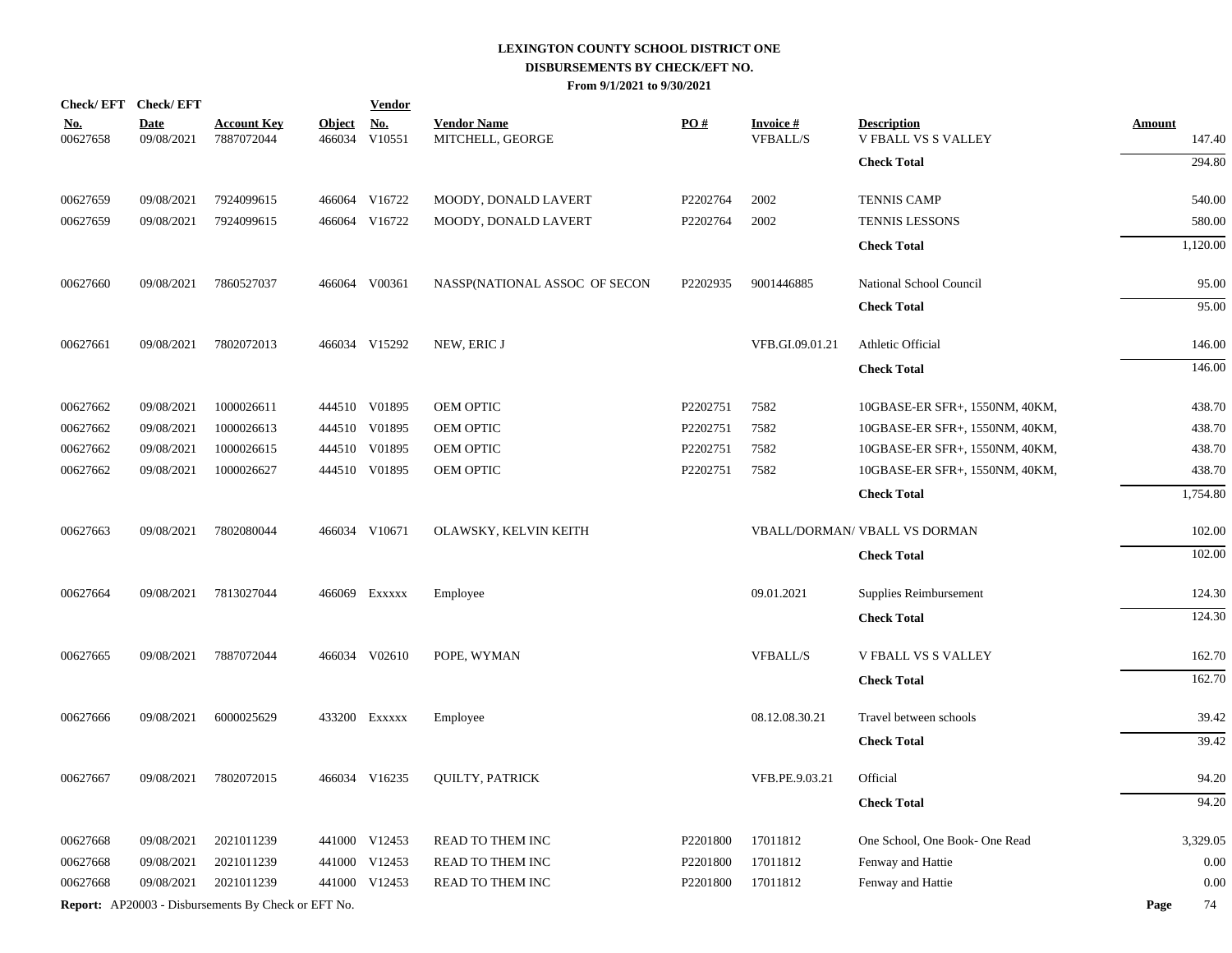# LEXINGTON COUNTY SCHOOL DISTRICT ONE
## DISBURSEMENTS BY CHECK/EFT NO.
### From 9/1/2021 to 9/30/2021

| Check/ EFT No. | Check/ EFT Date | Account Key | Object | Vendor No. | Vendor Name | PO # | Invoice # | Description | Amount |
|---|---|---|---|---|---|---|---|---|---|
| 00627658 | 09/08/2021 | 7887072044 | 466034 | V10551 | MITCHELL, GEORGE | | VFBALL/S | V FBALL VS S VALLEY | 147.40 |
| | | | | | | | | **Check Total** | 294.80 |
| 00627659 | 09/08/2021 | 7924099615 | 466064 | V16722 | MOODY, DONALD LAVERT | P2202764 | 2002 | TENNIS CAMP | 540.00 |
| 00627659 | 09/08/2021 | 7924099615 | 466064 | V16722 | MOODY, DONALD LAVERT | P2202764 | 2002 | TENNIS LESSONS | 580.00 |
| | | | | | | | | **Check Total** | 1,120.00 |
| 00627660 | 09/08/2021 | 7860527037 | 466064 | V00361 | NASSP(NATIONAL ASSOC OF SECON | P2202935 | 9001446885 | National School Council | 95.00 |
| | | | | | | | | **Check Total** | 95.00 |
| 00627661 | 09/08/2021 | 7802072013 | 466034 | V15292 | NEW, ERIC J | | VFB.GI.09.01.21 | Athletic Official | 146.00 |
| | | | | | | | | **Check Total** | 146.00 |
| 00627662 | 09/08/2021 | 1000026611 | 444510 | V01895 | OEM OPTIC | P2202751 | 7582 | 10GBASE-ER SFR+, 1550NM, 40KM, | 438.70 |
| 00627662 | 09/08/2021 | 1000026613 | 444510 | V01895 | OEM OPTIC | P2202751 | 7582 | 10GBASE-ER SFR+, 1550NM, 40KM, | 438.70 |
| 00627662 | 09/08/2021 | 1000026615 | 444510 | V01895 | OEM OPTIC | P2202751 | 7582 | 10GBASE-ER SFR+, 1550NM, 40KM, | 438.70 |
| 00627662 | 09/08/2021 | 1000026627 | 444510 | V01895 | OEM OPTIC | P2202751 | 7582 | 10GBASE-ER SFR+, 1550NM, 40KM, | 438.70 |
| | | | | | | | | **Check Total** | 1,754.80 |
| 00627663 | 09/08/2021 | 7802080044 | 466034 | V10671 | OLAWSKY, KELVIN KEITH | | VBALL/DORMAN/ | VBALL VS DORMAN | 102.00 |
| | | | | | | | | **Check Total** | 102.00 |
| 00627664 | 09/08/2021 | 7813027044 | 466069 | Exxxxx | Employee | | 09.01.2021 | Supplies Reimbursement | 124.30 |
| | | | | | | | | **Check Total** | 124.30 |
| 00627665 | 09/08/2021 | 7887072044 | 466034 | V02610 | POPE, WYMAN | | VFBALL/S | V FBALL VS S VALLEY | 162.70 |
| | | | | | | | | **Check Total** | 162.70 |
| 00627666 | 09/08/2021 | 6000025629 | 433200 | Exxxxx | Employee | | 08.12.08.30.21 | Travel between schools | 39.42 |
| | | | | | | | | **Check Total** | 39.42 |
| 00627667 | 09/08/2021 | 7802072015 | 466034 | V16235 | QUILTY, PATRICK | | VFB.PE.9.03.21 | Official | 94.20 |
| | | | | | | | | **Check Total** | 94.20 |
| 00627668 | 09/08/2021 | 2021011239 | 441000 | V12453 | READ TO THEM INC | P2201800 | 17011812 | One School, One Book- One Read | 3,329.05 |
| 00627668 | 09/08/2021 | 2021011239 | 441000 | V12453 | READ TO THEM INC | P2201800 | 17011812 | Fenway and Hattie | 0.00 |
| 00627668 | 09/08/2021 | 2021011239 | 441000 | V12453 | READ TO THEM INC | P2201800 | 17011812 | Fenway and Hattie | 0.00 |

**Report:** AP20003 - Disbursements By Check or EFT No.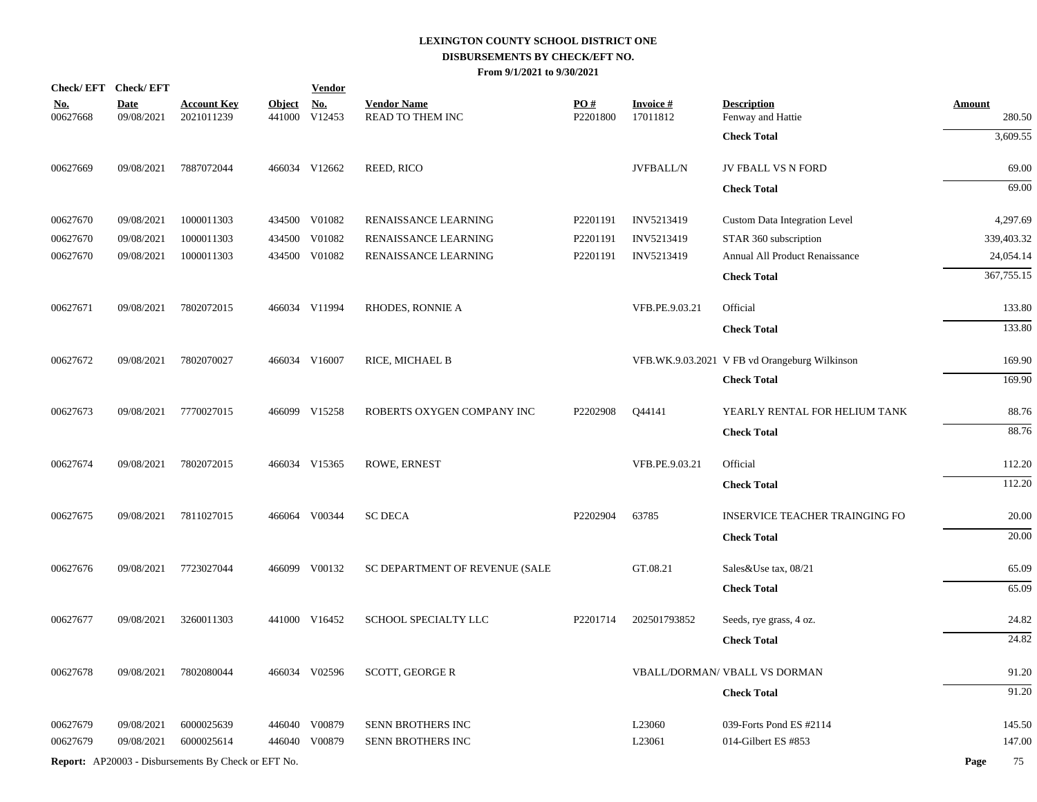# LEXINGTON COUNTY SCHOOL DISTRICT ONE
## DISBURSEMENTS BY CHECK/EFT NO.
### From 9/1/2021 to 9/30/2021

| Check/EFT No. | Check/EFT Date | Account Key | Object | Vendor No. | Vendor Name | PO # | Invoice # | Description | Amount |
|---|---|---|---|---|---|---|---|---|---|
| 00627668 | 09/08/2021 | 2021011239 | 441000 | V12453 | READ TO THEM INC | P2201800 | 17011812 | Fenway and Hattie | 280.50 |
| | | | | | | | | **Check Total** | 3,609.55 |
| 00627669 | 09/08/2021 | 7887072044 | 466034 | V12662 | REED, RICO | | JVFBALL/N | JV FBALL VS N FORD | 69.00 |
| | | | | | | | | **Check Total** | 69.00 |
| 00627670 | 09/08/2021 | 1000011303 | 434500 | V01082 | RENAISSANCE LEARNING | P2201191 | INV5213419 | Custom Data Integration Level | 4,297.69 |
| 00627670 | 09/08/2021 | 1000011303 | 434500 | V01082 | RENAISSANCE LEARNING | P2201191 | INV5213419 | STAR 360 subscription | 339,403.32 |
| 00627670 | 09/08/2021 | 1000011303 | 434500 | V01082 | RENAISSANCE LEARNING | P2201191 | INV5213419 | Annual All Product Renaissance | 24,054.14 |
| | | | | | | | | **Check Total** | 367,755.15 |
| 00627671 | 09/08/2021 | 7802072015 | 466034 | V11994 | RHODES, RONNIE A | | VFB.PE.9.03.21 | Official | 133.80 |
| | | | | | | | | **Check Total** | 133.80 |
| 00627672 | 09/08/2021 | 7802070027 | 466034 | V16007 | RICE, MICHAEL B | | VFB.WK.9.03.2021 | V FB vd Orangeburg Wilkinson | 169.90 |
| | | | | | | | | **Check Total** | 169.90 |
| 00627673 | 09/08/2021 | 7770027015 | 466099 | V15258 | ROBERTS OXYGEN COMPANY INC | P2202908 | Q44141 | YEARLY RENTAL FOR HELIUM TANK | 88.76 |
| | | | | | | | | **Check Total** | 88.76 |
| 00627674 | 09/08/2021 | 7802072015 | 466034 | V15365 | ROWE, ERNEST | | VFB.PE.9.03.21 | Official | 112.20 |
| | | | | | | | | **Check Total** | 112.20 |
| 00627675 | 09/08/2021 | 7811027015 | 466064 | V00344 | SC DECA | P2202904 | 63785 | INSERVICE TEACHER TRAINGING FO | 20.00 |
| | | | | | | | | **Check Total** | 20.00 |
| 00627676 | 09/08/2021 | 7723027044 | 466099 | V00132 | SC DEPARTMENT OF REVENUE (SALE | | GT.08.21 | Sales&Use tax, 08/21 | 65.09 |
| | | | | | | | | **Check Total** | 65.09 |
| 00627677 | 09/08/2021 | 3260011303 | 441000 | V16452 | SCHOOL SPECIALTY LLC | P2201714 | 202501793852 | Seeds, rye grass, 4 oz. | 24.82 |
| | | | | | | | | **Check Total** | 24.82 |
| 00627678 | 09/08/2021 | 7802080044 | 466034 | V02596 | SCOTT, GEORGE R | | VBALL/DORMAN/ | VBALL VS DORMAN | 91.20 |
| | | | | | | | | **Check Total** | 91.20 |
| 00627679 | 09/08/2021 | 6000025639 | 446040 | V00879 | SENN BROTHERS INC | | L23060 | 039-Forts Pond ES #2114 | 145.50 |
| 00627679 | 09/08/2021 | 6000025614 | 446040 | V00879 | SENN BROTHERS INC | | L23061 | 014-Gilbert ES #853 | 147.00 |

**Report:** AP20003 - Disbursements By Check or EFT No.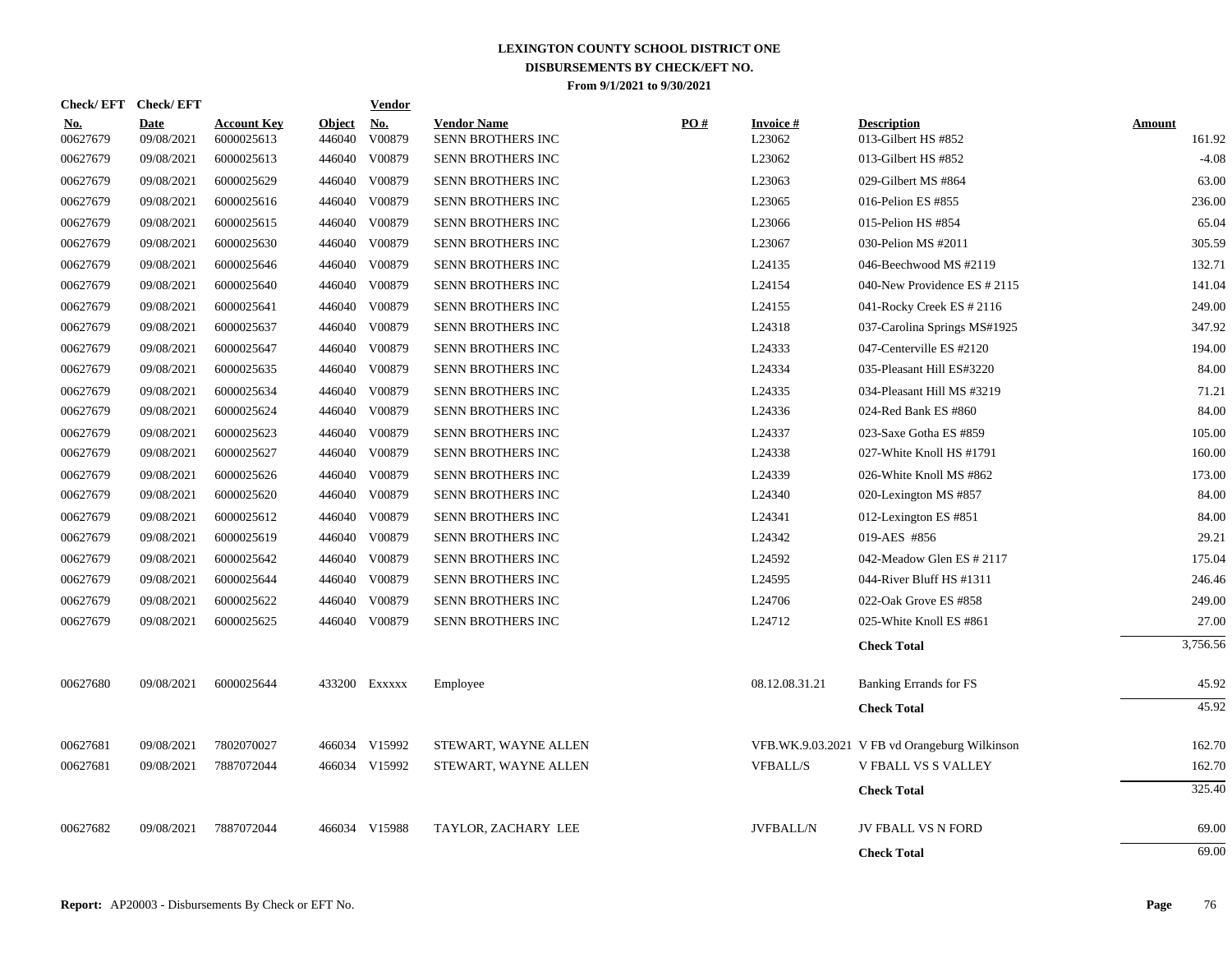# LEXINGTON COUNTY SCHOOL DISTRICT ONE
## DISBURSEMENTS BY CHECK/EFT NO.
### From 9/1/2021 to 9/30/2021

| Check/ EFT No. | Check/ EFT Date | Account Key | Object | Vendor No. | Vendor Name | PO # | Invoice # | Description | Amount |
|---|---|---|---|---|---|---|---|---|---|
| 00627679 | 09/08/2021 | 6000025613 | 446040 | V00879 | SENN BROTHERS INC | | L23062 | 013-Gilbert HS #852 | 161.92 |
| 00627679 | 09/08/2021 | 6000025613 | 446040 | V00879 | SENN BROTHERS INC | | L23062 | 013-Gilbert HS #852 | -4.08 |
| 00627679 | 09/08/2021 | 6000025629 | 446040 | V00879 | SENN BROTHERS INC | | L23063 | 029-Gilbert MS #864 | 63.00 |
| 00627679 | 09/08/2021 | 6000025616 | 446040 | V00879 | SENN BROTHERS INC | | L23065 | 016-Pelion ES #855 | 236.00 |
| 00627679 | 09/08/2021 | 6000025615 | 446040 | V00879 | SENN BROTHERS INC | | L23066 | 015-Pelion HS #854 | 65.04 |
| 00627679 | 09/08/2021 | 6000025630 | 446040 | V00879 | SENN BROTHERS INC | | L23067 | 030-Pelion MS #2011 | 305.59 |
| 00627679 | 09/08/2021 | 6000025646 | 446040 | V00879 | SENN BROTHERS INC | | L24135 | 046-Beechwood MS #2119 | 132.71 |
| 00627679 | 09/08/2021 | 6000025640 | 446040 | V00879 | SENN BROTHERS INC | | L24154 | 040-New Providence ES # 2115 | 141.04 |
| 00627679 | 09/08/2021 | 6000025641 | 446040 | V00879 | SENN BROTHERS INC | | L24155 | 041-Rocky Creek ES # 2116 | 249.00 |
| 00627679 | 09/08/2021 | 6000025637 | 446040 | V00879 | SENN BROTHERS INC | | L24318 | 037-Carolina Springs MS#1925 | 347.92 |
| 00627679 | 09/08/2021 | 6000025647 | 446040 | V00879 | SENN BROTHERS INC | | L24333 | 047-Centerville ES #2120 | 194.00 |
| 00627679 | 09/08/2021 | 6000025635 | 446040 | V00879 | SENN BROTHERS INC | | L24334 | 035-Pleasant Hill ES#3220 | 84.00 |
| 00627679 | 09/08/2021 | 6000025634 | 446040 | V00879 | SENN BROTHERS INC | | L24335 | 034-Pleasant Hill MS #3219 | 71.21 |
| 00627679 | 09/08/2021 | 6000025624 | 446040 | V00879 | SENN BROTHERS INC | | L24336 | 024-Red Bank ES #860 | 84.00 |
| 00627679 | 09/08/2021 | 6000025623 | 446040 | V00879 | SENN BROTHERS INC | | L24337 | 023-Saxe Gotha ES #859 | 105.00 |
| 00627679 | 09/08/2021 | 6000025627 | 446040 | V00879 | SENN BROTHERS INC | | L24338 | 027-White Knoll HS #1791 | 160.00 |
| 00627679 | 09/08/2021 | 6000025626 | 446040 | V00879 | SENN BROTHERS INC | | L24339 | 026-White Knoll MS #862 | 173.00 |
| 00627679 | 09/08/2021 | 6000025620 | 446040 | V00879 | SENN BROTHERS INC | | L24340 | 020-Lexington MS #857 | 84.00 |
| 00627679 | 09/08/2021 | 6000025612 | 446040 | V00879 | SENN BROTHERS INC | | L24341 | 012-Lexington ES #851 | 84.00 |
| 00627679 | 09/08/2021 | 6000025619 | 446040 | V00879 | SENN BROTHERS INC | | L24342 | 019-AES #856 | 29.21 |
| 00627679 | 09/08/2021 | 6000025642 | 446040 | V00879 | SENN BROTHERS INC | | L24592 | 042-Meadow Glen ES # 2117 | 175.04 |
| 00627679 | 09/08/2021 | 6000025644 | 446040 | V00879 | SENN BROTHERS INC | | L24595 | 044-River Bluff HS #1311 | 246.46 |
| 00627679 | 09/08/2021 | 6000025622 | 446040 | V00879 | SENN BROTHERS INC | | L24706 | 022-Oak Grove ES #858 | 249.00 |
| 00627679 | 09/08/2021 | 6000025625 | 446040 | V00879 | SENN BROTHERS INC | | L24712 | 025-White Knoll ES #861 | 27.00 |
| | | | | | | | | **Check Total** | 3,756.56 |
| 00627680 | 09/08/2021 | 6000025644 | 433200 | Exxxxx | Employee | | 08.12.08.31.21 | Banking Errands for FS | 45.92 |
| | | | | | | | | **Check Total** | 45.92 |
| 00627681 | 09/08/2021 | 7802070027 | 466034 | V15992 | STEWART, WAYNE ALLEN | | VFB.WK.9.03.2021 | V FB vd Orangeburg Wilkinson | 162.70 |
| 00627681 | 09/08/2021 | 7887072044 | 466034 | V15992 | STEWART, WAYNE ALLEN | | VFBALL/S | V FBALL VS S VALLEY | 162.70 |
| | | | | | | | | **Check Total** | 325.40 |
| 00627682 | 09/08/2021 | 7887072044 | 466034 | V15988 | TAYLOR, ZACHARY LEE | | JVFBALL/N | JV FBALL VS N FORD | 69.00 |
| | | | | | | | | **Check Total** | 69.00 |

**Report:** AP20003 - Disbursements By Check or EFT No.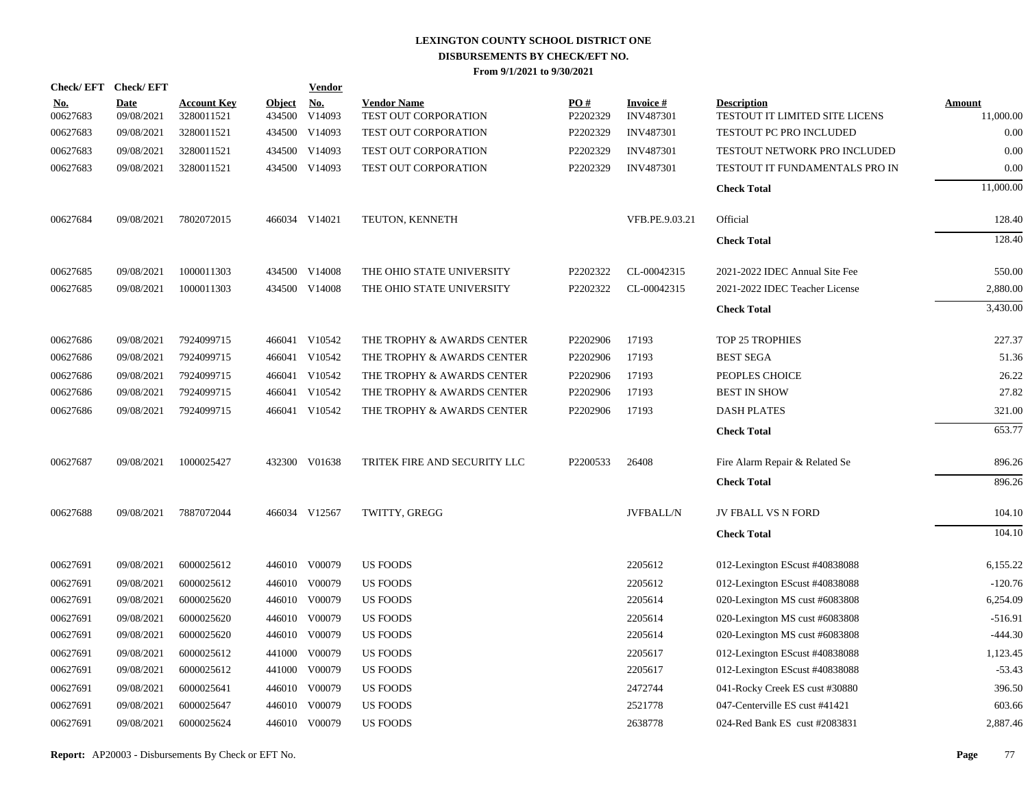# LEXINGTON COUNTY SCHOOL DISTRICT ONE
## DISBURSEMENTS BY CHECK/EFT NO.
### From 9/1/2021 to 9/30/2021

| Check/ EFT No. | Check/ EFT Date | Account Key | Object | Vendor No. | Vendor Name | PO # | Invoice # | Description | Amount |
|---|---|---|---|---|---|---|---|---|---|
| 00627683 | 09/08/2021 | 3280011521 | 434500 | V14093 | TEST OUT CORPORATION | P2202329 | INV487301 | TESTOUT IT LIMITED SITE LICENS | 11,000.00 |
| 00627683 | 09/08/2021 | 3280011521 | 434500 | V14093 | TEST OUT CORPORATION | P2202329 | INV487301 | TESTOUT PC PRO INCLUDED | 0.00 |
| 00627683 | 09/08/2021 | 3280011521 | 434500 | V14093 | TEST OUT CORPORATION | P2202329 | INV487301 | TESTOUT NETWORK PRO INCLUDED | 0.00 |
| 00627683 | 09/08/2021 | 3280011521 | 434500 | V14093 | TEST OUT CORPORATION | P2202329 | INV487301 | TESTOUT IT FUNDAMENTALS PRO IN | 0.00 |
| | | | | | | | | **Check Total** | 11,000.00 |
| 00627684 | 09/08/2021 | 7802072015 | 466034 | V14021 | TEUTON, KENNETH | | VFB.PE.9.03.21 | Official | 128.40 |
| | | | | | | | | **Check Total** | 128.40 |
| 00627685 | 09/08/2021 | 1000011303 | 434500 | V14008 | THE OHIO STATE UNIVERSITY | P2202322 | CL-00042315 | 2021-2022 IDEC Annual Site Fee | 550.00 |
| 00627685 | 09/08/2021 | 1000011303 | 434500 | V14008 | THE OHIO STATE UNIVERSITY | P2202322 | CL-00042315 | 2021-2022 IDEC Teacher License | 2,880.00 |
| | | | | | | | | **Check Total** | 3,430.00 |
| 00627686 | 09/08/2021 | 7924099715 | 466041 | V10542 | THE TROPHY & AWARDS CENTER | P2202906 | 17193 | TOP 25 TROPHIES | 227.37 |
| 00627686 | 09/08/2021 | 7924099715 | 466041 | V10542 | THE TROPHY & AWARDS CENTER | P2202906 | 17193 | BEST SEGA | 51.36 |
| 00627686 | 09/08/2021 | 7924099715 | 466041 | V10542 | THE TROPHY & AWARDS CENTER | P2202906 | 17193 | PEOPLES CHOICE | 26.22 |
| 00627686 | 09/08/2021 | 7924099715 | 466041 | V10542 | THE TROPHY & AWARDS CENTER | P2202906 | 17193 | BEST IN SHOW | 27.82 |
| 00627686 | 09/08/2021 | 7924099715 | 466041 | V10542 | THE TROPHY & AWARDS CENTER | P2202906 | 17193 | DASH PLATES | 321.00 |
| | | | | | | | | **Check Total** | 653.77 |
| 00627687 | 09/08/2021 | 1000025427 | 432300 | V01638 | TRITEK FIRE AND SECURITY LLC | P2200533 | 26408 | Fire Alarm Repair & Related Se | 896.26 |
| | | | | | | | | **Check Total** | 896.26 |
| 00627688 | 09/08/2021 | 7887072044 | 466034 | V12567 | TWITTY, GREGG | | JVFBALL/N | JV FBALL VS N FORD | 104.10 |
| | | | | | | | | **Check Total** | 104.10 |
| 00627691 | 09/08/2021 | 6000025612 | 446010 | V00079 | US FOODS | | 2205612 | 012-Lexington EScust #40838088 | 6,155.22 |
| 00627691 | 09/08/2021 | 6000025612 | 446010 | V00079 | US FOODS | | 2205612 | 012-Lexington EScust #40838088 | -120.76 |
| 00627691 | 09/08/2021 | 6000025620 | 446010 | V00079 | US FOODS | | 2205614 | 020-Lexington MS cust #6083808 | 6,254.09 |
| 00627691 | 09/08/2021 | 6000025620 | 446010 | V00079 | US FOODS | | 2205614 | 020-Lexington MS cust #6083808 | -516.91 |
| 00627691 | 09/08/2021 | 6000025620 | 446010 | V00079 | US FOODS | | 2205614 | 020-Lexington MS cust #6083808 | -444.30 |
| 00627691 | 09/08/2021 | 6000025612 | 441000 | V00079 | US FOODS | | 2205617 | 012-Lexington EScust #40838088 | 1,123.45 |
| 00627691 | 09/08/2021 | 6000025612 | 441000 | V00079 | US FOODS | | 2205617 | 012-Lexington EScust #40838088 | -53.43 |
| 00627691 | 09/08/2021 | 6000025641 | 446010 | V00079 | US FOODS | | 2472744 | 041-Rocky Creek ES cust #30880 | 396.50 |
| 00627691 | 09/08/2021 | 6000025647 | 446010 | V00079 | US FOODS | | 2521778 | 047-Centerville ES cust #41421 | 603.66 |
| 00627691 | 09/08/2021 | 6000025624 | 446010 | V00079 | US FOODS | | 2638778 | 024-Red Bank ES cust #2083831 | 2,887.46 |

**Report:** AP20003 - Disbursements By Check or EFT No.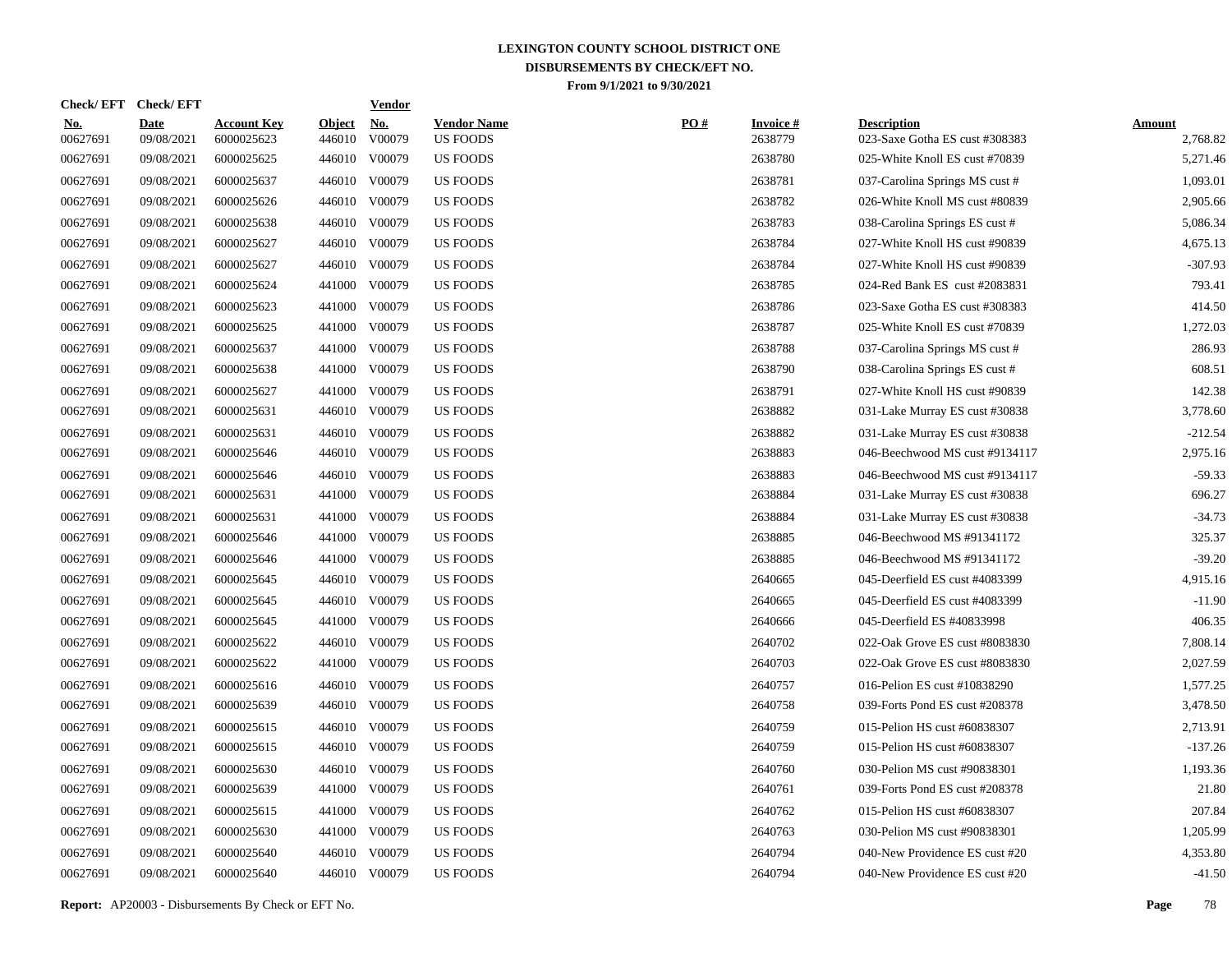# LEXINGTON COUNTY SCHOOL DISTRICT ONE
## DISBURSEMENTS BY CHECK/EFT NO.
### From 9/1/2021 to 9/30/2021

| Check/ EFT No. | Check/ EFT Date | Account Key | Object | Vendor No. | Vendor Name | PO # | Invoice # | Description | Amount |
|---|---|---|---|---|---|---|---|---|---|
| 00627691 | 09/08/2021 | 6000025623 | 446010 | V00079 | US FOODS | | 2638779 | 023-Saxe Gotha ES cust #308383 | 2,768.82 |
| 00627691 | 09/08/2021 | 6000025625 | 446010 | V00079 | US FOODS | | 2638780 | 025-White Knoll ES cust #70839 | 5,271.46 |
| 00627691 | 09/08/2021 | 6000025637 | 446010 | V00079 | US FOODS | | 2638781 | 037-Carolina Springs MS cust # | 1,093.01 |
| 00627691 | 09/08/2021 | 6000025626 | 446010 | V00079 | US FOODS | | 2638782 | 026-White Knoll MS cust #80839 | 2,905.66 |
| 00627691 | 09/08/2021 | 6000025638 | 446010 | V00079 | US FOODS | | 2638783 | 038-Carolina Springs ES cust # | 5,086.34 |
| 00627691 | 09/08/2021 | 6000025627 | 446010 | V00079 | US FOODS | | 2638784 | 027-White Knoll HS cust #90839 | 4,675.13 |
| 00627691 | 09/08/2021 | 6000025627 | 446010 | V00079 | US FOODS | | 2638784 | 027-White Knoll HS cust #90839 | -307.93 |
| 00627691 | 09/08/2021 | 6000025624 | 441000 | V00079 | US FOODS | | 2638785 | 024-Red Bank ES cust #2083831 | 793.41 |
| 00627691 | 09/08/2021 | 6000025623 | 441000 | V00079 | US FOODS | | 2638786 | 023-Saxe Gotha ES cust #308383 | 414.50 |
| 00627691 | 09/08/2021 | 6000025625 | 441000 | V00079 | US FOODS | | 2638787 | 025-White Knoll ES cust #70839 | 1,272.03 |
| 00627691 | 09/08/2021 | 6000025637 | 441000 | V00079 | US FOODS | | 2638788 | 037-Carolina Springs MS cust # | 286.93 |
| 00627691 | 09/08/2021 | 6000025638 | 441000 | V00079 | US FOODS | | 2638790 | 038-Carolina Springs ES cust # | 608.51 |
| 00627691 | 09/08/2021 | 6000025627 | 441000 | V00079 | US FOODS | | 2638791 | 027-White Knoll HS cust #90839 | 142.38 |
| 00627691 | 09/08/2021 | 6000025631 | 446010 | V00079 | US FOODS | | 2638882 | 031-Lake Murray ES cust #30838 | 3,778.60 |
| 00627691 | 09/08/2021 | 6000025631 | 446010 | V00079 | US FOODS | | 2638882 | 031-Lake Murray ES cust #30838 | -212.54 |
| 00627691 | 09/08/2021 | 6000025646 | 446010 | V00079 | US FOODS | | 2638883 | 046-Beechwood MS cust #9134117 | 2,975.16 |
| 00627691 | 09/08/2021 | 6000025646 | 446010 | V00079 | US FOODS | | 2638883 | 046-Beechwood MS cust #9134117 | -59.33 |
| 00627691 | 09/08/2021 | 6000025631 | 441000 | V00079 | US FOODS | | 2638884 | 031-Lake Murray ES cust #30838 | 696.27 |
| 00627691 | 09/08/2021 | 6000025631 | 441000 | V00079 | US FOODS | | 2638884 | 031-Lake Murray ES cust #30838 | -34.73 |
| 00627691 | 09/08/2021 | 6000025646 | 441000 | V00079 | US FOODS | | 2638885 | 046-Beechwood MS #91341172 | 325.37 |
| 00627691 | 09/08/2021 | 6000025646 | 441000 | V00079 | US FOODS | | 2638885 | 046-Beechwood MS #91341172 | -39.20 |
| 00627691 | 09/08/2021 | 6000025645 | 446010 | V00079 | US FOODS | | 2640665 | 045-Deerfield ES cust #4083399 | 4,915.16 |
| 00627691 | 09/08/2021 | 6000025645 | 446010 | V00079 | US FOODS | | 2640665 | 045-Deerfield ES cust #4083399 | -11.90 |
| 00627691 | 09/08/2021 | 6000025645 | 441000 | V00079 | US FOODS | | 2640666 | 045-Deerfield ES #40833998 | 406.35 |
| 00627691 | 09/08/2021 | 6000025622 | 446010 | V00079 | US FOODS | | 2640702 | 022-Oak Grove ES cust #8083830 | 7,808.14 |
| 00627691 | 09/08/2021 | 6000025622 | 441000 | V00079 | US FOODS | | 2640703 | 022-Oak Grove ES cust #8083830 | 2,027.59 |
| 00627691 | 09/08/2021 | 6000025616 | 446010 | V00079 | US FOODS | | 2640757 | 016-Pelion ES cust #10838290 | 1,577.25 |
| 00627691 | 09/08/2021 | 6000025639 | 446010 | V00079 | US FOODS | | 2640758 | 039-Forts Pond ES cust #208378 | 3,478.50 |
| 00627691 | 09/08/2021 | 6000025615 | 446010 | V00079 | US FOODS | | 2640759 | 015-Pelion HS cust #60838307 | 2,713.91 |
| 00627691 | 09/08/2021 | 6000025615 | 446010 | V00079 | US FOODS | | 2640759 | 015-Pelion HS cust #60838307 | -137.26 |
| 00627691 | 09/08/2021 | 6000025630 | 446010 | V00079 | US FOODS | | 2640760 | 030-Pelion MS cust #90838301 | 1,193.36 |
| 00627691 | 09/08/2021 | 6000025639 | 441000 | V00079 | US FOODS | | 2640761 | 039-Forts Pond ES cust #208378 | 21.80 |
| 00627691 | 09/08/2021 | 6000025615 | 441000 | V00079 | US FOODS | | 2640762 | 015-Pelion HS cust #60838307 | 207.84 |
| 00627691 | 09/08/2021 | 6000025630 | 441000 | V00079 | US FOODS | | 2640763 | 030-Pelion MS cust #90838301 | 1,205.99 |
| 00627691 | 09/08/2021 | 6000025640 | 446010 | V00079 | US FOODS | | 2640794 | 040-New Providence ES cust #20 | 4,353.80 |
| 00627691 | 09/08/2021 | 6000025640 | 446010 | V00079 | US FOODS | | 2640794 | 040-New Providence ES cust #20 | -41.50 |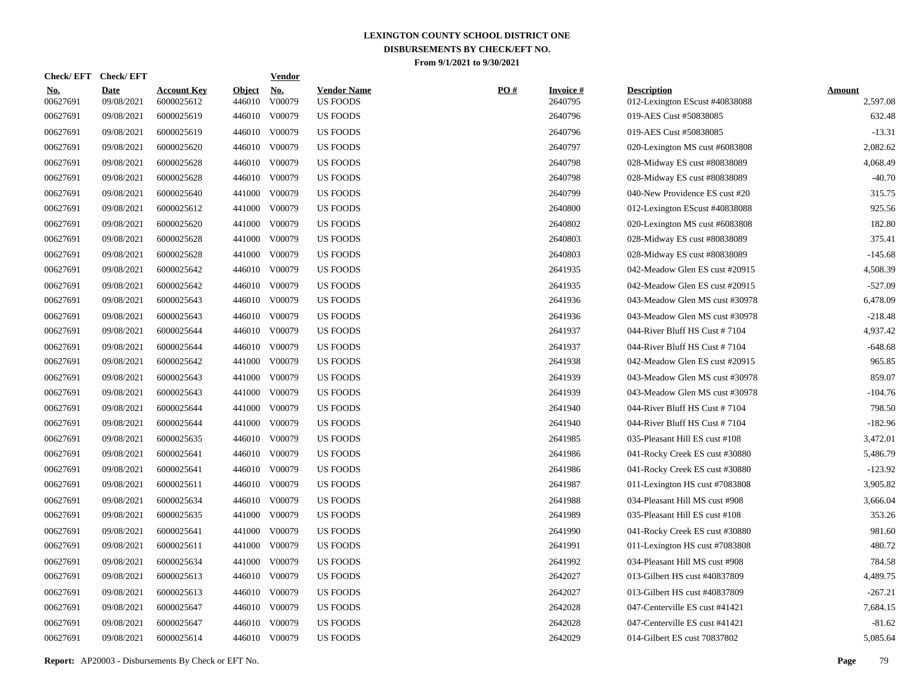# LEXINGTON COUNTY SCHOOL DISTRICT ONE
## DISBURSEMENTS BY CHECK/EFT NO.
### From 9/1/2021 to 9/30/2021

| Check/ EFT No. | Check/ EFT Date | Account Key | Object | Vendor No. | Vendor Name | PO # | Invoice # | Description | Amount |
|---|---|---|---|---|---|---|---|---|---|
| 00627691 | 09/08/2021 | 6000025612 | 446010 | V00079 | US FOODS | | 2640795 | 012-Lexington EScust #40838088 | 2,597.08 |
| 00627691 | 09/08/2021 | 6000025619 | 446010 | V00079 | US FOODS | | 2640796 | 019-AES Cust #50838085 | 632.48 |
| 00627691 | 09/08/2021 | 6000025619 | 446010 | V00079 | US FOODS | | 2640796 | 019-AES Cust #50838085 | -13.31 |
| 00627691 | 09/08/2021 | 6000025620 | 446010 | V00079 | US FOODS | | 2640797 | 020-Lexington MS cust #6083808 | 2,082.62 |
| 00627691 | 09/08/2021 | 6000025628 | 446010 | V00079 | US FOODS | | 2640798 | 028-Midway ES cust #80838089 | 4,068.49 |
| 00627691 | 09/08/2021 | 6000025628 | 446010 | V00079 | US FOODS | | 2640798 | 028-Midway ES cust #80838089 | -40.70 |
| 00627691 | 09/08/2021 | 6000025640 | 441000 | V00079 | US FOODS | | 2640799 | 040-New Providence ES cust #20 | 315.75 |
| 00627691 | 09/08/2021 | 6000025612 | 441000 | V00079 | US FOODS | | 2640800 | 012-Lexington EScust #40838088 | 925.56 |
| 00627691 | 09/08/2021 | 6000025620 | 441000 | V00079 | US FOODS | | 2640802 | 020-Lexington MS cust #6083808 | 182.80 |
| 00627691 | 09/08/2021 | 6000025628 | 441000 | V00079 | US FOODS | | 2640803 | 028-Midway ES cust #80838089 | 375.41 |
| 00627691 | 09/08/2021 | 6000025628 | 441000 | V00079 | US FOODS | | 2640803 | 028-Midway ES cust #80838089 | -145.68 |
| 00627691 | 09/08/2021 | 6000025642 | 446010 | V00079 | US FOODS | | 2641935 | 042-Meadow Glen ES cust #20915 | 4,508.39 |
| 00627691 | 09/08/2021 | 6000025642 | 446010 | V00079 | US FOODS | | 2641935 | 042-Meadow Glen ES cust #20915 | -527.09 |
| 00627691 | 09/08/2021 | 6000025643 | 446010 | V00079 | US FOODS | | 2641936 | 043-Meadow Glen MS cust #30978 | 6,478.09 |
| 00627691 | 09/08/2021 | 6000025643 | 446010 | V00079 | US FOODS | | 2641936 | 043-Meadow Glen MS cust #30978 | -218.48 |
| 00627691 | 09/08/2021 | 6000025644 | 446010 | V00079 | US FOODS | | 2641937 | 044-River Bluff HS Cust # 7104 | 4,937.42 |
| 00627691 | 09/08/2021 | 6000025644 | 446010 | V00079 | US FOODS | | 2641937 | 044-River Bluff HS Cust # 7104 | -648.68 |
| 00627691 | 09/08/2021 | 6000025642 | 441000 | V00079 | US FOODS | | 2641938 | 042-Meadow Glen ES cust #20915 | 965.85 |
| 00627691 | 09/08/2021 | 6000025643 | 441000 | V00079 | US FOODS | | 2641939 | 043-Meadow Glen MS cust #30978 | 859.07 |
| 00627691 | 09/08/2021 | 6000025643 | 441000 | V00079 | US FOODS | | 2641939 | 043-Meadow Glen MS cust #30978 | -104.76 |
| 00627691 | 09/08/2021 | 6000025644 | 441000 | V00079 | US FOODS | | 2641940 | 044-River Bluff HS Cust # 7104 | 798.50 |
| 00627691 | 09/08/2021 | 6000025644 | 441000 | V00079 | US FOODS | | 2641940 | 044-River Bluff HS Cust # 7104 | -182.96 |
| 00627691 | 09/08/2021 | 6000025635 | 446010 | V00079 | US FOODS | | 2641985 | 035-Pleasant Hill ES cust #108 | 3,472.01 |
| 00627691 | 09/08/2021 | 6000025641 | 446010 | V00079 | US FOODS | | 2641986 | 041-Rocky Creek ES cust #30880 | 5,486.79 |
| 00627691 | 09/08/2021 | 6000025641 | 446010 | V00079 | US FOODS | | 2641986 | 041-Rocky Creek ES cust #30880 | -123.92 |
| 00627691 | 09/08/2021 | 6000025611 | 446010 | V00079 | US FOODS | | 2641987 | 011-Lexington HS cust #7083808 | 3,905.82 |
| 00627691 | 09/08/2021 | 6000025634 | 446010 | V00079 | US FOODS | | 2641988 | 034-Pleasant Hill MS cust #908 | 3,666.04 |
| 00627691 | 09/08/2021 | 6000025635 | 441000 | V00079 | US FOODS | | 2641989 | 035-Pleasant Hill ES cust #108 | 353.26 |
| 00627691 | 09/08/2021 | 6000025641 | 441000 | V00079 | US FOODS | | 2641990 | 041-Rocky Creek ES cust #30880 | 981.60 |
| 00627691 | 09/08/2021 | 6000025611 | 441000 | V00079 | US FOODS | | 2641991 | 011-Lexington HS cust #7083808 | 480.72 |
| 00627691 | 09/08/2021 | 6000025634 | 441000 | V00079 | US FOODS | | 2641992 | 034-Pleasant Hill MS cust #908 | 784.58 |
| 00627691 | 09/08/2021 | 6000025613 | 446010 | V00079 | US FOODS | | 2642027 | 013-Gilbert HS cust #40837809 | 4,489.75 |
| 00627691 | 09/08/2021 | 6000025613 | 446010 | V00079 | US FOODS | | 2642027 | 013-Gilbert HS cust #40837809 | -267.21 |
| 00627691 | 09/08/2021 | 6000025647 | 446010 | V00079 | US FOODS | | 2642028 | 047-Centerville ES cust #41421 | 7,684.15 |
| 00627691 | 09/08/2021 | 6000025647 | 446010 | V00079 | US FOODS | | 2642028 | 047-Centerville ES cust #41421 | -81.62 |
| 00627691 | 09/08/2021 | 6000025614 | 446010 | V00079 | US FOODS | | 2642029 | 014-Gilbert ES cust 70837802 | 5,085.64 |

**Report:** AP20003 - Disbursements By Check or EFT No.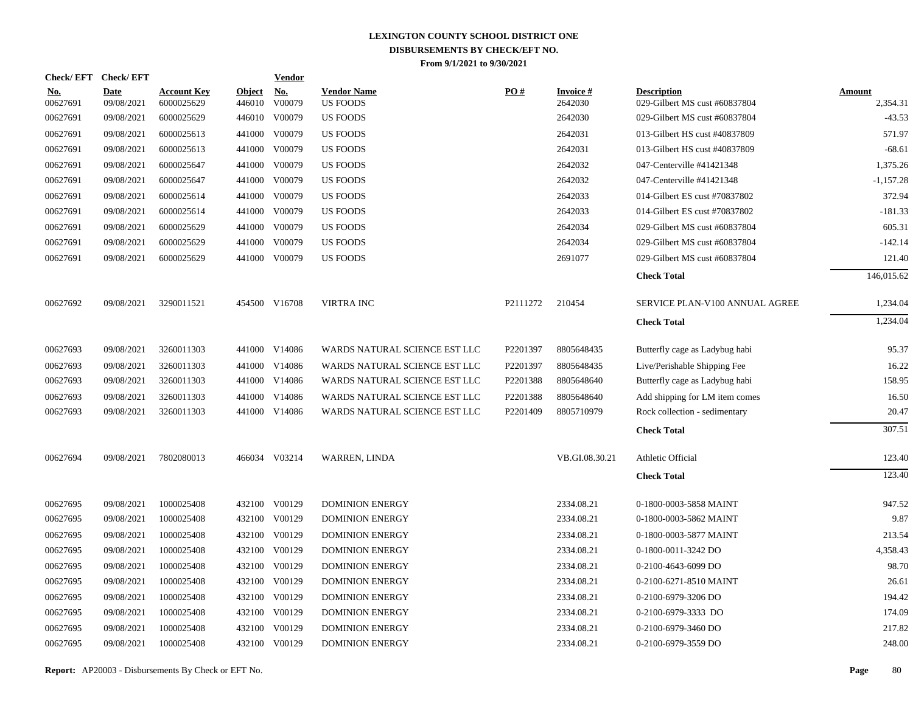# LEXINGTON COUNTY SCHOOL DISTRICT ONE
## DISBURSEMENTS BY CHECK/EFT NO.
### From 9/1/2021 to 9/30/2021

| Check/ EFT No. | Check/ EFT Date | Account Key | Object | Vendor No. | Vendor Name | PO # | Invoice # | Description | Amount |
|---|---|---|---|---|---|---|---|---|---|
| 00627691 | 09/08/2021 | 6000025629 | 446010 | V00079 | US FOODS | | 2642030 | 029-Gilbert MS cust #60837804 | 2,354.31 |
| 00627691 | 09/08/2021 | 6000025629 | 446010 | V00079 | US FOODS | | 2642030 | 029-Gilbert MS cust #60837804 | -43.53 |
| 00627691 | 09/08/2021 | 6000025613 | 441000 | V00079 | US FOODS | | 2642031 | 013-Gilbert HS cust #40837809 | 571.97 |
| 00627691 | 09/08/2021 | 6000025613 | 441000 | V00079 | US FOODS | | 2642031 | 013-Gilbert HS cust #40837809 | -68.61 |
| 00627691 | 09/08/2021 | 6000025647 | 441000 | V00079 | US FOODS | | 2642032 | 047-Centerville #41421348 | 1,375.26 |
| 00627691 | 09/08/2021 | 6000025647 | 441000 | V00079 | US FOODS | | 2642032 | 047-Centerville #41421348 | -1,157.28 |
| 00627691 | 09/08/2021 | 6000025614 | 441000 | V00079 | US FOODS | | 2642033 | 014-Gilbert ES cust #70837802 | 372.94 |
| 00627691 | 09/08/2021 | 6000025614 | 441000 | V00079 | US FOODS | | 2642033 | 014-Gilbert ES cust #70837802 | -181.33 |
| 00627691 | 09/08/2021 | 6000025629 | 441000 | V00079 | US FOODS | | 2642034 | 029-Gilbert MS cust #60837804 | 605.31 |
| 00627691 | 09/08/2021 | 6000025629 | 441000 | V00079 | US FOODS | | 2642034 | 029-Gilbert MS cust #60837804 | -142.14 |
| 00627691 | 09/08/2021 | 6000025629 | 441000 | V00079 | US FOODS | | 2691077 | 029-Gilbert MS cust #60837804 | 121.40 |
| | | | | | | | | **Check Total** | 146,015.62 |
| 00627692 | 09/08/2021 | 3290011521 | 454500 | V16708 | VIRTRA INC | P2111272 | 210454 | SERVICE PLAN-V100 ANNUAL AGREE | 1,234.04 |
| | | | | | | | | **Check Total** | 1,234.04 |
| 00627693 | 09/08/2021 | 3260011303 | 441000 | V14086 | WARDS NATURAL SCIENCE EST LLC | P2201397 | 8805648435 | Butterfly cage as Ladybug habi | 95.37 |
| 00627693 | 09/08/2021 | 3260011303 | 441000 | V14086 | WARDS NATURAL SCIENCE EST LLC | P2201397 | 8805648435 | Live/Perishable Shipping Fee | 16.22 |
| 00627693 | 09/08/2021 | 3260011303 | 441000 | V14086 | WARDS NATURAL SCIENCE EST LLC | P2201388 | 8805648640 | Butterfly cage as Ladybug habi | 158.95 |
| 00627693 | 09/08/2021 | 3260011303 | 441000 | V14086 | WARDS NATURAL SCIENCE EST LLC | P2201388 | 8805648640 | Add shipping for LM item comes | 16.50 |
| 00627693 | 09/08/2021 | 3260011303 | 441000 | V14086 | WARDS NATURAL SCIENCE EST LLC | P2201409 | 8805710979 | Rock collection - sedimentary | 20.47 |
| | | | | | | | | **Check Total** | 307.51 |
| 00627694 | 09/08/2021 | 7802080013 | 466034 | V03214 | WARREN, LINDA | | VB.GI.08.30.21 | Athletic Official | 123.40 |
| | | | | | | | | **Check Total** | 123.40 |
| 00627695 | 09/08/2021 | 1000025408 | 432100 | V00129 | DOMINION ENERGY | | 2334.08.21 | 0-1800-0003-5858 MAINT | 947.52 |
| 00627695 | 09/08/2021 | 1000025408 | 432100 | V00129 | DOMINION ENERGY | | 2334.08.21 | 0-1800-0003-5862 MAINT | 9.87 |
| 00627695 | 09/08/2021 | 1000025408 | 432100 | V00129 | DOMINION ENERGY | | 2334.08.21 | 0-1800-0003-5877 MAINT | 213.54 |
| 00627695 | 09/08/2021 | 1000025408 | 432100 | V00129 | DOMINION ENERGY | | 2334.08.21 | 0-1800-0011-3242 DO | 4,358.43 |
| 00627695 | 09/08/2021 | 1000025408 | 432100 | V00129 | DOMINION ENERGY | | 2334.08.21 | 0-2100-4643-6099 DO | 98.70 |
| 00627695 | 09/08/2021 | 1000025408 | 432100 | V00129 | DOMINION ENERGY | | 2334.08.21 | 0-2100-6271-8510 MAINT | 26.61 |
| 00627695 | 09/08/2021 | 1000025408 | 432100 | V00129 | DOMINION ENERGY | | 2334.08.21 | 0-2100-6979-3206 DO | 194.42 |
| 00627695 | 09/08/2021 | 1000025408 | 432100 | V00129 | DOMINION ENERGY | | 2334.08.21 | 0-2100-6979-3333 DO | 174.09 |
| 00627695 | 09/08/2021 | 1000025408 | 432100 | V00129 | DOMINION ENERGY | | 2334.08.21 | 0-2100-6979-3460 DO | 217.82 |
| 00627695 | 09/08/2021 | 1000025408 | 432100 | V00129 | DOMINION ENERGY | | 2334.08.21 | 0-2100-6979-3559 DO | 248.00 |

**Report:** AP20003 - Disbursements By Check or EFT No.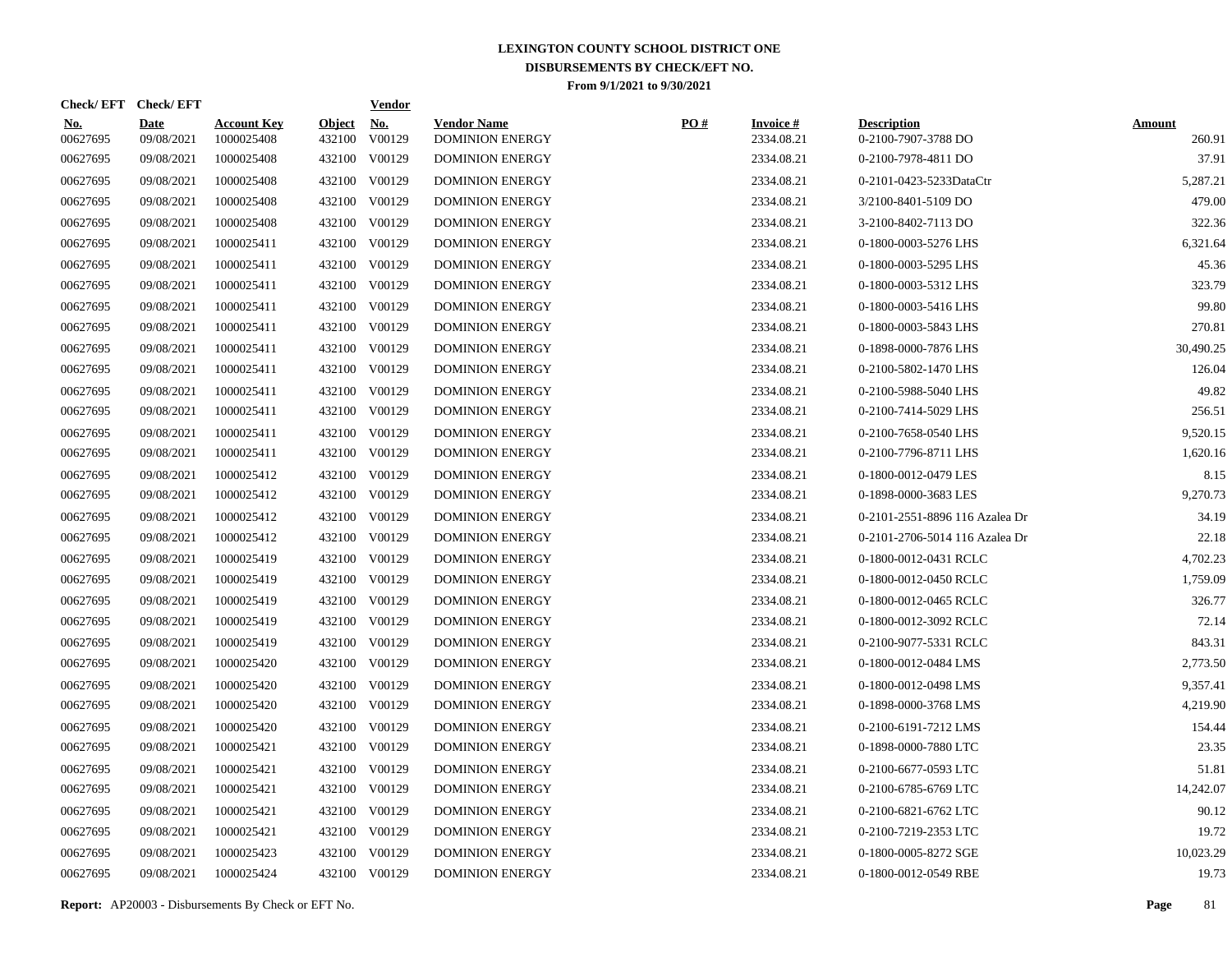# LEXINGTON COUNTY SCHOOL DISTRICT ONE
## DISBURSEMENTS BY CHECK/EFT NO.
### From 9/1/2021 to 9/30/2021

| Check/ EFT No. | Check/ EFT Date | Account Key | Object | Vendor No. | Vendor Name | PO # | Invoice # | Description | Amount |
|---|---|---|---|---|---|---|---|---|---|
| 00627695 | 09/08/2021 | 1000025408 | 432100 | V00129 | DOMINION ENERGY | | 2334.08.21 | 0-2100-7907-3788 DO | 260.91 |
| 00627695 | 09/08/2021 | 1000025408 | 432100 | V00129 | DOMINION ENERGY | | 2334.08.21 | 0-2100-7978-4811 DO | 37.91 |
| 00627695 | 09/08/2021 | 1000025408 | 432100 | V00129 | DOMINION ENERGY | | 2334.08.21 | 0-2101-0423-5233DataCtr | 5,287.21 |
| 00627695 | 09/08/2021 | 1000025408 | 432100 | V00129 | DOMINION ENERGY | | 2334.08.21 | 3/2100-8401-5109 DO | 479.00 |
| 00627695 | 09/08/2021 | 1000025408 | 432100 | V00129 | DOMINION ENERGY | | 2334.08.21 | 3-2100-8402-7113 DO | 322.36 |
| 00627695 | 09/08/2021 | 1000025411 | 432100 | V00129 | DOMINION ENERGY | | 2334.08.21 | 0-1800-0003-5276 LHS | 6,321.64 |
| 00627695 | 09/08/2021 | 1000025411 | 432100 | V00129 | DOMINION ENERGY | | 2334.08.21 | 0-1800-0003-5295 LHS | 45.36 |
| 00627695 | 09/08/2021 | 1000025411 | 432100 | V00129 | DOMINION ENERGY | | 2334.08.21 | 0-1800-0003-5312 LHS | 323.79 |
| 00627695 | 09/08/2021 | 1000025411 | 432100 | V00129 | DOMINION ENERGY | | 2334.08.21 | 0-1800-0003-5416 LHS | 99.80 |
| 00627695 | 09/08/2021 | 1000025411 | 432100 | V00129 | DOMINION ENERGY | | 2334.08.21 | 0-1800-0003-5843 LHS | 270.81 |
| 00627695 | 09/08/2021 | 1000025411 | 432100 | V00129 | DOMINION ENERGY | | 2334.08.21 | 0-1898-0000-7876 LHS | 30,490.25 |
| 00627695 | 09/08/2021 | 1000025411 | 432100 | V00129 | DOMINION ENERGY | | 2334.08.21 | 0-2100-5802-1470 LHS | 126.04 |
| 00627695 | 09/08/2021 | 1000025411 | 432100 | V00129 | DOMINION ENERGY | | 2334.08.21 | 0-2100-5988-5040 LHS | 49.82 |
| 00627695 | 09/08/2021 | 1000025411 | 432100 | V00129 | DOMINION ENERGY | | 2334.08.21 | 0-2100-7414-5029 LHS | 256.51 |
| 00627695 | 09/08/2021 | 1000025411 | 432100 | V00129 | DOMINION ENERGY | | 2334.08.21 | 0-2100-7658-0540 LHS | 9,520.15 |
| 00627695 | 09/08/2021 | 1000025411 | 432100 | V00129 | DOMINION ENERGY | | 2334.08.21 | 0-2100-7796-8711 LHS | 1,620.16 |
| 00627695 | 09/08/2021 | 1000025412 | 432100 | V00129 | DOMINION ENERGY | | 2334.08.21 | 0-1800-0012-0479 LES | 8.15 |
| 00627695 | 09/08/2021 | 1000025412 | 432100 | V00129 | DOMINION ENERGY | | 2334.08.21 | 0-1898-0000-3683 LES | 9,270.73 |
| 00627695 | 09/08/2021 | 1000025412 | 432100 | V00129 | DOMINION ENERGY | | 2334.08.21 | 0-2101-2551-8896 116 Azalea Dr | 34.19 |
| 00627695 | 09/08/2021 | 1000025412 | 432100 | V00129 | DOMINION ENERGY | | 2334.08.21 | 0-2101-2706-5014 116 Azalea Dr | 22.18 |
| 00627695 | 09/08/2021 | 1000025419 | 432100 | V00129 | DOMINION ENERGY | | 2334.08.21 | 0-1800-0012-0431 RCLC | 4,702.23 |
| 00627695 | 09/08/2021 | 1000025419 | 432100 | V00129 | DOMINION ENERGY | | 2334.08.21 | 0-1800-0012-0450 RCLC | 1,759.09 |
| 00627695 | 09/08/2021 | 1000025419 | 432100 | V00129 | DOMINION ENERGY | | 2334.08.21 | 0-1800-0012-0465 RCLC | 326.77 |
| 00627695 | 09/08/2021 | 1000025419 | 432100 | V00129 | DOMINION ENERGY | | 2334.08.21 | 0-1800-0012-3092 RCLC | 72.14 |
| 00627695 | 09/08/2021 | 1000025419 | 432100 | V00129 | DOMINION ENERGY | | 2334.08.21 | 0-2100-9077-5331 RCLC | 843.31 |
| 00627695 | 09/08/2021 | 1000025420 | 432100 | V00129 | DOMINION ENERGY | | 2334.08.21 | 0-1800-0012-0484 LMS | 2,773.50 |
| 00627695 | 09/08/2021 | 1000025420 | 432100 | V00129 | DOMINION ENERGY | | 2334.08.21 | 0-1800-0012-0498 LMS | 9,357.41 |
| 00627695 | 09/08/2021 | 1000025420 | 432100 | V00129 | DOMINION ENERGY | | 2334.08.21 | 0-1898-0000-3768 LMS | 4,219.90 |
| 00627695 | 09/08/2021 | 1000025420 | 432100 | V00129 | DOMINION ENERGY | | 2334.08.21 | 0-2100-6191-7212 LMS | 154.44 |
| 00627695 | 09/08/2021 | 1000025421 | 432100 | V00129 | DOMINION ENERGY | | 2334.08.21 | 0-1898-0000-7880 LTC | 23.35 |
| 00627695 | 09/08/2021 | 1000025421 | 432100 | V00129 | DOMINION ENERGY | | 2334.08.21 | 0-2100-6677-0593 LTC | 51.81 |
| 00627695 | 09/08/2021 | 1000025421 | 432100 | V00129 | DOMINION ENERGY | | 2334.08.21 | 0-2100-6785-6769 LTC | 14,242.07 |
| 00627695 | 09/08/2021 | 1000025421 | 432100 | V00129 | DOMINION ENERGY | | 2334.08.21 | 0-2100-6821-6762 LTC | 90.12 |
| 00627695 | 09/08/2021 | 1000025421 | 432100 | V00129 | DOMINION ENERGY | | 2334.08.21 | 0-2100-7219-2353 LTC | 19.72 |
| 00627695 | 09/08/2021 | 1000025423 | 432100 | V00129 | DOMINION ENERGY | | 2334.08.21 | 0-1800-0005-8272 SGE | 10,023.29 |
| 00627695 | 09/08/2021 | 1000025424 | 432100 | V00129 | DOMINION ENERGY | | 2334.08.21 | 0-1800-0012-0549 RBE | 19.73 |

**Report:** AP20003 - Disbursements By Check or EFT No.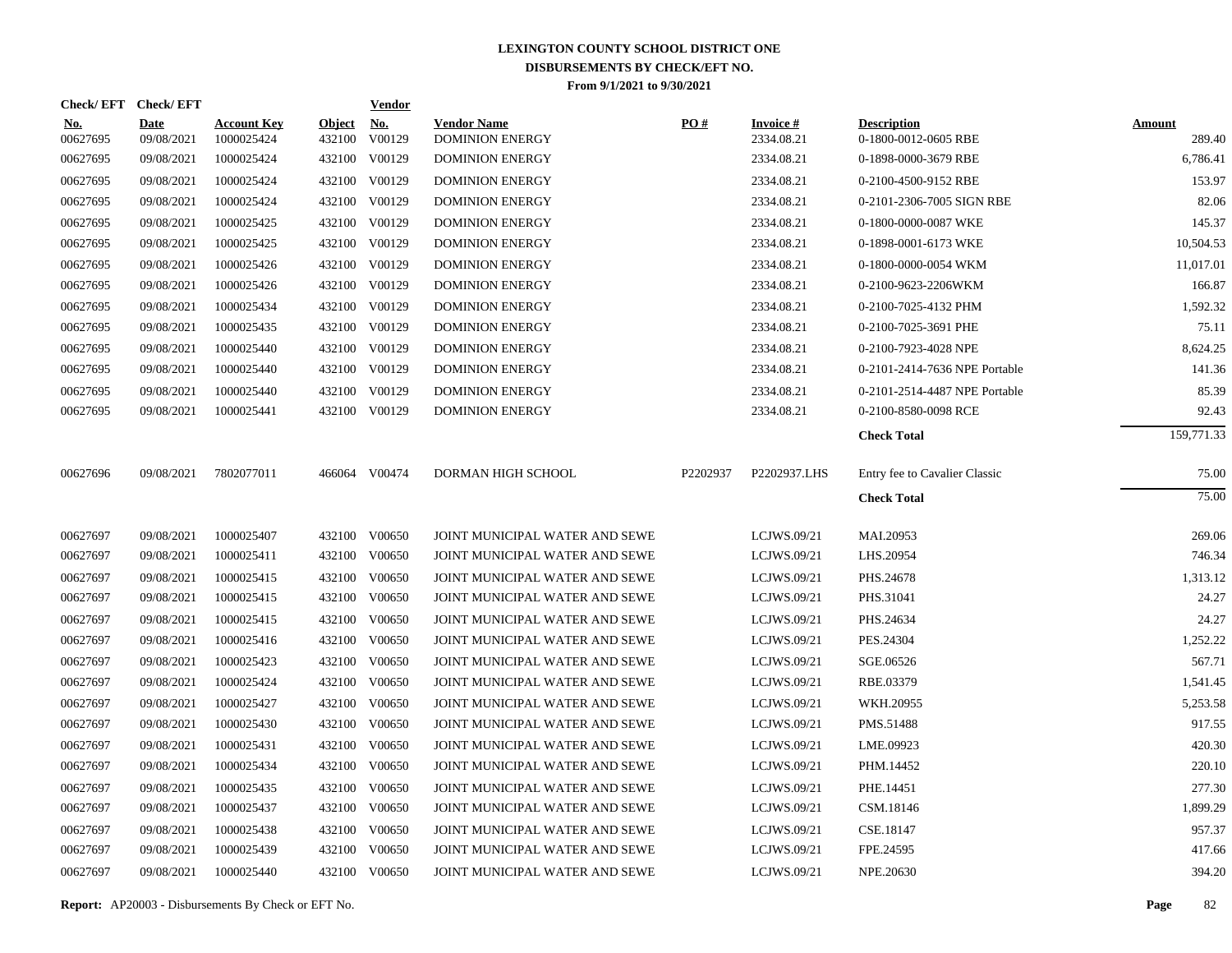# LEXINGTON COUNTY SCHOOL DISTRICT ONE
## DISBURSEMENTS BY CHECK/EFT NO.
### From 9/1/2021 to 9/30/2021

| Check/ EFT No. | Check/ EFT Date | Account Key | Object | Vendor No. | Vendor Name | PO # | Invoice # | Description | Amount |
|---|---|---|---|---|---|---|---|---|---|
| 00627695 | 09/08/2021 | 1000025424 | 432100 | V00129 | DOMINION ENERGY | | 2334.08.21 | 0-1800-0012-0605 RBE | 289.40 |
| 00627695 | 09/08/2021 | 1000025424 | 432100 | V00129 | DOMINION ENERGY | | 2334.08.21 | 0-1898-0000-3679 RBE | 6,786.41 |
| 00627695 | 09/08/2021 | 1000025424 | 432100 | V00129 | DOMINION ENERGY | | 2334.08.21 | 0-2100-4500-9152 RBE | 153.97 |
| 00627695 | 09/08/2021 | 1000025424 | 432100 | V00129 | DOMINION ENERGY | | 2334.08.21 | 0-2101-2306-7005 SIGN RBE | 82.06 |
| 00627695 | 09/08/2021 | 1000025425 | 432100 | V00129 | DOMINION ENERGY | | 2334.08.21 | 0-1800-0000-0087 WKE | 145.37 |
| 00627695 | 09/08/2021 | 1000025425 | 432100 | V00129 | DOMINION ENERGY | | 2334.08.21 | 0-1898-0001-6173 WKE | 10,504.53 |
| 00627695 | 09/08/2021 | 1000025426 | 432100 | V00129 | DOMINION ENERGY | | 2334.08.21 | 0-1800-0000-0054 WKM | 11,017.01 |
| 00627695 | 09/08/2021 | 1000025426 | 432100 | V00129 | DOMINION ENERGY | | 2334.08.21 | 0-2100-9623-2206WKM | 166.87 |
| 00627695 | 09/08/2021 | 1000025434 | 432100 | V00129 | DOMINION ENERGY | | 2334.08.21 | 0-2100-7025-4132 PHM | 1,592.32 |
| 00627695 | 09/08/2021 | 1000025435 | 432100 | V00129 | DOMINION ENERGY | | 2334.08.21 | 0-2100-7025-3691 PHE | 75.11 |
| 00627695 | 09/08/2021 | 1000025440 | 432100 | V00129 | DOMINION ENERGY | | 2334.08.21 | 0-2100-7923-4028 NPE | 8,624.25 |
| 00627695 | 09/08/2021 | 1000025440 | 432100 | V00129 | DOMINION ENERGY | | 2334.08.21 | 0-2101-2414-7636 NPE Portable | 141.36 |
| 00627695 | 09/08/2021 | 1000025440 | 432100 | V00129 | DOMINION ENERGY | | 2334.08.21 | 0-2101-2514-4487 NPE Portable | 85.39 |
| 00627695 | 09/08/2021 | 1000025441 | 432100 | V00129 | DOMINION ENERGY | | 2334.08.21 | 0-2100-8580-0098 RCE | 92.43 |
| | | | | | | | | **Check Total** | 159,771.33 |
| 00627696 | 09/08/2021 | 7802077011 | 466064 | V00474 | DORMAN HIGH SCHOOL | P2202937 | P2202937.LHS | Entry fee to Cavalier Classic | 75.00 |
| | | | | | | | | **Check Total** | 75.00 |
| 00627697 | 09/08/2021 | 1000025407 | 432100 | V00650 | JOINT MUNICIPAL WATER AND SEWE | | LCJWS.09/21 | MAI.20953 | 269.06 |
| 00627697 | 09/08/2021 | 1000025411 | 432100 | V00650 | JOINT MUNICIPAL WATER AND SEWE | | LCJWS.09/21 | LHS.20954 | 746.34 |
| 00627697 | 09/08/2021 | 1000025415 | 432100 | V00650 | JOINT MUNICIPAL WATER AND SEWE | | LCJWS.09/21 | PHS.24678 | 1,313.12 |
| 00627697 | 09/08/2021 | 1000025415 | 432100 | V00650 | JOINT MUNICIPAL WATER AND SEWE | | LCJWS.09/21 | PHS.31041 | 24.27 |
| 00627697 | 09/08/2021 | 1000025415 | 432100 | V00650 | JOINT MUNICIPAL WATER AND SEWE | | LCJWS.09/21 | PHS.24634 | 24.27 |
| 00627697 | 09/08/2021 | 1000025416 | 432100 | V00650 | JOINT MUNICIPAL WATER AND SEWE | | LCJWS.09/21 | PES.24304 | 1,252.22 |
| 00627697 | 09/08/2021 | 1000025423 | 432100 | V00650 | JOINT MUNICIPAL WATER AND SEWE | | LCJWS.09/21 | SGE.06526 | 567.71 |
| 00627697 | 09/08/2021 | 1000025424 | 432100 | V00650 | JOINT MUNICIPAL WATER AND SEWE | | LCJWS.09/21 | RBE.03379 | 1,541.45 |
| 00627697 | 09/08/2021 | 1000025427 | 432100 | V00650 | JOINT MUNICIPAL WATER AND SEWE | | LCJWS.09/21 | WKH.20955 | 5,253.58 |
| 00627697 | 09/08/2021 | 1000025430 | 432100 | V00650 | JOINT MUNICIPAL WATER AND SEWE | | LCJWS.09/21 | PMS.51488 | 917.55 |
| 00627697 | 09/08/2021 | 1000025431 | 432100 | V00650 | JOINT MUNICIPAL WATER AND SEWE | | LCJWS.09/21 | LME.09923 | 420.30 |
| 00627697 | 09/08/2021 | 1000025434 | 432100 | V00650 | JOINT MUNICIPAL WATER AND SEWE | | LCJWS.09/21 | PHM.14452 | 220.10 |
| 00627697 | 09/08/2021 | 1000025435 | 432100 | V00650 | JOINT MUNICIPAL WATER AND SEWE | | LCJWS.09/21 | PHE.14451 | 277.30 |
| 00627697 | 09/08/2021 | 1000025437 | 432100 | V00650 | JOINT MUNICIPAL WATER AND SEWE | | LCJWS.09/21 | CSM.18146 | 1,899.29 |
| 00627697 | 09/08/2021 | 1000025438 | 432100 | V00650 | JOINT MUNICIPAL WATER AND SEWE | | LCJWS.09/21 | CSE.18147 | 957.37 |
| 00627697 | 09/08/2021 | 1000025439 | 432100 | V00650 | JOINT MUNICIPAL WATER AND SEWE | | LCJWS.09/21 | FPE.24595 | 417.66 |
| 00627697 | 09/08/2021 | 1000025440 | 432100 | V00650 | JOINT MUNICIPAL WATER AND SEWE | | LCJWS.09/21 | NPE.20630 | 394.20 |

**Report:** AP20003 - Disbursements By Check or EFT No.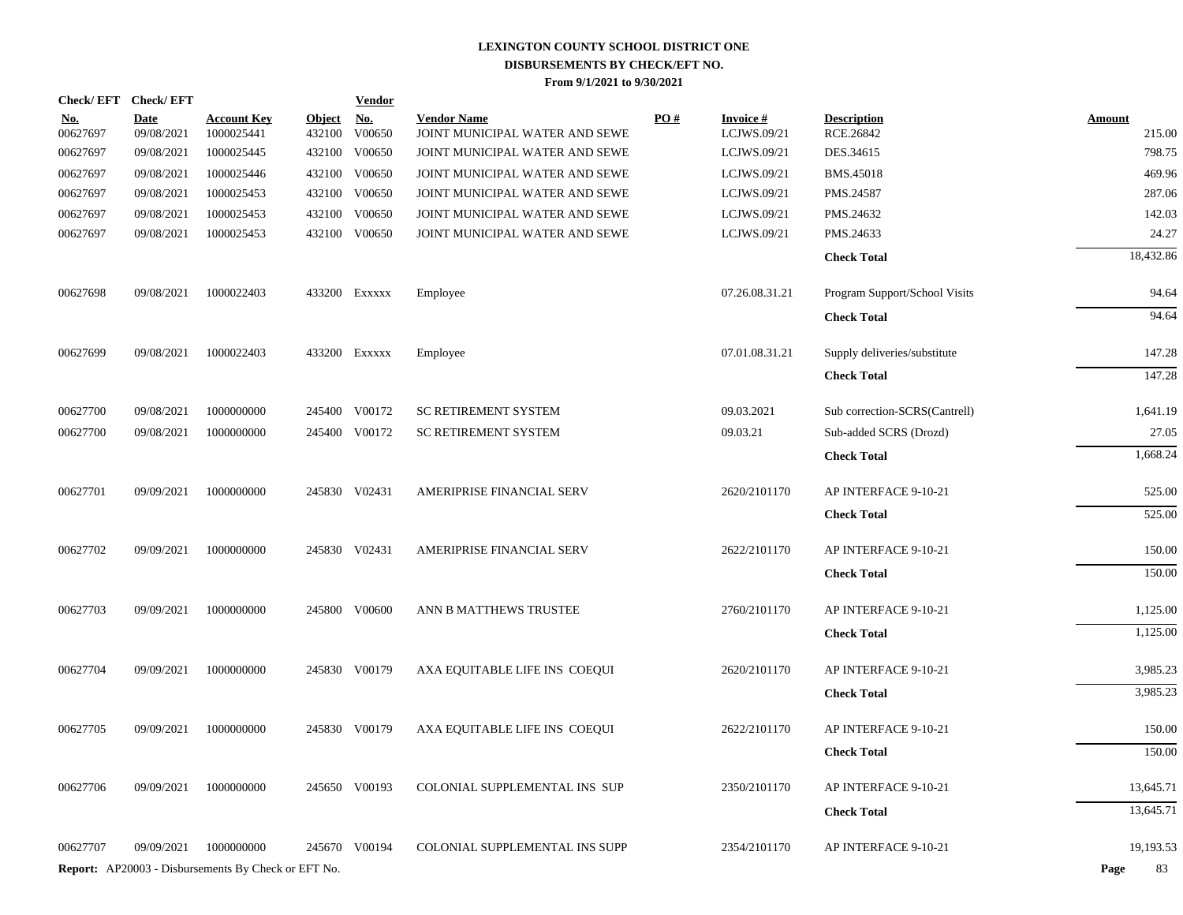# LEXINGTON COUNTY SCHOOL DISTRICT ONE
## DISBURSEMENTS BY CHECK/EFT NO.
### From 9/1/2021 to 9/30/2021

| Check/ EFT No. | Check/ EFT Date | Account Key | Object | Vendor No. | Vendor Name | PO # | Invoice # | Description | Amount |
|---|---|---|---|---|---|---|---|---|---|
| 00627697 | 09/08/2021 | 1000025441 | 432100 | V00650 | JOINT MUNICIPAL WATER AND SEWE | | LCJWS.09/21 | RCE.26842 | 215.00 |
| 00627697 | 09/08/2021 | 1000025445 | 432100 | V00650 | JOINT MUNICIPAL WATER AND SEWE | | LCJWS.09/21 | DES.34615 | 798.75 |
| 00627697 | 09/08/2021 | 1000025446 | 432100 | V00650 | JOINT MUNICIPAL WATER AND SEWE | | LCJWS.09/21 | BMS.45018 | 469.96 |
| 00627697 | 09/08/2021 | 1000025453 | 432100 | V00650 | JOINT MUNICIPAL WATER AND SEWE | | LCJWS.09/21 | PMS.24587 | 287.06 |
| 00627697 | 09/08/2021 | 1000025453 | 432100 | V00650 | JOINT MUNICIPAL WATER AND SEWE | | LCJWS.09/21 | PMS.24632 | 142.03 |
| 00627697 | 09/08/2021 | 1000025453 | 432100 | V00650 | JOINT MUNICIPAL WATER AND SEWE | | LCJWS.09/21 | PMS.24633 | 24.27 |
| | | | | | | | | **Check Total** | 18,432.86 |
| 00627698 | 09/08/2021 | 1000022403 | 433200 | Exxxxx | Employee | | 07.26.08.31.21 | Program Support/School Visits | 94.64 |
| | | | | | | | | **Check Total** | 94.64 |
| 00627699 | 09/08/2021 | 1000022403 | 433200 | Exxxxx | Employee | | 07.01.08.31.21 | Supply deliveries/substitute | 147.28 |
| | | | | | | | | **Check Total** | 147.28 |
| 00627700 | 09/08/2021 | 1000000000 | 245400 | V00172 | SC RETIREMENT SYSTEM | | 09.03.2021 | Sub correction-SCRS(Cantrell) | 1,641.19 |
| 00627700 | 09/08/2021 | 1000000000 | 245400 | V00172 | SC RETIREMENT SYSTEM | | 09.03.21 | Sub-added SCRS (Drozd) | 27.05 |
| | | | | | | | | **Check Total** | 1,668.24 |
| 00627701 | 09/09/2021 | 1000000000 | 245830 | V02431 | AMERIPRISE FINANCIAL SERV | | 2620/2101170 | AP INTERFACE 9-10-21 | 525.00 |
| | | | | | | | | **Check Total** | 525.00 |
| 00627702 | 09/09/2021 | 1000000000 | 245830 | V02431 | AMERIPRISE FINANCIAL SERV | | 2622/2101170 | AP INTERFACE 9-10-21 | 150.00 |
| | | | | | | | | **Check Total** | 150.00 |
| 00627703 | 09/09/2021 | 1000000000 | 245800 | V00600 | ANN B MATTHEWS TRUSTEE | | 2760/2101170 | AP INTERFACE 9-10-21 | 1,125.00 |
| | | | | | | | | **Check Total** | 1,125.00 |
| 00627704 | 09/09/2021 | 1000000000 | 245830 | V00179 | AXA EQUITABLE LIFE INS COEQUI | | 2620/2101170 | AP INTERFACE 9-10-21 | 3,985.23 |
| | | | | | | | | **Check Total** | 3,985.23 |
| 00627705 | 09/09/2021 | 1000000000 | 245830 | V00179 | AXA EQUITABLE LIFE INS COEQUI | | 2622/2101170 | AP INTERFACE 9-10-21 | 150.00 |
| | | | | | | | | **Check Total** | 150.00 |
| 00627706 | 09/09/2021 | 1000000000 | 245650 | V00193 | COLONIAL SUPPLEMENTAL INS SUP | | 2350/2101170 | AP INTERFACE 9-10-21 | 13,645.71 |
| | | | | | | | | **Check Total** | 13,645.71 |
| 00627707 | 09/09/2021 | 1000000000 | 245670 | V00194 | COLONIAL SUPPLEMENTAL INS SUPP | | 2354/2101170 | AP INTERFACE 9-10-21 | 19,193.53 |

**Report:** AP20003 - Disbursements By Check or EFT No.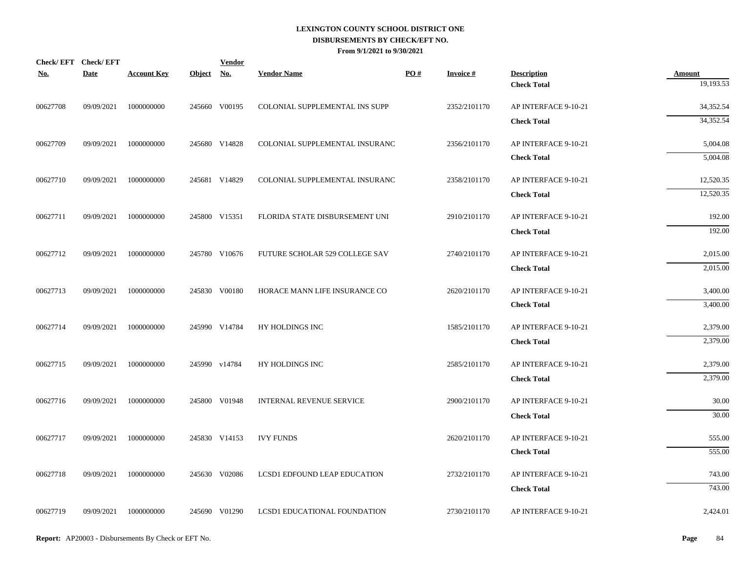# LEXINGTON COUNTY SCHOOL DISTRICT ONE

## DISBURSEMENTS BY CHECK/EFT NO.

**From 9/1/2021 to 9/30/2021**

| Check/ EFT No. | Check/ EFT Date | Account Key | Object | Vendor No. | Vendor Name | PO # | Invoice # | Description | Amount |
|---|---|---|---|---|---|---|---|---|---|
| | | | | | | | | **Check Total** | 19,193.53 |
| 00627708 | 09/09/2021 | 1000000000 | 245660 | V00195 | COLONIAL SUPPLEMENTAL INS SUPP | | 2352/2101170 | AP INTERFACE 9-10-21 | 34,352.54 |
| | | | | | | | | **Check Total** | 34,352.54 |
| 00627709 | 09/09/2021 | 1000000000 | 245680 | V14828 | COLONIAL SUPPLEMENTAL INSURANC | | 2356/2101170 | AP INTERFACE 9-10-21 | 5,004.08 |
| | | | | | | | | **Check Total** | 5,004.08 |
| 00627710 | 09/09/2021 | 1000000000 | 245681 | V14829 | COLONIAL SUPPLEMENTAL INSURANC | | 2358/2101170 | AP INTERFACE 9-10-21 | 12,520.35 |
| | | | | | | | | **Check Total** | 12,520.35 |
| 00627711 | 09/09/2021 | 1000000000 | 245800 | V15351 | FLORIDA STATE DISBURSEMENT UNI | | 2910/2101170 | AP INTERFACE 9-10-21 | 192.00 |
| | | | | | | | | **Check Total** | 192.00 |
| 00627712 | 09/09/2021 | 1000000000 | 245780 | V10676 | FUTURE SCHOLAR 529 COLLEGE SAV | | 2740/2101170 | AP INTERFACE 9-10-21 | 2,015.00 |
| | | | | | | | | **Check Total** | 2,015.00 |
| 00627713 | 09/09/2021 | 1000000000 | 245830 | V00180 | HORACE MANN LIFE INSURANCE CO | | 2620/2101170 | AP INTERFACE 9-10-21 | 3,400.00 |
| | | | | | | | | **Check Total** | 3,400.00 |
| 00627714 | 09/09/2021 | 1000000000 | 245990 | V14784 | HY HOLDINGS INC | | 1585/2101170 | AP INTERFACE 9-10-21 | 2,379.00 |
| | | | | | | | | **Check Total** | 2,379.00 |
| 00627715 | 09/09/2021 | 1000000000 | 245990 | v14784 | HY HOLDINGS INC | | 2585/2101170 | AP INTERFACE 9-10-21 | 2,379.00 |
| | | | | | | | | **Check Total** | 2,379.00 |
| 00627716 | 09/09/2021 | 1000000000 | 245800 | V01948 | INTERNAL REVENUE SERVICE | | 2900/2101170 | AP INTERFACE 9-10-21 | 30.00 |
| | | | | | | | | **Check Total** | 30.00 |
| 00627717 | 09/09/2021 | 1000000000 | 245830 | V14153 | IVY FUNDS | | 2620/2101170 | AP INTERFACE 9-10-21 | 555.00 |
| | | | | | | | | **Check Total** | 555.00 |
| 00627718 | 09/09/2021 | 1000000000 | 245630 | V02086 | LCSD1 EDFOUND LEAP EDUCATION | | 2732/2101170 | AP INTERFACE 9-10-21 | 743.00 |
| | | | | | | | | **Check Total** | 743.00 |
| 00627719 | 09/09/2021 | 1000000000 | 245690 | V01290 | LCSD1 EDUCATIONAL FOUNDATION | | 2730/2101170 | AP INTERFACE 9-10-21 | 2,424.01 |

**Report:** AP20003 - Disbursements By Check or EFT No.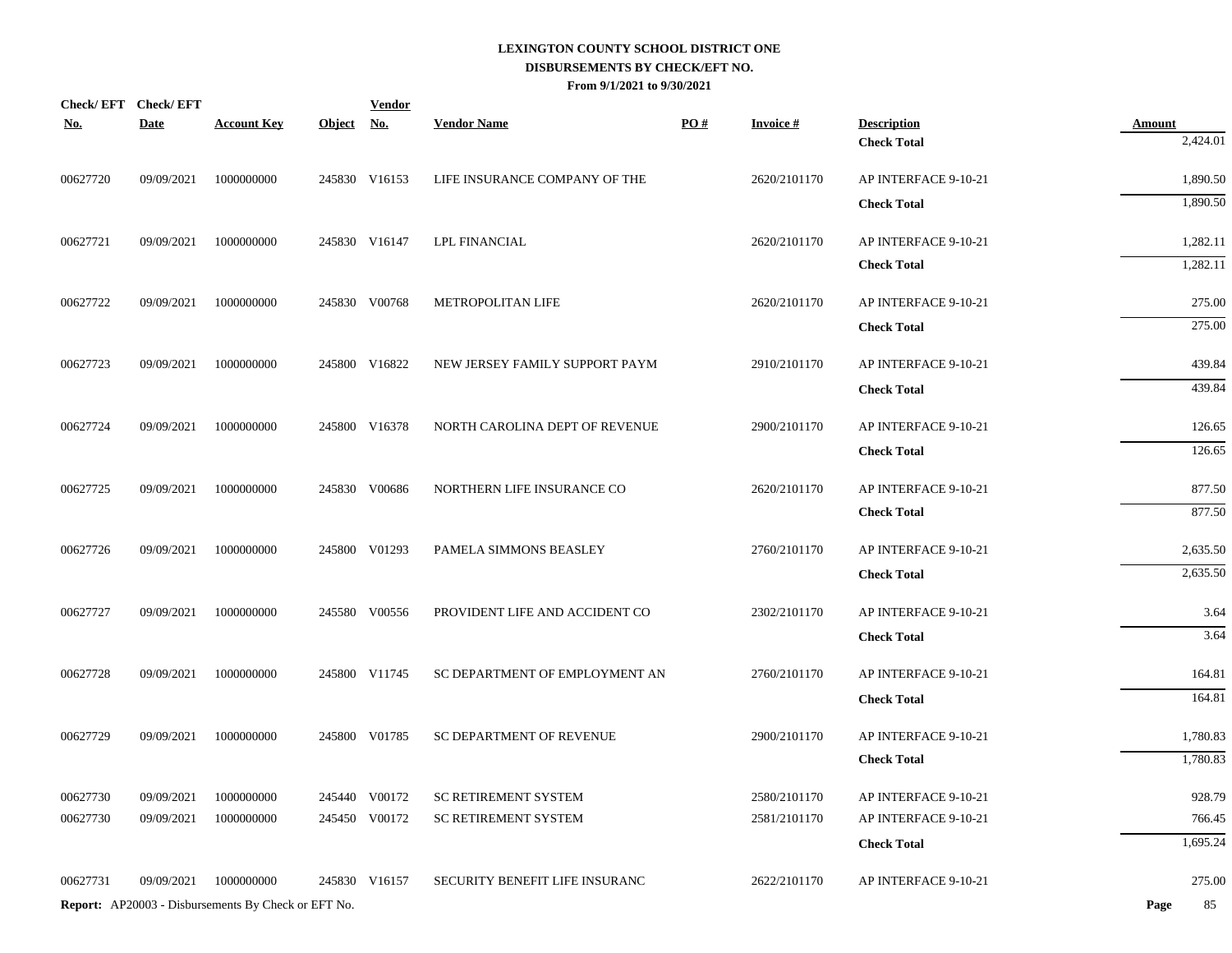# LEXINGTON COUNTY SCHOOL DISTRICT ONE
## DISBURSEMENTS BY CHECK/EFT NO.
### From 9/1/2021 to 9/30/2021

| Check/ EFT No. | Check/ EFT Date | Account Key | Object | Vendor No. | Vendor Name | PO # | Invoice # | Description | Amount |
|---|---|---|---|---|---|---|---|---|---|
| | | | | | | | | **Check Total** | 2,424.01 |
| 00627720 | 09/09/2021 | 1000000000 | 245830 | V16153 | LIFE INSURANCE COMPANY OF THE | | 2620/2101170 | AP INTERFACE 9-10-21 | 1,890.50 |
| | | | | | | | | **Check Total** | 1,890.50 |
| 00627721 | 09/09/2021 | 1000000000 | 245830 | V16147 | LPL FINANCIAL | | 2620/2101170 | AP INTERFACE 9-10-21 | 1,282.11 |
| | | | | | | | | **Check Total** | 1,282.11 |
| 00627722 | 09/09/2021 | 1000000000 | 245830 | V00768 | METROPOLITAN LIFE | | 2620/2101170 | AP INTERFACE 9-10-21 | 275.00 |
| | | | | | | | | **Check Total** | 275.00 |
| 00627723 | 09/09/2021 | 1000000000 | 245800 | V16822 | NEW JERSEY FAMILY SUPPORT PAYM | | 2910/2101170 | AP INTERFACE 9-10-21 | 439.84 |
| | | | | | | | | **Check Total** | 439.84 |
| 00627724 | 09/09/2021 | 1000000000 | 245800 | V16378 | NORTH CAROLINA DEPT OF REVENUE | | 2900/2101170 | AP INTERFACE 9-10-21 | 126.65 |
| | | | | | | | | **Check Total** | 126.65 |
| 00627725 | 09/09/2021 | 1000000000 | 245830 | V00686 | NORTHERN LIFE INSURANCE CO | | 2620/2101170 | AP INTERFACE 9-10-21 | 877.50 |
| | | | | | | | | **Check Total** | 877.50 |
| 00627726 | 09/09/2021 | 1000000000 | 245800 | V01293 | PAMELA SIMMONS BEASLEY | | 2760/2101170 | AP INTERFACE 9-10-21 | 2,635.50 |
| | | | | | | | | **Check Total** | 2,635.50 |
| 00627727 | 09/09/2021 | 1000000000 | 245580 | V00556 | PROVIDENT LIFE AND ACCIDENT CO | | 2302/2101170 | AP INTERFACE 9-10-21 | 3.64 |
| | | | | | | | | **Check Total** | 3.64 |
| 00627728 | 09/09/2021 | 1000000000 | 245800 | V11745 | SC DEPARTMENT OF EMPLOYMENT AN | | 2760/2101170 | AP INTERFACE 9-10-21 | 164.81 |
| | | | | | | | | **Check Total** | 164.81 |
| 00627729 | 09/09/2021 | 1000000000 | 245800 | V01785 | SC DEPARTMENT OF REVENUE | | 2900/2101170 | AP INTERFACE 9-10-21 | 1,780.83 |
| | | | | | | | | **Check Total** | 1,780.83 |
| 00627730 | 09/09/2021 | 1000000000 | 245440 | V00172 | SC RETIREMENT SYSTEM | | 2580/2101170 | AP INTERFACE 9-10-21 | 928.79 |
| 00627730 | 09/09/2021 | 1000000000 | 245450 | V00172 | SC RETIREMENT SYSTEM | | 2581/2101170 | AP INTERFACE 9-10-21 | 766.45 |
| | | | | | | | | **Check Total** | 1,695.24 |
| 00627731 | 09/09/2021 | 1000000000 | 245830 | V16157 | SECURITY BENEFIT LIFE INSURANC | | 2622/2101170 | AP INTERFACE 9-10-21 | 275.00 |

**Report:** AP20003 - Disbursements By Check or EFT No.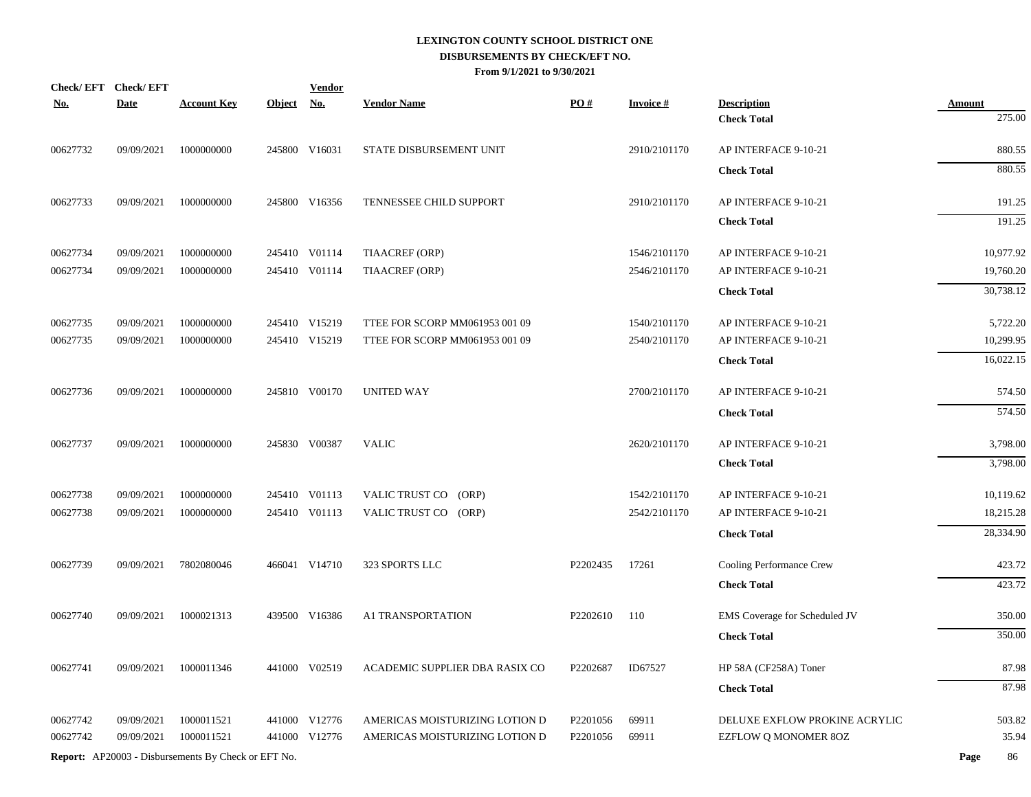# LEXINGTON COUNTY SCHOOL DISTRICT ONE
## DISBURSEMENTS BY CHECK/EFT NO.
### From 9/1/2021 to 9/30/2021

| Check/ EFT No. | Check/ EFT Date | Account Key | Object | Vendor No. | Vendor Name | PO # | Invoice # | Description | Amount |
|---|---|---|---|---|---|---|---|---|---|
| | | | | | | | | **Check Total** | 275.00 |
| 00627732 | 09/09/2021 | 1000000000 | 245800 | V16031 | STATE DISBURSEMENT UNIT | | 2910/2101170 | AP INTERFACE 9-10-21 | 880.55 |
| | | | | | | | | **Check Total** | 880.55 |
| 00627733 | 09/09/2021 | 1000000000 | 245800 | V16356 | TENNESSEE CHILD SUPPORT | | 2910/2101170 | AP INTERFACE 9-10-21 | 191.25 |
| | | | | | | | | **Check Total** | 191.25 |
| 00627734 | 09/09/2021 | 1000000000 | 245410 | V01114 | TIAACREF (ORP) | | 1546/2101170 | AP INTERFACE 9-10-21 | 10,977.92 |
| 00627734 | 09/09/2021 | 1000000000 | 245410 | V01114 | TIAACREF (ORP) | | 2546/2101170 | AP INTERFACE 9-10-21 | 19,760.20 |
| | | | | | | | | **Check Total** | 30,738.12 |
| 00627735 | 09/09/2021 | 1000000000 | 245410 | V15219 | TTEE FOR SCORP MM061953 001 09 | | 1540/2101170 | AP INTERFACE 9-10-21 | 5,722.20 |
| 00627735 | 09/09/2021 | 1000000000 | 245410 | V15219 | TTEE FOR SCORP MM061953 001 09 | | 2540/2101170 | AP INTERFACE 9-10-21 | 10,299.95 |
| | | | | | | | | **Check Total** | 16,022.15 |
| 00627736 | 09/09/2021 | 1000000000 | 245810 | V00170 | UNITED WAY | | 2700/2101170 | AP INTERFACE 9-10-21 | 574.50 |
| | | | | | | | | **Check Total** | 574.50 |
| 00627737 | 09/09/2021 | 1000000000 | 245830 | V00387 | VALIC | | 2620/2101170 | AP INTERFACE 9-10-21 | 3,798.00 |
| | | | | | | | | **Check Total** | 3,798.00 |
| 00627738 | 09/09/2021 | 1000000000 | 245410 | V01113 | VALIC TRUST CO (ORP) | | 1542/2101170 | AP INTERFACE 9-10-21 | 10,119.62 |
| 00627738 | 09/09/2021 | 1000000000 | 245410 | V01113 | VALIC TRUST CO (ORP) | | 2542/2101170 | AP INTERFACE 9-10-21 | 18,215.28 |
| | | | | | | | | **Check Total** | 28,334.90 |
| 00627739 | 09/09/2021 | 7802080046 | 466041 | V14710 | 323 SPORTS LLC | P2202435 | 17261 | Cooling Performance Crew | 423.72 |
| | | | | | | | | **Check Total** | 423.72 |
| 00627740 | 09/09/2021 | 1000021313 | 439500 | V16386 | A1 TRANSPORTATION | P2202610 | 110 | EMS Coverage for Scheduled JV | 350.00 |
| | | | | | | | | **Check Total** | 350.00 |
| 00627741 | 09/09/2021 | 1000011346 | 441000 | V02519 | ACADEMIC SUPPLIER DBA RASIX CO | P2202687 | ID67527 | HP 58A (CF258A) Toner | 87.98 |
| | | | | | | | | **Check Total** | 87.98 |
| 00627742 | 09/09/2021 | 1000011521 | 441000 | V12776 | AMERICAS MOISTURIZING LOTION D | P2201056 | 69911 | DELUXE EXFLOW PROKINE ACRYLIC | 503.82 |
| 00627742 | 09/09/2021 | 1000011521 | 441000 | V12776 | AMERICAS MOISTURIZING LOTION D | P2201056 | 69911 | EZFLOW Q MONOMER 8OZ | 35.94 |

**Report:** AP20003 - Disbursements By Check or EFT No.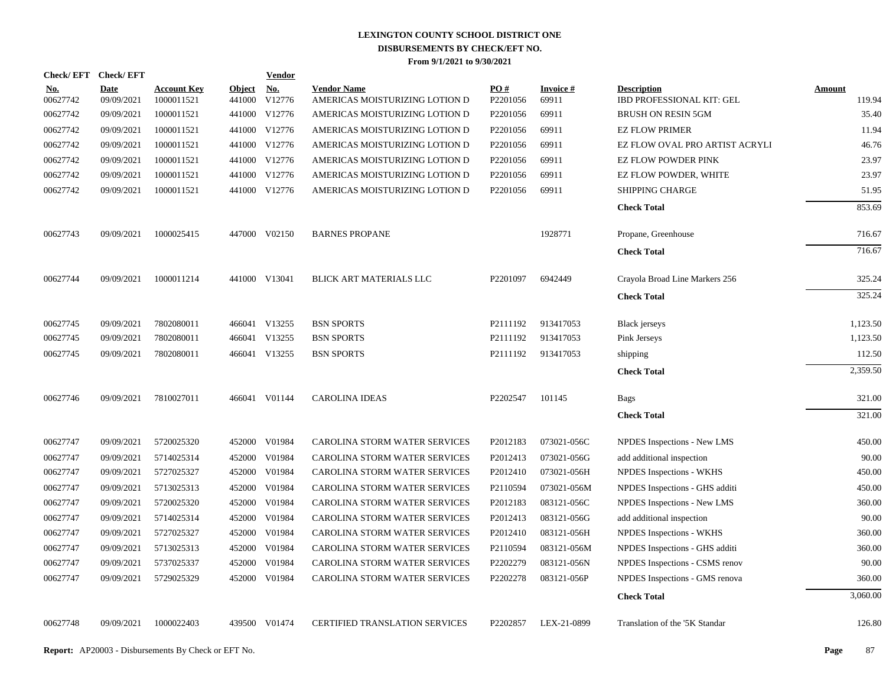# LEXINGTON COUNTY SCHOOL DISTRICT ONE
## DISBURSEMENTS BY CHECK/EFT NO.
### From 9/1/2021 to 9/30/2021

| Check/EFT No. | Check/EFT Date | Account Key | Object | Vendor No. | Vendor Name | PO # | Invoice # | Description | Amount |
|---|---|---|---|---|---|---|---|---|---|
| 00627742 | 09/09/2021 | 1000011521 | 441000 | V12776 | AMERICAS MOISTURIZING LOTION D | P2201056 | 69911 | IBD PROFESSIONAL KIT: GEL | 119.94 |
| 00627742 | 09/09/2021 | 1000011521 | 441000 | V12776 | AMERICAS MOISTURIZING LOTION D | P2201056 | 69911 | BRUSH ON RESIN 5GM | 35.40 |
| 00627742 | 09/09/2021 | 1000011521 | 441000 | V12776 | AMERICAS MOISTURIZING LOTION D | P2201056 | 69911 | EZ FLOW PRIMER | 11.94 |
| 00627742 | 09/09/2021 | 1000011521 | 441000 | V12776 | AMERICAS MOISTURIZING LOTION D | P2201056 | 69911 | EZ FLOW OVAL PRO ARTIST ACRYLI | 46.76 |
| 00627742 | 09/09/2021 | 1000011521 | 441000 | V12776 | AMERICAS MOISTURIZING LOTION D | P2201056 | 69911 | EZ FLOW POWDER PINK | 23.97 |
| 00627742 | 09/09/2021 | 1000011521 | 441000 | V12776 | AMERICAS MOISTURIZING LOTION D | P2201056 | 69911 | EZ FLOW POWDER, WHITE | 23.97 |
| 00627742 | 09/09/2021 | 1000011521 | 441000 | V12776 | AMERICAS MOISTURIZING LOTION D | P2201056 | 69911 | SHIPPING CHARGE | 51.95 |
| | | | | | | | | **Check Total** | 853.69 |
| 00627743 | 09/09/2021 | 1000025415 | 447000 | V02150 | BARNES PROPANE | | 1928771 | Propane, Greenhouse | 716.67 |
| | | | | | | | | **Check Total** | 716.67 |
| 00627744 | 09/09/2021 | 1000011214 | 441000 | V13041 | BLICK ART MATERIALS LLC | P2201097 | 6942449 | Crayola Broad Line Markers 256 | 325.24 |
| | | | | | | | | **Check Total** | 325.24 |
| 00627745 | 09/09/2021 | 7802080011 | 466041 | V13255 | BSN SPORTS | P2111192 | 913417053 | Black jerseys | 1,123.50 |
| 00627745 | 09/09/2021 | 7802080011 | 466041 | V13255 | BSN SPORTS | P2111192 | 913417053 | Pink Jerseys | 1,123.50 |
| 00627745 | 09/09/2021 | 7802080011 | 466041 | V13255 | BSN SPORTS | P2111192 | 913417053 | shipping | 112.50 |
| | | | | | | | | **Check Total** | 2,359.50 |
| 00627746 | 09/09/2021 | 7810027011 | 466041 | V01144 | CAROLINA IDEAS | P2202547 | 101145 | Bags | 321.00 |
| | | | | | | | | **Check Total** | 321.00 |
| 00627747 | 09/09/2021 | 5720025320 | 452000 | V01984 | CAROLINA STORM WATER SERVICES | P2012183 | 073021-056C | NPDES Inspections - New LMS | 450.00 |
| 00627747 | 09/09/2021 | 5714025314 | 452000 | V01984 | CAROLINA STORM WATER SERVICES | P2012413 | 073021-056G | add additional inspection | 90.00 |
| 00627747 | 09/09/2021 | 5727025327 | 452000 | V01984 | CAROLINA STORM WATER SERVICES | P2012410 | 073021-056H | NPDES Inspections - WKHS | 450.00 |
| 00627747 | 09/09/2021 | 5713025313 | 452000 | V01984 | CAROLINA STORM WATER SERVICES | P2110594 | 073021-056M | NPDES Inspections - GHS additi | 450.00 |
| 00627747 | 09/09/2021 | 5720025320 | 452000 | V01984 | CAROLINA STORM WATER SERVICES | P2012183 | 083121-056C | NPDES Inspections - New LMS | 360.00 |
| 00627747 | 09/09/2021 | 5714025314 | 452000 | V01984 | CAROLINA STORM WATER SERVICES | P2012413 | 083121-056G | add additional inspection | 90.00 |
| 00627747 | 09/09/2021 | 5727025327 | 452000 | V01984 | CAROLINA STORM WATER SERVICES | P2012410 | 083121-056H | NPDES Inspections - WKHS | 360.00 |
| 00627747 | 09/09/2021 | 5713025313 | 452000 | V01984 | CAROLINA STORM WATER SERVICES | P2110594 | 083121-056M | NPDES Inspections - GHS additi | 360.00 |
| 00627747 | 09/09/2021 | 5737025337 | 452000 | V01984 | CAROLINA STORM WATER SERVICES | P2202279 | 083121-056N | NPDES Inspections - CSMS renov | 90.00 |
| 00627747 | 09/09/2021 | 5729025329 | 452000 | V01984 | CAROLINA STORM WATER SERVICES | P2202278 | 083121-056P | NPDES Inspections - GMS renova | 360.00 |
| | | | | | | | | **Check Total** | 3,060.00 |
| 00627748 | 09/09/2021 | 1000022403 | 439500 | V01474 | CERTIFIED TRANSLATION SERVICES | P2202857 | LEX-21-0899 | Translation of the '5K Standar | 126.80 |

**Report:** AP20003 - Disbursements By Check or EFT No.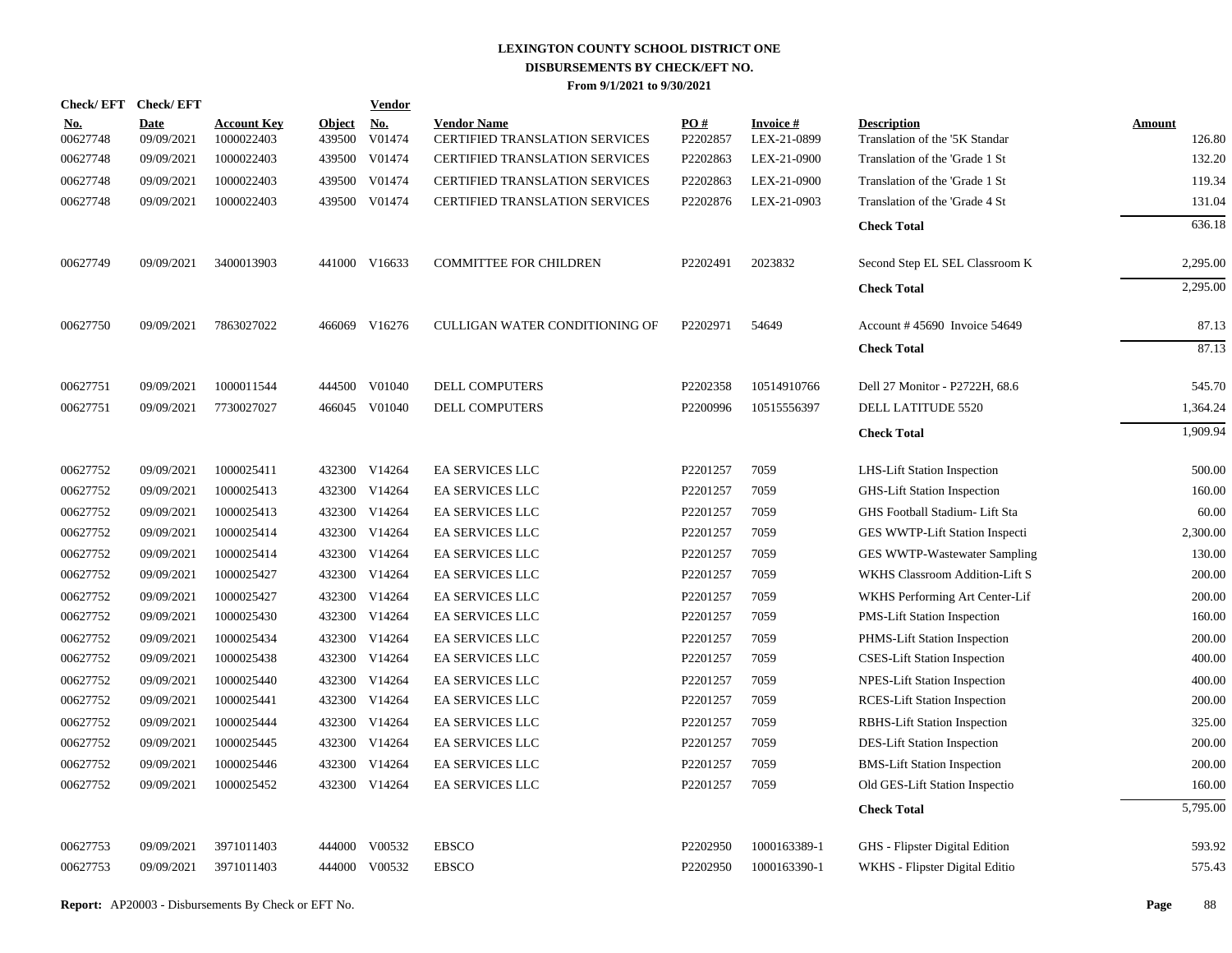# LEXINGTON COUNTY SCHOOL DISTRICT ONE
## DISBURSEMENTS BY CHECK/EFT NO.
### From 9/1/2021 to 9/30/2021

| Check/ EFT No. | Check/ EFT Date | Account Key | Object | Vendor No. | Vendor Name | PO # | Invoice # | Description | Amount |
|---|---|---|---|---|---|---|---|---|---|
| 00627748 | 09/09/2021 | 1000022403 | 439500 | V01474 | CERTIFIED TRANSLATION SERVICES | P2202857 | LEX-21-0899 | Translation of the '5K Standar | 126.80 |
| 00627748 | 09/09/2021 | 1000022403 | 439500 | V01474 | CERTIFIED TRANSLATION SERVICES | P2202863 | LEX-21-0900 | Translation of the 'Grade 1 St | 132.20 |
| 00627748 | 09/09/2021 | 1000022403 | 439500 | V01474 | CERTIFIED TRANSLATION SERVICES | P2202863 | LEX-21-0900 | Translation of the 'Grade 1 St | 119.34 |
| 00627748 | 09/09/2021 | 1000022403 | 439500 | V01474 | CERTIFIED TRANSLATION SERVICES | P2202876 | LEX-21-0903 | Translation of the 'Grade 4 St | 131.04 |
| | | | | | | | | **Check Total** | 636.18 |
| 00627749 | 09/09/2021 | 3400013903 | 441000 | V16633 | COMMITTEE FOR CHILDREN | P2202491 | 2023832 | Second Step EL SEL Classroom K | 2,295.00 |
| | | | | | | | | **Check Total** | 2,295.00 |
| 00627750 | 09/09/2021 | 7863027022 | 466069 | V16276 | CULLIGAN WATER CONDITIONING OF | P2202971 | 54649 | Account # 45690 Invoice 54649 | 87.13 |
| | | | | | | | | **Check Total** | 87.13 |
| 00627751 | 09/09/2021 | 1000011544 | 444500 | V01040 | DELL COMPUTERS | P2202358 | 10514910766 | Dell 27 Monitor - P2722H, 68.6 | 545.70 |
| 00627751 | 09/09/2021 | 7730027027 | 466045 | V01040 | DELL COMPUTERS | P2200996 | 10515556397 | DELL LATITUDE 5520 | 1,364.24 |
| | | | | | | | | **Check Total** | 1,909.94 |
| 00627752 | 09/09/2021 | 1000025411 | 432300 | V14264 | EA SERVICES LLC | P2201257 | 7059 | LHS-Lift Station Inspection | 500.00 |
| 00627752 | 09/09/2021 | 1000025413 | 432300 | V14264 | EA SERVICES LLC | P2201257 | 7059 | GHS-Lift Station Inspection | 160.00 |
| 00627752 | 09/09/2021 | 1000025413 | 432300 | V14264 | EA SERVICES LLC | P2201257 | 7059 | GHS Football Stadium- Lift Sta | 60.00 |
| 00627752 | 09/09/2021 | 1000025414 | 432300 | V14264 | EA SERVICES LLC | P2201257 | 7059 | GES WWTP-Lift Station Inspecti | 2,300.00 |
| 00627752 | 09/09/2021 | 1000025414 | 432300 | V14264 | EA SERVICES LLC | P2201257 | 7059 | GES WWTP-Wastewater Sampling | 130.00 |
| 00627752 | 09/09/2021 | 1000025427 | 432300 | V14264 | EA SERVICES LLC | P2201257 | 7059 | WKHS Classroom Addition-Lift S | 200.00 |
| 00627752 | 09/09/2021 | 1000025427 | 432300 | V14264 | EA SERVICES LLC | P2201257 | 7059 | WKHS Performing Art Center-Lif | 200.00 |
| 00627752 | 09/09/2021 | 1000025430 | 432300 | V14264 | EA SERVICES LLC | P2201257 | 7059 | PMS-Lift Station Inspection | 160.00 |
| 00627752 | 09/09/2021 | 1000025434 | 432300 | V14264 | EA SERVICES LLC | P2201257 | 7059 | PHMS-Lift Station Inspection | 200.00 |
| 00627752 | 09/09/2021 | 1000025438 | 432300 | V14264 | EA SERVICES LLC | P2201257 | 7059 | CSES-Lift Station Inspection | 400.00 |
| 00627752 | 09/09/2021 | 1000025440 | 432300 | V14264 | EA SERVICES LLC | P2201257 | 7059 | NPES-Lift Station Inspection | 400.00 |
| 00627752 | 09/09/2021 | 1000025441 | 432300 | V14264 | EA SERVICES LLC | P2201257 | 7059 | RCES-Lift Station Inspection | 200.00 |
| 00627752 | 09/09/2021 | 1000025444 | 432300 | V14264 | EA SERVICES LLC | P2201257 | 7059 | RBHS-Lift Station Inspection | 325.00 |
| 00627752 | 09/09/2021 | 1000025445 | 432300 | V14264 | EA SERVICES LLC | P2201257 | 7059 | DES-Lift Station Inspection | 200.00 |
| 00627752 | 09/09/2021 | 1000025446 | 432300 | V14264 | EA SERVICES LLC | P2201257 | 7059 | BMS-Lift Station Inspection | 200.00 |
| 00627752 | 09/09/2021 | 1000025452 | 432300 | V14264 | EA SERVICES LLC | P2201257 | 7059 | Old GES-Lift Station Inspectio | 160.00 |
| | | | | | | | | **Check Total** | 5,795.00 |
| 00627753 | 09/09/2021 | 3971011403 | 444000 | V00532 | EBSCO | P2202950 | 1000163389-1 | GHS - Flipster Digital Edition | 593.92 |
| 00627753 | 09/09/2021 | 3971011403 | 444000 | V00532 | EBSCO | P2202950 | 1000163390-1 | WKHS - Flipster Digital Editio | 575.43 |

**Report:** AP20003 - Disbursements By Check or EFT No.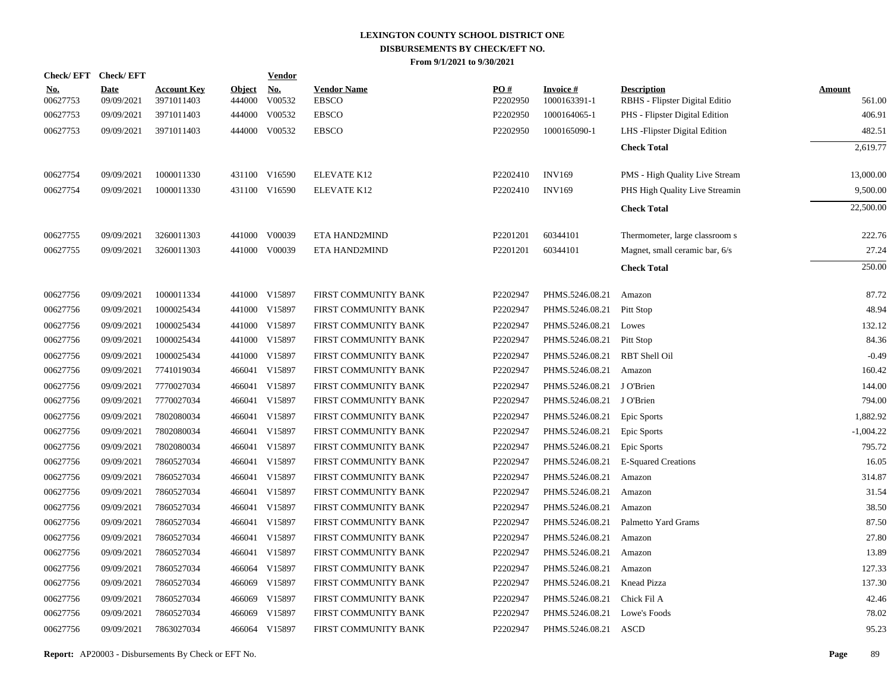# LEXINGTON COUNTY SCHOOL DISTRICT ONE
## DISBURSEMENTS BY CHECK/EFT NO.
### From 9/1/2021 to 9/30/2021

| Check/ EFT No. | Check/ EFT Date | Account Key | Object | Vendor No. | Vendor Name | PO # | Invoice # | Description | Amount |
|---|---|---|---|---|---|---|---|---|---|
| 00627753 | 09/09/2021 | 3971011403 | 444000 | V00532 | EBSCO | P2202950 | 1000163391-1 | RBHS - Flipster Digital Editio | 561.00 |
| 00627753 | 09/09/2021 | 3971011403 | 444000 | V00532 | EBSCO | P2202950 | 1000164065-1 | PHS - Flipster Digital Edition | 406.91 |
| 00627753 | 09/09/2021 | 3971011403 | 444000 | V00532 | EBSCO | P2202950 | 1000165090-1 | LHS -Flipster Digital Edition | 482.51 |
| | | | | | | | | **Check Total** | 2,619.77 |
| 00627754 | 09/09/2021 | 1000011330 | 431100 | V16590 | ELEVATE K12 | P2202410 | INV169 | PMS - High Quality Live Stream | 13,000.00 |
| 00627754 | 09/09/2021 | 1000011330 | 431100 | V16590 | ELEVATE K12 | P2202410 | INV169 | PHS High Quality Live Streamin | 9,500.00 |
| | | | | | | | | **Check Total** | 22,500.00 |
| 00627755 | 09/09/2021 | 3260011303 | 441000 | V00039 | ETA HAND2MIND | P2201201 | 60344101 | Thermometer, large classroom s | 222.76 |
| 00627755 | 09/09/2021 | 3260011303 | 441000 | V00039 | ETA HAND2MIND | P2201201 | 60344101 | Magnet, small ceramic bar, 6/s | 27.24 |
| | | | | | | | | **Check Total** | 250.00 |
| 00627756 | 09/09/2021 | 1000011334 | 441000 | V15897 | FIRST COMMUNITY BANK | P2202947 | PHMS.5246.08.21 | Amazon | 87.72 |
| 00627756 | 09/09/2021 | 1000025434 | 441000 | V15897 | FIRST COMMUNITY BANK | P2202947 | PHMS.5246.08.21 | Pitt Stop | 48.94 |
| 00627756 | 09/09/2021 | 1000025434 | 441000 | V15897 | FIRST COMMUNITY BANK | P2202947 | PHMS.5246.08.21 | Lowes | 132.12 |
| 00627756 | 09/09/2021 | 1000025434 | 441000 | V15897 | FIRST COMMUNITY BANK | P2202947 | PHMS.5246.08.21 | Pitt Stop | 84.36 |
| 00627756 | 09/09/2021 | 1000025434 | 441000 | V15897 | FIRST COMMUNITY BANK | P2202947 | PHMS.5246.08.21 | RBT Shell Oil | -0.49 |
| 00627756 | 09/09/2021 | 7741019034 | 466041 | V15897 | FIRST COMMUNITY BANK | P2202947 | PHMS.5246.08.21 | Amazon | 160.42 |
| 00627756 | 09/09/2021 | 7770027034 | 466041 | V15897 | FIRST COMMUNITY BANK | P2202947 | PHMS.5246.08.21 | J O'Brien | 144.00 |
| 00627756 | 09/09/2021 | 7770027034 | 466041 | V15897 | FIRST COMMUNITY BANK | P2202947 | PHMS.5246.08.21 | J O'Brien | 794.00 |
| 00627756 | 09/09/2021 | 7802080034 | 466041 | V15897 | FIRST COMMUNITY BANK | P2202947 | PHMS.5246.08.21 | Epic Sports | 1,882.92 |
| 00627756 | 09/09/2021 | 7802080034 | 466041 | V15897 | FIRST COMMUNITY BANK | P2202947 | PHMS.5246.08.21 | Epic Sports | -1,004.22 |
| 00627756 | 09/09/2021 | 7802080034 | 466041 | V15897 | FIRST COMMUNITY BANK | P2202947 | PHMS.5246.08.21 | Epic Sports | 795.72 |
| 00627756 | 09/09/2021 | 7860527034 | 466041 | V15897 | FIRST COMMUNITY BANK | P2202947 | PHMS.5246.08.21 | E-Squared Creations | 16.05 |
| 00627756 | 09/09/2021 | 7860527034 | 466041 | V15897 | FIRST COMMUNITY BANK | P2202947 | PHMS.5246.08.21 | Amazon | 314.87 |
| 00627756 | 09/09/2021 | 7860527034 | 466041 | V15897 | FIRST COMMUNITY BANK | P2202947 | PHMS.5246.08.21 | Amazon | 31.54 |
| 00627756 | 09/09/2021 | 7860527034 | 466041 | V15897 | FIRST COMMUNITY BANK | P2202947 | PHMS.5246.08.21 | Amazon | 38.50 |
| 00627756 | 09/09/2021 | 7860527034 | 466041 | V15897 | FIRST COMMUNITY BANK | P2202947 | PHMS.5246.08.21 | Palmetto Yard Grams | 87.50 |
| 00627756 | 09/09/2021 | 7860527034 | 466041 | V15897 | FIRST COMMUNITY BANK | P2202947 | PHMS.5246.08.21 | Amazon | 27.80 |
| 00627756 | 09/09/2021 | 7860527034 | 466041 | V15897 | FIRST COMMUNITY BANK | P2202947 | PHMS.5246.08.21 | Amazon | 13.89 |
| 00627756 | 09/09/2021 | 7860527034 | 466064 | V15897 | FIRST COMMUNITY BANK | P2202947 | PHMS.5246.08.21 | Amazon | 127.33 |
| 00627756 | 09/09/2021 | 7860527034 | 466069 | V15897 | FIRST COMMUNITY BANK | P2202947 | PHMS.5246.08.21 | Knead Pizza | 137.30 |
| 00627756 | 09/09/2021 | 7860527034 | 466069 | V15897 | FIRST COMMUNITY BANK | P2202947 | PHMS.5246.08.21 | Chick Fil A | 42.46 |
| 00627756 | 09/09/2021 | 7860527034 | 466069 | V15897 | FIRST COMMUNITY BANK | P2202947 | PHMS.5246.08.21 | Lowe's Foods | 78.02 |
| 00627756 | 09/09/2021 | 7863027034 | 466064 | V15897 | FIRST COMMUNITY BANK | P2202947 | PHMS.5246.08.21 | ASCD | 95.23 |

**Report:** AP20003 - Disbursements By Check or EFT No.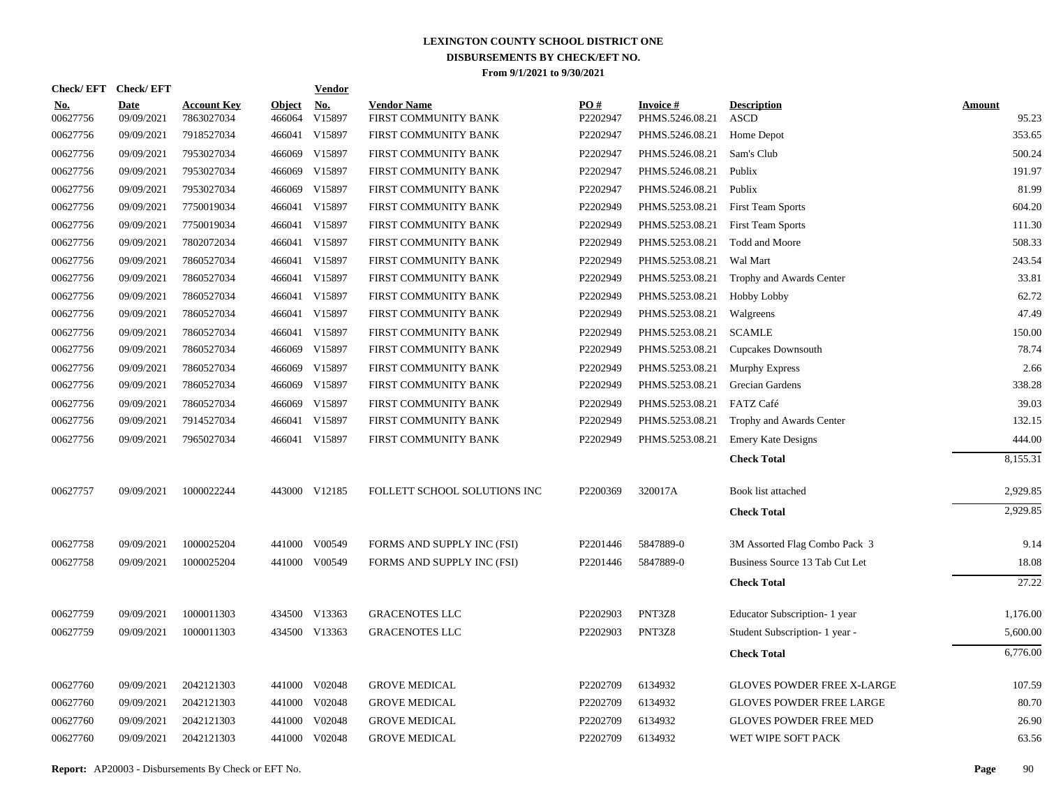# LEXINGTON COUNTY SCHOOL DISTRICT ONE
## DISBURSEMENTS BY CHECK/EFT NO.
### From 9/1/2021 to 9/30/2021

| Check/ EFT No. | Check/ EFT Date | Account Key | Object | Vendor No. | Vendor Name | PO # | Invoice # | Description | Amount |
|---|---|---|---|---|---|---|---|---|---|
| 00627756 | 09/09/2021 | 7863027034 | 466064 | V15897 | FIRST COMMUNITY BANK | P2202947 | PHMS.5246.08.21 | ASCD | 95.23 |
| 00627756 | 09/09/2021 | 7918527034 | 466041 | V15897 | FIRST COMMUNITY BANK | P2202947 | PHMS.5246.08.21 | Home Depot | 353.65 |
| 00627756 | 09/09/2021 | 7953027034 | 466069 | V15897 | FIRST COMMUNITY BANK | P2202947 | PHMS.5246.08.21 | Sam's Club | 500.24 |
| 00627756 | 09/09/2021 | 7953027034 | 466069 | V15897 | FIRST COMMUNITY BANK | P2202947 | PHMS.5246.08.21 | Publix | 191.97 |
| 00627756 | 09/09/2021 | 7953027034 | 466069 | V15897 | FIRST COMMUNITY BANK | P2202947 | PHMS.5246.08.21 | Publix | 81.99 |
| 00627756 | 09/09/2021 | 7750019034 | 466041 | V15897 | FIRST COMMUNITY BANK | P2202949 | PHMS.5253.08.21 | First Team Sports | 604.20 |
| 00627756 | 09/09/2021 | 7750019034 | 466041 | V15897 | FIRST COMMUNITY BANK | P2202949 | PHMS.5253.08.21 | First Team Sports | 111.30 |
| 00627756 | 09/09/2021 | 7802072034 | 466041 | V15897 | FIRST COMMUNITY BANK | P2202949 | PHMS.5253.08.21 | Todd and Moore | 508.33 |
| 00627756 | 09/09/2021 | 7860527034 | 466041 | V15897 | FIRST COMMUNITY BANK | P2202949 | PHMS.5253.08.21 | Wal Mart | 243.54 |
| 00627756 | 09/09/2021 | 7860527034 | 466041 | V15897 | FIRST COMMUNITY BANK | P2202949 | PHMS.5253.08.21 | Trophy and Awards Center | 33.81 |
| 00627756 | 09/09/2021 | 7860527034 | 466041 | V15897 | FIRST COMMUNITY BANK | P2202949 | PHMS.5253.08.21 | Hobby Lobby | 62.72 |
| 00627756 | 09/09/2021 | 7860527034 | 466041 | V15897 | FIRST COMMUNITY BANK | P2202949 | PHMS.5253.08.21 | Walgreens | 47.49 |
| 00627756 | 09/09/2021 | 7860527034 | 466041 | V15897 | FIRST COMMUNITY BANK | P2202949 | PHMS.5253.08.21 | SCAMLE | 150.00 |
| 00627756 | 09/09/2021 | 7860527034 | 466069 | V15897 | FIRST COMMUNITY BANK | P2202949 | PHMS.5253.08.21 | Cupcakes Downsouth | 78.74 |
| 00627756 | 09/09/2021 | 7860527034 | 466069 | V15897 | FIRST COMMUNITY BANK | P2202949 | PHMS.5253.08.21 | Murphy Express | 2.66 |
| 00627756 | 09/09/2021 | 7860527034 | 466069 | V15897 | FIRST COMMUNITY BANK | P2202949 | PHMS.5253.08.21 | Grecian Gardens | 338.28 |
| 00627756 | 09/09/2021 | 7860527034 | 466069 | V15897 | FIRST COMMUNITY BANK | P2202949 | PHMS.5253.08.21 | FATZ Café | 39.03 |
| 00627756 | 09/09/2021 | 7914527034 | 466041 | V15897 | FIRST COMMUNITY BANK | P2202949 | PHMS.5253.08.21 | Trophy and Awards Center | 132.15 |
| 00627756 | 09/09/2021 | 7965027034 | 466041 | V15897 | FIRST COMMUNITY BANK | P2202949 | PHMS.5253.08.21 | Emery Kate Designs | 444.00 |
| | | | | | | | | **Check Total** | 8,155.31 |
| 00627757 | 09/09/2021 | 1000022244 | 443000 | V12185 | FOLLETT SCHOOL SOLUTIONS INC | P2200369 | 320017A | Book list attached | 2,929.85 |
| | | | | | | | | **Check Total** | 2,929.85 |
| 00627758 | 09/09/2021 | 1000025204 | 441000 | V00549 | FORMS AND SUPPLY INC (FSI) | P2201446 | 5847889-0 | 3M Assorted Flag Combo Pack 3 | 9.14 |
| 00627758 | 09/09/2021 | 1000025204 | 441000 | V00549 | FORMS AND SUPPLY INC (FSI) | P2201446 | 5847889-0 | Business Source 13 Tab Cut Let | 18.08 |
| | | | | | | | | **Check Total** | 27.22 |
| 00627759 | 09/09/2021 | 1000011303 | 434500 | V13363 | GRACENOTES LLC | P2202903 | PNT3Z8 | Educator Subscription- 1 year | 1,176.00 |
| 00627759 | 09/09/2021 | 1000011303 | 434500 | V13363 | GRACENOTES LLC | P2202903 | PNT3Z8 | Student Subscription- 1 year - | 5,600.00 |
| | | | | | | | | **Check Total** | 6,776.00 |
| 00627760 | 09/09/2021 | 2042121303 | 441000 | V02048 | GROVE MEDICAL | P2202709 | 6134932 | GLOVES POWDER FREE X-LARGE | 107.59 |
| 00627760 | 09/09/2021 | 2042121303 | 441000 | V02048 | GROVE MEDICAL | P2202709 | 6134932 | GLOVES POWDER FREE LARGE | 80.70 |
| 00627760 | 09/09/2021 | 2042121303 | 441000 | V02048 | GROVE MEDICAL | P2202709 | 6134932 | GLOVES POWDER FREE MED | 26.90 |
| 00627760 | 09/09/2021 | 2042121303 | 441000 | V02048 | GROVE MEDICAL | P2202709 | 6134932 | WET WIPE SOFT PACK | 63.56 |

**Report:** AP20003 - Disbursements By Check or EFT No.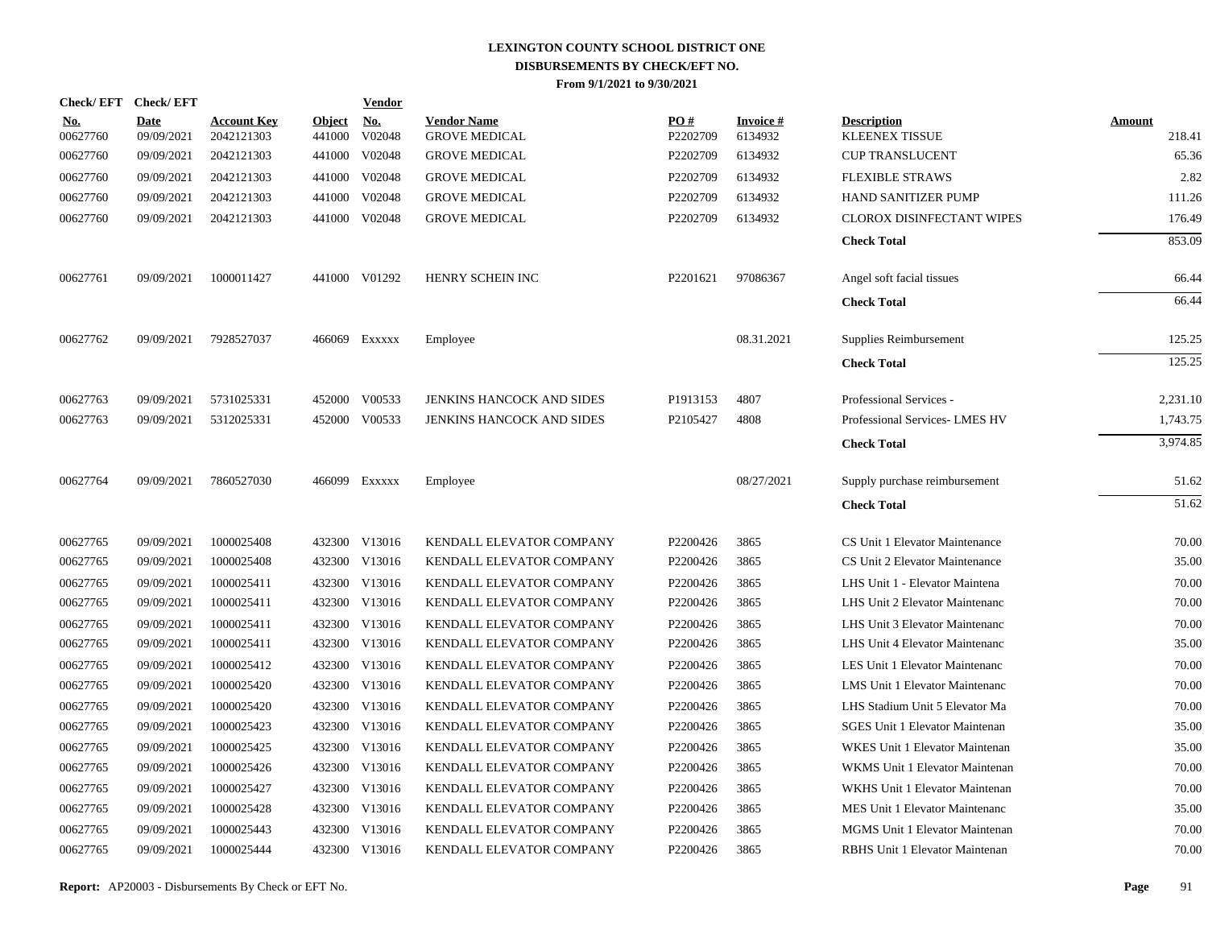# LEXINGTON COUNTY SCHOOL DISTRICT ONE
## DISBURSEMENTS BY CHECK/EFT NO.
### From 9/1/2021 to 9/30/2021

| Check/ EFT No. | Check/ EFT Date | Account Key | Object | Vendor No. | Vendor Name | PO # | Invoice # | Description | Amount |
|---|---|---|---|---|---|---|---|---|---|
| 00627760 | 09/09/2021 | 2042121303 | 441000 | V02048 | GROVE MEDICAL | P2202709 | 6134932 | KLEENEX TISSUE | 218.41 |
| 00627760 | 09/09/2021 | 2042121303 | 441000 | V02048 | GROVE MEDICAL | P2202709 | 6134932 | CUP TRANSLUCENT | 65.36 |
| 00627760 | 09/09/2021 | 2042121303 | 441000 | V02048 | GROVE MEDICAL | P2202709 | 6134932 | FLEXIBLE STRAWS | 2.82 |
| 00627760 | 09/09/2021 | 2042121303 | 441000 | V02048 | GROVE MEDICAL | P2202709 | 6134932 | HAND SANITIZER PUMP | 111.26 |
| 00627760 | 09/09/2021 | 2042121303 | 441000 | V02048 | GROVE MEDICAL | P2202709 | 6134932 | CLOROX DISINFECTANT WIPES | 176.49 |
| | | | | | | | | **Check Total** | 853.09 |
| 00627761 | 09/09/2021 | 1000011427 | 441000 | V01292 | HENRY SCHEIN INC | P2201621 | 97086367 | Angel soft facial tissues | 66.44 |
| | | | | | | | | **Check Total** | 66.44 |
| 00627762 | 09/09/2021 | 7928527037 | 466069 | Exxxxx | Employee | | 08.31.2021 | Supplies Reimbursement | 125.25 |
| | | | | | | | | **Check Total** | 125.25 |
| 00627763 | 09/09/2021 | 5731025331 | 452000 | V00533 | JENKINS HANCOCK AND SIDES | P1913153 | 4807 | Professional Services - | 2,231.10 |
| 00627763 | 09/09/2021 | 5312025331 | 452000 | V00533 | JENKINS HANCOCK AND SIDES | P2105427 | 4808 | Professional Services- LMES HV | 1,743.75 |
| | | | | | | | | **Check Total** | 3,974.85 |
| 00627764 | 09/09/2021 | 7860527030 | 466099 | Exxxxx | Employee | | 08/27/2021 | Supply purchase reimbursement | 51.62 |
| | | | | | | | | **Check Total** | 51.62 |
| 00627765 | 09/09/2021 | 1000025408 | 432300 | V13016 | KENDALL ELEVATOR COMPANY | P2200426 | 3865 | CS Unit 1 Elevator Maintenance | 70.00 |
| 00627765 | 09/09/2021 | 1000025408 | 432300 | V13016 | KENDALL ELEVATOR COMPANY | P2200426 | 3865 | CS Unit 2 Elevator Maintenance | 35.00 |
| 00627765 | 09/09/2021 | 1000025411 | 432300 | V13016 | KENDALL ELEVATOR COMPANY | P2200426 | 3865 | LHS Unit 1 - Elevator Maintena | 70.00 |
| 00627765 | 09/09/2021 | 1000025411 | 432300 | V13016 | KENDALL ELEVATOR COMPANY | P2200426 | 3865 | LHS Unit 2 Elevator Maintenanc | 70.00 |
| 00627765 | 09/09/2021 | 1000025411 | 432300 | V13016 | KENDALL ELEVATOR COMPANY | P2200426 | 3865 | LHS Unit 3 Elevator Maintenanc | 70.00 |
| 00627765 | 09/09/2021 | 1000025411 | 432300 | V13016 | KENDALL ELEVATOR COMPANY | P2200426 | 3865 | LHS Unit 4 Elevator Maintenanc | 35.00 |
| 00627765 | 09/09/2021 | 1000025412 | 432300 | V13016 | KENDALL ELEVATOR COMPANY | P2200426 | 3865 | LES Unit 1 Elevator Maintenanc | 70.00 |
| 00627765 | 09/09/2021 | 1000025420 | 432300 | V13016 | KENDALL ELEVATOR COMPANY | P2200426 | 3865 | LMS Unit 1 Elevator Maintenanc | 70.00 |
| 00627765 | 09/09/2021 | 1000025420 | 432300 | V13016 | KENDALL ELEVATOR COMPANY | P2200426 | 3865 | LHS Stadium Unit 5 Elevator Ma | 70.00 |
| 00627765 | 09/09/2021 | 1000025423 | 432300 | V13016 | KENDALL ELEVATOR COMPANY | P2200426 | 3865 | SGES Unit 1 Elevator Maintenan | 35.00 |
| 00627765 | 09/09/2021 | 1000025425 | 432300 | V13016 | KENDALL ELEVATOR COMPANY | P2200426 | 3865 | WKES Unit 1 Elevator Maintenan | 35.00 |
| 00627765 | 09/09/2021 | 1000025426 | 432300 | V13016 | KENDALL ELEVATOR COMPANY | P2200426 | 3865 | WKMS Unit 1 Elevator Maintenan | 70.00 |
| 00627765 | 09/09/2021 | 1000025427 | 432300 | V13016 | KENDALL ELEVATOR COMPANY | P2200426 | 3865 | WKHS Unit 1 Elevator Maintenan | 70.00 |
| 00627765 | 09/09/2021 | 1000025428 | 432300 | V13016 | KENDALL ELEVATOR COMPANY | P2200426 | 3865 | MES Unit 1 Elevator Maintenanc | 35.00 |
| 00627765 | 09/09/2021 | 1000025443 | 432300 | V13016 | KENDALL ELEVATOR COMPANY | P2200426 | 3865 | MGMS Unit 1 Elevator Maintenan | 70.00 |
| 00627765 | 09/09/2021 | 1000025444 | 432300 | V13016 | KENDALL ELEVATOR COMPANY | P2200426 | 3865 | RBHS Unit 1 Elevator Maintenan | 70.00 |

**Report:** AP20003 - Disbursements By Check or EFT No.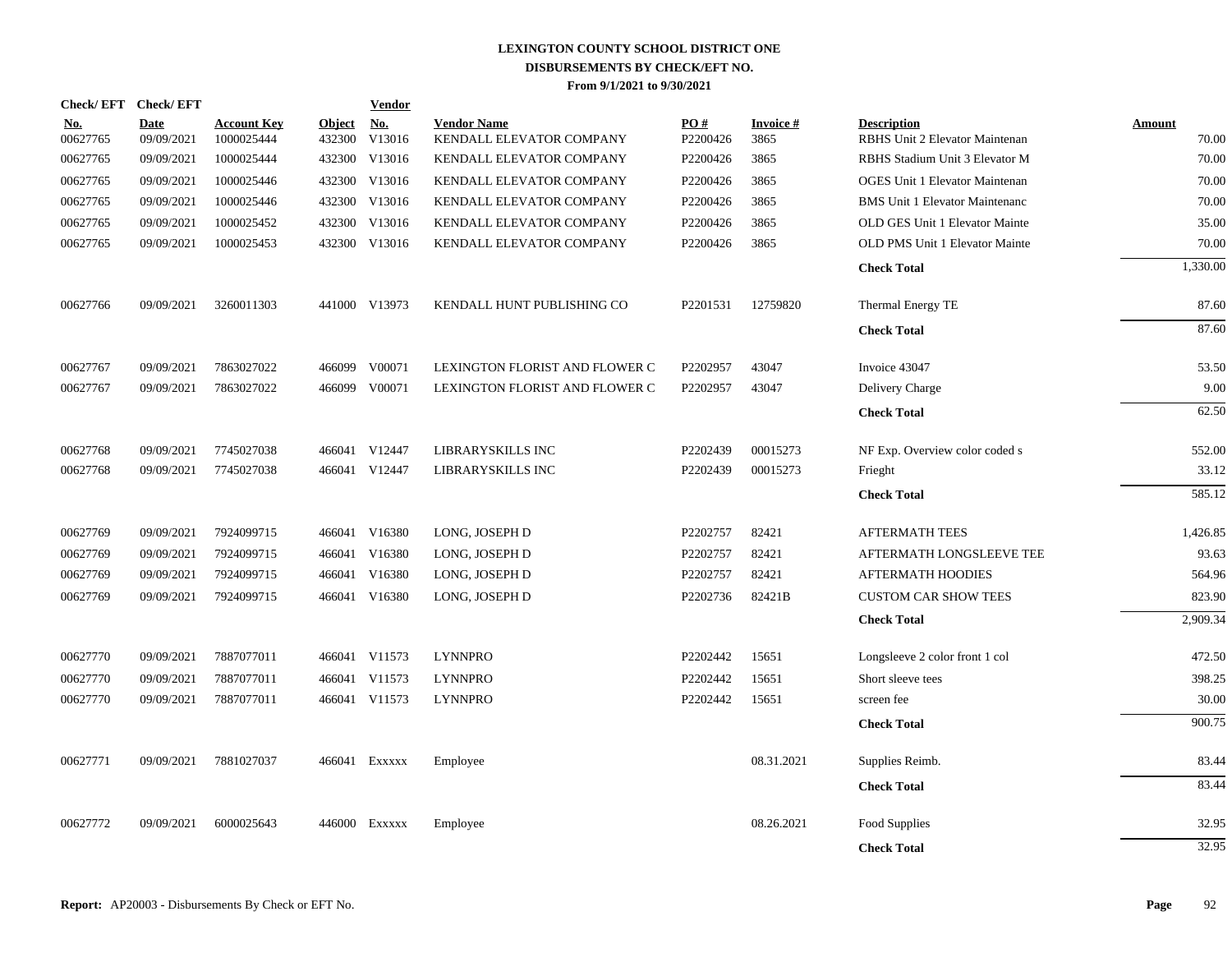# LEXINGTON COUNTY SCHOOL DISTRICT ONE
## DISBURSEMENTS BY CHECK/EFT NO.
### From 9/1/2021 to 9/30/2021

| Check/ EFT No. | Check/ EFT Date | Account Key | Object | Vendor No. | Vendor Name | PO # | Invoice # | Description | Amount |
|---|---|---|---|---|---|---|---|---|---|
| 00627765 | 09/09/2021 | 1000025444 | 432300 | V13016 | KENDALL ELEVATOR COMPANY | P2200426 | 3865 | RBHS Unit 2 Elevator Maintenan | 70.00 |
| 00627765 | 09/09/2021 | 1000025444 | 432300 | V13016 | KENDALL ELEVATOR COMPANY | P2200426 | 3865 | RBHS Stadium Unit 3 Elevator M | 70.00 |
| 00627765 | 09/09/2021 | 1000025446 | 432300 | V13016 | KENDALL ELEVATOR COMPANY | P2200426 | 3865 | OGES Unit 1 Elevator Maintenan | 70.00 |
| 00627765 | 09/09/2021 | 1000025446 | 432300 | V13016 | KENDALL ELEVATOR COMPANY | P2200426 | 3865 | BMS Unit 1 Elevator Maintenanc | 70.00 |
| 00627765 | 09/09/2021 | 1000025452 | 432300 | V13016 | KENDALL ELEVATOR COMPANY | P2200426 | 3865 | OLD GES Unit 1 Elevator Mainte | 35.00 |
| 00627765 | 09/09/2021 | 1000025453 | 432300 | V13016 | KENDALL ELEVATOR COMPANY | P2200426 | 3865 | OLD PMS Unit 1 Elevator Mainte | 70.00 |
| | | | | | | | | **Check Total** | 1,330.00 |
| 00627766 | 09/09/2021 | 3260011303 | 441000 | V13973 | KENDALL HUNT PUBLISHING CO | P2201531 | 12759820 | Thermal Energy TE | 87.60 |
| | | | | | | | | **Check Total** | 87.60 |
| 00627767 | 09/09/2021 | 7863027022 | 466099 | V00071 | LEXINGTON FLORIST AND FLOWER C | P2202957 | 43047 | Invoice 43047 | 53.50 |
| 00627767 | 09/09/2021 | 7863027022 | 466099 | V00071 | LEXINGTON FLORIST AND FLOWER C | P2202957 | 43047 | Delivery Charge | 9.00 |
| | | | | | | | | **Check Total** | 62.50 |
| 00627768 | 09/09/2021 | 7745027038 | 466041 | V12447 | LIBRARYSKILLS INC | P2202439 | 00015273 | NF Exp. Overview color coded s | 552.00 |
| 00627768 | 09/09/2021 | 7745027038 | 466041 | V12447 | LIBRARYSKILLS INC | P2202439 | 00015273 | Frieght | 33.12 |
| | | | | | | | | **Check Total** | 585.12 |
| 00627769 | 09/09/2021 | 7924099715 | 466041 | V16380 | LONG, JOSEPH D | P2202757 | 82421 | AFTERMATH TEES | 1,426.85 |
| 00627769 | 09/09/2021 | 7924099715 | 466041 | V16380 | LONG, JOSEPH D | P2202757 | 82421 | AFTERMATH LONGSLEEVE TEE | 93.63 |
| 00627769 | 09/09/2021 | 7924099715 | 466041 | V16380 | LONG, JOSEPH D | P2202757 | 82421 | AFTERMATH HOODIES | 564.96 |
| 00627769 | 09/09/2021 | 7924099715 | 466041 | V16380 | LONG, JOSEPH D | P2202736 | 82421B | CUSTOM CAR SHOW TEES | 823.90 |
| | | | | | | | | **Check Total** | 2,909.34 |
| 00627770 | 09/09/2021 | 7887077011 | 466041 | V11573 | LYNNPRO | P2202442 | 15651 | Longsleeve 2 color front 1 col | 472.50 |
| 00627770 | 09/09/2021 | 7887077011 | 466041 | V11573 | LYNNPRO | P2202442 | 15651 | Short sleeve tees | 398.25 |
| 00627770 | 09/09/2021 | 7887077011 | 466041 | V11573 | LYNNPRO | P2202442 | 15651 | screen fee | 30.00 |
| | | | | | | | | **Check Total** | 900.75 |
| 00627771 | 09/09/2021 | 7881027037 | 466041 | Exxxxx | Employee | | 08.31.2021 | Supplies Reimb. | 83.44 |
| | | | | | | | | **Check Total** | 83.44 |
| 00627772 | 09/09/2021 | 6000025643 | 446000 | Exxxxx | Employee | | 08.26.2021 | Food Supplies | 32.95 |
| | | | | | | | | **Check Total** | 32.95 |

**Report:** AP20003 - Disbursements By Check or EFT No.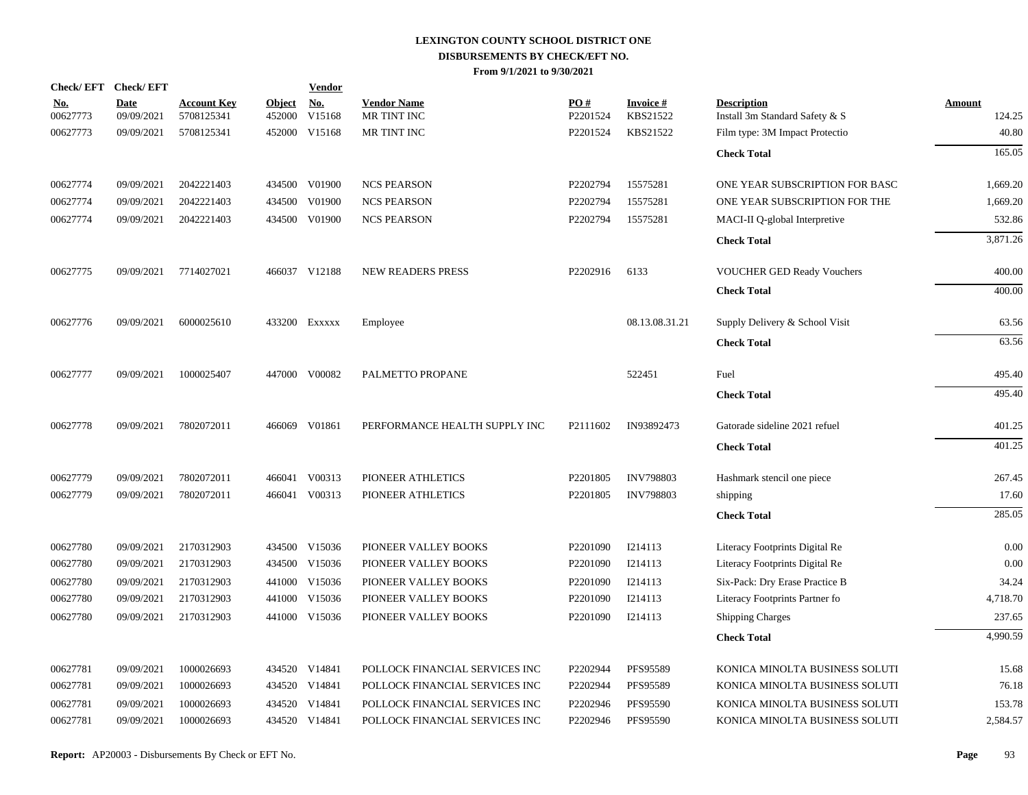**LEXINGTON COUNTY SCHOOL DISTRICT ONE**
**DISBURSEMENTS BY CHECK/EFT NO.**
**From 9/1/2021 to 9/30/2021**

| Check/ EFT No. | Check/ EFT Date | Account Key | Object | Vendor No. | Vendor Name | PO # | Invoice # | Description | Amount |
|---|---|---|---|---|---|---|---|---|---|
| 00627773 | 09/09/2021 | 5708125341 | 452000 | V15168 | MR TINT INC | P2201524 | KBS21522 | Install 3m Standard Safety & S | 124.25 |
| 00627773 | 09/09/2021 | 5708125341 | 452000 | V15168 | MR TINT INC | P2201524 | KBS21522 | Film type: 3M Impact Protectio | 40.80 |
| | | | | | | | | **Check Total** | 165.05 |
| 00627774 | 09/09/2021 | 2042221403 | 434500 | V01900 | NCS PEARSON | P2202794 | 15575281 | ONE YEAR SUBSCRIPTION FOR BASC | 1,669.20 |
| 00627774 | 09/09/2021 | 2042221403 | 434500 | V01900 | NCS PEARSON | P2202794 | 15575281 | ONE YEAR SUBSCRIPTION FOR THE | 1,669.20 |
| 00627774 | 09/09/2021 | 2042221403 | 434500 | V01900 | NCS PEARSON | P2202794 | 15575281 | MACI-II Q-global Interpretive | 532.86 |
| | | | | | | | | **Check Total** | 3,871.26 |
| 00627775 | 09/09/2021 | 7714027021 | 466037 | V12188 | NEW READERS PRESS | P2202916 | 6133 | VOUCHER GED Ready Vouchers | 400.00 |
| | | | | | | | | **Check Total** | 400.00 |
| 00627776 | 09/09/2021 | 6000025610 | 433200 | Exxxxx | Employee | | 08.13.08.31.21 | Supply Delivery & School Visit | 63.56 |
| | | | | | | | | **Check Total** | 63.56 |
| 00627777 | 09/09/2021 | 1000025407 | 447000 | V00082 | PALMETTO PROPANE | | 522451 | Fuel | 495.40 |
| | | | | | | | | **Check Total** | 495.40 |
| 00627778 | 09/09/2021 | 7802072011 | 466069 | V01861 | PERFORMANCE HEALTH SUPPLY INC | P2111602 | IN93892473 | Gatorade sideline 2021 refuel | 401.25 |
| | | | | | | | | **Check Total** | 401.25 |
| 00627779 | 09/09/2021 | 7802072011 | 466041 | V00313 | PIONEER ATHLETICS | P2201805 | INV798803 | Hashmark stencil one piece | 267.45 |
| 00627779 | 09/09/2021 | 7802072011 | 466041 | V00313 | PIONEER ATHLETICS | P2201805 | INV798803 | shipping | 17.60 |
| | | | | | | | | **Check Total** | 285.05 |
| 00627780 | 09/09/2021 | 2170312903 | 434500 | V15036 | PIONEER VALLEY BOOKS | P2201090 | I214113 | Literacy Footprints Digital Re | 0.00 |
| 00627780 | 09/09/2021 | 2170312903 | 434500 | V15036 | PIONEER VALLEY BOOKS | P2201090 | I214113 | Literacy Footprints Digital Re | 0.00 |
| 00627780 | 09/09/2021 | 2170312903 | 441000 | V15036 | PIONEER VALLEY BOOKS | P2201090 | I214113 | Six-Pack: Dry Erase Practice B | 34.24 |
| 00627780 | 09/09/2021 | 2170312903 | 441000 | V15036 | PIONEER VALLEY BOOKS | P2201090 | I214113 | Literacy Footprints Partner fo | 4,718.70 |
| 00627780 | 09/09/2021 | 2170312903 | 441000 | V15036 | PIONEER VALLEY BOOKS | P2201090 | I214113 | Shipping Charges | 237.65 |
| | | | | | | | | **Check Total** | 4,990.59 |
| 00627781 | 09/09/2021 | 1000026693 | 434520 | V14841 | POLLOCK FINANCIAL SERVICES INC | P2202944 | PFS95589 | KONICA MINOLTA BUSINESS SOLUTI | 15.68 |
| 00627781 | 09/09/2021 | 1000026693 | 434520 | V14841 | POLLOCK FINANCIAL SERVICES INC | P2202944 | PFS95589 | KONICA MINOLTA BUSINESS SOLUTI | 76.18 |
| 00627781 | 09/09/2021 | 1000026693 | 434520 | V14841 | POLLOCK FINANCIAL SERVICES INC | P2202946 | PFS95590 | KONICA MINOLTA BUSINESS SOLUTI | 153.78 |
| 00627781 | 09/09/2021 | 1000026693 | 434520 | V14841 | POLLOCK FINANCIAL SERVICES INC | P2202946 | PFS95590 | KONICA MINOLTA BUSINESS SOLUTI | 2,584.57 |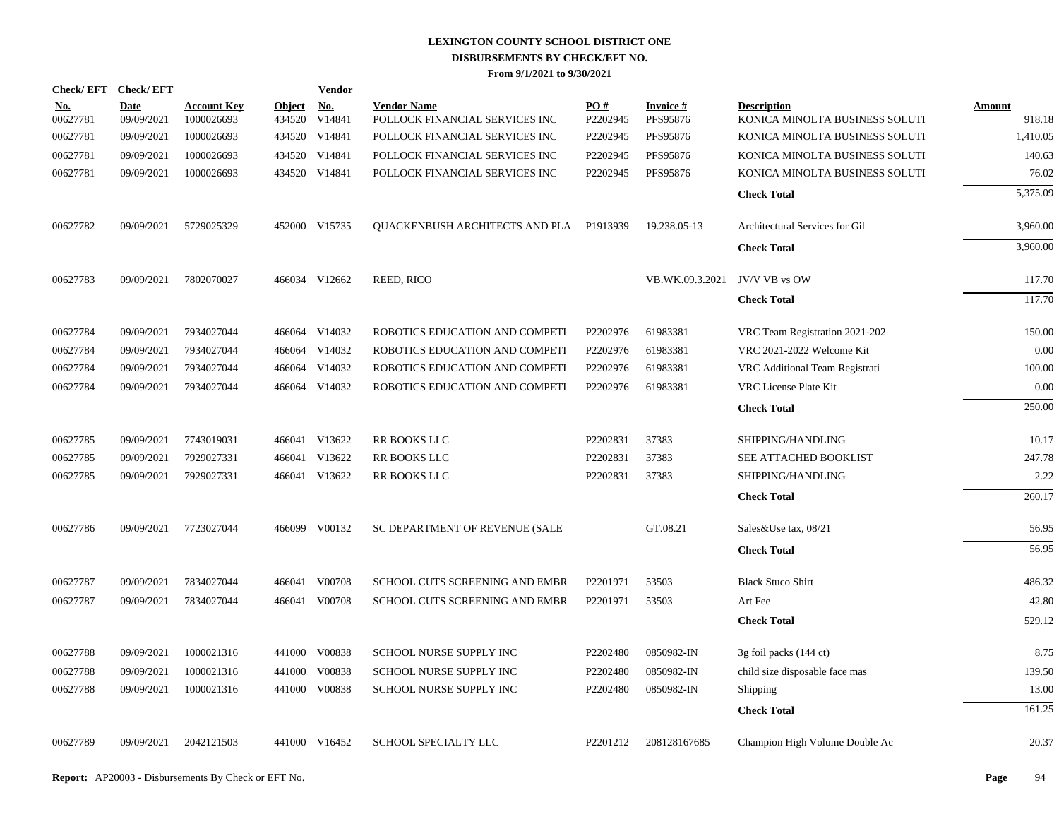# LEXINGTON COUNTY SCHOOL DISTRICT ONE
## DISBURSEMENTS BY CHECK/EFT NO.
### From 9/1/2021 to 9/30/2021

| Check/EFT No. | Check/EFT Date | Account Key | Object | Vendor No. | Vendor Name | PO # | Invoice # | Description | Amount |
|---|---|---|---|---|---|---|---|---|---|
| 00627781 | 09/09/2021 | 1000026693 | 434520 | V14841 | POLLOCK FINANCIAL SERVICES INC | P2202945 | PFS95876 | KONICA MINOLTA BUSINESS SOLUTI | 918.18 |
| 00627781 | 09/09/2021 | 1000026693 | 434520 | V14841 | POLLOCK FINANCIAL SERVICES INC | P2202945 | PFS95876 | KONICA MINOLTA BUSINESS SOLUTI | 1,410.05 |
| 00627781 | 09/09/2021 | 1000026693 | 434520 | V14841 | POLLOCK FINANCIAL SERVICES INC | P2202945 | PFS95876 | KONICA MINOLTA BUSINESS SOLUTI | 140.63 |
| 00627781 | 09/09/2021 | 1000026693 | 434520 | V14841 | POLLOCK FINANCIAL SERVICES INC | P2202945 | PFS95876 | KONICA MINOLTA BUSINESS SOLUTI | 76.02 |
| | | | | | | | | **Check Total** | 5,375.09 |
| 00627782 | 09/09/2021 | 5729025329 | 452000 | V15735 | QUACKENBUSH ARCHITECTS AND PLA | P1913939 | 19.238.05-13 | Architectural Services for Gil | 3,960.00 |
| | | | | | | | | **Check Total** | 3,960.00 |
| 00627783 | 09/09/2021 | 7802070027 | 466034 | V12662 | REED, RICO | | VB.WK.09.3.2021 | JV/V VB vs OW | 117.70 |
| | | | | | | | | **Check Total** | 117.70 |
| 00627784 | 09/09/2021 | 7934027044 | 466064 | V14032 | ROBOTICS EDUCATION AND COMPETI | P2202976 | 61983381 | VRC Team Registration 2021-202 | 150.00 |
| 00627784 | 09/09/2021 | 7934027044 | 466064 | V14032 | ROBOTICS EDUCATION AND COMPETI | P2202976 | 61983381 | VRC 2021-2022 Welcome Kit | 0.00 |
| 00627784 | 09/09/2021 | 7934027044 | 466064 | V14032 | ROBOTICS EDUCATION AND COMPETI | P2202976 | 61983381 | VRC Additional Team Registrati | 100.00 |
| 00627784 | 09/09/2021 | 7934027044 | 466064 | V14032 | ROBOTICS EDUCATION AND COMPETI | P2202976 | 61983381 | VRC License Plate Kit | 0.00 |
| | | | | | | | | **Check Total** | 250.00 |
| 00627785 | 09/09/2021 | 7743019031 | 466041 | V13622 | RR BOOKS LLC | P2202831 | 37383 | SHIPPING/HANDLING | 10.17 |
| 00627785 | 09/09/2021 | 7929027331 | 466041 | V13622 | RR BOOKS LLC | P2202831 | 37383 | SEE ATTACHED BOOKLIST | 247.78 |
| 00627785 | 09/09/2021 | 7929027331 | 466041 | V13622 | RR BOOKS LLC | P2202831 | 37383 | SHIPPING/HANDLING | 2.22 |
| | | | | | | | | **Check Total** | 260.17 |
| 00627786 | 09/09/2021 | 7723027044 | 466099 | V00132 | SC DEPARTMENT OF REVENUE (SALE | | GT.08.21 | Sales&Use tax, 08/21 | 56.95 |
| | | | | | | | | **Check Total** | 56.95 |
| 00627787 | 09/09/2021 | 7834027044 | 466041 | V00708 | SCHOOL CUTS SCREENING AND EMBR | P2201971 | 53503 | Black Stuco Shirt | 486.32 |
| 00627787 | 09/09/2021 | 7834027044 | 466041 | V00708 | SCHOOL CUTS SCREENING AND EMBR | P2201971 | 53503 | Art Fee | 42.80 |
| | | | | | | | | **Check Total** | 529.12 |
| 00627788 | 09/09/2021 | 1000021316 | 441000 | V00838 | SCHOOL NURSE SUPPLY INC | P2202480 | 0850982-IN | 3g foil packs (144 ct) | 8.75 |
| 00627788 | 09/09/2021 | 1000021316 | 441000 | V00838 | SCHOOL NURSE SUPPLY INC | P2202480 | 0850982-IN | child size disposable face mas | 139.50 |
| 00627788 | 09/09/2021 | 1000021316 | 441000 | V00838 | SCHOOL NURSE SUPPLY INC | P2202480 | 0850982-IN | Shipping | 13.00 |
| | | | | | | | | **Check Total** | 161.25 |
| 00627789 | 09/09/2021 | 2042121503 | 441000 | V16452 | SCHOOL SPECIALTY LLC | P2201212 | 208128167685 | Champion High Volume Double Ac | 20.37 |

**Report:** AP20003 - Disbursements By Check or EFT No.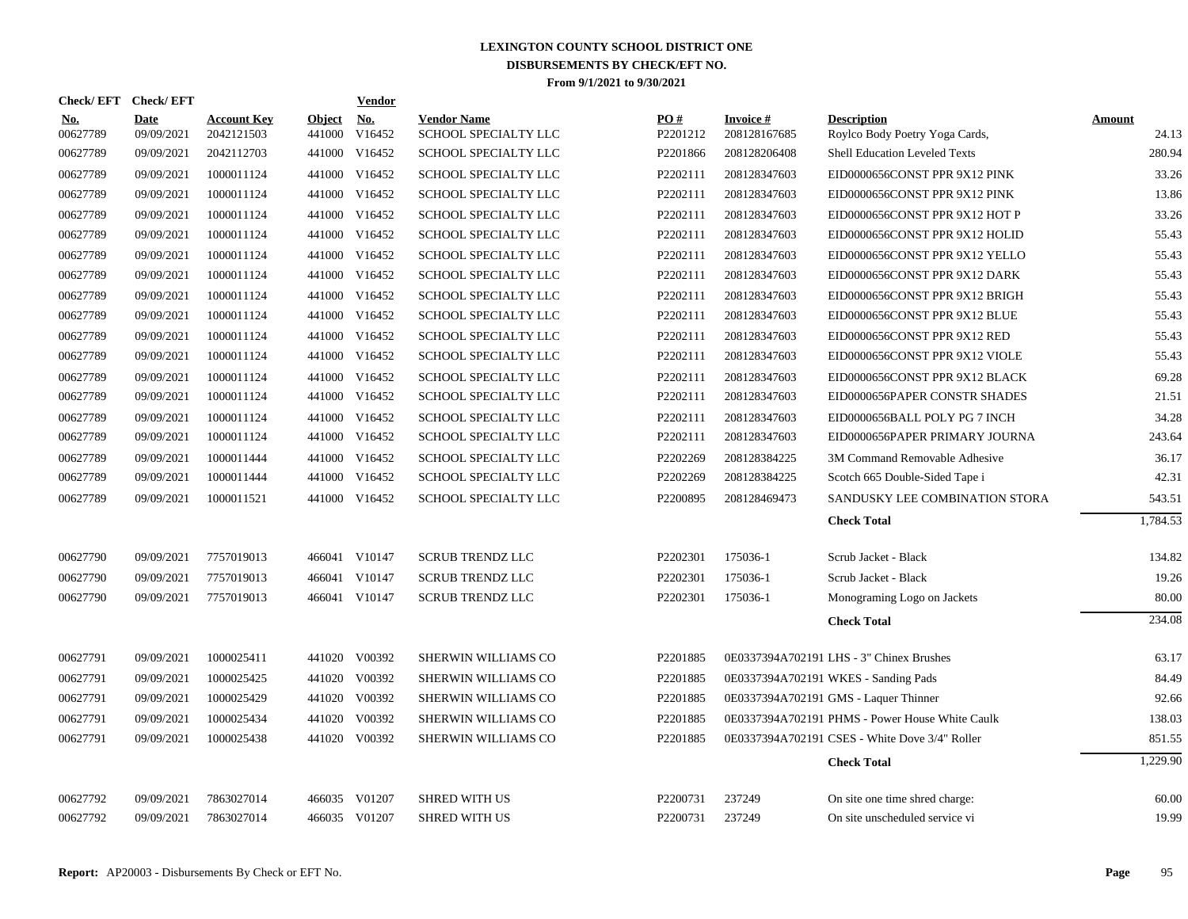# LEXINGTON COUNTY SCHOOL DISTRICT ONE
## DISBURSEMENTS BY CHECK/EFT NO.
### From 9/1/2021 to 9/30/2021

| Check/ EFT No. | Check/ EFT Date | Account Key | Object | Vendor No. | Vendor Name | PO # | Invoice # | Description | Amount |
|---|---|---|---|---|---|---|---|---|---|
| 00627789 | 09/09/2021 | 2042121503 | 441000 | V16452 | SCHOOL SPECIALTY LLC | P2201212 | 208128167685 | Roylco Body Poetry Yoga Cards, | 24.13 |
| 00627789 | 09/09/2021 | 2042112703 | 441000 | V16452 | SCHOOL SPECIALTY LLC | P2201866 | 208128206408 | Shell Education Leveled Texts | 280.94 |
| 00627789 | 09/09/2021 | 1000011124 | 441000 | V16452 | SCHOOL SPECIALTY LLC | P2202111 | 208128347603 | EID0000656CONST PPR 9X12 PINK | 33.26 |
| 00627789 | 09/09/2021 | 1000011124 | 441000 | V16452 | SCHOOL SPECIALTY LLC | P2202111 | 208128347603 | EID0000656CONST PPR 9X12 PINK | 13.86 |
| 00627789 | 09/09/2021 | 1000011124 | 441000 | V16452 | SCHOOL SPECIALTY LLC | P2202111 | 208128347603 | EID0000656CONST PPR 9X12 HOT P | 33.26 |
| 00627789 | 09/09/2021 | 1000011124 | 441000 | V16452 | SCHOOL SPECIALTY LLC | P2202111 | 208128347603 | EID0000656CONST PPR 9X12 HOLID | 55.43 |
| 00627789 | 09/09/2021 | 1000011124 | 441000 | V16452 | SCHOOL SPECIALTY LLC | P2202111 | 208128347603 | EID0000656CONST PPR 9X12 YELLO | 55.43 |
| 00627789 | 09/09/2021 | 1000011124 | 441000 | V16452 | SCHOOL SPECIALTY LLC | P2202111 | 208128347603 | EID0000656CONST PPR 9X12 DARK | 55.43 |
| 00627789 | 09/09/2021 | 1000011124 | 441000 | V16452 | SCHOOL SPECIALTY LLC | P2202111 | 208128347603 | EID0000656CONST PPR 9X12 BRIGH | 55.43 |
| 00627789 | 09/09/2021 | 1000011124 | 441000 | V16452 | SCHOOL SPECIALTY LLC | P2202111 | 208128347603 | EID0000656CONST PPR 9X12 BLUE | 55.43 |
| 00627789 | 09/09/2021 | 1000011124 | 441000 | V16452 | SCHOOL SPECIALTY LLC | P2202111 | 208128347603 | EID0000656CONST PPR 9X12 RED | 55.43 |
| 00627789 | 09/09/2021 | 1000011124 | 441000 | V16452 | SCHOOL SPECIALTY LLC | P2202111 | 208128347603 | EID0000656CONST PPR 9X12 VIOLE | 55.43 |
| 00627789 | 09/09/2021 | 1000011124 | 441000 | V16452 | SCHOOL SPECIALTY LLC | P2202111 | 208128347603 | EID0000656CONST PPR 9X12 BLACK | 69.28 |
| 00627789 | 09/09/2021 | 1000011124 | 441000 | V16452 | SCHOOL SPECIALTY LLC | P2202111 | 208128347603 | EID0000656PAPER CONSTR SHADES | 21.51 |
| 00627789 | 09/09/2021 | 1000011124 | 441000 | V16452 | SCHOOL SPECIALTY LLC | P2202111 | 208128347603 | EID0000656BALL POLY PG 7 INCH | 34.28 |
| 00627789 | 09/09/2021 | 1000011124 | 441000 | V16452 | SCHOOL SPECIALTY LLC | P2202111 | 208128347603 | EID0000656PAPER PRIMARY JOURNA | 243.64 |
| 00627789 | 09/09/2021 | 1000011444 | 441000 | V16452 | SCHOOL SPECIALTY LLC | P2202269 | 208128384225 | 3M Command Removable Adhesive | 36.17 |
| 00627789 | 09/09/2021 | 1000011444 | 441000 | V16452 | SCHOOL SPECIALTY LLC | P2202269 | 208128384225 | Scotch 665 Double-Sided Tape i | 42.31 |
| 00627789 | 09/09/2021 | 1000011521 | 441000 | V16452 | SCHOOL SPECIALTY LLC | P2200895 | 208128469473 | SANDUSKY LEE COMBINATION STORA | 543.51 |
| | | | | | | | | **Check Total** | 1,784.53 |
| 00627790 | 09/09/2021 | 7757019013 | 466041 | V10147 | SCRUB TRENDZ LLC | P2202301 | 175036-1 | Scrub Jacket - Black | 134.82 |
| 00627790 | 09/09/2021 | 7757019013 | 466041 | V10147 | SCRUB TRENDZ LLC | P2202301 | 175036-1 | Scrub Jacket - Black | 19.26 |
| 00627790 | 09/09/2021 | 7757019013 | 466041 | V10147 | SCRUB TRENDZ LLC | P2202301 | 175036-1 | Monograming Logo on Jackets | 80.00 |
| | | | | | | | | **Check Total** | 234.08 |
| 00627791 | 09/09/2021 | 1000025411 | 441020 | V00392 | SHERWIN WILLIAMS CO | P2201885 | 0E0337394A702191 | LHS - 3" Chinex Brushes | 63.17 |
| 00627791 | 09/09/2021 | 1000025425 | 441020 | V00392 | SHERWIN WILLIAMS CO | P2201885 | 0E0337394A702191 | WKES - Sanding Pads | 84.49 |
| 00627791 | 09/09/2021 | 1000025429 | 441020 | V00392 | SHERWIN WILLIAMS CO | P2201885 | 0E0337394A702191 | GMS - Laquer Thinner | 92.66 |
| 00627791 | 09/09/2021 | 1000025434 | 441020 | V00392 | SHERWIN WILLIAMS CO | P2201885 | 0E0337394A702191 | PHMS - Power House White Caulk | 138.03 |
| 00627791 | 09/09/2021 | 1000025438 | 441020 | V00392 | SHERWIN WILLIAMS CO | P2201885 | 0E0337394A702191 | CSES - White Dove 3/4" Roller | 851.55 |
| | | | | | | | | **Check Total** | 1,229.90 |
| 00627792 | 09/09/2021 | 7863027014 | 466035 | V01207 | SHRED WITH US | P2200731 | 237249 | On site one time shred charge: | 60.00 |
| 00627792 | 09/09/2021 | 7863027014 | 466035 | V01207 | SHRED WITH US | P2200731 | 237249 | On site unscheduled service vi | 19.99 |

**Report:** AP20003 - Disbursements By Check or EFT No.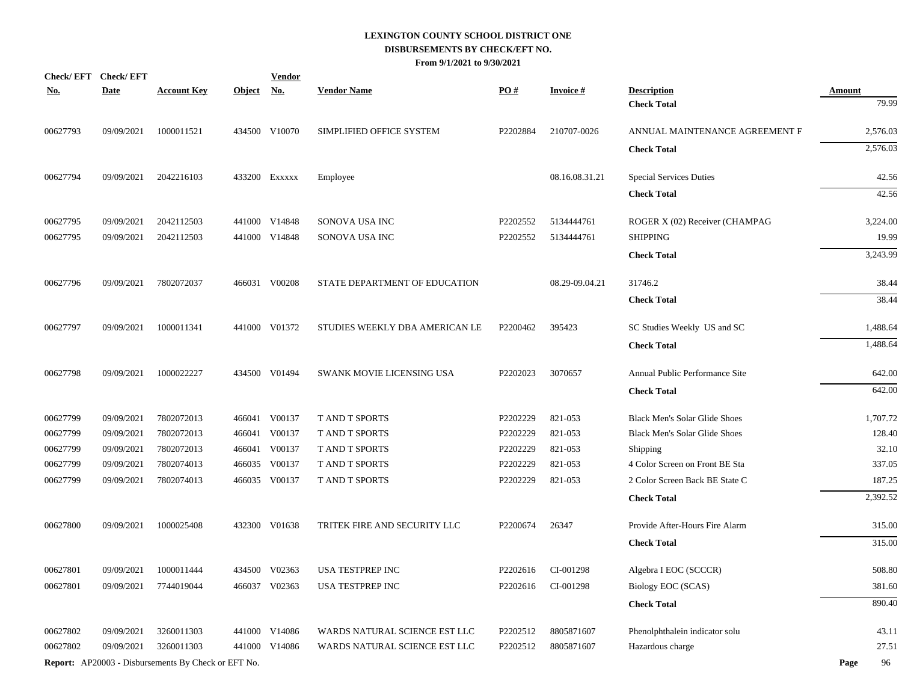# LEXINGTON COUNTY SCHOOL DISTRICT ONE
## DISBURSEMENTS BY CHECK/EFT NO.
### From 9/1/2021 to 9/30/2021

| Check/ EFT No. | Check/ EFT Date | Account Key | Object | Vendor No. | Vendor Name | PO # | Invoice # | Description | Amount |
|---|---|---|---|---|---|---|---|---|---|
| | | | | | | | | **Check Total** | 79.99 |
| 00627793 | 09/09/2021 | 1000011521 | 434500 | V10070 | SIMPLIFIED OFFICE SYSTEM | P2202884 | 210707-0026 | ANNUAL MAINTENANCE AGREEMENT F | 2,576.03 |
| | | | | | | | | **Check Total** | 2,576.03 |
| 00627794 | 09/09/2021 | 2042216103 | 433200 | Exxxxx | Employee | | 08.16.08.31.21 | Special Services Duties | 42.56 |
| | | | | | | | | **Check Total** | 42.56 |
| 00627795 | 09/09/2021 | 2042112503 | 441000 | V14848 | SONOVA USA INC | P2202552 | 5134444761 | ROGER X (02) Receiver (CHAMPAG | 3,224.00 |
| 00627795 | 09/09/2021 | 2042112503 | 441000 | V14848 | SONOVA USA INC | P2202552 | 5134444761 | SHIPPING | 19.99 |
| | | | | | | | | **Check Total** | 3,243.99 |
| 00627796 | 09/09/2021 | 7802072037 | 466031 | V00208 | STATE DEPARTMENT OF EDUCATION | | 08.29-09.04.21 | 31746.2 | 38.44 |
| | | | | | | | | **Check Total** | 38.44 |
| 00627797 | 09/09/2021 | 1000011341 | 441000 | V01372 | STUDIES WEEKLY DBA AMERICAN LE | P2200462 | 395423 | SC Studies Weekly US and SC | 1,488.64 |
| | | | | | | | | **Check Total** | 1,488.64 |
| 00627798 | 09/09/2021 | 1000022227 | 434500 | V01494 | SWANK MOVIE LICENSING USA | P2202023 | 3070657 | Annual Public Performance Site | 642.00 |
| | | | | | | | | **Check Total** | 642.00 |
| 00627799 | 09/09/2021 | 7802072013 | 466041 | V00137 | T AND T SPORTS | P2202229 | 821-053 | Black Men's Solar Glide Shoes | 1,707.72 |
| 00627799 | 09/09/2021 | 7802072013 | 466041 | V00137 | T AND T SPORTS | P2202229 | 821-053 | Black Men's Solar Glide Shoes | 128.40 |
| 00627799 | 09/09/2021 | 7802072013 | 466041 | V00137 | T AND T SPORTS | P2202229 | 821-053 | Shipping | 32.10 |
| 00627799 | 09/09/2021 | 7802074013 | 466035 | V00137 | T AND T SPORTS | P2202229 | 821-053 | 4 Color Screen on Front BE Sta | 337.05 |
| 00627799 | 09/09/2021 | 7802074013 | 466035 | V00137 | T AND T SPORTS | P2202229 | 821-053 | 2 Color Screen Back BE State C | 187.25 |
| | | | | | | | | **Check Total** | 2,392.52 |
| 00627800 | 09/09/2021 | 1000025408 | 432300 | V01638 | TRITEK FIRE AND SECURITY LLC | P2200674 | 26347 | Provide After-Hours Fire Alarm | 315.00 |
| | | | | | | | | **Check Total** | 315.00 |
| 00627801 | 09/09/2021 | 1000011444 | 434500 | V02363 | USA TESTPREP INC | P2202616 | CI-001298 | Algebra I EOC (SCCCR) | 508.80 |
| 00627801 | 09/09/2021 | 7744019044 | 466037 | V02363 | USA TESTPREP INC | P2202616 | CI-001298 | Biology EOC (SCAS) | 381.60 |
| | | | | | | | | **Check Total** | 890.40 |
| 00627802 | 09/09/2021 | 3260011303 | 441000 | V14086 | WARDS NATURAL SCIENCE EST LLC | P2202512 | 8805871607 | Phenolphthalein indicator solu | 43.11 |
| 00627802 | 09/09/2021 | 3260011303 | 441000 | V14086 | WARDS NATURAL SCIENCE EST LLC | P2202512 | 8805871607 | Hazardous charge | 27.51 |

**Report:** AP20003 - Disbursements By Check or EFT No.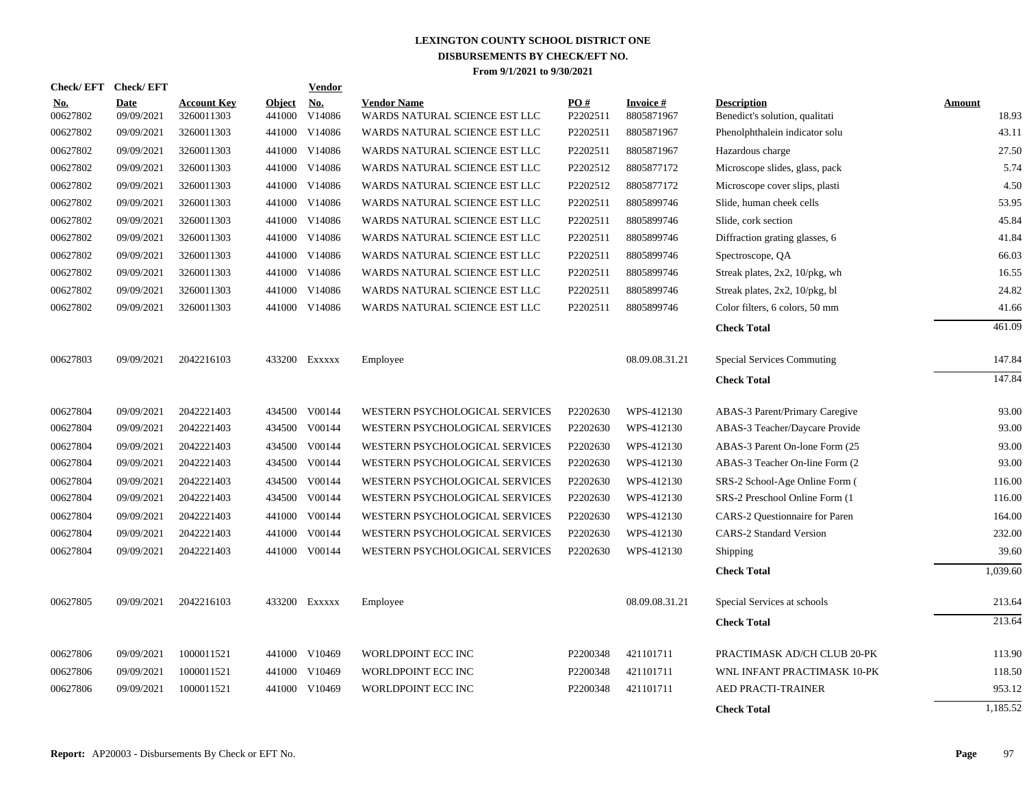# LEXINGTON COUNTY SCHOOL DISTRICT ONE
## DISBURSEMENTS BY CHECK/EFT NO.
### From 9/1/2021 to 9/30/2021

| Check/ EFT No. | Check/ EFT Date | Account Key | Object | Vendor No. | Vendor Name | PO # | Invoice # | Description | Amount |
|---|---|---|---|---|---|---|---|---|---|
| 00627802 | 09/09/2021 | 3260011303 | 441000 | V14086 | WARDS NATURAL SCIENCE EST LLC | P2202511 | 8805871967 | Benedict's solution, qualitati | 18.93 |
| 00627802 | 09/09/2021 | 3260011303 | 441000 | V14086 | WARDS NATURAL SCIENCE EST LLC | P2202511 | 8805871967 | Phenolphthalein indicator solu | 43.11 |
| 00627802 | 09/09/2021 | 3260011303 | 441000 | V14086 | WARDS NATURAL SCIENCE EST LLC | P2202511 | 8805871967 | Hazardous charge | 27.50 |
| 00627802 | 09/09/2021 | 3260011303 | 441000 | V14086 | WARDS NATURAL SCIENCE EST LLC | P2202512 | 8805877172 | Microscope slides, glass, pack | 5.74 |
| 00627802 | 09/09/2021 | 3260011303 | 441000 | V14086 | WARDS NATURAL SCIENCE EST LLC | P2202512 | 8805877172 | Microscope cover slips, plasti | 4.50 |
| 00627802 | 09/09/2021 | 3260011303 | 441000 | V14086 | WARDS NATURAL SCIENCE EST LLC | P2202511 | 8805899746 | Slide, human cheek cells | 53.95 |
| 00627802 | 09/09/2021 | 3260011303 | 441000 | V14086 | WARDS NATURAL SCIENCE EST LLC | P2202511 | 8805899746 | Slide, cork section | 45.84 |
| 00627802 | 09/09/2021 | 3260011303 | 441000 | V14086 | WARDS NATURAL SCIENCE EST LLC | P2202511 | 8805899746 | Diffraction grating glasses, 6 | 41.84 |
| 00627802 | 09/09/2021 | 3260011303 | 441000 | V14086 | WARDS NATURAL SCIENCE EST LLC | P2202511 | 8805899746 | Spectroscope, QA | 66.03 |
| 00627802 | 09/09/2021 | 3260011303 | 441000 | V14086 | WARDS NATURAL SCIENCE EST LLC | P2202511 | 8805899746 | Streak plates, 2x2, 10/pkg, wh | 16.55 |
| 00627802 | 09/09/2021 | 3260011303 | 441000 | V14086 | WARDS NATURAL SCIENCE EST LLC | P2202511 | 8805899746 | Streak plates, 2x2, 10/pkg, bl | 24.82 |
| 00627802 | 09/09/2021 | 3260011303 | 441000 | V14086 | WARDS NATURAL SCIENCE EST LLC | P2202511 | 8805899746 | Color filters, 6 colors, 50 mm | 41.66 |
| | | | | | | | | **Check Total** | 461.09 |
| 00627803 | 09/09/2021 | 2042216103 | 433200 | Exxxxx | Employee | | 08.09.08.31.21 | Special Services Commuting | 147.84 |
| | | | | | | | | **Check Total** | 147.84 |
| 00627804 | 09/09/2021 | 2042221403 | 434500 | V00144 | WESTERN PSYCHOLOGICAL SERVICES | P2202630 | WPS-412130 | ABAS-3 Parent/Primary Caregive | 93.00 |
| 00627804 | 09/09/2021 | 2042221403 | 434500 | V00144 | WESTERN PSYCHOLOGICAL SERVICES | P2202630 | WPS-412130 | ABAS-3 Teacher/Daycare Provide | 93.00 |
| 00627804 | 09/09/2021 | 2042221403 | 434500 | V00144 | WESTERN PSYCHOLOGICAL SERVICES | P2202630 | WPS-412130 | ABAS-3 Parent On-lone Form (25 | 93.00 |
| 00627804 | 09/09/2021 | 2042221403 | 434500 | V00144 | WESTERN PSYCHOLOGICAL SERVICES | P2202630 | WPS-412130 | ABAS-3 Teacher On-line Form (2 | 93.00 |
| 00627804 | 09/09/2021 | 2042221403 | 434500 | V00144 | WESTERN PSYCHOLOGICAL SERVICES | P2202630 | WPS-412130 | SRS-2 School-Age Online Form ( | 116.00 |
| 00627804 | 09/09/2021 | 2042221403 | 434500 | V00144 | WESTERN PSYCHOLOGICAL SERVICES | P2202630 | WPS-412130 | SRS-2 Preschool Online Form (1 | 116.00 |
| 00627804 | 09/09/2021 | 2042221403 | 441000 | V00144 | WESTERN PSYCHOLOGICAL SERVICES | P2202630 | WPS-412130 | CARS-2 Questionnaire for Paren | 164.00 |
| 00627804 | 09/09/2021 | 2042221403 | 441000 | V00144 | WESTERN PSYCHOLOGICAL SERVICES | P2202630 | WPS-412130 | CARS-2 Standard Version | 232.00 |
| 00627804 | 09/09/2021 | 2042221403 | 441000 | V00144 | WESTERN PSYCHOLOGICAL SERVICES | P2202630 | WPS-412130 | Shipping | 39.60 |
| | | | | | | | | **Check Total** | 1,039.60 |
| 00627805 | 09/09/2021 | 2042216103 | 433200 | Exxxxx | Employee | | 08.09.08.31.21 | Special Services at schools | 213.64 |
| | | | | | | | | **Check Total** | 213.64 |
| 00627806 | 09/09/2021 | 1000011521 | 441000 | V10469 | WORLDPOINT ECC INC | P2200348 | 421101711 | PRACTIMASK AD/CH CLUB 20-PK | 113.90 |
| 00627806 | 09/09/2021 | 1000011521 | 441000 | V10469 | WORLDPOINT ECC INC | P2200348 | 421101711 | WNL INFANT PRACTIMASK 10-PK | 118.50 |
| 00627806 | 09/09/2021 | 1000011521 | 441000 | V10469 | WORLDPOINT ECC INC | P2200348 | 421101711 | AED PRACTI-TRAINER | 953.12 |
| | | | | | | | | **Check Total** | 1,185.52 |

**Report:** AP20003 - Disbursements By Check or EFT No.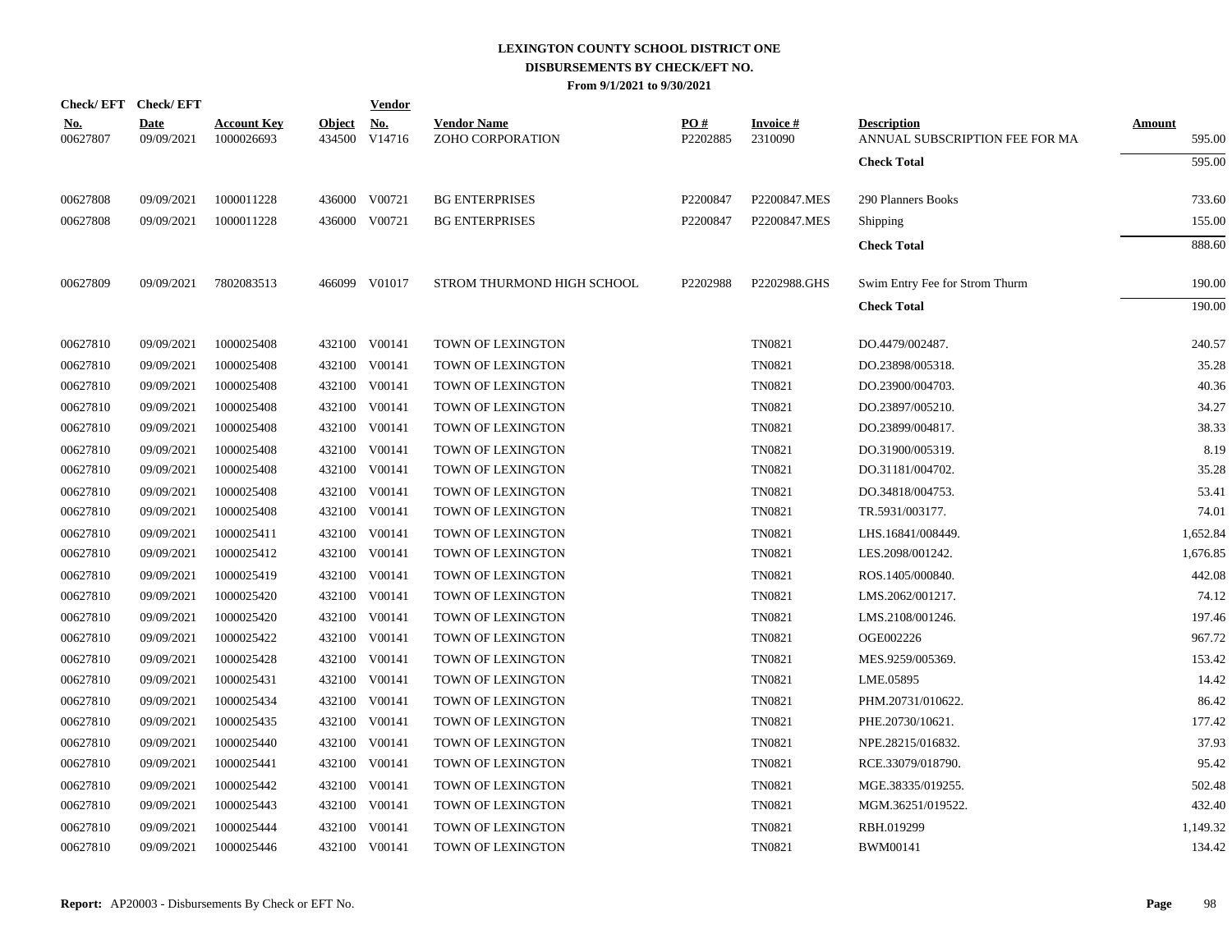# LEXINGTON COUNTY SCHOOL DISTRICT ONE
## DISBURSEMENTS BY CHECK/EFT NO.
### From 9/1/2021 to 9/30/2021

| Check/ EFT No. | Check/ EFT Date | Account Key | Object | Vendor No. | Vendor Name | PO # | Invoice # | Description | Amount |
|---|---|---|---|---|---|---|---|---|---|
| 00627807 | 09/09/2021 | 1000026693 | 434500 | V14716 | ZOHO CORPORATION | P2202885 | 2310090 | ANNUAL SUBSCRIPTION FEE FOR MA | 595.00 |
| | | | | | | | | **Check Total** | 595.00 |
| 00627808 | 09/09/2021 | 1000011228 | 436000 | V00721 | BG ENTERPRISES | P2200847 | P2200847.MES | 290 Planners Books | 733.60 |
| 00627808 | 09/09/2021 | 1000011228 | 436000 | V00721 | BG ENTERPRISES | P2200847 | P2200847.MES | Shipping | 155.00 |
| | | | | | | | | **Check Total** | 888.60 |
| 00627809 | 09/09/2021 | 7802083513 | 466099 | V01017 | STROM THURMOND HIGH SCHOOL | P2202988 | P2202988.GHS | Swim Entry Fee for Strom Thurm | 190.00 |
| | | | | | | | | **Check Total** | 190.00 |
| 00627810 | 09/09/2021 | 1000025408 | 432100 | V00141 | TOWN OF LEXINGTON | | TN0821 | DO.4479/002487. | 240.57 |
| 00627810 | 09/09/2021 | 1000025408 | 432100 | V00141 | TOWN OF LEXINGTON | | TN0821 | DO.23898/005318. | 35.28 |
| 00627810 | 09/09/2021 | 1000025408 | 432100 | V00141 | TOWN OF LEXINGTON | | TN0821 | DO.23900/004703. | 40.36 |
| 00627810 | 09/09/2021 | 1000025408 | 432100 | V00141 | TOWN OF LEXINGTON | | TN0821 | DO.23897/005210. | 34.27 |
| 00627810 | 09/09/2021 | 1000025408 | 432100 | V00141 | TOWN OF LEXINGTON | | TN0821 | DO.23899/004817. | 38.33 |
| 00627810 | 09/09/2021 | 1000025408 | 432100 | V00141 | TOWN OF LEXINGTON | | TN0821 | DO.31900/005319. | 8.19 |
| 00627810 | 09/09/2021 | 1000025408 | 432100 | V00141 | TOWN OF LEXINGTON | | TN0821 | DO.31181/004702. | 35.28 |
| 00627810 | 09/09/2021 | 1000025408 | 432100 | V00141 | TOWN OF LEXINGTON | | TN0821 | DO.34818/004753. | 53.41 |
| 00627810 | 09/09/2021 | 1000025408 | 432100 | V00141 | TOWN OF LEXINGTON | | TN0821 | TR.5931/003177. | 74.01 |
| 00627810 | 09/09/2021 | 1000025411 | 432100 | V00141 | TOWN OF LEXINGTON | | TN0821 | LHS.16841/008449. | 1,652.84 |
| 00627810 | 09/09/2021 | 1000025412 | 432100 | V00141 | TOWN OF LEXINGTON | | TN0821 | LES.2098/001242. | 1,676.85 |
| 00627810 | 09/09/2021 | 1000025419 | 432100 | V00141 | TOWN OF LEXINGTON | | TN0821 | ROS.1405/000840. | 442.08 |
| 00627810 | 09/09/2021 | 1000025420 | 432100 | V00141 | TOWN OF LEXINGTON | | TN0821 | LMS.2062/001217. | 74.12 |
| 00627810 | 09/09/2021 | 1000025420 | 432100 | V00141 | TOWN OF LEXINGTON | | TN0821 | LMS.2108/001246. | 197.46 |
| 00627810 | 09/09/2021 | 1000025422 | 432100 | V00141 | TOWN OF LEXINGTON | | TN0821 | OGE002226 | 967.72 |
| 00627810 | 09/09/2021 | 1000025428 | 432100 | V00141 | TOWN OF LEXINGTON | | TN0821 | MES.9259/005369. | 153.42 |
| 00627810 | 09/09/2021 | 1000025431 | 432100 | V00141 | TOWN OF LEXINGTON | | TN0821 | LME.05895 | 14.42 |
| 00627810 | 09/09/2021 | 1000025434 | 432100 | V00141 | TOWN OF LEXINGTON | | TN0821 | PHM.20731/010622. | 86.42 |
| 00627810 | 09/09/2021 | 1000025435 | 432100 | V00141 | TOWN OF LEXINGTON | | TN0821 | PHE.20730/10621. | 177.42 |
| 00627810 | 09/09/2021 | 1000025440 | 432100 | V00141 | TOWN OF LEXINGTON | | TN0821 | NPE.28215/016832. | 37.93 |
| 00627810 | 09/09/2021 | 1000025441 | 432100 | V00141 | TOWN OF LEXINGTON | | TN0821 | RCE.33079/018790. | 95.42 |
| 00627810 | 09/09/2021 | 1000025442 | 432100 | V00141 | TOWN OF LEXINGTON | | TN0821 | MGE.38335/019255. | 502.48 |
| 00627810 | 09/09/2021 | 1000025443 | 432100 | V00141 | TOWN OF LEXINGTON | | TN0821 | MGM.36251/019522. | 432.40 |
| 00627810 | 09/09/2021 | 1000025444 | 432100 | V00141 | TOWN OF LEXINGTON | | TN0821 | RBH.019299 | 1,149.32 |
| 00627810 | 09/09/2021 | 1000025446 | 432100 | V00141 | TOWN OF LEXINGTON | | TN0821 | BWM00141 | 134.42 |

**Report:** AP20003 - Disbursements By Check or EFT No.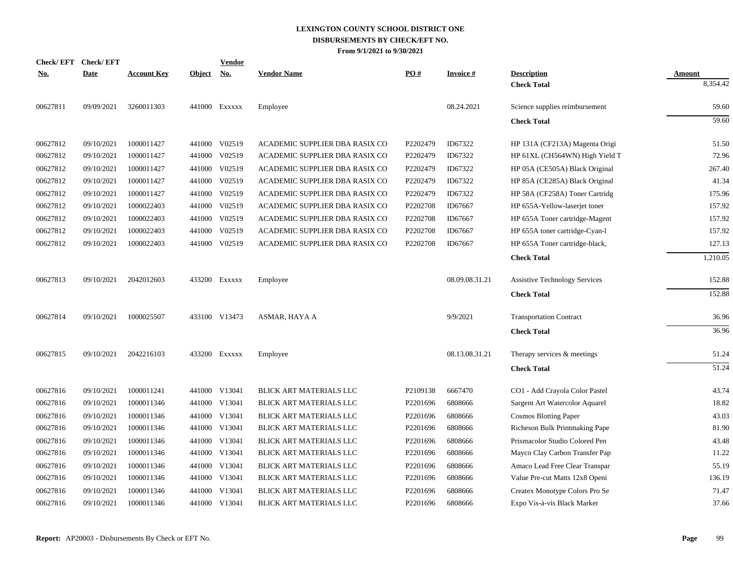# LEXINGTON COUNTY SCHOOL DISTRICT ONE
## DISBURSEMENTS BY CHECK/EFT NO.
### From 9/1/2021 to 9/30/2021

| Check/ EFT No. | Check/ EFT Date | Account Key | Object | Vendor No. | Vendor Name | PO # | Invoice # | Description | Amount |
|---|---|---|---|---|---|---|---|---|---|
| | | | | | | | | **Check Total** | 8,354.42 |
| 00627811 | 09/09/2021 | 3260011303 | 441000 | Exxxxx | Employee | | 08.24.2021 | Science supplies reimbursement | 59.60 |
| | | | | | | | | **Check Total** | 59.60 |
| 00627812 | 09/10/2021 | 1000011427 | 441000 | V02519 | ACADEMIC SUPPLIER DBA RASIX CO | P2202479 | ID67322 | HP 131A (CF213A) Magenta Origi | 51.50 |
| 00627812 | 09/10/2021 | 1000011427 | 441000 | V02519 | ACADEMIC SUPPLIER DBA RASIX CO | P2202479 | ID67322 | HP 61XL (CH564WN) High Yield T | 72.96 |
| 00627812 | 09/10/2021 | 1000011427 | 441000 | V02519 | ACADEMIC SUPPLIER DBA RASIX CO | P2202479 | ID67322 | HP 05A (CE505A) Black Original | 267.40 |
| 00627812 | 09/10/2021 | 1000011427 | 441000 | V02519 | ACADEMIC SUPPLIER DBA RASIX CO | P2202479 | ID67322 | HP 85A (CE285A) Black Original | 41.34 |
| 00627812 | 09/10/2021 | 1000011427 | 441000 | V02519 | ACADEMIC SUPPLIER DBA RASIX CO | P2202479 | ID67322 | HP 58A (CF258A) Toner Cartridg | 175.96 |
| 00627812 | 09/10/2021 | 1000022403 | 441000 | V02519 | ACADEMIC SUPPLIER DBA RASIX CO | P2202708 | ID67667 | HP 655A-Yellow-laserjet toner | 157.92 |
| 00627812 | 09/10/2021 | 1000022403 | 441000 | V02519 | ACADEMIC SUPPLIER DBA RASIX CO | P2202708 | ID67667 | HP 655A Toner cartridge-Magent | 157.92 |
| 00627812 | 09/10/2021 | 1000022403 | 441000 | V02519 | ACADEMIC SUPPLIER DBA RASIX CO | P2202708 | ID67667 | HP 655A toner cartridge-Cyan-l | 157.92 |
| 00627812 | 09/10/2021 | 1000022403 | 441000 | V02519 | ACADEMIC SUPPLIER DBA RASIX CO | P2202708 | ID67667 | HP 655A Toner cartridge-black, | 127.13 |
| | | | | | | | | **Check Total** | 1,210.05 |
| 00627813 | 09/10/2021 | 2042012603 | 433200 | Exxxxx | Employee | | 08.09.08.31.21 | Assistive Technology Services | 152.88 |
| | | | | | | | | **Check Total** | 152.88 |
| 00627814 | 09/10/2021 | 1000025507 | 433100 | V13473 | ASMAR, HAYA A | | 9/9/2021 | Transportation Contract | 36.96 |
| | | | | | | | | **Check Total** | 36.96 |
| 00627815 | 09/10/2021 | 2042216103 | 433200 | Exxxxx | Employee | | 08.13.08.31.21 | Therapy services & meetings | 51.24 |
| | | | | | | | | **Check Total** | 51.24 |
| 00627816 | 09/10/2021 | 1000011241 | 441000 | V13041 | BLICK ART MATERIALS LLC | P2109138 | 6667470 | CO1 - Add Crayola Color Pastel | 43.74 |
| 00627816 | 09/10/2021 | 1000011346 | 441000 | V13041 | BLICK ART MATERIALS LLC | P2201696 | 6808666 | Sargent Art Watercolor Aquarel | 18.82 |
| 00627816 | 09/10/2021 | 1000011346 | 441000 | V13041 | BLICK ART MATERIALS LLC | P2201696 | 6808666 | Cosmos Blotting Paper | 43.03 |
| 00627816 | 09/10/2021 | 1000011346 | 441000 | V13041 | BLICK ART MATERIALS LLC | P2201696 | 6808666 | Richeson Bulk Printmaking Pape | 81.90 |
| 00627816 | 09/10/2021 | 1000011346 | 441000 | V13041 | BLICK ART MATERIALS LLC | P2201696 | 6808666 | Prismacolor Studio Colored Pen | 43.48 |
| 00627816 | 09/10/2021 | 1000011346 | 441000 | V13041 | BLICK ART MATERIALS LLC | P2201696 | 6808666 | Mayco Clay Carbon Transfer Pap | 11.22 |
| 00627816 | 09/10/2021 | 1000011346 | 441000 | V13041 | BLICK ART MATERIALS LLC | P2201696 | 6808666 | Amaco Lead Free Clear Transpar | 55.19 |
| 00627816 | 09/10/2021 | 1000011346 | 441000 | V13041 | BLICK ART MATERIALS LLC | P2201696 | 6808666 | Value Pre-cut Matts 12x8 Openi | 136.19 |
| 00627816 | 09/10/2021 | 1000011346 | 441000 | V13041 | BLICK ART MATERIALS LLC | P2201696 | 6808666 | Createx Monotype Colors Pro Se | 71.47 |
| 00627816 | 09/10/2021 | 1000011346 | 441000 | V13041 | BLICK ART MATERIALS LLC | P2201696 | 6808666 | Expo Vis-à-vis Black Marker | 37.66 |

**Report:** AP20003 - Disbursements By Check or EFT No.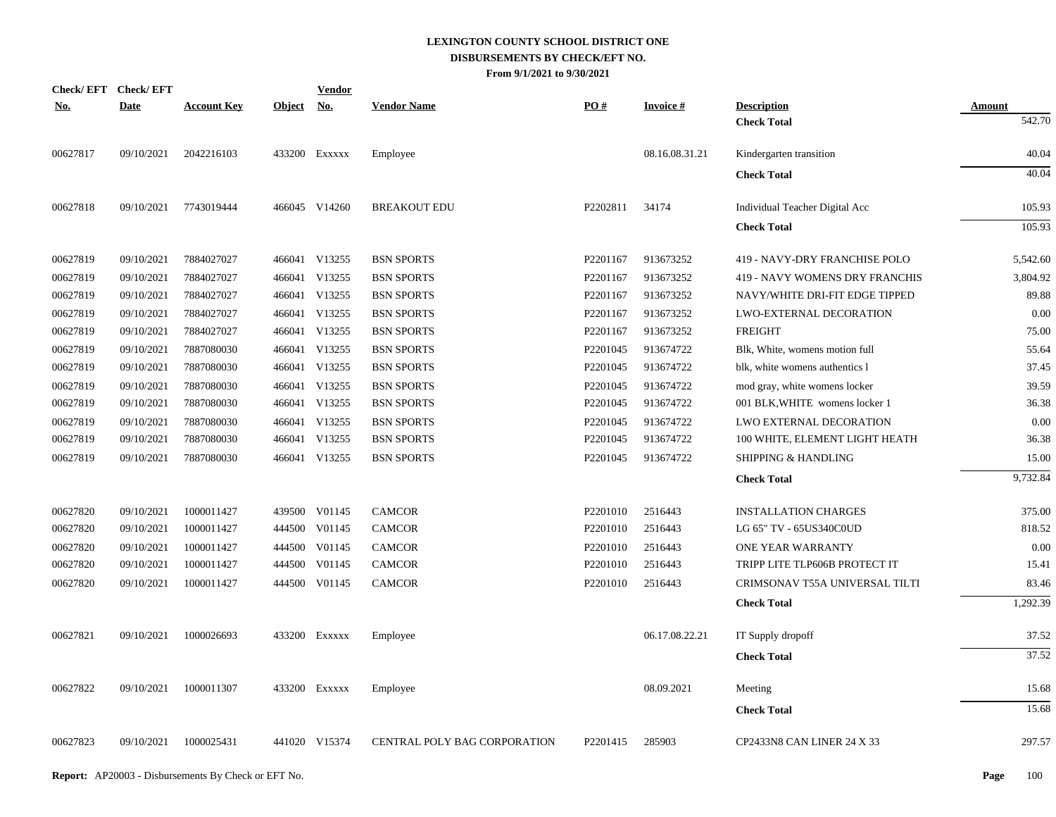# LEXINGTON COUNTY SCHOOL DISTRICT ONE
## DISBURSEMENTS BY CHECK/EFT NO.
### From 9/1/2021 to 9/30/2021

| Check/ EFT No. | Check/ EFT Date | Account Key | Object | Vendor No. | Vendor Name | PO # | Invoice # | Description | Amount |
|---|---|---|---|---|---|---|---|---|---|
| | | | | | | | | **Check Total** | 542.70 |
| 00627817 | 09/10/2021 | 2042216103 | 433200 | Exxxxx | Employee | | 08.16.08.31.21 | Kindergarten transition | 40.04 |
| | | | | | | | | **Check Total** | 40.04 |
| 00627818 | 09/10/2021 | 7743019444 | 466045 | V14260 | BREAKOUT EDU | P2202811 | 34174 | Individual Teacher Digital Acc | 105.93 |
| | | | | | | | | **Check Total** | 105.93 |
| 00627819 | 09/10/2021 | 7884027027 | 466041 | V13255 | BSN SPORTS | P2201167 | 913673252 | 419 - NAVY-DRY FRANCHISE POLO | 5,542.60 |
| 00627819 | 09/10/2021 | 7884027027 | 466041 | V13255 | BSN SPORTS | P2201167 | 913673252 | 419 - NAVY WOMENS DRY FRANCHIS | 3,804.92 |
| 00627819 | 09/10/2021 | 7884027027 | 466041 | V13255 | BSN SPORTS | P2201167 | 913673252 | NAVY/WHITE DRI-FIT EDGE TIPPED | 89.88 |
| 00627819 | 09/10/2021 | 7884027027 | 466041 | V13255 | BSN SPORTS | P2201167 | 913673252 | LWO-EXTERNAL DECORATION | 0.00 |
| 00627819 | 09/10/2021 | 7884027027 | 466041 | V13255 | BSN SPORTS | P2201167 | 913673252 | FREIGHT | 75.00 |
| 00627819 | 09/10/2021 | 7887080030 | 466041 | V13255 | BSN SPORTS | P2201045 | 913674722 | Blk, White, womens motion full | 55.64 |
| 00627819 | 09/10/2021 | 7887080030 | 466041 | V13255 | BSN SPORTS | P2201045 | 913674722 | blk, white womens authentics l | 37.45 |
| 00627819 | 09/10/2021 | 7887080030 | 466041 | V13255 | BSN SPORTS | P2201045 | 913674722 | mod gray, white womens locker | 39.59 |
| 00627819 | 09/10/2021 | 7887080030 | 466041 | V13255 | BSN SPORTS | P2201045 | 913674722 | 001 BLK,WHITE womens locker 1 | 36.38 |
| 00627819 | 09/10/2021 | 7887080030 | 466041 | V13255 | BSN SPORTS | P2201045 | 913674722 | LWO EXTERNAL DECORATION | 0.00 |
| 00627819 | 09/10/2021 | 7887080030 | 466041 | V13255 | BSN SPORTS | P2201045 | 913674722 | 100 WHITE, ELEMENT LIGHT HEATH | 36.38 |
| 00627819 | 09/10/2021 | 7887080030 | 466041 | V13255 | BSN SPORTS | P2201045 | 913674722 | SHIPPING & HANDLING | 15.00 |
| | | | | | | | | **Check Total** | 9,732.84 |
| 00627820 | 09/10/2021 | 1000011427 | 439500 | V01145 | CAMCOR | P2201010 | 2516443 | INSTALLATION CHARGES | 375.00 |
| 00627820 | 09/10/2021 | 1000011427 | 444500 | V01145 | CAMCOR | P2201010 | 2516443 | LG 65" TV - 65US340C0UD | 818.52 |
| 00627820 | 09/10/2021 | 1000011427 | 444500 | V01145 | CAMCOR | P2201010 | 2516443 | ONE YEAR WARRANTY | 0.00 |
| 00627820 | 09/10/2021 | 1000011427 | 444500 | V01145 | CAMCOR | P2201010 | 2516443 | TRIPP LITE TLP606B PROTECT IT | 15.41 |
| 00627820 | 09/10/2021 | 1000011427 | 444500 | V01145 | CAMCOR | P2201010 | 2516443 | CRIMSONAV T55A UNIVERSAL TILTI | 83.46 |
| | | | | | | | | **Check Total** | 1,292.39 |
| 00627821 | 09/10/2021 | 1000026693 | 433200 | Exxxxx | Employee | | 06.17.08.22.21 | IT Supply dropoff | 37.52 |
| | | | | | | | | **Check Total** | 37.52 |
| 00627822 | 09/10/2021 | 1000011307 | 433200 | Exxxxx | Employee | | 08.09.2021 | Meeting | 15.68 |
| | | | | | | | | **Check Total** | 15.68 |
| 00627823 | 09/10/2021 | 1000025431 | 441020 | V15374 | CENTRAL POLY BAG CORPORATION | P2201415 | 285903 | CP2433N8 CAN LINER 24 X 33 | 297.57 |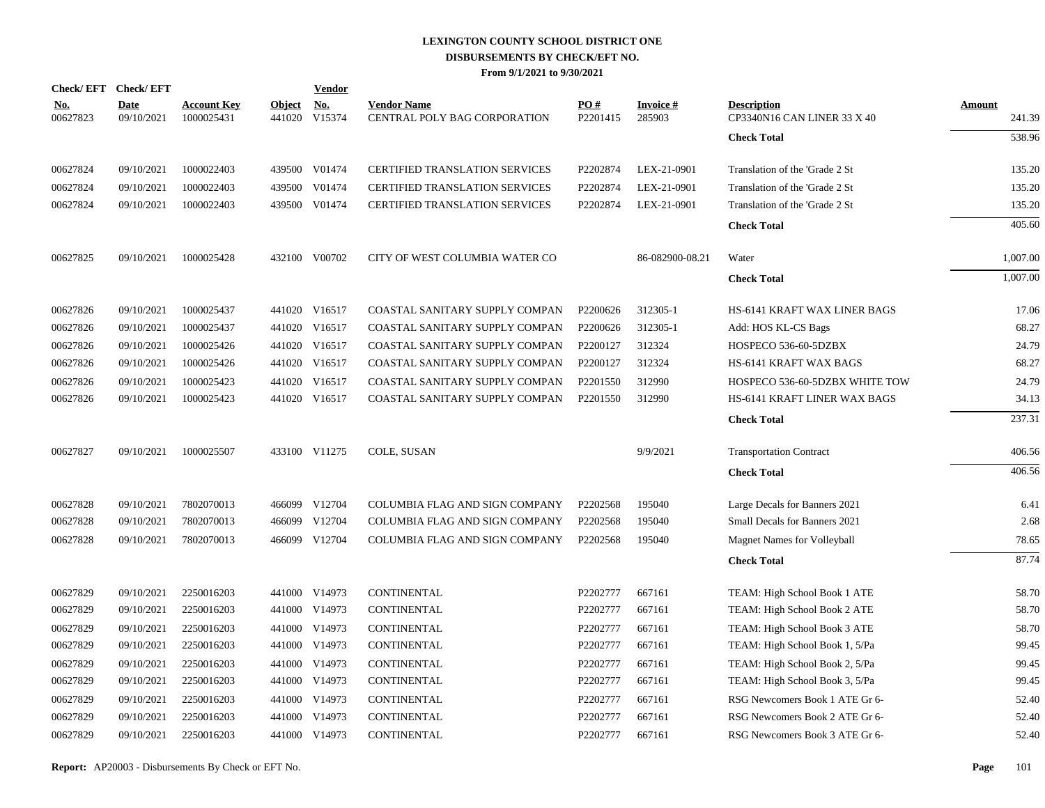# LEXINGTON COUNTY SCHOOL DISTRICT ONE
## DISBURSEMENTS BY CHECK/EFT NO.
### From 9/1/2021 to 9/30/2021

| Check/ EFT No. | Check/ EFT Date | Account Key | Object | Vendor No. | Vendor Name | PO # | Invoice # | Description | Amount |
|---|---|---|---|---|---|---|---|---|---|
| 00627823 | 09/10/2021 | 1000025431 | 441020 | V15374 | CENTRAL POLY BAG CORPORATION | P2201415 | 285903 | CP3340N16 CAN LINER 33 X 40 | 241.39 |
| | | | | | | | | **Check Total** | 538.96 |
| 00627824 | 09/10/2021 | 1000022403 | 439500 | V01474 | CERTIFIED TRANSLATION SERVICES | P2202874 | LEX-21-0901 | Translation of the 'Grade 2 St | 135.20 |
| 00627824 | 09/10/2021 | 1000022403 | 439500 | V01474 | CERTIFIED TRANSLATION SERVICES | P2202874 | LEX-21-0901 | Translation of the 'Grade 2 St | 135.20 |
| 00627824 | 09/10/2021 | 1000022403 | 439500 | V01474 | CERTIFIED TRANSLATION SERVICES | P2202874 | LEX-21-0901 | Translation of the 'Grade 2 St | 135.20 |
| | | | | | | | | **Check Total** | 405.60 |
| 00627825 | 09/10/2021 | 1000025428 | 432100 | V00702 | CITY OF WEST COLUMBIA WATER CO | | 86-082900-08.21 | Water | 1,007.00 |
| | | | | | | | | **Check Total** | 1,007.00 |
| 00627826 | 09/10/2021 | 1000025437 | 441020 | V16517 | COASTAL SANITARY SUPPLY COMPAN | P2200626 | 312305-1 | HS-6141 KRAFT WAX LINER BAGS | 17.06 |
| 00627826 | 09/10/2021 | 1000025437 | 441020 | V16517 | COASTAL SANITARY SUPPLY COMPAN | P2200626 | 312305-1 | Add: HOS KL-CS Bags | 68.27 |
| 00627826 | 09/10/2021 | 1000025426 | 441020 | V16517 | COASTAL SANITARY SUPPLY COMPAN | P2200127 | 312324 | HOSPECO 536-60-5DZBX | 24.79 |
| 00627826 | 09/10/2021 | 1000025426 | 441020 | V16517 | COASTAL SANITARY SUPPLY COMPAN | P2200127 | 312324 | HS-6141 KRAFT WAX BAGS | 68.27 |
| 00627826 | 09/10/2021 | 1000025423 | 441020 | V16517 | COASTAL SANITARY SUPPLY COMPAN | P2201550 | 312990 | HOSPECO 536-60-5DZBX WHITE TOW | 24.79 |
| 00627826 | 09/10/2021 | 1000025423 | 441020 | V16517 | COASTAL SANITARY SUPPLY COMPAN | P2201550 | 312990 | HS-6141 KRAFT LINER WAX BAGS | 34.13 |
| | | | | | | | | **Check Total** | 237.31 |
| 00627827 | 09/10/2021 | 1000025507 | 433100 | V11275 | COLE, SUSAN | | 9/9/2021 | Transportation Contract | 406.56 |
| | | | | | | | | **Check Total** | 406.56 |
| 00627828 | 09/10/2021 | 7802070013 | 466099 | V12704 | COLUMBIA FLAG AND SIGN COMPANY | P2202568 | 195040 | Large Decals for Banners 2021 | 6.41 |
| 00627828 | 09/10/2021 | 7802070013 | 466099 | V12704 | COLUMBIA FLAG AND SIGN COMPANY | P2202568 | 195040 | Small Decals for Banners 2021 | 2.68 |
| 00627828 | 09/10/2021 | 7802070013 | 466099 | V12704 | COLUMBIA FLAG AND SIGN COMPANY | P2202568 | 195040 | Magnet Names for Volleyball | 78.65 |
| | | | | | | | | **Check Total** | 87.74 |
| 00627829 | 09/10/2021 | 2250016203 | 441000 | V14973 | CONTINENTAL | P2202777 | 667161 | TEAM: High School Book 1 ATE | 58.70 |
| 00627829 | 09/10/2021 | 2250016203 | 441000 | V14973 | CONTINENTAL | P2202777 | 667161 | TEAM: High School Book 2 ATE | 58.70 |
| 00627829 | 09/10/2021 | 2250016203 | 441000 | V14973 | CONTINENTAL | P2202777 | 667161 | TEAM: High School Book 3 ATE | 58.70 |
| 00627829 | 09/10/2021 | 2250016203 | 441000 | V14973 | CONTINENTAL | P2202777 | 667161 | TEAM: High School Book 1, 5/Pa | 99.45 |
| 00627829 | 09/10/2021 | 2250016203 | 441000 | V14973 | CONTINENTAL | P2202777 | 667161 | TEAM: High School Book 2, 5/Pa | 99.45 |
| 00627829 | 09/10/2021 | 2250016203 | 441000 | V14973 | CONTINENTAL | P2202777 | 667161 | TEAM: High School Book 3, 5/Pa | 99.45 |
| 00627829 | 09/10/2021 | 2250016203 | 441000 | V14973 | CONTINENTAL | P2202777 | 667161 | RSG Newcomers Book 1 ATE Gr 6- | 52.40 |
| 00627829 | 09/10/2021 | 2250016203 | 441000 | V14973 | CONTINENTAL | P2202777 | 667161 | RSG Newcomers Book 2 ATE Gr 6- | 52.40 |
| 00627829 | 09/10/2021 | 2250016203 | 441000 | V14973 | CONTINENTAL | P2202777 | 667161 | RSG Newcomers Book 3 ATE Gr 6- | 52.40 |

**Report:** AP20003 - Disbursements By Check or EFT No.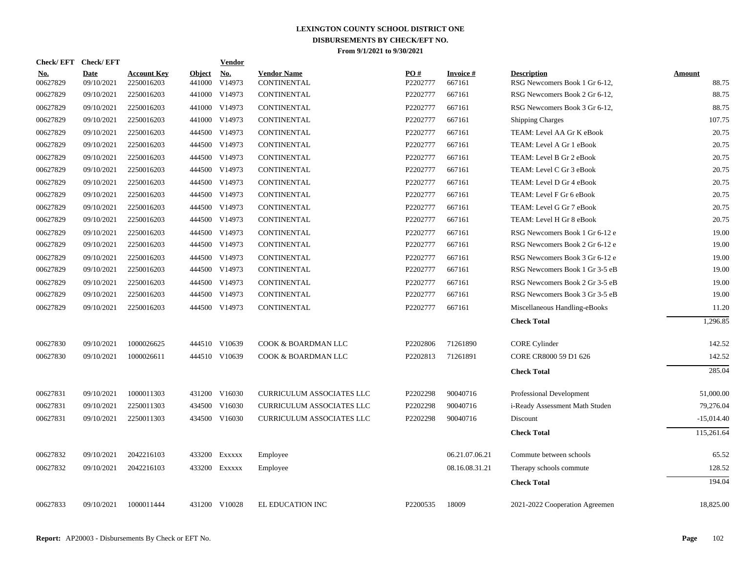# LEXINGTON COUNTY SCHOOL DISTRICT ONE
## DISBURSEMENTS BY CHECK/EFT NO.
### From 9/1/2021 to 9/30/2021

| Check/ EFT No. | Check/ EFT Date | Account Key | Object | Vendor No. | Vendor Name | PO # | Invoice # | Description | Amount |
|---|---|---|---|---|---|---|---|---|---|
| 00627829 | 09/10/2021 | 2250016203 | 441000 | V14973 | CONTINENTAL | P2202777 | 667161 | RSG Newcomers Book 1 Gr 6-12, | 88.75 |
| 00627829 | 09/10/2021 | 2250016203 | 441000 | V14973 | CONTINENTAL | P2202777 | 667161 | RSG Newcomers Book 2 Gr 6-12, | 88.75 |
| 00627829 | 09/10/2021 | 2250016203 | 441000 | V14973 | CONTINENTAL | P2202777 | 667161 | RSG Newcomers Book 3 Gr 6-12, | 88.75 |
| 00627829 | 09/10/2021 | 2250016203 | 441000 | V14973 | CONTINENTAL | P2202777 | 667161 | Shipping Charges | 107.75 |
| 00627829 | 09/10/2021 | 2250016203 | 444500 | V14973 | CONTINENTAL | P2202777 | 667161 | TEAM: Level AA Gr K eBook | 20.75 |
| 00627829 | 09/10/2021 | 2250016203 | 444500 | V14973 | CONTINENTAL | P2202777 | 667161 | TEAM: Level A Gr 1 eBook | 20.75 |
| 00627829 | 09/10/2021 | 2250016203 | 444500 | V14973 | CONTINENTAL | P2202777 | 667161 | TEAM: Level B Gr 2 eBook | 20.75 |
| 00627829 | 09/10/2021 | 2250016203 | 444500 | V14973 | CONTINENTAL | P2202777 | 667161 | TEAM: Level C Gr 3 eBook | 20.75 |
| 00627829 | 09/10/2021 | 2250016203 | 444500 | V14973 | CONTINENTAL | P2202777 | 667161 | TEAM: Level D Gr 4 eBook | 20.75 |
| 00627829 | 09/10/2021 | 2250016203 | 444500 | V14973 | CONTINENTAL | P2202777 | 667161 | TEAM: Level F Gr 6 eBook | 20.75 |
| 00627829 | 09/10/2021 | 2250016203 | 444500 | V14973 | CONTINENTAL | P2202777 | 667161 | TEAM: Level G Gr 7 eBook | 20.75 |
| 00627829 | 09/10/2021 | 2250016203 | 444500 | V14973 | CONTINENTAL | P2202777 | 667161 | TEAM: Level H Gr 8 eBook | 20.75 |
| 00627829 | 09/10/2021 | 2250016203 | 444500 | V14973 | CONTINENTAL | P2202777 | 667161 | RSG Newcomers Book 1 Gr 6-12 e | 19.00 |
| 00627829 | 09/10/2021 | 2250016203 | 444500 | V14973 | CONTINENTAL | P2202777 | 667161 | RSG Newcomers Book 2 Gr 6-12 e | 19.00 |
| 00627829 | 09/10/2021 | 2250016203 | 444500 | V14973 | CONTINENTAL | P2202777 | 667161 | RSG Newcomers Book 3 Gr 6-12 e | 19.00 |
| 00627829 | 09/10/2021 | 2250016203 | 444500 | V14973 | CONTINENTAL | P2202777 | 667161 | RSG Newcomers Book 1 Gr 3-5 eB | 19.00 |
| 00627829 | 09/10/2021 | 2250016203 | 444500 | V14973 | CONTINENTAL | P2202777 | 667161 | RSG Newcomers Book 2 Gr 3-5 eB | 19.00 |
| 00627829 | 09/10/2021 | 2250016203 | 444500 | V14973 | CONTINENTAL | P2202777 | 667161 | RSG Newcomers Book 3 Gr 3-5 eB | 19.00 |
| 00627829 | 09/10/2021 | 2250016203 | 444500 | V14973 | CONTINENTAL | P2202777 | 667161 | Miscellaneous Handling-eBooks | 11.20 |
| | | | | | | | | **Check Total** | 1,296.85 |
| 00627830 | 09/10/2021 | 1000026625 | 444510 | V10639 | COOK & BOARDMAN LLC | P2202806 | 71261890 | CORE Cylinder | 142.52 |
| 00627830 | 09/10/2021 | 1000026611 | 444510 | V10639 | COOK & BOARDMAN LLC | P2202813 | 71261891 | CORE CR8000 59 D1 626 | 142.52 |
| | | | | | | | | **Check Total** | 285.04 |
| 00627831 | 09/10/2021 | 1000011303 | 431200 | V16030 | CURRICULUM ASSOCIATES LLC | P2202298 | 90040716 | Professional Development | 51,000.00 |
| 00627831 | 09/10/2021 | 2250011303 | 434500 | V16030 | CURRICULUM ASSOCIATES LLC | P2202298 | 90040716 | i-Ready Assessment Math Studen | 79,276.04 |
| 00627831 | 09/10/2021 | 2250011303 | 434500 | V16030 | CURRICULUM ASSOCIATES LLC | P2202298 | 90040716 | Discount | -15,014.40 |
| | | | | | | | | **Check Total** | 115,261.64 |
| 00627832 | 09/10/2021 | 2042216103 | 433200 | Exxxxx | Employee | | 06.21.07.06.21 | Commute between schools | 65.52 |
| 00627832 | 09/10/2021 | 2042216103 | 433200 | Exxxxx | Employee | | 08.16.08.31.21 | Therapy schools commute | 128.52 |
| | | | | | | | | **Check Total** | 194.04 |
| 00627833 | 09/10/2021 | 1000011444 | 431200 | V10028 | EL EDUCATION INC | P2200535 | 18009 | 2021-2022 Cooperation Agreemen | 18,825.00 |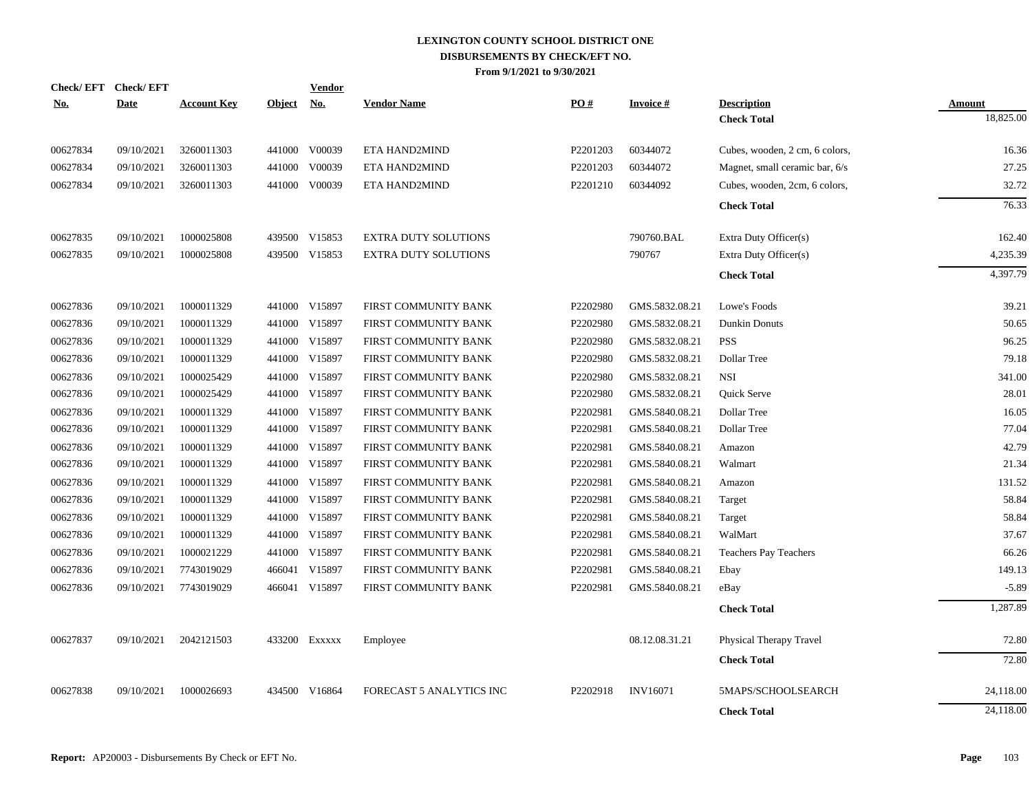# LEXINGTON COUNTY SCHOOL DISTRICT ONE
## DISBURSEMENTS BY CHECK/EFT NO.
### From 9/1/2021 to 9/30/2021

| Check/ EFT No. | Check/ EFT Date | Account Key | Object | Vendor No. | Vendor Name | PO # | Invoice # | Description | Amount |
|---|---|---|---|---|---|---|---|---|---|
| | | | | | | | | **Check Total** | 18,825.00 |
| 00627834 | 09/10/2021 | 3260011303 | 441000 | V00039 | ETA HAND2MIND | P2201203 | 60344072 | Cubes, wooden, 2 cm, 6 colors, | 16.36 |
| 00627834 | 09/10/2021 | 3260011303 | 441000 | V00039 | ETA HAND2MIND | P2201203 | 60344072 | Magnet, small ceramic bar, 6/s | 27.25 |
| 00627834 | 09/10/2021 | 3260011303 | 441000 | V00039 | ETA HAND2MIND | P2201210 | 60344092 | Cubes, wooden, 2cm, 6 colors, | 32.72 |
| | | | | | | | | **Check Total** | 76.33 |
| 00627835 | 09/10/2021 | 1000025808 | 439500 | V15853 | EXTRA DUTY SOLUTIONS | | 790760.BAL | Extra Duty Officer(s) | 162.40 |
| 00627835 | 09/10/2021 | 1000025808 | 439500 | V15853 | EXTRA DUTY SOLUTIONS | | 790767 | Extra Duty Officer(s) | 4,235.39 |
| | | | | | | | | **Check Total** | 4,397.79 |
| 00627836 | 09/10/2021 | 1000011329 | 441000 | V15897 | FIRST COMMUNITY BANK | P2202980 | GMS.5832.08.21 | Lowe's Foods | 39.21 |
| 00627836 | 09/10/2021 | 1000011329 | 441000 | V15897 | FIRST COMMUNITY BANK | P2202980 | GMS.5832.08.21 | Dunkin Donuts | 50.65 |
| 00627836 | 09/10/2021 | 1000011329 | 441000 | V15897 | FIRST COMMUNITY BANK | P2202980 | GMS.5832.08.21 | PSS | 96.25 |
| 00627836 | 09/10/2021 | 1000011329 | 441000 | V15897 | FIRST COMMUNITY BANK | P2202980 | GMS.5832.08.21 | Dollar Tree | 79.18 |
| 00627836 | 09/10/2021 | 1000025429 | 441000 | V15897 | FIRST COMMUNITY BANK | P2202980 | GMS.5832.08.21 | NSI | 341.00 |
| 00627836 | 09/10/2021 | 1000025429 | 441000 | V15897 | FIRST COMMUNITY BANK | P2202980 | GMS.5832.08.21 | Quick Serve | 28.01 |
| 00627836 | 09/10/2021 | 1000011329 | 441000 | V15897 | FIRST COMMUNITY BANK | P2202981 | GMS.5840.08.21 | Dollar Tree | 16.05 |
| 00627836 | 09/10/2021 | 1000011329 | 441000 | V15897 | FIRST COMMUNITY BANK | P2202981 | GMS.5840.08.21 | Dollar Tree | 77.04 |
| 00627836 | 09/10/2021 | 1000011329 | 441000 | V15897 | FIRST COMMUNITY BANK | P2202981 | GMS.5840.08.21 | Amazon | 42.79 |
| 00627836 | 09/10/2021 | 1000011329 | 441000 | V15897 | FIRST COMMUNITY BANK | P2202981 | GMS.5840.08.21 | Walmart | 21.34 |
| 00627836 | 09/10/2021 | 1000011329 | 441000 | V15897 | FIRST COMMUNITY BANK | P2202981 | GMS.5840.08.21 | Amazon | 131.52 |
| 00627836 | 09/10/2021 | 1000011329 | 441000 | V15897 | FIRST COMMUNITY BANK | P2202981 | GMS.5840.08.21 | Target | 58.84 |
| 00627836 | 09/10/2021 | 1000011329 | 441000 | V15897 | FIRST COMMUNITY BANK | P2202981 | GMS.5840.08.21 | Target | 58.84 |
| 00627836 | 09/10/2021 | 1000011329 | 441000 | V15897 | FIRST COMMUNITY BANK | P2202981 | GMS.5840.08.21 | WalMart | 37.67 |
| 00627836 | 09/10/2021 | 1000021229 | 441000 | V15897 | FIRST COMMUNITY BANK | P2202981 | GMS.5840.08.21 | Teachers Pay Teachers | 66.26 |
| 00627836 | 09/10/2021 | 7743019029 | 466041 | V15897 | FIRST COMMUNITY BANK | P2202981 | GMS.5840.08.21 | Ebay | 149.13 |
| 00627836 | 09/10/2021 | 7743019029 | 466041 | V15897 | FIRST COMMUNITY BANK | P2202981 | GMS.5840.08.21 | eBay | -5.89 |
| | | | | | | | | **Check Total** | 1,287.89 |
| 00627837 | 09/10/2021 | 2042121503 | 433200 | Exxxxx | Employee | | 08.12.08.31.21 | Physical Therapy Travel | 72.80 |
| | | | | | | | | **Check Total** | 72.80 |
| 00627838 | 09/10/2021 | 1000026693 | 434500 | V16864 | FORECAST 5 ANALYTICS INC | P2202918 | INV16071 | 5MAPS/SCHOOLSEARCH | 24,118.00 |
| | | | | | | | | **Check Total** | 24,118.00 |

**Report:** AP20003 - Disbursements By Check or EFT No.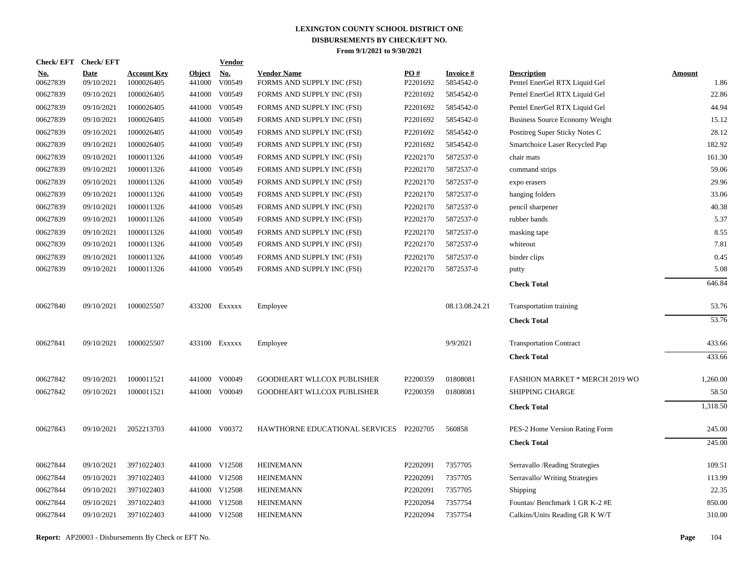# LEXINGTON COUNTY SCHOOL DISTRICT ONE
## DISBURSEMENTS BY CHECK/EFT NO.
### From 9/1/2021 to 9/30/2021

| Check/EFT No. | Check/EFT Date | Account Key | Object | Vendor No. | Vendor Name | PO # | Invoice # | Description | Amount |
|---|---|---|---|---|---|---|---|---|---|
| 00627839 | 09/10/2021 | 1000026405 | 441000 | V00549 | FORMS AND SUPPLY INC (FSI) | P2201692 | 5854542-0 | Pentel EnerGel RTX Liquid Gel | 1.86 |
| 00627839 | 09/10/2021 | 1000026405 | 441000 | V00549 | FORMS AND SUPPLY INC (FSI) | P2201692 | 5854542-0 | Pentel EnerGel RTX Liquid Gel | 22.86 |
| 00627839 | 09/10/2021 | 1000026405 | 441000 | V00549 | FORMS AND SUPPLY INC (FSI) | P2201692 | 5854542-0 | Pentel EnerGel RTX Liquid Gel | 44.94 |
| 00627839 | 09/10/2021 | 1000026405 | 441000 | V00549 | FORMS AND SUPPLY INC (FSI) | P2201692 | 5854542-0 | Business Source Economy Weight | 15.12 |
| 00627839 | 09/10/2021 | 1000026405 | 441000 | V00549 | FORMS AND SUPPLY INC (FSI) | P2201692 | 5854542-0 | Postitreg Super Sticky Notes C | 28.12 |
| 00627839 | 09/10/2021 | 1000026405 | 441000 | V00549 | FORMS AND SUPPLY INC (FSI) | P2201692 | 5854542-0 | Smartchoice Laser Recycled Pap | 182.92 |
| 00627839 | 09/10/2021 | 1000011326 | 441000 | V00549 | FORMS AND SUPPLY INC (FSI) | P2202170 | 5872537-0 | chair mats | 161.30 |
| 00627839 | 09/10/2021 | 1000011326 | 441000 | V00549 | FORMS AND SUPPLY INC (FSI) | P2202170 | 5872537-0 | command strips | 59.06 |
| 00627839 | 09/10/2021 | 1000011326 | 441000 | V00549 | FORMS AND SUPPLY INC (FSI) | P2202170 | 5872537-0 | expo erasers | 29.96 |
| 00627839 | 09/10/2021 | 1000011326 | 441000 | V00549 | FORMS AND SUPPLY INC (FSI) | P2202170 | 5872537-0 | hanging folders | 33.06 |
| 00627839 | 09/10/2021 | 1000011326 | 441000 | V00549 | FORMS AND SUPPLY INC (FSI) | P2202170 | 5872537-0 | pencil sharpener | 40.38 |
| 00627839 | 09/10/2021 | 1000011326 | 441000 | V00549 | FORMS AND SUPPLY INC (FSI) | P2202170 | 5872537-0 | rubber bands | 5.37 |
| 00627839 | 09/10/2021 | 1000011326 | 441000 | V00549 | FORMS AND SUPPLY INC (FSI) | P2202170 | 5872537-0 | masking tape | 8.55 |
| 00627839 | 09/10/2021 | 1000011326 | 441000 | V00549 | FORMS AND SUPPLY INC (FSI) | P2202170 | 5872537-0 | whiteout | 7.81 |
| 00627839 | 09/10/2021 | 1000011326 | 441000 | V00549 | FORMS AND SUPPLY INC (FSI) | P2202170 | 5872537-0 | binder clips | 0.45 |
| 00627839 | 09/10/2021 | 1000011326 | 441000 | V00549 | FORMS AND SUPPLY INC (FSI) | P2202170 | 5872537-0 | putty | 5.08 |
| | | | | | | | | **Check Total** | 646.84 |
| 00627840 | 09/10/2021 | 1000025507 | 433200 | Exxxxx | Employee | | 08.13.08.24.21 | Transportation training | 53.76 |
| | | | | | | | | **Check Total** | 53.76 |
| 00627841 | 09/10/2021 | 1000025507 | 433100 | Exxxxx | Employee | | 9/9/2021 | Transportation Contract | 433.66 |
| | | | | | | | | **Check Total** | 433.66 |
| 00627842 | 09/10/2021 | 1000011521 | 441000 | V00049 | GOODHEART WLLCOX PUBLISHER | P2200359 | 01808081 | FASHION MARKET * MERCH 2019 WO | 1,260.00 |
| 00627842 | 09/10/2021 | 1000011521 | 441000 | V00049 | GOODHEART WLLCOX PUBLISHER | P2200359 | 01808081 | SHIPPING CHARGE | 58.50 |
| | | | | | | | | **Check Total** | 1,318.50 |
| 00627843 | 09/10/2021 | 2052213703 | 441000 | V00372 | HAWTHORNE EDUCATIONAL SERVICES | P2202705 | 560858 | PES-2 Home Version Rating Form | 245.00 |
| | | | | | | | | **Check Total** | 245.00 |
| 00627844 | 09/10/2021 | 3971022403 | 441000 | V12508 | HEINEMANN | P2202091 | 7357705 | Serravallo /Reading Strategies | 109.51 |
| 00627844 | 09/10/2021 | 3971022403 | 441000 | V12508 | HEINEMANN | P2202091 | 7357705 | Serravallo/ Writing Strategies | 113.99 |
| 00627844 | 09/10/2021 | 3971022403 | 441000 | V12508 | HEINEMANN | P2202091 | 7357705 | Shipping | 22.35 |
| 00627844 | 09/10/2021 | 3971022403 | 441000 | V12508 | HEINEMANN | P2202094 | 7357754 | Fountas/ Benchmark 1 GR K-2 #E | 850.00 |
| 00627844 | 09/10/2021 | 3971022403 | 441000 | V12508 | HEINEMANN | P2202094 | 7357754 | Calkins/Units Reading GR K W/T | 310.00 |

**Report:** AP20003 - Disbursements By Check or EFT No.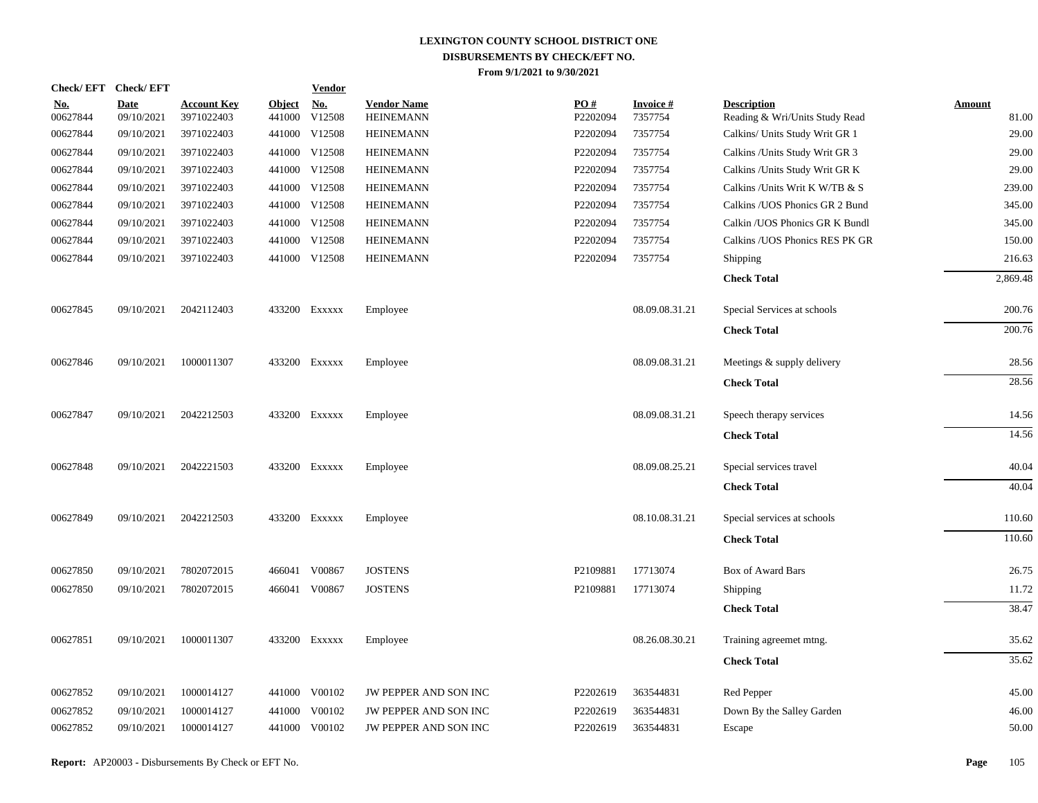# LEXINGTON COUNTY SCHOOL DISTRICT ONE
## DISBURSEMENTS BY CHECK/EFT NO.
### From 9/1/2021 to 9/30/2021

| Check/ EFT No. | Check/ EFT Date | Account Key | Object | Vendor No. | Vendor Name | PO # | Invoice # | Description | Amount |
|---|---|---|---|---|---|---|---|---|---|
| 00627844 | 09/10/2021 | 3971022403 | 441000 | V12508 | HEINEMANN | P2202094 | 7357754 | Reading & Wri/Units Study Read | 81.00 |
| 00627844 | 09/10/2021 | 3971022403 | 441000 | V12508 | HEINEMANN | P2202094 | 7357754 | Calkins/ Units Study Writ GR 1 | 29.00 |
| 00627844 | 09/10/2021 | 3971022403 | 441000 | V12508 | HEINEMANN | P2202094 | 7357754 | Calkins /Units Study Writ GR 3 | 29.00 |
| 00627844 | 09/10/2021 | 3971022403 | 441000 | V12508 | HEINEMANN | P2202094 | 7357754 | Calkins /Units Study Writ GR K | 29.00 |
| 00627844 | 09/10/2021 | 3971022403 | 441000 | V12508 | HEINEMANN | P2202094 | 7357754 | Calkins /Units Writ K W/TB & S | 239.00 |
| 00627844 | 09/10/2021 | 3971022403 | 441000 | V12508 | HEINEMANN | P2202094 | 7357754 | Calkins /UOS Phonics GR 2 Bund | 345.00 |
| 00627844 | 09/10/2021 | 3971022403 | 441000 | V12508 | HEINEMANN | P2202094 | 7357754 | Calkin /UOS Phonics GR K Bundl | 345.00 |
| 00627844 | 09/10/2021 | 3971022403 | 441000 | V12508 | HEINEMANN | P2202094 | 7357754 | Calkins /UOS Phonics RES PK GR | 150.00 |
| 00627844 | 09/10/2021 | 3971022403 | 441000 | V12508 | HEINEMANN | P2202094 | 7357754 | Shipping | 216.63 |
| | | | | | | | | **Check Total** | 2,869.48 |
| 00627845 | 09/10/2021 | 2042112403 | 433200 | Exxxxx | Employee | | 08.09.08.31.21 | Special Services at schools | 200.76 |
| | | | | | | | | **Check Total** | 200.76 |
| 00627846 | 09/10/2021 | 1000011307 | 433200 | Exxxxx | Employee | | 08.09.08.31.21 | Meetings & supply delivery | 28.56 |
| | | | | | | | | **Check Total** | 28.56 |
| 00627847 | 09/10/2021 | 2042212503 | 433200 | Exxxxx | Employee | | 08.09.08.31.21 | Speech therapy services | 14.56 |
| | | | | | | | | **Check Total** | 14.56 |
| 00627848 | 09/10/2021 | 2042221503 | 433200 | Exxxxx | Employee | | 08.09.08.25.21 | Special services travel | 40.04 |
| | | | | | | | | **Check Total** | 40.04 |
| 00627849 | 09/10/2021 | 2042212503 | 433200 | Exxxxx | Employee | | 08.10.08.31.21 | Special services at schools | 110.60 |
| | | | | | | | | **Check Total** | 110.60 |
| 00627850 | 09/10/2021 | 7802072015 | 466041 | V00867 | JOSTENS | P2109881 | 17713074 | Box of Award Bars | 26.75 |
| 00627850 | 09/10/2021 | 7802072015 | 466041 | V00867 | JOSTENS | P2109881 | 17713074 | Shipping | 11.72 |
| | | | | | | | | **Check Total** | 38.47 |
| 00627851 | 09/10/2021 | 1000011307 | 433200 | Exxxxx | Employee | | 08.26.08.30.21 | Training agreemet mtng. | 35.62 |
| | | | | | | | | **Check Total** | 35.62 |
| 00627852 | 09/10/2021 | 1000014127 | 441000 | V00102 | JW PEPPER AND SON INC | P2202619 | 363544831 | Red Pepper | 45.00 |
| 00627852 | 09/10/2021 | 1000014127 | 441000 | V00102 | JW PEPPER AND SON INC | P2202619 | 363544831 | Down By the Salley Garden | 46.00 |
| 00627852 | 09/10/2021 | 1000014127 | 441000 | V00102 | JW PEPPER AND SON INC | P2202619 | 363544831 | Escape | 50.00 |

**Report:** AP20003 - Disbursements By Check or EFT No.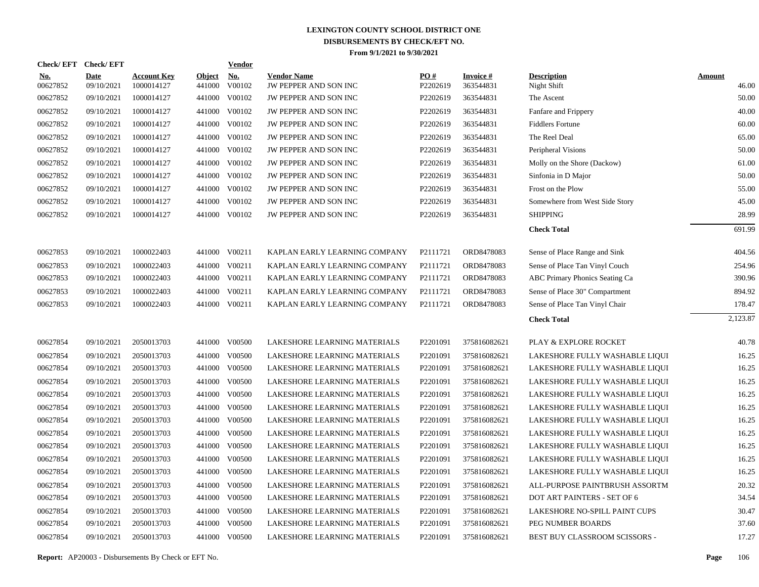# LEXINGTON COUNTY SCHOOL DISTRICT ONE
## DISBURSEMENTS BY CHECK/EFT NO.
### From 9/1/2021 to 9/30/2021

| Check/ EFT No. | Check/ EFT Date | Account Key | Object | Vendor No. | Vendor Name | PO # | Invoice # | Description | Amount |
|---|---|---|---|---|---|---|---|---|---|
| 00627852 | 09/10/2021 | 1000014127 | 441000 | V00102 | JW PEPPER AND SON INC | P2202619 | 363544831 | Night Shift | 46.00 |
| 00627852 | 09/10/2021 | 1000014127 | 441000 | V00102 | JW PEPPER AND SON INC | P2202619 | 363544831 | The Ascent | 50.00 |
| 00627852 | 09/10/2021 | 1000014127 | 441000 | V00102 | JW PEPPER AND SON INC | P2202619 | 363544831 | Fanfare and Frippery | 40.00 |
| 00627852 | 09/10/2021 | 1000014127 | 441000 | V00102 | JW PEPPER AND SON INC | P2202619 | 363544831 | Fiddlers Fortune | 60.00 |
| 00627852 | 09/10/2021 | 1000014127 | 441000 | V00102 | JW PEPPER AND SON INC | P2202619 | 363544831 | The Reel Deal | 65.00 |
| 00627852 | 09/10/2021 | 1000014127 | 441000 | V00102 | JW PEPPER AND SON INC | P2202619 | 363544831 | Peripheral Visions | 50.00 |
| 00627852 | 09/10/2021 | 1000014127 | 441000 | V00102 | JW PEPPER AND SON INC | P2202619 | 363544831 | Molly on the Shore (Dackow) | 61.00 |
| 00627852 | 09/10/2021 | 1000014127 | 441000 | V00102 | JW PEPPER AND SON INC | P2202619 | 363544831 | Sinfonia in D Major | 50.00 |
| 00627852 | 09/10/2021 | 1000014127 | 441000 | V00102 | JW PEPPER AND SON INC | P2202619 | 363544831 | Frost on the Plow | 55.00 |
| 00627852 | 09/10/2021 | 1000014127 | 441000 | V00102 | JW PEPPER AND SON INC | P2202619 | 363544831 | Somewhere from West Side Story | 45.00 |
| 00627852 | 09/10/2021 | 1000014127 | 441000 | V00102 | JW PEPPER AND SON INC | P2202619 | 363544831 | SHIPPING | 28.99 |
| | | | | | | | | **Check Total** | 691.99 |
| 00627853 | 09/10/2021 | 1000022403 | 441000 | V00211 | KAPLAN EARLY LEARNING COMPANY | P2111721 | ORD8478083 | Sense of Place Range and Sink | 404.56 |
| 00627853 | 09/10/2021 | 1000022403 | 441000 | V00211 | KAPLAN EARLY LEARNING COMPANY | P2111721 | ORD8478083 | Sense of Place Tan Vinyl Couch | 254.96 |
| 00627853 | 09/10/2021 | 1000022403 | 441000 | V00211 | KAPLAN EARLY LEARNING COMPANY | P2111721 | ORD8478083 | ABC Primary Phonics Seating Ca | 390.96 |
| 00627853 | 09/10/2021 | 1000022403 | 441000 | V00211 | KAPLAN EARLY LEARNING COMPANY | P2111721 | ORD8478083 | Sense of Place 30" Compartment | 894.92 |
| 00627853 | 09/10/2021 | 1000022403 | 441000 | V00211 | KAPLAN EARLY LEARNING COMPANY | P2111721 | ORD8478083 | Sense of Place Tan Vinyl Chair | 178.47 |
| | | | | | | | | **Check Total** | 2,123.87 |
| 00627854 | 09/10/2021 | 2050013703 | 441000 | V00500 | LAKESHORE LEARNING MATERIALS | P2201091 | 375816082621 | PLAY & EXPLORE ROCKET | 40.78 |
| 00627854 | 09/10/2021 | 2050013703 | 441000 | V00500 | LAKESHORE LEARNING MATERIALS | P2201091 | 375816082621 | LAKESHORE FULLY WASHABLE LIQUI | 16.25 |
| 00627854 | 09/10/2021 | 2050013703 | 441000 | V00500 | LAKESHORE LEARNING MATERIALS | P2201091 | 375816082621 | LAKESHORE FULLY WASHABLE LIQUI | 16.25 |
| 00627854 | 09/10/2021 | 2050013703 | 441000 | V00500 | LAKESHORE LEARNING MATERIALS | P2201091 | 375816082621 | LAKESHORE FULLY WASHABLE LIQUI | 16.25 |
| 00627854 | 09/10/2021 | 2050013703 | 441000 | V00500 | LAKESHORE LEARNING MATERIALS | P2201091 | 375816082621 | LAKESHORE FULLY WASHABLE LIQUI | 16.25 |
| 00627854 | 09/10/2021 | 2050013703 | 441000 | V00500 | LAKESHORE LEARNING MATERIALS | P2201091 | 375816082621 | LAKESHORE FULLY WASHABLE LIQUI | 16.25 |
| 00627854 | 09/10/2021 | 2050013703 | 441000 | V00500 | LAKESHORE LEARNING MATERIALS | P2201091 | 375816082621 | LAKESHORE FULLY WASHABLE LIQUI | 16.25 |
| 00627854 | 09/10/2021 | 2050013703 | 441000 | V00500 | LAKESHORE LEARNING MATERIALS | P2201091 | 375816082621 | LAKESHORE FULLY WASHABLE LIQUI | 16.25 |
| 00627854 | 09/10/2021 | 2050013703 | 441000 | V00500 | LAKESHORE LEARNING MATERIALS | P2201091 | 375816082621 | LAKESHORE FULLY WASHABLE LIQUI | 16.25 |
| 00627854 | 09/10/2021 | 2050013703 | 441000 | V00500 | LAKESHORE LEARNING MATERIALS | P2201091 | 375816082621 | LAKESHORE FULLY WASHABLE LIQUI | 16.25 |
| 00627854 | 09/10/2021 | 2050013703 | 441000 | V00500 | LAKESHORE LEARNING MATERIALS | P2201091 | 375816082621 | LAKESHORE FULLY WASHABLE LIQUI | 16.25 |
| 00627854 | 09/10/2021 | 2050013703 | 441000 | V00500 | LAKESHORE LEARNING MATERIALS | P2201091 | 375816082621 | ALL-PURPOSE PAINTBRUSH ASSORTM | 20.32 |
| 00627854 | 09/10/2021 | 2050013703 | 441000 | V00500 | LAKESHORE LEARNING MATERIALS | P2201091 | 375816082621 | DOT ART PAINTERS - SET OF 6 | 34.54 |
| 00627854 | 09/10/2021 | 2050013703 | 441000 | V00500 | LAKESHORE LEARNING MATERIALS | P2201091 | 375816082621 | LAKESHORE NO-SPILL PAINT CUPS | 30.47 |
| 00627854 | 09/10/2021 | 2050013703 | 441000 | V00500 | LAKESHORE LEARNING MATERIALS | P2201091 | 375816082621 | PEG NUMBER BOARDS | 37.60 |
| 00627854 | 09/10/2021 | 2050013703 | 441000 | V00500 | LAKESHORE LEARNING MATERIALS | P2201091 | 375816082621 | BEST BUY CLASSROOM SCISSORS - | 17.27 |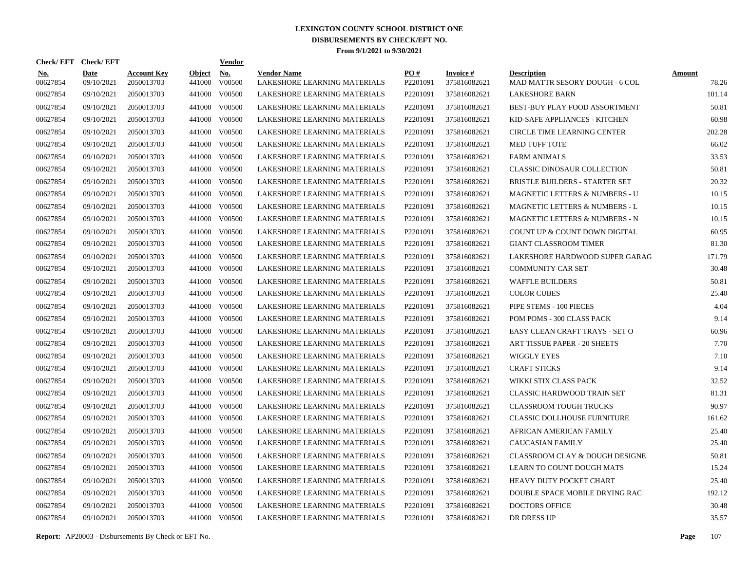# LEXINGTON COUNTY SCHOOL DISTRICT ONE

## DISBURSEMENTS BY CHECK/EFT NO.

### From 9/1/2021 to 9/30/2021

| Check/ EFT No. | Check/ EFT Date | Account Key | Object | Vendor No. | Vendor Name | PO # | Invoice # | Description | Amount |
|---|---|---|---|---|---|---|---|---|---|
| 00627854 | 09/10/2021 | 2050013703 | 441000 | V00500 | LAKESHORE LEARNING MATERIALS | P2201091 | 375816082621 | MAD MATTR SESORY DOUGH - 6 COL | 78.26 |
| 00627854 | 09/10/2021 | 2050013703 | 441000 | V00500 | LAKESHORE LEARNING MATERIALS | P2201091 | 375816082621 | LAKESHORE BARN | 101.14 |
| 00627854 | 09/10/2021 | 2050013703 | 441000 | V00500 | LAKESHORE LEARNING MATERIALS | P2201091 | 375816082621 | BEST-BUY PLAY FOOD ASSORTMENT | 50.81 |
| 00627854 | 09/10/2021 | 2050013703 | 441000 | V00500 | LAKESHORE LEARNING MATERIALS | P2201091 | 375816082621 | KID-SAFE APPLIANCES - KITCHEN | 60.98 |
| 00627854 | 09/10/2021 | 2050013703 | 441000 | V00500 | LAKESHORE LEARNING MATERIALS | P2201091 | 375816082621 | CIRCLE TIME LEARNING CENTER | 202.28 |
| 00627854 | 09/10/2021 | 2050013703 | 441000 | V00500 | LAKESHORE LEARNING MATERIALS | P2201091 | 375816082621 | MED TUFF TOTE | 66.02 |
| 00627854 | 09/10/2021 | 2050013703 | 441000 | V00500 | LAKESHORE LEARNING MATERIALS | P2201091 | 375816082621 | FARM ANIMALS | 33.53 |
| 00627854 | 09/10/2021 | 2050013703 | 441000 | V00500 | LAKESHORE LEARNING MATERIALS | P2201091 | 375816082621 | CLASSIC DINOSAUR COLLECTION | 50.81 |
| 00627854 | 09/10/2021 | 2050013703 | 441000 | V00500 | LAKESHORE LEARNING MATERIALS | P2201091 | 375816082621 | BRISTLE BUILDERS - STARTER SET | 20.32 |
| 00627854 | 09/10/2021 | 2050013703 | 441000 | V00500 | LAKESHORE LEARNING MATERIALS | P2201091 | 375816082621 | MAGNETIC LETTERS & NUMBERS - U | 10.15 |
| 00627854 | 09/10/2021 | 2050013703 | 441000 | V00500 | LAKESHORE LEARNING MATERIALS | P2201091 | 375816082621 | MAGNETIC LETTERS & NUMBERS - L | 10.15 |
| 00627854 | 09/10/2021 | 2050013703 | 441000 | V00500 | LAKESHORE LEARNING MATERIALS | P2201091 | 375816082621 | MAGNETIC LETTERS & NUMBERS - N | 10.15 |
| 00627854 | 09/10/2021 | 2050013703 | 441000 | V00500 | LAKESHORE LEARNING MATERIALS | P2201091 | 375816082621 | COUNT UP & COUNT DOWN DIGITAL | 60.95 |
| 00627854 | 09/10/2021 | 2050013703 | 441000 | V00500 | LAKESHORE LEARNING MATERIALS | P2201091 | 375816082621 | GIANT CLASSROOM TIMER | 81.30 |
| 00627854 | 09/10/2021 | 2050013703 | 441000 | V00500 | LAKESHORE LEARNING MATERIALS | P2201091 | 375816082621 | LAKESHORE HARDWOOD SUPER GARAG | 171.79 |
| 00627854 | 09/10/2021 | 2050013703 | 441000 | V00500 | LAKESHORE LEARNING MATERIALS | P2201091 | 375816082621 | COMMUNITY CAR SET | 30.48 |
| 00627854 | 09/10/2021 | 2050013703 | 441000 | V00500 | LAKESHORE LEARNING MATERIALS | P2201091 | 375816082621 | WAFFLE BUILDERS | 50.81 |
| 00627854 | 09/10/2021 | 2050013703 | 441000 | V00500 | LAKESHORE LEARNING MATERIALS | P2201091 | 375816082621 | COLOR CUBES | 25.40 |
| 00627854 | 09/10/2021 | 2050013703 | 441000 | V00500 | LAKESHORE LEARNING MATERIALS | P2201091 | 375816082621 | PIPE STEMS - 100 PIECES | 4.04 |
| 00627854 | 09/10/2021 | 2050013703 | 441000 | V00500 | LAKESHORE LEARNING MATERIALS | P2201091 | 375816082621 | POM POMS - 300 CLASS PACK | 9.14 |
| 00627854 | 09/10/2021 | 2050013703 | 441000 | V00500 | LAKESHORE LEARNING MATERIALS | P2201091 | 375816082621 | EASY CLEAN CRAFT TRAYS - SET O | 60.96 |
| 00627854 | 09/10/2021 | 2050013703 | 441000 | V00500 | LAKESHORE LEARNING MATERIALS | P2201091 | 375816082621 | ART TISSUE PAPER - 20 SHEETS | 7.70 |
| 00627854 | 09/10/2021 | 2050013703 | 441000 | V00500 | LAKESHORE LEARNING MATERIALS | P2201091 | 375816082621 | WIGGLY EYES | 7.10 |
| 00627854 | 09/10/2021 | 2050013703 | 441000 | V00500 | LAKESHORE LEARNING MATERIALS | P2201091 | 375816082621 | CRAFT STICKS | 9.14 |
| 00627854 | 09/10/2021 | 2050013703 | 441000 | V00500 | LAKESHORE LEARNING MATERIALS | P2201091 | 375816082621 | WIKKI STIX CLASS PACK | 32.52 |
| 00627854 | 09/10/2021 | 2050013703 | 441000 | V00500 | LAKESHORE LEARNING MATERIALS | P2201091 | 375816082621 | CLASSIC HARDWOOD TRAIN SET | 81.31 |
| 00627854 | 09/10/2021 | 2050013703 | 441000 | V00500 | LAKESHORE LEARNING MATERIALS | P2201091 | 375816082621 | CLASSROOM TOUGH TRUCKS | 90.97 |
| 00627854 | 09/10/2021 | 2050013703 | 441000 | V00500 | LAKESHORE LEARNING MATERIALS | P2201091 | 375816082621 | CLASSIC DOLLHOUSE FURNITURE | 161.62 |
| 00627854 | 09/10/2021 | 2050013703 | 441000 | V00500 | LAKESHORE LEARNING MATERIALS | P2201091 | 375816082621 | AFRICAN AMERICAN FAMILY | 25.40 |
| 00627854 | 09/10/2021 | 2050013703 | 441000 | V00500 | LAKESHORE LEARNING MATERIALS | P2201091 | 375816082621 | CAUCASIAN FAMILY | 25.40 |
| 00627854 | 09/10/2021 | 2050013703 | 441000 | V00500 | LAKESHORE LEARNING MATERIALS | P2201091 | 375816082621 | CLASSROOM CLAY & DOUGH DESIGNE | 50.81 |
| 00627854 | 09/10/2021 | 2050013703 | 441000 | V00500 | LAKESHORE LEARNING MATERIALS | P2201091 | 375816082621 | LEARN TO COUNT DOUGH MATS | 15.24 |
| 00627854 | 09/10/2021 | 2050013703 | 441000 | V00500 | LAKESHORE LEARNING MATERIALS | P2201091 | 375816082621 | HEAVY DUTY POCKET CHART | 25.40 |
| 00627854 | 09/10/2021 | 2050013703 | 441000 | V00500 | LAKESHORE LEARNING MATERIALS | P2201091 | 375816082621 | DOUBLE SPACE MOBILE DRYING RAC | 192.12 |
| 00627854 | 09/10/2021 | 2050013703 | 441000 | V00500 | LAKESHORE LEARNING MATERIALS | P2201091 | 375816082621 | DOCTORS OFFICE | 30.48 |
| 00627854 | 09/10/2021 | 2050013703 | 441000 | V00500 | LAKESHORE LEARNING MATERIALS | P2201091 | 375816082621 | DR DRESS UP | 35.57 |

**Report:** AP20003 - Disbursements By Check or EFT No.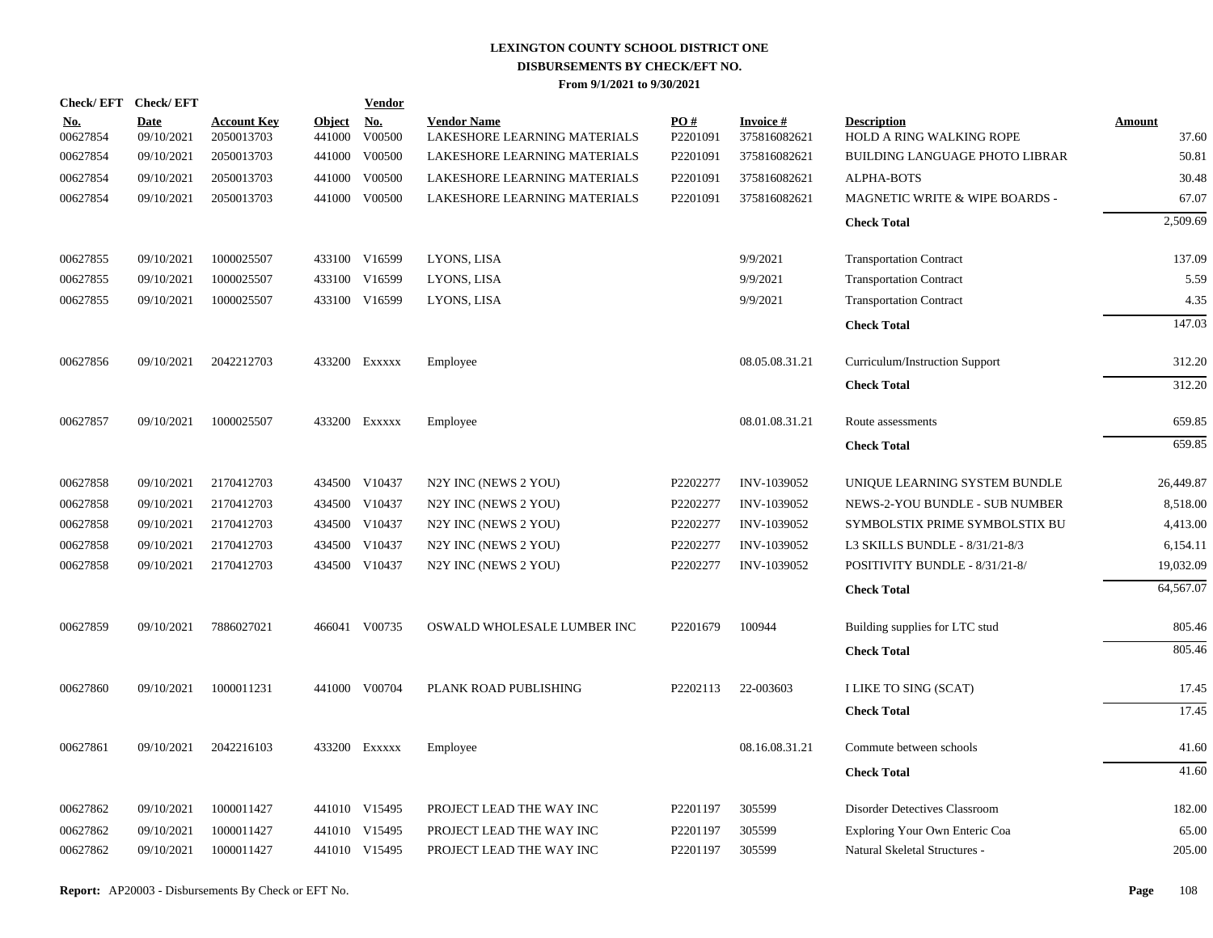# LEXINGTON COUNTY SCHOOL DISTRICT ONE
## DISBURSEMENTS BY CHECK/EFT NO.
### From 9/1/2021 to 9/30/2021

| Check/ EFT No. | Check/ EFT Date | Account Key | Object | Vendor No. | Vendor Name | PO # | Invoice # | Description | Amount |
|---|---|---|---|---|---|---|---|---|---|
| 00627854 | 09/10/2021 | 2050013703 | 441000 | V00500 | LAKESHORE LEARNING MATERIALS | P2201091 | 375816082621 | HOLD A RING WALKING ROPE | 37.60 |
| 00627854 | 09/10/2021 | 2050013703 | 441000 | V00500 | LAKESHORE LEARNING MATERIALS | P2201091 | 375816082621 | BUILDING LANGUAGE PHOTO LIBRAR | 50.81 |
| 00627854 | 09/10/2021 | 2050013703 | 441000 | V00500 | LAKESHORE LEARNING MATERIALS | P2201091 | 375816082621 | ALPHA-BOTS | 30.48 |
| 00627854 | 09/10/2021 | 2050013703 | 441000 | V00500 | LAKESHORE LEARNING MATERIALS | P2201091 | 375816082621 | MAGNETIC WRITE & WIPE BOARDS - | 67.07 |
| | | | | | | | | **Check Total** | 2,509.69 |
| 00627855 | 09/10/2021 | 1000025507 | 433100 | V16599 | LYONS, LISA | | 9/9/2021 | Transportation Contract | 137.09 |
| 00627855 | 09/10/2021 | 1000025507 | 433100 | V16599 | LYONS, LISA | | 9/9/2021 | Transportation Contract | 5.59 |
| 00627855 | 09/10/2021 | 1000025507 | 433100 | V16599 | LYONS, LISA | | 9/9/2021 | Transportation Contract | 4.35 |
| | | | | | | | | **Check Total** | 147.03 |
| 00627856 | 09/10/2021 | 2042212703 | 433200 | Exxxxx | Employee | | 08.05.08.31.21 | Curriculum/Instruction Support | 312.20 |
| | | | | | | | | **Check Total** | 312.20 |
| 00627857 | 09/10/2021 | 1000025507 | 433200 | Exxxxx | Employee | | 08.01.08.31.21 | Route assessments | 659.85 |
| | | | | | | | | **Check Total** | 659.85 |
| 00627858 | 09/10/2021 | 2170412703 | 434500 | V10437 | N2Y INC (NEWS 2 YOU) | P2202277 | INV-1039052 | UNIQUE LEARNING SYSTEM BUNDLE | 26,449.87 |
| 00627858 | 09/10/2021 | 2170412703 | 434500 | V10437 | N2Y INC (NEWS 2 YOU) | P2202277 | INV-1039052 | NEWS-2-YOU BUNDLE - SUB NUMBER | 8,518.00 |
| 00627858 | 09/10/2021 | 2170412703 | 434500 | V10437 | N2Y INC (NEWS 2 YOU) | P2202277 | INV-1039052 | SYMBOLSTIX PRIME SYMBOLSTIX BU | 4,413.00 |
| 00627858 | 09/10/2021 | 2170412703 | 434500 | V10437 | N2Y INC (NEWS 2 YOU) | P2202277 | INV-1039052 | L3 SKILLS BUNDLE - 8/31/21-8/3 | 6,154.11 |
| 00627858 | 09/10/2021 | 2170412703 | 434500 | V10437 | N2Y INC (NEWS 2 YOU) | P2202277 | INV-1039052 | POSITIVITY BUNDLE - 8/31/21-8/ | 19,032.09 |
| | | | | | | | | **Check Total** | 64,567.07 |
| 00627859 | 09/10/2021 | 7886027021 | 466041 | V00735 | OSWALD WHOLESALE LUMBER INC | P2201679 | 100944 | Building supplies for LTC stud | 805.46 |
| | | | | | | | | **Check Total** | 805.46 |
| 00627860 | 09/10/2021 | 1000011231 | 441000 | V00704 | PLANK ROAD PUBLISHING | P2202113 | 22-003603 | I LIKE TO SING (SCAT) | 17.45 |
| | | | | | | | | **Check Total** | 17.45 |
| 00627861 | 09/10/2021 | 2042216103 | 433200 | Exxxxx | Employee | | 08.16.08.31.21 | Commute between schools | 41.60 |
| | | | | | | | | **Check Total** | 41.60 |
| 00627862 | 09/10/2021 | 1000011427 | 441010 | V15495 | PROJECT LEAD THE WAY INC | P2201197 | 305599 | Disorder Detectives Classroom | 182.00 |
| 00627862 | 09/10/2021 | 1000011427 | 441010 | V15495 | PROJECT LEAD THE WAY INC | P2201197 | 305599 | Exploring Your Own Enteric Coa | 65.00 |
| 00627862 | 09/10/2021 | 1000011427 | 441010 | V15495 | PROJECT LEAD THE WAY INC | P2201197 | 305599 | Natural Skeletal Structures - | 205.00 |

**Report:** AP20003 - Disbursements By Check or EFT No.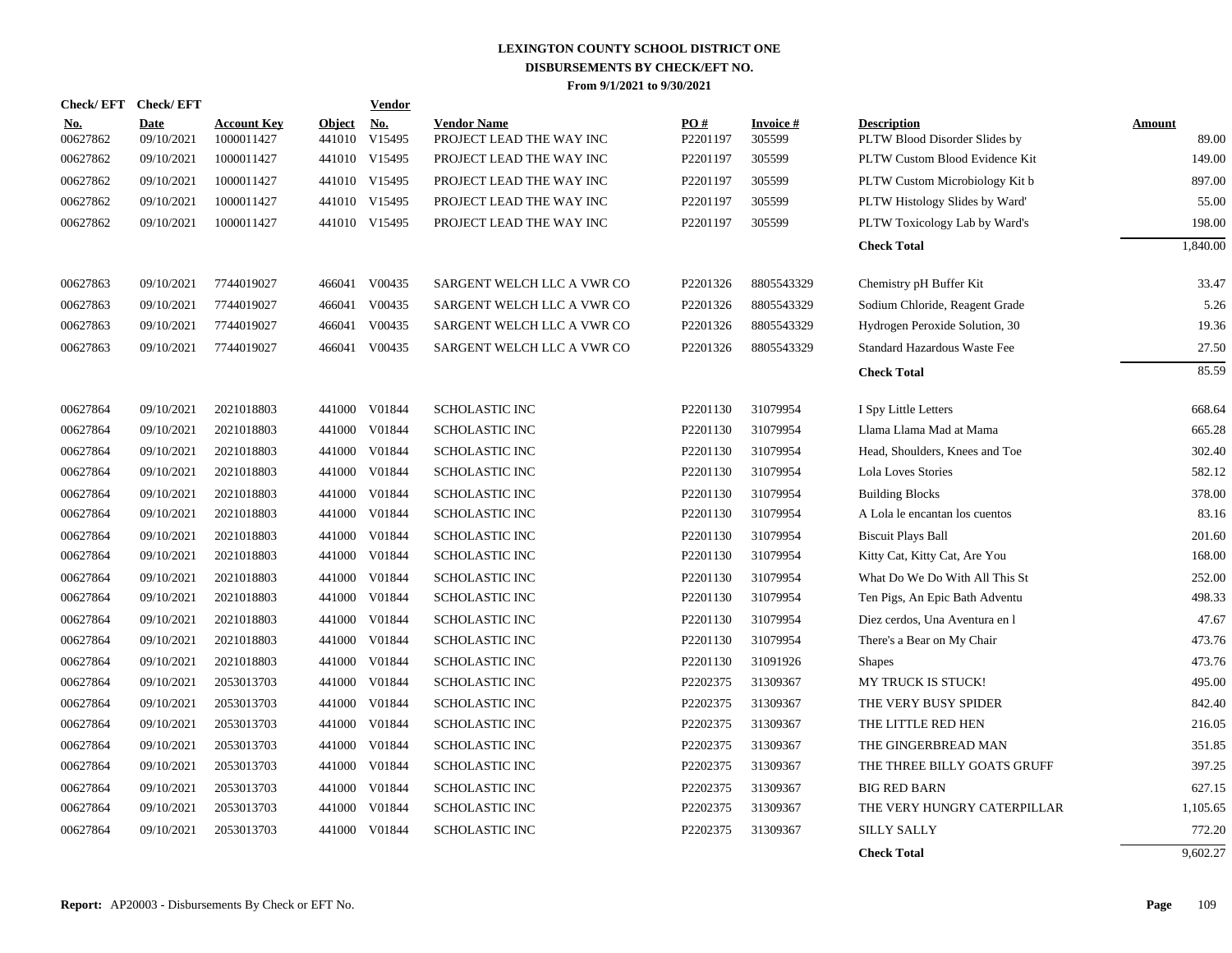# LEXINGTON COUNTY SCHOOL DISTRICT ONE
## DISBURSEMENTS BY CHECK/EFT NO.
### From 9/1/2021 to 9/30/2021

| Check/ EFT No. | Check/ EFT Date | Account Key | Object | Vendor No. | Vendor Name | PO # | Invoice # | Description | Amount |
|---|---|---|---|---|---|---|---|---|---|
| 00627862 | 09/10/2021 | 1000011427 | 441010 | V15495 | PROJECT LEAD THE WAY INC | P2201197 | 305599 | PLTW Blood Disorder Slides by | 89.00 |
| 00627862 | 09/10/2021 | 1000011427 | 441010 | V15495 | PROJECT LEAD THE WAY INC | P2201197 | 305599 | PLTW Custom Blood Evidence Kit | 149.00 |
| 00627862 | 09/10/2021 | 1000011427 | 441010 | V15495 | PROJECT LEAD THE WAY INC | P2201197 | 305599 | PLTW Custom Microbiology Kit b | 897.00 |
| 00627862 | 09/10/2021 | 1000011427 | 441010 | V15495 | PROJECT LEAD THE WAY INC | P2201197 | 305599 | PLTW Histology Slides by Ward' | 55.00 |
| 00627862 | 09/10/2021 | 1000011427 | 441010 | V15495 | PROJECT LEAD THE WAY INC | P2201197 | 305599 | PLTW Toxicology Lab by Ward's | 198.00 |
| | | | | | | | | **Check Total** | 1,840.00 |
| 00627863 | 09/10/2021 | 7744019027 | 466041 | V00435 | SARGENT WELCH LLC A VWR CO | P2201326 | 8805543329 | Chemistry pH Buffer Kit | 33.47 |
| 00627863 | 09/10/2021 | 7744019027 | 466041 | V00435 | SARGENT WELCH LLC A VWR CO | P2201326 | 8805543329 | Sodium Chloride, Reagent Grade | 5.26 |
| 00627863 | 09/10/2021 | 7744019027 | 466041 | V00435 | SARGENT WELCH LLC A VWR CO | P2201326 | 8805543329 | Hydrogen Peroxide Solution, 30 | 19.36 |
| 00627863 | 09/10/2021 | 7744019027 | 466041 | V00435 | SARGENT WELCH LLC A VWR CO | P2201326 | 8805543329 | Standard Hazardous Waste Fee | 27.50 |
| | | | | | | | | **Check Total** | 85.59 |
| 00627864 | 09/10/2021 | 2021018803 | 441000 | V01844 | SCHOLASTIC INC | P2201130 | 31079954 | I Spy Little Letters | 668.64 |
| 00627864 | 09/10/2021 | 2021018803 | 441000 | V01844 | SCHOLASTIC INC | P2201130 | 31079954 | Llama Llama Mad at Mama | 665.28 |
| 00627864 | 09/10/2021 | 2021018803 | 441000 | V01844 | SCHOLASTIC INC | P2201130 | 31079954 | Head, Shoulders, Knees and Toe | 302.40 |
| 00627864 | 09/10/2021 | 2021018803 | 441000 | V01844 | SCHOLASTIC INC | P2201130 | 31079954 | Lola Loves Stories | 582.12 |
| 00627864 | 09/10/2021 | 2021018803 | 441000 | V01844 | SCHOLASTIC INC | P2201130 | 31079954 | Building Blocks | 378.00 |
| 00627864 | 09/10/2021 | 2021018803 | 441000 | V01844 | SCHOLASTIC INC | P2201130 | 31079954 | A Lola le encantan los cuentos | 83.16 |
| 00627864 | 09/10/2021 | 2021018803 | 441000 | V01844 | SCHOLASTIC INC | P2201130 | 31079954 | Biscuit Plays Ball | 201.60 |
| 00627864 | 09/10/2021 | 2021018803 | 441000 | V01844 | SCHOLASTIC INC | P2201130 | 31079954 | Kitty Cat, Kitty Cat, Are You | 168.00 |
| 00627864 | 09/10/2021 | 2021018803 | 441000 | V01844 | SCHOLASTIC INC | P2201130 | 31079954 | What Do We Do With All This St | 252.00 |
| 00627864 | 09/10/2021 | 2021018803 | 441000 | V01844 | SCHOLASTIC INC | P2201130 | 31079954 | Ten Pigs, An Epic Bath Adventu | 498.33 |
| 00627864 | 09/10/2021 | 2021018803 | 441000 | V01844 | SCHOLASTIC INC | P2201130 | 31079954 | Diez cerdos, Una Aventura en l | 47.67 |
| 00627864 | 09/10/2021 | 2021018803 | 441000 | V01844 | SCHOLASTIC INC | P2201130 | 31079954 | There's a Bear on My Chair | 473.76 |
| 00627864 | 09/10/2021 | 2021018803 | 441000 | V01844 | SCHOLASTIC INC | P2201130 | 31091926 | Shapes | 473.76 |
| 00627864 | 09/10/2021 | 2053013703 | 441000 | V01844 | SCHOLASTIC INC | P2202375 | 31309367 | MY TRUCK IS STUCK! | 495.00 |
| 00627864 | 09/10/2021 | 2053013703 | 441000 | V01844 | SCHOLASTIC INC | P2202375 | 31309367 | THE VERY BUSY SPIDER | 842.40 |
| 00627864 | 09/10/2021 | 2053013703 | 441000 | V01844 | SCHOLASTIC INC | P2202375 | 31309367 | THE LITTLE RED HEN | 216.05 |
| 00627864 | 09/10/2021 | 2053013703 | 441000 | V01844 | SCHOLASTIC INC | P2202375 | 31309367 | THE GINGERBREAD MAN | 351.85 |
| 00627864 | 09/10/2021 | 2053013703 | 441000 | V01844 | SCHOLASTIC INC | P2202375 | 31309367 | THE THREE BILLY GOATS GRUFF | 397.25 |
| 00627864 | 09/10/2021 | 2053013703 | 441000 | V01844 | SCHOLASTIC INC | P2202375 | 31309367 | BIG RED BARN | 627.15 |
| 00627864 | 09/10/2021 | 2053013703 | 441000 | V01844 | SCHOLASTIC INC | P2202375 | 31309367 | THE VERY HUNGRY CATERPILLAR | 1,105.65 |
| 00627864 | 09/10/2021 | 2053013703 | 441000 | V01844 | SCHOLASTIC INC | P2202375 | 31309367 | SILLY SALLY | 772.20 |
| | | | | | | | | **Check Total** | 9,602.27 |

**Report:** AP20003 - Disbursements By Check or EFT No.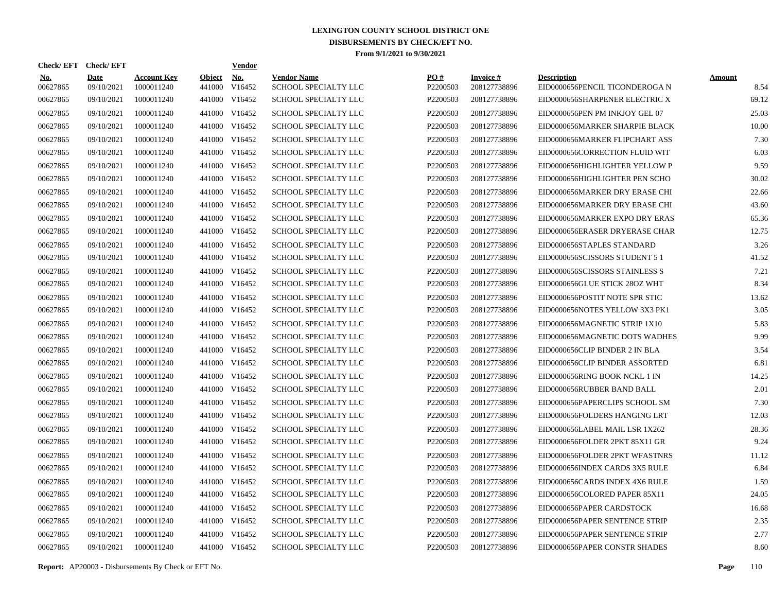# LEXINGTON COUNTY SCHOOL DISTRICT ONE
## DISBURSEMENTS BY CHECK/EFT NO.
### From 9/1/2021 to 9/30/2021

| Check/ EFT No. | Check/ EFT Date | Account Key | Object | Vendor No. | Vendor Name | PO # | Invoice # | Description | Amount |
|---|---|---|---|---|---|---|---|---|---|
| 00627865 | 09/10/2021 | 1000011240 | 441000 | V16452 | SCHOOL SPECIALTY LLC | P2200503 | 208127738896 | EID0000656PENCIL TICONDEROGA N | 8.54 |
| 00627865 | 09/10/2021 | 1000011240 | 441000 | V16452 | SCHOOL SPECIALTY LLC | P2200503 | 208127738896 | EID0000656SHARPENER ELECTRIC X | 69.12 |
| 00627865 | 09/10/2021 | 1000011240 | 441000 | V16452 | SCHOOL SPECIALTY LLC | P2200503 | 208127738896 | EID0000656PEN PM INKJOY GEL 07 | 25.03 |
| 00627865 | 09/10/2021 | 1000011240 | 441000 | V16452 | SCHOOL SPECIALTY LLC | P2200503 | 208127738896 | EID0000656MARKER SHARPIE BLACK | 10.00 |
| 00627865 | 09/10/2021 | 1000011240 | 441000 | V16452 | SCHOOL SPECIALTY LLC | P2200503 | 208127738896 | EID0000656MARKER FLIPCHART ASS | 7.30 |
| 00627865 | 09/10/2021 | 1000011240 | 441000 | V16452 | SCHOOL SPECIALTY LLC | P2200503 | 208127738896 | EID0000656CORRECTION FLUID WIT | 6.03 |
| 00627865 | 09/10/2021 | 1000011240 | 441000 | V16452 | SCHOOL SPECIALTY LLC | P2200503 | 208127738896 | EID0000656HIGHLIGHTER YELLOW P | 9.59 |
| 00627865 | 09/10/2021 | 1000011240 | 441000 | V16452 | SCHOOL SPECIALTY LLC | P2200503 | 208127738896 | EID0000656HIGHLIGHTER PEN SCHO | 30.02 |
| 00627865 | 09/10/2021 | 1000011240 | 441000 | V16452 | SCHOOL SPECIALTY LLC | P2200503 | 208127738896 | EID0000656MARKER DRY ERASE CHI | 22.66 |
| 00627865 | 09/10/2021 | 1000011240 | 441000 | V16452 | SCHOOL SPECIALTY LLC | P2200503 | 208127738896 | EID0000656MARKER DRY ERASE CHI | 43.60 |
| 00627865 | 09/10/2021 | 1000011240 | 441000 | V16452 | SCHOOL SPECIALTY LLC | P2200503 | 208127738896 | EID0000656MARKER EXPO DRY ERAS | 65.36 |
| 00627865 | 09/10/2021 | 1000011240 | 441000 | V16452 | SCHOOL SPECIALTY LLC | P2200503 | 208127738896 | EID0000656ERASER DRYERASE CHAR | 12.75 |
| 00627865 | 09/10/2021 | 1000011240 | 441000 | V16452 | SCHOOL SPECIALTY LLC | P2200503 | 208127738896 | EID0000656STAPLES STANDARD | 3.26 |
| 00627865 | 09/10/2021 | 1000011240 | 441000 | V16452 | SCHOOL SPECIALTY LLC | P2200503 | 208127738896 | EID0000656SCISSORS STUDENT 5 1 | 41.52 |
| 00627865 | 09/10/2021 | 1000011240 | 441000 | V16452 | SCHOOL SPECIALTY LLC | P2200503 | 208127738896 | EID0000656SCISSORS STAINLESS S | 7.21 |
| 00627865 | 09/10/2021 | 1000011240 | 441000 | V16452 | SCHOOL SPECIALTY LLC | P2200503 | 208127738896 | EID0000656GLUE STICK 28OZ WHT | 8.34 |
| 00627865 | 09/10/2021 | 1000011240 | 441000 | V16452 | SCHOOL SPECIALTY LLC | P2200503 | 208127738896 | EID0000656POSTIT NOTE SPR STIC | 13.62 |
| 00627865 | 09/10/2021 | 1000011240 | 441000 | V16452 | SCHOOL SPECIALTY LLC | P2200503 | 208127738896 | EID0000656NOTES YELLOW 3X3 PK1 | 3.05 |
| 00627865 | 09/10/2021 | 1000011240 | 441000 | V16452 | SCHOOL SPECIALTY LLC | P2200503 | 208127738896 | EID0000656MAGNETIC STRIP 1X10 | 5.83 |
| 00627865 | 09/10/2021 | 1000011240 | 441000 | V16452 | SCHOOL SPECIALTY LLC | P2200503 | 208127738896 | EID0000656MAGNETIC DOTS WADHES | 9.99 |
| 00627865 | 09/10/2021 | 1000011240 | 441000 | V16452 | SCHOOL SPECIALTY LLC | P2200503 | 208127738896 | EID0000656CLIP BINDER 2 IN BLA | 3.54 |
| 00627865 | 09/10/2021 | 1000011240 | 441000 | V16452 | SCHOOL SPECIALTY LLC | P2200503 | 208127738896 | EID0000656CLIP BINDER ASSORTED | 6.81 |
| 00627865 | 09/10/2021 | 1000011240 | 441000 | V16452 | SCHOOL SPECIALTY LLC | P2200503 | 208127738896 | EID0000656RING BOOK NCKL 1 IN | 14.25 |
| 00627865 | 09/10/2021 | 1000011240 | 441000 | V16452 | SCHOOL SPECIALTY LLC | P2200503 | 208127738896 | EID0000656RUBBER BAND BALL | 2.01 |
| 00627865 | 09/10/2021 | 1000011240 | 441000 | V16452 | SCHOOL SPECIALTY LLC | P2200503 | 208127738896 | EID0000656PAPERCLIPS SCHOOL SM | 7.30 |
| 00627865 | 09/10/2021 | 1000011240 | 441000 | V16452 | SCHOOL SPECIALTY LLC | P2200503 | 208127738896 | EID0000656FOLDERS HANGING LRT | 12.03 |
| 00627865 | 09/10/2021 | 1000011240 | 441000 | V16452 | SCHOOL SPECIALTY LLC | P2200503 | 208127738896 | EID0000656LABEL MAIL LSR 1X262 | 28.36 |
| 00627865 | 09/10/2021 | 1000011240 | 441000 | V16452 | SCHOOL SPECIALTY LLC | P2200503 | 208127738896 | EID0000656FOLDER 2PKT 85X11 GR | 9.24 |
| 00627865 | 09/10/2021 | 1000011240 | 441000 | V16452 | SCHOOL SPECIALTY LLC | P2200503 | 208127738896 | EID0000656FOLDER 2PKT WFASTNRS | 11.12 |
| 00627865 | 09/10/2021 | 1000011240 | 441000 | V16452 | SCHOOL SPECIALTY LLC | P2200503 | 208127738896 | EID0000656INDEX CARDS 3X5 RULE | 6.84 |
| 00627865 | 09/10/2021 | 1000011240 | 441000 | V16452 | SCHOOL SPECIALTY LLC | P2200503 | 208127738896 | EID0000656CARDS INDEX 4X6 RULE | 1.59 |
| 00627865 | 09/10/2021 | 1000011240 | 441000 | V16452 | SCHOOL SPECIALTY LLC | P2200503 | 208127738896 | EID0000656COLORED PAPER 85X11 | 24.05 |
| 00627865 | 09/10/2021 | 1000011240 | 441000 | V16452 | SCHOOL SPECIALTY LLC | P2200503 | 208127738896 | EID0000656PAPER CARDSTOCK | 16.68 |
| 00627865 | 09/10/2021 | 1000011240 | 441000 | V16452 | SCHOOL SPECIALTY LLC | P2200503 | 208127738896 | EID0000656PAPER SENTENCE STRIP | 2.35 |
| 00627865 | 09/10/2021 | 1000011240 | 441000 | V16452 | SCHOOL SPECIALTY LLC | P2200503 | 208127738896 | EID0000656PAPER SENTENCE STRIP | 2.77 |
| 00627865 | 09/10/2021 | 1000011240 | 441000 | V16452 | SCHOOL SPECIALTY LLC | P2200503 | 208127738896 | EID0000656PAPER CONSTR SHADES | 8.60 |

**Report:** AP20003 - Disbursements By Check or EFT No.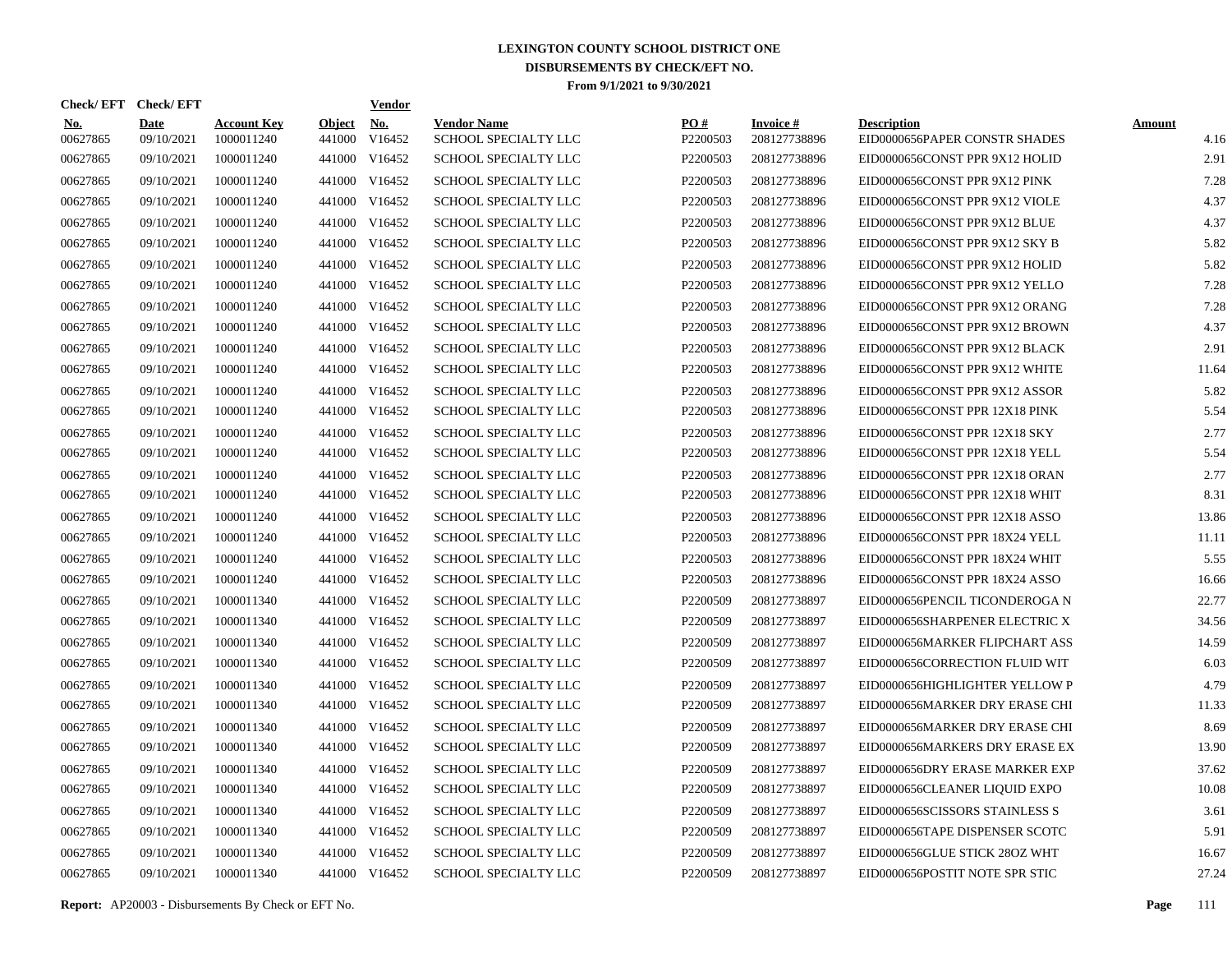# LEXINGTON COUNTY SCHOOL DISTRICT ONE
## DISBURSEMENTS BY CHECK/EFT NO.
### From 9/1/2021 to 9/30/2021

| Check/ EFT No. | Check/ EFT Date | Account Key | Object | Vendor No. | Vendor Name | PO # | Invoice # | Description | Amount |
|---|---|---|---|---|---|---|---|---|---|
| 00627865 | 09/10/2021 | 1000011240 | 441000 | V16452 | SCHOOL SPECIALTY LLC | P2200503 | 208127738896 | EID0000656PAPER CONSTR SHADES | 4.16 |
| 00627865 | 09/10/2021 | 1000011240 | 441000 | V16452 | SCHOOL SPECIALTY LLC | P2200503 | 208127738896 | EID0000656CONST PPR 9X12 HOLID | 2.91 |
| 00627865 | 09/10/2021 | 1000011240 | 441000 | V16452 | SCHOOL SPECIALTY LLC | P2200503 | 208127738896 | EID0000656CONST PPR 9X12 PINK | 7.28 |
| 00627865 | 09/10/2021 | 1000011240 | 441000 | V16452 | SCHOOL SPECIALTY LLC | P2200503 | 208127738896 | EID0000656CONST PPR 9X12 VIOLE | 4.37 |
| 00627865 | 09/10/2021 | 1000011240 | 441000 | V16452 | SCHOOL SPECIALTY LLC | P2200503 | 208127738896 | EID0000656CONST PPR 9X12 BLUE | 4.37 |
| 00627865 | 09/10/2021 | 1000011240 | 441000 | V16452 | SCHOOL SPECIALTY LLC | P2200503 | 208127738896 | EID0000656CONST PPR 9X12 SKY B | 5.82 |
| 00627865 | 09/10/2021 | 1000011240 | 441000 | V16452 | SCHOOL SPECIALTY LLC | P2200503 | 208127738896 | EID0000656CONST PPR 9X12 HOLID | 5.82 |
| 00627865 | 09/10/2021 | 1000011240 | 441000 | V16452 | SCHOOL SPECIALTY LLC | P2200503 | 208127738896 | EID0000656CONST PPR 9X12 YELLO | 7.28 |
| 00627865 | 09/10/2021 | 1000011240 | 441000 | V16452 | SCHOOL SPECIALTY LLC | P2200503 | 208127738896 | EID0000656CONST PPR 9X12 ORANG | 7.28 |
| 00627865 | 09/10/2021 | 1000011240 | 441000 | V16452 | SCHOOL SPECIALTY LLC | P2200503 | 208127738896 | EID0000656CONST PPR 9X12 BROWN | 4.37 |
| 00627865 | 09/10/2021 | 1000011240 | 441000 | V16452 | SCHOOL SPECIALTY LLC | P2200503 | 208127738896 | EID0000656CONST PPR 9X12 BLACK | 2.91 |
| 00627865 | 09/10/2021 | 1000011240 | 441000 | V16452 | SCHOOL SPECIALTY LLC | P2200503 | 208127738896 | EID0000656CONST PPR 9X12 WHITE | 11.64 |
| 00627865 | 09/10/2021 | 1000011240 | 441000 | V16452 | SCHOOL SPECIALTY LLC | P2200503 | 208127738896 | EID0000656CONST PPR 9X12 ASSOR | 5.82 |
| 00627865 | 09/10/2021 | 1000011240 | 441000 | V16452 | SCHOOL SPECIALTY LLC | P2200503 | 208127738896 | EID0000656CONST PPR 12X18 PINK | 5.54 |
| 00627865 | 09/10/2021 | 1000011240 | 441000 | V16452 | SCHOOL SPECIALTY LLC | P2200503 | 208127738896 | EID0000656CONST PPR 12X18 SKY | 2.77 |
| 00627865 | 09/10/2021 | 1000011240 | 441000 | V16452 | SCHOOL SPECIALTY LLC | P2200503 | 208127738896 | EID0000656CONST PPR 12X18 YELL | 5.54 |
| 00627865 | 09/10/2021 | 1000011240 | 441000 | V16452 | SCHOOL SPECIALTY LLC | P2200503 | 208127738896 | EID0000656CONST PPR 12X18 ORAN | 2.77 |
| 00627865 | 09/10/2021 | 1000011240 | 441000 | V16452 | SCHOOL SPECIALTY LLC | P2200503 | 208127738896 | EID0000656CONST PPR 12X18 WHIT | 8.31 |
| 00627865 | 09/10/2021 | 1000011240 | 441000 | V16452 | SCHOOL SPECIALTY LLC | P2200503 | 208127738896 | EID0000656CONST PPR 12X18 ASSO | 13.86 |
| 00627865 | 09/10/2021 | 1000011240 | 441000 | V16452 | SCHOOL SPECIALTY LLC | P2200503 | 208127738896 | EID0000656CONST PPR 18X24 YELL | 11.11 |
| 00627865 | 09/10/2021 | 1000011240 | 441000 | V16452 | SCHOOL SPECIALTY LLC | P2200503 | 208127738896 | EID0000656CONST PPR 18X24 WHIT | 5.55 |
| 00627865 | 09/10/2021 | 1000011240 | 441000 | V16452 | SCHOOL SPECIALTY LLC | P2200503 | 208127738896 | EID0000656CONST PPR 18X24 ASSO | 16.66 |
| 00627865 | 09/10/2021 | 1000011340 | 441000 | V16452 | SCHOOL SPECIALTY LLC | P2200509 | 208127738897 | EID0000656PENCIL TICONDEROGA N | 22.77 |
| 00627865 | 09/10/2021 | 1000011340 | 441000 | V16452 | SCHOOL SPECIALTY LLC | P2200509 | 208127738897 | EID0000656SHARPENER ELECTRIC X | 34.56 |
| 00627865 | 09/10/2021 | 1000011340 | 441000 | V16452 | SCHOOL SPECIALTY LLC | P2200509 | 208127738897 | EID0000656MARKER FLIPCHART ASS | 14.59 |
| 00627865 | 09/10/2021 | 1000011340 | 441000 | V16452 | SCHOOL SPECIALTY LLC | P2200509 | 208127738897 | EID0000656CORRECTION FLUID WIT | 6.03 |
| 00627865 | 09/10/2021 | 1000011340 | 441000 | V16452 | SCHOOL SPECIALTY LLC | P2200509 | 208127738897 | EID0000656HIGHLIGHTER YELLOW P | 4.79 |
| 00627865 | 09/10/2021 | 1000011340 | 441000 | V16452 | SCHOOL SPECIALTY LLC | P2200509 | 208127738897 | EID0000656MARKER DRY ERASE CHI | 11.33 |
| 00627865 | 09/10/2021 | 1000011340 | 441000 | V16452 | SCHOOL SPECIALTY LLC | P2200509 | 208127738897 | EID0000656MARKER DRY ERASE CHI | 8.69 |
| 00627865 | 09/10/2021 | 1000011340 | 441000 | V16452 | SCHOOL SPECIALTY LLC | P2200509 | 208127738897 | EID0000656MARKERS DRY ERASE EX | 13.90 |
| 00627865 | 09/10/2021 | 1000011340 | 441000 | V16452 | SCHOOL SPECIALTY LLC | P2200509 | 208127738897 | EID0000656DRY ERASE MARKER EXP | 37.62 |
| 00627865 | 09/10/2021 | 1000011340 | 441000 | V16452 | SCHOOL SPECIALTY LLC | P2200509 | 208127738897 | EID0000656CLEANER LIQUID EXPO | 10.08 |
| 00627865 | 09/10/2021 | 1000011340 | 441000 | V16452 | SCHOOL SPECIALTY LLC | P2200509 | 208127738897 | EID0000656SCISSORS STAINLESS S | 3.61 |
| 00627865 | 09/10/2021 | 1000011340 | 441000 | V16452 | SCHOOL SPECIALTY LLC | P2200509 | 208127738897 | EID0000656TAPE DISPENSER SCOTC | 5.91 |
| 00627865 | 09/10/2021 | 1000011340 | 441000 | V16452 | SCHOOL SPECIALTY LLC | P2200509 | 208127738897 | EID0000656GLUE STICK 28OZ WHT | 16.67 |
| 00627865 | 09/10/2021 | 1000011340 | 441000 | V16452 | SCHOOL SPECIALTY LLC | P2200509 | 208127738897 | EID0000656POSTIT NOTE SPR STIC | 27.24 |

**Report:** AP20003 - Disbursements By Check or EFT No.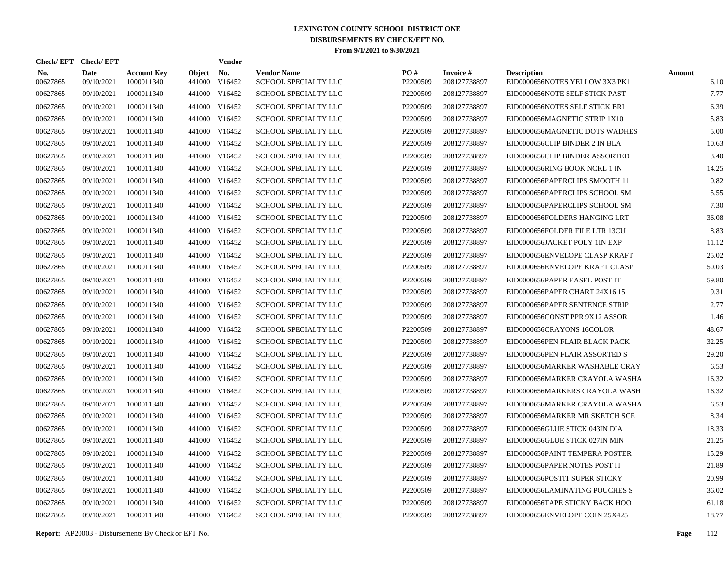# LEXINGTON COUNTY SCHOOL DISTRICT ONE
## DISBURSEMENTS BY CHECK/EFT NO.
### From 9/1/2021 to 9/30/2021

| Check/ EFT No. | Check/ EFT Date | Account Key | Object | Vendor No. | Vendor Name | PO # | Invoice # | Description | Amount |
|---|---|---|---|---|---|---|---|---|---|
| 00627865 | 09/10/2021 | 1000011340 | 441000 | V16452 | SCHOOL SPECIALTY LLC | P2200509 | 208127738897 | EID0000656NOTES YELLOW 3X3 PK1 | 6.10 |
| 00627865 | 09/10/2021 | 1000011340 | 441000 | V16452 | SCHOOL SPECIALTY LLC | P2200509 | 208127738897 | EID0000656NOTE SELF STICK PAST | 7.77 |
| 00627865 | 09/10/2021 | 1000011340 | 441000 | V16452 | SCHOOL SPECIALTY LLC | P2200509 | 208127738897 | EID0000656NOTES SELF STICK BRI | 6.39 |
| 00627865 | 09/10/2021 | 1000011340 | 441000 | V16452 | SCHOOL SPECIALTY LLC | P2200509 | 208127738897 | EID0000656MAGNETIC STRIP 1X10 | 5.83 |
| 00627865 | 09/10/2021 | 1000011340 | 441000 | V16452 | SCHOOL SPECIALTY LLC | P2200509 | 208127738897 | EID0000656MAGNETIC DOTS WADHES | 5.00 |
| 00627865 | 09/10/2021 | 1000011340 | 441000 | V16452 | SCHOOL SPECIALTY LLC | P2200509 | 208127738897 | EID0000656CLIP BINDER 2 IN BLA | 10.63 |
| 00627865 | 09/10/2021 | 1000011340 | 441000 | V16452 | SCHOOL SPECIALTY LLC | P2200509 | 208127738897 | EID0000656CLIP BINDER ASSORTED | 3.40 |
| 00627865 | 09/10/2021 | 1000011340 | 441000 | V16452 | SCHOOL SPECIALTY LLC | P2200509 | 208127738897 | EID0000656RING BOOK NCKL 1 IN | 14.25 |
| 00627865 | 09/10/2021 | 1000011340 | 441000 | V16452 | SCHOOL SPECIALTY LLC | P2200509 | 208127738897 | EID0000656PAPERCLIPS SMOOTH 11 | 0.82 |
| 00627865 | 09/10/2021 | 1000011340 | 441000 | V16452 | SCHOOL SPECIALTY LLC | P2200509 | 208127738897 | EID0000656PAPERCLIPS SCHOOL SM | 5.55 |
| 00627865 | 09/10/2021 | 1000011340 | 441000 | V16452 | SCHOOL SPECIALTY LLC | P2200509 | 208127738897 | EID0000656PAPERCLIPS SCHOOL SM | 7.30 |
| 00627865 | 09/10/2021 | 1000011340 | 441000 | V16452 | SCHOOL SPECIALTY LLC | P2200509 | 208127738897 | EID0000656FOLDERS HANGING LRT | 36.08 |
| 00627865 | 09/10/2021 | 1000011340 | 441000 | V16452 | SCHOOL SPECIALTY LLC | P2200509 | 208127738897 | EID0000656FOLDER FILE LTR 13CU | 8.83 |
| 00627865 | 09/10/2021 | 1000011340 | 441000 | V16452 | SCHOOL SPECIALTY LLC | P2200509 | 208127738897 | EID0000656JACKET POLY 1IN EXP | 11.12 |
| 00627865 | 09/10/2021 | 1000011340 | 441000 | V16452 | SCHOOL SPECIALTY LLC | P2200509 | 208127738897 | EID0000656ENVELOPE CLASP KRAFT | 25.02 |
| 00627865 | 09/10/2021 | 1000011340 | 441000 | V16452 | SCHOOL SPECIALTY LLC | P2200509 | 208127738897 | EID0000656ENVELOPE KRAFT CLASP | 50.03 |
| 00627865 | 09/10/2021 | 1000011340 | 441000 | V16452 | SCHOOL SPECIALTY LLC | P2200509 | 208127738897 | EID0000656PAPER EASEL POST IT | 59.80 |
| 00627865 | 09/10/2021 | 1000011340 | 441000 | V16452 | SCHOOL SPECIALTY LLC | P2200509 | 208127738897 | EID0000656PAPER CHART 24X16 15 | 9.31 |
| 00627865 | 09/10/2021 | 1000011340 | 441000 | V16452 | SCHOOL SPECIALTY LLC | P2200509 | 208127738897 | EID0000656PAPER SENTENCE STRIP | 2.77 |
| 00627865 | 09/10/2021 | 1000011340 | 441000 | V16452 | SCHOOL SPECIALTY LLC | P2200509 | 208127738897 | EID0000656CONST PPR 9X12 ASSOR | 1.46 |
| 00627865 | 09/10/2021 | 1000011340 | 441000 | V16452 | SCHOOL SPECIALTY LLC | P2200509 | 208127738897 | EID0000656CRAYONS 16COLOR | 48.67 |
| 00627865 | 09/10/2021 | 1000011340 | 441000 | V16452 | SCHOOL SPECIALTY LLC | P2200509 | 208127738897 | EID0000656PEN FLAIR BLACK PACK | 32.25 |
| 00627865 | 09/10/2021 | 1000011340 | 441000 | V16452 | SCHOOL SPECIALTY LLC | P2200509 | 208127738897 | EID0000656PEN FLAIR ASSORTED S | 29.20 |
| 00627865 | 09/10/2021 | 1000011340 | 441000 | V16452 | SCHOOL SPECIALTY LLC | P2200509 | 208127738897 | EID0000656MARKER WASHABLE CRAY | 6.53 |
| 00627865 | 09/10/2021 | 1000011340 | 441000 | V16452 | SCHOOL SPECIALTY LLC | P2200509 | 208127738897 | EID0000656MARKER CRAYOLA WASHA | 16.32 |
| 00627865 | 09/10/2021 | 1000011340 | 441000 | V16452 | SCHOOL SPECIALTY LLC | P2200509 | 208127738897 | EID0000656MARKERS CRAYOLA WASH | 16.32 |
| 00627865 | 09/10/2021 | 1000011340 | 441000 | V16452 | SCHOOL SPECIALTY LLC | P2200509 | 208127738897 | EID0000656MARKER CRAYOLA WASHA | 6.53 |
| 00627865 | 09/10/2021 | 1000011340 | 441000 | V16452 | SCHOOL SPECIALTY LLC | P2200509 | 208127738897 | EID0000656MARKER MR SKETCH SCE | 8.34 |
| 00627865 | 09/10/2021 | 1000011340 | 441000 | V16452 | SCHOOL SPECIALTY LLC | P2200509 | 208127738897 | EID0000656GLUE STICK 043IN DIA | 18.33 |
| 00627865 | 09/10/2021 | 1000011340 | 441000 | V16452 | SCHOOL SPECIALTY LLC | P2200509 | 208127738897 | EID0000656GLUE STICK 027IN MIN | 21.25 |
| 00627865 | 09/10/2021 | 1000011340 | 441000 | V16452 | SCHOOL SPECIALTY LLC | P2200509 | 208127738897 | EID0000656PAINT TEMPERA POSTER | 15.29 |
| 00627865 | 09/10/2021 | 1000011340 | 441000 | V16452 | SCHOOL SPECIALTY LLC | P2200509 | 208127738897 | EID0000656PAPER NOTES POST IT | 21.89 |
| 00627865 | 09/10/2021 | 1000011340 | 441000 | V16452 | SCHOOL SPECIALTY LLC | P2200509 | 208127738897 | EID0000656POSTIT SUPER STICKY | 20.99 |
| 00627865 | 09/10/2021 | 1000011340 | 441000 | V16452 | SCHOOL SPECIALTY LLC | P2200509 | 208127738897 | EID0000656LAMINATING POUCHES S | 36.02 |
| 00627865 | 09/10/2021 | 1000011340 | 441000 | V16452 | SCHOOL SPECIALTY LLC | P2200509 | 208127738897 | EID0000656TAPE STICKY BACK HOO | 61.18 |
| 00627865 | 09/10/2021 | 1000011340 | 441000 | V16452 | SCHOOL SPECIALTY LLC | P2200509 | 208127738897 | EID0000656ENVELOPE COIN 25X425 | 18.77 |

**Report:** AP20003 - Disbursements By Check or EFT No.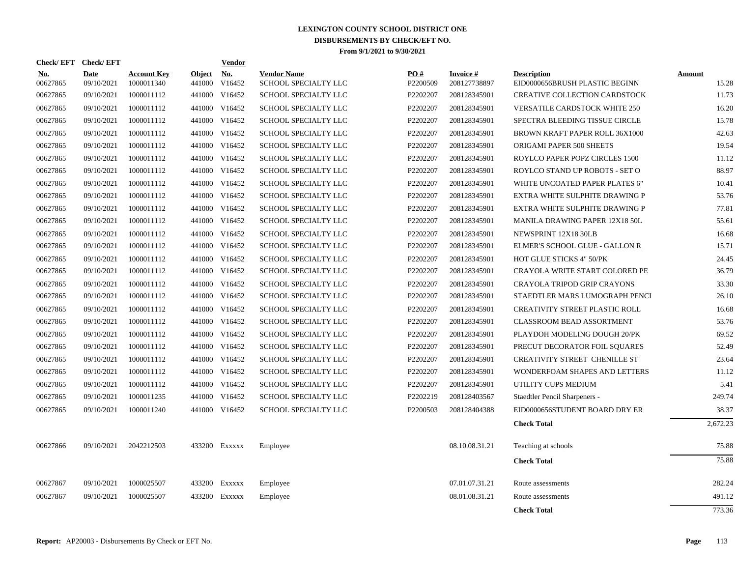# LEXINGTON COUNTY SCHOOL DISTRICT ONE
## DISBURSEMENTS BY CHECK/EFT NO.
### From 9/1/2021 to 9/30/2021

| Check/ EFT No. | Check/ EFT Date | Account Key | Object | Vendor No. | Vendor Name | PO # | Invoice # | Description | Amount |
|---|---|---|---|---|---|---|---|---|---|
| 00627865 | 09/10/2021 | 1000011340 | 441000 | V16452 | SCHOOL SPECIALTY LLC | P2200509 | 208127738897 | EID0000656BRUSH PLASTIC BEGINN | 15.28 |
| 00627865 | 09/10/2021 | 1000011112 | 441000 | V16452 | SCHOOL SPECIALTY LLC | P2202207 | 208128345901 | CREATIVE COLLECTION CARDSTOCK | 11.73 |
| 00627865 | 09/10/2021 | 1000011112 | 441000 | V16452 | SCHOOL SPECIALTY LLC | P2202207 | 208128345901 | VERSATILE CARDSTOCK WHITE 250 | 16.20 |
| 00627865 | 09/10/2021 | 1000011112 | 441000 | V16452 | SCHOOL SPECIALTY LLC | P2202207 | 208128345901 | SPECTRA BLEEDING TISSUE CIRCLE | 15.78 |
| 00627865 | 09/10/2021 | 1000011112 | 441000 | V16452 | SCHOOL SPECIALTY LLC | P2202207 | 208128345901 | BROWN KRAFT PAPER ROLL 36X1000 | 42.63 |
| 00627865 | 09/10/2021 | 1000011112 | 441000 | V16452 | SCHOOL SPECIALTY LLC | P2202207 | 208128345901 | ORIGAMI PAPER 500 SHEETS | 19.54 |
| 00627865 | 09/10/2021 | 1000011112 | 441000 | V16452 | SCHOOL SPECIALTY LLC | P2202207 | 208128345901 | ROYLCO PAPER POPZ CIRCLES 1500 | 11.12 |
| 00627865 | 09/10/2021 | 1000011112 | 441000 | V16452 | SCHOOL SPECIALTY LLC | P2202207 | 208128345901 | ROYLCO STAND UP ROBOTS - SET O | 88.97 |
| 00627865 | 09/10/2021 | 1000011112 | 441000 | V16452 | SCHOOL SPECIALTY LLC | P2202207 | 208128345901 | WHITE UNCOATED PAPER PLATES 6" | 10.41 |
| 00627865 | 09/10/2021 | 1000011112 | 441000 | V16452 | SCHOOL SPECIALTY LLC | P2202207 | 208128345901 | EXTRA WHITE SULPHITE DRAWING P | 53.76 |
| 00627865 | 09/10/2021 | 1000011112 | 441000 | V16452 | SCHOOL SPECIALTY LLC | P2202207 | 208128345901 | EXTRA WHITE SULPHITE DRAWING P | 77.81 |
| 00627865 | 09/10/2021 | 1000011112 | 441000 | V16452 | SCHOOL SPECIALTY LLC | P2202207 | 208128345901 | MANILA DRAWING PAPER 12X18 50L | 55.61 |
| 00627865 | 09/10/2021 | 1000011112 | 441000 | V16452 | SCHOOL SPECIALTY LLC | P2202207 | 208128345901 | NEWSPRINT 12X18 30LB | 16.68 |
| 00627865 | 09/10/2021 | 1000011112 | 441000 | V16452 | SCHOOL SPECIALTY LLC | P2202207 | 208128345901 | ELMER'S SCHOOL GLUE - GALLON R | 15.71 |
| 00627865 | 09/10/2021 | 1000011112 | 441000 | V16452 | SCHOOL SPECIALTY LLC | P2202207 | 208128345901 | HOT GLUE STICKS 4" 50/PK | 24.45 |
| 00627865 | 09/10/2021 | 1000011112 | 441000 | V16452 | SCHOOL SPECIALTY LLC | P2202207 | 208128345901 | CRAYOLA WRITE START COLORED PE | 36.79 |
| 00627865 | 09/10/2021 | 1000011112 | 441000 | V16452 | SCHOOL SPECIALTY LLC | P2202207 | 208128345901 | CRAYOLA TRIPOD GRIP CRAYONS | 33.30 |
| 00627865 | 09/10/2021 | 1000011112 | 441000 | V16452 | SCHOOL SPECIALTY LLC | P2202207 | 208128345901 | STAEDTLER MARS LUMOGRAPH PENCI | 26.10 |
| 00627865 | 09/10/2021 | 1000011112 | 441000 | V16452 | SCHOOL SPECIALTY LLC | P2202207 | 208128345901 | CREATIVITY STREET PLASTIC ROLL | 16.68 |
| 00627865 | 09/10/2021 | 1000011112 | 441000 | V16452 | SCHOOL SPECIALTY LLC | P2202207 | 208128345901 | CLASSROOM BEAD ASSORTMENT | 53.76 |
| 00627865 | 09/10/2021 | 1000011112 | 441000 | V16452 | SCHOOL SPECIALTY LLC | P2202207 | 208128345901 | PLAYDOH MODELING DOUGH 20/PK | 69.52 |
| 00627865 | 09/10/2021 | 1000011112 | 441000 | V16452 | SCHOOL SPECIALTY LLC | P2202207 | 208128345901 | PRECUT DECORATOR FOIL SQUARES | 52.49 |
| 00627865 | 09/10/2021 | 1000011112 | 441000 | V16452 | SCHOOL SPECIALTY LLC | P2202207 | 208128345901 | CREATIVITY STREET CHENILLE ST | 23.64 |
| 00627865 | 09/10/2021 | 1000011112 | 441000 | V16452 | SCHOOL SPECIALTY LLC | P2202207 | 208128345901 | WONDERFOAM SHAPES AND LETTERS | 11.12 |
| 00627865 | 09/10/2021 | 1000011112 | 441000 | V16452 | SCHOOL SPECIALTY LLC | P2202207 | 208128345901 | UTILITY CUPS MEDIUM | 5.41 |
| 00627865 | 09/10/2021 | 1000011235 | 441000 | V16452 | SCHOOL SPECIALTY LLC | P2202219 | 208128403567 | Staedtler Pencil Sharpeners - | 249.74 |
| 00627865 | 09/10/2021 | 1000011240 | 441000 | V16452 | SCHOOL SPECIALTY LLC | P2200503 | 208128404388 | EID0000656STUDENT BOARD DRY ER | 38.37 |
| | | | | | | | | **Check Total** | 2,672.23 |
| 00627866 | 09/10/2021 | 2042212503 | 433200 | Exxxxx | Employee | | 08.10.08.31.21 | Teaching at schools | 75.88 |
| | | | | | | | | **Check Total** | 75.88 |
| 00627867 | 09/10/2021 | 1000025507 | 433200 | Exxxxx | Employee | | 07.01.07.31.21 | Route assessments | 282.24 |
| 00627867 | 09/10/2021 | 1000025507 | 433200 | Exxxxx | Employee | | 08.01.08.31.21 | Route assessments | 491.12 |
| | | | | | | | | **Check Total** | 773.36 |

**Report:** AP20003 - Disbursements By Check or EFT No.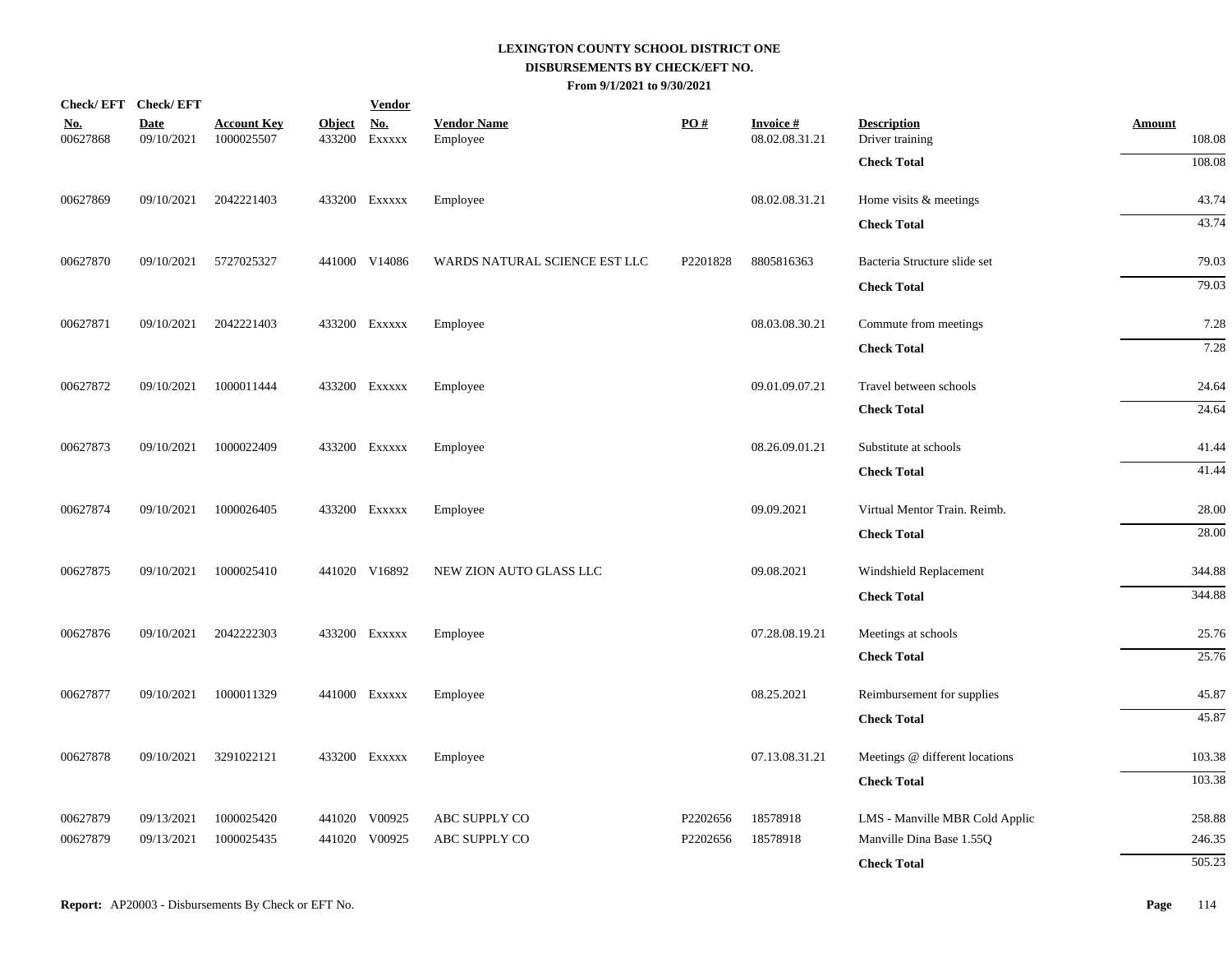# LEXINGTON COUNTY SCHOOL DISTRICT ONE

## DISBURSEMENTS BY CHECK/EFT NO.

### From 9/1/2021 to 9/30/2021

| Check/ EFT No. | Check/ EFT Date | Account Key | Object | Vendor No. | Vendor Name | PO # | Invoice # | Description | Amount |
|---|---|---|---|---|---|---|---|---|---|
| 00627868 | 09/10/2021 | 1000025507 | 433200 | Exxxxx | Employee | | 08.02.08.31.21 | Driver training | 108.08 |
| | | | | | | | | **Check Total** | 108.08 |
| 00627869 | 09/10/2021 | 2042221403 | 433200 | Exxxxx | Employee | | 08.02.08.31.21 | Home visits & meetings | 43.74 |
| | | | | | | | | **Check Total** | 43.74 |
| 00627870 | 09/10/2021 | 5727025327 | 441000 | V14086 | WARDS NATURAL SCIENCE EST LLC | P2201828 | 8805816363 | Bacteria Structure slide set | 79.03 |
| | | | | | | | | **Check Total** | 79.03 |
| 00627871 | 09/10/2021 | 2042221403 | 433200 | Exxxxx | Employee | | 08.03.08.30.21 | Commute from meetings | 7.28 |
| | | | | | | | | **Check Total** | 7.28 |
| 00627872 | 09/10/2021 | 1000011444 | 433200 | Exxxxx | Employee | | 09.01.09.07.21 | Travel between schools | 24.64 |
| | | | | | | | | **Check Total** | 24.64 |
| 00627873 | 09/10/2021 | 1000022409 | 433200 | Exxxxx | Employee | | 08.26.09.01.21 | Substitute at schools | 41.44 |
| | | | | | | | | **Check Total** | 41.44 |
| 00627874 | 09/10/2021 | 1000026405 | 433200 | Exxxxx | Employee | | 09.09.2021 | Virtual Mentor Train. Reimb. | 28.00 |
| | | | | | | | | **Check Total** | 28.00 |
| 00627875 | 09/10/2021 | 1000025410 | 441020 | V16892 | NEW ZION AUTO GLASS LLC | | 09.08.2021 | Windshield Replacement | 344.88 |
| | | | | | | | | **Check Total** | 344.88 |
| 00627876 | 09/10/2021 | 2042222303 | 433200 | Exxxxx | Employee | | 07.28.08.19.21 | Meetings at schools | 25.76 |
| | | | | | | | | **Check Total** | 25.76 |
| 00627877 | 09/10/2021 | 1000011329 | 441000 | Exxxxx | Employee | | 08.25.2021 | Reimbursement for supplies | 45.87 |
| | | | | | | | | **Check Total** | 45.87 |
| 00627878 | 09/10/2021 | 3291022121 | 433200 | Exxxxx | Employee | | 07.13.08.31.21 | Meetings @ different locations | 103.38 |
| | | | | | | | | **Check Total** | 103.38 |
| 00627879 | 09/13/2021 | 1000025420 | 441020 | V00925 | ABC SUPPLY CO | P2202656 | 18578918 | LMS - Manville MBR Cold Applic | 258.88 |
| 00627879 | 09/13/2021 | 1000025435 | 441020 | V00925 | ABC SUPPLY CO | P2202656 | 18578918 | Manville Dina Base 1.55Q | 246.35 |
| | | | | | | | | **Check Total** | 505.23 |

**Report:** AP20003 - Disbursements By Check or EFT No.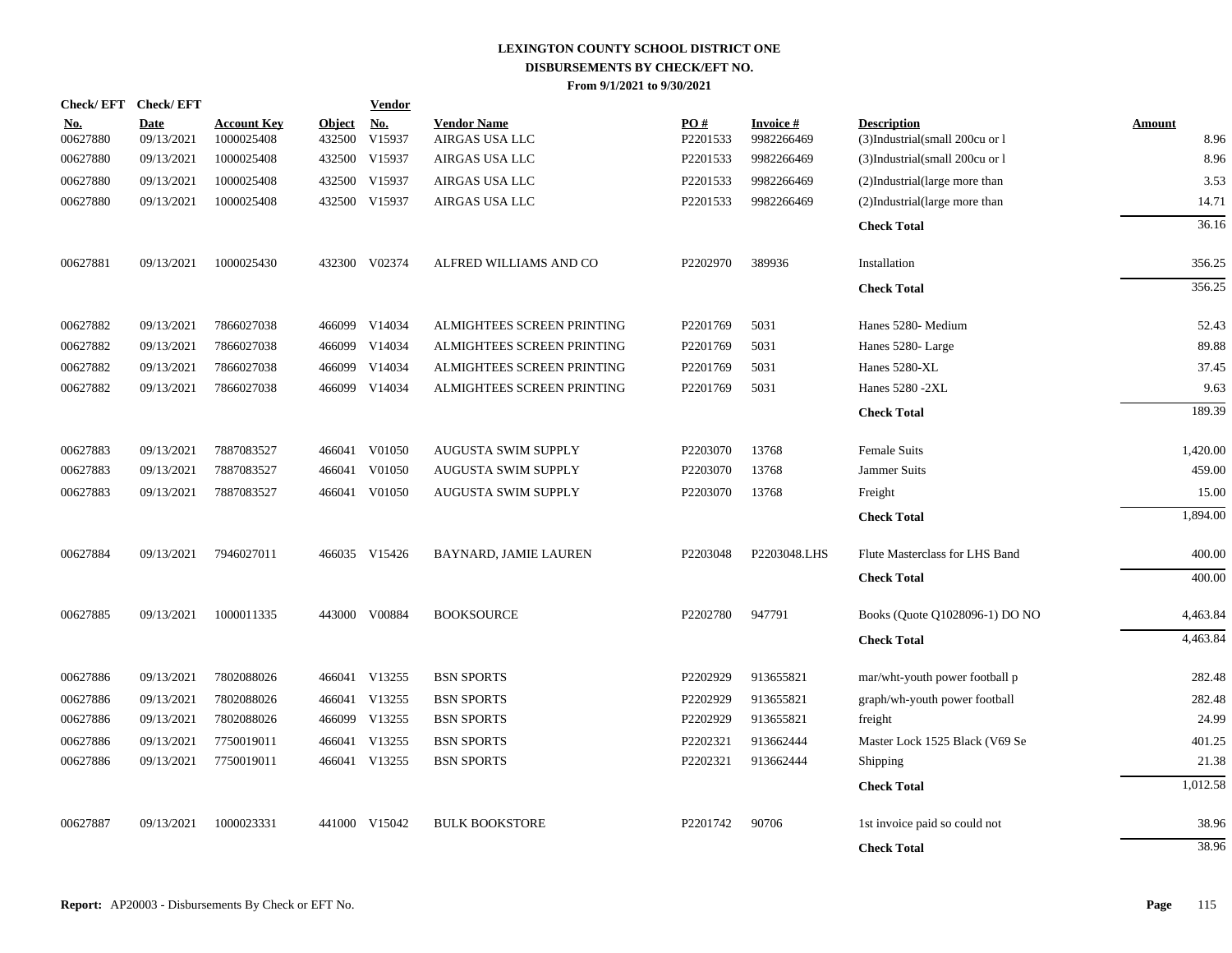**LEXINGTON COUNTY SCHOOL DISTRICT ONE**
**DISBURSEMENTS BY CHECK/EFT NO.**
**From 9/1/2021 to 9/30/2021**

| Check/ EFT No. | Check/ EFT Date | Account Key | Object | Vendor No. | Vendor Name | PO # | Invoice # | Description | Amount |
|---|---|---|---|---|---|---|---|---|---|
| 00627880 | 09/13/2021 | 1000025408 | 432500 | V15937 | AIRGAS USA LLC | P2201533 | 9982266469 | (3)Industrial(small 200cu or l | 8.96 |
| 00627880 | 09/13/2021 | 1000025408 | 432500 | V15937 | AIRGAS USA LLC | P2201533 | 9982266469 | (3)Industrial(small 200cu or l | 8.96 |
| 00627880 | 09/13/2021 | 1000025408 | 432500 | V15937 | AIRGAS USA LLC | P2201533 | 9982266469 | (2)Industrial(large more than | 3.53 |
| 00627880 | 09/13/2021 | 1000025408 | 432500 | V15937 | AIRGAS USA LLC | P2201533 | 9982266469 | (2)Industrial(large more than | 14.71 |
| | | | | | | | | **Check Total** | 36.16 |
| 00627881 | 09/13/2021 | 1000025430 | 432300 | V02374 | ALFRED WILLIAMS AND CO | P2202970 | 389936 | Installation | 356.25 |
| | | | | | | | | **Check Total** | 356.25 |
| 00627882 | 09/13/2021 | 7866027038 | 466099 | V14034 | ALMIGHTEES SCREEN PRINTING | P2201769 | 5031 | Hanes 5280- Medium | 52.43 |
| 00627882 | 09/13/2021 | 7866027038 | 466099 | V14034 | ALMIGHTEES SCREEN PRINTING | P2201769 | 5031 | Hanes 5280- Large | 89.88 |
| 00627882 | 09/13/2021 | 7866027038 | 466099 | V14034 | ALMIGHTEES SCREEN PRINTING | P2201769 | 5031 | Hanes 5280-XL | 37.45 |
| 00627882 | 09/13/2021 | 7866027038 | 466099 | V14034 | ALMIGHTEES SCREEN PRINTING | P2201769 | 5031 | Hanes 5280 -2XL | 9.63 |
| | | | | | | | | **Check Total** | 189.39 |
| 00627883 | 09/13/2021 | 7887083527 | 466041 | V01050 | AUGUSTA SWIM SUPPLY | P2203070 | 13768 | Female Suits | 1,420.00 |
| 00627883 | 09/13/2021 | 7887083527 | 466041 | V01050 | AUGUSTA SWIM SUPPLY | P2203070 | 13768 | Jammer Suits | 459.00 |
| 00627883 | 09/13/2021 | 7887083527 | 466041 | V01050 | AUGUSTA SWIM SUPPLY | P2203070 | 13768 | Freight | 15.00 |
| | | | | | | | | **Check Total** | 1,894.00 |
| 00627884 | 09/13/2021 | 7946027011 | 466035 | V15426 | BAYNARD, JAMIE LAUREN | P2203048 | P2203048.LHS | Flute Masterclass for LHS Band | 400.00 |
| | | | | | | | | **Check Total** | 400.00 |
| 00627885 | 09/13/2021 | 1000011335 | 443000 | V00884 | BOOKSOURCE | P2202780 | 947791 | Books (Quote Q1028096-1) DO NO | 4,463.84 |
| | | | | | | | | **Check Total** | 4,463.84 |
| 00627886 | 09/13/2021 | 7802088026 | 466041 | V13255 | BSN SPORTS | P2202929 | 913655821 | mar/wht-youth power football p | 282.48 |
| 00627886 | 09/13/2021 | 7802088026 | 466041 | V13255 | BSN SPORTS | P2202929 | 913655821 | graph/wh-youth power football | 282.48 |
| 00627886 | 09/13/2021 | 7802088026 | 466099 | V13255 | BSN SPORTS | P2202929 | 913655821 | freight | 24.99 |
| 00627886 | 09/13/2021 | 7750019011 | 466041 | V13255 | BSN SPORTS | P2202321 | 913662444 | Master Lock 1525 Black (V69 Se | 401.25 |
| 00627886 | 09/13/2021 | 7750019011 | 466041 | V13255 | BSN SPORTS | P2202321 | 913662444 | Shipping | 21.38 |
| | | | | | | | | **Check Total** | 1,012.58 |
| 00627887 | 09/13/2021 | 1000023331 | 441000 | V15042 | BULK BOOKSTORE | P2201742 | 90706 | 1st invoice paid so could not | 38.96 |
| | | | | | | | | **Check Total** | 38.96 |

**Report:** AP20003 - Disbursements By Check or EFT No.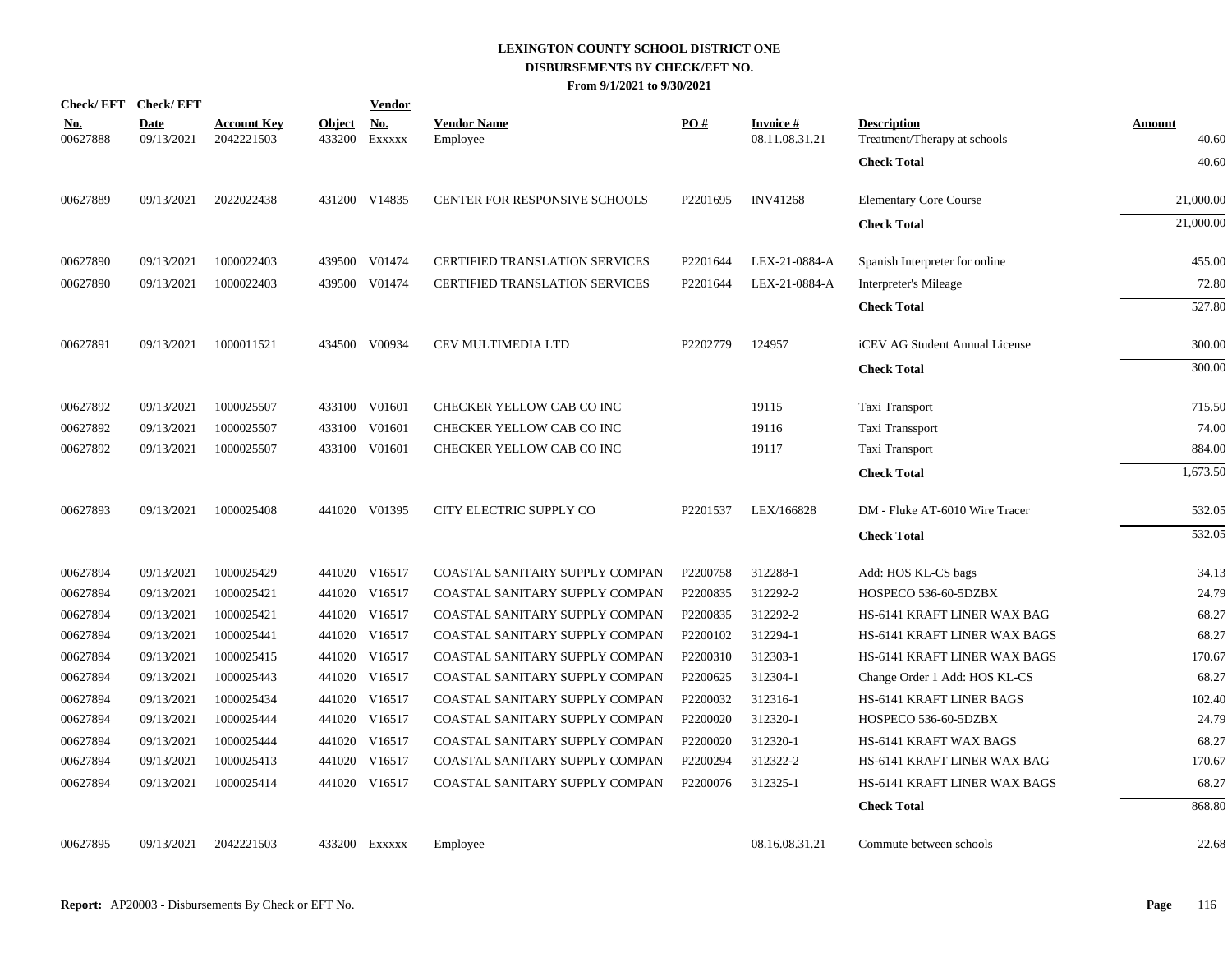**LEXINGTON COUNTY SCHOOL DISTRICT ONE**
**DISBURSEMENTS BY CHECK/EFT NO.**
**From 9/1/2021 to 9/30/2021**

| Check/ EFT No. | Check/ EFT Date | Account Key | Object | Vendor No. | Vendor Name | PO # | Invoice # | Description | Amount |
|---|---|---|---|---|---|---|---|---|---|
| 00627888 | 09/13/2021 | 2042221503 | 433200 | Exxxxx | Employee | | 08.11.08.31.21 | Treatment/Therapy at schools | 40.60 |
| | | | | | | | | **Check Total** | 40.60 |
| 00627889 | 09/13/2021 | 2022022438 | 431200 | V14835 | CENTER FOR RESPONSIVE SCHOOLS | P2201695 | INV41268 | Elementary Core Course | 21,000.00 |
| | | | | | | | | **Check Total** | 21,000.00 |
| 00627890 | 09/13/2021 | 1000022403 | 439500 | V01474 | CERTIFIED TRANSLATION SERVICES | P2201644 | LEX-21-0884-A | Spanish Interpreter for online | 455.00 |
| 00627890 | 09/13/2021 | 1000022403 | 439500 | V01474 | CERTIFIED TRANSLATION SERVICES | P2201644 | LEX-21-0884-A | Interpreter's Mileage | 72.80 |
| | | | | | | | | **Check Total** | 527.80 |
| 00627891 | 09/13/2021 | 1000011521 | 434500 | V00934 | CEV MULTIMEDIA LTD | P2202779 | 124957 | iCEV AG Student Annual License | 300.00 |
| | | | | | | | | **Check Total** | 300.00 |
| 00627892 | 09/13/2021 | 1000025507 | 433100 | V01601 | CHECKER YELLOW CAB CO INC | | 19115 | Taxi Transport | 715.50 |
| 00627892 | 09/13/2021 | 1000025507 | 433100 | V01601 | CHECKER YELLOW CAB CO INC | | 19116 | Taxi Transsport | 74.00 |
| 00627892 | 09/13/2021 | 1000025507 | 433100 | V01601 | CHECKER YELLOW CAB CO INC | | 19117 | Taxi Transport | 884.00 |
| | | | | | | | | **Check Total** | 1,673.50 |
| 00627893 | 09/13/2021 | 1000025408 | 441020 | V01395 | CITY ELECTRIC SUPPLY CO | P2201537 | LEX/166828 | DM - Fluke AT-6010 Wire Tracer | 532.05 |
| | | | | | | | | **Check Total** | 532.05 |
| 00627894 | 09/13/2021 | 1000025429 | 441020 | V16517 | COASTAL SANITARY SUPPLY COMPAN | P2200758 | 312288-1 | Add: HOS KL-CS bags | 34.13 |
| 00627894 | 09/13/2021 | 1000025421 | 441020 | V16517 | COASTAL SANITARY SUPPLY COMPAN | P2200835 | 312292-2 | HOSPECO 536-60-5DZBX | 24.79 |
| 00627894 | 09/13/2021 | 1000025421 | 441020 | V16517 | COASTAL SANITARY SUPPLY COMPAN | P2200835 | 312292-2 | HS-6141 KRAFT LINER WAX BAG | 68.27 |
| 00627894 | 09/13/2021 | 1000025441 | 441020 | V16517 | COASTAL SANITARY SUPPLY COMPAN | P2200102 | 312294-1 | HS-6141 KRAFT LINER WAX BAGS | 68.27 |
| 00627894 | 09/13/2021 | 1000025415 | 441020 | V16517 | COASTAL SANITARY SUPPLY COMPAN | P2200310 | 312303-1 | HS-6141 KRAFT LINER WAX BAGS | 170.67 |
| 00627894 | 09/13/2021 | 1000025443 | 441020 | V16517 | COASTAL SANITARY SUPPLY COMPAN | P2200625 | 312304-1 | Change Order 1 Add: HOS KL-CS | 68.27 |
| 00627894 | 09/13/2021 | 1000025434 | 441020 | V16517 | COASTAL SANITARY SUPPLY COMPAN | P2200032 | 312316-1 | HS-6141 KRAFT LINER BAGS | 102.40 |
| 00627894 | 09/13/2021 | 1000025444 | 441020 | V16517 | COASTAL SANITARY SUPPLY COMPAN | P2200020 | 312320-1 | HOSPECO 536-60-5DZBX | 24.79 |
| 00627894 | 09/13/2021 | 1000025444 | 441020 | V16517 | COASTAL SANITARY SUPPLY COMPAN | P2200020 | 312320-1 | HS-6141 KRAFT WAX BAGS | 68.27 |
| 00627894 | 09/13/2021 | 1000025413 | 441020 | V16517 | COASTAL SANITARY SUPPLY COMPAN | P2200294 | 312322-2 | HS-6141 KRAFT LINER WAX BAG | 170.67 |
| 00627894 | 09/13/2021 | 1000025414 | 441020 | V16517 | COASTAL SANITARY SUPPLY COMPAN | P2200076 | 312325-1 | HS-6141 KRAFT LINER WAX BAGS | 68.27 |
| | | | | | | | | **Check Total** | 868.80 |
| 00627895 | 09/13/2021 | 2042221503 | 433200 | Exxxxx | Employee | | 08.16.08.31.21 | Commute between schools | 22.68 |

**Report:** AP20003 - Disbursements By Check or EFT No.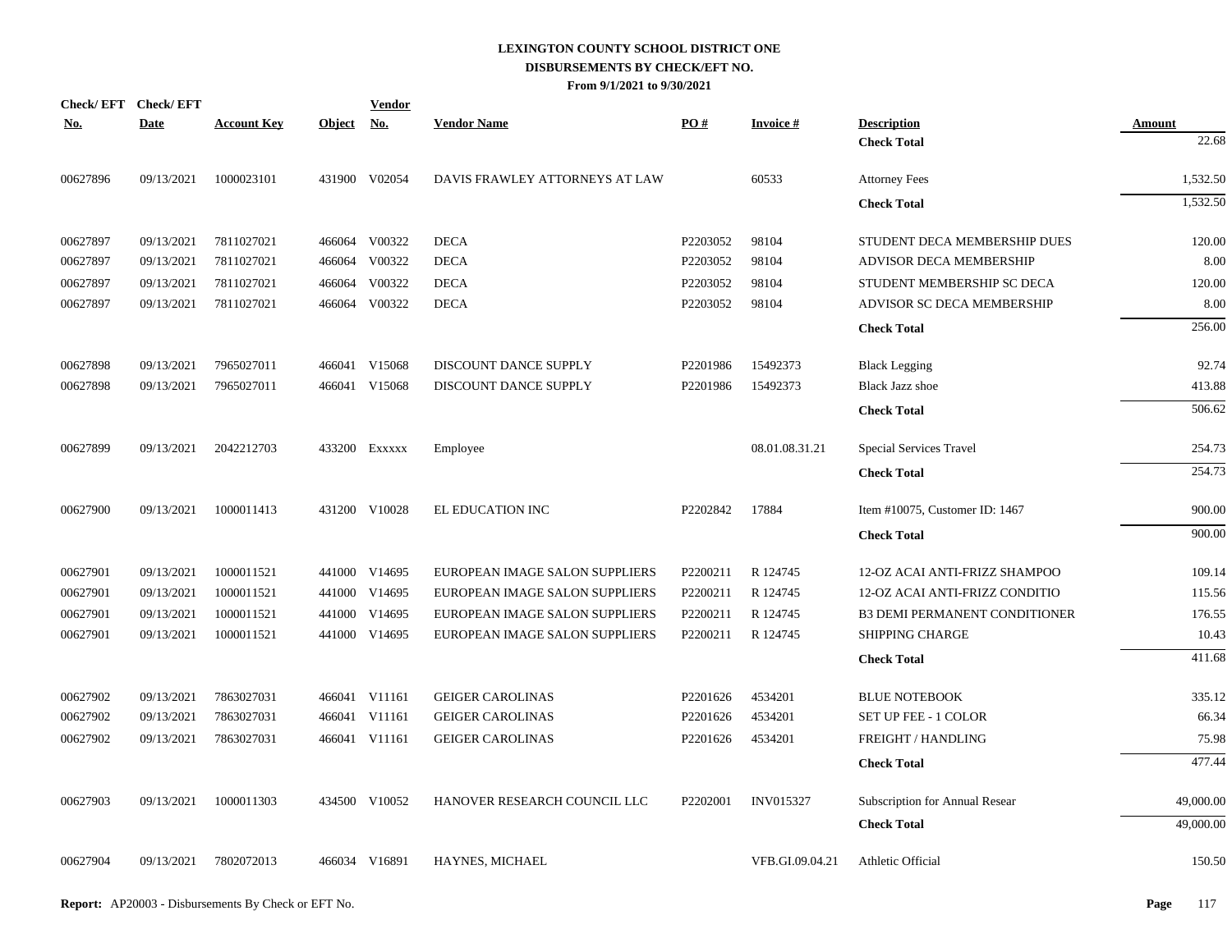# LEXINGTON COUNTY SCHOOL DISTRICT ONE
## DISBURSEMENTS BY CHECK/EFT NO.
### From 9/1/2021 to 9/30/2021

| Check/ EFT No. | Check/ EFT Date | Account Key | Object | Vendor No. | Vendor Name | PO # | Invoice # | Description | Amount |
|---|---|---|---|---|---|---|---|---|---|
| | | | | | | | | **Check Total** | 22.68 |
| 00627896 | 09/13/2021 | 1000023101 | 431900 | V02054 | DAVIS FRAWLEY ATTORNEYS AT LAW | | 60533 | Attorney Fees | 1,532.50 |
| | | | | | | | | **Check Total** | 1,532.50 |
| 00627897 | 09/13/2021 | 7811027021 | 466064 | V00322 | DECA | P2203052 | 98104 | STUDENT DECA MEMBERSHIP DUES | 120.00 |
| 00627897 | 09/13/2021 | 7811027021 | 466064 | V00322 | DECA | P2203052 | 98104 | ADVISOR DECA MEMBERSHIP | 8.00 |
| 00627897 | 09/13/2021 | 7811027021 | 466064 | V00322 | DECA | P2203052 | 98104 | STUDENT MEMBERSHIP SC DECA | 120.00 |
| 00627897 | 09/13/2021 | 7811027021 | 466064 | V00322 | DECA | P2203052 | 98104 | ADVISOR SC DECA MEMBERSHIP | 8.00 |
| | | | | | | | | **Check Total** | 256.00 |
| 00627898 | 09/13/2021 | 7965027011 | 466041 | V15068 | DISCOUNT DANCE SUPPLY | P2201986 | 15492373 | Black Legging | 92.74 |
| 00627898 | 09/13/2021 | 7965027011 | 466041 | V15068 | DISCOUNT DANCE SUPPLY | P2201986 | 15492373 | Black Jazz shoe | 413.88 |
| | | | | | | | | **Check Total** | 506.62 |
| 00627899 | 09/13/2021 | 2042212703 | 433200 | Exxxxx | Employee | | 08.01.08.31.21 | Special Services Travel | 254.73 |
| | | | | | | | | **Check Total** | 254.73 |
| 00627900 | 09/13/2021 | 1000011413 | 431200 | V10028 | EL EDUCATION INC | P2202842 | 17884 | Item #10075, Customer ID: 1467 | 900.00 |
| | | | | | | | | **Check Total** | 900.00 |
| 00627901 | 09/13/2021 | 1000011521 | 441000 | V14695 | EUROPEAN IMAGE SALON SUPPLIERS | P2200211 | R 124745 | 12-OZ ACAI ANTI-FRIZZ SHAMPOO | 109.14 |
| 00627901 | 09/13/2021 | 1000011521 | 441000 | V14695 | EUROPEAN IMAGE SALON SUPPLIERS | P2200211 | R 124745 | 12-OZ ACAI ANTI-FRIZZ CONDITIO | 115.56 |
| 00627901 | 09/13/2021 | 1000011521 | 441000 | V14695 | EUROPEAN IMAGE SALON SUPPLIERS | P2200211 | R 124745 | B3 DEMI PERMANENT CONDITIONER | 176.55 |
| 00627901 | 09/13/2021 | 1000011521 | 441000 | V14695 | EUROPEAN IMAGE SALON SUPPLIERS | P2200211 | R 124745 | SHIPPING CHARGE | 10.43 |
| | | | | | | | | **Check Total** | 411.68 |
| 00627902 | 09/13/2021 | 7863027031 | 466041 | V11161 | GEIGER CAROLINAS | P2201626 | 4534201 | BLUE NOTEBOOK | 335.12 |
| 00627902 | 09/13/2021 | 7863027031 | 466041 | V11161 | GEIGER CAROLINAS | P2201626 | 4534201 | SET UP FEE - 1 COLOR | 66.34 |
| 00627902 | 09/13/2021 | 7863027031 | 466041 | V11161 | GEIGER CAROLINAS | P2201626 | 4534201 | FREIGHT / HANDLING | 75.98 |
| | | | | | | | | **Check Total** | 477.44 |
| 00627903 | 09/13/2021 | 1000011303 | 434500 | V10052 | HANOVER RESEARCH COUNCIL LLC | P2202001 | INV015327 | Subscription for Annual Resear | 49,000.00 |
| | | | | | | | | **Check Total** | 49,000.00 |
| 00627904 | 09/13/2021 | 7802072013 | 466034 | V16891 | HAYNES, MICHAEL | | VFB.GI.09.04.21 | Athletic Official | 150.50 |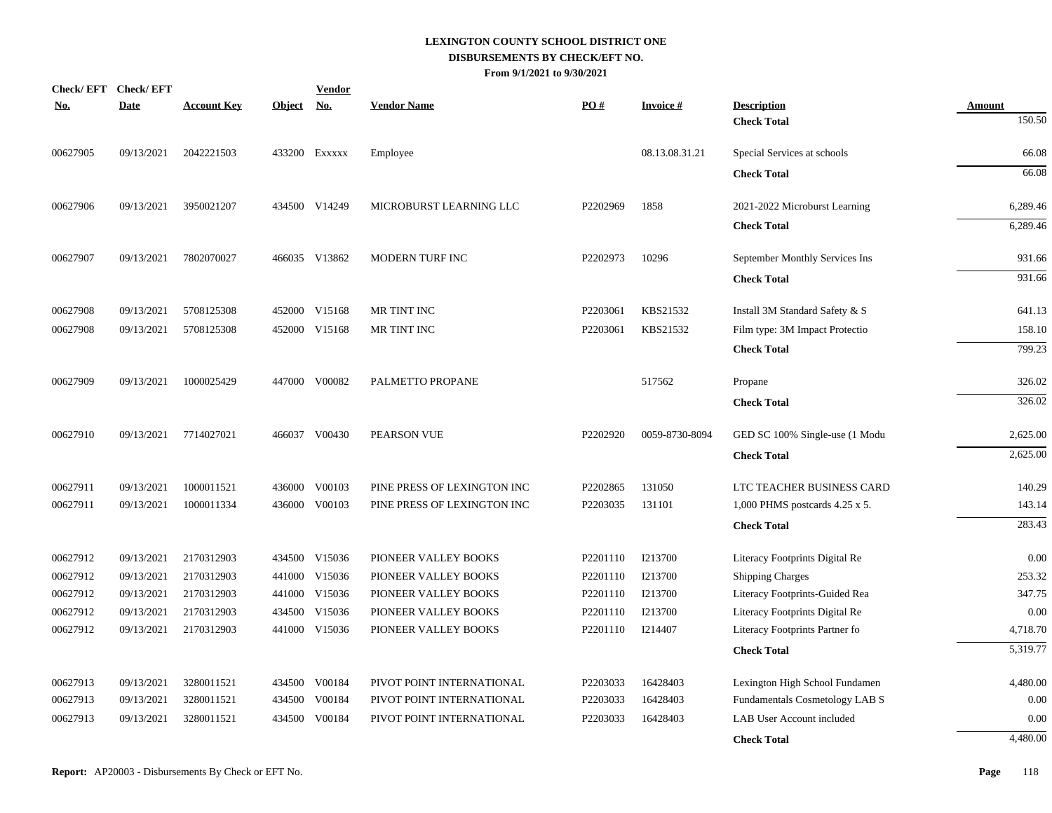# LEXINGTON COUNTY SCHOOL DISTRICT ONE
## DISBURSEMENTS BY CHECK/EFT NO.
### From 9/1/2021 to 9/30/2021

| Check/ EFT No. | Check/ EFT Date | Account Key | Object | Vendor No. | Vendor Name | PO # | Invoice # | Description | Amount |
|---|---|---|---|---|---|---|---|---|---|
| | | | | | | | | **Check Total** | 150.50 |
| 00627905 | 09/13/2021 | 2042221503 | 433200 | Exxxxx | Employee | | 08.13.08.31.21 | Special Services at schools | 66.08 |
| | | | | | | | | **Check Total** | 66.08 |
| 00627906 | 09/13/2021 | 3950021207 | 434500 | V14249 | MICROBURST LEARNING LLC | P2202969 | 1858 | 2021-2022 Microburst Learning | 6,289.46 |
| | | | | | | | | **Check Total** | 6,289.46 |
| 00627907 | 09/13/2021 | 7802070027 | 466035 | V13862 | MODERN TURF INC | P2202973 | 10296 | September Monthly Services Ins | 931.66 |
| | | | | | | | | **Check Total** | 931.66 |
| 00627908 | 09/13/2021 | 5708125308 | 452000 | V15168 | MR TINT INC | P2203061 | KBS21532 | Install 3M Standard Safety & S | 641.13 |
| 00627908 | 09/13/2021 | 5708125308 | 452000 | V15168 | MR TINT INC | P2203061 | KBS21532 | Film type: 3M Impact Protectio | 158.10 |
| | | | | | | | | **Check Total** | 799.23 |
| 00627909 | 09/13/2021 | 1000025429 | 447000 | V00082 | PALMETTO PROPANE | | 517562 | Propane | 326.02 |
| | | | | | | | | **Check Total** | 326.02 |
| 00627910 | 09/13/2021 | 7714027021 | 466037 | V00430 | PEARSON VUE | P2202920 | 0059-8730-8094 | GED SC 100% Single-use (1 Modu | 2,625.00 |
| | | | | | | | | **Check Total** | 2,625.00 |
| 00627911 | 09/13/2021 | 1000011521 | 436000 | V00103 | PINE PRESS OF LEXINGTON INC | P2202865 | 131050 | LTC TEACHER BUSINESS CARD | 140.29 |
| 00627911 | 09/13/2021 | 1000011334 | 436000 | V00103 | PINE PRESS OF LEXINGTON INC | P2203035 | 131101 | 1,000 PHMS postcards 4.25 x 5. | 143.14 |
| | | | | | | | | **Check Total** | 283.43 |
| 00627912 | 09/13/2021 | 2170312903 | 434500 | V15036 | PIONEER VALLEY BOOKS | P2201110 | I213700 | Literacy Footprints Digital Re | 0.00 |
| 00627912 | 09/13/2021 | 2170312903 | 441000 | V15036 | PIONEER VALLEY BOOKS | P2201110 | I213700 | Shipping Charges | 253.32 |
| 00627912 | 09/13/2021 | 2170312903 | 441000 | V15036 | PIONEER VALLEY BOOKS | P2201110 | I213700 | Literacy Footprints-Guided Rea | 347.75 |
| 00627912 | 09/13/2021 | 2170312903 | 434500 | V15036 | PIONEER VALLEY BOOKS | P2201110 | I213700 | Literacy Footprints Digital Re | 0.00 |
| 00627912 | 09/13/2021 | 2170312903 | 441000 | V15036 | PIONEER VALLEY BOOKS | P2201110 | I214407 | Literacy Footprints Partner fo | 4,718.70 |
| | | | | | | | | **Check Total** | 5,319.77 |
| 00627913 | 09/13/2021 | 3280011521 | 434500 | V00184 | PIVOT POINT INTERNATIONAL | P2203033 | 16428403 | Lexington High School Fundamen | 4,480.00 |
| 00627913 | 09/13/2021 | 3280011521 | 434500 | V00184 | PIVOT POINT INTERNATIONAL | P2203033 | 16428403 | Fundamentals Cosmetology LAB S | 0.00 |
| 00627913 | 09/13/2021 | 3280011521 | 434500 | V00184 | PIVOT POINT INTERNATIONAL | P2203033 | 16428403 | LAB User Account included | 0.00 |
| | | | | | | | | **Check Total** | 4,480.00 |

**Report:** AP20003 - Disbursements By Check or EFT No.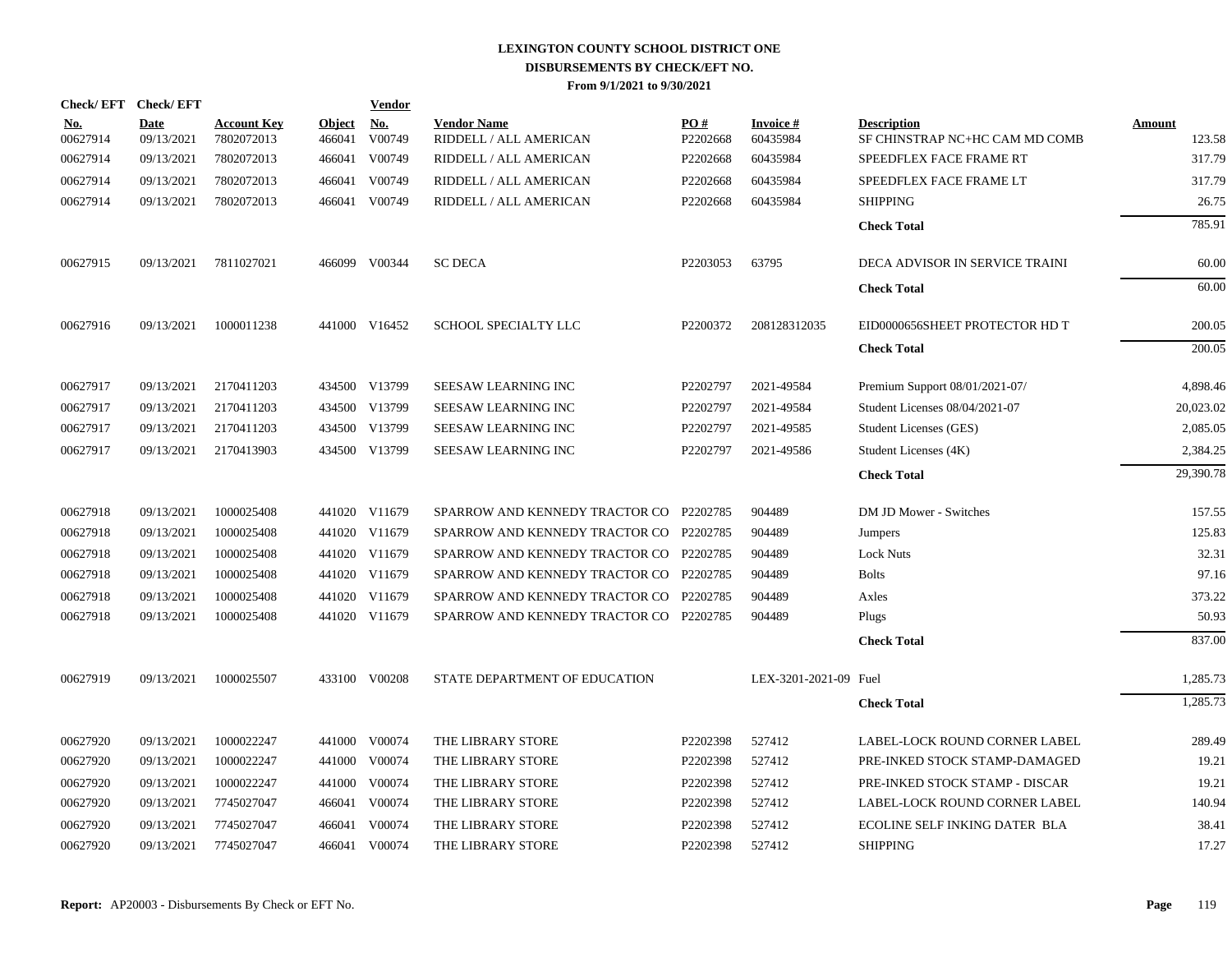# LEXINGTON COUNTY SCHOOL DISTRICT ONE
## DISBURSEMENTS BY CHECK/EFT NO.
### From 9/1/2021 to 9/30/2021

| Check/ EFT No. | Check/ EFT Date | Account Key | Object | Vendor No. | Vendor Name | PO # | Invoice # | Description | Amount |
|---|---|---|---|---|---|---|---|---|---|
| 00627914 | 09/13/2021 | 7802072013 | 466041 | V00749 | RIDDELL / ALL AMERICAN | P2202668 | 60435984 | SF CHINSTRAP NC+HC CAM MD COMB | 123.58 |
| 00627914 | 09/13/2021 | 7802072013 | 466041 | V00749 | RIDDELL / ALL AMERICAN | P2202668 | 60435984 | SPEEDFLEX FACE FRAME RT | 317.79 |
| 00627914 | 09/13/2021 | 7802072013 | 466041 | V00749 | RIDDELL / ALL AMERICAN | P2202668 | 60435984 | SPEEDFLEX FACE FRAME LT | 317.79 |
| 00627914 | 09/13/2021 | 7802072013 | 466041 | V00749 | RIDDELL / ALL AMERICAN | P2202668 | 60435984 | SHIPPING | 26.75 |
| | | | | | | | | **Check Total** | 785.91 |
| 00627915 | 09/13/2021 | 7811027021 | 466099 | V00344 | SC DECA | P2203053 | 63795 | DECA ADVISOR IN SERVICE TRAINI | 60.00 |
| | | | | | | | | **Check Total** | 60.00 |
| 00627916 | 09/13/2021 | 1000011238 | 441000 | V16452 | SCHOOL SPECIALTY LLC | P2200372 | 208128312035 | EID0000656SHEET PROTECTOR HD T | 200.05 |
| | | | | | | | | **Check Total** | 200.05 |
| 00627917 | 09/13/2021 | 2170411203 | 434500 | V13799 | SEESAW LEARNING INC | P2202797 | 2021-49584 | Premium Support 08/01/2021-07/ | 4,898.46 |
| 00627917 | 09/13/2021 | 2170411203 | 434500 | V13799 | SEESAW LEARNING INC | P2202797 | 2021-49584 | Student Licenses 08/04/2021-07 | 20,023.02 |
| 00627917 | 09/13/2021 | 2170411203 | 434500 | V13799 | SEESAW LEARNING INC | P2202797 | 2021-49585 | Student Licenses (GES) | 2,085.05 |
| 00627917 | 09/13/2021 | 2170413903 | 434500 | V13799 | SEESAW LEARNING INC | P2202797 | 2021-49586 | Student Licenses (4K) | 2,384.25 |
| | | | | | | | | **Check Total** | 29,390.78 |
| 00627918 | 09/13/2021 | 1000025408 | 441020 | V11679 | SPARROW AND KENNEDY TRACTOR CO | P2202785 | 904489 | DM JD Mower - Switches | 157.55 |
| 00627918 | 09/13/2021 | 1000025408 | 441020 | V11679 | SPARROW AND KENNEDY TRACTOR CO | P2202785 | 904489 | Jumpers | 125.83 |
| 00627918 | 09/13/2021 | 1000025408 | 441020 | V11679 | SPARROW AND KENNEDY TRACTOR CO | P2202785 | 904489 | Lock Nuts | 32.31 |
| 00627918 | 09/13/2021 | 1000025408 | 441020 | V11679 | SPARROW AND KENNEDY TRACTOR CO | P2202785 | 904489 | Bolts | 97.16 |
| 00627918 | 09/13/2021 | 1000025408 | 441020 | V11679 | SPARROW AND KENNEDY TRACTOR CO | P2202785 | 904489 | Axles | 373.22 |
| 00627918 | 09/13/2021 | 1000025408 | 441020 | V11679 | SPARROW AND KENNEDY TRACTOR CO | P2202785 | 904489 | Plugs | 50.93 |
| | | | | | | | | **Check Total** | 837.00 |
| 00627919 | 09/13/2021 | 1000025507 | 433100 | V00208 | STATE DEPARTMENT OF EDUCATION | | LEX-3201-2021-09 | Fuel | 1,285.73 |
| | | | | | | | | **Check Total** | 1,285.73 |
| 00627920 | 09/13/2021 | 1000022247 | 441000 | V00074 | THE LIBRARY STORE | P2202398 | 527412 | LABEL-LOCK ROUND CORNER LABEL | 289.49 |
| 00627920 | 09/13/2021 | 1000022247 | 441000 | V00074 | THE LIBRARY STORE | P2202398 | 527412 | PRE-INKED STOCK STAMP-DAMAGED | 19.21 |
| 00627920 | 09/13/2021 | 1000022247 | 441000 | V00074 | THE LIBRARY STORE | P2202398 | 527412 | PRE-INKED STOCK STAMP - DISCAR | 19.21 |
| 00627920 | 09/13/2021 | 7745027047 | 466041 | V00074 | THE LIBRARY STORE | P2202398 | 527412 | LABEL-LOCK ROUND CORNER LABEL | 140.94 |
| 00627920 | 09/13/2021 | 7745027047 | 466041 | V00074 | THE LIBRARY STORE | P2202398 | 527412 | ECOLINE SELF INKING DATER BLA | 38.41 |
| 00627920 | 09/13/2021 | 7745027047 | 466041 | V00074 | THE LIBRARY STORE | P2202398 | 527412 | SHIPPING | 17.27 |

**Report:** AP20003 - Disbursements By Check or EFT No.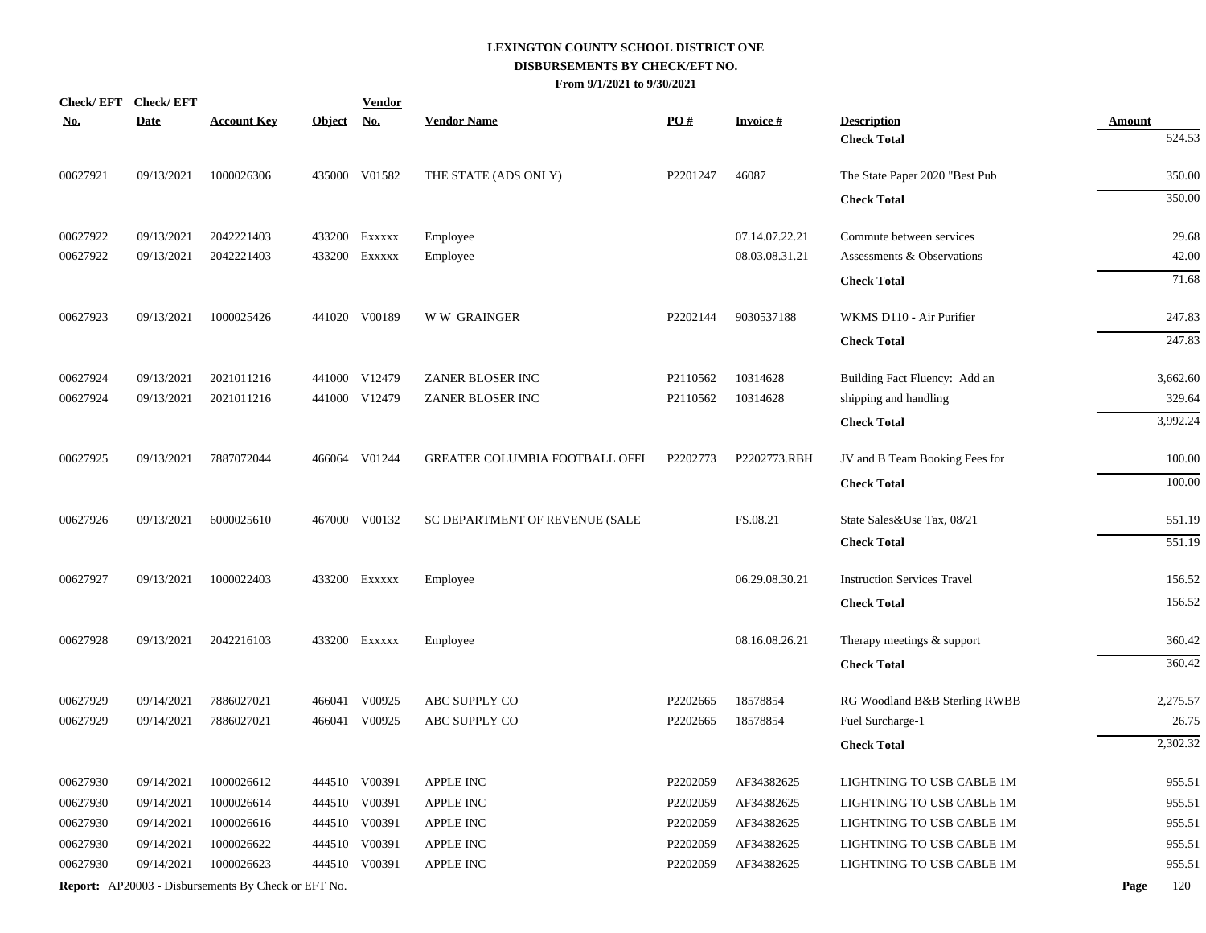# LEXINGTON COUNTY SCHOOL DISTRICT ONE
## DISBURSEMENTS BY CHECK/EFT NO.
### From 9/1/2021 to 9/30/2021

| Check/ EFT No. | Check/ EFT Date | Account Key | Object | Vendor No. | Vendor Name | PO # | Invoice # | Description | Amount |
|---|---|---|---|---|---|---|---|---|---|
| | | | | | | | | **Check Total** | 524.53 |
| 00627921 | 09/13/2021 | 1000026306 | 435000 | V01582 | THE STATE (ADS ONLY) | P2201247 | 46087 | The State Paper 2020 "Best Pub | 350.00 |
| | | | | | | | | **Check Total** | 350.00 |
| 00627922 | 09/13/2021 | 2042221403 | 433200 | Exxxxx | Employee | | 07.14.07.22.21 | Commute between services | 29.68 |
| 00627922 | 09/13/2021 | 2042221403 | 433200 | Exxxxx | Employee | | 08.03.08.31.21 | Assessments & Observations | 42.00 |
| | | | | | | | | **Check Total** | 71.68 |
| 00627923 | 09/13/2021 | 1000025426 | 441020 | V00189 | W W GRAINGER | P2202144 | 9030537188 | WKMS D110 - Air Purifier | 247.83 |
| | | | | | | | | **Check Total** | 247.83 |
| 00627924 | 09/13/2021 | 2021011216 | 441000 | V12479 | ZANER BLOSER INC | P2110562 | 10314628 | Building Fact Fluency: Add an | 3,662.60 |
| 00627924 | 09/13/2021 | 2021011216 | 441000 | V12479 | ZANER BLOSER INC | P2110562 | 10314628 | shipping and handling | 329.64 |
| | | | | | | | | **Check Total** | 3,992.24 |
| 00627925 | 09/13/2021 | 7887072044 | 466064 | V01244 | GREATER COLUMBIA FOOTBALL OFFI | P2202773 | P2202773.RBH | JV and B Team Booking Fees for | 100.00 |
| | | | | | | | | **Check Total** | 100.00 |
| 00627926 | 09/13/2021 | 6000025610 | 467000 | V00132 | SC DEPARTMENT OF REVENUE (SALE | | FS.08.21 | State Sales&Use Tax, 08/21 | 551.19 |
| | | | | | | | | **Check Total** | 551.19 |
| 00627927 | 09/13/2021 | 1000022403 | 433200 | Exxxxx | Employee | | 06.29.08.30.21 | Instruction Services Travel | 156.52 |
| | | | | | | | | **Check Total** | 156.52 |
| 00627928 | 09/13/2021 | 2042216103 | 433200 | Exxxxx | Employee | | 08.16.08.26.21 | Therapy meetings & support | 360.42 |
| | | | | | | | | **Check Total** | 360.42 |
| 00627929 | 09/14/2021 | 7886027021 | 466041 | V00925 | ABC SUPPLY CO | P2202665 | 18578854 | RG Woodland B&B Sterling RWBB | 2,275.57 |
| 00627929 | 09/14/2021 | 7886027021 | 466041 | V00925 | ABC SUPPLY CO | P2202665 | 18578854 | Fuel Surcharge-1 | 26.75 |
| | | | | | | | | **Check Total** | 2,302.32 |
| 00627930 | 09/14/2021 | 1000026612 | 444510 | V00391 | APPLE INC | P2202059 | AF34382625 | LIGHTNING TO USB CABLE 1M | 955.51 |
| 00627930 | 09/14/2021 | 1000026614 | 444510 | V00391 | APPLE INC | P2202059 | AF34382625 | LIGHTNING TO USB CABLE 1M | 955.51 |
| 00627930 | 09/14/2021 | 1000026616 | 444510 | V00391 | APPLE INC | P2202059 | AF34382625 | LIGHTNING TO USB CABLE 1M | 955.51 |
| 00627930 | 09/14/2021 | 1000026622 | 444510 | V00391 | APPLE INC | P2202059 | AF34382625 | LIGHTNING TO USB CABLE 1M | 955.51 |
| 00627930 | 09/14/2021 | 1000026623 | 444510 | V00391 | APPLE INC | P2202059 | AF34382625 | LIGHTNING TO USB CABLE 1M | 955.51 |

**Report:** AP20003 - Disbursements By Check or EFT No.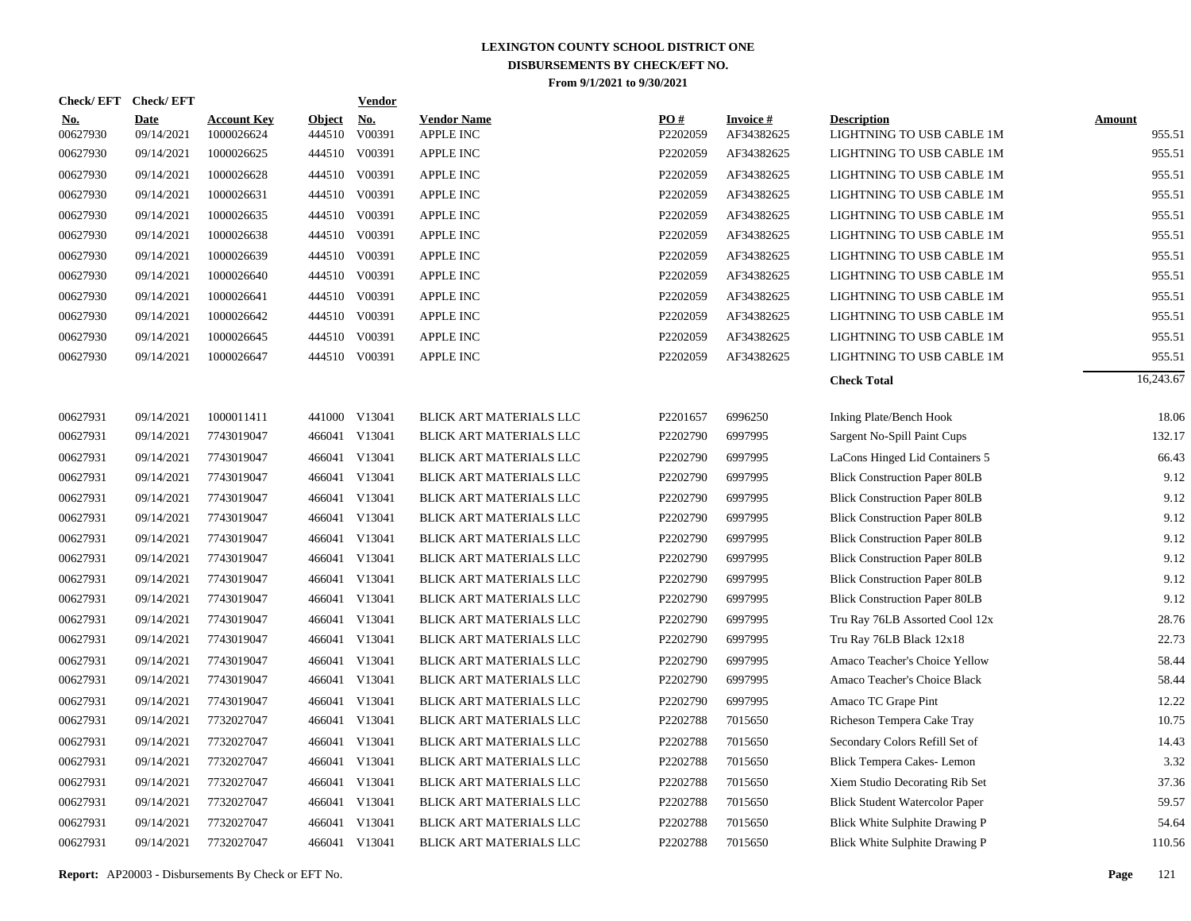**LEXINGTON COUNTY SCHOOL DISTRICT ONE**
**DISBURSEMENTS BY CHECK/EFT NO.**
**From 9/1/2021 to 9/30/2021**

| Check/ EFT No. | Check/ EFT Date | Account Key | Object | Vendor No. | Vendor Name | PO # | Invoice # | Description | Amount |
|---|---|---|---|---|---|---|---|---|---|
| 00627930 | 09/14/2021 | 1000026624 | 444510 | V00391 | APPLE INC | P2202059 | AF34382625 | LIGHTNING TO USB CABLE 1M | 955.51 |
| 00627930 | 09/14/2021 | 1000026625 | 444510 | V00391 | APPLE INC | P2202059 | AF34382625 | LIGHTNING TO USB CABLE 1M | 955.51 |
| 00627930 | 09/14/2021 | 1000026628 | 444510 | V00391 | APPLE INC | P2202059 | AF34382625 | LIGHTNING TO USB CABLE 1M | 955.51 |
| 00627930 | 09/14/2021 | 1000026631 | 444510 | V00391 | APPLE INC | P2202059 | AF34382625 | LIGHTNING TO USB CABLE 1M | 955.51 |
| 00627930 | 09/14/2021 | 1000026635 | 444510 | V00391 | APPLE INC | P2202059 | AF34382625 | LIGHTNING TO USB CABLE 1M | 955.51 |
| 00627930 | 09/14/2021 | 1000026638 | 444510 | V00391 | APPLE INC | P2202059 | AF34382625 | LIGHTNING TO USB CABLE 1M | 955.51 |
| 00627930 | 09/14/2021 | 1000026639 | 444510 | V00391 | APPLE INC | P2202059 | AF34382625 | LIGHTNING TO USB CABLE 1M | 955.51 |
| 00627930 | 09/14/2021 | 1000026640 | 444510 | V00391 | APPLE INC | P2202059 | AF34382625 | LIGHTNING TO USB CABLE 1M | 955.51 |
| 00627930 | 09/14/2021 | 1000026641 | 444510 | V00391 | APPLE INC | P2202059 | AF34382625 | LIGHTNING TO USB CABLE 1M | 955.51 |
| 00627930 | 09/14/2021 | 1000026642 | 444510 | V00391 | APPLE INC | P2202059 | AF34382625 | LIGHTNING TO USB CABLE 1M | 955.51 |
| 00627930 | 09/14/2021 | 1000026645 | 444510 | V00391 | APPLE INC | P2202059 | AF34382625 | LIGHTNING TO USB CABLE 1M | 955.51 |
| 00627930 | 09/14/2021 | 1000026647 | 444510 | V00391 | APPLE INC | P2202059 | AF34382625 | LIGHTNING TO USB CABLE 1M | 955.51 |
| | | | | | | | | **Check Total** | 16,243.67 |
| 00627931 | 09/14/2021 | 1000011411 | 441000 | V13041 | BLICK ART MATERIALS LLC | P2201657 | 6996250 | Inking Plate/Bench Hook | 18.06 |
| 00627931 | 09/14/2021 | 7743019047 | 466041 | V13041 | BLICK ART MATERIALS LLC | P2202790 | 6997995 | Sargent No-Spill Paint Cups | 132.17 |
| 00627931 | 09/14/2021 | 7743019047 | 466041 | V13041 | BLICK ART MATERIALS LLC | P2202790 | 6997995 | LaCons Hinged Lid Containers 5 | 66.43 |
| 00627931 | 09/14/2021 | 7743019047 | 466041 | V13041 | BLICK ART MATERIALS LLC | P2202790 | 6997995 | Blick Construction Paper 80LB | 9.12 |
| 00627931 | 09/14/2021 | 7743019047 | 466041 | V13041 | BLICK ART MATERIALS LLC | P2202790 | 6997995 | Blick Construction Paper 80LB | 9.12 |
| 00627931 | 09/14/2021 | 7743019047 | 466041 | V13041 | BLICK ART MATERIALS LLC | P2202790 | 6997995 | Blick Construction Paper 80LB | 9.12 |
| 00627931 | 09/14/2021 | 7743019047 | 466041 | V13041 | BLICK ART MATERIALS LLC | P2202790 | 6997995 | Blick Construction Paper 80LB | 9.12 |
| 00627931 | 09/14/2021 | 7743019047 | 466041 | V13041 | BLICK ART MATERIALS LLC | P2202790 | 6997995 | Blick Construction Paper 80LB | 9.12 |
| 00627931 | 09/14/2021 | 7743019047 | 466041 | V13041 | BLICK ART MATERIALS LLC | P2202790 | 6997995 | Blick Construction Paper 80LB | 9.12 |
| 00627931 | 09/14/2021 | 7743019047 | 466041 | V13041 | BLICK ART MATERIALS LLC | P2202790 | 6997995 | Tru Ray 76LB Assorted Cool 12x | 28.76 |
| 00627931 | 09/14/2021 | 7743019047 | 466041 | V13041 | BLICK ART MATERIALS LLC | P2202790 | 6997995 | Tru Ray 76LB Black 12x18 | 22.73 |
| 00627931 | 09/14/2021 | 7743019047 | 466041 | V13041 | BLICK ART MATERIALS LLC | P2202790 | 6997995 | Amaco Teacher's Choice Yellow | 58.44 |
| 00627931 | 09/14/2021 | 7743019047 | 466041 | V13041 | BLICK ART MATERIALS LLC | P2202790 | 6997995 | Amaco Teacher's Choice Black | 58.44 |
| 00627931 | 09/14/2021 | 7743019047 | 466041 | V13041 | BLICK ART MATERIALS LLC | P2202790 | 6997995 | Amaco TC Grape Pint | 12.22 |
| 00627931 | 09/14/2021 | 7732027047 | 466041 | V13041 | BLICK ART MATERIALS LLC | P2202788 | 7015650 | Richeson Tempera Cake Tray | 10.75 |
| 00627931 | 09/14/2021 | 7732027047 | 466041 | V13041 | BLICK ART MATERIALS LLC | P2202788 | 7015650 | Secondary Colors Refill Set of | 14.43 |
| 00627931 | 09/14/2021 | 7732027047 | 466041 | V13041 | BLICK ART MATERIALS LLC | P2202788 | 7015650 | Blick Tempera Cakes- Lemon | 3.32 |
| 00627931 | 09/14/2021 | 7732027047 | 466041 | V13041 | BLICK ART MATERIALS LLC | P2202788 | 7015650 | Xiem Studio Decorating Rib Set | 37.36 |
| 00627931 | 09/14/2021 | 7732027047 | 466041 | V13041 | BLICK ART MATERIALS LLC | P2202788 | 7015650 | Blick Student Watercolor Paper | 59.57 |
| 00627931 | 09/14/2021 | 7732027047 | 466041 | V13041 | BLICK ART MATERIALS LLC | P2202788 | 7015650 | Blick White Sulphite Drawing P | 54.64 |
| 00627931 | 09/14/2021 | 7732027047 | 466041 | V13041 | BLICK ART MATERIALS LLC | P2202788 | 7015650 | Blick White Sulphite Drawing P | 110.56 |

**Report:** AP20003 - Disbursements By Check or EFT No.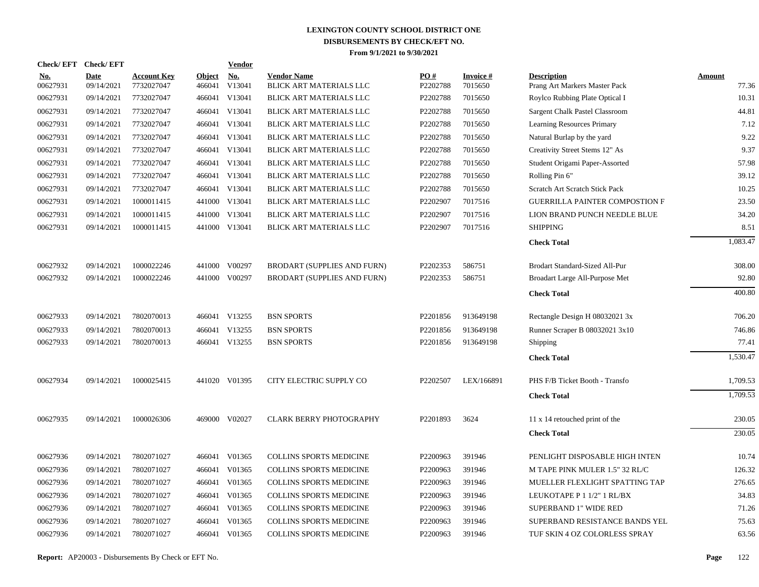# LEXINGTON COUNTY SCHOOL DISTRICT ONE
## DISBURSEMENTS BY CHECK/EFT NO.
### From 9/1/2021 to 9/30/2021

| Check/ EFT No. | Check/ EFT Date | Account Key | Object | Vendor No. | Vendor Name | PO # | Invoice # | Description | Amount |
|---|---|---|---|---|---|---|---|---|---|
| 00627931 | 09/14/2021 | 7732027047 | 466041 | V13041 | BLICK ART MATERIALS LLC | P2202788 | 7015650 | Prang Art Markers Master Pack | 77.36 |
| 00627931 | 09/14/2021 | 7732027047 | 466041 | V13041 | BLICK ART MATERIALS LLC | P2202788 | 7015650 | Roylco Rubbing Plate Optical I | 10.31 |
| 00627931 | 09/14/2021 | 7732027047 | 466041 | V13041 | BLICK ART MATERIALS LLC | P2202788 | 7015650 | Sargent Chalk Pastel Classroom | 44.81 |
| 00627931 | 09/14/2021 | 7732027047 | 466041 | V13041 | BLICK ART MATERIALS LLC | P2202788 | 7015650 | Learning Resources Primary | 7.12 |
| 00627931 | 09/14/2021 | 7732027047 | 466041 | V13041 | BLICK ART MATERIALS LLC | P2202788 | 7015650 | Natural Burlap by the yard | 9.22 |
| 00627931 | 09/14/2021 | 7732027047 | 466041 | V13041 | BLICK ART MATERIALS LLC | P2202788 | 7015650 | Creativity Street Stems 12" As | 9.37 |
| 00627931 | 09/14/2021 | 7732027047 | 466041 | V13041 | BLICK ART MATERIALS LLC | P2202788 | 7015650 | Student Origami Paper-Assorted | 57.98 |
| 00627931 | 09/14/2021 | 7732027047 | 466041 | V13041 | BLICK ART MATERIALS LLC | P2202788 | 7015650 | Rolling Pin 6" | 39.12 |
| 00627931 | 09/14/2021 | 7732027047 | 466041 | V13041 | BLICK ART MATERIALS LLC | P2202788 | 7015650 | Scratch Art Scratch Stick Pack | 10.25 |
| 00627931 | 09/14/2021 | 1000011415 | 441000 | V13041 | BLICK ART MATERIALS LLC | P2202907 | 7017516 | GUERRILLA PAINTER COMPOSTION F | 23.50 |
| 00627931 | 09/14/2021 | 1000011415 | 441000 | V13041 | BLICK ART MATERIALS LLC | P2202907 | 7017516 | LION BRAND PUNCH NEEDLE BLUE | 34.20 |
| 00627931 | 09/14/2021 | 1000011415 | 441000 | V13041 | BLICK ART MATERIALS LLC | P2202907 | 7017516 | SHIPPING | 8.51 |
| | | | | | | | | **Check Total** | 1,083.47 |
| 00627932 | 09/14/2021 | 1000022246 | 441000 | V00297 | BRODART (SUPPLIES AND FURN) | P2202353 | 586751 | Brodart Standard-Sized All-Pur | 308.00 |
| 00627932 | 09/14/2021 | 1000022246 | 441000 | V00297 | BRODART (SUPPLIES AND FURN) | P2202353 | 586751 | Broadart Large All-Purpose Met | 92.80 |
| | | | | | | | | **Check Total** | 400.80 |
| 00627933 | 09/14/2021 | 7802070013 | 466041 | V13255 | BSN SPORTS | P2201856 | 913649198 | Rectangle Design H 08032021 3x | 706.20 |
| 00627933 | 09/14/2021 | 7802070013 | 466041 | V13255 | BSN SPORTS | P2201856 | 913649198 | Runner Scraper B 08032021 3x10 | 746.86 |
| 00627933 | 09/14/2021 | 7802070013 | 466041 | V13255 | BSN SPORTS | P2201856 | 913649198 | Shipping | 77.41 |
| | | | | | | | | **Check Total** | 1,530.47 |
| 00627934 | 09/14/2021 | 1000025415 | 441020 | V01395 | CITY ELECTRIC SUPPLY CO | P2202507 | LEX/166891 | PHS F/B Ticket Booth - Transfo | 1,709.53 |
| | | | | | | | | **Check Total** | 1,709.53 |
| 00627935 | 09/14/2021 | 1000026306 | 469000 | V02027 | CLARK BERRY PHOTOGRAPHY | P2201893 | 3624 | 11 x 14 retouched print of the | 230.05 |
| | | | | | | | | **Check Total** | 230.05 |
| 00627936 | 09/14/2021 | 7802071027 | 466041 | V01365 | COLLINS SPORTS MEDICINE | P2200963 | 391946 | PENLIGHT DISPOSABLE HIGH INTEN | 10.74 |
| 00627936 | 09/14/2021 | 7802071027 | 466041 | V01365 | COLLINS SPORTS MEDICINE | P2200963 | 391946 | M TAPE PINK MULER 1.5" 32 RL/C | 126.32 |
| 00627936 | 09/14/2021 | 7802071027 | 466041 | V01365 | COLLINS SPORTS MEDICINE | P2200963 | 391946 | MUELLER FLEXLIGHT SPATTING TAP | 276.65 |
| 00627936 | 09/14/2021 | 7802071027 | 466041 | V01365 | COLLINS SPORTS MEDICINE | P2200963 | 391946 | LEUKOTAPE P 1 1/2" 1 RL/BX | 34.83 |
| 00627936 | 09/14/2021 | 7802071027 | 466041 | V01365 | COLLINS SPORTS MEDICINE | P2200963 | 391946 | SUPERBAND 1" WIDE RED | 71.26 |
| 00627936 | 09/14/2021 | 7802071027 | 466041 | V01365 | COLLINS SPORTS MEDICINE | P2200963 | 391946 | SUPERBAND RESISTANCE BANDS YEL | 75.63 |
| 00627936 | 09/14/2021 | 7802071027 | 466041 | V01365 | COLLINS SPORTS MEDICINE | P2200963 | 391946 | TUF SKIN 4 OZ COLORLESS SPRAY | 63.56 |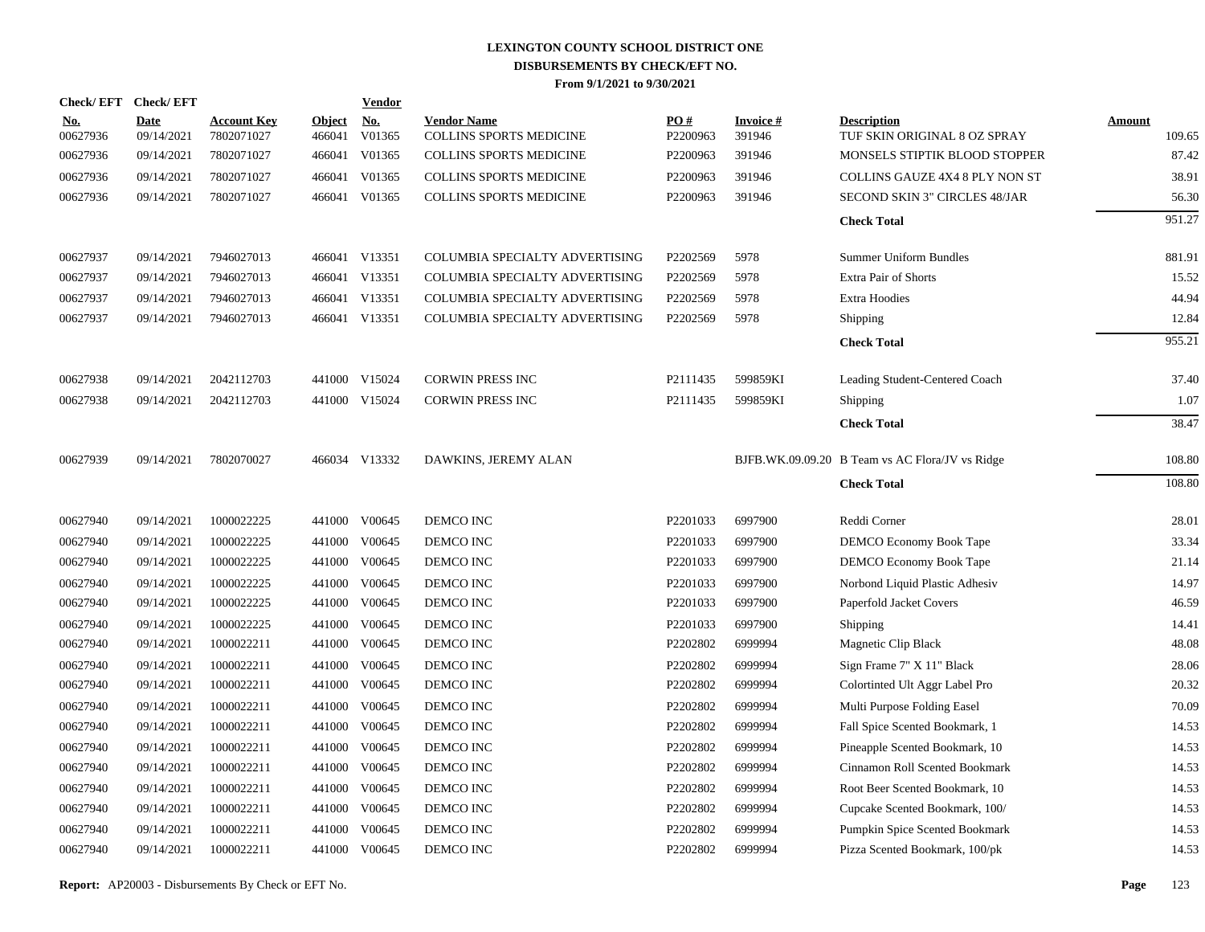# LEXINGTON COUNTY SCHOOL DISTRICT ONE
## DISBURSEMENTS BY CHECK/EFT NO.
### From 9/1/2021 to 9/30/2021

| Check/ EFT No. | Check/ EFT Date | Account Key | Object | Vendor No. | Vendor Name | PO # | Invoice # | Description | Amount |
|---|---|---|---|---|---|---|---|---|---|
| 00627936 | 09/14/2021 | 7802071027 | 466041 | V01365 | COLLINS SPORTS MEDICINE | P2200963 | 391946 | TUF SKIN ORIGINAL 8 OZ SPRAY | 109.65 |
| 00627936 | 09/14/2021 | 7802071027 | 466041 | V01365 | COLLINS SPORTS MEDICINE | P2200963 | 391946 | MONSELS STIPTIK BLOOD STOPPER | 87.42 |
| 00627936 | 09/14/2021 | 7802071027 | 466041 | V01365 | COLLINS SPORTS MEDICINE | P2200963 | 391946 | COLLINS GAUZE 4X4 8 PLY NON ST | 38.91 |
| 00627936 | 09/14/2021 | 7802071027 | 466041 | V01365 | COLLINS SPORTS MEDICINE | P2200963 | 391946 | SECOND SKIN 3" CIRCLES 48/JAR | 56.30 |
| | | | | | | | | **Check Total** | 951.27 |
| 00627937 | 09/14/2021 | 7946027013 | 466041 | V13351 | COLUMBIA SPECIALTY ADVERTISING | P2202569 | 5978 | Summer Uniform Bundles | 881.91 |
| 00627937 | 09/14/2021 | 7946027013 | 466041 | V13351 | COLUMBIA SPECIALTY ADVERTISING | P2202569 | 5978 | Extra Pair of Shorts | 15.52 |
| 00627937 | 09/14/2021 | 7946027013 | 466041 | V13351 | COLUMBIA SPECIALTY ADVERTISING | P2202569 | 5978 | Extra Hoodies | 44.94 |
| 00627937 | 09/14/2021 | 7946027013 | 466041 | V13351 | COLUMBIA SPECIALTY ADVERTISING | P2202569 | 5978 | Shipping | 12.84 |
| | | | | | | | | **Check Total** | 955.21 |
| 00627938 | 09/14/2021 | 2042112703 | 441000 | V15024 | CORWIN PRESS INC | P2111435 | 599859KI | Leading Student-Centered Coach | 37.40 |
| 00627938 | 09/14/2021 | 2042112703 | 441000 | V15024 | CORWIN PRESS INC | P2111435 | 599859KI | Shipping | 1.07 |
| | | | | | | | | **Check Total** | 38.47 |
| 00627939 | 09/14/2021 | 7802070027 | 466034 | V13332 | DAWKINS, JEREMY ALAN | | BJFB.WK.09.09.20 | B Team vs AC Flora/JV vs Ridge | 108.80 |
| | | | | | | | | **Check Total** | 108.80 |
| 00627940 | 09/14/2021 | 1000022225 | 441000 | V00645 | DEMCO INC | P2201033 | 6997900 | Reddi Corner | 28.01 |
| 00627940 | 09/14/2021 | 1000022225 | 441000 | V00645 | DEMCO INC | P2201033 | 6997900 | DEMCO Economy Book Tape | 33.34 |
| 00627940 | 09/14/2021 | 1000022225 | 441000 | V00645 | DEMCO INC | P2201033 | 6997900 | DEMCO Economy Book Tape | 21.14 |
| 00627940 | 09/14/2021 | 1000022225 | 441000 | V00645 | DEMCO INC | P2201033 | 6997900 | Norbond Liquid Plastic Adhesiv | 14.97 |
| 00627940 | 09/14/2021 | 1000022225 | 441000 | V00645 | DEMCO INC | P2201033 | 6997900 | Paperfold Jacket Covers | 46.59 |
| 00627940 | 09/14/2021 | 1000022225 | 441000 | V00645 | DEMCO INC | P2201033 | 6997900 | Shipping | 14.41 |
| 00627940 | 09/14/2021 | 1000022211 | 441000 | V00645 | DEMCO INC | P2202802 | 6999994 | Magnetic Clip Black | 48.08 |
| 00627940 | 09/14/2021 | 1000022211 | 441000 | V00645 | DEMCO INC | P2202802 | 6999994 | Sign Frame 7" X 11" Black | 28.06 |
| 00627940 | 09/14/2021 | 1000022211 | 441000 | V00645 | DEMCO INC | P2202802 | 6999994 | Colortinted Ult Aggr Label Pro | 20.32 |
| 00627940 | 09/14/2021 | 1000022211 | 441000 | V00645 | DEMCO INC | P2202802 | 6999994 | Multi Purpose Folding Easel | 70.09 |
| 00627940 | 09/14/2021 | 1000022211 | 441000 | V00645 | DEMCO INC | P2202802 | 6999994 | Fall Spice Scented Bookmark, 1 | 14.53 |
| 00627940 | 09/14/2021 | 1000022211 | 441000 | V00645 | DEMCO INC | P2202802 | 6999994 | Pineapple Scented Bookmark, 10 | 14.53 |
| 00627940 | 09/14/2021 | 1000022211 | 441000 | V00645 | DEMCO INC | P2202802 | 6999994 | Cinnamon Roll Scented Bookmark | 14.53 |
| 00627940 | 09/14/2021 | 1000022211 | 441000 | V00645 | DEMCO INC | P2202802 | 6999994 | Root Beer Scented Bookmark, 10 | 14.53 |
| 00627940 | 09/14/2021 | 1000022211 | 441000 | V00645 | DEMCO INC | P2202802 | 6999994 | Cupcake Scented Bookmark, 100/ | 14.53 |
| 00627940 | 09/14/2021 | 1000022211 | 441000 | V00645 | DEMCO INC | P2202802 | 6999994 | Pumpkin Spice Scented Bookmark | 14.53 |
| 00627940 | 09/14/2021 | 1000022211 | 441000 | V00645 | DEMCO INC | P2202802 | 6999994 | Pizza Scented Bookmark, 100/pk | 14.53 |

**Report:** AP20003 - Disbursements By Check or EFT No.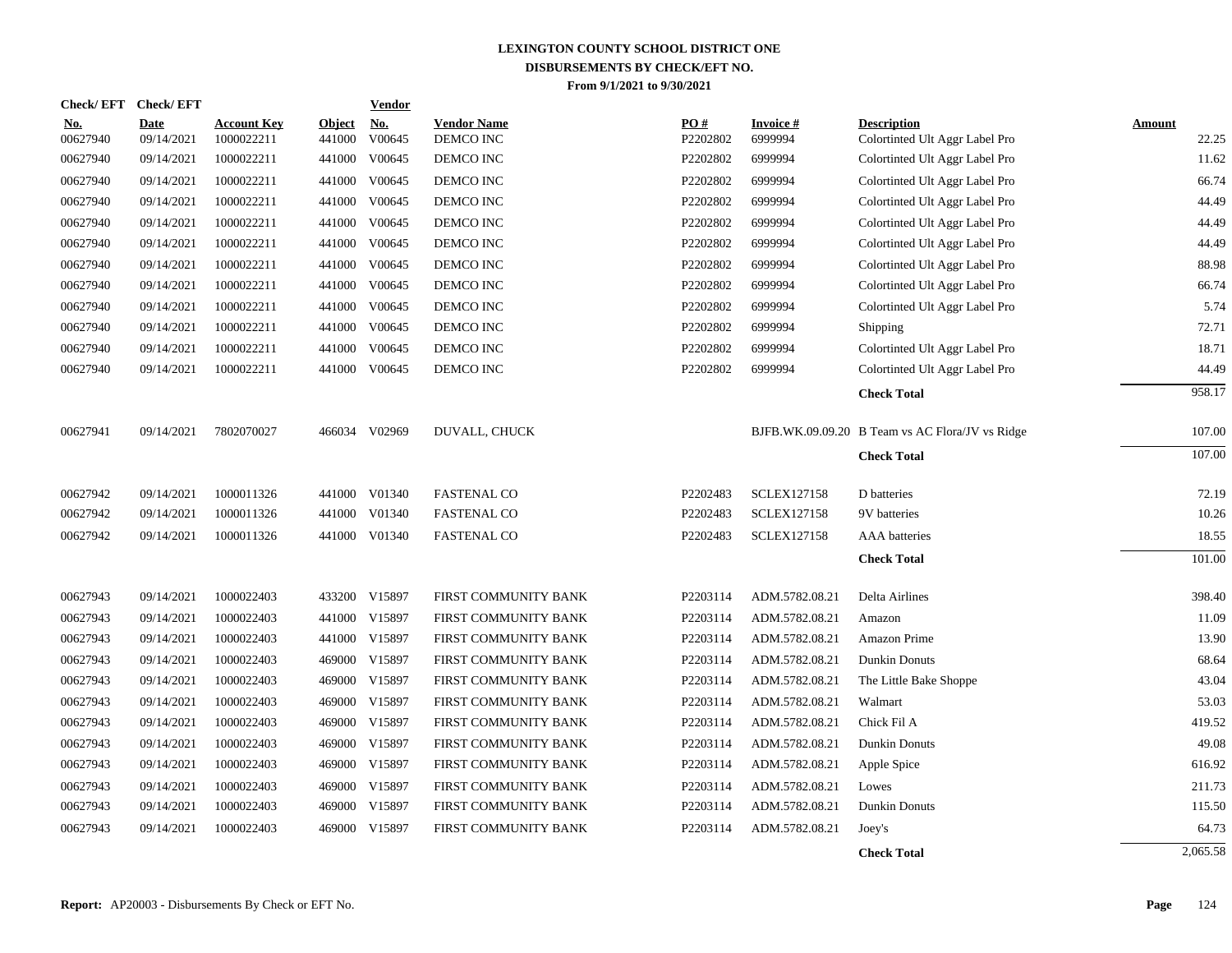# LEXINGTON COUNTY SCHOOL DISTRICT ONE
## DISBURSEMENTS BY CHECK/EFT NO.
### From 9/1/2021 to 9/30/2021

| Check/ EFT No. | Check/ EFT Date | Account Key | Object | Vendor No. | Vendor Name | PO # | Invoice # | Description | Amount |
|---|---|---|---|---|---|---|---|---|---|
| 00627940 | 09/14/2021 | 1000022211 | 441000 | V00645 | DEMCO INC | P2202802 | 6999994 | Colortinted Ult Aggr Label Pro | 22.25 |
| 00627940 | 09/14/2021 | 1000022211 | 441000 | V00645 | DEMCO INC | P2202802 | 6999994 | Colortinted Ult Aggr Label Pro | 11.62 |
| 00627940 | 09/14/2021 | 1000022211 | 441000 | V00645 | DEMCO INC | P2202802 | 6999994 | Colortinted Ult Aggr Label Pro | 66.74 |
| 00627940 | 09/14/2021 | 1000022211 | 441000 | V00645 | DEMCO INC | P2202802 | 6999994 | Colortinted Ult Aggr Label Pro | 44.49 |
| 00627940 | 09/14/2021 | 1000022211 | 441000 | V00645 | DEMCO INC | P2202802 | 6999994 | Colortinted Ult Aggr Label Pro | 44.49 |
| 00627940 | 09/14/2021 | 1000022211 | 441000 | V00645 | DEMCO INC | P2202802 | 6999994 | Colortinted Ult Aggr Label Pro | 44.49 |
| 00627940 | 09/14/2021 | 1000022211 | 441000 | V00645 | DEMCO INC | P2202802 | 6999994 | Colortinted Ult Aggr Label Pro | 88.98 |
| 00627940 | 09/14/2021 | 1000022211 | 441000 | V00645 | DEMCO INC | P2202802 | 6999994 | Colortinted Ult Aggr Label Pro | 66.74 |
| 00627940 | 09/14/2021 | 1000022211 | 441000 | V00645 | DEMCO INC | P2202802 | 6999994 | Colortinted Ult Aggr Label Pro | 5.74 |
| 00627940 | 09/14/2021 | 1000022211 | 441000 | V00645 | DEMCO INC | P2202802 | 6999994 | Shipping | 72.71 |
| 00627940 | 09/14/2021 | 1000022211 | 441000 | V00645 | DEMCO INC | P2202802 | 6999994 | Colortinted Ult Aggr Label Pro | 18.71 |
| 00627940 | 09/14/2021 | 1000022211 | 441000 | V00645 | DEMCO INC | P2202802 | 6999994 | Colortinted Ult Aggr Label Pro | 44.49 |
| | | | | | | | | **Check Total** | 958.17 |
| 00627941 | 09/14/2021 | 7802070027 | 466034 | V02969 | DUVALL, CHUCK | | BJFB.WK.09.09.20 | B Team vs AC Flora/JV vs Ridge | 107.00 |
| | | | | | | | | **Check Total** | 107.00 |
| 00627942 | 09/14/2021 | 1000011326 | 441000 | V01340 | FASTENAL CO | P2202483 | SCLEX127158 | D batteries | 72.19 |
| 00627942 | 09/14/2021 | 1000011326 | 441000 | V01340 | FASTENAL CO | P2202483 | SCLEX127158 | 9V batteries | 10.26 |
| 00627942 | 09/14/2021 | 1000011326 | 441000 | V01340 | FASTENAL CO | P2202483 | SCLEX127158 | AAA batteries | 18.55 |
| | | | | | | | | **Check Total** | 101.00 |
| 00627943 | 09/14/2021 | 1000022403 | 433200 | V15897 | FIRST COMMUNITY BANK | P2203114 | ADM.5782.08.21 | Delta Airlines | 398.40 |
| 00627943 | 09/14/2021 | 1000022403 | 441000 | V15897 | FIRST COMMUNITY BANK | P2203114 | ADM.5782.08.21 | Amazon | 11.09 |
| 00627943 | 09/14/2021 | 1000022403 | 441000 | V15897 | FIRST COMMUNITY BANK | P2203114 | ADM.5782.08.21 | Amazon Prime | 13.90 |
| 00627943 | 09/14/2021 | 1000022403 | 469000 | V15897 | FIRST COMMUNITY BANK | P2203114 | ADM.5782.08.21 | Dunkin Donuts | 68.64 |
| 00627943 | 09/14/2021 | 1000022403 | 469000 | V15897 | FIRST COMMUNITY BANK | P2203114 | ADM.5782.08.21 | The Little Bake Shoppe | 43.04 |
| 00627943 | 09/14/2021 | 1000022403 | 469000 | V15897 | FIRST COMMUNITY BANK | P2203114 | ADM.5782.08.21 | Walmart | 53.03 |
| 00627943 | 09/14/2021 | 1000022403 | 469000 | V15897 | FIRST COMMUNITY BANK | P2203114 | ADM.5782.08.21 | Chick Fil A | 419.52 |
| 00627943 | 09/14/2021 | 1000022403 | 469000 | V15897 | FIRST COMMUNITY BANK | P2203114 | ADM.5782.08.21 | Dunkin Donuts | 49.08 |
| 00627943 | 09/14/2021 | 1000022403 | 469000 | V15897 | FIRST COMMUNITY BANK | P2203114 | ADM.5782.08.21 | Apple Spice | 616.92 |
| 00627943 | 09/14/2021 | 1000022403 | 469000 | V15897 | FIRST COMMUNITY BANK | P2203114 | ADM.5782.08.21 | Lowes | 211.73 |
| 00627943 | 09/14/2021 | 1000022403 | 469000 | V15897 | FIRST COMMUNITY BANK | P2203114 | ADM.5782.08.21 | Dunkin Donuts | 115.50 |
| 00627943 | 09/14/2021 | 1000022403 | 469000 | V15897 | FIRST COMMUNITY BANK | P2203114 | ADM.5782.08.21 | Joey's | 64.73 |
| | | | | | | | | **Check Total** | 2,065.58 |

**Report:** AP20003 - Disbursements By Check or EFT No.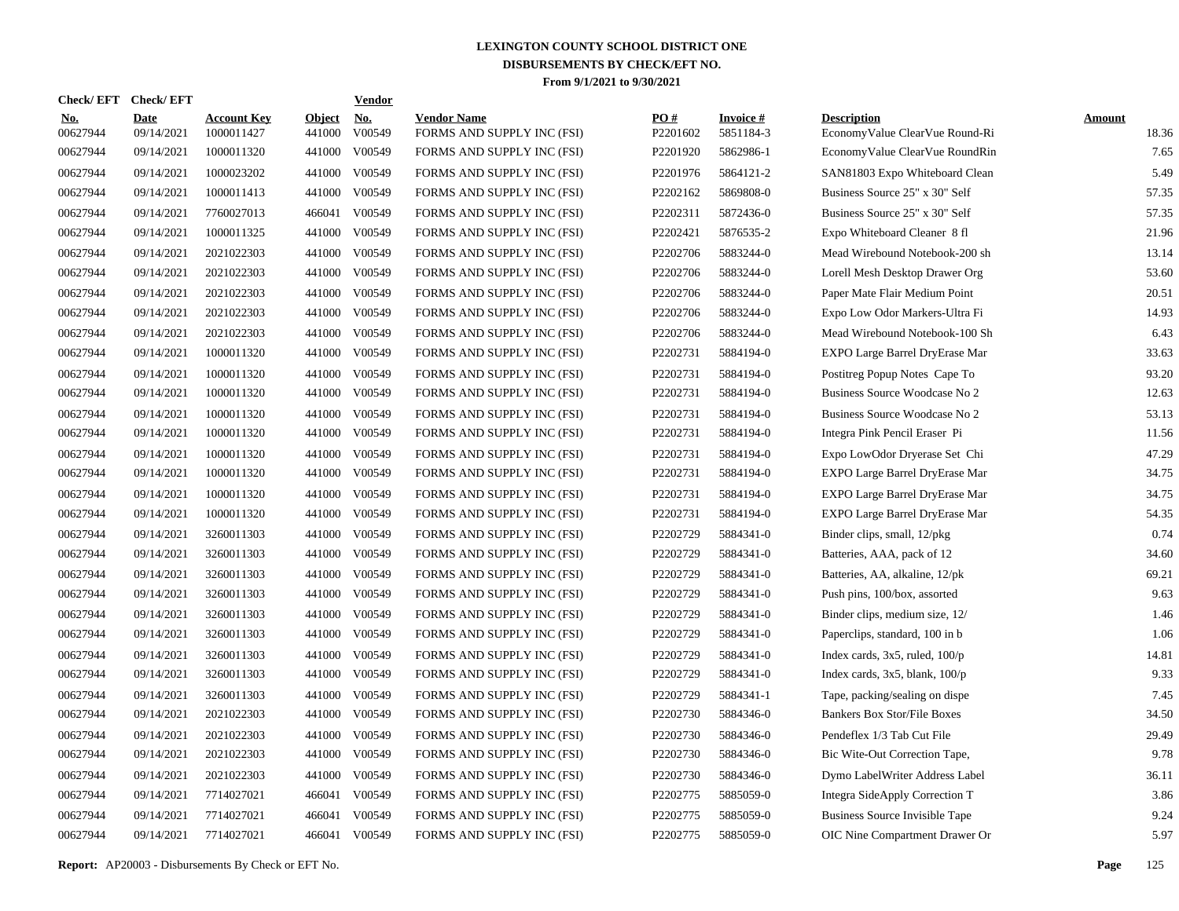# LEXINGTON COUNTY SCHOOL DISTRICT ONE
## DISBURSEMENTS BY CHECK/EFT NO.
### From 9/1/2021 to 9/30/2021

| Check/ EFT No. | Check/ EFT Date | Account Key | Object | Vendor No. | Vendor Name | PO # | Invoice # | Description | Amount |
|---|---|---|---|---|---|---|---|---|---|
| 00627944 | 09/14/2021 | 1000011427 | 441000 | V00549 | FORMS AND SUPPLY INC (FSI) | P2201602 | 5851184-3 | EconomyValue ClearVue Round-Ri | 18.36 |
| 00627944 | 09/14/2021 | 1000011320 | 441000 | V00549 | FORMS AND SUPPLY INC (FSI) | P2201920 | 5862986-1 | EconomyValue ClearVue RoundRin | 7.65 |
| 00627944 | 09/14/2021 | 1000023202 | 441000 | V00549 | FORMS AND SUPPLY INC (FSI) | P2201976 | 5864121-2 | SAN81803 Expo Whiteboard Clean | 5.49 |
| 00627944 | 09/14/2021 | 1000011413 | 441000 | V00549 | FORMS AND SUPPLY INC (FSI) | P2202162 | 5869808-0 | Business Source 25" x 30" Self | 57.35 |
| 00627944 | 09/14/2021 | 7760027013 | 466041 | V00549 | FORMS AND SUPPLY INC (FSI) | P2202311 | 5872436-0 | Business Source 25" x 30" Self | 57.35 |
| 00627944 | 09/14/2021 | 1000011325 | 441000 | V00549 | FORMS AND SUPPLY INC (FSI) | P2202421 | 5876535-2 | Expo Whiteboard Cleaner 8 fl | 21.96 |
| 00627944 | 09/14/2021 | 2021022303 | 441000 | V00549 | FORMS AND SUPPLY INC (FSI) | P2202706 | 5883244-0 | Mead Wirebound Notebook-200 sh | 13.14 |
| 00627944 | 09/14/2021 | 2021022303 | 441000 | V00549 | FORMS AND SUPPLY INC (FSI) | P2202706 | 5883244-0 | Lorell Mesh Desktop Drawer Org | 53.60 |
| 00627944 | 09/14/2021 | 2021022303 | 441000 | V00549 | FORMS AND SUPPLY INC (FSI) | P2202706 | 5883244-0 | Paper Mate Flair Medium Point | 20.51 |
| 00627944 | 09/14/2021 | 2021022303 | 441000 | V00549 | FORMS AND SUPPLY INC (FSI) | P2202706 | 5883244-0 | Expo Low Odor Markers-Ultra Fi | 14.93 |
| 00627944 | 09/14/2021 | 2021022303 | 441000 | V00549 | FORMS AND SUPPLY INC (FSI) | P2202706 | 5883244-0 | Mead Wirebound Notebook-100 Sh | 6.43 |
| 00627944 | 09/14/2021 | 1000011320 | 441000 | V00549 | FORMS AND SUPPLY INC (FSI) | P2202731 | 5884194-0 | EXPO Large Barrel DryErase Mar | 33.63 |
| 00627944 | 09/14/2021 | 1000011320 | 441000 | V00549 | FORMS AND SUPPLY INC (FSI) | P2202731 | 5884194-0 | Postitreg Popup Notes Cape To | 93.20 |
| 00627944 | 09/14/2021 | 1000011320 | 441000 | V00549 | FORMS AND SUPPLY INC (FSI) | P2202731 | 5884194-0 | Business Source Woodcase No 2 | 12.63 |
| 00627944 | 09/14/2021 | 1000011320 | 441000 | V00549 | FORMS AND SUPPLY INC (FSI) | P2202731 | 5884194-0 | Business Source Woodcase No 2 | 53.13 |
| 00627944 | 09/14/2021 | 1000011320 | 441000 | V00549 | FORMS AND SUPPLY INC (FSI) | P2202731 | 5884194-0 | Integra Pink Pencil Eraser Pi | 11.56 |
| 00627944 | 09/14/2021 | 1000011320 | 441000 | V00549 | FORMS AND SUPPLY INC (FSI) | P2202731 | 5884194-0 | Expo LowOdor Dryerase Set Chi | 47.29 |
| 00627944 | 09/14/2021 | 1000011320 | 441000 | V00549 | FORMS AND SUPPLY INC (FSI) | P2202731 | 5884194-0 | EXPO Large Barrel DryErase Mar | 34.75 |
| 00627944 | 09/14/2021 | 1000011320 | 441000 | V00549 | FORMS AND SUPPLY INC (FSI) | P2202731 | 5884194-0 | EXPO Large Barrel DryErase Mar | 34.75 |
| 00627944 | 09/14/2021 | 1000011320 | 441000 | V00549 | FORMS AND SUPPLY INC (FSI) | P2202731 | 5884194-0 | EXPO Large Barrel DryErase Mar | 54.35 |
| 00627944 | 09/14/2021 | 3260011303 | 441000 | V00549 | FORMS AND SUPPLY INC (FSI) | P2202729 | 5884341-0 | Binder clips, small, 12/pkg | 0.74 |
| 00627944 | 09/14/2021 | 3260011303 | 441000 | V00549 | FORMS AND SUPPLY INC (FSI) | P2202729 | 5884341-0 | Batteries, AAA, pack of 12 | 34.60 |
| 00627944 | 09/14/2021 | 3260011303 | 441000 | V00549 | FORMS AND SUPPLY INC (FSI) | P2202729 | 5884341-0 | Batteries, AA, alkaline, 12/pk | 69.21 |
| 00627944 | 09/14/2021 | 3260011303 | 441000 | V00549 | FORMS AND SUPPLY INC (FSI) | P2202729 | 5884341-0 | Push pins, 100/box, assorted | 9.63 |
| 00627944 | 09/14/2021 | 3260011303 | 441000 | V00549 | FORMS AND SUPPLY INC (FSI) | P2202729 | 5884341-0 | Binder clips, medium size, 12/ | 1.46 |
| 00627944 | 09/14/2021 | 3260011303 | 441000 | V00549 | FORMS AND SUPPLY INC (FSI) | P2202729 | 5884341-0 | Paperclips, standard, 100 in b | 1.06 |
| 00627944 | 09/14/2021 | 3260011303 | 441000 | V00549 | FORMS AND SUPPLY INC (FSI) | P2202729 | 5884341-0 | Index cards, 3x5, ruled, 100/p | 14.81 |
| 00627944 | 09/14/2021 | 3260011303 | 441000 | V00549 | FORMS AND SUPPLY INC (FSI) | P2202729 | 5884341-0 | Index cards, 3x5, blank, 100/p | 9.33 |
| 00627944 | 09/14/2021 | 3260011303 | 441000 | V00549 | FORMS AND SUPPLY INC (FSI) | P2202729 | 5884341-1 | Tape, packing/sealing on dispe | 7.45 |
| 00627944 | 09/14/2021 | 2021022303 | 441000 | V00549 | FORMS AND SUPPLY INC (FSI) | P2202730 | 5884346-0 | Bankers Box Stor/File Boxes | 34.50 |
| 00627944 | 09/14/2021 | 2021022303 | 441000 | V00549 | FORMS AND SUPPLY INC (FSI) | P2202730 | 5884346-0 | Pendeflex 1/3 Tab Cut File | 29.49 |
| 00627944 | 09/14/2021 | 2021022303 | 441000 | V00549 | FORMS AND SUPPLY INC (FSI) | P2202730 | 5884346-0 | Bic Wite-Out Correction Tape, | 9.78 |
| 00627944 | 09/14/2021 | 2021022303 | 441000 | V00549 | FORMS AND SUPPLY INC (FSI) | P2202730 | 5884346-0 | Dymo LabelWriter Address Label | 36.11 |
| 00627944 | 09/14/2021 | 7714027021 | 466041 | V00549 | FORMS AND SUPPLY INC (FSI) | P2202775 | 5885059-0 | Integra SideApply Correction T | 3.86 |
| 00627944 | 09/14/2021 | 7714027021 | 466041 | V00549 | FORMS AND SUPPLY INC (FSI) | P2202775 | 5885059-0 | Business Source Invisible Tape | 9.24 |
| 00627944 | 09/14/2021 | 7714027021 | 466041 | V00549 | FORMS AND SUPPLY INC (FSI) | P2202775 | 5885059-0 | OIC Nine Compartment Drawer Or | 5.97 |

**Report:** AP20003 - Disbursements By Check or EFT No.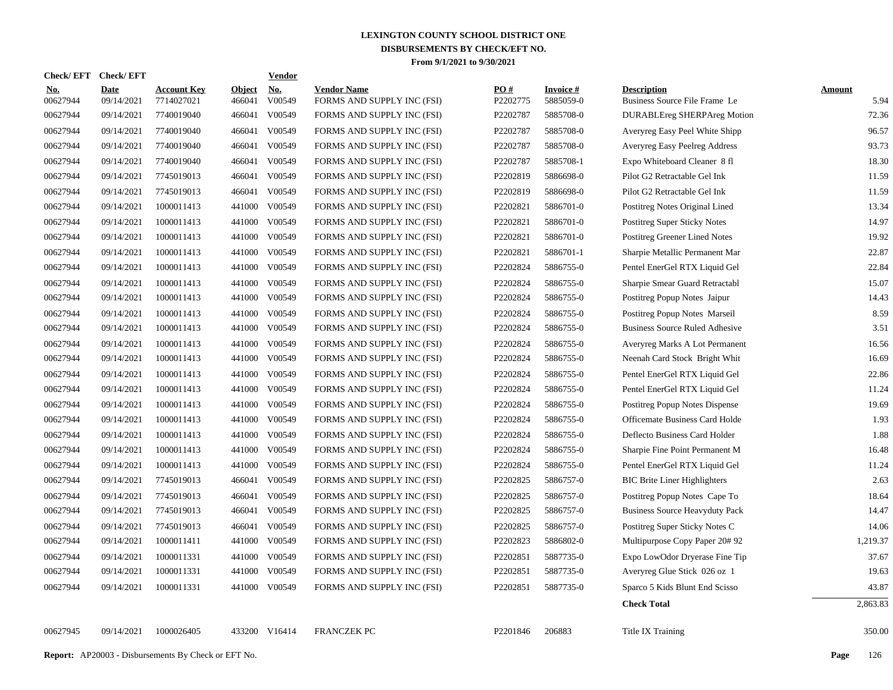# LEXINGTON COUNTY SCHOOL DISTRICT ONE
## DISBURSEMENTS BY CHECK/EFT NO.
### From 9/1/2021 to 9/30/2021

| Check/ EFT No. | Check/ EFT Date | Account Key | Object | Vendor No. | Vendor Name | PO # | Invoice # | Description | Amount |
|---|---|---|---|---|---|---|---|---|---|
| 00627944 | 09/14/2021 | 7714027021 | 466041 | V00549 | FORMS AND SUPPLY INC (FSI) | P2202775 | 5885059-0 | Business Source File Frame Le | 5.94 |
| 00627944 | 09/14/2021 | 7740019040 | 466041 | V00549 | FORMS AND SUPPLY INC (FSI) | P2202787 | 5885708-0 | DURABLEreg SHERPAreg Motion | 72.36 |
| 00627944 | 09/14/2021 | 7740019040 | 466041 | V00549 | FORMS AND SUPPLY INC (FSI) | P2202787 | 5885708-0 | Averyreg Easy Peel White Shipp | 96.57 |
| 00627944 | 09/14/2021 | 7740019040 | 466041 | V00549 | FORMS AND SUPPLY INC (FSI) | P2202787 | 5885708-0 | Averyreg Easy Peelreg Address | 93.73 |
| 00627944 | 09/14/2021 | 7740019040 | 466041 | V00549 | FORMS AND SUPPLY INC (FSI) | P2202787 | 5885708-1 | Expo Whiteboard Cleaner 8 fl | 18.30 |
| 00627944 | 09/14/2021 | 7745019013 | 466041 | V00549 | FORMS AND SUPPLY INC (FSI) | P2202819 | 5886698-0 | Pilot G2 Retractable Gel Ink | 11.59 |
| 00627944 | 09/14/2021 | 7745019013 | 466041 | V00549 | FORMS AND SUPPLY INC (FSI) | P2202819 | 5886698-0 | Pilot G2 Retractable Gel Ink | 11.59 |
| 00627944 | 09/14/2021 | 1000011413 | 441000 | V00549 | FORMS AND SUPPLY INC (FSI) | P2202821 | 5886701-0 | Postitreg Notes Original Lined | 13.34 |
| 00627944 | 09/14/2021 | 1000011413 | 441000 | V00549 | FORMS AND SUPPLY INC (FSI) | P2202821 | 5886701-0 | Postitreg Super Sticky Notes | 14.97 |
| 00627944 | 09/14/2021 | 1000011413 | 441000 | V00549 | FORMS AND SUPPLY INC (FSI) | P2202821 | 5886701-0 | Postitreg Greener Lined Notes | 19.92 |
| 00627944 | 09/14/2021 | 1000011413 | 441000 | V00549 | FORMS AND SUPPLY INC (FSI) | P2202821 | 5886701-1 | Sharpie Metallic Permanent Mar | 22.87 |
| 00627944 | 09/14/2021 | 1000011413 | 441000 | V00549 | FORMS AND SUPPLY INC (FSI) | P2202824 | 5886755-0 | Pentel EnerGel RTX Liquid Gel | 22.84 |
| 00627944 | 09/14/2021 | 1000011413 | 441000 | V00549 | FORMS AND SUPPLY INC (FSI) | P2202824 | 5886755-0 | Sharpie Smear Guard Retractabl | 15.07 |
| 00627944 | 09/14/2021 | 1000011413 | 441000 | V00549 | FORMS AND SUPPLY INC (FSI) | P2202824 | 5886755-0 | Postitreg Popup Notes Jaipur | 14.43 |
| 00627944 | 09/14/2021 | 1000011413 | 441000 | V00549 | FORMS AND SUPPLY INC (FSI) | P2202824 | 5886755-0 | Postitreg Popup Notes Marseil | 8.59 |
| 00627944 | 09/14/2021 | 1000011413 | 441000 | V00549 | FORMS AND SUPPLY INC (FSI) | P2202824 | 5886755-0 | Business Source Ruled Adhesive | 3.51 |
| 00627944 | 09/14/2021 | 1000011413 | 441000 | V00549 | FORMS AND SUPPLY INC (FSI) | P2202824 | 5886755-0 | Averyreg Marks A Lot Permanent | 16.56 |
| 00627944 | 09/14/2021 | 1000011413 | 441000 | V00549 | FORMS AND SUPPLY INC (FSI) | P2202824 | 5886755-0 | Neenah Card Stock Bright Whit | 16.69 |
| 00627944 | 09/14/2021 | 1000011413 | 441000 | V00549 | FORMS AND SUPPLY INC (FSI) | P2202824 | 5886755-0 | Pentel EnerGel RTX Liquid Gel | 22.86 |
| 00627944 | 09/14/2021 | 1000011413 | 441000 | V00549 | FORMS AND SUPPLY INC (FSI) | P2202824 | 5886755-0 | Pentel EnerGel RTX Liquid Gel | 11.24 |
| 00627944 | 09/14/2021 | 1000011413 | 441000 | V00549 | FORMS AND SUPPLY INC (FSI) | P2202824 | 5886755-0 | Postitreg Popup Notes Dispense | 19.69 |
| 00627944 | 09/14/2021 | 1000011413 | 441000 | V00549 | FORMS AND SUPPLY INC (FSI) | P2202824 | 5886755-0 | Officemate Business Card Holde | 1.93 |
| 00627944 | 09/14/2021 | 1000011413 | 441000 | V00549 | FORMS AND SUPPLY INC (FSI) | P2202824 | 5886755-0 | Deflecto Business Card Holder | 1.88 |
| 00627944 | 09/14/2021 | 1000011413 | 441000 | V00549 | FORMS AND SUPPLY INC (FSI) | P2202824 | 5886755-0 | Sharpie Fine Point Permanent M | 16.48 |
| 00627944 | 09/14/2021 | 1000011413 | 441000 | V00549 | FORMS AND SUPPLY INC (FSI) | P2202824 | 5886755-0 | Pentel EnerGel RTX Liquid Gel | 11.24 |
| 00627944 | 09/14/2021 | 7745019013 | 466041 | V00549 | FORMS AND SUPPLY INC (FSI) | P2202825 | 5886757-0 | BIC Brite Liner Highlighters | 2.63 |
| 00627944 | 09/14/2021 | 7745019013 | 466041 | V00549 | FORMS AND SUPPLY INC (FSI) | P2202825 | 5886757-0 | Postitreg Popup Notes Cape To | 18.64 |
| 00627944 | 09/14/2021 | 7745019013 | 466041 | V00549 | FORMS AND SUPPLY INC (FSI) | P2202825 | 5886757-0 | Business Source Heavyduty Pack | 14.47 |
| 00627944 | 09/14/2021 | 7745019013 | 466041 | V00549 | FORMS AND SUPPLY INC (FSI) | P2202825 | 5886757-0 | Postitreg Super Sticky Notes C | 14.06 |
| 00627944 | 09/14/2021 | 1000011411 | 441000 | V00549 | FORMS AND SUPPLY INC (FSI) | P2202823 | 5886802-0 | Multipurpose Copy Paper 20# 92 | 1,219.37 |
| 00627944 | 09/14/2021 | 1000011331 | 441000 | V00549 | FORMS AND SUPPLY INC (FSI) | P2202851 | 5887735-0 | Expo LowOdor Dryerase Fine Tip | 37.67 |
| 00627944 | 09/14/2021 | 1000011331 | 441000 | V00549 | FORMS AND SUPPLY INC (FSI) | P2202851 | 5887735-0 | Averyreg Glue Stick 026 oz 1 | 19.63 |
| 00627944 | 09/14/2021 | 1000011331 | 441000 | V00549 | FORMS AND SUPPLY INC (FSI) | P2202851 | 5887735-0 | Sparco 5 Kids Blunt End Scisso | 43.87 |
| | | | | | | | | **Check Total** | 2,863.83 |
| 00627945 | 09/14/2021 | 1000026405 | 433200 | V16414 | FRANCZEK PC | P2201846 | 206883 | Title IX Training | 350.00 |

**Report:** AP20003 - Disbursements By Check or EFT No.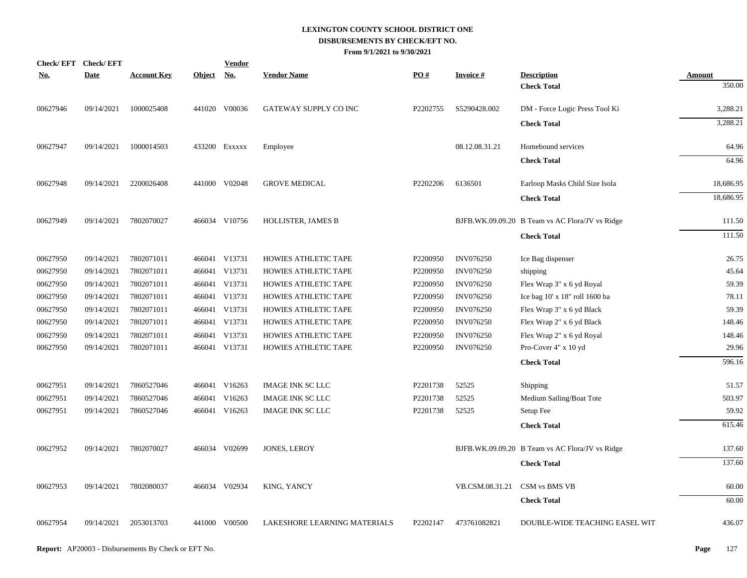# LEXINGTON COUNTY SCHOOL DISTRICT ONE
## DISBURSEMENTS BY CHECK/EFT NO.
### From 9/1/2021 to 9/30/2021

| Check/ EFT No. | Check/ EFT Date | Account Key | Object | Vendor No. | Vendor Name | PO # | Invoice # | Description | Amount |
|---|---|---|---|---|---|---|---|---|---|
| | | | | | | | | **Check Total** | 350.00 |
| 00627946 | 09/14/2021 | 1000025408 | 441020 | V00036 | GATEWAY SUPPLY CO INC | P2202755 | S5290428.002 | DM - Force Logic Press Tool Ki | 3,288.21 |
| | | | | | | | | **Check Total** | 3,288.21 |
| 00627947 | 09/14/2021 | 1000014503 | 433200 | Exxxxx | Employee | | 08.12.08.31.21 | Homebound services | 64.96 |
| | | | | | | | | **Check Total** | 64.96 |
| 00627948 | 09/14/2021 | 2200026408 | 441000 | V02048 | GROVE MEDICAL | P2202206 | 6136501 | Earloop Masks Child Size Isola | 18,686.95 |
| | | | | | | | | **Check Total** | 18,686.95 |
| 00627949 | 09/14/2021 | 7802070027 | 466034 | V10756 | HOLLISTER, JAMES B | | BJFB.WK.09.09.20 | B Team vs AC Flora/JV vs Ridge | 111.50 |
| | | | | | | | | **Check Total** | 111.50 |
| 00627950 | 09/14/2021 | 7802071011 | 466041 | V13731 | HOWIES ATHLETIC TAPE | P2200950 | INV076250 | Ice Bag dispenser | 26.75 |
| 00627950 | 09/14/2021 | 7802071011 | 466041 | V13731 | HOWIES ATHLETIC TAPE | P2200950 | INV076250 | shipping | 45.64 |
| 00627950 | 09/14/2021 | 7802071011 | 466041 | V13731 | HOWIES ATHLETIC TAPE | P2200950 | INV076250 | Flex Wrap 3" x 6 yd Royal | 59.39 |
| 00627950 | 09/14/2021 | 7802071011 | 466041 | V13731 | HOWIES ATHLETIC TAPE | P2200950 | INV076250 | Ice bag 10' x 18" roll 1600 ba | 78.11 |
| 00627950 | 09/14/2021 | 7802071011 | 466041 | V13731 | HOWIES ATHLETIC TAPE | P2200950 | INV076250 | Flex Wrap 3" x 6 yd Black | 59.39 |
| 00627950 | 09/14/2021 | 7802071011 | 466041 | V13731 | HOWIES ATHLETIC TAPE | P2200950 | INV076250 | Flex Wrap 2" x 6 yd Black | 148.46 |
| 00627950 | 09/14/2021 | 7802071011 | 466041 | V13731 | HOWIES ATHLETIC TAPE | P2200950 | INV076250 | Flex Wrap 2" x 6 yd Royal | 148.46 |
| 00627950 | 09/14/2021 | 7802071011 | 466041 | V13731 | HOWIES ATHLETIC TAPE | P2200950 | INV076250 | Pro-Cover 4" x 10 yd | 29.96 |
| | | | | | | | | **Check Total** | 596.16 |
| 00627951 | 09/14/2021 | 7860527046 | 466041 | V16263 | IMAGE INK SC LLC | P2201738 | 52525 | Shipping | 51.57 |
| 00627951 | 09/14/2021 | 7860527046 | 466041 | V16263 | IMAGE INK SC LLC | P2201738 | 52525 | Medium Sailing/Boat Tote | 503.97 |
| 00627951 | 09/14/2021 | 7860527046 | 466041 | V16263 | IMAGE INK SC LLC | P2201738 | 52525 | Setup Fee | 59.92 |
| | | | | | | | | **Check Total** | 615.46 |
| 00627952 | 09/14/2021 | 7802070027 | 466034 | V02699 | JONES, LEROY | | BJFB.WK.09.09.20 | B Team vs AC Flora/JV vs Ridge | 137.60 |
| | | | | | | | | **Check Total** | 137.60 |
| 00627953 | 09/14/2021 | 7802080037 | 466034 | V02934 | KING, YANCY | | VB.CSM.08.31.21 | CSM vs BMS VB | 60.00 |
| | | | | | | | | **Check Total** | 60.00 |
| 00627954 | 09/14/2021 | 2053013703 | 441000 | V00500 | LAKESHORE LEARNING MATERIALS | P2202147 | 473761082821 | DOUBLE-WIDE TEACHING EASEL WIT | 436.07 |

**Report:** AP20003 - Disbursements By Check or EFT No.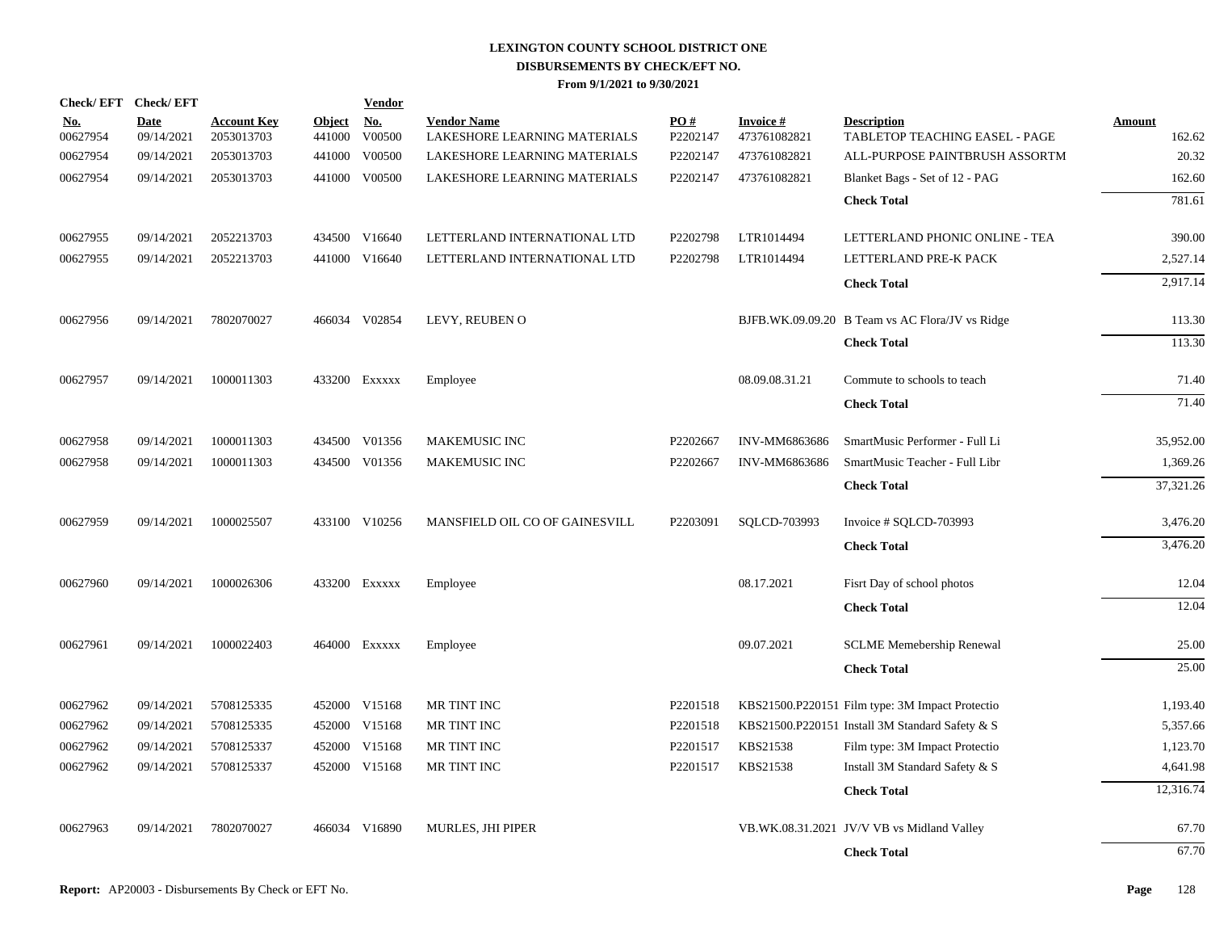# LEXINGTON COUNTY SCHOOL DISTRICT ONE
## DISBURSEMENTS BY CHECK/EFT NO.
### From 9/1/2021 to 9/30/2021

| Check/ EFT No. | Check/ EFT Date | Account Key | Object | Vendor No. | Vendor Name | PO # | Invoice # | Description | Amount |
|---|---|---|---|---|---|---|---|---|---|
| 00627954 | 09/14/2021 | 2053013703 | 441000 | V00500 | LAKESHORE LEARNING MATERIALS | P2202147 | 473761082821 | TABLETOP TEACHING EASEL - PAGE | 162.62 |
| 00627954 | 09/14/2021 | 2053013703 | 441000 | V00500 | LAKESHORE LEARNING MATERIALS | P2202147 | 473761082821 | ALL-PURPOSE PAINTBRUSH ASSORTM | 20.32 |
| 00627954 | 09/14/2021 | 2053013703 | 441000 | V00500 | LAKESHORE LEARNING MATERIALS | P2202147 | 473761082821 | Blanket Bags - Set of 12 - PAG | 162.60 |
| | | | | | | | | **Check Total** | 781.61 |
| 00627955 | 09/14/2021 | 2052213703 | 434500 | V16640 | LETTERLAND INTERNATIONAL LTD | P2202798 | LTR1014494 | LETTERLAND PHONIC ONLINE - TEA | 390.00 |
| 00627955 | 09/14/2021 | 2052213703 | 441000 | V16640 | LETTERLAND INTERNATIONAL LTD | P2202798 | LTR1014494 | LETTERLAND PRE-K PACK | 2,527.14 |
| | | | | | | | | **Check Total** | 2,917.14 |
| 00627956 | 09/14/2021 | 7802070027 | 466034 | V02854 | LEVY, REUBEN O | | BJFB.WK.09.09.20 | B Team vs AC Flora/JV vs Ridge | 113.30 |
| | | | | | | | | **Check Total** | 113.30 |
| 00627957 | 09/14/2021 | 1000011303 | 433200 | Exxxxx | Employee | | 08.09.08.31.21 | Commute to schools to teach | 71.40 |
| | | | | | | | | **Check Total** | 71.40 |
| 00627958 | 09/14/2021 | 1000011303 | 434500 | V01356 | MAKEMUSIC INC | P2202667 | INV-MM6863686 | SmartMusic Performer - Full Li | 35,952.00 |
| 00627958 | 09/14/2021 | 1000011303 | 434500 | V01356 | MAKEMUSIC INC | P2202667 | INV-MM6863686 | SmartMusic Teacher - Full Libr | 1,369.26 |
| | | | | | | | | **Check Total** | 37,321.26 |
| 00627959 | 09/14/2021 | 1000025507 | 433100 | V10256 | MANSFIELD OIL CO OF GAINESVILL | P2203091 | SQLCD-703993 | Invoice # SQLCD-703993 | 3,476.20 |
| | | | | | | | | **Check Total** | 3,476.20 |
| 00627960 | 09/14/2021 | 1000026306 | 433200 | Exxxxx | Employee | | 08.17.2021 | Fisrt Day of school photos | 12.04 |
| | | | | | | | | **Check Total** | 12.04 |
| 00627961 | 09/14/2021 | 1000022403 | 464000 | Exxxxx | Employee | | 09.07.2021 | SCLME Memebership Renewal | 25.00 |
| | | | | | | | | **Check Total** | 25.00 |
| 00627962 | 09/14/2021 | 5708125335 | 452000 | V15168 | MR TINT INC | P2201518 | KBS21500.P220151 | Film type: 3M Impact Protectio | 1,193.40 |
| 00627962 | 09/14/2021 | 5708125335 | 452000 | V15168 | MR TINT INC | P2201518 | KBS21500.P220151 | Install 3M Standard Safety & S | 5,357.66 |
| 00627962 | 09/14/2021 | 5708125337 | 452000 | V15168 | MR TINT INC | P2201517 | KBS21538 | Film type: 3M Impact Protectio | 1,123.70 |
| 00627962 | 09/14/2021 | 5708125337 | 452000 | V15168 | MR TINT INC | P2201517 | KBS21538 | Install 3M Standard Safety & S | 4,641.98 |
| | | | | | | | | **Check Total** | 12,316.74 |
| 00627963 | 09/14/2021 | 7802070027 | 466034 | V16890 | MURLES, JHI PIPER | | VB.WK.08.31.2021 | JV/V VB vs Midland Valley | 67.70 |
| | | | | | | | | **Check Total** | 67.70 |

**Report:** AP20003 - Disbursements By Check or EFT No.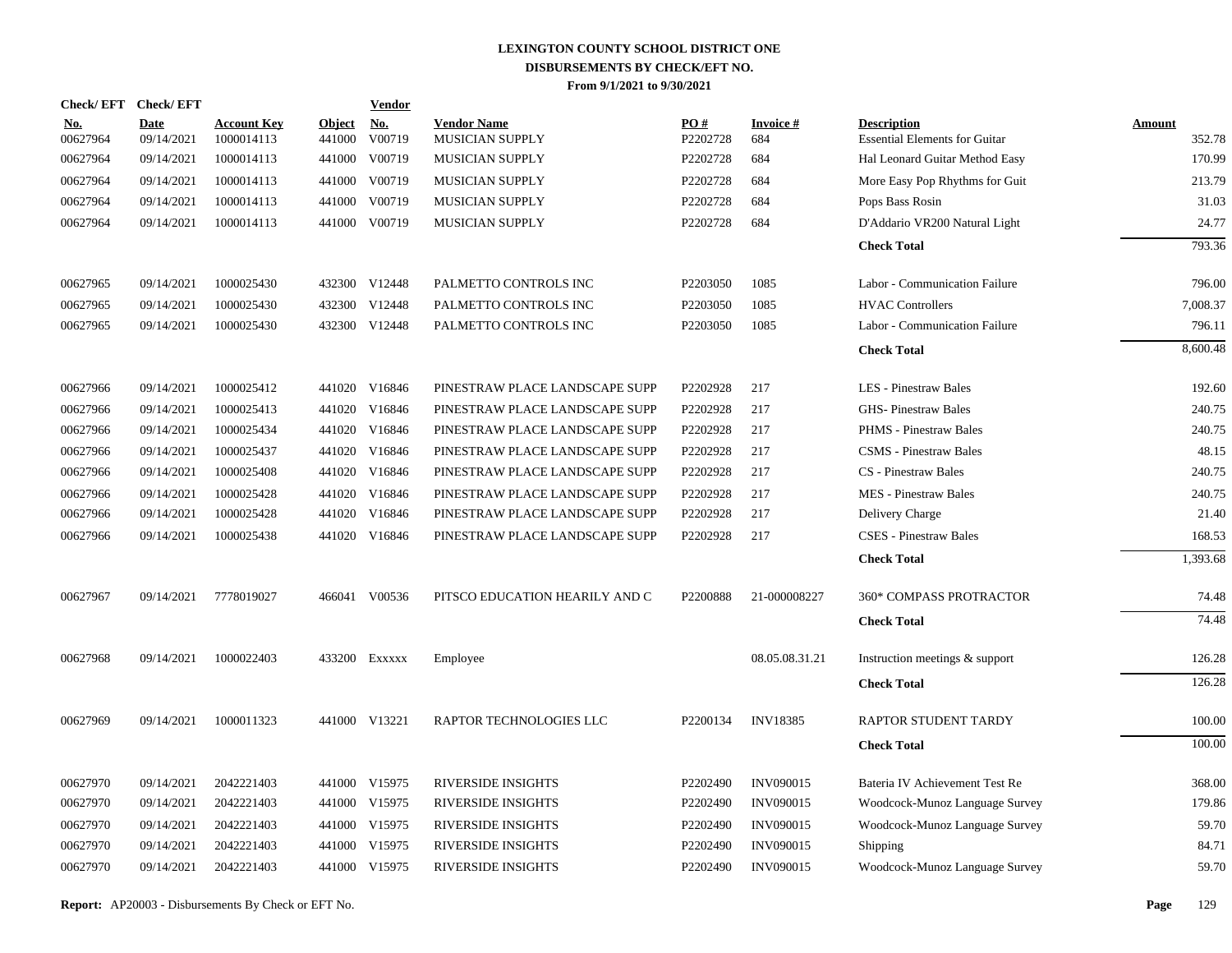# LEXINGTON COUNTY SCHOOL DISTRICT ONE
## DISBURSEMENTS BY CHECK/EFT NO.
### From 9/1/2021 to 9/30/2021

| Check/ EFT No. | Check/ EFT Date | Account Key | Object | Vendor No. | Vendor Name | PO # | Invoice # | Description | Amount |
|---|---|---|---|---|---|---|---|---|---|
| 00627964 | 09/14/2021 | 1000014113 | 441000 | V00719 | MUSICIAN SUPPLY | P2202728 | 684 | Essential Elements for Guitar | 352.78 |
| 00627964 | 09/14/2021 | 1000014113 | 441000 | V00719 | MUSICIAN SUPPLY | P2202728 | 684 | Hal Leonard Guitar Method Easy | 170.99 |
| 00627964 | 09/14/2021 | 1000014113 | 441000 | V00719 | MUSICIAN SUPPLY | P2202728 | 684 | More Easy Pop Rhythms for Guit | 213.79 |
| 00627964 | 09/14/2021 | 1000014113 | 441000 | V00719 | MUSICIAN SUPPLY | P2202728 | 684 | Pops Bass Rosin | 31.03 |
| 00627964 | 09/14/2021 | 1000014113 | 441000 | V00719 | MUSICIAN SUPPLY | P2202728 | 684 | D'Addario VR200 Natural Light | 24.77 |
| | | | | | | | | **Check Total** | 793.36 |
| 00627965 | 09/14/2021 | 1000025430 | 432300 | V12448 | PALMETTO CONTROLS INC | P2203050 | 1085 | Labor - Communication Failure | 796.00 |
| 00627965 | 09/14/2021 | 1000025430 | 432300 | V12448 | PALMETTO CONTROLS INC | P2203050 | 1085 | HVAC Controllers | 7,008.37 |
| 00627965 | 09/14/2021 | 1000025430 | 432300 | V12448 | PALMETTO CONTROLS INC | P2203050 | 1085 | Labor - Communication Failure | 796.11 |
| | | | | | | | | **Check Total** | 8,600.48 |
| 00627966 | 09/14/2021 | 1000025412 | 441020 | V16846 | PINESTRAW PLACE LANDSCAPE SUPP | P2202928 | 217 | LES - Pinestraw Bales | 192.60 |
| 00627966 | 09/14/2021 | 1000025413 | 441020 | V16846 | PINESTRAW PLACE LANDSCAPE SUPP | P2202928 | 217 | GHS- Pinestraw Bales | 240.75 |
| 00627966 | 09/14/2021 | 1000025434 | 441020 | V16846 | PINESTRAW PLACE LANDSCAPE SUPP | P2202928 | 217 | PHMS - Pinestraw Bales | 240.75 |
| 00627966 | 09/14/2021 | 1000025437 | 441020 | V16846 | PINESTRAW PLACE LANDSCAPE SUPP | P2202928 | 217 | CSMS - Pinestraw Bales | 48.15 |
| 00627966 | 09/14/2021 | 1000025408 | 441020 | V16846 | PINESTRAW PLACE LANDSCAPE SUPP | P2202928 | 217 | CS - Pinestraw Bales | 240.75 |
| 00627966 | 09/14/2021 | 1000025428 | 441020 | V16846 | PINESTRAW PLACE LANDSCAPE SUPP | P2202928 | 217 | MES - Pinestraw Bales | 240.75 |
| 00627966 | 09/14/2021 | 1000025428 | 441020 | V16846 | PINESTRAW PLACE LANDSCAPE SUPP | P2202928 | 217 | Delivery Charge | 21.40 |
| 00627966 | 09/14/2021 | 1000025438 | 441020 | V16846 | PINESTRAW PLACE LANDSCAPE SUPP | P2202928 | 217 | CSES - Pinestraw Bales | 168.53 |
| | | | | | | | | **Check Total** | 1,393.68 |
| 00627967 | 09/14/2021 | 7778019027 | 466041 | V00536 | PITSCO EDUCATION HEARILY AND C | P2200888 | 21-000008227 | 360* COMPASS PROTRACTOR | 74.48 |
| | | | | | | | | **Check Total** | 74.48 |
| 00627968 | 09/14/2021 | 1000022403 | 433200 | Exxxxx | Employee | | 08.05.08.31.21 | Instruction meetings & support | 126.28 |
| | | | | | | | | **Check Total** | 126.28 |
| 00627969 | 09/14/2021 | 1000011323 | 441000 | V13221 | RAPTOR TECHNOLOGIES LLC | P2200134 | INV18385 | RAPTOR STUDENT TARDY | 100.00 |
| | | | | | | | | **Check Total** | 100.00 |
| 00627970 | 09/14/2021 | 2042221403 | 441000 | V15975 | RIVERSIDE INSIGHTS | P2202490 | INV090015 | Bateria IV Achievement Test Re | 368.00 |
| 00627970 | 09/14/2021 | 2042221403 | 441000 | V15975 | RIVERSIDE INSIGHTS | P2202490 | INV090015 | Woodcock-Munoz Language Survey | 179.86 |
| 00627970 | 09/14/2021 | 2042221403 | 441000 | V15975 | RIVERSIDE INSIGHTS | P2202490 | INV090015 | Woodcock-Munoz Language Survey | 59.70 |
| 00627970 | 09/14/2021 | 2042221403 | 441000 | V15975 | RIVERSIDE INSIGHTS | P2202490 | INV090015 | Shipping | 84.71 |
| 00627970 | 09/14/2021 | 2042221403 | 441000 | V15975 | RIVERSIDE INSIGHTS | P2202490 | INV090015 | Woodcock-Munoz Language Survey | 59.70 |

**Report:** AP20003 - Disbursements By Check or EFT No.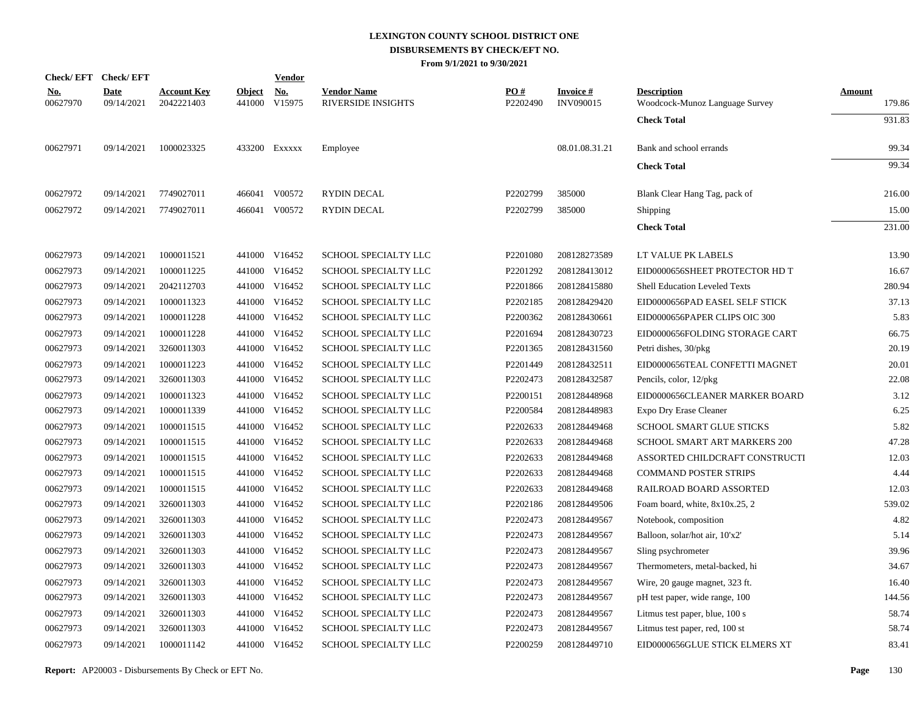# LEXINGTON COUNTY SCHOOL DISTRICT ONE

## DISBURSEMENTS BY CHECK/EFT NO.

**From 9/1/2021 to 9/30/2021**

| Check/ EFT No. | Check/ EFT Date | Account Key | Object | Vendor No. | Vendor Name | PO # | Invoice # | Description | Amount |
|---|---|---|---|---|---|---|---|---|---|
| 00627970 | 09/14/2021 | 2042221403 | 441000 | V15975 | RIVERSIDE INSIGHTS | P2202490 | INV090015 | Woodcock-Munoz Language Survey | 179.86 |
| | | | | | | | | **Check Total** | 931.83 |
| 00627971 | 09/14/2021 | 1000023325 | 433200 | Exxxxx | Employee | | 08.01.08.31.21 | Bank and school errands | 99.34 |
| | | | | | | | | **Check Total** | 99.34 |
| 00627972 | 09/14/2021 | 7749027011 | 466041 | V00572 | RYDIN DECAL | P2202799 | 385000 | Blank Clear Hang Tag, pack of | 216.00 |
| 00627972 | 09/14/2021 | 7749027011 | 466041 | V00572 | RYDIN DECAL | P2202799 | 385000 | Shipping | 15.00 |
| | | | | | | | | **Check Total** | 231.00 |
| 00627973 | 09/14/2021 | 1000011521 | 441000 | V16452 | SCHOOL SPECIALTY LLC | P2201080 | 208128273589 | LT VALUE PK LABELS | 13.90 |
| 00627973 | 09/14/2021 | 1000011225 | 441000 | V16452 | SCHOOL SPECIALTY LLC | P2201292 | 208128413012 | EID0000656SHEET PROTECTOR HD T | 16.67 |
| 00627973 | 09/14/2021 | 2042112703 | 441000 | V16452 | SCHOOL SPECIALTY LLC | P2201866 | 208128415880 | Shell Education Leveled Texts | 280.94 |
| 00627973 | 09/14/2021 | 1000011323 | 441000 | V16452 | SCHOOL SPECIALTY LLC | P2202185 | 208128429420 | EID0000656PAD EASEL SELF STICK | 37.13 |
| 00627973 | 09/14/2021 | 1000011228 | 441000 | V16452 | SCHOOL SPECIALTY LLC | P2200362 | 208128430661 | EID0000656PAPER CLIPS OIC 300 | 5.83 |
| 00627973 | 09/14/2021 | 1000011228 | 441000 | V16452 | SCHOOL SPECIALTY LLC | P2201694 | 208128430723 | EID0000656FOLDING STORAGE CART | 66.75 |
| 00627973 | 09/14/2021 | 3260011303 | 441000 | V16452 | SCHOOL SPECIALTY LLC | P2201365 | 208128431560 | Petri dishes, 30/pkg | 20.19 |
| 00627973 | 09/14/2021 | 1000011223 | 441000 | V16452 | SCHOOL SPECIALTY LLC | P2201449 | 208128432511 | EID0000656TEAL CONFETTI MAGNET | 20.01 |
| 00627973 | 09/14/2021 | 3260011303 | 441000 | V16452 | SCHOOL SPECIALTY LLC | P2202473 | 208128432587 | Pencils, color, 12/pkg | 22.08 |
| 00627973 | 09/14/2021 | 1000011323 | 441000 | V16452 | SCHOOL SPECIALTY LLC | P2200151 | 208128448968 | EID0000656CLEANER MARKER BOARD | 3.12 |
| 00627973 | 09/14/2021 | 1000011339 | 441000 | V16452 | SCHOOL SPECIALTY LLC | P2200584 | 208128448983 | Expo Dry Erase Cleaner | 6.25 |
| 00627973 | 09/14/2021 | 1000011515 | 441000 | V16452 | SCHOOL SPECIALTY LLC | P2202633 | 208128449468 | SCHOOL SMART GLUE STICKS | 5.82 |
| 00627973 | 09/14/2021 | 1000011515 | 441000 | V16452 | SCHOOL SPECIALTY LLC | P2202633 | 208128449468 | SCHOOL SMART ART MARKERS 200 | 47.28 |
| 00627973 | 09/14/2021 | 1000011515 | 441000 | V16452 | SCHOOL SPECIALTY LLC | P2202633 | 208128449468 | ASSORTED CHILDCRAFT CONSTRUCTI | 12.03 |
| 00627973 | 09/14/2021 | 1000011515 | 441000 | V16452 | SCHOOL SPECIALTY LLC | P2202633 | 208128449468 | COMMAND POSTER STRIPS | 4.44 |
| 00627973 | 09/14/2021 | 1000011515 | 441000 | V16452 | SCHOOL SPECIALTY LLC | P2202633 | 208128449468 | RAILROAD BOARD ASSORTED | 12.03 |
| 00627973 | 09/14/2021 | 3260011303 | 441000 | V16452 | SCHOOL SPECIALTY LLC | P2202186 | 208128449506 | Foam board, white, 8x10x.25, 2 | 539.02 |
| 00627973 | 09/14/2021 | 3260011303 | 441000 | V16452 | SCHOOL SPECIALTY LLC | P2202473 | 208128449567 | Notebook, composition | 4.82 |
| 00627973 | 09/14/2021 | 3260011303 | 441000 | V16452 | SCHOOL SPECIALTY LLC | P2202473 | 208128449567 | Balloon, solar/hot air, 10'x2' | 5.14 |
| 00627973 | 09/14/2021 | 3260011303 | 441000 | V16452 | SCHOOL SPECIALTY LLC | P2202473 | 208128449567 | Sling psychrometer | 39.96 |
| 00627973 | 09/14/2021 | 3260011303 | 441000 | V16452 | SCHOOL SPECIALTY LLC | P2202473 | 208128449567 | Thermometers, metal-backed, hi | 34.67 |
| 00627973 | 09/14/2021 | 3260011303 | 441000 | V16452 | SCHOOL SPECIALTY LLC | P2202473 | 208128449567 | Wire, 20 gauge magnet, 323 ft. | 16.40 |
| 00627973 | 09/14/2021 | 3260011303 | 441000 | V16452 | SCHOOL SPECIALTY LLC | P2202473 | 208128449567 | pH test paper, wide range, 100 | 144.56 |
| 00627973 | 09/14/2021 | 3260011303 | 441000 | V16452 | SCHOOL SPECIALTY LLC | P2202473 | 208128449567 | Litmus test paper, blue, 100 s | 58.74 |
| 00627973 | 09/14/2021 | 3260011303 | 441000 | V16452 | SCHOOL SPECIALTY LLC | P2202473 | 208128449567 | Litmus test paper, red, 100 st | 58.74 |
| 00627973 | 09/14/2021 | 1000011142 | 441000 | V16452 | SCHOOL SPECIALTY LLC | P2200259 | 208128449710 | EID0000656GLUE STICK ELMERS XT | 83.41 |

**Report:** AP20003 - Disbursements By Check or EFT No.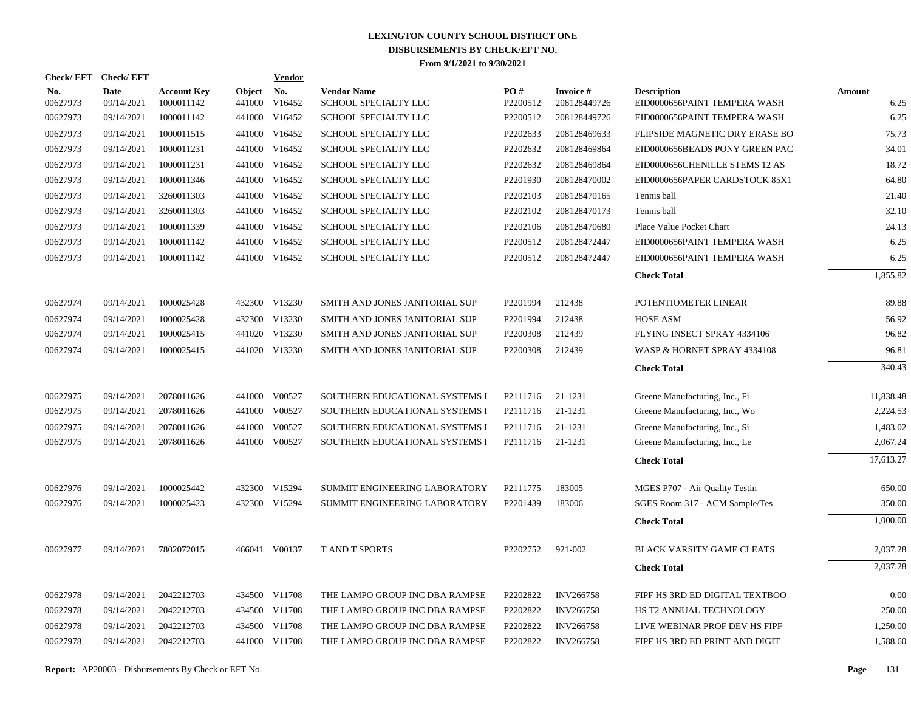# LEXINGTON COUNTY SCHOOL DISTRICT ONE
## DISBURSEMENTS BY CHECK/EFT NO.
### From 9/1/2021 to 9/30/2021

| Check/ EFT No. | Check/ EFT Date | Account Key | Object | Vendor No. | Vendor Name | PO # | Invoice # | Description | Amount |
|---|---|---|---|---|---|---|---|---|---|
| 00627973 | 09/14/2021 | 1000011142 | 441000 | V16452 | SCHOOL SPECIALTY LLC | P2200512 | 208128449726 | EID0000656PAINT TEMPERA WASH | 6.25 |
| 00627973 | 09/14/2021 | 1000011142 | 441000 | V16452 | SCHOOL SPECIALTY LLC | P2200512 | 208128449726 | EID0000656PAINT TEMPERA WASH | 6.25 |
| 00627973 | 09/14/2021 | 1000011515 | 441000 | V16452 | SCHOOL SPECIALTY LLC | P2202633 | 208128469633 | FLIPSIDE MAGNETIC DRY ERASE BO | 75.73 |
| 00627973 | 09/14/2021 | 1000011231 | 441000 | V16452 | SCHOOL SPECIALTY LLC | P2202632 | 208128469864 | EID0000656BEADS PONY GREEN PAC | 34.01 |
| 00627973 | 09/14/2021 | 1000011231 | 441000 | V16452 | SCHOOL SPECIALTY LLC | P2202632 | 208128469864 | EID0000656CHENILLE STEMS 12 AS | 18.72 |
| 00627973 | 09/14/2021 | 1000011346 | 441000 | V16452 | SCHOOL SPECIALTY LLC | P2201930 | 208128470002 | EID0000656PAPER CARDSTOCK 85X1 | 64.80 |
| 00627973 | 09/14/2021 | 3260011303 | 441000 | V16452 | SCHOOL SPECIALTY LLC | P2202103 | 208128470165 | Tennis ball | 21.40 |
| 00627973 | 09/14/2021 | 3260011303 | 441000 | V16452 | SCHOOL SPECIALTY LLC | P2202102 | 208128470173 | Tennis ball | 32.10 |
| 00627973 | 09/14/2021 | 1000011339 | 441000 | V16452 | SCHOOL SPECIALTY LLC | P2202106 | 208128470680 | Place Value Pocket Chart | 24.13 |
| 00627973 | 09/14/2021 | 1000011142 | 441000 | V16452 | SCHOOL SPECIALTY LLC | P2200512 | 208128472447 | EID0000656PAINT TEMPERA WASH | 6.25 |
| 00627973 | 09/14/2021 | 1000011142 | 441000 | V16452 | SCHOOL SPECIALTY LLC | P2200512 | 208128472447 | EID0000656PAINT TEMPERA WASH | 6.25 |
| | | | | | | | | **Check Total** | 1,855.82 |
| 00627974 | 09/14/2021 | 1000025428 | 432300 | V13230 | SMITH AND JONES JANITORIAL SUP | P2201994 | 212438 | POTENTIOMETER LINEAR | 89.88 |
| 00627974 | 09/14/2021 | 1000025428 | 432300 | V13230 | SMITH AND JONES JANITORIAL SUP | P2201994 | 212438 | HOSE ASM | 56.92 |
| 00627974 | 09/14/2021 | 1000025415 | 441020 | V13230 | SMITH AND JONES JANITORIAL SUP | P2200308 | 212439 | FLYING INSECT SPRAY 4334106 | 96.82 |
| 00627974 | 09/14/2021 | 1000025415 | 441020 | V13230 | SMITH AND JONES JANITORIAL SUP | P2200308 | 212439 | WASP & HORNET SPRAY 4334108 | 96.81 |
| | | | | | | | | **Check Total** | 340.43 |
| 00627975 | 09/14/2021 | 2078011626 | 441000 | V00527 | SOUTHERN EDUCATIONAL SYSTEMS I | P2111716 | 21-1231 | Greene Manufacturing, Inc., Fi | 11,838.48 |
| 00627975 | 09/14/2021 | 2078011626 | 441000 | V00527 | SOUTHERN EDUCATIONAL SYSTEMS I | P2111716 | 21-1231 | Greene Manufacturing, Inc., Wo | 2,224.53 |
| 00627975 | 09/14/2021 | 2078011626 | 441000 | V00527 | SOUTHERN EDUCATIONAL SYSTEMS I | P2111716 | 21-1231 | Greene Manufacturing, Inc., Si | 1,483.02 |
| 00627975 | 09/14/2021 | 2078011626 | 441000 | V00527 | SOUTHERN EDUCATIONAL SYSTEMS I | P2111716 | 21-1231 | Greene Manufacturing, Inc., Le | 2,067.24 |
| | | | | | | | | **Check Total** | 17,613.27 |
| 00627976 | 09/14/2021 | 1000025442 | 432300 | V15294 | SUMMIT ENGINEERING LABORATORY | P2111775 | 183005 | MGES P707 - Air Quality Testin | 650.00 |
| 00627976 | 09/14/2021 | 1000025423 | 432300 | V15294 | SUMMIT ENGINEERING LABORATORY | P2201439 | 183006 | SGES Room 317 - ACM Sample/Tes | 350.00 |
| | | | | | | | | **Check Total** | 1,000.00 |
| 00627977 | 09/14/2021 | 7802072015 | 466041 | V00137 | T AND T SPORTS | P2202752 | 921-002 | BLACK VARSITY GAME CLEATS | 2,037.28 |
| | | | | | | | | **Check Total** | 2,037.28 |
| 00627978 | 09/14/2021 | 2042212703 | 434500 | V11708 | THE LAMPO GROUP INC DBA RAMPSE | P2202822 | INV266758 | FIPF HS 3RD ED DIGITAL TEXTBOO | 0.00 |
| 00627978 | 09/14/2021 | 2042212703 | 434500 | V11708 | THE LAMPO GROUP INC DBA RAMPSE | P2202822 | INV266758 | HS T2 ANNUAL TECHNOLOGY | 250.00 |
| 00627978 | 09/14/2021 | 2042212703 | 434500 | V11708 | THE LAMPO GROUP INC DBA RAMPSE | P2202822 | INV266758 | LIVE WEBINAR PROF DEV HS FIPF | 1,250.00 |
| 00627978 | 09/14/2021 | 2042212703 | 441000 | V11708 | THE LAMPO GROUP INC DBA RAMPSE | P2202822 | INV266758 | FIPF HS 3RD ED PRINT AND DIGIT | 1,588.60 |

**Report:** AP20003 - Disbursements By Check or EFT No.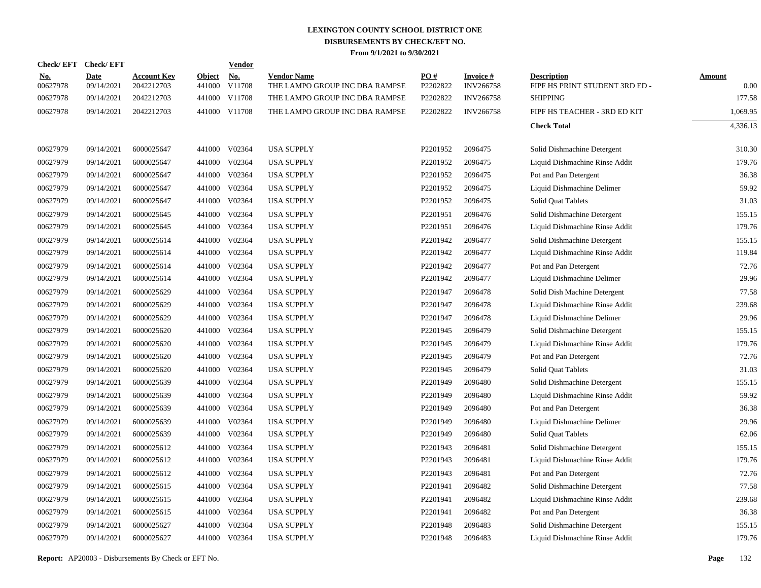# LEXINGTON COUNTY SCHOOL DISTRICT ONE
## DISBURSEMENTS BY CHECK/EFT NO.
### From 9/1/2021 to 9/30/2021

| Check/ EFT No. | Check/ EFT Date | Account Key | Object | Vendor No. | Vendor Name | PO # | Invoice # | Description | Amount |
|---|---|---|---|---|---|---|---|---|---|
| 00627978 | 09/14/2021 | 2042212703 | 441000 | V11708 | THE LAMPO GROUP INC DBA RAMPSE | P2202822 | INV266758 | FIPF HS PRINT STUDENT 3RD ED - | 0.00 |
| 00627978 | 09/14/2021 | 2042212703 | 441000 | V11708 | THE LAMPO GROUP INC DBA RAMPSE | P2202822 | INV266758 | SHIPPING | 177.58 |
| 00627978 | 09/14/2021 | 2042212703 | 441000 | V11708 | THE LAMPO GROUP INC DBA RAMPSE | P2202822 | INV266758 | FIPF HS TEACHER - 3RD ED KIT | 1,069.95 |
| | | | | | | | | **Check Total** | 4,336.13 |
| 00627979 | 09/14/2021 | 6000025647 | 441000 | V02364 | USA SUPPLY | P2201952 | 2096475 | Solid Dishmachine Detergent | 310.30 |
| 00627979 | 09/14/2021 | 6000025647 | 441000 | V02364 | USA SUPPLY | P2201952 | 2096475 | Liquid Dishmachine Rinse Addit | 179.76 |
| 00627979 | 09/14/2021 | 6000025647 | 441000 | V02364 | USA SUPPLY | P2201952 | 2096475 | Pot and Pan Detergent | 36.38 |
| 00627979 | 09/14/2021 | 6000025647 | 441000 | V02364 | USA SUPPLY | P2201952 | 2096475 | Liquid Dishmachine Delimer | 59.92 |
| 00627979 | 09/14/2021 | 6000025647 | 441000 | V02364 | USA SUPPLY | P2201952 | 2096475 | Solid Quat Tablets | 31.03 |
| 00627979 | 09/14/2021 | 6000025645 | 441000 | V02364 | USA SUPPLY | P2201951 | 2096476 | Solid Dishmachine Detergent | 155.15 |
| 00627979 | 09/14/2021 | 6000025645 | 441000 | V02364 | USA SUPPLY | P2201951 | 2096476 | Liquid Dishmachine Rinse Addit | 179.76 |
| 00627979 | 09/14/2021 | 6000025614 | 441000 | V02364 | USA SUPPLY | P2201942 | 2096477 | Solid Dishmachine Detergent | 155.15 |
| 00627979 | 09/14/2021 | 6000025614 | 441000 | V02364 | USA SUPPLY | P2201942 | 2096477 | Liquid Dishmachine Rinse Addit | 119.84 |
| 00627979 | 09/14/2021 | 6000025614 | 441000 | V02364 | USA SUPPLY | P2201942 | 2096477 | Pot and Pan Detergent | 72.76 |
| 00627979 | 09/14/2021 | 6000025614 | 441000 | V02364 | USA SUPPLY | P2201942 | 2096477 | Liquid Dishmachine Delimer | 29.96 |
| 00627979 | 09/14/2021 | 6000025629 | 441000 | V02364 | USA SUPPLY | P2201947 | 2096478 | Solid Dish Machine Detergent | 77.58 |
| 00627979 | 09/14/2021 | 6000025629 | 441000 | V02364 | USA SUPPLY | P2201947 | 2096478 | Liquid Dishmachine Rinse Addit | 239.68 |
| 00627979 | 09/14/2021 | 6000025629 | 441000 | V02364 | USA SUPPLY | P2201947 | 2096478 | Liquid Dishmachine Delimer | 29.96 |
| 00627979 | 09/14/2021 | 6000025620 | 441000 | V02364 | USA SUPPLY | P2201945 | 2096479 | Solid Dishmachine Detergent | 155.15 |
| 00627979 | 09/14/2021 | 6000025620 | 441000 | V02364 | USA SUPPLY | P2201945 | 2096479 | Liquid Dishmachine Rinse Addit | 179.76 |
| 00627979 | 09/14/2021 | 6000025620 | 441000 | V02364 | USA SUPPLY | P2201945 | 2096479 | Pot and Pan Detergent | 72.76 |
| 00627979 | 09/14/2021 | 6000025620 | 441000 | V02364 | USA SUPPLY | P2201945 | 2096479 | Solid Quat Tablets | 31.03 |
| 00627979 | 09/14/2021 | 6000025639 | 441000 | V02364 | USA SUPPLY | P2201949 | 2096480 | Solid Dishmachine Detergent | 155.15 |
| 00627979 | 09/14/2021 | 6000025639 | 441000 | V02364 | USA SUPPLY | P2201949 | 2096480 | Liquid Dishmachine Rinse Addit | 59.92 |
| 00627979 | 09/14/2021 | 6000025639 | 441000 | V02364 | USA SUPPLY | P2201949 | 2096480 | Pot and Pan Detergent | 36.38 |
| 00627979 | 09/14/2021 | 6000025639 | 441000 | V02364 | USA SUPPLY | P2201949 | 2096480 | Liquid Dishmachine Delimer | 29.96 |
| 00627979 | 09/14/2021 | 6000025639 | 441000 | V02364 | USA SUPPLY | P2201949 | 2096480 | Solid Quat Tablets | 62.06 |
| 00627979 | 09/14/2021 | 6000025612 | 441000 | V02364 | USA SUPPLY | P2201943 | 2096481 | Solid Dishmachine Detergent | 155.15 |
| 00627979 | 09/14/2021 | 6000025612 | 441000 | V02364 | USA SUPPLY | P2201943 | 2096481 | Liquid Dishmachine Rinse Addit | 179.76 |
| 00627979 | 09/14/2021 | 6000025612 | 441000 | V02364 | USA SUPPLY | P2201943 | 2096481 | Pot and Pan Detergent | 72.76 |
| 00627979 | 09/14/2021 | 6000025615 | 441000 | V02364 | USA SUPPLY | P2201941 | 2096482 | Solid Dishmachine Detergent | 77.58 |
| 00627979 | 09/14/2021 | 6000025615 | 441000 | V02364 | USA SUPPLY | P2201941 | 2096482 | Liquid Dishmachine Rinse Addit | 239.68 |
| 00627979 | 09/14/2021 | 6000025615 | 441000 | V02364 | USA SUPPLY | P2201941 | 2096482 | Pot and Pan Detergent | 36.38 |
| 00627979 | 09/14/2021 | 6000025627 | 441000 | V02364 | USA SUPPLY | P2201948 | 2096483 | Solid Dishmachine Detergent | 155.15 |
| 00627979 | 09/14/2021 | 6000025627 | 441000 | V02364 | USA SUPPLY | P2201948 | 2096483 | Liquid Dishmachine Rinse Addit | 179.76 |

**Report:** AP20003 - Disbursements By Check or EFT No.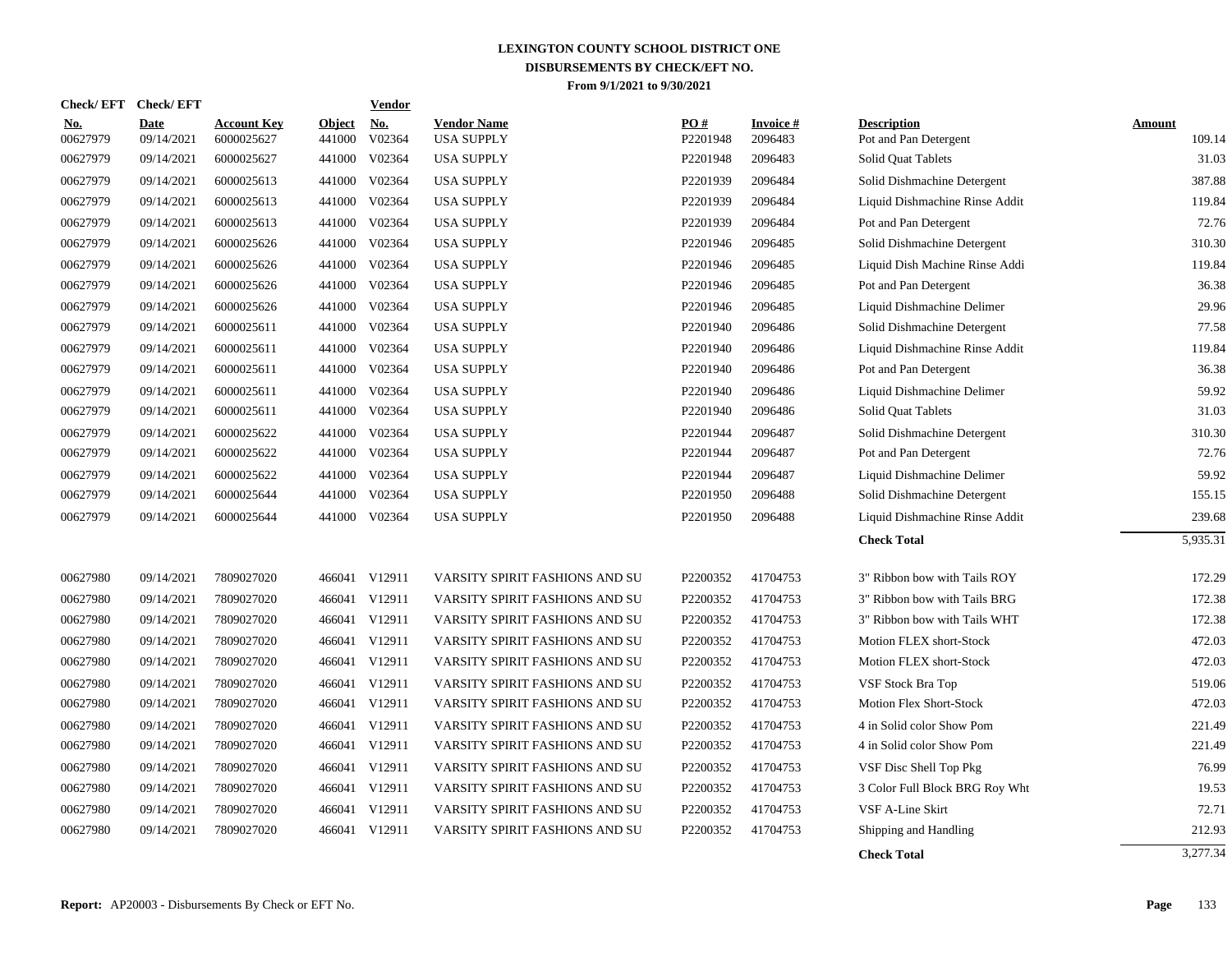# LEXINGTON COUNTY SCHOOL DISTRICT ONE
## DISBURSEMENTS BY CHECK/EFT NO.
### From 9/1/2021 to 9/30/2021

| Check/EFT No. | Check/EFT Date | Account Key | Object | Vendor No. | Vendor Name | PO # | Invoice # | Description | Amount |
|---|---|---|---|---|---|---|---|---|---|
| 00627979 | 09/14/2021 | 6000025627 | 441000 | V02364 | USA SUPPLY | P2201948 | 2096483 | Pot and Pan Detergent | 109.14 |
| 00627979 | 09/14/2021 | 6000025627 | 441000 | V02364 | USA SUPPLY | P2201948 | 2096483 | Solid Quat Tablets | 31.03 |
| 00627979 | 09/14/2021 | 6000025613 | 441000 | V02364 | USA SUPPLY | P2201939 | 2096484 | Solid Dishmachine Detergent | 387.88 |
| 00627979 | 09/14/2021 | 6000025613 | 441000 | V02364 | USA SUPPLY | P2201939 | 2096484 | Liquid Dishmachine Rinse Addit | 119.84 |
| 00627979 | 09/14/2021 | 6000025613 | 441000 | V02364 | USA SUPPLY | P2201939 | 2096484 | Pot and Pan Detergent | 72.76 |
| 00627979 | 09/14/2021 | 6000025626 | 441000 | V02364 | USA SUPPLY | P2201946 | 2096485 | Solid Dishmachine Detergent | 310.30 |
| 00627979 | 09/14/2021 | 6000025626 | 441000 | V02364 | USA SUPPLY | P2201946 | 2096485 | Liquid Dish Machine Rinse Addi | 119.84 |
| 00627979 | 09/14/2021 | 6000025626 | 441000 | V02364 | USA SUPPLY | P2201946 | 2096485 | Pot and Pan Detergent | 36.38 |
| 00627979 | 09/14/2021 | 6000025626 | 441000 | V02364 | USA SUPPLY | P2201946 | 2096485 | Liquid Dishmachine Delimer | 29.96 |
| 00627979 | 09/14/2021 | 6000025611 | 441000 | V02364 | USA SUPPLY | P2201940 | 2096486 | Solid Dishmachine Detergent | 77.58 |
| 00627979 | 09/14/2021 | 6000025611 | 441000 | V02364 | USA SUPPLY | P2201940 | 2096486 | Liquid Dishmachine Rinse Addit | 119.84 |
| 00627979 | 09/14/2021 | 6000025611 | 441000 | V02364 | USA SUPPLY | P2201940 | 2096486 | Pot and Pan Detergent | 36.38 |
| 00627979 | 09/14/2021 | 6000025611 | 441000 | V02364 | USA SUPPLY | P2201940 | 2096486 | Liquid Dishmachine Delimer | 59.92 |
| 00627979 | 09/14/2021 | 6000025611 | 441000 | V02364 | USA SUPPLY | P2201940 | 2096486 | Solid Quat Tablets | 31.03 |
| 00627979 | 09/14/2021 | 6000025622 | 441000 | V02364 | USA SUPPLY | P2201944 | 2096487 | Solid Dishmachine Detergent | 310.30 |
| 00627979 | 09/14/2021 | 6000025622 | 441000 | V02364 | USA SUPPLY | P2201944 | 2096487 | Pot and Pan Detergent | 72.76 |
| 00627979 | 09/14/2021 | 6000025622 | 441000 | V02364 | USA SUPPLY | P2201944 | 2096487 | Liquid Dishmachine Delimer | 59.92 |
| 00627979 | 09/14/2021 | 6000025644 | 441000 | V02364 | USA SUPPLY | P2201950 | 2096488 | Solid Dishmachine Detergent | 155.15 |
| 00627979 | 09/14/2021 | 6000025644 | 441000 | V02364 | USA SUPPLY | P2201950 | 2096488 | Liquid Dishmachine Rinse Addit | 239.68 |
| | | | | | | | | **Check Total** | 5,935.31 |
| 00627980 | 09/14/2021 | 7809027020 | 466041 | V12911 | VARSITY SPIRIT FASHIONS AND SU | P2200352 | 41704753 | 3" Ribbon bow with Tails ROY | 172.29 |
| 00627980 | 09/14/2021 | 7809027020 | 466041 | V12911 | VARSITY SPIRIT FASHIONS AND SU | P2200352 | 41704753 | 3" Ribbon bow with Tails BRG | 172.38 |
| 00627980 | 09/14/2021 | 7809027020 | 466041 | V12911 | VARSITY SPIRIT FASHIONS AND SU | P2200352 | 41704753 | 3" Ribbon bow with Tails WHT | 172.38 |
| 00627980 | 09/14/2021 | 7809027020 | 466041 | V12911 | VARSITY SPIRIT FASHIONS AND SU | P2200352 | 41704753 | Motion FLEX short-Stock | 472.03 |
| 00627980 | 09/14/2021 | 7809027020 | 466041 | V12911 | VARSITY SPIRIT FASHIONS AND SU | P2200352 | 41704753 | Motion FLEX short-Stock | 472.03 |
| 00627980 | 09/14/2021 | 7809027020 | 466041 | V12911 | VARSITY SPIRIT FASHIONS AND SU | P2200352 | 41704753 | VSF Stock Bra Top | 519.06 |
| 00627980 | 09/14/2021 | 7809027020 | 466041 | V12911 | VARSITY SPIRIT FASHIONS AND SU | P2200352 | 41704753 | Motion Flex Short-Stock | 472.03 |
| 00627980 | 09/14/2021 | 7809027020 | 466041 | V12911 | VARSITY SPIRIT FASHIONS AND SU | P2200352 | 41704753 | 4 in Solid color Show Pom | 221.49 |
| 00627980 | 09/14/2021 | 7809027020 | 466041 | V12911 | VARSITY SPIRIT FASHIONS AND SU | P2200352 | 41704753 | 4 in Solid color Show Pom | 221.49 |
| 00627980 | 09/14/2021 | 7809027020 | 466041 | V12911 | VARSITY SPIRIT FASHIONS AND SU | P2200352 | 41704753 | VSF Disc Shell Top Pkg | 76.99 |
| 00627980 | 09/14/2021 | 7809027020 | 466041 | V12911 | VARSITY SPIRIT FASHIONS AND SU | P2200352 | 41704753 | 3 Color Full Block BRG Roy Wht | 19.53 |
| 00627980 | 09/14/2021 | 7809027020 | 466041 | V12911 | VARSITY SPIRIT FASHIONS AND SU | P2200352 | 41704753 | VSF A-Line Skirt | 72.71 |
| 00627980 | 09/14/2021 | 7809027020 | 466041 | V12911 | VARSITY SPIRIT FASHIONS AND SU | P2200352 | 41704753 | Shipping and Handling | 212.93 |
| | | | | | | | | **Check Total** | 3,277.34 |

**Report:** AP20003 - Disbursements By Check or EFT No.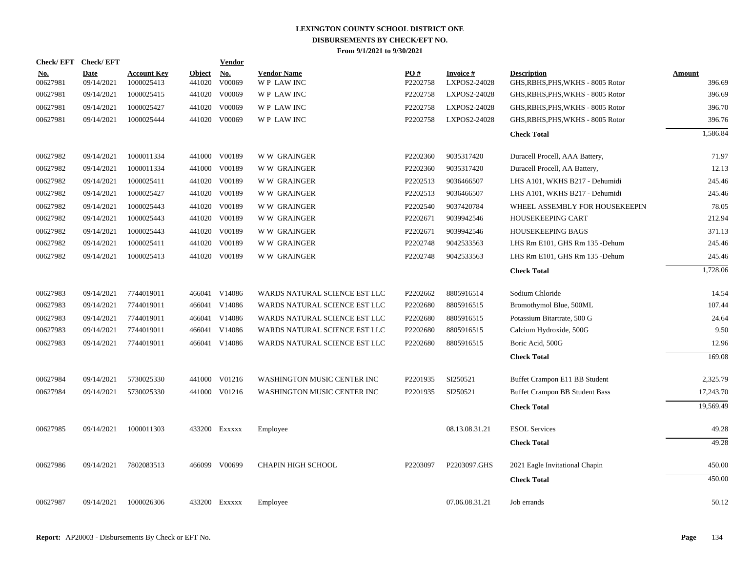# LEXINGTON COUNTY SCHOOL DISTRICT ONE
## DISBURSEMENTS BY CHECK/EFT NO.
### From 9/1/2021 to 9/30/2021

| Check/ EFT No. | Check/ EFT Date | Account Key | Object | Vendor No. | Vendor Name | PO # | Invoice # | Description | Amount |
|---|---|---|---|---|---|---|---|---|---|
| 00627981 | 09/14/2021 | 1000025413 | 441020 | V00069 | W P LAW INC | P2202758 | LXPOS2-24028 | GHS,RBHS,PHS,WKHS - 8005 Rotor | 396.69 |
| 00627981 | 09/14/2021 | 1000025415 | 441020 | V00069 | W P LAW INC | P2202758 | LXPOS2-24028 | GHS,RBHS,PHS,WKHS - 8005 Rotor | 396.69 |
| 00627981 | 09/14/2021 | 1000025427 | 441020 | V00069 | W P LAW INC | P2202758 | LXPOS2-24028 | GHS,RBHS,PHS,WKHS - 8005 Rotor | 396.70 |
| 00627981 | 09/14/2021 | 1000025444 | 441020 | V00069 | W P LAW INC | P2202758 | LXPOS2-24028 | GHS,RBHS,PHS,WKHS - 8005 Rotor | 396.76 |
| | | | | | | | | **Check Total** | 1,586.84 |
| 00627982 | 09/14/2021 | 1000011334 | 441000 | V00189 | W W GRAINGER | P2202360 | 9035317420 | Duracell Procell, AAA Battery, | 71.97 |
| 00627982 | 09/14/2021 | 1000011334 | 441000 | V00189 | W W GRAINGER | P2202360 | 9035317420 | Duracell Procell, AA Battery, | 12.13 |
| 00627982 | 09/14/2021 | 1000025411 | 441020 | V00189 | W W GRAINGER | P2202513 | 9036466507 | LHS A101, WKHS B217 - Dehumidi | 245.46 |
| 00627982 | 09/14/2021 | 1000025427 | 441020 | V00189 | W W GRAINGER | P2202513 | 9036466507 | LHS A101, WKHS B217 - Dehumidi | 245.46 |
| 00627982 | 09/14/2021 | 1000025443 | 441020 | V00189 | W W GRAINGER | P2202540 | 9037420784 | WHEEL ASSEMBLY FOR HOUSEKEEPIN | 78.05 |
| 00627982 | 09/14/2021 | 1000025443 | 441020 | V00189 | W W GRAINGER | P2202671 | 9039942546 | HOUSEKEEPING CART | 212.94 |
| 00627982 | 09/14/2021 | 1000025443 | 441020 | V00189 | W W GRAINGER | P2202671 | 9039942546 | HOUSEKEEPING BAGS | 371.13 |
| 00627982 | 09/14/2021 | 1000025411 | 441020 | V00189 | W W GRAINGER | P2202748 | 9042533563 | LHS Rm E101, GHS Rm 135 -Dehum | 245.46 |
| 00627982 | 09/14/2021 | 1000025413 | 441020 | V00189 | W W GRAINGER | P2202748 | 9042533563 | LHS Rm E101, GHS Rm 135 -Dehum | 245.46 |
| | | | | | | | | **Check Total** | 1,728.06 |
| 00627983 | 09/14/2021 | 7744019011 | 466041 | V14086 | WARDS NATURAL SCIENCE EST LLC | P2202662 | 8805916514 | Sodium Chloride | 14.54 |
| 00627983 | 09/14/2021 | 7744019011 | 466041 | V14086 | WARDS NATURAL SCIENCE EST LLC | P2202680 | 8805916515 | Bromothymol Blue, 500ML | 107.44 |
| 00627983 | 09/14/2021 | 7744019011 | 466041 | V14086 | WARDS NATURAL SCIENCE EST LLC | P2202680 | 8805916515 | Potassium Bitartrate, 500 G | 24.64 |
| 00627983 | 09/14/2021 | 7744019011 | 466041 | V14086 | WARDS NATURAL SCIENCE EST LLC | P2202680 | 8805916515 | Calcium Hydroxide, 500G | 9.50 |
| 00627983 | 09/14/2021 | 7744019011 | 466041 | V14086 | WARDS NATURAL SCIENCE EST LLC | P2202680 | 8805916515 | Boric Acid, 500G | 12.96 |
| | | | | | | | | **Check Total** | 169.08 |
| 00627984 | 09/14/2021 | 5730025330 | 441000 | V01216 | WASHINGTON MUSIC CENTER INC | P2201935 | SI250521 | Buffet Crampon E11 BB Student | 2,325.79 |
| 00627984 | 09/14/2021 | 5730025330 | 441000 | V01216 | WASHINGTON MUSIC CENTER INC | P2201935 | SI250521 | Buffet Crampon BB Student Bass | 17,243.70 |
| | | | | | | | | **Check Total** | 19,569.49 |
| 00627985 | 09/14/2021 | 1000011303 | 433200 | Exxxxx | Employee | | 08.13.08.31.21 | ESOL Services | 49.28 |
| | | | | | | | | **Check Total** | 49.28 |
| 00627986 | 09/14/2021 | 7802083513 | 466099 | V00699 | CHAPIN HIGH SCHOOL | P2203097 | P2203097.GHS | 2021 Eagle Invitational Chapin | 450.00 |
| | | | | | | | | **Check Total** | 450.00 |
| 00627987 | 09/14/2021 | 1000026306 | 433200 | Exxxxx | Employee | | 07.06.08.31.21 | Job errands | 50.12 |

**Report:** AP20003 - Disbursements By Check or EFT No.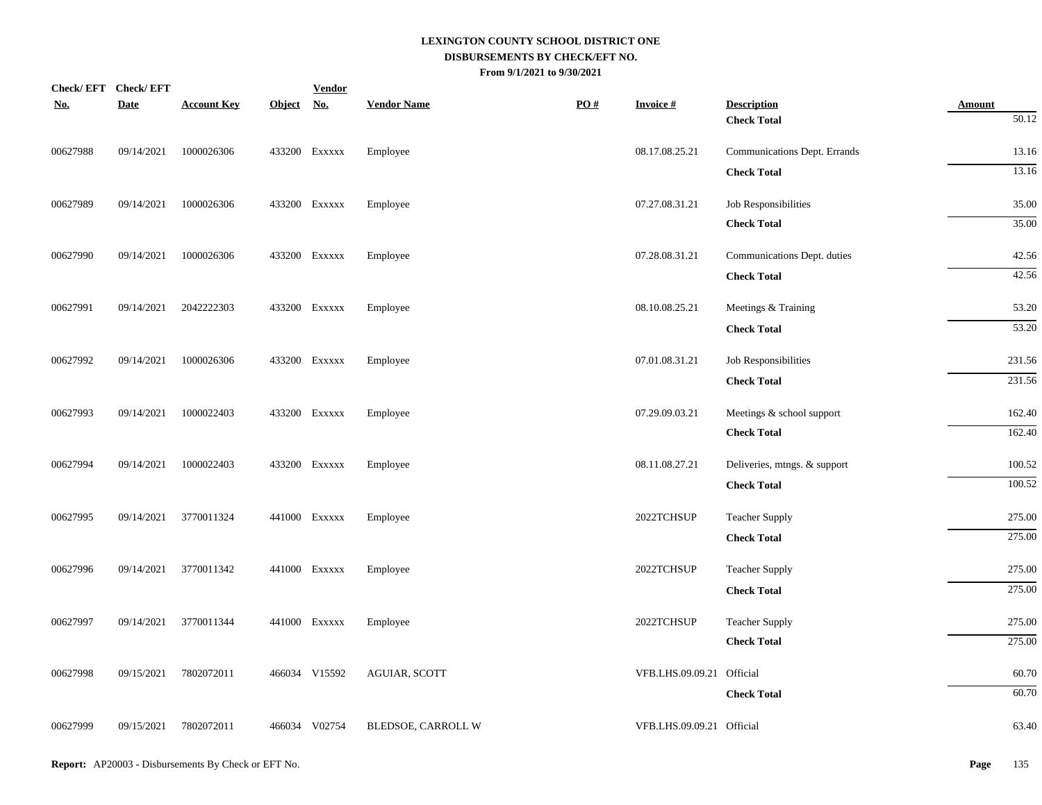**LEXINGTON COUNTY SCHOOL DISTRICT ONE**
**DISBURSEMENTS BY CHECK/EFT NO.**
**From 9/1/2021 to 9/30/2021**

| Check/ EFT No. | Check/ EFT Date | Account Key | Object | Vendor No. | Vendor Name | PO # | Invoice # | Description | Amount |
|---|---|---|---|---|---|---|---|---|---|
| | | | | | | | | **Check Total** | 50.12 |
| 00627988 | 09/14/2021 | 1000026306 | 433200 | Exxxxx | Employee | | 08.17.08.25.21 | Communications Dept. Errands | 13.16 |
| | | | | | | | | **Check Total** | 13.16 |
| 00627989 | 09/14/2021 | 1000026306 | 433200 | Exxxxx | Employee | | 07.27.08.31.21 | Job Responsibilities | 35.00 |
| | | | | | | | | **Check Total** | 35.00 |
| 00627990 | 09/14/2021 | 1000026306 | 433200 | Exxxxx | Employee | | 07.28.08.31.21 | Communications Dept. duties | 42.56 |
| | | | | | | | | **Check Total** | 42.56 |
| 00627991 | 09/14/2021 | 2042222303 | 433200 | Exxxxx | Employee | | 08.10.08.25.21 | Meetings & Training | 53.20 |
| | | | | | | | | **Check Total** | 53.20 |
| 00627992 | 09/14/2021 | 1000026306 | 433200 | Exxxxx | Employee | | 07.01.08.31.21 | Job Responsibilities | 231.56 |
| | | | | | | | | **Check Total** | 231.56 |
| 00627993 | 09/14/2021 | 1000022403 | 433200 | Exxxxx | Employee | | 07.29.09.03.21 | Meetings & school support | 162.40 |
| | | | | | | | | **Check Total** | 162.40 |
| 00627994 | 09/14/2021 | 1000022403 | 433200 | Exxxxx | Employee | | 08.11.08.27.21 | Deliveries, mtngs. & support | 100.52 |
| | | | | | | | | **Check Total** | 100.52 |
| 00627995 | 09/14/2021 | 3770011324 | 441000 | Exxxxx | Employee | | 2022TCHSUP | Teacher Supply | 275.00 |
| | | | | | | | | **Check Total** | 275.00 |
| 00627996 | 09/14/2021 | 3770011342 | 441000 | Exxxxx | Employee | | 2022TCHSUP | Teacher Supply | 275.00 |
| | | | | | | | | **Check Total** | 275.00 |
| 00627997 | 09/14/2021 | 3770011344 | 441000 | Exxxxx | Employee | | 2022TCHSUP | Teacher Supply | 275.00 |
| | | | | | | | | **Check Total** | 275.00 |
| 00627998 | 09/15/2021 | 7802072011 | 466034 | V15592 | AGUIAR, SCOTT | | VFB.LHS.09.09.21 | Official | 60.70 |
| | | | | | | | | **Check Total** | 60.70 |
| 00627999 | 09/15/2021 | 7802072011 | 466034 | V02754 | BLEDSOE, CARROLL W | | VFB.LHS.09.09.21 | Official | 63.40 |

**Report:** AP20003 - Disbursements By Check or EFT No.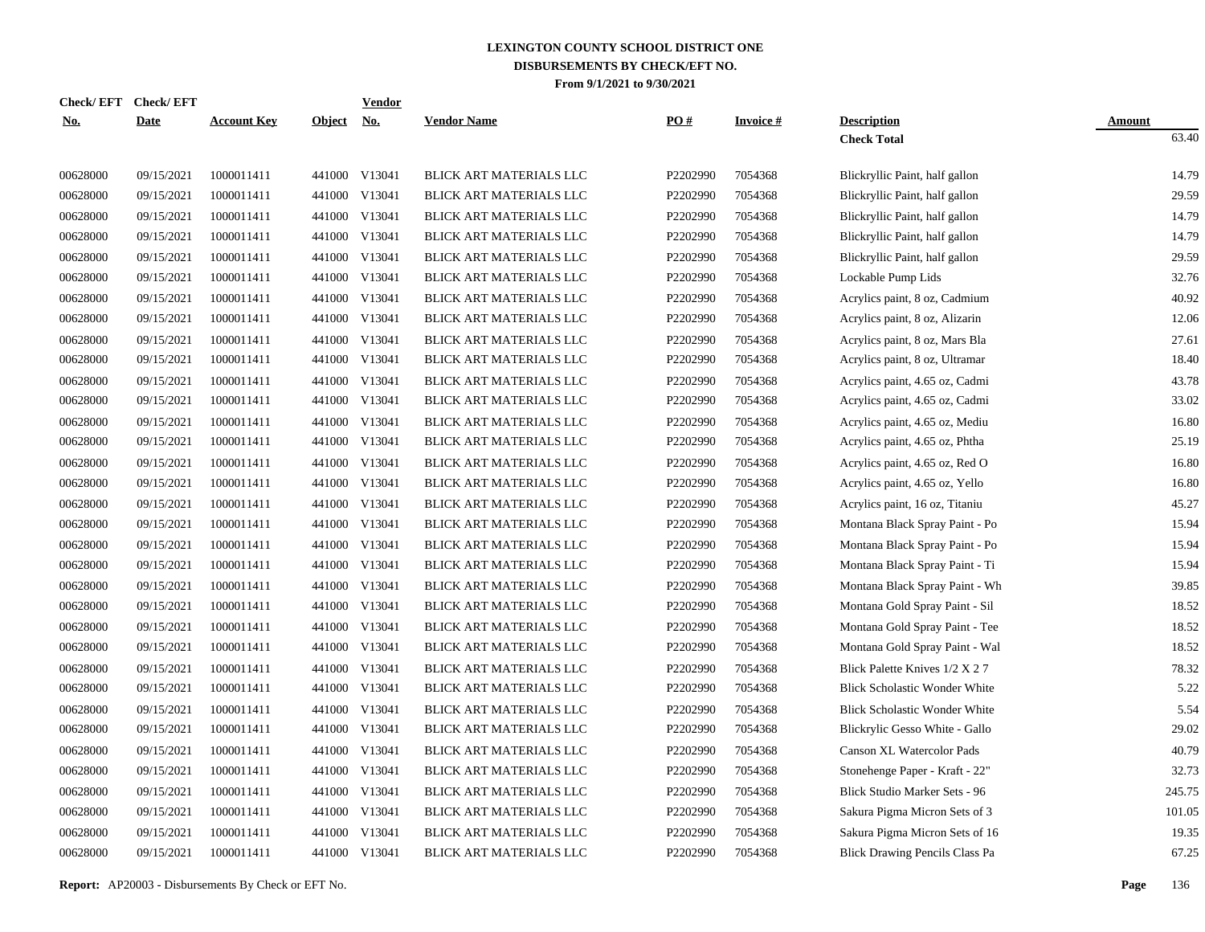# LEXINGTON COUNTY SCHOOL DISTRICT ONE
## DISBURSEMENTS BY CHECK/EFT NO.
### From 9/1/2021 to 9/30/2021

| Check/ EFT No. | Check/ EFT Date | Account Key | Object | Vendor No. | Vendor Name | PO # | Invoice # | Description | Amount |
|---|---|---|---|---|---|---|---|---|---|
| | | | | | | | | **Check Total** | 63.40 |
| 00628000 | 09/15/2021 | 1000011411 | 441000 | V13041 | BLICK ART MATERIALS LLC | P2202990 | 7054368 | Blickryllic Paint, half gallon | 14.79 |
| 00628000 | 09/15/2021 | 1000011411 | 441000 | V13041 | BLICK ART MATERIALS LLC | P2202990 | 7054368 | Blickryllic Paint, half gallon | 29.59 |
| 00628000 | 09/15/2021 | 1000011411 | 441000 | V13041 | BLICK ART MATERIALS LLC | P2202990 | 7054368 | Blickryllic Paint, half gallon | 14.79 |
| 00628000 | 09/15/2021 | 1000011411 | 441000 | V13041 | BLICK ART MATERIALS LLC | P2202990 | 7054368 | Blickryllic Paint, half gallon | 14.79 |
| 00628000 | 09/15/2021 | 1000011411 | 441000 | V13041 | BLICK ART MATERIALS LLC | P2202990 | 7054368 | Blickryllic Paint, half gallon | 29.59 |
| 00628000 | 09/15/2021 | 1000011411 | 441000 | V13041 | BLICK ART MATERIALS LLC | P2202990 | 7054368 | Lockable Pump Lids | 32.76 |
| 00628000 | 09/15/2021 | 1000011411 | 441000 | V13041 | BLICK ART MATERIALS LLC | P2202990 | 7054368 | Acrylics paint, 8 oz, Cadmium | 40.92 |
| 00628000 | 09/15/2021 | 1000011411 | 441000 | V13041 | BLICK ART MATERIALS LLC | P2202990 | 7054368 | Acrylics paint, 8 oz, Alizarin | 12.06 |
| 00628000 | 09/15/2021 | 1000011411 | 441000 | V13041 | BLICK ART MATERIALS LLC | P2202990 | 7054368 | Acrylics paint, 8 oz, Mars Bla | 27.61 |
| 00628000 | 09/15/2021 | 1000011411 | 441000 | V13041 | BLICK ART MATERIALS LLC | P2202990 | 7054368 | Acrylics paint, 8 oz, Ultramar | 18.40 |
| 00628000 | 09/15/2021 | 1000011411 | 441000 | V13041 | BLICK ART MATERIALS LLC | P2202990 | 7054368 | Acrylics paint, 4.65 oz, Cadmi | 43.78 |
| 00628000 | 09/15/2021 | 1000011411 | 441000 | V13041 | BLICK ART MATERIALS LLC | P2202990 | 7054368 | Acrylics paint, 4.65 oz, Cadmi | 33.02 |
| 00628000 | 09/15/2021 | 1000011411 | 441000 | V13041 | BLICK ART MATERIALS LLC | P2202990 | 7054368 | Acrylics paint, 4.65 oz, Mediu | 16.80 |
| 00628000 | 09/15/2021 | 1000011411 | 441000 | V13041 | BLICK ART MATERIALS LLC | P2202990 | 7054368 | Acrylics paint, 4.65 oz, Phtha | 25.19 |
| 00628000 | 09/15/2021 | 1000011411 | 441000 | V13041 | BLICK ART MATERIALS LLC | P2202990 | 7054368 | Acrylics paint, 4.65 oz, Red O | 16.80 |
| 00628000 | 09/15/2021 | 1000011411 | 441000 | V13041 | BLICK ART MATERIALS LLC | P2202990 | 7054368 | Acrylics paint, 4.65 oz, Yello | 16.80 |
| 00628000 | 09/15/2021 | 1000011411 | 441000 | V13041 | BLICK ART MATERIALS LLC | P2202990 | 7054368 | Acrylics paint, 16 oz, Titaniu | 45.27 |
| 00628000 | 09/15/2021 | 1000011411 | 441000 | V13041 | BLICK ART MATERIALS LLC | P2202990 | 7054368 | Montana Black Spray Paint - Po | 15.94 |
| 00628000 | 09/15/2021 | 1000011411 | 441000 | V13041 | BLICK ART MATERIALS LLC | P2202990 | 7054368 | Montana Black Spray Paint - Po | 15.94 |
| 00628000 | 09/15/2021 | 1000011411 | 441000 | V13041 | BLICK ART MATERIALS LLC | P2202990 | 7054368 | Montana Black Spray Paint - Ti | 15.94 |
| 00628000 | 09/15/2021 | 1000011411 | 441000 | V13041 | BLICK ART MATERIALS LLC | P2202990 | 7054368 | Montana Black Spray Paint - Wh | 39.85 |
| 00628000 | 09/15/2021 | 1000011411 | 441000 | V13041 | BLICK ART MATERIALS LLC | P2202990 | 7054368 | Montana Gold Spray Paint - Sil | 18.52 |
| 00628000 | 09/15/2021 | 1000011411 | 441000 | V13041 | BLICK ART MATERIALS LLC | P2202990 | 7054368 | Montana Gold Spray Paint - Tee | 18.52 |
| 00628000 | 09/15/2021 | 1000011411 | 441000 | V13041 | BLICK ART MATERIALS LLC | P2202990 | 7054368 | Montana Gold Spray Paint - Wal | 18.52 |
| 00628000 | 09/15/2021 | 1000011411 | 441000 | V13041 | BLICK ART MATERIALS LLC | P2202990 | 7054368 | Blick Palette Knives 1/2 X 2 7 | 78.32 |
| 00628000 | 09/15/2021 | 1000011411 | 441000 | V13041 | BLICK ART MATERIALS LLC | P2202990 | 7054368 | Blick Scholastic Wonder White | 5.22 |
| 00628000 | 09/15/2021 | 1000011411 | 441000 | V13041 | BLICK ART MATERIALS LLC | P2202990 | 7054368 | Blick Scholastic Wonder White | 5.54 |
| 00628000 | 09/15/2021 | 1000011411 | 441000 | V13041 | BLICK ART MATERIALS LLC | P2202990 | 7054368 | Blickrylic Gesso White - Gallo | 29.02 |
| 00628000 | 09/15/2021 | 1000011411 | 441000 | V13041 | BLICK ART MATERIALS LLC | P2202990 | 7054368 | Canson XL Watercolor Pads | 40.79 |
| 00628000 | 09/15/2021 | 1000011411 | 441000 | V13041 | BLICK ART MATERIALS LLC | P2202990 | 7054368 | Stonehenge Paper - Kraft - 22" | 32.73 |
| 00628000 | 09/15/2021 | 1000011411 | 441000 | V13041 | BLICK ART MATERIALS LLC | P2202990 | 7054368 | Blick Studio Marker Sets - 96 | 245.75 |
| 00628000 | 09/15/2021 | 1000011411 | 441000 | V13041 | BLICK ART MATERIALS LLC | P2202990 | 7054368 | Sakura Pigma Micron Sets of 3 | 101.05 |
| 00628000 | 09/15/2021 | 1000011411 | 441000 | V13041 | BLICK ART MATERIALS LLC | P2202990 | 7054368 | Sakura Pigma Micron Sets of 16 | 19.35 |
| 00628000 | 09/15/2021 | 1000011411 | 441000 | V13041 | BLICK ART MATERIALS LLC | P2202990 | 7054368 | Blick Drawing Pencils Class Pa | 67.25 |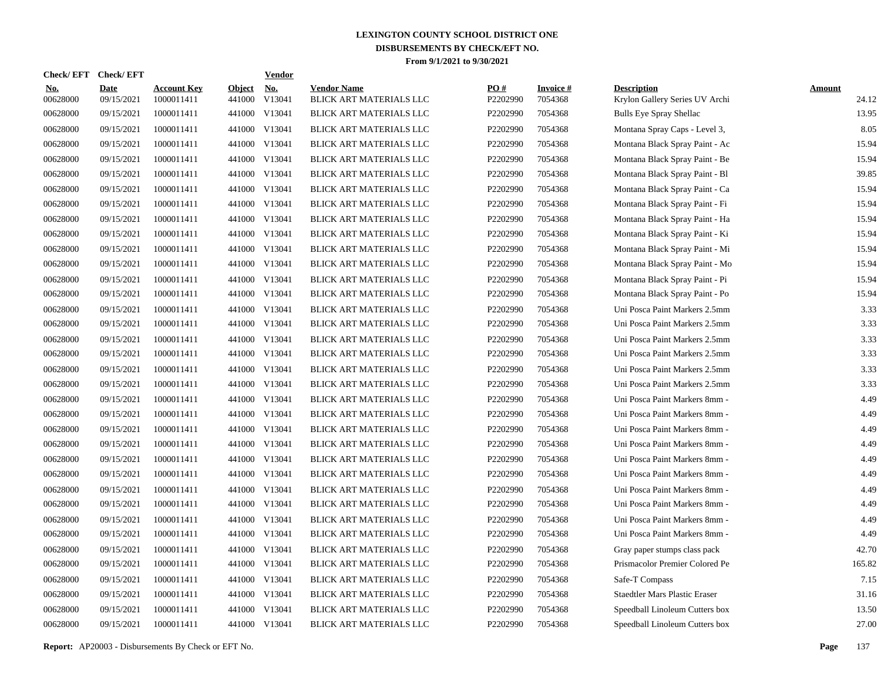# LEXINGTON COUNTY SCHOOL DISTRICT ONE
## DISBURSEMENTS BY CHECK/EFT NO.
### From 9/1/2021 to 9/30/2021

| Check/ EFT No. | Check/ EFT Date | Account Key | Object | Vendor No. | Vendor Name | PO # | Invoice # | Description | Amount |
|---|---|---|---|---|---|---|---|---|---|
| 00628000 | 09/15/2021 | 1000011411 | 441000 | V13041 | BLICK ART MATERIALS LLC | P2202990 | 7054368 | Krylon Gallery Series UV Archi | 24.12 |
| 00628000 | 09/15/2021 | 1000011411 | 441000 | V13041 | BLICK ART MATERIALS LLC | P2202990 | 7054368 | Bulls Eye Spray Shellac | 13.95 |
| 00628000 | 09/15/2021 | 1000011411 | 441000 | V13041 | BLICK ART MATERIALS LLC | P2202990 | 7054368 | Montana Spray Caps - Level 3, | 8.05 |
| 00628000 | 09/15/2021 | 1000011411 | 441000 | V13041 | BLICK ART MATERIALS LLC | P2202990 | 7054368 | Montana Black Spray Paint - Ac | 15.94 |
| 00628000 | 09/15/2021 | 1000011411 | 441000 | V13041 | BLICK ART MATERIALS LLC | P2202990 | 7054368 | Montana Black Spray Paint - Be | 15.94 |
| 00628000 | 09/15/2021 | 1000011411 | 441000 | V13041 | BLICK ART MATERIALS LLC | P2202990 | 7054368 | Montana Black Spray Paint - Bl | 39.85 |
| 00628000 | 09/15/2021 | 1000011411 | 441000 | V13041 | BLICK ART MATERIALS LLC | P2202990 | 7054368 | Montana Black Spray Paint - Ca | 15.94 |
| 00628000 | 09/15/2021 | 1000011411 | 441000 | V13041 | BLICK ART MATERIALS LLC | P2202990 | 7054368 | Montana Black Spray Paint - Fi | 15.94 |
| 00628000 | 09/15/2021 | 1000011411 | 441000 | V13041 | BLICK ART MATERIALS LLC | P2202990 | 7054368 | Montana Black Spray Paint - Ha | 15.94 |
| 00628000 | 09/15/2021 | 1000011411 | 441000 | V13041 | BLICK ART MATERIALS LLC | P2202990 | 7054368 | Montana Black Spray Paint - Ki | 15.94 |
| 00628000 | 09/15/2021 | 1000011411 | 441000 | V13041 | BLICK ART MATERIALS LLC | P2202990 | 7054368 | Montana Black Spray Paint - Mi | 15.94 |
| 00628000 | 09/15/2021 | 1000011411 | 441000 | V13041 | BLICK ART MATERIALS LLC | P2202990 | 7054368 | Montana Black Spray Paint - Mo | 15.94 |
| 00628000 | 09/15/2021 | 1000011411 | 441000 | V13041 | BLICK ART MATERIALS LLC | P2202990 | 7054368 | Montana Black Spray Paint - Pi | 15.94 |
| 00628000 | 09/15/2021 | 1000011411 | 441000 | V13041 | BLICK ART MATERIALS LLC | P2202990 | 7054368 | Montana Black Spray Paint - Po | 15.94 |
| 00628000 | 09/15/2021 | 1000011411 | 441000 | V13041 | BLICK ART MATERIALS LLC | P2202990 | 7054368 | Uni Posca Paint Markers 2.5mm | 3.33 |
| 00628000 | 09/15/2021 | 1000011411 | 441000 | V13041 | BLICK ART MATERIALS LLC | P2202990 | 7054368 | Uni Posca Paint Markers 2.5mm | 3.33 |
| 00628000 | 09/15/2021 | 1000011411 | 441000 | V13041 | BLICK ART MATERIALS LLC | P2202990 | 7054368 | Uni Posca Paint Markers 2.5mm | 3.33 |
| 00628000 | 09/15/2021 | 1000011411 | 441000 | V13041 | BLICK ART MATERIALS LLC | P2202990 | 7054368 | Uni Posca Paint Markers 2.5mm | 3.33 |
| 00628000 | 09/15/2021 | 1000011411 | 441000 | V13041 | BLICK ART MATERIALS LLC | P2202990 | 7054368 | Uni Posca Paint Markers 2.5mm | 3.33 |
| 00628000 | 09/15/2021 | 1000011411 | 441000 | V13041 | BLICK ART MATERIALS LLC | P2202990 | 7054368 | Uni Posca Paint Markers 2.5mm | 3.33 |
| 00628000 | 09/15/2021 | 1000011411 | 441000 | V13041 | BLICK ART MATERIALS LLC | P2202990 | 7054368 | Uni Posca Paint Markers 8mm - | 4.49 |
| 00628000 | 09/15/2021 | 1000011411 | 441000 | V13041 | BLICK ART MATERIALS LLC | P2202990 | 7054368 | Uni Posca Paint Markers 8mm - | 4.49 |
| 00628000 | 09/15/2021 | 1000011411 | 441000 | V13041 | BLICK ART MATERIALS LLC | P2202990 | 7054368 | Uni Posca Paint Markers 8mm - | 4.49 |
| 00628000 | 09/15/2021 | 1000011411 | 441000 | V13041 | BLICK ART MATERIALS LLC | P2202990 | 7054368 | Uni Posca Paint Markers 8mm - | 4.49 |
| 00628000 | 09/15/2021 | 1000011411 | 441000 | V13041 | BLICK ART MATERIALS LLC | P2202990 | 7054368 | Uni Posca Paint Markers 8mm - | 4.49 |
| 00628000 | 09/15/2021 | 1000011411 | 441000 | V13041 | BLICK ART MATERIALS LLC | P2202990 | 7054368 | Uni Posca Paint Markers 8mm - | 4.49 |
| 00628000 | 09/15/2021 | 1000011411 | 441000 | V13041 | BLICK ART MATERIALS LLC | P2202990 | 7054368 | Uni Posca Paint Markers 8mm - | 4.49 |
| 00628000 | 09/15/2021 | 1000011411 | 441000 | V13041 | BLICK ART MATERIALS LLC | P2202990 | 7054368 | Uni Posca Paint Markers 8mm - | 4.49 |
| 00628000 | 09/15/2021 | 1000011411 | 441000 | V13041 | BLICK ART MATERIALS LLC | P2202990 | 7054368 | Uni Posca Paint Markers 8mm - | 4.49 |
| 00628000 | 09/15/2021 | 1000011411 | 441000 | V13041 | BLICK ART MATERIALS LLC | P2202990 | 7054368 | Uni Posca Paint Markers 8mm - | 4.49 |
| 00628000 | 09/15/2021 | 1000011411 | 441000 | V13041 | BLICK ART MATERIALS LLC | P2202990 | 7054368 | Gray paper stumps class pack | 42.70 |
| 00628000 | 09/15/2021 | 1000011411 | 441000 | V13041 | BLICK ART MATERIALS LLC | P2202990 | 7054368 | Prismacolor Premier Colored Pe | 165.82 |
| 00628000 | 09/15/2021 | 1000011411 | 441000 | V13041 | BLICK ART MATERIALS LLC | P2202990 | 7054368 | Safe-T Compass | 7.15 |
| 00628000 | 09/15/2021 | 1000011411 | 441000 | V13041 | BLICK ART MATERIALS LLC | P2202990 | 7054368 | Staedtler Mars Plastic Eraser | 31.16 |
| 00628000 | 09/15/2021 | 1000011411 | 441000 | V13041 | BLICK ART MATERIALS LLC | P2202990 | 7054368 | Speedball Linoleum Cutters box | 13.50 |
| 00628000 | 09/15/2021 | 1000011411 | 441000 | V13041 | BLICK ART MATERIALS LLC | P2202990 | 7054368 | Speedball Linoleum Cutters box | 27.00 |

**Report:** AP20003 - Disbursements By Check or EFT No.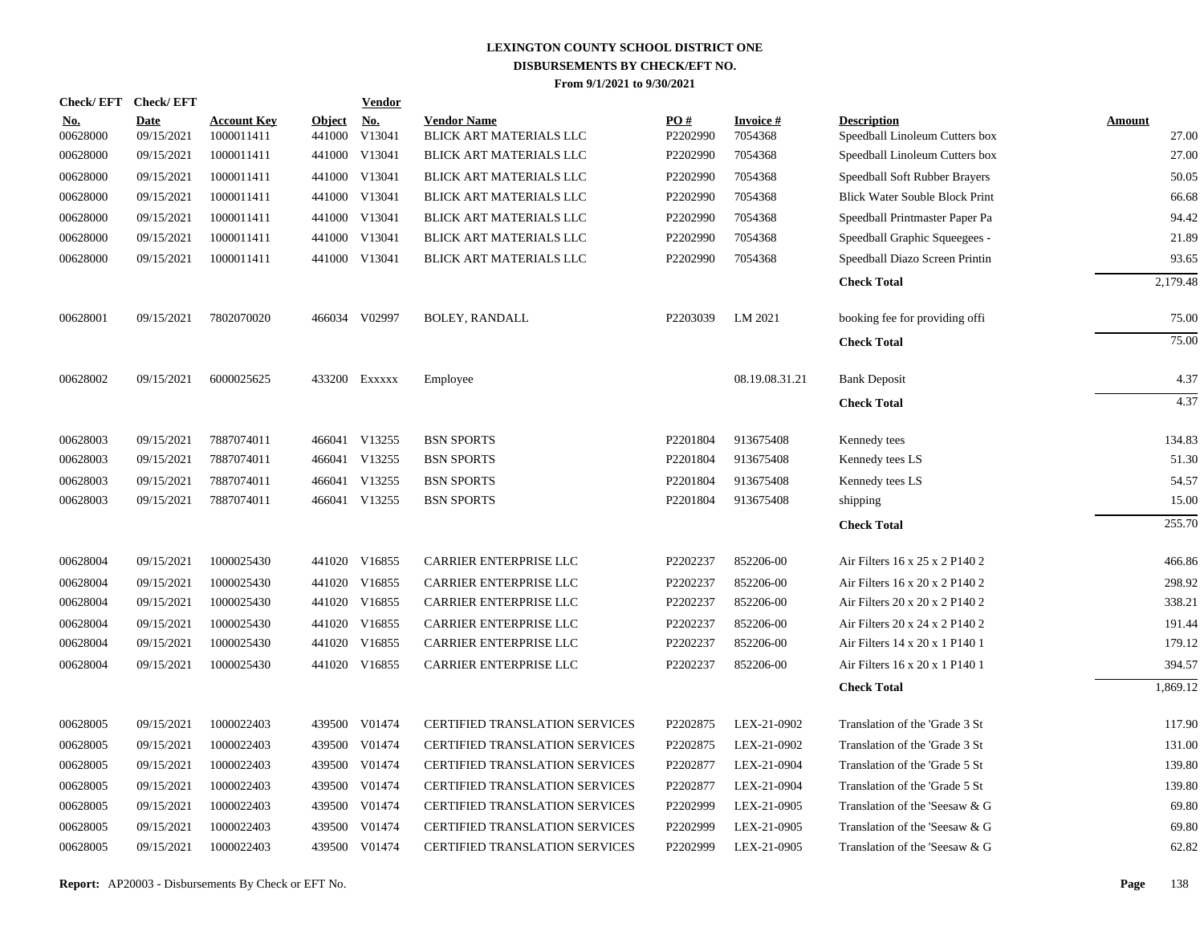# LEXINGTON COUNTY SCHOOL DISTRICT ONE
## DISBURSEMENTS BY CHECK/EFT NO.
### From 9/1/2021 to 9/30/2021

| Check/ EFT No. | Check/ EFT Date | Account Key | Object | Vendor No. | Vendor Name | PO # | Invoice # | Description | Amount |
|---|---|---|---|---|---|---|---|---|---|
| 00628000 | 09/15/2021 | 1000011411 | 441000 | V13041 | BLICK ART MATERIALS LLC | P2202990 | 7054368 | Speedball Linoleum Cutters box | 27.00 |
| 00628000 | 09/15/2021 | 1000011411 | 441000 | V13041 | BLICK ART MATERIALS LLC | P2202990 | 7054368 | Speedball Linoleum Cutters box | 27.00 |
| 00628000 | 09/15/2021 | 1000011411 | 441000 | V13041 | BLICK ART MATERIALS LLC | P2202990 | 7054368 | Speedball Soft Rubber Brayers | 50.05 |
| 00628000 | 09/15/2021 | 1000011411 | 441000 | V13041 | BLICK ART MATERIALS LLC | P2202990 | 7054368 | Blick Water Souble Block Print | 66.68 |
| 00628000 | 09/15/2021 | 1000011411 | 441000 | V13041 | BLICK ART MATERIALS LLC | P2202990 | 7054368 | Speedball Printmaster Paper Pa | 94.42 |
| 00628000 | 09/15/2021 | 1000011411 | 441000 | V13041 | BLICK ART MATERIALS LLC | P2202990 | 7054368 | Speedball Graphic Squeegees - | 21.89 |
| 00628000 | 09/15/2021 | 1000011411 | 441000 | V13041 | BLICK ART MATERIALS LLC | P2202990 | 7054368 | Speedball Diazo Screen Printin | 93.65 |
| | | | | | | | | **Check Total** | 2,179.48 |
| 00628001 | 09/15/2021 | 7802070020 | 466034 | V02997 | BOLEY, RANDALL | P2203039 | LM 2021 | booking fee for providing offi | 75.00 |
| | | | | | | | | **Check Total** | 75.00 |
| 00628002 | 09/15/2021 | 6000025625 | 433200 | Exxxxx | Employee | | 08.19.08.31.21 | Bank Deposit | 4.37 |
| | | | | | | | | **Check Total** | 4.37 |
| 00628003 | 09/15/2021 | 7887074011 | 466041 | V13255 | BSN SPORTS | P2201804 | 913675408 | Kennedy tees | 134.83 |
| 00628003 | 09/15/2021 | 7887074011 | 466041 | V13255 | BSN SPORTS | P2201804 | 913675408 | Kennedy tees LS | 51.30 |
| 00628003 | 09/15/2021 | 7887074011 | 466041 | V13255 | BSN SPORTS | P2201804 | 913675408 | Kennedy tees LS | 54.57 |
| 00628003 | 09/15/2021 | 7887074011 | 466041 | V13255 | BSN SPORTS | P2201804 | 913675408 | shipping | 15.00 |
| | | | | | | | | **Check Total** | 255.70 |
| 00628004 | 09/15/2021 | 1000025430 | 441020 | V16855 | CARRIER ENTERPRISE LLC | P2202237 | 852206-00 | Air Filters 16 x 25 x 2 P140 2 | 466.86 |
| 00628004 | 09/15/2021 | 1000025430 | 441020 | V16855 | CARRIER ENTERPRISE LLC | P2202237 | 852206-00 | Air Filters 16 x 20 x 2 P140 2 | 298.92 |
| 00628004 | 09/15/2021 | 1000025430 | 441020 | V16855 | CARRIER ENTERPRISE LLC | P2202237 | 852206-00 | Air Filters 20 x 20 x 2 P140 2 | 338.21 |
| 00628004 | 09/15/2021 | 1000025430 | 441020 | V16855 | CARRIER ENTERPRISE LLC | P2202237 | 852206-00 | Air Filters 20 x 24 x 2 P140 2 | 191.44 |
| 00628004 | 09/15/2021 | 1000025430 | 441020 | V16855 | CARRIER ENTERPRISE LLC | P2202237 | 852206-00 | Air Filters 14 x 20 x 1 P140 1 | 179.12 |
| 00628004 | 09/15/2021 | 1000025430 | 441020 | V16855 | CARRIER ENTERPRISE LLC | P2202237 | 852206-00 | Air Filters 16 x 20 x 1 P140 1 | 394.57 |
| | | | | | | | | **Check Total** | 1,869.12 |
| 00628005 | 09/15/2021 | 1000022403 | 439500 | V01474 | CERTIFIED TRANSLATION SERVICES | P2202875 | LEX-21-0902 | Translation of the 'Grade 3 St | 117.90 |
| 00628005 | 09/15/2021 | 1000022403 | 439500 | V01474 | CERTIFIED TRANSLATION SERVICES | P2202875 | LEX-21-0902 | Translation of the 'Grade 3 St | 131.00 |
| 00628005 | 09/15/2021 | 1000022403 | 439500 | V01474 | CERTIFIED TRANSLATION SERVICES | P2202877 | LEX-21-0904 | Translation of the 'Grade 5 St | 139.80 |
| 00628005 | 09/15/2021 | 1000022403 | 439500 | V01474 | CERTIFIED TRANSLATION SERVICES | P2202877 | LEX-21-0904 | Translation of the 'Grade 5 St | 139.80 |
| 00628005 | 09/15/2021 | 1000022403 | 439500 | V01474 | CERTIFIED TRANSLATION SERVICES | P2202999 | LEX-21-0905 | Translation of the 'Seesaw & G | 69.80 |
| 00628005 | 09/15/2021 | 1000022403 | 439500 | V01474 | CERTIFIED TRANSLATION SERVICES | P2202999 | LEX-21-0905 | Translation of the 'Seesaw & G | 69.80 |
| 00628005 | 09/15/2021 | 1000022403 | 439500 | V01474 | CERTIFIED TRANSLATION SERVICES | P2202999 | LEX-21-0905 | Translation of the 'Seesaw & G | 62.82 |

**Report:** AP20003 - Disbursements By Check or EFT No.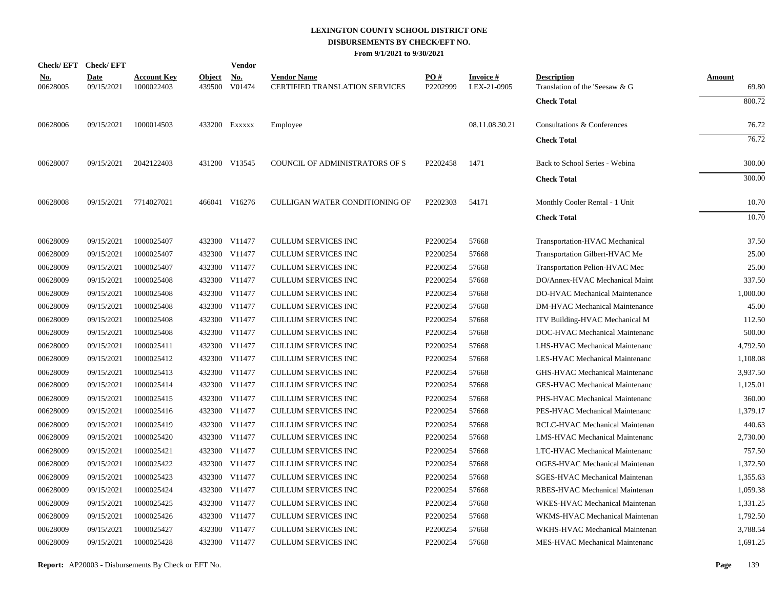# LEXINGTON COUNTY SCHOOL DISTRICT ONE
## DISBURSEMENTS BY CHECK/EFT NO.
### From 9/1/2021 to 9/30/2021

| Check/ EFT No. | Check/ EFT Date | Account Key | Object | Vendor No. | Vendor Name | PO # | Invoice # | Description | Amount |
|---|---|---|---|---|---|---|---|---|---|
| 00628005 | 09/15/2021 | 1000022403 | 439500 | V01474 | CERTIFIED TRANSLATION SERVICES | P2202999 | LEX-21-0905 | Translation of the 'Seesaw & G | 69.80 |
| | | | | | | | | **Check Total** | 800.72 |
| 00628006 | 09/15/2021 | 1000014503 | 433200 | Exxxxx | Employee | | 08.11.08.30.21 | Consultations & Conferences | 76.72 |
| | | | | | | | | **Check Total** | 76.72 |
| 00628007 | 09/15/2021 | 2042122403 | 431200 | V13545 | COUNCIL OF ADMINISTRATORS OF S | P2202458 | 1471 | Back to School Series - Webina | 300.00 |
| | | | | | | | | **Check Total** | 300.00 |
| 00628008 | 09/15/2021 | 7714027021 | 466041 | V16276 | CULLIGAN WATER CONDITIONING OF | P2202303 | 54171 | Monthly Cooler Rental - 1 Unit | 10.70 |
| | | | | | | | | **Check Total** | 10.70 |
| 00628009 | 09/15/2021 | 1000025407 | 432300 | V11477 | CULLUM SERVICES INC | P2200254 | 57668 | Transportation-HVAC Mechanical | 37.50 |
| 00628009 | 09/15/2021 | 1000025407 | 432300 | V11477 | CULLUM SERVICES INC | P2200254 | 57668 | Transportation Gilbert-HVAC Me | 25.00 |
| 00628009 | 09/15/2021 | 1000025407 | 432300 | V11477 | CULLUM SERVICES INC | P2200254 | 57668 | Transportation Pelion-HVAC Mec | 25.00 |
| 00628009 | 09/15/2021 | 1000025408 | 432300 | V11477 | CULLUM SERVICES INC | P2200254 | 57668 | DO/Annex-HVAC Mechanical Maint | 337.50 |
| 00628009 | 09/15/2021 | 1000025408 | 432300 | V11477 | CULLUM SERVICES INC | P2200254 | 57668 | DO-HVAC Mechanical Maintenance | 1,000.00 |
| 00628009 | 09/15/2021 | 1000025408 | 432300 | V11477 | CULLUM SERVICES INC | P2200254 | 57668 | DM-HVAC Mechanical Maintenance | 45.00 |
| 00628009 | 09/15/2021 | 1000025408 | 432300 | V11477 | CULLUM SERVICES INC | P2200254 | 57668 | ITV Building-HVAC Mechanical M | 112.50 |
| 00628009 | 09/15/2021 | 1000025408 | 432300 | V11477 | CULLUM SERVICES INC | P2200254 | 57668 | DOC-HVAC Mechanical Maintenanc | 500.00 |
| 00628009 | 09/15/2021 | 1000025411 | 432300 | V11477 | CULLUM SERVICES INC | P2200254 | 57668 | LHS-HVAC Mechanical Maintenanc | 4,792.50 |
| 00628009 | 09/15/2021 | 1000025412 | 432300 | V11477 | CULLUM SERVICES INC | P2200254 | 57668 | LES-HVAC Mechanical Maintenanc | 1,108.08 |
| 00628009 | 09/15/2021 | 1000025413 | 432300 | V11477 | CULLUM SERVICES INC | P2200254 | 57668 | GHS-HVAC Mechanical Maintenanc | 3,937.50 |
| 00628009 | 09/15/2021 | 1000025414 | 432300 | V11477 | CULLUM SERVICES INC | P2200254 | 57668 | GES-HVAC Mechanical Maintenanc | 1,125.01 |
| 00628009 | 09/15/2021 | 1000025415 | 432300 | V11477 | CULLUM SERVICES INC | P2200254 | 57668 | PHS-HVAC Mechanical Maintenanc | 360.00 |
| 00628009 | 09/15/2021 | 1000025416 | 432300 | V11477 | CULLUM SERVICES INC | P2200254 | 57668 | PES-HVAC Mechanical Maintenanc | 1,379.17 |
| 00628009 | 09/15/2021 | 1000025419 | 432300 | V11477 | CULLUM SERVICES INC | P2200254 | 57668 | RCLC-HVAC Mechanical Maintenan | 440.63 |
| 00628009 | 09/15/2021 | 1000025420 | 432300 | V11477 | CULLUM SERVICES INC | P2200254 | 57668 | LMS-HVAC Mechanical Maintenanc | 2,730.00 |
| 00628009 | 09/15/2021 | 1000025421 | 432300 | V11477 | CULLUM SERVICES INC | P2200254 | 57668 | LTC-HVAC Mechanical Maintenanc | 757.50 |
| 00628009 | 09/15/2021 | 1000025422 | 432300 | V11477 | CULLUM SERVICES INC | P2200254 | 57668 | OGES-HVAC Mechanical Maintenan | 1,372.50 |
| 00628009 | 09/15/2021 | 1000025423 | 432300 | V11477 | CULLUM SERVICES INC | P2200254 | 57668 | SGES-HVAC Mechanical Maintenan | 1,355.63 |
| 00628009 | 09/15/2021 | 1000025424 | 432300 | V11477 | CULLUM SERVICES INC | P2200254 | 57668 | RBES-HVAC Mechanical Maintenan | 1,059.38 |
| 00628009 | 09/15/2021 | 1000025425 | 432300 | V11477 | CULLUM SERVICES INC | P2200254 | 57668 | WKES-HVAC Mechanical Maintenan | 1,331.25 |
| 00628009 | 09/15/2021 | 1000025426 | 432300 | V11477 | CULLUM SERVICES INC | P2200254 | 57668 | WKMS-HVAC Mechanical Maintenan | 1,792.50 |
| 00628009 | 09/15/2021 | 1000025427 | 432300 | V11477 | CULLUM SERVICES INC | P2200254 | 57668 | WKHS-HVAC Mechanical Maintenan | 3,788.54 |
| 00628009 | 09/15/2021 | 1000025428 | 432300 | V11477 | CULLUM SERVICES INC | P2200254 | 57668 | MES-HVAC Mechanical Maintenanc | 1,691.25 |

**Report:** AP20003 - Disbursements By Check or EFT No.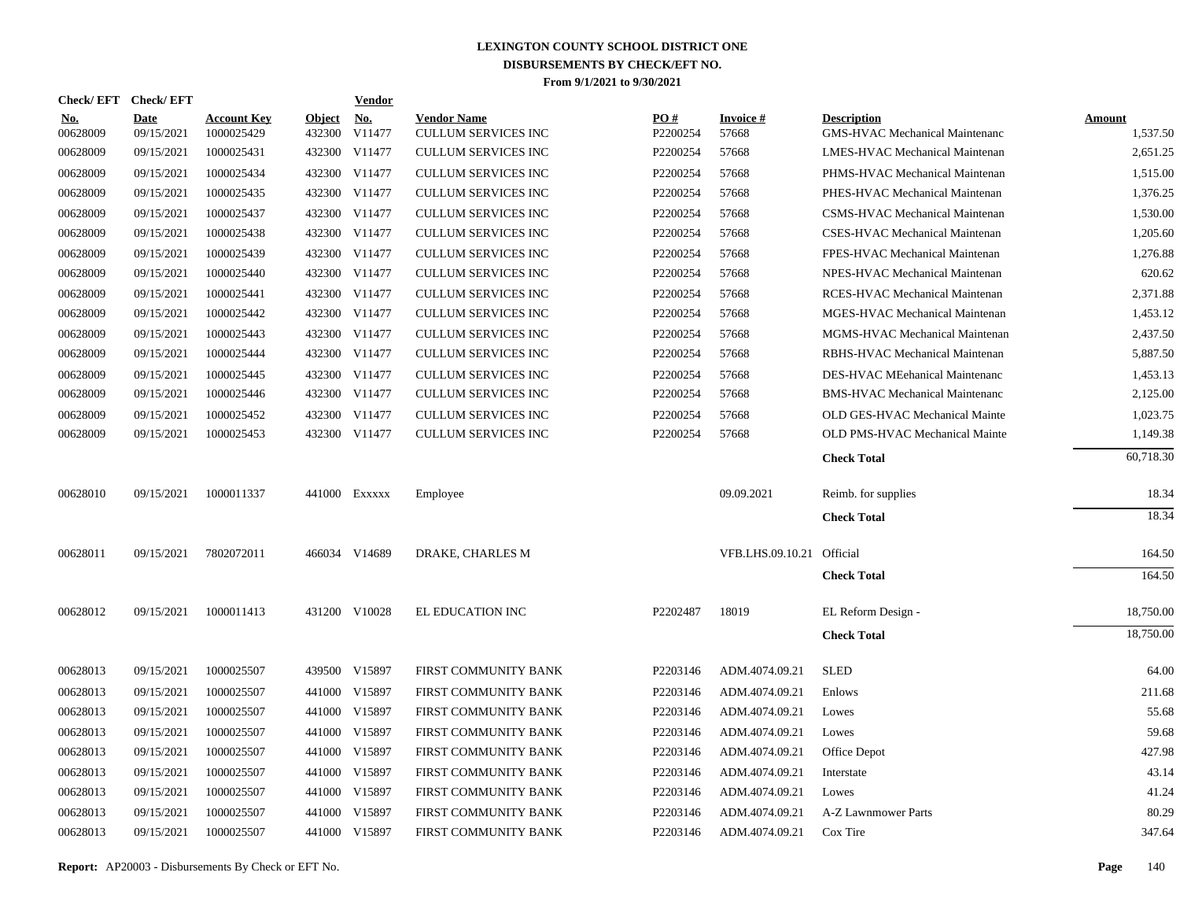# LEXINGTON COUNTY SCHOOL DISTRICT ONE
## DISBURSEMENTS BY CHECK/EFT NO.
### From 9/1/2021 to 9/30/2021

| Check/ EFT No. | Check/ EFT Date | Account Key | Object | Vendor No. | Vendor Name | PO # | Invoice # | Description | Amount |
|---|---|---|---|---|---|---|---|---|---|
| 00628009 | 09/15/2021 | 1000025429 | 432300 | V11477 | CULLUM SERVICES INC | P2200254 | 57668 | GMS-HVAC Mechanical Maintenanc | 1,537.50 |
| 00628009 | 09/15/2021 | 1000025431 | 432300 | V11477 | CULLUM SERVICES INC | P2200254 | 57668 | LMES-HVAC Mechanical Maintenan | 2,651.25 |
| 00628009 | 09/15/2021 | 1000025434 | 432300 | V11477 | CULLUM SERVICES INC | P2200254 | 57668 | PHMS-HVAC Mechanical Maintenan | 1,515.00 |
| 00628009 | 09/15/2021 | 1000025435 | 432300 | V11477 | CULLUM SERVICES INC | P2200254 | 57668 | PHES-HVAC Mechanical Maintenan | 1,376.25 |
| 00628009 | 09/15/2021 | 1000025437 | 432300 | V11477 | CULLUM SERVICES INC | P2200254 | 57668 | CSMS-HVAC Mechanical Maintenan | 1,530.00 |
| 00628009 | 09/15/2021 | 1000025438 | 432300 | V11477 | CULLUM SERVICES INC | P2200254 | 57668 | CSES-HVAC Mechanical Maintenan | 1,205.60 |
| 00628009 | 09/15/2021 | 1000025439 | 432300 | V11477 | CULLUM SERVICES INC | P2200254 | 57668 | FPES-HVAC Mechanical Maintenan | 1,276.88 |
| 00628009 | 09/15/2021 | 1000025440 | 432300 | V11477 | CULLUM SERVICES INC | P2200254 | 57668 | NPES-HVAC Mechanical Maintenan | 620.62 |
| 00628009 | 09/15/2021 | 1000025441 | 432300 | V11477 | CULLUM SERVICES INC | P2200254 | 57668 | RCES-HVAC Mechanical Maintenan | 2,371.88 |
| 00628009 | 09/15/2021 | 1000025442 | 432300 | V11477 | CULLUM SERVICES INC | P2200254 | 57668 | MGES-HVAC Mechanical Maintenan | 1,453.12 |
| 00628009 | 09/15/2021 | 1000025443 | 432300 | V11477 | CULLUM SERVICES INC | P2200254 | 57668 | MGMS-HVAC Mechanical Maintenan | 2,437.50 |
| 00628009 | 09/15/2021 | 1000025444 | 432300 | V11477 | CULLUM SERVICES INC | P2200254 | 57668 | RBHS-HVAC Mechanical Maintenan | 5,887.50 |
| 00628009 | 09/15/2021 | 1000025445 | 432300 | V11477 | CULLUM SERVICES INC | P2200254 | 57668 | DES-HVAC MEehanical Maintenanc | 1,453.13 |
| 00628009 | 09/15/2021 | 1000025446 | 432300 | V11477 | CULLUM SERVICES INC | P2200254 | 57668 | BMS-HVAC Mechanical Maintenanc | 2,125.00 |
| 00628009 | 09/15/2021 | 1000025452 | 432300 | V11477 | CULLUM SERVICES INC | P2200254 | 57668 | OLD GES-HVAC Mechanical Mainte | 1,023.75 |
| 00628009 | 09/15/2021 | 1000025453 | 432300 | V11477 | CULLUM SERVICES INC | P2200254 | 57668 | OLD PMS-HVAC Mechanical Mainte | 1,149.38 |
| | | | | | | | | **Check Total** | 60,718.30 |
| 00628010 | 09/15/2021 | 1000011337 | 441000 | Exxxxx | Employee | | 09.09.2021 | Reimb. for supplies | 18.34 |
| | | | | | | | | **Check Total** | 18.34 |
| 00628011 | 09/15/2021 | 7802072011 | 466034 | V14689 | DRAKE, CHARLES M | | VFB.LHS.09.10.21 | Official | 164.50 |
| | | | | | | | | **Check Total** | 164.50 |
| 00628012 | 09/15/2021 | 1000011413 | 431200 | V10028 | EL EDUCATION INC | P2202487 | 18019 | EL Reform Design - | 18,750.00 |
| | | | | | | | | **Check Total** | 18,750.00 |
| 00628013 | 09/15/2021 | 1000025507 | 439500 | V15897 | FIRST COMMUNITY BANK | P2203146 | ADM.4074.09.21 | SLED | 64.00 |
| 00628013 | 09/15/2021 | 1000025507 | 441000 | V15897 | FIRST COMMUNITY BANK | P2203146 | ADM.4074.09.21 | Enlows | 211.68 |
| 00628013 | 09/15/2021 | 1000025507 | 441000 | V15897 | FIRST COMMUNITY BANK | P2203146 | ADM.4074.09.21 | Lowes | 55.68 |
| 00628013 | 09/15/2021 | 1000025507 | 441000 | V15897 | FIRST COMMUNITY BANK | P2203146 | ADM.4074.09.21 | Lowes | 59.68 |
| 00628013 | 09/15/2021 | 1000025507 | 441000 | V15897 | FIRST COMMUNITY BANK | P2203146 | ADM.4074.09.21 | Office Depot | 427.98 |
| 00628013 | 09/15/2021 | 1000025507 | 441000 | V15897 | FIRST COMMUNITY BANK | P2203146 | ADM.4074.09.21 | Interstate | 43.14 |
| 00628013 | 09/15/2021 | 1000025507 | 441000 | V15897 | FIRST COMMUNITY BANK | P2203146 | ADM.4074.09.21 | Lowes | 41.24 |
| 00628013 | 09/15/2021 | 1000025507 | 441000 | V15897 | FIRST COMMUNITY BANK | P2203146 | ADM.4074.09.21 | A-Z Lawnmower Parts | 80.29 |
| 00628013 | 09/15/2021 | 1000025507 | 441000 | V15897 | FIRST COMMUNITY BANK | P2203146 | ADM.4074.09.21 | Cox Tire | 347.64 |

**Report:** AP20003 - Disbursements By Check or EFT No.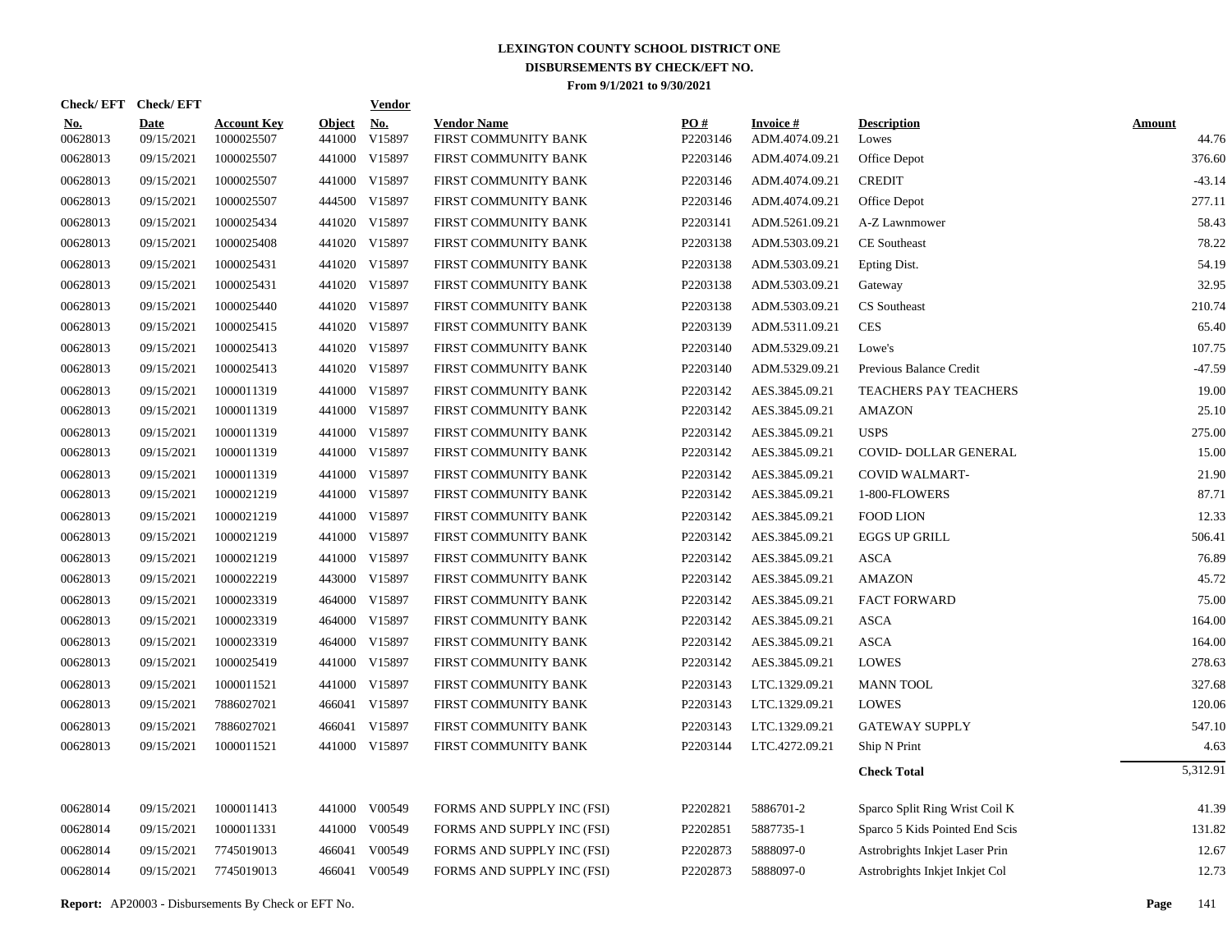# LEXINGTON COUNTY SCHOOL DISTRICT ONE

## DISBURSEMENTS BY CHECK/EFT NO.

### From 9/1/2021 to 9/30/2021

| Check/ EFT No. | Check/ EFT Date | Account Key | Object | Vendor No. | Vendor Name | PO # | Invoice # | Description | Amount |
|---|---|---|---|---|---|---|---|---|---|
| 00628013 | 09/15/2021 | 1000025507 | 441000 | V15897 | FIRST COMMUNITY BANK | P2203146 | ADM.4074.09.21 | Lowes | 44.76 |
| 00628013 | 09/15/2021 | 1000025507 | 441000 | V15897 | FIRST COMMUNITY BANK | P2203146 | ADM.4074.09.21 | Office Depot | 376.60 |
| 00628013 | 09/15/2021 | 1000025507 | 441000 | V15897 | FIRST COMMUNITY BANK | P2203146 | ADM.4074.09.21 | CREDIT | -43.14 |
| 00628013 | 09/15/2021 | 1000025507 | 444500 | V15897 | FIRST COMMUNITY BANK | P2203146 | ADM.4074.09.21 | Office Depot | 277.11 |
| 00628013 | 09/15/2021 | 1000025434 | 441020 | V15897 | FIRST COMMUNITY BANK | P2203141 | ADM.5261.09.21 | A-Z Lawnmower | 58.43 |
| 00628013 | 09/15/2021 | 1000025408 | 441020 | V15897 | FIRST COMMUNITY BANK | P2203138 | ADM.5303.09.21 | CE Southeast | 78.22 |
| 00628013 | 09/15/2021 | 1000025431 | 441020 | V15897 | FIRST COMMUNITY BANK | P2203138 | ADM.5303.09.21 | Epting Dist. | 54.19 |
| 00628013 | 09/15/2021 | 1000025431 | 441020 | V15897 | FIRST COMMUNITY BANK | P2203138 | ADM.5303.09.21 | Gateway | 32.95 |
| 00628013 | 09/15/2021 | 1000025440 | 441020 | V15897 | FIRST COMMUNITY BANK | P2203138 | ADM.5303.09.21 | CS Southeast | 210.74 |
| 00628013 | 09/15/2021 | 1000025415 | 441020 | V15897 | FIRST COMMUNITY BANK | P2203139 | ADM.5311.09.21 | CES | 65.40 |
| 00628013 | 09/15/2021 | 1000025413 | 441020 | V15897 | FIRST COMMUNITY BANK | P2203140 | ADM.5329.09.21 | Lowe's | 107.75 |
| 00628013 | 09/15/2021 | 1000025413 | 441020 | V15897 | FIRST COMMUNITY BANK | P2203140 | ADM.5329.09.21 | Previous Balance Credit | -47.59 |
| 00628013 | 09/15/2021 | 1000011319 | 441000 | V15897 | FIRST COMMUNITY BANK | P2203142 | AES.3845.09.21 | TEACHERS PAY TEACHERS | 19.00 |
| 00628013 | 09/15/2021 | 1000011319 | 441000 | V15897 | FIRST COMMUNITY BANK | P2203142 | AES.3845.09.21 | AMAZON | 25.10 |
| 00628013 | 09/15/2021 | 1000011319 | 441000 | V15897 | FIRST COMMUNITY BANK | P2203142 | AES.3845.09.21 | USPS | 275.00 |
| 00628013 | 09/15/2021 | 1000011319 | 441000 | V15897 | FIRST COMMUNITY BANK | P2203142 | AES.3845.09.21 | COVID- DOLLAR GENERAL | 15.00 |
| 00628013 | 09/15/2021 | 1000011319 | 441000 | V15897 | FIRST COMMUNITY BANK | P2203142 | AES.3845.09.21 | COVID WALMART- | 21.90 |
| 00628013 | 09/15/2021 | 1000021219 | 441000 | V15897 | FIRST COMMUNITY BANK | P2203142 | AES.3845.09.21 | 1-800-FLOWERS | 87.71 |
| 00628013 | 09/15/2021 | 1000021219 | 441000 | V15897 | FIRST COMMUNITY BANK | P2203142 | AES.3845.09.21 | FOOD LION | 12.33 |
| 00628013 | 09/15/2021 | 1000021219 | 441000 | V15897 | FIRST COMMUNITY BANK | P2203142 | AES.3845.09.21 | EGGS UP GRILL | 506.41 |
| 00628013 | 09/15/2021 | 1000021219 | 441000 | V15897 | FIRST COMMUNITY BANK | P2203142 | AES.3845.09.21 | ASCA | 76.89 |
| 00628013 | 09/15/2021 | 1000022219 | 443000 | V15897 | FIRST COMMUNITY BANK | P2203142 | AES.3845.09.21 | AMAZON | 45.72 |
| 00628013 | 09/15/2021 | 1000023319 | 464000 | V15897 | FIRST COMMUNITY BANK | P2203142 | AES.3845.09.21 | FACT FORWARD | 75.00 |
| 00628013 | 09/15/2021 | 1000023319 | 464000 | V15897 | FIRST COMMUNITY BANK | P2203142 | AES.3845.09.21 | ASCA | 164.00 |
| 00628013 | 09/15/2021 | 1000023319 | 464000 | V15897 | FIRST COMMUNITY BANK | P2203142 | AES.3845.09.21 | ASCA | 164.00 |
| 00628013 | 09/15/2021 | 1000025419 | 441000 | V15897 | FIRST COMMUNITY BANK | P2203142 | AES.3845.09.21 | LOWES | 278.63 |
| 00628013 | 09/15/2021 | 1000011521 | 441000 | V15897 | FIRST COMMUNITY BANK | P2203143 | LTC.1329.09.21 | MANN TOOL | 327.68 |
| 00628013 | 09/15/2021 | 7886027021 | 466041 | V15897 | FIRST COMMUNITY BANK | P2203143 | LTC.1329.09.21 | LOWES | 120.06 |
| 00628013 | 09/15/2021 | 7886027021 | 466041 | V15897 | FIRST COMMUNITY BANK | P2203143 | LTC.1329.09.21 | GATEWAY SUPPLY | 547.10 |
| 00628013 | 09/15/2021 | 1000011521 | 441000 | V15897 | FIRST COMMUNITY BANK | P2203144 | LTC.4272.09.21 | Ship N Print | 4.63 |
| | | | | | | | | **Check Total** | 5,312.91 |
| 00628014 | 09/15/2021 | 1000011413 | 441000 | V00549 | FORMS AND SUPPLY INC (FSI) | P2202821 | 5886701-2 | Sparco Split Ring Wrist Coil K | 41.39 |
| 00628014 | 09/15/2021 | 1000011331 | 441000 | V00549 | FORMS AND SUPPLY INC (FSI) | P2202851 | 5887735-1 | Sparco 5 Kids Pointed End Scis | 131.82 |
| 00628014 | 09/15/2021 | 7745019013 | 466041 | V00549 | FORMS AND SUPPLY INC (FSI) | P2202873 | 5888097-0 | Astrobrights Inkjet Laser Prin | 12.67 |
| 00628014 | 09/15/2021 | 7745019013 | 466041 | V00549 | FORMS AND SUPPLY INC (FSI) | P2202873 | 5888097-0 | Astrobrights Inkjet Inkjet Col | 12.73 |

**Report:** AP20003 - Disbursements By Check or EFT No.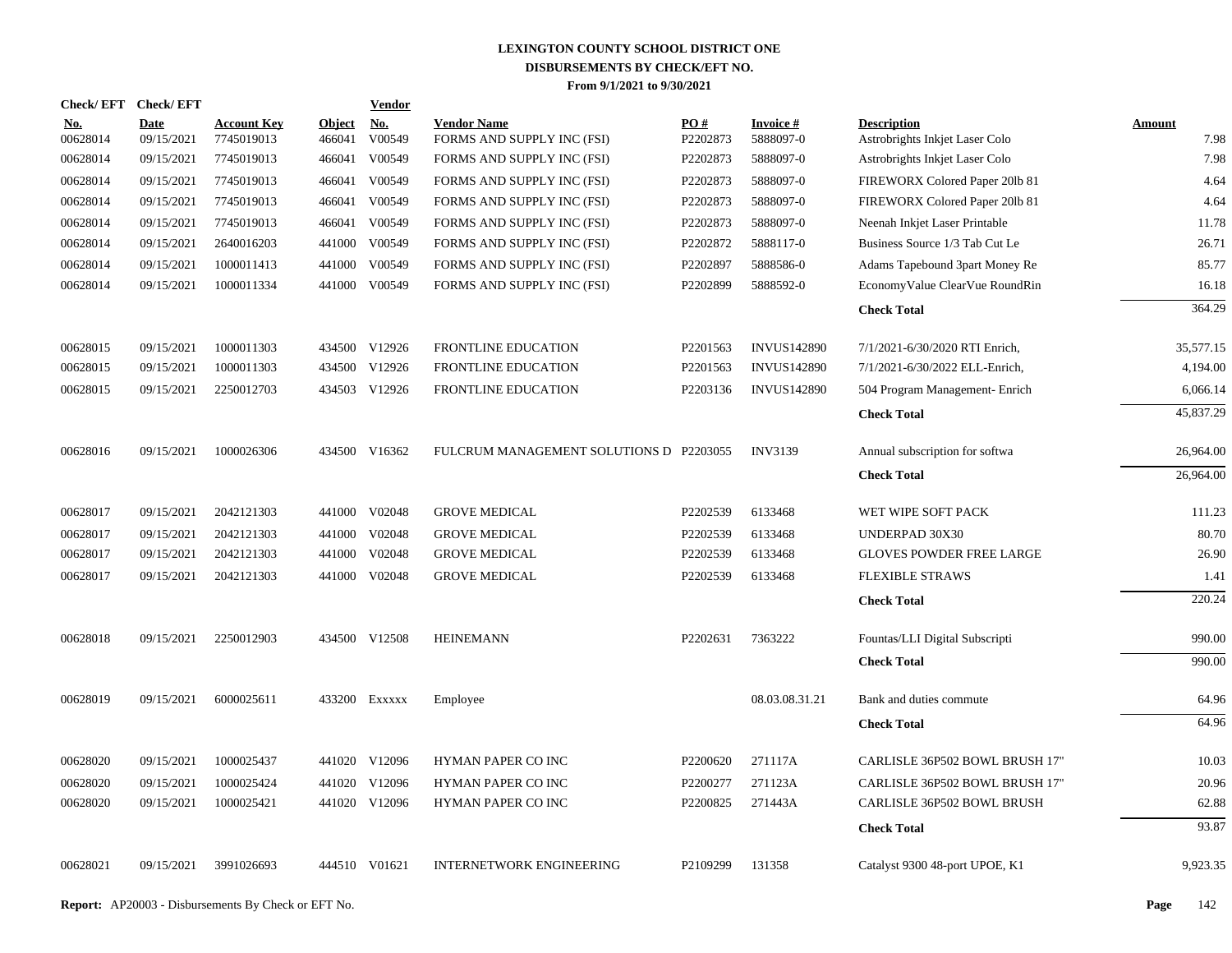# LEXINGTON COUNTY SCHOOL DISTRICT ONE
## DISBURSEMENTS BY CHECK/EFT NO.
### From 9/1/2021 to 9/30/2021

| Check/ EFT No. | Check/ EFT Date | Account Key | Object | Vendor No. | Vendor Name | PO # | Invoice # | Description | Amount |
|---|---|---|---|---|---|---|---|---|---|
| 00628014 | 09/15/2021 | 7745019013 | 466041 | V00549 | FORMS AND SUPPLY INC (FSI) | P2202873 | 5888097-0 | Astrobrights Inkjet Laser Colo | 7.98 |
| 00628014 | 09/15/2021 | 7745019013 | 466041 | V00549 | FORMS AND SUPPLY INC (FSI) | P2202873 | 5888097-0 | Astrobrights Inkjet Laser Colo | 7.98 |
| 00628014 | 09/15/2021 | 7745019013 | 466041 | V00549 | FORMS AND SUPPLY INC (FSI) | P2202873 | 5888097-0 | FIREWORX Colored Paper 20lb 81 | 4.64 |
| 00628014 | 09/15/2021 | 7745019013 | 466041 | V00549 | FORMS AND SUPPLY INC (FSI) | P2202873 | 5888097-0 | FIREWORX Colored Paper 20lb 81 | 4.64 |
| 00628014 | 09/15/2021 | 7745019013 | 466041 | V00549 | FORMS AND SUPPLY INC (FSI) | P2202873 | 5888097-0 | Neenah Inkjet Laser Printable | 11.78 |
| 00628014 | 09/15/2021 | 2640016203 | 441000 | V00549 | FORMS AND SUPPLY INC (FSI) | P2202872 | 5888117-0 | Business Source 1/3 Tab Cut Le | 26.71 |
| 00628014 | 09/15/2021 | 1000011413 | 441000 | V00549 | FORMS AND SUPPLY INC (FSI) | P2202897 | 5888586-0 | Adams Tapebound 3part Money Re | 85.77 |
| 00628014 | 09/15/2021 | 1000011334 | 441000 | V00549 | FORMS AND SUPPLY INC (FSI) | P2202899 | 5888592-0 | EconomyValue ClearVue RoundRin | 16.18 |
| | | | | | | | | **Check Total** | 364.29 |
| 00628015 | 09/15/2021 | 1000011303 | 434500 | V12926 | FRONTLINE EDUCATION | P2201563 | INVUS142890 | 7/1/2021-6/30/2020 RTI Enrich, | 35,577.15 |
| 00628015 | 09/15/2021 | 1000011303 | 434500 | V12926 | FRONTLINE EDUCATION | P2201563 | INVUS142890 | 7/1/2021-6/30/2022 ELL-Enrich, | 4,194.00 |
| 00628015 | 09/15/2021 | 2250012703 | 434503 | V12926 | FRONTLINE EDUCATION | P2203136 | INVUS142890 | 504 Program Management- Enrich | 6,066.14 |
| | | | | | | | | **Check Total** | 45,837.29 |
| 00628016 | 09/15/2021 | 1000026306 | 434500 | V16362 | FULCRUM MANAGEMENT SOLUTIONS D | P2203055 | INV3139 | Annual subscription for softwa | 26,964.00 |
| | | | | | | | | **Check Total** | 26,964.00 |
| 00628017 | 09/15/2021 | 2042121303 | 441000 | V02048 | GROVE MEDICAL | P2202539 | 6133468 | WET WIPE SOFT PACK | 111.23 |
| 00628017 | 09/15/2021 | 2042121303 | 441000 | V02048 | GROVE MEDICAL | P2202539 | 6133468 | UNDERPAD 30X30 | 80.70 |
| 00628017 | 09/15/2021 | 2042121303 | 441000 | V02048 | GROVE MEDICAL | P2202539 | 6133468 | GLOVES POWDER FREE LARGE | 26.90 |
| 00628017 | 09/15/2021 | 2042121303 | 441000 | V02048 | GROVE MEDICAL | P2202539 | 6133468 | FLEXIBLE STRAWS | 1.41 |
| | | | | | | | | **Check Total** | 220.24 |
| 00628018 | 09/15/2021 | 2250012903 | 434500 | V12508 | HEINEMANN | P2202631 | 7363222 | Fountas/LLI Digital Subscripti | 990.00 |
| | | | | | | | | **Check Total** | 990.00 |
| 00628019 | 09/15/2021 | 6000025611 | 433200 | Exxxxx | Employee | | 08.03.08.31.21 | Bank and duties commute | 64.96 |
| | | | | | | | | **Check Total** | 64.96 |
| 00628020 | 09/15/2021 | 1000025437 | 441020 | V12096 | HYMAN PAPER CO INC | P2200620 | 271117A | CARLISLE 36P502 BOWL BRUSH 17" | 10.03 |
| 00628020 | 09/15/2021 | 1000025424 | 441020 | V12096 | HYMAN PAPER CO INC | P2200277 | 271123A | CARLISLE 36P502 BOWL BRUSH 17" | 20.96 |
| 00628020 | 09/15/2021 | 1000025421 | 441020 | V12096 | HYMAN PAPER CO INC | P2200825 | 271443A | CARLISLE 36P502 BOWL BRUSH | 62.88 |
| | | | | | | | | **Check Total** | 93.87 |
| 00628021 | 09/15/2021 | 3991026693 | 444510 | V01621 | INTERNETWORK ENGINEERING | P2109299 | 131358 | Catalyst 9300 48-port UPOE, K1 | 9,923.35 |

**Report:** AP20003 - Disbursements By Check or EFT No.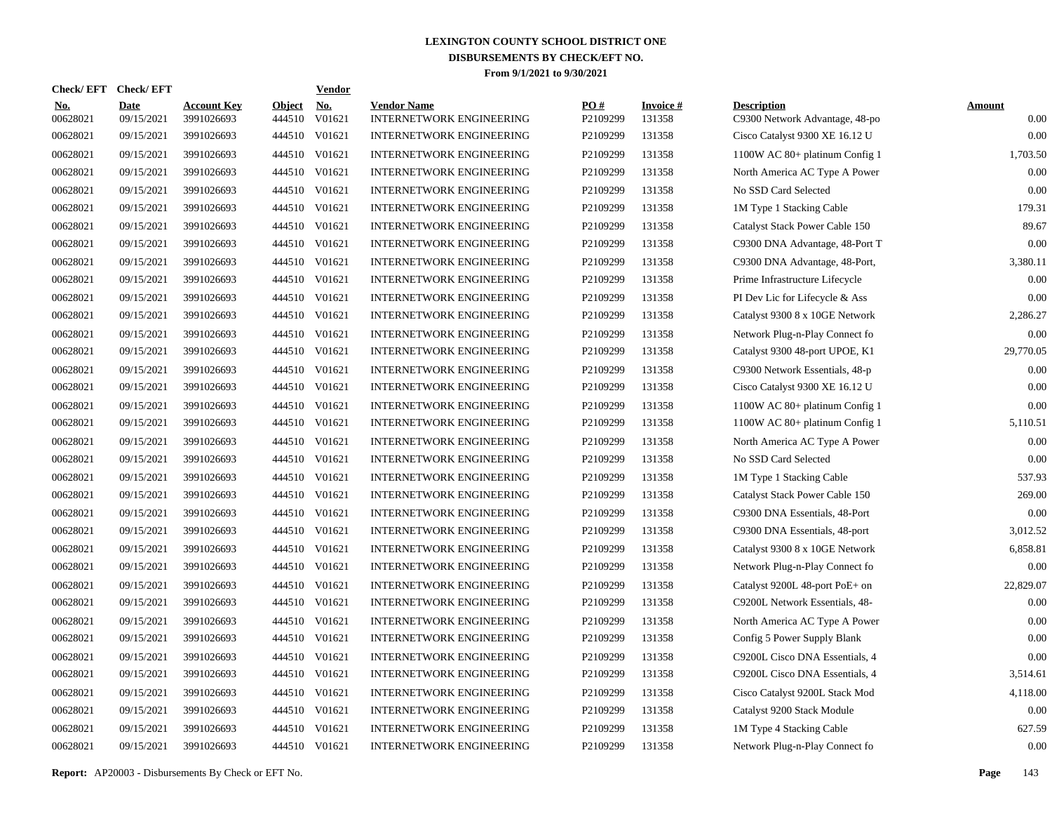# LEXINGTON COUNTY SCHOOL DISTRICT ONE
## DISBURSEMENTS BY CHECK/EFT NO.
### From 9/1/2021 to 9/30/2021

| Check/ EFT No. | Check/ EFT Date | Account Key | Object | Vendor No. | Vendor Name | PO # | Invoice # | Description | Amount |
|---|---|---|---|---|---|---|---|---|---|
| 00628021 | 09/15/2021 | 3991026693 | 444510 | V01621 | INTERNETWORK ENGINEERING | P2109299 | 131358 | C9300 Network Advantage, 48-po | 0.00 |
| 00628021 | 09/15/2021 | 3991026693 | 444510 | V01621 | INTERNETWORK ENGINEERING | P2109299 | 131358 | Cisco Catalyst 9300 XE 16.12 U | 0.00 |
| 00628021 | 09/15/2021 | 3991026693 | 444510 | V01621 | INTERNETWORK ENGINEERING | P2109299 | 131358 | 1100W AC 80+ platinum Config 1 | 1,703.50 |
| 00628021 | 09/15/2021 | 3991026693 | 444510 | V01621 | INTERNETWORK ENGINEERING | P2109299 | 131358 | North America AC Type A Power | 0.00 |
| 00628021 | 09/15/2021 | 3991026693 | 444510 | V01621 | INTERNETWORK ENGINEERING | P2109299 | 131358 | No SSD Card Selected | 0.00 |
| 00628021 | 09/15/2021 | 3991026693 | 444510 | V01621 | INTERNETWORK ENGINEERING | P2109299 | 131358 | 1M Type 1 Stacking Cable | 179.31 |
| 00628021 | 09/15/2021 | 3991026693 | 444510 | V01621 | INTERNETWORK ENGINEERING | P2109299 | 131358 | Catalyst Stack Power Cable 150 | 89.67 |
| 00628021 | 09/15/2021 | 3991026693 | 444510 | V01621 | INTERNETWORK ENGINEERING | P2109299 | 131358 | C9300 DNA Advantage, 48-Port T | 0.00 |
| 00628021 | 09/15/2021 | 3991026693 | 444510 | V01621 | INTERNETWORK ENGINEERING | P2109299 | 131358 | C9300 DNA Advantage, 48-Port, | 3,380.11 |
| 00628021 | 09/15/2021 | 3991026693 | 444510 | V01621 | INTERNETWORK ENGINEERING | P2109299 | 131358 | Prime Infrastructure Lifecycle | 0.00 |
| 00628021 | 09/15/2021 | 3991026693 | 444510 | V01621 | INTERNETWORK ENGINEERING | P2109299 | 131358 | PI Dev Lic for Lifecycle & Ass | 0.00 |
| 00628021 | 09/15/2021 | 3991026693 | 444510 | V01621 | INTERNETWORK ENGINEERING | P2109299 | 131358 | Catalyst 9300 8 x 10GE Network | 2,286.27 |
| 00628021 | 09/15/2021 | 3991026693 | 444510 | V01621 | INTERNETWORK ENGINEERING | P2109299 | 131358 | Network Plug-n-Play Connect fo | 0.00 |
| 00628021 | 09/15/2021 | 3991026693 | 444510 | V01621 | INTERNETWORK ENGINEERING | P2109299 | 131358 | Catalyst 9300 48-port UPOE, K1 | 29,770.05 |
| 00628021 | 09/15/2021 | 3991026693 | 444510 | V01621 | INTERNETWORK ENGINEERING | P2109299 | 131358 | C9300 Network Essentials, 48-p | 0.00 |
| 00628021 | 09/15/2021 | 3991026693 | 444510 | V01621 | INTERNETWORK ENGINEERING | P2109299 | 131358 | Cisco Catalyst 9300 XE 16.12 U | 0.00 |
| 00628021 | 09/15/2021 | 3991026693 | 444510 | V01621 | INTERNETWORK ENGINEERING | P2109299 | 131358 | 1100W AC 80+ platinum Config 1 | 0.00 |
| 00628021 | 09/15/2021 | 3991026693 | 444510 | V01621 | INTERNETWORK ENGINEERING | P2109299 | 131358 | 1100W AC 80+ platinum Config 1 | 5,110.51 |
| 00628021 | 09/15/2021 | 3991026693 | 444510 | V01621 | INTERNETWORK ENGINEERING | P2109299 | 131358 | North America AC Type A Power | 0.00 |
| 00628021 | 09/15/2021 | 3991026693 | 444510 | V01621 | INTERNETWORK ENGINEERING | P2109299 | 131358 | No SSD Card Selected | 0.00 |
| 00628021 | 09/15/2021 | 3991026693 | 444510 | V01621 | INTERNETWORK ENGINEERING | P2109299 | 131358 | 1M Type 1 Stacking Cable | 537.93 |
| 00628021 | 09/15/2021 | 3991026693 | 444510 | V01621 | INTERNETWORK ENGINEERING | P2109299 | 131358 | Catalyst Stack Power Cable 150 | 269.00 |
| 00628021 | 09/15/2021 | 3991026693 | 444510 | V01621 | INTERNETWORK ENGINEERING | P2109299 | 131358 | C9300 DNA Essentials, 48-Port | 0.00 |
| 00628021 | 09/15/2021 | 3991026693 | 444510 | V01621 | INTERNETWORK ENGINEERING | P2109299 | 131358 | C9300 DNA Essentials, 48-port | 3,012.52 |
| 00628021 | 09/15/2021 | 3991026693 | 444510 | V01621 | INTERNETWORK ENGINEERING | P2109299 | 131358 | Catalyst 9300 8 x 10GE Network | 6,858.81 |
| 00628021 | 09/15/2021 | 3991026693 | 444510 | V01621 | INTERNETWORK ENGINEERING | P2109299 | 131358 | Network Plug-n-Play Connect fo | 0.00 |
| 00628021 | 09/15/2021 | 3991026693 | 444510 | V01621 | INTERNETWORK ENGINEERING | P2109299 | 131358 | Catalyst 9200L 48-port PoE+ on | 22,829.07 |
| 00628021 | 09/15/2021 | 3991026693 | 444510 | V01621 | INTERNETWORK ENGINEERING | P2109299 | 131358 | C9200L Network Essentials, 48- | 0.00 |
| 00628021 | 09/15/2021 | 3991026693 | 444510 | V01621 | INTERNETWORK ENGINEERING | P2109299 | 131358 | North America AC Type A Power | 0.00 |
| 00628021 | 09/15/2021 | 3991026693 | 444510 | V01621 | INTERNETWORK ENGINEERING | P2109299 | 131358 | Config 5 Power Supply Blank | 0.00 |
| 00628021 | 09/15/2021 | 3991026693 | 444510 | V01621 | INTERNETWORK ENGINEERING | P2109299 | 131358 | C9200L Cisco DNA Essentials, 4 | 0.00 |
| 00628021 | 09/15/2021 | 3991026693 | 444510 | V01621 | INTERNETWORK ENGINEERING | P2109299 | 131358 | C9200L Cisco DNA Essentials, 4 | 3,514.61 |
| 00628021 | 09/15/2021 | 3991026693 | 444510 | V01621 | INTERNETWORK ENGINEERING | P2109299 | 131358 | Cisco Catalyst 9200L Stack Mod | 4,118.00 |
| 00628021 | 09/15/2021 | 3991026693 | 444510 | V01621 | INTERNETWORK ENGINEERING | P2109299 | 131358 | Catalyst 9200 Stack Module | 0.00 |
| 00628021 | 09/15/2021 | 3991026693 | 444510 | V01621 | INTERNETWORK ENGINEERING | P2109299 | 131358 | 1M Type 4 Stacking Cable | 627.59 |
| 00628021 | 09/15/2021 | 3991026693 | 444510 | V01621 | INTERNETWORK ENGINEERING | P2109299 | 131358 | Network Plug-n-Play Connect fo | 0.00 |

**Report:** AP20003 - Disbursements By Check or EFT No.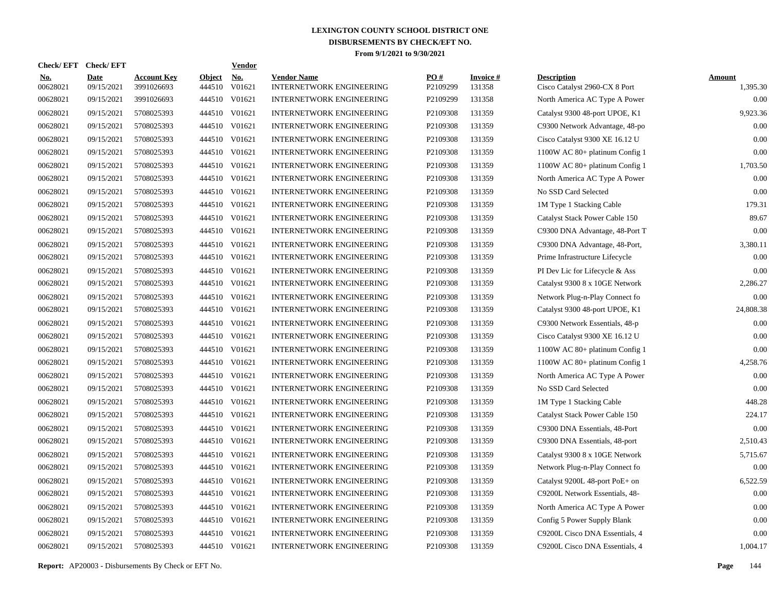# LEXINGTON COUNTY SCHOOL DISTRICT ONE
## DISBURSEMENTS BY CHECK/EFT NO.
### From 9/1/2021 to 9/30/2021

| Check/ EFT No. | Check/ EFT Date | Account Key | Object | Vendor No. | Vendor Name | PO # | Invoice # | Description | Amount |
|---|---|---|---|---|---|---|---|---|---|
| 00628021 | 09/15/2021 | 3991026693 | 444510 | V01621 | INTERNETWORK ENGINEERING | P2109299 | 131358 | Cisco Catalyst 2960-CX 8 Port | 1,395.30 |
| 00628021 | 09/15/2021 | 3991026693 | 444510 | V01621 | INTERNETWORK ENGINEERING | P2109299 | 131358 | North America AC Type A Power | 0.00 |
| 00628021 | 09/15/2021 | 5708025393 | 444510 | V01621 | INTERNETWORK ENGINEERING | P2109308 | 131359 | Catalyst 9300 48-port UPOE, K1 | 9,923.36 |
| 00628021 | 09/15/2021 | 5708025393 | 444510 | V01621 | INTERNETWORK ENGINEERING | P2109308 | 131359 | C9300 Network Advantage, 48-po | 0.00 |
| 00628021 | 09/15/2021 | 5708025393 | 444510 | V01621 | INTERNETWORK ENGINEERING | P2109308 | 131359 | Cisco Catalyst 9300 XE 16.12 U | 0.00 |
| 00628021 | 09/15/2021 | 5708025393 | 444510 | V01621 | INTERNETWORK ENGINEERING | P2109308 | 131359 | 1100W AC 80+ platinum Config 1 | 0.00 |
| 00628021 | 09/15/2021 | 5708025393 | 444510 | V01621 | INTERNETWORK ENGINEERING | P2109308 | 131359 | 1100W AC 80+ platinum Config 1 | 1,703.50 |
| 00628021 | 09/15/2021 | 5708025393 | 444510 | V01621 | INTERNETWORK ENGINEERING | P2109308 | 131359 | North America AC Type A Power | 0.00 |
| 00628021 | 09/15/2021 | 5708025393 | 444510 | V01621 | INTERNETWORK ENGINEERING | P2109308 | 131359 | No SSD Card Selected | 0.00 |
| 00628021 | 09/15/2021 | 5708025393 | 444510 | V01621 | INTERNETWORK ENGINEERING | P2109308 | 131359 | 1M Type 1 Stacking Cable | 179.31 |
| 00628021 | 09/15/2021 | 5708025393 | 444510 | V01621 | INTERNETWORK ENGINEERING | P2109308 | 131359 | Catalyst Stack Power Cable 150 | 89.67 |
| 00628021 | 09/15/2021 | 5708025393 | 444510 | V01621 | INTERNETWORK ENGINEERING | P2109308 | 131359 | C9300 DNA Advantage, 48-Port T | 0.00 |
| 00628021 | 09/15/2021 | 5708025393 | 444510 | V01621 | INTERNETWORK ENGINEERING | P2109308 | 131359 | C9300 DNA Advantage, 48-Port, | 3,380.11 |
| 00628021 | 09/15/2021 | 5708025393 | 444510 | V01621 | INTERNETWORK ENGINEERING | P2109308 | 131359 | Prime Infrastructure Lifecycle | 0.00 |
| 00628021 | 09/15/2021 | 5708025393 | 444510 | V01621 | INTERNETWORK ENGINEERING | P2109308 | 131359 | PI Dev Lic for Lifecycle & Ass | 0.00 |
| 00628021 | 09/15/2021 | 5708025393 | 444510 | V01621 | INTERNETWORK ENGINEERING | P2109308 | 131359 | Catalyst 9300 8 x 10GE Network | 2,286.27 |
| 00628021 | 09/15/2021 | 5708025393 | 444510 | V01621 | INTERNETWORK ENGINEERING | P2109308 | 131359 | Network Plug-n-Play Connect fo | 0.00 |
| 00628021 | 09/15/2021 | 5708025393 | 444510 | V01621 | INTERNETWORK ENGINEERING | P2109308 | 131359 | Catalyst 9300 48-port UPOE, K1 | 24,808.38 |
| 00628021 | 09/15/2021 | 5708025393 | 444510 | V01621 | INTERNETWORK ENGINEERING | P2109308 | 131359 | C9300 Network Essentials, 48-p | 0.00 |
| 00628021 | 09/15/2021 | 5708025393 | 444510 | V01621 | INTERNETWORK ENGINEERING | P2109308 | 131359 | Cisco Catalyst 9300 XE 16.12 U | 0.00 |
| 00628021 | 09/15/2021 | 5708025393 | 444510 | V01621 | INTERNETWORK ENGINEERING | P2109308 | 131359 | 1100W AC 80+ platinum Config 1 | 0.00 |
| 00628021 | 09/15/2021 | 5708025393 | 444510 | V01621 | INTERNETWORK ENGINEERING | P2109308 | 131359 | 1100W AC 80+ platinum Config 1 | 4,258.76 |
| 00628021 | 09/15/2021 | 5708025393 | 444510 | V01621 | INTERNETWORK ENGINEERING | P2109308 | 131359 | North America AC Type A Power | 0.00 |
| 00628021 | 09/15/2021 | 5708025393 | 444510 | V01621 | INTERNETWORK ENGINEERING | P2109308 | 131359 | No SSD Card Selected | 0.00 |
| 00628021 | 09/15/2021 | 5708025393 | 444510 | V01621 | INTERNETWORK ENGINEERING | P2109308 | 131359 | 1M Type 1 Stacking Cable | 448.28 |
| 00628021 | 09/15/2021 | 5708025393 | 444510 | V01621 | INTERNETWORK ENGINEERING | P2109308 | 131359 | Catalyst Stack Power Cable 150 | 224.17 |
| 00628021 | 09/15/2021 | 5708025393 | 444510 | V01621 | INTERNETWORK ENGINEERING | P2109308 | 131359 | C9300 DNA Essentials, 48-Port | 0.00 |
| 00628021 | 09/15/2021 | 5708025393 | 444510 | V01621 | INTERNETWORK ENGINEERING | P2109308 | 131359 | C9300 DNA Essentials, 48-port | 2,510.43 |
| 00628021 | 09/15/2021 | 5708025393 | 444510 | V01621 | INTERNETWORK ENGINEERING | P2109308 | 131359 | Catalyst 9300 8 x 10GE Network | 5,715.67 |
| 00628021 | 09/15/2021 | 5708025393 | 444510 | V01621 | INTERNETWORK ENGINEERING | P2109308 | 131359 | Network Plug-n-Play Connect fo | 0.00 |
| 00628021 | 09/15/2021 | 5708025393 | 444510 | V01621 | INTERNETWORK ENGINEERING | P2109308 | 131359 | Catalyst 9200L 48-port PoE+ on | 6,522.59 |
| 00628021 | 09/15/2021 | 5708025393 | 444510 | V01621 | INTERNETWORK ENGINEERING | P2109308 | 131359 | C9200L Network Essentials, 48- | 0.00 |
| 00628021 | 09/15/2021 | 5708025393 | 444510 | V01621 | INTERNETWORK ENGINEERING | P2109308 | 131359 | North America AC Type A Power | 0.00 |
| 00628021 | 09/15/2021 | 5708025393 | 444510 | V01621 | INTERNETWORK ENGINEERING | P2109308 | 131359 | Config 5 Power Supply Blank | 0.00 |
| 00628021 | 09/15/2021 | 5708025393 | 444510 | V01621 | INTERNETWORK ENGINEERING | P2109308 | 131359 | C9200L Cisco DNA Essentials, 4 | 0.00 |
| 00628021 | 09/15/2021 | 5708025393 | 444510 | V01621 | INTERNETWORK ENGINEERING | P2109308 | 131359 | C9200L Cisco DNA Essentials, 4 | 1,004.17 |

**Report:** AP20003 - Disbursements By Check or EFT No.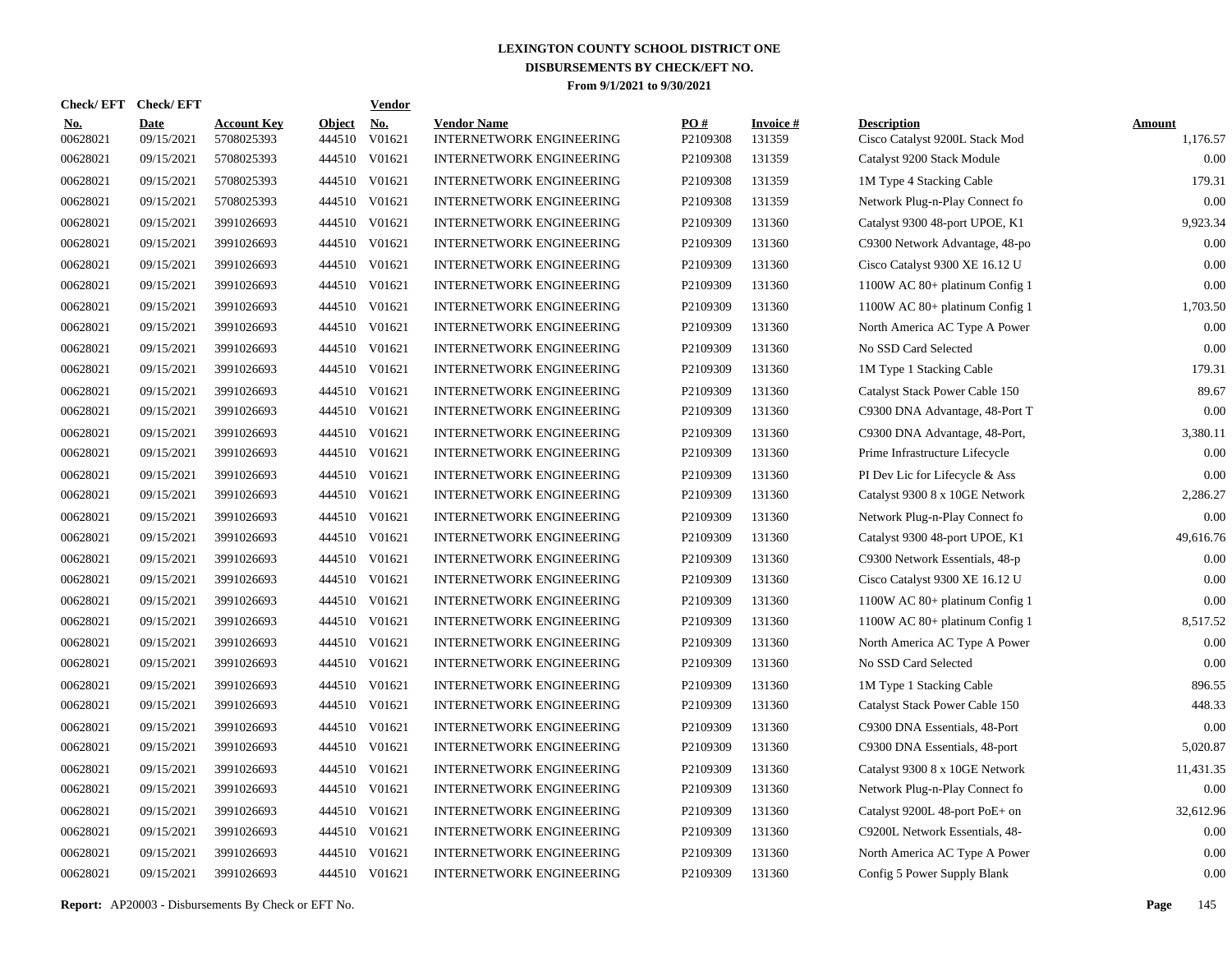# LEXINGTON COUNTY SCHOOL DISTRICT ONE
## DISBURSEMENTS BY CHECK/EFT NO.
### From 9/1/2021 to 9/30/2021

| Check/ EFT No. | Check/ EFT Date | Account Key | Object | Vendor No. | Vendor Name | PO # | Invoice # | Description | Amount |
|---|---|---|---|---|---|---|---|---|---|
| 00628021 | 09/15/2021 | 5708025393 | 444510 | V01621 | INTERNETWORK ENGINEERING | P2109308 | 131359 | Cisco Catalyst 9200L Stack Mod | 1,176.57 |
| 00628021 | 09/15/2021 | 5708025393 | 444510 | V01621 | INTERNETWORK ENGINEERING | P2109308 | 131359 | Catalyst 9200 Stack Module | 0.00 |
| 00628021 | 09/15/2021 | 5708025393 | 444510 | V01621 | INTERNETWORK ENGINEERING | P2109308 | 131359 | 1M Type 4 Stacking Cable | 179.31 |
| 00628021 | 09/15/2021 | 5708025393 | 444510 | V01621 | INTERNETWORK ENGINEERING | P2109308 | 131359 | Network Plug-n-Play Connect fo | 0.00 |
| 00628021 | 09/15/2021 | 3991026693 | 444510 | V01621 | INTERNETWORK ENGINEERING | P2109309 | 131360 | Catalyst 9300 48-port UPOE, K1 | 9,923.34 |
| 00628021 | 09/15/2021 | 3991026693 | 444510 | V01621 | INTERNETWORK ENGINEERING | P2109309 | 131360 | C9300 Network Advantage, 48-po | 0.00 |
| 00628021 | 09/15/2021 | 3991026693 | 444510 | V01621 | INTERNETWORK ENGINEERING | P2109309 | 131360 | Cisco Catalyst 9300 XE 16.12 U | 0.00 |
| 00628021 | 09/15/2021 | 3991026693 | 444510 | V01621 | INTERNETWORK ENGINEERING | P2109309 | 131360 | 1100W AC 80+ platinum Config 1 | 0.00 |
| 00628021 | 09/15/2021 | 3991026693 | 444510 | V01621 | INTERNETWORK ENGINEERING | P2109309 | 131360 | 1100W AC 80+ platinum Config 1 | 1,703.50 |
| 00628021 | 09/15/2021 | 3991026693 | 444510 | V01621 | INTERNETWORK ENGINEERING | P2109309 | 131360 | North America AC Type A Power | 0.00 |
| 00628021 | 09/15/2021 | 3991026693 | 444510 | V01621 | INTERNETWORK ENGINEERING | P2109309 | 131360 | No SSD Card Selected | 0.00 |
| 00628021 | 09/15/2021 | 3991026693 | 444510 | V01621 | INTERNETWORK ENGINEERING | P2109309 | 131360 | 1M Type 1 Stacking Cable | 179.31 |
| 00628021 | 09/15/2021 | 3991026693 | 444510 | V01621 | INTERNETWORK ENGINEERING | P2109309 | 131360 | Catalyst Stack Power Cable 150 | 89.67 |
| 00628021 | 09/15/2021 | 3991026693 | 444510 | V01621 | INTERNETWORK ENGINEERING | P2109309 | 131360 | C9300 DNA Advantage, 48-Port T | 0.00 |
| 00628021 | 09/15/2021 | 3991026693 | 444510 | V01621 | INTERNETWORK ENGINEERING | P2109309 | 131360 | C9300 DNA Advantage, 48-Port, | 3,380.11 |
| 00628021 | 09/15/2021 | 3991026693 | 444510 | V01621 | INTERNETWORK ENGINEERING | P2109309 | 131360 | Prime Infrastructure Lifecycle | 0.00 |
| 00628021 | 09/15/2021 | 3991026693 | 444510 | V01621 | INTERNETWORK ENGINEERING | P2109309 | 131360 | PI Dev Lic for Lifecycle & Ass | 0.00 |
| 00628021 | 09/15/2021 | 3991026693 | 444510 | V01621 | INTERNETWORK ENGINEERING | P2109309 | 131360 | Catalyst 9300 8 x 10GE Network | 2,286.27 |
| 00628021 | 09/15/2021 | 3991026693 | 444510 | V01621 | INTERNETWORK ENGINEERING | P2109309 | 131360 | Network Plug-n-Play Connect fo | 0.00 |
| 00628021 | 09/15/2021 | 3991026693 | 444510 | V01621 | INTERNETWORK ENGINEERING | P2109309 | 131360 | Catalyst 9300 48-port UPOE, K1 | 49,616.76 |
| 00628021 | 09/15/2021 | 3991026693 | 444510 | V01621 | INTERNETWORK ENGINEERING | P2109309 | 131360 | C9300 Network Essentials, 48-p | 0.00 |
| 00628021 | 09/15/2021 | 3991026693 | 444510 | V01621 | INTERNETWORK ENGINEERING | P2109309 | 131360 | Cisco Catalyst 9300 XE 16.12 U | 0.00 |
| 00628021 | 09/15/2021 | 3991026693 | 444510 | V01621 | INTERNETWORK ENGINEERING | P2109309 | 131360 | 1100W AC 80+ platinum Config 1 | 0.00 |
| 00628021 | 09/15/2021 | 3991026693 | 444510 | V01621 | INTERNETWORK ENGINEERING | P2109309 | 131360 | 1100W AC 80+ platinum Config 1 | 8,517.52 |
| 00628021 | 09/15/2021 | 3991026693 | 444510 | V01621 | INTERNETWORK ENGINEERING | P2109309 | 131360 | North America AC Type A Power | 0.00 |
| 00628021 | 09/15/2021 | 3991026693 | 444510 | V01621 | INTERNETWORK ENGINEERING | P2109309 | 131360 | No SSD Card Selected | 0.00 |
| 00628021 | 09/15/2021 | 3991026693 | 444510 | V01621 | INTERNETWORK ENGINEERING | P2109309 | 131360 | 1M Type 1 Stacking Cable | 896.55 |
| 00628021 | 09/15/2021 | 3991026693 | 444510 | V01621 | INTERNETWORK ENGINEERING | P2109309 | 131360 | Catalyst Stack Power Cable 150 | 448.33 |
| 00628021 | 09/15/2021 | 3991026693 | 444510 | V01621 | INTERNETWORK ENGINEERING | P2109309 | 131360 | C9300 DNA Essentials, 48-Port | 0.00 |
| 00628021 | 09/15/2021 | 3991026693 | 444510 | V01621 | INTERNETWORK ENGINEERING | P2109309 | 131360 | C9300 DNA Essentials, 48-port | 5,020.87 |
| 00628021 | 09/15/2021 | 3991026693 | 444510 | V01621 | INTERNETWORK ENGINEERING | P2109309 | 131360 | Catalyst 9300 8 x 10GE Network | 11,431.35 |
| 00628021 | 09/15/2021 | 3991026693 | 444510 | V01621 | INTERNETWORK ENGINEERING | P2109309 | 131360 | Network Plug-n-Play Connect fo | 0.00 |
| 00628021 | 09/15/2021 | 3991026693 | 444510 | V01621 | INTERNETWORK ENGINEERING | P2109309 | 131360 | Catalyst 9200L 48-port PoE+ on | 32,612.96 |
| 00628021 | 09/15/2021 | 3991026693 | 444510 | V01621 | INTERNETWORK ENGINEERING | P2109309 | 131360 | C9200L Network Essentials, 48- | 0.00 |
| 00628021 | 09/15/2021 | 3991026693 | 444510 | V01621 | INTERNETWORK ENGINEERING | P2109309 | 131360 | North America AC Type A Power | 0.00 |
| 00628021 | 09/15/2021 | 3991026693 | 444510 | V01621 | INTERNETWORK ENGINEERING | P2109309 | 131360 | Config 5 Power Supply Blank | 0.00 |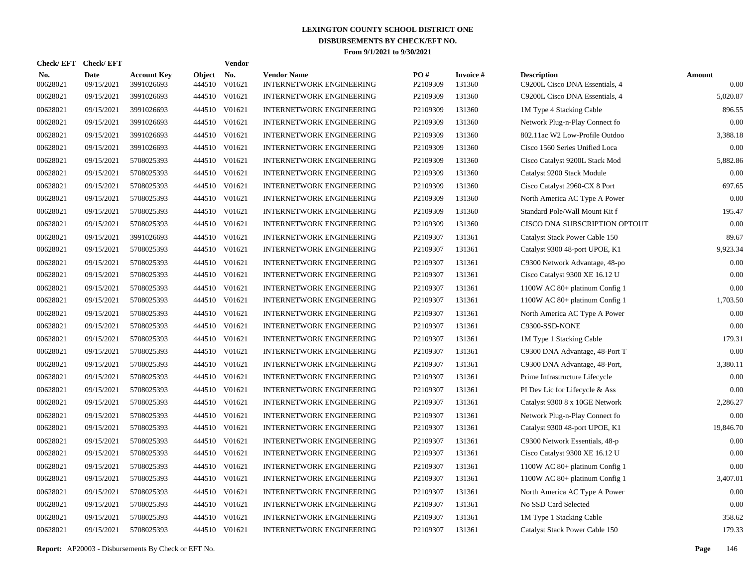# LEXINGTON COUNTY SCHOOL DISTRICT ONE
## DISBURSEMENTS BY CHECK/EFT NO.
### From 9/1/2021 to 9/30/2021

| Check/ EFT No. | Check/ EFT Date | Account Key | Object | Vendor No. | Vendor Name | PO # | Invoice # | Description | Amount |
|---|---|---|---|---|---|---|---|---|---|
| 00628021 | 09/15/2021 | 3991026693 | 444510 | V01621 | INTERNETWORK ENGINEERING | P2109309 | 131360 | C9200L Cisco DNA Essentials, 4 | 0.00 |
| 00628021 | 09/15/2021 | 3991026693 | 444510 | V01621 | INTERNETWORK ENGINEERING | P2109309 | 131360 | C9200L Cisco DNA Essentials, 4 | 5,020.87 |
| 00628021 | 09/15/2021 | 3991026693 | 444510 | V01621 | INTERNETWORK ENGINEERING | P2109309 | 131360 | 1M Type 4 Stacking Cable | 896.55 |
| 00628021 | 09/15/2021 | 3991026693 | 444510 | V01621 | INTERNETWORK ENGINEERING | P2109309 | 131360 | Network Plug-n-Play Connect fo | 0.00 |
| 00628021 | 09/15/2021 | 3991026693 | 444510 | V01621 | INTERNETWORK ENGINEERING | P2109309 | 131360 | 802.11ac W2 Low-Profile Outdoo | 3,388.18 |
| 00628021 | 09/15/2021 | 3991026693 | 444510 | V01621 | INTERNETWORK ENGINEERING | P2109309 | 131360 | Cisco 1560 Series Unified Loca | 0.00 |
| 00628021 | 09/15/2021 | 5708025393 | 444510 | V01621 | INTERNETWORK ENGINEERING | P2109309 | 131360 | Cisco Catalyst 9200L Stack Mod | 5,882.86 |
| 00628021 | 09/15/2021 | 5708025393 | 444510 | V01621 | INTERNETWORK ENGINEERING | P2109309 | 131360 | Catalyst 9200 Stack Module | 0.00 |
| 00628021 | 09/15/2021 | 5708025393 | 444510 | V01621 | INTERNETWORK ENGINEERING | P2109309 | 131360 | Cisco Catalyst 2960-CX 8 Port | 697.65 |
| 00628021 | 09/15/2021 | 5708025393 | 444510 | V01621 | INTERNETWORK ENGINEERING | P2109309 | 131360 | North America AC Type A Power | 0.00 |
| 00628021 | 09/15/2021 | 5708025393 | 444510 | V01621 | INTERNETWORK ENGINEERING | P2109309 | 131360 | Standard Pole/Wall Mount Kit f | 195.47 |
| 00628021 | 09/15/2021 | 5708025393 | 444510 | V01621 | INTERNETWORK ENGINEERING | P2109309 | 131360 | CISCO DNA SUBSCRIPTION OPTOUT | 0.00 |
| 00628021 | 09/15/2021 | 3991026693 | 444510 | V01621 | INTERNETWORK ENGINEERING | P2109307 | 131361 | Catalyst Stack Power Cable 150 | 89.67 |
| 00628021 | 09/15/2021 | 5708025393 | 444510 | V01621 | INTERNETWORK ENGINEERING | P2109307 | 131361 | Catalyst 9300 48-port UPOE, K1 | 9,923.34 |
| 00628021 | 09/15/2021 | 5708025393 | 444510 | V01621 | INTERNETWORK ENGINEERING | P2109307 | 131361 | C9300 Network Advantage, 48-po | 0.00 |
| 00628021 | 09/15/2021 | 5708025393 | 444510 | V01621 | INTERNETWORK ENGINEERING | P2109307 | 131361 | Cisco Catalyst 9300 XE 16.12 U | 0.00 |
| 00628021 | 09/15/2021 | 5708025393 | 444510 | V01621 | INTERNETWORK ENGINEERING | P2109307 | 131361 | 1100W AC 80+ platinum Config 1 | 0.00 |
| 00628021 | 09/15/2021 | 5708025393 | 444510 | V01621 | INTERNETWORK ENGINEERING | P2109307 | 131361 | 1100W AC 80+ platinum Config 1 | 1,703.50 |
| 00628021 | 09/15/2021 | 5708025393 | 444510 | V01621 | INTERNETWORK ENGINEERING | P2109307 | 131361 | North America AC Type A Power | 0.00 |
| 00628021 | 09/15/2021 | 5708025393 | 444510 | V01621 | INTERNETWORK ENGINEERING | P2109307 | 131361 | C9300-SSD-NONE | 0.00 |
| 00628021 | 09/15/2021 | 5708025393 | 444510 | V01621 | INTERNETWORK ENGINEERING | P2109307 | 131361 | 1M Type 1 Stacking Cable | 179.31 |
| 00628021 | 09/15/2021 | 5708025393 | 444510 | V01621 | INTERNETWORK ENGINEERING | P2109307 | 131361 | C9300 DNA Advantage, 48-Port T | 0.00 |
| 00628021 | 09/15/2021 | 5708025393 | 444510 | V01621 | INTERNETWORK ENGINEERING | P2109307 | 131361 | C9300 DNA Advantage, 48-Port, | 3,380.11 |
| 00628021 | 09/15/2021 | 5708025393 | 444510 | V01621 | INTERNETWORK ENGINEERING | P2109307 | 131361 | Prime Infrastructure Lifecycle | 0.00 |
| 00628021 | 09/15/2021 | 5708025393 | 444510 | V01621 | INTERNETWORK ENGINEERING | P2109307 | 131361 | PI Dev Lic for Lifecycle & Ass | 0.00 |
| 00628021 | 09/15/2021 | 5708025393 | 444510 | V01621 | INTERNETWORK ENGINEERING | P2109307 | 131361 | Catalyst 9300 8 x 10GE Network | 2,286.27 |
| 00628021 | 09/15/2021 | 5708025393 | 444510 | V01621 | INTERNETWORK ENGINEERING | P2109307 | 131361 | Network Plug-n-Play Connect fo | 0.00 |
| 00628021 | 09/15/2021 | 5708025393 | 444510 | V01621 | INTERNETWORK ENGINEERING | P2109307 | 131361 | Catalyst 9300 48-port UPOE, K1 | 19,846.70 |
| 00628021 | 09/15/2021 | 5708025393 | 444510 | V01621 | INTERNETWORK ENGINEERING | P2109307 | 131361 | C9300 Network Essentials, 48-p | 0.00 |
| 00628021 | 09/15/2021 | 5708025393 | 444510 | V01621 | INTERNETWORK ENGINEERING | P2109307 | 131361 | Cisco Catalyst 9300 XE 16.12 U | 0.00 |
| 00628021 | 09/15/2021 | 5708025393 | 444510 | V01621 | INTERNETWORK ENGINEERING | P2109307 | 131361 | 1100W AC 80+ platinum Config 1 | 0.00 |
| 00628021 | 09/15/2021 | 5708025393 | 444510 | V01621 | INTERNETWORK ENGINEERING | P2109307 | 131361 | 1100W AC 80+ platinum Config 1 | 3,407.01 |
| 00628021 | 09/15/2021 | 5708025393 | 444510 | V01621 | INTERNETWORK ENGINEERING | P2109307 | 131361 | North America AC Type A Power | 0.00 |
| 00628021 | 09/15/2021 | 5708025393 | 444510 | V01621 | INTERNETWORK ENGINEERING | P2109307 | 131361 | No SSD Card Selected | 0.00 |
| 00628021 | 09/15/2021 | 5708025393 | 444510 | V01621 | INTERNETWORK ENGINEERING | P2109307 | 131361 | 1M Type 1 Stacking Cable | 358.62 |
| 00628021 | 09/15/2021 | 5708025393 | 444510 | V01621 | INTERNETWORK ENGINEERING | P2109307 | 131361 | Catalyst Stack Power Cable 150 | 179.33 |

**Report:** AP20003 - Disbursements By Check or EFT No.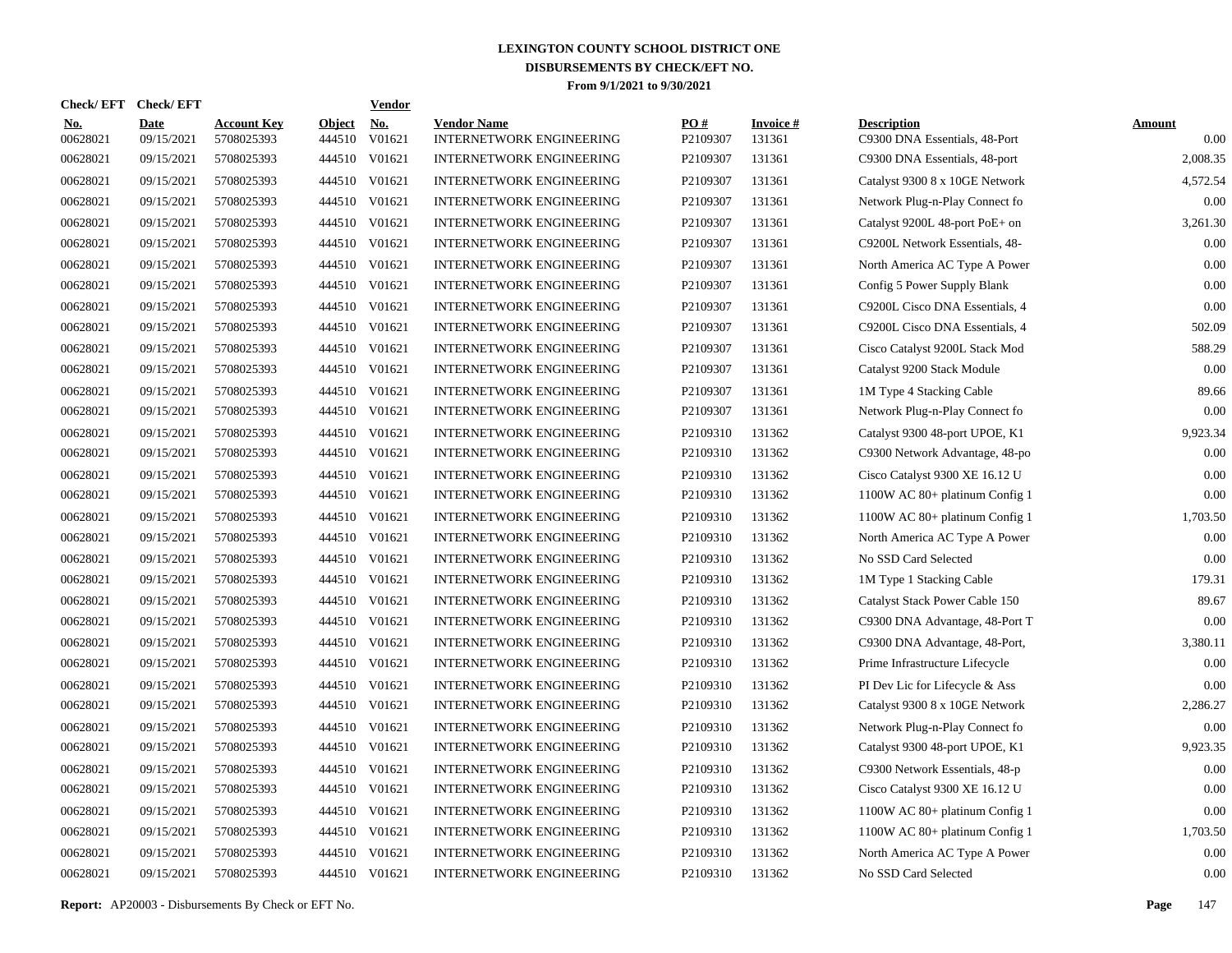# LEXINGTON COUNTY SCHOOL DISTRICT ONE
## DISBURSEMENTS BY CHECK/EFT NO.
### From 9/1/2021 to 9/30/2021

| Check/ EFT No. | Check/ EFT Date | Account Key | Object | Vendor No. | Vendor Name | PO # | Invoice # | Description | Amount |
|---|---|---|---|---|---|---|---|---|---|
| 00628021 | 09/15/2021 | 5708025393 | 444510 | V01621 | INTERNETWORK ENGINEERING | P2109307 | 131361 | C9300 DNA Essentials, 48-Port | 0.00 |
| 00628021 | 09/15/2021 | 5708025393 | 444510 | V01621 | INTERNETWORK ENGINEERING | P2109307 | 131361 | C9300 DNA Essentials, 48-port | 2,008.35 |
| 00628021 | 09/15/2021 | 5708025393 | 444510 | V01621 | INTERNETWORK ENGINEERING | P2109307 | 131361 | Catalyst 9300 8 x 10GE Network | 4,572.54 |
| 00628021 | 09/15/2021 | 5708025393 | 444510 | V01621 | INTERNETWORK ENGINEERING | P2109307 | 131361 | Network Plug-n-Play Connect fo | 0.00 |
| 00628021 | 09/15/2021 | 5708025393 | 444510 | V01621 | INTERNETWORK ENGINEERING | P2109307 | 131361 | Catalyst 9200L 48-port PoE+ on | 3,261.30 |
| 00628021 | 09/15/2021 | 5708025393 | 444510 | V01621 | INTERNETWORK ENGINEERING | P2109307 | 131361 | C9200L Network Essentials, 48- | 0.00 |
| 00628021 | 09/15/2021 | 5708025393 | 444510 | V01621 | INTERNETWORK ENGINEERING | P2109307 | 131361 | North America AC Type A Power | 0.00 |
| 00628021 | 09/15/2021 | 5708025393 | 444510 | V01621 | INTERNETWORK ENGINEERING | P2109307 | 131361 | Config 5 Power Supply Blank | 0.00 |
| 00628021 | 09/15/2021 | 5708025393 | 444510 | V01621 | INTERNETWORK ENGINEERING | P2109307 | 131361 | C9200L Cisco DNA Essentials, 4 | 0.00 |
| 00628021 | 09/15/2021 | 5708025393 | 444510 | V01621 | INTERNETWORK ENGINEERING | P2109307 | 131361 | C9200L Cisco DNA Essentials, 4 | 502.09 |
| 00628021 | 09/15/2021 | 5708025393 | 444510 | V01621 | INTERNETWORK ENGINEERING | P2109307 | 131361 | Cisco Catalyst 9200L Stack Mod | 588.29 |
| 00628021 | 09/15/2021 | 5708025393 | 444510 | V01621 | INTERNETWORK ENGINEERING | P2109307 | 131361 | Catalyst 9200 Stack Module | 0.00 |
| 00628021 | 09/15/2021 | 5708025393 | 444510 | V01621 | INTERNETWORK ENGINEERING | P2109307 | 131361 | 1M Type 4 Stacking Cable | 89.66 |
| 00628021 | 09/15/2021 | 5708025393 | 444510 | V01621 | INTERNETWORK ENGINEERING | P2109307 | 131361 | Network Plug-n-Play Connect fo | 0.00 |
| 00628021 | 09/15/2021 | 5708025393 | 444510 | V01621 | INTERNETWORK ENGINEERING | P2109310 | 131362 | Catalyst 9300 48-port UPOE, K1 | 9,923.34 |
| 00628021 | 09/15/2021 | 5708025393 | 444510 | V01621 | INTERNETWORK ENGINEERING | P2109310 | 131362 | C9300 Network Advantage, 48-po | 0.00 |
| 00628021 | 09/15/2021 | 5708025393 | 444510 | V01621 | INTERNETWORK ENGINEERING | P2109310 | 131362 | Cisco Catalyst 9300 XE 16.12 U | 0.00 |
| 00628021 | 09/15/2021 | 5708025393 | 444510 | V01621 | INTERNETWORK ENGINEERING | P2109310 | 131362 | 1100W AC 80+ platinum Config 1 | 0.00 |
| 00628021 | 09/15/2021 | 5708025393 | 444510 | V01621 | INTERNETWORK ENGINEERING | P2109310 | 131362 | 1100W AC 80+ platinum Config 1 | 1,703.50 |
| 00628021 | 09/15/2021 | 5708025393 | 444510 | V01621 | INTERNETWORK ENGINEERING | P2109310 | 131362 | North America AC Type A Power | 0.00 |
| 00628021 | 09/15/2021 | 5708025393 | 444510 | V01621 | INTERNETWORK ENGINEERING | P2109310 | 131362 | No SSD Card Selected | 0.00 |
| 00628021 | 09/15/2021 | 5708025393 | 444510 | V01621 | INTERNETWORK ENGINEERING | P2109310 | 131362 | 1M Type 1 Stacking Cable | 179.31 |
| 00628021 | 09/15/2021 | 5708025393 | 444510 | V01621 | INTERNETWORK ENGINEERING | P2109310 | 131362 | Catalyst Stack Power Cable 150 | 89.67 |
| 00628021 | 09/15/2021 | 5708025393 | 444510 | V01621 | INTERNETWORK ENGINEERING | P2109310 | 131362 | C9300 DNA Advantage, 48-Port T | 0.00 |
| 00628021 | 09/15/2021 | 5708025393 | 444510 | V01621 | INTERNETWORK ENGINEERING | P2109310 | 131362 | C9300 DNA Advantage, 48-Port, | 3,380.11 |
| 00628021 | 09/15/2021 | 5708025393 | 444510 | V01621 | INTERNETWORK ENGINEERING | P2109310 | 131362 | Prime Infrastructure Lifecycle | 0.00 |
| 00628021 | 09/15/2021 | 5708025393 | 444510 | V01621 | INTERNETWORK ENGINEERING | P2109310 | 131362 | PI Dev Lic for Lifecycle & Ass | 0.00 |
| 00628021 | 09/15/2021 | 5708025393 | 444510 | V01621 | INTERNETWORK ENGINEERING | P2109310 | 131362 | Catalyst 9300 8 x 10GE Network | 2,286.27 |
| 00628021 | 09/15/2021 | 5708025393 | 444510 | V01621 | INTERNETWORK ENGINEERING | P2109310 | 131362 | Network Plug-n-Play Connect fo | 0.00 |
| 00628021 | 09/15/2021 | 5708025393 | 444510 | V01621 | INTERNETWORK ENGINEERING | P2109310 | 131362 | Catalyst 9300 48-port UPOE, K1 | 9,923.35 |
| 00628021 | 09/15/2021 | 5708025393 | 444510 | V01621 | INTERNETWORK ENGINEERING | P2109310 | 131362 | C9300 Network Essentials, 48-p | 0.00 |
| 00628021 | 09/15/2021 | 5708025393 | 444510 | V01621 | INTERNETWORK ENGINEERING | P2109310 | 131362 | Cisco Catalyst 9300 XE 16.12 U | 0.00 |
| 00628021 | 09/15/2021 | 5708025393 | 444510 | V01621 | INTERNETWORK ENGINEERING | P2109310 | 131362 | 1100W AC 80+ platinum Config 1 | 0.00 |
| 00628021 | 09/15/2021 | 5708025393 | 444510 | V01621 | INTERNETWORK ENGINEERING | P2109310 | 131362 | 1100W AC 80+ platinum Config 1 | 1,703.50 |
| 00628021 | 09/15/2021 | 5708025393 | 444510 | V01621 | INTERNETWORK ENGINEERING | P2109310 | 131362 | North America AC Type A Power | 0.00 |
| 00628021 | 09/15/2021 | 5708025393 | 444510 | V01621 | INTERNETWORK ENGINEERING | P2109310 | 131362 | No SSD Card Selected | 0.00 |

**Report:** AP20003 - Disbursements By Check or EFT No.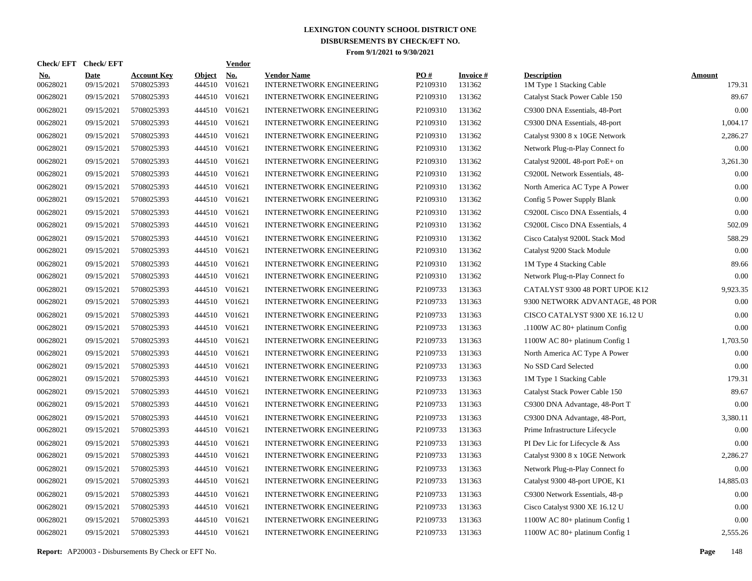# LEXINGTON COUNTY SCHOOL DISTRICT ONE
## DISBURSEMENTS BY CHECK/EFT NO.
### From 9/1/2021 to 9/30/2021

| Check/ EFT No. | Check/ EFT Date | Account Key | Object | Vendor No. | Vendor Name | PO # | Invoice # | Description | Amount |
|---|---|---|---|---|---|---|---|---|---|
| 00628021 | 09/15/2021 | 5708025393 | 444510 | V01621 | INTERNETWORK ENGINEERING | P2109310 | 131362 | 1M Type 1 Stacking Cable | 179.31 |
| 00628021 | 09/15/2021 | 5708025393 | 444510 | V01621 | INTERNETWORK ENGINEERING | P2109310 | 131362 | Catalyst Stack Power Cable 150 | 89.67 |
| 00628021 | 09/15/2021 | 5708025393 | 444510 | V01621 | INTERNETWORK ENGINEERING | P2109310 | 131362 | C9300 DNA Essentials, 48-Port | 0.00 |
| 00628021 | 09/15/2021 | 5708025393 | 444510 | V01621 | INTERNETWORK ENGINEERING | P2109310 | 131362 | C9300 DNA Essentials, 48-port | 1,004.17 |
| 00628021 | 09/15/2021 | 5708025393 | 444510 | V01621 | INTERNETWORK ENGINEERING | P2109310 | 131362 | Catalyst 9300 8 x 10GE Network | 2,286.27 |
| 00628021 | 09/15/2021 | 5708025393 | 444510 | V01621 | INTERNETWORK ENGINEERING | P2109310 | 131362 | Network Plug-n-Play Connect fo | 0.00 |
| 00628021 | 09/15/2021 | 5708025393 | 444510 | V01621 | INTERNETWORK ENGINEERING | P2109310 | 131362 | Catalyst 9200L 48-port PoE+ on | 3,261.30 |
| 00628021 | 09/15/2021 | 5708025393 | 444510 | V01621 | INTERNETWORK ENGINEERING | P2109310 | 131362 | C9200L Network Essentials, 48- | 0.00 |
| 00628021 | 09/15/2021 | 5708025393 | 444510 | V01621 | INTERNETWORK ENGINEERING | P2109310 | 131362 | North America AC Type A Power | 0.00 |
| 00628021 | 09/15/2021 | 5708025393 | 444510 | V01621 | INTERNETWORK ENGINEERING | P2109310 | 131362 | Config 5 Power Supply Blank | 0.00 |
| 00628021 | 09/15/2021 | 5708025393 | 444510 | V01621 | INTERNETWORK ENGINEERING | P2109310 | 131362 | C9200L Cisco DNA Essentials, 4 | 0.00 |
| 00628021 | 09/15/2021 | 5708025393 | 444510 | V01621 | INTERNETWORK ENGINEERING | P2109310 | 131362 | C9200L Cisco DNA Essentials, 4 | 502.09 |
| 00628021 | 09/15/2021 | 5708025393 | 444510 | V01621 | INTERNETWORK ENGINEERING | P2109310 | 131362 | Cisco Catalyst 9200L Stack Mod | 588.29 |
| 00628021 | 09/15/2021 | 5708025393 | 444510 | V01621 | INTERNETWORK ENGINEERING | P2109310 | 131362 | Catalyst 9200 Stack Module | 0.00 |
| 00628021 | 09/15/2021 | 5708025393 | 444510 | V01621 | INTERNETWORK ENGINEERING | P2109310 | 131362 | 1M Type 4 Stacking Cable | 89.66 |
| 00628021 | 09/15/2021 | 5708025393 | 444510 | V01621 | INTERNETWORK ENGINEERING | P2109310 | 131362 | Network Plug-n-Play Connect fo | 0.00 |
| 00628021 | 09/15/2021 | 5708025393 | 444510 | V01621 | INTERNETWORK ENGINEERING | P2109733 | 131363 | CATALYST 9300 48 PORT UPOE K12 | 9,923.35 |
| 00628021 | 09/15/2021 | 5708025393 | 444510 | V01621 | INTERNETWORK ENGINEERING | P2109733 | 131363 | 9300 NETWORK ADVANTAGE, 48 POR | 0.00 |
| 00628021 | 09/15/2021 | 5708025393 | 444510 | V01621 | INTERNETWORK ENGINEERING | P2109733 | 131363 | CISCO CATALYST 9300 XE 16.12 U | 0.00 |
| 00628021 | 09/15/2021 | 5708025393 | 444510 | V01621 | INTERNETWORK ENGINEERING | P2109733 | 131363 | .1100W AC 80+ platinum Config | 0.00 |
| 00628021 | 09/15/2021 | 5708025393 | 444510 | V01621 | INTERNETWORK ENGINEERING | P2109733 | 131363 | 1100W AC 80+ platinum Config 1 | 1,703.50 |
| 00628021 | 09/15/2021 | 5708025393 | 444510 | V01621 | INTERNETWORK ENGINEERING | P2109733 | 131363 | North America AC Type A Power | 0.00 |
| 00628021 | 09/15/2021 | 5708025393 | 444510 | V01621 | INTERNETWORK ENGINEERING | P2109733 | 131363 | No SSD Card Selected | 0.00 |
| 00628021 | 09/15/2021 | 5708025393 | 444510 | V01621 | INTERNETWORK ENGINEERING | P2109733 | 131363 | 1M Type 1 Stacking Cable | 179.31 |
| 00628021 | 09/15/2021 | 5708025393 | 444510 | V01621 | INTERNETWORK ENGINEERING | P2109733 | 131363 | Catalyst Stack Power Cable 150 | 89.67 |
| 00628021 | 09/15/2021 | 5708025393 | 444510 | V01621 | INTERNETWORK ENGINEERING | P2109733 | 131363 | C9300 DNA Advantage, 48-Port T | 0.00 |
| 00628021 | 09/15/2021 | 5708025393 | 444510 | V01621 | INTERNETWORK ENGINEERING | P2109733 | 131363 | C9300 DNA Advantage, 48-Port, | 3,380.11 |
| 00628021 | 09/15/2021 | 5708025393 | 444510 | V01621 | INTERNETWORK ENGINEERING | P2109733 | 131363 | Prime Infrastructure Lifecycle | 0.00 |
| 00628021 | 09/15/2021 | 5708025393 | 444510 | V01621 | INTERNETWORK ENGINEERING | P2109733 | 131363 | PI Dev Lic for Lifecycle & Ass | 0.00 |
| 00628021 | 09/15/2021 | 5708025393 | 444510 | V01621 | INTERNETWORK ENGINEERING | P2109733 | 131363 | Catalyst 9300 8 x 10GE Network | 2,286.27 |
| 00628021 | 09/15/2021 | 5708025393 | 444510 | V01621 | INTERNETWORK ENGINEERING | P2109733 | 131363 | Network Plug-n-Play Connect fo | 0.00 |
| 00628021 | 09/15/2021 | 5708025393 | 444510 | V01621 | INTERNETWORK ENGINEERING | P2109733 | 131363 | Catalyst 9300 48-port UPOE, K1 | 14,885.03 |
| 00628021 | 09/15/2021 | 5708025393 | 444510 | V01621 | INTERNETWORK ENGINEERING | P2109733 | 131363 | C9300 Network Essentials, 48-p | 0.00 |
| 00628021 | 09/15/2021 | 5708025393 | 444510 | V01621 | INTERNETWORK ENGINEERING | P2109733 | 131363 | Cisco Catalyst 9300 XE 16.12 U | 0.00 |
| 00628021 | 09/15/2021 | 5708025393 | 444510 | V01621 | INTERNETWORK ENGINEERING | P2109733 | 131363 | 1100W AC 80+ platinum Config 1 | 0.00 |
| 00628021 | 09/15/2021 | 5708025393 | 444510 | V01621 | INTERNETWORK ENGINEERING | P2109733 | 131363 | 1100W AC 80+ platinum Config 1 | 2,555.26 |

**Report:** AP20003 - Disbursements By Check or EFT No.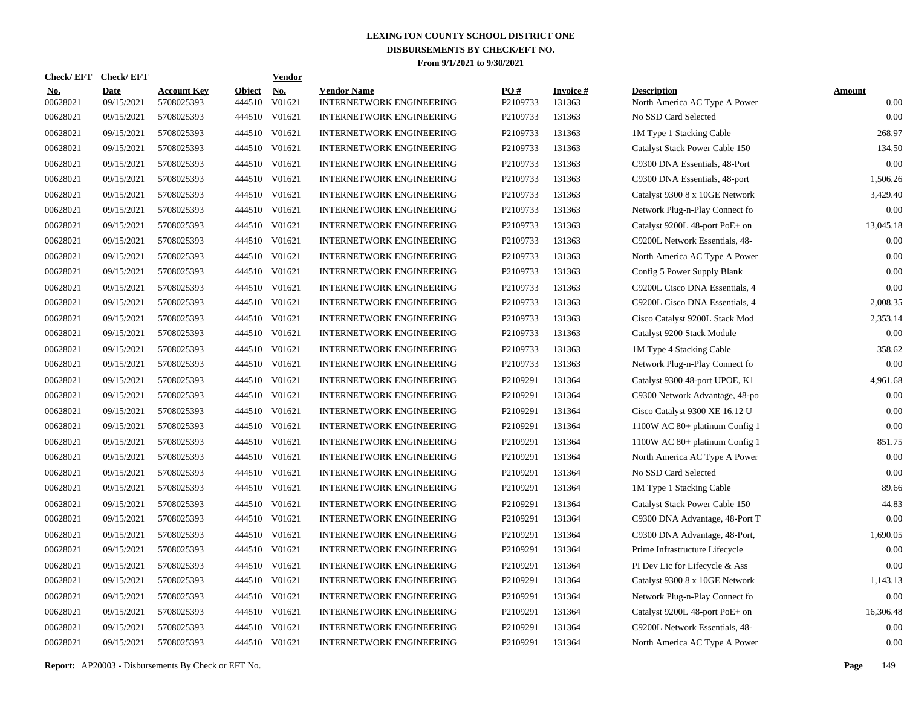# LEXINGTON COUNTY SCHOOL DISTRICT ONE
## DISBURSEMENTS BY CHECK/EFT NO.
### From 9/1/2021 to 9/30/2021

| Check/ EFT No. | Check/ EFT Date | Account Key | Object | Vendor No. | Vendor Name | PO # | Invoice # | Description | Amount |
|---|---|---|---|---|---|---|---|---|---|
| 00628021 | 09/15/2021 | 5708025393 | 444510 | V01621 | INTERNETWORK ENGINEERING | P2109733 | 131363 | North America AC Type A Power | 0.00 |
| 00628021 | 09/15/2021 | 5708025393 | 444510 | V01621 | INTERNETWORK ENGINEERING | P2109733 | 131363 | No SSD Card Selected | 0.00 |
| 00628021 | 09/15/2021 | 5708025393 | 444510 | V01621 | INTERNETWORK ENGINEERING | P2109733 | 131363 | 1M Type 1 Stacking Cable | 268.97 |
| 00628021 | 09/15/2021 | 5708025393 | 444510 | V01621 | INTERNETWORK ENGINEERING | P2109733 | 131363 | Catalyst Stack Power Cable 150 | 134.50 |
| 00628021 | 09/15/2021 | 5708025393 | 444510 | V01621 | INTERNETWORK ENGINEERING | P2109733 | 131363 | C9300 DNA Essentials, 48-Port | 0.00 |
| 00628021 | 09/15/2021 | 5708025393 | 444510 | V01621 | INTERNETWORK ENGINEERING | P2109733 | 131363 | C9300 DNA Essentials, 48-port | 1,506.26 |
| 00628021 | 09/15/2021 | 5708025393 | 444510 | V01621 | INTERNETWORK ENGINEERING | P2109733 | 131363 | Catalyst 9300 8 x 10GE Network | 3,429.40 |
| 00628021 | 09/15/2021 | 5708025393 | 444510 | V01621 | INTERNETWORK ENGINEERING | P2109733 | 131363 | Network Plug-n-Play Connect fo | 0.00 |
| 00628021 | 09/15/2021 | 5708025393 | 444510 | V01621 | INTERNETWORK ENGINEERING | P2109733 | 131363 | Catalyst 9200L 48-port PoE+ on | 13,045.18 |
| 00628021 | 09/15/2021 | 5708025393 | 444510 | V01621 | INTERNETWORK ENGINEERING | P2109733 | 131363 | C9200L Network Essentials, 48- | 0.00 |
| 00628021 | 09/15/2021 | 5708025393 | 444510 | V01621 | INTERNETWORK ENGINEERING | P2109733 | 131363 | North America AC Type A Power | 0.00 |
| 00628021 | 09/15/2021 | 5708025393 | 444510 | V01621 | INTERNETWORK ENGINEERING | P2109733 | 131363 | Config 5 Power Supply Blank | 0.00 |
| 00628021 | 09/15/2021 | 5708025393 | 444510 | V01621 | INTERNETWORK ENGINEERING | P2109733 | 131363 | C9200L Cisco DNA Essentials, 4 | 0.00 |
| 00628021 | 09/15/2021 | 5708025393 | 444510 | V01621 | INTERNETWORK ENGINEERING | P2109733 | 131363 | C9200L Cisco DNA Essentials, 4 | 2,008.35 |
| 00628021 | 09/15/2021 | 5708025393 | 444510 | V01621 | INTERNETWORK ENGINEERING | P2109733 | 131363 | Cisco Catalyst 9200L Stack Mod | 2,353.14 |
| 00628021 | 09/15/2021 | 5708025393 | 444510 | V01621 | INTERNETWORK ENGINEERING | P2109733 | 131363 | Catalyst 9200 Stack Module | 0.00 |
| 00628021 | 09/15/2021 | 5708025393 | 444510 | V01621 | INTERNETWORK ENGINEERING | P2109733 | 131363 | 1M Type 4 Stacking Cable | 358.62 |
| 00628021 | 09/15/2021 | 5708025393 | 444510 | V01621 | INTERNETWORK ENGINEERING | P2109733 | 131363 | Network Plug-n-Play Connect fo | 0.00 |
| 00628021 | 09/15/2021 | 5708025393 | 444510 | V01621 | INTERNETWORK ENGINEERING | P2109291 | 131364 | Catalyst 9300 48-port UPOE, K1 | 4,961.68 |
| 00628021 | 09/15/2021 | 5708025393 | 444510 | V01621 | INTERNETWORK ENGINEERING | P2109291 | 131364 | C9300 Network Advantage, 48-po | 0.00 |
| 00628021 | 09/15/2021 | 5708025393 | 444510 | V01621 | INTERNETWORK ENGINEERING | P2109291 | 131364 | Cisco Catalyst 9300 XE 16.12 U | 0.00 |
| 00628021 | 09/15/2021 | 5708025393 | 444510 | V01621 | INTERNETWORK ENGINEERING | P2109291 | 131364 | 1100W AC 80+ platinum Config 1 | 0.00 |
| 00628021 | 09/15/2021 | 5708025393 | 444510 | V01621 | INTERNETWORK ENGINEERING | P2109291 | 131364 | 1100W AC 80+ platinum Config 1 | 851.75 |
| 00628021 | 09/15/2021 | 5708025393 | 444510 | V01621 | INTERNETWORK ENGINEERING | P2109291 | 131364 | North America AC Type A Power | 0.00 |
| 00628021 | 09/15/2021 | 5708025393 | 444510 | V01621 | INTERNETWORK ENGINEERING | P2109291 | 131364 | No SSD Card Selected | 0.00 |
| 00628021 | 09/15/2021 | 5708025393 | 444510 | V01621 | INTERNETWORK ENGINEERING | P2109291 | 131364 | 1M Type 1 Stacking Cable | 89.66 |
| 00628021 | 09/15/2021 | 5708025393 | 444510 | V01621 | INTERNETWORK ENGINEERING | P2109291 | 131364 | Catalyst Stack Power Cable 150 | 44.83 |
| 00628021 | 09/15/2021 | 5708025393 | 444510 | V01621 | INTERNETWORK ENGINEERING | P2109291 | 131364 | C9300 DNA Advantage, 48-Port T | 0.00 |
| 00628021 | 09/15/2021 | 5708025393 | 444510 | V01621 | INTERNETWORK ENGINEERING | P2109291 | 131364 | C9300 DNA Advantage, 48-Port, | 1,690.05 |
| 00628021 | 09/15/2021 | 5708025393 | 444510 | V01621 | INTERNETWORK ENGINEERING | P2109291 | 131364 | Prime Infrastructure Lifecycle | 0.00 |
| 00628021 | 09/15/2021 | 5708025393 | 444510 | V01621 | INTERNETWORK ENGINEERING | P2109291 | 131364 | PI Dev Lic for Lifecycle & Ass | 0.00 |
| 00628021 | 09/15/2021 | 5708025393 | 444510 | V01621 | INTERNETWORK ENGINEERING | P2109291 | 131364 | Catalyst 9300 8 x 10GE Network | 1,143.13 |
| 00628021 | 09/15/2021 | 5708025393 | 444510 | V01621 | INTERNETWORK ENGINEERING | P2109291 | 131364 | Network Plug-n-Play Connect fo | 0.00 |
| 00628021 | 09/15/2021 | 5708025393 | 444510 | V01621 | INTERNETWORK ENGINEERING | P2109291 | 131364 | Catalyst 9200L 48-port PoE+ on | 16,306.48 |
| 00628021 | 09/15/2021 | 5708025393 | 444510 | V01621 | INTERNETWORK ENGINEERING | P2109291 | 131364 | C9200L Network Essentials, 48- | 0.00 |
| 00628021 | 09/15/2021 | 5708025393 | 444510 | V01621 | INTERNETWORK ENGINEERING | P2109291 | 131364 | North America AC Type A Power | 0.00 |

**Report:** AP20003 - Disbursements By Check or EFT No.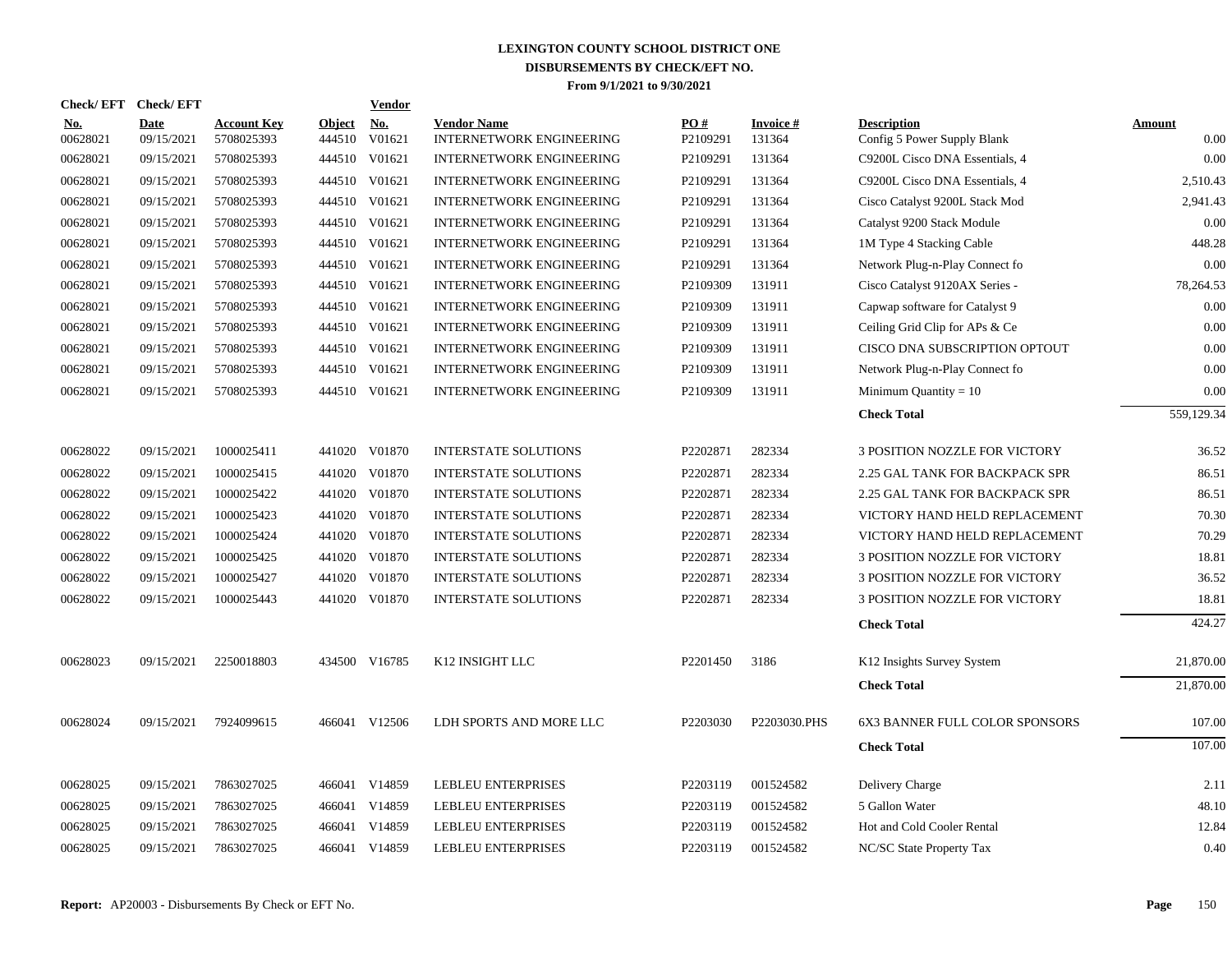# LEXINGTON COUNTY SCHOOL DISTRICT ONE
## DISBURSEMENTS BY CHECK/EFT NO.
### From 9/1/2021 to 9/30/2021

| Check/ EFT No. | Check/ EFT Date | Account Key | Object | Vendor No. | Vendor Name | PO # | Invoice # | Description | Amount |
|---|---|---|---|---|---|---|---|---|---|
| 00628021 | 09/15/2021 | 5708025393 | 444510 | V01621 | INTERNETWORK ENGINEERING | P2109291 | 131364 | Config 5 Power Supply Blank | 0.00 |
| 00628021 | 09/15/2021 | 5708025393 | 444510 | V01621 | INTERNETWORK ENGINEERING | P2109291 | 131364 | C9200L Cisco DNA Essentials, 4 | 0.00 |
| 00628021 | 09/15/2021 | 5708025393 | 444510 | V01621 | INTERNETWORK ENGINEERING | P2109291 | 131364 | C9200L Cisco DNA Essentials, 4 | 2,510.43 |
| 00628021 | 09/15/2021 | 5708025393 | 444510 | V01621 | INTERNETWORK ENGINEERING | P2109291 | 131364 | Cisco Catalyst 9200L Stack Mod | 2,941.43 |
| 00628021 | 09/15/2021 | 5708025393 | 444510 | V01621 | INTERNETWORK ENGINEERING | P2109291 | 131364 | Catalyst 9200 Stack Module | 0.00 |
| 00628021 | 09/15/2021 | 5708025393 | 444510 | V01621 | INTERNETWORK ENGINEERING | P2109291 | 131364 | 1M Type 4 Stacking Cable | 448.28 |
| 00628021 | 09/15/2021 | 5708025393 | 444510 | V01621 | INTERNETWORK ENGINEERING | P2109291 | 131364 | Network Plug-n-Play Connect fo | 0.00 |
| 00628021 | 09/15/2021 | 5708025393 | 444510 | V01621 | INTERNETWORK ENGINEERING | P2109309 | 131911 | Cisco Catalyst 9120AX Series - | 78,264.53 |
| 00628021 | 09/15/2021 | 5708025393 | 444510 | V01621 | INTERNETWORK ENGINEERING | P2109309 | 131911 | Capwap software for Catalyst 9 | 0.00 |
| 00628021 | 09/15/2021 | 5708025393 | 444510 | V01621 | INTERNETWORK ENGINEERING | P2109309 | 131911 | Ceiling Grid Clip for APs & Ce | 0.00 |
| 00628021 | 09/15/2021 | 5708025393 | 444510 | V01621 | INTERNETWORK ENGINEERING | P2109309 | 131911 | CISCO DNA SUBSCRIPTION OPTOUT | 0.00 |
| 00628021 | 09/15/2021 | 5708025393 | 444510 | V01621 | INTERNETWORK ENGINEERING | P2109309 | 131911 | Network Plug-n-Play Connect fo | 0.00 |
| 00628021 | 09/15/2021 | 5708025393 | 444510 | V01621 | INTERNETWORK ENGINEERING | P2109309 | 131911 | Minimum Quantity = 10 | 0.00 |
| | | | | | | | | **Check Total** | 559,129.34 |
| 00628022 | 09/15/2021 | 1000025411 | 441020 | V01870 | INTERSTATE SOLUTIONS | P2202871 | 282334 | 3 POSITION NOZZLE FOR VICTORY | 36.52 |
| 00628022 | 09/15/2021 | 1000025415 | 441020 | V01870 | INTERSTATE SOLUTIONS | P2202871 | 282334 | 2.25 GAL TANK FOR BACKPACK SPR | 86.51 |
| 00628022 | 09/15/2021 | 1000025422 | 441020 | V01870 | INTERSTATE SOLUTIONS | P2202871 | 282334 | 2.25 GAL TANK FOR BACKPACK SPR | 86.51 |
| 00628022 | 09/15/2021 | 1000025423 | 441020 | V01870 | INTERSTATE SOLUTIONS | P2202871 | 282334 | VICTORY HAND HELD REPLACEMENT | 70.30 |
| 00628022 | 09/15/2021 | 1000025424 | 441020 | V01870 | INTERSTATE SOLUTIONS | P2202871 | 282334 | VICTORY HAND HELD REPLACEMENT | 70.29 |
| 00628022 | 09/15/2021 | 1000025425 | 441020 | V01870 | INTERSTATE SOLUTIONS | P2202871 | 282334 | 3 POSITION NOZZLE FOR VICTORY | 18.81 |
| 00628022 | 09/15/2021 | 1000025427 | 441020 | V01870 | INTERSTATE SOLUTIONS | P2202871 | 282334 | 3 POSITION NOZZLE FOR VICTORY | 36.52 |
| 00628022 | 09/15/2021 | 1000025443 | 441020 | V01870 | INTERSTATE SOLUTIONS | P2202871 | 282334 | 3 POSITION NOZZLE FOR VICTORY | 18.81 |
| | | | | | | | | **Check Total** | 424.27 |
| 00628023 | 09/15/2021 | 2250018803 | 434500 | V16785 | K12 INSIGHT LLC | P2201450 | 3186 | K12 Insights Survey System | 21,870.00 |
| | | | | | | | | **Check Total** | 21,870.00 |
| 00628024 | 09/15/2021 | 7924099615 | 466041 | V12506 | LDH SPORTS AND MORE LLC | P2203030 | P2203030.PHS | 6X3 BANNER FULL COLOR SPONSORS | 107.00 |
| | | | | | | | | **Check Total** | 107.00 |
| 00628025 | 09/15/2021 | 7863027025 | 466041 | V14859 | LEBLEU ENTERPRISES | P2203119 | 001524582 | Delivery Charge | 2.11 |
| 00628025 | 09/15/2021 | 7863027025 | 466041 | V14859 | LEBLEU ENTERPRISES | P2203119 | 001524582 | 5 Gallon Water | 48.10 |
| 00628025 | 09/15/2021 | 7863027025 | 466041 | V14859 | LEBLEU ENTERPRISES | P2203119 | 001524582 | Hot and Cold Cooler Rental | 12.84 |
| 00628025 | 09/15/2021 | 7863027025 | 466041 | V14859 | LEBLEU ENTERPRISES | P2203119 | 001524582 | NC/SC State Property Tax | 0.40 |

**Report:** AP20003 - Disbursements By Check or EFT No.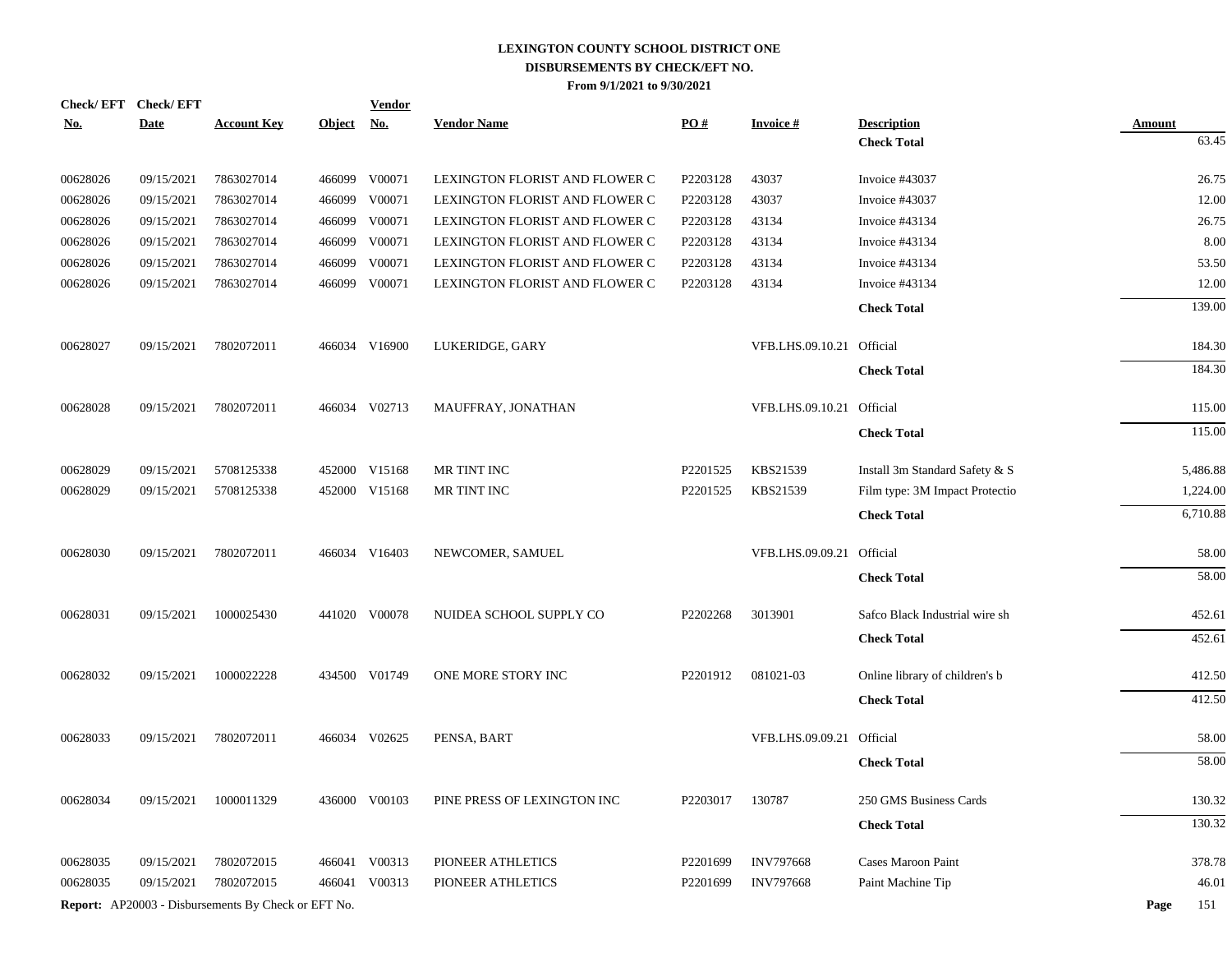# LEXINGTON COUNTY SCHOOL DISTRICT ONE
## DISBURSEMENTS BY CHECK/EFT NO.
### From 9/1/2021 to 9/30/2021

| Check/ EFT No. | Check/ EFT Date | Account Key | Object | Vendor No. | Vendor Name | PO # | Invoice # | Description | Amount |
|---|---|---|---|---|---|---|---|---|---|
| | | | | | | | | **Check Total** | 63.45 |
| 00628026 | 09/15/2021 | 7863027014 | 466099 | V00071 | LEXINGTON FLORIST AND FLOWER C | P2203128 | 43037 | Invoice #43037 | 26.75 |
| 00628026 | 09/15/2021 | 7863027014 | 466099 | V00071 | LEXINGTON FLORIST AND FLOWER C | P2203128 | 43037 | Invoice #43037 | 12.00 |
| 00628026 | 09/15/2021 | 7863027014 | 466099 | V00071 | LEXINGTON FLORIST AND FLOWER C | P2203128 | 43134 | Invoice #43134 | 26.75 |
| 00628026 | 09/15/2021 | 7863027014 | 466099 | V00071 | LEXINGTON FLORIST AND FLOWER C | P2203128 | 43134 | Invoice #43134 | 8.00 |
| 00628026 | 09/15/2021 | 7863027014 | 466099 | V00071 | LEXINGTON FLORIST AND FLOWER C | P2203128 | 43134 | Invoice #43134 | 53.50 |
| 00628026 | 09/15/2021 | 7863027014 | 466099 | V00071 | LEXINGTON FLORIST AND FLOWER C | P2203128 | 43134 | Invoice #43134 | 12.00 |
| | | | | | | | | **Check Total** | 139.00 |
| 00628027 | 09/15/2021 | 7802072011 | 466034 | V16900 | LUKERIDGE, GARY | | VFB.LHS.09.10.21 | Official | 184.30 |
| | | | | | | | | **Check Total** | 184.30 |
| 00628028 | 09/15/2021 | 7802072011 | 466034 | V02713 | MAUFFRAY, JONATHAN | | VFB.LHS.09.10.21 | Official | 115.00 |
| | | | | | | | | **Check Total** | 115.00 |
| 00628029 | 09/15/2021 | 5708125338 | 452000 | V15168 | MR TINT INC | P2201525 | KBS21539 | Install 3m Standard Safety & S | 5,486.88 |
| 00628029 | 09/15/2021 | 5708125338 | 452000 | V15168 | MR TINT INC | P2201525 | KBS21539 | Film type: 3M Impact Protectio | 1,224.00 |
| | | | | | | | | **Check Total** | 6,710.88 |
| 00628030 | 09/15/2021 | 7802072011 | 466034 | V16403 | NEWCOMER, SAMUEL | | VFB.LHS.09.09.21 | Official | 58.00 |
| | | | | | | | | **Check Total** | 58.00 |
| 00628031 | 09/15/2021 | 1000025430 | 441020 | V00078 | NUIDEA SCHOOL SUPPLY CO | P2202268 | 3013901 | Safco Black Industrial wire sh | 452.61 |
| | | | | | | | | **Check Total** | 452.61 |
| 00628032 | 09/15/2021 | 1000022228 | 434500 | V01749 | ONE MORE STORY INC | P2201912 | 081021-03 | Online library of children's b | 412.50 |
| | | | | | | | | **Check Total** | 412.50 |
| 00628033 | 09/15/2021 | 7802072011 | 466034 | V02625 | PENSA, BART | | VFB.LHS.09.09.21 | Official | 58.00 |
| | | | | | | | | **Check Total** | 58.00 |
| 00628034 | 09/15/2021 | 1000011329 | 436000 | V00103 | PINE PRESS OF LEXINGTON INC | P2203017 | 130787 | 250 GMS Business Cards | 130.32 |
| | | | | | | | | **Check Total** | 130.32 |
| 00628035 | 09/15/2021 | 7802072015 | 466041 | V00313 | PIONEER ATHLETICS | P2201699 | INV797668 | Cases Maroon Paint | 378.78 |
| 00628035 | 09/15/2021 | 7802072015 | 466041 | V00313 | PIONEER ATHLETICS | P2201699 | INV797668 | Paint Machine Tip | 46.01 |

**Report:** AP20003 - Disbursements By Check or EFT No.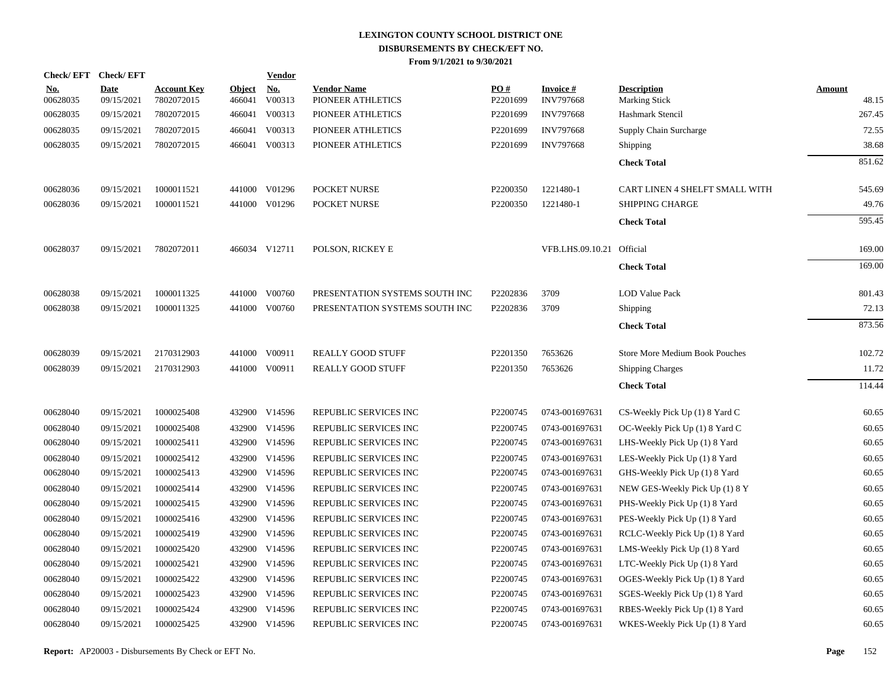# LEXINGTON COUNTY SCHOOL DISTRICT ONE
## DISBURSEMENTS BY CHECK/EFT NO.
### From 9/1/2021 to 9/30/2021

| Check/ EFT No. | Check/ EFT Date | Account Key | Object | Vendor No. | Vendor Name | PO # | Invoice # | Description | Amount |
|---|---|---|---|---|---|---|---|---|---|
| 00628035 | 09/15/2021 | 7802072015 | 466041 | V00313 | PIONEER ATHLETICS | P2201699 | INV797668 | Marking Stick | 48.15 |
| 00628035 | 09/15/2021 | 7802072015 | 466041 | V00313 | PIONEER ATHLETICS | P2201699 | INV797668 | Hashmark Stencil | 267.45 |
| 00628035 | 09/15/2021 | 7802072015 | 466041 | V00313 | PIONEER ATHLETICS | P2201699 | INV797668 | Supply Chain Surcharge | 72.55 |
| 00628035 | 09/15/2021 | 7802072015 | 466041 | V00313 | PIONEER ATHLETICS | P2201699 | INV797668 | Shipping | 38.68 |
| | | | | | | | | **Check Total** | 851.62 |
| 00628036 | 09/15/2021 | 1000011521 | 441000 | V01296 | POCKET NURSE | P2200350 | 1221480-1 | CART LINEN 4 SHELFT SMALL WITH | 545.69 |
| 00628036 | 09/15/2021 | 1000011521 | 441000 | V01296 | POCKET NURSE | P2200350 | 1221480-1 | SHIPPING CHARGE | 49.76 |
| | | | | | | | | **Check Total** | 595.45 |
| 00628037 | 09/15/2021 | 7802072011 | 466034 | V12711 | POLSON, RICKEY E | | VFB.LHS.09.10.21 | Official | 169.00 |
| | | | | | | | | **Check Total** | 169.00 |
| 00628038 | 09/15/2021 | 1000011325 | 441000 | V00760 | PRESENTATION SYSTEMS SOUTH INC | P2202836 | 3709 | LOD Value Pack | 801.43 |
| 00628038 | 09/15/2021 | 1000011325 | 441000 | V00760 | PRESENTATION SYSTEMS SOUTH INC | P2202836 | 3709 | Shipping | 72.13 |
| | | | | | | | | **Check Total** | 873.56 |
| 00628039 | 09/15/2021 | 2170312903 | 441000 | V00911 | REALLY GOOD STUFF | P2201350 | 7653626 | Store More Medium Book Pouches | 102.72 |
| 00628039 | 09/15/2021 | 2170312903 | 441000 | V00911 | REALLY GOOD STUFF | P2201350 | 7653626 | Shipping Charges | 11.72 |
| | | | | | | | | **Check Total** | 114.44 |
| 00628040 | 09/15/2021 | 1000025408 | 432900 | V14596 | REPUBLIC SERVICES INC | P2200745 | 0743-001697631 | CS-Weekly Pick Up (1) 8 Yard C | 60.65 |
| 00628040 | 09/15/2021 | 1000025408 | 432900 | V14596 | REPUBLIC SERVICES INC | P2200745 | 0743-001697631 | OC-Weekly Pick Up (1) 8 Yard C | 60.65 |
| 00628040 | 09/15/2021 | 1000025411 | 432900 | V14596 | REPUBLIC SERVICES INC | P2200745 | 0743-001697631 | LHS-Weekly Pick Up (1) 8 Yard | 60.65 |
| 00628040 | 09/15/2021 | 1000025412 | 432900 | V14596 | REPUBLIC SERVICES INC | P2200745 | 0743-001697631 | LES-Weekly Pick Up (1) 8 Yard | 60.65 |
| 00628040 | 09/15/2021 | 1000025413 | 432900 | V14596 | REPUBLIC SERVICES INC | P2200745 | 0743-001697631 | GHS-Weekly Pick Up (1) 8 Yard | 60.65 |
| 00628040 | 09/15/2021 | 1000025414 | 432900 | V14596 | REPUBLIC SERVICES INC | P2200745 | 0743-001697631 | NEW GES-Weekly Pick Up (1) 8 Y | 60.65 |
| 00628040 | 09/15/2021 | 1000025415 | 432900 | V14596 | REPUBLIC SERVICES INC | P2200745 | 0743-001697631 | PHS-Weekly Pick Up (1) 8 Yard | 60.65 |
| 00628040 | 09/15/2021 | 1000025416 | 432900 | V14596 | REPUBLIC SERVICES INC | P2200745 | 0743-001697631 | PES-Weekly Pick Up (1) 8 Yard | 60.65 |
| 00628040 | 09/15/2021 | 1000025419 | 432900 | V14596 | REPUBLIC SERVICES INC | P2200745 | 0743-001697631 | RCLC-Weekly Pick Up (1) 8 Yard | 60.65 |
| 00628040 | 09/15/2021 | 1000025420 | 432900 | V14596 | REPUBLIC SERVICES INC | P2200745 | 0743-001697631 | LMS-Weekly Pick Up (1) 8 Yard | 60.65 |
| 00628040 | 09/15/2021 | 1000025421 | 432900 | V14596 | REPUBLIC SERVICES INC | P2200745 | 0743-001697631 | LTC-Weekly Pick Up (1) 8 Yard | 60.65 |
| 00628040 | 09/15/2021 | 1000025422 | 432900 | V14596 | REPUBLIC SERVICES INC | P2200745 | 0743-001697631 | OGES-Weekly Pick Up (1) 8 Yard | 60.65 |
| 00628040 | 09/15/2021 | 1000025423 | 432900 | V14596 | REPUBLIC SERVICES INC | P2200745 | 0743-001697631 | SGES-Weekly Pick Up (1) 8 Yard | 60.65 |
| 00628040 | 09/15/2021 | 1000025424 | 432900 | V14596 | REPUBLIC SERVICES INC | P2200745 | 0743-001697631 | RBES-Weekly Pick Up (1) 8 Yard | 60.65 |
| 00628040 | 09/15/2021 | 1000025425 | 432900 | V14596 | REPUBLIC SERVICES INC | P2200745 | 0743-001697631 | WKES-Weekly Pick Up (1) 8 Yard | 60.65 |

**Report:** AP20003 - Disbursements By Check or EFT No.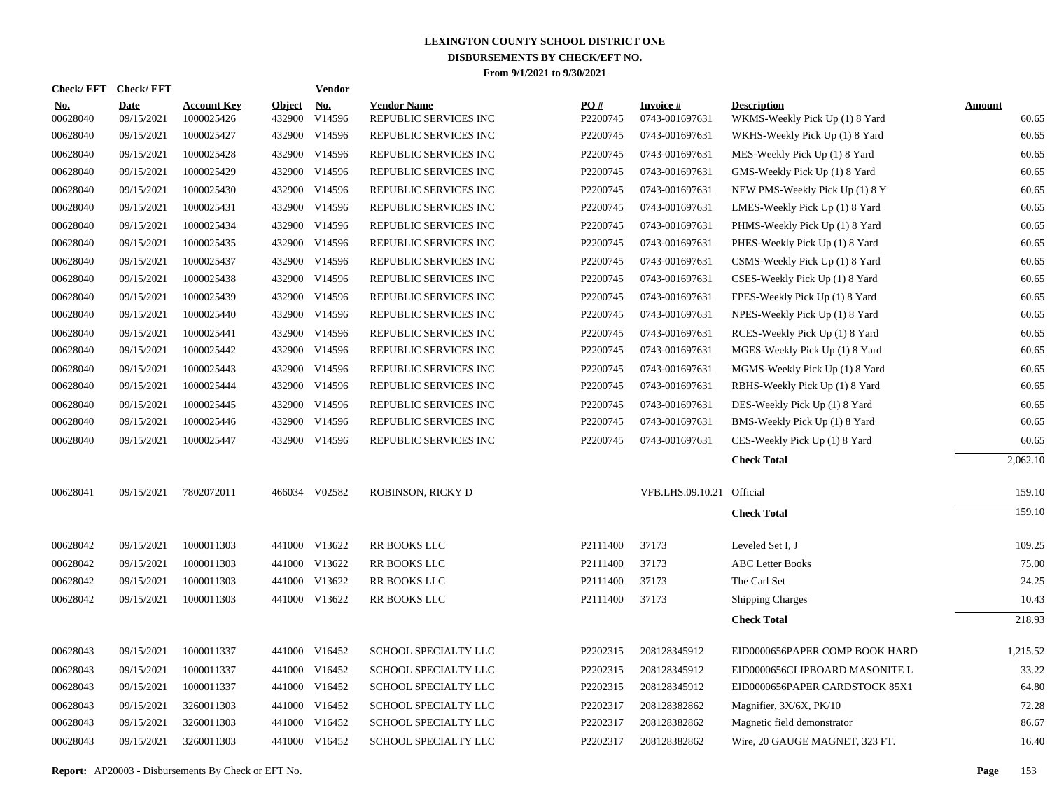# LEXINGTON COUNTY SCHOOL DISTRICT ONE
## DISBURSEMENTS BY CHECK/EFT NO.
### From 9/1/2021 to 9/30/2021

| Check/ EFT No. | Check/ EFT Date | Account Key | Object | Vendor No. | Vendor Name | PO # | Invoice # | Description | Amount |
|---|---|---|---|---|---|---|---|---|---|
| 00628040 | 09/15/2021 | 1000025426 | 432900 | V14596 | REPUBLIC SERVICES INC | P2200745 | 0743-001697631 | WKMS-Weekly Pick Up (1) 8 Yard | 60.65 |
| 00628040 | 09/15/2021 | 1000025427 | 432900 | V14596 | REPUBLIC SERVICES INC | P2200745 | 0743-001697631 | WKHS-Weekly Pick Up (1) 8 Yard | 60.65 |
| 00628040 | 09/15/2021 | 1000025428 | 432900 | V14596 | REPUBLIC SERVICES INC | P2200745 | 0743-001697631 | MES-Weekly Pick Up (1) 8 Yard | 60.65 |
| 00628040 | 09/15/2021 | 1000025429 | 432900 | V14596 | REPUBLIC SERVICES INC | P2200745 | 0743-001697631 | GMS-Weekly Pick Up (1) 8 Yard | 60.65 |
| 00628040 | 09/15/2021 | 1000025430 | 432900 | V14596 | REPUBLIC SERVICES INC | P2200745 | 0743-001697631 | NEW PMS-Weekly Pick Up (1) 8 Y | 60.65 |
| 00628040 | 09/15/2021 | 1000025431 | 432900 | V14596 | REPUBLIC SERVICES INC | P2200745 | 0743-001697631 | LMES-Weekly Pick Up (1) 8 Yard | 60.65 |
| 00628040 | 09/15/2021 | 1000025434 | 432900 | V14596 | REPUBLIC SERVICES INC | P2200745 | 0743-001697631 | PHMS-Weekly Pick Up (1) 8 Yard | 60.65 |
| 00628040 | 09/15/2021 | 1000025435 | 432900 | V14596 | REPUBLIC SERVICES INC | P2200745 | 0743-001697631 | PHES-Weekly Pick Up (1) 8 Yard | 60.65 |
| 00628040 | 09/15/2021 | 1000025437 | 432900 | V14596 | REPUBLIC SERVICES INC | P2200745 | 0743-001697631 | CSMS-Weekly Pick Up (1) 8 Yard | 60.65 |
| 00628040 | 09/15/2021 | 1000025438 | 432900 | V14596 | REPUBLIC SERVICES INC | P2200745 | 0743-001697631 | CSES-Weekly Pick Up (1) 8 Yard | 60.65 |
| 00628040 | 09/15/2021 | 1000025439 | 432900 | V14596 | REPUBLIC SERVICES INC | P2200745 | 0743-001697631 | FPES-Weekly Pick Up (1) 8 Yard | 60.65 |
| 00628040 | 09/15/2021 | 1000025440 | 432900 | V14596 | REPUBLIC SERVICES INC | P2200745 | 0743-001697631 | NPES-Weekly Pick Up (1) 8 Yard | 60.65 |
| 00628040 | 09/15/2021 | 1000025441 | 432900 | V14596 | REPUBLIC SERVICES INC | P2200745 | 0743-001697631 | RCES-Weekly Pick Up (1) 8 Yard | 60.65 |
| 00628040 | 09/15/2021 | 1000025442 | 432900 | V14596 | REPUBLIC SERVICES INC | P2200745 | 0743-001697631 | MGES-Weekly Pick Up (1) 8 Yard | 60.65 |
| 00628040 | 09/15/2021 | 1000025443 | 432900 | V14596 | REPUBLIC SERVICES INC | P2200745 | 0743-001697631 | MGMS-Weekly Pick Up (1) 8 Yard | 60.65 |
| 00628040 | 09/15/2021 | 1000025444 | 432900 | V14596 | REPUBLIC SERVICES INC | P2200745 | 0743-001697631 | RBHS-Weekly Pick Up (1) 8 Yard | 60.65 |
| 00628040 | 09/15/2021 | 1000025445 | 432900 | V14596 | REPUBLIC SERVICES INC | P2200745 | 0743-001697631 | DES-Weekly Pick Up (1) 8 Yard | 60.65 |
| 00628040 | 09/15/2021 | 1000025446 | 432900 | V14596 | REPUBLIC SERVICES INC | P2200745 | 0743-001697631 | BMS-Weekly Pick Up (1) 8 Yard | 60.65 |
| 00628040 | 09/15/2021 | 1000025447 | 432900 | V14596 | REPUBLIC SERVICES INC | P2200745 | 0743-001697631 | CES-Weekly Pick Up (1) 8 Yard | 60.65 |
| | | | | | | | | **Check Total** | 2,062.10 |
| 00628041 | 09/15/2021 | 7802072011 | 466034 | V02582 | ROBINSON, RICKY D | | VFB.LHS.09.10.21 | Official | 159.10 |
| | | | | | | | | **Check Total** | 159.10 |
| 00628042 | 09/15/2021 | 1000011303 | 441000 | V13622 | RR BOOKS LLC | P2111400 | 37173 | Leveled Set I, J | 109.25 |
| 00628042 | 09/15/2021 | 1000011303 | 441000 | V13622 | RR BOOKS LLC | P2111400 | 37173 | ABC Letter Books | 75.00 |
| 00628042 | 09/15/2021 | 1000011303 | 441000 | V13622 | RR BOOKS LLC | P2111400 | 37173 | The Carl Set | 24.25 |
| 00628042 | 09/15/2021 | 1000011303 | 441000 | V13622 | RR BOOKS LLC | P2111400 | 37173 | Shipping Charges | 10.43 |
| | | | | | | | | **Check Total** | 218.93 |
| 00628043 | 09/15/2021 | 1000011337 | 441000 | V16452 | SCHOOL SPECIALTY LLC | P2202315 | 208128345912 | EID0000656PAPER COMP BOOK HARD | 1,215.52 |
| 00628043 | 09/15/2021 | 1000011337 | 441000 | V16452 | SCHOOL SPECIALTY LLC | P2202315 | 208128345912 | EID0000656CLIPBOARD MASONITE L | 33.22 |
| 00628043 | 09/15/2021 | 1000011337 | 441000 | V16452 | SCHOOL SPECIALTY LLC | P2202315 | 208128345912 | EID0000656PAPER CARDSTOCK 85X1 | 64.80 |
| 00628043 | 09/15/2021 | 3260011303 | 441000 | V16452 | SCHOOL SPECIALTY LLC | P2202317 | 208128382862 | Magnifier, 3X/6X, PK/10 | 72.28 |
| 00628043 | 09/15/2021 | 3260011303 | 441000 | V16452 | SCHOOL SPECIALTY LLC | P2202317 | 208128382862 | Magnetic field demonstrator | 86.67 |
| 00628043 | 09/15/2021 | 3260011303 | 441000 | V16452 | SCHOOL SPECIALTY LLC | P2202317 | 208128382862 | Wire, 20 GAUGE MAGNET, 323 FT. | 16.40 |

**Report:** AP20003 - Disbursements By Check or EFT No.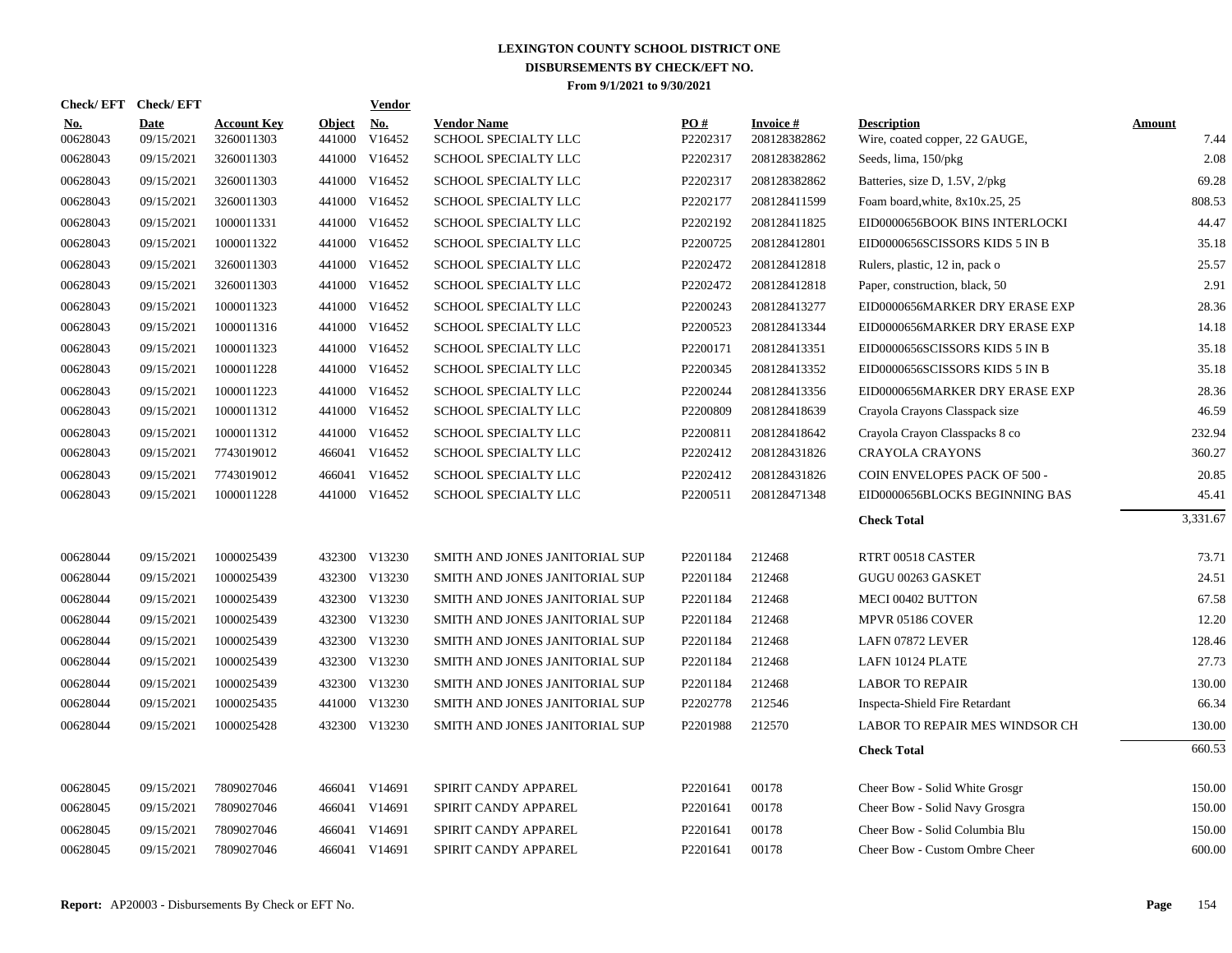# LEXINGTON COUNTY SCHOOL DISTRICT ONE
## DISBURSEMENTS BY CHECK/EFT NO.
### From 9/1/2021 to 9/30/2021

| Check/ EFT No. | Check/ EFT Date | Account Key | Object | Vendor No. | Vendor Name | PO # | Invoice # | Description | Amount |
|---|---|---|---|---|---|---|---|---|---|
| 00628043 | 09/15/2021 | 3260011303 | 441000 | V16452 | SCHOOL SPECIALTY LLC | P2202317 | 208128382862 | Wire, coated copper, 22 GAUGE, | 7.44 |
| 00628043 | 09/15/2021 | 3260011303 | 441000 | V16452 | SCHOOL SPECIALTY LLC | P2202317 | 208128382862 | Seeds, lima, 150/pkg | 2.08 |
| 00628043 | 09/15/2021 | 3260011303 | 441000 | V16452 | SCHOOL SPECIALTY LLC | P2202317 | 208128382862 | Batteries, size D, 1.5V, 2/pkg | 69.28 |
| 00628043 | 09/15/2021 | 3260011303 | 441000 | V16452 | SCHOOL SPECIALTY LLC | P2202177 | 208128411599 | Foam board,white, 8x10x.25, 25 | 808.53 |
| 00628043 | 09/15/2021 | 1000011331 | 441000 | V16452 | SCHOOL SPECIALTY LLC | P2202192 | 208128411825 | EID0000656BOOK BINS INTERLOCKI | 44.47 |
| 00628043 | 09/15/2021 | 1000011322 | 441000 | V16452 | SCHOOL SPECIALTY LLC | P2200725 | 208128412801 | EID0000656SCISSORS KIDS 5 IN B | 35.18 |
| 00628043 | 09/15/2021 | 3260011303 | 441000 | V16452 | SCHOOL SPECIALTY LLC | P2202472 | 208128412818 | Rulers, plastic, 12 in, pack o | 25.57 |
| 00628043 | 09/15/2021 | 3260011303 | 441000 | V16452 | SCHOOL SPECIALTY LLC | P2202472 | 208128412818 | Paper, construction, black, 50 | 2.91 |
| 00628043 | 09/15/2021 | 1000011323 | 441000 | V16452 | SCHOOL SPECIALTY LLC | P2200243 | 208128413277 | EID0000656MARKER DRY ERASE EXP | 28.36 |
| 00628043 | 09/15/2021 | 1000011316 | 441000 | V16452 | SCHOOL SPECIALTY LLC | P2200523 | 208128413344 | EID0000656MARKER DRY ERASE EXP | 14.18 |
| 00628043 | 09/15/2021 | 1000011323 | 441000 | V16452 | SCHOOL SPECIALTY LLC | P2200171 | 208128413351 | EID0000656SCISSORS KIDS 5 IN B | 35.18 |
| 00628043 | 09/15/2021 | 1000011228 | 441000 | V16452 | SCHOOL SPECIALTY LLC | P2200345 | 208128413352 | EID0000656SCISSORS KIDS 5 IN B | 35.18 |
| 00628043 | 09/15/2021 | 1000011223 | 441000 | V16452 | SCHOOL SPECIALTY LLC | P2200244 | 208128413356 | EID0000656MARKER DRY ERASE EXP | 28.36 |
| 00628043 | 09/15/2021 | 1000011312 | 441000 | V16452 | SCHOOL SPECIALTY LLC | P2200809 | 208128418639 | Crayola Crayons Classpack size | 46.59 |
| 00628043 | 09/15/2021 | 1000011312 | 441000 | V16452 | SCHOOL SPECIALTY LLC | P2200811 | 208128418642 | Crayola Crayon Classpacks 8 co | 232.94 |
| 00628043 | 09/15/2021 | 7743019012 | 466041 | V16452 | SCHOOL SPECIALTY LLC | P2202412 | 208128431826 | CRAYOLA CRAYONS | 360.27 |
| 00628043 | 09/15/2021 | 7743019012 | 466041 | V16452 | SCHOOL SPECIALTY LLC | P2202412 | 208128431826 | COIN ENVELOPES PACK OF 500 - | 20.85 |
| 00628043 | 09/15/2021 | 1000011228 | 441000 | V16452 | SCHOOL SPECIALTY LLC | P2200511 | 208128471348 | EID0000656BLOCKS BEGINNING BAS | 45.41 |
| | | | | | | | | **Check Total** | 3,331.67 |
| 00628044 | 09/15/2021 | 1000025439 | 432300 | V13230 | SMITH AND JONES JANITORIAL SUP | P2201184 | 212468 | RTRT 00518 CASTER | 73.71 |
| 00628044 | 09/15/2021 | 1000025439 | 432300 | V13230 | SMITH AND JONES JANITORIAL SUP | P2201184 | 212468 | GUGU 00263 GASKET | 24.51 |
| 00628044 | 09/15/2021 | 1000025439 | 432300 | V13230 | SMITH AND JONES JANITORIAL SUP | P2201184 | 212468 | MECI 00402 BUTTON | 67.58 |
| 00628044 | 09/15/2021 | 1000025439 | 432300 | V13230 | SMITH AND JONES JANITORIAL SUP | P2201184 | 212468 | MPVR 05186 COVER | 12.20 |
| 00628044 | 09/15/2021 | 1000025439 | 432300 | V13230 | SMITH AND JONES JANITORIAL SUP | P2201184 | 212468 | LAFN 07872 LEVER | 128.46 |
| 00628044 | 09/15/2021 | 1000025439 | 432300 | V13230 | SMITH AND JONES JANITORIAL SUP | P2201184 | 212468 | LAFN 10124 PLATE | 27.73 |
| 00628044 | 09/15/2021 | 1000025439 | 432300 | V13230 | SMITH AND JONES JANITORIAL SUP | P2201184 | 212468 | LABOR TO REPAIR | 130.00 |
| 00628044 | 09/15/2021 | 1000025435 | 441000 | V13230 | SMITH AND JONES JANITORIAL SUP | P2202778 | 212546 | Inspecta-Shield Fire Retardant | 66.34 |
| 00628044 | 09/15/2021 | 1000025428 | 432300 | V13230 | SMITH AND JONES JANITORIAL SUP | P2201988 | 212570 | LABOR TO REPAIR MES WINDSOR CH | 130.00 |
| | | | | | | | | **Check Total** | 660.53 |
| 00628045 | 09/15/2021 | 7809027046 | 466041 | V14691 | SPIRIT CANDY APPAREL | P2201641 | 00178 | Cheer Bow - Solid White Grosgr | 150.00 |
| 00628045 | 09/15/2021 | 7809027046 | 466041 | V14691 | SPIRIT CANDY APPAREL | P2201641 | 00178 | Cheer Bow - Solid Navy Grosgra | 150.00 |
| 00628045 | 09/15/2021 | 7809027046 | 466041 | V14691 | SPIRIT CANDY APPAREL | P2201641 | 00178 | Cheer Bow - Solid Columbia Blu | 150.00 |
| 00628045 | 09/15/2021 | 7809027046 | 466041 | V14691 | SPIRIT CANDY APPAREL | P2201641 | 00178 | Cheer Bow - Custom Ombre Cheer | 600.00 |

**Report:** AP20003 - Disbursements By Check or EFT No.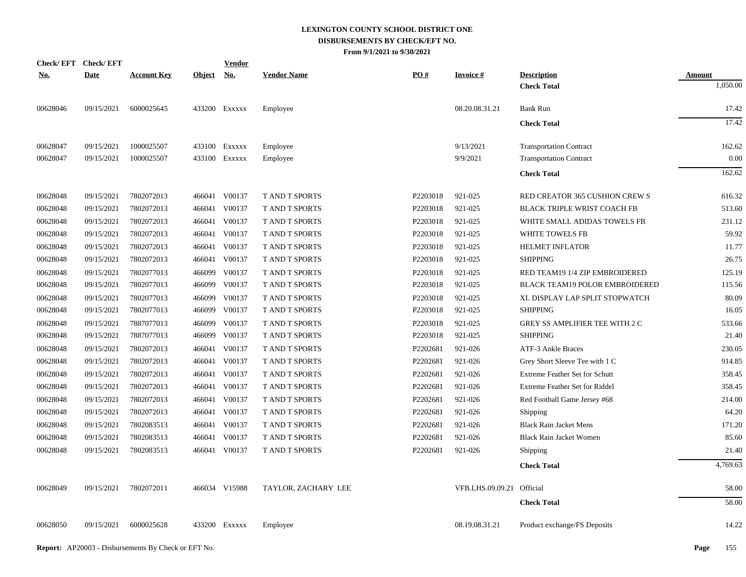# LEXINGTON COUNTY SCHOOL DISTRICT ONE
## DISBURSEMENTS BY CHECK/EFT NO.
### From 9/1/2021 to 9/30/2021

| Check/ EFT No. | Check/ EFT Date | Account Key | Object | Vendor No. | Vendor Name | PO # | Invoice # | Description | Amount |
|---|---|---|---|---|---|---|---|---|---|
| | | | | | | | | **Check Total** | 1,050.00 |
| 00628046 | 09/15/2021 | 6000025645 | 433200 | Exxxxx | Employee | | 08.20.08.31.21 | Bank Run | 17.42 |
| | | | | | | | | **Check Total** | 17.42 |
| 00628047 | 09/15/2021 | 1000025507 | 433100 | Exxxxx | Employee | | 9/13/2021 | Transportation Contract | 162.62 |
| 00628047 | 09/15/2021 | 1000025507 | 433100 | Exxxxx | Employee | | 9/9/2021 | Transportation Contract | 0.00 |
| | | | | | | | | **Check Total** | 162.62 |
| 00628048 | 09/15/2021 | 7802072013 | 466041 | V00137 | T AND T SPORTS | P2203018 | 921-025 | RED CREATOR 365 CUSHION CREW S | 616.32 |
| 00628048 | 09/15/2021 | 7802072013 | 466041 | V00137 | T AND T SPORTS | P2203018 | 921-025 | BLACK TRIPLE WRIST COACH FB | 513.60 |
| 00628048 | 09/15/2021 | 7802072013 | 466041 | V00137 | T AND T SPORTS | P2203018 | 921-025 | WHITE SMALL ADIDAS TOWELS FB | 231.12 |
| 00628048 | 09/15/2021 | 7802072013 | 466041 | V00137 | T AND T SPORTS | P2203018 | 921-025 | WHITE TOWELS FB | 59.92 |
| 00628048 | 09/15/2021 | 7802072013 | 466041 | V00137 | T AND T SPORTS | P2203018 | 921-025 | HELMET INFLATOR | 11.77 |
| 00628048 | 09/15/2021 | 7802072013 | 466041 | V00137 | T AND T SPORTS | P2203018 | 921-025 | SHIPPING | 26.75 |
| 00628048 | 09/15/2021 | 7802077013 | 466099 | V00137 | T AND T SPORTS | P2203018 | 921-025 | RED TEAM19 1/4 ZIP EMBROIDERED | 125.19 |
| 00628048 | 09/15/2021 | 7802077013 | 466099 | V00137 | T AND T SPORTS | P2203018 | 921-025 | BLACK TEAM19 POLOR EMBROIDERED | 115.56 |
| 00628048 | 09/15/2021 | 7802077013 | 466099 | V00137 | T AND T SPORTS | P2203018 | 921-025 | XL DISPLAY LAP SPLIT STOPWATCH | 80.09 |
| 00628048 | 09/15/2021 | 7802077013 | 466099 | V00137 | T AND T SPORTS | P2203018 | 921-025 | SHIPPING | 16.05 |
| 00628048 | 09/15/2021 | 7887077013 | 466099 | V00137 | T AND T SPORTS | P2203018 | 921-025 | GREY SS AMPLIFIER TEE WITH 2 C | 533.66 |
| 00628048 | 09/15/2021 | 7887077013 | 466099 | V00137 | T AND T SPORTS | P2203018 | 921-025 | SHIPPING | 21.40 |
| 00628048 | 09/15/2021 | 7802072013 | 466041 | V00137 | T AND T SPORTS | P2202681 | 921-026 | ATF-3 Ankle Braces | 230.05 |
| 00628048 | 09/15/2021 | 7802072013 | 466041 | V00137 | T AND T SPORTS | P2202681 | 921-026 | Grey Short Sleeve Tee with 1 C | 914.85 |
| 00628048 | 09/15/2021 | 7802072013 | 466041 | V00137 | T AND T SPORTS | P2202681 | 921-026 | Extreme Feather Set for Schutt | 358.45 |
| 00628048 | 09/15/2021 | 7802072013 | 466041 | V00137 | T AND T SPORTS | P2202681 | 921-026 | Extreme Feather Set for Riddel | 358.45 |
| 00628048 | 09/15/2021 | 7802072013 | 466041 | V00137 | T AND T SPORTS | P2202681 | 921-026 | Red Football Game Jersey #68 | 214.00 |
| 00628048 | 09/15/2021 | 7802072013 | 466041 | V00137 | T AND T SPORTS | P2202681 | 921-026 | Shipping | 64.20 |
| 00628048 | 09/15/2021 | 7802083513 | 466041 | V00137 | T AND T SPORTS | P2202681 | 921-026 | Black Rain Jacket Mens | 171.20 |
| 00628048 | 09/15/2021 | 7802083513 | 466041 | V00137 | T AND T SPORTS | P2202681 | 921-026 | Black Rain Jacket Women | 85.60 |
| 00628048 | 09/15/2021 | 7802083513 | 466041 | V00137 | T AND T SPORTS | P2202681 | 921-026 | Shipping | 21.40 |
| | | | | | | | | **Check Total** | 4,769.63 |
| 00628049 | 09/15/2021 | 7802072011 | 466034 | V15988 | TAYLOR, ZACHARY LEE | | VFB.LHS.09.09.21 | Official | 58.00 |
| | | | | | | | | **Check Total** | 58.00 |
| 00628050 | 09/15/2021 | 6000025628 | 433200 | Exxxxx | Employee | | 08.19.08.31.21 | Product exchange/FS Deposits | 14.22 |

**Report:** AP20003 - Disbursements By Check or EFT No.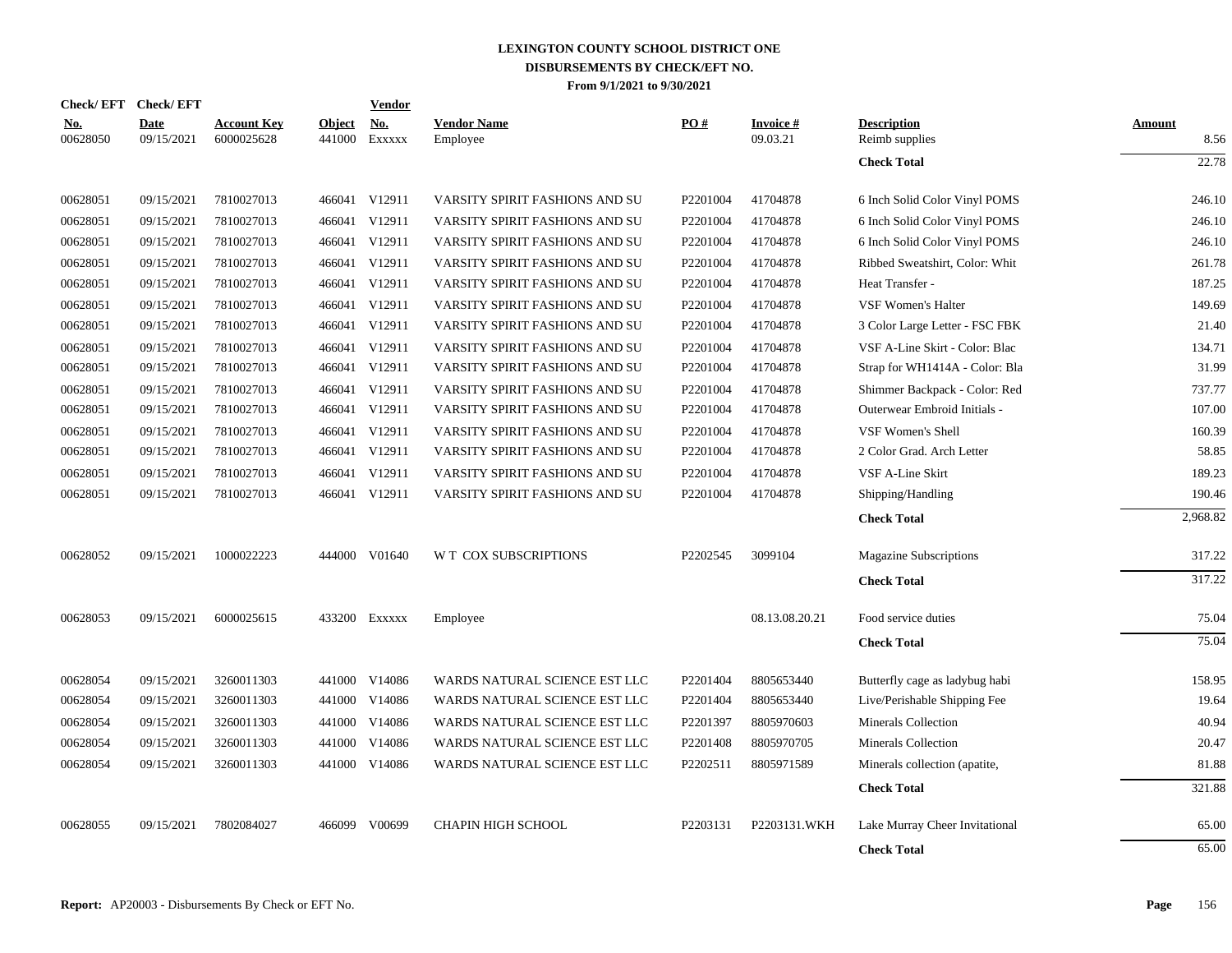# LEXINGTON COUNTY SCHOOL DISTRICT ONE
## DISBURSEMENTS BY CHECK/EFT NO.
### From 9/1/2021 to 9/30/2021

| Check/ EFT No. | Check/ EFT Date | Account Key | Object | Vendor No. | Vendor Name | PO # | Invoice # | Description | Amount |
|---|---|---|---|---|---|---|---|---|---|
| 00628050 | 09/15/2021 | 6000025628 | 441000 | Exxxxx | Employee | | 09.03.21 | Reimb supplies | 8.56 |
| | | | | | | | | **Check Total** | 22.78 |
| 00628051 | 09/15/2021 | 7810027013 | 466041 | V12911 | VARSITY SPIRIT FASHIONS AND SU | P2201004 | 41704878 | 6 Inch Solid Color Vinyl POMS | 246.10 |
| 00628051 | 09/15/2021 | 7810027013 | 466041 | V12911 | VARSITY SPIRIT FASHIONS AND SU | P2201004 | 41704878 | 6 Inch Solid Color Vinyl POMS | 246.10 |
| 00628051 | 09/15/2021 | 7810027013 | 466041 | V12911 | VARSITY SPIRIT FASHIONS AND SU | P2201004 | 41704878 | 6 Inch Solid Color Vinyl POMS | 246.10 |
| 00628051 | 09/15/2021 | 7810027013 | 466041 | V12911 | VARSITY SPIRIT FASHIONS AND SU | P2201004 | 41704878 | Ribbed Sweatshirt, Color: Whit | 261.78 |
| 00628051 | 09/15/2021 | 7810027013 | 466041 | V12911 | VARSITY SPIRIT FASHIONS AND SU | P2201004 | 41704878 | Heat Transfer - | 187.25 |
| 00628051 | 09/15/2021 | 7810027013 | 466041 | V12911 | VARSITY SPIRIT FASHIONS AND SU | P2201004 | 41704878 | VSF Women's Halter | 149.69 |
| 00628051 | 09/15/2021 | 7810027013 | 466041 | V12911 | VARSITY SPIRIT FASHIONS AND SU | P2201004 | 41704878 | 3 Color Large Letter - FSC FBK | 21.40 |
| 00628051 | 09/15/2021 | 7810027013 | 466041 | V12911 | VARSITY SPIRIT FASHIONS AND SU | P2201004 | 41704878 | VSF A-Line Skirt - Color: Blac | 134.71 |
| 00628051 | 09/15/2021 | 7810027013 | 466041 | V12911 | VARSITY SPIRIT FASHIONS AND SU | P2201004 | 41704878 | Strap for WH1414A - Color: Bla | 31.99 |
| 00628051 | 09/15/2021 | 7810027013 | 466041 | V12911 | VARSITY SPIRIT FASHIONS AND SU | P2201004 | 41704878 | Shimmer Backpack - Color: Red | 737.77 |
| 00628051 | 09/15/2021 | 7810027013 | 466041 | V12911 | VARSITY SPIRIT FASHIONS AND SU | P2201004 | 41704878 | Outerwear Embroid Initials - | 107.00 |
| 00628051 | 09/15/2021 | 7810027013 | 466041 | V12911 | VARSITY SPIRIT FASHIONS AND SU | P2201004 | 41704878 | VSF Women's Shell | 160.39 |
| 00628051 | 09/15/2021 | 7810027013 | 466041 | V12911 | VARSITY SPIRIT FASHIONS AND SU | P2201004 | 41704878 | 2 Color Grad. Arch Letter | 58.85 |
| 00628051 | 09/15/2021 | 7810027013 | 466041 | V12911 | VARSITY SPIRIT FASHIONS AND SU | P2201004 | 41704878 | VSF A-Line Skirt | 189.23 |
| 00628051 | 09/15/2021 | 7810027013 | 466041 | V12911 | VARSITY SPIRIT FASHIONS AND SU | P2201004 | 41704878 | Shipping/Handling | 190.46 |
| | | | | | | | | **Check Total** | 2,968.82 |
| 00628052 | 09/15/2021 | 1000022223 | 444000 | V01640 | W T COX SUBSCRIPTIONS | P2202545 | 3099104 | Magazine Subscriptions | 317.22 |
| | | | | | | | | **Check Total** | 317.22 |
| 00628053 | 09/15/2021 | 6000025615 | 433200 | Exxxxx | Employee | | 08.13.08.20.21 | Food service duties | 75.04 |
| | | | | | | | | **Check Total** | 75.04 |
| 00628054 | 09/15/2021 | 3260011303 | 441000 | V14086 | WARDS NATURAL SCIENCE EST LLC | P2201404 | 8805653440 | Butterfly cage as ladybug habi | 158.95 |
| 00628054 | 09/15/2021 | 3260011303 | 441000 | V14086 | WARDS NATURAL SCIENCE EST LLC | P2201404 | 8805653440 | Live/Perishable Shipping Fee | 19.64 |
| 00628054 | 09/15/2021 | 3260011303 | 441000 | V14086 | WARDS NATURAL SCIENCE EST LLC | P2201397 | 8805970603 | Minerals Collection | 40.94 |
| 00628054 | 09/15/2021 | 3260011303 | 441000 | V14086 | WARDS NATURAL SCIENCE EST LLC | P2201408 | 8805970705 | Minerals Collection | 20.47 |
| 00628054 | 09/15/2021 | 3260011303 | 441000 | V14086 | WARDS NATURAL SCIENCE EST LLC | P2202511 | 8805971589 | Minerals collection (apatite, | 81.88 |
| | | | | | | | | **Check Total** | 321.88 |
| 00628055 | 09/15/2021 | 7802084027 | 466099 | V00699 | CHAPIN HIGH SCHOOL | P2203131 | P2203131.WKH | Lake Murray Cheer Invitational | 65.00 |
| | | | | | | | | **Check Total** | 65.00 |

**Report:** AP20003 - Disbursements By Check or EFT No.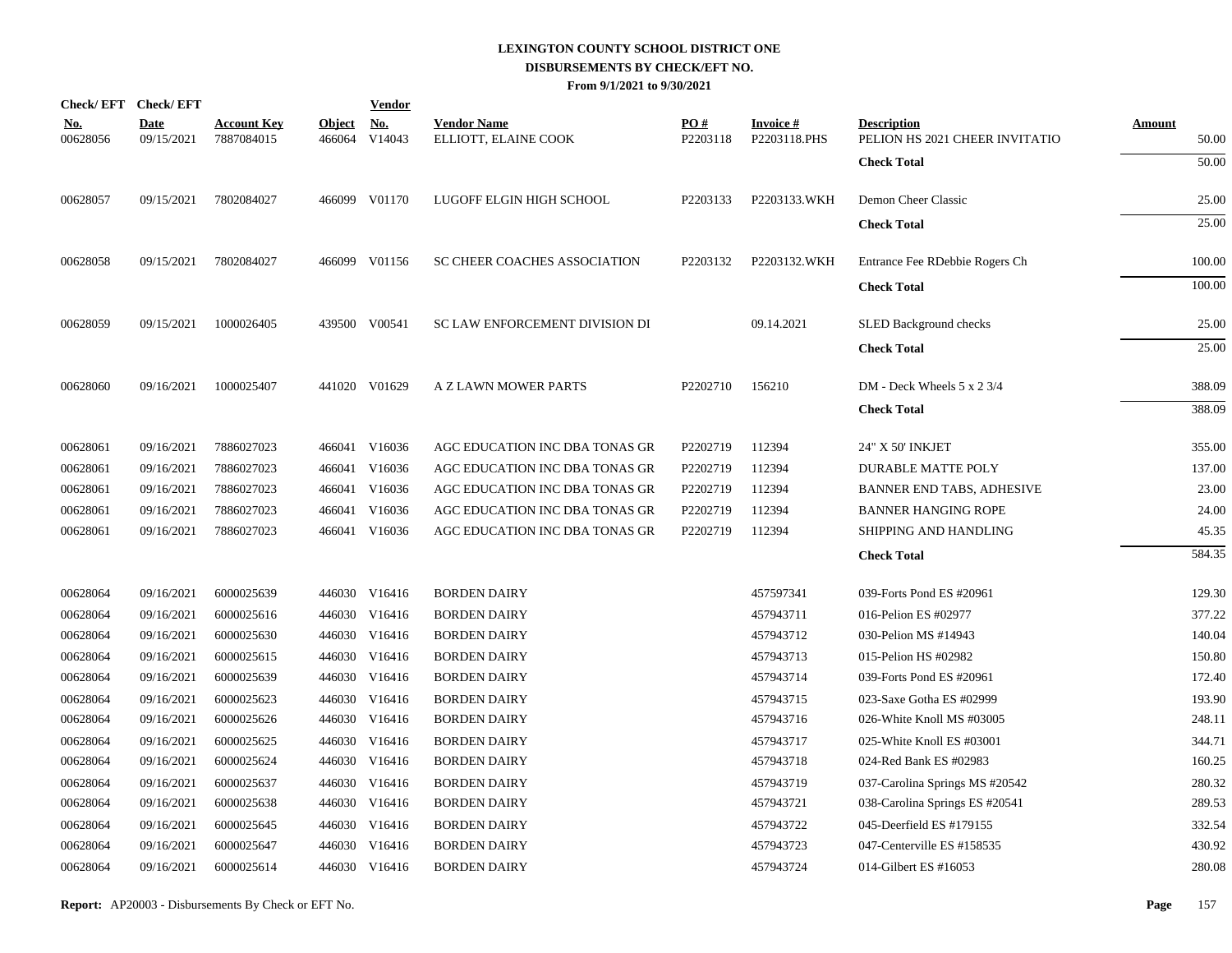# LEXINGTON COUNTY SCHOOL DISTRICT ONE
## DISBURSEMENTS BY CHECK/EFT NO.
### From 9/1/2021 to 9/30/2021

| Check/EFT No. | Check/EFT Date | Account Key | Object | Vendor No. | Vendor Name | PO # | Invoice # | Description | Amount |
|---|---|---|---|---|---|---|---|---|---|
| 00628056 | 09/15/2021 | 7887084015 | 466064 | V14043 | ELLIOTT, ELAINE COOK | P2203118 | P2203118.PHS | PELION HS 2021 CHEER INVITATIO | 50.00 |
| | | | | | | | | **Check Total** | 50.00 |
| 00628057 | 09/15/2021 | 7802084027 | 466099 | V01170 | LUGOFF ELGIN HIGH SCHOOL | P2203133 | P2203133.WKH | Demon Cheer Classic | 25.00 |
| | | | | | | | | **Check Total** | 25.00 |
| 00628058 | 09/15/2021 | 7802084027 | 466099 | V01156 | SC CHEER COACHES ASSOCIATION | P2203132 | P2203132.WKH | Entrance Fee RDebbie Rogers Ch | 100.00 |
| | | | | | | | | **Check Total** | 100.00 |
| 00628059 | 09/15/2021 | 1000026405 | 439500 | V00541 | SC LAW ENFORCEMENT DIVISION DI | | 09.14.2021 | SLED Background checks | 25.00 |
| | | | | | | | | **Check Total** | 25.00 |
| 00628060 | 09/16/2021 | 1000025407 | 441020 | V01629 | A Z LAWN MOWER PARTS | P2202710 | 156210 | DM - Deck Wheels 5 x 2 3/4 | 388.09 |
| | | | | | | | | **Check Total** | 388.09 |
| 00628061 | 09/16/2021 | 7886027023 | 466041 | V16036 | AGC EDUCATION INC DBA TONAS GR | P2202719 | 112394 | 24" X 50' INKJET | 355.00 |
| 00628061 | 09/16/2021 | 7886027023 | 466041 | V16036 | AGC EDUCATION INC DBA TONAS GR | P2202719 | 112394 | DURABLE MATTE POLY | 137.00 |
| 00628061 | 09/16/2021 | 7886027023 | 466041 | V16036 | AGC EDUCATION INC DBA TONAS GR | P2202719 | 112394 | BANNER END TABS, ADHESIVE | 23.00 |
| 00628061 | 09/16/2021 | 7886027023 | 466041 | V16036 | AGC EDUCATION INC DBA TONAS GR | P2202719 | 112394 | BANNER HANGING ROPE | 24.00 |
| 00628061 | 09/16/2021 | 7886027023 | 466041 | V16036 | AGC EDUCATION INC DBA TONAS GR | P2202719 | 112394 | SHIPPING AND HANDLING | 45.35 |
| | | | | | | | | **Check Total** | 584.35 |
| 00628064 | 09/16/2021 | 6000025639 | 446030 | V16416 | BORDEN DAIRY | | 457597341 | 039-Forts Pond ES #20961 | 129.30 |
| 00628064 | 09/16/2021 | 6000025616 | 446030 | V16416 | BORDEN DAIRY | | 457943711 | 016-Pelion ES #02977 | 377.22 |
| 00628064 | 09/16/2021 | 6000025630 | 446030 | V16416 | BORDEN DAIRY | | 457943712 | 030-Pelion MS #14943 | 140.04 |
| 00628064 | 09/16/2021 | 6000025615 | 446030 | V16416 | BORDEN DAIRY | | 457943713 | 015-Pelion HS #02982 | 150.80 |
| 00628064 | 09/16/2021 | 6000025639 | 446030 | V16416 | BORDEN DAIRY | | 457943714 | 039-Forts Pond ES #20961 | 172.40 |
| 00628064 | 09/16/2021 | 6000025623 | 446030 | V16416 | BORDEN DAIRY | | 457943715 | 023-Saxe Gotha ES #02999 | 193.90 |
| 00628064 | 09/16/2021 | 6000025626 | 446030 | V16416 | BORDEN DAIRY | | 457943716 | 026-White Knoll MS #03005 | 248.11 |
| 00628064 | 09/16/2021 | 6000025625 | 446030 | V16416 | BORDEN DAIRY | | 457943717 | 025-White Knoll ES #03001 | 344.71 |
| 00628064 | 09/16/2021 | 6000025624 | 446030 | V16416 | BORDEN DAIRY | | 457943718 | 024-Red Bank ES #02983 | 160.25 |
| 00628064 | 09/16/2021 | 6000025637 | 446030 | V16416 | BORDEN DAIRY | | 457943719 | 037-Carolina Springs MS #20542 | 280.32 |
| 00628064 | 09/16/2021 | 6000025638 | 446030 | V16416 | BORDEN DAIRY | | 457943721 | 038-Carolina Springs ES #20541 | 289.53 |
| 00628064 | 09/16/2021 | 6000025645 | 446030 | V16416 | BORDEN DAIRY | | 457943722 | 045-Deerfield ES #179155 | 332.54 |
| 00628064 | 09/16/2021 | 6000025647 | 446030 | V16416 | BORDEN DAIRY | | 457943723 | 047-Centerville ES #158535 | 430.92 |
| 00628064 | 09/16/2021 | 6000025614 | 446030 | V16416 | BORDEN DAIRY | | 457943724 | 014-Gilbert ES #16053 | 280.08 |

**Report:** AP20003 - Disbursements By Check or EFT No.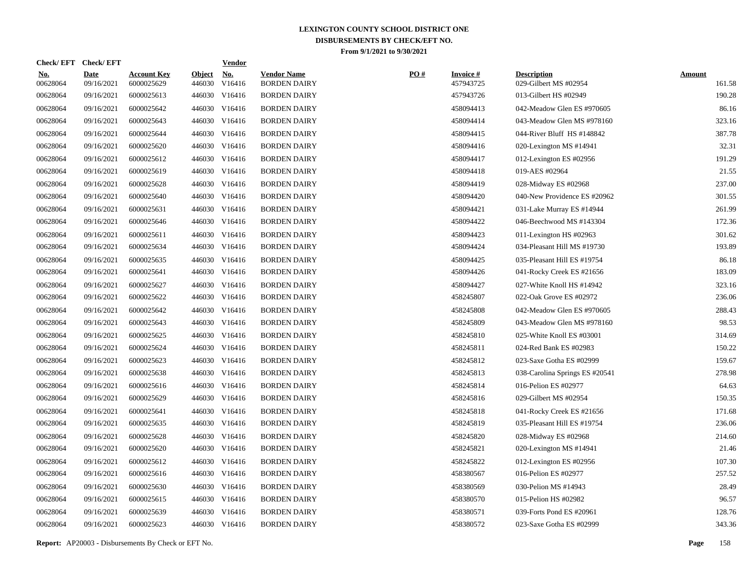# LEXINGTON COUNTY SCHOOL DISTRICT ONE
## DISBURSEMENTS BY CHECK/EFT NO.
### From 9/1/2021 to 9/30/2021

| Check/ EFT No. | Check/ EFT Date | Account Key | Object | Vendor No. | Vendor Name | PO # | Invoice # | Description | Amount |
|---|---|---|---|---|---|---|---|---|---|
| 00628064 | 09/16/2021 | 6000025629 | 446030 | V16416 | BORDEN DAIRY | | 457943725 | 029-Gilbert MS #02954 | 161.58 |
| 00628064 | 09/16/2021 | 6000025613 | 446030 | V16416 | BORDEN DAIRY | | 457943726 | 013-Gilbert HS #02949 | 190.28 |
| 00628064 | 09/16/2021 | 6000025642 | 446030 | V16416 | BORDEN DAIRY | | 458094413 | 042-Meadow Glen ES #970605 | 86.16 |
| 00628064 | 09/16/2021 | 6000025643 | 446030 | V16416 | BORDEN DAIRY | | 458094414 | 043-Meadow Glen MS #978160 | 323.16 |
| 00628064 | 09/16/2021 | 6000025644 | 446030 | V16416 | BORDEN DAIRY | | 458094415 | 044-River Bluff HS #148842 | 387.78 |
| 00628064 | 09/16/2021 | 6000025620 | 446030 | V16416 | BORDEN DAIRY | | 458094416 | 020-Lexington MS #14941 | 32.31 |
| 00628064 | 09/16/2021 | 6000025612 | 446030 | V16416 | BORDEN DAIRY | | 458094417 | 012-Lexington ES #02956 | 191.29 |
| 00628064 | 09/16/2021 | 6000025619 | 446030 | V16416 | BORDEN DAIRY | | 458094418 | 019-AES #02964 | 21.55 |
| 00628064 | 09/16/2021 | 6000025628 | 446030 | V16416 | BORDEN DAIRY | | 458094419 | 028-Midway ES #02968 | 237.00 |
| 00628064 | 09/16/2021 | 6000025640 | 446030 | V16416 | BORDEN DAIRY | | 458094420 | 040-New Providence ES #20962 | 301.55 |
| 00628064 | 09/16/2021 | 6000025631 | 446030 | V16416 | BORDEN DAIRY | | 458094421 | 031-Lake Murray ES #14944 | 261.99 |
| 00628064 | 09/16/2021 | 6000025646 | 446030 | V16416 | BORDEN DAIRY | | 458094422 | 046-Beechwood MS #143304 | 172.36 |
| 00628064 | 09/16/2021 | 6000025611 | 446030 | V16416 | BORDEN DAIRY | | 458094423 | 011-Lexington HS #02963 | 301.62 |
| 00628064 | 09/16/2021 | 6000025634 | 446030 | V16416 | BORDEN DAIRY | | 458094424 | 034-Pleasant Hill MS #19730 | 193.89 |
| 00628064 | 09/16/2021 | 6000025635 | 446030 | V16416 | BORDEN DAIRY | | 458094425 | 035-Pleasant Hill ES #19754 | 86.18 |
| 00628064 | 09/16/2021 | 6000025641 | 446030 | V16416 | BORDEN DAIRY | | 458094426 | 041-Rocky Creek ES #21656 | 183.09 |
| 00628064 | 09/16/2021 | 6000025627 | 446030 | V16416 | BORDEN DAIRY | | 458094427 | 027-White Knoll HS #14942 | 323.16 |
| 00628064 | 09/16/2021 | 6000025622 | 446030 | V16416 | BORDEN DAIRY | | 458245807 | 022-Oak Grove ES #02972 | 236.06 |
| 00628064 | 09/16/2021 | 6000025642 | 446030 | V16416 | BORDEN DAIRY | | 458245808 | 042-Meadow Glen ES #970605 | 288.43 |
| 00628064 | 09/16/2021 | 6000025643 | 446030 | V16416 | BORDEN DAIRY | | 458245809 | 043-Meadow Glen MS #978160 | 98.53 |
| 00628064 | 09/16/2021 | 6000025625 | 446030 | V16416 | BORDEN DAIRY | | 458245810 | 025-White Knoll ES #03001 | 314.69 |
| 00628064 | 09/16/2021 | 6000025624 | 446030 | V16416 | BORDEN DAIRY | | 458245811 | 024-Red Bank ES #02983 | 150.22 |
| 00628064 | 09/16/2021 | 6000025623 | 446030 | V16416 | BORDEN DAIRY | | 458245812 | 023-Saxe Gotha ES #02999 | 159.67 |
| 00628064 | 09/16/2021 | 6000025638 | 446030 | V16416 | BORDEN DAIRY | | 458245813 | 038-Carolina Springs ES #20541 | 278.98 |
| 00628064 | 09/16/2021 | 6000025616 | 446030 | V16416 | BORDEN DAIRY | | 458245814 | 016-Pelion ES #02977 | 64.63 |
| 00628064 | 09/16/2021 | 6000025629 | 446030 | V16416 | BORDEN DAIRY | | 458245816 | 029-Gilbert MS #02954 | 150.35 |
| 00628064 | 09/16/2021 | 6000025641 | 446030 | V16416 | BORDEN DAIRY | | 458245818 | 041-Rocky Creek ES #21656 | 171.68 |
| 00628064 | 09/16/2021 | 6000025635 | 446030 | V16416 | BORDEN DAIRY | | 458245819 | 035-Pleasant Hill ES #19754 | 236.06 |
| 00628064 | 09/16/2021 | 6000025628 | 446030 | V16416 | BORDEN DAIRY | | 458245820 | 028-Midway ES #02968 | 214.60 |
| 00628064 | 09/16/2021 | 6000025620 | 446030 | V16416 | BORDEN DAIRY | | 458245821 | 020-Lexington MS #14941 | 21.46 |
| 00628064 | 09/16/2021 | 6000025612 | 446030 | V16416 | BORDEN DAIRY | | 458245822 | 012-Lexington ES #02956 | 107.30 |
| 00628064 | 09/16/2021 | 6000025616 | 446030 | V16416 | BORDEN DAIRY | | 458380567 | 016-Pelion ES #02977 | 257.52 |
| 00628064 | 09/16/2021 | 6000025630 | 446030 | V16416 | BORDEN DAIRY | | 458380569 | 030-Pelion MS #14943 | 28.49 |
| 00628064 | 09/16/2021 | 6000025615 | 446030 | V16416 | BORDEN DAIRY | | 458380570 | 015-Pelion HS #02982 | 96.57 |
| 00628064 | 09/16/2021 | 6000025639 | 446030 | V16416 | BORDEN DAIRY | | 458380571 | 039-Forts Pond ES #20961 | 128.76 |
| 00628064 | 09/16/2021 | 6000025623 | 446030 | V16416 | BORDEN DAIRY | | 458380572 | 023-Saxe Gotha ES #02999 | 343.36 |

**Report:** AP20003 - Disbursements By Check or EFT No.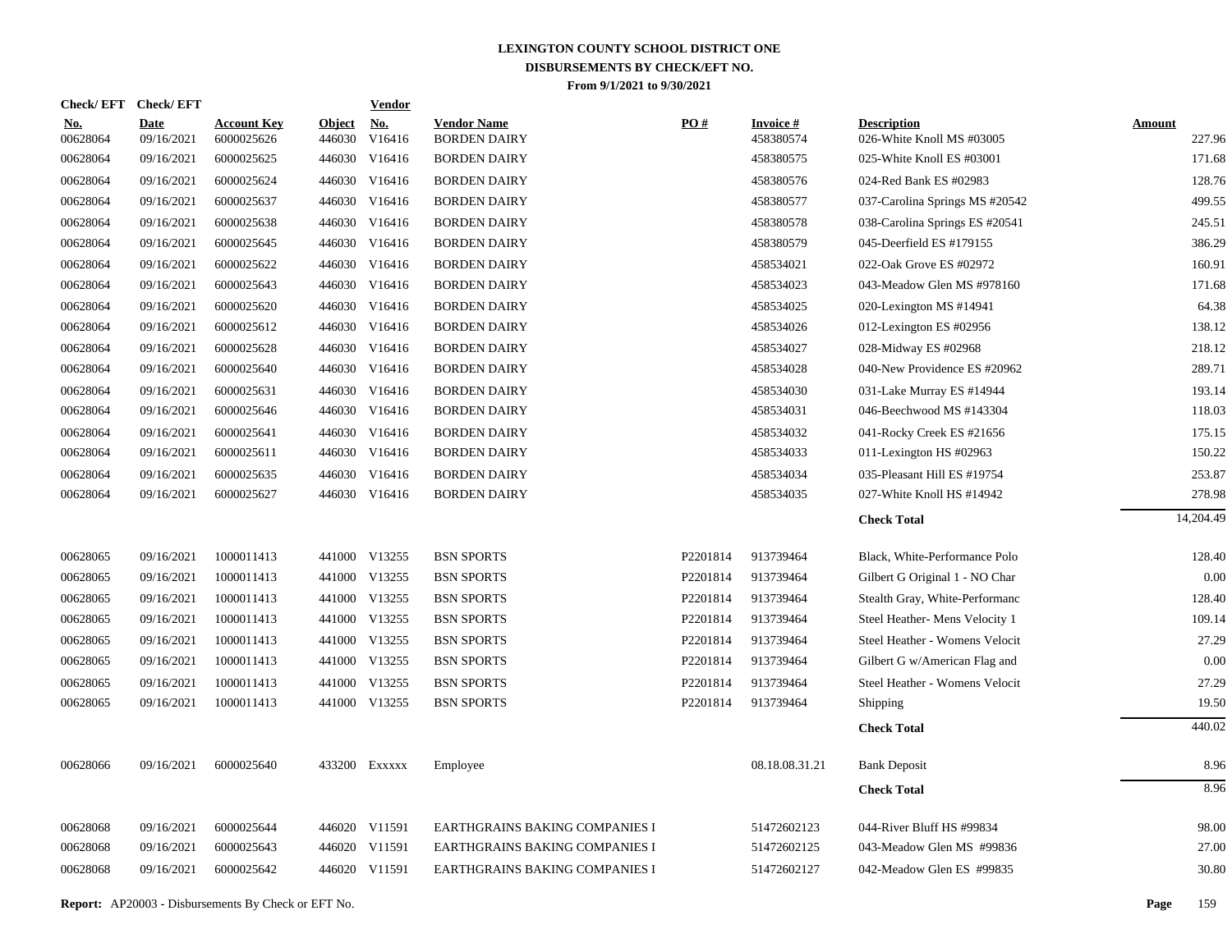# LEXINGTON COUNTY SCHOOL DISTRICT ONE
## DISBURSEMENTS BY CHECK/EFT NO.
### From 9/1/2021 to 9/30/2021

| Check/ EFT No. | Check/ EFT Date | Account Key | Object | Vendor No. | Vendor Name | PO # | Invoice # | Description | Amount |
|---|---|---|---|---|---|---|---|---|---|
| 00628064 | 09/16/2021 | 6000025626 | 446030 | V16416 | BORDEN DAIRY | | 458380574 | 026-White Knoll MS #03005 | 227.96 |
| 00628064 | 09/16/2021 | 6000025625 | 446030 | V16416 | BORDEN DAIRY | | 458380575 | 025-White Knoll ES #03001 | 171.68 |
| 00628064 | 09/16/2021 | 6000025624 | 446030 | V16416 | BORDEN DAIRY | | 458380576 | 024-Red Bank ES #02983 | 128.76 |
| 00628064 | 09/16/2021 | 6000025637 | 446030 | V16416 | BORDEN DAIRY | | 458380577 | 037-Carolina Springs MS #20542 | 499.55 |
| 00628064 | 09/16/2021 | 6000025638 | 446030 | V16416 | BORDEN DAIRY | | 458380578 | 038-Carolina Springs ES #20541 | 245.51 |
| 00628064 | 09/16/2021 | 6000025645 | 446030 | V16416 | BORDEN DAIRY | | 458380579 | 045-Deerfield ES #179155 | 386.29 |
| 00628064 | 09/16/2021 | 6000025622 | 446030 | V16416 | BORDEN DAIRY | | 458534021 | 022-Oak Grove ES #02972 | 160.91 |
| 00628064 | 09/16/2021 | 6000025643 | 446030 | V16416 | BORDEN DAIRY | | 458534023 | 043-Meadow Glen MS #978160 | 171.68 |
| 00628064 | 09/16/2021 | 6000025620 | 446030 | V16416 | BORDEN DAIRY | | 458534025 | 020-Lexington MS #14941 | 64.38 |
| 00628064 | 09/16/2021 | 6000025612 | 446030 | V16416 | BORDEN DAIRY | | 458534026 | 012-Lexington ES #02956 | 138.12 |
| 00628064 | 09/16/2021 | 6000025628 | 446030 | V16416 | BORDEN DAIRY | | 458534027 | 028-Midway ES #02968 | 218.12 |
| 00628064 | 09/16/2021 | 6000025640 | 446030 | V16416 | BORDEN DAIRY | | 458534028 | 040-New Providence ES #20962 | 289.71 |
| 00628064 | 09/16/2021 | 6000025631 | 446030 | V16416 | BORDEN DAIRY | | 458534030 | 031-Lake Murray ES #14944 | 193.14 |
| 00628064 | 09/16/2021 | 6000025646 | 446030 | V16416 | BORDEN DAIRY | | 458534031 | 046-Beechwood MS #143304 | 118.03 |
| 00628064 | 09/16/2021 | 6000025641 | 446030 | V16416 | BORDEN DAIRY | | 458534032 | 041-Rocky Creek ES #21656 | 175.15 |
| 00628064 | 09/16/2021 | 6000025611 | 446030 | V16416 | BORDEN DAIRY | | 458534033 | 011-Lexington HS #02963 | 150.22 |
| 00628064 | 09/16/2021 | 6000025635 | 446030 | V16416 | BORDEN DAIRY | | 458534034 | 035-Pleasant Hill ES #19754 | 253.87 |
| 00628064 | 09/16/2021 | 6000025627 | 446030 | V16416 | BORDEN DAIRY | | 458534035 | 027-White Knoll HS #14942 | 278.98 |
| | | | | | | | | **Check Total** | 14,204.49 |
| 00628065 | 09/16/2021 | 1000011413 | 441000 | V13255 | BSN SPORTS | P2201814 | 913739464 | Black, White-Performance Polo | 128.40 |
| 00628065 | 09/16/2021 | 1000011413 | 441000 | V13255 | BSN SPORTS | P2201814 | 913739464 | Gilbert G Original 1 - NO Char | 0.00 |
| 00628065 | 09/16/2021 | 1000011413 | 441000 | V13255 | BSN SPORTS | P2201814 | 913739464 | Stealth Gray, White-Performanc | 128.40 |
| 00628065 | 09/16/2021 | 1000011413 | 441000 | V13255 | BSN SPORTS | P2201814 | 913739464 | Steel Heather- Mens Velocity 1 | 109.14 |
| 00628065 | 09/16/2021 | 1000011413 | 441000 | V13255 | BSN SPORTS | P2201814 | 913739464 | Steel Heather - Womens Velocit | 27.29 |
| 00628065 | 09/16/2021 | 1000011413 | 441000 | V13255 | BSN SPORTS | P2201814 | 913739464 | Gilbert G w/American Flag and | 0.00 |
| 00628065 | 09/16/2021 | 1000011413 | 441000 | V13255 | BSN SPORTS | P2201814 | 913739464 | Steel Heather - Womens Velocit | 27.29 |
| 00628065 | 09/16/2021 | 1000011413 | 441000 | V13255 | BSN SPORTS | P2201814 | 913739464 | Shipping | 19.50 |
| | | | | | | | | **Check Total** | 440.02 |
| 00628066 | 09/16/2021 | 6000025640 | 433200 | Exxxxx | Employee | | 08.18.08.31.21 | Bank Deposit | 8.96 |
| | | | | | | | | **Check Total** | 8.96 |
| 00628068 | 09/16/2021 | 6000025644 | 446020 | V11591 | EARTHGRAINS BAKING COMPANIES I | | 51472602123 | 044-River Bluff HS #99834 | 98.00 |
| 00628068 | 09/16/2021 | 6000025643 | 446020 | V11591 | EARTHGRAINS BAKING COMPANIES I | | 51472602125 | 043-Meadow Glen MS #99836 | 27.00 |
| 00628068 | 09/16/2021 | 6000025642 | 446020 | V11591 | EARTHGRAINS BAKING COMPANIES I | | 51472602127 | 042-Meadow Glen ES #99835 | 30.80 |

**Report:** AP20003 - Disbursements By Check or EFT No.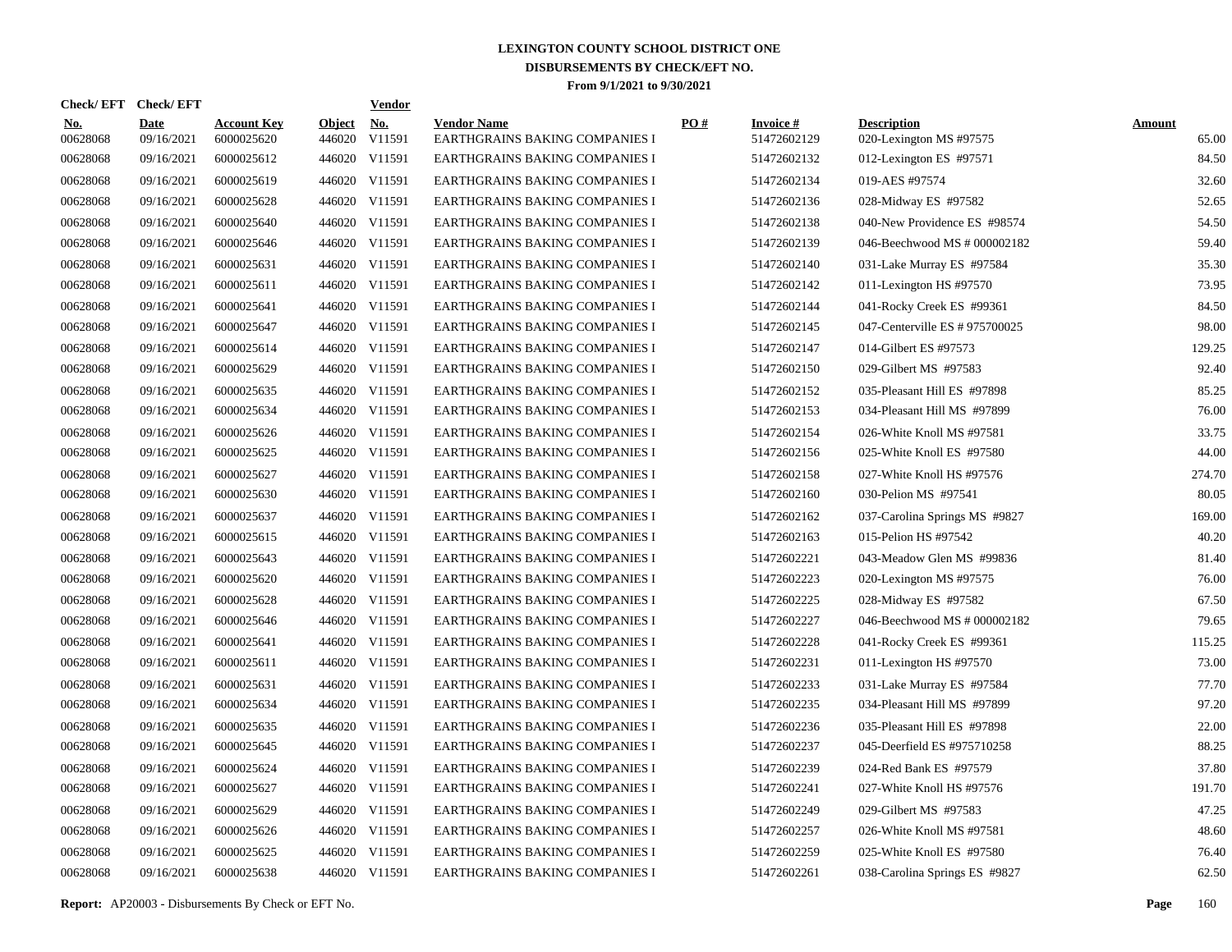# LEXINGTON COUNTY SCHOOL DISTRICT ONE

## DISBURSEMENTS BY CHECK/EFT NO.

### From 9/1/2021 to 9/30/2021

| Check/EFT No. | Check/EFT Date | Account Key | Object | Vendor No. | Vendor Name | PO # | Invoice # | Description | Amount |
|---|---|---|---|---|---|---|---|---|---|
| 00628068 | 09/16/2021 | 6000025620 | 446020 | V11591 | EARTHGRAINS BAKING COMPANIES I | | 51472602129 | 020-Lexington MS #97575 | 65.00 |
| 00628068 | 09/16/2021 | 6000025612 | 446020 | V11591 | EARTHGRAINS BAKING COMPANIES I | | 51472602132 | 012-Lexington ES #97571 | 84.50 |
| 00628068 | 09/16/2021 | 6000025619 | 446020 | V11591 | EARTHGRAINS BAKING COMPANIES I | | 51472602134 | 019-AES #97574 | 32.60 |
| 00628068 | 09/16/2021 | 6000025628 | 446020 | V11591 | EARTHGRAINS BAKING COMPANIES I | | 51472602136 | 028-Midway ES #97582 | 52.65 |
| 00628068 | 09/16/2021 | 6000025640 | 446020 | V11591 | EARTHGRAINS BAKING COMPANIES I | | 51472602138 | 040-New Providence ES #98574 | 54.50 |
| 00628068 | 09/16/2021 | 6000025646 | 446020 | V11591 | EARTHGRAINS BAKING COMPANIES I | | 51472602139 | 046-Beechwood MS # 000002182 | 59.40 |
| 00628068 | 09/16/2021 | 6000025631 | 446020 | V11591 | EARTHGRAINS BAKING COMPANIES I | | 51472602140 | 031-Lake Murray ES #97584 | 35.30 |
| 00628068 | 09/16/2021 | 6000025611 | 446020 | V11591 | EARTHGRAINS BAKING COMPANIES I | | 51472602142 | 011-Lexington HS #97570 | 73.95 |
| 00628068 | 09/16/2021 | 6000025641 | 446020 | V11591 | EARTHGRAINS BAKING COMPANIES I | | 51472602144 | 041-Rocky Creek ES #99361 | 84.50 |
| 00628068 | 09/16/2021 | 6000025647 | 446020 | V11591 | EARTHGRAINS BAKING COMPANIES I | | 51472602145 | 047-Centerville ES # 975700025 | 98.00 |
| 00628068 | 09/16/2021 | 6000025614 | 446020 | V11591 | EARTHGRAINS BAKING COMPANIES I | | 51472602147 | 014-Gilbert ES #97573 | 129.25 |
| 00628068 | 09/16/2021 | 6000025629 | 446020 | V11591 | EARTHGRAINS BAKING COMPANIES I | | 51472602150 | 029-Gilbert MS #97583 | 92.40 |
| 00628068 | 09/16/2021 | 6000025635 | 446020 | V11591 | EARTHGRAINS BAKING COMPANIES I | | 51472602152 | 035-Pleasant Hill ES #97898 | 85.25 |
| 00628068 | 09/16/2021 | 6000025634 | 446020 | V11591 | EARTHGRAINS BAKING COMPANIES I | | 51472602153 | 034-Pleasant Hill MS #97899 | 76.00 |
| 00628068 | 09/16/2021 | 6000025626 | 446020 | V11591 | EARTHGRAINS BAKING COMPANIES I | | 51472602154 | 026-White Knoll MS #97581 | 33.75 |
| 00628068 | 09/16/2021 | 6000025625 | 446020 | V11591 | EARTHGRAINS BAKING COMPANIES I | | 51472602156 | 025-White Knoll ES #97580 | 44.00 |
| 00628068 | 09/16/2021 | 6000025627 | 446020 | V11591 | EARTHGRAINS BAKING COMPANIES I | | 51472602158 | 027-White Knoll HS #97576 | 274.70 |
| 00628068 | 09/16/2021 | 6000025630 | 446020 | V11591 | EARTHGRAINS BAKING COMPANIES I | | 51472602160 | 030-Pelion MS #97541 | 80.05 |
| 00628068 | 09/16/2021 | 6000025637 | 446020 | V11591 | EARTHGRAINS BAKING COMPANIES I | | 51472602162 | 037-Carolina Springs MS #9827 | 169.00 |
| 00628068 | 09/16/2021 | 6000025615 | 446020 | V11591 | EARTHGRAINS BAKING COMPANIES I | | 51472602163 | 015-Pelion HS #97542 | 40.20 |
| 00628068 | 09/16/2021 | 6000025643 | 446020 | V11591 | EARTHGRAINS BAKING COMPANIES I | | 51472602221 | 043-Meadow Glen MS #99836 | 81.40 |
| 00628068 | 09/16/2021 | 6000025620 | 446020 | V11591 | EARTHGRAINS BAKING COMPANIES I | | 51472602223 | 020-Lexington MS #97575 | 76.00 |
| 00628068 | 09/16/2021 | 6000025628 | 446020 | V11591 | EARTHGRAINS BAKING COMPANIES I | | 51472602225 | 028-Midway ES #97582 | 67.50 |
| 00628068 | 09/16/2021 | 6000025646 | 446020 | V11591 | EARTHGRAINS BAKING COMPANIES I | | 51472602227 | 046-Beechwood MS # 000002182 | 79.65 |
| 00628068 | 09/16/2021 | 6000025641 | 446020 | V11591 | EARTHGRAINS BAKING COMPANIES I | | 51472602228 | 041-Rocky Creek ES #99361 | 115.25 |
| 00628068 | 09/16/2021 | 6000025611 | 446020 | V11591 | EARTHGRAINS BAKING COMPANIES I | | 51472602231 | 011-Lexington HS #97570 | 73.00 |
| 00628068 | 09/16/2021 | 6000025631 | 446020 | V11591 | EARTHGRAINS BAKING COMPANIES I | | 51472602233 | 031-Lake Murray ES #97584 | 77.70 |
| 00628068 | 09/16/2021 | 6000025634 | 446020 | V11591 | EARTHGRAINS BAKING COMPANIES I | | 51472602235 | 034-Pleasant Hill MS #97899 | 97.20 |
| 00628068 | 09/16/2021 | 6000025635 | 446020 | V11591 | EARTHGRAINS BAKING COMPANIES I | | 51472602236 | 035-Pleasant Hill ES #97898 | 22.00 |
| 00628068 | 09/16/2021 | 6000025645 | 446020 | V11591 | EARTHGRAINS BAKING COMPANIES I | | 51472602237 | 045-Deerfield ES #975710258 | 88.25 |
| 00628068 | 09/16/2021 | 6000025624 | 446020 | V11591 | EARTHGRAINS BAKING COMPANIES I | | 51472602239 | 024-Red Bank ES #97579 | 37.80 |
| 00628068 | 09/16/2021 | 6000025627 | 446020 | V11591 | EARTHGRAINS BAKING COMPANIES I | | 51472602241 | 027-White Knoll HS #97576 | 191.70 |
| 00628068 | 09/16/2021 | 6000025629 | 446020 | V11591 | EARTHGRAINS BAKING COMPANIES I | | 51472602249 | 029-Gilbert MS #97583 | 47.25 |
| 00628068 | 09/16/2021 | 6000025626 | 446020 | V11591 | EARTHGRAINS BAKING COMPANIES I | | 51472602257 | 026-White Knoll MS #97581 | 48.60 |
| 00628068 | 09/16/2021 | 6000025625 | 446020 | V11591 | EARTHGRAINS BAKING COMPANIES I | | 51472602259 | 025-White Knoll ES #97580 | 76.40 |
| 00628068 | 09/16/2021 | 6000025638 | 446020 | V11591 | EARTHGRAINS BAKING COMPANIES I | | 51472602261 | 038-Carolina Springs ES #9827 | 62.50 |

**Report:** AP20003 - Disbursements By Check or EFT No.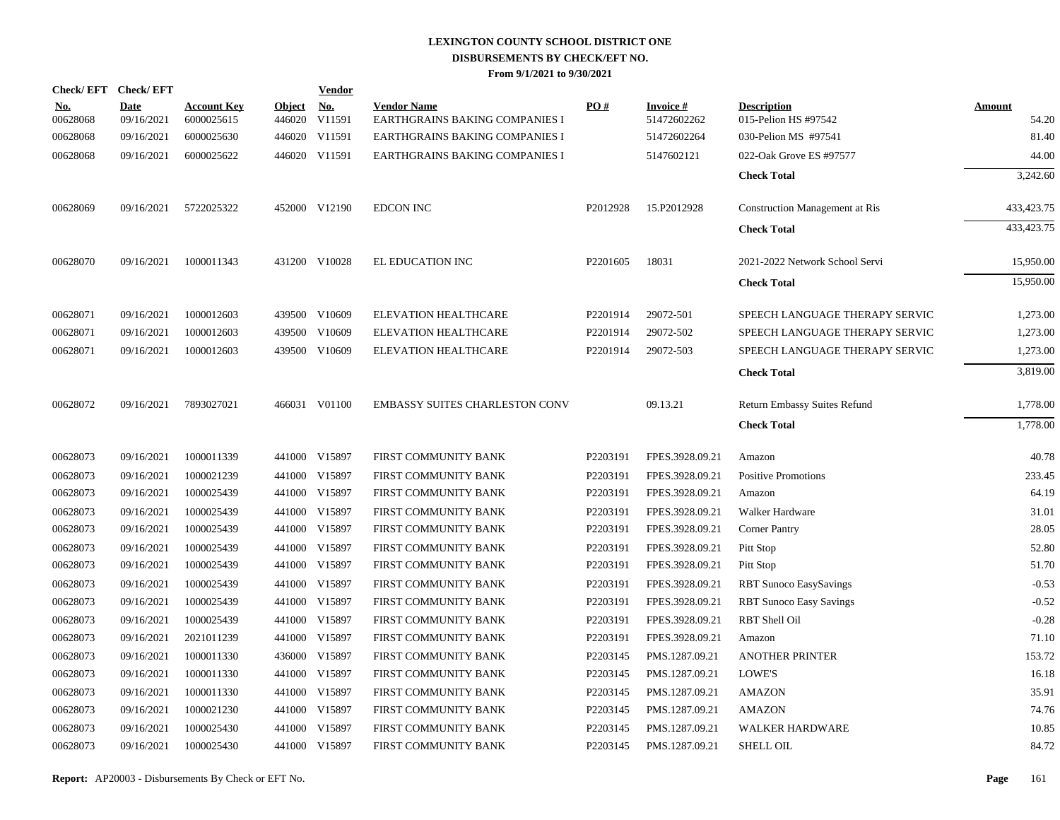# LEXINGTON COUNTY SCHOOL DISTRICT ONE
## DISBURSEMENTS BY CHECK/EFT NO.
### From 9/1/2021 to 9/30/2021

| Check/ EFT No. | Check/ EFT Date | Account Key | Object | Vendor No. | Vendor Name | PO # | Invoice # | Description | Amount |
|---|---|---|---|---|---|---|---|---|---|
| 00628068 | 09/16/2021 | 6000025615 | 446020 | V11591 | EARTHGRAINS BAKING COMPANIES I | | 51472602262 | 015-Pelion HS #97542 | 54.20 |
| 00628068 | 09/16/2021 | 6000025630 | 446020 | V11591 | EARTHGRAINS BAKING COMPANIES I | | 51472602264 | 030-Pelion MS #97541 | 81.40 |
| 00628068 | 09/16/2021 | 6000025622 | 446020 | V11591 | EARTHGRAINS BAKING COMPANIES I | | 5147602121 | 022-Oak Grove ES #97577 | 44.00 |
| | | | | | | | | **Check Total** | 3,242.60 |
| 00628069 | 09/16/2021 | 5722025322 | 452000 | V12190 | EDCON INC | P2012928 | 15.P2012928 | Construction Management at Ris | 433,423.75 |
| | | | | | | | | **Check Total** | 433,423.75 |
| 00628070 | 09/16/2021 | 1000011343 | 431200 | V10028 | EL EDUCATION INC | P2201605 | 18031 | 2021-2022 Network School Servi | 15,950.00 |
| | | | | | | | | **Check Total** | 15,950.00 |
| 00628071 | 09/16/2021 | 1000012603 | 439500 | V10609 | ELEVATION HEALTHCARE | P2201914 | 29072-501 | SPEECH LANGUAGE THERAPY SERVIC | 1,273.00 |
| 00628071 | 09/16/2021 | 1000012603 | 439500 | V10609 | ELEVATION HEALTHCARE | P2201914 | 29072-502 | SPEECH LANGUAGE THERAPY SERVIC | 1,273.00 |
| 00628071 | 09/16/2021 | 1000012603 | 439500 | V10609 | ELEVATION HEALTHCARE | P2201914 | 29072-503 | SPEECH LANGUAGE THERAPY SERVIC | 1,273.00 |
| | | | | | | | | **Check Total** | 3,819.00 |
| 00628072 | 09/16/2021 | 7893027021 | 466031 | V01100 | EMBASSY SUITES CHARLESTON CONV | | 09.13.21 | Return Embassy Suites Refund | 1,778.00 |
| | | | | | | | | **Check Total** | 1,778.00 |
| 00628073 | 09/16/2021 | 1000011339 | 441000 | V15897 | FIRST COMMUNITY BANK | P2203191 | FPES.3928.09.21 | Amazon | 40.78 |
| 00628073 | 09/16/2021 | 1000021239 | 441000 | V15897 | FIRST COMMUNITY BANK | P2203191 | FPES.3928.09.21 | Positive Promotions | 233.45 |
| 00628073 | 09/16/2021 | 1000025439 | 441000 | V15897 | FIRST COMMUNITY BANK | P2203191 | FPES.3928.09.21 | Amazon | 64.19 |
| 00628073 | 09/16/2021 | 1000025439 | 441000 | V15897 | FIRST COMMUNITY BANK | P2203191 | FPES.3928.09.21 | Walker Hardware | 31.01 |
| 00628073 | 09/16/2021 | 1000025439 | 441000 | V15897 | FIRST COMMUNITY BANK | P2203191 | FPES.3928.09.21 | Corner Pantry | 28.05 |
| 00628073 | 09/16/2021 | 1000025439 | 441000 | V15897 | FIRST COMMUNITY BANK | P2203191 | FPES.3928.09.21 | Pitt Stop | 52.80 |
| 00628073 | 09/16/2021 | 1000025439 | 441000 | V15897 | FIRST COMMUNITY BANK | P2203191 | FPES.3928.09.21 | Pitt Stop | 51.70 |
| 00628073 | 09/16/2021 | 1000025439 | 441000 | V15897 | FIRST COMMUNITY BANK | P2203191 | FPES.3928.09.21 | RBT Sunoco EasySavings | -0.53 |
| 00628073 | 09/16/2021 | 1000025439 | 441000 | V15897 | FIRST COMMUNITY BANK | P2203191 | FPES.3928.09.21 | RBT Sunoco Easy Savings | -0.52 |
| 00628073 | 09/16/2021 | 1000025439 | 441000 | V15897 | FIRST COMMUNITY BANK | P2203191 | FPES.3928.09.21 | RBT Shell Oil | -0.28 |
| 00628073 | 09/16/2021 | 2021011239 | 441000 | V15897 | FIRST COMMUNITY BANK | P2203191 | FPES.3928.09.21 | Amazon | 71.10 |
| 00628073 | 09/16/2021 | 1000011330 | 436000 | V15897 | FIRST COMMUNITY BANK | P2203145 | PMS.1287.09.21 | ANOTHER PRINTER | 153.72 |
| 00628073 | 09/16/2021 | 1000011330 | 441000 | V15897 | FIRST COMMUNITY BANK | P2203145 | PMS.1287.09.21 | LOWE'S | 16.18 |
| 00628073 | 09/16/2021 | 1000011330 | 441000 | V15897 | FIRST COMMUNITY BANK | P2203145 | PMS.1287.09.21 | AMAZON | 35.91 |
| 00628073 | 09/16/2021 | 1000021230 | 441000 | V15897 | FIRST COMMUNITY BANK | P2203145 | PMS.1287.09.21 | AMAZON | 74.76 |
| 00628073 | 09/16/2021 | 1000025430 | 441000 | V15897 | FIRST COMMUNITY BANK | P2203145 | PMS.1287.09.21 | WALKER HARDWARE | 10.85 |
| 00628073 | 09/16/2021 | 1000025430 | 441000 | V15897 | FIRST COMMUNITY BANK | P2203145 | PMS.1287.09.21 | SHELL OIL | 84.72 |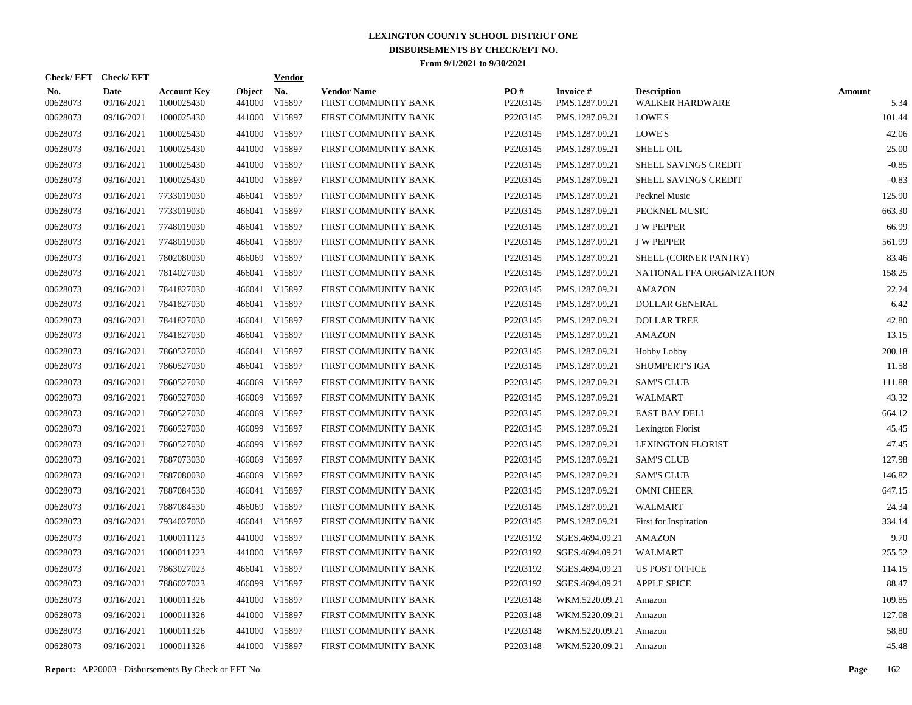# LEXINGTON COUNTY SCHOOL DISTRICT ONE

## DISBURSEMENTS BY CHECK/EFT NO.

### From 9/1/2021 to 9/30/2021

| Check/ EFT No. | Check/ EFT Date | Account Key | Object | Vendor No. | Vendor Name | PO # | Invoice # | Description | Amount |
|---|---|---|---|---|---|---|---|---|---|
| 00628073 | 09/16/2021 | 1000025430 | 441000 | V15897 | FIRST COMMUNITY BANK | P2203145 | PMS.1287.09.21 | WALKER HARDWARE | 5.34 |
| 00628073 | 09/16/2021 | 1000025430 | 441000 | V15897 | FIRST COMMUNITY BANK | P2203145 | PMS.1287.09.21 | LOWE'S | 101.44 |
| 00628073 | 09/16/2021 | 1000025430 | 441000 | V15897 | FIRST COMMUNITY BANK | P2203145 | PMS.1287.09.21 | LOWE'S | 42.06 |
| 00628073 | 09/16/2021 | 1000025430 | 441000 | V15897 | FIRST COMMUNITY BANK | P2203145 | PMS.1287.09.21 | SHELL OIL | 25.00 |
| 00628073 | 09/16/2021 | 1000025430 | 441000 | V15897 | FIRST COMMUNITY BANK | P2203145 | PMS.1287.09.21 | SHELL SAVINGS CREDIT | -0.85 |
| 00628073 | 09/16/2021 | 1000025430 | 441000 | V15897 | FIRST COMMUNITY BANK | P2203145 | PMS.1287.09.21 | SHELL SAVINGS CREDIT | -0.83 |
| 00628073 | 09/16/2021 | 7733019030 | 466041 | V15897 | FIRST COMMUNITY BANK | P2203145 | PMS.1287.09.21 | Pecknel Music | 125.90 |
| 00628073 | 09/16/2021 | 7733019030 | 466041 | V15897 | FIRST COMMUNITY BANK | P2203145 | PMS.1287.09.21 | PECKNEL MUSIC | 663.30 |
| 00628073 | 09/16/2021 | 7748019030 | 466041 | V15897 | FIRST COMMUNITY BANK | P2203145 | PMS.1287.09.21 | J W PEPPER | 66.99 |
| 00628073 | 09/16/2021 | 7748019030 | 466041 | V15897 | FIRST COMMUNITY BANK | P2203145 | PMS.1287.09.21 | J W PEPPER | 561.99 |
| 00628073 | 09/16/2021 | 7802080030 | 466069 | V15897 | FIRST COMMUNITY BANK | P2203145 | PMS.1287.09.21 | SHELL (CORNER PANTRY) | 83.46 |
| 00628073 | 09/16/2021 | 7814027030 | 466041 | V15897 | FIRST COMMUNITY BANK | P2203145 | PMS.1287.09.21 | NATIONAL FFA ORGANIZATION | 158.25 |
| 00628073 | 09/16/2021 | 7841827030 | 466041 | V15897 | FIRST COMMUNITY BANK | P2203145 | PMS.1287.09.21 | AMAZON | 22.24 |
| 00628073 | 09/16/2021 | 7841827030 | 466041 | V15897 | FIRST COMMUNITY BANK | P2203145 | PMS.1287.09.21 | DOLLAR GENERAL | 6.42 |
| 00628073 | 09/16/2021 | 7841827030 | 466041 | V15897 | FIRST COMMUNITY BANK | P2203145 | PMS.1287.09.21 | DOLLAR TREE | 42.80 |
| 00628073 | 09/16/2021 | 7841827030 | 466041 | V15897 | FIRST COMMUNITY BANK | P2203145 | PMS.1287.09.21 | AMAZON | 13.15 |
| 00628073 | 09/16/2021 | 7860527030 | 466041 | V15897 | FIRST COMMUNITY BANK | P2203145 | PMS.1287.09.21 | Hobby Lobby | 200.18 |
| 00628073 | 09/16/2021 | 7860527030 | 466041 | V15897 | FIRST COMMUNITY BANK | P2203145 | PMS.1287.09.21 | SHUMPERT'S IGA | 11.58 |
| 00628073 | 09/16/2021 | 7860527030 | 466069 | V15897 | FIRST COMMUNITY BANK | P2203145 | PMS.1287.09.21 | SAM'S CLUB | 111.88 |
| 00628073 | 09/16/2021 | 7860527030 | 466069 | V15897 | FIRST COMMUNITY BANK | P2203145 | PMS.1287.09.21 | WALMART | 43.32 |
| 00628073 | 09/16/2021 | 7860527030 | 466069 | V15897 | FIRST COMMUNITY BANK | P2203145 | PMS.1287.09.21 | EAST BAY DELI | 664.12 |
| 00628073 | 09/16/2021 | 7860527030 | 466099 | V15897 | FIRST COMMUNITY BANK | P2203145 | PMS.1287.09.21 | Lexington Florist | 45.45 |
| 00628073 | 09/16/2021 | 7860527030 | 466099 | V15897 | FIRST COMMUNITY BANK | P2203145 | PMS.1287.09.21 | LEXINGTON FLORIST | 47.45 |
| 00628073 | 09/16/2021 | 7887073030 | 466069 | V15897 | FIRST COMMUNITY BANK | P2203145 | PMS.1287.09.21 | SAM'S CLUB | 127.98 |
| 00628073 | 09/16/2021 | 7887080030 | 466069 | V15897 | FIRST COMMUNITY BANK | P2203145 | PMS.1287.09.21 | SAM'S CLUB | 146.82 |
| 00628073 | 09/16/2021 | 7887084530 | 466041 | V15897 | FIRST COMMUNITY BANK | P2203145 | PMS.1287.09.21 | OMNI CHEER | 647.15 |
| 00628073 | 09/16/2021 | 7887084530 | 466069 | V15897 | FIRST COMMUNITY BANK | P2203145 | PMS.1287.09.21 | WALMART | 24.34 |
| 00628073 | 09/16/2021 | 7934027030 | 466041 | V15897 | FIRST COMMUNITY BANK | P2203145 | PMS.1287.09.21 | First for Inspiration | 334.14 |
| 00628073 | 09/16/2021 | 1000011123 | 441000 | V15897 | FIRST COMMUNITY BANK | P2203192 | SGES.4694.09.21 | AMAZON | 9.70 |
| 00628073 | 09/16/2021 | 1000011223 | 441000 | V15897 | FIRST COMMUNITY BANK | P2203192 | SGES.4694.09.21 | WALMART | 255.52 |
| 00628073 | 09/16/2021 | 7863027023 | 466041 | V15897 | FIRST COMMUNITY BANK | P2203192 | SGES.4694.09.21 | US POST OFFICE | 114.15 |
| 00628073 | 09/16/2021 | 7886027023 | 466099 | V15897 | FIRST COMMUNITY BANK | P2203192 | SGES.4694.09.21 | APPLE SPICE | 88.47 |
| 00628073 | 09/16/2021 | 1000011326 | 441000 | V15897 | FIRST COMMUNITY BANK | P2203148 | WKM.5220.09.21 | Amazon | 109.85 |
| 00628073 | 09/16/2021 | 1000011326 | 441000 | V15897 | FIRST COMMUNITY BANK | P2203148 | WKM.5220.09.21 | Amazon | 127.08 |
| 00628073 | 09/16/2021 | 1000011326 | 441000 | V15897 | FIRST COMMUNITY BANK | P2203148 | WKM.5220.09.21 | Amazon | 58.80 |
| 00628073 | 09/16/2021 | 1000011326 | 441000 | V15897 | FIRST COMMUNITY BANK | P2203148 | WKM.5220.09.21 | Amazon | 45.48 |

**Report:** AP20003 - Disbursements By Check or EFT No.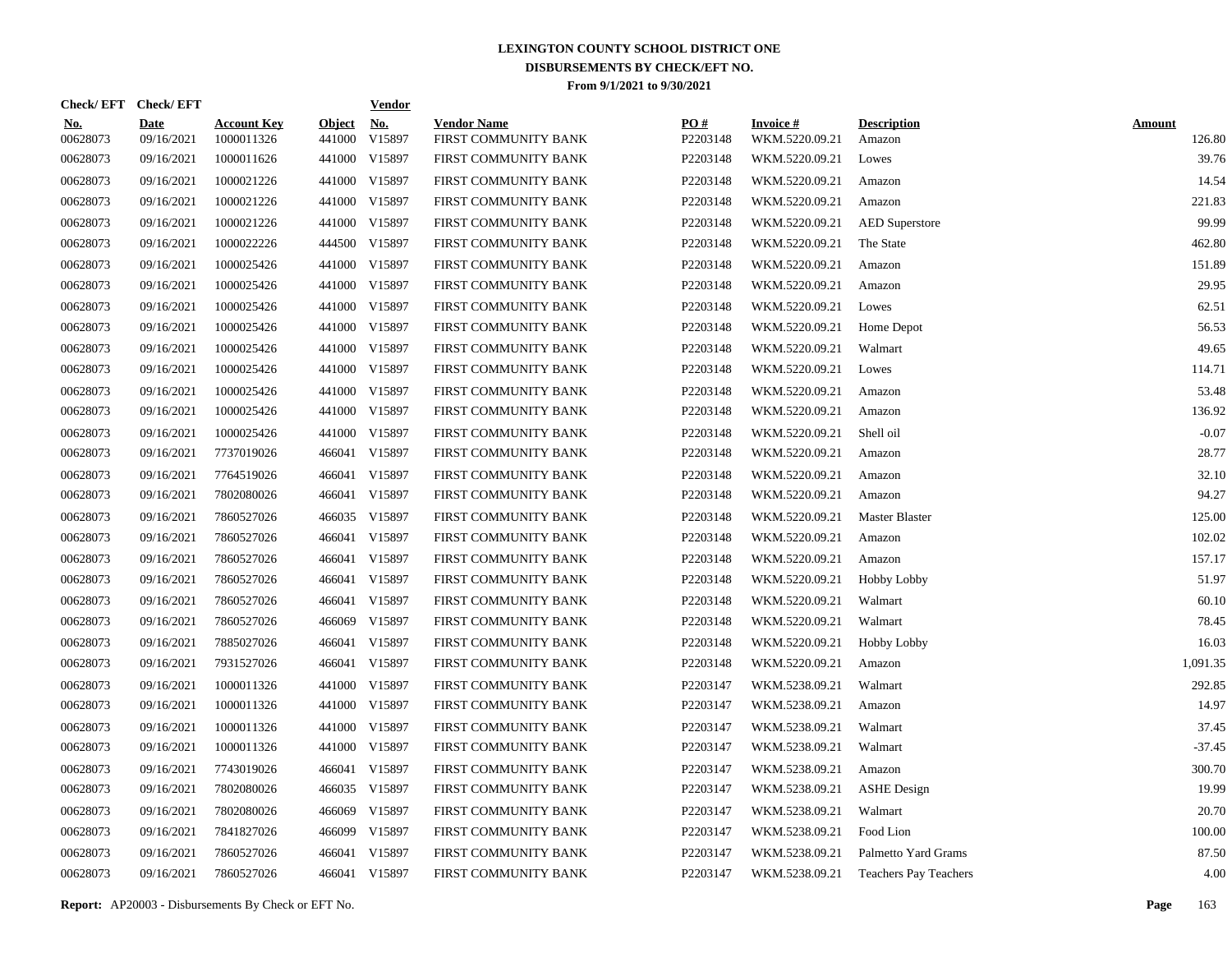# LEXINGTON COUNTY SCHOOL DISTRICT ONE
## DISBURSEMENTS BY CHECK/EFT NO.
### From 9/1/2021 to 9/30/2021

| Check/ EFT No. | Check/ EFT Date | Account Key | Object | Vendor No. | Vendor Name | PO # | Invoice # | Description | Amount |
|---|---|---|---|---|---|---|---|---|---|
| 00628073 | 09/16/2021 | 1000011326 | 441000 | V15897 | FIRST COMMUNITY BANK | P2203148 | WKM.5220.09.21 | Amazon | 126.80 |
| 00628073 | 09/16/2021 | 1000011626 | 441000 | V15897 | FIRST COMMUNITY BANK | P2203148 | WKM.5220.09.21 | Lowes | 39.76 |
| 00628073 | 09/16/2021 | 1000021226 | 441000 | V15897 | FIRST COMMUNITY BANK | P2203148 | WKM.5220.09.21 | Amazon | 14.54 |
| 00628073 | 09/16/2021 | 1000021226 | 441000 | V15897 | FIRST COMMUNITY BANK | P2203148 | WKM.5220.09.21 | Amazon | 221.83 |
| 00628073 | 09/16/2021 | 1000021226 | 441000 | V15897 | FIRST COMMUNITY BANK | P2203148 | WKM.5220.09.21 | AED Superstore | 99.99 |
| 00628073 | 09/16/2021 | 1000022226 | 444500 | V15897 | FIRST COMMUNITY BANK | P2203148 | WKM.5220.09.21 | The State | 462.80 |
| 00628073 | 09/16/2021 | 1000025426 | 441000 | V15897 | FIRST COMMUNITY BANK | P2203148 | WKM.5220.09.21 | Amazon | 151.89 |
| 00628073 | 09/16/2021 | 1000025426 | 441000 | V15897 | FIRST COMMUNITY BANK | P2203148 | WKM.5220.09.21 | Amazon | 29.95 |
| 00628073 | 09/16/2021 | 1000025426 | 441000 | V15897 | FIRST COMMUNITY BANK | P2203148 | WKM.5220.09.21 | Lowes | 62.51 |
| 00628073 | 09/16/2021 | 1000025426 | 441000 | V15897 | FIRST COMMUNITY BANK | P2203148 | WKM.5220.09.21 | Home Depot | 56.53 |
| 00628073 | 09/16/2021 | 1000025426 | 441000 | V15897 | FIRST COMMUNITY BANK | P2203148 | WKM.5220.09.21 | Walmart | 49.65 |
| 00628073 | 09/16/2021 | 1000025426 | 441000 | V15897 | FIRST COMMUNITY BANK | P2203148 | WKM.5220.09.21 | Lowes | 114.71 |
| 00628073 | 09/16/2021 | 1000025426 | 441000 | V15897 | FIRST COMMUNITY BANK | P2203148 | WKM.5220.09.21 | Amazon | 53.48 |
| 00628073 | 09/16/2021 | 1000025426 | 441000 | V15897 | FIRST COMMUNITY BANK | P2203148 | WKM.5220.09.21 | Amazon | 136.92 |
| 00628073 | 09/16/2021 | 1000025426 | 441000 | V15897 | FIRST COMMUNITY BANK | P2203148 | WKM.5220.09.21 | Shell oil | -0.07 |
| 00628073 | 09/16/2021 | 7737019026 | 466041 | V15897 | FIRST COMMUNITY BANK | P2203148 | WKM.5220.09.21 | Amazon | 28.77 |
| 00628073 | 09/16/2021 | 7764519026 | 466041 | V15897 | FIRST COMMUNITY BANK | P2203148 | WKM.5220.09.21 | Amazon | 32.10 |
| 00628073 | 09/16/2021 | 7802080026 | 466041 | V15897 | FIRST COMMUNITY BANK | P2203148 | WKM.5220.09.21 | Amazon | 94.27 |
| 00628073 | 09/16/2021 | 7860527026 | 466035 | V15897 | FIRST COMMUNITY BANK | P2203148 | WKM.5220.09.21 | Master Blaster | 125.00 |
| 00628073 | 09/16/2021 | 7860527026 | 466041 | V15897 | FIRST COMMUNITY BANK | P2203148 | WKM.5220.09.21 | Amazon | 102.02 |
| 00628073 | 09/16/2021 | 7860527026 | 466041 | V15897 | FIRST COMMUNITY BANK | P2203148 | WKM.5220.09.21 | Amazon | 157.17 |
| 00628073 | 09/16/2021 | 7860527026 | 466041 | V15897 | FIRST COMMUNITY BANK | P2203148 | WKM.5220.09.21 | Hobby Lobby | 51.97 |
| 00628073 | 09/16/2021 | 7860527026 | 466041 | V15897 | FIRST COMMUNITY BANK | P2203148 | WKM.5220.09.21 | Walmart | 60.10 |
| 00628073 | 09/16/2021 | 7860527026 | 466069 | V15897 | FIRST COMMUNITY BANK | P2203148 | WKM.5220.09.21 | Walmart | 78.45 |
| 00628073 | 09/16/2021 | 7885027026 | 466041 | V15897 | FIRST COMMUNITY BANK | P2203148 | WKM.5220.09.21 | Hobby Lobby | 16.03 |
| 00628073 | 09/16/2021 | 7931527026 | 466041 | V15897 | FIRST COMMUNITY BANK | P2203148 | WKM.5220.09.21 | Amazon | 1,091.35 |
| 00628073 | 09/16/2021 | 1000011326 | 441000 | V15897 | FIRST COMMUNITY BANK | P2203147 | WKM.5238.09.21 | Walmart | 292.85 |
| 00628073 | 09/16/2021 | 1000011326 | 441000 | V15897 | FIRST COMMUNITY BANK | P2203147 | WKM.5238.09.21 | Amazon | 14.97 |
| 00628073 | 09/16/2021 | 1000011326 | 441000 | V15897 | FIRST COMMUNITY BANK | P2203147 | WKM.5238.09.21 | Walmart | 37.45 |
| 00628073 | 09/16/2021 | 1000011326 | 441000 | V15897 | FIRST COMMUNITY BANK | P2203147 | WKM.5238.09.21 | Walmart | -37.45 |
| 00628073 | 09/16/2021 | 7743019026 | 466041 | V15897 | FIRST COMMUNITY BANK | P2203147 | WKM.5238.09.21 | Amazon | 300.70 |
| 00628073 | 09/16/2021 | 7802080026 | 466035 | V15897 | FIRST COMMUNITY BANK | P2203147 | WKM.5238.09.21 | ASHE Design | 19.99 |
| 00628073 | 09/16/2021 | 7802080026 | 466069 | V15897 | FIRST COMMUNITY BANK | P2203147 | WKM.5238.09.21 | Walmart | 20.70 |
| 00628073 | 09/16/2021 | 7841827026 | 466099 | V15897 | FIRST COMMUNITY BANK | P2203147 | WKM.5238.09.21 | Food Lion | 100.00 |
| 00628073 | 09/16/2021 | 7860527026 | 466041 | V15897 | FIRST COMMUNITY BANK | P2203147 | WKM.5238.09.21 | Palmetto Yard Grams | 87.50 |
| 00628073 | 09/16/2021 | 7860527026 | 466041 | V15897 | FIRST COMMUNITY BANK | P2203147 | WKM.5238.09.21 | Teachers Pay Teachers | 4.00 |

**Report:** AP20003 - Disbursements By Check or EFT No.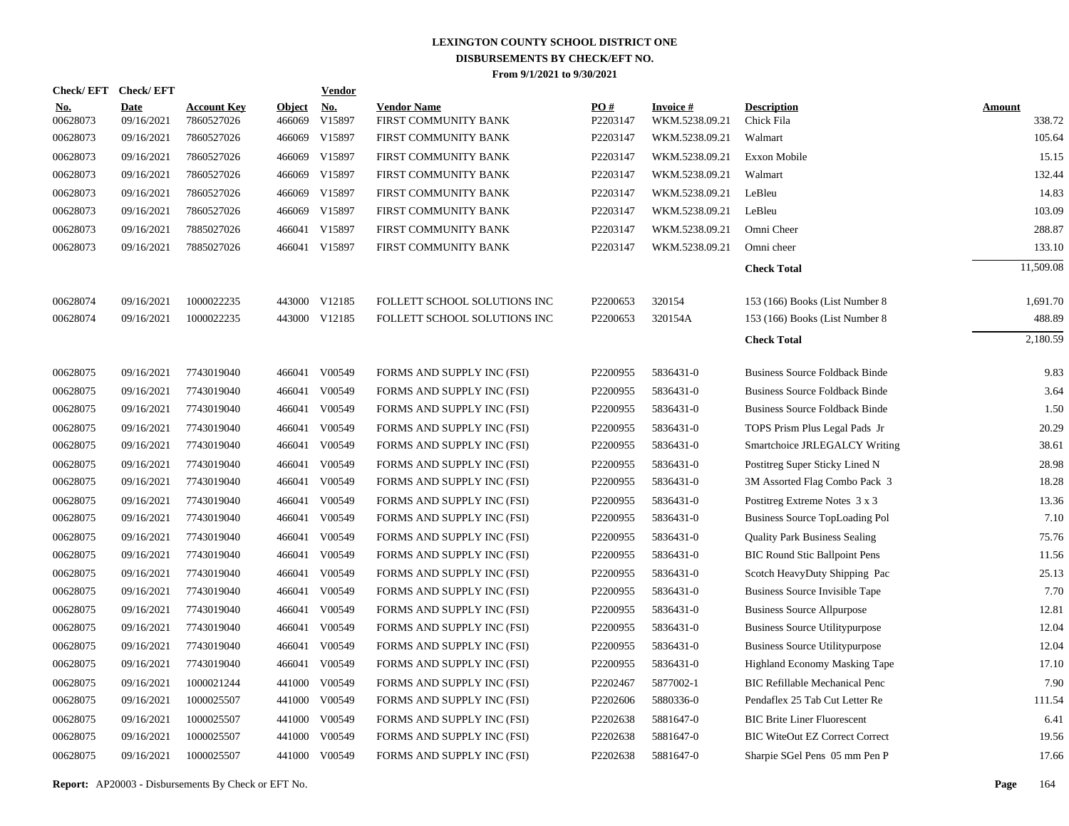# LEXINGTON COUNTY SCHOOL DISTRICT ONE
## DISBURSEMENTS BY CHECK/EFT NO.
### From 9/1/2021 to 9/30/2021

| Check/ EFT No. | Check/ EFT Date | Account Key | Object | Vendor No. | Vendor Name | PO # | Invoice # | Description | Amount |
|---|---|---|---|---|---|---|---|---|---|
| 00628073 | 09/16/2021 | 7860527026 | 466069 | V15897 | FIRST COMMUNITY BANK | P2203147 | WKM.5238.09.21 | Chick Fila | 338.72 |
| 00628073 | 09/16/2021 | 7860527026 | 466069 | V15897 | FIRST COMMUNITY BANK | P2203147 | WKM.5238.09.21 | Walmart | 105.64 |
| 00628073 | 09/16/2021 | 7860527026 | 466069 | V15897 | FIRST COMMUNITY BANK | P2203147 | WKM.5238.09.21 | Exxon Mobile | 15.15 |
| 00628073 | 09/16/2021 | 7860527026 | 466069 | V15897 | FIRST COMMUNITY BANK | P2203147 | WKM.5238.09.21 | Walmart | 132.44 |
| 00628073 | 09/16/2021 | 7860527026 | 466069 | V15897 | FIRST COMMUNITY BANK | P2203147 | WKM.5238.09.21 | LeBleu | 14.83 |
| 00628073 | 09/16/2021 | 7860527026 | 466069 | V15897 | FIRST COMMUNITY BANK | P2203147 | WKM.5238.09.21 | LeBleu | 103.09 |
| 00628073 | 09/16/2021 | 7885027026 | 466041 | V15897 | FIRST COMMUNITY BANK | P2203147 | WKM.5238.09.21 | Omni Cheer | 288.87 |
| 00628073 | 09/16/2021 | 7885027026 | 466041 | V15897 | FIRST COMMUNITY BANK | P2203147 | WKM.5238.09.21 | Omni cheer | 133.10 |
| | | | | | | | | **Check Total** | 11,509.08 |
| 00628074 | 09/16/2021 | 1000022235 | 443000 | V12185 | FOLLETT SCHOOL SOLUTIONS INC | P2200653 | 320154 | 153 (166) Books (List Number 8 | 1,691.70 |
| 00628074 | 09/16/2021 | 1000022235 | 443000 | V12185 | FOLLETT SCHOOL SOLUTIONS INC | P2200653 | 320154A | 153 (166) Books (List Number 8 | 488.89 |
| | | | | | | | | **Check Total** | 2,180.59 |
| 00628075 | 09/16/2021 | 7743019040 | 466041 | V00549 | FORMS AND SUPPLY INC (FSI) | P2200955 | 5836431-0 | Business Source Foldback Binde | 9.83 |
| 00628075 | 09/16/2021 | 7743019040 | 466041 | V00549 | FORMS AND SUPPLY INC (FSI) | P2200955 | 5836431-0 | Business Source Foldback Binde | 3.64 |
| 00628075 | 09/16/2021 | 7743019040 | 466041 | V00549 | FORMS AND SUPPLY INC (FSI) | P2200955 | 5836431-0 | Business Source Foldback Binde | 1.50 |
| 00628075 | 09/16/2021 | 7743019040 | 466041 | V00549 | FORMS AND SUPPLY INC (FSI) | P2200955 | 5836431-0 | TOPS Prism Plus Legal Pads Jr | 20.29 |
| 00628075 | 09/16/2021 | 7743019040 | 466041 | V00549 | FORMS AND SUPPLY INC (FSI) | P2200955 | 5836431-0 | Smartchoice JRLEGALCY Writing | 38.61 |
| 00628075 | 09/16/2021 | 7743019040 | 466041 | V00549 | FORMS AND SUPPLY INC (FSI) | P2200955 | 5836431-0 | Postitreg Super Sticky Lined N | 28.98 |
| 00628075 | 09/16/2021 | 7743019040 | 466041 | V00549 | FORMS AND SUPPLY INC (FSI) | P2200955 | 5836431-0 | 3M Assorted Flag Combo Pack 3 | 18.28 |
| 00628075 | 09/16/2021 | 7743019040 | 466041 | V00549 | FORMS AND SUPPLY INC (FSI) | P2200955 | 5836431-0 | Postitreg Extreme Notes 3 x 3 | 13.36 |
| 00628075 | 09/16/2021 | 7743019040 | 466041 | V00549 | FORMS AND SUPPLY INC (FSI) | P2200955 | 5836431-0 | Business Source TopLoading Pol | 7.10 |
| 00628075 | 09/16/2021 | 7743019040 | 466041 | V00549 | FORMS AND SUPPLY INC (FSI) | P2200955 | 5836431-0 | Quality Park Business Sealing | 75.76 |
| 00628075 | 09/16/2021 | 7743019040 | 466041 | V00549 | FORMS AND SUPPLY INC (FSI) | P2200955 | 5836431-0 | BIC Round Stic Ballpoint Pens | 11.56 |
| 00628075 | 09/16/2021 | 7743019040 | 466041 | V00549 | FORMS AND SUPPLY INC (FSI) | P2200955 | 5836431-0 | Scotch HeavyDuty Shipping Pac | 25.13 |
| 00628075 | 09/16/2021 | 7743019040 | 466041 | V00549 | FORMS AND SUPPLY INC (FSI) | P2200955 | 5836431-0 | Business Source Invisible Tape | 7.70 |
| 00628075 | 09/16/2021 | 7743019040 | 466041 | V00549 | FORMS AND SUPPLY INC (FSI) | P2200955 | 5836431-0 | Business Source Allpurpose | 12.81 |
| 00628075 | 09/16/2021 | 7743019040 | 466041 | V00549 | FORMS AND SUPPLY INC (FSI) | P2200955 | 5836431-0 | Business Source Utilitypurpose | 12.04 |
| 00628075 | 09/16/2021 | 7743019040 | 466041 | V00549 | FORMS AND SUPPLY INC (FSI) | P2200955 | 5836431-0 | Business Source Utilitypurpose | 12.04 |
| 00628075 | 09/16/2021 | 7743019040 | 466041 | V00549 | FORMS AND SUPPLY INC (FSI) | P2200955 | 5836431-0 | Highland Economy Masking Tape | 17.10 |
| 00628075 | 09/16/2021 | 1000021244 | 441000 | V00549 | FORMS AND SUPPLY INC (FSI) | P2202467 | 5877002-1 | BIC Refillable Mechanical Penc | 7.90 |
| 00628075 | 09/16/2021 | 1000025507 | 441000 | V00549 | FORMS AND SUPPLY INC (FSI) | P2202606 | 5880336-0 | Pendaflex 25 Tab Cut Letter Re | 111.54 |
| 00628075 | 09/16/2021 | 1000025507 | 441000 | V00549 | FORMS AND SUPPLY INC (FSI) | P2202638 | 5881647-0 | BIC Brite Liner Fluorescent | 6.41 |
| 00628075 | 09/16/2021 | 1000025507 | 441000 | V00549 | FORMS AND SUPPLY INC (FSI) | P2202638 | 5881647-0 | BIC WiteOut EZ Correct Correct | 19.56 |
| 00628075 | 09/16/2021 | 1000025507 | 441000 | V00549 | FORMS AND SUPPLY INC (FSI) | P2202638 | 5881647-0 | Sharpie SGel Pens 05 mm Pen P | 17.66 |

**Report:** AP20003 - Disbursements By Check or EFT No.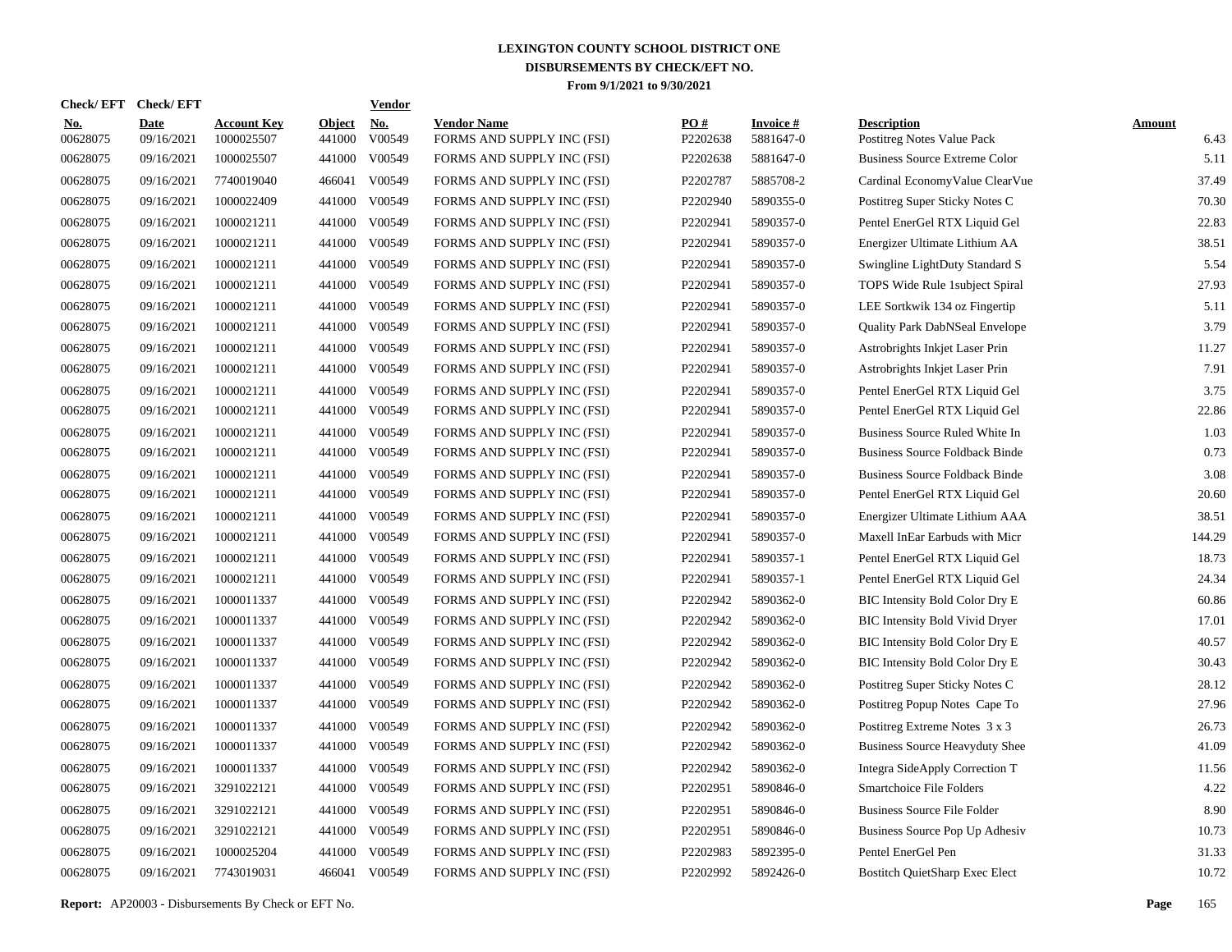# LEXINGTON COUNTY SCHOOL DISTRICT ONE
## DISBURSEMENTS BY CHECK/EFT NO.
### From 9/1/2021 to 9/30/2021

| Check/ EFT No. | Check/ EFT Date | Account Key | Object | Vendor No. | Vendor Name | PO # | Invoice # | Description | Amount |
|---|---|---|---|---|---|---|---|---|---|
| 00628075 | 09/16/2021 | 1000025507 | 441000 | V00549 | FORMS AND SUPPLY INC (FSI) | P2202638 | 5881647-0 | Postitreg Notes Value Pack | 6.43 |
| 00628075 | 09/16/2021 | 1000025507 | 441000 | V00549 | FORMS AND SUPPLY INC (FSI) | P2202638 | 5881647-0 | Business Source Extreme Color | 5.11 |
| 00628075 | 09/16/2021 | 7740019040 | 466041 | V00549 | FORMS AND SUPPLY INC (FSI) | P2202787 | 5885708-2 | Cardinal EconomyValue ClearVue | 37.49 |
| 00628075 | 09/16/2021 | 1000022409 | 441000 | V00549 | FORMS AND SUPPLY INC (FSI) | P2202940 | 5890355-0 | Postitreg Super Sticky Notes C | 70.30 |
| 00628075 | 09/16/2021 | 1000021211 | 441000 | V00549 | FORMS AND SUPPLY INC (FSI) | P2202941 | 5890357-0 | Pentel EnerGel RTX Liquid Gel | 22.83 |
| 00628075 | 09/16/2021 | 1000021211 | 441000 | V00549 | FORMS AND SUPPLY INC (FSI) | P2202941 | 5890357-0 | Energizer Ultimate Lithium AA | 38.51 |
| 00628075 | 09/16/2021 | 1000021211 | 441000 | V00549 | FORMS AND SUPPLY INC (FSI) | P2202941 | 5890357-0 | Swingline LightDuty Standard S | 5.54 |
| 00628075 | 09/16/2021 | 1000021211 | 441000 | V00549 | FORMS AND SUPPLY INC (FSI) | P2202941 | 5890357-0 | TOPS Wide Rule 1subject Spiral | 27.93 |
| 00628075 | 09/16/2021 | 1000021211 | 441000 | V00549 | FORMS AND SUPPLY INC (FSI) | P2202941 | 5890357-0 | LEE Sortkwik 134 oz Fingertip | 5.11 |
| 00628075 | 09/16/2021 | 1000021211 | 441000 | V00549 | FORMS AND SUPPLY INC (FSI) | P2202941 | 5890357-0 | Quality Park DabNSeal Envelope | 3.79 |
| 00628075 | 09/16/2021 | 1000021211 | 441000 | V00549 | FORMS AND SUPPLY INC (FSI) | P2202941 | 5890357-0 | Astrobrights Inkjet Laser Prin | 11.27 |
| 00628075 | 09/16/2021 | 1000021211 | 441000 | V00549 | FORMS AND SUPPLY INC (FSI) | P2202941 | 5890357-0 | Astrobrights Inkjet Laser Prin | 7.91 |
| 00628075 | 09/16/2021 | 1000021211 | 441000 | V00549 | FORMS AND SUPPLY INC (FSI) | P2202941 | 5890357-0 | Pentel EnerGel RTX Liquid Gel | 3.75 |
| 00628075 | 09/16/2021 | 1000021211 | 441000 | V00549 | FORMS AND SUPPLY INC (FSI) | P2202941 | 5890357-0 | Pentel EnerGel RTX Liquid Gel | 22.86 |
| 00628075 | 09/16/2021 | 1000021211 | 441000 | V00549 | FORMS AND SUPPLY INC (FSI) | P2202941 | 5890357-0 | Business Source Ruled White In | 1.03 |
| 00628075 | 09/16/2021 | 1000021211 | 441000 | V00549 | FORMS AND SUPPLY INC (FSI) | P2202941 | 5890357-0 | Business Source Foldback Binde | 0.73 |
| 00628075 | 09/16/2021 | 1000021211 | 441000 | V00549 | FORMS AND SUPPLY INC (FSI) | P2202941 | 5890357-0 | Business Source Foldback Binde | 3.08 |
| 00628075 | 09/16/2021 | 1000021211 | 441000 | V00549 | FORMS AND SUPPLY INC (FSI) | P2202941 | 5890357-0 | Pentel EnerGel RTX Liquid Gel | 20.60 |
| 00628075 | 09/16/2021 | 1000021211 | 441000 | V00549 | FORMS AND SUPPLY INC (FSI) | P2202941 | 5890357-0 | Energizer Ultimate Lithium AAA | 38.51 |
| 00628075 | 09/16/2021 | 1000021211 | 441000 | V00549 | FORMS AND SUPPLY INC (FSI) | P2202941 | 5890357-0 | Maxell InEar Earbuds with Micr | 144.29 |
| 00628075 | 09/16/2021 | 1000021211 | 441000 | V00549 | FORMS AND SUPPLY INC (FSI) | P2202941 | 5890357-1 | Pentel EnerGel RTX Liquid Gel | 18.73 |
| 00628075 | 09/16/2021 | 1000021211 | 441000 | V00549 | FORMS AND SUPPLY INC (FSI) | P2202941 | 5890357-1 | Pentel EnerGel RTX Liquid Gel | 24.34 |
| 00628075 | 09/16/2021 | 1000011337 | 441000 | V00549 | FORMS AND SUPPLY INC (FSI) | P2202942 | 5890362-0 | BIC Intensity Bold Color Dry E | 60.86 |
| 00628075 | 09/16/2021 | 1000011337 | 441000 | V00549 | FORMS AND SUPPLY INC (FSI) | P2202942 | 5890362-0 | BIC Intensity Bold Vivid Dryer | 17.01 |
| 00628075 | 09/16/2021 | 1000011337 | 441000 | V00549 | FORMS AND SUPPLY INC (FSI) | P2202942 | 5890362-0 | BIC Intensity Bold Color Dry E | 40.57 |
| 00628075 | 09/16/2021 | 1000011337 | 441000 | V00549 | FORMS AND SUPPLY INC (FSI) | P2202942 | 5890362-0 | BIC Intensity Bold Color Dry E | 30.43 |
| 00628075 | 09/16/2021 | 1000011337 | 441000 | V00549 | FORMS AND SUPPLY INC (FSI) | P2202942 | 5890362-0 | Postitreg Super Sticky Notes C | 28.12 |
| 00628075 | 09/16/2021 | 1000011337 | 441000 | V00549 | FORMS AND SUPPLY INC (FSI) | P2202942 | 5890362-0 | Postitreg Popup Notes Cape To | 27.96 |
| 00628075 | 09/16/2021 | 1000011337 | 441000 | V00549 | FORMS AND SUPPLY INC (FSI) | P2202942 | 5890362-0 | Postitreg Extreme Notes 3 x 3 | 26.73 |
| 00628075 | 09/16/2021 | 1000011337 | 441000 | V00549 | FORMS AND SUPPLY INC (FSI) | P2202942 | 5890362-0 | Business Source Heavyduty Shee | 41.09 |
| 00628075 | 09/16/2021 | 1000011337 | 441000 | V00549 | FORMS AND SUPPLY INC (FSI) | P2202942 | 5890362-0 | Integra SideApply Correction T | 11.56 |
| 00628075 | 09/16/2021 | 3291022121 | 441000 | V00549 | FORMS AND SUPPLY INC (FSI) | P2202951 | 5890846-0 | Smartchoice File Folders | 4.22 |
| 00628075 | 09/16/2021 | 3291022121 | 441000 | V00549 | FORMS AND SUPPLY INC (FSI) | P2202951 | 5890846-0 | Business Source File Folder | 8.90 |
| 00628075 | 09/16/2021 | 3291022121 | 441000 | V00549 | FORMS AND SUPPLY INC (FSI) | P2202951 | 5890846-0 | Business Source Pop Up Adhesiv | 10.73 |
| 00628075 | 09/16/2021 | 1000025204 | 441000 | V00549 | FORMS AND SUPPLY INC (FSI) | P2202983 | 5892395-0 | Pentel EnerGel Pen | 31.33 |
| 00628075 | 09/16/2021 | 7743019031 | 466041 | V00549 | FORMS AND SUPPLY INC (FSI) | P2202992 | 5892426-0 | Bostitch QuietSharp Exec Elect | 10.72 |

**Report:** AP20003 - Disbursements By Check or EFT No.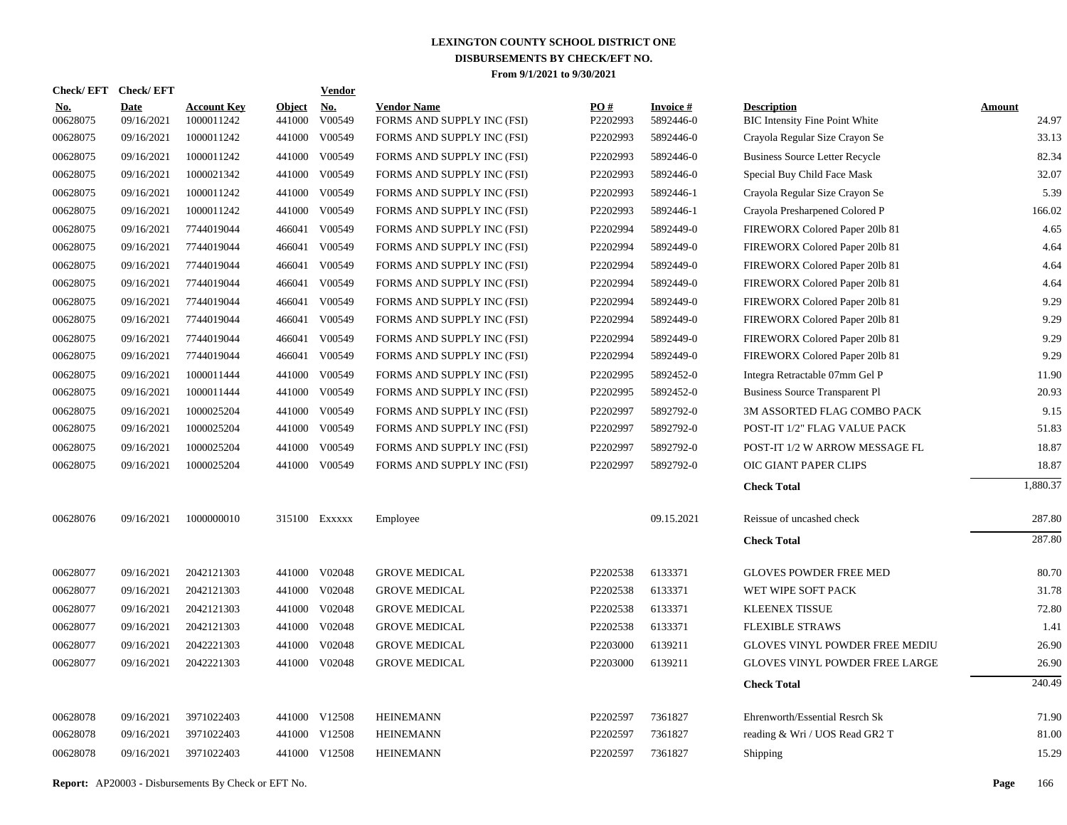# LEXINGTON COUNTY SCHOOL DISTRICT ONE
## DISBURSEMENTS BY CHECK/EFT NO.
### From 9/1/2021 to 9/30/2021

| Check/ EFT No. | Check/ EFT Date | Account Key | Object | Vendor No. | Vendor Name | PO # | Invoice # | Description | Amount |
|---|---|---|---|---|---|---|---|---|---|
| 00628075 | 09/16/2021 | 1000011242 | 441000 | V00549 | FORMS AND SUPPLY INC (FSI) | P2202993 | 5892446-0 | BIC Intensity Fine Point White | 24.97 |
| 00628075 | 09/16/2021 | 1000011242 | 441000 | V00549 | FORMS AND SUPPLY INC (FSI) | P2202993 | 5892446-0 | Crayola Regular Size Crayon Se | 33.13 |
| 00628075 | 09/16/2021 | 1000011242 | 441000 | V00549 | FORMS AND SUPPLY INC (FSI) | P2202993 | 5892446-0 | Business Source Letter Recycle | 82.34 |
| 00628075 | 09/16/2021 | 1000021342 | 441000 | V00549 | FORMS AND SUPPLY INC (FSI) | P2202993 | 5892446-0 | Special Buy Child Face Mask | 32.07 |
| 00628075 | 09/16/2021 | 1000011242 | 441000 | V00549 | FORMS AND SUPPLY INC (FSI) | P2202993 | 5892446-1 | Crayola Regular Size Crayon Se | 5.39 |
| 00628075 | 09/16/2021 | 1000011242 | 441000 | V00549 | FORMS AND SUPPLY INC (FSI) | P2202993 | 5892446-1 | Crayola Presharpened Colored P | 166.02 |
| 00628075 | 09/16/2021 | 7744019044 | 466041 | V00549 | FORMS AND SUPPLY INC (FSI) | P2202994 | 5892449-0 | FIREWORX Colored Paper 20lb 81 | 4.65 |
| 00628075 | 09/16/2021 | 7744019044 | 466041 | V00549 | FORMS AND SUPPLY INC (FSI) | P2202994 | 5892449-0 | FIREWORX Colored Paper 20lb 81 | 4.64 |
| 00628075 | 09/16/2021 | 7744019044 | 466041 | V00549 | FORMS AND SUPPLY INC (FSI) | P2202994 | 5892449-0 | FIREWORX Colored Paper 20lb 81 | 4.64 |
| 00628075 | 09/16/2021 | 7744019044 | 466041 | V00549 | FORMS AND SUPPLY INC (FSI) | P2202994 | 5892449-0 | FIREWORX Colored Paper 20lb 81 | 4.64 |
| 00628075 | 09/16/2021 | 7744019044 | 466041 | V00549 | FORMS AND SUPPLY INC (FSI) | P2202994 | 5892449-0 | FIREWORX Colored Paper 20lb 81 | 9.29 |
| 00628075 | 09/16/2021 | 7744019044 | 466041 | V00549 | FORMS AND SUPPLY INC (FSI) | P2202994 | 5892449-0 | FIREWORX Colored Paper 20lb 81 | 9.29 |
| 00628075 | 09/16/2021 | 7744019044 | 466041 | V00549 | FORMS AND SUPPLY INC (FSI) | P2202994 | 5892449-0 | FIREWORX Colored Paper 20lb 81 | 9.29 |
| 00628075 | 09/16/2021 | 7744019044 | 466041 | V00549 | FORMS AND SUPPLY INC (FSI) | P2202994 | 5892449-0 | FIREWORX Colored Paper 20lb 81 | 9.29 |
| 00628075 | 09/16/2021 | 1000011444 | 441000 | V00549 | FORMS AND SUPPLY INC (FSI) | P2202995 | 5892452-0 | Integra Retractable 07mm Gel P | 11.90 |
| 00628075 | 09/16/2021 | 1000011444 | 441000 | V00549 | FORMS AND SUPPLY INC (FSI) | P2202995 | 5892452-0 | Business Source Transparent Pl | 20.93 |
| 00628075 | 09/16/2021 | 1000025204 | 441000 | V00549 | FORMS AND SUPPLY INC (FSI) | P2202997 | 5892792-0 | 3M ASSORTED FLAG COMBO PACK | 9.15 |
| 00628075 | 09/16/2021 | 1000025204 | 441000 | V00549 | FORMS AND SUPPLY INC (FSI) | P2202997 | 5892792-0 | POST-IT 1/2" FLAG VALUE PACK | 51.83 |
| 00628075 | 09/16/2021 | 1000025204 | 441000 | V00549 | FORMS AND SUPPLY INC (FSI) | P2202997 | 5892792-0 | POST-IT 1/2 W ARROW MESSAGE FL | 18.87 |
| 00628075 | 09/16/2021 | 1000025204 | 441000 | V00549 | FORMS AND SUPPLY INC (FSI) | P2202997 | 5892792-0 | OIC GIANT PAPER CLIPS | 18.87 |
| | | | | | | | | **Check Total** | 1,880.37 |
| 00628076 | 09/16/2021 | 1000000010 | 315100 | Exxxxx | Employee | | 09.15.2021 | Reissue of uncashed check | 287.80 |
| | | | | | | | | **Check Total** | 287.80 |
| 00628077 | 09/16/2021 | 2042121303 | 441000 | V02048 | GROVE MEDICAL | P2202538 | 6133371 | GLOVES POWDER FREE MED | 80.70 |
| 00628077 | 09/16/2021 | 2042121303 | 441000 | V02048 | GROVE MEDICAL | P2202538 | 6133371 | WET WIPE SOFT PACK | 31.78 |
| 00628077 | 09/16/2021 | 2042121303 | 441000 | V02048 | GROVE MEDICAL | P2202538 | 6133371 | KLEENEX TISSUE | 72.80 |
| 00628077 | 09/16/2021 | 2042121303 | 441000 | V02048 | GROVE MEDICAL | P2202538 | 6133371 | FLEXIBLE STRAWS | 1.41 |
| 00628077 | 09/16/2021 | 2042221303 | 441000 | V02048 | GROVE MEDICAL | P2203000 | 6139211 | GLOVES VINYL POWDER FREE MEDIU | 26.90 |
| 00628077 | 09/16/2021 | 2042221303 | 441000 | V02048 | GROVE MEDICAL | P2203000 | 6139211 | GLOVES VINYL POWDER FREE LARGE | 26.90 |
| | | | | | | | | **Check Total** | 240.49 |
| 00628078 | 09/16/2021 | 3971022403 | 441000 | V12508 | HEINEMANN | P2202597 | 7361827 | Ehrenworth/Essential Resrch Sk | 71.90 |
| 00628078 | 09/16/2021 | 3971022403 | 441000 | V12508 | HEINEMANN | P2202597 | 7361827 | reading & Wri / UOS Read GR2 T | 81.00 |
| 00628078 | 09/16/2021 | 3971022403 | 441000 | V12508 | HEINEMANN | P2202597 | 7361827 | Shipping | 15.29 |

**Report:** AP20003 - Disbursements By Check or EFT No.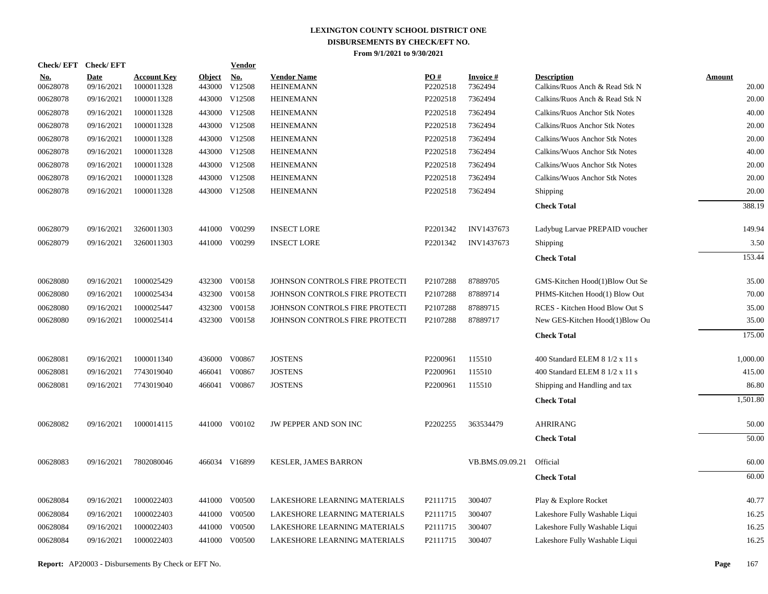# LEXINGTON COUNTY SCHOOL DISTRICT ONE
## DISBURSEMENTS BY CHECK/EFT NO.
### From 9/1/2021 to 9/30/2021

| Check/ EFT No. | Check/ EFT Date | Account Key | Object | Vendor No. | Vendor Name | PO # | Invoice # | Description | Amount |
|---|---|---|---|---|---|---|---|---|---|
| 00628078 | 09/16/2021 | 1000011328 | 443000 | V12508 | HEINEMANN | P2202518 | 7362494 | Calkins/Ruos Anch & Read Stk N | 20.00 |
| 00628078 | 09/16/2021 | 1000011328 | 443000 | V12508 | HEINEMANN | P2202518 | 7362494 | Calkins/Ruos Anch & Read Stk N | 20.00 |
| 00628078 | 09/16/2021 | 1000011328 | 443000 | V12508 | HEINEMANN | P2202518 | 7362494 | Calkins/Ruos Anchor Stk Notes | 40.00 |
| 00628078 | 09/16/2021 | 1000011328 | 443000 | V12508 | HEINEMANN | P2202518 | 7362494 | Calkins/Ruos Anchor Stk Notes | 20.00 |
| 00628078 | 09/16/2021 | 1000011328 | 443000 | V12508 | HEINEMANN | P2202518 | 7362494 | Calkins/Wuos Anchor Stk Notes | 20.00 |
| 00628078 | 09/16/2021 | 1000011328 | 443000 | V12508 | HEINEMANN | P2202518 | 7362494 | Calkins/Wuos Anchor Stk Notes | 40.00 |
| 00628078 | 09/16/2021 | 1000011328 | 443000 | V12508 | HEINEMANN | P2202518 | 7362494 | Calkins/Wuos Anchor Stk Notes | 20.00 |
| 00628078 | 09/16/2021 | 1000011328 | 443000 | V12508 | HEINEMANN | P2202518 | 7362494 | Calkins/Wuos Anchor Stk Notes | 20.00 |
| 00628078 | 09/16/2021 | 1000011328 | 443000 | V12508 | HEINEMANN | P2202518 | 7362494 | Shipping | 20.00 |
| | | | | | | | | **Check Total** | 388.19 |
| 00628079 | 09/16/2021 | 3260011303 | 441000 | V00299 | INSECT LORE | P2201342 | INV1437673 | Ladybug Larvae PREPAID voucher | 149.94 |
| 00628079 | 09/16/2021 | 3260011303 | 441000 | V00299 | INSECT LORE | P2201342 | INV1437673 | Shipping | 3.50 |
| | | | | | | | | **Check Total** | 153.44 |
| 00628080 | 09/16/2021 | 1000025429 | 432300 | V00158 | JOHNSON CONTROLS FIRE PROTECTI | P2107288 | 87889705 | GMS-Kitchen Hood(1)Blow Out Se | 35.00 |
| 00628080 | 09/16/2021 | 1000025434 | 432300 | V00158 | JOHNSON CONTROLS FIRE PROTECTI | P2107288 | 87889714 | PHMS-Kitchen Hood(1) Blow Out | 70.00 |
| 00628080 | 09/16/2021 | 1000025447 | 432300 | V00158 | JOHNSON CONTROLS FIRE PROTECTI | P2107288 | 87889715 | RCES - Kitchen Hood Blow Out S | 35.00 |
| 00628080 | 09/16/2021 | 1000025414 | 432300 | V00158 | JOHNSON CONTROLS FIRE PROTECTI | P2107288 | 87889717 | New GES-Kitchen Hood(1)Blow Ou | 35.00 |
| | | | | | | | | **Check Total** | 175.00 |
| 00628081 | 09/16/2021 | 1000011340 | 436000 | V00867 | JOSTENS | P2200961 | 115510 | 400 Standard ELEM 8 1/2 x 11 s | 1,000.00 |
| 00628081 | 09/16/2021 | 7743019040 | 466041 | V00867 | JOSTENS | P2200961 | 115510 | 400 Standard ELEM 8 1/2 x 11 s | 415.00 |
| 00628081 | 09/16/2021 | 7743019040 | 466041 | V00867 | JOSTENS | P2200961 | 115510 | Shipping and Handling and tax | 86.80 |
| | | | | | | | | **Check Total** | 1,501.80 |
| 00628082 | 09/16/2021 | 1000014115 | 441000 | V00102 | JW PEPPER AND SON INC | P2202255 | 363534479 | AHRIRANG | 50.00 |
| | | | | | | | | **Check Total** | 50.00 |
| 00628083 | 09/16/2021 | 7802080046 | 466034 | V16899 | KESLER, JAMES BARRON | | VB.BMS.09.09.21 | Official | 60.00 |
| | | | | | | | | **Check Total** | 60.00 |
| 00628084 | 09/16/2021 | 1000022403 | 441000 | V00500 | LAKESHORE LEARNING MATERIALS | P2111715 | 300407 | Play & Explore Rocket | 40.77 |
| 00628084 | 09/16/2021 | 1000022403 | 441000 | V00500 | LAKESHORE LEARNING MATERIALS | P2111715 | 300407 | Lakeshore Fully Washable Liqui | 16.25 |
| 00628084 | 09/16/2021 | 1000022403 | 441000 | V00500 | LAKESHORE LEARNING MATERIALS | P2111715 | 300407 | Lakeshore Fully Washable Liqui | 16.25 |
| 00628084 | 09/16/2021 | 1000022403 | 441000 | V00500 | LAKESHORE LEARNING MATERIALS | P2111715 | 300407 | Lakeshore Fully Washable Liqui | 16.25 |

**Report:** AP20003 - Disbursements By Check or EFT No.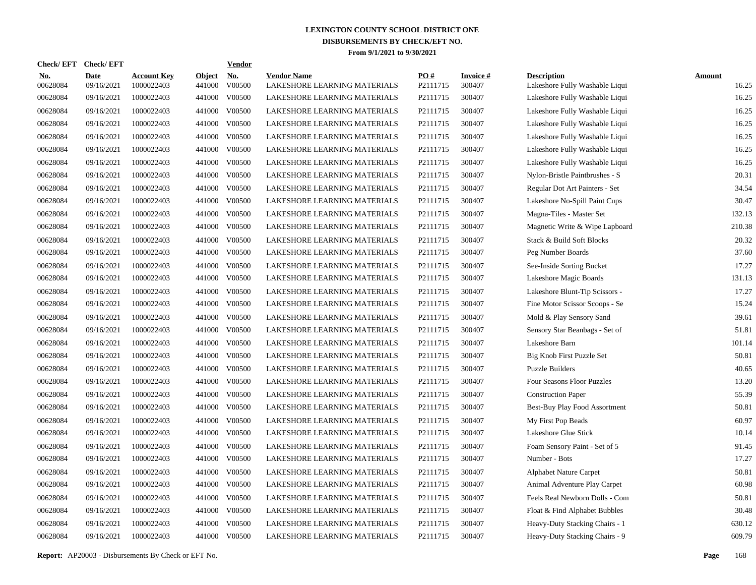# LEXINGTON COUNTY SCHOOL DISTRICT ONE
## DISBURSEMENTS BY CHECK/EFT NO.
### From 9/1/2021 to 9/30/2021

| Check/ EFT No. | Check/ EFT Date | Account Key | Object | Vendor No. | Vendor Name | PO # | Invoice # | Description | Amount |
|---|---|---|---|---|---|---|---|---|---|
| 00628084 | 09/16/2021 | 1000022403 | 441000 | V00500 | LAKESHORE LEARNING MATERIALS | P2111715 | 300407 | Lakeshore Fully Washable Liqui | 16.25 |
| 00628084 | 09/16/2021 | 1000022403 | 441000 | V00500 | LAKESHORE LEARNING MATERIALS | P2111715 | 300407 | Lakeshore Fully Washable Liqui | 16.25 |
| 00628084 | 09/16/2021 | 1000022403 | 441000 | V00500 | LAKESHORE LEARNING MATERIALS | P2111715 | 300407 | Lakeshore Fully Washable Liqui | 16.25 |
| 00628084 | 09/16/2021 | 1000022403 | 441000 | V00500 | LAKESHORE LEARNING MATERIALS | P2111715 | 300407 | Lakeshore Fully Washable Liqui | 16.25 |
| 00628084 | 09/16/2021 | 1000022403 | 441000 | V00500 | LAKESHORE LEARNING MATERIALS | P2111715 | 300407 | Lakeshore Fully Washable Liqui | 16.25 |
| 00628084 | 09/16/2021 | 1000022403 | 441000 | V00500 | LAKESHORE LEARNING MATERIALS | P2111715 | 300407 | Lakeshore Fully Washable Liqui | 16.25 |
| 00628084 | 09/16/2021 | 1000022403 | 441000 | V00500 | LAKESHORE LEARNING MATERIALS | P2111715 | 300407 | Lakeshore Fully Washable Liqui | 16.25 |
| 00628084 | 09/16/2021 | 1000022403 | 441000 | V00500 | LAKESHORE LEARNING MATERIALS | P2111715 | 300407 | Nylon-Bristle Paintbrushes - S | 20.31 |
| 00628084 | 09/16/2021 | 1000022403 | 441000 | V00500 | LAKESHORE LEARNING MATERIALS | P2111715 | 300407 | Regular Dot Art Painters - Set | 34.54 |
| 00628084 | 09/16/2021 | 1000022403 | 441000 | V00500 | LAKESHORE LEARNING MATERIALS | P2111715 | 300407 | Lakeshore No-Spill Paint Cups | 30.47 |
| 00628084 | 09/16/2021 | 1000022403 | 441000 | V00500 | LAKESHORE LEARNING MATERIALS | P2111715 | 300407 | Magna-Tiles - Master Set | 132.13 |
| 00628084 | 09/16/2021 | 1000022403 | 441000 | V00500 | LAKESHORE LEARNING MATERIALS | P2111715 | 300407 | Magnetic Write & Wipe Lapboard | 210.38 |
| 00628084 | 09/16/2021 | 1000022403 | 441000 | V00500 | LAKESHORE LEARNING MATERIALS | P2111715 | 300407 | Stack & Build Soft Blocks | 20.32 |
| 00628084 | 09/16/2021 | 1000022403 | 441000 | V00500 | LAKESHORE LEARNING MATERIALS | P2111715 | 300407 | Peg Number Boards | 37.60 |
| 00628084 | 09/16/2021 | 1000022403 | 441000 | V00500 | LAKESHORE LEARNING MATERIALS | P2111715 | 300407 | See-Inside Sorting Bucket | 17.27 |
| 00628084 | 09/16/2021 | 1000022403 | 441000 | V00500 | LAKESHORE LEARNING MATERIALS | P2111715 | 300407 | Lakeshore Magic Boards | 131.13 |
| 00628084 | 09/16/2021 | 1000022403 | 441000 | V00500 | LAKESHORE LEARNING MATERIALS | P2111715 | 300407 | Lakeshore Blunt-Tip Scissors - | 17.27 |
| 00628084 | 09/16/2021 | 1000022403 | 441000 | V00500 | LAKESHORE LEARNING MATERIALS | P2111715 | 300407 | Fine Motor Scissor Scoops - Se | 15.24 |
| 00628084 | 09/16/2021 | 1000022403 | 441000 | V00500 | LAKESHORE LEARNING MATERIALS | P2111715 | 300407 | Mold & Play Sensory Sand | 39.61 |
| 00628084 | 09/16/2021 | 1000022403 | 441000 | V00500 | LAKESHORE LEARNING MATERIALS | P2111715 | 300407 | Sensory Star Beanbags - Set of | 51.81 |
| 00628084 | 09/16/2021 | 1000022403 | 441000 | V00500 | LAKESHORE LEARNING MATERIALS | P2111715 | 300407 | Lakeshore Barn | 101.14 |
| 00628084 | 09/16/2021 | 1000022403 | 441000 | V00500 | LAKESHORE LEARNING MATERIALS | P2111715 | 300407 | Big Knob First Puzzle Set | 50.81 |
| 00628084 | 09/16/2021 | 1000022403 | 441000 | V00500 | LAKESHORE LEARNING MATERIALS | P2111715 | 300407 | Puzzle Builders | 40.65 |
| 00628084 | 09/16/2021 | 1000022403 | 441000 | V00500 | LAKESHORE LEARNING MATERIALS | P2111715 | 300407 | Four Seasons Floor Puzzles | 13.20 |
| 00628084 | 09/16/2021 | 1000022403 | 441000 | V00500 | LAKESHORE LEARNING MATERIALS | P2111715 | 300407 | Construction Paper | 55.39 |
| 00628084 | 09/16/2021 | 1000022403 | 441000 | V00500 | LAKESHORE LEARNING MATERIALS | P2111715 | 300407 | Best-Buy Play Food Assortment | 50.81 |
| 00628084 | 09/16/2021 | 1000022403 | 441000 | V00500 | LAKESHORE LEARNING MATERIALS | P2111715 | 300407 | My First Pop Beads | 60.97 |
| 00628084 | 09/16/2021 | 1000022403 | 441000 | V00500 | LAKESHORE LEARNING MATERIALS | P2111715 | 300407 | Lakeshore Glue Stick | 10.14 |
| 00628084 | 09/16/2021 | 1000022403 | 441000 | V00500 | LAKESHORE LEARNING MATERIALS | P2111715 | 300407 | Foam Sensory Paint - Set of 5 | 91.45 |
| 00628084 | 09/16/2021 | 1000022403 | 441000 | V00500 | LAKESHORE LEARNING MATERIALS | P2111715 | 300407 | Number - Bots | 17.27 |
| 00628084 | 09/16/2021 | 1000022403 | 441000 | V00500 | LAKESHORE LEARNING MATERIALS | P2111715 | 300407 | Alphabet Nature Carpet | 50.81 |
| 00628084 | 09/16/2021 | 1000022403 | 441000 | V00500 | LAKESHORE LEARNING MATERIALS | P2111715 | 300407 | Animal Adventure Play Carpet | 60.98 |
| 00628084 | 09/16/2021 | 1000022403 | 441000 | V00500 | LAKESHORE LEARNING MATERIALS | P2111715 | 300407 | Feels Real Newborn Dolls - Com | 50.81 |
| 00628084 | 09/16/2021 | 1000022403 | 441000 | V00500 | LAKESHORE LEARNING MATERIALS | P2111715 | 300407 | Float & Find Alphabet Bubbles | 30.48 |
| 00628084 | 09/16/2021 | 1000022403 | 441000 | V00500 | LAKESHORE LEARNING MATERIALS | P2111715 | 300407 | Heavy-Duty Stacking Chairs - 1 | 630.12 |
| 00628084 | 09/16/2021 | 1000022403 | 441000 | V00500 | LAKESHORE LEARNING MATERIALS | P2111715 | 300407 | Heavy-Duty Stacking Chairs - 9 | 609.79 |

**Report:** AP20003 - Disbursements By Check or EFT No.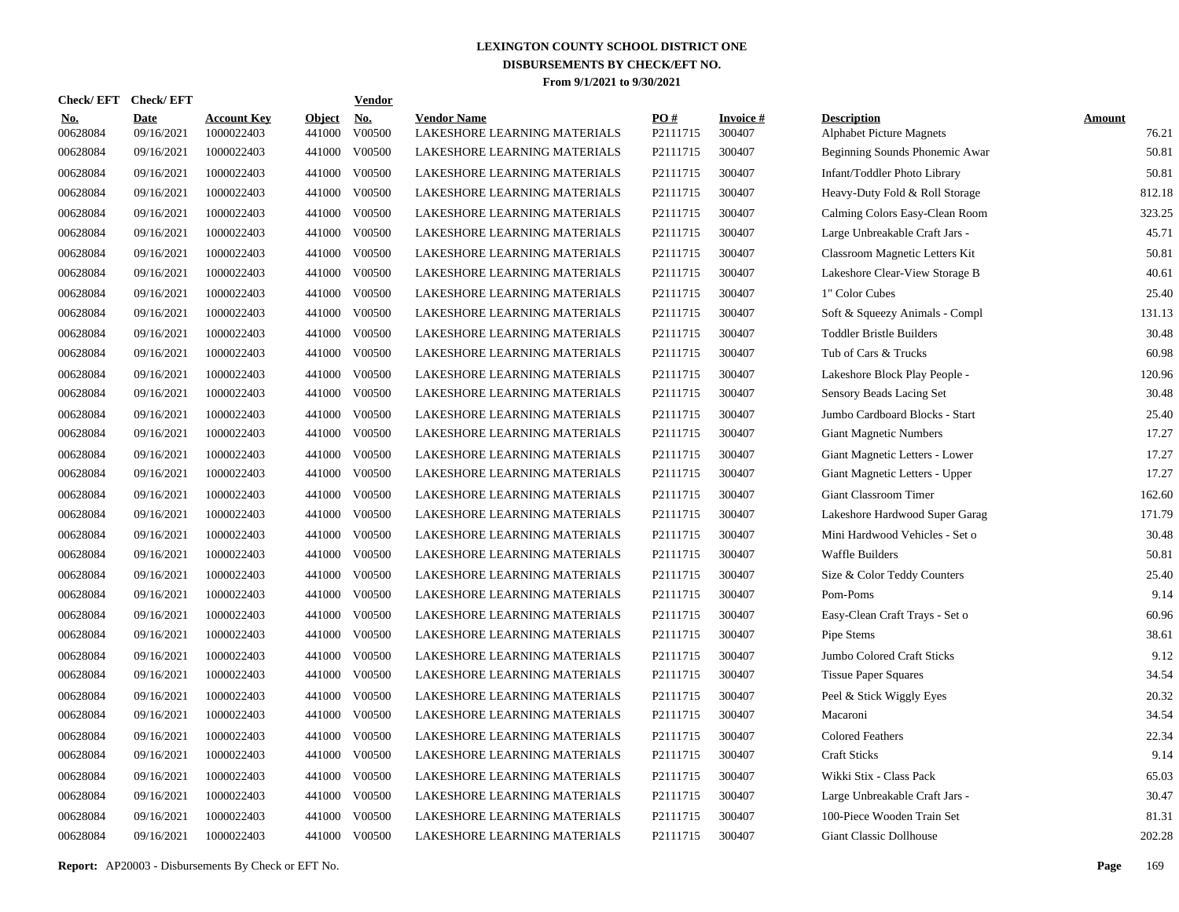# LEXINGTON COUNTY SCHOOL DISTRICT ONE
## DISBURSEMENTS BY CHECK/EFT NO.
### From 9/1/2021 to 9/30/2021

| Check/ EFT No. | Check/ EFT Date | Account Key | Object | Vendor No. | Vendor Name | PO # | Invoice # | Description | Amount |
|---|---|---|---|---|---|---|---|---|---|
| 00628084 | 09/16/2021 | 1000022403 | 441000 | V00500 | LAKESHORE LEARNING MATERIALS | P2111715 | 300407 | Alphabet Picture Magnets | 76.21 |
| 00628084 | 09/16/2021 | 1000022403 | 441000 | V00500 | LAKESHORE LEARNING MATERIALS | P2111715 | 300407 | Beginning Sounds Phonemic Awar | 50.81 |
| 00628084 | 09/16/2021 | 1000022403 | 441000 | V00500 | LAKESHORE LEARNING MATERIALS | P2111715 | 300407 | Infant/Toddler Photo Library | 50.81 |
| 00628084 | 09/16/2021 | 1000022403 | 441000 | V00500 | LAKESHORE LEARNING MATERIALS | P2111715 | 300407 | Heavy-Duty Fold & Roll Storage | 812.18 |
| 00628084 | 09/16/2021 | 1000022403 | 441000 | V00500 | LAKESHORE LEARNING MATERIALS | P2111715 | 300407 | Calming Colors Easy-Clean Room | 323.25 |
| 00628084 | 09/16/2021 | 1000022403 | 441000 | V00500 | LAKESHORE LEARNING MATERIALS | P2111715 | 300407 | Large Unbreakable Craft Jars - | 45.71 |
| 00628084 | 09/16/2021 | 1000022403 | 441000 | V00500 | LAKESHORE LEARNING MATERIALS | P2111715 | 300407 | Classroom Magnetic Letters Kit | 50.81 |
| 00628084 | 09/16/2021 | 1000022403 | 441000 | V00500 | LAKESHORE LEARNING MATERIALS | P2111715 | 300407 | Lakeshore Clear-View Storage B | 40.61 |
| 00628084 | 09/16/2021 | 1000022403 | 441000 | V00500 | LAKESHORE LEARNING MATERIALS | P2111715 | 300407 | 1" Color Cubes | 25.40 |
| 00628084 | 09/16/2021 | 1000022403 | 441000 | V00500 | LAKESHORE LEARNING MATERIALS | P2111715 | 300407 | Soft & Squeezy Animals - Compl | 131.13 |
| 00628084 | 09/16/2021 | 1000022403 | 441000 | V00500 | LAKESHORE LEARNING MATERIALS | P2111715 | 300407 | Toddler Bristle Builders | 30.48 |
| 00628084 | 09/16/2021 | 1000022403 | 441000 | V00500 | LAKESHORE LEARNING MATERIALS | P2111715 | 300407 | Tub of Cars & Trucks | 60.98 |
| 00628084 | 09/16/2021 | 1000022403 | 441000 | V00500 | LAKESHORE LEARNING MATERIALS | P2111715 | 300407 | Lakeshore Block Play People - | 120.96 |
| 00628084 | 09/16/2021 | 1000022403 | 441000 | V00500 | LAKESHORE LEARNING MATERIALS | P2111715 | 300407 | Sensory Beads Lacing Set | 30.48 |
| 00628084 | 09/16/2021 | 1000022403 | 441000 | V00500 | LAKESHORE LEARNING MATERIALS | P2111715 | 300407 | Jumbo Cardboard Blocks - Start | 25.40 |
| 00628084 | 09/16/2021 | 1000022403 | 441000 | V00500 | LAKESHORE LEARNING MATERIALS | P2111715 | 300407 | Giant Magnetic Numbers | 17.27 |
| 00628084 | 09/16/2021 | 1000022403 | 441000 | V00500 | LAKESHORE LEARNING MATERIALS | P2111715 | 300407 | Giant Magnetic Letters - Lower | 17.27 |
| 00628084 | 09/16/2021 | 1000022403 | 441000 | V00500 | LAKESHORE LEARNING MATERIALS | P2111715 | 300407 | Giant Magnetic Letters - Upper | 17.27 |
| 00628084 | 09/16/2021 | 1000022403 | 441000 | V00500 | LAKESHORE LEARNING MATERIALS | P2111715 | 300407 | Giant Classroom Timer | 162.60 |
| 00628084 | 09/16/2021 | 1000022403 | 441000 | V00500 | LAKESHORE LEARNING MATERIALS | P2111715 | 300407 | Lakeshore Hardwood Super Garag | 171.79 |
| 00628084 | 09/16/2021 | 1000022403 | 441000 | V00500 | LAKESHORE LEARNING MATERIALS | P2111715 | 300407 | Mini Hardwood Vehicles - Set o | 30.48 |
| 00628084 | 09/16/2021 | 1000022403 | 441000 | V00500 | LAKESHORE LEARNING MATERIALS | P2111715 | 300407 | Waffle Builders | 50.81 |
| 00628084 | 09/16/2021 | 1000022403 | 441000 | V00500 | LAKESHORE LEARNING MATERIALS | P2111715 | 300407 | Size & Color Teddy Counters | 25.40 |
| 00628084 | 09/16/2021 | 1000022403 | 441000 | V00500 | LAKESHORE LEARNING MATERIALS | P2111715 | 300407 | Pom-Poms | 9.14 |
| 00628084 | 09/16/2021 | 1000022403 | 441000 | V00500 | LAKESHORE LEARNING MATERIALS | P2111715 | 300407 | Easy-Clean Craft Trays - Set o | 60.96 |
| 00628084 | 09/16/2021 | 1000022403 | 441000 | V00500 | LAKESHORE LEARNING MATERIALS | P2111715 | 300407 | Pipe Stems | 38.61 |
| 00628084 | 09/16/2021 | 1000022403 | 441000 | V00500 | LAKESHORE LEARNING MATERIALS | P2111715 | 300407 | Jumbo Colored Craft Sticks | 9.12 |
| 00628084 | 09/16/2021 | 1000022403 | 441000 | V00500 | LAKESHORE LEARNING MATERIALS | P2111715 | 300407 | Tissue Paper Squares | 34.54 |
| 00628084 | 09/16/2021 | 1000022403 | 441000 | V00500 | LAKESHORE LEARNING MATERIALS | P2111715 | 300407 | Peel & Stick Wiggly Eyes | 20.32 |
| 00628084 | 09/16/2021 | 1000022403 | 441000 | V00500 | LAKESHORE LEARNING MATERIALS | P2111715 | 300407 | Macaroni | 34.54 |
| 00628084 | 09/16/2021 | 1000022403 | 441000 | V00500 | LAKESHORE LEARNING MATERIALS | P2111715 | 300407 | Colored Feathers | 22.34 |
| 00628084 | 09/16/2021 | 1000022403 | 441000 | V00500 | LAKESHORE LEARNING MATERIALS | P2111715 | 300407 | Craft Sticks | 9.14 |
| 00628084 | 09/16/2021 | 1000022403 | 441000 | V00500 | LAKESHORE LEARNING MATERIALS | P2111715 | 300407 | Wikki Stix - Class Pack | 65.03 |
| 00628084 | 09/16/2021 | 1000022403 | 441000 | V00500 | LAKESHORE LEARNING MATERIALS | P2111715 | 300407 | Large Unbreakable Craft Jars - | 30.47 |
| 00628084 | 09/16/2021 | 1000022403 | 441000 | V00500 | LAKESHORE LEARNING MATERIALS | P2111715 | 300407 | 100-Piece Wooden Train Set | 81.31 |
| 00628084 | 09/16/2021 | 1000022403 | 441000 | V00500 | LAKESHORE LEARNING MATERIALS | P2111715 | 300407 | Giant Classic Dollhouse | 202.28 |

**Report:** AP20003 - Disbursements By Check or EFT No.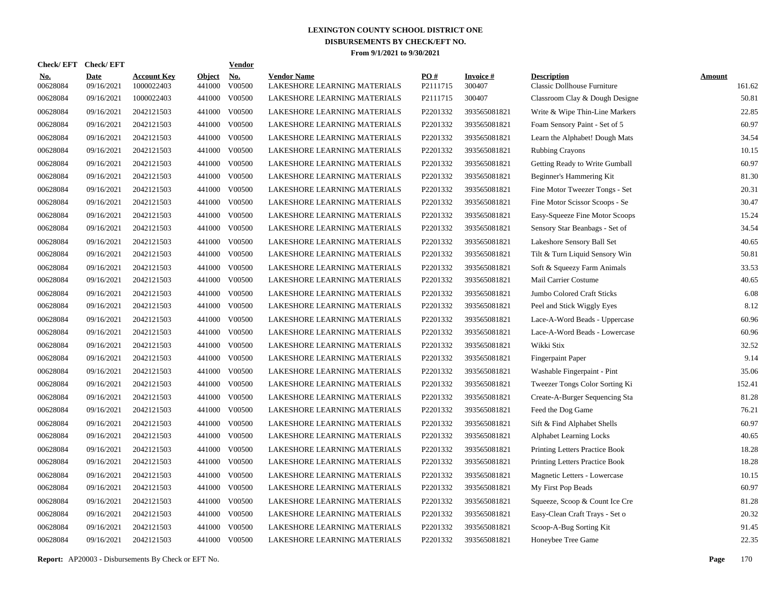# LEXINGTON COUNTY SCHOOL DISTRICT ONE
## DISBURSEMENTS BY CHECK/EFT NO.
### From 9/1/2021 to 9/30/2021

| Check/ EFT No. | Check/ EFT Date | Account Key | Object | Vendor No. | Vendor Name | PO # | Invoice # | Description | Amount |
|---|---|---|---|---|---|---|---|---|---|
| 00628084 | 09/16/2021 | 1000022403 | 441000 | V00500 | LAKESHORE LEARNING MATERIALS | P2111715 | 300407 | Classic Dollhouse Furniture | 161.62 |
| 00628084 | 09/16/2021 | 1000022403 | 441000 | V00500 | LAKESHORE LEARNING MATERIALS | P2111715 | 300407 | Classroom Clay & Dough Designe | 50.81 |
| 00628084 | 09/16/2021 | 2042121503 | 441000 | V00500 | LAKESHORE LEARNING MATERIALS | P2201332 | 393565081821 | Write & Wipe Thin-Line Markers | 22.85 |
| 00628084 | 09/16/2021 | 2042121503 | 441000 | V00500 | LAKESHORE LEARNING MATERIALS | P2201332 | 393565081821 | Foam Sensory Paint - Set of 5 | 60.97 |
| 00628084 | 09/16/2021 | 2042121503 | 441000 | V00500 | LAKESHORE LEARNING MATERIALS | P2201332 | 393565081821 | Learn the Alphabet! Dough Mats | 34.54 |
| 00628084 | 09/16/2021 | 2042121503 | 441000 | V00500 | LAKESHORE LEARNING MATERIALS | P2201332 | 393565081821 | Rubbing Crayons | 10.15 |
| 00628084 | 09/16/2021 | 2042121503 | 441000 | V00500 | LAKESHORE LEARNING MATERIALS | P2201332 | 393565081821 | Getting Ready to Write Gumball | 60.97 |
| 00628084 | 09/16/2021 | 2042121503 | 441000 | V00500 | LAKESHORE LEARNING MATERIALS | P2201332 | 393565081821 | Beginner's Hammering Kit | 81.30 |
| 00628084 | 09/16/2021 | 2042121503 | 441000 | V00500 | LAKESHORE LEARNING MATERIALS | P2201332 | 393565081821 | Fine Motor Tweezer Tongs - Set | 20.31 |
| 00628084 | 09/16/2021 | 2042121503 | 441000 | V00500 | LAKESHORE LEARNING MATERIALS | P2201332 | 393565081821 | Fine Motor Scissor Scoops - Se | 30.47 |
| 00628084 | 09/16/2021 | 2042121503 | 441000 | V00500 | LAKESHORE LEARNING MATERIALS | P2201332 | 393565081821 | Easy-Squeeze Fine Motor Scoops | 15.24 |
| 00628084 | 09/16/2021 | 2042121503 | 441000 | V00500 | LAKESHORE LEARNING MATERIALS | P2201332 | 393565081821 | Sensory Star Beanbags - Set of | 34.54 |
| 00628084 | 09/16/2021 | 2042121503 | 441000 | V00500 | LAKESHORE LEARNING MATERIALS | P2201332 | 393565081821 | Lakeshore Sensory Ball Set | 40.65 |
| 00628084 | 09/16/2021 | 2042121503 | 441000 | V00500 | LAKESHORE LEARNING MATERIALS | P2201332 | 393565081821 | Tilt & Turn Liquid Sensory Win | 50.81 |
| 00628084 | 09/16/2021 | 2042121503 | 441000 | V00500 | LAKESHORE LEARNING MATERIALS | P2201332 | 393565081821 | Soft & Squeezy Farm Animals | 33.53 |
| 00628084 | 09/16/2021 | 2042121503 | 441000 | V00500 | LAKESHORE LEARNING MATERIALS | P2201332 | 393565081821 | Mail Carrier Costume | 40.65 |
| 00628084 | 09/16/2021 | 2042121503 | 441000 | V00500 | LAKESHORE LEARNING MATERIALS | P2201332 | 393565081821 | Jumbo Colored Craft Sticks | 6.08 |
| 00628084 | 09/16/2021 | 2042121503 | 441000 | V00500 | LAKESHORE LEARNING MATERIALS | P2201332 | 393565081821 | Peel and Stick Wiggly Eyes | 8.12 |
| 00628084 | 09/16/2021 | 2042121503 | 441000 | V00500 | LAKESHORE LEARNING MATERIALS | P2201332 | 393565081821 | Lace-A-Word Beads - Uppercase | 60.96 |
| 00628084 | 09/16/2021 | 2042121503 | 441000 | V00500 | LAKESHORE LEARNING MATERIALS | P2201332 | 393565081821 | Lace-A-Word Beads - Lowercase | 60.96 |
| 00628084 | 09/16/2021 | 2042121503 | 441000 | V00500 | LAKESHORE LEARNING MATERIALS | P2201332 | 393565081821 | Wikki Stix | 32.52 |
| 00628084 | 09/16/2021 | 2042121503 | 441000 | V00500 | LAKESHORE LEARNING MATERIALS | P2201332 | 393565081821 | Fingerpaint Paper | 9.14 |
| 00628084 | 09/16/2021 | 2042121503 | 441000 | V00500 | LAKESHORE LEARNING MATERIALS | P2201332 | 393565081821 | Washable Fingerpaint - Pint | 35.06 |
| 00628084 | 09/16/2021 | 2042121503 | 441000 | V00500 | LAKESHORE LEARNING MATERIALS | P2201332 | 393565081821 | Tweezer Tongs Color Sorting Ki | 152.41 |
| 00628084 | 09/16/2021 | 2042121503 | 441000 | V00500 | LAKESHORE LEARNING MATERIALS | P2201332 | 393565081821 | Create-A-Burger Sequencing Sta | 81.28 |
| 00628084 | 09/16/2021 | 2042121503 | 441000 | V00500 | LAKESHORE LEARNING MATERIALS | P2201332 | 393565081821 | Feed the Dog Game | 76.21 |
| 00628084 | 09/16/2021 | 2042121503 | 441000 | V00500 | LAKESHORE LEARNING MATERIALS | P2201332 | 393565081821 | Sift & Find Alphabet Shells | 60.97 |
| 00628084 | 09/16/2021 | 2042121503 | 441000 | V00500 | LAKESHORE LEARNING MATERIALS | P2201332 | 393565081821 | Alphabet Learning Locks | 40.65 |
| 00628084 | 09/16/2021 | 2042121503 | 441000 | V00500 | LAKESHORE LEARNING MATERIALS | P2201332 | 393565081821 | Printing Letters Practice Book | 18.28 |
| 00628084 | 09/16/2021 | 2042121503 | 441000 | V00500 | LAKESHORE LEARNING MATERIALS | P2201332 | 393565081821 | Printing Letters Practice Book | 18.28 |
| 00628084 | 09/16/2021 | 2042121503 | 441000 | V00500 | LAKESHORE LEARNING MATERIALS | P2201332 | 393565081821 | Magnetic Letters - Lowercase | 10.15 |
| 00628084 | 09/16/2021 | 2042121503 | 441000 | V00500 | LAKESHORE LEARNING MATERIALS | P2201332 | 393565081821 | My First Pop Beads | 60.97 |
| 00628084 | 09/16/2021 | 2042121503 | 441000 | V00500 | LAKESHORE LEARNING MATERIALS | P2201332 | 393565081821 | Squeeze, Scoop & Count Ice Cre | 81.28 |
| 00628084 | 09/16/2021 | 2042121503 | 441000 | V00500 | LAKESHORE LEARNING MATERIALS | P2201332 | 393565081821 | Easy-Clean Craft Trays - Set o | 20.32 |
| 00628084 | 09/16/2021 | 2042121503 | 441000 | V00500 | LAKESHORE LEARNING MATERIALS | P2201332 | 393565081821 | Scoop-A-Bug Sorting Kit | 91.45 |
| 00628084 | 09/16/2021 | 2042121503 | 441000 | V00500 | LAKESHORE LEARNING MATERIALS | P2201332 | 393565081821 | Honeybee Tree Game | 22.35 |

**Report:** AP20003 - Disbursements By Check or EFT No.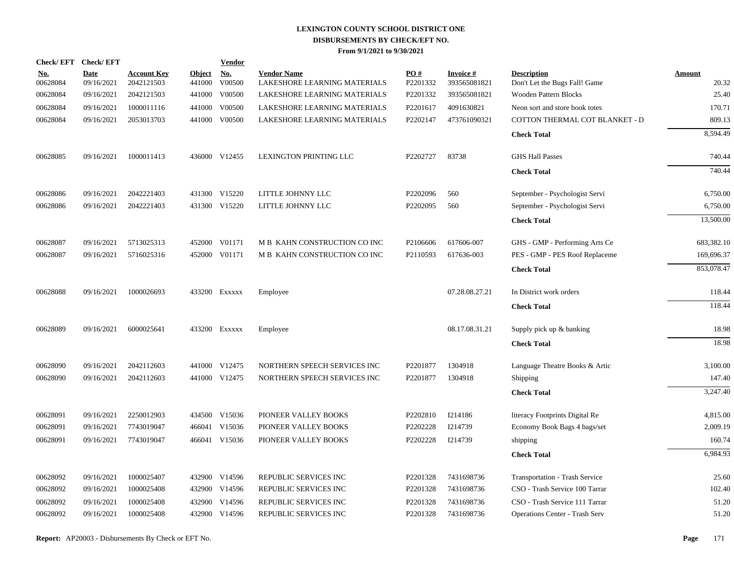# LEXINGTON COUNTY SCHOOL DISTRICT ONE
## DISBURSEMENTS BY CHECK/EFT NO.
### From 9/1/2021 to 9/30/2021

| Check/ EFT No. | Check/ EFT Date | Account Key | Object | Vendor No. | Vendor Name | PO # | Invoice # | Description | Amount |
|---|---|---|---|---|---|---|---|---|---|
| 00628084 | 09/16/2021 | 2042121503 | 441000 | V00500 | LAKESHORE LEARNING MATERIALS | P2201332 | 393565081821 | Don't Let the Bugs Fall! Game | 20.32 |
| 00628084 | 09/16/2021 | 2042121503 | 441000 | V00500 | LAKESHORE LEARNING MATERIALS | P2201332 | 393565081821 | Wooden Pattern Blocks | 25.40 |
| 00628084 | 09/16/2021 | 1000011116 | 441000 | V00500 | LAKESHORE LEARNING MATERIALS | P2201617 | 4091630821 | Neon sort and store book totes | 170.71 |
| 00628084 | 09/16/2021 | 2053013703 | 441000 | V00500 | LAKESHORE LEARNING MATERIALS | P2202147 | 473761090321 | COTTON THERMAL COT BLANKET - D | 809.13 |
| | | | | | | | | **Check Total** | 8,594.49 |
| 00628085 | 09/16/2021 | 1000011413 | 436000 | V12455 | LEXINGTON PRINTING LLC | P2202727 | 83738 | GHS Hall Passes | 740.44 |
| | | | | | | | | **Check Total** | 740.44 |
| 00628086 | 09/16/2021 | 2042221403 | 431300 | V15220 | LITTLE JOHNNY LLC | P2202096 | 560 | September - Psychologist Servi | 6,750.00 |
| 00628086 | 09/16/2021 | 2042221403 | 431300 | V15220 | LITTLE JOHNNY LLC | P2202095 | 560 | September - Psychologist Servi | 6,750.00 |
| | | | | | | | | **Check Total** | 13,500.00 |
| 00628087 | 09/16/2021 | 5713025313 | 452000 | V01171 | M B KAHN CONSTRUCTION CO INC | P2106606 | 617606-007 | GHS - GMP - Performing Arts Ce | 683,382.10 |
| 00628087 | 09/16/2021 | 5716025316 | 452000 | V01171 | M B KAHN CONSTRUCTION CO INC | P2110593 | 617636-003 | PES - GMP - PES Roof Replaceme | 169,696.37 |
| | | | | | | | | **Check Total** | 853,078.47 |
| 00628088 | 09/16/2021 | 1000026693 | 433200 | Exxxxx | Employee | | 07.28.08.27.21 | In District work orders | 118.44 |
| | | | | | | | | **Check Total** | 118.44 |
| 00628089 | 09/16/2021 | 6000025641 | 433200 | Exxxxx | Employee | | 08.17.08.31.21 | Supply pick up & banking | 18.98 |
| | | | | | | | | **Check Total** | 18.98 |
| 00628090 | 09/16/2021 | 2042112603 | 441000 | V12475 | NORTHERN SPEECH SERVICES INC | P2201877 | 1304918 | Language Theatre Books & Artic | 3,100.00 |
| 00628090 | 09/16/2021 | 2042112603 | 441000 | V12475 | NORTHERN SPEECH SERVICES INC | P2201877 | 1304918 | Shipping | 147.40 |
| | | | | | | | | **Check Total** | 3,247.40 |
| 00628091 | 09/16/2021 | 2250012903 | 434500 | V15036 | PIONEER VALLEY BOOKS | P2202810 | I214186 | literacy Footprints Digital Re | 4,815.00 |
| 00628091 | 09/16/2021 | 7743019047 | 466041 | V15036 | PIONEER VALLEY BOOKS | P2202228 | I214739 | Economy Book Bags 4 bags/set | 2,009.19 |
| 00628091 | 09/16/2021 | 7743019047 | 466041 | V15036 | PIONEER VALLEY BOOKS | P2202228 | I214739 | shipping | 160.74 |
| | | | | | | | | **Check Total** | 6,984.93 |
| 00628092 | 09/16/2021 | 1000025407 | 432900 | V14596 | REPUBLIC SERVICES INC | P2201328 | 7431698736 | Transportation - Trash Service | 25.60 |
| 00628092 | 09/16/2021 | 1000025408 | 432900 | V14596 | REPUBLIC SERVICES INC | P2201328 | 7431698736 | CSO - Trash Service 100 Tarrar | 102.40 |
| 00628092 | 09/16/2021 | 1000025408 | 432900 | V14596 | REPUBLIC SERVICES INC | P2201328 | 7431698736 | CSO - Trash Service 111 Tarrar | 51.20 |
| 00628092 | 09/16/2021 | 1000025408 | 432900 | V14596 | REPUBLIC SERVICES INC | P2201328 | 7431698736 | Operations Center - Trash Serv | 51.20 |

**Report:** AP20003 - Disbursements By Check or EFT No.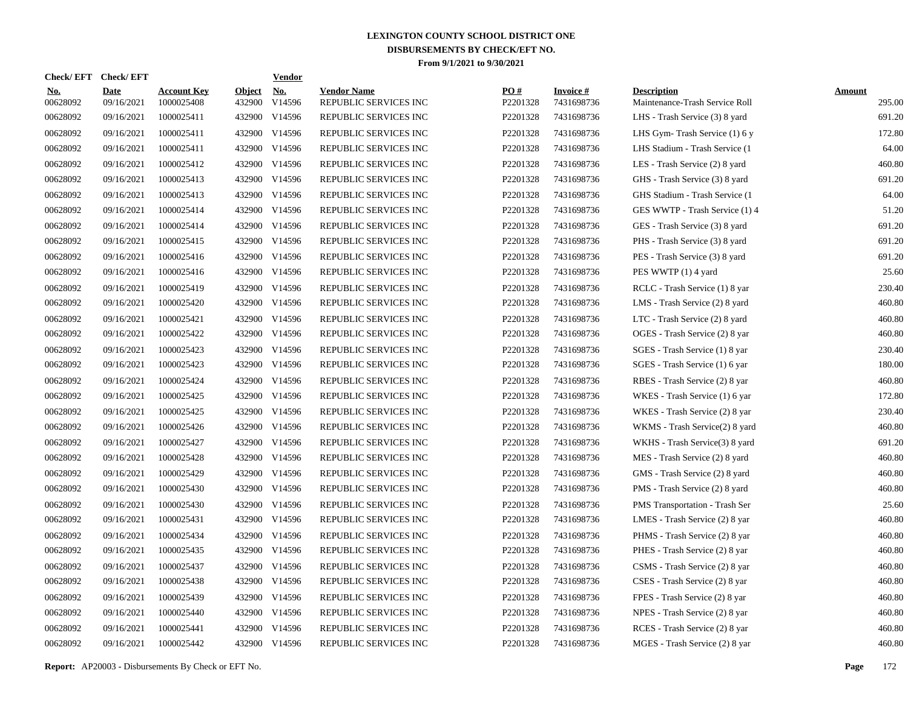# LEXINGTON COUNTY SCHOOL DISTRICT ONE
## DISBURSEMENTS BY CHECK/EFT NO.
### From 9/1/2021 to 9/30/2021

| Check/ EFT No. | Check/ EFT Date | Account Key | Object | Vendor No. | Vendor Name | PO # | Invoice # | Description | Amount |
|---|---|---|---|---|---|---|---|---|---|
| 00628092 | 09/16/2021 | 1000025408 | 432900 | V14596 | REPUBLIC SERVICES INC | P2201328 | 7431698736 | Maintenance-Trash Service Roll | 295.00 |
| 00628092 | 09/16/2021 | 1000025411 | 432900 | V14596 | REPUBLIC SERVICES INC | P2201328 | 7431698736 | LHS - Trash Service (3) 8 yard | 691.20 |
| 00628092 | 09/16/2021 | 1000025411 | 432900 | V14596 | REPUBLIC SERVICES INC | P2201328 | 7431698736 | LHS Gym- Trash Service (1) 6 y | 172.80 |
| 00628092 | 09/16/2021 | 1000025411 | 432900 | V14596 | REPUBLIC SERVICES INC | P2201328 | 7431698736 | LHS Stadium - Trash Service (1 | 64.00 |
| 00628092 | 09/16/2021 | 1000025412 | 432900 | V14596 | REPUBLIC SERVICES INC | P2201328 | 7431698736 | LES - Trash Service (2) 8 yard | 460.80 |
| 00628092 | 09/16/2021 | 1000025413 | 432900 | V14596 | REPUBLIC SERVICES INC | P2201328 | 7431698736 | GHS - Trash Service (3) 8 yard | 691.20 |
| 00628092 | 09/16/2021 | 1000025413 | 432900 | V14596 | REPUBLIC SERVICES INC | P2201328 | 7431698736 | GHS Stadium - Trash Service (1 | 64.00 |
| 00628092 | 09/16/2021 | 1000025414 | 432900 | V14596 | REPUBLIC SERVICES INC | P2201328 | 7431698736 | GES WWTP - Trash Service (1) 4 | 51.20 |
| 00628092 | 09/16/2021 | 1000025414 | 432900 | V14596 | REPUBLIC SERVICES INC | P2201328 | 7431698736 | GES - Trash Service (3) 8 yard | 691.20 |
| 00628092 | 09/16/2021 | 1000025415 | 432900 | V14596 | REPUBLIC SERVICES INC | P2201328 | 7431698736 | PHS - Trash Service (3) 8 yard | 691.20 |
| 00628092 | 09/16/2021 | 1000025416 | 432900 | V14596 | REPUBLIC SERVICES INC | P2201328 | 7431698736 | PES - Trash Service (3) 8 yard | 691.20 |
| 00628092 | 09/16/2021 | 1000025416 | 432900 | V14596 | REPUBLIC SERVICES INC | P2201328 | 7431698736 | PES WWTP (1) 4 yard | 25.60 |
| 00628092 | 09/16/2021 | 1000025419 | 432900 | V14596 | REPUBLIC SERVICES INC | P2201328 | 7431698736 | RCLC - Trash Service (1) 8 yar | 230.40 |
| 00628092 | 09/16/2021 | 1000025420 | 432900 | V14596 | REPUBLIC SERVICES INC | P2201328 | 7431698736 | LMS - Trash Service (2) 8 yard | 460.80 |
| 00628092 | 09/16/2021 | 1000025421 | 432900 | V14596 | REPUBLIC SERVICES INC | P2201328 | 7431698736 | LTC - Trash Service (2) 8 yard | 460.80 |
| 00628092 | 09/16/2021 | 1000025422 | 432900 | V14596 | REPUBLIC SERVICES INC | P2201328 | 7431698736 | OGES - Trash Service (2) 8 yar | 460.80 |
| 00628092 | 09/16/2021 | 1000025423 | 432900 | V14596 | REPUBLIC SERVICES INC | P2201328 | 7431698736 | SGES - Trash Service (1) 8 yar | 230.40 |
| 00628092 | 09/16/2021 | 1000025423 | 432900 | V14596 | REPUBLIC SERVICES INC | P2201328 | 7431698736 | SGES - Trash Service (1) 6 yar | 180.00 |
| 00628092 | 09/16/2021 | 1000025424 | 432900 | V14596 | REPUBLIC SERVICES INC | P2201328 | 7431698736 | RBES - Trash Service (2) 8 yar | 460.80 |
| 00628092 | 09/16/2021 | 1000025425 | 432900 | V14596 | REPUBLIC SERVICES INC | P2201328 | 7431698736 | WKES - Trash Service (1) 6 yar | 172.80 |
| 00628092 | 09/16/2021 | 1000025425 | 432900 | V14596 | REPUBLIC SERVICES INC | P2201328 | 7431698736 | WKES - Trash Service (2) 8 yar | 230.40 |
| 00628092 | 09/16/2021 | 1000025426 | 432900 | V14596 | REPUBLIC SERVICES INC | P2201328 | 7431698736 | WKMS - Trash Service(2) 8 yard | 460.80 |
| 00628092 | 09/16/2021 | 1000025427 | 432900 | V14596 | REPUBLIC SERVICES INC | P2201328 | 7431698736 | WKHS - Trash Service(3) 8 yard | 691.20 |
| 00628092 | 09/16/2021 | 1000025428 | 432900 | V14596 | REPUBLIC SERVICES INC | P2201328 | 7431698736 | MES - Trash Service (2) 8 yard | 460.80 |
| 00628092 | 09/16/2021 | 1000025429 | 432900 | V14596 | REPUBLIC SERVICES INC | P2201328 | 7431698736 | GMS - Trash Service (2) 8 yard | 460.80 |
| 00628092 | 09/16/2021 | 1000025430 | 432900 | V14596 | REPUBLIC SERVICES INC | P2201328 | 7431698736 | PMS - Trash Service (2) 8 yard | 460.80 |
| 00628092 | 09/16/2021 | 1000025430 | 432900 | V14596 | REPUBLIC SERVICES INC | P2201328 | 7431698736 | PMS Transportation - Trash Ser | 25.60 |
| 00628092 | 09/16/2021 | 1000025431 | 432900 | V14596 | REPUBLIC SERVICES INC | P2201328 | 7431698736 | LMES - Trash Service (2) 8 yar | 460.80 |
| 00628092 | 09/16/2021 | 1000025434 | 432900 | V14596 | REPUBLIC SERVICES INC | P2201328 | 7431698736 | PHMS - Trash Service (2) 8 yar | 460.80 |
| 00628092 | 09/16/2021 | 1000025435 | 432900 | V14596 | REPUBLIC SERVICES INC | P2201328 | 7431698736 | PHES - Trash Service (2) 8 yar | 460.80 |
| 00628092 | 09/16/2021 | 1000025437 | 432900 | V14596 | REPUBLIC SERVICES INC | P2201328 | 7431698736 | CSMS - Trash Service (2) 8 yar | 460.80 |
| 00628092 | 09/16/2021 | 1000025438 | 432900 | V14596 | REPUBLIC SERVICES INC | P2201328 | 7431698736 | CSES - Trash Service (2) 8 yar | 460.80 |
| 00628092 | 09/16/2021 | 1000025439 | 432900 | V14596 | REPUBLIC SERVICES INC | P2201328 | 7431698736 | FPES - Trash Service (2) 8 yar | 460.80 |
| 00628092 | 09/16/2021 | 1000025440 | 432900 | V14596 | REPUBLIC SERVICES INC | P2201328 | 7431698736 | NPES - Trash Service (2) 8 yar | 460.80 |
| 00628092 | 09/16/2021 | 1000025441 | 432900 | V14596 | REPUBLIC SERVICES INC | P2201328 | 7431698736 | RCES - Trash Service (2) 8 yar | 460.80 |
| 00628092 | 09/16/2021 | 1000025442 | 432900 | V14596 | REPUBLIC SERVICES INC | P2201328 | 7431698736 | MGES - Trash Service (2) 8 yar | 460.80 |

**Report:** AP20003 - Disbursements By Check or EFT No.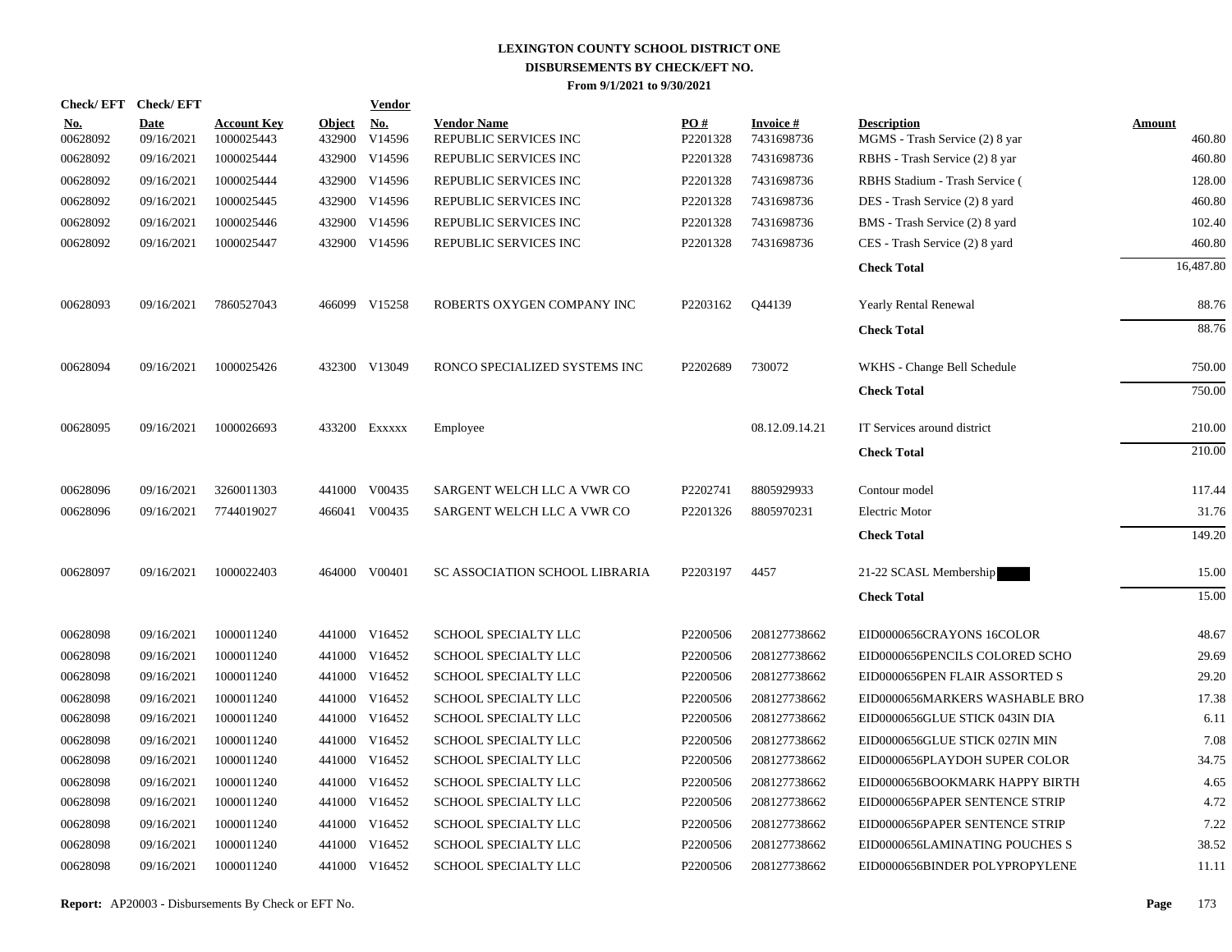# LEXINGTON COUNTY SCHOOL DISTRICT ONE
## DISBURSEMENTS BY CHECK/EFT NO.
### From 9/1/2021 to 9/30/2021

| Check/ EFT No. | Check/ EFT Date | Account Key | Object | Vendor No. | Vendor Name | PO # | Invoice # | Description | Amount |
|---|---|---|---|---|---|---|---|---|---|
| 00628092 | 09/16/2021 | 1000025443 | 432900 | V14596 | REPUBLIC SERVICES INC | P2201328 | 7431698736 | MGMS - Trash Service (2) 8 yar | 460.80 |
| 00628092 | 09/16/2021 | 1000025444 | 432900 | V14596 | REPUBLIC SERVICES INC | P2201328 | 7431698736 | RBHS - Trash Service (2) 8 yar | 460.80 |
| 00628092 | 09/16/2021 | 1000025444 | 432900 | V14596 | REPUBLIC SERVICES INC | P2201328 | 7431698736 | RBHS Stadium - Trash Service ( | 128.00 |
| 00628092 | 09/16/2021 | 1000025445 | 432900 | V14596 | REPUBLIC SERVICES INC | P2201328 | 7431698736 | DES - Trash Service (2) 8 yard | 460.80 |
| 00628092 | 09/16/2021 | 1000025446 | 432900 | V14596 | REPUBLIC SERVICES INC | P2201328 | 7431698736 | BMS - Trash Service (2) 8 yard | 102.40 |
| 00628092 | 09/16/2021 | 1000025447 | 432900 | V14596 | REPUBLIC SERVICES INC | P2201328 | 7431698736 | CES - Trash Service (2) 8 yard | 460.80 |
| | | | | | | | | **Check Total** | 16,487.80 |
| 00628093 | 09/16/2021 | 7860527043 | 466099 | V15258 | ROBERTS OXYGEN COMPANY INC | P2203162 | Q44139 | Yearly Rental Renewal | 88.76 |
| | | | | | | | | **Check Total** | 88.76 |
| 00628094 | 09/16/2021 | 1000025426 | 432300 | V13049 | RONCO SPECIALIZED SYSTEMS INC | P2202689 | 730072 | WKHS - Change Bell Schedule | 750.00 |
| | | | | | | | | **Check Total** | 750.00 |
| 00628095 | 09/16/2021 | 1000026693 | 433200 | Exxxxx | Employee | | 08.12.09.14.21 | IT Services around district | 210.00 |
| | | | | | | | | **Check Total** | 210.00 |
| 00628096 | 09/16/2021 | 3260011303 | 441000 | V00435 | SARGENT WELCH LLC A VWR CO | P2202741 | 8805929933 | Contour model | 117.44 |
| 00628096 | 09/16/2021 | 7744019027 | 466041 | V00435 | SARGENT WELCH LLC A VWR CO | P2201326 | 8805970231 | Electric Motor | 31.76 |
| | | | | | | | | **Check Total** | 149.20 |
| 00628097 | 09/16/2021 | 1000022403 | 464000 | V00401 | SC ASSOCIATION SCHOOL LIBRARIA | P2203197 | 4457 | 21-22 SCASL Membership | 15.00 |
| | | | | | | | | **Check Total** | 15.00 |
| 00628098 | 09/16/2021 | 1000011240 | 441000 | V16452 | SCHOOL SPECIALTY LLC | P2200506 | 208127738662 | EID0000656CRAYONS 16COLOR | 48.67 |
| 00628098 | 09/16/2021 | 1000011240 | 441000 | V16452 | SCHOOL SPECIALTY LLC | P2200506 | 208127738662 | EID0000656PENCILS COLORED SCHO | 29.69 |
| 00628098 | 09/16/2021 | 1000011240 | 441000 | V16452 | SCHOOL SPECIALTY LLC | P2200506 | 208127738662 | EID0000656PEN FLAIR ASSORTED S | 29.20 |
| 00628098 | 09/16/2021 | 1000011240 | 441000 | V16452 | SCHOOL SPECIALTY LLC | P2200506 | 208127738662 | EID0000656MARKERS WASHABLE BRO | 17.38 |
| 00628098 | 09/16/2021 | 1000011240 | 441000 | V16452 | SCHOOL SPECIALTY LLC | P2200506 | 208127738662 | EID0000656GLUE STICK 043IN DIA | 6.11 |
| 00628098 | 09/16/2021 | 1000011240 | 441000 | V16452 | SCHOOL SPECIALTY LLC | P2200506 | 208127738662 | EID0000656GLUE STICK 027IN MIN | 7.08 |
| 00628098 | 09/16/2021 | 1000011240 | 441000 | V16452 | SCHOOL SPECIALTY LLC | P2200506 | 208127738662 | EID0000656PLAYDOH SUPER COLOR | 34.75 |
| 00628098 | 09/16/2021 | 1000011240 | 441000 | V16452 | SCHOOL SPECIALTY LLC | P2200506 | 208127738662 | EID0000656BOOKMARK HAPPY BIRTH | 4.65 |
| 00628098 | 09/16/2021 | 1000011240 | 441000 | V16452 | SCHOOL SPECIALTY LLC | P2200506 | 208127738662 | EID0000656PAPER SENTENCE STRIP | 4.72 |
| 00628098 | 09/16/2021 | 1000011240 | 441000 | V16452 | SCHOOL SPECIALTY LLC | P2200506 | 208127738662 | EID0000656PAPER SENTENCE STRIP | 7.22 |
| 00628098 | 09/16/2021 | 1000011240 | 441000 | V16452 | SCHOOL SPECIALTY LLC | P2200506 | 208127738662 | EID0000656LAMINATING POUCHES S | 38.52 |
| 00628098 | 09/16/2021 | 1000011240 | 441000 | V16452 | SCHOOL SPECIALTY LLC | P2200506 | 208127738662 | EID0000656BINDER POLYPROPYLENE | 11.11 |

**Report:** AP20003 - Disbursements By Check or EFT No.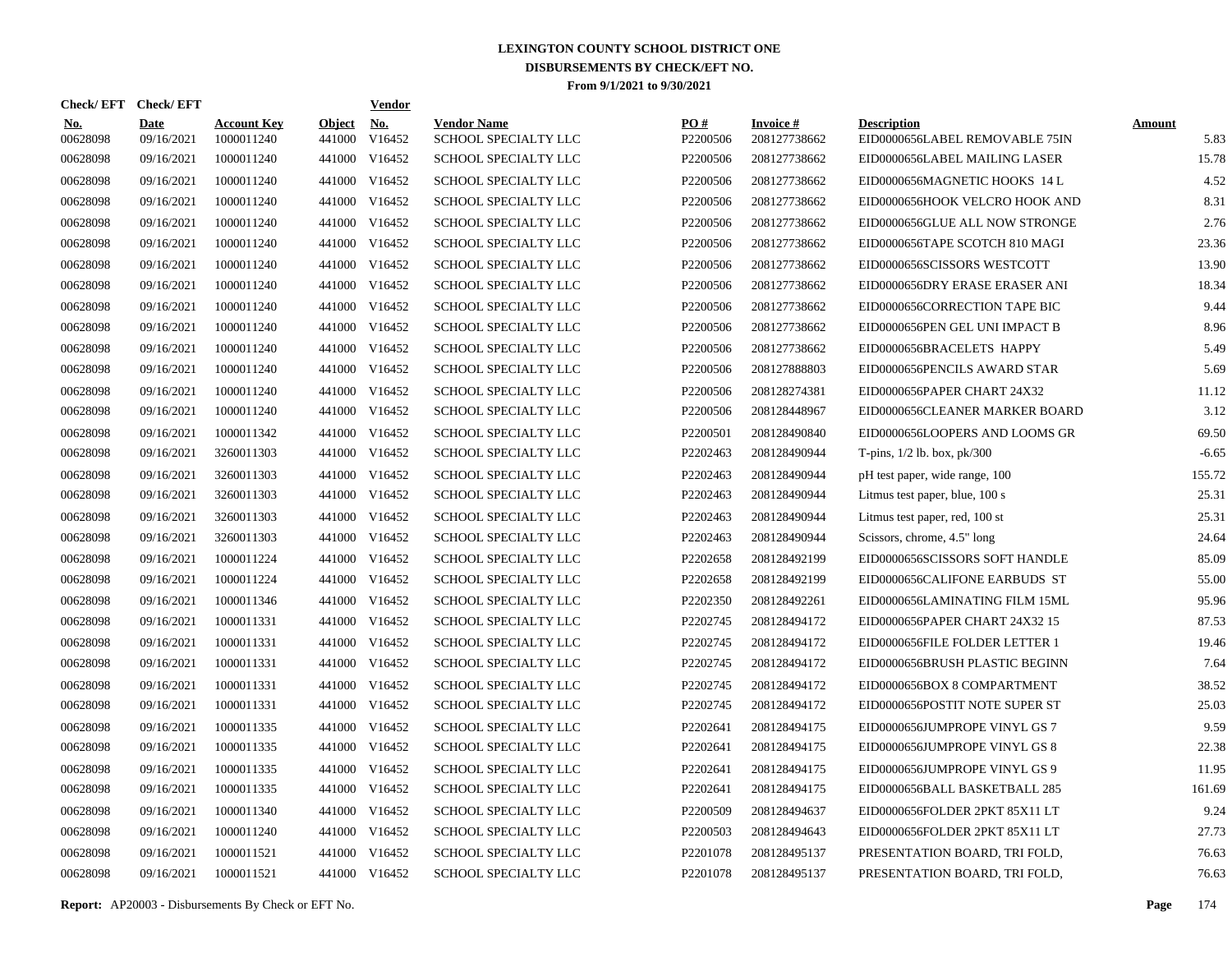# LEXINGTON COUNTY SCHOOL DISTRICT ONE
## DISBURSEMENTS BY CHECK/EFT NO.
### From 9/1/2021 to 9/30/2021

| Check/ EFT No. | Check/ EFT Date | Account Key | Object | Vendor No. | Vendor Name | PO # | Invoice # | Description | Amount |
|---|---|---|---|---|---|---|---|---|---|
| 00628098 | 09/16/2021 | 1000011240 | 441000 | V16452 | SCHOOL SPECIALTY LLC | P2200506 | 208127738662 | EID0000656LABEL REMOVABLE 75IN | 5.83 |
| 00628098 | 09/16/2021 | 1000011240 | 441000 | V16452 | SCHOOL SPECIALTY LLC | P2200506 | 208127738662 | EID0000656LABEL MAILING LASER | 15.78 |
| 00628098 | 09/16/2021 | 1000011240 | 441000 | V16452 | SCHOOL SPECIALTY LLC | P2200506 | 208127738662 | EID0000656MAGNETIC HOOKS 14 L | 4.52 |
| 00628098 | 09/16/2021 | 1000011240 | 441000 | V16452 | SCHOOL SPECIALTY LLC | P2200506 | 208127738662 | EID0000656HOOK VELCRO HOOK AND | 8.31 |
| 00628098 | 09/16/2021 | 1000011240 | 441000 | V16452 | SCHOOL SPECIALTY LLC | P2200506 | 208127738662 | EID0000656GLUE ALL NOW STRONGE | 2.76 |
| 00628098 | 09/16/2021 | 1000011240 | 441000 | V16452 | SCHOOL SPECIALTY LLC | P2200506 | 208127738662 | EID0000656TAPE SCOTCH 810 MAGI | 23.36 |
| 00628098 | 09/16/2021 | 1000011240 | 441000 | V16452 | SCHOOL SPECIALTY LLC | P2200506 | 208127738662 | EID0000656SCISSORS WESTCOTT | 13.90 |
| 00628098 | 09/16/2021 | 1000011240 | 441000 | V16452 | SCHOOL SPECIALTY LLC | P2200506 | 208127738662 | EID0000656DRY ERASE ERASER ANI | 18.34 |
| 00628098 | 09/16/2021 | 1000011240 | 441000 | V16452 | SCHOOL SPECIALTY LLC | P2200506 | 208127738662 | EID0000656CORRECTION TAPE BIC | 9.44 |
| 00628098 | 09/16/2021 | 1000011240 | 441000 | V16452 | SCHOOL SPECIALTY LLC | P2200506 | 208127738662 | EID0000656PEN GEL UNI IMPACT B | 8.96 |
| 00628098 | 09/16/2021 | 1000011240 | 441000 | V16452 | SCHOOL SPECIALTY LLC | P2200506 | 208127738662 | EID0000656BRACELETS HAPPY | 5.49 |
| 00628098 | 09/16/2021 | 1000011240 | 441000 | V16452 | SCHOOL SPECIALTY LLC | P2200506 | 208127888803 | EID0000656PENCILS AWARD STAR | 5.69 |
| 00628098 | 09/16/2021 | 1000011240 | 441000 | V16452 | SCHOOL SPECIALTY LLC | P2200506 | 208128274381 | EID0000656PAPER CHART 24X32 | 11.12 |
| 00628098 | 09/16/2021 | 1000011240 | 441000 | V16452 | SCHOOL SPECIALTY LLC | P2200506 | 208128448967 | EID0000656CLEANER MARKER BOARD | 3.12 |
| 00628098 | 09/16/2021 | 1000011342 | 441000 | V16452 | SCHOOL SPECIALTY LLC | P2200501 | 208128490840 | EID0000656LOOPERS AND LOOMS GR | 69.50 |
| 00628098 | 09/16/2021 | 3260011303 | 441000 | V16452 | SCHOOL SPECIALTY LLC | P2202463 | 208128490944 | T-pins, 1/2 lb. box, pk/300 | -6.65 |
| 00628098 | 09/16/2021 | 3260011303 | 441000 | V16452 | SCHOOL SPECIALTY LLC | P2202463 | 208128490944 | pH test paper, wide range, 100 | 155.72 |
| 00628098 | 09/16/2021 | 3260011303 | 441000 | V16452 | SCHOOL SPECIALTY LLC | P2202463 | 208128490944 | Litmus test paper, blue, 100 s | 25.31 |
| 00628098 | 09/16/2021 | 3260011303 | 441000 | V16452 | SCHOOL SPECIALTY LLC | P2202463 | 208128490944 | Litmus test paper, red, 100 st | 25.31 |
| 00628098 | 09/16/2021 | 3260011303 | 441000 | V16452 | SCHOOL SPECIALTY LLC | P2202463 | 208128490944 | Scissors, chrome, 4.5" long | 24.64 |
| 00628098 | 09/16/2021 | 1000011224 | 441000 | V16452 | SCHOOL SPECIALTY LLC | P2202658 | 208128492199 | EID0000656SCISSORS SOFT HANDLE | 85.09 |
| 00628098 | 09/16/2021 | 1000011224 | 441000 | V16452 | SCHOOL SPECIALTY LLC | P2202658 | 208128492199 | EID0000656CALIFONE EARBUDS ST | 55.00 |
| 00628098 | 09/16/2021 | 1000011346 | 441000 | V16452 | SCHOOL SPECIALTY LLC | P2202350 | 208128492261 | EID0000656LAMINATING FILM 15ML | 95.96 |
| 00628098 | 09/16/2021 | 1000011331 | 441000 | V16452 | SCHOOL SPECIALTY LLC | P2202745 | 208128494172 | EID0000656PAPER CHART 24X32 15 | 87.53 |
| 00628098 | 09/16/2021 | 1000011331 | 441000 | V16452 | SCHOOL SPECIALTY LLC | P2202745 | 208128494172 | EID0000656FILE FOLDER LETTER 1 | 19.46 |
| 00628098 | 09/16/2021 | 1000011331 | 441000 | V16452 | SCHOOL SPECIALTY LLC | P2202745 | 208128494172 | EID0000656BRUSH PLASTIC BEGINN | 7.64 |
| 00628098 | 09/16/2021 | 1000011331 | 441000 | V16452 | SCHOOL SPECIALTY LLC | P2202745 | 208128494172 | EID0000656BOX 8 COMPARTMENT | 38.52 |
| 00628098 | 09/16/2021 | 1000011331 | 441000 | V16452 | SCHOOL SPECIALTY LLC | P2202745 | 208128494172 | EID0000656POSTIT NOTE SUPER ST | 25.03 |
| 00628098 | 09/16/2021 | 1000011335 | 441000 | V16452 | SCHOOL SPECIALTY LLC | P2202641 | 208128494175 | EID0000656JUMPROPE VINYL GS 7 | 9.59 |
| 00628098 | 09/16/2021 | 1000011335 | 441000 | V16452 | SCHOOL SPECIALTY LLC | P2202641 | 208128494175 | EID0000656JUMPROPE VINYL GS 8 | 22.38 |
| 00628098 | 09/16/2021 | 1000011335 | 441000 | V16452 | SCHOOL SPECIALTY LLC | P2202641 | 208128494175 | EID0000656JUMPROPE VINYL GS 9 | 11.95 |
| 00628098 | 09/16/2021 | 1000011335 | 441000 | V16452 | SCHOOL SPECIALTY LLC | P2202641 | 208128494175 | EID0000656BALL BASKETBALL 285 | 161.69 |
| 00628098 | 09/16/2021 | 1000011340 | 441000 | V16452 | SCHOOL SPECIALTY LLC | P2200509 | 208128494637 | EID0000656FOLDER 2PKT 85X11 LT | 9.24 |
| 00628098 | 09/16/2021 | 1000011240 | 441000 | V16452 | SCHOOL SPECIALTY LLC | P2200503 | 208128494643 | EID0000656FOLDER 2PKT 85X11 LT | 27.73 |
| 00628098 | 09/16/2021 | 1000011521 | 441000 | V16452 | SCHOOL SPECIALTY LLC | P2201078 | 208128495137 | PRESENTATION BOARD, TRI FOLD, | 76.63 |
| 00628098 | 09/16/2021 | 1000011521 | 441000 | V16452 | SCHOOL SPECIALTY LLC | P2201078 | 208128495137 | PRESENTATION BOARD, TRI FOLD, | 76.63 |

**Report:** AP20003 - Disbursements By Check or EFT No.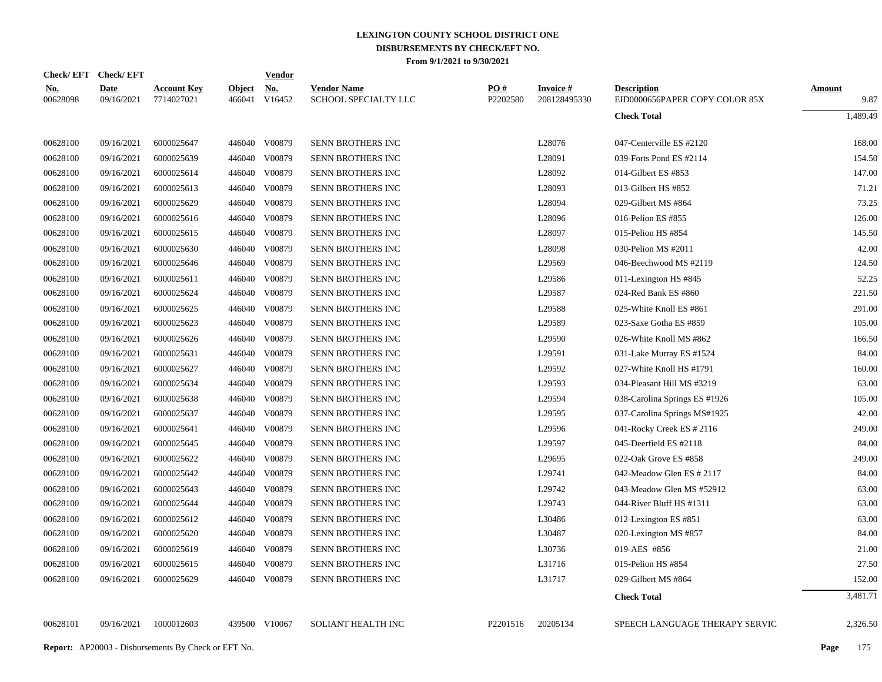# LEXINGTON COUNTY SCHOOL DISTRICT ONE
## DISBURSEMENTS BY CHECK/EFT NO.
### From 9/1/2021 to 9/30/2021

| Check/ EFT No. | Check/ EFT Date | Account Key | Object | Vendor No. | Vendor Name | PO # | Invoice # | Description | Amount |
|---|---|---|---|---|---|---|---|---|---|
| 00628098 | 09/16/2021 | 7714027021 | 466041 | V16452 | SCHOOL SPECIALTY LLC | P2202580 | 208128495330 | EID0000656PAPER COPY COLOR 85X | 9.87 |
| | | | | | | | | **Check Total** | 1,489.49 |
| 00628100 | 09/16/2021 | 6000025647 | 446040 | V00879 | SENN BROTHERS INC | | L28076 | 047-Centerville ES #2120 | 168.00 |
| 00628100 | 09/16/2021 | 6000025639 | 446040 | V00879 | SENN BROTHERS INC | | L28091 | 039-Forts Pond ES #2114 | 154.50 |
| 00628100 | 09/16/2021 | 6000025614 | 446040 | V00879 | SENN BROTHERS INC | | L28092 | 014-Gilbert ES #853 | 147.00 |
| 00628100 | 09/16/2021 | 6000025613 | 446040 | V00879 | SENN BROTHERS INC | | L28093 | 013-Gilbert HS #852 | 71.21 |
| 00628100 | 09/16/2021 | 6000025629 | 446040 | V00879 | SENN BROTHERS INC | | L28094 | 029-Gilbert MS #864 | 73.25 |
| 00628100 | 09/16/2021 | 6000025616 | 446040 | V00879 | SENN BROTHERS INC | | L28096 | 016-Pelion ES #855 | 126.00 |
| 00628100 | 09/16/2021 | 6000025615 | 446040 | V00879 | SENN BROTHERS INC | | L28097 | 015-Pelion HS #854 | 145.50 |
| 00628100 | 09/16/2021 | 6000025630 | 446040 | V00879 | SENN BROTHERS INC | | L28098 | 030-Pelion MS #2011 | 42.00 |
| 00628100 | 09/16/2021 | 6000025646 | 446040 | V00879 | SENN BROTHERS INC | | L29569 | 046-Beechwood MS #2119 | 124.50 |
| 00628100 | 09/16/2021 | 6000025611 | 446040 | V00879 | SENN BROTHERS INC | | L29586 | 011-Lexington HS #845 | 52.25 |
| 00628100 | 09/16/2021 | 6000025624 | 446040 | V00879 | SENN BROTHERS INC | | L29587 | 024-Red Bank ES #860 | 221.50 |
| 00628100 | 09/16/2021 | 6000025625 | 446040 | V00879 | SENN BROTHERS INC | | L29588 | 025-White Knoll ES #861 | 291.00 |
| 00628100 | 09/16/2021 | 6000025623 | 446040 | V00879 | SENN BROTHERS INC | | L29589 | 023-Saxe Gotha ES #859 | 105.00 |
| 00628100 | 09/16/2021 | 6000025626 | 446040 | V00879 | SENN BROTHERS INC | | L29590 | 026-White Knoll MS #862 | 166.50 |
| 00628100 | 09/16/2021 | 6000025631 | 446040 | V00879 | SENN BROTHERS INC | | L29591 | 031-Lake Murray ES #1524 | 84.00 |
| 00628100 | 09/16/2021 | 6000025627 | 446040 | V00879 | SENN BROTHERS INC | | L29592 | 027-White Knoll HS #1791 | 160.00 |
| 00628100 | 09/16/2021 | 6000025634 | 446040 | V00879 | SENN BROTHERS INC | | L29593 | 034-Pleasant Hill MS #3219 | 63.00 |
| 00628100 | 09/16/2021 | 6000025638 | 446040 | V00879 | SENN BROTHERS INC | | L29594 | 038-Carolina Springs ES #1926 | 105.00 |
| 00628100 | 09/16/2021 | 6000025637 | 446040 | V00879 | SENN BROTHERS INC | | L29595 | 037-Carolina Springs MS#1925 | 42.00 |
| 00628100 | 09/16/2021 | 6000025641 | 446040 | V00879 | SENN BROTHERS INC | | L29596 | 041-Rocky Creek ES # 2116 | 249.00 |
| 00628100 | 09/16/2021 | 6000025645 | 446040 | V00879 | SENN BROTHERS INC | | L29597 | 045-Deerfield ES #2118 | 84.00 |
| 00628100 | 09/16/2021 | 6000025622 | 446040 | V00879 | SENN BROTHERS INC | | L29695 | 022-Oak Grove ES #858 | 249.00 |
| 00628100 | 09/16/2021 | 6000025642 | 446040 | V00879 | SENN BROTHERS INC | | L29741 | 042-Meadow Glen ES # 2117 | 84.00 |
| 00628100 | 09/16/2021 | 6000025643 | 446040 | V00879 | SENN BROTHERS INC | | L29742 | 043-Meadow Glen MS #52912 | 63.00 |
| 00628100 | 09/16/2021 | 6000025644 | 446040 | V00879 | SENN BROTHERS INC | | L29743 | 044-River Bluff HS #1311 | 63.00 |
| 00628100 | 09/16/2021 | 6000025612 | 446040 | V00879 | SENN BROTHERS INC | | L30486 | 012-Lexington ES #851 | 63.00 |
| 00628100 | 09/16/2021 | 6000025620 | 446040 | V00879 | SENN BROTHERS INC | | L30487 | 020-Lexington MS #857 | 84.00 |
| 00628100 | 09/16/2021 | 6000025619 | 446040 | V00879 | SENN BROTHERS INC | | L30736 | 019-AES #856 | 21.00 |
| 00628100 | 09/16/2021 | 6000025615 | 446040 | V00879 | SENN BROTHERS INC | | L31716 | 015-Pelion HS #854 | 27.50 |
| 00628100 | 09/16/2021 | 6000025629 | 446040 | V00879 | SENN BROTHERS INC | | L31717 | 029-Gilbert MS #864 | 152.00 |
| | | | | | | | | **Check Total** | 3,481.71 |
| 00628101 | 09/16/2021 | 1000012603 | 439500 | V10067 | SOLIANT HEALTH INC | P2201516 | 20205134 | SPEECH LANGUAGE THERAPY SERVIC | 2,326.50 |

**Report:** AP20003 - Disbursements By Check or EFT No.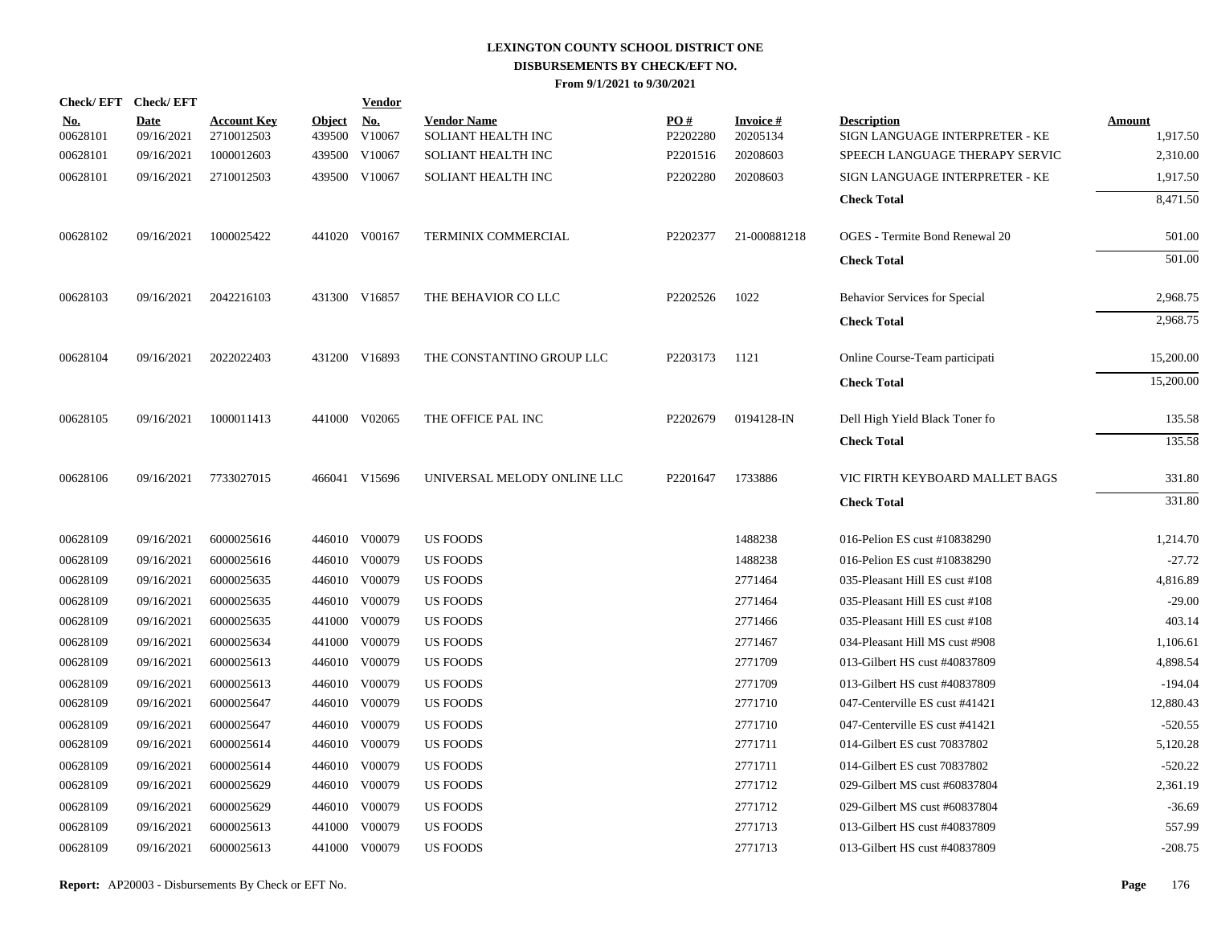# LEXINGTON COUNTY SCHOOL DISTRICT ONE
## DISBURSEMENTS BY CHECK/EFT NO.
### From 9/1/2021 to 9/30/2021

| Check/ EFT No. | Check/ EFT Date | Account Key | Object | Vendor No. | Vendor Name | PO # | Invoice # | Description | Amount |
|---|---|---|---|---|---|---|---|---|---|
| 00628101 | 09/16/2021 | 2710012503 | 439500 | V10067 | SOLIANT HEALTH INC | P2202280 | 20205134 | SIGN LANGUAGE INTERPRETER - KE | 1,917.50 |
| 00628101 | 09/16/2021 | 1000012603 | 439500 | V10067 | SOLIANT HEALTH INC | P2201516 | 20208603 | SPEECH LANGUAGE THERAPY SERVIC | 2,310.00 |
| 00628101 | 09/16/2021 | 2710012503 | 439500 | V10067 | SOLIANT HEALTH INC | P2202280 | 20208603 | SIGN LANGUAGE INTERPRETER - KE | 1,917.50 |
| | | | | | | | | **Check Total** | 8,471.50 |
| 00628102 | 09/16/2021 | 1000025422 | 441020 | V00167 | TERMINIX COMMERCIAL | P2202377 | 21-000881218 | OGES - Termite Bond Renewal 20 | 501.00 |
| | | | | | | | | **Check Total** | 501.00 |
| 00628103 | 09/16/2021 | 2042216103 | 431300 | V16857 | THE BEHAVIOR CO LLC | P2202526 | 1022 | Behavior Services for Special | 2,968.75 |
| | | | | | | | | **Check Total** | 2,968.75 |
| 00628104 | 09/16/2021 | 2022022403 | 431200 | V16893 | THE CONSTANTINO GROUP LLC | P2203173 | 1121 | Online Course-Team participati | 15,200.00 |
| | | | | | | | | **Check Total** | 15,200.00 |
| 00628105 | 09/16/2021 | 1000011413 | 441000 | V02065 | THE OFFICE PAL INC | P2202679 | 0194128-IN | Dell High Yield Black Toner fo | 135.58 |
| | | | | | | | | **Check Total** | 135.58 |
| 00628106 | 09/16/2021 | 7733027015 | 466041 | V15696 | UNIVERSAL MELODY ONLINE LLC | P2201647 | 1733886 | VIC FIRTH KEYBOARD MALLET BAGS | 331.80 |
| | | | | | | | | **Check Total** | 331.80 |
| 00628109 | 09/16/2021 | 6000025616 | 446010 | V00079 | US FOODS | | 1488238 | 016-Pelion ES cust #10838290 | 1,214.70 |
| 00628109 | 09/16/2021 | 6000025616 | 446010 | V00079 | US FOODS | | 1488238 | 016-Pelion ES cust #10838290 | -27.72 |
| 00628109 | 09/16/2021 | 6000025635 | 446010 | V00079 | US FOODS | | 2771464 | 035-Pleasant Hill ES cust #108 | 4,816.89 |
| 00628109 | 09/16/2021 | 6000025635 | 446010 | V00079 | US FOODS | | 2771464 | 035-Pleasant Hill ES cust #108 | -29.00 |
| 00628109 | 09/16/2021 | 6000025635 | 441000 | V00079 | US FOODS | | 2771466 | 035-Pleasant Hill ES cust #108 | 403.14 |
| 00628109 | 09/16/2021 | 6000025634 | 441000 | V00079 | US FOODS | | 2771467 | 034-Pleasant Hill MS cust #908 | 1,106.61 |
| 00628109 | 09/16/2021 | 6000025613 | 446010 | V00079 | US FOODS | | 2771709 | 013-Gilbert HS cust #40837809 | 4,898.54 |
| 00628109 | 09/16/2021 | 6000025613 | 446010 | V00079 | US FOODS | | 2771709 | 013-Gilbert HS cust #40837809 | -194.04 |
| 00628109 | 09/16/2021 | 6000025647 | 446010 | V00079 | US FOODS | | 2771710 | 047-Centerville ES cust #41421 | 12,880.43 |
| 00628109 | 09/16/2021 | 6000025647 | 446010 | V00079 | US FOODS | | 2771710 | 047-Centerville ES cust #41421 | -520.55 |
| 00628109 | 09/16/2021 | 6000025614 | 446010 | V00079 | US FOODS | | 2771711 | 014-Gilbert ES cust 70837802 | 5,120.28 |
| 00628109 | 09/16/2021 | 6000025614 | 446010 | V00079 | US FOODS | | 2771711 | 014-Gilbert ES cust 70837802 | -520.22 |
| 00628109 | 09/16/2021 | 6000025629 | 446010 | V00079 | US FOODS | | 2771712 | 029-Gilbert MS cust #60837804 | 2,361.19 |
| 00628109 | 09/16/2021 | 6000025629 | 446010 | V00079 | US FOODS | | 2771712 | 029-Gilbert MS cust #60837804 | -36.69 |
| 00628109 | 09/16/2021 | 6000025613 | 441000 | V00079 | US FOODS | | 2771713 | 013-Gilbert HS cust #40837809 | 557.99 |
| 00628109 | 09/16/2021 | 6000025613 | 441000 | V00079 | US FOODS | | 2771713 | 013-Gilbert HS cust #40837809 | -208.75 |

**Report:** AP20003 - Disbursements By Check or EFT No.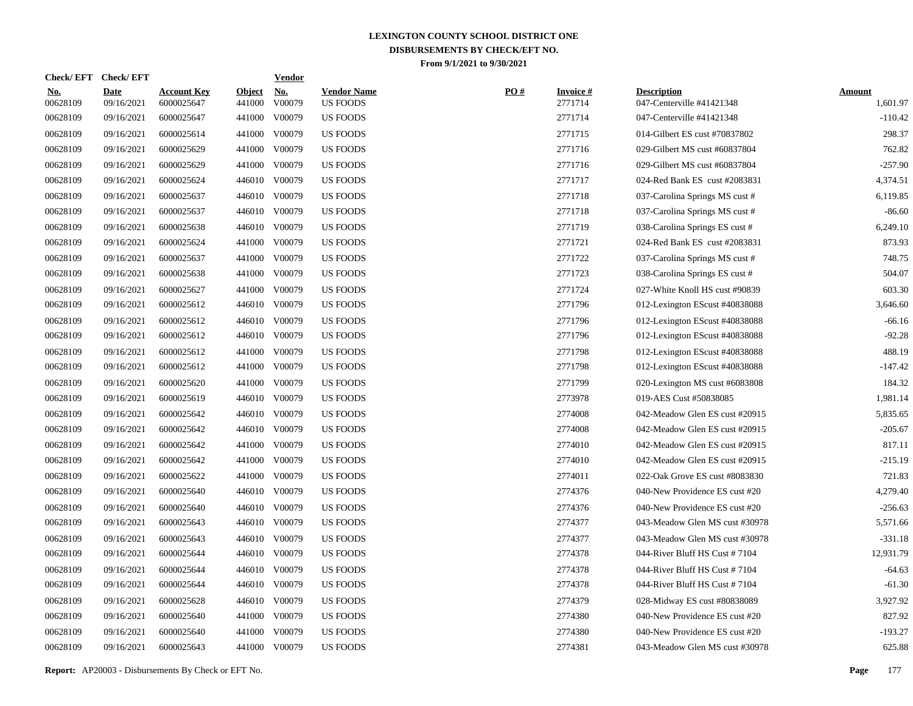# LEXINGTON COUNTY SCHOOL DISTRICT ONE
## DISBURSEMENTS BY CHECK/EFT NO.
### From 9/1/2021 to 9/30/2021

| Check/ EFT No. | Check/ EFT Date | Account Key | Object | Vendor No. | Vendor Name | PO # | Invoice # | Description | Amount |
|---|---|---|---|---|---|---|---|---|---|
| 00628109 | 09/16/2021 | 6000025647 | 441000 | V00079 | US FOODS | | 2771714 | 047-Centerville #41421348 | 1,601.97 |
| 00628109 | 09/16/2021 | 6000025647 | 441000 | V00079 | US FOODS | | 2771714 | 047-Centerville #41421348 | -110.42 |
| 00628109 | 09/16/2021 | 6000025614 | 441000 | V00079 | US FOODS | | 2771715 | 014-Gilbert ES cust #70837802 | 298.37 |
| 00628109 | 09/16/2021 | 6000025629 | 441000 | V00079 | US FOODS | | 2771716 | 029-Gilbert MS cust #60837804 | 762.82 |
| 00628109 | 09/16/2021 | 6000025629 | 441000 | V00079 | US FOODS | | 2771716 | 029-Gilbert MS cust #60837804 | -257.90 |
| 00628109 | 09/16/2021 | 6000025624 | 446010 | V00079 | US FOODS | | 2771717 | 024-Red Bank ES cust #2083831 | 4,374.51 |
| 00628109 | 09/16/2021 | 6000025637 | 446010 | V00079 | US FOODS | | 2771718 | 037-Carolina Springs MS cust # | 6,119.85 |
| 00628109 | 09/16/2021 | 6000025637 | 446010 | V00079 | US FOODS | | 2771718 | 037-Carolina Springs MS cust # | -86.60 |
| 00628109 | 09/16/2021 | 6000025638 | 446010 | V00079 | US FOODS | | 2771719 | 038-Carolina Springs ES cust # | 6,249.10 |
| 00628109 | 09/16/2021 | 6000025624 | 441000 | V00079 | US FOODS | | 2771721 | 024-Red Bank ES cust #2083831 | 873.93 |
| 00628109 | 09/16/2021 | 6000025637 | 441000 | V00079 | US FOODS | | 2771722 | 037-Carolina Springs MS cust # | 748.75 |
| 00628109 | 09/16/2021 | 6000025638 | 441000 | V00079 | US FOODS | | 2771723 | 038-Carolina Springs ES cust # | 504.07 |
| 00628109 | 09/16/2021 | 6000025627 | 441000 | V00079 | US FOODS | | 2771724 | 027-White Knoll HS cust #90839 | 603.30 |
| 00628109 | 09/16/2021 | 6000025612 | 446010 | V00079 | US FOODS | | 2771796 | 012-Lexington EScust #40838088 | 3,646.60 |
| 00628109 | 09/16/2021 | 6000025612 | 446010 | V00079 | US FOODS | | 2771796 | 012-Lexington EScust #40838088 | -66.16 |
| 00628109 | 09/16/2021 | 6000025612 | 446010 | V00079 | US FOODS | | 2771796 | 012-Lexington EScust #40838088 | -92.28 |
| 00628109 | 09/16/2021 | 6000025612 | 441000 | V00079 | US FOODS | | 2771798 | 012-Lexington EScust #40838088 | 488.19 |
| 00628109 | 09/16/2021 | 6000025612 | 441000 | V00079 | US FOODS | | 2771798 | 012-Lexington EScust #40838088 | -147.42 |
| 00628109 | 09/16/2021 | 6000025620 | 441000 | V00079 | US FOODS | | 2771799 | 020-Lexington MS cust #6083808 | 184.32 |
| 00628109 | 09/16/2021 | 6000025619 | 446010 | V00079 | US FOODS | | 2773978 | 019-AES Cust #50838085 | 1,981.14 |
| 00628109 | 09/16/2021 | 6000025642 | 446010 | V00079 | US FOODS | | 2774008 | 042-Meadow Glen ES cust #20915 | 5,835.65 |
| 00628109 | 09/16/2021 | 6000025642 | 446010 | V00079 | US FOODS | | 2774008 | 042-Meadow Glen ES cust #20915 | -205.67 |
| 00628109 | 09/16/2021 | 6000025642 | 441000 | V00079 | US FOODS | | 2774010 | 042-Meadow Glen ES cust #20915 | 817.11 |
| 00628109 | 09/16/2021 | 6000025642 | 441000 | V00079 | US FOODS | | 2774010 | 042-Meadow Glen ES cust #20915 | -215.19 |
| 00628109 | 09/16/2021 | 6000025622 | 441000 | V00079 | US FOODS | | 2774011 | 022-Oak Grove ES cust #8083830 | 721.83 |
| 00628109 | 09/16/2021 | 6000025640 | 446010 | V00079 | US FOODS | | 2774376 | 040-New Providence ES cust #20 | 4,279.40 |
| 00628109 | 09/16/2021 | 6000025640 | 446010 | V00079 | US FOODS | | 2774376 | 040-New Providence ES cust #20 | -256.63 |
| 00628109 | 09/16/2021 | 6000025643 | 446010 | V00079 | US FOODS | | 2774377 | 043-Meadow Glen MS cust #30978 | 5,571.66 |
| 00628109 | 09/16/2021 | 6000025643 | 446010 | V00079 | US FOODS | | 2774377 | 043-Meadow Glen MS cust #30978 | -331.18 |
| 00628109 | 09/16/2021 | 6000025644 | 446010 | V00079 | US FOODS | | 2774378 | 044-River Bluff HS Cust # 7104 | 12,931.79 |
| 00628109 | 09/16/2021 | 6000025644 | 446010 | V00079 | US FOODS | | 2774378 | 044-River Bluff HS Cust # 7104 | -64.63 |
| 00628109 | 09/16/2021 | 6000025644 | 446010 | V00079 | US FOODS | | 2774378 | 044-River Bluff HS Cust # 7104 | -61.30 |
| 00628109 | 09/16/2021 | 6000025628 | 446010 | V00079 | US FOODS | | 2774379 | 028-Midway ES cust #80838089 | 3,927.92 |
| 00628109 | 09/16/2021 | 6000025640 | 441000 | V00079 | US FOODS | | 2774380 | 040-New Providence ES cust #20 | 827.92 |
| 00628109 | 09/16/2021 | 6000025640 | 441000 | V00079 | US FOODS | | 2774380 | 040-New Providence ES cust #20 | -193.27 |
| 00628109 | 09/16/2021 | 6000025643 | 441000 | V00079 | US FOODS | | 2774381 | 043-Meadow Glen MS cust #30978 | 625.88 |

**Report:** AP20003 - Disbursements By Check or EFT No.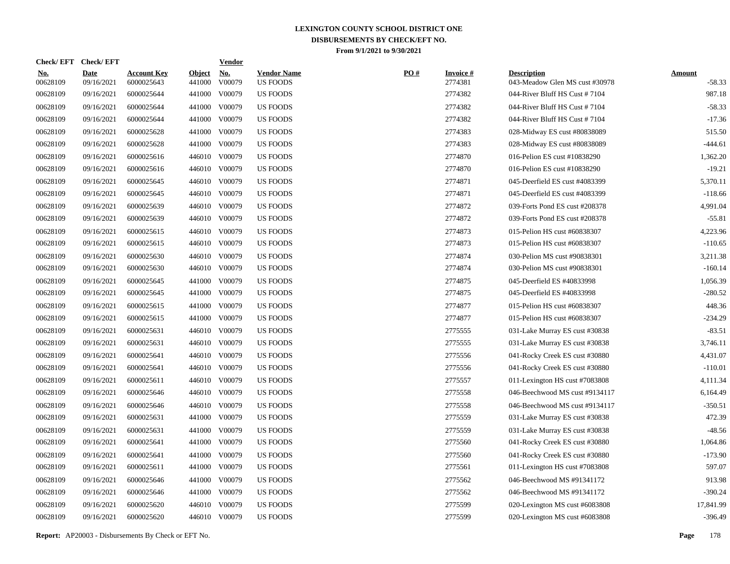# LEXINGTON COUNTY SCHOOL DISTRICT ONE
## DISBURSEMENTS BY CHECK/EFT NO.
### From 9/1/2021 to 9/30/2021

| Check/ EFT No. | Check/ EFT Date | Account Key | Object | Vendor No. | Vendor Name | PO # | Invoice # | Description | Amount |
|---|---|---|---|---|---|---|---|---|---|
| 00628109 | 09/16/2021 | 6000025643 | 441000 | V00079 | US FOODS | | 2774381 | 043-Meadow Glen MS cust #30978 | -58.33 |
| 00628109 | 09/16/2021 | 6000025644 | 441000 | V00079 | US FOODS | | 2774382 | 044-River Bluff HS Cust # 7104 | 987.18 |
| 00628109 | 09/16/2021 | 6000025644 | 441000 | V00079 | US FOODS | | 2774382 | 044-River Bluff HS Cust # 7104 | -58.33 |
| 00628109 | 09/16/2021 | 6000025644 | 441000 | V00079 | US FOODS | | 2774382 | 044-River Bluff HS Cust # 7104 | -17.36 |
| 00628109 | 09/16/2021 | 6000025628 | 441000 | V00079 | US FOODS | | 2774383 | 028-Midway ES cust #80838089 | 515.50 |
| 00628109 | 09/16/2021 | 6000025628 | 441000 | V00079 | US FOODS | | 2774383 | 028-Midway ES cust #80838089 | -444.61 |
| 00628109 | 09/16/2021 | 6000025616 | 446010 | V00079 | US FOODS | | 2774870 | 016-Pelion ES cust #10838290 | 1,362.20 |
| 00628109 | 09/16/2021 | 6000025616 | 446010 | V00079 | US FOODS | | 2774870 | 016-Pelion ES cust #10838290 | -19.21 |
| 00628109 | 09/16/2021 | 6000025645 | 446010 | V00079 | US FOODS | | 2774871 | 045-Deerfield ES cust #4083399 | 5,370.11 |
| 00628109 | 09/16/2021 | 6000025645 | 446010 | V00079 | US FOODS | | 2774871 | 045-Deerfield ES cust #4083399 | -118.66 |
| 00628109 | 09/16/2021 | 6000025639 | 446010 | V00079 | US FOODS | | 2774872 | 039-Forts Pond ES cust #208378 | 4,991.04 |
| 00628109 | 09/16/2021 | 6000025639 | 446010 | V00079 | US FOODS | | 2774872 | 039-Forts Pond ES cust #208378 | -55.81 |
| 00628109 | 09/16/2021 | 6000025615 | 446010 | V00079 | US FOODS | | 2774873 | 015-Pelion HS cust #60838307 | 4,223.96 |
| 00628109 | 09/16/2021 | 6000025615 | 446010 | V00079 | US FOODS | | 2774873 | 015-Pelion HS cust #60838307 | -110.65 |
| 00628109 | 09/16/2021 | 6000025630 | 446010 | V00079 | US FOODS | | 2774874 | 030-Pelion MS cust #90838301 | 3,211.38 |
| 00628109 | 09/16/2021 | 6000025630 | 446010 | V00079 | US FOODS | | 2774874 | 030-Pelion MS cust #90838301 | -160.14 |
| 00628109 | 09/16/2021 | 6000025645 | 441000 | V00079 | US FOODS | | 2774875 | 045-Deerfield ES #40833998 | 1,056.39 |
| 00628109 | 09/16/2021 | 6000025645 | 441000 | V00079 | US FOODS | | 2774875 | 045-Deerfield ES #40833998 | -280.52 |
| 00628109 | 09/16/2021 | 6000025615 | 441000 | V00079 | US FOODS | | 2774877 | 015-Pelion HS cust #60838307 | 448.36 |
| 00628109 | 09/16/2021 | 6000025615 | 441000 | V00079 | US FOODS | | 2774877 | 015-Pelion HS cust #60838307 | -234.29 |
| 00628109 | 09/16/2021 | 6000025631 | 446010 | V00079 | US FOODS | | 2775555 | 031-Lake Murray ES cust #30838 | -83.51 |
| 00628109 | 09/16/2021 | 6000025631 | 446010 | V00079 | US FOODS | | 2775555 | 031-Lake Murray ES cust #30838 | 3,746.11 |
| 00628109 | 09/16/2021 | 6000025641 | 446010 | V00079 | US FOODS | | 2775556 | 041-Rocky Creek ES cust #30880 | 4,431.07 |
| 00628109 | 09/16/2021 | 6000025641 | 446010 | V00079 | US FOODS | | 2775556 | 041-Rocky Creek ES cust #30880 | -110.01 |
| 00628109 | 09/16/2021 | 6000025611 | 446010 | V00079 | US FOODS | | 2775557 | 011-Lexington HS cust #7083808 | 4,111.34 |
| 00628109 | 09/16/2021 | 6000025646 | 446010 | V00079 | US FOODS | | 2775558 | 046-Beechwood MS cust #9134117 | 6,164.49 |
| 00628109 | 09/16/2021 | 6000025646 | 446010 | V00079 | US FOODS | | 2775558 | 046-Beechwood MS cust #9134117 | -350.51 |
| 00628109 | 09/16/2021 | 6000025631 | 441000 | V00079 | US FOODS | | 2775559 | 031-Lake Murray ES cust #30838 | 472.39 |
| 00628109 | 09/16/2021 | 6000025631 | 441000 | V00079 | US FOODS | | 2775559 | 031-Lake Murray ES cust #30838 | -48.56 |
| 00628109 | 09/16/2021 | 6000025641 | 441000 | V00079 | US FOODS | | 2775560 | 041-Rocky Creek ES cust #30880 | 1,064.86 |
| 00628109 | 09/16/2021 | 6000025641 | 441000 | V00079 | US FOODS | | 2775560 | 041-Rocky Creek ES cust #30880 | -173.90 |
| 00628109 | 09/16/2021 | 6000025611 | 441000 | V00079 | US FOODS | | 2775561 | 011-Lexington HS cust #7083808 | 597.07 |
| 00628109 | 09/16/2021 | 6000025646 | 441000 | V00079 | US FOODS | | 2775562 | 046-Beechwood MS #91341172 | 913.98 |
| 00628109 | 09/16/2021 | 6000025646 | 441000 | V00079 | US FOODS | | 2775562 | 046-Beechwood MS #91341172 | -390.24 |
| 00628109 | 09/16/2021 | 6000025620 | 446010 | V00079 | US FOODS | | 2775599 | 020-Lexington MS cust #6083808 | 17,841.99 |
| 00628109 | 09/16/2021 | 6000025620 | 446010 | V00079 | US FOODS | | 2775599 | 020-Lexington MS cust #6083808 | -396.49 |

**Report:** AP20003 - Disbursements By Check or EFT No.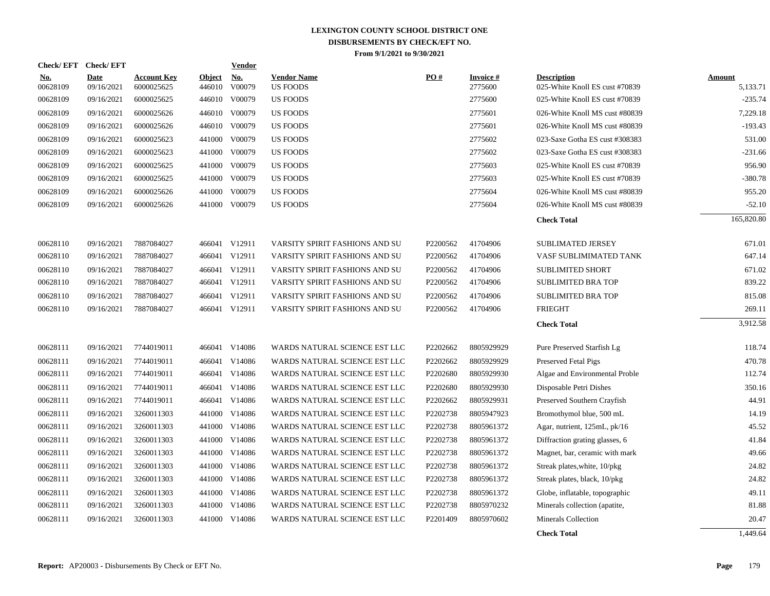# LEXINGTON COUNTY SCHOOL DISTRICT ONE
## DISBURSEMENTS BY CHECK/EFT NO.
### From 9/1/2021 to 9/30/2021

| Check/EFT No. | Check/EFT Date | Account Key | Object | Vendor No. | Vendor Name | PO # | Invoice # | Description | Amount |
|---|---|---|---|---|---|---|---|---|---|
| 00628109 | 09/16/2021 | 6000025625 | 446010 | V00079 | US FOODS | | 2775600 | 025-White Knoll ES cust #70839 | 5,133.71 |
| 00628109 | 09/16/2021 | 6000025625 | 446010 | V00079 | US FOODS | | 2775600 | 025-White Knoll ES cust #70839 | -235.74 |
| 00628109 | 09/16/2021 | 6000025626 | 446010 | V00079 | US FOODS | | 2775601 | 026-White Knoll MS cust #80839 | 7,229.18 |
| 00628109 | 09/16/2021 | 6000025626 | 446010 | V00079 | US FOODS | | 2775601 | 026-White Knoll MS cust #80839 | -193.43 |
| 00628109 | 09/16/2021 | 6000025623 | 441000 | V00079 | US FOODS | | 2775602 | 023-Saxe Gotha ES cust #308383 | 531.00 |
| 00628109 | 09/16/2021 | 6000025623 | 441000 | V00079 | US FOODS | | 2775602 | 023-Saxe Gotha ES cust #308383 | -231.66 |
| 00628109 | 09/16/2021 | 6000025625 | 441000 | V00079 | US FOODS | | 2775603 | 025-White Knoll ES cust #70839 | 956.90 |
| 00628109 | 09/16/2021 | 6000025625 | 441000 | V00079 | US FOODS | | 2775603 | 025-White Knoll ES cust #70839 | -380.78 |
| 00628109 | 09/16/2021 | 6000025626 | 441000 | V00079 | US FOODS | | 2775604 | 026-White Knoll MS cust #80839 | 955.20 |
| 00628109 | 09/16/2021 | 6000025626 | 441000 | V00079 | US FOODS | | 2775604 | 026-White Knoll MS cust #80839 | -52.10 |
| | | | | | | | | **Check Total** | 165,820.80 |
| 00628110 | 09/16/2021 | 7887084027 | 466041 | V12911 | VARSITY SPIRIT FASHIONS AND SU | P2200562 | 41704906 | SUBLIMATED JERSEY | 671.01 |
| 00628110 | 09/16/2021 | 7887084027 | 466041 | V12911 | VARSITY SPIRIT FASHIONS AND SU | P2200562 | 41704906 | VASF SUBLIMIMATED TANK | 647.14 |
| 00628110 | 09/16/2021 | 7887084027 | 466041 | V12911 | VARSITY SPIRIT FASHIONS AND SU | P2200562 | 41704906 | SUBLIMITED SHORT | 671.02 |
| 00628110 | 09/16/2021 | 7887084027 | 466041 | V12911 | VARSITY SPIRIT FASHIONS AND SU | P2200562 | 41704906 | SUBLIMITED BRA TOP | 839.22 |
| 00628110 | 09/16/2021 | 7887084027 | 466041 | V12911 | VARSITY SPIRIT FASHIONS AND SU | P2200562 | 41704906 | SUBLIMITED BRA TOP | 815.08 |
| 00628110 | 09/16/2021 | 7887084027 | 466041 | V12911 | VARSITY SPIRIT FASHIONS AND SU | P2200562 | 41704906 | FRIEGHT | 269.11 |
| | | | | | | | | **Check Total** | 3,912.58 |
| 00628111 | 09/16/2021 | 7744019011 | 466041 | V14086 | WARDS NATURAL SCIENCE EST LLC | P2202662 | 8805929929 | Pure Preserved Starfish Lg | 118.74 |
| 00628111 | 09/16/2021 | 7744019011 | 466041 | V14086 | WARDS NATURAL SCIENCE EST LLC | P2202662 | 8805929929 | Preserved Fetal Pigs | 470.78 |
| 00628111 | 09/16/2021 | 7744019011 | 466041 | V14086 | WARDS NATURAL SCIENCE EST LLC | P2202680 | 8805929930 | Algae and Environmental Proble | 112.74 |
| 00628111 | 09/16/2021 | 7744019011 | 466041 | V14086 | WARDS NATURAL SCIENCE EST LLC | P2202680 | 8805929930 | Disposable Petri Dishes | 350.16 |
| 00628111 | 09/16/2021 | 7744019011 | 466041 | V14086 | WARDS NATURAL SCIENCE EST LLC | P2202662 | 8805929931 | Preserved Southern Crayfish | 44.91 |
| 00628111 | 09/16/2021 | 3260011303 | 441000 | V14086 | WARDS NATURAL SCIENCE EST LLC | P2202738 | 8805947923 | Bromothymol blue, 500 mL | 14.19 |
| 00628111 | 09/16/2021 | 3260011303 | 441000 | V14086 | WARDS NATURAL SCIENCE EST LLC | P2202738 | 8805961372 | Agar, nutrient, 125mL, pk/16 | 45.52 |
| 00628111 | 09/16/2021 | 3260011303 | 441000 | V14086 | WARDS NATURAL SCIENCE EST LLC | P2202738 | 8805961372 | Diffraction grating glasses, 6 | 41.84 |
| 00628111 | 09/16/2021 | 3260011303 | 441000 | V14086 | WARDS NATURAL SCIENCE EST LLC | P2202738 | 8805961372 | Magnet, bar, ceramic with mark | 49.66 |
| 00628111 | 09/16/2021 | 3260011303 | 441000 | V14086 | WARDS NATURAL SCIENCE EST LLC | P2202738 | 8805961372 | Streak plates,white, 10/pkg | 24.82 |
| 00628111 | 09/16/2021 | 3260011303 | 441000 | V14086 | WARDS NATURAL SCIENCE EST LLC | P2202738 | 8805961372 | Streak plates, black, 10/pkg | 24.82 |
| 00628111 | 09/16/2021 | 3260011303 | 441000 | V14086 | WARDS NATURAL SCIENCE EST LLC | P2202738 | 8805961372 | Globe, inflatable, topographic | 49.11 |
| 00628111 | 09/16/2021 | 3260011303 | 441000 | V14086 | WARDS NATURAL SCIENCE EST LLC | P2202738 | 8805970232 | Minerals collection (apatite, | 81.88 |
| 00628111 | 09/16/2021 | 3260011303 | 441000 | V14086 | WARDS NATURAL SCIENCE EST LLC | P2201409 | 8805970602 | Minerals Collection | 20.47 |
| | | | | | | | | **Check Total** | 1,449.64 |

**Report:** AP20003 - Disbursements By Check or EFT No.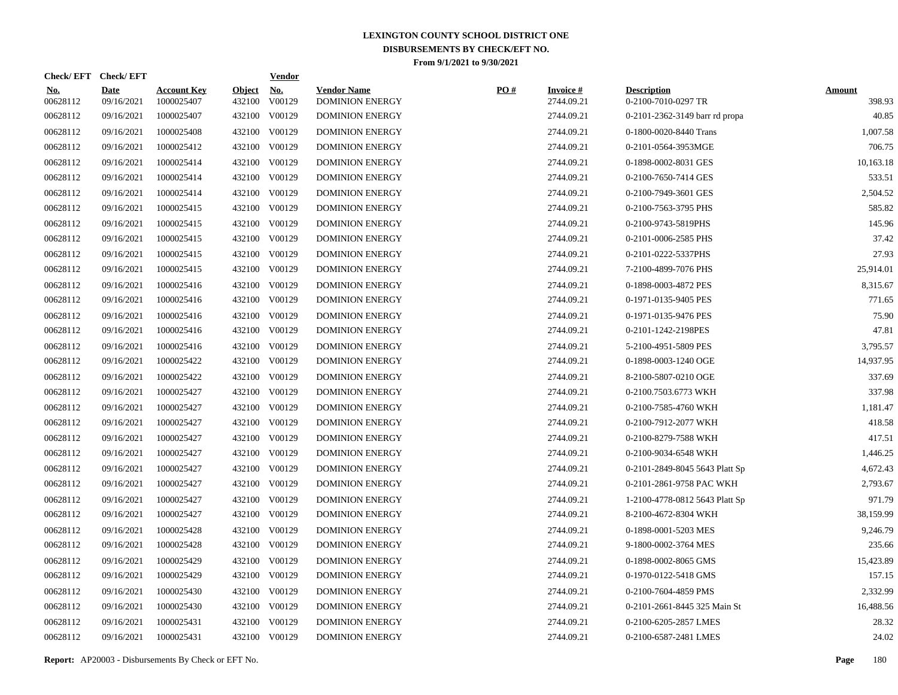# LEXINGTON COUNTY SCHOOL DISTRICT ONE
## DISBURSEMENTS BY CHECK/EFT NO.
### From 9/1/2021 to 9/30/2021

| Check/ EFT No. | Check/ EFT Date | Account Key | Object | Vendor No. | Vendor Name | PO # | Invoice # | Description | Amount |
|---|---|---|---|---|---|---|---|---|---|
| 00628112 | 09/16/2021 | 1000025407 | 432100 | V00129 | DOMINION ENERGY | | 2744.09.21 | 0-2100-7010-0297 TR | 398.93 |
| 00628112 | 09/16/2021 | 1000025407 | 432100 | V00129 | DOMINION ENERGY | | 2744.09.21 | 0-2101-2362-3149 barr rd propa | 40.85 |
| 00628112 | 09/16/2021 | 1000025408 | 432100 | V00129 | DOMINION ENERGY | | 2744.09.21 | 0-1800-0020-8440 Trans | 1,007.58 |
| 00628112 | 09/16/2021 | 1000025412 | 432100 | V00129 | DOMINION ENERGY | | 2744.09.21 | 0-2101-0564-3953MGE | 706.75 |
| 00628112 | 09/16/2021 | 1000025414 | 432100 | V00129 | DOMINION ENERGY | | 2744.09.21 | 0-1898-0002-8031 GES | 10,163.18 |
| 00628112 | 09/16/2021 | 1000025414 | 432100 | V00129 | DOMINION ENERGY | | 2744.09.21 | 0-2100-7650-7414 GES | 533.51 |
| 00628112 | 09/16/2021 | 1000025414 | 432100 | V00129 | DOMINION ENERGY | | 2744.09.21 | 0-2100-7949-3601 GES | 2,504.52 |
| 00628112 | 09/16/2021 | 1000025415 | 432100 | V00129 | DOMINION ENERGY | | 2744.09.21 | 0-2100-7563-3795 PHS | 585.82 |
| 00628112 | 09/16/2021 | 1000025415 | 432100 | V00129 | DOMINION ENERGY | | 2744.09.21 | 0-2100-9743-5819PHS | 145.96 |
| 00628112 | 09/16/2021 | 1000025415 | 432100 | V00129 | DOMINION ENERGY | | 2744.09.21 | 0-2101-0006-2585 PHS | 37.42 |
| 00628112 | 09/16/2021 | 1000025415 | 432100 | V00129 | DOMINION ENERGY | | 2744.09.21 | 0-2101-0222-5337PHS | 27.93 |
| 00628112 | 09/16/2021 | 1000025415 | 432100 | V00129 | DOMINION ENERGY | | 2744.09.21 | 7-2100-4899-7076 PHS | 25,914.01 |
| 00628112 | 09/16/2021 | 1000025416 | 432100 | V00129 | DOMINION ENERGY | | 2744.09.21 | 0-1898-0003-4872 PES | 8,315.67 |
| 00628112 | 09/16/2021 | 1000025416 | 432100 | V00129 | DOMINION ENERGY | | 2744.09.21 | 0-1971-0135-9405 PES | 771.65 |
| 00628112 | 09/16/2021 | 1000025416 | 432100 | V00129 | DOMINION ENERGY | | 2744.09.21 | 0-1971-0135-9476 PES | 75.90 |
| 00628112 | 09/16/2021 | 1000025416 | 432100 | V00129 | DOMINION ENERGY | | 2744.09.21 | 0-2101-1242-2198PES | 47.81 |
| 00628112 | 09/16/2021 | 1000025416 | 432100 | V00129 | DOMINION ENERGY | | 2744.09.21 | 5-2100-4951-5809 PES | 3,795.57 |
| 00628112 | 09/16/2021 | 1000025422 | 432100 | V00129 | DOMINION ENERGY | | 2744.09.21 | 0-1898-0003-1240 OGE | 14,937.95 |
| 00628112 | 09/16/2021 | 1000025422 | 432100 | V00129 | DOMINION ENERGY | | 2744.09.21 | 8-2100-5807-0210 OGE | 337.69 |
| 00628112 | 09/16/2021 | 1000025427 | 432100 | V00129 | DOMINION ENERGY | | 2744.09.21 | 0-2100.7503.6773 WKH | 337.98 |
| 00628112 | 09/16/2021 | 1000025427 | 432100 | V00129 | DOMINION ENERGY | | 2744.09.21 | 0-2100-7585-4760 WKH | 1,181.47 |
| 00628112 | 09/16/2021 | 1000025427 | 432100 | V00129 | DOMINION ENERGY | | 2744.09.21 | 0-2100-7912-2077 WKH | 418.58 |
| 00628112 | 09/16/2021 | 1000025427 | 432100 | V00129 | DOMINION ENERGY | | 2744.09.21 | 0-2100-8279-7588 WKH | 417.51 |
| 00628112 | 09/16/2021 | 1000025427 | 432100 | V00129 | DOMINION ENERGY | | 2744.09.21 | 0-2100-9034-6548 WKH | 1,446.25 |
| 00628112 | 09/16/2021 | 1000025427 | 432100 | V00129 | DOMINION ENERGY | | 2744.09.21 | 0-2101-2849-8045 5643 Platt Sp | 4,672.43 |
| 00628112 | 09/16/2021 | 1000025427 | 432100 | V00129 | DOMINION ENERGY | | 2744.09.21 | 0-2101-2861-9758 PAC WKH | 2,793.67 |
| 00628112 | 09/16/2021 | 1000025427 | 432100 | V00129 | DOMINION ENERGY | | 2744.09.21 | 1-2100-4778-0812 5643 Platt Sp | 971.79 |
| 00628112 | 09/16/2021 | 1000025427 | 432100 | V00129 | DOMINION ENERGY | | 2744.09.21 | 8-2100-4672-8304 WKH | 38,159.99 |
| 00628112 | 09/16/2021 | 1000025428 | 432100 | V00129 | DOMINION ENERGY | | 2744.09.21 | 0-1898-0001-5203 MES | 9,246.79 |
| 00628112 | 09/16/2021 | 1000025428 | 432100 | V00129 | DOMINION ENERGY | | 2744.09.21 | 9-1800-0002-3764 MES | 235.66 |
| 00628112 | 09/16/2021 | 1000025429 | 432100 | V00129 | DOMINION ENERGY | | 2744.09.21 | 0-1898-0002-8065 GMS | 15,423.89 |
| 00628112 | 09/16/2021 | 1000025429 | 432100 | V00129 | DOMINION ENERGY | | 2744.09.21 | 0-1970-0122-5418 GMS | 157.15 |
| 00628112 | 09/16/2021 | 1000025430 | 432100 | V00129 | DOMINION ENERGY | | 2744.09.21 | 0-2100-7604-4859 PMS | 2,332.99 |
| 00628112 | 09/16/2021 | 1000025430 | 432100 | V00129 | DOMINION ENERGY | | 2744.09.21 | 0-2101-2661-8445 325 Main St | 16,488.56 |
| 00628112 | 09/16/2021 | 1000025431 | 432100 | V00129 | DOMINION ENERGY | | 2744.09.21 | 0-2100-6205-2857 LMES | 28.32 |
| 00628112 | 09/16/2021 | 1000025431 | 432100 | V00129 | DOMINION ENERGY | | 2744.09.21 | 0-2100-6587-2481 LMES | 24.02 |

**Report:** AP20003 - Disbursements By Check or EFT No.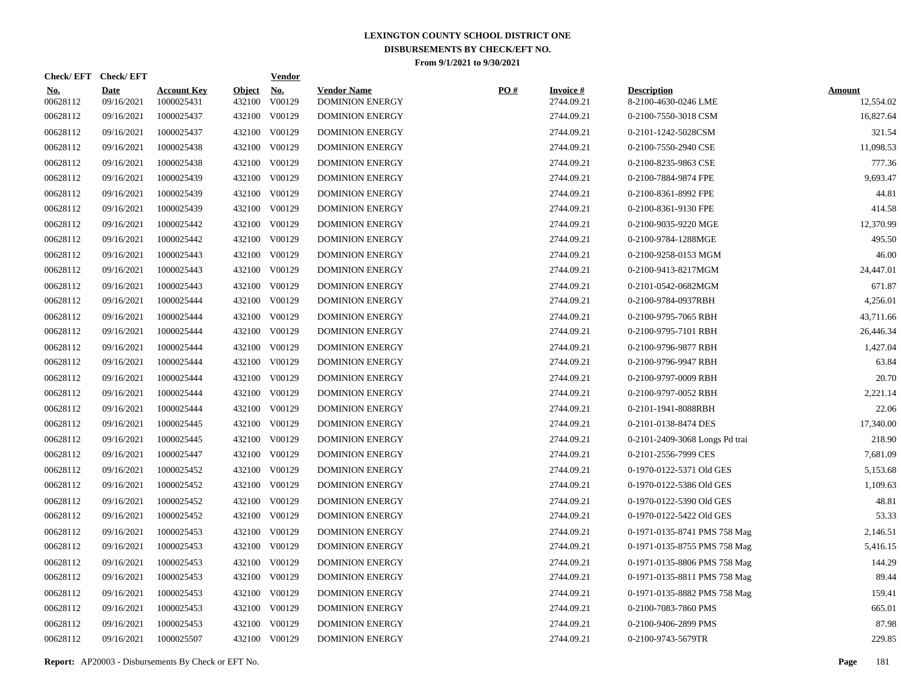# LEXINGTON COUNTY SCHOOL DISTRICT ONE
## DISBURSEMENTS BY CHECK/EFT NO.
### From 9/1/2021 to 9/30/2021

| Check/ EFT No. | Check/ EFT Date | Account Key | Object | Vendor No. | Vendor Name | PO # | Invoice # | Description | Amount |
|---|---|---|---|---|---|---|---|---|---|
| 00628112 | 09/16/2021 | 1000025431 | 432100 | V00129 | DOMINION ENERGY | | 2744.09.21 | 8-2100-4630-0246 LME | 12,554.02 |
| 00628112 | 09/16/2021 | 1000025437 | 432100 | V00129 | DOMINION ENERGY | | 2744.09.21 | 0-2100-7550-3018 CSM | 16,827.64 |
| 00628112 | 09/16/2021 | 1000025437 | 432100 | V00129 | DOMINION ENERGY | | 2744.09.21 | 0-2101-1242-5028CSM | 321.54 |
| 00628112 | 09/16/2021 | 1000025438 | 432100 | V00129 | DOMINION ENERGY | | 2744.09.21 | 0-2100-7550-2940 CSE | 11,098.53 |
| 00628112 | 09/16/2021 | 1000025438 | 432100 | V00129 | DOMINION ENERGY | | 2744.09.21 | 0-2100-8235-9863 CSE | 777.36 |
| 00628112 | 09/16/2021 | 1000025439 | 432100 | V00129 | DOMINION ENERGY | | 2744.09.21 | 0-2100-7884-9874 FPE | 9,693.47 |
| 00628112 | 09/16/2021 | 1000025439 | 432100 | V00129 | DOMINION ENERGY | | 2744.09.21 | 0-2100-8361-8992 FPE | 44.81 |
| 00628112 | 09/16/2021 | 1000025439 | 432100 | V00129 | DOMINION ENERGY | | 2744.09.21 | 0-2100-8361-9130 FPE | 414.58 |
| 00628112 | 09/16/2021 | 1000025442 | 432100 | V00129 | DOMINION ENERGY | | 2744.09.21 | 0-2100-9035-9220 MGE | 12,370.99 |
| 00628112 | 09/16/2021 | 1000025442 | 432100 | V00129 | DOMINION ENERGY | | 2744.09.21 | 0-2100-9784-1288MGE | 495.50 |
| 00628112 | 09/16/2021 | 1000025443 | 432100 | V00129 | DOMINION ENERGY | | 2744.09.21 | 0-2100-9258-0153 MGM | 46.00 |
| 00628112 | 09/16/2021 | 1000025443 | 432100 | V00129 | DOMINION ENERGY | | 2744.09.21 | 0-2100-9413-8217MGM | 24,447.01 |
| 00628112 | 09/16/2021 | 1000025443 | 432100 | V00129 | DOMINION ENERGY | | 2744.09.21 | 0-2101-0542-0682MGM | 671.87 |
| 00628112 | 09/16/2021 | 1000025444 | 432100 | V00129 | DOMINION ENERGY | | 2744.09.21 | 0-2100-9784-0937RBH | 4,256.01 |
| 00628112 | 09/16/2021 | 1000025444 | 432100 | V00129 | DOMINION ENERGY | | 2744.09.21 | 0-2100-9795-7065 RBH | 43,711.66 |
| 00628112 | 09/16/2021 | 1000025444 | 432100 | V00129 | DOMINION ENERGY | | 2744.09.21 | 0-2100-9795-7101 RBH | 26,446.34 |
| 00628112 | 09/16/2021 | 1000025444 | 432100 | V00129 | DOMINION ENERGY | | 2744.09.21 | 0-2100-9796-9877 RBH | 1,427.04 |
| 00628112 | 09/16/2021 | 1000025444 | 432100 | V00129 | DOMINION ENERGY | | 2744.09.21 | 0-2100-9796-9947 RBH | 63.84 |
| 00628112 | 09/16/2021 | 1000025444 | 432100 | V00129 | DOMINION ENERGY | | 2744.09.21 | 0-2100-9797-0009 RBH | 20.70 |
| 00628112 | 09/16/2021 | 1000025444 | 432100 | V00129 | DOMINION ENERGY | | 2744.09.21 | 0-2100-9797-0052 RBH | 2,221.14 |
| 00628112 | 09/16/2021 | 1000025444 | 432100 | V00129 | DOMINION ENERGY | | 2744.09.21 | 0-2101-1941-8088RBH | 22.06 |
| 00628112 | 09/16/2021 | 1000025445 | 432100 | V00129 | DOMINION ENERGY | | 2744.09.21 | 0-2101-0138-8474 DES | 17,340.00 |
| 00628112 | 09/16/2021 | 1000025445 | 432100 | V00129 | DOMINION ENERGY | | 2744.09.21 | 0-2101-2409-3068 Longs Pd trai | 218.90 |
| 00628112 | 09/16/2021 | 1000025447 | 432100 | V00129 | DOMINION ENERGY | | 2744.09.21 | 0-2101-2556-7999 CES | 7,681.09 |
| 00628112 | 09/16/2021 | 1000025452 | 432100 | V00129 | DOMINION ENERGY | | 2744.09.21 | 0-1970-0122-5371 Old GES | 5,153.68 |
| 00628112 | 09/16/2021 | 1000025452 | 432100 | V00129 | DOMINION ENERGY | | 2744.09.21 | 0-1970-0122-5386 Old GES | 1,109.63 |
| 00628112 | 09/16/2021 | 1000025452 | 432100 | V00129 | DOMINION ENERGY | | 2744.09.21 | 0-1970-0122-5390 Old GES | 48.81 |
| 00628112 | 09/16/2021 | 1000025452 | 432100 | V00129 | DOMINION ENERGY | | 2744.09.21 | 0-1970-0122-5422 Old GES | 53.33 |
| 00628112 | 09/16/2021 | 1000025453 | 432100 | V00129 | DOMINION ENERGY | | 2744.09.21 | 0-1971-0135-8741 PMS 758 Mag | 2,146.51 |
| 00628112 | 09/16/2021 | 1000025453 | 432100 | V00129 | DOMINION ENERGY | | 2744.09.21 | 0-1971-0135-8755 PMS 758 Mag | 5,416.15 |
| 00628112 | 09/16/2021 | 1000025453 | 432100 | V00129 | DOMINION ENERGY | | 2744.09.21 | 0-1971-0135-8806 PMS 758 Mag | 144.29 |
| 00628112 | 09/16/2021 | 1000025453 | 432100 | V00129 | DOMINION ENERGY | | 2744.09.21 | 0-1971-0135-8811 PMS 758 Mag | 89.44 |
| 00628112 | 09/16/2021 | 1000025453 | 432100 | V00129 | DOMINION ENERGY | | 2744.09.21 | 0-1971-0135-8882 PMS 758 Mag | 159.41 |
| 00628112 | 09/16/2021 | 1000025453 | 432100 | V00129 | DOMINION ENERGY | | 2744.09.21 | 0-2100-7083-7860 PMS | 665.01 |
| 00628112 | 09/16/2021 | 1000025453 | 432100 | V00129 | DOMINION ENERGY | | 2744.09.21 | 0-2100-9406-2899 PMS | 87.98 |
| 00628112 | 09/16/2021 | 1000025507 | 432100 | V00129 | DOMINION ENERGY | | 2744.09.21 | 0-2100-9743-5679TR | 229.85 |

**Report:** AP20003 - Disbursements By Check or EFT No.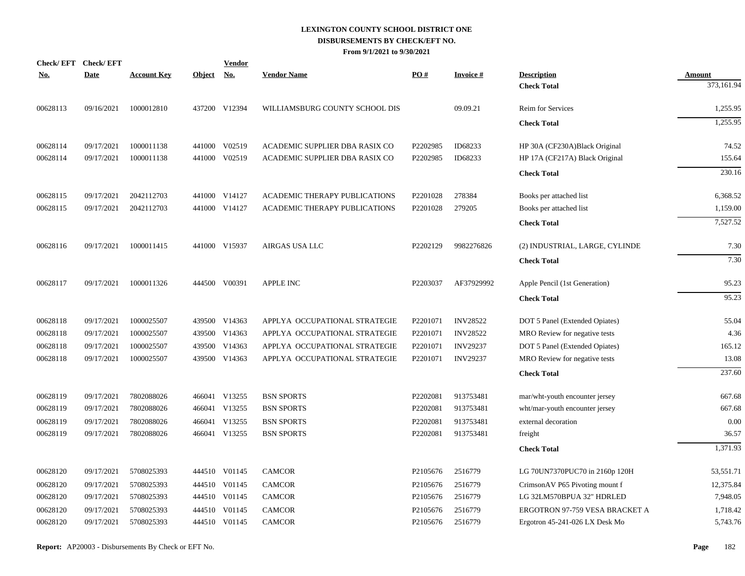# LEXINGTON COUNTY SCHOOL DISTRICT ONE
## DISBURSEMENTS BY CHECK/EFT NO.
### From 9/1/2021 to 9/30/2021

| Check/ EFT No. | Check/ EFT Date | Account Key | Object | Vendor No. | Vendor Name | PO # | Invoice # | Description | Amount |
|---|---|---|---|---|---|---|---|---|---|
| | | | | | | | | **Check Total** | 373,161.94 |
| 00628113 | 09/16/2021 | 1000012810 | 437200 | V12394 | WILLIAMSBURG COUNTY SCHOOL DIS | | 09.09.21 | Reim for Services | 1,255.95 |
| | | | | | | | | **Check Total** | 1,255.95 |
| 00628114 | 09/17/2021 | 1000011138 | 441000 | V02519 | ACADEMIC SUPPLIER DBA RASIX CO | P2202985 | ID68233 | HP 30A (CF230A)Black Original | 74.52 |
| 00628114 | 09/17/2021 | 1000011138 | 441000 | V02519 | ACADEMIC SUPPLIER DBA RASIX CO | P2202985 | ID68233 | HP 17A (CF217A) Black Original | 155.64 |
| | | | | | | | | **Check Total** | 230.16 |
| 00628115 | 09/17/2021 | 2042112703 | 441000 | V14127 | ACADEMIC THERAPY PUBLICATIONS | P2201028 | 278384 | Books per attached list | 6,368.52 |
| 00628115 | 09/17/2021 | 2042112703 | 441000 | V14127 | ACADEMIC THERAPY PUBLICATIONS | P2201028 | 279205 | Books per attached list | 1,159.00 |
| | | | | | | | | **Check Total** | 7,527.52 |
| 00628116 | 09/17/2021 | 1000011415 | 441000 | V15937 | AIRGAS USA LLC | P2202129 | 9982276826 | (2) INDUSTRIAL, LARGE, CYLINDE | 7.30 |
| | | | | | | | | **Check Total** | 7.30 |
| 00628117 | 09/17/2021 | 1000011326 | 444500 | V00391 | APPLE INC | P2203037 | AF37929992 | Apple Pencil (1st Generation) | 95.23 |
| | | | | | | | | **Check Total** | 95.23 |
| 00628118 | 09/17/2021 | 1000025507 | 439500 | V14363 | APPLYA OCCUPATIONAL STRATEGIE | P2201071 | INV28522 | DOT 5 Panel (Extended Opiates) | 55.04 |
| 00628118 | 09/17/2021 | 1000025507 | 439500 | V14363 | APPLYA OCCUPATIONAL STRATEGIE | P2201071 | INV28522 | MRO Review for negative tests | 4.36 |
| 00628118 | 09/17/2021 | 1000025507 | 439500 | V14363 | APPLYA OCCUPATIONAL STRATEGIE | P2201071 | INV29237 | DOT 5 Panel (Extended Opiates) | 165.12 |
| 00628118 | 09/17/2021 | 1000025507 | 439500 | V14363 | APPLYA OCCUPATIONAL STRATEGIE | P2201071 | INV29237 | MRO Review for negative tests | 13.08 |
| | | | | | | | | **Check Total** | 237.60 |
| 00628119 | 09/17/2021 | 7802088026 | 466041 | V13255 | BSN SPORTS | P2202081 | 913753481 | mar/wht-youth encounter jersey | 667.68 |
| 00628119 | 09/17/2021 | 7802088026 | 466041 | V13255 | BSN SPORTS | P2202081 | 913753481 | wht/mar-youth encounter jersey | 667.68 |
| 00628119 | 09/17/2021 | 7802088026 | 466041 | V13255 | BSN SPORTS | P2202081 | 913753481 | external decoration | 0.00 |
| 00628119 | 09/17/2021 | 7802088026 | 466041 | V13255 | BSN SPORTS | P2202081 | 913753481 | freight | 36.57 |
| | | | | | | | | **Check Total** | 1,371.93 |
| 00628120 | 09/17/2021 | 5708025393 | 444510 | V01145 | CAMCOR | P2105676 | 2516779 | LG 70UN7370PUC70 in 2160p 120H | 53,551.71 |
| 00628120 | 09/17/2021 | 5708025393 | 444510 | V01145 | CAMCOR | P2105676 | 2516779 | CrimsonAV P65 Pivoting mount f | 12,375.84 |
| 00628120 | 09/17/2021 | 5708025393 | 444510 | V01145 | CAMCOR | P2105676 | 2516779 | LG 32LM570BPUA 32" HDRLED | 7,948.05 |
| 00628120 | 09/17/2021 | 5708025393 | 444510 | V01145 | CAMCOR | P2105676 | 2516779 | ERGOTRON 97-759 VESA BRACKET A | 1,718.42 |
| 00628120 | 09/17/2021 | 5708025393 | 444510 | V01145 | CAMCOR | P2105676 | 2516779 | Ergotron 45-241-026 LX Desk Mo | 5,743.76 |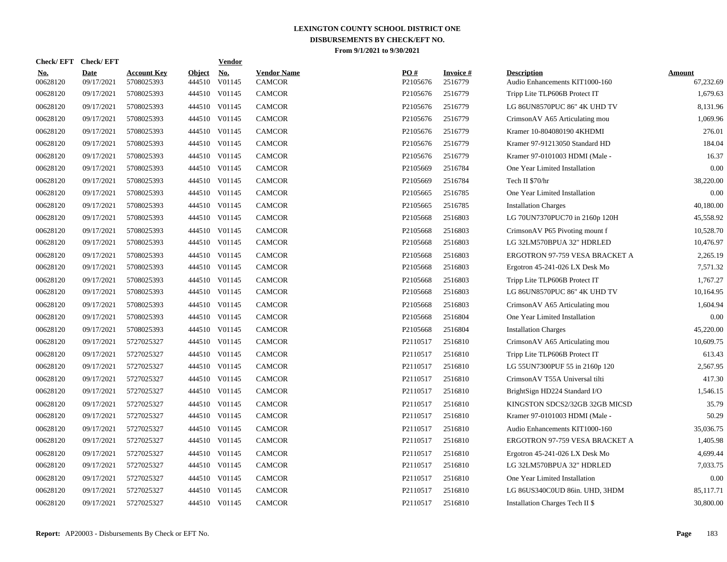# LEXINGTON COUNTY SCHOOL DISTRICT ONE
## DISBURSEMENTS BY CHECK/EFT NO.
### From 9/1/2021 to 9/30/2021

| Check/ EFT No. | Check/ EFT Date | Account Key | Object | Vendor No. | Vendor Name | PO # | Invoice # | Description | Amount |
|---|---|---|---|---|---|---|---|---|---|
| 00628120 | 09/17/2021 | 5708025393 | 444510 | V01145 | CAMCOR | P2105676 | 2516779 | Audio Enhancements KIT1000-160 | 67,232.69 |
| 00628120 | 09/17/2021 | 5708025393 | 444510 | V01145 | CAMCOR | P2105676 | 2516779 | Tripp Lite TLP606B Protect IT | 1,679.63 |
| 00628120 | 09/17/2021 | 5708025393 | 444510 | V01145 | CAMCOR | P2105676 | 2516779 | LG 86UN8570PUC 86" 4K UHD TV | 8,131.96 |
| 00628120 | 09/17/2021 | 5708025393 | 444510 | V01145 | CAMCOR | P2105676 | 2516779 | CrimsonAV A65 Articulating mou | 1,069.96 |
| 00628120 | 09/17/2021 | 5708025393 | 444510 | V01145 | CAMCOR | P2105676 | 2516779 | Kramer 10-804080190 4KHDMI | 276.01 |
| 00628120 | 09/17/2021 | 5708025393 | 444510 | V01145 | CAMCOR | P2105676 | 2516779 | Kramer 97-91213050 Standard HD | 184.04 |
| 00628120 | 09/17/2021 | 5708025393 | 444510 | V01145 | CAMCOR | P2105676 | 2516779 | Kramer 97-0101003 HDMI (Male - | 16.37 |
| 00628120 | 09/17/2021 | 5708025393 | 444510 | V01145 | CAMCOR | P2105669 | 2516784 | One Year Limited Installation | 0.00 |
| 00628120 | 09/17/2021 | 5708025393 | 444510 | V01145 | CAMCOR | P2105669 | 2516784 | Tech II $70/hr | 38,220.00 |
| 00628120 | 09/17/2021 | 5708025393 | 444510 | V01145 | CAMCOR | P2105665 | 2516785 | One Year Limited Installation | 0.00 |
| 00628120 | 09/17/2021 | 5708025393 | 444510 | V01145 | CAMCOR | P2105665 | 2516785 | Installation Charges | 40,180.00 |
| 00628120 | 09/17/2021 | 5708025393 | 444510 | V01145 | CAMCOR | P2105668 | 2516803 | LG 70UN7370PUC70 in 2160p 120H | 45,558.92 |
| 00628120 | 09/17/2021 | 5708025393 | 444510 | V01145 | CAMCOR | P2105668 | 2516803 | CrimsonAV P65 Pivoting mount f | 10,528.70 |
| 00628120 | 09/17/2021 | 5708025393 | 444510 | V01145 | CAMCOR | P2105668 | 2516803 | LG 32LM570BPUA 32" HDRLED | 10,476.97 |
| 00628120 | 09/17/2021 | 5708025393 | 444510 | V01145 | CAMCOR | P2105668 | 2516803 | ERGOTRON 97-759 VESA BRACKET A | 2,265.19 |
| 00628120 | 09/17/2021 | 5708025393 | 444510 | V01145 | CAMCOR | P2105668 | 2516803 | Ergotron 45-241-026 LX Desk Mo | 7,571.32 |
| 00628120 | 09/17/2021 | 5708025393 | 444510 | V01145 | CAMCOR | P2105668 | 2516803 | Tripp Lite TLP606B Protect IT | 1,767.27 |
| 00628120 | 09/17/2021 | 5708025393 | 444510 | V01145 | CAMCOR | P2105668 | 2516803 | LG 86UN8570PUC 86" 4K UHD TV | 10,164.95 |
| 00628120 | 09/17/2021 | 5708025393 | 444510 | V01145 | CAMCOR | P2105668 | 2516803 | CrimsonAV A65 Articulating mou | 1,604.94 |
| 00628120 | 09/17/2021 | 5708025393 | 444510 | V01145 | CAMCOR | P2105668 | 2516804 | One Year Limited Installation | 0.00 |
| 00628120 | 09/17/2021 | 5708025393 | 444510 | V01145 | CAMCOR | P2105668 | 2516804 | Installation Charges | 45,220.00 |
| 00628120 | 09/17/2021 | 5727025327 | 444510 | V01145 | CAMCOR | P2110517 | 2516810 | CrimsonAV A65 Articulating mou | 10,609.75 |
| 00628120 | 09/17/2021 | 5727025327 | 444510 | V01145 | CAMCOR | P2110517 | 2516810 | Tripp Lite TLP606B Protect IT | 613.43 |
| 00628120 | 09/17/2021 | 5727025327 | 444510 | V01145 | CAMCOR | P2110517 | 2516810 | LG 55UN7300PUF 55 in 2160p 120 | 2,567.95 |
| 00628120 | 09/17/2021 | 5727025327 | 444510 | V01145 | CAMCOR | P2110517 | 2516810 | CrimsonAV T55A Universal tilti | 417.30 |
| 00628120 | 09/17/2021 | 5727025327 | 444510 | V01145 | CAMCOR | P2110517 | 2516810 | BrightSign HD224 Standard I/O | 1,546.15 |
| 00628120 | 09/17/2021 | 5727025327 | 444510 | V01145 | CAMCOR | P2110517 | 2516810 | KINGSTON SDCS2/32GB 32GB MICSD | 35.79 |
| 00628120 | 09/17/2021 | 5727025327 | 444510 | V01145 | CAMCOR | P2110517 | 2516810 | Kramer 97-0101003 HDMI (Male - | 50.29 |
| 00628120 | 09/17/2021 | 5727025327 | 444510 | V01145 | CAMCOR | P2110517 | 2516810 | Audio Enhancements KIT1000-160 | 35,036.75 |
| 00628120 | 09/17/2021 | 5727025327 | 444510 | V01145 | CAMCOR | P2110517 | 2516810 | ERGOTRON 97-759 VESA BRACKET A | 1,405.98 |
| 00628120 | 09/17/2021 | 5727025327 | 444510 | V01145 | CAMCOR | P2110517 | 2516810 | Ergotron 45-241-026 LX Desk Mo | 4,699.44 |
| 00628120 | 09/17/2021 | 5727025327 | 444510 | V01145 | CAMCOR | P2110517 | 2516810 | LG 32LM570BPUA 32" HDRLED | 7,033.75 |
| 00628120 | 09/17/2021 | 5727025327 | 444510 | V01145 | CAMCOR | P2110517 | 2516810 | One Year Limited Installation | 0.00 |
| 00628120 | 09/17/2021 | 5727025327 | 444510 | V01145 | CAMCOR | P2110517 | 2516810 | LG 86US340C0UD 86in. UHD, 3HDM | 85,117.71 |
| 00628120 | 09/17/2021 | 5727025327 | 444510 | V01145 | CAMCOR | P2110517 | 2516810 | Installation Charges Tech II $ | 30,800.00 |

**Report:** AP20003 - Disbursements By Check or EFT No.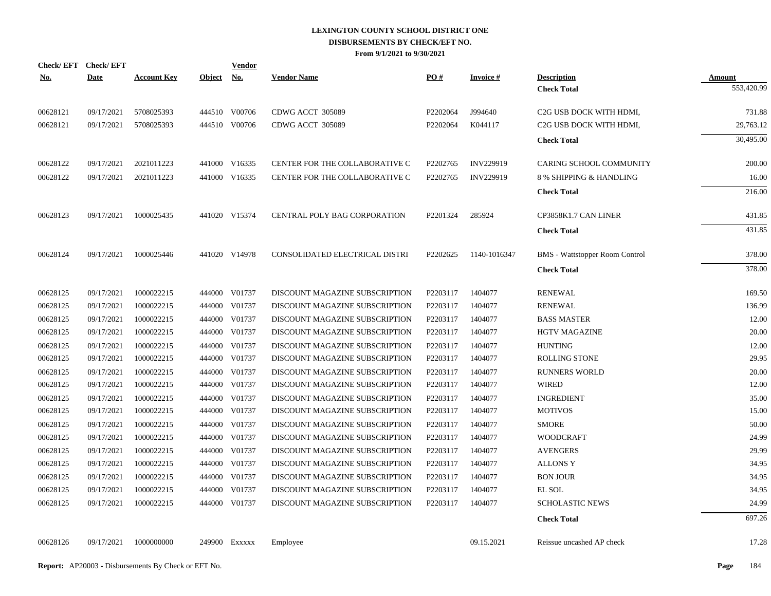# LEXINGTON COUNTY SCHOOL DISTRICT ONE
## DISBURSEMENTS BY CHECK/EFT NO.
### From 9/1/2021 to 9/30/2021

| Check/ EFT No. | Check/ EFT Date | Account Key | Object | Vendor No. | Vendor Name | PO # | Invoice # | Description | Amount |
|---|---|---|---|---|---|---|---|---|---|
| | | | | | | | | **Check Total** | 553,420.99 |
| 00628121 | 09/17/2021 | 5708025393 | 444510 | V00706 | CDWG ACCT 305089 | P2202064 | J994640 | C2G USB DOCK WITH HDMI, | 731.88 |
| 00628121 | 09/17/2021 | 5708025393 | 444510 | V00706 | CDWG ACCT 305089 | P2202064 | K044117 | C2G USB DOCK WITH HDMI, | 29,763.12 |
| | | | | | | | | **Check Total** | 30,495.00 |
| 00628122 | 09/17/2021 | 2021011223 | 441000 | V16335 | CENTER FOR THE COLLABORATIVE C | P2202765 | INV229919 | CARING SCHOOL COMMUNITY | 200.00 |
| 00628122 | 09/17/2021 | 2021011223 | 441000 | V16335 | CENTER FOR THE COLLABORATIVE C | P2202765 | INV229919 | 8 % SHIPPING & HANDLING | 16.00 |
| | | | | | | | | **Check Total** | 216.00 |
| 00628123 | 09/17/2021 | 1000025435 | 441020 | V15374 | CENTRAL POLY BAG CORPORATION | P2201324 | 285924 | CP3858K1.7 CAN LINER | 431.85 |
| | | | | | | | | **Check Total** | 431.85 |
| 00628124 | 09/17/2021 | 1000025446 | 441020 | V14978 | CONSOLIDATED ELECTRICAL DISTRI | P2202625 | 1140-1016347 | BMS - Wattstopper Room Control | 378.00 |
| | | | | | | | | **Check Total** | 378.00 |
| 00628125 | 09/17/2021 | 1000022215 | 444000 | V01737 | DISCOUNT MAGAZINE SUBSCRIPTION | P2203117 | 1404077 | RENEWAL | 169.50 |
| 00628125 | 09/17/2021 | 1000022215 | 444000 | V01737 | DISCOUNT MAGAZINE SUBSCRIPTION | P2203117 | 1404077 | RENEWAL | 136.99 |
| 00628125 | 09/17/2021 | 1000022215 | 444000 | V01737 | DISCOUNT MAGAZINE SUBSCRIPTION | P2203117 | 1404077 | BASS MASTER | 12.00 |
| 00628125 | 09/17/2021 | 1000022215 | 444000 | V01737 | DISCOUNT MAGAZINE SUBSCRIPTION | P2203117 | 1404077 | HGTV MAGAZINE | 20.00 |
| 00628125 | 09/17/2021 | 1000022215 | 444000 | V01737 | DISCOUNT MAGAZINE SUBSCRIPTION | P2203117 | 1404077 | HUNTING | 12.00 |
| 00628125 | 09/17/2021 | 1000022215 | 444000 | V01737 | DISCOUNT MAGAZINE SUBSCRIPTION | P2203117 | 1404077 | ROLLING STONE | 29.95 |
| 00628125 | 09/17/2021 | 1000022215 | 444000 | V01737 | DISCOUNT MAGAZINE SUBSCRIPTION | P2203117 | 1404077 | RUNNERS WORLD | 20.00 |
| 00628125 | 09/17/2021 | 1000022215 | 444000 | V01737 | DISCOUNT MAGAZINE SUBSCRIPTION | P2203117 | 1404077 | WIRED | 12.00 |
| 00628125 | 09/17/2021 | 1000022215 | 444000 | V01737 | DISCOUNT MAGAZINE SUBSCRIPTION | P2203117 | 1404077 | INGREDIENT | 35.00 |
| 00628125 | 09/17/2021 | 1000022215 | 444000 | V01737 | DISCOUNT MAGAZINE SUBSCRIPTION | P2203117 | 1404077 | MOTIVOS | 15.00 |
| 00628125 | 09/17/2021 | 1000022215 | 444000 | V01737 | DISCOUNT MAGAZINE SUBSCRIPTION | P2203117 | 1404077 | SMORE | 50.00 |
| 00628125 | 09/17/2021 | 1000022215 | 444000 | V01737 | DISCOUNT MAGAZINE SUBSCRIPTION | P2203117 | 1404077 | WOODCRAFT | 24.99 |
| 00628125 | 09/17/2021 | 1000022215 | 444000 | V01737 | DISCOUNT MAGAZINE SUBSCRIPTION | P2203117 | 1404077 | AVENGERS | 29.99 |
| 00628125 | 09/17/2021 | 1000022215 | 444000 | V01737 | DISCOUNT MAGAZINE SUBSCRIPTION | P2203117 | 1404077 | ALLONS Y | 34.95 |
| 00628125 | 09/17/2021 | 1000022215 | 444000 | V01737 | DISCOUNT MAGAZINE SUBSCRIPTION | P2203117 | 1404077 | BON JOUR | 34.95 |
| 00628125 | 09/17/2021 | 1000022215 | 444000 | V01737 | DISCOUNT MAGAZINE SUBSCRIPTION | P2203117 | 1404077 | EL SOL | 34.95 |
| 00628125 | 09/17/2021 | 1000022215 | 444000 | V01737 | DISCOUNT MAGAZINE SUBSCRIPTION | P2203117 | 1404077 | SCHOLASTIC NEWS | 24.99 |
| | | | | | | | | **Check Total** | 697.26 |
| 00628126 | 09/17/2021 | 1000000000 | 249900 | Exxxxx | Employee | | 09.15.2021 | Reissue uncashed AP check | 17.28 |

**Report:** AP20003 - Disbursements By Check or EFT No.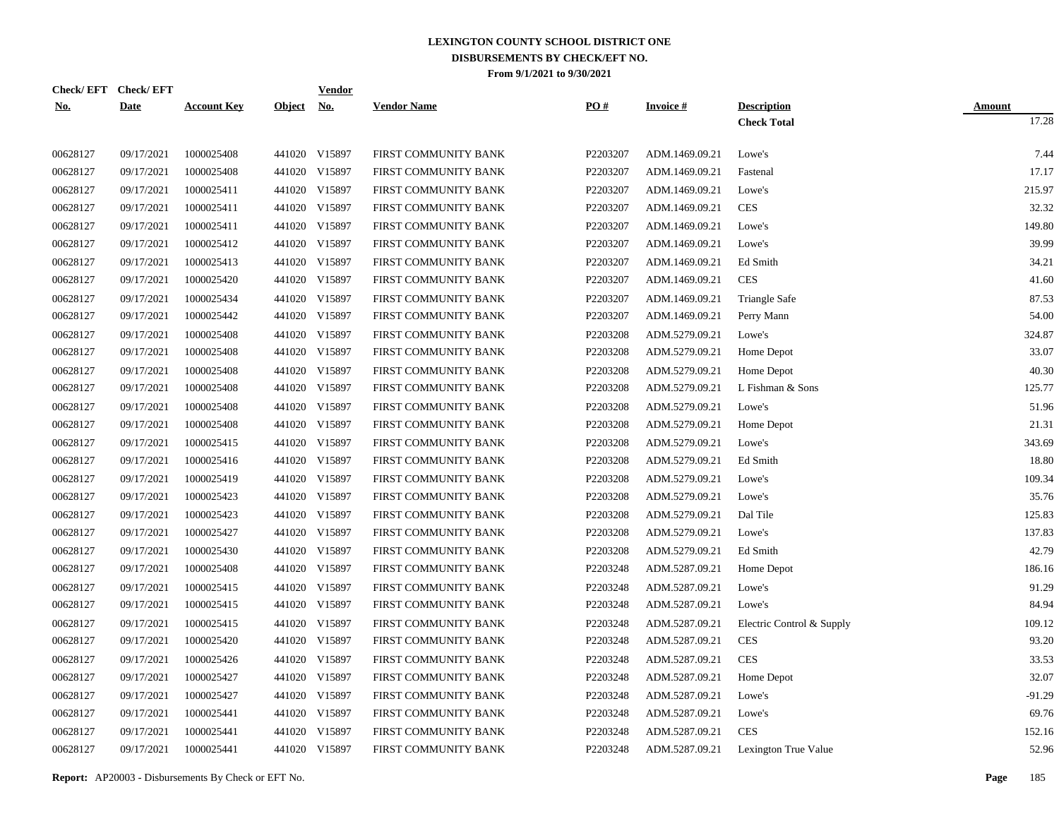# LEXINGTON COUNTY SCHOOL DISTRICT ONE
## DISBURSEMENTS BY CHECK/EFT NO.
### From 9/1/2021 to 9/30/2021

| Check/ EFT No. | Check/ EFT Date | Account Key | Object | Vendor No. | Vendor Name | PO # | Invoice # | Description | Amount |
|---|---|---|---|---|---|---|---|---|---|
| | | | | | | | | **Check Total** | 17.28 |
| 00628127 | 09/17/2021 | 1000025408 | 441020 | V15897 | FIRST COMMUNITY BANK | P2203207 | ADM.1469.09.21 | Lowe's | 7.44 |
| 00628127 | 09/17/2021 | 1000025408 | 441020 | V15897 | FIRST COMMUNITY BANK | P2203207 | ADM.1469.09.21 | Fastenal | 17.17 |
| 00628127 | 09/17/2021 | 1000025411 | 441020 | V15897 | FIRST COMMUNITY BANK | P2203207 | ADM.1469.09.21 | Lowe's | 215.97 |
| 00628127 | 09/17/2021 | 1000025411 | 441020 | V15897 | FIRST COMMUNITY BANK | P2203207 | ADM.1469.09.21 | CES | 32.32 |
| 00628127 | 09/17/2021 | 1000025411 | 441020 | V15897 | FIRST COMMUNITY BANK | P2203207 | ADM.1469.09.21 | Lowe's | 149.80 |
| 00628127 | 09/17/2021 | 1000025412 | 441020 | V15897 | FIRST COMMUNITY BANK | P2203207 | ADM.1469.09.21 | Lowe's | 39.99 |
| 00628127 | 09/17/2021 | 1000025413 | 441020 | V15897 | FIRST COMMUNITY BANK | P2203207 | ADM.1469.09.21 | Ed Smith | 34.21 |
| 00628127 | 09/17/2021 | 1000025420 | 441020 | V15897 | FIRST COMMUNITY BANK | P2203207 | ADM.1469.09.21 | CES | 41.60 |
| 00628127 | 09/17/2021 | 1000025434 | 441020 | V15897 | FIRST COMMUNITY BANK | P2203207 | ADM.1469.09.21 | Triangle Safe | 87.53 |
| 00628127 | 09/17/2021 | 1000025442 | 441020 | V15897 | FIRST COMMUNITY BANK | P2203207 | ADM.1469.09.21 | Perry Mann | 54.00 |
| 00628127 | 09/17/2021 | 1000025408 | 441020 | V15897 | FIRST COMMUNITY BANK | P2203208 | ADM.5279.09.21 | Lowe's | 324.87 |
| 00628127 | 09/17/2021 | 1000025408 | 441020 | V15897 | FIRST COMMUNITY BANK | P2203208 | ADM.5279.09.21 | Home Depot | 33.07 |
| 00628127 | 09/17/2021 | 1000025408 | 441020 | V15897 | FIRST COMMUNITY BANK | P2203208 | ADM.5279.09.21 | Home Depot | 40.30 |
| 00628127 | 09/17/2021 | 1000025408 | 441020 | V15897 | FIRST COMMUNITY BANK | P2203208 | ADM.5279.09.21 | L Fishman & Sons | 125.77 |
| 00628127 | 09/17/2021 | 1000025408 | 441020 | V15897 | FIRST COMMUNITY BANK | P2203208 | ADM.5279.09.21 | Lowe's | 51.96 |
| 00628127 | 09/17/2021 | 1000025408 | 441020 | V15897 | FIRST COMMUNITY BANK | P2203208 | ADM.5279.09.21 | Home Depot | 21.31 |
| 00628127 | 09/17/2021 | 1000025415 | 441020 | V15897 | FIRST COMMUNITY BANK | P2203208 | ADM.5279.09.21 | Lowe's | 343.69 |
| 00628127 | 09/17/2021 | 1000025416 | 441020 | V15897 | FIRST COMMUNITY BANK | P2203208 | ADM.5279.09.21 | Ed Smith | 18.80 |
| 00628127 | 09/17/2021 | 1000025419 | 441020 | V15897 | FIRST COMMUNITY BANK | P2203208 | ADM.5279.09.21 | Lowe's | 109.34 |
| 00628127 | 09/17/2021 | 1000025423 | 441020 | V15897 | FIRST COMMUNITY BANK | P2203208 | ADM.5279.09.21 | Lowe's | 35.76 |
| 00628127 | 09/17/2021 | 1000025423 | 441020 | V15897 | FIRST COMMUNITY BANK | P2203208 | ADM.5279.09.21 | Dal Tile | 125.83 |
| 00628127 | 09/17/2021 | 1000025427 | 441020 | V15897 | FIRST COMMUNITY BANK | P2203208 | ADM.5279.09.21 | Lowe's | 137.83 |
| 00628127 | 09/17/2021 | 1000025430 | 441020 | V15897 | FIRST COMMUNITY BANK | P2203208 | ADM.5279.09.21 | Ed Smith | 42.79 |
| 00628127 | 09/17/2021 | 1000025408 | 441020 | V15897 | FIRST COMMUNITY BANK | P2203248 | ADM.5287.09.21 | Home Depot | 186.16 |
| 00628127 | 09/17/2021 | 1000025415 | 441020 | V15897 | FIRST COMMUNITY BANK | P2203248 | ADM.5287.09.21 | Lowe's | 91.29 |
| 00628127 | 09/17/2021 | 1000025415 | 441020 | V15897 | FIRST COMMUNITY BANK | P2203248 | ADM.5287.09.21 | Lowe's | 84.94 |
| 00628127 | 09/17/2021 | 1000025415 | 441020 | V15897 | FIRST COMMUNITY BANK | P2203248 | ADM.5287.09.21 | Electric Control & Supply | 109.12 |
| 00628127 | 09/17/2021 | 1000025420 | 441020 | V15897 | FIRST COMMUNITY BANK | P2203248 | ADM.5287.09.21 | CES | 93.20 |
| 00628127 | 09/17/2021 | 1000025426 | 441020 | V15897 | FIRST COMMUNITY BANK | P2203248 | ADM.5287.09.21 | CES | 33.53 |
| 00628127 | 09/17/2021 | 1000025427 | 441020 | V15897 | FIRST COMMUNITY BANK | P2203248 | ADM.5287.09.21 | Home Depot | 32.07 |
| 00628127 | 09/17/2021 | 1000025427 | 441020 | V15897 | FIRST COMMUNITY BANK | P2203248 | ADM.5287.09.21 | Lowe's | -91.29 |
| 00628127 | 09/17/2021 | 1000025441 | 441020 | V15897 | FIRST COMMUNITY BANK | P2203248 | ADM.5287.09.21 | Lowe's | 69.76 |
| 00628127 | 09/17/2021 | 1000025441 | 441020 | V15897 | FIRST COMMUNITY BANK | P2203248 | ADM.5287.09.21 | CES | 152.16 |
| 00628127 | 09/17/2021 | 1000025441 | 441020 | V15897 | FIRST COMMUNITY BANK | P2203248 | ADM.5287.09.21 | Lexington True Value | 52.96 |

**Report:** AP20003 - Disbursements By Check or EFT No.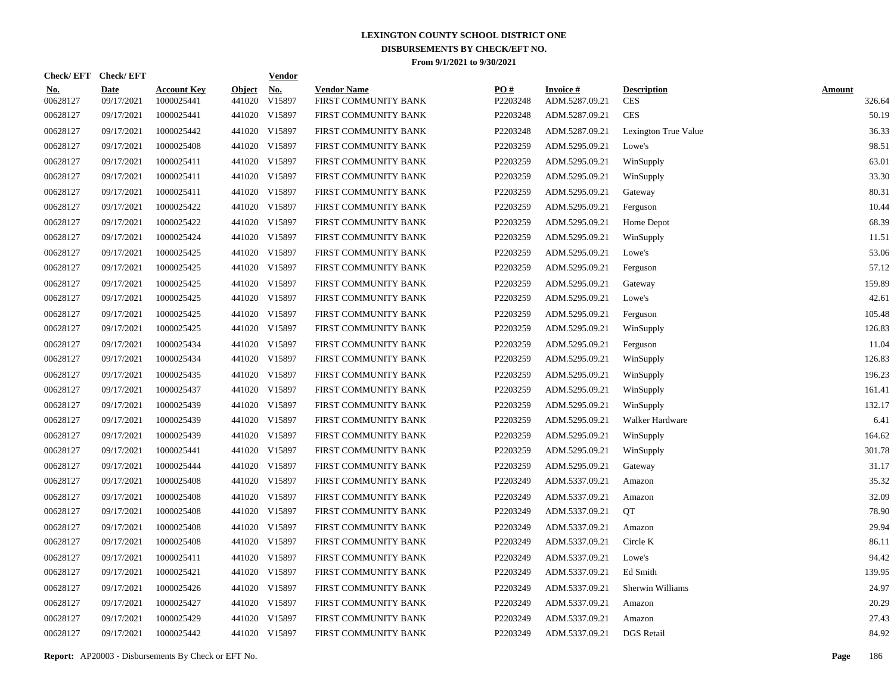# LEXINGTON COUNTY SCHOOL DISTRICT ONE
## DISBURSEMENTS BY CHECK/EFT NO.
### From 9/1/2021 to 9/30/2021

| Check/ EFT No. | Check/ EFT Date | Account Key | Object | Vendor No. | Vendor Name | PO # | Invoice # | Description | Amount |
|---|---|---|---|---|---|---|---|---|---|
| 00628127 | 09/17/2021 | 1000025441 | 441020 | V15897 | FIRST COMMUNITY BANK | P2203248 | ADM.5287.09.21 | CES | 326.64 |
| 00628127 | 09/17/2021 | 1000025441 | 441020 | V15897 | FIRST COMMUNITY BANK | P2203248 | ADM.5287.09.21 | CES | 50.19 |
| 00628127 | 09/17/2021 | 1000025442 | 441020 | V15897 | FIRST COMMUNITY BANK | P2203248 | ADM.5287.09.21 | Lexington True Value | 36.33 |
| 00628127 | 09/17/2021 | 1000025408 | 441020 | V15897 | FIRST COMMUNITY BANK | P2203259 | ADM.5295.09.21 | Lowe's | 98.51 |
| 00628127 | 09/17/2021 | 1000025411 | 441020 | V15897 | FIRST COMMUNITY BANK | P2203259 | ADM.5295.09.21 | WinSupply | 63.01 |
| 00628127 | 09/17/2021 | 1000025411 | 441020 | V15897 | FIRST COMMUNITY BANK | P2203259 | ADM.5295.09.21 | WinSupply | 33.30 |
| 00628127 | 09/17/2021 | 1000025411 | 441020 | V15897 | FIRST COMMUNITY BANK | P2203259 | ADM.5295.09.21 | Gateway | 80.31 |
| 00628127 | 09/17/2021 | 1000025422 | 441020 | V15897 | FIRST COMMUNITY BANK | P2203259 | ADM.5295.09.21 | Ferguson | 10.44 |
| 00628127 | 09/17/2021 | 1000025422 | 441020 | V15897 | FIRST COMMUNITY BANK | P2203259 | ADM.5295.09.21 | Home Depot | 68.39 |
| 00628127 | 09/17/2021 | 1000025424 | 441020 | V15897 | FIRST COMMUNITY BANK | P2203259 | ADM.5295.09.21 | WinSupply | 11.51 |
| 00628127 | 09/17/2021 | 1000025425 | 441020 | V15897 | FIRST COMMUNITY BANK | P2203259 | ADM.5295.09.21 | Lowe's | 53.06 |
| 00628127 | 09/17/2021 | 1000025425 | 441020 | V15897 | FIRST COMMUNITY BANK | P2203259 | ADM.5295.09.21 | Ferguson | 57.12 |
| 00628127 | 09/17/2021 | 1000025425 | 441020 | V15897 | FIRST COMMUNITY BANK | P2203259 | ADM.5295.09.21 | Gateway | 159.89 |
| 00628127 | 09/17/2021 | 1000025425 | 441020 | V15897 | FIRST COMMUNITY BANK | P2203259 | ADM.5295.09.21 | Lowe's | 42.61 |
| 00628127 | 09/17/2021 | 1000025425 | 441020 | V15897 | FIRST COMMUNITY BANK | P2203259 | ADM.5295.09.21 | Ferguson | 105.48 |
| 00628127 | 09/17/2021 | 1000025425 | 441020 | V15897 | FIRST COMMUNITY BANK | P2203259 | ADM.5295.09.21 | WinSupply | 126.83 |
| 00628127 | 09/17/2021 | 1000025434 | 441020 | V15897 | FIRST COMMUNITY BANK | P2203259 | ADM.5295.09.21 | Ferguson | 11.04 |
| 00628127 | 09/17/2021 | 1000025434 | 441020 | V15897 | FIRST COMMUNITY BANK | P2203259 | ADM.5295.09.21 | WinSupply | 126.83 |
| 00628127 | 09/17/2021 | 1000025435 | 441020 | V15897 | FIRST COMMUNITY BANK | P2203259 | ADM.5295.09.21 | WinSupply | 196.23 |
| 00628127 | 09/17/2021 | 1000025437 | 441020 | V15897 | FIRST COMMUNITY BANK | P2203259 | ADM.5295.09.21 | WinSupply | 161.41 |
| 00628127 | 09/17/2021 | 1000025439 | 441020 | V15897 | FIRST COMMUNITY BANK | P2203259 | ADM.5295.09.21 | WinSupply | 132.17 |
| 00628127 | 09/17/2021 | 1000025439 | 441020 | V15897 | FIRST COMMUNITY BANK | P2203259 | ADM.5295.09.21 | Walker Hardware | 6.41 |
| 00628127 | 09/17/2021 | 1000025439 | 441020 | V15897 | FIRST COMMUNITY BANK | P2203259 | ADM.5295.09.21 | WinSupply | 164.62 |
| 00628127 | 09/17/2021 | 1000025441 | 441020 | V15897 | FIRST COMMUNITY BANK | P2203259 | ADM.5295.09.21 | WinSupply | 301.78 |
| 00628127 | 09/17/2021 | 1000025444 | 441020 | V15897 | FIRST COMMUNITY BANK | P2203259 | ADM.5295.09.21 | Gateway | 31.17 |
| 00628127 | 09/17/2021 | 1000025408 | 441020 | V15897 | FIRST COMMUNITY BANK | P2203249 | ADM.5337.09.21 | Amazon | 35.32 |
| 00628127 | 09/17/2021 | 1000025408 | 441020 | V15897 | FIRST COMMUNITY BANK | P2203249 | ADM.5337.09.21 | Amazon | 32.09 |
| 00628127 | 09/17/2021 | 1000025408 | 441020 | V15897 | FIRST COMMUNITY BANK | P2203249 | ADM.5337.09.21 | QT | 78.90 |
| 00628127 | 09/17/2021 | 1000025408 | 441020 | V15897 | FIRST COMMUNITY BANK | P2203249 | ADM.5337.09.21 | Amazon | 29.94 |
| 00628127 | 09/17/2021 | 1000025408 | 441020 | V15897 | FIRST COMMUNITY BANK | P2203249 | ADM.5337.09.21 | Circle K | 86.11 |
| 00628127 | 09/17/2021 | 1000025411 | 441020 | V15897 | FIRST COMMUNITY BANK | P2203249 | ADM.5337.09.21 | Lowe's | 94.42 |
| 00628127 | 09/17/2021 | 1000025421 | 441020 | V15897 | FIRST COMMUNITY BANK | P2203249 | ADM.5337.09.21 | Ed Smith | 139.95 |
| 00628127 | 09/17/2021 | 1000025426 | 441020 | V15897 | FIRST COMMUNITY BANK | P2203249 | ADM.5337.09.21 | Sherwin Williams | 24.97 |
| 00628127 | 09/17/2021 | 1000025427 | 441020 | V15897 | FIRST COMMUNITY BANK | P2203249 | ADM.5337.09.21 | Amazon | 20.29 |
| 00628127 | 09/17/2021 | 1000025429 | 441020 | V15897 | FIRST COMMUNITY BANK | P2203249 | ADM.5337.09.21 | Amazon | 27.43 |
| 00628127 | 09/17/2021 | 1000025442 | 441020 | V15897 | FIRST COMMUNITY BANK | P2203249 | ADM.5337.09.21 | DGS Retail | 84.92 |

**Report:** AP20003 - Disbursements By Check or EFT No.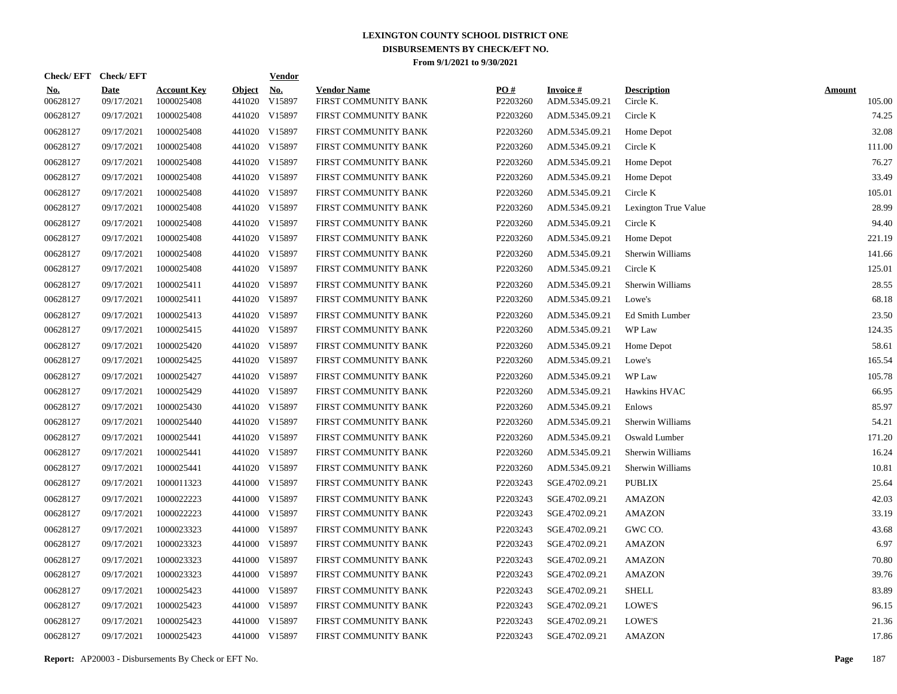# LEXINGTON COUNTY SCHOOL DISTRICT ONE
## DISBURSEMENTS BY CHECK/EFT NO.
### From 9/1/2021 to 9/30/2021

| Check/ EFT No. | Check/ EFT Date | Account Key | Object | Vendor No. | Vendor Name | PO # | Invoice # | Description | Amount |
|---|---|---|---|---|---|---|---|---|---|
| 00628127 | 09/17/2021 | 1000025408 | 441020 | V15897 | FIRST COMMUNITY BANK | P2203260 | ADM.5345.09.21 | Circle K. | 105.00 |
| 00628127 | 09/17/2021 | 1000025408 | 441020 | V15897 | FIRST COMMUNITY BANK | P2203260 | ADM.5345.09.21 | Circle K | 74.25 |
| 00628127 | 09/17/2021 | 1000025408 | 441020 | V15897 | FIRST COMMUNITY BANK | P2203260 | ADM.5345.09.21 | Home Depot | 32.08 |
| 00628127 | 09/17/2021 | 1000025408 | 441020 | V15897 | FIRST COMMUNITY BANK | P2203260 | ADM.5345.09.21 | Circle K | 111.00 |
| 00628127 | 09/17/2021 | 1000025408 | 441020 | V15897 | FIRST COMMUNITY BANK | P2203260 | ADM.5345.09.21 | Home Depot | 76.27 |
| 00628127 | 09/17/2021 | 1000025408 | 441020 | V15897 | FIRST COMMUNITY BANK | P2203260 | ADM.5345.09.21 | Home Depot | 33.49 |
| 00628127 | 09/17/2021 | 1000025408 | 441020 | V15897 | FIRST COMMUNITY BANK | P2203260 | ADM.5345.09.21 | Circle K | 105.01 |
| 00628127 | 09/17/2021 | 1000025408 | 441020 | V15897 | FIRST COMMUNITY BANK | P2203260 | ADM.5345.09.21 | Lexington True Value | 28.99 |
| 00628127 | 09/17/2021 | 1000025408 | 441020 | V15897 | FIRST COMMUNITY BANK | P2203260 | ADM.5345.09.21 | Circle K | 94.40 |
| 00628127 | 09/17/2021 | 1000025408 | 441020 | V15897 | FIRST COMMUNITY BANK | P2203260 | ADM.5345.09.21 | Home Depot | 221.19 |
| 00628127 | 09/17/2021 | 1000025408 | 441020 | V15897 | FIRST COMMUNITY BANK | P2203260 | ADM.5345.09.21 | Sherwin Williams | 141.66 |
| 00628127 | 09/17/2021 | 1000025408 | 441020 | V15897 | FIRST COMMUNITY BANK | P2203260 | ADM.5345.09.21 | Circle K | 125.01 |
| 00628127 | 09/17/2021 | 1000025411 | 441020 | V15897 | FIRST COMMUNITY BANK | P2203260 | ADM.5345.09.21 | Sherwin Williams | 28.55 |
| 00628127 | 09/17/2021 | 1000025411 | 441020 | V15897 | FIRST COMMUNITY BANK | P2203260 | ADM.5345.09.21 | Lowe's | 68.18 |
| 00628127 | 09/17/2021 | 1000025413 | 441020 | V15897 | FIRST COMMUNITY BANK | P2203260 | ADM.5345.09.21 | Ed Smith Lumber | 23.50 |
| 00628127 | 09/17/2021 | 1000025415 | 441020 | V15897 | FIRST COMMUNITY BANK | P2203260 | ADM.5345.09.21 | WP Law | 124.35 |
| 00628127 | 09/17/2021 | 1000025420 | 441020 | V15897 | FIRST COMMUNITY BANK | P2203260 | ADM.5345.09.21 | Home Depot | 58.61 |
| 00628127 | 09/17/2021 | 1000025425 | 441020 | V15897 | FIRST COMMUNITY BANK | P2203260 | ADM.5345.09.21 | Lowe's | 165.54 |
| 00628127 | 09/17/2021 | 1000025427 | 441020 | V15897 | FIRST COMMUNITY BANK | P2203260 | ADM.5345.09.21 | WP Law | 105.78 |
| 00628127 | 09/17/2021 | 1000025429 | 441020 | V15897 | FIRST COMMUNITY BANK | P2203260 | ADM.5345.09.21 | Hawkins HVAC | 66.95 |
| 00628127 | 09/17/2021 | 1000025430 | 441020 | V15897 | FIRST COMMUNITY BANK | P2203260 | ADM.5345.09.21 | Enlows | 85.97 |
| 00628127 | 09/17/2021 | 1000025440 | 441020 | V15897 | FIRST COMMUNITY BANK | P2203260 | ADM.5345.09.21 | Sherwin Williams | 54.21 |
| 00628127 | 09/17/2021 | 1000025441 | 441020 | V15897 | FIRST COMMUNITY BANK | P2203260 | ADM.5345.09.21 | Oswald Lumber | 171.20 |
| 00628127 | 09/17/2021 | 1000025441 | 441020 | V15897 | FIRST COMMUNITY BANK | P2203260 | ADM.5345.09.21 | Sherwin Williams | 16.24 |
| 00628127 | 09/17/2021 | 1000025441 | 441020 | V15897 | FIRST COMMUNITY BANK | P2203260 | ADM.5345.09.21 | Sherwin Williams | 10.81 |
| 00628127 | 09/17/2021 | 1000011323 | 441000 | V15897 | FIRST COMMUNITY BANK | P2203243 | SGE.4702.09.21 | PUBLIX | 25.64 |
| 00628127 | 09/17/2021 | 1000022223 | 441000 | V15897 | FIRST COMMUNITY BANK | P2203243 | SGE.4702.09.21 | AMAZON | 42.03 |
| 00628127 | 09/17/2021 | 1000022223 | 441000 | V15897 | FIRST COMMUNITY BANK | P2203243 | SGE.4702.09.21 | AMAZON | 33.19 |
| 00628127 | 09/17/2021 | 1000023323 | 441000 | V15897 | FIRST COMMUNITY BANK | P2203243 | SGE.4702.09.21 | GWC CO. | 43.68 |
| 00628127 | 09/17/2021 | 1000023323 | 441000 | V15897 | FIRST COMMUNITY BANK | P2203243 | SGE.4702.09.21 | AMAZON | 6.97 |
| 00628127 | 09/17/2021 | 1000023323 | 441000 | V15897 | FIRST COMMUNITY BANK | P2203243 | SGE.4702.09.21 | AMAZON | 70.80 |
| 00628127 | 09/17/2021 | 1000023323 | 441000 | V15897 | FIRST COMMUNITY BANK | P2203243 | SGE.4702.09.21 | AMAZON | 39.76 |
| 00628127 | 09/17/2021 | 1000025423 | 441000 | V15897 | FIRST COMMUNITY BANK | P2203243 | SGE.4702.09.21 | SHELL | 83.89 |
| 00628127 | 09/17/2021 | 1000025423 | 441000 | V15897 | FIRST COMMUNITY BANK | P2203243 | SGE.4702.09.21 | LOWE'S | 96.15 |
| 00628127 | 09/17/2021 | 1000025423 | 441000 | V15897 | FIRST COMMUNITY BANK | P2203243 | SGE.4702.09.21 | LOWE'S | 21.36 |
| 00628127 | 09/17/2021 | 1000025423 | 441000 | V15897 | FIRST COMMUNITY BANK | P2203243 | SGE.4702.09.21 | AMAZON | 17.86 |

**Report:** AP20003 - Disbursements By Check or EFT No.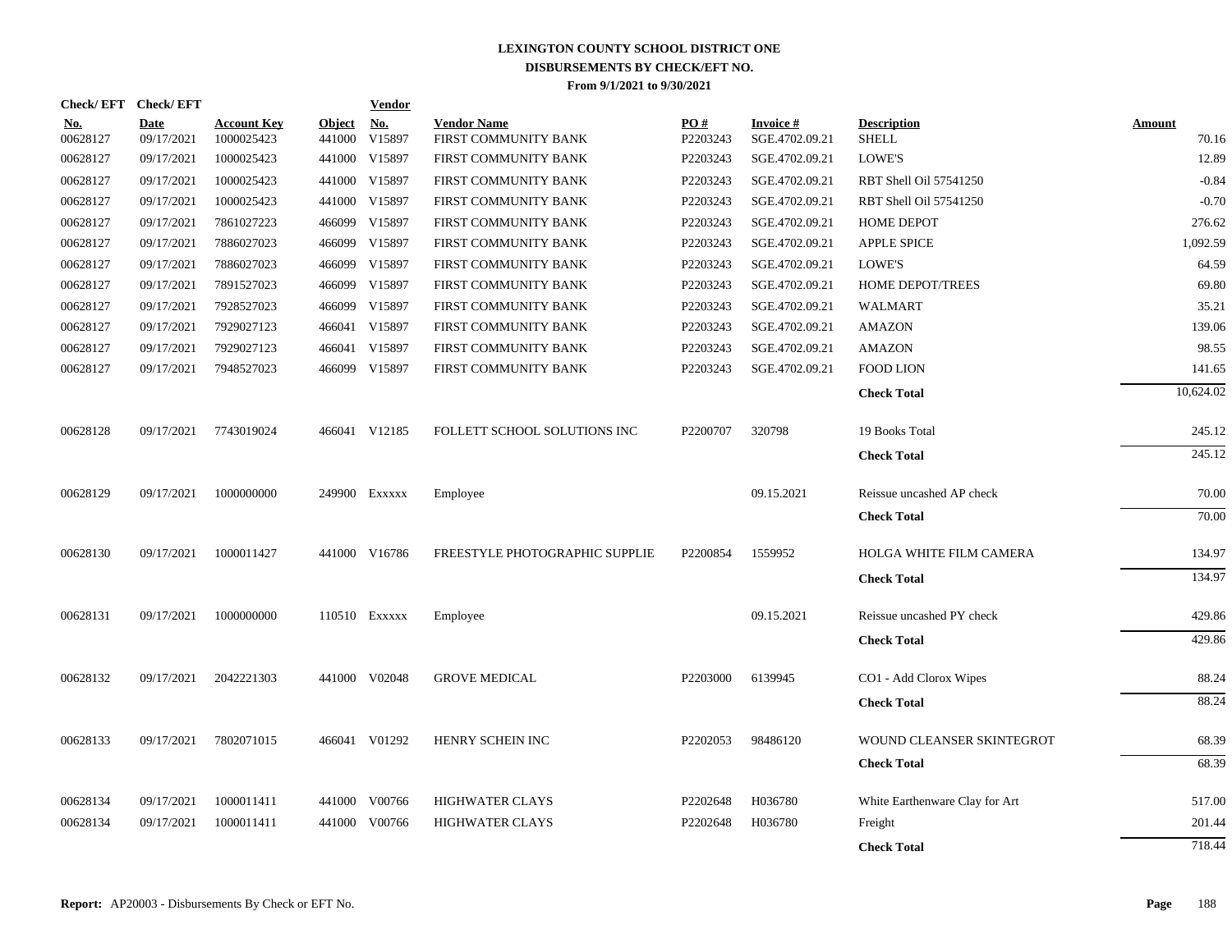# LEXINGTON COUNTY SCHOOL DISTRICT ONE
## DISBURSEMENTS BY CHECK/EFT NO.
### From 9/1/2021 to 9/30/2021

| Check/ EFT No. | Check/ EFT Date | Account Key | Object | Vendor No. | Vendor Name | PO # | Invoice # | Description | Amount |
|---|---|---|---|---|---|---|---|---|---|
| 00628127 | 09/17/2021 | 1000025423 | 441000 | V15897 | FIRST COMMUNITY BANK | P2203243 | SGE.4702.09.21 | SHELL | 70.16 |
| 00628127 | 09/17/2021 | 1000025423 | 441000 | V15897 | FIRST COMMUNITY BANK | P2203243 | SGE.4702.09.21 | LOWE'S | 12.89 |
| 00628127 | 09/17/2021 | 1000025423 | 441000 | V15897 | FIRST COMMUNITY BANK | P2203243 | SGE.4702.09.21 | RBT Shell Oil 57541250 | -0.84 |
| 00628127 | 09/17/2021 | 1000025423 | 441000 | V15897 | FIRST COMMUNITY BANK | P2203243 | SGE.4702.09.21 | RBT Shell Oil 57541250 | -0.70 |
| 00628127 | 09/17/2021 | 7861027223 | 466099 | V15897 | FIRST COMMUNITY BANK | P2203243 | SGE.4702.09.21 | HOME DEPOT | 276.62 |
| 00628127 | 09/17/2021 | 7886027023 | 466099 | V15897 | FIRST COMMUNITY BANK | P2203243 | SGE.4702.09.21 | APPLE SPICE | 1,092.59 |
| 00628127 | 09/17/2021 | 7886027023 | 466099 | V15897 | FIRST COMMUNITY BANK | P2203243 | SGE.4702.09.21 | LOWE'S | 64.59 |
| 00628127 | 09/17/2021 | 7891527023 | 466099 | V15897 | FIRST COMMUNITY BANK | P2203243 | SGE.4702.09.21 | HOME DEPOT/TREES | 69.80 |
| 00628127 | 09/17/2021 | 7928527023 | 466099 | V15897 | FIRST COMMUNITY BANK | P2203243 | SGE.4702.09.21 | WALMART | 35.21 |
| 00628127 | 09/17/2021 | 7929027123 | 466041 | V15897 | FIRST COMMUNITY BANK | P2203243 | SGE.4702.09.21 | AMAZON | 139.06 |
| 00628127 | 09/17/2021 | 7929027123 | 466041 | V15897 | FIRST COMMUNITY BANK | P2203243 | SGE.4702.09.21 | AMAZON | 98.55 |
| 00628127 | 09/17/2021 | 7948527023 | 466099 | V15897 | FIRST COMMUNITY BANK | P2203243 | SGE.4702.09.21 | FOOD LION | 141.65 |
| | | | | | | | | **Check Total** | 10,624.02 |
| 00628128 | 09/17/2021 | 7743019024 | 466041 | V12185 | FOLLETT SCHOOL SOLUTIONS INC | P2200707 | 320798 | 19 Books Total | 245.12 |
| | | | | | | | | **Check Total** | 245.12 |
| 00628129 | 09/17/2021 | 1000000000 | 249900 | Exxxxx | Employee | | 09.15.2021 | Reissue uncashed AP check | 70.00 |
| | | | | | | | | **Check Total** | 70.00 |
| 00628130 | 09/17/2021 | 1000011427 | 441000 | V16786 | FREESTYLE PHOTOGRAPHIC SUPPLIE | P2200854 | 1559952 | HOLGA WHITE FILM CAMERA | 134.97 |
| | | | | | | | | **Check Total** | 134.97 |
| 00628131 | 09/17/2021 | 1000000000 | 110510 | Exxxxx | Employee | | 09.15.2021 | Reissue uncashed PY check | 429.86 |
| | | | | | | | | **Check Total** | 429.86 |
| 00628132 | 09/17/2021 | 2042221303 | 441000 | V02048 | GROVE MEDICAL | P2203000 | 6139945 | CO1 - Add Clorox Wipes | 88.24 |
| | | | | | | | | **Check Total** | 88.24 |
| 00628133 | 09/17/2021 | 7802071015 | 466041 | V01292 | HENRY SCHEIN INC | P2202053 | 98486120 | WOUND CLEANSER SKINTEGROT | 68.39 |
| | | | | | | | | **Check Total** | 68.39 |
| 00628134 | 09/17/2021 | 1000011411 | 441000 | V00766 | HIGHWATER CLAYS | P2202648 | H036780 | White Earthenware Clay for Art | 517.00 |
| 00628134 | 09/17/2021 | 1000011411 | 441000 | V00766 | HIGHWATER CLAYS | P2202648 | H036780 | Freight | 201.44 |
| | | | | | | | | **Check Total** | 718.44 |

**Report:** AP20003 - Disbursements By Check or EFT No.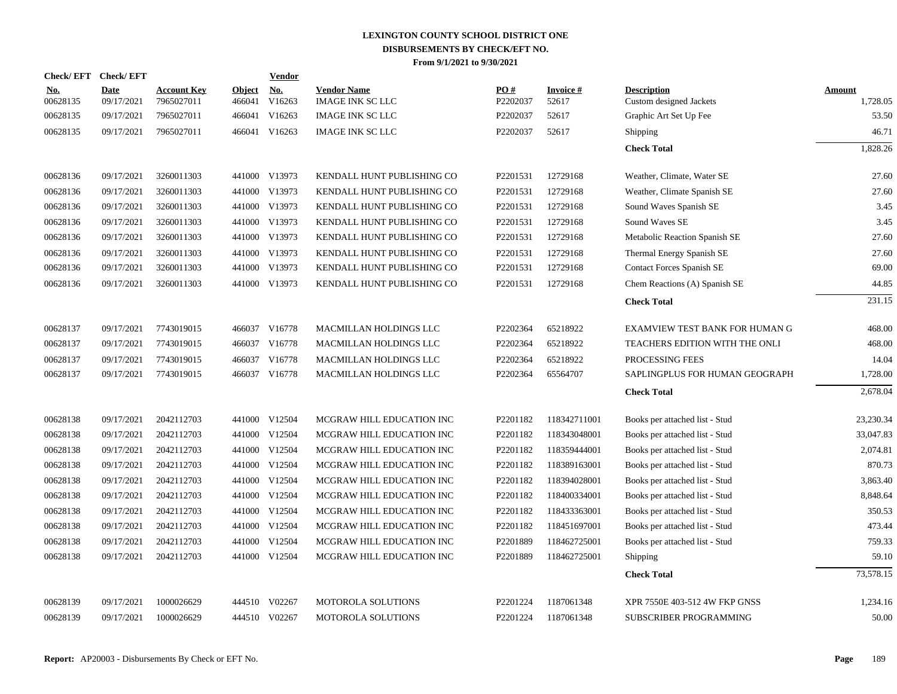# LEXINGTON COUNTY SCHOOL DISTRICT ONE
## DISBURSEMENTS BY CHECK/EFT NO.
### From 9/1/2021 to 9/30/2021

| Check/ EFT No. | Check/ EFT Date | Account Key | Object | Vendor No. | Vendor Name | PO # | Invoice # | Description | Amount |
|---|---|---|---|---|---|---|---|---|---|
| 00628135 | 09/17/2021 | 7965027011 | 466041 | V16263 | IMAGE INK SC LLC | P2202037 | 52617 | Custom designed Jackets | 1,728.05 |
| 00628135 | 09/17/2021 | 7965027011 | 466041 | V16263 | IMAGE INK SC LLC | P2202037 | 52617 | Graphic Art Set Up Fee | 53.50 |
| 00628135 | 09/17/2021 | 7965027011 | 466041 | V16263 | IMAGE INK SC LLC | P2202037 | 52617 | Shipping | 46.71 |
| | | | | | | | | **Check Total** | 1,828.26 |
| 00628136 | 09/17/2021 | 3260011303 | 441000 | V13973 | KENDALL HUNT PUBLISHING CO | P2201531 | 12729168 | Weather, Climate, Water SE | 27.60 |
| 00628136 | 09/17/2021 | 3260011303 | 441000 | V13973 | KENDALL HUNT PUBLISHING CO | P2201531 | 12729168 | Weather, Climate Spanish SE | 27.60 |
| 00628136 | 09/17/2021 | 3260011303 | 441000 | V13973 | KENDALL HUNT PUBLISHING CO | P2201531 | 12729168 | Sound Waves Spanish SE | 3.45 |
| 00628136 | 09/17/2021 | 3260011303 | 441000 | V13973 | KENDALL HUNT PUBLISHING CO | P2201531 | 12729168 | Sound Waves SE | 3.45 |
| 00628136 | 09/17/2021 | 3260011303 | 441000 | V13973 | KENDALL HUNT PUBLISHING CO | P2201531 | 12729168 | Metabolic Reaction Spanish SE | 27.60 |
| 00628136 | 09/17/2021 | 3260011303 | 441000 | V13973 | KENDALL HUNT PUBLISHING CO | P2201531 | 12729168 | Thermal Energy Spanish SE | 27.60 |
| 00628136 | 09/17/2021 | 3260011303 | 441000 | V13973 | KENDALL HUNT PUBLISHING CO | P2201531 | 12729168 | Contact Forces Spanish SE | 69.00 |
| 00628136 | 09/17/2021 | 3260011303 | 441000 | V13973 | KENDALL HUNT PUBLISHING CO | P2201531 | 12729168 | Chem Reactions (A) Spanish SE | 44.85 |
| | | | | | | | | **Check Total** | 231.15 |
| 00628137 | 09/17/2021 | 7743019015 | 466037 | V16778 | MACMILLAN HOLDINGS LLC | P2202364 | 65218922 | EXAMVIEW TEST BANK FOR HUMAN G | 468.00 |
| 00628137 | 09/17/2021 | 7743019015 | 466037 | V16778 | MACMILLAN HOLDINGS LLC | P2202364 | 65218922 | TEACHERS EDITION WITH THE ONLI | 468.00 |
| 00628137 | 09/17/2021 | 7743019015 | 466037 | V16778 | MACMILLAN HOLDINGS LLC | P2202364 | 65218922 | PROCESSING FEES | 14.04 |
| 00628137 | 09/17/2021 | 7743019015 | 466037 | V16778 | MACMILLAN HOLDINGS LLC | P2202364 | 65564707 | SAPLINGPLUS FOR HUMAN GEOGRAPH | 1,728.00 |
| | | | | | | | | **Check Total** | 2,678.04 |
| 00628138 | 09/17/2021 | 2042112703 | 441000 | V12504 | MCGRAW HILL EDUCATION INC | P2201182 | 118342711001 | Books per attached list - Stud | 23,230.34 |
| 00628138 | 09/17/2021 | 2042112703 | 441000 | V12504 | MCGRAW HILL EDUCATION INC | P2201182 | 118343048001 | Books per attached list - Stud | 33,047.83 |
| 00628138 | 09/17/2021 | 2042112703 | 441000 | V12504 | MCGRAW HILL EDUCATION INC | P2201182 | 118359444001 | Books per attached list - Stud | 2,074.81 |
| 00628138 | 09/17/2021 | 2042112703 | 441000 | V12504 | MCGRAW HILL EDUCATION INC | P2201182 | 118389163001 | Books per attached list - Stud | 870.73 |
| 00628138 | 09/17/2021 | 2042112703 | 441000 | V12504 | MCGRAW HILL EDUCATION INC | P2201182 | 118394028001 | Books per attached list - Stud | 3,863.40 |
| 00628138 | 09/17/2021 | 2042112703 | 441000 | V12504 | MCGRAW HILL EDUCATION INC | P2201182 | 118400334001 | Books per attached list - Stud | 8,848.64 |
| 00628138 | 09/17/2021 | 2042112703 | 441000 | V12504 | MCGRAW HILL EDUCATION INC | P2201182 | 118433363001 | Books per attached list - Stud | 350.53 |
| 00628138 | 09/17/2021 | 2042112703 | 441000 | V12504 | MCGRAW HILL EDUCATION INC | P2201182 | 118451697001 | Books per attached list - Stud | 473.44 |
| 00628138 | 09/17/2021 | 2042112703 | 441000 | V12504 | MCGRAW HILL EDUCATION INC | P2201889 | 118462725001 | Books per attached list - Stud | 759.33 |
| 00628138 | 09/17/2021 | 2042112703 | 441000 | V12504 | MCGRAW HILL EDUCATION INC | P2201889 | 118462725001 | Shipping | 59.10 |
| | | | | | | | | **Check Total** | 73,578.15 |
| 00628139 | 09/17/2021 | 1000026629 | 444510 | V02267 | MOTOROLA SOLUTIONS | P2201224 | 1187061348 | XPR 7550E 403-512 4W FKP GNSS | 1,234.16 |
| 00628139 | 09/17/2021 | 1000026629 | 444510 | V02267 | MOTOROLA SOLUTIONS | P2201224 | 1187061348 | SUBSCRIBER PROGRAMMING | 50.00 |

**Report:** AP20003 - Disbursements By Check or EFT No.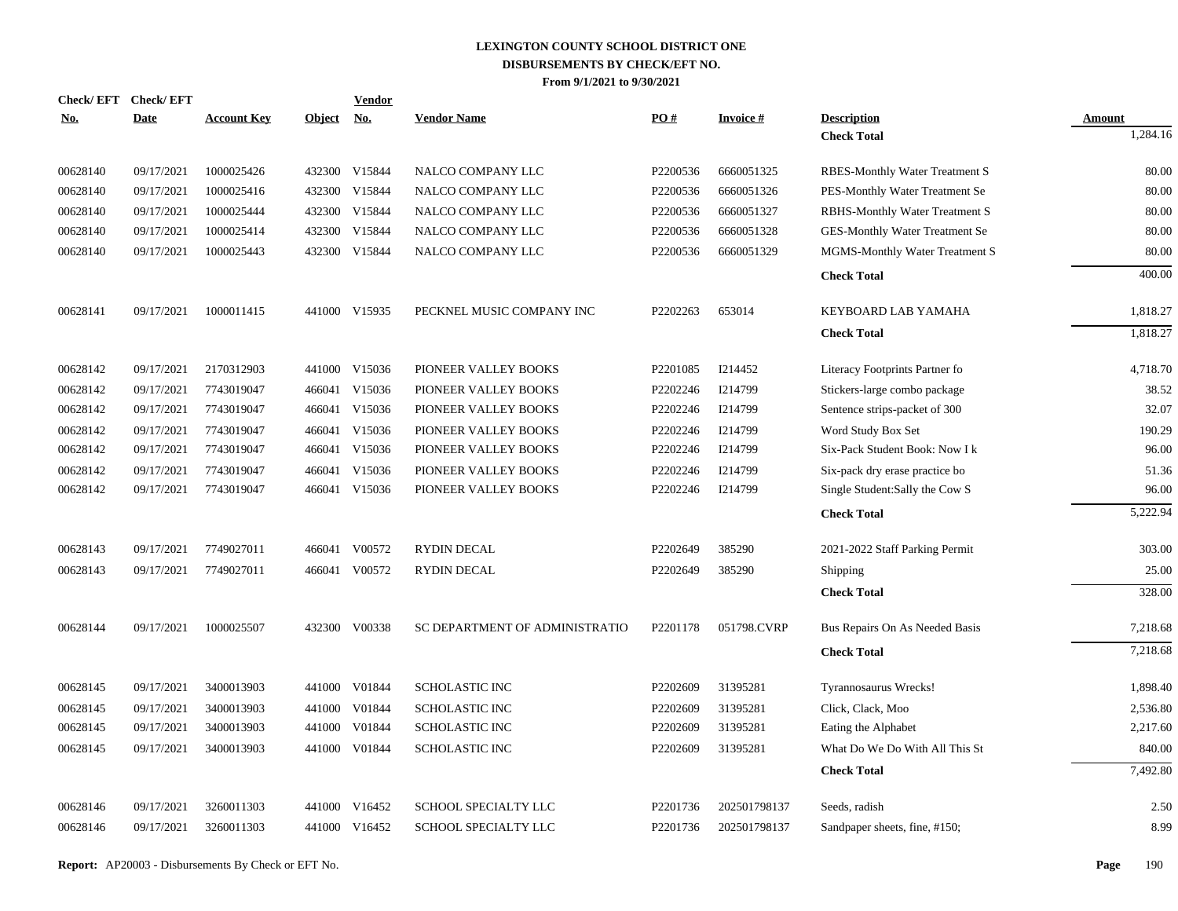# LEXINGTON COUNTY SCHOOL DISTRICT ONE
## DISBURSEMENTS BY CHECK/EFT NO.
### From 9/1/2021 to 9/30/2021

| Check/ EFT No. | Check/ EFT Date | Account Key | Object | Vendor No. | Vendor Name | PO # | Invoice # | Description | Amount |
|---|---|---|---|---|---|---|---|---|---|
| | | | | | | | | **Check Total** | 1,284.16 |
| 00628140 | 09/17/2021 | 1000025426 | 432300 | V15844 | NALCO COMPANY LLC | P2200536 | 6660051325 | RBES-Monthly Water Treatment S | 80.00 |
| 00628140 | 09/17/2021 | 1000025416 | 432300 | V15844 | NALCO COMPANY LLC | P2200536 | 6660051326 | PES-Monthly Water Treatment Se | 80.00 |
| 00628140 | 09/17/2021 | 1000025444 | 432300 | V15844 | NALCO COMPANY LLC | P2200536 | 6660051327 | RBHS-Monthly Water Treatment S | 80.00 |
| 00628140 | 09/17/2021 | 1000025414 | 432300 | V15844 | NALCO COMPANY LLC | P2200536 | 6660051328 | GES-Monthly Water Treatment Se | 80.00 |
| 00628140 | 09/17/2021 | 1000025443 | 432300 | V15844 | NALCO COMPANY LLC | P2200536 | 6660051329 | MGMS-Monthly Water Treatment S | 80.00 |
| | | | | | | | | **Check Total** | 400.00 |
| 00628141 | 09/17/2021 | 1000011415 | 441000 | V15935 | PECKNEL MUSIC COMPANY INC | P2202263 | 653014 | KEYBOARD LAB YAMAHA | 1,818.27 |
| | | | | | | | | **Check Total** | 1,818.27 |
| 00628142 | 09/17/2021 | 2170312903 | 441000 | V15036 | PIONEER VALLEY BOOKS | P2201085 | I214452 | Literacy Footprints Partner fo | 4,718.70 |
| 00628142 | 09/17/2021 | 7743019047 | 466041 | V15036 | PIONEER VALLEY BOOKS | P2202246 | I214799 | Stickers-large combo package | 38.52 |
| 00628142 | 09/17/2021 | 7743019047 | 466041 | V15036 | PIONEER VALLEY BOOKS | P2202246 | I214799 | Sentence strips-packet of 300 | 32.07 |
| 00628142 | 09/17/2021 | 7743019047 | 466041 | V15036 | PIONEER VALLEY BOOKS | P2202246 | I214799 | Word Study Box Set | 190.29 |
| 00628142 | 09/17/2021 | 7743019047 | 466041 | V15036 | PIONEER VALLEY BOOKS | P2202246 | I214799 | Six-Pack Student Book: Now I k | 96.00 |
| 00628142 | 09/17/2021 | 7743019047 | 466041 | V15036 | PIONEER VALLEY BOOKS | P2202246 | I214799 | Six-pack dry erase practice bo | 51.36 |
| 00628142 | 09/17/2021 | 7743019047 | 466041 | V15036 | PIONEER VALLEY BOOKS | P2202246 | I214799 | Single Student:Sally the Cow S | 96.00 |
| | | | | | | | | **Check Total** | 5,222.94 |
| 00628143 | 09/17/2021 | 7749027011 | 466041 | V00572 | RYDIN DECAL | P2202649 | 385290 | 2021-2022 Staff Parking Permit | 303.00 |
| 00628143 | 09/17/2021 | 7749027011 | 466041 | V00572 | RYDIN DECAL | P2202649 | 385290 | Shipping | 25.00 |
| | | | | | | | | **Check Total** | 328.00 |
| 00628144 | 09/17/2021 | 1000025507 | 432300 | V00338 | SC DEPARTMENT OF ADMINISTRATIO | P2201178 | 051798.CVRP | Bus Repairs On As Needed Basis | 7,218.68 |
| | | | | | | | | **Check Total** | 7,218.68 |
| 00628145 | 09/17/2021 | 3400013903 | 441000 | V01844 | SCHOLASTIC INC | P2202609 | 31395281 | Tyrannosaurus Wrecks! | 1,898.40 |
| 00628145 | 09/17/2021 | 3400013903 | 441000 | V01844 | SCHOLASTIC INC | P2202609 | 31395281 | Click, Clack, Moo | 2,536.80 |
| 00628145 | 09/17/2021 | 3400013903 | 441000 | V01844 | SCHOLASTIC INC | P2202609 | 31395281 | Eating the Alphabet | 2,217.60 |
| 00628145 | 09/17/2021 | 3400013903 | 441000 | V01844 | SCHOLASTIC INC | P2202609 | 31395281 | What Do We Do With All This St | 840.00 |
| | | | | | | | | **Check Total** | 7,492.80 |
| 00628146 | 09/17/2021 | 3260011303 | 441000 | V16452 | SCHOOL SPECIALTY LLC | P2201736 | 202501798137 | Seeds, radish | 2.50 |
| 00628146 | 09/17/2021 | 3260011303 | 441000 | V16452 | SCHOOL SPECIALTY LLC | P2201736 | 202501798137 | Sandpaper sheets, fine, #150; | 8.99 |

**Report:** AP20003 - Disbursements By Check or EFT No.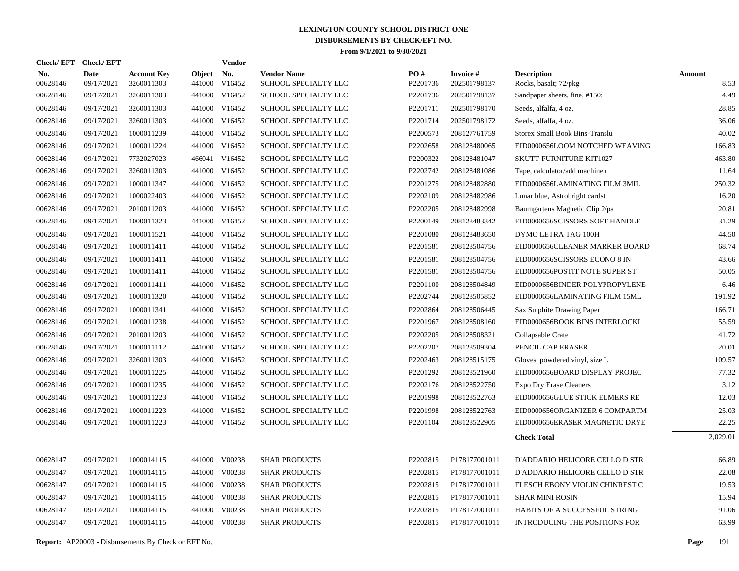# LEXINGTON COUNTY SCHOOL DISTRICT ONE

## DISBURSEMENTS BY CHECK/EFT NO.

### From 9/1/2021 to 9/30/2021

| Check/ EFT No. | Check/ EFT Date | Account Key | Object | Vendor No. | Vendor Name | PO # | Invoice # | Description | Amount |
|---|---|---|---|---|---|---|---|---|---|
| 00628146 | 09/17/2021 | 3260011303 | 441000 | V16452 | SCHOOL SPECIALTY LLC | P2201736 | 202501798137 | Rocks, basalt; 72/pkg | 8.53 |
| 00628146 | 09/17/2021 | 3260011303 | 441000 | V16452 | SCHOOL SPECIALTY LLC | P2201736 | 202501798137 | Sandpaper sheets, fine, #150; | 4.49 |
| 00628146 | 09/17/2021 | 3260011303 | 441000 | V16452 | SCHOOL SPECIALTY LLC | P2201711 | 202501798170 | Seeds, alfalfa, 4 oz. | 28.85 |
| 00628146 | 09/17/2021 | 3260011303 | 441000 | V16452 | SCHOOL SPECIALTY LLC | P2201714 | 202501798172 | Seeds, alfalfa, 4 oz. | 36.06 |
| 00628146 | 09/17/2021 | 1000011239 | 441000 | V16452 | SCHOOL SPECIALTY LLC | P2200573 | 208127761759 | Storex Small Book Bins-Translu | 40.02 |
| 00628146 | 09/17/2021 | 1000011224 | 441000 | V16452 | SCHOOL SPECIALTY LLC | P2202658 | 208128480065 | EID0000656LOOM NOTCHED WEAVING | 166.83 |
| 00628146 | 09/17/2021 | 7732027023 | 466041 | V16452 | SCHOOL SPECIALTY LLC | P2200322 | 208128481047 | SKUTT-FURNITURE KIT1027 | 463.80 |
| 00628146 | 09/17/2021 | 3260011303 | 441000 | V16452 | SCHOOL SPECIALTY LLC | P2202742 | 208128481086 | Tape, calculator/add machine r | 11.64 |
| 00628146 | 09/17/2021 | 1000011347 | 441000 | V16452 | SCHOOL SPECIALTY LLC | P2201275 | 208128482880 | EID0000656LAMINATING FILM 3MIL | 250.32 |
| 00628146 | 09/17/2021 | 1000022403 | 441000 | V16452 | SCHOOL SPECIALTY LLC | P2202109 | 208128482986 | Lunar blue, Astrobright cardst | 16.20 |
| 00628146 | 09/17/2021 | 2010011203 | 441000 | V16452 | SCHOOL SPECIALTY LLC | P2202205 | 208128482998 | Baumgartens Magnetic Clip 2/pa | 20.81 |
| 00628146 | 09/17/2021 | 1000011323 | 441000 | V16452 | SCHOOL SPECIALTY LLC | P2200149 | 208128483342 | EID0000656SCISSORS SOFT HANDLE | 31.29 |
| 00628146 | 09/17/2021 | 1000011521 | 441000 | V16452 | SCHOOL SPECIALTY LLC | P2201080 | 208128483650 | DYMO LETRA TAG 100H | 44.50 |
| 00628146 | 09/17/2021 | 1000011411 | 441000 | V16452 | SCHOOL SPECIALTY LLC | P2201581 | 208128504756 | EID0000656CLEANER MARKER BOARD | 68.74 |
| 00628146 | 09/17/2021 | 1000011411 | 441000 | V16452 | SCHOOL SPECIALTY LLC | P2201581 | 208128504756 | EID0000656SCISSORS ECONO 8 IN | 43.66 |
| 00628146 | 09/17/2021 | 1000011411 | 441000 | V16452 | SCHOOL SPECIALTY LLC | P2201581 | 208128504756 | EID0000656POSTIT NOTE SUPER ST | 50.05 |
| 00628146 | 09/17/2021 | 1000011411 | 441000 | V16452 | SCHOOL SPECIALTY LLC | P2201100 | 208128504849 | EID0000656BINDER POLYPROPYLENE | 6.46 |
| 00628146 | 09/17/2021 | 1000011320 | 441000 | V16452 | SCHOOL SPECIALTY LLC | P2202744 | 208128505852 | EID0000656LAMINATING FILM 15ML | 191.92 |
| 00628146 | 09/17/2021 | 1000011341 | 441000 | V16452 | SCHOOL SPECIALTY LLC | P2202864 | 208128506445 | Sax Sulphite Drawing Paper | 166.71 |
| 00628146 | 09/17/2021 | 1000011238 | 441000 | V16452 | SCHOOL SPECIALTY LLC | P2201967 | 208128508160 | EID0000656BOOK BINS INTERLOCKI | 55.59 |
| 00628146 | 09/17/2021 | 2010011203 | 441000 | V16452 | SCHOOL SPECIALTY LLC | P2202205 | 208128508321 | Collapsable Crate | 41.72 |
| 00628146 | 09/17/2021 | 1000011112 | 441000 | V16452 | SCHOOL SPECIALTY LLC | P2202207 | 208128509304 | PENCIL CAP ERASER | 20.01 |
| 00628146 | 09/17/2021 | 3260011303 | 441000 | V16452 | SCHOOL SPECIALTY LLC | P2202463 | 208128515175 | Gloves, powdered vinyl, size L | 109.57 |
| 00628146 | 09/17/2021 | 1000011225 | 441000 | V16452 | SCHOOL SPECIALTY LLC | P2201292 | 208128521960 | EID0000656BOARD DISPLAY PROJEC | 77.32 |
| 00628146 | 09/17/2021 | 1000011235 | 441000 | V16452 | SCHOOL SPECIALTY LLC | P2202176 | 208128522750 | Expo Dry Erase Cleaners | 3.12 |
| 00628146 | 09/17/2021 | 1000011223 | 441000 | V16452 | SCHOOL SPECIALTY LLC | P2201998 | 208128522763 | EID0000656GLUE STICK ELMERS RE | 12.03 |
| 00628146 | 09/17/2021 | 1000011223 | 441000 | V16452 | SCHOOL SPECIALTY LLC | P2201998 | 208128522763 | EID0000656ORGANIZER 6 COMPARTM | 25.03 |
| 00628146 | 09/17/2021 | 1000011223 | 441000 | V16452 | SCHOOL SPECIALTY LLC | P2201104 | 208128522905 | EID0000656ERASER MAGNETIC DRYE | 22.25 |
| | | | | | | | | **Check Total** | 2,029.01 |
| 00628147 | 09/17/2021 | 1000014115 | 441000 | V00238 | SHAR PRODUCTS | P2202815 | P178177001011 | D'ADDARIO HELICORE CELLO D STR | 66.89 |
| 00628147 | 09/17/2021 | 1000014115 | 441000 | V00238 | SHAR PRODUCTS | P2202815 | P178177001011 | D'ADDARIO HELICORE CELLO D STR | 22.08 |
| 00628147 | 09/17/2021 | 1000014115 | 441000 | V00238 | SHAR PRODUCTS | P2202815 | P178177001011 | FLESCH EBONY VIOLIN CHINREST C | 19.53 |
| 00628147 | 09/17/2021 | 1000014115 | 441000 | V00238 | SHAR PRODUCTS | P2202815 | P178177001011 | SHAR MINI ROSIN | 15.94 |
| 00628147 | 09/17/2021 | 1000014115 | 441000 | V00238 | SHAR PRODUCTS | P2202815 | P178177001011 | HABITS OF A SUCCESSFUL STRING | 91.06 |
| 00628147 | 09/17/2021 | 1000014115 | 441000 | V00238 | SHAR PRODUCTS | P2202815 | P178177001011 | INTRODUCING THE POSITIONS FOR | 63.99 |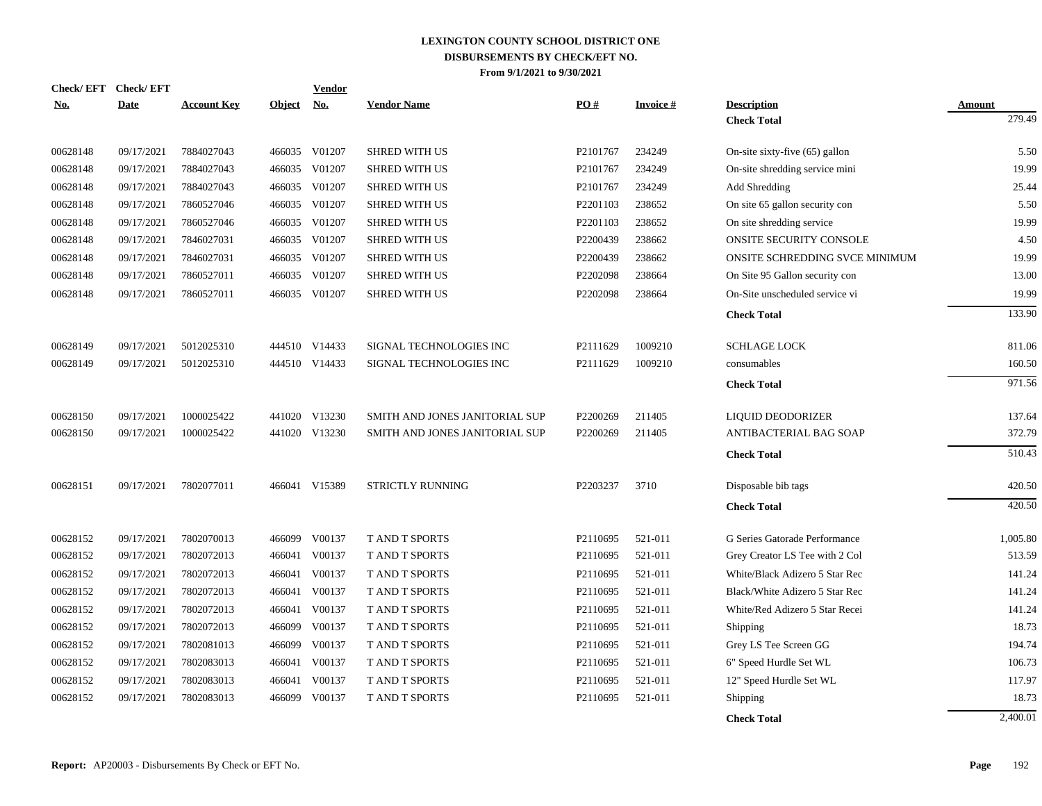# LEXINGTON COUNTY SCHOOL DISTRICT ONE
## DISBURSEMENTS BY CHECK/EFT NO.
### From 9/1/2021 to 9/30/2021

| Check/ EFT No. | Check/ EFT Date | Account Key | Object | Vendor No. | Vendor Name | PO # | Invoice # | Description | Amount |
|---|---|---|---|---|---|---|---|---|---|
| | | | | | | | | **Check Total** | 279.49 |
| 00628148 | 09/17/2021 | 7884027043 | 466035 | V01207 | SHRED WITH US | P2101767 | 234249 | On-site sixty-five (65) gallon | 5.50 |
| 00628148 | 09/17/2021 | 7884027043 | 466035 | V01207 | SHRED WITH US | P2101767 | 234249 | On-site shredding service mini | 19.99 |
| 00628148 | 09/17/2021 | 7884027043 | 466035 | V01207 | SHRED WITH US | P2101767 | 234249 | Add Shredding | 25.44 |
| 00628148 | 09/17/2021 | 7860527046 | 466035 | V01207 | SHRED WITH US | P2201103 | 238652 | On site 65 gallon security con | 5.50 |
| 00628148 | 09/17/2021 | 7860527046 | 466035 | V01207 | SHRED WITH US | P2201103 | 238652 | On site shredding service | 19.99 |
| 00628148 | 09/17/2021 | 7846027031 | 466035 | V01207 | SHRED WITH US | P2200439 | 238662 | ONSITE SECURITY CONSOLE | 4.50 |
| 00628148 | 09/17/2021 | 7846027031 | 466035 | V01207 | SHRED WITH US | P2200439 | 238662 | ONSITE SCHREDDING SVCE MINIMUM | 19.99 |
| 00628148 | 09/17/2021 | 7860527011 | 466035 | V01207 | SHRED WITH US | P2202098 | 238664 | On Site 95 Gallon security con | 13.00 |
| 00628148 | 09/17/2021 | 7860527011 | 466035 | V01207 | SHRED WITH US | P2202098 | 238664 | On-Site unscheduled service vi | 19.99 |
| | | | | | | | | **Check Total** | 133.90 |
| 00628149 | 09/17/2021 | 5012025310 | 444510 | V14433 | SIGNAL TECHNOLOGIES INC | P2111629 | 1009210 | SCHLAGE LOCK | 811.06 |
| 00628149 | 09/17/2021 | 5012025310 | 444510 | V14433 | SIGNAL TECHNOLOGIES INC | P2111629 | 1009210 | consumables | 160.50 |
| | | | | | | | | **Check Total** | 971.56 |
| 00628150 | 09/17/2021 | 1000025422 | 441020 | V13230 | SMITH AND JONES JANITORIAL SUP | P2200269 | 211405 | LIQUID DEODORIZER | 137.64 |
| 00628150 | 09/17/2021 | 1000025422 | 441020 | V13230 | SMITH AND JONES JANITORIAL SUP | P2200269 | 211405 | ANTIBACTERIAL BAG SOAP | 372.79 |
| | | | | | | | | **Check Total** | 510.43 |
| 00628151 | 09/17/2021 | 7802077011 | 466041 | V15389 | STRICTLY RUNNING | P2203237 | 3710 | Disposable bib tags | 420.50 |
| | | | | | | | | **Check Total** | 420.50 |
| 00628152 | 09/17/2021 | 7802070013 | 466099 | V00137 | T AND T SPORTS | P2110695 | 521-011 | G Series Gatorade Performance | 1,005.80 |
| 00628152 | 09/17/2021 | 7802072013 | 466041 | V00137 | T AND T SPORTS | P2110695 | 521-011 | Grey Creator LS Tee with 2 Col | 513.59 |
| 00628152 | 09/17/2021 | 7802072013 | 466041 | V00137 | T AND T SPORTS | P2110695 | 521-011 | White/Black Adizero 5 Star Rec | 141.24 |
| 00628152 | 09/17/2021 | 7802072013 | 466041 | V00137 | T AND T SPORTS | P2110695 | 521-011 | Black/White Adizero 5 Star Rec | 141.24 |
| 00628152 | 09/17/2021 | 7802072013 | 466041 | V00137 | T AND T SPORTS | P2110695 | 521-011 | White/Red Adizero 5 Star Recei | 141.24 |
| 00628152 | 09/17/2021 | 7802072013 | 466099 | V00137 | T AND T SPORTS | P2110695 | 521-011 | Shipping | 18.73 |
| 00628152 | 09/17/2021 | 7802081013 | 466099 | V00137 | T AND T SPORTS | P2110695 | 521-011 | Grey LS Tee Screen GG | 194.74 |
| 00628152 | 09/17/2021 | 7802083013 | 466041 | V00137 | T AND T SPORTS | P2110695 | 521-011 | 6" Speed Hurdle Set WL | 106.73 |
| 00628152 | 09/17/2021 | 7802083013 | 466041 | V00137 | T AND T SPORTS | P2110695 | 521-011 | 12" Speed Hurdle Set WL | 117.97 |
| 00628152 | 09/17/2021 | 7802083013 | 466099 | V00137 | T AND T SPORTS | P2110695 | 521-011 | Shipping | 18.73 |
| | | | | | | | | **Check Total** | 2,400.01 |

**Report:** AP20003 - Disbursements By Check or EFT No.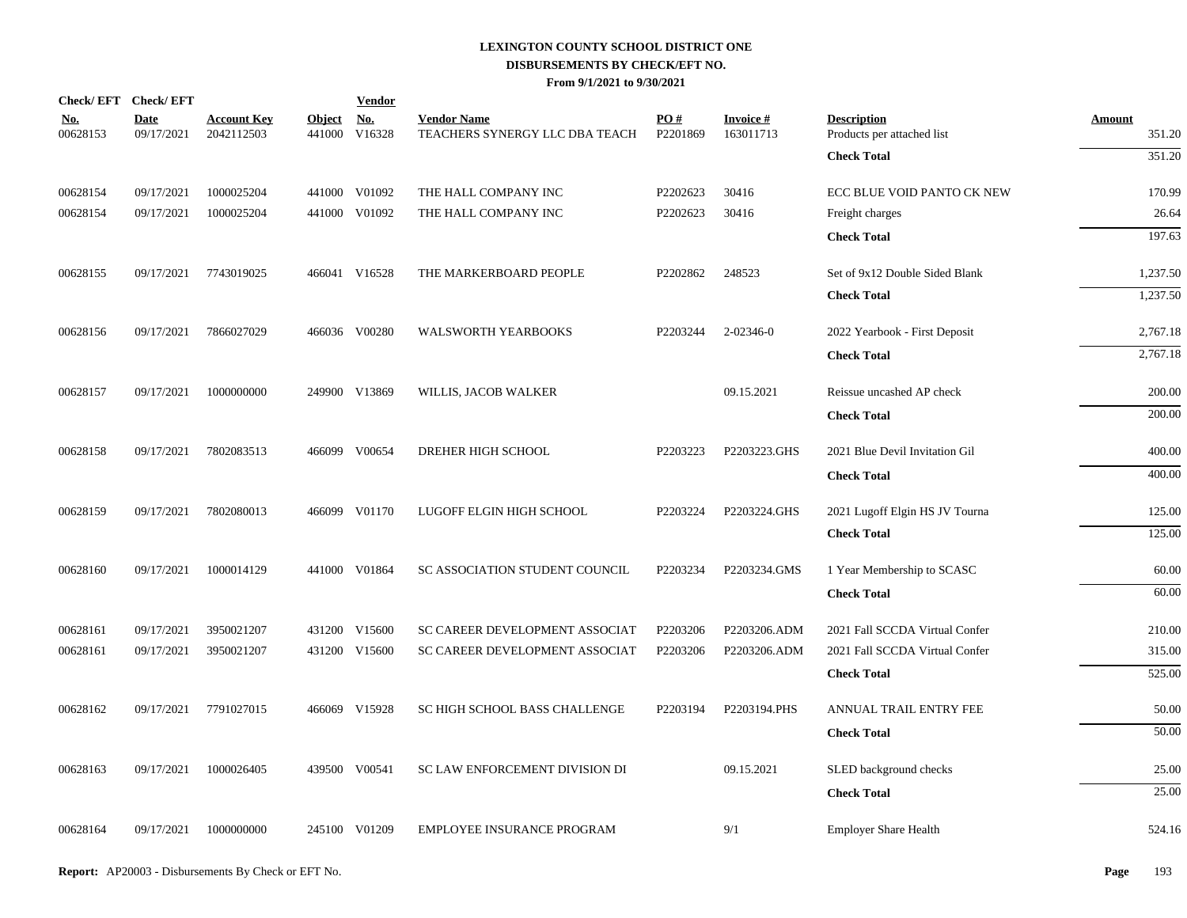# LEXINGTON COUNTY SCHOOL DISTRICT ONE
## DISBURSEMENTS BY CHECK/EFT NO.
### From 9/1/2021 to 9/30/2021

| Check/ EFT No. | Check/ EFT Date | Account Key | Object | Vendor No. | Vendor Name | PO # | Invoice # | Description | Amount |
|---|---|---|---|---|---|---|---|---|---|
| 00628153 | 09/17/2021 | 2042112503 | 441000 | V16328 | TEACHERS SYNERGY LLC DBA TEACH | P2201869 | 163011713 | Products per attached list | 351.20 |
| | | | | | | | | **Check Total** | 351.20 |
| 00628154 | 09/17/2021 | 1000025204 | 441000 | V01092 | THE HALL COMPANY INC | P2202623 | 30416 | ECC BLUE VOID PANTO CK NEW | 170.99 |
| 00628154 | 09/17/2021 | 1000025204 | 441000 | V01092 | THE HALL COMPANY INC | P2202623 | 30416 | Freight charges | 26.64 |
| | | | | | | | | **Check Total** | 197.63 |
| 00628155 | 09/17/2021 | 7743019025 | 466041 | V16528 | THE MARKERBOARD PEOPLE | P2202862 | 248523 | Set of 9x12 Double Sided Blank | 1,237.50 |
| | | | | | | | | **Check Total** | 1,237.50 |
| 00628156 | 09/17/2021 | 7866027029 | 466036 | V00280 | WALSWORTH YEARBOOKS | P2203244 | 2-02346-0 | 2022 Yearbook - First Deposit | 2,767.18 |
| | | | | | | | | **Check Total** | 2,767.18 |
| 00628157 | 09/17/2021 | 1000000000 | 249900 | V13869 | WILLIS, JACOB WALKER | | 09.15.2021 | Reissue uncashed AP check | 200.00 |
| | | | | | | | | **Check Total** | 200.00 |
| 00628158 | 09/17/2021 | 7802083513 | 466099 | V00654 | DREHER HIGH SCHOOL | P2203223 | P2203223.GHS | 2021 Blue Devil Invitation Gil | 400.00 |
| | | | | | | | | **Check Total** | 400.00 |
| 00628159 | 09/17/2021 | 7802080013 | 466099 | V01170 | LUGOFF ELGIN HIGH SCHOOL | P2203224 | P2203224.GHS | 2021 Lugoff Elgin HS JV Tourna | 125.00 |
| | | | | | | | | **Check Total** | 125.00 |
| 00628160 | 09/17/2021 | 1000014129 | 441000 | V01864 | SC ASSOCIATION STUDENT COUNCIL | P2203234 | P2203234.GMS | 1 Year Membership to SCASC | 60.00 |
| | | | | | | | | **Check Total** | 60.00 |
| 00628161 | 09/17/2021 | 3950021207 | 431200 | V15600 | SC CAREER DEVELOPMENT ASSOCIAT | P2203206 | P2203206.ADM | 2021 Fall SCCDA Virtual Confer | 210.00 |
| 00628161 | 09/17/2021 | 3950021207 | 431200 | V15600 | SC CAREER DEVELOPMENT ASSOCIAT | P2203206 | P2203206.ADM | 2021 Fall SCCDA Virtual Confer | 315.00 |
| | | | | | | | | **Check Total** | 525.00 |
| 00628162 | 09/17/2021 | 7791027015 | 466069 | V15928 | SC HIGH SCHOOL BASS CHALLENGE | P2203194 | P2203194.PHS | ANNUAL TRAIL ENTRY FEE | 50.00 |
| | | | | | | | | **Check Total** | 50.00 |
| 00628163 | 09/17/2021 | 1000026405 | 439500 | V00541 | SC LAW ENFORCEMENT DIVISION DI | | 09.15.2021 | SLED background checks | 25.00 |
| | | | | | | | | **Check Total** | 25.00 |
| 00628164 | 09/17/2021 | 1000000000 | 245100 | V01209 | EMPLOYEE INSURANCE PROGRAM | | 9/1 | Employer Share Health | 524.16 |

**Report:** AP20003 - Disbursements By Check or EFT No.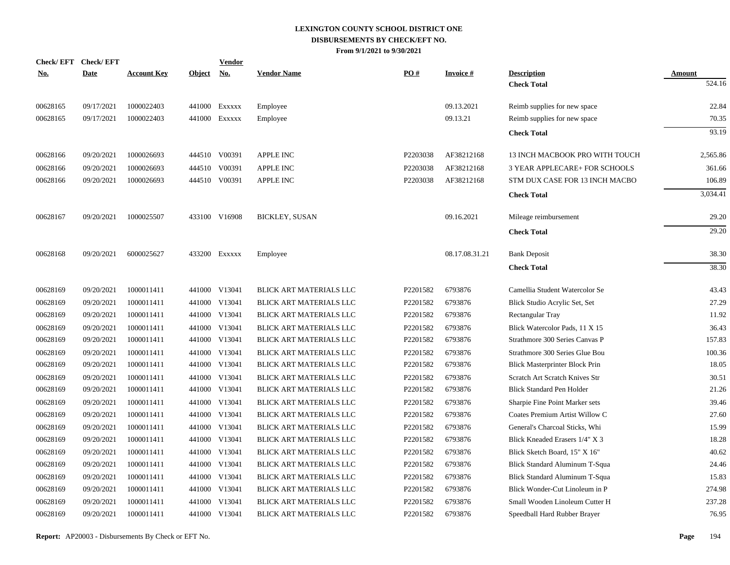# LEXINGTON COUNTY SCHOOL DISTRICT ONE
## DISBURSEMENTS BY CHECK/EFT NO.
### From 9/1/2021 to 9/30/2021

| Check/ EFT No. | Check/ EFT Date | Account Key | Object | Vendor No. | Vendor Name | PO # | Invoice # | Description | Amount |
|---|---|---|---|---|---|---|---|---|---|
| | | | | | | | | **Check Total** | 524.16 |
| 00628165 | 09/17/2021 | 1000022403 | 441000 | Exxxxx | Employee | | 09.13.2021 | Reimb supplies for new space | 22.84 |
| 00628165 | 09/17/2021 | 1000022403 | 441000 | Exxxxx | Employee | | 09.13.21 | Reimb supplies for new space | 70.35 |
| | | | | | | | | **Check Total** | 93.19 |
| 00628166 | 09/20/2021 | 1000026693 | 444510 | V00391 | APPLE INC | P2203038 | AF38212168 | 13 INCH MACBOOK PRO WITH TOUCH | 2,565.86 |
| 00628166 | 09/20/2021 | 1000026693 | 444510 | V00391 | APPLE INC | P2203038 | AF38212168 | 3 YEAR APPLECARE+ FOR SCHOOLS | 361.66 |
| 00628166 | 09/20/2021 | 1000026693 | 444510 | V00391 | APPLE INC | P2203038 | AF38212168 | STM DUX CASE FOR 13 INCH MACBO | 106.89 |
| | | | | | | | | **Check Total** | 3,034.41 |
| 00628167 | 09/20/2021 | 1000025507 | 433100 | V16908 | BICKLEY, SUSAN | | 09.16.2021 | Mileage reimbursement | 29.20 |
| | | | | | | | | **Check Total** | 29.20 |
| 00628168 | 09/20/2021 | 6000025627 | 433200 | Exxxxx | Employee | | 08.17.08.31.21 | Bank Deposit | 38.30 |
| | | | | | | | | **Check Total** | 38.30 |
| 00628169 | 09/20/2021 | 1000011411 | 441000 | V13041 | BLICK ART MATERIALS LLC | P2201582 | 6793876 | Camellia Student Watercolor Se | 43.43 |
| 00628169 | 09/20/2021 | 1000011411 | 441000 | V13041 | BLICK ART MATERIALS LLC | P2201582 | 6793876 | Blick Studio Acrylic Set, Set | 27.29 |
| 00628169 | 09/20/2021 | 1000011411 | 441000 | V13041 | BLICK ART MATERIALS LLC | P2201582 | 6793876 | Rectangular Tray | 11.92 |
| 00628169 | 09/20/2021 | 1000011411 | 441000 | V13041 | BLICK ART MATERIALS LLC | P2201582 | 6793876 | Blick Watercolor Pads, 11 X 15 | 36.43 |
| 00628169 | 09/20/2021 | 1000011411 | 441000 | V13041 | BLICK ART MATERIALS LLC | P2201582 | 6793876 | Strathmore 300 Series Canvas P | 157.83 |
| 00628169 | 09/20/2021 | 1000011411 | 441000 | V13041 | BLICK ART MATERIALS LLC | P2201582 | 6793876 | Strathmore 300 Series Glue Bou | 100.36 |
| 00628169 | 09/20/2021 | 1000011411 | 441000 | V13041 | BLICK ART MATERIALS LLC | P2201582 | 6793876 | Blick Masterprinter Block Prin | 18.05 |
| 00628169 | 09/20/2021 | 1000011411 | 441000 | V13041 | BLICK ART MATERIALS LLC | P2201582 | 6793876 | Scratch Art Scratch Knives Str | 30.51 |
| 00628169 | 09/20/2021 | 1000011411 | 441000 | V13041 | BLICK ART MATERIALS LLC | P2201582 | 6793876 | Blick Standard Pen Holder | 21.26 |
| 00628169 | 09/20/2021 | 1000011411 | 441000 | V13041 | BLICK ART MATERIALS LLC | P2201582 | 6793876 | Sharpie Fine Point Marker sets | 39.46 |
| 00628169 | 09/20/2021 | 1000011411 | 441000 | V13041 | BLICK ART MATERIALS LLC | P2201582 | 6793876 | Coates Premium Artist Willow C | 27.60 |
| 00628169 | 09/20/2021 | 1000011411 | 441000 | V13041 | BLICK ART MATERIALS LLC | P2201582 | 6793876 | General's Charcoal Sticks, Whi | 15.99 |
| 00628169 | 09/20/2021 | 1000011411 | 441000 | V13041 | BLICK ART MATERIALS LLC | P2201582 | 6793876 | Blick Kneaded Erasers 1/4" X 3 | 18.28 |
| 00628169 | 09/20/2021 | 1000011411 | 441000 | V13041 | BLICK ART MATERIALS LLC | P2201582 | 6793876 | Blick Sketch Board, 15" X 16" | 40.62 |
| 00628169 | 09/20/2021 | 1000011411 | 441000 | V13041 | BLICK ART MATERIALS LLC | P2201582 | 6793876 | Blick Standard Aluminum T-Squa | 24.46 |
| 00628169 | 09/20/2021 | 1000011411 | 441000 | V13041 | BLICK ART MATERIALS LLC | P2201582 | 6793876 | Blick Standard Aluminum T-Squa | 15.83 |
| 00628169 | 09/20/2021 | 1000011411 | 441000 | V13041 | BLICK ART MATERIALS LLC | P2201582 | 6793876 | Blick Wonder-Cut Linoleum in P | 274.98 |
| 00628169 | 09/20/2021 | 1000011411 | 441000 | V13041 | BLICK ART MATERIALS LLC | P2201582 | 6793876 | Small Wooden Linoleum Cutter H | 237.28 |
| 00628169 | 09/20/2021 | 1000011411 | 441000 | V13041 | BLICK ART MATERIALS LLC | P2201582 | 6793876 | Speedball Hard Rubber Brayer | 76.95 |

**Report:** AP20003 - Disbursements By Check or EFT No.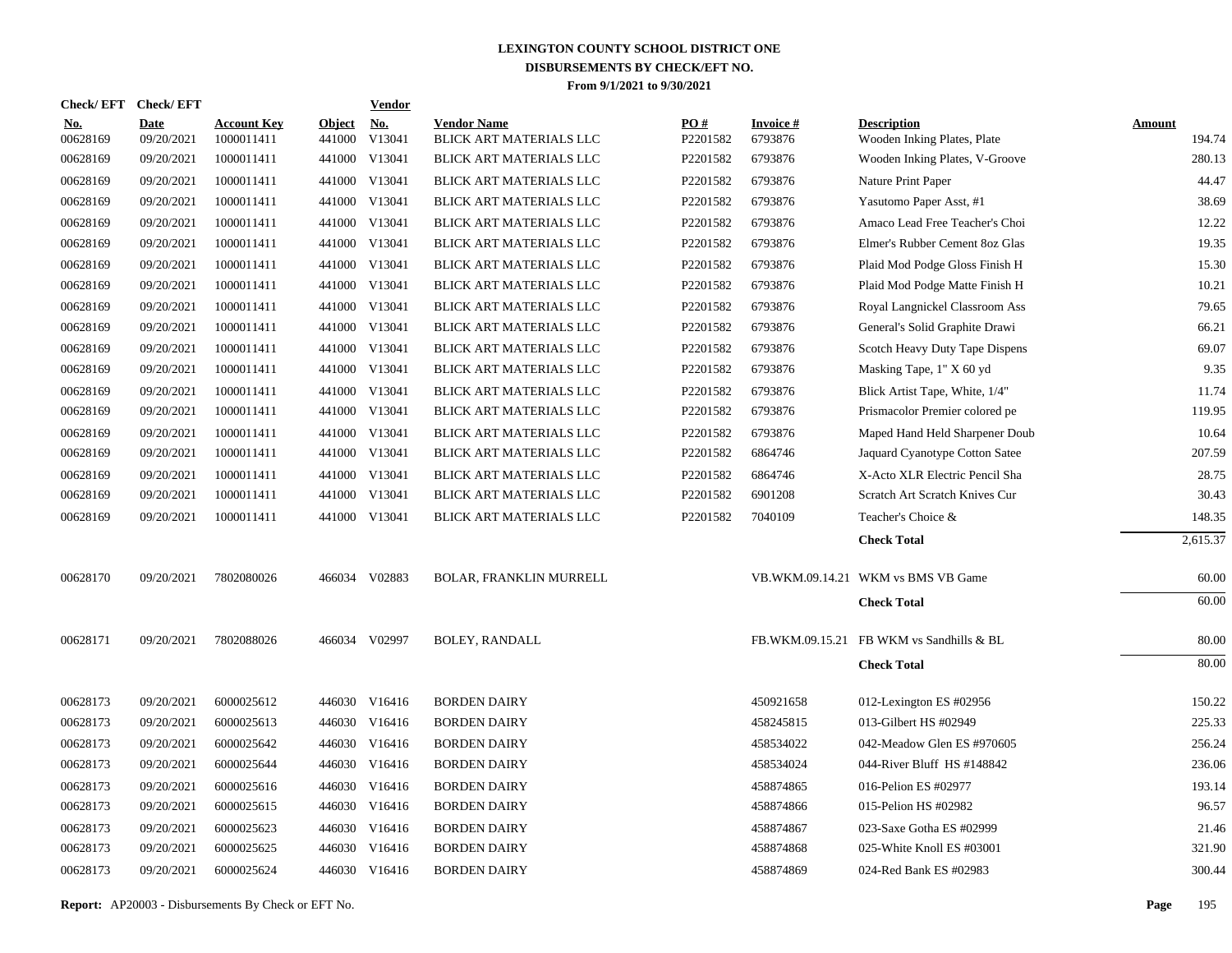# LEXINGTON COUNTY SCHOOL DISTRICT ONE
## DISBURSEMENTS BY CHECK/EFT NO.
### From 9/1/2021 to 9/30/2021

| Check/ EFT No. | Check/ EFT Date | Account Key | Object | Vendor No. | Vendor Name | PO # | Invoice # | Description | Amount |
|---|---|---|---|---|---|---|---|---|---|
| 00628169 | 09/20/2021 | 1000011411 | 441000 | V13041 | BLICK ART MATERIALS LLC | P2201582 | 6793876 | Wooden Inking Plates, Plate | 194.74 |
| 00628169 | 09/20/2021 | 1000011411 | 441000 | V13041 | BLICK ART MATERIALS LLC | P2201582 | 6793876 | Wooden Inking Plates, V-Groove | 280.13 |
| 00628169 | 09/20/2021 | 1000011411 | 441000 | V13041 | BLICK ART MATERIALS LLC | P2201582 | 6793876 | Nature Print Paper | 44.47 |
| 00628169 | 09/20/2021 | 1000011411 | 441000 | V13041 | BLICK ART MATERIALS LLC | P2201582 | 6793876 | Yasutomo Paper Asst, #1 | 38.69 |
| 00628169 | 09/20/2021 | 1000011411 | 441000 | V13041 | BLICK ART MATERIALS LLC | P2201582 | 6793876 | Amaco Lead Free Teacher's Choi | 12.22 |
| 00628169 | 09/20/2021 | 1000011411 | 441000 | V13041 | BLICK ART MATERIALS LLC | P2201582 | 6793876 | Elmer's Rubber Cement 8oz Glas | 19.35 |
| 00628169 | 09/20/2021 | 1000011411 | 441000 | V13041 | BLICK ART MATERIALS LLC | P2201582 | 6793876 | Plaid Mod Podge Gloss Finish H | 15.30 |
| 00628169 | 09/20/2021 | 1000011411 | 441000 | V13041 | BLICK ART MATERIALS LLC | P2201582 | 6793876 | Plaid Mod Podge Matte Finish H | 10.21 |
| 00628169 | 09/20/2021 | 1000011411 | 441000 | V13041 | BLICK ART MATERIALS LLC | P2201582 | 6793876 | Royal Langnickel Classroom Ass | 79.65 |
| 00628169 | 09/20/2021 | 1000011411 | 441000 | V13041 | BLICK ART MATERIALS LLC | P2201582 | 6793876 | General's Solid Graphite Drawi | 66.21 |
| 00628169 | 09/20/2021 | 1000011411 | 441000 | V13041 | BLICK ART MATERIALS LLC | P2201582 | 6793876 | Scotch Heavy Duty Tape Dispens | 69.07 |
| 00628169 | 09/20/2021 | 1000011411 | 441000 | V13041 | BLICK ART MATERIALS LLC | P2201582 | 6793876 | Masking Tape, 1" X 60 yd | 9.35 |
| 00628169 | 09/20/2021 | 1000011411 | 441000 | V13041 | BLICK ART MATERIALS LLC | P2201582 | 6793876 | Blick Artist Tape, White, 1/4" | 11.74 |
| 00628169 | 09/20/2021 | 1000011411 | 441000 | V13041 | BLICK ART MATERIALS LLC | P2201582 | 6793876 | Prismacolor Premier colored pe | 119.95 |
| 00628169 | 09/20/2021 | 1000011411 | 441000 | V13041 | BLICK ART MATERIALS LLC | P2201582 | 6793876 | Maped Hand Held Sharpener Doub | 10.64 |
| 00628169 | 09/20/2021 | 1000011411 | 441000 | V13041 | BLICK ART MATERIALS LLC | P2201582 | 6864746 | Jaquard Cyanotype Cotton Satee | 207.59 |
| 00628169 | 09/20/2021 | 1000011411 | 441000 | V13041 | BLICK ART MATERIALS LLC | P2201582 | 6864746 | X-Acto XLR Electric Pencil Sha | 28.75 |
| 00628169 | 09/20/2021 | 1000011411 | 441000 | V13041 | BLICK ART MATERIALS LLC | P2201582 | 6901208 | Scratch Art Scratch Knives Cur | 30.43 |
| 00628169 | 09/20/2021 | 1000011411 | 441000 | V13041 | BLICK ART MATERIALS LLC | P2201582 | 7040109 | Teacher's Choice & | 148.35 |
| | | | | | | | | **Check Total** | 2,615.37 |
| 00628170 | 09/20/2021 | 7802080026 | 466034 | V02883 | BOLAR, FRANKLIN MURRELL | | VB.WKM.09.14.21 | WKM vs BMS VB Game | 60.00 |
| | | | | | | | | **Check Total** | 60.00 |
| 00628171 | 09/20/2021 | 7802088026 | 466034 | V02997 | BOLEY, RANDALL | | FB.WKM.09.15.21 | FB WKM vs Sandhills & BL | 80.00 |
| | | | | | | | | **Check Total** | 80.00 |
| 00628173 | 09/20/2021 | 6000025612 | 446030 | V16416 | BORDEN DAIRY | | 450921658 | 012-Lexington ES #02956 | 150.22 |
| 00628173 | 09/20/2021 | 6000025613 | 446030 | V16416 | BORDEN DAIRY | | 458245815 | 013-Gilbert HS #02949 | 225.33 |
| 00628173 | 09/20/2021 | 6000025642 | 446030 | V16416 | BORDEN DAIRY | | 458534022 | 042-Meadow Glen ES #970605 | 256.24 |
| 00628173 | 09/20/2021 | 6000025644 | 446030 | V16416 | BORDEN DAIRY | | 458534024 | 044-River Bluff HS #148842 | 236.06 |
| 00628173 | 09/20/2021 | 6000025616 | 446030 | V16416 | BORDEN DAIRY | | 458874865 | 016-Pelion ES #02977 | 193.14 |
| 00628173 | 09/20/2021 | 6000025615 | 446030 | V16416 | BORDEN DAIRY | | 458874866 | 015-Pelion HS #02982 | 96.57 |
| 00628173 | 09/20/2021 | 6000025623 | 446030 | V16416 | BORDEN DAIRY | | 458874867 | 023-Saxe Gotha ES #02999 | 21.46 |
| 00628173 | 09/20/2021 | 6000025625 | 446030 | V16416 | BORDEN DAIRY | | 458874868 | 025-White Knoll ES #03001 | 321.90 |
| 00628173 | 09/20/2021 | 6000025624 | 446030 | V16416 | BORDEN DAIRY | | 458874869 | 024-Red Bank ES #02983 | 300.44 |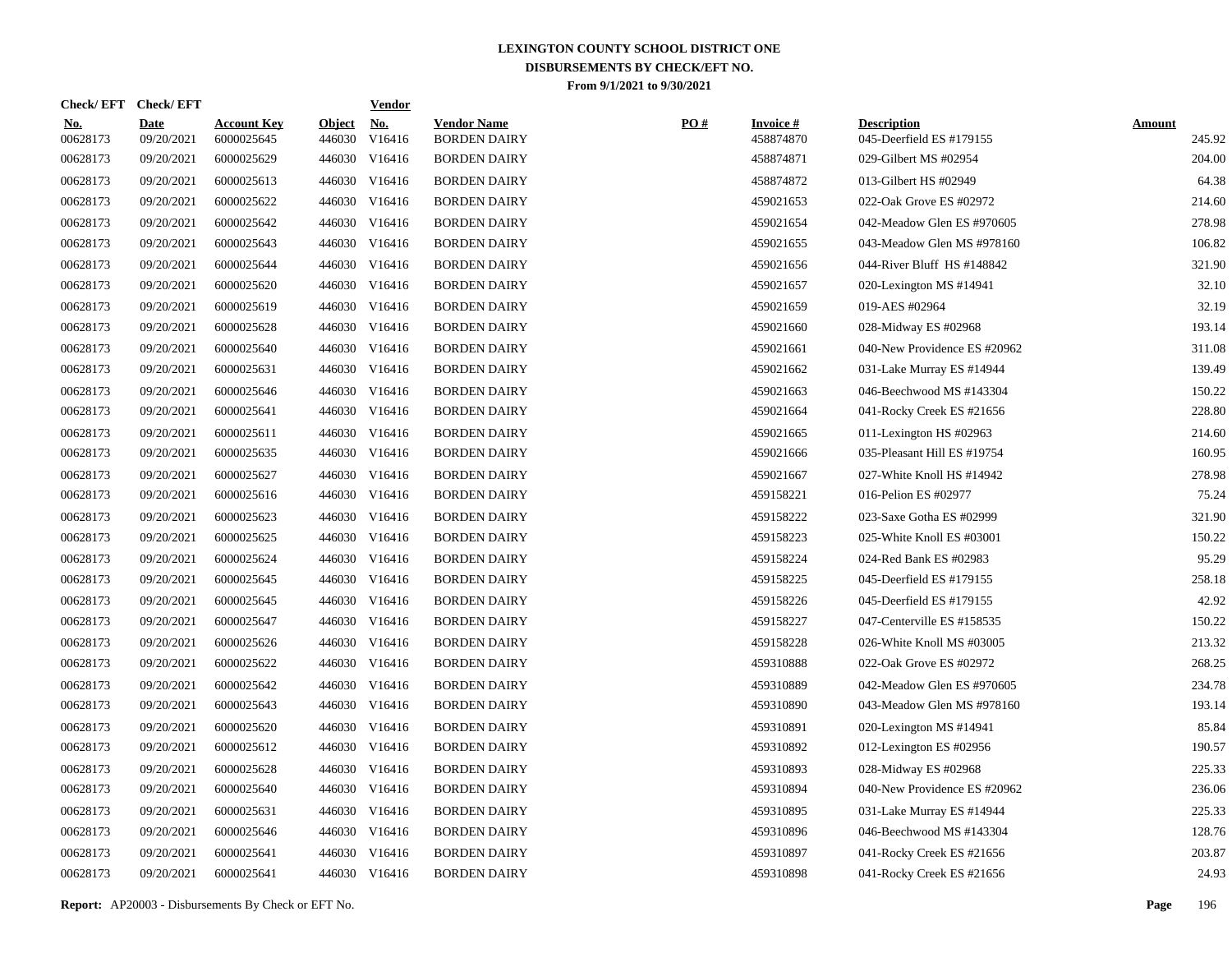# LEXINGTON COUNTY SCHOOL DISTRICT ONE
## DISBURSEMENTS BY CHECK/EFT NO.
### From 9/1/2021 to 9/30/2021

| Check/ EFT No. | Check/ EFT Date | Account Key | Object | Vendor No. | Vendor Name | PO # | Invoice # | Description | Amount |
|---|---|---|---|---|---|---|---|---|---|
| 00628173 | 09/20/2021 | 6000025645 | 446030 | V16416 | BORDEN DAIRY | | 458874870 | 045-Deerfield ES #179155 | 245.92 |
| 00628173 | 09/20/2021 | 6000025629 | 446030 | V16416 | BORDEN DAIRY | | 458874871 | 029-Gilbert MS #02954 | 204.00 |
| 00628173 | 09/20/2021 | 6000025613 | 446030 | V16416 | BORDEN DAIRY | | 458874872 | 013-Gilbert HS #02949 | 64.38 |
| 00628173 | 09/20/2021 | 6000025622 | 446030 | V16416 | BORDEN DAIRY | | 459021653 | 022-Oak Grove ES #02972 | 214.60 |
| 00628173 | 09/20/2021 | 6000025642 | 446030 | V16416 | BORDEN DAIRY | | 459021654 | 042-Meadow Glen ES #970605 | 278.98 |
| 00628173 | 09/20/2021 | 6000025643 | 446030 | V16416 | BORDEN DAIRY | | 459021655 | 043-Meadow Glen MS #978160 | 106.82 |
| 00628173 | 09/20/2021 | 6000025644 | 446030 | V16416 | BORDEN DAIRY | | 459021656 | 044-River Bluff HS #148842 | 321.90 |
| 00628173 | 09/20/2021 | 6000025620 | 446030 | V16416 | BORDEN DAIRY | | 459021657 | 020-Lexington MS #14941 | 32.10 |
| 00628173 | 09/20/2021 | 6000025619 | 446030 | V16416 | BORDEN DAIRY | | 459021659 | 019-AES #02964 | 32.19 |
| 00628173 | 09/20/2021 | 6000025628 | 446030 | V16416 | BORDEN DAIRY | | 459021660 | 028-Midway ES #02968 | 193.14 |
| 00628173 | 09/20/2021 | 6000025640 | 446030 | V16416 | BORDEN DAIRY | | 459021661 | 040-New Providence ES #20962 | 311.08 |
| 00628173 | 09/20/2021 | 6000025631 | 446030 | V16416 | BORDEN DAIRY | | 459021662 | 031-Lake Murray ES #14944 | 139.49 |
| 00628173 | 09/20/2021 | 6000025646 | 446030 | V16416 | BORDEN DAIRY | | 459021663 | 046-Beechwood MS #143304 | 150.22 |
| 00628173 | 09/20/2021 | 6000025641 | 446030 | V16416 | BORDEN DAIRY | | 459021664 | 041-Rocky Creek ES #21656 | 228.80 |
| 00628173 | 09/20/2021 | 6000025611 | 446030 | V16416 | BORDEN DAIRY | | 459021665 | 011-Lexington HS #02963 | 214.60 |
| 00628173 | 09/20/2021 | 6000025635 | 446030 | V16416 | BORDEN DAIRY | | 459021666 | 035-Pleasant Hill ES #19754 | 160.95 |
| 00628173 | 09/20/2021 | 6000025627 | 446030 | V16416 | BORDEN DAIRY | | 459021667 | 027-White Knoll HS #14942 | 278.98 |
| 00628173 | 09/20/2021 | 6000025616 | 446030 | V16416 | BORDEN DAIRY | | 459158221 | 016-Pelion ES #02977 | 75.24 |
| 00628173 | 09/20/2021 | 6000025623 | 446030 | V16416 | BORDEN DAIRY | | 459158222 | 023-Saxe Gotha ES #02999 | 321.90 |
| 00628173 | 09/20/2021 | 6000025625 | 446030 | V16416 | BORDEN DAIRY | | 459158223 | 025-White Knoll ES #03001 | 150.22 |
| 00628173 | 09/20/2021 | 6000025624 | 446030 | V16416 | BORDEN DAIRY | | 459158224 | 024-Red Bank ES #02983 | 95.29 |
| 00628173 | 09/20/2021 | 6000025645 | 446030 | V16416 | BORDEN DAIRY | | 459158225 | 045-Deerfield ES #179155 | 258.18 |
| 00628173 | 09/20/2021 | 6000025645 | 446030 | V16416 | BORDEN DAIRY | | 459158226 | 045-Deerfield ES #179155 | 42.92 |
| 00628173 | 09/20/2021 | 6000025647 | 446030 | V16416 | BORDEN DAIRY | | 459158227 | 047-Centerville ES #158535 | 150.22 |
| 00628173 | 09/20/2021 | 6000025626 | 446030 | V16416 | BORDEN DAIRY | | 459158228 | 026-White Knoll MS #03005 | 213.32 |
| 00628173 | 09/20/2021 | 6000025622 | 446030 | V16416 | BORDEN DAIRY | | 459310888 | 022-Oak Grove ES #02972 | 268.25 |
| 00628173 | 09/20/2021 | 6000025642 | 446030 | V16416 | BORDEN DAIRY | | 459310889 | 042-Meadow Glen ES #970605 | 234.78 |
| 00628173 | 09/20/2021 | 6000025643 | 446030 | V16416 | BORDEN DAIRY | | 459310890 | 043-Meadow Glen MS #978160 | 193.14 |
| 00628173 | 09/20/2021 | 6000025620 | 446030 | V16416 | BORDEN DAIRY | | 459310891 | 020-Lexington MS #14941 | 85.84 |
| 00628173 | 09/20/2021 | 6000025612 | 446030 | V16416 | BORDEN DAIRY | | 459310892 | 012-Lexington ES #02956 | 190.57 |
| 00628173 | 09/20/2021 | 6000025628 | 446030 | V16416 | BORDEN DAIRY | | 459310893 | 028-Midway ES #02968 | 225.33 |
| 00628173 | 09/20/2021 | 6000025640 | 446030 | V16416 | BORDEN DAIRY | | 459310894 | 040-New Providence ES #20962 | 236.06 |
| 00628173 | 09/20/2021 | 6000025631 | 446030 | V16416 | BORDEN DAIRY | | 459310895 | 031-Lake Murray ES #14944 | 225.33 |
| 00628173 | 09/20/2021 | 6000025646 | 446030 | V16416 | BORDEN DAIRY | | 459310896 | 046-Beechwood MS #143304 | 128.76 |
| 00628173 | 09/20/2021 | 6000025641 | 446030 | V16416 | BORDEN DAIRY | | 459310897 | 041-Rocky Creek ES #21656 | 203.87 |
| 00628173 | 09/20/2021 | 6000025641 | 446030 | V16416 | BORDEN DAIRY | | 459310898 | 041-Rocky Creek ES #21656 | 24.93 |

**Report:** AP20003 - Disbursements By Check or EFT No.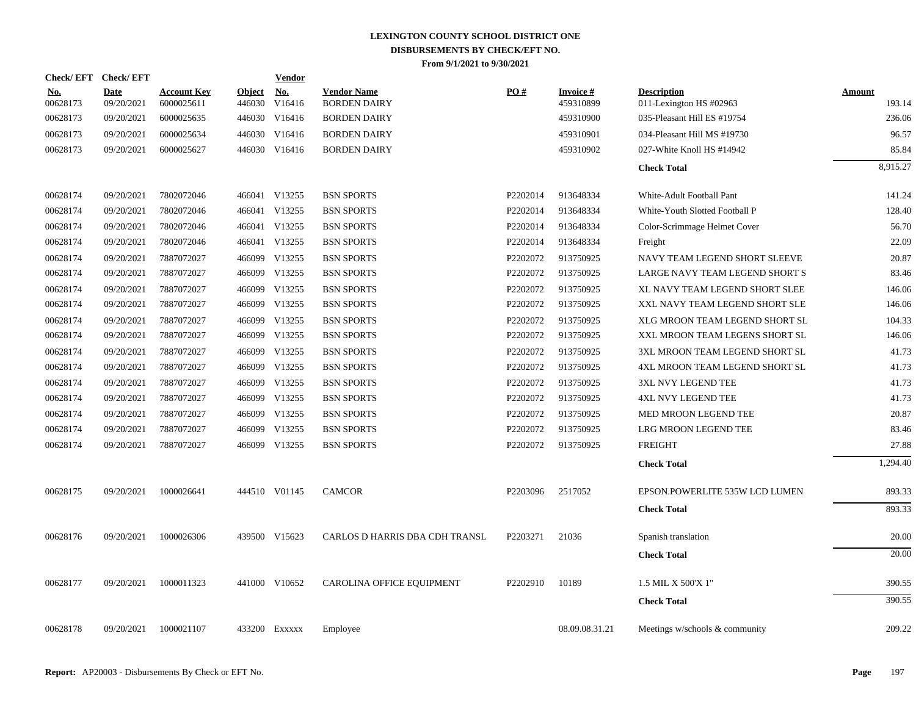# LEXINGTON COUNTY SCHOOL DISTRICT ONE

## DISBURSEMENTS BY CHECK/EFT NO.

### From 9/1/2021 to 9/30/2021

| Check/ EFT No. | Check/ EFT Date | Account Key | Object | Vendor No. | Vendor Name | PO # | Invoice # | Description | Amount |
|---|---|---|---|---|---|---|---|---|---|
| 00628173 | 09/20/2021 | 6000025611 | 446030 | V16416 | BORDEN DAIRY | | 459310899 | 011-Lexington HS #02963 | 193.14 |
| 00628173 | 09/20/2021 | 6000025635 | 446030 | V16416 | BORDEN DAIRY | | 459310900 | 035-Pleasant Hill ES #19754 | 236.06 |
| 00628173 | 09/20/2021 | 6000025634 | 446030 | V16416 | BORDEN DAIRY | | 459310901 | 034-Pleasant Hill MS #19730 | 96.57 |
| 00628173 | 09/20/2021 | 6000025627 | 446030 | V16416 | BORDEN DAIRY | | 459310902 | 027-White Knoll HS #14942 | 85.84 |
| | | | | | | | | **Check Total** | 8,915.27 |
| 00628174 | 09/20/2021 | 7802072046 | 466041 | V13255 | BSN SPORTS | P2202014 | 913648334 | White-Adult Football Pant | 141.24 |
| 00628174 | 09/20/2021 | 7802072046 | 466041 | V13255 | BSN SPORTS | P2202014 | 913648334 | White-Youth Slotted Football P | 128.40 |
| 00628174 | 09/20/2021 | 7802072046 | 466041 | V13255 | BSN SPORTS | P2202014 | 913648334 | Color-Scrimmage Helmet Cover | 56.70 |
| 00628174 | 09/20/2021 | 7802072046 | 466041 | V13255 | BSN SPORTS | P2202014 | 913648334 | Freight | 22.09 |
| 00628174 | 09/20/2021 | 7887072027 | 466099 | V13255 | BSN SPORTS | P2202072 | 913750925 | NAVY TEAM LEGEND SHORT SLEEVE | 20.87 |
| 00628174 | 09/20/2021 | 7887072027 | 466099 | V13255 | BSN SPORTS | P2202072 | 913750925 | LARGE NAVY TEAM LEGEND SHORT S | 83.46 |
| 00628174 | 09/20/2021 | 7887072027 | 466099 | V13255 | BSN SPORTS | P2202072 | 913750925 | XL NAVY TEAM LEGEND SHORT SLEE | 146.06 |
| 00628174 | 09/20/2021 | 7887072027 | 466099 | V13255 | BSN SPORTS | P2202072 | 913750925 | XXL NAVY TEAM LEGEND SHORT SLE | 146.06 |
| 00628174 | 09/20/2021 | 7887072027 | 466099 | V13255 | BSN SPORTS | P2202072 | 913750925 | XLG MROON TEAM LEGEND SHORT SL | 104.33 |
| 00628174 | 09/20/2021 | 7887072027 | 466099 | V13255 | BSN SPORTS | P2202072 | 913750925 | XXL MROON TEAM LEGENS SHORT SL | 146.06 |
| 00628174 | 09/20/2021 | 7887072027 | 466099 | V13255 | BSN SPORTS | P2202072 | 913750925 | 3XL MROON TEAM LEGEND SHORT SL | 41.73 |
| 00628174 | 09/20/2021 | 7887072027 | 466099 | V13255 | BSN SPORTS | P2202072 | 913750925 | 4XL MROON TEAM LEGEND SHORT SL | 41.73 |
| 00628174 | 09/20/2021 | 7887072027 | 466099 | V13255 | BSN SPORTS | P2202072 | 913750925 | 3XL NVY LEGEND TEE | 41.73 |
| 00628174 | 09/20/2021 | 7887072027 | 466099 | V13255 | BSN SPORTS | P2202072 | 913750925 | 4XL NVY LEGEND TEE | 41.73 |
| 00628174 | 09/20/2021 | 7887072027 | 466099 | V13255 | BSN SPORTS | P2202072 | 913750925 | MED MROON LEGEND TEE | 20.87 |
| 00628174 | 09/20/2021 | 7887072027 | 466099 | V13255 | BSN SPORTS | P2202072 | 913750925 | LRG MROON LEGEND TEE | 83.46 |
| 00628174 | 09/20/2021 | 7887072027 | 466099 | V13255 | BSN SPORTS | P2202072 | 913750925 | FREIGHT | 27.88 |
| | | | | | | | | **Check Total** | 1,294.40 |
| 00628175 | 09/20/2021 | 1000026641 | 444510 | V01145 | CAMCOR | P2203096 | 2517052 | EPSON.POWERLITE 535W LCD LUMEN | 893.33 |
| | | | | | | | | **Check Total** | 893.33 |
| 00628176 | 09/20/2021 | 1000026306 | 439500 | V15623 | CARLOS D HARRIS DBA CDH TRANSL | P2203271 | 21036 | Spanish translation | 20.00 |
| | | | | | | | | **Check Total** | 20.00 |
| 00628177 | 09/20/2021 | 1000011323 | 441000 | V10652 | CAROLINA OFFICE EQUIPMENT | P2202910 | 10189 | 1.5 MIL X 500'X 1" | 390.55 |
| | | | | | | | | **Check Total** | 390.55 |
| 00628178 | 09/20/2021 | 1000021107 | 433200 | Exxxxx | Employee | | 08.09.08.31.21 | Meetings w/schools & community | 209.22 |

**Report:** AP20003 - Disbursements By Check or EFT No.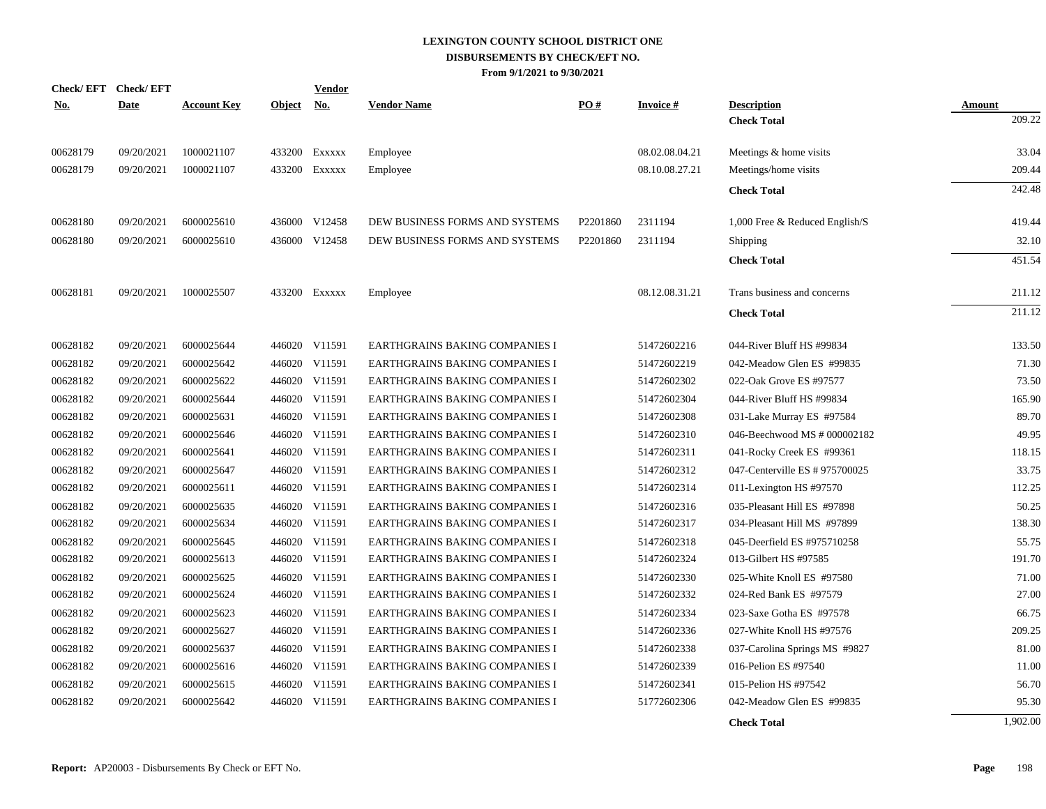# LEXINGTON COUNTY SCHOOL DISTRICT ONE
## DISBURSEMENTS BY CHECK/EFT NO.
### From 9/1/2021 to 9/30/2021

| Check/ EFT No. | Check/ EFT Date | Account Key | Object | Vendor No. | Vendor Name | PO # | Invoice # | Description | Amount |
|---|---|---|---|---|---|---|---|---|---|
| | | | | | | | | **Check Total** | 209.22 |
| 00628179 | 09/20/2021 | 1000021107 | 433200 | Exxxxx | Employee | | 08.02.08.04.21 | Meetings & home visits | 33.04 |
| 00628179 | 09/20/2021 | 1000021107 | 433200 | Exxxxx | Employee | | 08.10.08.27.21 | Meetings/home visits | 209.44 |
| | | | | | | | | **Check Total** | 242.48 |
| 00628180 | 09/20/2021 | 6000025610 | 436000 | V12458 | DEW BUSINESS FORMS AND SYSTEMS | P2201860 | 2311194 | 1,000 Free & Reduced English/S | 419.44 |
| 00628180 | 09/20/2021 | 6000025610 | 436000 | V12458 | DEW BUSINESS FORMS AND SYSTEMS | P2201860 | 2311194 | Shipping | 32.10 |
| | | | | | | | | **Check Total** | 451.54 |
| 00628181 | 09/20/2021 | 1000025507 | 433200 | Exxxxx | Employee | | 08.12.08.31.21 | Trans business and concerns | 211.12 |
| | | | | | | | | **Check Total** | 211.12 |
| 00628182 | 09/20/2021 | 6000025644 | 446020 | V11591 | EARTHGRAINS BAKING COMPANIES I | | 51472602216 | 044-River Bluff HS #99834 | 133.50 |
| 00628182 | 09/20/2021 | 6000025642 | 446020 | V11591 | EARTHGRAINS BAKING COMPANIES I | | 51472602219 | 042-Meadow Glen ES #99835 | 71.30 |
| 00628182 | 09/20/2021 | 6000025622 | 446020 | V11591 | EARTHGRAINS BAKING COMPANIES I | | 51472602302 | 022-Oak Grove ES #97577 | 73.50 |
| 00628182 | 09/20/2021 | 6000025644 | 446020 | V11591 | EARTHGRAINS BAKING COMPANIES I | | 51472602304 | 044-River Bluff HS #99834 | 165.90 |
| 00628182 | 09/20/2021 | 6000025631 | 446020 | V11591 | EARTHGRAINS BAKING COMPANIES I | | 51472602308 | 031-Lake Murray ES #97584 | 89.70 |
| 00628182 | 09/20/2021 | 6000025646 | 446020 | V11591 | EARTHGRAINS BAKING COMPANIES I | | 51472602310 | 046-Beechwood MS # 000002182 | 49.95 |
| 00628182 | 09/20/2021 | 6000025641 | 446020 | V11591 | EARTHGRAINS BAKING COMPANIES I | | 51472602311 | 041-Rocky Creek ES #99361 | 118.15 |
| 00628182 | 09/20/2021 | 6000025647 | 446020 | V11591 | EARTHGRAINS BAKING COMPANIES I | | 51472602312 | 047-Centerville ES # 975700025 | 33.75 |
| 00628182 | 09/20/2021 | 6000025611 | 446020 | V11591 | EARTHGRAINS BAKING COMPANIES I | | 51472602314 | 011-Lexington HS #97570 | 112.25 |
| 00628182 | 09/20/2021 | 6000025635 | 446020 | V11591 | EARTHGRAINS BAKING COMPANIES I | | 51472602316 | 035-Pleasant Hill ES #97898 | 50.25 |
| 00628182 | 09/20/2021 | 6000025634 | 446020 | V11591 | EARTHGRAINS BAKING COMPANIES I | | 51472602317 | 034-Pleasant Hill MS #97899 | 138.30 |
| 00628182 | 09/20/2021 | 6000025645 | 446020 | V11591 | EARTHGRAINS BAKING COMPANIES I | | 51472602318 | 045-Deerfield ES #975710258 | 55.75 |
| 00628182 | 09/20/2021 | 6000025613 | 446020 | V11591 | EARTHGRAINS BAKING COMPANIES I | | 51472602324 | 013-Gilbert HS #97585 | 191.70 |
| 00628182 | 09/20/2021 | 6000025625 | 446020 | V11591 | EARTHGRAINS BAKING COMPANIES I | | 51472602330 | 025-White Knoll ES #97580 | 71.00 |
| 00628182 | 09/20/2021 | 6000025624 | 446020 | V11591 | EARTHGRAINS BAKING COMPANIES I | | 51472602332 | 024-Red Bank ES #97579 | 27.00 |
| 00628182 | 09/20/2021 | 6000025623 | 446020 | V11591 | EARTHGRAINS BAKING COMPANIES I | | 51472602334 | 023-Saxe Gotha ES #97578 | 66.75 |
| 00628182 | 09/20/2021 | 6000025627 | 446020 | V11591 | EARTHGRAINS BAKING COMPANIES I | | 51472602336 | 027-White Knoll HS #97576 | 209.25 |
| 00628182 | 09/20/2021 | 6000025637 | 446020 | V11591 | EARTHGRAINS BAKING COMPANIES I | | 51472602338 | 037-Carolina Springs MS #9827 | 81.00 |
| 00628182 | 09/20/2021 | 6000025616 | 446020 | V11591 | EARTHGRAINS BAKING COMPANIES I | | 51472602339 | 016-Pelion ES #97540 | 11.00 |
| 00628182 | 09/20/2021 | 6000025615 | 446020 | V11591 | EARTHGRAINS BAKING COMPANIES I | | 51472602341 | 015-Pelion HS #97542 | 56.70 |
| 00628182 | 09/20/2021 | 6000025642 | 446020 | V11591 | EARTHGRAINS BAKING COMPANIES I | | 51772602306 | 042-Meadow Glen ES #99835 | 95.30 |
| | | | | | | | | **Check Total** | 1,902.00 |

**Report:** AP20003 - Disbursements By Check or EFT No.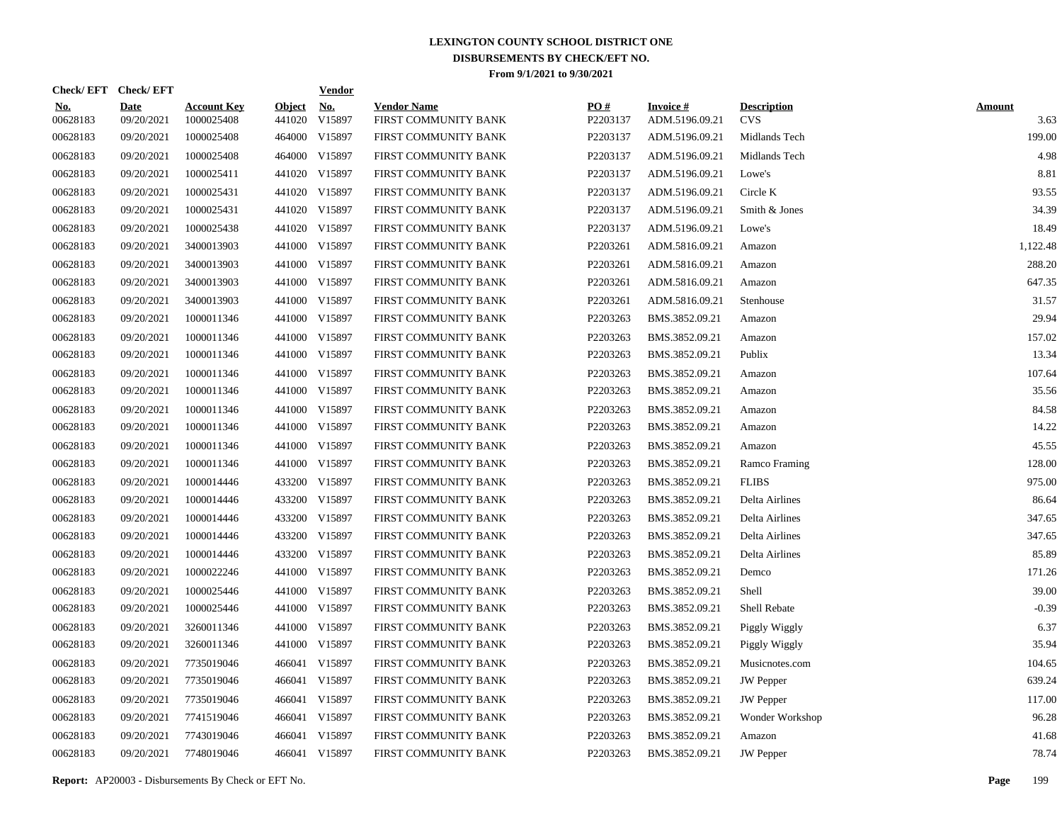# LEXINGTON COUNTY SCHOOL DISTRICT ONE
## DISBURSEMENTS BY CHECK/EFT NO.
### From 9/1/2021 to 9/30/2021

| Check/ EFT No. | Check/ EFT Date | Account Key | Object | Vendor No. | Vendor Name | PO # | Invoice # | Description | Amount |
|---|---|---|---|---|---|---|---|---|---|
| 00628183 | 09/20/2021 | 1000025408 | 441020 | V15897 | FIRST COMMUNITY BANK | P2203137 | ADM.5196.09.21 | CVS | 3.63 |
| 00628183 | 09/20/2021 | 1000025408 | 464000 | V15897 | FIRST COMMUNITY BANK | P2203137 | ADM.5196.09.21 | Midlands Tech | 199.00 |
| 00628183 | 09/20/2021 | 1000025408 | 464000 | V15897 | FIRST COMMUNITY BANK | P2203137 | ADM.5196.09.21 | Midlands Tech | 4.98 |
| 00628183 | 09/20/2021 | 1000025411 | 441020 | V15897 | FIRST COMMUNITY BANK | P2203137 | ADM.5196.09.21 | Lowe's | 8.81 |
| 00628183 | 09/20/2021 | 1000025431 | 441020 | V15897 | FIRST COMMUNITY BANK | P2203137 | ADM.5196.09.21 | Circle K | 93.55 |
| 00628183 | 09/20/2021 | 1000025431 | 441020 | V15897 | FIRST COMMUNITY BANK | P2203137 | ADM.5196.09.21 | Smith & Jones | 34.39 |
| 00628183 | 09/20/2021 | 1000025438 | 441020 | V15897 | FIRST COMMUNITY BANK | P2203137 | ADM.5196.09.21 | Lowe's | 18.49 |
| 00628183 | 09/20/2021 | 3400013903 | 441000 | V15897 | FIRST COMMUNITY BANK | P2203261 | ADM.5816.09.21 | Amazon | 1,122.48 |
| 00628183 | 09/20/2021 | 3400013903 | 441000 | V15897 | FIRST COMMUNITY BANK | P2203261 | ADM.5816.09.21 | Amazon | 288.20 |
| 00628183 | 09/20/2021 | 3400013903 | 441000 | V15897 | FIRST COMMUNITY BANK | P2203261 | ADM.5816.09.21 | Amazon | 647.35 |
| 00628183 | 09/20/2021 | 3400013903 | 441000 | V15897 | FIRST COMMUNITY BANK | P2203261 | ADM.5816.09.21 | Stenhouse | 31.57 |
| 00628183 | 09/20/2021 | 1000011346 | 441000 | V15897 | FIRST COMMUNITY BANK | P2203263 | BMS.3852.09.21 | Amazon | 29.94 |
| 00628183 | 09/20/2021 | 1000011346 | 441000 | V15897 | FIRST COMMUNITY BANK | P2203263 | BMS.3852.09.21 | Amazon | 157.02 |
| 00628183 | 09/20/2021 | 1000011346 | 441000 | V15897 | FIRST COMMUNITY BANK | P2203263 | BMS.3852.09.21 | Publix | 13.34 |
| 00628183 | 09/20/2021 | 1000011346 | 441000 | V15897 | FIRST COMMUNITY BANK | P2203263 | BMS.3852.09.21 | Amazon | 107.64 |
| 00628183 | 09/20/2021 | 1000011346 | 441000 | V15897 | FIRST COMMUNITY BANK | P2203263 | BMS.3852.09.21 | Amazon | 35.56 |
| 00628183 | 09/20/2021 | 1000011346 | 441000 | V15897 | FIRST COMMUNITY BANK | P2203263 | BMS.3852.09.21 | Amazon | 84.58 |
| 00628183 | 09/20/2021 | 1000011346 | 441000 | V15897 | FIRST COMMUNITY BANK | P2203263 | BMS.3852.09.21 | Amazon | 14.22 |
| 00628183 | 09/20/2021 | 1000011346 | 441000 | V15897 | FIRST COMMUNITY BANK | P2203263 | BMS.3852.09.21 | Amazon | 45.55 |
| 00628183 | 09/20/2021 | 1000011346 | 441000 | V15897 | FIRST COMMUNITY BANK | P2203263 | BMS.3852.09.21 | Ramco Framing | 128.00 |
| 00628183 | 09/20/2021 | 1000014446 | 433200 | V15897 | FIRST COMMUNITY BANK | P2203263 | BMS.3852.09.21 | FLIBS | 975.00 |
| 00628183 | 09/20/2021 | 1000014446 | 433200 | V15897 | FIRST COMMUNITY BANK | P2203263 | BMS.3852.09.21 | Delta Airlines | 86.64 |
| 00628183 | 09/20/2021 | 1000014446 | 433200 | V15897 | FIRST COMMUNITY BANK | P2203263 | BMS.3852.09.21 | Delta Airlines | 347.65 |
| 00628183 | 09/20/2021 | 1000014446 | 433200 | V15897 | FIRST COMMUNITY BANK | P2203263 | BMS.3852.09.21 | Delta Airlines | 347.65 |
| 00628183 | 09/20/2021 | 1000014446 | 433200 | V15897 | FIRST COMMUNITY BANK | P2203263 | BMS.3852.09.21 | Delta Airlines | 85.89 |
| 00628183 | 09/20/2021 | 1000022246 | 441000 | V15897 | FIRST COMMUNITY BANK | P2203263 | BMS.3852.09.21 | Demco | 171.26 |
| 00628183 | 09/20/2021 | 1000025446 | 441000 | V15897 | FIRST COMMUNITY BANK | P2203263 | BMS.3852.09.21 | Shell | 39.00 |
| 00628183 | 09/20/2021 | 1000025446 | 441000 | V15897 | FIRST COMMUNITY BANK | P2203263 | BMS.3852.09.21 | Shell Rebate | -0.39 |
| 00628183 | 09/20/2021 | 3260011346 | 441000 | V15897 | FIRST COMMUNITY BANK | P2203263 | BMS.3852.09.21 | Piggly Wiggly | 6.37 |
| 00628183 | 09/20/2021 | 3260011346 | 441000 | V15897 | FIRST COMMUNITY BANK | P2203263 | BMS.3852.09.21 | Piggly Wiggly | 35.94 |
| 00628183 | 09/20/2021 | 7735019046 | 466041 | V15897 | FIRST COMMUNITY BANK | P2203263 | BMS.3852.09.21 | Musicnotes.com | 104.65 |
| 00628183 | 09/20/2021 | 7735019046 | 466041 | V15897 | FIRST COMMUNITY BANK | P2203263 | BMS.3852.09.21 | JW Pepper | 639.24 |
| 00628183 | 09/20/2021 | 7735019046 | 466041 | V15897 | FIRST COMMUNITY BANK | P2203263 | BMS.3852.09.21 | JW Pepper | 117.00 |
| 00628183 | 09/20/2021 | 7741519046 | 466041 | V15897 | FIRST COMMUNITY BANK | P2203263 | BMS.3852.09.21 | Wonder Workshop | 96.28 |
| 00628183 | 09/20/2021 | 7743019046 | 466041 | V15897 | FIRST COMMUNITY BANK | P2203263 | BMS.3852.09.21 | Amazon | 41.68 |
| 00628183 | 09/20/2021 | 7748019046 | 466041 | V15897 | FIRST COMMUNITY BANK | P2203263 | BMS.3852.09.21 | JW Pepper | 78.74 |

**Report:** AP20003 - Disbursements By Check or EFT No.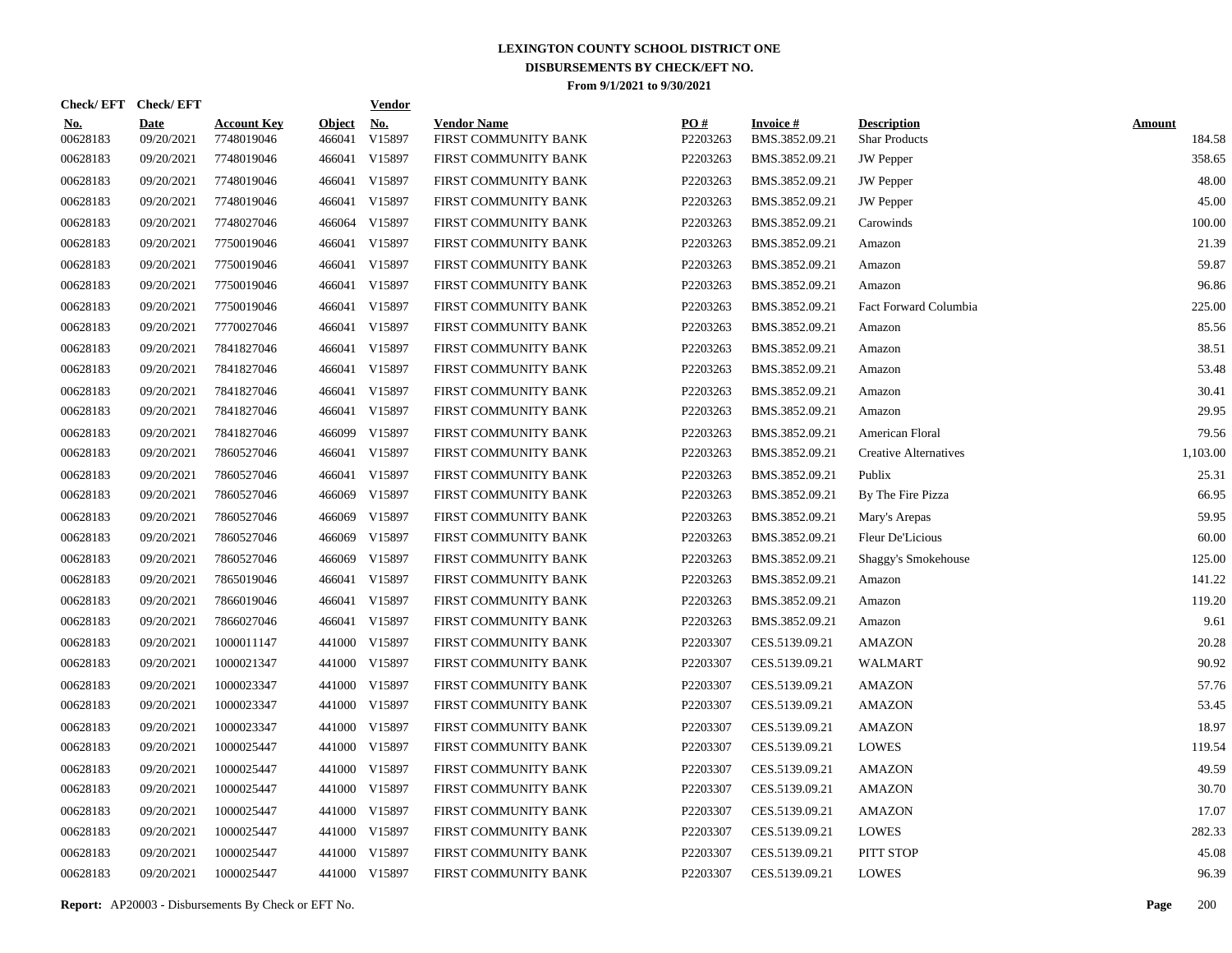# LEXINGTON COUNTY SCHOOL DISTRICT ONE

## DISBURSEMENTS BY CHECK/EFT NO.

### From 9/1/2021 to 9/30/2021

| Check/ EFT No. | Check/ EFT Date | Account Key | Object | Vendor No. | Vendor Name | PO # | Invoice # | Description | Amount |
|---|---|---|---|---|---|---|---|---|---|
| 00628183 | 09/20/2021 | 7748019046 | 466041 | V15897 | FIRST COMMUNITY BANK | P2203263 | BMS.3852.09.21 | Shar Products | 184.58 |
| 00628183 | 09/20/2021 | 7748019046 | 466041 | V15897 | FIRST COMMUNITY BANK | P2203263 | BMS.3852.09.21 | JW Pepper | 358.65 |
| 00628183 | 09/20/2021 | 7748019046 | 466041 | V15897 | FIRST COMMUNITY BANK | P2203263 | BMS.3852.09.21 | JW Pepper | 48.00 |
| 00628183 | 09/20/2021 | 7748019046 | 466041 | V15897 | FIRST COMMUNITY BANK | P2203263 | BMS.3852.09.21 | JW Pepper | 45.00 |
| 00628183 | 09/20/2021 | 7748027046 | 466064 | V15897 | FIRST COMMUNITY BANK | P2203263 | BMS.3852.09.21 | Carowinds | 100.00 |
| 00628183 | 09/20/2021 | 7750019046 | 466041 | V15897 | FIRST COMMUNITY BANK | P2203263 | BMS.3852.09.21 | Amazon | 21.39 |
| 00628183 | 09/20/2021 | 7750019046 | 466041 | V15897 | FIRST COMMUNITY BANK | P2203263 | BMS.3852.09.21 | Amazon | 59.87 |
| 00628183 | 09/20/2021 | 7750019046 | 466041 | V15897 | FIRST COMMUNITY BANK | P2203263 | BMS.3852.09.21 | Amazon | 96.86 |
| 00628183 | 09/20/2021 | 7750019046 | 466041 | V15897 | FIRST COMMUNITY BANK | P2203263 | BMS.3852.09.21 | Fact Forward Columbia | 225.00 |
| 00628183 | 09/20/2021 | 7770027046 | 466041 | V15897 | FIRST COMMUNITY BANK | P2203263 | BMS.3852.09.21 | Amazon | 85.56 |
| 00628183 | 09/20/2021 | 7841827046 | 466041 | V15897 | FIRST COMMUNITY BANK | P2203263 | BMS.3852.09.21 | Amazon | 38.51 |
| 00628183 | 09/20/2021 | 7841827046 | 466041 | V15897 | FIRST COMMUNITY BANK | P2203263 | BMS.3852.09.21 | Amazon | 53.48 |
| 00628183 | 09/20/2021 | 7841827046 | 466041 | V15897 | FIRST COMMUNITY BANK | P2203263 | BMS.3852.09.21 | Amazon | 30.41 |
| 00628183 | 09/20/2021 | 7841827046 | 466041 | V15897 | FIRST COMMUNITY BANK | P2203263 | BMS.3852.09.21 | Amazon | 29.95 |
| 00628183 | 09/20/2021 | 7841827046 | 466099 | V15897 | FIRST COMMUNITY BANK | P2203263 | BMS.3852.09.21 | American Floral | 79.56 |
| 00628183 | 09/20/2021 | 7860527046 | 466041 | V15897 | FIRST COMMUNITY BANK | P2203263 | BMS.3852.09.21 | Creative Alternatives | 1,103.00 |
| 00628183 | 09/20/2021 | 7860527046 | 466041 | V15897 | FIRST COMMUNITY BANK | P2203263 | BMS.3852.09.21 | Publix | 25.31 |
| 00628183 | 09/20/2021 | 7860527046 | 466069 | V15897 | FIRST COMMUNITY BANK | P2203263 | BMS.3852.09.21 | By The Fire Pizza | 66.95 |
| 00628183 | 09/20/2021 | 7860527046 | 466069 | V15897 | FIRST COMMUNITY BANK | P2203263 | BMS.3852.09.21 | Mary's Arepas | 59.95 |
| 00628183 | 09/20/2021 | 7860527046 | 466069 | V15897 | FIRST COMMUNITY BANK | P2203263 | BMS.3852.09.21 | Fleur De'Licious | 60.00 |
| 00628183 | 09/20/2021 | 7860527046 | 466069 | V15897 | FIRST COMMUNITY BANK | P2203263 | BMS.3852.09.21 | Shaggy's Smokehouse | 125.00 |
| 00628183 | 09/20/2021 | 7865019046 | 466041 | V15897 | FIRST COMMUNITY BANK | P2203263 | BMS.3852.09.21 | Amazon | 141.22 |
| 00628183 | 09/20/2021 | 7866019046 | 466041 | V15897 | FIRST COMMUNITY BANK | P2203263 | BMS.3852.09.21 | Amazon | 119.20 |
| 00628183 | 09/20/2021 | 7866027046 | 466041 | V15897 | FIRST COMMUNITY BANK | P2203263 | BMS.3852.09.21 | Amazon | 9.61 |
| 00628183 | 09/20/2021 | 1000011147 | 441000 | V15897 | FIRST COMMUNITY BANK | P2203307 | CES.5139.09.21 | AMAZON | 20.28 |
| 00628183 | 09/20/2021 | 1000021347 | 441000 | V15897 | FIRST COMMUNITY BANK | P2203307 | CES.5139.09.21 | WALMART | 90.92 |
| 00628183 | 09/20/2021 | 1000023347 | 441000 | V15897 | FIRST COMMUNITY BANK | P2203307 | CES.5139.09.21 | AMAZON | 57.76 |
| 00628183 | 09/20/2021 | 1000023347 | 441000 | V15897 | FIRST COMMUNITY BANK | P2203307 | CES.5139.09.21 | AMAZON | 53.45 |
| 00628183 | 09/20/2021 | 1000023347 | 441000 | V15897 | FIRST COMMUNITY BANK | P2203307 | CES.5139.09.21 | AMAZON | 18.97 |
| 00628183 | 09/20/2021 | 1000025447 | 441000 | V15897 | FIRST COMMUNITY BANK | P2203307 | CES.5139.09.21 | LOWES | 119.54 |
| 00628183 | 09/20/2021 | 1000025447 | 441000 | V15897 | FIRST COMMUNITY BANK | P2203307 | CES.5139.09.21 | AMAZON | 49.59 |
| 00628183 | 09/20/2021 | 1000025447 | 441000 | V15897 | FIRST COMMUNITY BANK | P2203307 | CES.5139.09.21 | AMAZON | 30.70 |
| 00628183 | 09/20/2021 | 1000025447 | 441000 | V15897 | FIRST COMMUNITY BANK | P2203307 | CES.5139.09.21 | AMAZON | 17.07 |
| 00628183 | 09/20/2021 | 1000025447 | 441000 | V15897 | FIRST COMMUNITY BANK | P2203307 | CES.5139.09.21 | LOWES | 282.33 |
| 00628183 | 09/20/2021 | 1000025447 | 441000 | V15897 | FIRST COMMUNITY BANK | P2203307 | CES.5139.09.21 | PITT STOP | 45.08 |
| 00628183 | 09/20/2021 | 1000025447 | 441000 | V15897 | FIRST COMMUNITY BANK | P2203307 | CES.5139.09.21 | LOWES | 96.39 |

**Report:** AP20003 - Disbursements By Check or EFT No.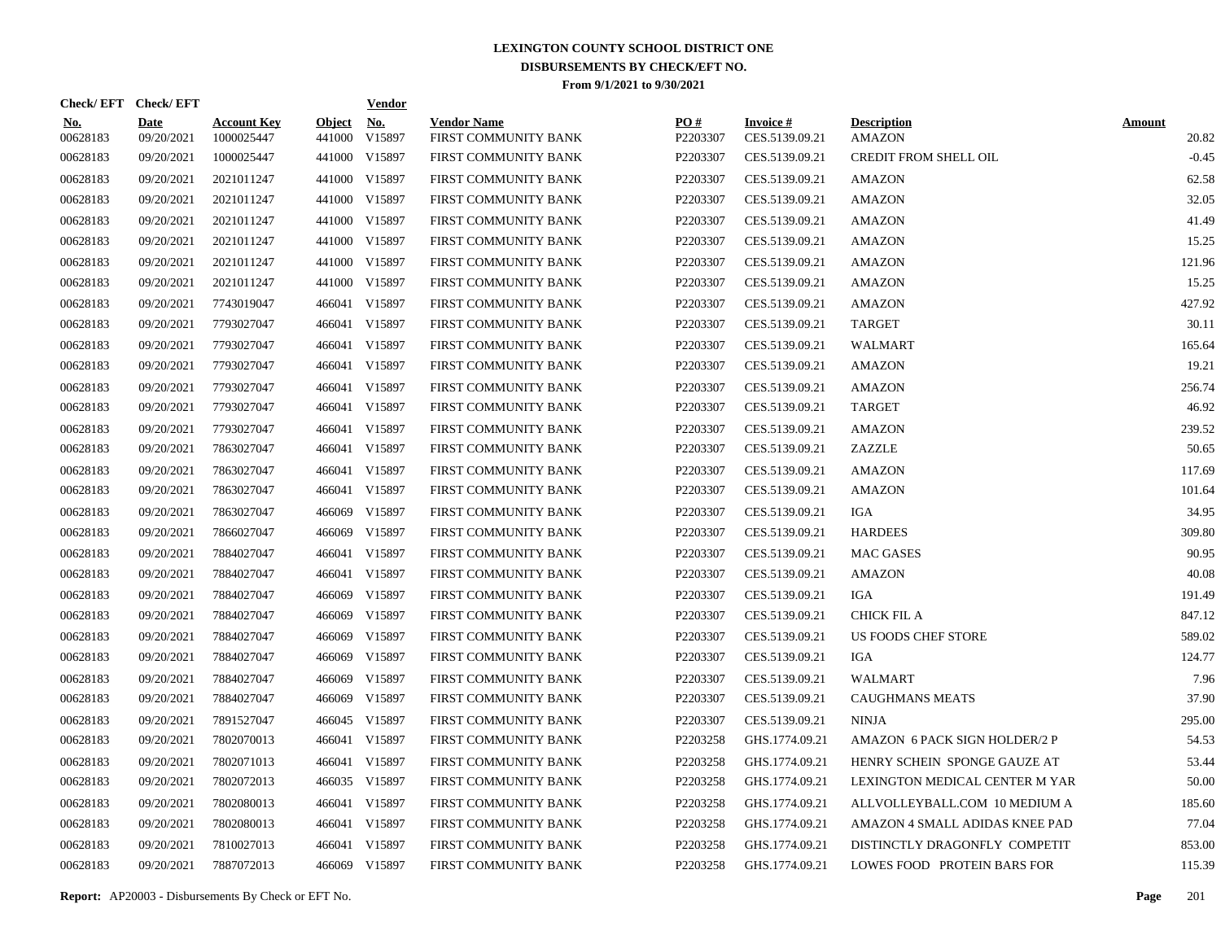# LEXINGTON COUNTY SCHOOL DISTRICT ONE

## DISBURSEMENTS BY CHECK/EFT NO.

### From 9/1/2021 to 9/30/2021

| Check/ EFT No. | Check/ EFT Date | Account Key | Object | Vendor No. | Vendor Name | PO # | Invoice # | Description | Amount |
|---|---|---|---|---|---|---|---|---|---|
| 00628183 | 09/20/2021 | 1000025447 | 441000 | V15897 | FIRST COMMUNITY BANK | P2203307 | CES.5139.09.21 | AMAZON | 20.82 |
| 00628183 | 09/20/2021 | 1000025447 | 441000 | V15897 | FIRST COMMUNITY BANK | P2203307 | CES.5139.09.21 | CREDIT FROM SHELL OIL | -0.45 |
| 00628183 | 09/20/2021 | 2021011247 | 441000 | V15897 | FIRST COMMUNITY BANK | P2203307 | CES.5139.09.21 | AMAZON | 62.58 |
| 00628183 | 09/20/2021 | 2021011247 | 441000 | V15897 | FIRST COMMUNITY BANK | P2203307 | CES.5139.09.21 | AMAZON | 32.05 |
| 00628183 | 09/20/2021 | 2021011247 | 441000 | V15897 | FIRST COMMUNITY BANK | P2203307 | CES.5139.09.21 | AMAZON | 41.49 |
| 00628183 | 09/20/2021 | 2021011247 | 441000 | V15897 | FIRST COMMUNITY BANK | P2203307 | CES.5139.09.21 | AMAZON | 15.25 |
| 00628183 | 09/20/2021 | 2021011247 | 441000 | V15897 | FIRST COMMUNITY BANK | P2203307 | CES.5139.09.21 | AMAZON | 121.96 |
| 00628183 | 09/20/2021 | 2021011247 | 441000 | V15897 | FIRST COMMUNITY BANK | P2203307 | CES.5139.09.21 | AMAZON | 15.25 |
| 00628183 | 09/20/2021 | 7743019047 | 466041 | V15897 | FIRST COMMUNITY BANK | P2203307 | CES.5139.09.21 | AMAZON | 427.92 |
| 00628183 | 09/20/2021 | 7793027047 | 466041 | V15897 | FIRST COMMUNITY BANK | P2203307 | CES.5139.09.21 | TARGET | 30.11 |
| 00628183 | 09/20/2021 | 7793027047 | 466041 | V15897 | FIRST COMMUNITY BANK | P2203307 | CES.5139.09.21 | WALMART | 165.64 |
| 00628183 | 09/20/2021 | 7793027047 | 466041 | V15897 | FIRST COMMUNITY BANK | P2203307 | CES.5139.09.21 | AMAZON | 19.21 |
| 00628183 | 09/20/2021 | 7793027047 | 466041 | V15897 | FIRST COMMUNITY BANK | P2203307 | CES.5139.09.21 | AMAZON | 256.74 |
| 00628183 | 09/20/2021 | 7793027047 | 466041 | V15897 | FIRST COMMUNITY BANK | P2203307 | CES.5139.09.21 | TARGET | 46.92 |
| 00628183 | 09/20/2021 | 7793027047 | 466041 | V15897 | FIRST COMMUNITY BANK | P2203307 | CES.5139.09.21 | AMAZON | 239.52 |
| 00628183 | 09/20/2021 | 7863027047 | 466041 | V15897 | FIRST COMMUNITY BANK | P2203307 | CES.5139.09.21 | ZAZZLE | 50.65 |
| 00628183 | 09/20/2021 | 7863027047 | 466041 | V15897 | FIRST COMMUNITY BANK | P2203307 | CES.5139.09.21 | AMAZON | 117.69 |
| 00628183 | 09/20/2021 | 7863027047 | 466041 | V15897 | FIRST COMMUNITY BANK | P2203307 | CES.5139.09.21 | AMAZON | 101.64 |
| 00628183 | 09/20/2021 | 7863027047 | 466069 | V15897 | FIRST COMMUNITY BANK | P2203307 | CES.5139.09.21 | IGA | 34.95 |
| 00628183 | 09/20/2021 | 7866027047 | 466069 | V15897 | FIRST COMMUNITY BANK | P2203307 | CES.5139.09.21 | HARDEES | 309.80 |
| 00628183 | 09/20/2021 | 7884027047 | 466041 | V15897 | FIRST COMMUNITY BANK | P2203307 | CES.5139.09.21 | MAC GASES | 90.95 |
| 00628183 | 09/20/2021 | 7884027047 | 466041 | V15897 | FIRST COMMUNITY BANK | P2203307 | CES.5139.09.21 | AMAZON | 40.08 |
| 00628183 | 09/20/2021 | 7884027047 | 466069 | V15897 | FIRST COMMUNITY BANK | P2203307 | CES.5139.09.21 | IGA | 191.49 |
| 00628183 | 09/20/2021 | 7884027047 | 466069 | V15897 | FIRST COMMUNITY BANK | P2203307 | CES.5139.09.21 | CHICK FIL A | 847.12 |
| 00628183 | 09/20/2021 | 7884027047 | 466069 | V15897 | FIRST COMMUNITY BANK | P2203307 | CES.5139.09.21 | US FOODS CHEF STORE | 589.02 |
| 00628183 | 09/20/2021 | 7884027047 | 466069 | V15897 | FIRST COMMUNITY BANK | P2203307 | CES.5139.09.21 | IGA | 124.77 |
| 00628183 | 09/20/2021 | 7884027047 | 466069 | V15897 | FIRST COMMUNITY BANK | P2203307 | CES.5139.09.21 | WALMART | 7.96 |
| 00628183 | 09/20/2021 | 7884027047 | 466069 | V15897 | FIRST COMMUNITY BANK | P2203307 | CES.5139.09.21 | CAUGHMANS MEATS | 37.90 |
| 00628183 | 09/20/2021 | 7891527047 | 466045 | V15897 | FIRST COMMUNITY BANK | P2203307 | CES.5139.09.21 | NINJA | 295.00 |
| 00628183 | 09/20/2021 | 7802070013 | 466041 | V15897 | FIRST COMMUNITY BANK | P2203258 | GHS.1774.09.21 | AMAZON 6 PACK SIGN HOLDER/2 P | 54.53 |
| 00628183 | 09/20/2021 | 7802071013 | 466041 | V15897 | FIRST COMMUNITY BANK | P2203258 | GHS.1774.09.21 | HENRY SCHEIN SPONGE GAUZE AT | 53.44 |
| 00628183 | 09/20/2021 | 7802072013 | 466035 | V15897 | FIRST COMMUNITY BANK | P2203258 | GHS.1774.09.21 | LEXINGTON MEDICAL CENTER M YAR | 50.00 |
| 00628183 | 09/20/2021 | 7802080013 | 466041 | V15897 | FIRST COMMUNITY BANK | P2203258 | GHS.1774.09.21 | ALLVOLLEYBALL.COM 10 MEDIUM A | 185.60 |
| 00628183 | 09/20/2021 | 7802080013 | 466041 | V15897 | FIRST COMMUNITY BANK | P2203258 | GHS.1774.09.21 | AMAZON 4 SMALL ADIDAS KNEE PAD | 77.04 |
| 00628183 | 09/20/2021 | 7810027013 | 466041 | V15897 | FIRST COMMUNITY BANK | P2203258 | GHS.1774.09.21 | DISTINCTLY DRAGONFLY COMPETIT | 853.00 |
| 00628183 | 09/20/2021 | 7887072013 | 466069 | V15897 | FIRST COMMUNITY BANK | P2203258 | GHS.1774.09.21 | LOWES FOOD PROTEIN BARS FOR | 115.39 |

**Report:** AP20003 - Disbursements By Check or EFT No.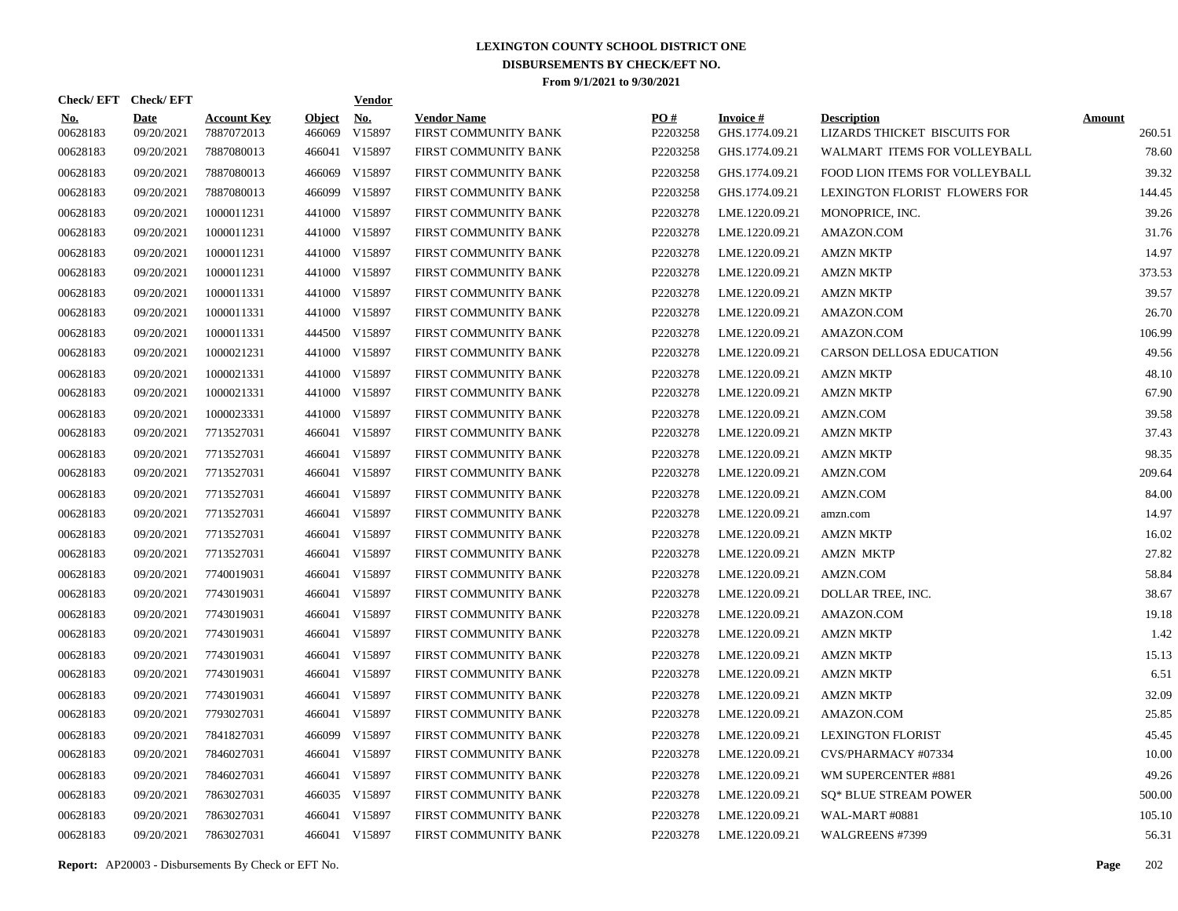# LEXINGTON COUNTY SCHOOL DISTRICT ONE
## DISBURSEMENTS BY CHECK/EFT NO.
### From 9/1/2021 to 9/30/2021

| Check/ EFT No. | Check/ EFT Date | Account Key | Object | Vendor No. | Vendor Name | PO # | Invoice # | Description | Amount |
|---|---|---|---|---|---|---|---|---|---|
| 00628183 | 09/20/2021 | 7887072013 | 466069 | V15897 | FIRST COMMUNITY BANK | P2203258 | GHS.1774.09.21 | LIZARDS THICKET BISCUITS FOR | 260.51 |
| 00628183 | 09/20/2021 | 7887080013 | 466041 | V15897 | FIRST COMMUNITY BANK | P2203258 | GHS.1774.09.21 | WALMART ITEMS FOR VOLLEYBALL | 78.60 |
| 00628183 | 09/20/2021 | 7887080013 | 466069 | V15897 | FIRST COMMUNITY BANK | P2203258 | GHS.1774.09.21 | FOOD LION ITEMS FOR VOLLEYBALL | 39.32 |
| 00628183 | 09/20/2021 | 7887080013 | 466099 | V15897 | FIRST COMMUNITY BANK | P2203258 | GHS.1774.09.21 | LEXINGTON FLORIST FLOWERS FOR | 144.45 |
| 00628183 | 09/20/2021 | 1000011231 | 441000 | V15897 | FIRST COMMUNITY BANK | P2203278 | LME.1220.09.21 | MONOPRICE, INC. | 39.26 |
| 00628183 | 09/20/2021 | 1000011231 | 441000 | V15897 | FIRST COMMUNITY BANK | P2203278 | LME.1220.09.21 | AMAZON.COM | 31.76 |
| 00628183 | 09/20/2021 | 1000011231 | 441000 | V15897 | FIRST COMMUNITY BANK | P2203278 | LME.1220.09.21 | AMZN MKTP | 14.97 |
| 00628183 | 09/20/2021 | 1000011231 | 441000 | V15897 | FIRST COMMUNITY BANK | P2203278 | LME.1220.09.21 | AMZN MKTP | 373.53 |
| 00628183 | 09/20/2021 | 1000011331 | 441000 | V15897 | FIRST COMMUNITY BANK | P2203278 | LME.1220.09.21 | AMZN MKTP | 39.57 |
| 00628183 | 09/20/2021 | 1000011331 | 441000 | V15897 | FIRST COMMUNITY BANK | P2203278 | LME.1220.09.21 | AMAZON.COM | 26.70 |
| 00628183 | 09/20/2021 | 1000011331 | 444500 | V15897 | FIRST COMMUNITY BANK | P2203278 | LME.1220.09.21 | AMAZON.COM | 106.99 |
| 00628183 | 09/20/2021 | 1000021231 | 441000 | V15897 | FIRST COMMUNITY BANK | P2203278 | LME.1220.09.21 | CARSON DELLOSA EDUCATION | 49.56 |
| 00628183 | 09/20/2021 | 1000021331 | 441000 | V15897 | FIRST COMMUNITY BANK | P2203278 | LME.1220.09.21 | AMZN MKTP | 48.10 |
| 00628183 | 09/20/2021 | 1000021331 | 441000 | V15897 | FIRST COMMUNITY BANK | P2203278 | LME.1220.09.21 | AMZN MKTP | 67.90 |
| 00628183 | 09/20/2021 | 1000023331 | 441000 | V15897 | FIRST COMMUNITY BANK | P2203278 | LME.1220.09.21 | AMZN.COM | 39.58 |
| 00628183 | 09/20/2021 | 7713527031 | 466041 | V15897 | FIRST COMMUNITY BANK | P2203278 | LME.1220.09.21 | AMZN MKTP | 37.43 |
| 00628183 | 09/20/2021 | 7713527031 | 466041 | V15897 | FIRST COMMUNITY BANK | P2203278 | LME.1220.09.21 | AMZN MKTP | 98.35 |
| 00628183 | 09/20/2021 | 7713527031 | 466041 | V15897 | FIRST COMMUNITY BANK | P2203278 | LME.1220.09.21 | AMZN.COM | 209.64 |
| 00628183 | 09/20/2021 | 7713527031 | 466041 | V15897 | FIRST COMMUNITY BANK | P2203278 | LME.1220.09.21 | AMZN.COM | 84.00 |
| 00628183 | 09/20/2021 | 7713527031 | 466041 | V15897 | FIRST COMMUNITY BANK | P2203278 | LME.1220.09.21 | amzn.com | 14.97 |
| 00628183 | 09/20/2021 | 7713527031 | 466041 | V15897 | FIRST COMMUNITY BANK | P2203278 | LME.1220.09.21 | AMZN MKTP | 16.02 |
| 00628183 | 09/20/2021 | 7713527031 | 466041 | V15897 | FIRST COMMUNITY BANK | P2203278 | LME.1220.09.21 | AMZN MKTP | 27.82 |
| 00628183 | 09/20/2021 | 7740019031 | 466041 | V15897 | FIRST COMMUNITY BANK | P2203278 | LME.1220.09.21 | AMZN.COM | 58.84 |
| 00628183 | 09/20/2021 | 7743019031 | 466041 | V15897 | FIRST COMMUNITY BANK | P2203278 | LME.1220.09.21 | DOLLAR TREE, INC. | 38.67 |
| 00628183 | 09/20/2021 | 7743019031 | 466041 | V15897 | FIRST COMMUNITY BANK | P2203278 | LME.1220.09.21 | AMAZON.COM | 19.18 |
| 00628183 | 09/20/2021 | 7743019031 | 466041 | V15897 | FIRST COMMUNITY BANK | P2203278 | LME.1220.09.21 | AMZN MKTP | 1.42 |
| 00628183 | 09/20/2021 | 7743019031 | 466041 | V15897 | FIRST COMMUNITY BANK | P2203278 | LME.1220.09.21 | AMZN MKTP | 15.13 |
| 00628183 | 09/20/2021 | 7743019031 | 466041 | V15897 | FIRST COMMUNITY BANK | P2203278 | LME.1220.09.21 | AMZN MKTP | 6.51 |
| 00628183 | 09/20/2021 | 7743019031 | 466041 | V15897 | FIRST COMMUNITY BANK | P2203278 | LME.1220.09.21 | AMZN MKTP | 32.09 |
| 00628183 | 09/20/2021 | 7793027031 | 466041 | V15897 | FIRST COMMUNITY BANK | P2203278 | LME.1220.09.21 | AMAZON.COM | 25.85 |
| 00628183 | 09/20/2021 | 7841827031 | 466099 | V15897 | FIRST COMMUNITY BANK | P2203278 | LME.1220.09.21 | LEXINGTON FLORIST | 45.45 |
| 00628183 | 09/20/2021 | 7846027031 | 466041 | V15897 | FIRST COMMUNITY BANK | P2203278 | LME.1220.09.21 | CVS/PHARMACY #07334 | 10.00 |
| 00628183 | 09/20/2021 | 7846027031 | 466041 | V15897 | FIRST COMMUNITY BANK | P2203278 | LME.1220.09.21 | WM SUPERCENTER #881 | 49.26 |
| 00628183 | 09/20/2021 | 7863027031 | 466035 | V15897 | FIRST COMMUNITY BANK | P2203278 | LME.1220.09.21 | SQ* BLUE STREAM POWER | 500.00 |
| 00628183 | 09/20/2021 | 7863027031 | 466041 | V15897 | FIRST COMMUNITY BANK | P2203278 | LME.1220.09.21 | WAL-MART #0881 | 105.10 |
| 00628183 | 09/20/2021 | 7863027031 | 466041 | V15897 | FIRST COMMUNITY BANK | P2203278 | LME.1220.09.21 | WALGREENS #7399 | 56.31 |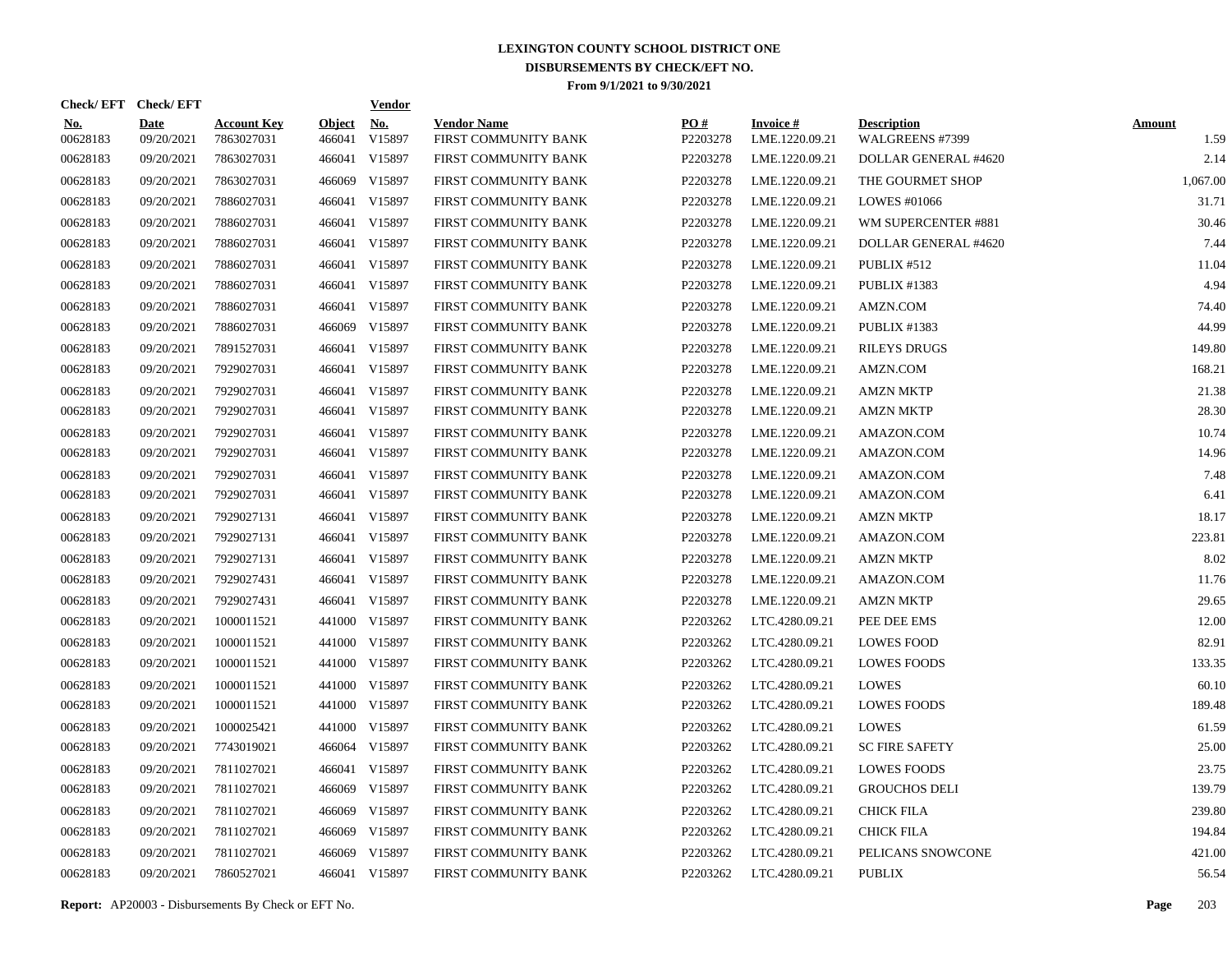# LEXINGTON COUNTY SCHOOL DISTRICT ONE

## DISBURSEMENTS BY CHECK/EFT NO.

### From 9/1/2021 to 9/30/2021

| Check/ EFT No. | Check/ EFT Date | Account Key | Object | Vendor No. | Vendor Name | PO # | Invoice # | Description | Amount |
|---|---|---|---|---|---|---|---|---|---|
| 00628183 | 09/20/2021 | 7863027031 | 466041 | V15897 | FIRST COMMUNITY BANK | P2203278 | LME.1220.09.21 | WALGREENS #7399 | 1.59 |
| 00628183 | 09/20/2021 | 7863027031 | 466041 | V15897 | FIRST COMMUNITY BANK | P2203278 | LME.1220.09.21 | DOLLAR GENERAL #4620 | 2.14 |
| 00628183 | 09/20/2021 | 7863027031 | 466069 | V15897 | FIRST COMMUNITY BANK | P2203278 | LME.1220.09.21 | THE GOURMET SHOP | 1,067.00 |
| 00628183 | 09/20/2021 | 7886027031 | 466041 | V15897 | FIRST COMMUNITY BANK | P2203278 | LME.1220.09.21 | LOWES #01066 | 31.71 |
| 00628183 | 09/20/2021 | 7886027031 | 466041 | V15897 | FIRST COMMUNITY BANK | P2203278 | LME.1220.09.21 | WM SUPERCENTER #881 | 30.46 |
| 00628183 | 09/20/2021 | 7886027031 | 466041 | V15897 | FIRST COMMUNITY BANK | P2203278 | LME.1220.09.21 | DOLLAR GENERAL #4620 | 7.44 |
| 00628183 | 09/20/2021 | 7886027031 | 466041 | V15897 | FIRST COMMUNITY BANK | P2203278 | LME.1220.09.21 | PUBLIX #512 | 11.04 |
| 00628183 | 09/20/2021 | 7886027031 | 466041 | V15897 | FIRST COMMUNITY BANK | P2203278 | LME.1220.09.21 | PUBLIX #1383 | 4.94 |
| 00628183 | 09/20/2021 | 7886027031 | 466041 | V15897 | FIRST COMMUNITY BANK | P2203278 | LME.1220.09.21 | AMZN.COM | 74.40 |
| 00628183 | 09/20/2021 | 7886027031 | 466069 | V15897 | FIRST COMMUNITY BANK | P2203278 | LME.1220.09.21 | PUBLIX #1383 | 44.99 |
| 00628183 | 09/20/2021 | 7891527031 | 466041 | V15897 | FIRST COMMUNITY BANK | P2203278 | LME.1220.09.21 | RILEYS DRUGS | 149.80 |
| 00628183 | 09/20/2021 | 7929027031 | 466041 | V15897 | FIRST COMMUNITY BANK | P2203278 | LME.1220.09.21 | AMZN.COM | 168.21 |
| 00628183 | 09/20/2021 | 7929027031 | 466041 | V15897 | FIRST COMMUNITY BANK | P2203278 | LME.1220.09.21 | AMZN MKTP | 21.38 |
| 00628183 | 09/20/2021 | 7929027031 | 466041 | V15897 | FIRST COMMUNITY BANK | P2203278 | LME.1220.09.21 | AMZN MKTP | 28.30 |
| 00628183 | 09/20/2021 | 7929027031 | 466041 | V15897 | FIRST COMMUNITY BANK | P2203278 | LME.1220.09.21 | AMAZON.COM | 10.74 |
| 00628183 | 09/20/2021 | 7929027031 | 466041 | V15897 | FIRST COMMUNITY BANK | P2203278 | LME.1220.09.21 | AMAZON.COM | 14.96 |
| 00628183 | 09/20/2021 | 7929027031 | 466041 | V15897 | FIRST COMMUNITY BANK | P2203278 | LME.1220.09.21 | AMAZON.COM | 7.48 |
| 00628183 | 09/20/2021 | 7929027031 | 466041 | V15897 | FIRST COMMUNITY BANK | P2203278 | LME.1220.09.21 | AMAZON.COM | 6.41 |
| 00628183 | 09/20/2021 | 7929027131 | 466041 | V15897 | FIRST COMMUNITY BANK | P2203278 | LME.1220.09.21 | AMZN MKTP | 18.17 |
| 00628183 | 09/20/2021 | 7929027131 | 466041 | V15897 | FIRST COMMUNITY BANK | P2203278 | LME.1220.09.21 | AMAZON.COM | 223.81 |
| 00628183 | 09/20/2021 | 7929027131 | 466041 | V15897 | FIRST COMMUNITY BANK | P2203278 | LME.1220.09.21 | AMZN MKTP | 8.02 |
| 00628183 | 09/20/2021 | 7929027431 | 466041 | V15897 | FIRST COMMUNITY BANK | P2203278 | LME.1220.09.21 | AMAZON.COM | 11.76 |
| 00628183 | 09/20/2021 | 7929027431 | 466041 | V15897 | FIRST COMMUNITY BANK | P2203278 | LME.1220.09.21 | AMZN MKTP | 29.65 |
| 00628183 | 09/20/2021 | 1000011521 | 441000 | V15897 | FIRST COMMUNITY BANK | P2203262 | LTC.4280.09.21 | PEE DEE EMS | 12.00 |
| 00628183 | 09/20/2021 | 1000011521 | 441000 | V15897 | FIRST COMMUNITY BANK | P2203262 | LTC.4280.09.21 | LOWES FOOD | 82.91 |
| 00628183 | 09/20/2021 | 1000011521 | 441000 | V15897 | FIRST COMMUNITY BANK | P2203262 | LTC.4280.09.21 | LOWES FOODS | 133.35 |
| 00628183 | 09/20/2021 | 1000011521 | 441000 | V15897 | FIRST COMMUNITY BANK | P2203262 | LTC.4280.09.21 | LOWES | 60.10 |
| 00628183 | 09/20/2021 | 1000011521 | 441000 | V15897 | FIRST COMMUNITY BANK | P2203262 | LTC.4280.09.21 | LOWES FOODS | 189.48 |
| 00628183 | 09/20/2021 | 1000025421 | 441000 | V15897 | FIRST COMMUNITY BANK | P2203262 | LTC.4280.09.21 | LOWES | 61.59 |
| 00628183 | 09/20/2021 | 7743019021 | 466064 | V15897 | FIRST COMMUNITY BANK | P2203262 | LTC.4280.09.21 | SC FIRE SAFETY | 25.00 |
| 00628183 | 09/20/2021 | 7811027021 | 466041 | V15897 | FIRST COMMUNITY BANK | P2203262 | LTC.4280.09.21 | LOWES FOODS | 23.75 |
| 00628183 | 09/20/2021 | 7811027021 | 466069 | V15897 | FIRST COMMUNITY BANK | P2203262 | LTC.4280.09.21 | GROUCHOS DELI | 139.79 |
| 00628183 | 09/20/2021 | 7811027021 | 466069 | V15897 | FIRST COMMUNITY BANK | P2203262 | LTC.4280.09.21 | CHICK FILA | 239.80 |
| 00628183 | 09/20/2021 | 7811027021 | 466069 | V15897 | FIRST COMMUNITY BANK | P2203262 | LTC.4280.09.21 | CHICK FILA | 194.84 |
| 00628183 | 09/20/2021 | 7811027021 | 466069 | V15897 | FIRST COMMUNITY BANK | P2203262 | LTC.4280.09.21 | PELICANS SNOWCONE | 421.00 |
| 00628183 | 09/20/2021 | 7860527021 | 466041 | V15897 | FIRST COMMUNITY BANK | P2203262 | LTC.4280.09.21 | PUBLIX | 56.54 |

**Report:** AP20003 - Disbursements By Check or EFT No.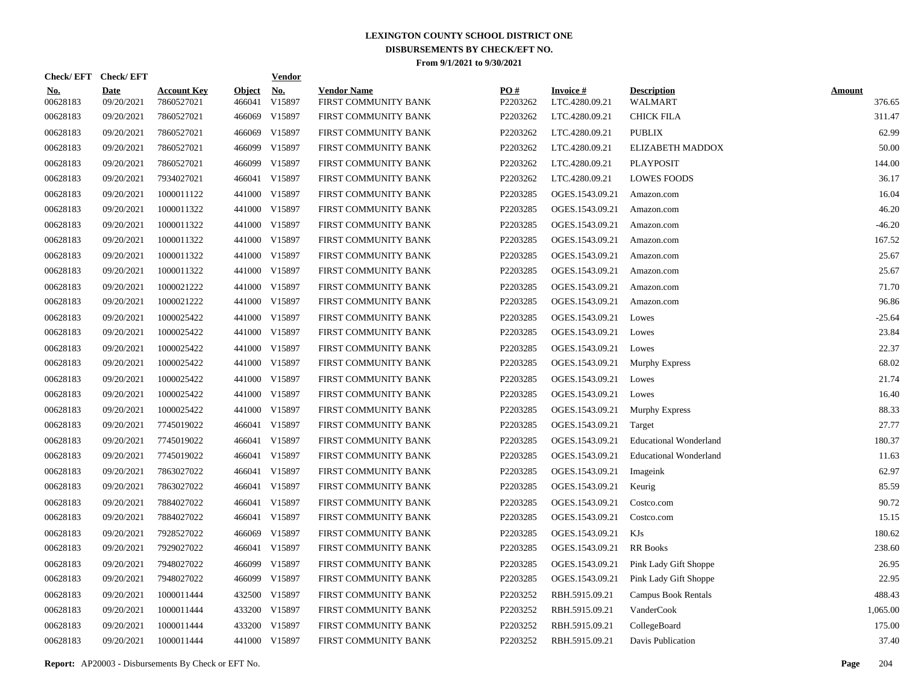# LEXINGTON COUNTY SCHOOL DISTRICT ONE

## DISBURSEMENTS BY CHECK/EFT NO.

### From 9/1/2021 to 9/30/2021

| Check/EFT No. | Check/EFT Date | Account Key | Object | Vendor No. | Vendor Name | PO # | Invoice # | Description | Amount |
|---|---|---|---|---|---|---|---|---|---|
| 00628183 | 09/20/2021 | 7860527021 | 466041 | V15897 | FIRST COMMUNITY BANK | P2203262 | LTC.4280.09.21 | WALMART | 376.65 |
| 00628183 | 09/20/2021 | 7860527021 | 466069 | V15897 | FIRST COMMUNITY BANK | P2203262 | LTC.4280.09.21 | CHICK FILA | 311.47 |
| 00628183 | 09/20/2021 | 7860527021 | 466069 | V15897 | FIRST COMMUNITY BANK | P2203262 | LTC.4280.09.21 | PUBLIX | 62.99 |
| 00628183 | 09/20/2021 | 7860527021 | 466099 | V15897 | FIRST COMMUNITY BANK | P2203262 | LTC.4280.09.21 | ELIZABETH MADDOX | 50.00 |
| 00628183 | 09/20/2021 | 7860527021 | 466099 | V15897 | FIRST COMMUNITY BANK | P2203262 | LTC.4280.09.21 | PLAYPOSIT | 144.00 |
| 00628183 | 09/20/2021 | 7934027021 | 466041 | V15897 | FIRST COMMUNITY BANK | P2203262 | LTC.4280.09.21 | LOWES FOODS | 36.17 |
| 00628183 | 09/20/2021 | 1000011122 | 441000 | V15897 | FIRST COMMUNITY BANK | P2203285 | OGES.1543.09.21 | Amazon.com | 16.04 |
| 00628183 | 09/20/2021 | 1000011322 | 441000 | V15897 | FIRST COMMUNITY BANK | P2203285 | OGES.1543.09.21 | Amazon.com | 46.20 |
| 00628183 | 09/20/2021 | 1000011322 | 441000 | V15897 | FIRST COMMUNITY BANK | P2203285 | OGES.1543.09.21 | Amazon.com | -46.20 |
| 00628183 | 09/20/2021 | 1000011322 | 441000 | V15897 | FIRST COMMUNITY BANK | P2203285 | OGES.1543.09.21 | Amazon.com | 167.52 |
| 00628183 | 09/20/2021 | 1000011322 | 441000 | V15897 | FIRST COMMUNITY BANK | P2203285 | OGES.1543.09.21 | Amazon.com | 25.67 |
| 00628183 | 09/20/2021 | 1000011322 | 441000 | V15897 | FIRST COMMUNITY BANK | P2203285 | OGES.1543.09.21 | Amazon.com | 25.67 |
| 00628183 | 09/20/2021 | 1000021222 | 441000 | V15897 | FIRST COMMUNITY BANK | P2203285 | OGES.1543.09.21 | Amazon.com | 71.70 |
| 00628183 | 09/20/2021 | 1000021222 | 441000 | V15897 | FIRST COMMUNITY BANK | P2203285 | OGES.1543.09.21 | Amazon.com | 96.86 |
| 00628183 | 09/20/2021 | 1000025422 | 441000 | V15897 | FIRST COMMUNITY BANK | P2203285 | OGES.1543.09.21 | Lowes | -25.64 |
| 00628183 | 09/20/2021 | 1000025422 | 441000 | V15897 | FIRST COMMUNITY BANK | P2203285 | OGES.1543.09.21 | Lowes | 23.84 |
| 00628183 | 09/20/2021 | 1000025422 | 441000 | V15897 | FIRST COMMUNITY BANK | P2203285 | OGES.1543.09.21 | Lowes | 22.37 |
| 00628183 | 09/20/2021 | 1000025422 | 441000 | V15897 | FIRST COMMUNITY BANK | P2203285 | OGES.1543.09.21 | Murphy Express | 68.02 |
| 00628183 | 09/20/2021 | 1000025422 | 441000 | V15897 | FIRST COMMUNITY BANK | P2203285 | OGES.1543.09.21 | Lowes | 21.74 |
| 00628183 | 09/20/2021 | 1000025422 | 441000 | V15897 | FIRST COMMUNITY BANK | P2203285 | OGES.1543.09.21 | Lowes | 16.40 |
| 00628183 | 09/20/2021 | 1000025422 | 441000 | V15897 | FIRST COMMUNITY BANK | P2203285 | OGES.1543.09.21 | Murphy Express | 88.33 |
| 00628183 | 09/20/2021 | 7745019022 | 466041 | V15897 | FIRST COMMUNITY BANK | P2203285 | OGES.1543.09.21 | Target | 27.77 |
| 00628183 | 09/20/2021 | 7745019022 | 466041 | V15897 | FIRST COMMUNITY BANK | P2203285 | OGES.1543.09.21 | Educational Wonderland | 180.37 |
| 00628183 | 09/20/2021 | 7745019022 | 466041 | V15897 | FIRST COMMUNITY BANK | P2203285 | OGES.1543.09.21 | Educational Wonderland | 11.63 |
| 00628183 | 09/20/2021 | 7863027022 | 466041 | V15897 | FIRST COMMUNITY BANK | P2203285 | OGES.1543.09.21 | Imageink | 62.97 |
| 00628183 | 09/20/2021 | 7863027022 | 466041 | V15897 | FIRST COMMUNITY BANK | P2203285 | OGES.1543.09.21 | Keurig | 85.59 |
| 00628183 | 09/20/2021 | 7884027022 | 466041 | V15897 | FIRST COMMUNITY BANK | P2203285 | OGES.1543.09.21 | Costco.com | 90.72 |
| 00628183 | 09/20/2021 | 7884027022 | 466041 | V15897 | FIRST COMMUNITY BANK | P2203285 | OGES.1543.09.21 | Costco.com | 15.15 |
| 00628183 | 09/20/2021 | 7928527022 | 466069 | V15897 | FIRST COMMUNITY BANK | P2203285 | OGES.1543.09.21 | KJs | 180.62 |
| 00628183 | 09/20/2021 | 7929027022 | 466041 | V15897 | FIRST COMMUNITY BANK | P2203285 | OGES.1543.09.21 | RR Books | 238.60 |
| 00628183 | 09/20/2021 | 7948027022 | 466099 | V15897 | FIRST COMMUNITY BANK | P2203285 | OGES.1543.09.21 | Pink Lady Gift Shoppe | 26.95 |
| 00628183 | 09/20/2021 | 7948027022 | 466099 | V15897 | FIRST COMMUNITY BANK | P2203285 | OGES.1543.09.21 | Pink Lady Gift Shoppe | 22.95 |
| 00628183 | 09/20/2021 | 1000011444 | 432500 | V15897 | FIRST COMMUNITY BANK | P2203252 | RBH.5915.09.21 | Campus Book Rentals | 488.43 |
| 00628183 | 09/20/2021 | 1000011444 | 433200 | V15897 | FIRST COMMUNITY BANK | P2203252 | RBH.5915.09.21 | VanderCook | 1,065.00 |
| 00628183 | 09/20/2021 | 1000011444 | 433200 | V15897 | FIRST COMMUNITY BANK | P2203252 | RBH.5915.09.21 | CollegeBoard | 175.00 |
| 00628183 | 09/20/2021 | 1000011444 | 441000 | V15897 | FIRST COMMUNITY BANK | P2203252 | RBH.5915.09.21 | Davis Publication | 37.40 |

**Report:** AP20003 - Disbursements By Check or EFT No.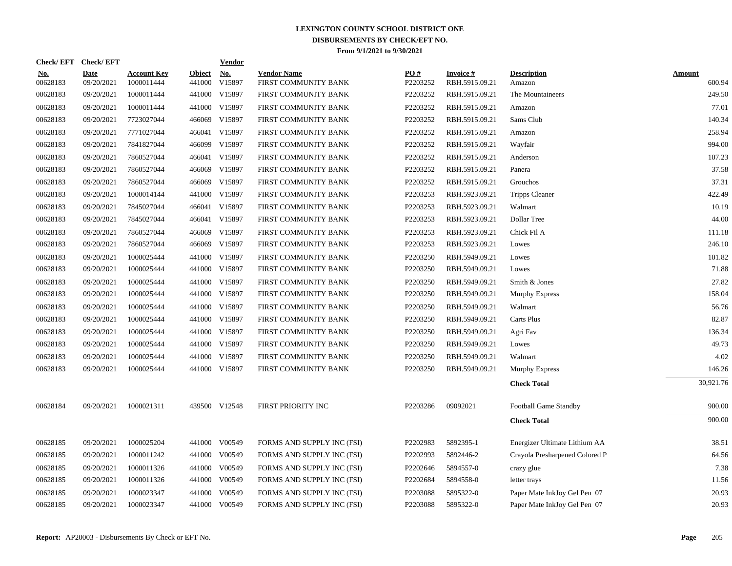# LEXINGTON COUNTY SCHOOL DISTRICT ONE
## DISBURSEMENTS BY CHECK/EFT NO.
### From 9/1/2021 to 9/30/2021

| Check/EFT No. | Check/EFT Date | Account Key | Object | Vendor No. | Vendor Name | PO # | Invoice # | Description | Amount |
|---|---|---|---|---|---|---|---|---|---|
| 00628183 | 09/20/2021 | 1000011444 | 441000 | V15897 | FIRST COMMUNITY BANK | P2203252 | RBH.5915.09.21 | Amazon | 600.94 |
| 00628183 | 09/20/2021 | 1000011444 | 441000 | V15897 | FIRST COMMUNITY BANK | P2203252 | RBH.5915.09.21 | The Mountaineers | 249.50 |
| 00628183 | 09/20/2021 | 1000011444 | 441000 | V15897 | FIRST COMMUNITY BANK | P2203252 | RBH.5915.09.21 | Amazon | 77.01 |
| 00628183 | 09/20/2021 | 7723027044 | 466069 | V15897 | FIRST COMMUNITY BANK | P2203252 | RBH.5915.09.21 | Sams Club | 140.34 |
| 00628183 | 09/20/2021 | 7771027044 | 466041 | V15897 | FIRST COMMUNITY BANK | P2203252 | RBH.5915.09.21 | Amazon | 258.94 |
| 00628183 | 09/20/2021 | 7841827044 | 466099 | V15897 | FIRST COMMUNITY BANK | P2203252 | RBH.5915.09.21 | Wayfair | 994.00 |
| 00628183 | 09/20/2021 | 7860527044 | 466041 | V15897 | FIRST COMMUNITY BANK | P2203252 | RBH.5915.09.21 | Anderson | 107.23 |
| 00628183 | 09/20/2021 | 7860527044 | 466069 | V15897 | FIRST COMMUNITY BANK | P2203252 | RBH.5915.09.21 | Panera | 37.58 |
| 00628183 | 09/20/2021 | 7860527044 | 466069 | V15897 | FIRST COMMUNITY BANK | P2203252 | RBH.5915.09.21 | Grouchos | 37.31 |
| 00628183 | 09/20/2021 | 1000014144 | 441000 | V15897 | FIRST COMMUNITY BANK | P2203253 | RBH.5923.09.21 | Tripps Cleaner | 422.49 |
| 00628183 | 09/20/2021 | 7845027044 | 466041 | V15897 | FIRST COMMUNITY BANK | P2203253 | RBH.5923.09.21 | Walmart | 10.19 |
| 00628183 | 09/20/2021 | 7845027044 | 466041 | V15897 | FIRST COMMUNITY BANK | P2203253 | RBH.5923.09.21 | Dollar Tree | 44.00 |
| 00628183 | 09/20/2021 | 7860527044 | 466069 | V15897 | FIRST COMMUNITY BANK | P2203253 | RBH.5923.09.21 | Chick Fil A | 111.18 |
| 00628183 | 09/20/2021 | 7860527044 | 466069 | V15897 | FIRST COMMUNITY BANK | P2203253 | RBH.5923.09.21 | Lowes | 246.10 |
| 00628183 | 09/20/2021 | 1000025444 | 441000 | V15897 | FIRST COMMUNITY BANK | P2203250 | RBH.5949.09.21 | Lowes | 101.82 |
| 00628183 | 09/20/2021 | 1000025444 | 441000 | V15897 | FIRST COMMUNITY BANK | P2203250 | RBH.5949.09.21 | Lowes | 71.88 |
| 00628183 | 09/20/2021 | 1000025444 | 441000 | V15897 | FIRST COMMUNITY BANK | P2203250 | RBH.5949.09.21 | Smith & Jones | 27.82 |
| 00628183 | 09/20/2021 | 1000025444 | 441000 | V15897 | FIRST COMMUNITY BANK | P2203250 | RBH.5949.09.21 | Murphy Express | 158.04 |
| 00628183 | 09/20/2021 | 1000025444 | 441000 | V15897 | FIRST COMMUNITY BANK | P2203250 | RBH.5949.09.21 | Walmart | 56.76 |
| 00628183 | 09/20/2021 | 1000025444 | 441000 | V15897 | FIRST COMMUNITY BANK | P2203250 | RBH.5949.09.21 | Carts Plus | 82.87 |
| 00628183 | 09/20/2021 | 1000025444 | 441000 | V15897 | FIRST COMMUNITY BANK | P2203250 | RBH.5949.09.21 | Agri Fav | 136.34 |
| 00628183 | 09/20/2021 | 1000025444 | 441000 | V15897 | FIRST COMMUNITY BANK | P2203250 | RBH.5949.09.21 | Lowes | 49.73 |
| 00628183 | 09/20/2021 | 1000025444 | 441000 | V15897 | FIRST COMMUNITY BANK | P2203250 | RBH.5949.09.21 | Walmart | 4.02 |
| 00628183 | 09/20/2021 | 1000025444 | 441000 | V15897 | FIRST COMMUNITY BANK | P2203250 | RBH.5949.09.21 | Murphy Express | 146.26 |
| | | | | | | | | **Check Total** | 30,921.76 |
| 00628184 | 09/20/2021 | 1000021311 | 439500 | V12548 | FIRST PRIORITY INC | P2203286 | 09092021 | Football Game Standby | 900.00 |
| | | | | | | | | **Check Total** | 900.00 |
| 00628185 | 09/20/2021 | 1000025204 | 441000 | V00549 | FORMS AND SUPPLY INC (FSI) | P2202983 | 5892395-1 | Energizer Ultimate Lithium AA | 38.51 |
| 00628185 | 09/20/2021 | 1000011242 | 441000 | V00549 | FORMS AND SUPPLY INC (FSI) | P2202993 | 5892446-2 | Crayola Presharpened Colored P | 64.56 |
| 00628185 | 09/20/2021 | 1000011326 | 441000 | V00549 | FORMS AND SUPPLY INC (FSI) | P2202646 | 5894557-0 | crazy glue | 7.38 |
| 00628185 | 09/20/2021 | 1000011326 | 441000 | V00549 | FORMS AND SUPPLY INC (FSI) | P2202684 | 5894558-0 | letter trays | 11.56 |
| 00628185 | 09/20/2021 | 1000023347 | 441000 | V00549 | FORMS AND SUPPLY INC (FSI) | P2203088 | 5895322-0 | Paper Mate InkJoy Gel Pen 07 | 20.93 |
| 00628185 | 09/20/2021 | 1000023347 | 441000 | V00549 | FORMS AND SUPPLY INC (FSI) | P2203088 | 5895322-0 | Paper Mate InkJoy Gel Pen 07 | 20.93 |

**Report:** AP20003 - Disbursements By Check or EFT No.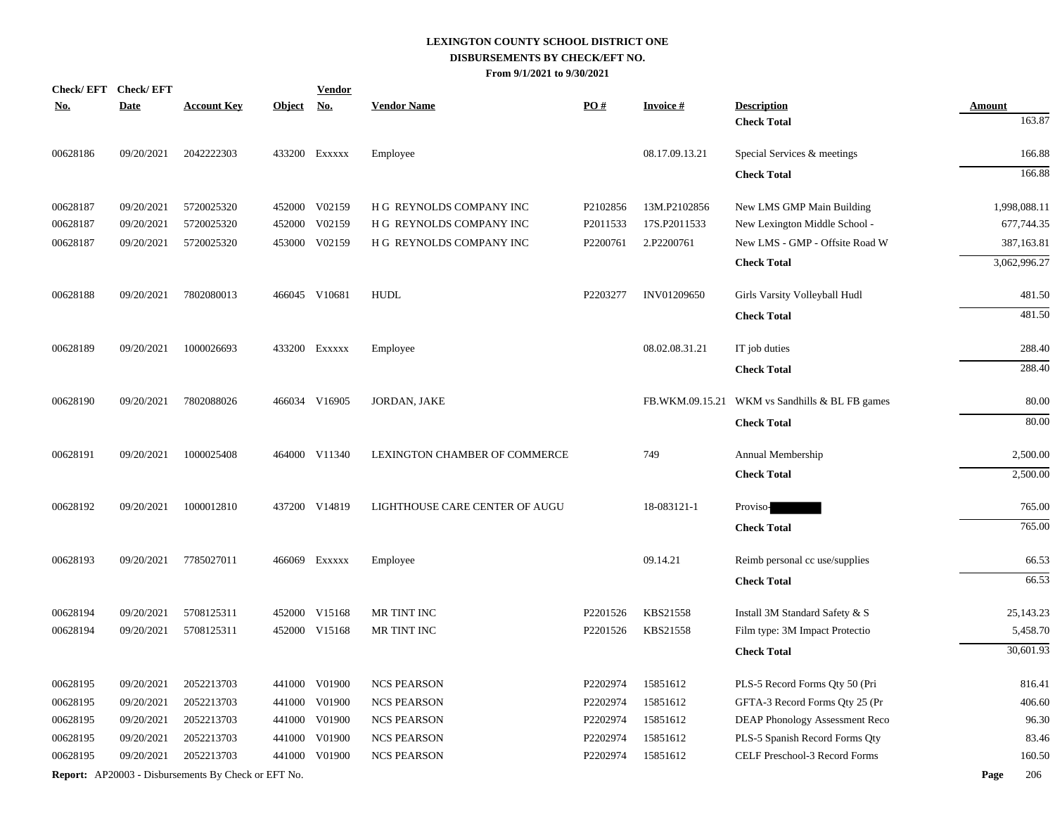# LEXINGTON COUNTY SCHOOL DISTRICT ONE
## DISBURSEMENTS BY CHECK/EFT NO.
### From 9/1/2021 to 9/30/2021

| Check/ EFT No. | Check/ EFT Date | Account Key | Object | Vendor No. | Vendor Name | PO # | Invoice # | Description | Amount |
|---|---|---|---|---|---|---|---|---|---|
| | | | | | | | | **Check Total** | 163.87 |
| 00628186 | 09/20/2021 | 2042222303 | 433200 | Exxxxx | Employee | | 08.17.09.13.21 | Special Services & meetings | 166.88 |
| | | | | | | | | **Check Total** | 166.88 |
| 00628187 | 09/20/2021 | 5720025320 | 452000 | V02159 | H G REYNOLDS COMPANY INC | P2102856 | 13M.P2102856 | New LMS GMP Main Building | 1,998,088.11 |
| 00628187 | 09/20/2021 | 5720025320 | 452000 | V02159 | H G REYNOLDS COMPANY INC | P2011533 | 17S.P2011533 | New Lexington Middle School - | 677,744.35 |
| 00628187 | 09/20/2021 | 5720025320 | 453000 | V02159 | H G REYNOLDS COMPANY INC | P2200761 | 2.P2200761 | New LMS - GMP - Offsite Road W | 387,163.81 |
| | | | | | | | | **Check Total** | 3,062,996.27 |
| 00628188 | 09/20/2021 | 7802080013 | 466045 | V10681 | HUDL | P2203277 | INV01209650 | Girls Varsity Volleyball Hudl | 481.50 |
| | | | | | | | | **Check Total** | 481.50 |
| 00628189 | 09/20/2021 | 1000026693 | 433200 | Exxxxx | Employee | | 08.02.08.31.21 | IT job duties | 288.40 |
| | | | | | | | | **Check Total** | 288.40 |
| 00628190 | 09/20/2021 | 7802088026 | 466034 | V16905 | JORDAN, JAKE | | FB.WKM.09.15.21 | WKM vs Sandhills & BL FB games | 80.00 |
| | | | | | | | | **Check Total** | 80.00 |
| 00628191 | 09/20/2021 | 1000025408 | 464000 | V11340 | LEXINGTON CHAMBER OF COMMERCE | | 749 | Annual Membership | 2,500.00 |
| | | | | | | | | **Check Total** | 2,500.00 |
| 00628192 | 09/20/2021 | 1000012810 | 437200 | V14819 | LIGHTHOUSE CARE CENTER OF AUGU | | 18-083121-1 | Proviso-[REDACTED] | 765.00 |
| | | | | | | | | **Check Total** | 765.00 |
| 00628193 | 09/20/2021 | 7785027011 | 466069 | Exxxxx | Employee | | 09.14.21 | Reimb personal cc use/supplies | 66.53 |
| | | | | | | | | **Check Total** | 66.53 |
| 00628194 | 09/20/2021 | 5708125311 | 452000 | V15168 | MR TINT INC | P2201526 | KBS21558 | Install 3M Standard Safety & S | 25,143.23 |
| 00628194 | 09/20/2021 | 5708125311 | 452000 | V15168 | MR TINT INC | P2201526 | KBS21558 | Film type: 3M Impact Protectio | 5,458.70 |
| | | | | | | | | **Check Total** | 30,601.93 |
| 00628195 | 09/20/2021 | 2052213703 | 441000 | V01900 | NCS PEARSON | P2202974 | 15851612 | PLS-5 Record Forms Qty 50 (Pri | 816.41 |
| 00628195 | 09/20/2021 | 2052213703 | 441000 | V01900 | NCS PEARSON | P2202974 | 15851612 | GFTA-3 Record Forms Qty 25 (Pr | 406.60 |
| 00628195 | 09/20/2021 | 2052213703 | 441000 | V01900 | NCS PEARSON | P2202974 | 15851612 | DEAP Phonology Assessment Reco | 96.30 |
| 00628195 | 09/20/2021 | 2052213703 | 441000 | V01900 | NCS PEARSON | P2202974 | 15851612 | PLS-5 Spanish Record Forms Qty | 83.46 |
| 00628195 | 09/20/2021 | 2052213703 | 441000 | V01900 | NCS PEARSON | P2202974 | 15851612 | CELF Preschool-3 Record Forms | 160.50 |

**Report:** AP20003 - Disbursements By Check or EFT No.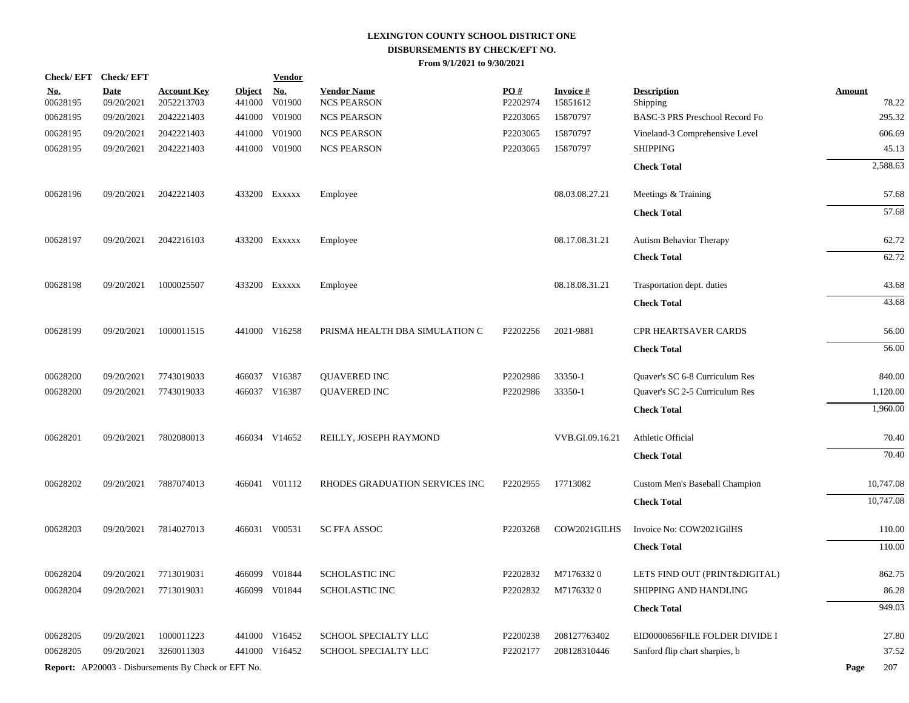# LEXINGTON COUNTY SCHOOL DISTRICT ONE
## DISBURSEMENTS BY CHECK/EFT NO.
### From 9/1/2021 to 9/30/2021

| Check/ EFT No. | Check/ EFT Date | Account Key | Object | Vendor No. | Vendor Name | PO # | Invoice # | Description | Amount |
|---|---|---|---|---|---|---|---|---|---|
| 00628195 | 09/20/2021 | 2052213703 | 441000 | V01900 | NCS PEARSON | P2202974 | 15851612 | Shipping | 78.22 |
| 00628195 | 09/20/2021 | 2042221403 | 441000 | V01900 | NCS PEARSON | P2203065 | 15870797 | BASC-3 PRS Preschool Record Fo | 295.32 |
| 00628195 | 09/20/2021 | 2042221403 | 441000 | V01900 | NCS PEARSON | P2203065 | 15870797 | Vineland-3 Comprehensive Level | 606.69 |
| 00628195 | 09/20/2021 | 2042221403 | 441000 | V01900 | NCS PEARSON | P2203065 | 15870797 | SHIPPING | 45.13 |
| | | | | | | | | **Check Total** | 2,588.63 |
| 00628196 | 09/20/2021 | 2042221403 | 433200 | Exxxxx | Employee | | 08.03.08.27.21 | Meetings & Training | 57.68 |
| | | | | | | | | **Check Total** | 57.68 |
| 00628197 | 09/20/2021 | 2042216103 | 433200 | Exxxxx | Employee | | 08.17.08.31.21 | Autism Behavior Therapy | 62.72 |
| | | | | | | | | **Check Total** | 62.72 |
| 00628198 | 09/20/2021 | 1000025507 | 433200 | Exxxxx | Employee | | 08.18.08.31.21 | Trasportation dept. duties | 43.68 |
| | | | | | | | | **Check Total** | 43.68 |
| 00628199 | 09/20/2021 | 1000011515 | 441000 | V16258 | PRISMA HEALTH DBA SIMULATION C | P2202256 | 2021-9881 | CPR HEARTSAVER CARDS | 56.00 |
| | | | | | | | | **Check Total** | 56.00 |
| 00628200 | 09/20/2021 | 7743019033 | 466037 | V16387 | QUAVERED INC | P2202986 | 33350-1 | Quaver's SC 6-8 Curriculum Res | 840.00 |
| 00628200 | 09/20/2021 | 7743019033 | 466037 | V16387 | QUAVERED INC | P2202986 | 33350-1 | Quaver's SC 2-5 Curriculum Res | 1,120.00 |
| | | | | | | | | **Check Total** | 1,960.00 |
| 00628201 | 09/20/2021 | 7802080013 | 466034 | V14652 | REILLY, JOSEPH RAYMOND | | VVB.GI.09.16.21 | Athletic Official | 70.40 |
| | | | | | | | | **Check Total** | 70.40 |
| 00628202 | 09/20/2021 | 7887074013 | 466041 | V01112 | RHODES GRADUATION SERVICES INC | P2202955 | 17713082 | Custom Men's Baseball Champion | 10,747.08 |
| | | | | | | | | **Check Total** | 10,747.08 |
| 00628203 | 09/20/2021 | 7814027013 | 466031 | V00531 | SC FFA ASSOC | P2203268 | COW2021GILHS | Invoice No: COW2021GilHS | 110.00 |
| | | | | | | | | **Check Total** | 110.00 |
| 00628204 | 09/20/2021 | 7713019031 | 466099 | V01844 | SCHOLASTIC INC | P2202832 | M7176332 0 | LETS FIND OUT (PRINT&DIGITAL) | 862.75 |
| 00628204 | 09/20/2021 | 7713019031 | 466099 | V01844 | SCHOLASTIC INC | P2202832 | M7176332 0 | SHIPPING AND HANDLING | 86.28 |
| | | | | | | | | **Check Total** | 949.03 |
| 00628205 | 09/20/2021 | 1000011223 | 441000 | V16452 | SCHOOL SPECIALTY LLC | P2200238 | 208127763402 | EID0000656FILE FOLDER DIVIDE I | 27.80 |
| 00628205 | 09/20/2021 | 3260011303 | 441000 | V16452 | SCHOOL SPECIALTY LLC | P2202177 | 208128310446 | Sanford flip chart sharpies, b | 37.52 |

**Report:** AP20003 - Disbursements By Check or EFT No.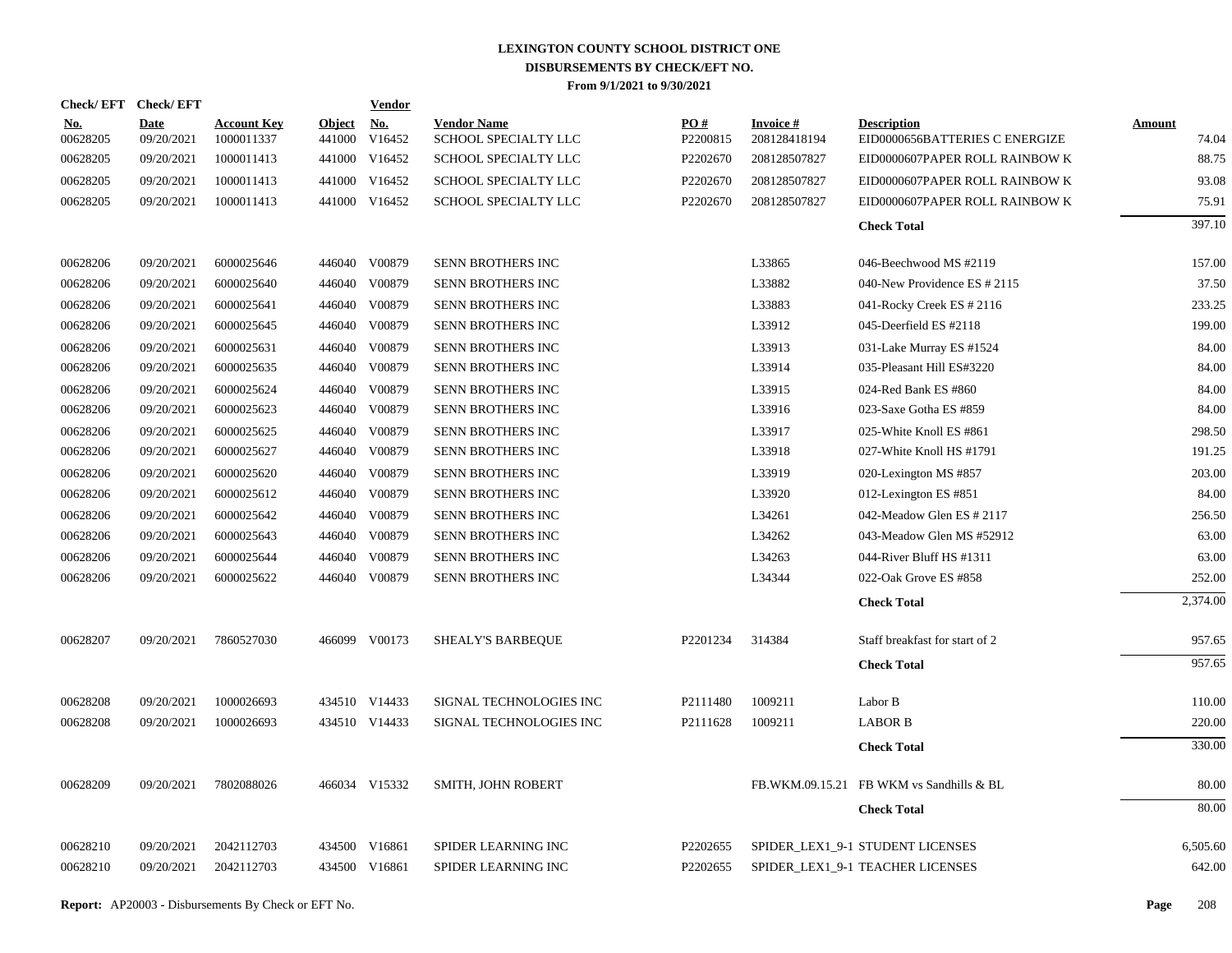# LEXINGTON COUNTY SCHOOL DISTRICT ONE
## DISBURSEMENTS BY CHECK/EFT NO.
### From 9/1/2021 to 9/30/2021

| Check/ EFT No. | Check/ EFT Date | Account Key | Object | Vendor No. | Vendor Name | PO # | Invoice # | Description | Amount |
|---|---|---|---|---|---|---|---|---|---|
| 00628205 | 09/20/2021 | 1000011337 | 441000 | V16452 | SCHOOL SPECIALTY LLC | P2200815 | 208128418194 | EID0000656BATTERIES C ENERGIZE | 74.04 |
| 00628205 | 09/20/2021 | 1000011413 | 441000 | V16452 | SCHOOL SPECIALTY LLC | P2202670 | 208128507827 | EID0000607PAPER ROLL RAINBOW K | 88.75 |
| 00628205 | 09/20/2021 | 1000011413 | 441000 | V16452 | SCHOOL SPECIALTY LLC | P2202670 | 208128507827 | EID0000607PAPER ROLL RAINBOW K | 93.08 |
| 00628205 | 09/20/2021 | 1000011413 | 441000 | V16452 | SCHOOL SPECIALTY LLC | P2202670 | 208128507827 | EID0000607PAPER ROLL RAINBOW K | 75.91 |
| | | | | | | | | **Check Total** | 397.10 |
| 00628206 | 09/20/2021 | 6000025646 | 446040 | V00879 | SENN BROTHERS INC | | L33865 | 046-Beechwood MS #2119 | 157.00 |
| 00628206 | 09/20/2021 | 6000025640 | 446040 | V00879 | SENN BROTHERS INC | | L33882 | 040-New Providence ES # 2115 | 37.50 |
| 00628206 | 09/20/2021 | 6000025641 | 446040 | V00879 | SENN BROTHERS INC | | L33883 | 041-Rocky Creek ES # 2116 | 233.25 |
| 00628206 | 09/20/2021 | 6000025645 | 446040 | V00879 | SENN BROTHERS INC | | L33912 | 045-Deerfield ES #2118 | 199.00 |
| 00628206 | 09/20/2021 | 6000025631 | 446040 | V00879 | SENN BROTHERS INC | | L33913 | 031-Lake Murray ES #1524 | 84.00 |
| 00628206 | 09/20/2021 | 6000025635 | 446040 | V00879 | SENN BROTHERS INC | | L33914 | 035-Pleasant Hill ES#3220 | 84.00 |
| 00628206 | 09/20/2021 | 6000025624 | 446040 | V00879 | SENN BROTHERS INC | | L33915 | 024-Red Bank ES #860 | 84.00 |
| 00628206 | 09/20/2021 | 6000025623 | 446040 | V00879 | SENN BROTHERS INC | | L33916 | 023-Saxe Gotha ES #859 | 84.00 |
| 00628206 | 09/20/2021 | 6000025625 | 446040 | V00879 | SENN BROTHERS INC | | L33917 | 025-White Knoll ES #861 | 298.50 |
| 00628206 | 09/20/2021 | 6000025627 | 446040 | V00879 | SENN BROTHERS INC | | L33918 | 027-White Knoll HS #1791 | 191.25 |
| 00628206 | 09/20/2021 | 6000025620 | 446040 | V00879 | SENN BROTHERS INC | | L33919 | 020-Lexington MS #857 | 203.00 |
| 00628206 | 09/20/2021 | 6000025612 | 446040 | V00879 | SENN BROTHERS INC | | L33920 | 012-Lexington ES #851 | 84.00 |
| 00628206 | 09/20/2021 | 6000025642 | 446040 | V00879 | SENN BROTHERS INC | | L34261 | 042-Meadow Glen ES # 2117 | 256.50 |
| 00628206 | 09/20/2021 | 6000025643 | 446040 | V00879 | SENN BROTHERS INC | | L34262 | 043-Meadow Glen MS #52912 | 63.00 |
| 00628206 | 09/20/2021 | 6000025644 | 446040 | V00879 | SENN BROTHERS INC | | L34263 | 044-River Bluff HS #1311 | 63.00 |
| 00628206 | 09/20/2021 | 6000025622 | 446040 | V00879 | SENN BROTHERS INC | | L34344 | 022-Oak Grove ES #858 | 252.00 |
| | | | | | | | | **Check Total** | 2,374.00 |
| 00628207 | 09/20/2021 | 7860527030 | 466099 | V00173 | SHEALY'S BARBEQUE | P2201234 | 314384 | Staff breakfast for start of 2 | 957.65 |
| | | | | | | | | **Check Total** | 957.65 |
| 00628208 | 09/20/2021 | 1000026693 | 434510 | V14433 | SIGNAL TECHNOLOGIES INC | P2111480 | 1009211 | Labor B | 110.00 |
| 00628208 | 09/20/2021 | 1000026693 | 434510 | V14433 | SIGNAL TECHNOLOGIES INC | P2111628 | 1009211 | LABOR B | 220.00 |
| | | | | | | | | **Check Total** | 330.00 |
| 00628209 | 09/20/2021 | 7802088026 | 466034 | V15332 | SMITH, JOHN ROBERT | | FB.WKM.09.15.21 | FB WKM vs Sandhills & BL | 80.00 |
| | | | | | | | | **Check Total** | 80.00 |
| 00628210 | 09/20/2021 | 2042112703 | 434500 | V16861 | SPIDER LEARNING INC | P2202655 | SPIDER_LEX1_9-1 | STUDENT LICENSES | 6,505.60 |
| 00628210 | 09/20/2021 | 2042112703 | 434500 | V16861 | SPIDER LEARNING INC | P2202655 | SPIDER_LEX1_9-1 | TEACHER LICENSES | 642.00 |

**Report:** AP20003 - Disbursements By Check or EFT No.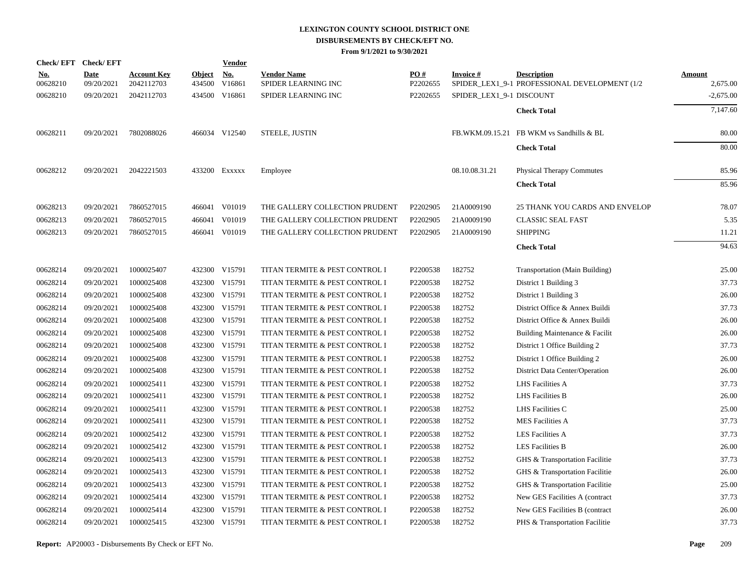# LEXINGTON COUNTY SCHOOL DISTRICT ONE
## DISBURSEMENTS BY CHECK/EFT NO.
### From 9/1/2021 to 9/30/2021

| Check/ EFT No. | Check/ EFT Date | Account Key | Object | Vendor No. | Vendor Name | PO # | Invoice # | Description | Amount |
|---|---|---|---|---|---|---|---|---|---|
| 00628210 | 09/20/2021 | 2042112703 | 434500 | V16861 | SPIDER LEARNING INC | P2202655 | SPIDER_LEX1_9-1 | PROFESSIONAL DEVELOPMENT (1/2 | 2,675.00 |
| 00628210 | 09/20/2021 | 2042112703 | 434500 | V16861 | SPIDER LEARNING INC | P2202655 | SPIDER_LEX1_9-1 | DISCOUNT | -2,675.00 |
| | | | | | | | | **Check Total** | 7,147.60 |
| 00628211 | 09/20/2021 | 7802088026 | 466034 | V12540 | STEELE, JUSTIN | | FB.WKM.09.15.21 | FB WKM vs Sandhills & BL | 80.00 |
| | | | | | | | | **Check Total** | 80.00 |
| 00628212 | 09/20/2021 | 2042221503 | 433200 | Exxxxx | Employee | | 08.10.08.31.21 | Physical Therapy Commutes | 85.96 |
| | | | | | | | | **Check Total** | 85.96 |
| 00628213 | 09/20/2021 | 7860527015 | 466041 | V01019 | THE GALLERY COLLECTION PRUDENT | P2202905 | 21A0009190 | 25 THANK YOU CARDS AND ENVELOP | 78.07 |
| 00628213 | 09/20/2021 | 7860527015 | 466041 | V01019 | THE GALLERY COLLECTION PRUDENT | P2202905 | 21A0009190 | CLASSIC SEAL FAST | 5.35 |
| 00628213 | 09/20/2021 | 7860527015 | 466041 | V01019 | THE GALLERY COLLECTION PRUDENT | P2202905 | 21A0009190 | SHIPPING | 11.21 |
| | | | | | | | | **Check Total** | 94.63 |
| 00628214 | 09/20/2021 | 1000025407 | 432300 | V15791 | TITAN TERMITE & PEST CONTROL I | P2200538 | 182752 | Transportation (Main Building) | 25.00 |
| 00628214 | 09/20/2021 | 1000025408 | 432300 | V15791 | TITAN TERMITE & PEST CONTROL I | P2200538 | 182752 | District 1 Building 3 | 37.73 |
| 00628214 | 09/20/2021 | 1000025408 | 432300 | V15791 | TITAN TERMITE & PEST CONTROL I | P2200538 | 182752 | District 1 Building 3 | 26.00 |
| 00628214 | 09/20/2021 | 1000025408 | 432300 | V15791 | TITAN TERMITE & PEST CONTROL I | P2200538 | 182752 | District Office & Annex Buildi | 37.73 |
| 00628214 | 09/20/2021 | 1000025408 | 432300 | V15791 | TITAN TERMITE & PEST CONTROL I | P2200538 | 182752 | District Office & Annex Buildi | 26.00 |
| 00628214 | 09/20/2021 | 1000025408 | 432300 | V15791 | TITAN TERMITE & PEST CONTROL I | P2200538 | 182752 | Building Maintenance & Facilit | 26.00 |
| 00628214 | 09/20/2021 | 1000025408 | 432300 | V15791 | TITAN TERMITE & PEST CONTROL I | P2200538 | 182752 | District 1 Office Building 2 | 37.73 |
| 00628214 | 09/20/2021 | 1000025408 | 432300 | V15791 | TITAN TERMITE & PEST CONTROL I | P2200538 | 182752 | District 1 Office Building 2 | 26.00 |
| 00628214 | 09/20/2021 | 1000025408 | 432300 | V15791 | TITAN TERMITE & PEST CONTROL I | P2200538 | 182752 | District Data Center/Operation | 26.00 |
| 00628214 | 09/20/2021 | 1000025411 | 432300 | V15791 | TITAN TERMITE & PEST CONTROL I | P2200538 | 182752 | LHS Facilities A | 37.73 |
| 00628214 | 09/20/2021 | 1000025411 | 432300 | V15791 | TITAN TERMITE & PEST CONTROL I | P2200538 | 182752 | LHS Facilities B | 26.00 |
| 00628214 | 09/20/2021 | 1000025411 | 432300 | V15791 | TITAN TERMITE & PEST CONTROL I | P2200538 | 182752 | LHS Facilities C | 25.00 |
| 00628214 | 09/20/2021 | 1000025411 | 432300 | V15791 | TITAN TERMITE & PEST CONTROL I | P2200538 | 182752 | MES Facilities A | 37.73 |
| 00628214 | 09/20/2021 | 1000025412 | 432300 | V15791 | TITAN TERMITE & PEST CONTROL I | P2200538 | 182752 | LES Facilities A | 37.73 |
| 00628214 | 09/20/2021 | 1000025412 | 432300 | V15791 | TITAN TERMITE & PEST CONTROL I | P2200538 | 182752 | LES Facilities B | 26.00 |
| 00628214 | 09/20/2021 | 1000025413 | 432300 | V15791 | TITAN TERMITE & PEST CONTROL I | P2200538 | 182752 | GHS & Transportation Facilitie | 37.73 |
| 00628214 | 09/20/2021 | 1000025413 | 432300 | V15791 | TITAN TERMITE & PEST CONTROL I | P2200538 | 182752 | GHS & Transportation Facilitie | 26.00 |
| 00628214 | 09/20/2021 | 1000025413 | 432300 | V15791 | TITAN TERMITE & PEST CONTROL I | P2200538 | 182752 | GHS & Transportation Facilitie | 25.00 |
| 00628214 | 09/20/2021 | 1000025414 | 432300 | V15791 | TITAN TERMITE & PEST CONTROL I | P2200538 | 182752 | New GES Facilities A (contract | 37.73 |
| 00628214 | 09/20/2021 | 1000025414 | 432300 | V15791 | TITAN TERMITE & PEST CONTROL I | P2200538 | 182752 | New GES Facilities B (contract | 26.00 |
| 00628214 | 09/20/2021 | 1000025415 | 432300 | V15791 | TITAN TERMITE & PEST CONTROL I | P2200538 | 182752 | PHS & Transportation Facilitie | 37.73 |

**Report:** AP20003 - Disbursements By Check or EFT No.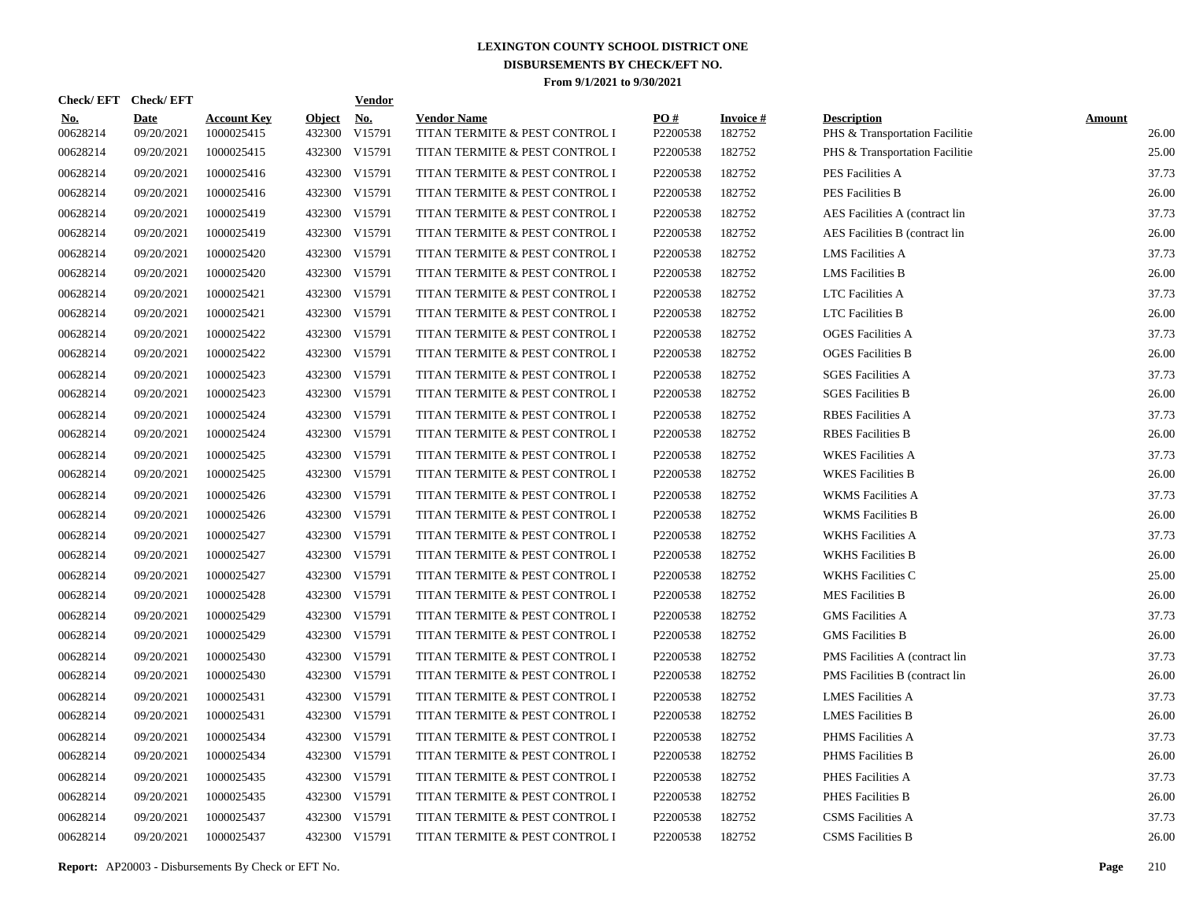# LEXINGTON COUNTY SCHOOL DISTRICT ONE
## DISBURSEMENTS BY CHECK/EFT NO.
### From 9/1/2021 to 9/30/2021

| Check/ EFT No. | Check/ EFT Date | Account Key | Object | Vendor No. | Vendor Name | PO # | Invoice # | Description | Amount |
|---|---|---|---|---|---|---|---|---|---|
| 00628214 | 09/20/2021 | 1000025415 | 432300 | V15791 | TITAN TERMITE & PEST CONTROL I | P2200538 | 182752 | PHS & Transportation Facilitie | 26.00 |
| 00628214 | 09/20/2021 | 1000025415 | 432300 | V15791 | TITAN TERMITE & PEST CONTROL I | P2200538 | 182752 | PHS & Transportation Facilitie | 25.00 |
| 00628214 | 09/20/2021 | 1000025416 | 432300 | V15791 | TITAN TERMITE & PEST CONTROL I | P2200538 | 182752 | PES Facilities A | 37.73 |
| 00628214 | 09/20/2021 | 1000025416 | 432300 | V15791 | TITAN TERMITE & PEST CONTROL I | P2200538 | 182752 | PES Facilities B | 26.00 |
| 00628214 | 09/20/2021 | 1000025419 | 432300 | V15791 | TITAN TERMITE & PEST CONTROL I | P2200538 | 182752 | AES Facilities A (contract lin | 37.73 |
| 00628214 | 09/20/2021 | 1000025419 | 432300 | V15791 | TITAN TERMITE & PEST CONTROL I | P2200538 | 182752 | AES Facilities B (contract lin | 26.00 |
| 00628214 | 09/20/2021 | 1000025420 | 432300 | V15791 | TITAN TERMITE & PEST CONTROL I | P2200538 | 182752 | LMS Facilities A | 37.73 |
| 00628214 | 09/20/2021 | 1000025420 | 432300 | V15791 | TITAN TERMITE & PEST CONTROL I | P2200538 | 182752 | LMS Facilities B | 26.00 |
| 00628214 | 09/20/2021 | 1000025421 | 432300 | V15791 | TITAN TERMITE & PEST CONTROL I | P2200538 | 182752 | LTC Facilities A | 37.73 |
| 00628214 | 09/20/2021 | 1000025421 | 432300 | V15791 | TITAN TERMITE & PEST CONTROL I | P2200538 | 182752 | LTC Facilities B | 26.00 |
| 00628214 | 09/20/2021 | 1000025422 | 432300 | V15791 | TITAN TERMITE & PEST CONTROL I | P2200538 | 182752 | OGES Facilities A | 37.73 |
| 00628214 | 09/20/2021 | 1000025422 | 432300 | V15791 | TITAN TERMITE & PEST CONTROL I | P2200538 | 182752 | OGES Facilities B | 26.00 |
| 00628214 | 09/20/2021 | 1000025423 | 432300 | V15791 | TITAN TERMITE & PEST CONTROL I | P2200538 | 182752 | SGES Facilities A | 37.73 |
| 00628214 | 09/20/2021 | 1000025423 | 432300 | V15791 | TITAN TERMITE & PEST CONTROL I | P2200538 | 182752 | SGES Facilities B | 26.00 |
| 00628214 | 09/20/2021 | 1000025424 | 432300 | V15791 | TITAN TERMITE & PEST CONTROL I | P2200538 | 182752 | RBES Facilities A | 37.73 |
| 00628214 | 09/20/2021 | 1000025424 | 432300 | V15791 | TITAN TERMITE & PEST CONTROL I | P2200538 | 182752 | RBES Facilities B | 26.00 |
| 00628214 | 09/20/2021 | 1000025425 | 432300 | V15791 | TITAN TERMITE & PEST CONTROL I | P2200538 | 182752 | WKES Facilities A | 37.73 |
| 00628214 | 09/20/2021 | 1000025425 | 432300 | V15791 | TITAN TERMITE & PEST CONTROL I | P2200538 | 182752 | WKES Facilities B | 26.00 |
| 00628214 | 09/20/2021 | 1000025426 | 432300 | V15791 | TITAN TERMITE & PEST CONTROL I | P2200538 | 182752 | WKMS Facilities A | 37.73 |
| 00628214 | 09/20/2021 | 1000025426 | 432300 | V15791 | TITAN TERMITE & PEST CONTROL I | P2200538 | 182752 | WKMS Facilities B | 26.00 |
| 00628214 | 09/20/2021 | 1000025427 | 432300 | V15791 | TITAN TERMITE & PEST CONTROL I | P2200538 | 182752 | WKHS Facilities A | 37.73 |
| 00628214 | 09/20/2021 | 1000025427 | 432300 | V15791 | TITAN TERMITE & PEST CONTROL I | P2200538 | 182752 | WKHS Facilities B | 26.00 |
| 00628214 | 09/20/2021 | 1000025427 | 432300 | V15791 | TITAN TERMITE & PEST CONTROL I | P2200538 | 182752 | WKHS Facilities C | 25.00 |
| 00628214 | 09/20/2021 | 1000025428 | 432300 | V15791 | TITAN TERMITE & PEST CONTROL I | P2200538 | 182752 | MES Facilities B | 26.00 |
| 00628214 | 09/20/2021 | 1000025429 | 432300 | V15791 | TITAN TERMITE & PEST CONTROL I | P2200538 | 182752 | GMS Facilities A | 37.73 |
| 00628214 | 09/20/2021 | 1000025429 | 432300 | V15791 | TITAN TERMITE & PEST CONTROL I | P2200538 | 182752 | GMS Facilities B | 26.00 |
| 00628214 | 09/20/2021 | 1000025430 | 432300 | V15791 | TITAN TERMITE & PEST CONTROL I | P2200538 | 182752 | PMS Facilities A (contract lin | 37.73 |
| 00628214 | 09/20/2021 | 1000025430 | 432300 | V15791 | TITAN TERMITE & PEST CONTROL I | P2200538 | 182752 | PMS Facilities B (contract lin | 26.00 |
| 00628214 | 09/20/2021 | 1000025431 | 432300 | V15791 | TITAN TERMITE & PEST CONTROL I | P2200538 | 182752 | LMES Facilities A | 37.73 |
| 00628214 | 09/20/2021 | 1000025431 | 432300 | V15791 | TITAN TERMITE & PEST CONTROL I | P2200538 | 182752 | LMES Facilities B | 26.00 |
| 00628214 | 09/20/2021 | 1000025434 | 432300 | V15791 | TITAN TERMITE & PEST CONTROL I | P2200538 | 182752 | PHMS Facilities A | 37.73 |
| 00628214 | 09/20/2021 | 1000025434 | 432300 | V15791 | TITAN TERMITE & PEST CONTROL I | P2200538 | 182752 | PHMS Facilities B | 26.00 |
| 00628214 | 09/20/2021 | 1000025435 | 432300 | V15791 | TITAN TERMITE & PEST CONTROL I | P2200538 | 182752 | PHES Facilities A | 37.73 |
| 00628214 | 09/20/2021 | 1000025435 | 432300 | V15791 | TITAN TERMITE & PEST CONTROL I | P2200538 | 182752 | PHES Facilities B | 26.00 |
| 00628214 | 09/20/2021 | 1000025437 | 432300 | V15791 | TITAN TERMITE & PEST CONTROL I | P2200538 | 182752 | CSMS Facilities A | 37.73 |
| 00628214 | 09/20/2021 | 1000025437 | 432300 | V15791 | TITAN TERMITE & PEST CONTROL I | P2200538 | 182752 | CSMS Facilities B | 26.00 |

**Report:** AP20003 - Disbursements By Check or EFT No.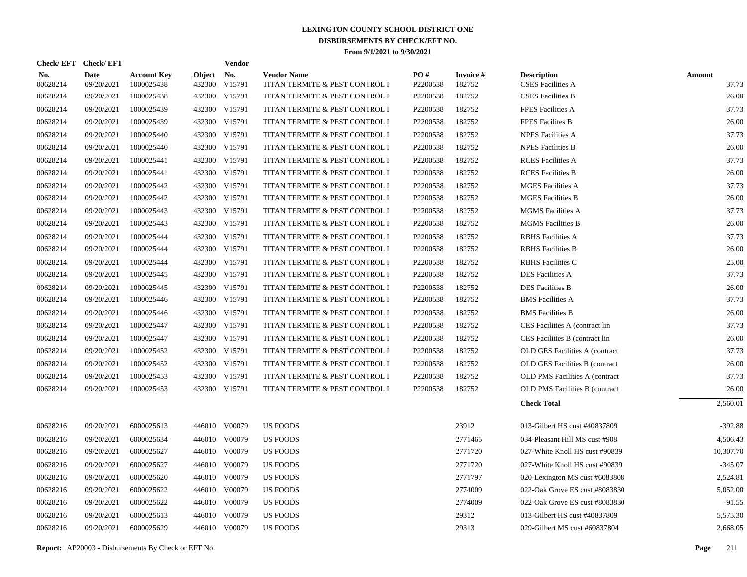# LEXINGTON COUNTY SCHOOL DISTRICT ONE
## DISBURSEMENTS BY CHECK/EFT NO.
### From 9/1/2021 to 9/30/2021

| Check/ EFT No. | Check/ EFT Date | Account Key | Object | Vendor No. | Vendor Name | PO # | Invoice # | Description | Amount |
|---|---|---|---|---|---|---|---|---|---|
| 00628214 | 09/20/2021 | 1000025438 | 432300 | V15791 | TITAN TERMITE & PEST CONTROL I | P2200538 | 182752 | CSES Facilities A | 37.73 |
| 00628214 | 09/20/2021 | 1000025438 | 432300 | V15791 | TITAN TERMITE & PEST CONTROL I | P2200538 | 182752 | CSES Facilities B | 26.00 |
| 00628214 | 09/20/2021 | 1000025439 | 432300 | V15791 | TITAN TERMITE & PEST CONTROL I | P2200538 | 182752 | FPES Facilities A | 37.73 |
| 00628214 | 09/20/2021 | 1000025439 | 432300 | V15791 | TITAN TERMITE & PEST CONTROL I | P2200538 | 182752 | FPES Facilites B | 26.00 |
| 00628214 | 09/20/2021 | 1000025440 | 432300 | V15791 | TITAN TERMITE & PEST CONTROL I | P2200538 | 182752 | NPES Facilities A | 37.73 |
| 00628214 | 09/20/2021 | 1000025440 | 432300 | V15791 | TITAN TERMITE & PEST CONTROL I | P2200538 | 182752 | NPES Facilities B | 26.00 |
| 00628214 | 09/20/2021 | 1000025441 | 432300 | V15791 | TITAN TERMITE & PEST CONTROL I | P2200538 | 182752 | RCES Facilities A | 37.73 |
| 00628214 | 09/20/2021 | 1000025441 | 432300 | V15791 | TITAN TERMITE & PEST CONTROL I | P2200538 | 182752 | RCES Facilities B | 26.00 |
| 00628214 | 09/20/2021 | 1000025442 | 432300 | V15791 | TITAN TERMITE & PEST CONTROL I | P2200538 | 182752 | MGES Facilities A | 37.73 |
| 00628214 | 09/20/2021 | 1000025442 | 432300 | V15791 | TITAN TERMITE & PEST CONTROL I | P2200538 | 182752 | MGES Facilities B | 26.00 |
| 00628214 | 09/20/2021 | 1000025443 | 432300 | V15791 | TITAN TERMITE & PEST CONTROL I | P2200538 | 182752 | MGMS Facilities A | 37.73 |
| 00628214 | 09/20/2021 | 1000025443 | 432300 | V15791 | TITAN TERMITE & PEST CONTROL I | P2200538 | 182752 | MGMS Facilities B | 26.00 |
| 00628214 | 09/20/2021 | 1000025444 | 432300 | V15791 | TITAN TERMITE & PEST CONTROL I | P2200538 | 182752 | RBHS Facilities A | 37.73 |
| 00628214 | 09/20/2021 | 1000025444 | 432300 | V15791 | TITAN TERMITE & PEST CONTROL I | P2200538 | 182752 | RBHS Facilities B | 26.00 |
| 00628214 | 09/20/2021 | 1000025444 | 432300 | V15791 | TITAN TERMITE & PEST CONTROL I | P2200538 | 182752 | RBHS Facilities C | 25.00 |
| 00628214 | 09/20/2021 | 1000025445 | 432300 | V15791 | TITAN TERMITE & PEST CONTROL I | P2200538 | 182752 | DES Facilities A | 37.73 |
| 00628214 | 09/20/2021 | 1000025445 | 432300 | V15791 | TITAN TERMITE & PEST CONTROL I | P2200538 | 182752 | DES Facilities B | 26.00 |
| 00628214 | 09/20/2021 | 1000025446 | 432300 | V15791 | TITAN TERMITE & PEST CONTROL I | P2200538 | 182752 | BMS Facilities A | 37.73 |
| 00628214 | 09/20/2021 | 1000025446 | 432300 | V15791 | TITAN TERMITE & PEST CONTROL I | P2200538 | 182752 | BMS Facilities B | 26.00 |
| 00628214 | 09/20/2021 | 1000025447 | 432300 | V15791 | TITAN TERMITE & PEST CONTROL I | P2200538 | 182752 | CES Facilities A (contract lin | 37.73 |
| 00628214 | 09/20/2021 | 1000025447 | 432300 | V15791 | TITAN TERMITE & PEST CONTROL I | P2200538 | 182752 | CES Facilities B (contract lin | 26.00 |
| 00628214 | 09/20/2021 | 1000025452 | 432300 | V15791 | TITAN TERMITE & PEST CONTROL I | P2200538 | 182752 | OLD GES Facilities A (contract | 37.73 |
| 00628214 | 09/20/2021 | 1000025452 | 432300 | V15791 | TITAN TERMITE & PEST CONTROL I | P2200538 | 182752 | OLD GES Facilities B (contract | 26.00 |
| 00628214 | 09/20/2021 | 1000025453 | 432300 | V15791 | TITAN TERMITE & PEST CONTROL I | P2200538 | 182752 | OLD PMS Facilities A (contract | 37.73 |
| 00628214 | 09/20/2021 | 1000025453 | 432300 | V15791 | TITAN TERMITE & PEST CONTROL I | P2200538 | 182752 | OLD PMS Facilities B (contract | 26.00 |
| | | | | | | | | **Check Total** | 2,560.01 |
| 00628216 | 09/20/2021 | 6000025613 | 446010 | V00079 | US FOODS | | 23912 | 013-Gilbert HS cust #40837809 | -392.88 |
| 00628216 | 09/20/2021 | 6000025634 | 446010 | V00079 | US FOODS | | 2771465 | 034-Pleasant Hill MS cust #908 | 4,506.43 |
| 00628216 | 09/20/2021 | 6000025627 | 446010 | V00079 | US FOODS | | 2771720 | 027-White Knoll HS cust #90839 | 10,307.70 |
| 00628216 | 09/20/2021 | 6000025627 | 446010 | V00079 | US FOODS | | 2771720 | 027-White Knoll HS cust #90839 | -345.07 |
| 00628216 | 09/20/2021 | 6000025620 | 446010 | V00079 | US FOODS | | 2771797 | 020-Lexington MS cust #6083808 | 2,524.81 |
| 00628216 | 09/20/2021 | 6000025622 | 446010 | V00079 | US FOODS | | 2774009 | 022-Oak Grove ES cust #8083830 | 5,052.00 |
| 00628216 | 09/20/2021 | 6000025622 | 446010 | V00079 | US FOODS | | 2774009 | 022-Oak Grove ES cust #8083830 | -91.55 |
| 00628216 | 09/20/2021 | 6000025613 | 446010 | V00079 | US FOODS | | 29312 | 013-Gilbert HS cust #40837809 | 5,575.30 |
| 00628216 | 09/20/2021 | 6000025629 | 446010 | V00079 | US FOODS | | 29313 | 029-Gilbert MS cust #60837804 | 2,668.05 |

**Report:** AP20003 - Disbursements By Check or EFT No.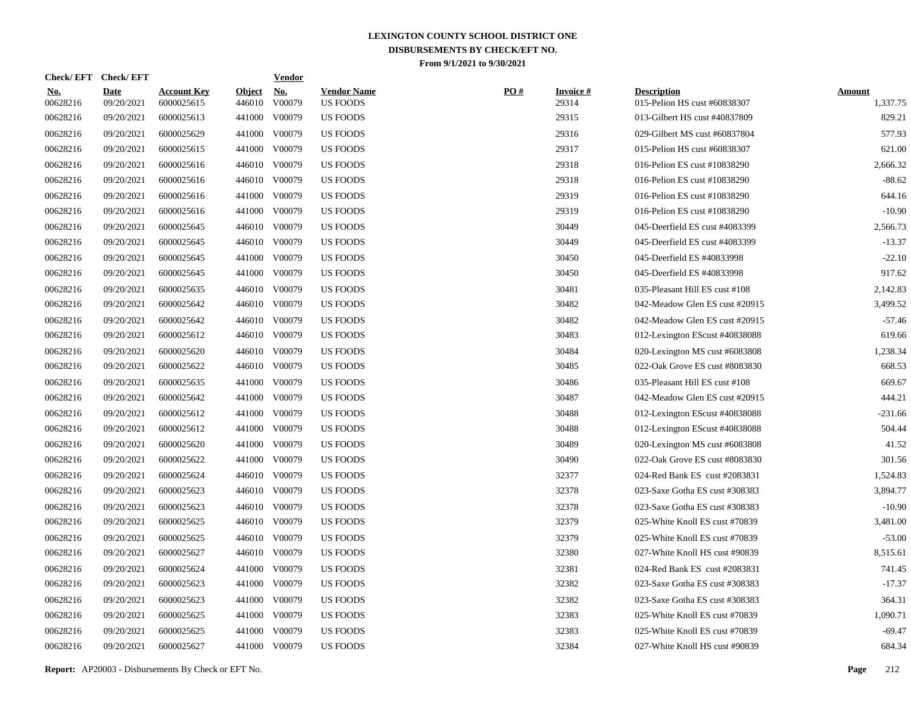# LEXINGTON COUNTY SCHOOL DISTRICT ONE
## DISBURSEMENTS BY CHECK/EFT NO.
### From 9/1/2021 to 9/30/2021

| Check/ EFT No. | Check/ EFT Date | Account Key | Object | Vendor No. | Vendor Name | PO # | Invoice # | Description | Amount |
|---|---|---|---|---|---|---|---|---|---|
| 00628216 | 09/20/2021 | 6000025615 | 446010 | V00079 | US FOODS | | 29314 | 015-Pelion HS cust #60838307 | 1,337.75 |
| 00628216 | 09/20/2021 | 6000025613 | 441000 | V00079 | US FOODS | | 29315 | 013-Gilbert HS cust #40837809 | 829.21 |
| 00628216 | 09/20/2021 | 6000025629 | 441000 | V00079 | US FOODS | | 29316 | 029-Gilbert MS cust #60837804 | 577.93 |
| 00628216 | 09/20/2021 | 6000025615 | 441000 | V00079 | US FOODS | | 29317 | 015-Pelion HS cust #60838307 | 621.00 |
| 00628216 | 09/20/2021 | 6000025616 | 446010 | V00079 | US FOODS | | 29318 | 016-Pelion ES cust #10838290 | 2,666.32 |
| 00628216 | 09/20/2021 | 6000025616 | 446010 | V00079 | US FOODS | | 29318 | 016-Pelion ES cust #10838290 | -88.62 |
| 00628216 | 09/20/2021 | 6000025616 | 441000 | V00079 | US FOODS | | 29319 | 016-Pelion ES cust #10838290 | 644.16 |
| 00628216 | 09/20/2021 | 6000025616 | 441000 | V00079 | US FOODS | | 29319 | 016-Pelion ES cust #10838290 | -10.90 |
| 00628216 | 09/20/2021 | 6000025645 | 446010 | V00079 | US FOODS | | 30449 | 045-Deerfield ES cust #4083399 | 2,566.73 |
| 00628216 | 09/20/2021 | 6000025645 | 446010 | V00079 | US FOODS | | 30449 | 045-Deerfield ES cust #4083399 | -13.37 |
| 00628216 | 09/20/2021 | 6000025645 | 441000 | V00079 | US FOODS | | 30450 | 045-Deerfield ES #40833998 | -22.10 |
| 00628216 | 09/20/2021 | 6000025645 | 441000 | V00079 | US FOODS | | 30450 | 045-Deerfield ES #40833998 | 917.62 |
| 00628216 | 09/20/2021 | 6000025635 | 446010 | V00079 | US FOODS | | 30481 | 035-Pleasant Hill ES cust #108 | 2,142.83 |
| 00628216 | 09/20/2021 | 6000025642 | 446010 | V00079 | US FOODS | | 30482 | 042-Meadow Glen ES cust #20915 | 3,499.52 |
| 00628216 | 09/20/2021 | 6000025642 | 446010 | V00079 | US FOODS | | 30482 | 042-Meadow Glen ES cust #20915 | -57.46 |
| 00628216 | 09/20/2021 | 6000025612 | 446010 | V00079 | US FOODS | | 30483 | 012-Lexington EScust #40838088 | 619.66 |
| 00628216 | 09/20/2021 | 6000025620 | 446010 | V00079 | US FOODS | | 30484 | 020-Lexington MS cust #6083808 | 1,238.34 |
| 00628216 | 09/20/2021 | 6000025622 | 446010 | V00079 | US FOODS | | 30485 | 022-Oak Grove ES cust #8083830 | 668.53 |
| 00628216 | 09/20/2021 | 6000025635 | 441000 | V00079 | US FOODS | | 30486 | 035-Pleasant Hill ES cust #108 | 669.67 |
| 00628216 | 09/20/2021 | 6000025642 | 441000 | V00079 | US FOODS | | 30487 | 042-Meadow Glen ES cust #20915 | 444.21 |
| 00628216 | 09/20/2021 | 6000025612 | 441000 | V00079 | US FOODS | | 30488 | 012-Lexington EScust #40838088 | -231.66 |
| 00628216 | 09/20/2021 | 6000025612 | 441000 | V00079 | US FOODS | | 30488 | 012-Lexington EScust #40838088 | 504.44 |
| 00628216 | 09/20/2021 | 6000025620 | 441000 | V00079 | US FOODS | | 30489 | 020-Lexington MS cust #6083808 | 41.52 |
| 00628216 | 09/20/2021 | 6000025622 | 441000 | V00079 | US FOODS | | 30490 | 022-Oak Grove ES cust #8083830 | 301.56 |
| 00628216 | 09/20/2021 | 6000025624 | 446010 | V00079 | US FOODS | | 32377 | 024-Red Bank ES cust #2083831 | 1,524.83 |
| 00628216 | 09/20/2021 | 6000025623 | 446010 | V00079 | US FOODS | | 32378 | 023-Saxe Gotha ES cust #308383 | 3,894.77 |
| 00628216 | 09/20/2021 | 6000025623 | 446010 | V00079 | US FOODS | | 32378 | 023-Saxe Gotha ES cust #308383 | -10.90 |
| 00628216 | 09/20/2021 | 6000025625 | 446010 | V00079 | US FOODS | | 32379 | 025-White Knoll ES cust #70839 | 3,481.00 |
| 00628216 | 09/20/2021 | 6000025625 | 446010 | V00079 | US FOODS | | 32379 | 025-White Knoll ES cust #70839 | -53.00 |
| 00628216 | 09/20/2021 | 6000025627 | 446010 | V00079 | US FOODS | | 32380 | 027-White Knoll HS cust #90839 | 8,515.61 |
| 00628216 | 09/20/2021 | 6000025624 | 441000 | V00079 | US FOODS | | 32381 | 024-Red Bank ES cust #2083831 | 741.45 |
| 00628216 | 09/20/2021 | 6000025623 | 441000 | V00079 | US FOODS | | 32382 | 023-Saxe Gotha ES cust #308383 | -17.37 |
| 00628216 | 09/20/2021 | 6000025623 | 441000 | V00079 | US FOODS | | 32382 | 023-Saxe Gotha ES cust #308383 | 364.31 |
| 00628216 | 09/20/2021 | 6000025625 | 441000 | V00079 | US FOODS | | 32383 | 025-White Knoll ES cust #70839 | 1,090.71 |
| 00628216 | 09/20/2021 | 6000025625 | 441000 | V00079 | US FOODS | | 32383 | 025-White Knoll ES cust #70839 | -69.47 |
| 00628216 | 09/20/2021 | 6000025627 | 441000 | V00079 | US FOODS | | 32384 | 027-White Knoll HS cust #90839 | 684.34 |

**Report:** AP20003 - Disbursements By Check or EFT No.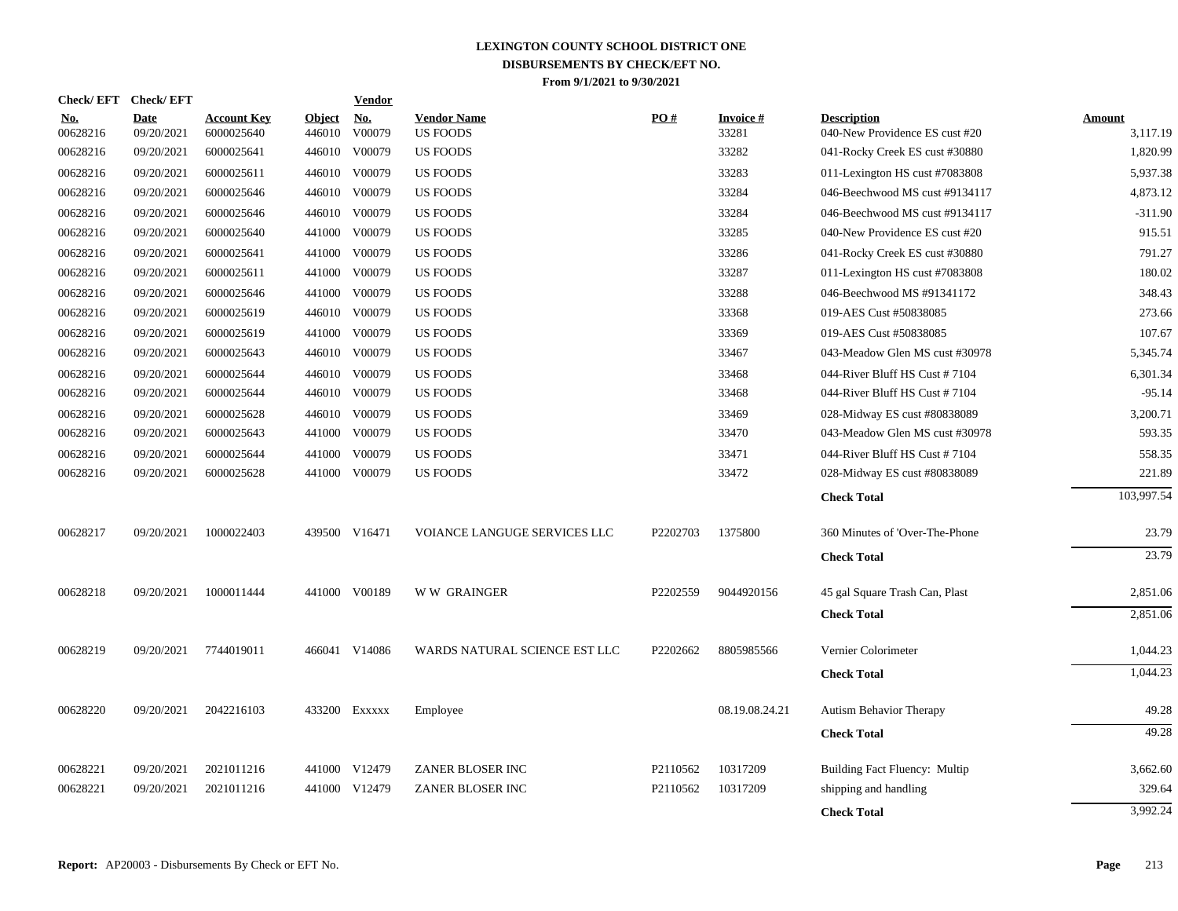# LEXINGTON COUNTY SCHOOL DISTRICT ONE
## DISBURSEMENTS BY CHECK/EFT NO.
### From 9/1/2021 to 9/30/2021

| Check/ EFT No. | Check/ EFT Date | Account Key | Object | Vendor No. | Vendor Name | PO # | Invoice # | Description | Amount |
|---|---|---|---|---|---|---|---|---|---|
| 00628216 | 09/20/2021 | 6000025640 | 446010 | V00079 | US FOODS | | 33281 | 040-New Providence ES cust #20 | 3,117.19 |
| 00628216 | 09/20/2021 | 6000025641 | 446010 | V00079 | US FOODS | | 33282 | 041-Rocky Creek ES cust #30880 | 1,820.99 |
| 00628216 | 09/20/2021 | 6000025611 | 446010 | V00079 | US FOODS | | 33283 | 011-Lexington HS cust #7083808 | 5,937.38 |
| 00628216 | 09/20/2021 | 6000025646 | 446010 | V00079 | US FOODS | | 33284 | 046-Beechwood MS cust #9134117 | 4,873.12 |
| 00628216 | 09/20/2021 | 6000025646 | 446010 | V00079 | US FOODS | | 33284 | 046-Beechwood MS cust #9134117 | -311.90 |
| 00628216 | 09/20/2021 | 6000025640 | 441000 | V00079 | US FOODS | | 33285 | 040-New Providence ES cust #20 | 915.51 |
| 00628216 | 09/20/2021 | 6000025641 | 441000 | V00079 | US FOODS | | 33286 | 041-Rocky Creek ES cust #30880 | 791.27 |
| 00628216 | 09/20/2021 | 6000025611 | 441000 | V00079 | US FOODS | | 33287 | 011-Lexington HS cust #7083808 | 180.02 |
| 00628216 | 09/20/2021 | 6000025646 | 441000 | V00079 | US FOODS | | 33288 | 046-Beechwood MS #91341172 | 348.43 |
| 00628216 | 09/20/2021 | 6000025619 | 446010 | V00079 | US FOODS | | 33368 | 019-AES Cust #50838085 | 273.66 |
| 00628216 | 09/20/2021 | 6000025619 | 441000 | V00079 | US FOODS | | 33369 | 019-AES Cust #50838085 | 107.67 |
| 00628216 | 09/20/2021 | 6000025643 | 446010 | V00079 | US FOODS | | 33467 | 043-Meadow Glen MS cust #30978 | 5,345.74 |
| 00628216 | 09/20/2021 | 6000025644 | 446010 | V00079 | US FOODS | | 33468 | 044-River Bluff HS Cust # 7104 | 6,301.34 |
| 00628216 | 09/20/2021 | 6000025644 | 446010 | V00079 | US FOODS | | 33468 | 044-River Bluff HS Cust # 7104 | -95.14 |
| 00628216 | 09/20/2021 | 6000025628 | 446010 | V00079 | US FOODS | | 33469 | 028-Midway ES cust #80838089 | 3,200.71 |
| 00628216 | 09/20/2021 | 6000025643 | 441000 | V00079 | US FOODS | | 33470 | 043-Meadow Glen MS cust #30978 | 593.35 |
| 00628216 | 09/20/2021 | 6000025644 | 441000 | V00079 | US FOODS | | 33471 | 044-River Bluff HS Cust # 7104 | 558.35 |
| 00628216 | 09/20/2021 | 6000025628 | 441000 | V00079 | US FOODS | | 33472 | 028-Midway ES cust #80838089 | 221.89 |
| | | | | | | | | **Check Total** | 103,997.54 |
| 00628217 | 09/20/2021 | 1000022403 | 439500 | V16471 | VOIANCE LANGUGE SERVICES LLC | P2202703 | 1375800 | 360 Minutes of 'Over-The-Phone | 23.79 |
| | | | | | | | | **Check Total** | 23.79 |
| 00628218 | 09/20/2021 | 1000011444 | 441000 | V00189 | W W GRAINGER | P2202559 | 9044920156 | 45 gal Square Trash Can, Plast | 2,851.06 |
| | | | | | | | | **Check Total** | 2,851.06 |
| 00628219 | 09/20/2021 | 7744019011 | 466041 | V14086 | WARDS NATURAL SCIENCE EST LLC | P2202662 | 8805985566 | Vernier Colorimeter | 1,044.23 |
| | | | | | | | | **Check Total** | 1,044.23 |
| 00628220 | 09/20/2021 | 2042216103 | 433200 | Exxxxx | Employee | | 08.19.08.24.21 | Autism Behavior Therapy | 49.28 |
| | | | | | | | | **Check Total** | 49.28 |
| 00628221 | 09/20/2021 | 2021011216 | 441000 | V12479 | ZANER BLOSER INC | P2110562 | 10317209 | Building Fact Fluency: Multip | 3,662.60 |
| 00628221 | 09/20/2021 | 2021011216 | 441000 | V12479 | ZANER BLOSER INC | P2110562 | 10317209 | shipping and handling | 329.64 |
| | | | | | | | | **Check Total** | 3,992.24 |

**Report:** AP20003 - Disbursements By Check or EFT No.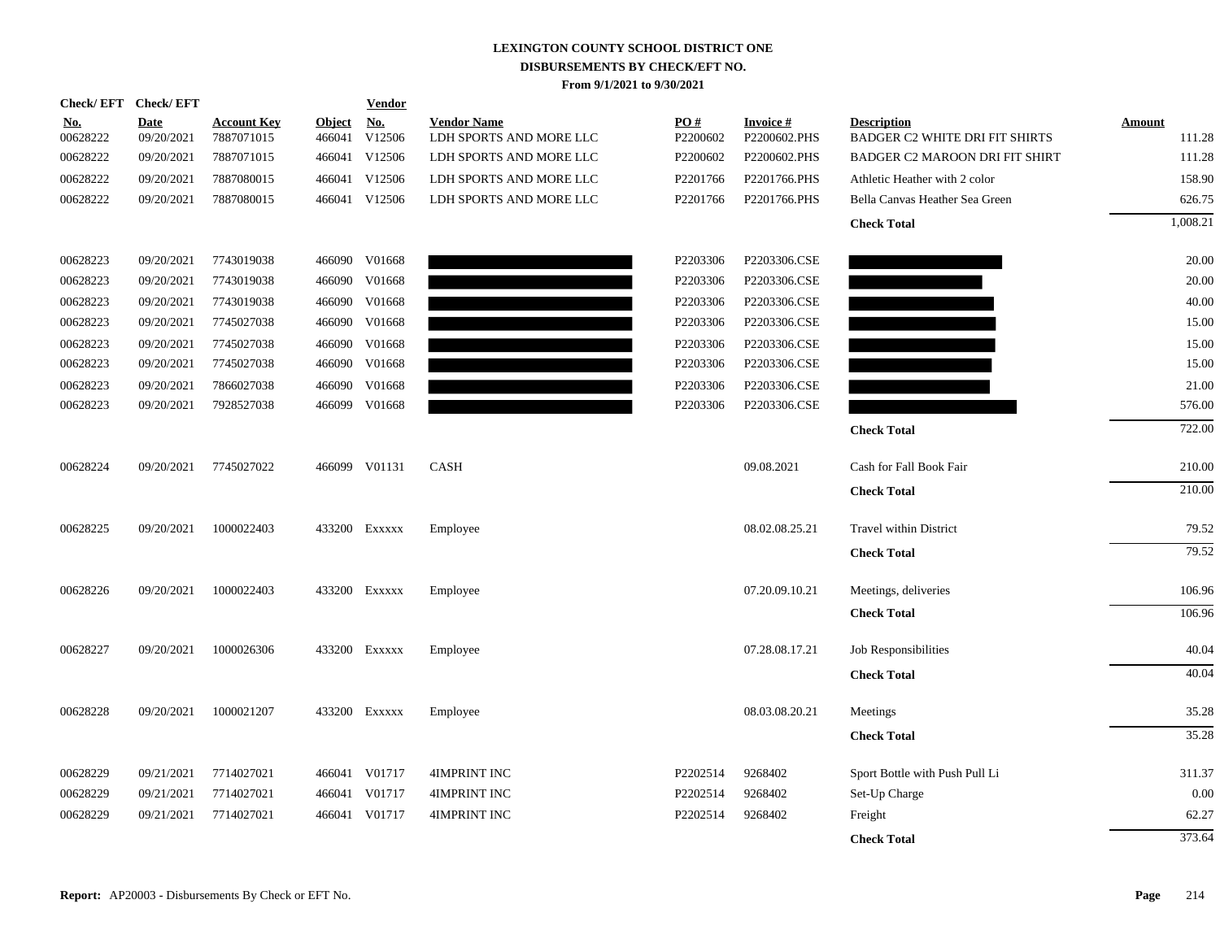# LEXINGTON COUNTY SCHOOL DISTRICT ONE
## DISBURSEMENTS BY CHECK/EFT NO.
### From 9/1/2021 to 9/30/2021

| Check/ EFT No. | Check/ EFT Date | Account Key | Object | Vendor No. | Vendor Name | PO # | Invoice # | Description | Amount |
|---|---|---|---|---|---|---|---|---|---|
| 00628222 | 09/20/2021 | 7887071015 | 466041 | V12506 | LDH SPORTS AND MORE LLC | P2200602 | P2200602.PHS | BADGER C2 WHITE DRI FIT SHIRTS | 111.28 |
| 00628222 | 09/20/2021 | 7887071015 | 466041 | V12506 | LDH SPORTS AND MORE LLC | P2200602 | P2200602.PHS | BADGER C2 MAROON DRI FIT SHIRT | 111.28 |
| 00628222 | 09/20/2021 | 7887080015 | 466041 | V12506 | LDH SPORTS AND MORE LLC | P2201766 | P2201766.PHS | Athletic Heather with 2 color | 158.90 |
| 00628222 | 09/20/2021 | 7887080015 | 466041 | V12506 | LDH SPORTS AND MORE LLC | P2201766 | P2201766.PHS | Bella Canvas Heather Sea Green | 626.75 |
| | | | | | | | | **Check Total** | 1,008.21 |
| 00628223 | 09/20/2021 | 7743019038 | 466090 | V01668 | | P2203306 | P2203306.CSE | | 20.00 |
| 00628223 | 09/20/2021 | 7743019038 | 466090 | V01668 | | P2203306 | P2203306.CSE | | 20.00 |
| 00628223 | 09/20/2021 | 7743019038 | 466090 | V01668 | | P2203306 | P2203306.CSE | | 40.00 |
| 00628223 | 09/20/2021 | 7745027038 | 466090 | V01668 | | P2203306 | P2203306.CSE | | 15.00 |
| 00628223 | 09/20/2021 | 7745027038 | 466090 | V01668 | | P2203306 | P2203306.CSE | | 15.00 |
| 00628223 | 09/20/2021 | 7745027038 | 466090 | V01668 | | P2203306 | P2203306.CSE | | 15.00 |
| 00628223 | 09/20/2021 | 7866027038 | 466090 | V01668 | | P2203306 | P2203306.CSE | | 21.00 |
| 00628223 | 09/20/2021 | 7928527038 | 466099 | V01668 | | P2203306 | P2203306.CSE | | 576.00 |
| | | | | | | | | **Check Total** | 722.00 |
| 00628224 | 09/20/2021 | 7745027022 | 466099 | V01131 | CASH | | 09.08.2021 | Cash for Fall Book Fair | 210.00 |
| | | | | | | | | **Check Total** | 210.00 |
| 00628225 | 09/20/2021 | 1000022403 | 433200 | Exxxxx | Employee | | 08.02.08.25.21 | Travel within District | 79.52 |
| | | | | | | | | **Check Total** | 79.52 |
| 00628226 | 09/20/2021 | 1000022403 | 433200 | Exxxxx | Employee | | 07.20.09.10.21 | Meetings, deliveries | 106.96 |
| | | | | | | | | **Check Total** | 106.96 |
| 00628227 | 09/20/2021 | 1000026306 | 433200 | Exxxxx | Employee | | 07.28.08.17.21 | Job Responsibilities | 40.04 |
| | | | | | | | | **Check Total** | 40.04 |
| 00628228 | 09/20/2021 | 1000021207 | 433200 | Exxxxx | Employee | | 08.03.08.20.21 | Meetings | 35.28 |
| | | | | | | | | **Check Total** | 35.28 |
| 00628229 | 09/21/2021 | 7714027021 | 466041 | V01717 | 4IMPRINT INC | P2202514 | 9268402 | Sport Bottle with Push Pull Li | 311.37 |
| 00628229 | 09/21/2021 | 7714027021 | 466041 | V01717 | 4IMPRINT INC | P2202514 | 9268402 | Set-Up Charge | 0.00 |
| 00628229 | 09/21/2021 | 7714027021 | 466041 | V01717 | 4IMPRINT INC | P2202514 | 9268402 | Freight | 62.27 |
| | | | | | | | | **Check Total** | 373.64 |

**Report:** AP20003 - Disbursements By Check or EFT No.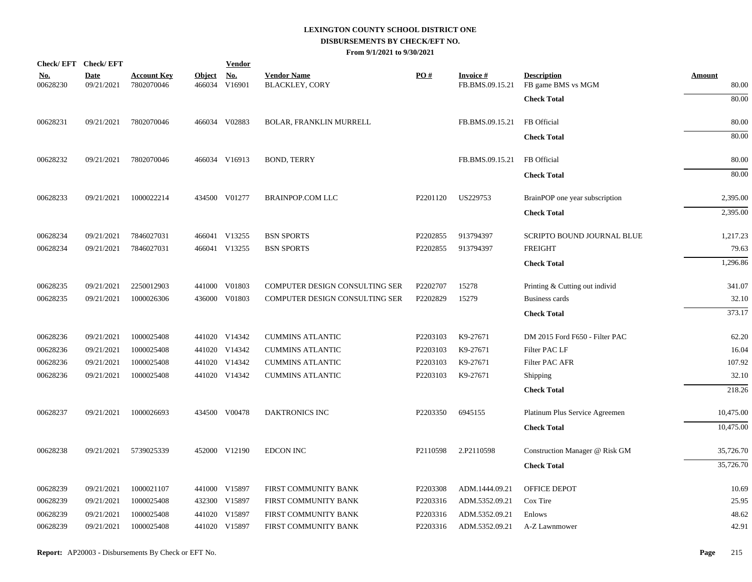# LEXINGTON COUNTY SCHOOL DISTRICT ONE
## DISBURSEMENTS BY CHECK/EFT NO.
### From 9/1/2021 to 9/30/2021

| Check/ EFT No. | Check/ EFT Date | Account Key | Object | Vendor No. | Vendor Name | PO # | Invoice # | Description | Amount |
|---|---|---|---|---|---|---|---|---|---|
| 00628230 | 09/21/2021 | 7802070046 | 466034 | V16901 | BLACKLEY, CORY | | FB.BMS.09.15.21 | FB game BMS vs MGM | 80.00 |
| | | | | | | | | **Check Total** | 80.00 |
| 00628231 | 09/21/2021 | 7802070046 | 466034 | V02883 | BOLAR, FRANKLIN MURRELL | | FB.BMS.09.15.21 | FB Official | 80.00 |
| | | | | | | | | **Check Total** | 80.00 |
| 00628232 | 09/21/2021 | 7802070046 | 466034 | V16913 | BOND, TERRY | | FB.BMS.09.15.21 | FB Official | 80.00 |
| | | | | | | | | **Check Total** | 80.00 |
| 00628233 | 09/21/2021 | 1000022214 | 434500 | V01277 | BRAINPOP.COM LLC | P2201120 | US229753 | BrainPOP one year subscription | 2,395.00 |
| | | | | | | | | **Check Total** | 2,395.00 |
| 00628234 | 09/21/2021 | 7846027031 | 466041 | V13255 | BSN SPORTS | P2202855 | 913794397 | SCRIPTO BOUND JOURNAL BLUE | 1,217.23 |
| 00628234 | 09/21/2021 | 7846027031 | 466041 | V13255 | BSN SPORTS | P2202855 | 913794397 | FREIGHT | 79.63 |
| | | | | | | | | **Check Total** | 1,296.86 |
| 00628235 | 09/21/2021 | 2250012903 | 441000 | V01803 | COMPUTER DESIGN CONSULTING SER | P2202707 | 15278 | Printing & Cutting out individ | 341.07 |
| 00628235 | 09/21/2021 | 1000026306 | 436000 | V01803 | COMPUTER DESIGN CONSULTING SER | P2202829 | 15279 | Business cards | 32.10 |
| | | | | | | | | **Check Total** | 373.17 |
| 00628236 | 09/21/2021 | 1000025408 | 441020 | V14342 | CUMMINS ATLANTIC | P2203103 | K9-27671 | DM 2015 Ford F650 - Filter PAC | 62.20 |
| 00628236 | 09/21/2021 | 1000025408 | 441020 | V14342 | CUMMINS ATLANTIC | P2203103 | K9-27671 | Filter PAC LF | 16.04 |
| 00628236 | 09/21/2021 | 1000025408 | 441020 | V14342 | CUMMINS ATLANTIC | P2203103 | K9-27671 | Filter PAC AFR | 107.92 |
| 00628236 | 09/21/2021 | 1000025408 | 441020 | V14342 | CUMMINS ATLANTIC | P2203103 | K9-27671 | Shipping | 32.10 |
| | | | | | | | | **Check Total** | 218.26 |
| 00628237 | 09/21/2021 | 1000026693 | 434500 | V00478 | DAKTRONICS INC | P2203350 | 6945155 | Platinum Plus Service Agreemen | 10,475.00 |
| | | | | | | | | **Check Total** | 10,475.00 |
| 00628238 | 09/21/2021 | 5739025339 | 452000 | V12190 | EDCON INC | P2110598 | 2.P2110598 | Construction Manager @ Risk GM | 35,726.70 |
| | | | | | | | | **Check Total** | 35,726.70 |
| 00628239 | 09/21/2021 | 1000021107 | 441000 | V15897 | FIRST COMMUNITY BANK | P2203308 | ADM.1444.09.21 | OFFICE DEPOT | 10.69 |
| 00628239 | 09/21/2021 | 1000025408 | 432300 | V15897 | FIRST COMMUNITY BANK | P2203316 | ADM.5352.09.21 | Cox Tire | 25.95 |
| 00628239 | 09/21/2021 | 1000025408 | 441020 | V15897 | FIRST COMMUNITY BANK | P2203316 | ADM.5352.09.21 | Enlows | 48.62 |
| 00628239 | 09/21/2021 | 1000025408 | 441020 | V15897 | FIRST COMMUNITY BANK | P2203316 | ADM.5352.09.21 | A-Z Lawnmower | 42.91 |

**Report:** AP20003 - Disbursements By Check or EFT No.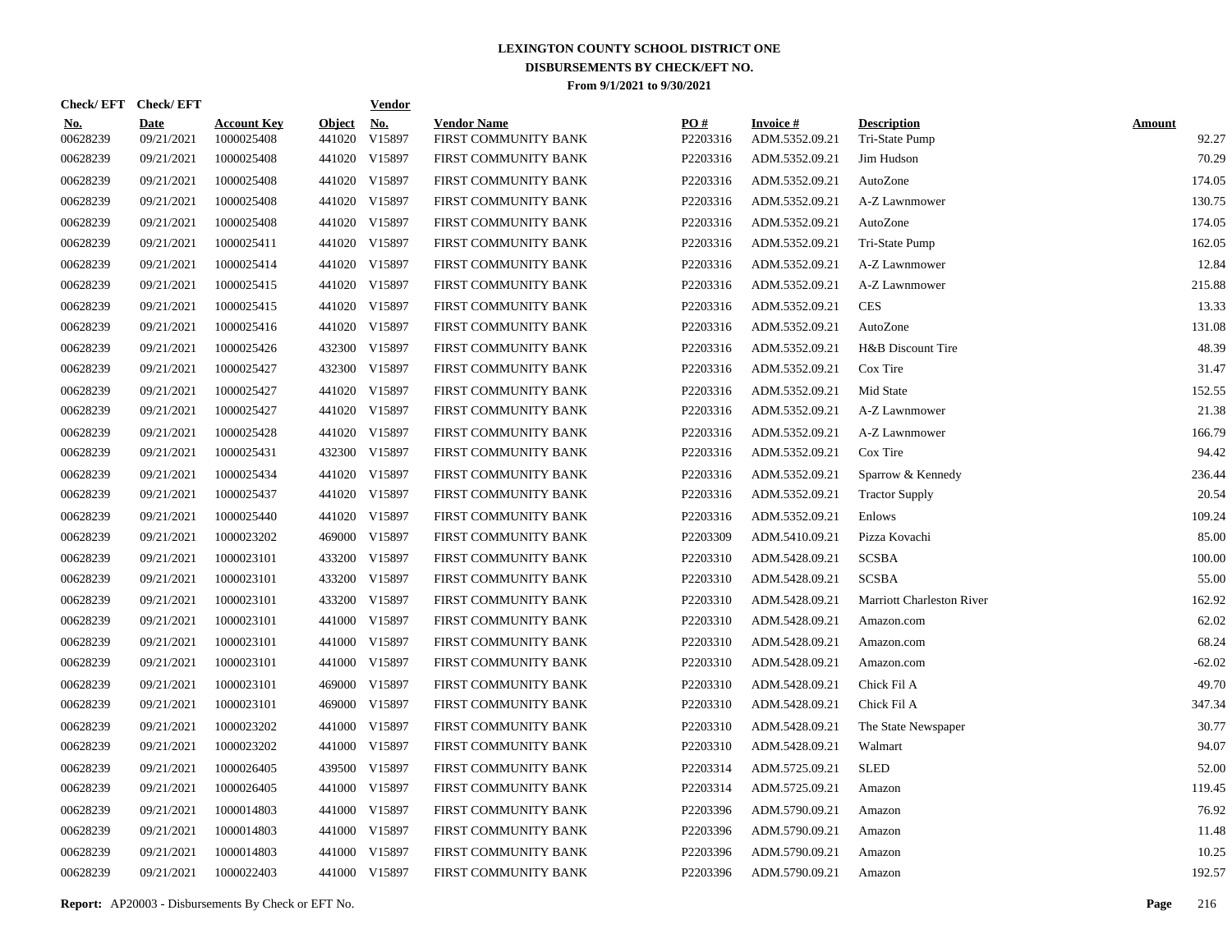# LEXINGTON COUNTY SCHOOL DISTRICT ONE
## DISBURSEMENTS BY CHECK/EFT NO.
### From 9/1/2021 to 9/30/2021

| Check/ EFT No. | Check/ EFT Date | Account Key | Object | Vendor No. | Vendor Name | PO # | Invoice # | Description | Amount |
|---|---|---|---|---|---|---|---|---|---|
| 00628239 | 09/21/2021 | 1000025408 | 441020 | V15897 | FIRST COMMUNITY BANK | P2203316 | ADM.5352.09.21 | Tri-State Pump | 92.27 |
| 00628239 | 09/21/2021 | 1000025408 | 441020 | V15897 | FIRST COMMUNITY BANK | P2203316 | ADM.5352.09.21 | Jim Hudson | 70.29 |
| 00628239 | 09/21/2021 | 1000025408 | 441020 | V15897 | FIRST COMMUNITY BANK | P2203316 | ADM.5352.09.21 | AutoZone | 174.05 |
| 00628239 | 09/21/2021 | 1000025408 | 441020 | V15897 | FIRST COMMUNITY BANK | P2203316 | ADM.5352.09.21 | A-Z Lawnmower | 130.75 |
| 00628239 | 09/21/2021 | 1000025408 | 441020 | V15897 | FIRST COMMUNITY BANK | P2203316 | ADM.5352.09.21 | AutoZone | 174.05 |
| 00628239 | 09/21/2021 | 1000025411 | 441020 | V15897 | FIRST COMMUNITY BANK | P2203316 | ADM.5352.09.21 | Tri-State Pump | 162.05 |
| 00628239 | 09/21/2021 | 1000025414 | 441020 | V15897 | FIRST COMMUNITY BANK | P2203316 | ADM.5352.09.21 | A-Z Lawnmower | 12.84 |
| 00628239 | 09/21/2021 | 1000025415 | 441020 | V15897 | FIRST COMMUNITY BANK | P2203316 | ADM.5352.09.21 | A-Z Lawnmower | 215.88 |
| 00628239 | 09/21/2021 | 1000025415 | 441020 | V15897 | FIRST COMMUNITY BANK | P2203316 | ADM.5352.09.21 | CES | 13.33 |
| 00628239 | 09/21/2021 | 1000025416 | 441020 | V15897 | FIRST COMMUNITY BANK | P2203316 | ADM.5352.09.21 | AutoZone | 131.08 |
| 00628239 | 09/21/2021 | 1000025426 | 432300 | V15897 | FIRST COMMUNITY BANK | P2203316 | ADM.5352.09.21 | H&B Discount Tire | 48.39 |
| 00628239 | 09/21/2021 | 1000025427 | 432300 | V15897 | FIRST COMMUNITY BANK | P2203316 | ADM.5352.09.21 | Cox Tire | 31.47 |
| 00628239 | 09/21/2021 | 1000025427 | 441020 | V15897 | FIRST COMMUNITY BANK | P2203316 | ADM.5352.09.21 | Mid State | 152.55 |
| 00628239 | 09/21/2021 | 1000025427 | 441020 | V15897 | FIRST COMMUNITY BANK | P2203316 | ADM.5352.09.21 | A-Z Lawnmower | 21.38 |
| 00628239 | 09/21/2021 | 1000025428 | 441020 | V15897 | FIRST COMMUNITY BANK | P2203316 | ADM.5352.09.21 | A-Z Lawnmower | 166.79 |
| 00628239 | 09/21/2021 | 1000025431 | 432300 | V15897 | FIRST COMMUNITY BANK | P2203316 | ADM.5352.09.21 | Cox Tire | 94.42 |
| 00628239 | 09/21/2021 | 1000025434 | 441020 | V15897 | FIRST COMMUNITY BANK | P2203316 | ADM.5352.09.21 | Sparrow & Kennedy | 236.44 |
| 00628239 | 09/21/2021 | 1000025437 | 441020 | V15897 | FIRST COMMUNITY BANK | P2203316 | ADM.5352.09.21 | Tractor Supply | 20.54 |
| 00628239 | 09/21/2021 | 1000025440 | 441020 | V15897 | FIRST COMMUNITY BANK | P2203316 | ADM.5352.09.21 | Enlows | 109.24 |
| 00628239 | 09/21/2021 | 1000023202 | 469000 | V15897 | FIRST COMMUNITY BANK | P2203309 | ADM.5410.09.21 | Pizza Kovachi | 85.00 |
| 00628239 | 09/21/2021 | 1000023101 | 433200 | V15897 | FIRST COMMUNITY BANK | P2203310 | ADM.5428.09.21 | SCSBA | 100.00 |
| 00628239 | 09/21/2021 | 1000023101 | 433200 | V15897 | FIRST COMMUNITY BANK | P2203310 | ADM.5428.09.21 | SCSBA | 55.00 |
| 00628239 | 09/21/2021 | 1000023101 | 433200 | V15897 | FIRST COMMUNITY BANK | P2203310 | ADM.5428.09.21 | Marriott Charleston River | 162.92 |
| 00628239 | 09/21/2021 | 1000023101 | 441000 | V15897 | FIRST COMMUNITY BANK | P2203310 | ADM.5428.09.21 | Amazon.com | 62.02 |
| 00628239 | 09/21/2021 | 1000023101 | 441000 | V15897 | FIRST COMMUNITY BANK | P2203310 | ADM.5428.09.21 | Amazon.com | 68.24 |
| 00628239 | 09/21/2021 | 1000023101 | 441000 | V15897 | FIRST COMMUNITY BANK | P2203310 | ADM.5428.09.21 | Amazon.com | -62.02 |
| 00628239 | 09/21/2021 | 1000023101 | 469000 | V15897 | FIRST COMMUNITY BANK | P2203310 | ADM.5428.09.21 | Chick Fil A | 49.70 |
| 00628239 | 09/21/2021 | 1000023101 | 469000 | V15897 | FIRST COMMUNITY BANK | P2203310 | ADM.5428.09.21 | Chick Fil A | 347.34 |
| 00628239 | 09/21/2021 | 1000023202 | 441000 | V15897 | FIRST COMMUNITY BANK | P2203310 | ADM.5428.09.21 | The State Newspaper | 30.77 |
| 00628239 | 09/21/2021 | 1000023202 | 441000 | V15897 | FIRST COMMUNITY BANK | P2203310 | ADM.5428.09.21 | Walmart | 94.07 |
| 00628239 | 09/21/2021 | 1000026405 | 439500 | V15897 | FIRST COMMUNITY BANK | P2203314 | ADM.5725.09.21 | SLED | 52.00 |
| 00628239 | 09/21/2021 | 1000026405 | 441000 | V15897 | FIRST COMMUNITY BANK | P2203314 | ADM.5725.09.21 | Amazon | 119.45 |
| 00628239 | 09/21/2021 | 1000014803 | 441000 | V15897 | FIRST COMMUNITY BANK | P2203396 | ADM.5790.09.21 | Amazon | 76.92 |
| 00628239 | 09/21/2021 | 1000014803 | 441000 | V15897 | FIRST COMMUNITY BANK | P2203396 | ADM.5790.09.21 | Amazon | 11.48 |
| 00628239 | 09/21/2021 | 1000014803 | 441000 | V15897 | FIRST COMMUNITY BANK | P2203396 | ADM.5790.09.21 | Amazon | 10.25 |
| 00628239 | 09/21/2021 | 1000022403 | 441000 | V15897 | FIRST COMMUNITY BANK | P2203396 | ADM.5790.09.21 | Amazon | 192.57 |

**Report:** AP20003 - Disbursements By Check or EFT No.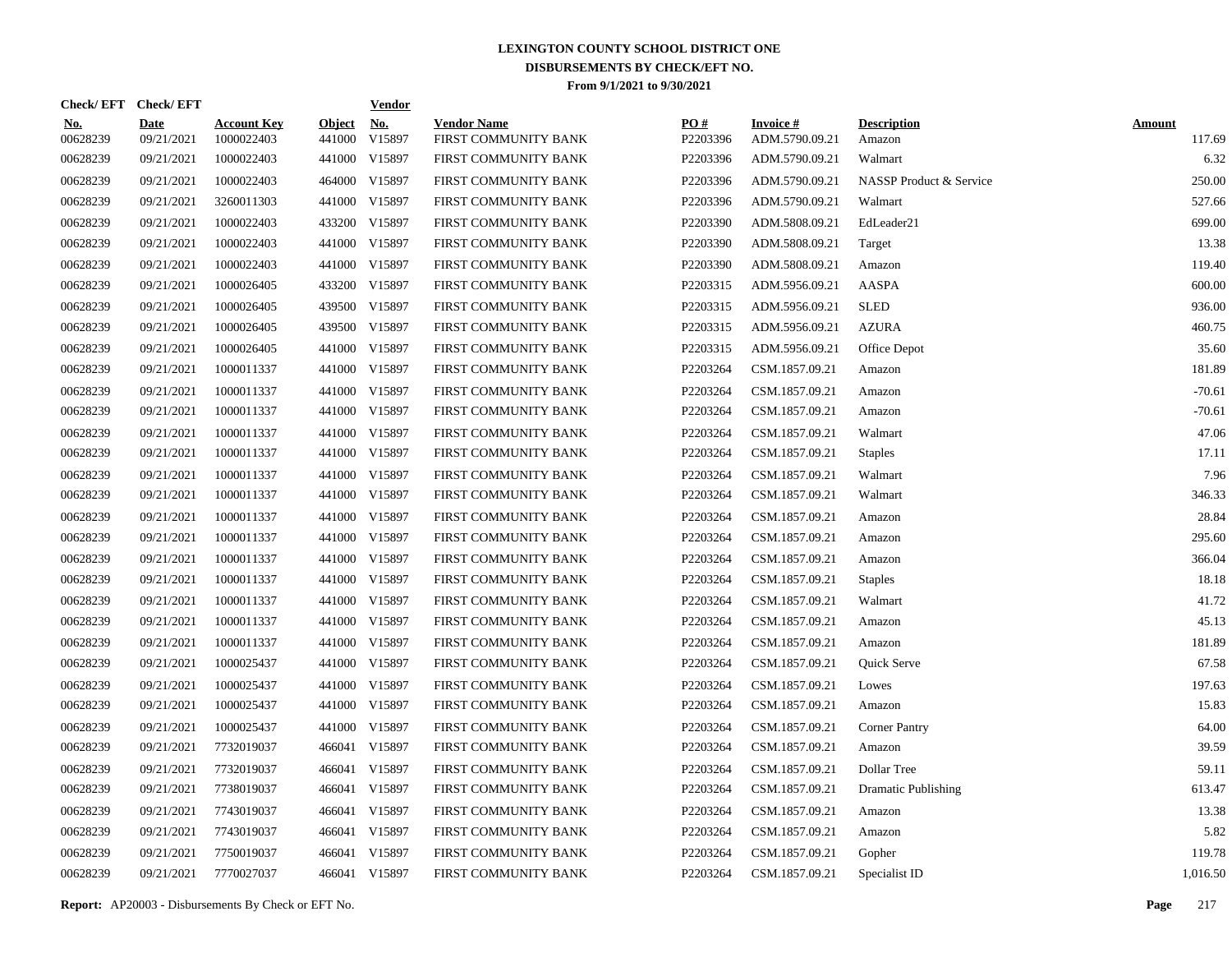# LEXINGTON COUNTY SCHOOL DISTRICT ONE
## DISBURSEMENTS BY CHECK/EFT NO.
### From 9/1/2021 to 9/30/2021

| Check/ EFT No. | Check/ EFT Date | Account Key | Object | Vendor No. | Vendor Name | PO # | Invoice # | Description | Amount |
|---|---|---|---|---|---|---|---|---|---|
| 00628239 | 09/21/2021 | 1000022403 | 441000 | V15897 | FIRST COMMUNITY BANK | P2203396 | ADM.5790.09.21 | Amazon | 117.69 |
| 00628239 | 09/21/2021 | 1000022403 | 441000 | V15897 | FIRST COMMUNITY BANK | P2203396 | ADM.5790.09.21 | Walmart | 6.32 |
| 00628239 | 09/21/2021 | 1000022403 | 464000 | V15897 | FIRST COMMUNITY BANK | P2203396 | ADM.5790.09.21 | NASSP Product & Service | 250.00 |
| 00628239 | 09/21/2021 | 3260011303 | 441000 | V15897 | FIRST COMMUNITY BANK | P2203396 | ADM.5790.09.21 | Walmart | 527.66 |
| 00628239 | 09/21/2021 | 1000022403 | 433200 | V15897 | FIRST COMMUNITY BANK | P2203390 | ADM.5808.09.21 | EdLeader21 | 699.00 |
| 00628239 | 09/21/2021 | 1000022403 | 441000 | V15897 | FIRST COMMUNITY BANK | P2203390 | ADM.5808.09.21 | Target | 13.38 |
| 00628239 | 09/21/2021 | 1000022403 | 441000 | V15897 | FIRST COMMUNITY BANK | P2203390 | ADM.5808.09.21 | Amazon | 119.40 |
| 00628239 | 09/21/2021 | 1000026405 | 433200 | V15897 | FIRST COMMUNITY BANK | P2203315 | ADM.5956.09.21 | AASPA | 600.00 |
| 00628239 | 09/21/2021 | 1000026405 | 439500 | V15897 | FIRST COMMUNITY BANK | P2203315 | ADM.5956.09.21 | SLED | 936.00 |
| 00628239 | 09/21/2021 | 1000026405 | 439500 | V15897 | FIRST COMMUNITY BANK | P2203315 | ADM.5956.09.21 | AZURA | 460.75 |
| 00628239 | 09/21/2021 | 1000026405 | 441000 | V15897 | FIRST COMMUNITY BANK | P2203315 | ADM.5956.09.21 | Office Depot | 35.60 |
| 00628239 | 09/21/2021 | 1000011337 | 441000 | V15897 | FIRST COMMUNITY BANK | P2203264 | CSM.1857.09.21 | Amazon | 181.89 |
| 00628239 | 09/21/2021 | 1000011337 | 441000 | V15897 | FIRST COMMUNITY BANK | P2203264 | CSM.1857.09.21 | Amazon | -70.61 |
| 00628239 | 09/21/2021 | 1000011337 | 441000 | V15897 | FIRST COMMUNITY BANK | P2203264 | CSM.1857.09.21 | Amazon | -70.61 |
| 00628239 | 09/21/2021 | 1000011337 | 441000 | V15897 | FIRST COMMUNITY BANK | P2203264 | CSM.1857.09.21 | Walmart | 47.06 |
| 00628239 | 09/21/2021 | 1000011337 | 441000 | V15897 | FIRST COMMUNITY BANK | P2203264 | CSM.1857.09.21 | Staples | 17.11 |
| 00628239 | 09/21/2021 | 1000011337 | 441000 | V15897 | FIRST COMMUNITY BANK | P2203264 | CSM.1857.09.21 | Walmart | 7.96 |
| 00628239 | 09/21/2021 | 1000011337 | 441000 | V15897 | FIRST COMMUNITY BANK | P2203264 | CSM.1857.09.21 | Walmart | 346.33 |
| 00628239 | 09/21/2021 | 1000011337 | 441000 | V15897 | FIRST COMMUNITY BANK | P2203264 | CSM.1857.09.21 | Amazon | 28.84 |
| 00628239 | 09/21/2021 | 1000011337 | 441000 | V15897 | FIRST COMMUNITY BANK | P2203264 | CSM.1857.09.21 | Amazon | 295.60 |
| 00628239 | 09/21/2021 | 1000011337 | 441000 | V15897 | FIRST COMMUNITY BANK | P2203264 | CSM.1857.09.21 | Amazon | 366.04 |
| 00628239 | 09/21/2021 | 1000011337 | 441000 | V15897 | FIRST COMMUNITY BANK | P2203264 | CSM.1857.09.21 | Staples | 18.18 |
| 00628239 | 09/21/2021 | 1000011337 | 441000 | V15897 | FIRST COMMUNITY BANK | P2203264 | CSM.1857.09.21 | Walmart | 41.72 |
| 00628239 | 09/21/2021 | 1000011337 | 441000 | V15897 | FIRST COMMUNITY BANK | P2203264 | CSM.1857.09.21 | Amazon | 45.13 |
| 00628239 | 09/21/2021 | 1000011337 | 441000 | V15897 | FIRST COMMUNITY BANK | P2203264 | CSM.1857.09.21 | Amazon | 181.89 |
| 00628239 | 09/21/2021 | 1000025437 | 441000 | V15897 | FIRST COMMUNITY BANK | P2203264 | CSM.1857.09.21 | Quick Serve | 67.58 |
| 00628239 | 09/21/2021 | 1000025437 | 441000 | V15897 | FIRST COMMUNITY BANK | P2203264 | CSM.1857.09.21 | Lowes | 197.63 |
| 00628239 | 09/21/2021 | 1000025437 | 441000 | V15897 | FIRST COMMUNITY BANK | P2203264 | CSM.1857.09.21 | Amazon | 15.83 |
| 00628239 | 09/21/2021 | 1000025437 | 441000 | V15897 | FIRST COMMUNITY BANK | P2203264 | CSM.1857.09.21 | Corner Pantry | 64.00 |
| 00628239 | 09/21/2021 | 7732019037 | 466041 | V15897 | FIRST COMMUNITY BANK | P2203264 | CSM.1857.09.21 | Amazon | 39.59 |
| 00628239 | 09/21/2021 | 7732019037 | 466041 | V15897 | FIRST COMMUNITY BANK | P2203264 | CSM.1857.09.21 | Dollar Tree | 59.11 |
| 00628239 | 09/21/2021 | 7738019037 | 466041 | V15897 | FIRST COMMUNITY BANK | P2203264 | CSM.1857.09.21 | Dramatic Publishing | 613.47 |
| 00628239 | 09/21/2021 | 7743019037 | 466041 | V15897 | FIRST COMMUNITY BANK | P2203264 | CSM.1857.09.21 | Amazon | 13.38 |
| 00628239 | 09/21/2021 | 7743019037 | 466041 | V15897 | FIRST COMMUNITY BANK | P2203264 | CSM.1857.09.21 | Amazon | 5.82 |
| 00628239 | 09/21/2021 | 7750019037 | 466041 | V15897 | FIRST COMMUNITY BANK | P2203264 | CSM.1857.09.21 | Gopher | 119.78 |
| 00628239 | 09/21/2021 | 7770027037 | 466041 | V15897 | FIRST COMMUNITY BANK | P2203264 | CSM.1857.09.21 | Specialist ID | 1,016.50 |

**Report:** AP20003 - Disbursements By Check or EFT No.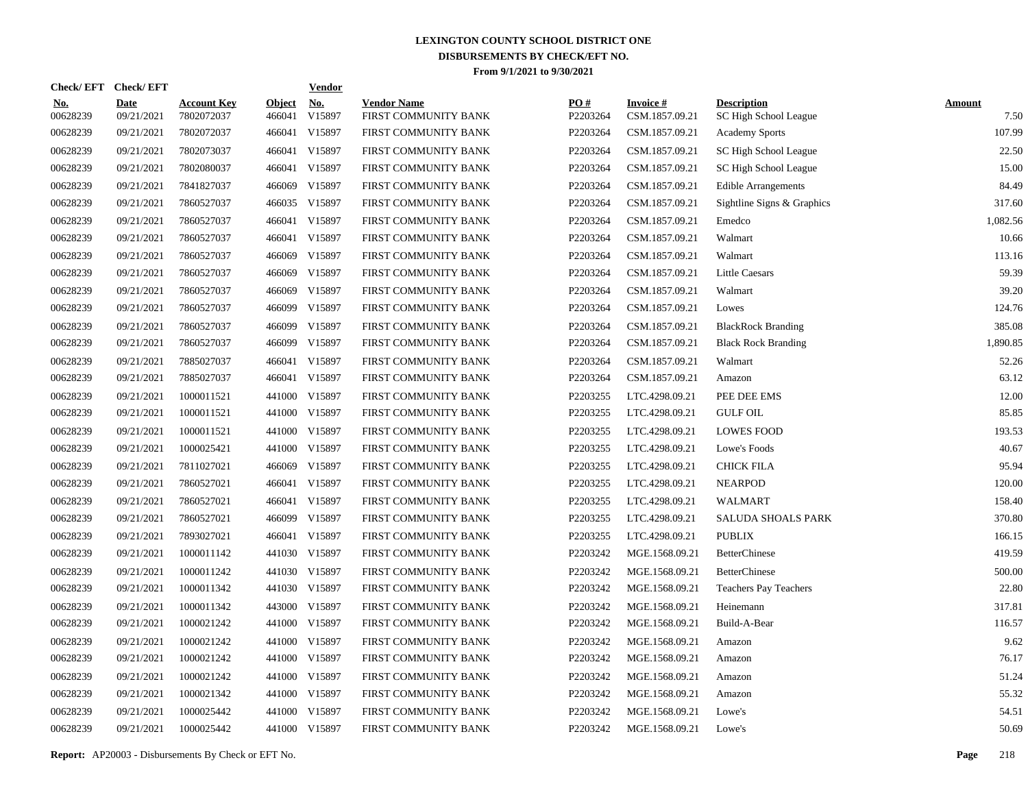# LEXINGTON COUNTY SCHOOL DISTRICT ONE
## DISBURSEMENTS BY CHECK/EFT NO.
### From 9/1/2021 to 9/30/2021

| Check/ EFT No. | Check/ EFT Date | Account Key | Object | Vendor No. | Vendor Name | PO # | Invoice # | Description | Amount |
|---|---|---|---|---|---|---|---|---|---|
| 00628239 | 09/21/2021 | 7802072037 | 466041 | V15897 | FIRST COMMUNITY BANK | P2203264 | CSM.1857.09.21 | SC High School League | 7.50 |
| 00628239 | 09/21/2021 | 7802072037 | 466041 | V15897 | FIRST COMMUNITY BANK | P2203264 | CSM.1857.09.21 | Academy Sports | 107.99 |
| 00628239 | 09/21/2021 | 7802073037 | 466041 | V15897 | FIRST COMMUNITY BANK | P2203264 | CSM.1857.09.21 | SC High School League | 22.50 |
| 00628239 | 09/21/2021 | 7802080037 | 466041 | V15897 | FIRST COMMUNITY BANK | P2203264 | CSM.1857.09.21 | SC High School League | 15.00 |
| 00628239 | 09/21/2021 | 7841827037 | 466069 | V15897 | FIRST COMMUNITY BANK | P2203264 | CSM.1857.09.21 | Edible Arrangements | 84.49 |
| 00628239 | 09/21/2021 | 7860527037 | 466035 | V15897 | FIRST COMMUNITY BANK | P2203264 | CSM.1857.09.21 | Sightline Signs & Graphics | 317.60 |
| 00628239 | 09/21/2021 | 7860527037 | 466041 | V15897 | FIRST COMMUNITY BANK | P2203264 | CSM.1857.09.21 | Emedco | 1,082.56 |
| 00628239 | 09/21/2021 | 7860527037 | 466041 | V15897 | FIRST COMMUNITY BANK | P2203264 | CSM.1857.09.21 | Walmart | 10.66 |
| 00628239 | 09/21/2021 | 7860527037 | 466069 | V15897 | FIRST COMMUNITY BANK | P2203264 | CSM.1857.09.21 | Walmart | 113.16 |
| 00628239 | 09/21/2021 | 7860527037 | 466069 | V15897 | FIRST COMMUNITY BANK | P2203264 | CSM.1857.09.21 | Little Caesars | 59.39 |
| 00628239 | 09/21/2021 | 7860527037 | 466069 | V15897 | FIRST COMMUNITY BANK | P2203264 | CSM.1857.09.21 | Walmart | 39.20 |
| 00628239 | 09/21/2021 | 7860527037 | 466099 | V15897 | FIRST COMMUNITY BANK | P2203264 | CSM.1857.09.21 | Lowes | 124.76 |
| 00628239 | 09/21/2021 | 7860527037 | 466099 | V15897 | FIRST COMMUNITY BANK | P2203264 | CSM.1857.09.21 | BlackRock Branding | 385.08 |
| 00628239 | 09/21/2021 | 7860527037 | 466099 | V15897 | FIRST COMMUNITY BANK | P2203264 | CSM.1857.09.21 | Black Rock Branding | 1,890.85 |
| 00628239 | 09/21/2021 | 7885027037 | 466041 | V15897 | FIRST COMMUNITY BANK | P2203264 | CSM.1857.09.21 | Walmart | 52.26 |
| 00628239 | 09/21/2021 | 7885027037 | 466041 | V15897 | FIRST COMMUNITY BANK | P2203264 | CSM.1857.09.21 | Amazon | 63.12 |
| 00628239 | 09/21/2021 | 1000011521 | 441000 | V15897 | FIRST COMMUNITY BANK | P2203255 | LTC.4298.09.21 | PEE DEE EMS | 12.00 |
| 00628239 | 09/21/2021 | 1000011521 | 441000 | V15897 | FIRST COMMUNITY BANK | P2203255 | LTC.4298.09.21 | GULF OIL | 85.85 |
| 00628239 | 09/21/2021 | 1000011521 | 441000 | V15897 | FIRST COMMUNITY BANK | P2203255 | LTC.4298.09.21 | LOWES FOOD | 193.53 |
| 00628239 | 09/21/2021 | 1000025421 | 441000 | V15897 | FIRST COMMUNITY BANK | P2203255 | LTC.4298.09.21 | Lowe's Foods | 40.67 |
| 00628239 | 09/21/2021 | 7811027021 | 466069 | V15897 | FIRST COMMUNITY BANK | P2203255 | LTC.4298.09.21 | CHICK FILA | 95.94 |
| 00628239 | 09/21/2021 | 7860527021 | 466041 | V15897 | FIRST COMMUNITY BANK | P2203255 | LTC.4298.09.21 | NEARPOD | 120.00 |
| 00628239 | 09/21/2021 | 7860527021 | 466041 | V15897 | FIRST COMMUNITY BANK | P2203255 | LTC.4298.09.21 | WALMART | 158.40 |
| 00628239 | 09/21/2021 | 7860527021 | 466099 | V15897 | FIRST COMMUNITY BANK | P2203255 | LTC.4298.09.21 | SALUDA SHOALS PARK | 370.80 |
| 00628239 | 09/21/2021 | 7893027021 | 466041 | V15897 | FIRST COMMUNITY BANK | P2203255 | LTC.4298.09.21 | PUBLIX | 166.15 |
| 00628239 | 09/21/2021 | 1000011142 | 441030 | V15897 | FIRST COMMUNITY BANK | P2203242 | MGE.1568.09.21 | BetterChinese | 419.59 |
| 00628239 | 09/21/2021 | 1000011242 | 441030 | V15897 | FIRST COMMUNITY BANK | P2203242 | MGE.1568.09.21 | BetterChinese | 500.00 |
| 00628239 | 09/21/2021 | 1000011342 | 441030 | V15897 | FIRST COMMUNITY BANK | P2203242 | MGE.1568.09.21 | Teachers Pay Teachers | 22.80 |
| 00628239 | 09/21/2021 | 1000011342 | 443000 | V15897 | FIRST COMMUNITY BANK | P2203242 | MGE.1568.09.21 | Heinemann | 317.81 |
| 00628239 | 09/21/2021 | 1000021242 | 441000 | V15897 | FIRST COMMUNITY BANK | P2203242 | MGE.1568.09.21 | Build-A-Bear | 116.57 |
| 00628239 | 09/21/2021 | 1000021242 | 441000 | V15897 | FIRST COMMUNITY BANK | P2203242 | MGE.1568.09.21 | Amazon | 9.62 |
| 00628239 | 09/21/2021 | 1000021242 | 441000 | V15897 | FIRST COMMUNITY BANK | P2203242 | MGE.1568.09.21 | Amazon | 76.17 |
| 00628239 | 09/21/2021 | 1000021242 | 441000 | V15897 | FIRST COMMUNITY BANK | P2203242 | MGE.1568.09.21 | Amazon | 51.24 |
| 00628239 | 09/21/2021 | 1000021342 | 441000 | V15897 | FIRST COMMUNITY BANK | P2203242 | MGE.1568.09.21 | Amazon | 55.32 |
| 00628239 | 09/21/2021 | 1000025442 | 441000 | V15897 | FIRST COMMUNITY BANK | P2203242 | MGE.1568.09.21 | Lowe's | 54.51 |
| 00628239 | 09/21/2021 | 1000025442 | 441000 | V15897 | FIRST COMMUNITY BANK | P2203242 | MGE.1568.09.21 | Lowe's | 50.69 |

**Report:** AP20003 - Disbursements By Check or EFT No.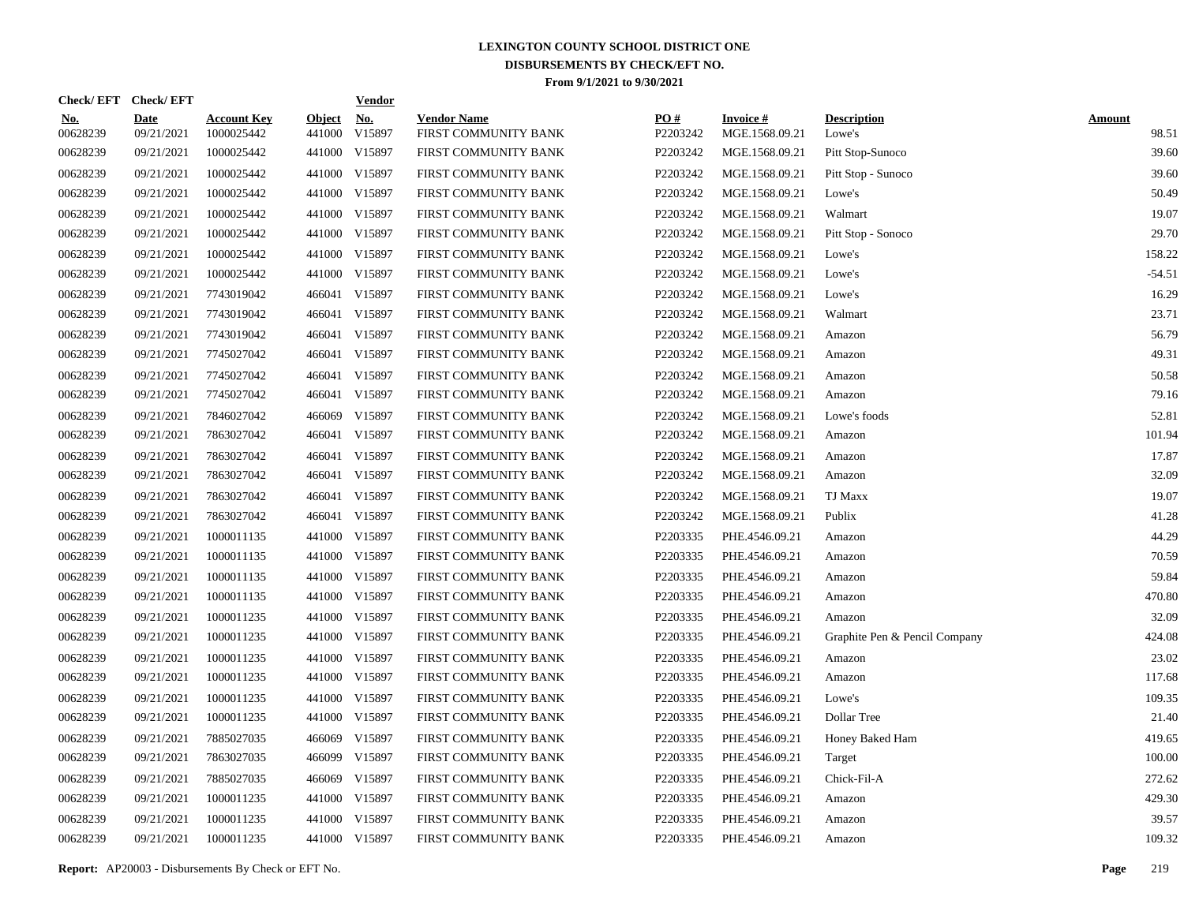# LEXINGTON COUNTY SCHOOL DISTRICT ONE
## DISBURSEMENTS BY CHECK/EFT NO.
### From 9/1/2021 to 9/30/2021

| Check/ EFT No. | Check/ EFT Date | Account Key | Object | Vendor No. | Vendor Name | PO # | Invoice # | Description | Amount |
|---|---|---|---|---|---|---|---|---|---|
| 00628239 | 09/21/2021 | 1000025442 | 441000 | V15897 | FIRST COMMUNITY BANK | P2203242 | MGE.1568.09.21 | Lowe's | 98.51 |
| 00628239 | 09/21/2021 | 1000025442 | 441000 | V15897 | FIRST COMMUNITY BANK | P2203242 | MGE.1568.09.21 | Pitt Stop-Sunoco | 39.60 |
| 00628239 | 09/21/2021 | 1000025442 | 441000 | V15897 | FIRST COMMUNITY BANK | P2203242 | MGE.1568.09.21 | Pitt Stop - Sunoco | 39.60 |
| 00628239 | 09/21/2021 | 1000025442 | 441000 | V15897 | FIRST COMMUNITY BANK | P2203242 | MGE.1568.09.21 | Lowe's | 50.49 |
| 00628239 | 09/21/2021 | 1000025442 | 441000 | V15897 | FIRST COMMUNITY BANK | P2203242 | MGE.1568.09.21 | Walmart | 19.07 |
| 00628239 | 09/21/2021 | 1000025442 | 441000 | V15897 | FIRST COMMUNITY BANK | P2203242 | MGE.1568.09.21 | Pitt Stop - Sonoco | 29.70 |
| 00628239 | 09/21/2021 | 1000025442 | 441000 | V15897 | FIRST COMMUNITY BANK | P2203242 | MGE.1568.09.21 | Lowe's | 158.22 |
| 00628239 | 09/21/2021 | 1000025442 | 441000 | V15897 | FIRST COMMUNITY BANK | P2203242 | MGE.1568.09.21 | Lowe's | -54.51 |
| 00628239 | 09/21/2021 | 7743019042 | 466041 | V15897 | FIRST COMMUNITY BANK | P2203242 | MGE.1568.09.21 | Lowe's | 16.29 |
| 00628239 | 09/21/2021 | 7743019042 | 466041 | V15897 | FIRST COMMUNITY BANK | P2203242 | MGE.1568.09.21 | Walmart | 23.71 |
| 00628239 | 09/21/2021 | 7743019042 | 466041 | V15897 | FIRST COMMUNITY BANK | P2203242 | MGE.1568.09.21 | Amazon | 56.79 |
| 00628239 | 09/21/2021 | 7745027042 | 466041 | V15897 | FIRST COMMUNITY BANK | P2203242 | MGE.1568.09.21 | Amazon | 49.31 |
| 00628239 | 09/21/2021 | 7745027042 | 466041 | V15897 | FIRST COMMUNITY BANK | P2203242 | MGE.1568.09.21 | Amazon | 50.58 |
| 00628239 | 09/21/2021 | 7745027042 | 466041 | V15897 | FIRST COMMUNITY BANK | P2203242 | MGE.1568.09.21 | Amazon | 79.16 |
| 00628239 | 09/21/2021 | 7846027042 | 466069 | V15897 | FIRST COMMUNITY BANK | P2203242 | MGE.1568.09.21 | Lowe's foods | 52.81 |
| 00628239 | 09/21/2021 | 7863027042 | 466041 | V15897 | FIRST COMMUNITY BANK | P2203242 | MGE.1568.09.21 | Amazon | 101.94 |
| 00628239 | 09/21/2021 | 7863027042 | 466041 | V15897 | FIRST COMMUNITY BANK | P2203242 | MGE.1568.09.21 | Amazon | 17.87 |
| 00628239 | 09/21/2021 | 7863027042 | 466041 | V15897 | FIRST COMMUNITY BANK | P2203242 | MGE.1568.09.21 | Amazon | 32.09 |
| 00628239 | 09/21/2021 | 7863027042 | 466041 | V15897 | FIRST COMMUNITY BANK | P2203242 | MGE.1568.09.21 | TJ Maxx | 19.07 |
| 00628239 | 09/21/2021 | 7863027042 | 466041 | V15897 | FIRST COMMUNITY BANK | P2203242 | MGE.1568.09.21 | Publix | 41.28 |
| 00628239 | 09/21/2021 | 1000011135 | 441000 | V15897 | FIRST COMMUNITY BANK | P2203335 | PHE.4546.09.21 | Amazon | 44.29 |
| 00628239 | 09/21/2021 | 1000011135 | 441000 | V15897 | FIRST COMMUNITY BANK | P2203335 | PHE.4546.09.21 | Amazon | 70.59 |
| 00628239 | 09/21/2021 | 1000011135 | 441000 | V15897 | FIRST COMMUNITY BANK | P2203335 | PHE.4546.09.21 | Amazon | 59.84 |
| 00628239 | 09/21/2021 | 1000011135 | 441000 | V15897 | FIRST COMMUNITY BANK | P2203335 | PHE.4546.09.21 | Amazon | 470.80 |
| 00628239 | 09/21/2021 | 1000011235 | 441000 | V15897 | FIRST COMMUNITY BANK | P2203335 | PHE.4546.09.21 | Amazon | 32.09 |
| 00628239 | 09/21/2021 | 1000011235 | 441000 | V15897 | FIRST COMMUNITY BANK | P2203335 | PHE.4546.09.21 | Graphite Pen & Pencil Company | 424.08 |
| 00628239 | 09/21/2021 | 1000011235 | 441000 | V15897 | FIRST COMMUNITY BANK | P2203335 | PHE.4546.09.21 | Amazon | 23.02 |
| 00628239 | 09/21/2021 | 1000011235 | 441000 | V15897 | FIRST COMMUNITY BANK | P2203335 | PHE.4546.09.21 | Amazon | 117.68 |
| 00628239 | 09/21/2021 | 1000011235 | 441000 | V15897 | FIRST COMMUNITY BANK | P2203335 | PHE.4546.09.21 | Lowe's | 109.35 |
| 00628239 | 09/21/2021 | 1000011235 | 441000 | V15897 | FIRST COMMUNITY BANK | P2203335 | PHE.4546.09.21 | Dollar Tree | 21.40 |
| 00628239 | 09/21/2021 | 7885027035 | 466069 | V15897 | FIRST COMMUNITY BANK | P2203335 | PHE.4546.09.21 | Honey Baked Ham | 419.65 |
| 00628239 | 09/21/2021 | 7863027035 | 466099 | V15897 | FIRST COMMUNITY BANK | P2203335 | PHE.4546.09.21 | Target | 100.00 |
| 00628239 | 09/21/2021 | 7885027035 | 466069 | V15897 | FIRST COMMUNITY BANK | P2203335 | PHE.4546.09.21 | Chick-Fil-A | 272.62 |
| 00628239 | 09/21/2021 | 1000011235 | 441000 | V15897 | FIRST COMMUNITY BANK | P2203335 | PHE.4546.09.21 | Amazon | 429.30 |
| 00628239 | 09/21/2021 | 1000011235 | 441000 | V15897 | FIRST COMMUNITY BANK | P2203335 | PHE.4546.09.21 | Amazon | 39.57 |
| 00628239 | 09/21/2021 | 1000011235 | 441000 | V15897 | FIRST COMMUNITY BANK | P2203335 | PHE.4546.09.21 | Amazon | 109.32 |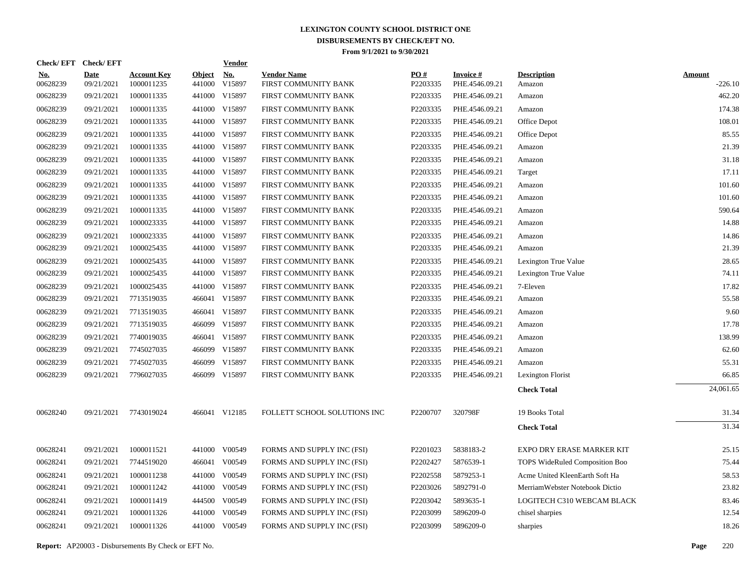# LEXINGTON COUNTY SCHOOL DISTRICT ONE
## DISBURSEMENTS BY CHECK/EFT NO.
### From 9/1/2021 to 9/30/2021

| Check/ EFT No. | Check/ EFT Date | Account Key | Object | Vendor No. | Vendor Name | PO # | Invoice # | Description | Amount |
|---|---|---|---|---|---|---|---|---|---|
| 00628239 | 09/21/2021 | 1000011235 | 441000 | V15897 | FIRST COMMUNITY BANK | P2203335 | PHE.4546.09.21 | Amazon | -226.10 |
| 00628239 | 09/21/2021 | 1000011335 | 441000 | V15897 | FIRST COMMUNITY BANK | P2203335 | PHE.4546.09.21 | Amazon | 462.20 |
| 00628239 | 09/21/2021 | 1000011335 | 441000 | V15897 | FIRST COMMUNITY BANK | P2203335 | PHE.4546.09.21 | Amazon | 174.38 |
| 00628239 | 09/21/2021 | 1000011335 | 441000 | V15897 | FIRST COMMUNITY BANK | P2203335 | PHE.4546.09.21 | Office Depot | 108.01 |
| 00628239 | 09/21/2021 | 1000011335 | 441000 | V15897 | FIRST COMMUNITY BANK | P2203335 | PHE.4546.09.21 | Office Depot | 85.55 |
| 00628239 | 09/21/2021 | 1000011335 | 441000 | V15897 | FIRST COMMUNITY BANK | P2203335 | PHE.4546.09.21 | Amazon | 21.39 |
| 00628239 | 09/21/2021 | 1000011335 | 441000 | V15897 | FIRST COMMUNITY BANK | P2203335 | PHE.4546.09.21 | Amazon | 31.18 |
| 00628239 | 09/21/2021 | 1000011335 | 441000 | V15897 | FIRST COMMUNITY BANK | P2203335 | PHE.4546.09.21 | Target | 17.11 |
| 00628239 | 09/21/2021 | 1000011335 | 441000 | V15897 | FIRST COMMUNITY BANK | P2203335 | PHE.4546.09.21 | Amazon | 101.60 |
| 00628239 | 09/21/2021 | 1000011335 | 441000 | V15897 | FIRST COMMUNITY BANK | P2203335 | PHE.4546.09.21 | Amazon | 101.60 |
| 00628239 | 09/21/2021 | 1000011335 | 441000 | V15897 | FIRST COMMUNITY BANK | P2203335 | PHE.4546.09.21 | Amazon | 590.64 |
| 00628239 | 09/21/2021 | 1000023335 | 441000 | V15897 | FIRST COMMUNITY BANK | P2203335 | PHE.4546.09.21 | Amazon | 14.88 |
| 00628239 | 09/21/2021 | 1000023335 | 441000 | V15897 | FIRST COMMUNITY BANK | P2203335 | PHE.4546.09.21 | Amazon | 14.86 |
| 00628239 | 09/21/2021 | 1000025435 | 441000 | V15897 | FIRST COMMUNITY BANK | P2203335 | PHE.4546.09.21 | Amazon | 21.39 |
| 00628239 | 09/21/2021 | 1000025435 | 441000 | V15897 | FIRST COMMUNITY BANK | P2203335 | PHE.4546.09.21 | Lexington True Value | 28.65 |
| 00628239 | 09/21/2021 | 1000025435 | 441000 | V15897 | FIRST COMMUNITY BANK | P2203335 | PHE.4546.09.21 | Lexington True Value | 74.11 |
| 00628239 | 09/21/2021 | 1000025435 | 441000 | V15897 | FIRST COMMUNITY BANK | P2203335 | PHE.4546.09.21 | 7-Eleven | 17.82 |
| 00628239 | 09/21/2021 | 7713519035 | 466041 | V15897 | FIRST COMMUNITY BANK | P2203335 | PHE.4546.09.21 | Amazon | 55.58 |
| 00628239 | 09/21/2021 | 7713519035 | 466041 | V15897 | FIRST COMMUNITY BANK | P2203335 | PHE.4546.09.21 | Amazon | 9.60 |
| 00628239 | 09/21/2021 | 7713519035 | 466099 | V15897 | FIRST COMMUNITY BANK | P2203335 | PHE.4546.09.21 | Amazon | 17.78 |
| 00628239 | 09/21/2021 | 7740019035 | 466041 | V15897 | FIRST COMMUNITY BANK | P2203335 | PHE.4546.09.21 | Amazon | 138.99 |
| 00628239 | 09/21/2021 | 7745027035 | 466099 | V15897 | FIRST COMMUNITY BANK | P2203335 | PHE.4546.09.21 | Amazon | 62.60 |
| 00628239 | 09/21/2021 | 7745027035 | 466099 | V15897 | FIRST COMMUNITY BANK | P2203335 | PHE.4546.09.21 | Amazon | 55.31 |
| 00628239 | 09/21/2021 | 7796027035 | 466099 | V15897 | FIRST COMMUNITY BANK | P2203335 | PHE.4546.09.21 | Lexington Florist | 66.85 |
| | | | | | | | | **Check Total** | 24,061.65 |
| 00628240 | 09/21/2021 | 7743019024 | 466041 | V12185 | FOLLETT SCHOOL SOLUTIONS INC | P2200707 | 320798F | 19 Books Total | 31.34 |
| | | | | | | | | **Check Total** | 31.34 |
| 00628241 | 09/21/2021 | 1000011521 | 441000 | V00549 | FORMS AND SUPPLY INC (FSI) | P2201023 | 5838183-2 | EXPO DRY ERASE MARKER KIT | 25.15 |
| 00628241 | 09/21/2021 | 7744519020 | 466041 | V00549 | FORMS AND SUPPLY INC (FSI) | P2202427 | 5876539-1 | TOPS WideRuled Composition Boo | 75.44 |
| 00628241 | 09/21/2021 | 1000011238 | 441000 | V00549 | FORMS AND SUPPLY INC (FSI) | P2202558 | 5879253-1 | Acme United KleenEarth Soft Ha | 58.53 |
| 00628241 | 09/21/2021 | 1000011242 | 441000 | V00549 | FORMS AND SUPPLY INC (FSI) | P2203026 | 5892791-0 | MerriamWebster Notebook Dictio | 23.82 |
| 00628241 | 09/21/2021 | 1000011419 | 444500 | V00549 | FORMS AND SUPPLY INC (FSI) | P2203042 | 5893635-1 | LOGITECH C310 WEBCAM BLACK | 83.46 |
| 00628241 | 09/21/2021 | 1000011326 | 441000 | V00549 | FORMS AND SUPPLY INC (FSI) | P2203099 | 5896209-0 | chisel sharpies | 12.54 |
| 00628241 | 09/21/2021 | 1000011326 | 441000 | V00549 | FORMS AND SUPPLY INC (FSI) | P2203099 | 5896209-0 | sharpies | 18.26 |

**Report:** AP20003 - Disbursements By Check or EFT No.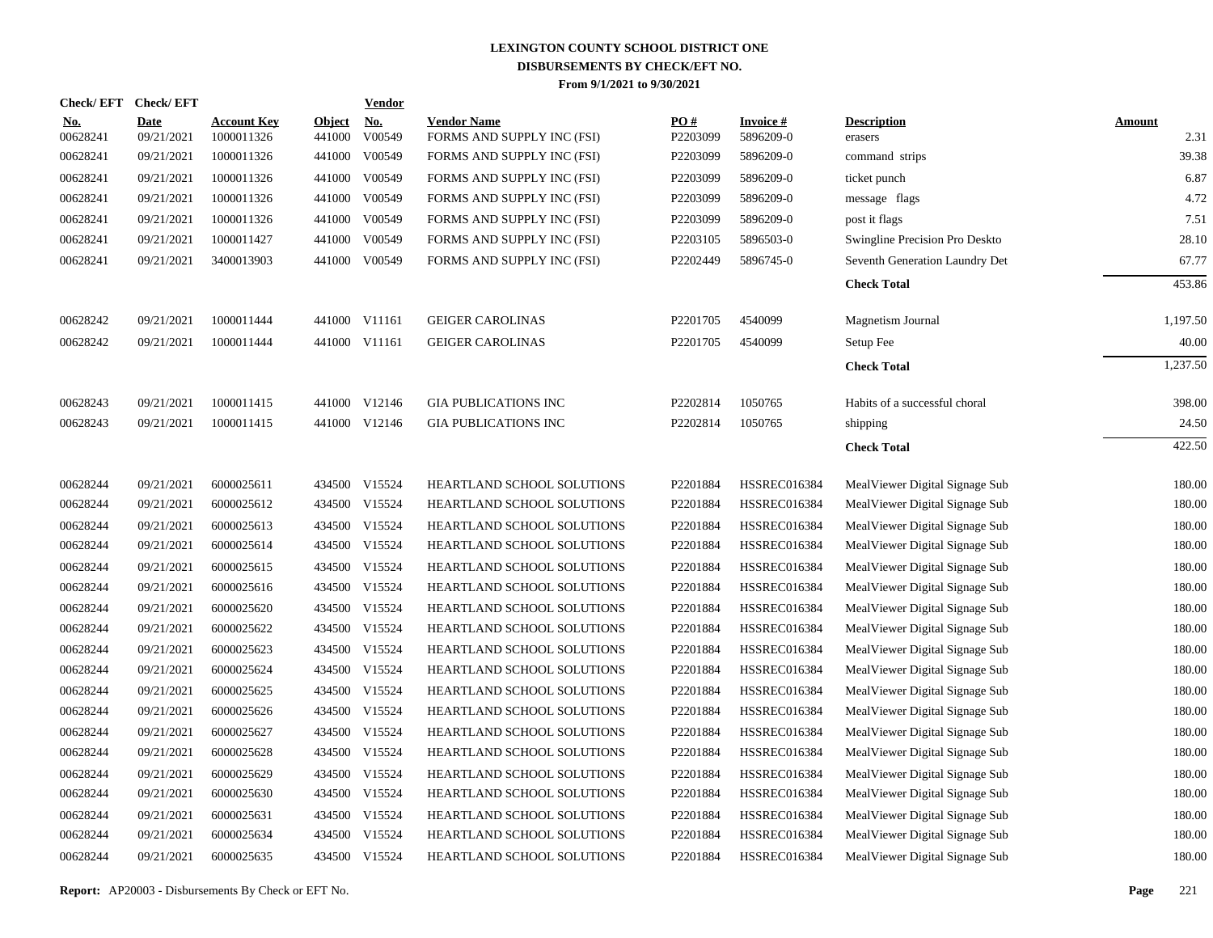# LEXINGTON COUNTY SCHOOL DISTRICT ONE
## DISBURSEMENTS BY CHECK/EFT NO.
### From 9/1/2021 to 9/30/2021

| Check/ EFT No. | Check/ EFT Date | Account Key | Object | Vendor No. | Vendor Name | PO # | Invoice # | Description | Amount |
|---|---|---|---|---|---|---|---|---|---|
| 00628241 | 09/21/2021 | 1000011326 | 441000 | V00549 | FORMS AND SUPPLY INC (FSI) | P2203099 | 5896209-0 | erasers | 2.31 |
| 00628241 | 09/21/2021 | 1000011326 | 441000 | V00549 | FORMS AND SUPPLY INC (FSI) | P2203099 | 5896209-0 | command strips | 39.38 |
| 00628241 | 09/21/2021 | 1000011326 | 441000 | V00549 | FORMS AND SUPPLY INC (FSI) | P2203099 | 5896209-0 | ticket punch | 6.87 |
| 00628241 | 09/21/2021 | 1000011326 | 441000 | V00549 | FORMS AND SUPPLY INC (FSI) | P2203099 | 5896209-0 | message flags | 4.72 |
| 00628241 | 09/21/2021 | 1000011326 | 441000 | V00549 | FORMS AND SUPPLY INC (FSI) | P2203099 | 5896209-0 | post it flags | 7.51 |
| 00628241 | 09/21/2021 | 1000011427 | 441000 | V00549 | FORMS AND SUPPLY INC (FSI) | P2203105 | 5896503-0 | Swingline Precision Pro Deskto | 28.10 |
| 00628241 | 09/21/2021 | 3400013903 | 441000 | V00549 | FORMS AND SUPPLY INC (FSI) | P2202449 | 5896745-0 | Seventh Generation Laundry Det | 67.77 |
| | | | | | | | | **Check Total** | 453.86 |
| 00628242 | 09/21/2021 | 1000011444 | 441000 | V11161 | GEIGER CAROLINAS | P2201705 | 4540099 | Magnetism Journal | 1,197.50 |
| 00628242 | 09/21/2021 | 1000011444 | 441000 | V11161 | GEIGER CAROLINAS | P2201705 | 4540099 | Setup Fee | 40.00 |
| | | | | | | | | **Check Total** | 1,237.50 |
| 00628243 | 09/21/2021 | 1000011415 | 441000 | V12146 | GIA PUBLICATIONS INC | P2202814 | 1050765 | Habits of a successful choral | 398.00 |
| 00628243 | 09/21/2021 | 1000011415 | 441000 | V12146 | GIA PUBLICATIONS INC | P2202814 | 1050765 | shipping | 24.50 |
| | | | | | | | | **Check Total** | 422.50 |
| 00628244 | 09/21/2021 | 6000025611 | 434500 | V15524 | HEARTLAND SCHOOL SOLUTIONS | P2201884 | HSSREC016384 | MealViewer Digital Signage Sub | 180.00 |
| 00628244 | 09/21/2021 | 6000025612 | 434500 | V15524 | HEARTLAND SCHOOL SOLUTIONS | P2201884 | HSSREC016384 | MealViewer Digital Signage Sub | 180.00 |
| 00628244 | 09/21/2021 | 6000025613 | 434500 | V15524 | HEARTLAND SCHOOL SOLUTIONS | P2201884 | HSSREC016384 | MealViewer Digital Signage Sub | 180.00 |
| 00628244 | 09/21/2021 | 6000025614 | 434500 | V15524 | HEARTLAND SCHOOL SOLUTIONS | P2201884 | HSSREC016384 | MealViewer Digital Signage Sub | 180.00 |
| 00628244 | 09/21/2021 | 6000025615 | 434500 | V15524 | HEARTLAND SCHOOL SOLUTIONS | P2201884 | HSSREC016384 | MealViewer Digital Signage Sub | 180.00 |
| 00628244 | 09/21/2021 | 6000025616 | 434500 | V15524 | HEARTLAND SCHOOL SOLUTIONS | P2201884 | HSSREC016384 | MealViewer Digital Signage Sub | 180.00 |
| 00628244 | 09/21/2021 | 6000025620 | 434500 | V15524 | HEARTLAND SCHOOL SOLUTIONS | P2201884 | HSSREC016384 | MealViewer Digital Signage Sub | 180.00 |
| 00628244 | 09/21/2021 | 6000025622 | 434500 | V15524 | HEARTLAND SCHOOL SOLUTIONS | P2201884 | HSSREC016384 | MealViewer Digital Signage Sub | 180.00 |
| 00628244 | 09/21/2021 | 6000025623 | 434500 | V15524 | HEARTLAND SCHOOL SOLUTIONS | P2201884 | HSSREC016384 | MealViewer Digital Signage Sub | 180.00 |
| 00628244 | 09/21/2021 | 6000025624 | 434500 | V15524 | HEARTLAND SCHOOL SOLUTIONS | P2201884 | HSSREC016384 | MealViewer Digital Signage Sub | 180.00 |
| 00628244 | 09/21/2021 | 6000025625 | 434500 | V15524 | HEARTLAND SCHOOL SOLUTIONS | P2201884 | HSSREC016384 | MealViewer Digital Signage Sub | 180.00 |
| 00628244 | 09/21/2021 | 6000025626 | 434500 | V15524 | HEARTLAND SCHOOL SOLUTIONS | P2201884 | HSSREC016384 | MealViewer Digital Signage Sub | 180.00 |
| 00628244 | 09/21/2021 | 6000025627 | 434500 | V15524 | HEARTLAND SCHOOL SOLUTIONS | P2201884 | HSSREC016384 | MealViewer Digital Signage Sub | 180.00 |
| 00628244 | 09/21/2021 | 6000025628 | 434500 | V15524 | HEARTLAND SCHOOL SOLUTIONS | P2201884 | HSSREC016384 | MealViewer Digital Signage Sub | 180.00 |
| 00628244 | 09/21/2021 | 6000025629 | 434500 | V15524 | HEARTLAND SCHOOL SOLUTIONS | P2201884 | HSSREC016384 | MealViewer Digital Signage Sub | 180.00 |
| 00628244 | 09/21/2021 | 6000025630 | 434500 | V15524 | HEARTLAND SCHOOL SOLUTIONS | P2201884 | HSSREC016384 | MealViewer Digital Signage Sub | 180.00 |
| 00628244 | 09/21/2021 | 6000025631 | 434500 | V15524 | HEARTLAND SCHOOL SOLUTIONS | P2201884 | HSSREC016384 | MealViewer Digital Signage Sub | 180.00 |
| 00628244 | 09/21/2021 | 6000025634 | 434500 | V15524 | HEARTLAND SCHOOL SOLUTIONS | P2201884 | HSSREC016384 | MealViewer Digital Signage Sub | 180.00 |
| 00628244 | 09/21/2021 | 6000025635 | 434500 | V15524 | HEARTLAND SCHOOL SOLUTIONS | P2201884 | HSSREC016384 | MealViewer Digital Signage Sub | 180.00 |

**Report:** AP20003 - Disbursements By Check or EFT No.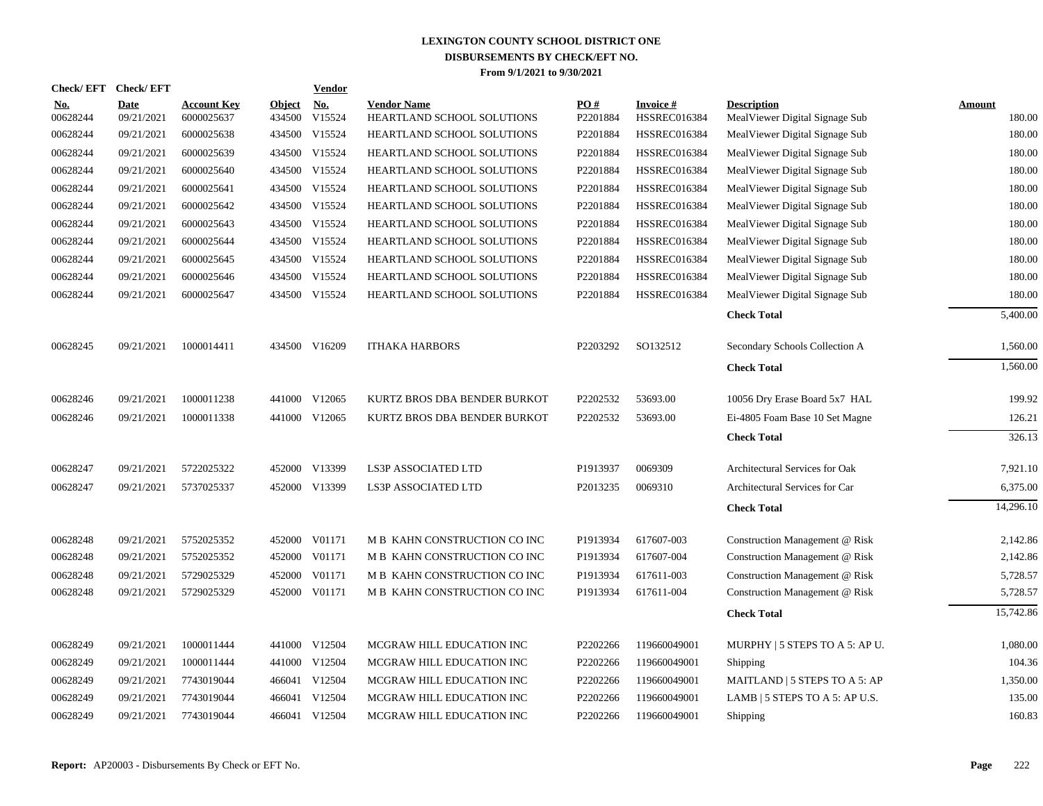# LEXINGTON COUNTY SCHOOL DISTRICT ONE
## DISBURSEMENTS BY CHECK/EFT NO.
### From 9/1/2021 to 9/30/2021

| Check/ EFT No. | Check/ EFT Date | Account Key | Object | Vendor No. | Vendor Name | PO # | Invoice # | Description | Amount |
|---|---|---|---|---|---|---|---|---|---|
| 00628244 | 09/21/2021 | 6000025637 | 434500 | V15524 | HEARTLAND SCHOOL SOLUTIONS | P2201884 | HSSREC016384 | MealViewer Digital Signage Sub | 180.00 |
| 00628244 | 09/21/2021 | 6000025638 | 434500 | V15524 | HEARTLAND SCHOOL SOLUTIONS | P2201884 | HSSREC016384 | MealViewer Digital Signage Sub | 180.00 |
| 00628244 | 09/21/2021 | 6000025639 | 434500 | V15524 | HEARTLAND SCHOOL SOLUTIONS | P2201884 | HSSREC016384 | MealViewer Digital Signage Sub | 180.00 |
| 00628244 | 09/21/2021 | 6000025640 | 434500 | V15524 | HEARTLAND SCHOOL SOLUTIONS | P2201884 | HSSREC016384 | MealViewer Digital Signage Sub | 180.00 |
| 00628244 | 09/21/2021 | 6000025641 | 434500 | V15524 | HEARTLAND SCHOOL SOLUTIONS | P2201884 | HSSREC016384 | MealViewer Digital Signage Sub | 180.00 |
| 00628244 | 09/21/2021 | 6000025642 | 434500 | V15524 | HEARTLAND SCHOOL SOLUTIONS | P2201884 | HSSREC016384 | MealViewer Digital Signage Sub | 180.00 |
| 00628244 | 09/21/2021 | 6000025643 | 434500 | V15524 | HEARTLAND SCHOOL SOLUTIONS | P2201884 | HSSREC016384 | MealViewer Digital Signage Sub | 180.00 |
| 00628244 | 09/21/2021 | 6000025644 | 434500 | V15524 | HEARTLAND SCHOOL SOLUTIONS | P2201884 | HSSREC016384 | MealViewer Digital Signage Sub | 180.00 |
| 00628244 | 09/21/2021 | 6000025645 | 434500 | V15524 | HEARTLAND SCHOOL SOLUTIONS | P2201884 | HSSREC016384 | MealViewer Digital Signage Sub | 180.00 |
| 00628244 | 09/21/2021 | 6000025646 | 434500 | V15524 | HEARTLAND SCHOOL SOLUTIONS | P2201884 | HSSREC016384 | MealViewer Digital Signage Sub | 180.00 |
| 00628244 | 09/21/2021 | 6000025647 | 434500 | V15524 | HEARTLAND SCHOOL SOLUTIONS | P2201884 | HSSREC016384 | MealViewer Digital Signage Sub | 180.00 |
| | | | | | | | | **Check Total** | 5,400.00 |
| 00628245 | 09/21/2021 | 1000014411 | 434500 | V16209 | ITHAKA HARBORS | P2203292 | SO132512 | Secondary Schools Collection A | 1,560.00 |
| | | | | | | | | **Check Total** | 1,560.00 |
| 00628246 | 09/21/2021 | 1000011238 | 441000 | V12065 | KURTZ BROS DBA BENDER BURKOT | P2202532 | 53693.00 | 10056 Dry Erase Board 5x7 HAL | 199.92 |
| 00628246 | 09/21/2021 | 1000011338 | 441000 | V12065 | KURTZ BROS DBA BENDER BURKOT | P2202532 | 53693.00 | Ei-4805 Foam Base 10 Set Magne | 126.21 |
| | | | | | | | | **Check Total** | 326.13 |
| 00628247 | 09/21/2021 | 5722025322 | 452000 | V13399 | LS3P ASSOCIATED LTD | P1913937 | 0069309 | Architectural Services for Oak | 7,921.10 |
| 00628247 | 09/21/2021 | 5737025337 | 452000 | V13399 | LS3P ASSOCIATED LTD | P2013235 | 0069310 | Architectural Services for Car | 6,375.00 |
| | | | | | | | | **Check Total** | 14,296.10 |
| 00628248 | 09/21/2021 | 5752025352 | 452000 | V01171 | M B KAHN CONSTRUCTION CO INC | P1913934 | 617607-003 | Construction Management @ Risk | 2,142.86 |
| 00628248 | 09/21/2021 | 5752025352 | 452000 | V01171 | M B KAHN CONSTRUCTION CO INC | P1913934 | 617607-004 | Construction Management @ Risk | 2,142.86 |
| 00628248 | 09/21/2021 | 5729025329 | 452000 | V01171 | M B KAHN CONSTRUCTION CO INC | P1913934 | 617611-003 | Construction Management @ Risk | 5,728.57 |
| 00628248 | 09/21/2021 | 5729025329 | 452000 | V01171 | M B KAHN CONSTRUCTION CO INC | P1913934 | 617611-004 | Construction Management @ Risk | 5,728.57 |
| | | | | | | | | **Check Total** | 15,742.86 |
| 00628249 | 09/21/2021 | 1000011444 | 441000 | V12504 | MCGRAW HILL EDUCATION INC | P2202266 | 119660049001 | MURPHY \| 5 STEPS TO A 5: AP U. | 1,080.00 |
| 00628249 | 09/21/2021 | 1000011444 | 441000 | V12504 | MCGRAW HILL EDUCATION INC | P2202266 | 119660049001 | Shipping | 104.36 |
| 00628249 | 09/21/2021 | 7743019044 | 466041 | V12504 | MCGRAW HILL EDUCATION INC | P2202266 | 119660049001 | MAITLAND \| 5 STEPS TO A 5: AP | 1,350.00 |
| 00628249 | 09/21/2021 | 7743019044 | 466041 | V12504 | MCGRAW HILL EDUCATION INC | P2202266 | 119660049001 | LAMB \| 5 STEPS TO A 5: AP U.S. | 135.00 |
| 00628249 | 09/21/2021 | 7743019044 | 466041 | V12504 | MCGRAW HILL EDUCATION INC | P2202266 | 119660049001 | Shipping | 160.83 |

**Report:** AP20003 - Disbursements By Check or EFT No.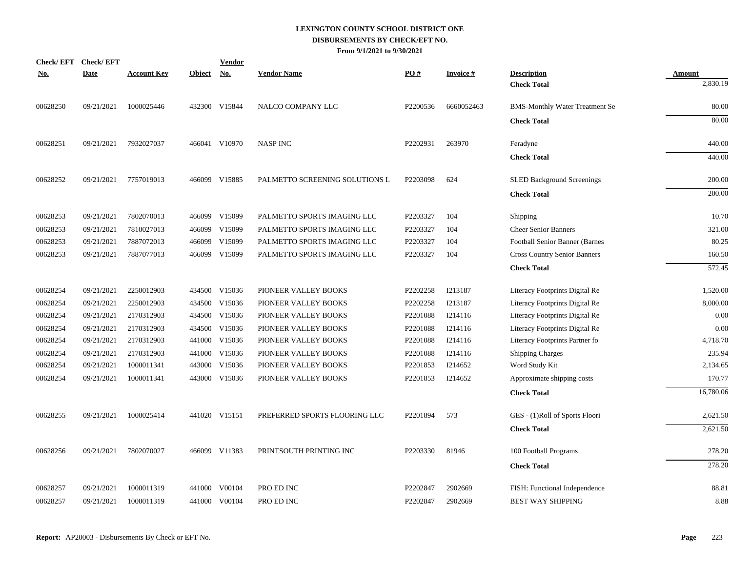# LEXINGTON COUNTY SCHOOL DISTRICT ONE
## DISBURSEMENTS BY CHECK/EFT NO.
### From 9/1/2021 to 9/30/2021

| Check/ EFT No. | Check/ EFT Date | Account Key | Object | Vendor No. | Vendor Name | PO # | Invoice # | Description | Amount |
|---|---|---|---|---|---|---|---|---|---|
| | | | | | | | | **Check Total** | 2,830.19 |
| 00628250 | 09/21/2021 | 1000025446 | 432300 | V15844 | NALCO COMPANY LLC | P2200536 | 6660052463 | BMS-Monthly Water Treatment Se | 80.00 |
| | | | | | | | | **Check Total** | 80.00 |
| 00628251 | 09/21/2021 | 7932027037 | 466041 | V10970 | NASP INC | P2202931 | 263970 | Feradyne | 440.00 |
| | | | | | | | | **Check Total** | 440.00 |
| 00628252 | 09/21/2021 | 7757019013 | 466099 | V15885 | PALMETTO SCREENING SOLUTIONS L | P2203098 | 624 | SLED Background Screenings | 200.00 |
| | | | | | | | | **Check Total** | 200.00 |
| 00628253 | 09/21/2021 | 7802070013 | 466099 | V15099 | PALMETTO SPORTS IMAGING LLC | P2203327 | 104 | Shipping | 10.70 |
| 00628253 | 09/21/2021 | 7810027013 | 466099 | V15099 | PALMETTO SPORTS IMAGING LLC | P2203327 | 104 | Cheer Senior Banners | 321.00 |
| 00628253 | 09/21/2021 | 7887072013 | 466099 | V15099 | PALMETTO SPORTS IMAGING LLC | P2203327 | 104 | Football Senior Banner (Barnes | 80.25 |
| 00628253 | 09/21/2021 | 7887077013 | 466099 | V15099 | PALMETTO SPORTS IMAGING LLC | P2203327 | 104 | Cross Country Senior Banners | 160.50 |
| | | | | | | | | **Check Total** | 572.45 |
| 00628254 | 09/21/2021 | 2250012903 | 434500 | V15036 | PIONEER VALLEY BOOKS | P2202258 | I213187 | Literacy Footprints Digital Re | 1,520.00 |
| 00628254 | 09/21/2021 | 2250012903 | 434500 | V15036 | PIONEER VALLEY BOOKS | P2202258 | I213187 | Literacy Footprints Digital Re | 8,000.00 |
| 00628254 | 09/21/2021 | 2170312903 | 434500 | V15036 | PIONEER VALLEY BOOKS | P2201088 | I214116 | Literacy Footprints Digital Re | 0.00 |
| 00628254 | 09/21/2021 | 2170312903 | 434500 | V15036 | PIONEER VALLEY BOOKS | P2201088 | I214116 | Literacy Footprints Digital Re | 0.00 |
| 00628254 | 09/21/2021 | 2170312903 | 441000 | V15036 | PIONEER VALLEY BOOKS | P2201088 | I214116 | Literacy Footprints Partner fo | 4,718.70 |
| 00628254 | 09/21/2021 | 2170312903 | 441000 | V15036 | PIONEER VALLEY BOOKS | P2201088 | I214116 | Shipping Charges | 235.94 |
| 00628254 | 09/21/2021 | 1000011341 | 443000 | V15036 | PIONEER VALLEY BOOKS | P2201853 | I214652 | Word Study Kit | 2,134.65 |
| 00628254 | 09/21/2021 | 1000011341 | 443000 | V15036 | PIONEER VALLEY BOOKS | P2201853 | I214652 | Approximate shipping costs | 170.77 |
| | | | | | | | | **Check Total** | 16,780.06 |
| 00628255 | 09/21/2021 | 1000025414 | 441020 | V15151 | PREFERRED SPORTS FLOORING LLC | P2201894 | 573 | GES - (1)Roll of Sports Floori | 2,621.50 |
| | | | | | | | | **Check Total** | 2,621.50 |
| 00628256 | 09/21/2021 | 7802070027 | 466099 | V11383 | PRINTSOUTH PRINTING INC | P2203330 | 81946 | 100 Football Programs | 278.20 |
| | | | | | | | | **Check Total** | 278.20 |
| 00628257 | 09/21/2021 | 1000011319 | 441000 | V00104 | PRO ED INC | P2202847 | 2902669 | FISH: Functional Independence | 88.81 |
| 00628257 | 09/21/2021 | 1000011319 | 441000 | V00104 | PRO ED INC | P2202847 | 2902669 | BEST WAY SHIPPING | 8.88 |

**Report:** AP20003 - Disbursements By Check or EFT No.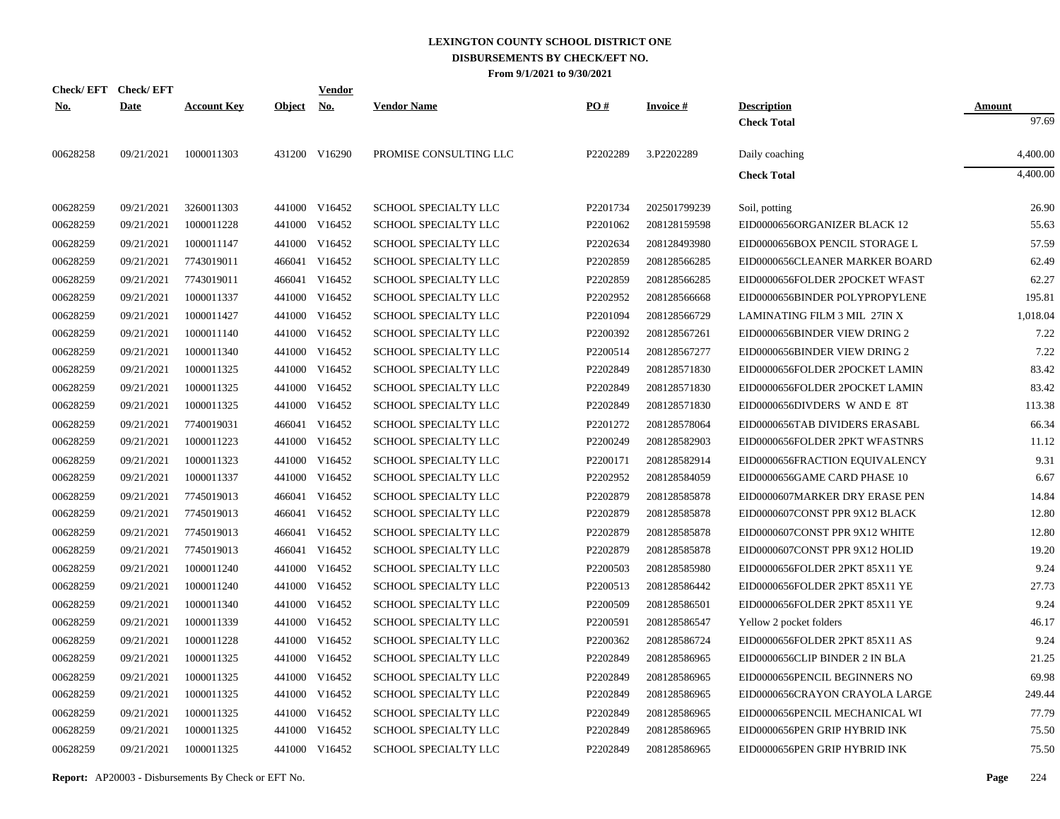# LEXINGTON COUNTY SCHOOL DISTRICT ONE
## DISBURSEMENTS BY CHECK/EFT NO.
### From 9/1/2021 to 9/30/2021

| Check/ EFT No. | Check/ EFT Date | Account Key | Object | Vendor No. | Vendor Name | PO # | Invoice # | Description | Amount |
|---|---|---|---|---|---|---|---|---|---|
| | | | | | | | | **Check Total** | 97.69 |
| 00628258 | 09/21/2021 | 1000011303 | 431200 | V16290 | PROMISE CONSULTING LLC | P2202289 | 3.P2202289 | Daily coaching | 4,400.00 |
| | | | | | | | | **Check Total** | 4,400.00 |
| 00628259 | 09/21/2021 | 3260011303 | 441000 | V16452 | SCHOOL SPECIALTY LLC | P2201734 | 202501799239 | Soil, potting | 26.90 |
| 00628259 | 09/21/2021 | 1000011228 | 441000 | V16452 | SCHOOL SPECIALTY LLC | P2201062 | 208128159598 | EID0000656ORGANIZER BLACK 12 | 55.63 |
| 00628259 | 09/21/2021 | 1000011147 | 441000 | V16452 | SCHOOL SPECIALTY LLC | P2202634 | 208128493980 | EID0000656BOX PENCIL STORAGE L | 57.59 |
| 00628259 | 09/21/2021 | 7743019011 | 466041 | V16452 | SCHOOL SPECIALTY LLC | P2202859 | 208128566285 | EID0000656CLEANER MARKER BOARD | 62.49 |
| 00628259 | 09/21/2021 | 7743019011 | 466041 | V16452 | SCHOOL SPECIALTY LLC | P2202859 | 208128566285 | EID0000656FOLDER 2POCKET WFAST | 62.27 |
| 00628259 | 09/21/2021 | 1000011337 | 441000 | V16452 | SCHOOL SPECIALTY LLC | P2202952 | 208128566668 | EID0000656BINDER POLYPROPYLENE | 195.81 |
| 00628259 | 09/21/2021 | 1000011427 | 441000 | V16452 | SCHOOL SPECIALTY LLC | P2201094 | 208128566729 | LAMINATING FILM 3 MIL 27IN X | 1,018.04 |
| 00628259 | 09/21/2021 | 1000011140 | 441000 | V16452 | SCHOOL SPECIALTY LLC | P2200392 | 208128567261 | EID0000656BINDER VIEW DRING 2 | 7.22 |
| 00628259 | 09/21/2021 | 1000011340 | 441000 | V16452 | SCHOOL SPECIALTY LLC | P2200514 | 208128567277 | EID0000656BINDER VIEW DRING 2 | 7.22 |
| 00628259 | 09/21/2021 | 1000011325 | 441000 | V16452 | SCHOOL SPECIALTY LLC | P2202849 | 208128571830 | EID0000656FOLDER 2POCKET LAMIN | 83.42 |
| 00628259 | 09/21/2021 | 1000011325 | 441000 | V16452 | SCHOOL SPECIALTY LLC | P2202849 | 208128571830 | EID0000656FOLDER 2POCKET LAMIN | 83.42 |
| 00628259 | 09/21/2021 | 1000011325 | 441000 | V16452 | SCHOOL SPECIALTY LLC | P2202849 | 208128571830 | EID0000656DIVDERS W AND E 8T | 113.38 |
| 00628259 | 09/21/2021 | 7740019031 | 466041 | V16452 | SCHOOL SPECIALTY LLC | P2201272 | 208128578064 | EID0000656TAB DIVIDERS ERASABL | 66.34 |
| 00628259 | 09/21/2021 | 1000011223 | 441000 | V16452 | SCHOOL SPECIALTY LLC | P2200249 | 208128582903 | EID0000656FOLDER 2PKT WFASTNRS | 11.12 |
| 00628259 | 09/21/2021 | 1000011323 | 441000 | V16452 | SCHOOL SPECIALTY LLC | P2200171 | 208128582914 | EID0000656FRACTION EQUIVALENCY | 9.31 |
| 00628259 | 09/21/2021 | 1000011337 | 441000 | V16452 | SCHOOL SPECIALTY LLC | P2202952 | 208128584059 | EID0000656GAME CARD PHASE 10 | 6.67 |
| 00628259 | 09/21/2021 | 7745019013 | 466041 | V16452 | SCHOOL SPECIALTY LLC | P2202879 | 208128585878 | EID0000607MARKER DRY ERASE PEN | 14.84 |
| 00628259 | 09/21/2021 | 7745019013 | 466041 | V16452 | SCHOOL SPECIALTY LLC | P2202879 | 208128585878 | EID0000607CONST PPR 9X12 BLACK | 12.80 |
| 00628259 | 09/21/2021 | 7745019013 | 466041 | V16452 | SCHOOL SPECIALTY LLC | P2202879 | 208128585878 | EID0000607CONST PPR 9X12 WHITE | 12.80 |
| 00628259 | 09/21/2021 | 7745019013 | 466041 | V16452 | SCHOOL SPECIALTY LLC | P2202879 | 208128585878 | EID0000607CONST PPR 9X12 HOLID | 19.20 |
| 00628259 | 09/21/2021 | 1000011240 | 441000 | V16452 | SCHOOL SPECIALTY LLC | P2200503 | 208128585980 | EID0000656FOLDER 2PKT 85X11 YE | 9.24 |
| 00628259 | 09/21/2021 | 1000011240 | 441000 | V16452 | SCHOOL SPECIALTY LLC | P2200513 | 208128586442 | EID0000656FOLDER 2PKT 85X11 YE | 27.73 |
| 00628259 | 09/21/2021 | 1000011340 | 441000 | V16452 | SCHOOL SPECIALTY LLC | P2200509 | 208128586501 | EID0000656FOLDER 2PKT 85X11 YE | 9.24 |
| 00628259 | 09/21/2021 | 1000011339 | 441000 | V16452 | SCHOOL SPECIALTY LLC | P2200591 | 208128586547 | Yellow 2 pocket folders | 46.17 |
| 00628259 | 09/21/2021 | 1000011228 | 441000 | V16452 | SCHOOL SPECIALTY LLC | P2200362 | 208128586724 | EID0000656FOLDER 2PKT 85X11 AS | 9.24 |
| 00628259 | 09/21/2021 | 1000011325 | 441000 | V16452 | SCHOOL SPECIALTY LLC | P2202849 | 208128586965 | EID0000656CLIP BINDER 2 IN BLA | 21.25 |
| 00628259 | 09/21/2021 | 1000011325 | 441000 | V16452 | SCHOOL SPECIALTY LLC | P2202849 | 208128586965 | EID0000656PENCIL BEGINNERS NO | 69.98 |
| 00628259 | 09/21/2021 | 1000011325 | 441000 | V16452 | SCHOOL SPECIALTY LLC | P2202849 | 208128586965 | EID0000656CRAYON CRAYOLA LARGE | 249.44 |
| 00628259 | 09/21/2021 | 1000011325 | 441000 | V16452 | SCHOOL SPECIALTY LLC | P2202849 | 208128586965 | EID0000656PENCIL MECHANICAL WI | 77.79 |
| 00628259 | 09/21/2021 | 1000011325 | 441000 | V16452 | SCHOOL SPECIALTY LLC | P2202849 | 208128586965 | EID0000656PEN GRIP HYBRID INK | 75.50 |
| 00628259 | 09/21/2021 | 1000011325 | 441000 | V16452 | SCHOOL SPECIALTY LLC | P2202849 | 208128586965 | EID0000656PEN GRIP HYBRID INK | 75.50 |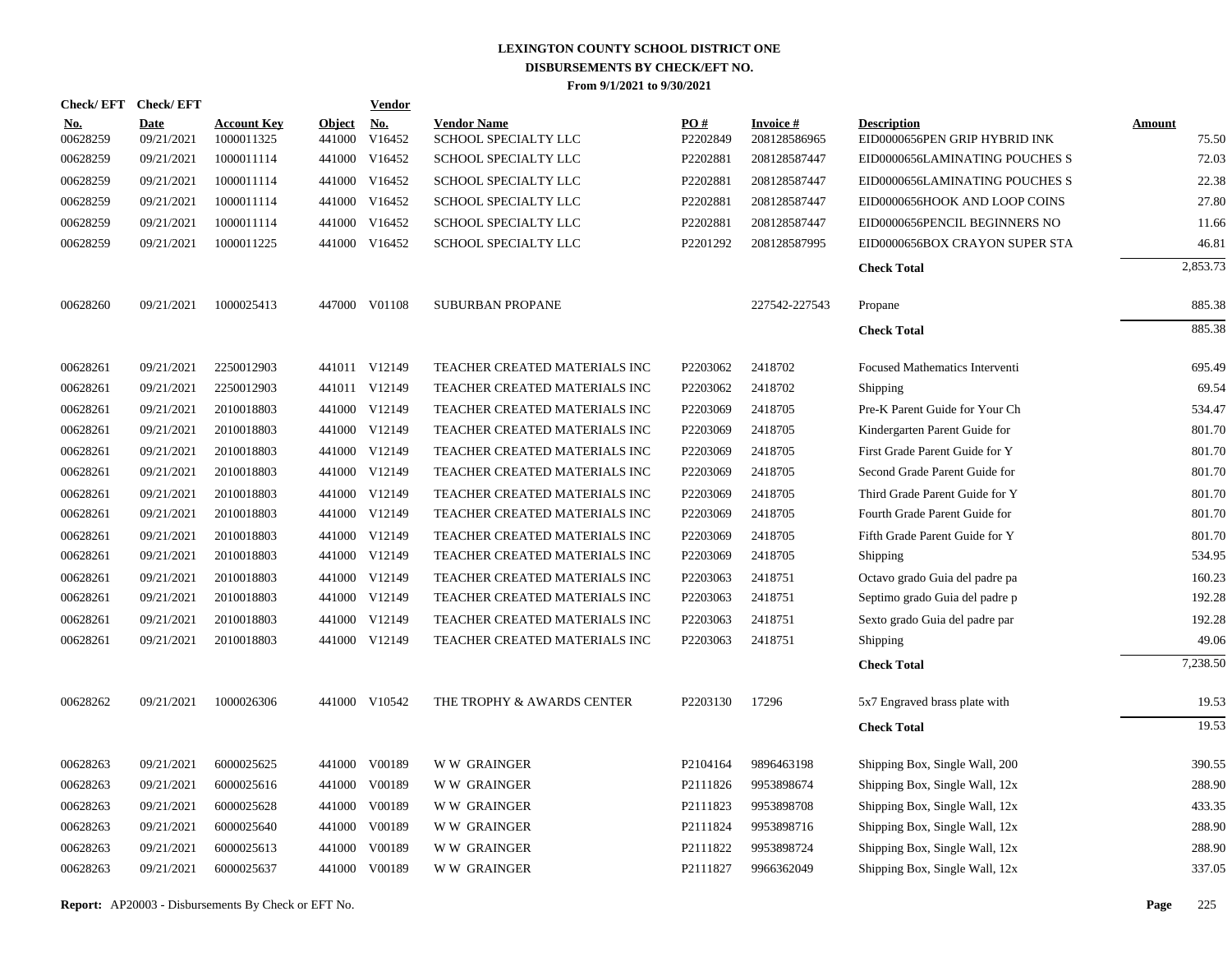# LEXINGTON COUNTY SCHOOL DISTRICT ONE
## DISBURSEMENTS BY CHECK/EFT NO.
### From 9/1/2021 to 9/30/2021

| Check/ EFT No. | Check/ EFT Date | Account Key | Object | Vendor No. | Vendor Name | PO # | Invoice # | Description | Amount |
|---|---|---|---|---|---|---|---|---|---|
| 00628259 | 09/21/2021 | 1000011325 | 441000 | V16452 | SCHOOL SPECIALTY LLC | P2202849 | 208128586965 | EID0000656PEN GRIP HYBRID INK | 75.50 |
| 00628259 | 09/21/2021 | 1000011114 | 441000 | V16452 | SCHOOL SPECIALTY LLC | P2202881 | 208128587447 | EID0000656LAMINATING POUCHES S | 72.03 |
| 00628259 | 09/21/2021 | 1000011114 | 441000 | V16452 | SCHOOL SPECIALTY LLC | P2202881 | 208128587447 | EID0000656LAMINATING POUCHES S | 22.38 |
| 00628259 | 09/21/2021 | 1000011114 | 441000 | V16452 | SCHOOL SPECIALTY LLC | P2202881 | 208128587447 | EID0000656HOOK AND LOOP COINS | 27.80 |
| 00628259 | 09/21/2021 | 1000011114 | 441000 | V16452 | SCHOOL SPECIALTY LLC | P2202881 | 208128587447 | EID0000656PENCIL BEGINNERS NO | 11.66 |
| 00628259 | 09/21/2021 | 1000011225 | 441000 | V16452 | SCHOOL SPECIALTY LLC | P2201292 | 208128587995 | EID0000656BOX CRAYON SUPER STA | 46.81 |
| | | | | | | | | **Check Total** | 2,853.73 |
| 00628260 | 09/21/2021 | 1000025413 | 447000 | V01108 | SUBURBAN PROPANE | | 227542-227543 | Propane | 885.38 |
| | | | | | | | | **Check Total** | 885.38 |
| 00628261 | 09/21/2021 | 2250012903 | 441011 | V12149 | TEACHER CREATED MATERIALS INC | P2203062 | 2418702 | Focused Mathematics Interventi | 695.49 |
| 00628261 | 09/21/2021 | 2250012903 | 441011 | V12149 | TEACHER CREATED MATERIALS INC | P2203062 | 2418702 | Shipping | 69.54 |
| 00628261 | 09/21/2021 | 2010018803 | 441000 | V12149 | TEACHER CREATED MATERIALS INC | P2203069 | 2418705 | Pre-K Parent Guide for Your Ch | 534.47 |
| 00628261 | 09/21/2021 | 2010018803 | 441000 | V12149 | TEACHER CREATED MATERIALS INC | P2203069 | 2418705 | Kindergarten Parent Guide for | 801.70 |
| 00628261 | 09/21/2021 | 2010018803 | 441000 | V12149 | TEACHER CREATED MATERIALS INC | P2203069 | 2418705 | First Grade Parent Guide for Y | 801.70 |
| 00628261 | 09/21/2021 | 2010018803 | 441000 | V12149 | TEACHER CREATED MATERIALS INC | P2203069 | 2418705 | Second Grade Parent Guide for | 801.70 |
| 00628261 | 09/21/2021 | 2010018803 | 441000 | V12149 | TEACHER CREATED MATERIALS INC | P2203069 | 2418705 | Third Grade Parent Guide for Y | 801.70 |
| 00628261 | 09/21/2021 | 2010018803 | 441000 | V12149 | TEACHER CREATED MATERIALS INC | P2203069 | 2418705 | Fourth Grade Parent Guide for | 801.70 |
| 00628261 | 09/21/2021 | 2010018803 | 441000 | V12149 | TEACHER CREATED MATERIALS INC | P2203069 | 2418705 | Fifth Grade Parent Guide for Y | 801.70 |
| 00628261 | 09/21/2021 | 2010018803 | 441000 | V12149 | TEACHER CREATED MATERIALS INC | P2203069 | 2418705 | Shipping | 534.95 |
| 00628261 | 09/21/2021 | 2010018803 | 441000 | V12149 | TEACHER CREATED MATERIALS INC | P2203063 | 2418751 | Octavo grado Guia del padre pa | 160.23 |
| 00628261 | 09/21/2021 | 2010018803 | 441000 | V12149 | TEACHER CREATED MATERIALS INC | P2203063 | 2418751 | Septimo grado Guia del padre p | 192.28 |
| 00628261 | 09/21/2021 | 2010018803 | 441000 | V12149 | TEACHER CREATED MATERIALS INC | P2203063 | 2418751 | Sexto grado Guia del padre par | 192.28 |
| 00628261 | 09/21/2021 | 2010018803 | 441000 | V12149 | TEACHER CREATED MATERIALS INC | P2203063 | 2418751 | Shipping | 49.06 |
| | | | | | | | | **Check Total** | 7,238.50 |
| 00628262 | 09/21/2021 | 1000026306 | 441000 | V10542 | THE TROPHY & AWARDS CENTER | P2203130 | 17296 | 5x7 Engraved brass plate with | 19.53 |
| | | | | | | | | **Check Total** | 19.53 |
| 00628263 | 09/21/2021 | 6000025625 | 441000 | V00189 | W W GRAINGER | P2104164 | 9896463198 | Shipping Box, Single Wall, 200 | 390.55 |
| 00628263 | 09/21/2021 | 6000025616 | 441000 | V00189 | W W GRAINGER | P2111826 | 9953898674 | Shipping Box, Single Wall, 12x | 288.90 |
| 00628263 | 09/21/2021 | 6000025628 | 441000 | V00189 | W W GRAINGER | P2111823 | 9953898708 | Shipping Box, Single Wall, 12x | 433.35 |
| 00628263 | 09/21/2021 | 6000025640 | 441000 | V00189 | W W GRAINGER | P2111824 | 9953898716 | Shipping Box, Single Wall, 12x | 288.90 |
| 00628263 | 09/21/2021 | 6000025613 | 441000 | V00189 | W W GRAINGER | P2111822 | 9953898724 | Shipping Box, Single Wall, 12x | 288.90 |
| 00628263 | 09/21/2021 | 6000025637 | 441000 | V00189 | W W GRAINGER | P2111827 | 9966362049 | Shipping Box, Single Wall, 12x | 337.05 |

**Report:** AP20003 - Disbursements By Check or EFT No.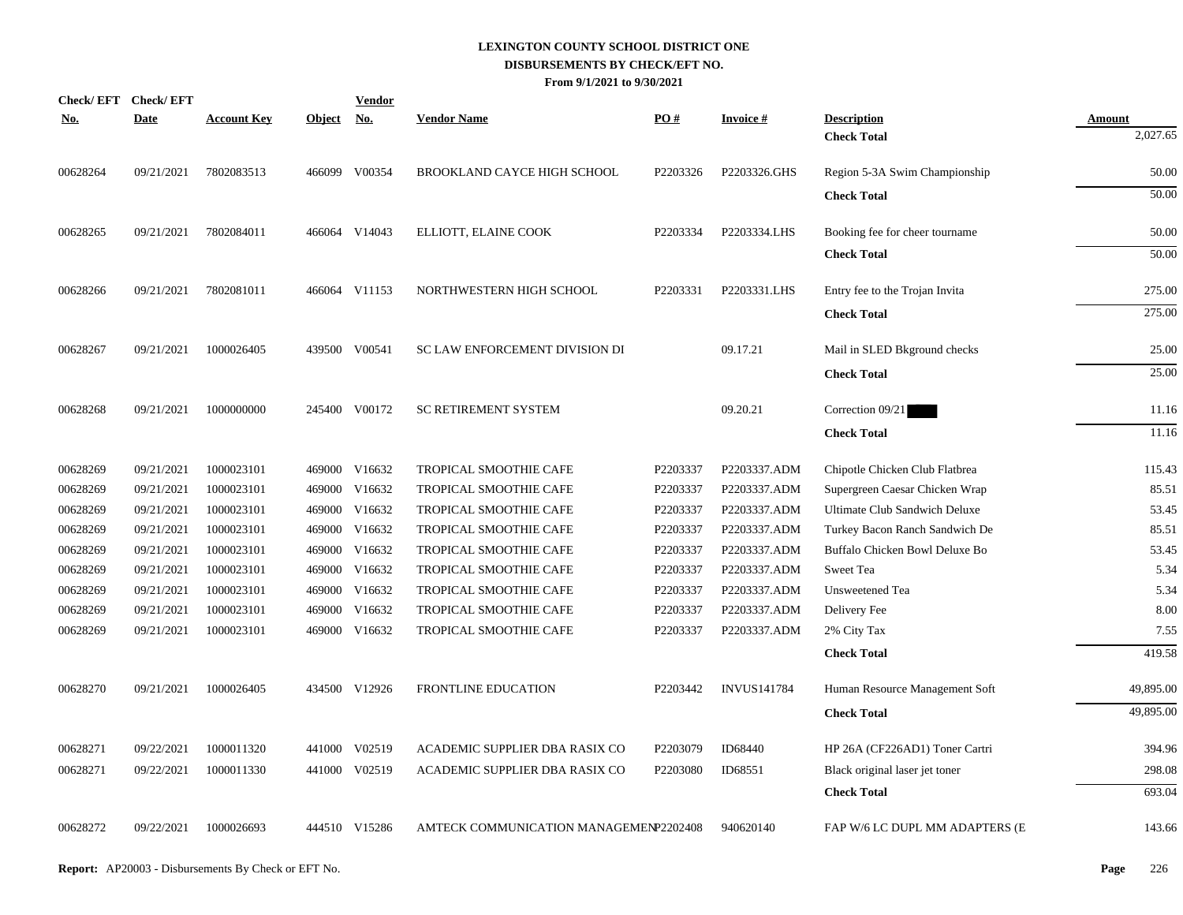# LEXINGTON COUNTY SCHOOL DISTRICT ONE
## DISBURSEMENTS BY CHECK/EFT NO.
### From 9/1/2021 to 9/30/2021

| Check/ EFT No. | Check/ EFT Date | Account Key | Object | Vendor No. | Vendor Name | PO # | Invoice # | Description | Amount |
|---|---|---|---|---|---|---|---|---|---|
| | | | | | | | | **Check Total** | 2,027.65 |
| 00628264 | 09/21/2021 | 7802083513 | 466099 | V00354 | BROOKLAND CAYCE HIGH SCHOOL | P2203326 | P2203326.GHS | Region 5-3A Swim Championship | 50.00 |
| | | | | | | | | **Check Total** | 50.00 |
| 00628265 | 09/21/2021 | 7802084011 | 466064 | V14043 | ELLIOTT, ELAINE COOK | P2203334 | P2203334.LHS | Booking fee for cheer tourname | 50.00 |
| | | | | | | | | **Check Total** | 50.00 |
| 00628266 | 09/21/2021 | 7802081011 | 466064 | V11153 | NORTHWESTERN HIGH SCHOOL | P2203331 | P2203331.LHS | Entry fee to the Trojan Invita | 275.00 |
| | | | | | | | | **Check Total** | 275.00 |
| 00628267 | 09/21/2021 | 1000026405 | 439500 | V00541 | SC LAW ENFORCEMENT DIVISION DI | | 09.17.21 | Mail in SLED Bkground checks | 25.00 |
| | | | | | | | | **Check Total** | 25.00 |
| 00628268 | 09/21/2021 | 1000000000 | 245400 | V00172 | SC RETIREMENT SYSTEM | | 09.20.21 | Correction 09/21 | 11.16 |
| | | | | | | | | **Check Total** | 11.16 |
| 00628269 | 09/21/2021 | 1000023101 | 469000 | V16632 | TROPICAL SMOOTHIE CAFE | P2203337 | P2203337.ADM | Chipotle Chicken Club Flatbrea | 115.43 |
| 00628269 | 09/21/2021 | 1000023101 | 469000 | V16632 | TROPICAL SMOOTHIE CAFE | P2203337 | P2203337.ADM | Supergreen Caesar Chicken Wrap | 85.51 |
| 00628269 | 09/21/2021 | 1000023101 | 469000 | V16632 | TROPICAL SMOOTHIE CAFE | P2203337 | P2203337.ADM | Ultimate Club Sandwich Deluxe | 53.45 |
| 00628269 | 09/21/2021 | 1000023101 | 469000 | V16632 | TROPICAL SMOOTHIE CAFE | P2203337 | P2203337.ADM | Turkey Bacon Ranch Sandwich De | 85.51 |
| 00628269 | 09/21/2021 | 1000023101 | 469000 | V16632 | TROPICAL SMOOTHIE CAFE | P2203337 | P2203337.ADM | Buffalo Chicken Bowl Deluxe Bo | 53.45 |
| 00628269 | 09/21/2021 | 1000023101 | 469000 | V16632 | TROPICAL SMOOTHIE CAFE | P2203337 | P2203337.ADM | Sweet Tea | 5.34 |
| 00628269 | 09/21/2021 | 1000023101 | 469000 | V16632 | TROPICAL SMOOTHIE CAFE | P2203337 | P2203337.ADM | Unsweetened Tea | 5.34 |
| 00628269 | 09/21/2021 | 1000023101 | 469000 | V16632 | TROPICAL SMOOTHIE CAFE | P2203337 | P2203337.ADM | Delivery Fee | 8.00 |
| 00628269 | 09/21/2021 | 1000023101 | 469000 | V16632 | TROPICAL SMOOTHIE CAFE | P2203337 | P2203337.ADM | 2% City Tax | 7.55 |
| | | | | | | | | **Check Total** | 419.58 |
| 00628270 | 09/21/2021 | 1000026405 | 434500 | V12926 | FRONTLINE EDUCATION | P2203442 | INVUS141784 | Human Resource Management Soft | 49,895.00 |
| | | | | | | | | **Check Total** | 49,895.00 |
| 00628271 | 09/22/2021 | 1000011320 | 441000 | V02519 | ACADEMIC SUPPLIER DBA RASIX CO | P2203079 | ID68440 | HP 26A (CF226AD1) Toner Cartri | 394.96 |
| 00628271 | 09/22/2021 | 1000011330 | 441000 | V02519 | ACADEMIC SUPPLIER DBA RASIX CO | P2203080 | ID68551 | Black original laser jet toner | 298.08 |
| | | | | | | | | **Check Total** | 693.04 |
| 00628272 | 09/22/2021 | 1000026693 | 444510 | V15286 | AMTECK COMMUNICATION MANAGEMEN | P2202408 | 940620140 | FAP W/6 LC DUPL MM ADAPTERS (E | 143.66 |

**Report:** AP20003 - Disbursements By Check or EFT No.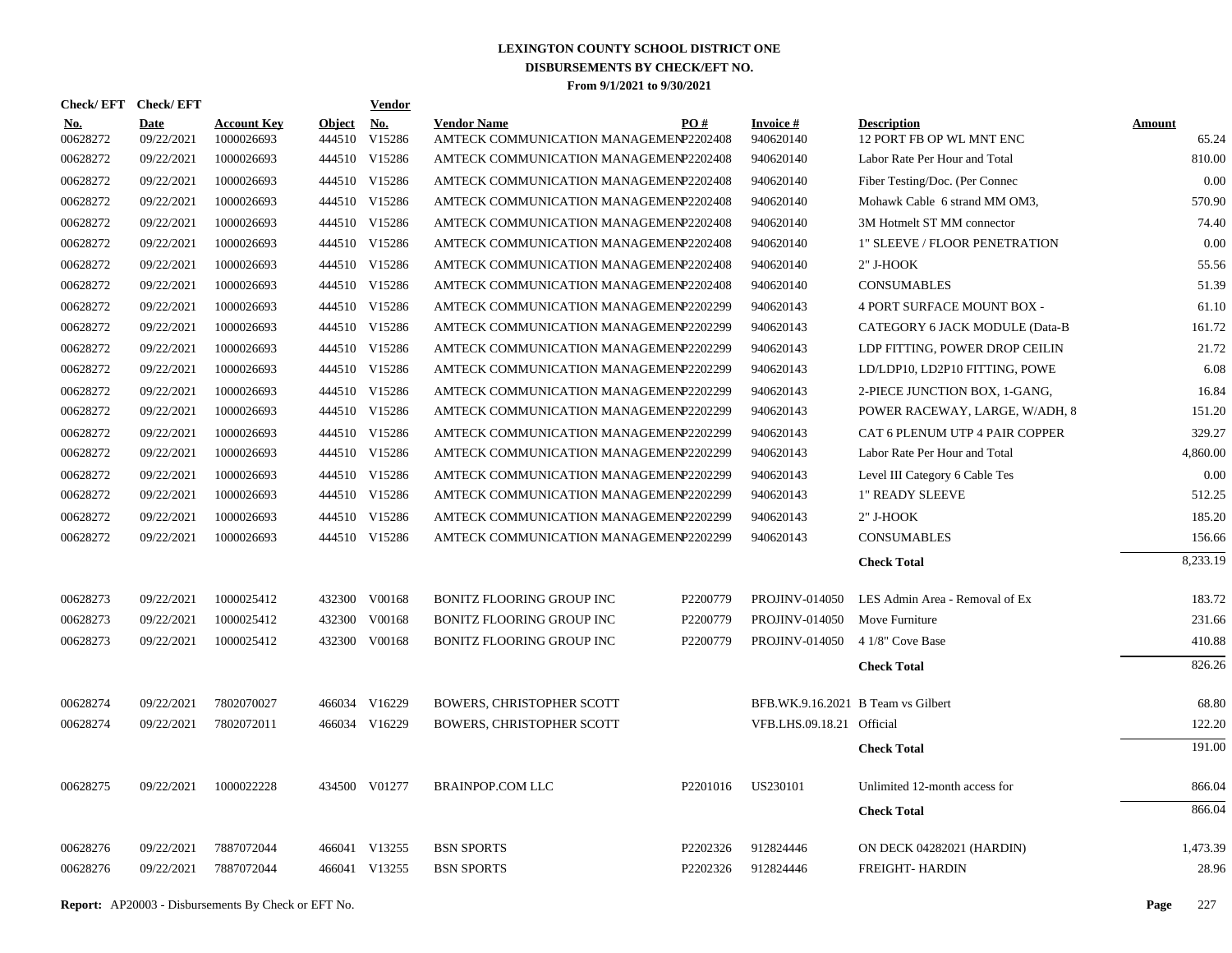# LEXINGTON COUNTY SCHOOL DISTRICT ONE

## DISBURSEMENTS BY CHECK/EFT NO.

### From 9/1/2021 to 9/30/2021

| Check/ EFT No. | Check/ EFT Date | Account Key | Object | Vendor No. | Vendor Name | PO # | Invoice # | Description | Amount |
|---|---|---|---|---|---|---|---|---|---|
| 00628272 | 09/22/2021 | 1000026693 | 444510 | V15286 | AMTECK COMMUNICATION MANAGEMEN | P2202408 | 940620140 | 12 PORT FB OP WL MNT ENC | 65.24 |
| 00628272 | 09/22/2021 | 1000026693 | 444510 | V15286 | AMTECK COMMUNICATION MANAGEMEN | P2202408 | 940620140 | Labor Rate Per Hour and Total | 810.00 |
| 00628272 | 09/22/2021 | 1000026693 | 444510 | V15286 | AMTECK COMMUNICATION MANAGEMEN | P2202408 | 940620140 | Fiber Testing/Doc. (Per Connec | 0.00 |
| 00628272 | 09/22/2021 | 1000026693 | 444510 | V15286 | AMTECK COMMUNICATION MANAGEMEN | P2202408 | 940620140 | Mohawk Cable 6 strand MM OM3, | 570.90 |
| 00628272 | 09/22/2021 | 1000026693 | 444510 | V15286 | AMTECK COMMUNICATION MANAGEMEN | P2202408 | 940620140 | 3M Hotmelt ST MM connector | 74.40 |
| 00628272 | 09/22/2021 | 1000026693 | 444510 | V15286 | AMTECK COMMUNICATION MANAGEMEN | P2202408 | 940620140 | 1" SLEEVE / FLOOR PENETRATION | 0.00 |
| 00628272 | 09/22/2021 | 1000026693 | 444510 | V15286 | AMTECK COMMUNICATION MANAGEMEN | P2202408 | 940620140 | 2" J-HOOK | 55.56 |
| 00628272 | 09/22/2021 | 1000026693 | 444510 | V15286 | AMTECK COMMUNICATION MANAGEMEN | P2202408 | 940620140 | CONSUMABLES | 51.39 |
| 00628272 | 09/22/2021 | 1000026693 | 444510 | V15286 | AMTECK COMMUNICATION MANAGEMEN | P2202299 | 940620143 | 4 PORT SURFACE MOUNT BOX - | 61.10 |
| 00628272 | 09/22/2021 | 1000026693 | 444510 | V15286 | AMTECK COMMUNICATION MANAGEMEN | P2202299 | 940620143 | CATEGORY 6 JACK MODULE (Data-B | 161.72 |
| 00628272 | 09/22/2021 | 1000026693 | 444510 | V15286 | AMTECK COMMUNICATION MANAGEMEN | P2202299 | 940620143 | LDP FITTING, POWER DROP CEILIN | 21.72 |
| 00628272 | 09/22/2021 | 1000026693 | 444510 | V15286 | AMTECK COMMUNICATION MANAGEMEN | P2202299 | 940620143 | LD/LDP10, LD2P10 FITTING, POWE | 6.08 |
| 00628272 | 09/22/2021 | 1000026693 | 444510 | V15286 | AMTECK COMMUNICATION MANAGEMEN | P2202299 | 940620143 | 2-PIECE JUNCTION BOX, 1-GANG, | 16.84 |
| 00628272 | 09/22/2021 | 1000026693 | 444510 | V15286 | AMTECK COMMUNICATION MANAGEMEN | P2202299 | 940620143 | POWER RACEWAY, LARGE, W/ADH, 8 | 151.20 |
| 00628272 | 09/22/2021 | 1000026693 | 444510 | V15286 | AMTECK COMMUNICATION MANAGEMEN | P2202299 | 940620143 | CAT 6 PLENUM UTP 4 PAIR COPPER | 329.27 |
| 00628272 | 09/22/2021 | 1000026693 | 444510 | V15286 | AMTECK COMMUNICATION MANAGEMEN | P2202299 | 940620143 | Labor Rate Per Hour and Total | 4,860.00 |
| 00628272 | 09/22/2021 | 1000026693 | 444510 | V15286 | AMTECK COMMUNICATION MANAGEMEN | P2202299 | 940620143 | Level III Category 6 Cable Tes | 0.00 |
| 00628272 | 09/22/2021 | 1000026693 | 444510 | V15286 | AMTECK COMMUNICATION MANAGEMEN | P2202299 | 940620143 | 1" READY SLEEVE | 512.25 |
| 00628272 | 09/22/2021 | 1000026693 | 444510 | V15286 | AMTECK COMMUNICATION MANAGEMEN | P2202299 | 940620143 | 2" J-HOOK | 185.20 |
| 00628272 | 09/22/2021 | 1000026693 | 444510 | V15286 | AMTECK COMMUNICATION MANAGEMEN | P2202299 | 940620143 | CONSUMABLES | 156.66 |
| | | | | | | | | **Check Total** | 8,233.19 |
| 00628273 | 09/22/2021 | 1000025412 | 432300 | V00168 | BONITZ FLOORING GROUP INC | P2200779 | PROJINV-014050 | LES Admin Area - Removal of Ex | 183.72 |
| 00628273 | 09/22/2021 | 1000025412 | 432300 | V00168 | BONITZ FLOORING GROUP INC | P2200779 | PROJINV-014050 | Move Furniture | 231.66 |
| 00628273 | 09/22/2021 | 1000025412 | 432300 | V00168 | BONITZ FLOORING GROUP INC | P2200779 | PROJINV-014050 | 4 1/8" Cove Base | 410.88 |
| | | | | | | | | **Check Total** | 826.26 |
| 00628274 | 09/22/2021 | 7802070027 | 466034 | V16229 | BOWERS, CHRISTOPHER SCOTT | | BFB.WK.9.16.2021 | B Team vs Gilbert | 68.80 |
| 00628274 | 09/22/2021 | 7802072011 | 466034 | V16229 | BOWERS, CHRISTOPHER SCOTT | | VFB.LHS.09.18.21 | Official | 122.20 |
| | | | | | | | | **Check Total** | 191.00 |
| 00628275 | 09/22/2021 | 1000022228 | 434500 | V01277 | BRAINPOP.COM LLC | P2201016 | US230101 | Unlimited 12-month access for | 866.04 |
| | | | | | | | | **Check Total** | 866.04 |
| 00628276 | 09/22/2021 | 7887072044 | 466041 | V13255 | BSN SPORTS | P2202326 | 912824446 | ON DECK 04282021 (HARDIN) | 1,473.39 |
| 00628276 | 09/22/2021 | 7887072044 | 466041 | V13255 | BSN SPORTS | P2202326 | 912824446 | FREIGHT- HARDIN | 28.96 |

**Report:** AP20003 - Disbursements By Check or EFT No.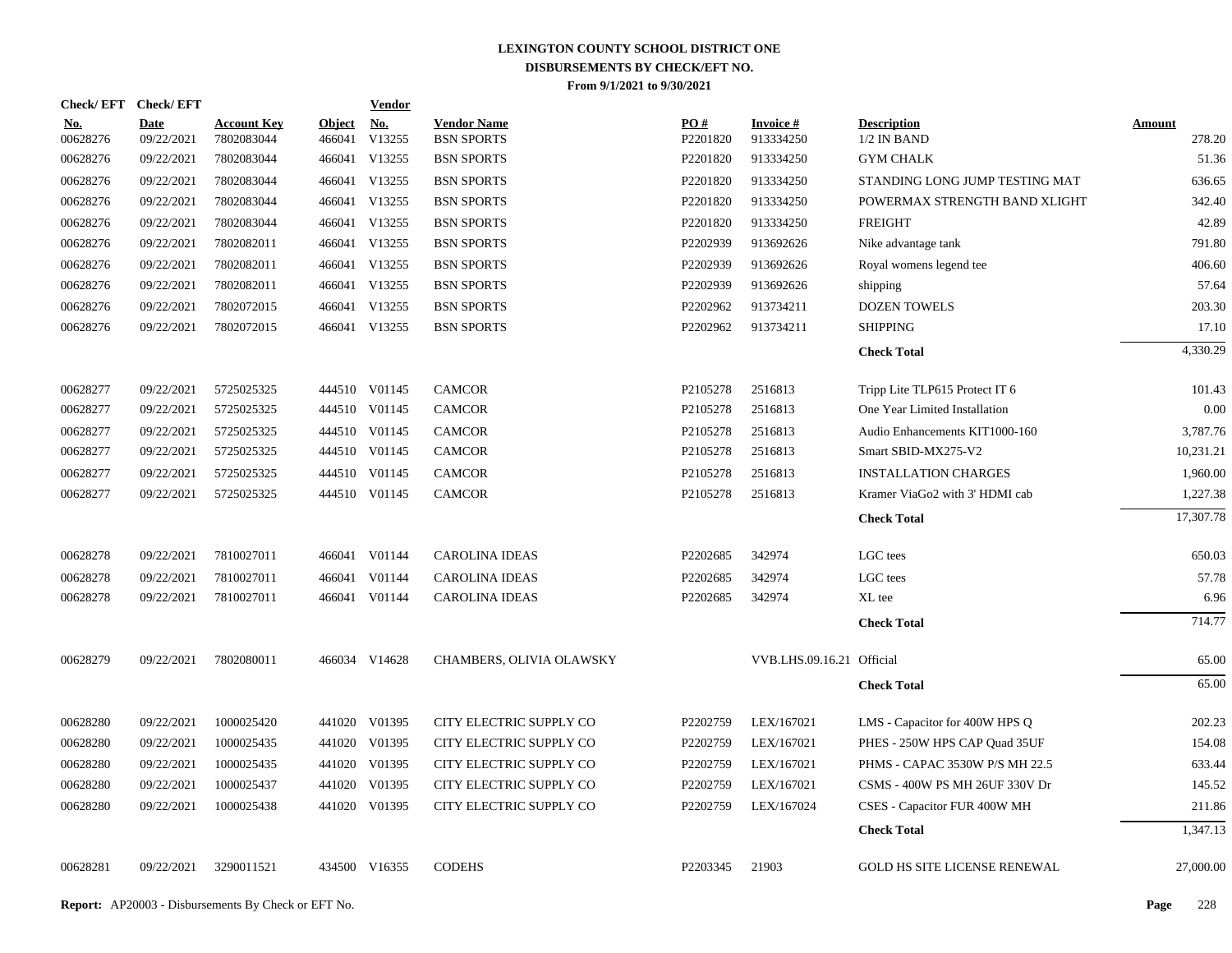**LEXINGTON COUNTY SCHOOL DISTRICT ONE**
**DISBURSEMENTS BY CHECK/EFT NO.**
**From 9/1/2021 to 9/30/2021**

| Check/EFT No. | Check/EFT Date | Account Key | Object | Vendor No. | Vendor Name | PO # | Invoice # | Description | Amount |
|---|---|---|---|---|---|---|---|---|---|
| 00628276 | 09/22/2021 | 7802083044 | 466041 | V13255 | BSN SPORTS | P2201820 | 913334250 | 1/2 IN BAND | 278.20 |
| 00628276 | 09/22/2021 | 7802083044 | 466041 | V13255 | BSN SPORTS | P2201820 | 913334250 | GYM CHALK | 51.36 |
| 00628276 | 09/22/2021 | 7802083044 | 466041 | V13255 | BSN SPORTS | P2201820 | 913334250 | STANDING LONG JUMP TESTING MAT | 636.65 |
| 00628276 | 09/22/2021 | 7802083044 | 466041 | V13255 | BSN SPORTS | P2201820 | 913334250 | POWERMAX STRENGTH BAND XLIGHT | 342.40 |
| 00628276 | 09/22/2021 | 7802083044 | 466041 | V13255 | BSN SPORTS | P2201820 | 913334250 | FREIGHT | 42.89 |
| 00628276 | 09/22/2021 | 7802082011 | 466041 | V13255 | BSN SPORTS | P2202939 | 913692626 | Nike advantage tank | 791.80 |
| 00628276 | 09/22/2021 | 7802082011 | 466041 | V13255 | BSN SPORTS | P2202939 | 913692626 | Royal womens legend tee | 406.60 |
| 00628276 | 09/22/2021 | 7802082011 | 466041 | V13255 | BSN SPORTS | P2202939 | 913692626 | shipping | 57.64 |
| 00628276 | 09/22/2021 | 7802072015 | 466041 | V13255 | BSN SPORTS | P2202962 | 913734211 | DOZEN TOWELS | 203.30 |
| 00628276 | 09/22/2021 | 7802072015 | 466041 | V13255 | BSN SPORTS | P2202962 | 913734211 | SHIPPING | 17.10 |
| | | | | | | | | **Check Total** | 4,330.29 |
| 00628277 | 09/22/2021 | 5725025325 | 444510 | V01145 | CAMCOR | P2105278 | 2516813 | Tripp Lite TLP615 Protect IT 6 | 101.43 |
| 00628277 | 09/22/2021 | 5725025325 | 444510 | V01145 | CAMCOR | P2105278 | 2516813 | One Year Limited Installation | 0.00 |
| 00628277 | 09/22/2021 | 5725025325 | 444510 | V01145 | CAMCOR | P2105278 | 2516813 | Audio Enhancements KIT1000-160 | 3,787.76 |
| 00628277 | 09/22/2021 | 5725025325 | 444510 | V01145 | CAMCOR | P2105278 | 2516813 | Smart SBID-MX275-V2 | 10,231.21 |
| 00628277 | 09/22/2021 | 5725025325 | 444510 | V01145 | CAMCOR | P2105278 | 2516813 | INSTALLATION CHARGES | 1,960.00 |
| 00628277 | 09/22/2021 | 5725025325 | 444510 | V01145 | CAMCOR | P2105278 | 2516813 | Kramer ViaGo2 with 3' HDMI cab | 1,227.38 |
| | | | | | | | | **Check Total** | 17,307.78 |
| 00628278 | 09/22/2021 | 7810027011 | 466041 | V01144 | CAROLINA IDEAS | P2202685 | 342974 | LGC tees | 650.03 |
| 00628278 | 09/22/2021 | 7810027011 | 466041 | V01144 | CAROLINA IDEAS | P2202685 | 342974 | LGC tees | 57.78 |
| 00628278 | 09/22/2021 | 7810027011 | 466041 | V01144 | CAROLINA IDEAS | P2202685 | 342974 | XL tee | 6.96 |
| | | | | | | | | **Check Total** | 714.77 |
| 00628279 | 09/22/2021 | 7802080011 | 466034 | V14628 | CHAMBERS, OLIVIA OLAWSKY | | VVB.LHS.09.16.21 | Official | 65.00 |
| | | | | | | | | **Check Total** | 65.00 |
| 00628280 | 09/22/2021 | 1000025420 | 441020 | V01395 | CITY ELECTRIC SUPPLY CO | P2202759 | LEX/167021 | LMS - Capacitor for 400W HPS Q | 202.23 |
| 00628280 | 09/22/2021 | 1000025435 | 441020 | V01395 | CITY ELECTRIC SUPPLY CO | P2202759 | LEX/167021 | PHES - 250W HPS CAP Quad 35UF | 154.08 |
| 00628280 | 09/22/2021 | 1000025435 | 441020 | V01395 | CITY ELECTRIC SUPPLY CO | P2202759 | LEX/167021 | PHMS - CAPAC 3530W P/S MH 22.5 | 633.44 |
| 00628280 | 09/22/2021 | 1000025437 | 441020 | V01395 | CITY ELECTRIC SUPPLY CO | P2202759 | LEX/167021 | CSMS - 400W PS MH 26UF 330V Dr | 145.52 |
| 00628280 | 09/22/2021 | 1000025438 | 441020 | V01395 | CITY ELECTRIC SUPPLY CO | P2202759 | LEX/167024 | CSES - Capacitor FUR 400W MH | 211.86 |
| | | | | | | | | **Check Total** | 1,347.13 |
| 00628281 | 09/22/2021 | 3290011521 | 434500 | V16355 | CODEHS | P2203345 | 21903 | GOLD HS SITE LICENSE RENEWAL | 27,000.00 |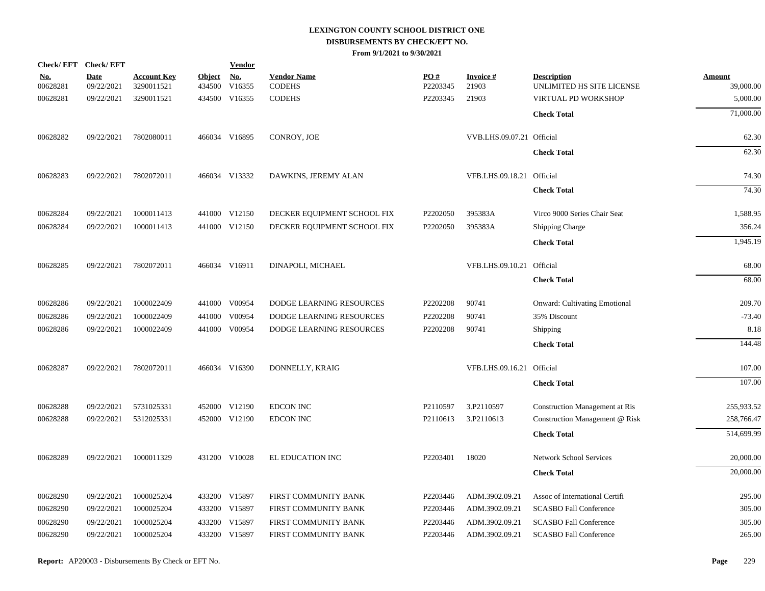# LEXINGTON COUNTY SCHOOL DISTRICT ONE

## DISBURSEMENTS BY CHECK/EFT NO.

### From 9/1/2021 to 9/30/2021

| Check/ EFT No. | Check/ EFT Date | Account Key | Object | Vendor No. | Vendor Name | PO # | Invoice # | Description | Amount |
|---|---|---|---|---|---|---|---|---|---|
| 00628281 | 09/22/2021 | 3290011521 | 434500 | V16355 | CODEHS | P2203345 | 21903 | UNLIMITED HS SITE LICENSE | 39,000.00 |
| 00628281 | 09/22/2021 | 3290011521 | 434500 | V16355 | CODEHS | P2203345 | 21903 | VIRTUAL PD WORKSHOP | 5,000.00 |
| | | | | | | | | **Check Total** | 71,000.00 |
| 00628282 | 09/22/2021 | 7802080011 | 466034 | V16895 | CONROY, JOE | | VVB.LHS.09.07.21 | Official | 62.30 |
| | | | | | | | | **Check Total** | 62.30 |
| 00628283 | 09/22/2021 | 7802072011 | 466034 | V13332 | DAWKINS, JEREMY ALAN | | VFB.LHS.09.18.21 | Official | 74.30 |
| | | | | | | | | **Check Total** | 74.30 |
| 00628284 | 09/22/2021 | 1000011413 | 441000 | V12150 | DECKER EQUIPMENT SCHOOL FIX | P2202050 | 395383A | Virco 9000 Series Chair Seat | 1,588.95 |
| 00628284 | 09/22/2021 | 1000011413 | 441000 | V12150 | DECKER EQUIPMENT SCHOOL FIX | P2202050 | 395383A | Shipping Charge | 356.24 |
| | | | | | | | | **Check Total** | 1,945.19 |
| 00628285 | 09/22/2021 | 7802072011 | 466034 | V16911 | DINAPOLI, MICHAEL | | VFB.LHS.09.10.21 | Official | 68.00 |
| | | | | | | | | **Check Total** | 68.00 |
| 00628286 | 09/22/2021 | 1000022409 | 441000 | V00954 | DODGE LEARNING RESOURCES | P2202208 | 90741 | Onward: Cultivating Emotional | 209.70 |
| 00628286 | 09/22/2021 | 1000022409 | 441000 | V00954 | DODGE LEARNING RESOURCES | P2202208 | 90741 | 35% Discount | -73.40 |
| 00628286 | 09/22/2021 | 1000022409 | 441000 | V00954 | DODGE LEARNING RESOURCES | P2202208 | 90741 | Shipping | 8.18 |
| | | | | | | | | **Check Total** | 144.48 |
| 00628287 | 09/22/2021 | 7802072011 | 466034 | V16390 | DONNELLY, KRAIG | | VFB.LHS.09.16.21 | Official | 107.00 |
| | | | | | | | | **Check Total** | 107.00 |
| 00628288 | 09/22/2021 | 5731025331 | 452000 | V12190 | EDCON INC | P2110597 | 3.P2110597 | Construction Management at Ris | 255,933.52 |
| 00628288 | 09/22/2021 | 5312025331 | 452000 | V12190 | EDCON INC | P2110613 | 3.P2110613 | Construction Management @ Risk | 258,766.47 |
| | | | | | | | | **Check Total** | 514,699.99 |
| 00628289 | 09/22/2021 | 1000011329 | 431200 | V10028 | EL EDUCATION INC | P2203401 | 18020 | Network School Services | 20,000.00 |
| | | | | | | | | **Check Total** | 20,000.00 |
| 00628290 | 09/22/2021 | 1000025204 | 433200 | V15897 | FIRST COMMUNITY BANK | P2203446 | ADM.3902.09.21 | Assoc of International Certifi | 295.00 |
| 00628290 | 09/22/2021 | 1000025204 | 433200 | V15897 | FIRST COMMUNITY BANK | P2203446 | ADM.3902.09.21 | SCASBO Fall Conference | 305.00 |
| 00628290 | 09/22/2021 | 1000025204 | 433200 | V15897 | FIRST COMMUNITY BANK | P2203446 | ADM.3902.09.21 | SCASBO Fall Conference | 305.00 |
| 00628290 | 09/22/2021 | 1000025204 | 433200 | V15897 | FIRST COMMUNITY BANK | P2203446 | ADM.3902.09.21 | SCASBO Fall Conference | 265.00 |

**Report:** AP20003 - Disbursements By Check or EFT No.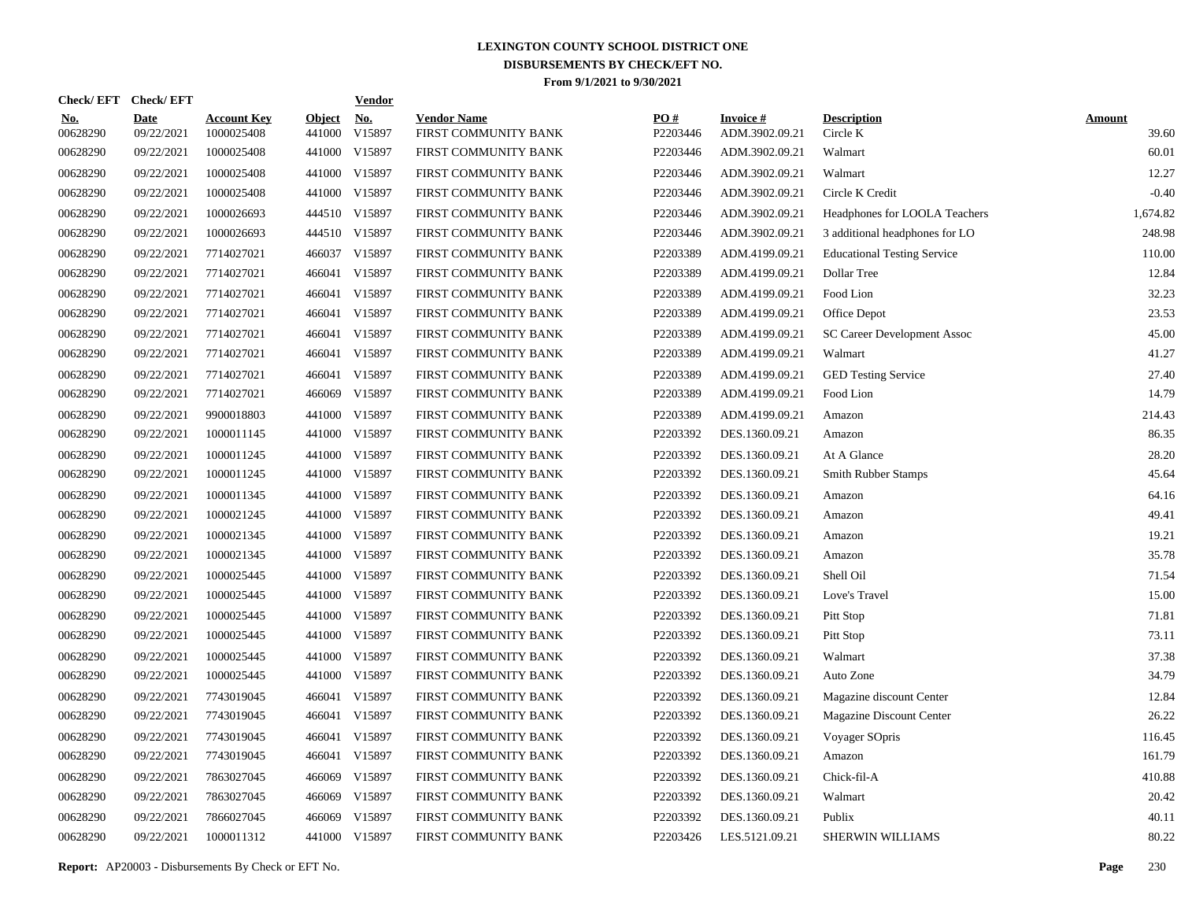# LEXINGTON COUNTY SCHOOL DISTRICT ONE
## DISBURSEMENTS BY CHECK/EFT NO.
### From 9/1/2021 to 9/30/2021

| Check/ EFT No. | Check/ EFT Date | Account Key | Object | Vendor No. | Vendor Name | PO # | Invoice # | Description | Amount |
|---|---|---|---|---|---|---|---|---|---|
| 00628290 | 09/22/2021 | 1000025408 | 441000 | V15897 | FIRST COMMUNITY BANK | P2203446 | ADM.3902.09.21 | Circle K | 39.60 |
| 00628290 | 09/22/2021 | 1000025408 | 441000 | V15897 | FIRST COMMUNITY BANK | P2203446 | ADM.3902.09.21 | Walmart | 60.01 |
| 00628290 | 09/22/2021 | 1000025408 | 441000 | V15897 | FIRST COMMUNITY BANK | P2203446 | ADM.3902.09.21 | Walmart | 12.27 |
| 00628290 | 09/22/2021 | 1000025408 | 441000 | V15897 | FIRST COMMUNITY BANK | P2203446 | ADM.3902.09.21 | Circle K Credit | -0.40 |
| 00628290 | 09/22/2021 | 1000026693 | 444510 | V15897 | FIRST COMMUNITY BANK | P2203446 | ADM.3902.09.21 | Headphones for LOOLA Teachers | 1,674.82 |
| 00628290 | 09/22/2021 | 1000026693 | 444510 | V15897 | FIRST COMMUNITY BANK | P2203446 | ADM.3902.09.21 | 3 additional headphones for LO | 248.98 |
| 00628290 | 09/22/2021 | 7714027021 | 466037 | V15897 | FIRST COMMUNITY BANK | P2203389 | ADM.4199.09.21 | Educational Testing Service | 110.00 |
| 00628290 | 09/22/2021 | 7714027021 | 466041 | V15897 | FIRST COMMUNITY BANK | P2203389 | ADM.4199.09.21 | Dollar Tree | 12.84 |
| 00628290 | 09/22/2021 | 7714027021 | 466041 | V15897 | FIRST COMMUNITY BANK | P2203389 | ADM.4199.09.21 | Food Lion | 32.23 |
| 00628290 | 09/22/2021 | 7714027021 | 466041 | V15897 | FIRST COMMUNITY BANK | P2203389 | ADM.4199.09.21 | Office Depot | 23.53 |
| 00628290 | 09/22/2021 | 7714027021 | 466041 | V15897 | FIRST COMMUNITY BANK | P2203389 | ADM.4199.09.21 | SC Career Development Assoc | 45.00 |
| 00628290 | 09/22/2021 | 7714027021 | 466041 | V15897 | FIRST COMMUNITY BANK | P2203389 | ADM.4199.09.21 | Walmart | 41.27 |
| 00628290 | 09/22/2021 | 7714027021 | 466041 | V15897 | FIRST COMMUNITY BANK | P2203389 | ADM.4199.09.21 | GED Testing Service | 27.40 |
| 00628290 | 09/22/2021 | 7714027021 | 466069 | V15897 | FIRST COMMUNITY BANK | P2203389 | ADM.4199.09.21 | Food Lion | 14.79 |
| 00628290 | 09/22/2021 | 9900018803 | 441000 | V15897 | FIRST COMMUNITY BANK | P2203389 | ADM.4199.09.21 | Amazon | 214.43 |
| 00628290 | 09/22/2021 | 1000011145 | 441000 | V15897 | FIRST COMMUNITY BANK | P2203392 | DES.1360.09.21 | Amazon | 86.35 |
| 00628290 | 09/22/2021 | 1000011245 | 441000 | V15897 | FIRST COMMUNITY BANK | P2203392 | DES.1360.09.21 | At A Glance | 28.20 |
| 00628290 | 09/22/2021 | 1000011245 | 441000 | V15897 | FIRST COMMUNITY BANK | P2203392 | DES.1360.09.21 | Smith Rubber Stamps | 45.64 |
| 00628290 | 09/22/2021 | 1000011345 | 441000 | V15897 | FIRST COMMUNITY BANK | P2203392 | DES.1360.09.21 | Amazon | 64.16 |
| 00628290 | 09/22/2021 | 1000021245 | 441000 | V15897 | FIRST COMMUNITY BANK | P2203392 | DES.1360.09.21 | Amazon | 49.41 |
| 00628290 | 09/22/2021 | 1000021345 | 441000 | V15897 | FIRST COMMUNITY BANK | P2203392 | DES.1360.09.21 | Amazon | 19.21 |
| 00628290 | 09/22/2021 | 1000021345 | 441000 | V15897 | FIRST COMMUNITY BANK | P2203392 | DES.1360.09.21 | Amazon | 35.78 |
| 00628290 | 09/22/2021 | 1000025445 | 441000 | V15897 | FIRST COMMUNITY BANK | P2203392 | DES.1360.09.21 | Shell Oil | 71.54 |
| 00628290 | 09/22/2021 | 1000025445 | 441000 | V15897 | FIRST COMMUNITY BANK | P2203392 | DES.1360.09.21 | Love's Travel | 15.00 |
| 00628290 | 09/22/2021 | 1000025445 | 441000 | V15897 | FIRST COMMUNITY BANK | P2203392 | DES.1360.09.21 | Pitt Stop | 71.81 |
| 00628290 | 09/22/2021 | 1000025445 | 441000 | V15897 | FIRST COMMUNITY BANK | P2203392 | DES.1360.09.21 | Pitt Stop | 73.11 |
| 00628290 | 09/22/2021 | 1000025445 | 441000 | V15897 | FIRST COMMUNITY BANK | P2203392 | DES.1360.09.21 | Walmart | 37.38 |
| 00628290 | 09/22/2021 | 1000025445 | 441000 | V15897 | FIRST COMMUNITY BANK | P2203392 | DES.1360.09.21 | Auto Zone | 34.79 |
| 00628290 | 09/22/2021 | 7743019045 | 466041 | V15897 | FIRST COMMUNITY BANK | P2203392 | DES.1360.09.21 | Magazine discount Center | 12.84 |
| 00628290 | 09/22/2021 | 7743019045 | 466041 | V15897 | FIRST COMMUNITY BANK | P2203392 | DES.1360.09.21 | Magazine Discount Center | 26.22 |
| 00628290 | 09/22/2021 | 7743019045 | 466041 | V15897 | FIRST COMMUNITY BANK | P2203392 | DES.1360.09.21 | Voyager SOpris | 116.45 |
| 00628290 | 09/22/2021 | 7743019045 | 466041 | V15897 | FIRST COMMUNITY BANK | P2203392 | DES.1360.09.21 | Amazon | 161.79 |
| 00628290 | 09/22/2021 | 7863027045 | 466069 | V15897 | FIRST COMMUNITY BANK | P2203392 | DES.1360.09.21 | Chick-fil-A | 410.88 |
| 00628290 | 09/22/2021 | 7863027045 | 466069 | V15897 | FIRST COMMUNITY BANK | P2203392 | DES.1360.09.21 | Walmart | 20.42 |
| 00628290 | 09/22/2021 | 7866027045 | 466069 | V15897 | FIRST COMMUNITY BANK | P2203392 | DES.1360.09.21 | Publix | 40.11 |
| 00628290 | 09/22/2021 | 1000011312 | 441000 | V15897 | FIRST COMMUNITY BANK | P2203426 | LES.5121.09.21 | SHERWIN WILLIAMS | 80.22 |

**Report:** AP20003 - Disbursements By Check or EFT No.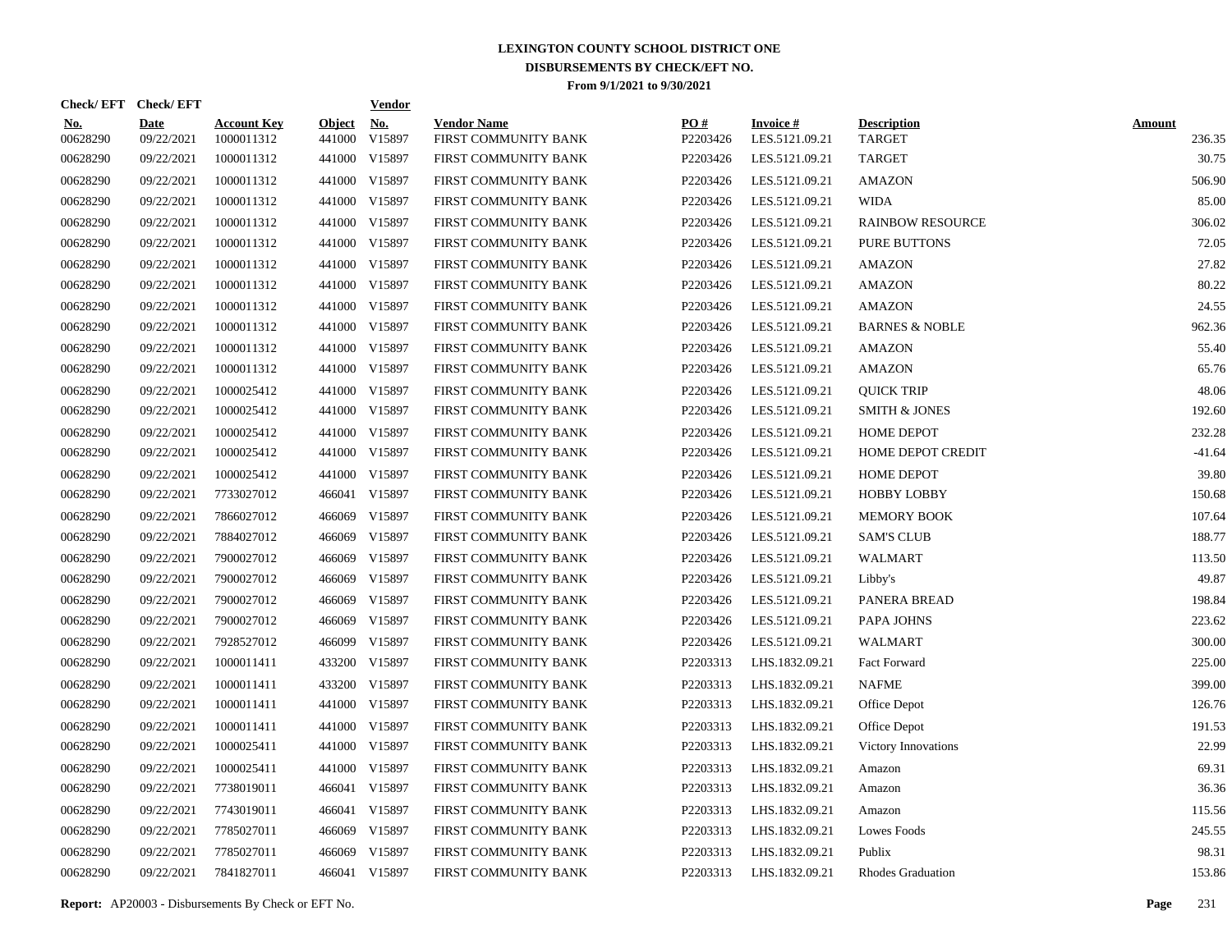# LEXINGTON COUNTY SCHOOL DISTRICT ONE
## DISBURSEMENTS BY CHECK/EFT NO.
### From 9/1/2021 to 9/30/2021

| Check/EFT No. | Check/EFT Date | Account Key | Object | Vendor No. | Vendor Name | PO # | Invoice # | Description | Amount |
|---|---|---|---|---|---|---|---|---|---|
| 00628290 | 09/22/2021 | 1000011312 | 441000 | V15897 | FIRST COMMUNITY BANK | P2203426 | LES.5121.09.21 | TARGET | 236.35 |
| 00628290 | 09/22/2021 | 1000011312 | 441000 | V15897 | FIRST COMMUNITY BANK | P2203426 | LES.5121.09.21 | TARGET | 30.75 |
| 00628290 | 09/22/2021 | 1000011312 | 441000 | V15897 | FIRST COMMUNITY BANK | P2203426 | LES.5121.09.21 | AMAZON | 506.90 |
| 00628290 | 09/22/2021 | 1000011312 | 441000 | V15897 | FIRST COMMUNITY BANK | P2203426 | LES.5121.09.21 | WIDA | 85.00 |
| 00628290 | 09/22/2021 | 1000011312 | 441000 | V15897 | FIRST COMMUNITY BANK | P2203426 | LES.5121.09.21 | RAINBOW RESOURCE | 306.02 |
| 00628290 | 09/22/2021 | 1000011312 | 441000 | V15897 | FIRST COMMUNITY BANK | P2203426 | LES.5121.09.21 | PURE BUTTONS | 72.05 |
| 00628290 | 09/22/2021 | 1000011312 | 441000 | V15897 | FIRST COMMUNITY BANK | P2203426 | LES.5121.09.21 | AMAZON | 27.82 |
| 00628290 | 09/22/2021 | 1000011312 | 441000 | V15897 | FIRST COMMUNITY BANK | P2203426 | LES.5121.09.21 | AMAZON | 80.22 |
| 00628290 | 09/22/2021 | 1000011312 | 441000 | V15897 | FIRST COMMUNITY BANK | P2203426 | LES.5121.09.21 | AMAZON | 24.55 |
| 00628290 | 09/22/2021 | 1000011312 | 441000 | V15897 | FIRST COMMUNITY BANK | P2203426 | LES.5121.09.21 | BARNES & NOBLE | 962.36 |
| 00628290 | 09/22/2021 | 1000011312 | 441000 | V15897 | FIRST COMMUNITY BANK | P2203426 | LES.5121.09.21 | AMAZON | 55.40 |
| 00628290 | 09/22/2021 | 1000011312 | 441000 | V15897 | FIRST COMMUNITY BANK | P2203426 | LES.5121.09.21 | AMAZON | 65.76 |
| 00628290 | 09/22/2021 | 1000025412 | 441000 | V15897 | FIRST COMMUNITY BANK | P2203426 | LES.5121.09.21 | QUICK TRIP | 48.06 |
| 00628290 | 09/22/2021 | 1000025412 | 441000 | V15897 | FIRST COMMUNITY BANK | P2203426 | LES.5121.09.21 | SMITH & JONES | 192.60 |
| 00628290 | 09/22/2021 | 1000025412 | 441000 | V15897 | FIRST COMMUNITY BANK | P2203426 | LES.5121.09.21 | HOME DEPOT | 232.28 |
| 00628290 | 09/22/2021 | 1000025412 | 441000 | V15897 | FIRST COMMUNITY BANK | P2203426 | LES.5121.09.21 | HOME DEPOT CREDIT | -41.64 |
| 00628290 | 09/22/2021 | 1000025412 | 441000 | V15897 | FIRST COMMUNITY BANK | P2203426 | LES.5121.09.21 | HOME DEPOT | 39.80 |
| 00628290 | 09/22/2021 | 7733027012 | 466041 | V15897 | FIRST COMMUNITY BANK | P2203426 | LES.5121.09.21 | HOBBY LOBBY | 150.68 |
| 00628290 | 09/22/2021 | 7866027012 | 466069 | V15897 | FIRST COMMUNITY BANK | P2203426 | LES.5121.09.21 | MEMORY BOOK | 107.64 |
| 00628290 | 09/22/2021 | 7884027012 | 466069 | V15897 | FIRST COMMUNITY BANK | P2203426 | LES.5121.09.21 | SAM'S CLUB | 188.77 |
| 00628290 | 09/22/2021 | 7900027012 | 466069 | V15897 | FIRST COMMUNITY BANK | P2203426 | LES.5121.09.21 | WALMART | 113.50 |
| 00628290 | 09/22/2021 | 7900027012 | 466069 | V15897 | FIRST COMMUNITY BANK | P2203426 | LES.5121.09.21 | Libby's | 49.87 |
| 00628290 | 09/22/2021 | 7900027012 | 466069 | V15897 | FIRST COMMUNITY BANK | P2203426 | LES.5121.09.21 | PANERA BREAD | 198.84 |
| 00628290 | 09/22/2021 | 7900027012 | 466069 | V15897 | FIRST COMMUNITY BANK | P2203426 | LES.5121.09.21 | PAPA JOHNS | 223.62 |
| 00628290 | 09/22/2021 | 7928527012 | 466099 | V15897 | FIRST COMMUNITY BANK | P2203426 | LES.5121.09.21 | WALMART | 300.00 |
| 00628290 | 09/22/2021 | 1000011411 | 433200 | V15897 | FIRST COMMUNITY BANK | P2203313 | LHS.1832.09.21 | Fact Forward | 225.00 |
| 00628290 | 09/22/2021 | 1000011411 | 433200 | V15897 | FIRST COMMUNITY BANK | P2203313 | LHS.1832.09.21 | NAFME | 399.00 |
| 00628290 | 09/22/2021 | 1000011411 | 441000 | V15897 | FIRST COMMUNITY BANK | P2203313 | LHS.1832.09.21 | Office Depot | 126.76 |
| 00628290 | 09/22/2021 | 1000011411 | 441000 | V15897 | FIRST COMMUNITY BANK | P2203313 | LHS.1832.09.21 | Office Depot | 191.53 |
| 00628290 | 09/22/2021 | 1000025411 | 441000 | V15897 | FIRST COMMUNITY BANK | P2203313 | LHS.1832.09.21 | Victory Innovations | 22.99 |
| 00628290 | 09/22/2021 | 1000025411 | 441000 | V15897 | FIRST COMMUNITY BANK | P2203313 | LHS.1832.09.21 | Amazon | 69.31 |
| 00628290 | 09/22/2021 | 7738019011 | 466041 | V15897 | FIRST COMMUNITY BANK | P2203313 | LHS.1832.09.21 | Amazon | 36.36 |
| 00628290 | 09/22/2021 | 7743019011 | 466041 | V15897 | FIRST COMMUNITY BANK | P2203313 | LHS.1832.09.21 | Amazon | 115.56 |
| 00628290 | 09/22/2021 | 7785027011 | 466069 | V15897 | FIRST COMMUNITY BANK | P2203313 | LHS.1832.09.21 | Lowes Foods | 245.55 |
| 00628290 | 09/22/2021 | 7785027011 | 466069 | V15897 | FIRST COMMUNITY BANK | P2203313 | LHS.1832.09.21 | Publix | 98.31 |
| 00628290 | 09/22/2021 | 7841827011 | 466041 | V15897 | FIRST COMMUNITY BANK | P2203313 | LHS.1832.09.21 | Rhodes Graduation | 153.86 |

**Report:** AP20003 - Disbursements By Check or EFT No.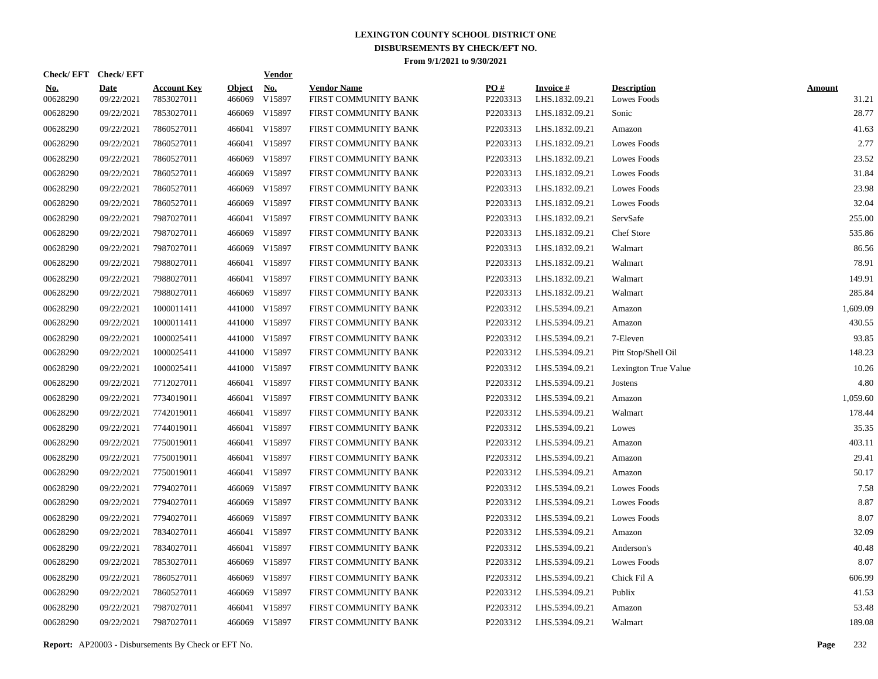# LEXINGTON COUNTY SCHOOL DISTRICT ONE
## DISBURSEMENTS BY CHECK/EFT NO.
### From 9/1/2021 to 9/30/2021

| Check/ EFT No. | Check/ EFT Date | Account Key | Object | Vendor No. | Vendor Name | PO # | Invoice # | Description | Amount |
|---|---|---|---|---|---|---|---|---|---|
| 00628290 | 09/22/2021 | 7853027011 | 466069 | V15897 | FIRST COMMUNITY BANK | P2203313 | LHS.1832.09.21 | Lowes Foods | 31.21 |
| 00628290 | 09/22/2021 | 7853027011 | 466069 | V15897 | FIRST COMMUNITY BANK | P2203313 | LHS.1832.09.21 | Sonic | 28.77 |
| 00628290 | 09/22/2021 | 7860527011 | 466041 | V15897 | FIRST COMMUNITY BANK | P2203313 | LHS.1832.09.21 | Amazon | 41.63 |
| 00628290 | 09/22/2021 | 7860527011 | 466041 | V15897 | FIRST COMMUNITY BANK | P2203313 | LHS.1832.09.21 | Lowes Foods | 2.77 |
| 00628290 | 09/22/2021 | 7860527011 | 466069 | V15897 | FIRST COMMUNITY BANK | P2203313 | LHS.1832.09.21 | Lowes Foods | 23.52 |
| 00628290 | 09/22/2021 | 7860527011 | 466069 | V15897 | FIRST COMMUNITY BANK | P2203313 | LHS.1832.09.21 | Lowes Foods | 31.84 |
| 00628290 | 09/22/2021 | 7860527011 | 466069 | V15897 | FIRST COMMUNITY BANK | P2203313 | LHS.1832.09.21 | Lowes Foods | 23.98 |
| 00628290 | 09/22/2021 | 7860527011 | 466069 | V15897 | FIRST COMMUNITY BANK | P2203313 | LHS.1832.09.21 | Lowes Foods | 32.04 |
| 00628290 | 09/22/2021 | 7987027011 | 466041 | V15897 | FIRST COMMUNITY BANK | P2203313 | LHS.1832.09.21 | ServSafe | 255.00 |
| 00628290 | 09/22/2021 | 7987027011 | 466069 | V15897 | FIRST COMMUNITY BANK | P2203313 | LHS.1832.09.21 | Chef Store | 535.86 |
| 00628290 | 09/22/2021 | 7987027011 | 466069 | V15897 | FIRST COMMUNITY BANK | P2203313 | LHS.1832.09.21 | Walmart | 86.56 |
| 00628290 | 09/22/2021 | 7988027011 | 466041 | V15897 | FIRST COMMUNITY BANK | P2203313 | LHS.1832.09.21 | Walmart | 78.91 |
| 00628290 | 09/22/2021 | 7988027011 | 466041 | V15897 | FIRST COMMUNITY BANK | P2203313 | LHS.1832.09.21 | Walmart | 149.91 |
| 00628290 | 09/22/2021 | 7988027011 | 466069 | V15897 | FIRST COMMUNITY BANK | P2203313 | LHS.1832.09.21 | Walmart | 285.84 |
| 00628290 | 09/22/2021 | 1000011411 | 441000 | V15897 | FIRST COMMUNITY BANK | P2203312 | LHS.5394.09.21 | Amazon | 1,609.09 |
| 00628290 | 09/22/2021 | 1000011411 | 441000 | V15897 | FIRST COMMUNITY BANK | P2203312 | LHS.5394.09.21 | Amazon | 430.55 |
| 00628290 | 09/22/2021 | 1000025411 | 441000 | V15897 | FIRST COMMUNITY BANK | P2203312 | LHS.5394.09.21 | 7-Eleven | 93.85 |
| 00628290 | 09/22/2021 | 1000025411 | 441000 | V15897 | FIRST COMMUNITY BANK | P2203312 | LHS.5394.09.21 | Pitt Stop/Shell Oil | 148.23 |
| 00628290 | 09/22/2021 | 1000025411 | 441000 | V15897 | FIRST COMMUNITY BANK | P2203312 | LHS.5394.09.21 | Lexington True Value | 10.26 |
| 00628290 | 09/22/2021 | 7712027011 | 466041 | V15897 | FIRST COMMUNITY BANK | P2203312 | LHS.5394.09.21 | Jostens | 4.80 |
| 00628290 | 09/22/2021 | 7734019011 | 466041 | V15897 | FIRST COMMUNITY BANK | P2203312 | LHS.5394.09.21 | Amazon | 1,059.60 |
| 00628290 | 09/22/2021 | 7742019011 | 466041 | V15897 | FIRST COMMUNITY BANK | P2203312 | LHS.5394.09.21 | Walmart | 178.44 |
| 00628290 | 09/22/2021 | 7744019011 | 466041 | V15897 | FIRST COMMUNITY BANK | P2203312 | LHS.5394.09.21 | Lowes | 35.35 |
| 00628290 | 09/22/2021 | 7750019011 | 466041 | V15897 | FIRST COMMUNITY BANK | P2203312 | LHS.5394.09.21 | Amazon | 403.11 |
| 00628290 | 09/22/2021 | 7750019011 | 466041 | V15897 | FIRST COMMUNITY BANK | P2203312 | LHS.5394.09.21 | Amazon | 29.41 |
| 00628290 | 09/22/2021 | 7750019011 | 466041 | V15897 | FIRST COMMUNITY BANK | P2203312 | LHS.5394.09.21 | Amazon | 50.17 |
| 00628290 | 09/22/2021 | 7794027011 | 466069 | V15897 | FIRST COMMUNITY BANK | P2203312 | LHS.5394.09.21 | Lowes Foods | 7.58 |
| 00628290 | 09/22/2021 | 7794027011 | 466069 | V15897 | FIRST COMMUNITY BANK | P2203312 | LHS.5394.09.21 | Lowes Foods | 8.87 |
| 00628290 | 09/22/2021 | 7794027011 | 466069 | V15897 | FIRST COMMUNITY BANK | P2203312 | LHS.5394.09.21 | Lowes Foods | 8.07 |
| 00628290 | 09/22/2021 | 7834027011 | 466041 | V15897 | FIRST COMMUNITY BANK | P2203312 | LHS.5394.09.21 | Amazon | 32.09 |
| 00628290 | 09/22/2021 | 7834027011 | 466041 | V15897 | FIRST COMMUNITY BANK | P2203312 | LHS.5394.09.21 | Anderson's | 40.48 |
| 00628290 | 09/22/2021 | 7853027011 | 466069 | V15897 | FIRST COMMUNITY BANK | P2203312 | LHS.5394.09.21 | Lowes Foods | 8.07 |
| 00628290 | 09/22/2021 | 7860527011 | 466069 | V15897 | FIRST COMMUNITY BANK | P2203312 | LHS.5394.09.21 | Chick Fil A | 606.99 |
| 00628290 | 09/22/2021 | 7860527011 | 466069 | V15897 | FIRST COMMUNITY BANK | P2203312 | LHS.5394.09.21 | Publix | 41.53 |
| 00628290 | 09/22/2021 | 7987027011 | 466041 | V15897 | FIRST COMMUNITY BANK | P2203312 | LHS.5394.09.21 | Amazon | 53.48 |
| 00628290 | 09/22/2021 | 7987027011 | 466069 | V15897 | FIRST COMMUNITY BANK | P2203312 | LHS.5394.09.21 | Walmart | 189.08 |

**Report:** AP20003 - Disbursements By Check or EFT No.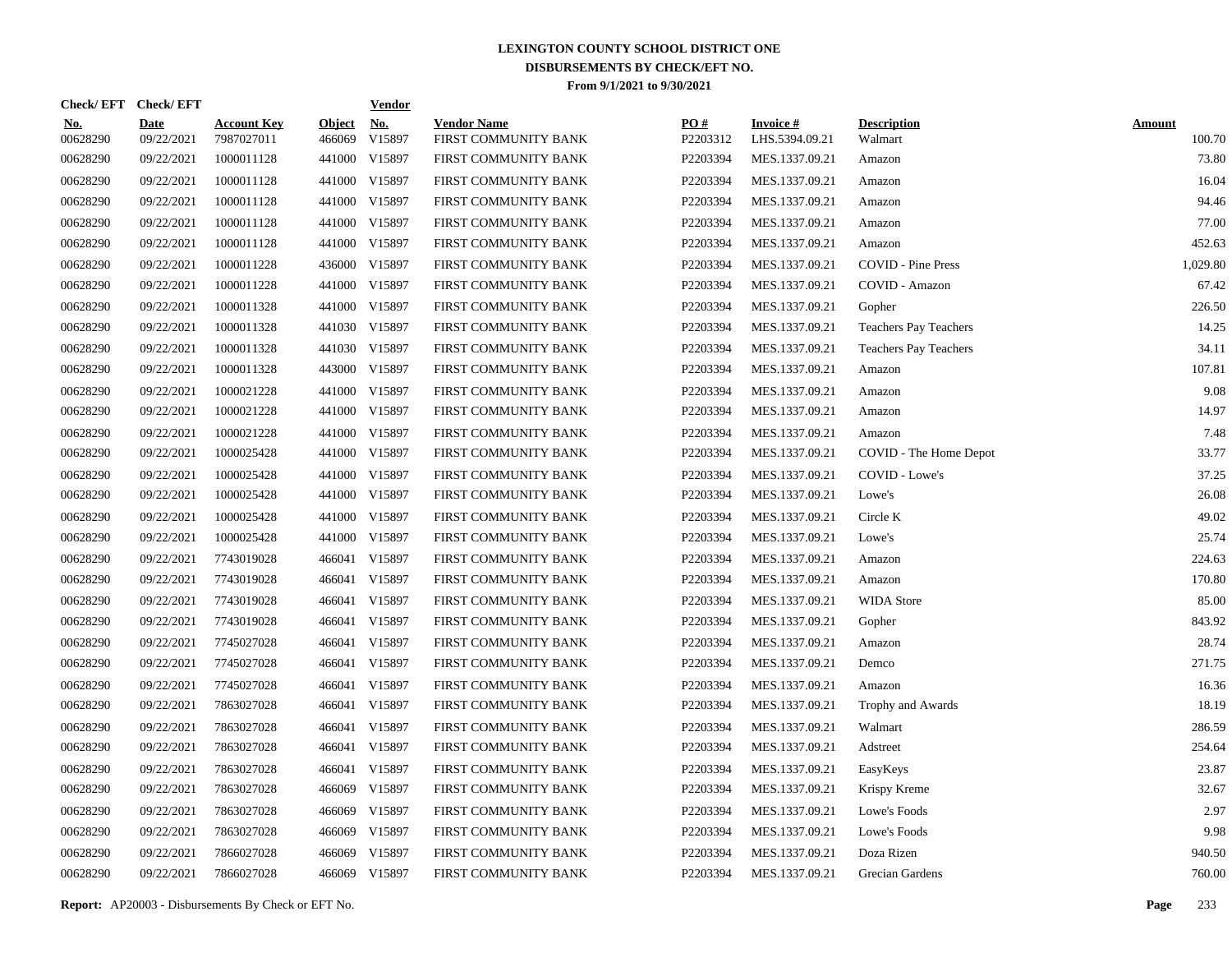# LEXINGTON COUNTY SCHOOL DISTRICT ONE
## DISBURSEMENTS BY CHECK/EFT NO.
### From 9/1/2021 to 9/30/2021

| Check/ EFT No. | Check/ EFT Date | Account Key | Object | Vendor No. | Vendor Name | PO # | Invoice # | Description | Amount |
|---|---|---|---|---|---|---|---|---|---|
| 00628290 | 09/22/2021 | 7987027011 | 466069 | V15897 | FIRST COMMUNITY BANK | P2203312 | LHS.5394.09.21 | Walmart | 100.70 |
| 00628290 | 09/22/2021 | 1000011128 | 441000 | V15897 | FIRST COMMUNITY BANK | P2203394 | MES.1337.09.21 | Amazon | 73.80 |
| 00628290 | 09/22/2021 | 1000011128 | 441000 | V15897 | FIRST COMMUNITY BANK | P2203394 | MES.1337.09.21 | Amazon | 16.04 |
| 00628290 | 09/22/2021 | 1000011128 | 441000 | V15897 | FIRST COMMUNITY BANK | P2203394 | MES.1337.09.21 | Amazon | 94.46 |
| 00628290 | 09/22/2021 | 1000011128 | 441000 | V15897 | FIRST COMMUNITY BANK | P2203394 | MES.1337.09.21 | Amazon | 77.00 |
| 00628290 | 09/22/2021 | 1000011128 | 441000 | V15897 | FIRST COMMUNITY BANK | P2203394 | MES.1337.09.21 | Amazon | 452.63 |
| 00628290 | 09/22/2021 | 1000011228 | 436000 | V15897 | FIRST COMMUNITY BANK | P2203394 | MES.1337.09.21 | COVID - Pine Press | 1,029.80 |
| 00628290 | 09/22/2021 | 1000011228 | 441000 | V15897 | FIRST COMMUNITY BANK | P2203394 | MES.1337.09.21 | COVID - Amazon | 67.42 |
| 00628290 | 09/22/2021 | 1000011328 | 441000 | V15897 | FIRST COMMUNITY BANK | P2203394 | MES.1337.09.21 | Gopher | 226.50 |
| 00628290 | 09/22/2021 | 1000011328 | 441030 | V15897 | FIRST COMMUNITY BANK | P2203394 | MES.1337.09.21 | Teachers Pay Teachers | 14.25 |
| 00628290 | 09/22/2021 | 1000011328 | 441030 | V15897 | FIRST COMMUNITY BANK | P2203394 | MES.1337.09.21 | Teachers Pay Teachers | 34.11 |
| 00628290 | 09/22/2021 | 1000011328 | 443000 | V15897 | FIRST COMMUNITY BANK | P2203394 | MES.1337.09.21 | Amazon | 107.81 |
| 00628290 | 09/22/2021 | 1000021228 | 441000 | V15897 | FIRST COMMUNITY BANK | P2203394 | MES.1337.09.21 | Amazon | 9.08 |
| 00628290 | 09/22/2021 | 1000021228 | 441000 | V15897 | FIRST COMMUNITY BANK | P2203394 | MES.1337.09.21 | Amazon | 14.97 |
| 00628290 | 09/22/2021 | 1000021228 | 441000 | V15897 | FIRST COMMUNITY BANK | P2203394 | MES.1337.09.21 | Amazon | 7.48 |
| 00628290 | 09/22/2021 | 1000025428 | 441000 | V15897 | FIRST COMMUNITY BANK | P2203394 | MES.1337.09.21 | COVID - The Home Depot | 33.77 |
| 00628290 | 09/22/2021 | 1000025428 | 441000 | V15897 | FIRST COMMUNITY BANK | P2203394 | MES.1337.09.21 | COVID - Lowe's | 37.25 |
| 00628290 | 09/22/2021 | 1000025428 | 441000 | V15897 | FIRST COMMUNITY BANK | P2203394 | MES.1337.09.21 | Lowe's | 26.08 |
| 00628290 | 09/22/2021 | 1000025428 | 441000 | V15897 | FIRST COMMUNITY BANK | P2203394 | MES.1337.09.21 | Circle K | 49.02 |
| 00628290 | 09/22/2021 | 1000025428 | 441000 | V15897 | FIRST COMMUNITY BANK | P2203394 | MES.1337.09.21 | Lowe's | 25.74 |
| 00628290 | 09/22/2021 | 7743019028 | 466041 | V15897 | FIRST COMMUNITY BANK | P2203394 | MES.1337.09.21 | Amazon | 224.63 |
| 00628290 | 09/22/2021 | 7743019028 | 466041 | V15897 | FIRST COMMUNITY BANK | P2203394 | MES.1337.09.21 | Amazon | 170.80 |
| 00628290 | 09/22/2021 | 7743019028 | 466041 | V15897 | FIRST COMMUNITY BANK | P2203394 | MES.1337.09.21 | WIDA Store | 85.00 |
| 00628290 | 09/22/2021 | 7743019028 | 466041 | V15897 | FIRST COMMUNITY BANK | P2203394 | MES.1337.09.21 | Gopher | 843.92 |
| 00628290 | 09/22/2021 | 7745027028 | 466041 | V15897 | FIRST COMMUNITY BANK | P2203394 | MES.1337.09.21 | Amazon | 28.74 |
| 00628290 | 09/22/2021 | 7745027028 | 466041 | V15897 | FIRST COMMUNITY BANK | P2203394 | MES.1337.09.21 | Demco | 271.75 |
| 00628290 | 09/22/2021 | 7745027028 | 466041 | V15897 | FIRST COMMUNITY BANK | P2203394 | MES.1337.09.21 | Amazon | 16.36 |
| 00628290 | 09/22/2021 | 7863027028 | 466041 | V15897 | FIRST COMMUNITY BANK | P2203394 | MES.1337.09.21 | Trophy and Awards | 18.19 |
| 00628290 | 09/22/2021 | 7863027028 | 466041 | V15897 | FIRST COMMUNITY BANK | P2203394 | MES.1337.09.21 | Walmart | 286.59 |
| 00628290 | 09/22/2021 | 7863027028 | 466041 | V15897 | FIRST COMMUNITY BANK | P2203394 | MES.1337.09.21 | Adstreet | 254.64 |
| 00628290 | 09/22/2021 | 7863027028 | 466041 | V15897 | FIRST COMMUNITY BANK | P2203394 | MES.1337.09.21 | EasyKeys | 23.87 |
| 00628290 | 09/22/2021 | 7863027028 | 466069 | V15897 | FIRST COMMUNITY BANK | P2203394 | MES.1337.09.21 | Krispy Kreme | 32.67 |
| 00628290 | 09/22/2021 | 7863027028 | 466069 | V15897 | FIRST COMMUNITY BANK | P2203394 | MES.1337.09.21 | Lowe's Foods | 2.97 |
| 00628290 | 09/22/2021 | 7863027028 | 466069 | V15897 | FIRST COMMUNITY BANK | P2203394 | MES.1337.09.21 | Lowe's Foods | 9.98 |
| 00628290 | 09/22/2021 | 7866027028 | 466069 | V15897 | FIRST COMMUNITY BANK | P2203394 | MES.1337.09.21 | Doza Rizen | 940.50 |
| 00628290 | 09/22/2021 | 7866027028 | 466069 | V15897 | FIRST COMMUNITY BANK | P2203394 | MES.1337.09.21 | Grecian Gardens | 760.00 |

**Report:** AP20003 - Disbursements By Check or EFT No.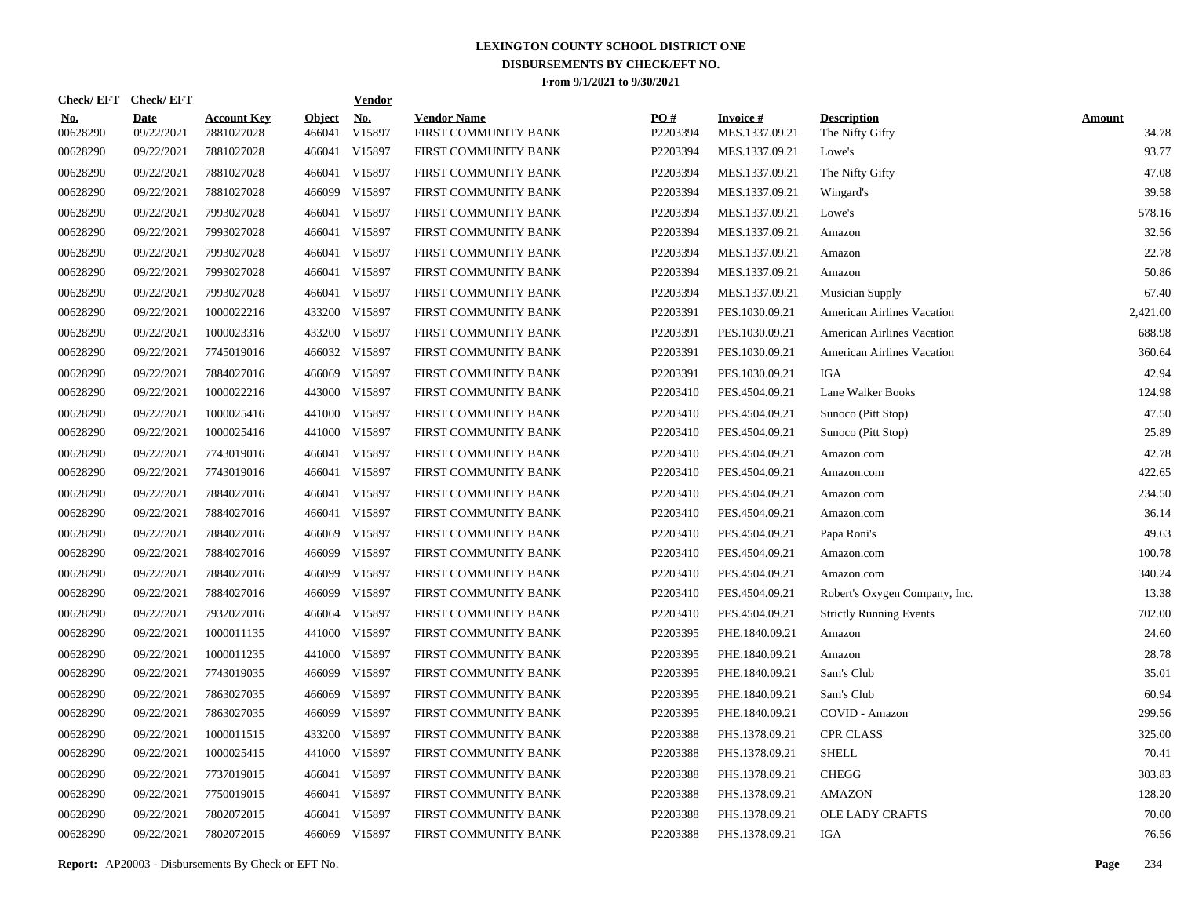# LEXINGTON COUNTY SCHOOL DISTRICT ONE
## DISBURSEMENTS BY CHECK/EFT NO.
### From 9/1/2021 to 9/30/2021

| Check/ EFT No. | Check/ EFT Date | Account Key | Object | Vendor No. | Vendor Name | PO # | Invoice # | Description | Amount |
|---|---|---|---|---|---|---|---|---|---|
| 00628290 | 09/22/2021 | 7881027028 | 466041 | V15897 | FIRST COMMUNITY BANK | P2203394 | MES.1337.09.21 | The Nifty Gifty | 34.78 |
| 00628290 | 09/22/2021 | 7881027028 | 466041 | V15897 | FIRST COMMUNITY BANK | P2203394 | MES.1337.09.21 | Lowe's | 93.77 |
| 00628290 | 09/22/2021 | 7881027028 | 466041 | V15897 | FIRST COMMUNITY BANK | P2203394 | MES.1337.09.21 | The Nifty Gifty | 47.08 |
| 00628290 | 09/22/2021 | 7881027028 | 466099 | V15897 | FIRST COMMUNITY BANK | P2203394 | MES.1337.09.21 | Wingard's | 39.58 |
| 00628290 | 09/22/2021 | 7993027028 | 466041 | V15897 | FIRST COMMUNITY BANK | P2203394 | MES.1337.09.21 | Lowe's | 578.16 |
| 00628290 | 09/22/2021 | 7993027028 | 466041 | V15897 | FIRST COMMUNITY BANK | P2203394 | MES.1337.09.21 | Amazon | 32.56 |
| 00628290 | 09/22/2021 | 7993027028 | 466041 | V15897 | FIRST COMMUNITY BANK | P2203394 | MES.1337.09.21 | Amazon | 22.78 |
| 00628290 | 09/22/2021 | 7993027028 | 466041 | V15897 | FIRST COMMUNITY BANK | P2203394 | MES.1337.09.21 | Amazon | 50.86 |
| 00628290 | 09/22/2021 | 7993027028 | 466041 | V15897 | FIRST COMMUNITY BANK | P2203394 | MES.1337.09.21 | Musician Supply | 67.40 |
| 00628290 | 09/22/2021 | 1000022216 | 433200 | V15897 | FIRST COMMUNITY BANK | P2203391 | PES.1030.09.21 | American Airlines Vacation | 2,421.00 |
| 00628290 | 09/22/2021 | 1000023316 | 433200 | V15897 | FIRST COMMUNITY BANK | P2203391 | PES.1030.09.21 | American Airlines Vacation | 688.98 |
| 00628290 | 09/22/2021 | 7745019016 | 466032 | V15897 | FIRST COMMUNITY BANK | P2203391 | PES.1030.09.21 | American Airlines Vacation | 360.64 |
| 00628290 | 09/22/2021 | 7884027016 | 466069 | V15897 | FIRST COMMUNITY BANK | P2203391 | PES.1030.09.21 | IGA | 42.94 |
| 00628290 | 09/22/2021 | 1000022216 | 443000 | V15897 | FIRST COMMUNITY BANK | P2203410 | PES.4504.09.21 | Lane Walker Books | 124.98 |
| 00628290 | 09/22/2021 | 1000025416 | 441000 | V15897 | FIRST COMMUNITY BANK | P2203410 | PES.4504.09.21 | Sunoco (Pitt Stop) | 47.50 |
| 00628290 | 09/22/2021 | 1000025416 | 441000 | V15897 | FIRST COMMUNITY BANK | P2203410 | PES.4504.09.21 | Sunoco (Pitt Stop) | 25.89 |
| 00628290 | 09/22/2021 | 7743019016 | 466041 | V15897 | FIRST COMMUNITY BANK | P2203410 | PES.4504.09.21 | Amazon.com | 42.78 |
| 00628290 | 09/22/2021 | 7743019016 | 466041 | V15897 | FIRST COMMUNITY BANK | P2203410 | PES.4504.09.21 | Amazon.com | 422.65 |
| 00628290 | 09/22/2021 | 7884027016 | 466041 | V15897 | FIRST COMMUNITY BANK | P2203410 | PES.4504.09.21 | Amazon.com | 234.50 |
| 00628290 | 09/22/2021 | 7884027016 | 466041 | V15897 | FIRST COMMUNITY BANK | P2203410 | PES.4504.09.21 | Amazon.com | 36.14 |
| 00628290 | 09/22/2021 | 7884027016 | 466069 | V15897 | FIRST COMMUNITY BANK | P2203410 | PES.4504.09.21 | Papa Roni's | 49.63 |
| 00628290 | 09/22/2021 | 7884027016 | 466099 | V15897 | FIRST COMMUNITY BANK | P2203410 | PES.4504.09.21 | Amazon.com | 100.78 |
| 00628290 | 09/22/2021 | 7884027016 | 466099 | V15897 | FIRST COMMUNITY BANK | P2203410 | PES.4504.09.21 | Amazon.com | 340.24 |
| 00628290 | 09/22/2021 | 7884027016 | 466099 | V15897 | FIRST COMMUNITY BANK | P2203410 | PES.4504.09.21 | Robert's Oxygen Company, Inc. | 13.38 |
| 00628290 | 09/22/2021 | 7932027016 | 466064 | V15897 | FIRST COMMUNITY BANK | P2203410 | PES.4504.09.21 | Strictly Running Events | 702.00 |
| 00628290 | 09/22/2021 | 1000011135 | 441000 | V15897 | FIRST COMMUNITY BANK | P2203395 | PHE.1840.09.21 | Amazon | 24.60 |
| 00628290 | 09/22/2021 | 1000011235 | 441000 | V15897 | FIRST COMMUNITY BANK | P2203395 | PHE.1840.09.21 | Amazon | 28.78 |
| 00628290 | 09/22/2021 | 7743019035 | 466099 | V15897 | FIRST COMMUNITY BANK | P2203395 | PHE.1840.09.21 | Sam's Club | 35.01 |
| 00628290 | 09/22/2021 | 7863027035 | 466069 | V15897 | FIRST COMMUNITY BANK | P2203395 | PHE.1840.09.21 | Sam's Club | 60.94 |
| 00628290 | 09/22/2021 | 7863027035 | 466099 | V15897 | FIRST COMMUNITY BANK | P2203395 | PHE.1840.09.21 | COVID - Amazon | 299.56 |
| 00628290 | 09/22/2021 | 1000011515 | 433200 | V15897 | FIRST COMMUNITY BANK | P2203388 | PHS.1378.09.21 | CPR CLASS | 325.00 |
| 00628290 | 09/22/2021 | 1000025415 | 441000 | V15897 | FIRST COMMUNITY BANK | P2203388 | PHS.1378.09.21 | SHELL | 70.41 |
| 00628290 | 09/22/2021 | 7737019015 | 466041 | V15897 | FIRST COMMUNITY BANK | P2203388 | PHS.1378.09.21 | CHEGG | 303.83 |
| 00628290 | 09/22/2021 | 7750019015 | 466041 | V15897 | FIRST COMMUNITY BANK | P2203388 | PHS.1378.09.21 | AMAZON | 128.20 |
| 00628290 | 09/22/2021 | 7802072015 | 466041 | V15897 | FIRST COMMUNITY BANK | P2203388 | PHS.1378.09.21 | OLE LADY CRAFTS | 70.00 |
| 00628290 | 09/22/2021 | 7802072015 | 466069 | V15897 | FIRST COMMUNITY BANK | P2203388 | PHS.1378.09.21 | IGA | 76.56 |

**Report:** AP20003 - Disbursements By Check or EFT No.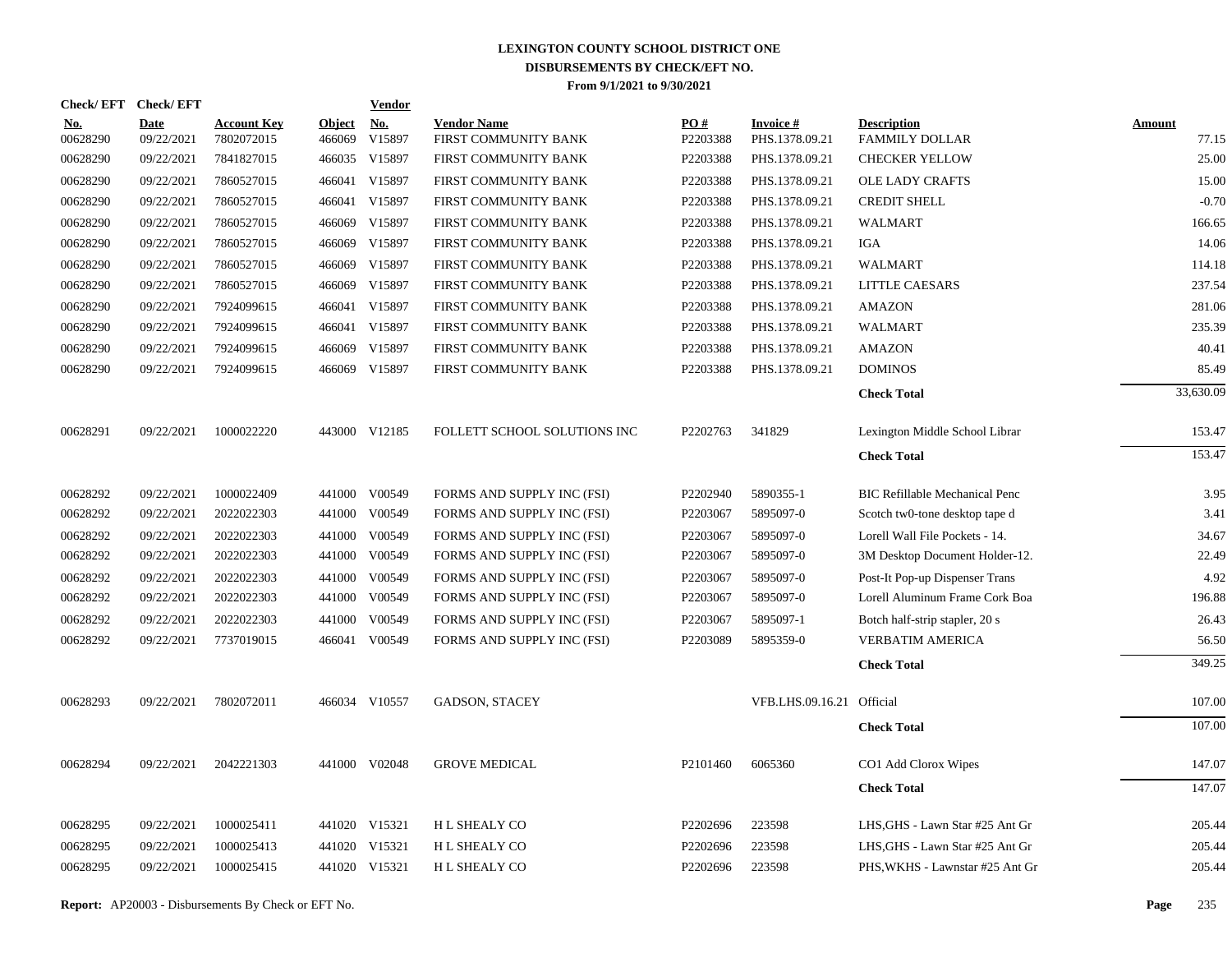# LEXINGTON COUNTY SCHOOL DISTRICT ONE
## DISBURSEMENTS BY CHECK/EFT NO.
### From 9/1/2021 to 9/30/2021

| Check/ EFT No. | Check/ EFT Date | Account Key | Object | Vendor No. | Vendor Name | PO # | Invoice # | Description | Amount |
|---|---|---|---|---|---|---|---|---|---|
| 00628290 | 09/22/2021 | 7802072015 | 466069 | V15897 | FIRST COMMUNITY BANK | P2203388 | PHS.1378.09.21 | FAMMILY DOLLAR | 77.15 |
| 00628290 | 09/22/2021 | 7841827015 | 466035 | V15897 | FIRST COMMUNITY BANK | P2203388 | PHS.1378.09.21 | CHECKER YELLOW | 25.00 |
| 00628290 | 09/22/2021 | 7860527015 | 466041 | V15897 | FIRST COMMUNITY BANK | P2203388 | PHS.1378.09.21 | OLE LADY CRAFTS | 15.00 |
| 00628290 | 09/22/2021 | 7860527015 | 466041 | V15897 | FIRST COMMUNITY BANK | P2203388 | PHS.1378.09.21 | CREDIT SHELL | -0.70 |
| 00628290 | 09/22/2021 | 7860527015 | 466069 | V15897 | FIRST COMMUNITY BANK | P2203388 | PHS.1378.09.21 | WALMART | 166.65 |
| 00628290 | 09/22/2021 | 7860527015 | 466069 | V15897 | FIRST COMMUNITY BANK | P2203388 | PHS.1378.09.21 | IGA | 14.06 |
| 00628290 | 09/22/2021 | 7860527015 | 466069 | V15897 | FIRST COMMUNITY BANK | P2203388 | PHS.1378.09.21 | WALMART | 114.18 |
| 00628290 | 09/22/2021 | 7860527015 | 466069 | V15897 | FIRST COMMUNITY BANK | P2203388 | PHS.1378.09.21 | LITTLE CAESARS | 237.54 |
| 00628290 | 09/22/2021 | 7924099615 | 466041 | V15897 | FIRST COMMUNITY BANK | P2203388 | PHS.1378.09.21 | AMAZON | 281.06 |
| 00628290 | 09/22/2021 | 7924099615 | 466041 | V15897 | FIRST COMMUNITY BANK | P2203388 | PHS.1378.09.21 | WALMART | 235.39 |
| 00628290 | 09/22/2021 | 7924099615 | 466069 | V15897 | FIRST COMMUNITY BANK | P2203388 | PHS.1378.09.21 | AMAZON | 40.41 |
| 00628290 | 09/22/2021 | 7924099615 | 466069 | V15897 | FIRST COMMUNITY BANK | P2203388 | PHS.1378.09.21 | DOMINOS | 85.49 |
| | | | | | | | | **Check Total** | 33,630.09 |
| 00628291 | 09/22/2021 | 1000022220 | 443000 | V12185 | FOLLETT SCHOOL SOLUTIONS INC | P2202763 | 341829 | Lexington Middle School Librar | 153.47 |
| | | | | | | | | **Check Total** | 153.47 |
| 00628292 | 09/22/2021 | 1000022409 | 441000 | V00549 | FORMS AND SUPPLY INC (FSI) | P2202940 | 5890355-1 | BIC Refillable Mechanical Penc | 3.95 |
| 00628292 | 09/22/2021 | 2022022303 | 441000 | V00549 | FORMS AND SUPPLY INC (FSI) | P2203067 | 5895097-0 | Scotch tw0-tone desktop tape d | 3.41 |
| 00628292 | 09/22/2021 | 2022022303 | 441000 | V00549 | FORMS AND SUPPLY INC (FSI) | P2203067 | 5895097-0 | Lorell Wall File Pockets - 14. | 34.67 |
| 00628292 | 09/22/2021 | 2022022303 | 441000 | V00549 | FORMS AND SUPPLY INC (FSI) | P2203067 | 5895097-0 | 3M Desktop Document Holder-12. | 22.49 |
| 00628292 | 09/22/2021 | 2022022303 | 441000 | V00549 | FORMS AND SUPPLY INC (FSI) | P2203067 | 5895097-0 | Post-It Pop-up Dispenser Trans | 4.92 |
| 00628292 | 09/22/2021 | 2022022303 | 441000 | V00549 | FORMS AND SUPPLY INC (FSI) | P2203067 | 5895097-0 | Lorell Aluminum Frame Cork Boa | 196.88 |
| 00628292 | 09/22/2021 | 2022022303 | 441000 | V00549 | FORMS AND SUPPLY INC (FSI) | P2203067 | 5895097-1 | Botch half-strip stapler, 20 s | 26.43 |
| 00628292 | 09/22/2021 | 7737019015 | 466041 | V00549 | FORMS AND SUPPLY INC (FSI) | P2203089 | 5895359-0 | VERBATIM AMERICA | 56.50 |
| | | | | | | | | **Check Total** | 349.25 |
| 00628293 | 09/22/2021 | 7802072011 | 466034 | V10557 | GADSON, STACEY | | VFB.LHS.09.16.21 | Official | 107.00 |
| | | | | | | | | **Check Total** | 107.00 |
| 00628294 | 09/22/2021 | 2042221303 | 441000 | V02048 | GROVE MEDICAL | P2101460 | 6065360 | CO1 Add Clorox Wipes | 147.07 |
| | | | | | | | | **Check Total** | 147.07 |
| 00628295 | 09/22/2021 | 1000025411 | 441020 | V15321 | H L SHEALY CO | P2202696 | 223598 | LHS,GHS - Lawn Star #25 Ant Gr | 205.44 |
| 00628295 | 09/22/2021 | 1000025413 | 441020 | V15321 | H L SHEALY CO | P2202696 | 223598 | LHS,GHS - Lawn Star #25 Ant Gr | 205.44 |
| 00628295 | 09/22/2021 | 1000025415 | 441020 | V15321 | H L SHEALY CO | P2202696 | 223598 | PHS,WKHS - Lawnstar #25 Ant Gr | 205.44 |

**Report:** AP20003 - Disbursements By Check or EFT No.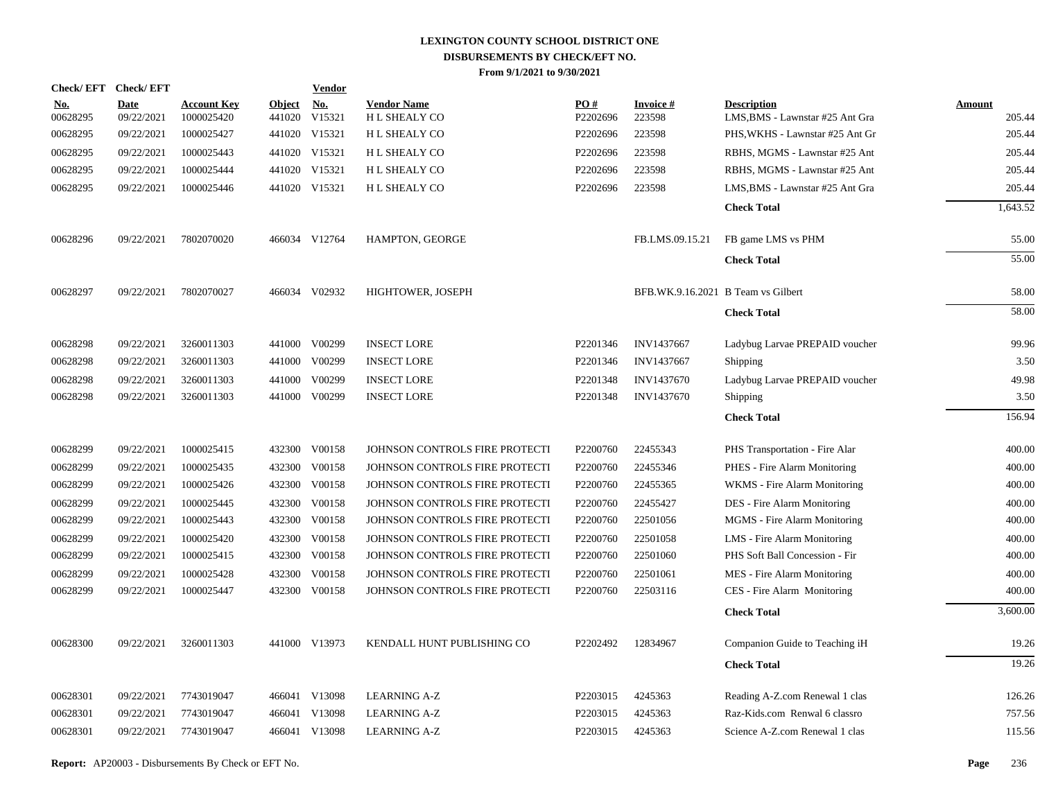# LEXINGTON COUNTY SCHOOL DISTRICT ONE
## DISBURSEMENTS BY CHECK/EFT NO.
### From 9/1/2021 to 9/30/2021

| Check/EFT No. | Check/EFT Date | Account Key | Object | Vendor No. | Vendor Name | PO # | Invoice # | Description | Amount |
|---|---|---|---|---|---|---|---|---|---|
| 00628295 | 09/22/2021 | 1000025420 | 441020 | V15321 | H L SHEALY CO | P2202696 | 223598 | LMS,BMS - Lawnstar #25 Ant Gra | 205.44 |
| 00628295 | 09/22/2021 | 1000025427 | 441020 | V15321 | H L SHEALY CO | P2202696 | 223598 | PHS,WKHS - Lawnstar #25 Ant Gr | 205.44 |
| 00628295 | 09/22/2021 | 1000025443 | 441020 | V15321 | H L SHEALY CO | P2202696 | 223598 | RBHS, MGMS - Lawnstar #25 Ant | 205.44 |
| 00628295 | 09/22/2021 | 1000025444 | 441020 | V15321 | H L SHEALY CO | P2202696 | 223598 | RBHS, MGMS - Lawnstar #25 Ant | 205.44 |
| 00628295 | 09/22/2021 | 1000025446 | 441020 | V15321 | H L SHEALY CO | P2202696 | 223598 | LMS,BMS - Lawnstar #25 Ant Gra | 205.44 |
| | | | | | | | | **Check Total** | 1,643.52 |
| 00628296 | 09/22/2021 | 7802070020 | 466034 | V12764 | HAMPTON, GEORGE | | FB.LMS.09.15.21 | FB game LMS vs PHM | 55.00 |
| | | | | | | | | **Check Total** | 55.00 |
| 00628297 | 09/22/2021 | 7802070027 | 466034 | V02932 | HIGHTOWER, JOSEPH | | BFB.WK.9.16.2021 | B Team vs Gilbert | 58.00 |
| | | | | | | | | **Check Total** | 58.00 |
| 00628298 | 09/22/2021 | 3260011303 | 441000 | V00299 | INSECT LORE | P2201346 | INV1437667 | Ladybug Larvae PREPAID voucher | 99.96 |
| 00628298 | 09/22/2021 | 3260011303 | 441000 | V00299 | INSECT LORE | P2201346 | INV1437667 | Shipping | 3.50 |
| 00628298 | 09/22/2021 | 3260011303 | 441000 | V00299 | INSECT LORE | P2201348 | INV1437670 | Ladybug Larvae PREPAID voucher | 49.98 |
| 00628298 | 09/22/2021 | 3260011303 | 441000 | V00299 | INSECT LORE | P2201348 | INV1437670 | Shipping | 3.50 |
| | | | | | | | | **Check Total** | 156.94 |
| 00628299 | 09/22/2021 | 1000025415 | 432300 | V00158 | JOHNSON CONTROLS FIRE PROTECTI | P2200760 | 22455343 | PHS Transportation - Fire Alar | 400.00 |
| 00628299 | 09/22/2021 | 1000025435 | 432300 | V00158 | JOHNSON CONTROLS FIRE PROTECTI | P2200760 | 22455346 | PHES - Fire Alarm Monitoring | 400.00 |
| 00628299 | 09/22/2021 | 1000025426 | 432300 | V00158 | JOHNSON CONTROLS FIRE PROTECTI | P2200760 | 22455365 | WKMS - Fire Alarm Monitoring | 400.00 |
| 00628299 | 09/22/2021 | 1000025445 | 432300 | V00158 | JOHNSON CONTROLS FIRE PROTECTI | P2200760 | 22455427 | DES - Fire Alarm Monitoring | 400.00 |
| 00628299 | 09/22/2021 | 1000025443 | 432300 | V00158 | JOHNSON CONTROLS FIRE PROTECTI | P2200760 | 22501056 | MGMS - Fire Alarm Monitoring | 400.00 |
| 00628299 | 09/22/2021 | 1000025420 | 432300 | V00158 | JOHNSON CONTROLS FIRE PROTECTI | P2200760 | 22501058 | LMS - Fire Alarm Monitoring | 400.00 |
| 00628299 | 09/22/2021 | 1000025415 | 432300 | V00158 | JOHNSON CONTROLS FIRE PROTECTI | P2200760 | 22501060 | PHS Soft Ball Concession - Fir | 400.00 |
| 00628299 | 09/22/2021 | 1000025428 | 432300 | V00158 | JOHNSON CONTROLS FIRE PROTECTI | P2200760 | 22501061 | MES - Fire Alarm Monitoring | 400.00 |
| 00628299 | 09/22/2021 | 1000025447 | 432300 | V00158 | JOHNSON CONTROLS FIRE PROTECTI | P2200760 | 22503116 | CES - Fire Alarm Monitoring | 400.00 |
| | | | | | | | | **Check Total** | 3,600.00 |
| 00628300 | 09/22/2021 | 3260011303 | 441000 | V13973 | KENDALL HUNT PUBLISHING CO | P2202492 | 12834967 | Companion Guide to Teaching iH | 19.26 |
| | | | | | | | | **Check Total** | 19.26 |
| 00628301 | 09/22/2021 | 7743019047 | 466041 | V13098 | LEARNING A-Z | P2203015 | 4245363 | Reading A-Z.com Renewal 1 clas | 126.26 |
| 00628301 | 09/22/2021 | 7743019047 | 466041 | V13098 | LEARNING A-Z | P2203015 | 4245363 | Raz-Kids.com Renwal 6 classro | 757.56 |
| 00628301 | 09/22/2021 | 7743019047 | 466041 | V13098 | LEARNING A-Z | P2203015 | 4245363 | Science A-Z.com Renewal 1 clas | 115.56 |

**Report:** AP20003 - Disbursements By Check or EFT No.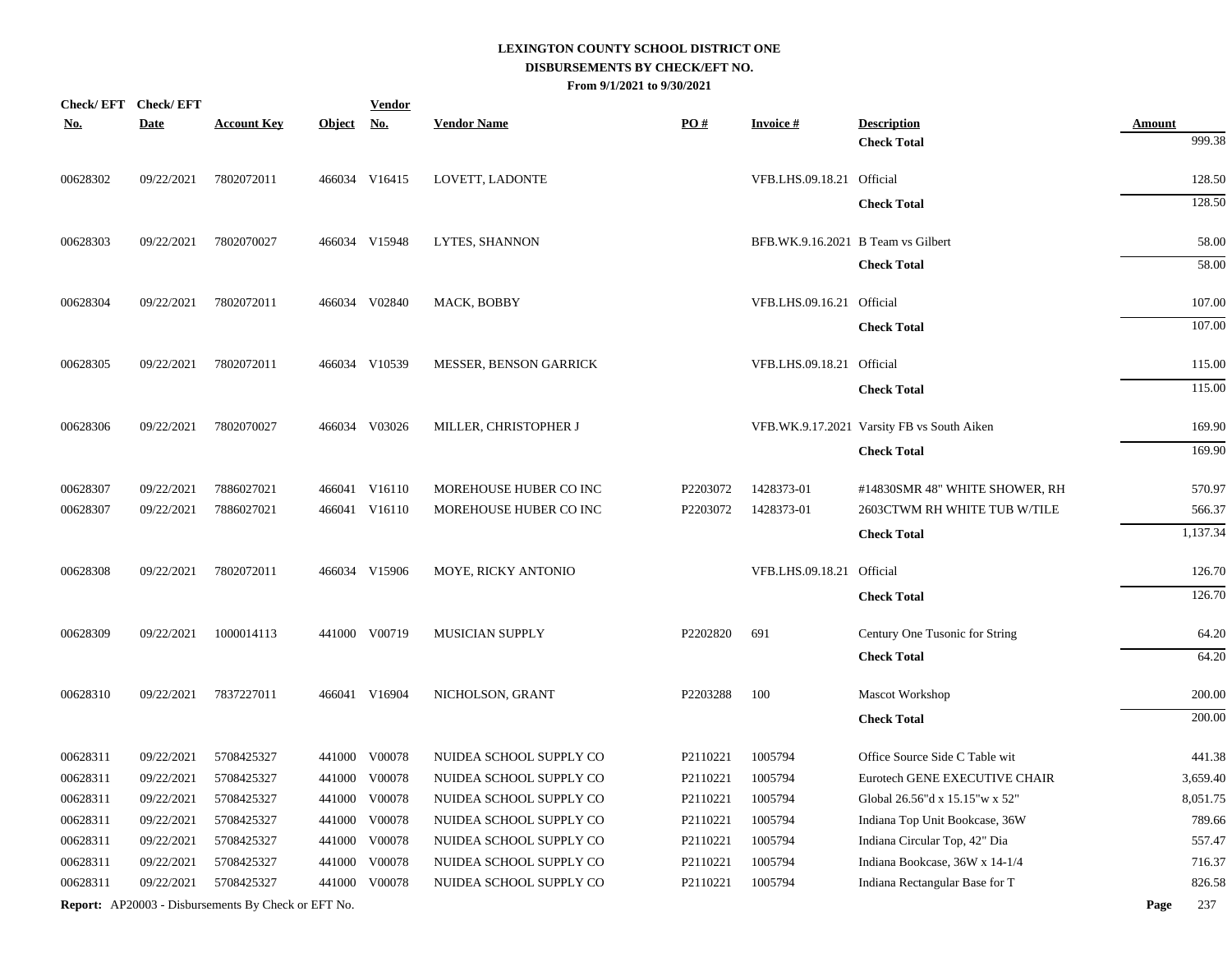# LEXINGTON COUNTY SCHOOL DISTRICT ONE
## DISBURSEMENTS BY CHECK/EFT NO.
### From 9/1/2021 to 9/30/2021

| Check/ EFT No. | Check/ EFT Date | Account Key | Object | Vendor No. | Vendor Name | PO # | Invoice # | Description | Amount |
|---|---|---|---|---|---|---|---|---|---|
| | | | | | | | | **Check Total** | 999.38 |
| 00628302 | 09/22/2021 | 7802072011 | 466034 | V16415 | LOVETT, LADONTE | | VFB.LHS.09.18.21 | Official | 128.50 |
| | | | | | | | | **Check Total** | 128.50 |
| 00628303 | 09/22/2021 | 7802070027 | 466034 | V15948 | LYTES, SHANNON | | BFB.WK.9.16.2021 | B Team vs Gilbert | 58.00 |
| | | | | | | | | **Check Total** | 58.00 |
| 00628304 | 09/22/2021 | 7802072011 | 466034 | V02840 | MACK, BOBBY | | VFB.LHS.09.16.21 | Official | 107.00 |
| | | | | | | | | **Check Total** | 107.00 |
| 00628305 | 09/22/2021 | 7802072011 | 466034 | V10539 | MESSER, BENSON GARRICK | | VFB.LHS.09.18.21 | Official | 115.00 |
| | | | | | | | | **Check Total** | 115.00 |
| 00628306 | 09/22/2021 | 7802070027 | 466034 | V03026 | MILLER, CHRISTOPHER J | | VFB.WK.9.17.2021 | Varsity FB vs South Aiken | 169.90 |
| | | | | | | | | **Check Total** | 169.90 |
| 00628307 | 09/22/2021 | 7886027021 | 466041 | V16110 | MOREHOUSE HUBER CO INC | P2203072 | 1428373-01 | #14830SMR 48" WHITE SHOWER, RH | 570.97 |
| 00628307 | 09/22/2021 | 7886027021 | 466041 | V16110 | MOREHOUSE HUBER CO INC | P2203072 | 1428373-01 | 2603CTWM RH WHITE TUB W/TILE | 566.37 |
| | | | | | | | | **Check Total** | 1,137.34 |
| 00628308 | 09/22/2021 | 7802072011 | 466034 | V15906 | MOYE, RICKY ANTONIO | | VFB.LHS.09.18.21 | Official | 126.70 |
| | | | | | | | | **Check Total** | 126.70 |
| 00628309 | 09/22/2021 | 1000014113 | 441000 | V00719 | MUSICIAN SUPPLY | P2202820 | 691 | Century One Tusonic for String | 64.20 |
| | | | | | | | | **Check Total** | 64.20 |
| 00628310 | 09/22/2021 | 7837227011 | 466041 | V16904 | NICHOLSON, GRANT | P2203288 | 100 | Mascot Workshop | 200.00 |
| | | | | | | | | **Check Total** | 200.00 |
| 00628311 | 09/22/2021 | 5708425327 | 441000 | V00078 | NUIDEA SCHOOL SUPPLY CO | P2110221 | 1005794 | Office Source Side C Table wit | 441.38 |
| 00628311 | 09/22/2021 | 5708425327 | 441000 | V00078 | NUIDEA SCHOOL SUPPLY CO | P2110221 | 1005794 | Eurotech GENE EXECUTIVE CHAIR | 3,659.40 |
| 00628311 | 09/22/2021 | 5708425327 | 441000 | V00078 | NUIDEA SCHOOL SUPPLY CO | P2110221 | 1005794 | Global 26.56"d x 15.15"w x 52" | 8,051.75 |
| 00628311 | 09/22/2021 | 5708425327 | 441000 | V00078 | NUIDEA SCHOOL SUPPLY CO | P2110221 | 1005794 | Indiana Top Unit Bookcase, 36W | 789.66 |
| 00628311 | 09/22/2021 | 5708425327 | 441000 | V00078 | NUIDEA SCHOOL SUPPLY CO | P2110221 | 1005794 | Indiana Circular Top, 42" Dia | 557.47 |
| 00628311 | 09/22/2021 | 5708425327 | 441000 | V00078 | NUIDEA SCHOOL SUPPLY CO | P2110221 | 1005794 | Indiana Bookcase, 36W x 14-1/4 | 716.37 |
| 00628311 | 09/22/2021 | 5708425327 | 441000 | V00078 | NUIDEA SCHOOL SUPPLY CO | P2110221 | 1005794 | Indiana Rectangular Base for T | 826.58 |

**Report:** AP20003 - Disbursements By Check or EFT No.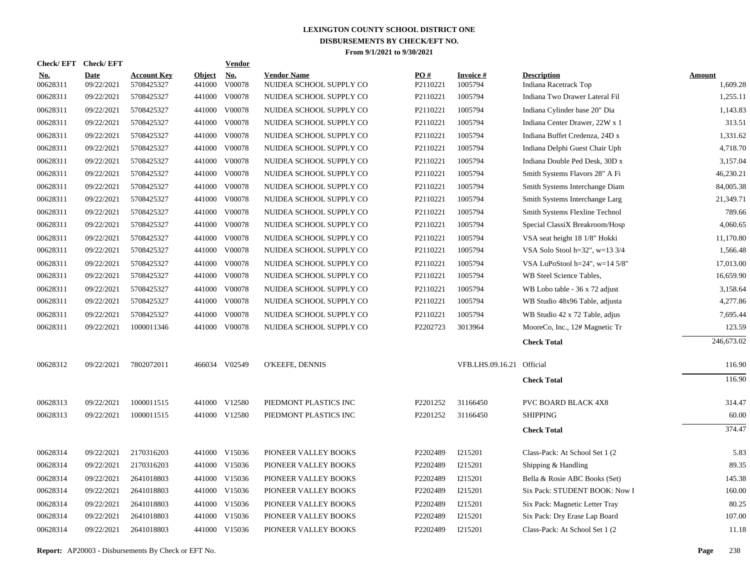# LEXINGTON COUNTY SCHOOL DISTRICT ONE
## DISBURSEMENTS BY CHECK/EFT NO.
### From 9/1/2021 to 9/30/2021

| Check/ EFT No. | Check/ EFT Date | Account Key | Object | Vendor No. | Vendor Name | PO # | Invoice # | Description | Amount |
|---|---|---|---|---|---|---|---|---|---|
| 00628311 | 09/22/2021 | 5708425327 | 441000 | V00078 | NUIDEA SCHOOL SUPPLY CO | P2110221 | 1005794 | Indiana Racetrack Top | 1,609.28 |
| 00628311 | 09/22/2021 | 5708425327 | 441000 | V00078 | NUIDEA SCHOOL SUPPLY CO | P2110221 | 1005794 | Indiana Two Drawer Lateral Fil | 1,255.11 |
| 00628311 | 09/22/2021 | 5708425327 | 441000 | V00078 | NUIDEA SCHOOL SUPPLY CO | P2110221 | 1005794 | Indiana Cylinder base 20" Dia | 1,143.83 |
| 00628311 | 09/22/2021 | 5708425327 | 441000 | V00078 | NUIDEA SCHOOL SUPPLY CO | P2110221 | 1005794 | Indiana Center Drawer, 22W x 1 | 313.51 |
| 00628311 | 09/22/2021 | 5708425327 | 441000 | V00078 | NUIDEA SCHOOL SUPPLY CO | P2110221 | 1005794 | Indiana Buffet Credenza, 24D x | 1,331.62 |
| 00628311 | 09/22/2021 | 5708425327 | 441000 | V00078 | NUIDEA SCHOOL SUPPLY CO | P2110221 | 1005794 | Indiana Delphi Guest Chair Uph | 4,718.70 |
| 00628311 | 09/22/2021 | 5708425327 | 441000 | V00078 | NUIDEA SCHOOL SUPPLY CO | P2110221 | 1005794 | Indiana Double Ped Desk, 30D x | 3,157.04 |
| 00628311 | 09/22/2021 | 5708425327 | 441000 | V00078 | NUIDEA SCHOOL SUPPLY CO | P2110221 | 1005794 | Smith Systems Flavors 28" A Fi | 46,230.21 |
| 00628311 | 09/22/2021 | 5708425327 | 441000 | V00078 | NUIDEA SCHOOL SUPPLY CO | P2110221 | 1005794 | Smith Systems Interchange Diam | 84,005.38 |
| 00628311 | 09/22/2021 | 5708425327 | 441000 | V00078 | NUIDEA SCHOOL SUPPLY CO | P2110221 | 1005794 | Smith Systems Interchange Larg | 21,349.71 |
| 00628311 | 09/22/2021 | 5708425327 | 441000 | V00078 | NUIDEA SCHOOL SUPPLY CO | P2110221 | 1005794 | Smith Systems Flexline Technol | 789.66 |
| 00628311 | 09/22/2021 | 5708425327 | 441000 | V00078 | NUIDEA SCHOOL SUPPLY CO | P2110221 | 1005794 | Special ClassiX Breakroom/Hosp | 4,060.65 |
| 00628311 | 09/22/2021 | 5708425327 | 441000 | V00078 | NUIDEA SCHOOL SUPPLY CO | P2110221 | 1005794 | VSA seat height 18 1/8" Hokki | 11,170.80 |
| 00628311 | 09/22/2021 | 5708425327 | 441000 | V00078 | NUIDEA SCHOOL SUPPLY CO | P2110221 | 1005794 | VSA Solo Stool h=32", w=13 3/4 | 1,566.48 |
| 00628311 | 09/22/2021 | 5708425327 | 441000 | V00078 | NUIDEA SCHOOL SUPPLY CO | P2110221 | 1005794 | VSA LuPoStool h=24", w=14 5/8" | 17,013.00 |
| 00628311 | 09/22/2021 | 5708425327 | 441000 | V00078 | NUIDEA SCHOOL SUPPLY CO | P2110221 | 1005794 | WB Steel Science Tables, | 16,659.90 |
| 00628311 | 09/22/2021 | 5708425327 | 441000 | V00078 | NUIDEA SCHOOL SUPPLY CO | P2110221 | 1005794 | WB Lobo table - 36 x 72 adjust | 3,158.64 |
| 00628311 | 09/22/2021 | 5708425327 | 441000 | V00078 | NUIDEA SCHOOL SUPPLY CO | P2110221 | 1005794 | WB Studio 48x96 Table, adjusta | 4,277.86 |
| 00628311 | 09/22/2021 | 5708425327 | 441000 | V00078 | NUIDEA SCHOOL SUPPLY CO | P2110221 | 1005794 | WB Studio 42 x 72 Table, adjus | 7,695.44 |
| 00628311 | 09/22/2021 | 1000011346 | 441000 | V00078 | NUIDEA SCHOOL SUPPLY CO | P2202723 | 3013964 | MooreCo, Inc., 12# Magnetic Tr | 123.59 |
| | | | | | | | | **Check Total** | 246,673.02 |
| 00628312 | 09/22/2021 | 7802072011 | 466034 | V02549 | O'KEEFE, DENNIS | | VFB.LHS.09.16.21 | Official | 116.90 |
| | | | | | | | | **Check Total** | 116.90 |
| 00628313 | 09/22/2021 | 1000011515 | 441000 | V12580 | PIEDMONT PLASTICS INC | P2201252 | 31166450 | PVC BOARD BLACK 4X8 | 314.47 |
| 00628313 | 09/22/2021 | 1000011515 | 441000 | V12580 | PIEDMONT PLASTICS INC | P2201252 | 31166450 | SHIPPING | 60.00 |
| | | | | | | | | **Check Total** | 374.47 |
| 00628314 | 09/22/2021 | 2170316203 | 441000 | V15036 | PIONEER VALLEY BOOKS | P2202489 | I215201 | Class-Pack: At School Set 1 (2 | 5.83 |
| 00628314 | 09/22/2021 | 2170316203 | 441000 | V15036 | PIONEER VALLEY BOOKS | P2202489 | I215201 | Shipping & Handling | 89.35 |
| 00628314 | 09/22/2021 | 2641018803 | 441000 | V15036 | PIONEER VALLEY BOOKS | P2202489 | I215201 | Bella & Rosie ABC Books (Set) | 145.38 |
| 00628314 | 09/22/2021 | 2641018803 | 441000 | V15036 | PIONEER VALLEY BOOKS | P2202489 | I215201 | Six Pack: STUDENT BOOK: Now I | 160.00 |
| 00628314 | 09/22/2021 | 2641018803 | 441000 | V15036 | PIONEER VALLEY BOOKS | P2202489 | I215201 | Six Pack: Magnetic Letter Tray | 80.25 |
| 00628314 | 09/22/2021 | 2641018803 | 441000 | V15036 | PIONEER VALLEY BOOKS | P2202489 | I215201 | Six Pack: Dry Erase Lap Board | 107.00 |
| 00628314 | 09/22/2021 | 2641018803 | 441000 | V15036 | PIONEER VALLEY BOOKS | P2202489 | I215201 | Class-Pack: At School Set 1 (2 | 11.18 |

**Report:** AP20003 - Disbursements By Check or EFT No.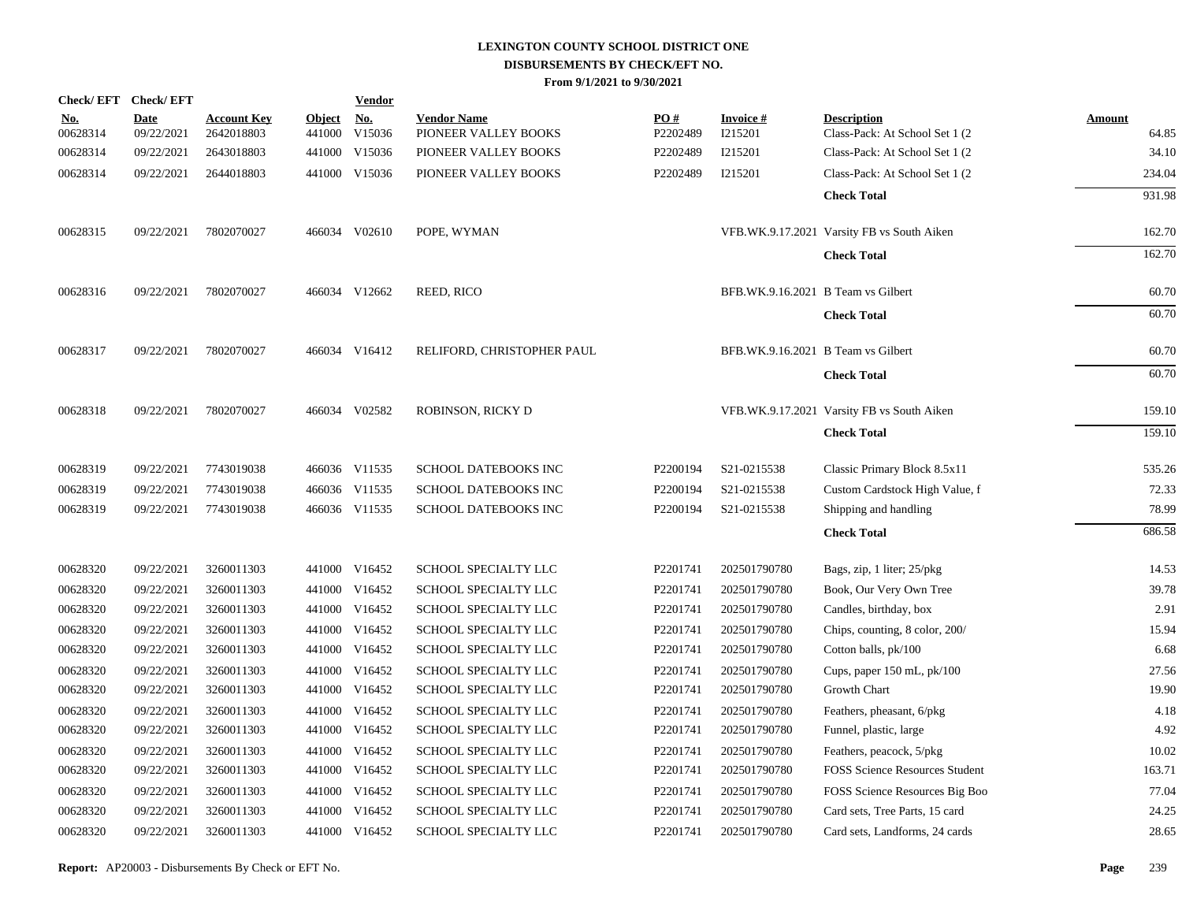# LEXINGTON COUNTY SCHOOL DISTRICT ONE
## DISBURSEMENTS BY CHECK/EFT NO.
### From 9/1/2021 to 9/30/2021

| Check/ EFT No. | Check/ EFT Date | Account Key | Object | Vendor No. | Vendor Name | PO # | Invoice # | Description | Amount |
|---|---|---|---|---|---|---|---|---|---|
| 00628314 | 09/22/2021 | 2642018803 | 441000 | V15036 | PIONEER VALLEY BOOKS | P2202489 | I215201 | Class-Pack: At School Set 1 (2 | 64.85 |
| 00628314 | 09/22/2021 | 2643018803 | 441000 | V15036 | PIONEER VALLEY BOOKS | P2202489 | I215201 | Class-Pack: At School Set 1 (2 | 34.10 |
| 00628314 | 09/22/2021 | 2644018803 | 441000 | V15036 | PIONEER VALLEY BOOKS | P2202489 | I215201 | Class-Pack: At School Set 1 (2 | 234.04 |
| | | | | | | | | **Check Total** | 931.98 |
| 00628315 | 09/22/2021 | 7802070027 | 466034 | V02610 | POPE, WYMAN | | VFB.WK.9.17.2021 | Varsity FB vs South Aiken | 162.70 |
| | | | | | | | | **Check Total** | 162.70 |
| 00628316 | 09/22/2021 | 7802070027 | 466034 | V12662 | REED, RICO | | BFB.WK.9.16.2021 | B Team vs Gilbert | 60.70 |
| | | | | | | | | **Check Total** | 60.70 |
| 00628317 | 09/22/2021 | 7802070027 | 466034 | V16412 | RELIFORD, CHRISTOPHER PAUL | | BFB.WK.9.16.2021 | B Team vs Gilbert | 60.70 |
| | | | | | | | | **Check Total** | 60.70 |
| 00628318 | 09/22/2021 | 7802070027 | 466034 | V02582 | ROBINSON, RICKY D | | VFB.WK.9.17.2021 | Varsity FB vs South Aiken | 159.10 |
| | | | | | | | | **Check Total** | 159.10 |
| 00628319 | 09/22/2021 | 7743019038 | 466036 | V11535 | SCHOOL DATEBOOKS INC | P2200194 | S21-0215538 | Classic Primary Block 8.5x11 | 535.26 |
| 00628319 | 09/22/2021 | 7743019038 | 466036 | V11535 | SCHOOL DATEBOOKS INC | P2200194 | S21-0215538 | Custom Cardstock High Value, f | 72.33 |
| 00628319 | 09/22/2021 | 7743019038 | 466036 | V11535 | SCHOOL DATEBOOKS INC | P2200194 | S21-0215538 | Shipping and handling | 78.99 |
| | | | | | | | | **Check Total** | 686.58 |
| 00628320 | 09/22/2021 | 3260011303 | 441000 | V16452 | SCHOOL SPECIALTY LLC | P2201741 | 202501790780 | Bags, zip, 1 liter; 25/pkg | 14.53 |
| 00628320 | 09/22/2021 | 3260011303 | 441000 | V16452 | SCHOOL SPECIALTY LLC | P2201741 | 202501790780 | Book, Our Very Own Tree | 39.78 |
| 00628320 | 09/22/2021 | 3260011303 | 441000 | V16452 | SCHOOL SPECIALTY LLC | P2201741 | 202501790780 | Candles, birthday, box | 2.91 |
| 00628320 | 09/22/2021 | 3260011303 | 441000 | V16452 | SCHOOL SPECIALTY LLC | P2201741 | 202501790780 | Chips, counting, 8 color, 200/ | 15.94 |
| 00628320 | 09/22/2021 | 3260011303 | 441000 | V16452 | SCHOOL SPECIALTY LLC | P2201741 | 202501790780 | Cotton balls, pk/100 | 6.68 |
| 00628320 | 09/22/2021 | 3260011303 | 441000 | V16452 | SCHOOL SPECIALTY LLC | P2201741 | 202501790780 | Cups, paper 150 mL, pk/100 | 27.56 |
| 00628320 | 09/22/2021 | 3260011303 | 441000 | V16452 | SCHOOL SPECIALTY LLC | P2201741 | 202501790780 | Growth Chart | 19.90 |
| 00628320 | 09/22/2021 | 3260011303 | 441000 | V16452 | SCHOOL SPECIALTY LLC | P2201741 | 202501790780 | Feathers, pheasant, 6/pkg | 4.18 |
| 00628320 | 09/22/2021 | 3260011303 | 441000 | V16452 | SCHOOL SPECIALTY LLC | P2201741 | 202501790780 | Funnel, plastic, large | 4.92 |
| 00628320 | 09/22/2021 | 3260011303 | 441000 | V16452 | SCHOOL SPECIALTY LLC | P2201741 | 202501790780 | Feathers, peacock, 5/pkg | 10.02 |
| 00628320 | 09/22/2021 | 3260011303 | 441000 | V16452 | SCHOOL SPECIALTY LLC | P2201741 | 202501790780 | FOSS Science Resources Student | 163.71 |
| 00628320 | 09/22/2021 | 3260011303 | 441000 | V16452 | SCHOOL SPECIALTY LLC | P2201741 | 202501790780 | FOSS Science Resources Big Boo | 77.04 |
| 00628320 | 09/22/2021 | 3260011303 | 441000 | V16452 | SCHOOL SPECIALTY LLC | P2201741 | 202501790780 | Card sets, Tree Parts, 15 card | 24.25 |
| 00628320 | 09/22/2021 | 3260011303 | 441000 | V16452 | SCHOOL SPECIALTY LLC | P2201741 | 202501790780 | Card sets, Landforms, 24 cards | 28.65 |

**Report:** AP20003 - Disbursements By Check or EFT No.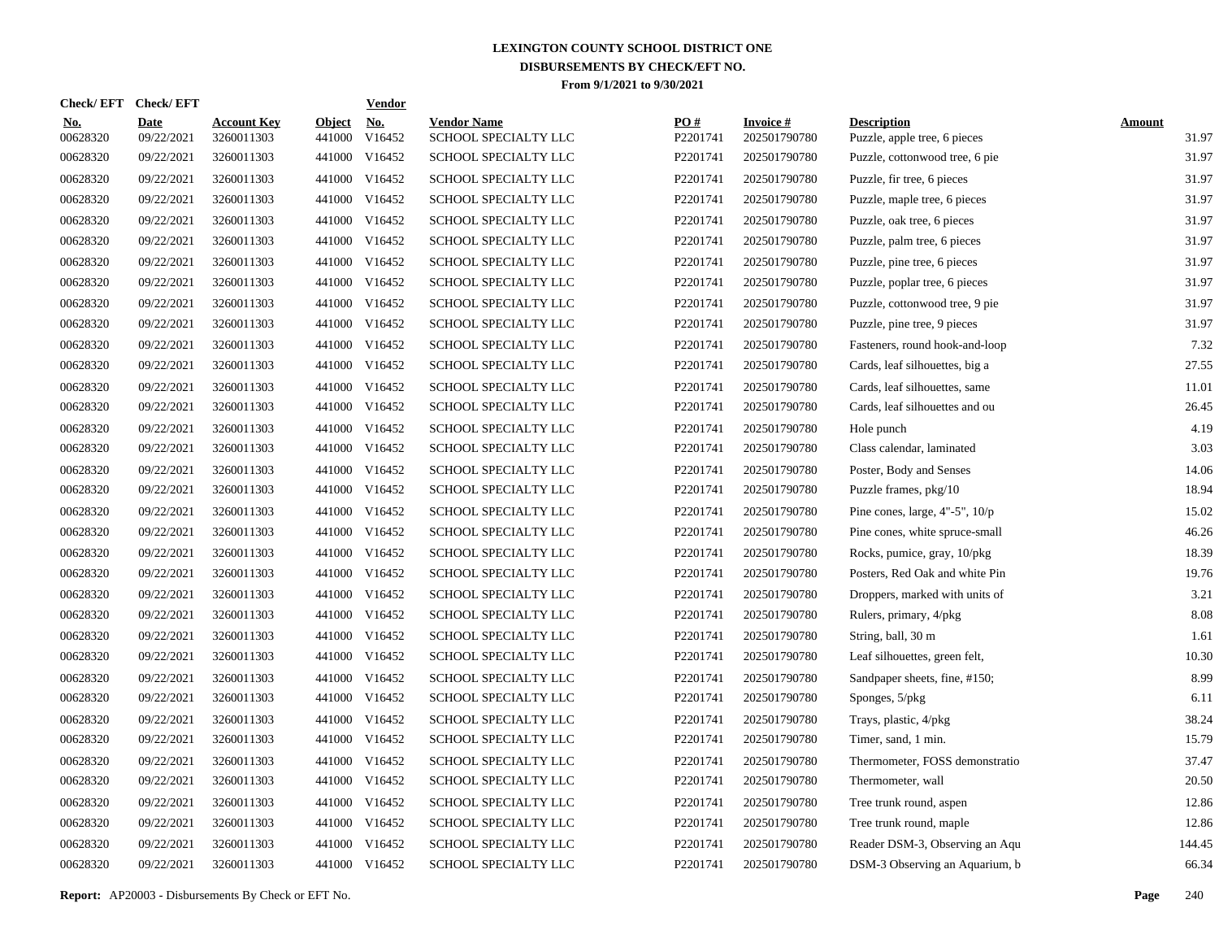# LEXINGTON COUNTY SCHOOL DISTRICT ONE
## DISBURSEMENTS BY CHECK/EFT NO.
### From 9/1/2021 to 9/30/2021

| Check/ EFT No. | Check/ EFT Date | Account Key | Object | Vendor No. | Vendor Name | PO # | Invoice # | Description | Amount |
|---|---|---|---|---|---|---|---|---|---|
| 00628320 | 09/22/2021 | 3260011303 | 441000 | V16452 | SCHOOL SPECIALTY LLC | P2201741 | 202501790780 | Puzzle, apple tree, 6 pieces | 31.97 |
| 00628320 | 09/22/2021 | 3260011303 | 441000 | V16452 | SCHOOL SPECIALTY LLC | P2201741 | 202501790780 | Puzzle, cottonwood tree, 6 pie | 31.97 |
| 00628320 | 09/22/2021 | 3260011303 | 441000 | V16452 | SCHOOL SPECIALTY LLC | P2201741 | 202501790780 | Puzzle, fir tree, 6 pieces | 31.97 |
| 00628320 | 09/22/2021 | 3260011303 | 441000 | V16452 | SCHOOL SPECIALTY LLC | P2201741 | 202501790780 | Puzzle, maple tree, 6 pieces | 31.97 |
| 00628320 | 09/22/2021 | 3260011303 | 441000 | V16452 | SCHOOL SPECIALTY LLC | P2201741 | 202501790780 | Puzzle, oak tree, 6 pieces | 31.97 |
| 00628320 | 09/22/2021 | 3260011303 | 441000 | V16452 | SCHOOL SPECIALTY LLC | P2201741 | 202501790780 | Puzzle, palm tree, 6 pieces | 31.97 |
| 00628320 | 09/22/2021 | 3260011303 | 441000 | V16452 | SCHOOL SPECIALTY LLC | P2201741 | 202501790780 | Puzzle, pine tree, 6 pieces | 31.97 |
| 00628320 | 09/22/2021 | 3260011303 | 441000 | V16452 | SCHOOL SPECIALTY LLC | P2201741 | 202501790780 | Puzzle, poplar tree, 6 pieces | 31.97 |
| 00628320 | 09/22/2021 | 3260011303 | 441000 | V16452 | SCHOOL SPECIALTY LLC | P2201741 | 202501790780 | Puzzle, cottonwood tree, 9 pie | 31.97 |
| 00628320 | 09/22/2021 | 3260011303 | 441000 | V16452 | SCHOOL SPECIALTY LLC | P2201741 | 202501790780 | Puzzle, pine tree, 9 pieces | 31.97 |
| 00628320 | 09/22/2021 | 3260011303 | 441000 | V16452 | SCHOOL SPECIALTY LLC | P2201741 | 202501790780 | Fasteners, round hook-and-loop | 7.32 |
| 00628320 | 09/22/2021 | 3260011303 | 441000 | V16452 | SCHOOL SPECIALTY LLC | P2201741 | 202501790780 | Cards, leaf silhouettes, big a | 27.55 |
| 00628320 | 09/22/2021 | 3260011303 | 441000 | V16452 | SCHOOL SPECIALTY LLC | P2201741 | 202501790780 | Cards, leaf silhouettes, same | 11.01 |
| 00628320 | 09/22/2021 | 3260011303 | 441000 | V16452 | SCHOOL SPECIALTY LLC | P2201741 | 202501790780 | Cards, leaf silhouettes and ou | 26.45 |
| 00628320 | 09/22/2021 | 3260011303 | 441000 | V16452 | SCHOOL SPECIALTY LLC | P2201741 | 202501790780 | Hole punch | 4.19 |
| 00628320 | 09/22/2021 | 3260011303 | 441000 | V16452 | SCHOOL SPECIALTY LLC | P2201741 | 202501790780 | Class calendar, laminated | 3.03 |
| 00628320 | 09/22/2021 | 3260011303 | 441000 | V16452 | SCHOOL SPECIALTY LLC | P2201741 | 202501790780 | Poster, Body and Senses | 14.06 |
| 00628320 | 09/22/2021 | 3260011303 | 441000 | V16452 | SCHOOL SPECIALTY LLC | P2201741 | 202501790780 | Puzzle frames, pkg/10 | 18.94 |
| 00628320 | 09/22/2021 | 3260011303 | 441000 | V16452 | SCHOOL SPECIALTY LLC | P2201741 | 202501790780 | Pine cones, large, 4"-5", 10/p | 15.02 |
| 00628320 | 09/22/2021 | 3260011303 | 441000 | V16452 | SCHOOL SPECIALTY LLC | P2201741 | 202501790780 | Pine cones, white spruce-small | 46.26 |
| 00628320 | 09/22/2021 | 3260011303 | 441000 | V16452 | SCHOOL SPECIALTY LLC | P2201741 | 202501790780 | Rocks, pumice, gray, 10/pkg | 18.39 |
| 00628320 | 09/22/2021 | 3260011303 | 441000 | V16452 | SCHOOL SPECIALTY LLC | P2201741 | 202501790780 | Posters, Red Oak and white Pin | 19.76 |
| 00628320 | 09/22/2021 | 3260011303 | 441000 | V16452 | SCHOOL SPECIALTY LLC | P2201741 | 202501790780 | Droppers, marked with units of | 3.21 |
| 00628320 | 09/22/2021 | 3260011303 | 441000 | V16452 | SCHOOL SPECIALTY LLC | P2201741 | 202501790780 | Rulers, primary, 4/pkg | 8.08 |
| 00628320 | 09/22/2021 | 3260011303 | 441000 | V16452 | SCHOOL SPECIALTY LLC | P2201741 | 202501790780 | String, ball, 30 m | 1.61 |
| 00628320 | 09/22/2021 | 3260011303 | 441000 | V16452 | SCHOOL SPECIALTY LLC | P2201741 | 202501790780 | Leaf silhouettes, green felt, | 10.30 |
| 00628320 | 09/22/2021 | 3260011303 | 441000 | V16452 | SCHOOL SPECIALTY LLC | P2201741 | 202501790780 | Sandpaper sheets, fine, #150; | 8.99 |
| 00628320 | 09/22/2021 | 3260011303 | 441000 | V16452 | SCHOOL SPECIALTY LLC | P2201741 | 202501790780 | Sponges, 5/pkg | 6.11 |
| 00628320 | 09/22/2021 | 3260011303 | 441000 | V16452 | SCHOOL SPECIALTY LLC | P2201741 | 202501790780 | Trays, plastic, 4/pkg | 38.24 |
| 00628320 | 09/22/2021 | 3260011303 | 441000 | V16452 | SCHOOL SPECIALTY LLC | P2201741 | 202501790780 | Timer, sand, 1 min. | 15.79 |
| 00628320 | 09/22/2021 | 3260011303 | 441000 | V16452 | SCHOOL SPECIALTY LLC | P2201741 | 202501790780 | Thermometer, FOSS demonstratio | 37.47 |
| 00628320 | 09/22/2021 | 3260011303 | 441000 | V16452 | SCHOOL SPECIALTY LLC | P2201741 | 202501790780 | Thermometer, wall | 20.50 |
| 00628320 | 09/22/2021 | 3260011303 | 441000 | V16452 | SCHOOL SPECIALTY LLC | P2201741 | 202501790780 | Tree trunk round, aspen | 12.86 |
| 00628320 | 09/22/2021 | 3260011303 | 441000 | V16452 | SCHOOL SPECIALTY LLC | P2201741 | 202501790780 | Tree trunk round, maple | 12.86 |
| 00628320 | 09/22/2021 | 3260011303 | 441000 | V16452 | SCHOOL SPECIALTY LLC | P2201741 | 202501790780 | Reader DSM-3, Observing an Aqu | 144.45 |
| 00628320 | 09/22/2021 | 3260011303 | 441000 | V16452 | SCHOOL SPECIALTY LLC | P2201741 | 202501790780 | DSM-3 Observing an Aquarium, b | 66.34 |

**Report:** AP20003 - Disbursements By Check or EFT No.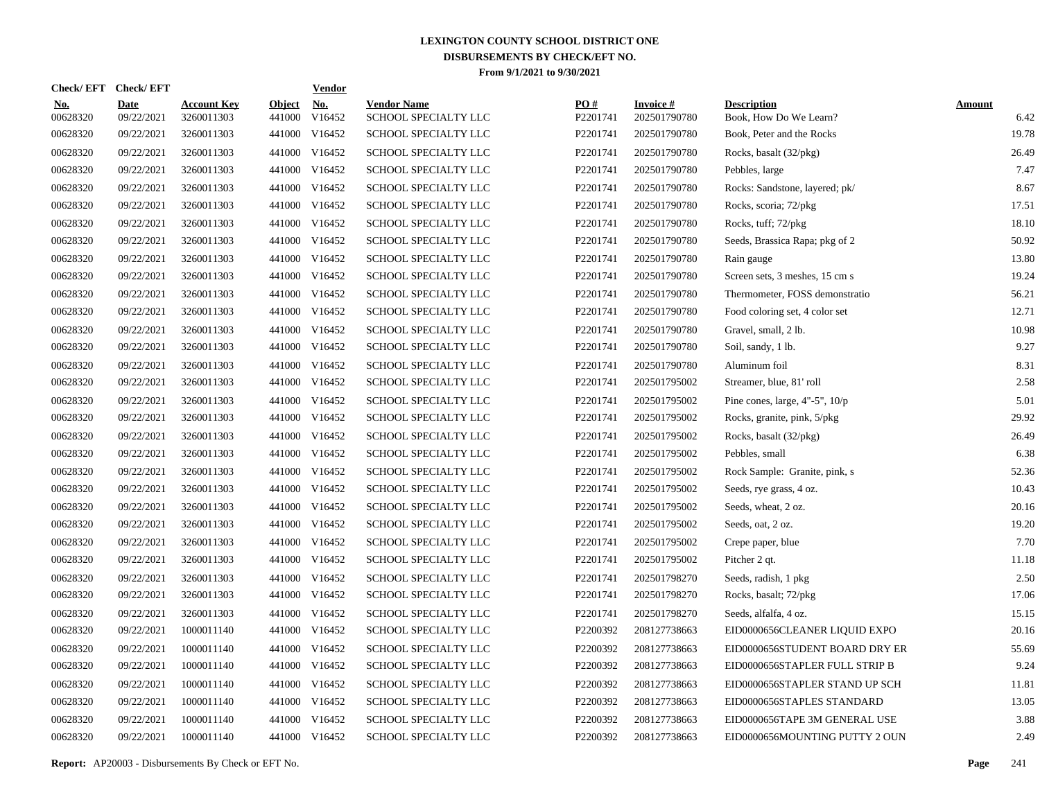# LEXINGTON COUNTY SCHOOL DISTRICT ONE
## DISBURSEMENTS BY CHECK/EFT NO.
### From 9/1/2021 to 9/30/2021

| Check/ EFT No. | Check/ EFT Date | Account Key | Object | Vendor No. | Vendor Name | PO # | Invoice # | Description | Amount |
|---|---|---|---|---|---|---|---|---|---|
| 00628320 | 09/22/2021 | 3260011303 | 441000 | V16452 | SCHOOL SPECIALTY LLC | P2201741 | 202501790780 | Book, How Do We Learn? | 6.42 |
| 00628320 | 09/22/2021 | 3260011303 | 441000 | V16452 | SCHOOL SPECIALTY LLC | P2201741 | 202501790780 | Book, Peter and the Rocks | 19.78 |
| 00628320 | 09/22/2021 | 3260011303 | 441000 | V16452 | SCHOOL SPECIALTY LLC | P2201741 | 202501790780 | Rocks, basalt (32/pkg) | 26.49 |
| 00628320 | 09/22/2021 | 3260011303 | 441000 | V16452 | SCHOOL SPECIALTY LLC | P2201741 | 202501790780 | Pebbles, large | 7.47 |
| 00628320 | 09/22/2021 | 3260011303 | 441000 | V16452 | SCHOOL SPECIALTY LLC | P2201741 | 202501790780 | Rocks: Sandstone, layered; pk/ | 8.67 |
| 00628320 | 09/22/2021 | 3260011303 | 441000 | V16452 | SCHOOL SPECIALTY LLC | P2201741 | 202501790780 | Rocks, scoria; 72/pkg | 17.51 |
| 00628320 | 09/22/2021 | 3260011303 | 441000 | V16452 | SCHOOL SPECIALTY LLC | P2201741 | 202501790780 | Rocks, tuff; 72/pkg | 18.10 |
| 00628320 | 09/22/2021 | 3260011303 | 441000 | V16452 | SCHOOL SPECIALTY LLC | P2201741 | 202501790780 | Seeds, Brassica Rapa; pkg of 2 | 50.92 |
| 00628320 | 09/22/2021 | 3260011303 | 441000 | V16452 | SCHOOL SPECIALTY LLC | P2201741 | 202501790780 | Rain gauge | 13.80 |
| 00628320 | 09/22/2021 | 3260011303 | 441000 | V16452 | SCHOOL SPECIALTY LLC | P2201741 | 202501790780 | Screen sets, 3 meshes, 15 cm s | 19.24 |
| 00628320 | 09/22/2021 | 3260011303 | 441000 | V16452 | SCHOOL SPECIALTY LLC | P2201741 | 202501790780 | Thermometer, FOSS demonstratio | 56.21 |
| 00628320 | 09/22/2021 | 3260011303 | 441000 | V16452 | SCHOOL SPECIALTY LLC | P2201741 | 202501790780 | Food coloring set, 4 color set | 12.71 |
| 00628320 | 09/22/2021 | 3260011303 | 441000 | V16452 | SCHOOL SPECIALTY LLC | P2201741 | 202501790780 | Gravel, small, 2 lb. | 10.98 |
| 00628320 | 09/22/2021 | 3260011303 | 441000 | V16452 | SCHOOL SPECIALTY LLC | P2201741 | 202501790780 | Soil, sandy, 1 lb. | 9.27 |
| 00628320 | 09/22/2021 | 3260011303 | 441000 | V16452 | SCHOOL SPECIALTY LLC | P2201741 | 202501790780 | Aluminum foil | 8.31 |
| 00628320 | 09/22/2021 | 3260011303 | 441000 | V16452 | SCHOOL SPECIALTY LLC | P2201741 | 202501795002 | Streamer, blue, 81' roll | 2.58 |
| 00628320 | 09/22/2021 | 3260011303 | 441000 | V16452 | SCHOOL SPECIALTY LLC | P2201741 | 202501795002 | Pine cones, large, 4"-5", 10/p | 5.01 |
| 00628320 | 09/22/2021 | 3260011303 | 441000 | V16452 | SCHOOL SPECIALTY LLC | P2201741 | 202501795002 | Rocks, granite, pink, 5/pkg | 29.92 |
| 00628320 | 09/22/2021 | 3260011303 | 441000 | V16452 | SCHOOL SPECIALTY LLC | P2201741 | 202501795002 | Rocks, basalt (32/pkg) | 26.49 |
| 00628320 | 09/22/2021 | 3260011303 | 441000 | V16452 | SCHOOL SPECIALTY LLC | P2201741 | 202501795002 | Pebbles, small | 6.38 |
| 00628320 | 09/22/2021 | 3260011303 | 441000 | V16452 | SCHOOL SPECIALTY LLC | P2201741 | 202501795002 | Rock Sample: Granite, pink, s | 52.36 |
| 00628320 | 09/22/2021 | 3260011303 | 441000 | V16452 | SCHOOL SPECIALTY LLC | P2201741 | 202501795002 | Seeds, rye grass, 4 oz. | 10.43 |
| 00628320 | 09/22/2021 | 3260011303 | 441000 | V16452 | SCHOOL SPECIALTY LLC | P2201741 | 202501795002 | Seeds, wheat, 2 oz. | 20.16 |
| 00628320 | 09/22/2021 | 3260011303 | 441000 | V16452 | SCHOOL SPECIALTY LLC | P2201741 | 202501795002 | Seeds, oat, 2 oz. | 19.20 |
| 00628320 | 09/22/2021 | 3260011303 | 441000 | V16452 | SCHOOL SPECIALTY LLC | P2201741 | 202501795002 | Crepe paper, blue | 7.70 |
| 00628320 | 09/22/2021 | 3260011303 | 441000 | V16452 | SCHOOL SPECIALTY LLC | P2201741 | 202501795002 | Pitcher 2 qt. | 11.18 |
| 00628320 | 09/22/2021 | 3260011303 | 441000 | V16452 | SCHOOL SPECIALTY LLC | P2201741 | 202501798270 | Seeds, radish, 1 pkg | 2.50 |
| 00628320 | 09/22/2021 | 3260011303 | 441000 | V16452 | SCHOOL SPECIALTY LLC | P2201741 | 202501798270 | Rocks, basalt; 72/pkg | 17.06 |
| 00628320 | 09/22/2021 | 3260011303 | 441000 | V16452 | SCHOOL SPECIALTY LLC | P2201741 | 202501798270 | Seeds, alfalfa, 4 oz. | 15.15 |
| 00628320 | 09/22/2021 | 1000011140 | 441000 | V16452 | SCHOOL SPECIALTY LLC | P2200392 | 208127738663 | EID0000656CLEANER LIQUID EXPO | 20.16 |
| 00628320 | 09/22/2021 | 1000011140 | 441000 | V16452 | SCHOOL SPECIALTY LLC | P2200392 | 208127738663 | EID0000656STUDENT BOARD DRY ER | 55.69 |
| 00628320 | 09/22/2021 | 1000011140 | 441000 | V16452 | SCHOOL SPECIALTY LLC | P2200392 | 208127738663 | EID0000656STAPLER FULL STRIP B | 9.24 |
| 00628320 | 09/22/2021 | 1000011140 | 441000 | V16452 | SCHOOL SPECIALTY LLC | P2200392 | 208127738663 | EID0000656STAPLER STAND UP SCH | 11.81 |
| 00628320 | 09/22/2021 | 1000011140 | 441000 | V16452 | SCHOOL SPECIALTY LLC | P2200392 | 208127738663 | EID0000656STAPLES STANDARD | 13.05 |
| 00628320 | 09/22/2021 | 1000011140 | 441000 | V16452 | SCHOOL SPECIALTY LLC | P2200392 | 208127738663 | EID0000656TAPE 3M GENERAL USE | 3.88 |
| 00628320 | 09/22/2021 | 1000011140 | 441000 | V16452 | SCHOOL SPECIALTY LLC | P2200392 | 208127738663 | EID0000656MOUNTING PUTTY 2 OUN | 2.49 |

**Report:** AP20003 - Disbursements By Check or EFT No.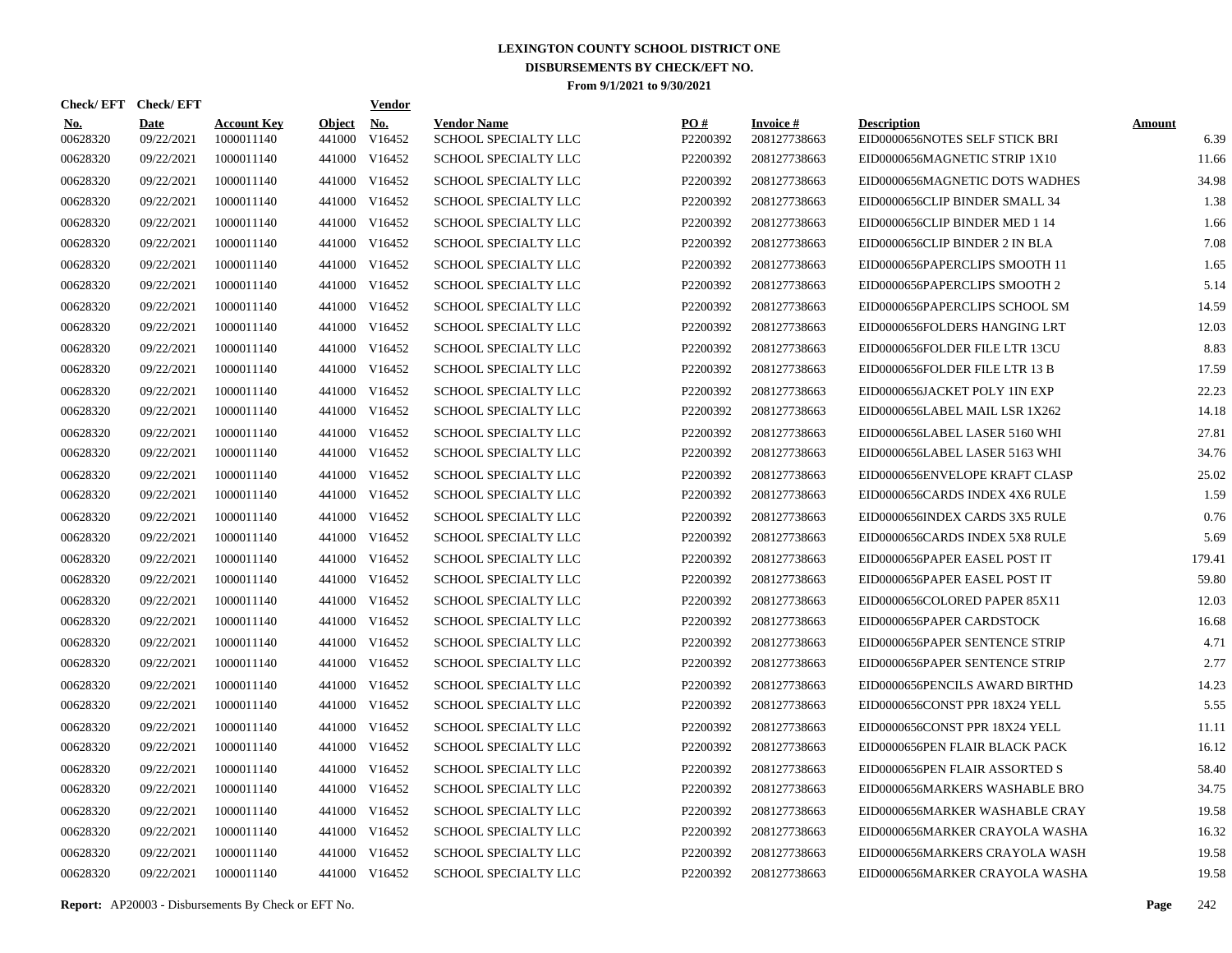# LEXINGTON COUNTY SCHOOL DISTRICT ONE
## DISBURSEMENTS BY CHECK/EFT NO.
### From 9/1/2021 to 9/30/2021

| Check/ EFT No. | Check/ EFT Date | Account Key | Object | Vendor No. | Vendor Name | PO # | Invoice # | Description | Amount |
|---|---|---|---|---|---|---|---|---|---|
| 00628320 | 09/22/2021 | 1000011140 | 441000 | V16452 | SCHOOL SPECIALTY LLC | P2200392 | 208127738663 | EID0000656NOTES SELF STICK BRI | 6.39 |
| 00628320 | 09/22/2021 | 1000011140 | 441000 | V16452 | SCHOOL SPECIALTY LLC | P2200392 | 208127738663 | EID0000656MAGNETIC STRIP 1X10 | 11.66 |
| 00628320 | 09/22/2021 | 1000011140 | 441000 | V16452 | SCHOOL SPECIALTY LLC | P2200392 | 208127738663 | EID0000656MAGNETIC DOTS WADHES | 34.98 |
| 00628320 | 09/22/2021 | 1000011140 | 441000 | V16452 | SCHOOL SPECIALTY LLC | P2200392 | 208127738663 | EID0000656CLIP BINDER SMALL 34 | 1.38 |
| 00628320 | 09/22/2021 | 1000011140 | 441000 | V16452 | SCHOOL SPECIALTY LLC | P2200392 | 208127738663 | EID0000656CLIP BINDER MED 1 14 | 1.66 |
| 00628320 | 09/22/2021 | 1000011140 | 441000 | V16452 | SCHOOL SPECIALTY LLC | P2200392 | 208127738663 | EID0000656CLIP BINDER 2 IN BLA | 7.08 |
| 00628320 | 09/22/2021 | 1000011140 | 441000 | V16452 | SCHOOL SPECIALTY LLC | P2200392 | 208127738663 | EID0000656PAPERCLIPS SMOOTH 11 | 1.65 |
| 00628320 | 09/22/2021 | 1000011140 | 441000 | V16452 | SCHOOL SPECIALTY LLC | P2200392 | 208127738663 | EID0000656PAPERCLIPS SMOOTH 2 | 5.14 |
| 00628320 | 09/22/2021 | 1000011140 | 441000 | V16452 | SCHOOL SPECIALTY LLC | P2200392 | 208127738663 | EID0000656PAPERCLIPS SCHOOL SM | 14.59 |
| 00628320 | 09/22/2021 | 1000011140 | 441000 | V16452 | SCHOOL SPECIALTY LLC | P2200392 | 208127738663 | EID0000656FOLDERS HANGING LRT | 12.03 |
| 00628320 | 09/22/2021 | 1000011140 | 441000 | V16452 | SCHOOL SPECIALTY LLC | P2200392 | 208127738663 | EID0000656FOLDER FILE LTR 13CU | 8.83 |
| 00628320 | 09/22/2021 | 1000011140 | 441000 | V16452 | SCHOOL SPECIALTY LLC | P2200392 | 208127738663 | EID0000656FOLDER FILE LTR 13 B | 17.59 |
| 00628320 | 09/22/2021 | 1000011140 | 441000 | V16452 | SCHOOL SPECIALTY LLC | P2200392 | 208127738663 | EID0000656JACKET POLY 1IN EXP | 22.23 |
| 00628320 | 09/22/2021 | 1000011140 | 441000 | V16452 | SCHOOL SPECIALTY LLC | P2200392 | 208127738663 | EID0000656LABEL MAIL LSR 1X262 | 14.18 |
| 00628320 | 09/22/2021 | 1000011140 | 441000 | V16452 | SCHOOL SPECIALTY LLC | P2200392 | 208127738663 | EID0000656LABEL LASER 5160 WHI | 27.81 |
| 00628320 | 09/22/2021 | 1000011140 | 441000 | V16452 | SCHOOL SPECIALTY LLC | P2200392 | 208127738663 | EID0000656LABEL LASER 5163 WHI | 34.76 |
| 00628320 | 09/22/2021 | 1000011140 | 441000 | V16452 | SCHOOL SPECIALTY LLC | P2200392 | 208127738663 | EID0000656ENVELOPE KRAFT CLASP | 25.02 |
| 00628320 | 09/22/2021 | 1000011140 | 441000 | V16452 | SCHOOL SPECIALTY LLC | P2200392 | 208127738663 | EID0000656CARDS INDEX 4X6 RULE | 1.59 |
| 00628320 | 09/22/2021 | 1000011140 | 441000 | V16452 | SCHOOL SPECIALTY LLC | P2200392 | 208127738663 | EID0000656INDEX CARDS 3X5 RULE | 0.76 |
| 00628320 | 09/22/2021 | 1000011140 | 441000 | V16452 | SCHOOL SPECIALTY LLC | P2200392 | 208127738663 | EID0000656CARDS INDEX 5X8 RULE | 5.69 |
| 00628320 | 09/22/2021 | 1000011140 | 441000 | V16452 | SCHOOL SPECIALTY LLC | P2200392 | 208127738663 | EID0000656PAPER EASEL POST IT | 179.41 |
| 00628320 | 09/22/2021 | 1000011140 | 441000 | V16452 | SCHOOL SPECIALTY LLC | P2200392 | 208127738663 | EID0000656PAPER EASEL POST IT | 59.80 |
| 00628320 | 09/22/2021 | 1000011140 | 441000 | V16452 | SCHOOL SPECIALTY LLC | P2200392 | 208127738663 | EID0000656COLORED PAPER 85X11 | 12.03 |
| 00628320 | 09/22/2021 | 1000011140 | 441000 | V16452 | SCHOOL SPECIALTY LLC | P2200392 | 208127738663 | EID0000656PAPER CARDSTOCK | 16.68 |
| 00628320 | 09/22/2021 | 1000011140 | 441000 | V16452 | SCHOOL SPECIALTY LLC | P2200392 | 208127738663 | EID0000656PAPER SENTENCE STRIP | 4.71 |
| 00628320 | 09/22/2021 | 1000011140 | 441000 | V16452 | SCHOOL SPECIALTY LLC | P2200392 | 208127738663 | EID0000656PAPER SENTENCE STRIP | 2.77 |
| 00628320 | 09/22/2021 | 1000011140 | 441000 | V16452 | SCHOOL SPECIALTY LLC | P2200392 | 208127738663 | EID0000656PENCILS AWARD BIRTHD | 14.23 |
| 00628320 | 09/22/2021 | 1000011140 | 441000 | V16452 | SCHOOL SPECIALTY LLC | P2200392 | 208127738663 | EID0000656CONST PPR 18X24 YELL | 5.55 |
| 00628320 | 09/22/2021 | 1000011140 | 441000 | V16452 | SCHOOL SPECIALTY LLC | P2200392 | 208127738663 | EID0000656CONST PPR 18X24 YELL | 11.11 |
| 00628320 | 09/22/2021 | 1000011140 | 441000 | V16452 | SCHOOL SPECIALTY LLC | P2200392 | 208127738663 | EID0000656PEN FLAIR BLACK PACK | 16.12 |
| 00628320 | 09/22/2021 | 1000011140 | 441000 | V16452 | SCHOOL SPECIALTY LLC | P2200392 | 208127738663 | EID0000656PEN FLAIR ASSORTED S | 58.40 |
| 00628320 | 09/22/2021 | 1000011140 | 441000 | V16452 | SCHOOL SPECIALTY LLC | P2200392 | 208127738663 | EID0000656MARKERS WASHABLE BRO | 34.75 |
| 00628320 | 09/22/2021 | 1000011140 | 441000 | V16452 | SCHOOL SPECIALTY LLC | P2200392 | 208127738663 | EID0000656MARKER WASHABLE CRAY | 19.58 |
| 00628320 | 09/22/2021 | 1000011140 | 441000 | V16452 | SCHOOL SPECIALTY LLC | P2200392 | 208127738663 | EID0000656MARKER CRAYOLA WASHA | 16.32 |
| 00628320 | 09/22/2021 | 1000011140 | 441000 | V16452 | SCHOOL SPECIALTY LLC | P2200392 | 208127738663 | EID0000656MARKERS CRAYOLA WASH | 19.58 |
| 00628320 | 09/22/2021 | 1000011140 | 441000 | V16452 | SCHOOL SPECIALTY LLC | P2200392 | 208127738663 | EID0000656MARKER CRAYOLA WASHA | 19.58 |

**Report:** AP20003 - Disbursements By Check or EFT No.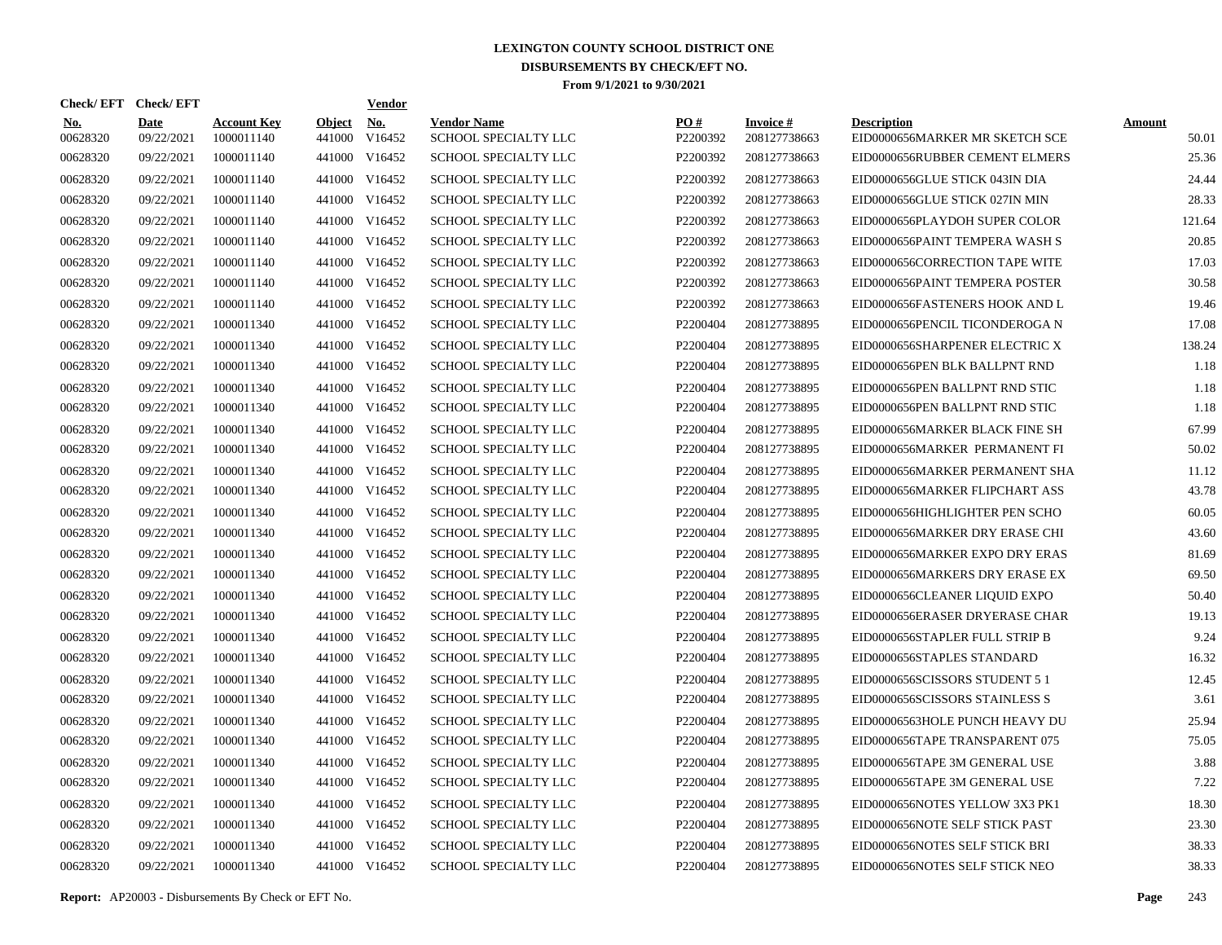# LEXINGTON COUNTY SCHOOL DISTRICT ONE
## DISBURSEMENTS BY CHECK/EFT NO.
### From 9/1/2021 to 9/30/2021

| Check/ EFT No. | Check/ EFT Date | Account Key | Object | Vendor No. | Vendor Name | PO # | Invoice # | Description | Amount |
|---|---|---|---|---|---|---|---|---|---|
| 00628320 | 09/22/2021 | 1000011140 | 441000 | V16452 | SCHOOL SPECIALTY LLC | P2200392 | 208127738663 | EID0000656MARKER MR SKETCH SCE | 50.01 |
| 00628320 | 09/22/2021 | 1000011140 | 441000 | V16452 | SCHOOL SPECIALTY LLC | P2200392 | 208127738663 | EID0000656RUBBER CEMENT ELMERS | 25.36 |
| 00628320 | 09/22/2021 | 1000011140 | 441000 | V16452 | SCHOOL SPECIALTY LLC | P2200392 | 208127738663 | EID0000656GLUE STICK 043IN DIA | 24.44 |
| 00628320 | 09/22/2021 | 1000011140 | 441000 | V16452 | SCHOOL SPECIALTY LLC | P2200392 | 208127738663 | EID0000656GLUE STICK 027IN MIN | 28.33 |
| 00628320 | 09/22/2021 | 1000011140 | 441000 | V16452 | SCHOOL SPECIALTY LLC | P2200392 | 208127738663 | EID0000656PLAYDOH SUPER COLOR | 121.64 |
| 00628320 | 09/22/2021 | 1000011140 | 441000 | V16452 | SCHOOL SPECIALTY LLC | P2200392 | 208127738663 | EID0000656PAINT TEMPERA WASH S | 20.85 |
| 00628320 | 09/22/2021 | 1000011140 | 441000 | V16452 | SCHOOL SPECIALTY LLC | P2200392 | 208127738663 | EID0000656CORRECTION TAPE WITE | 17.03 |
| 00628320 | 09/22/2021 | 1000011140 | 441000 | V16452 | SCHOOL SPECIALTY LLC | P2200392 | 208127738663 | EID0000656PAINT TEMPERA POSTER | 30.58 |
| 00628320 | 09/22/2021 | 1000011140 | 441000 | V16452 | SCHOOL SPECIALTY LLC | P2200392 | 208127738663 | EID0000656FASTENERS HOOK AND L | 19.46 |
| 00628320 | 09/22/2021 | 1000011340 | 441000 | V16452 | SCHOOL SPECIALTY LLC | P2200404 | 208127738895 | EID0000656PENCIL TICONDEROGA N | 17.08 |
| 00628320 | 09/22/2021 | 1000011340 | 441000 | V16452 | SCHOOL SPECIALTY LLC | P2200404 | 208127738895 | EID0000656SHARPENER ELECTRIC X | 138.24 |
| 00628320 | 09/22/2021 | 1000011340 | 441000 | V16452 | SCHOOL SPECIALTY LLC | P2200404 | 208127738895 | EID0000656PEN BLK BALLPNT RND | 1.18 |
| 00628320 | 09/22/2021 | 1000011340 | 441000 | V16452 | SCHOOL SPECIALTY LLC | P2200404 | 208127738895 | EID0000656PEN BALLPNT RND STIC | 1.18 |
| 00628320 | 09/22/2021 | 1000011340 | 441000 | V16452 | SCHOOL SPECIALTY LLC | P2200404 | 208127738895 | EID0000656PEN BALLPNT RND STIC | 1.18 |
| 00628320 | 09/22/2021 | 1000011340 | 441000 | V16452 | SCHOOL SPECIALTY LLC | P2200404 | 208127738895 | EID0000656MARKER BLACK FINE SH | 67.99 |
| 00628320 | 09/22/2021 | 1000011340 | 441000 | V16452 | SCHOOL SPECIALTY LLC | P2200404 | 208127738895 | EID0000656MARKER PERMANENT FI | 50.02 |
| 00628320 | 09/22/2021 | 1000011340 | 441000 | V16452 | SCHOOL SPECIALTY LLC | P2200404 | 208127738895 | EID0000656MARKER PERMANENT SHA | 11.12 |
| 00628320 | 09/22/2021 | 1000011340 | 441000 | V16452 | SCHOOL SPECIALTY LLC | P2200404 | 208127738895 | EID0000656MARKER FLIPCHART ASS | 43.78 |
| 00628320 | 09/22/2021 | 1000011340 | 441000 | V16452 | SCHOOL SPECIALTY LLC | P2200404 | 208127738895 | EID0000656HIGHLIGHTER PEN SCHO | 60.05 |
| 00628320 | 09/22/2021 | 1000011340 | 441000 | V16452 | SCHOOL SPECIALTY LLC | P2200404 | 208127738895 | EID0000656MARKER DRY ERASE CHI | 43.60 |
| 00628320 | 09/22/2021 | 1000011340 | 441000 | V16452 | SCHOOL SPECIALTY LLC | P2200404 | 208127738895 | EID0000656MARKER EXPO DRY ERAS | 81.69 |
| 00628320 | 09/22/2021 | 1000011340 | 441000 | V16452 | SCHOOL SPECIALTY LLC | P2200404 | 208127738895 | EID0000656MARKERS DRY ERASE EX | 69.50 |
| 00628320 | 09/22/2021 | 1000011340 | 441000 | V16452 | SCHOOL SPECIALTY LLC | P2200404 | 208127738895 | EID0000656CLEANER LIQUID EXPO | 50.40 |
| 00628320 | 09/22/2021 | 1000011340 | 441000 | V16452 | SCHOOL SPECIALTY LLC | P2200404 | 208127738895 | EID0000656ERASER DRYERASE CHAR | 19.13 |
| 00628320 | 09/22/2021 | 1000011340 | 441000 | V16452 | SCHOOL SPECIALTY LLC | P2200404 | 208127738895 | EID0000656STAPLER FULL STRIP B | 9.24 |
| 00628320 | 09/22/2021 | 1000011340 | 441000 | V16452 | SCHOOL SPECIALTY LLC | P2200404 | 208127738895 | EID0000656STAPLES STANDARD | 16.32 |
| 00628320 | 09/22/2021 | 1000011340 | 441000 | V16452 | SCHOOL SPECIALTY LLC | P2200404 | 208127738895 | EID0000656SCISSORS STUDENT 5 1 | 12.45 |
| 00628320 | 09/22/2021 | 1000011340 | 441000 | V16452 | SCHOOL SPECIALTY LLC | P2200404 | 208127738895 | EID0000656SCISSORS STAINLESS S | 3.61 |
| 00628320 | 09/22/2021 | 1000011340 | 441000 | V16452 | SCHOOL SPECIALTY LLC | P2200404 | 208127738895 | EID00006563HOLE PUNCH HEAVY DU | 25.94 |
| 00628320 | 09/22/2021 | 1000011340 | 441000 | V16452 | SCHOOL SPECIALTY LLC | P2200404 | 208127738895 | EID0000656TAPE TRANSPARENT 075 | 75.05 |
| 00628320 | 09/22/2021 | 1000011340 | 441000 | V16452 | SCHOOL SPECIALTY LLC | P2200404 | 208127738895 | EID0000656TAPE 3M GENERAL USE | 3.88 |
| 00628320 | 09/22/2021 | 1000011340 | 441000 | V16452 | SCHOOL SPECIALTY LLC | P2200404 | 208127738895 | EID0000656TAPE 3M GENERAL USE | 7.22 |
| 00628320 | 09/22/2021 | 1000011340 | 441000 | V16452 | SCHOOL SPECIALTY LLC | P2200404 | 208127738895 | EID0000656NOTES YELLOW 3X3 PK1 | 18.30 |
| 00628320 | 09/22/2021 | 1000011340 | 441000 | V16452 | SCHOOL SPECIALTY LLC | P2200404 | 208127738895 | EID0000656NOTE SELF STICK PAST | 23.30 |
| 00628320 | 09/22/2021 | 1000011340 | 441000 | V16452 | SCHOOL SPECIALTY LLC | P2200404 | 208127738895 | EID0000656NOTES SELF STICK BRI | 38.33 |
| 00628320 | 09/22/2021 | 1000011340 | 441000 | V16452 | SCHOOL SPECIALTY LLC | P2200404 | 208127738895 | EID0000656NOTES SELF STICK NEO | 38.33 |

**Report:** AP20003 - Disbursements By Check or EFT No.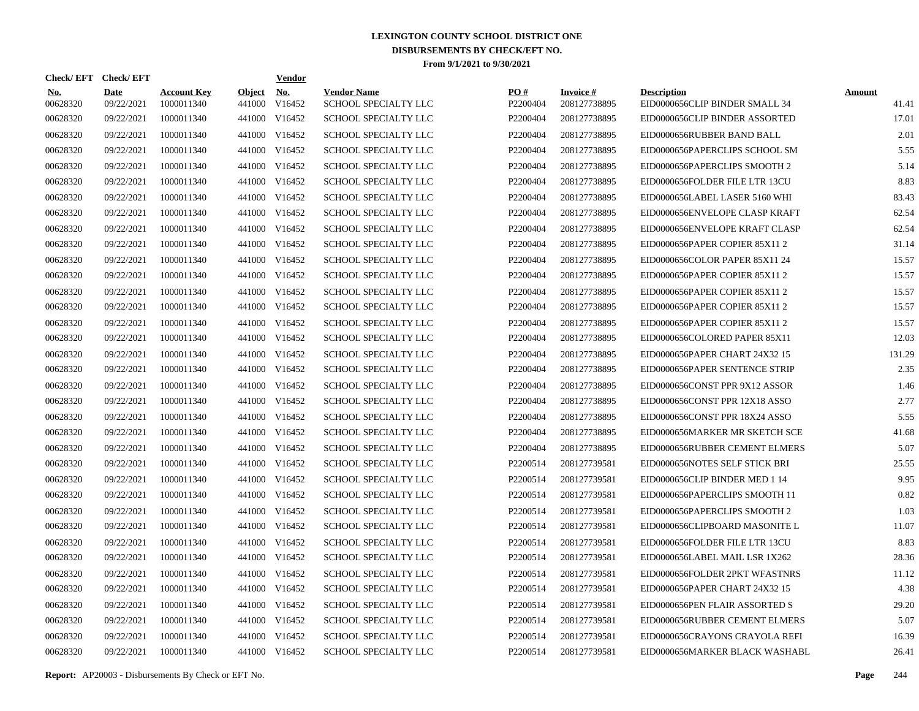# LEXINGTON COUNTY SCHOOL DISTRICT ONE
## DISBURSEMENTS BY CHECK/EFT NO.
### From 9/1/2021 to 9/30/2021

| Check/ EFT No. | Check/ EFT Date | Account Key | Object | Vendor No. | Vendor Name | PO # | Invoice # | Description | Amount |
|---|---|---|---|---|---|---|---|---|---|
| 00628320 | 09/22/2021 | 1000011340 | 441000 | V16452 | SCHOOL SPECIALTY LLC | P2200404 | 208127738895 | EID0000656CLIP BINDER SMALL 34 | 41.41 |
| 00628320 | 09/22/2021 | 1000011340 | 441000 | V16452 | SCHOOL SPECIALTY LLC | P2200404 | 208127738895 | EID0000656CLIP BINDER ASSORTED | 17.01 |
| 00628320 | 09/22/2021 | 1000011340 | 441000 | V16452 | SCHOOL SPECIALTY LLC | P2200404 | 208127738895 | EID0000656RUBBER BAND BALL | 2.01 |
| 00628320 | 09/22/2021 | 1000011340 | 441000 | V16452 | SCHOOL SPECIALTY LLC | P2200404 | 208127738895 | EID0000656PAPERCLIPS SCHOOL SM | 5.55 |
| 00628320 | 09/22/2021 | 1000011340 | 441000 | V16452 | SCHOOL SPECIALTY LLC | P2200404 | 208127738895 | EID0000656PAPERCLIPS SMOOTH 2 | 5.14 |
| 00628320 | 09/22/2021 | 1000011340 | 441000 | V16452 | SCHOOL SPECIALTY LLC | P2200404 | 208127738895 | EID0000656FOLDER FILE LTR 13CU | 8.83 |
| 00628320 | 09/22/2021 | 1000011340 | 441000 | V16452 | SCHOOL SPECIALTY LLC | P2200404 | 208127738895 | EID0000656LABEL LASER 5160 WHI | 83.43 |
| 00628320 | 09/22/2021 | 1000011340 | 441000 | V16452 | SCHOOL SPECIALTY LLC | P2200404 | 208127738895 | EID0000656ENVELOPE CLASP KRAFT | 62.54 |
| 00628320 | 09/22/2021 | 1000011340 | 441000 | V16452 | SCHOOL SPECIALTY LLC | P2200404 | 208127738895 | EID0000656ENVELOPE KRAFT CLASP | 62.54 |
| 00628320 | 09/22/2021 | 1000011340 | 441000 | V16452 | SCHOOL SPECIALTY LLC | P2200404 | 208127738895 | EID0000656PAPER COPIER 85X11 2 | 31.14 |
| 00628320 | 09/22/2021 | 1000011340 | 441000 | V16452 | SCHOOL SPECIALTY LLC | P2200404 | 208127738895 | EID0000656COLOR PAPER 85X11 24 | 15.57 |
| 00628320 | 09/22/2021 | 1000011340 | 441000 | V16452 | SCHOOL SPECIALTY LLC | P2200404 | 208127738895 | EID0000656PAPER COPIER 85X11 2 | 15.57 |
| 00628320 | 09/22/2021 | 1000011340 | 441000 | V16452 | SCHOOL SPECIALTY LLC | P2200404 | 208127738895 | EID0000656PAPER COPIER 85X11 2 | 15.57 |
| 00628320 | 09/22/2021 | 1000011340 | 441000 | V16452 | SCHOOL SPECIALTY LLC | P2200404 | 208127738895 | EID0000656PAPER COPIER 85X11 2 | 15.57 |
| 00628320 | 09/22/2021 | 1000011340 | 441000 | V16452 | SCHOOL SPECIALTY LLC | P2200404 | 208127738895 | EID0000656PAPER COPIER 85X11 2 | 15.57 |
| 00628320 | 09/22/2021 | 1000011340 | 441000 | V16452 | SCHOOL SPECIALTY LLC | P2200404 | 208127738895 | EID0000656COLORED PAPER 85X11 | 12.03 |
| 00628320 | 09/22/2021 | 1000011340 | 441000 | V16452 | SCHOOL SPECIALTY LLC | P2200404 | 208127738895 | EID0000656PAPER CHART 24X32 15 | 131.29 |
| 00628320 | 09/22/2021 | 1000011340 | 441000 | V16452 | SCHOOL SPECIALTY LLC | P2200404 | 208127738895 | EID0000656PAPER SENTENCE STRIP | 2.35 |
| 00628320 | 09/22/2021 | 1000011340 | 441000 | V16452 | SCHOOL SPECIALTY LLC | P2200404 | 208127738895 | EID0000656CONST PPR 9X12 ASSOR | 1.46 |
| 00628320 | 09/22/2021 | 1000011340 | 441000 | V16452 | SCHOOL SPECIALTY LLC | P2200404 | 208127738895 | EID0000656CONST PPR 12X18 ASSO | 2.77 |
| 00628320 | 09/22/2021 | 1000011340 | 441000 | V16452 | SCHOOL SPECIALTY LLC | P2200404 | 208127738895 | EID0000656CONST PPR 18X24 ASSO | 5.55 |
| 00628320 | 09/22/2021 | 1000011340 | 441000 | V16452 | SCHOOL SPECIALTY LLC | P2200404 | 208127738895 | EID0000656MARKER MR SKETCH SCE | 41.68 |
| 00628320 | 09/22/2021 | 1000011340 | 441000 | V16452 | SCHOOL SPECIALTY LLC | P2200404 | 208127738895 | EID0000656RUBBER CEMENT ELMERS | 5.07 |
| 00628320 | 09/22/2021 | 1000011340 | 441000 | V16452 | SCHOOL SPECIALTY LLC | P2200514 | 208127739581 | EID0000656NOTES SELF STICK BRI | 25.55 |
| 00628320 | 09/22/2021 | 1000011340 | 441000 | V16452 | SCHOOL SPECIALTY LLC | P2200514 | 208127739581 | EID0000656CLIP BINDER MED 1 14 | 9.95 |
| 00628320 | 09/22/2021 | 1000011340 | 441000 | V16452 | SCHOOL SPECIALTY LLC | P2200514 | 208127739581 | EID0000656PAPERCLIPS SMOOTH 11 | 0.82 |
| 00628320 | 09/22/2021 | 1000011340 | 441000 | V16452 | SCHOOL SPECIALTY LLC | P2200514 | 208127739581 | EID0000656PAPERCLIPS SMOOTH 2 | 1.03 |
| 00628320 | 09/22/2021 | 1000011340 | 441000 | V16452 | SCHOOL SPECIALTY LLC | P2200514 | 208127739581 | EID0000656CLIPBOARD MASONITE L | 11.07 |
| 00628320 | 09/22/2021 | 1000011340 | 441000 | V16452 | SCHOOL SPECIALTY LLC | P2200514 | 208127739581 | EID0000656FOLDER FILE LTR 13CU | 8.83 |
| 00628320 | 09/22/2021 | 1000011340 | 441000 | V16452 | SCHOOL SPECIALTY LLC | P2200514 | 208127739581 | EID0000656LABEL MAIL LSR 1X262 | 28.36 |
| 00628320 | 09/22/2021 | 1000011340 | 441000 | V16452 | SCHOOL SPECIALTY LLC | P2200514 | 208127739581 | EID0000656FOLDER 2PKT WFASTNRS | 11.12 |
| 00628320 | 09/22/2021 | 1000011340 | 441000 | V16452 | SCHOOL SPECIALTY LLC | P2200514 | 208127739581 | EID0000656PAPER CHART 24X32 15 | 4.38 |
| 00628320 | 09/22/2021 | 1000011340 | 441000 | V16452 | SCHOOL SPECIALTY LLC | P2200514 | 208127739581 | EID0000656PEN FLAIR ASSORTED S | 29.20 |
| 00628320 | 09/22/2021 | 1000011340 | 441000 | V16452 | SCHOOL SPECIALTY LLC | P2200514 | 208127739581 | EID0000656RUBBER CEMENT ELMERS | 5.07 |
| 00628320 | 09/22/2021 | 1000011340 | 441000 | V16452 | SCHOOL SPECIALTY LLC | P2200514 | 208127739581 | EID0000656CRAYONS CRAYOLA REFI | 16.39 |
| 00628320 | 09/22/2021 | 1000011340 | 441000 | V16452 | SCHOOL SPECIALTY LLC | P2200514 | 208127739581 | EID0000656MARKER BLACK WASHABL | 26.41 |

**Report:** AP20003 - Disbursements By Check or EFT No.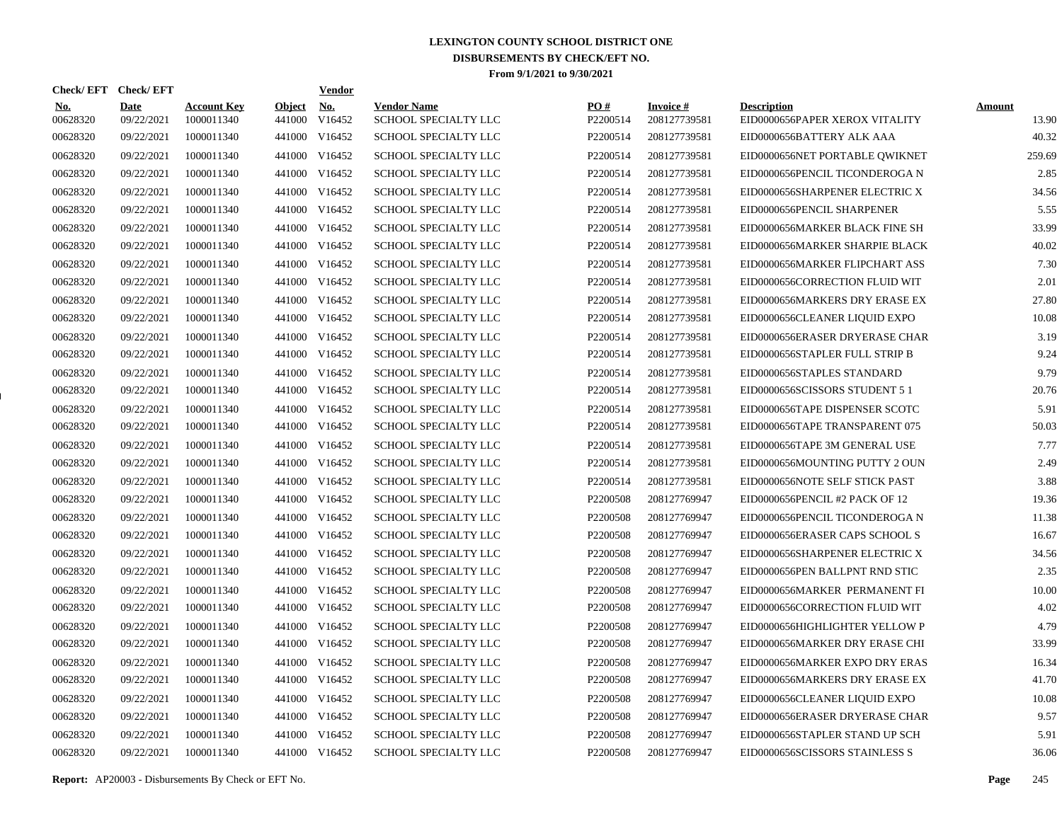# LEXINGTON COUNTY SCHOOL DISTRICT ONE
## DISBURSEMENTS BY CHECK/EFT NO.
### From 9/1/2021 to 9/30/2021

| Check/ EFT No. | Check/ EFT Date | Account Key | Object | Vendor No. | Vendor Name | PO # | Invoice # | Description | Amount |
|---|---|---|---|---|---|---|---|---|---|
| 00628320 | 09/22/2021 | 1000011340 | 441000 | V16452 | SCHOOL SPECIALTY LLC | P2200514 | 208127739581 | EID0000656PAPER XEROX VITALITY | 13.90 |
| 00628320 | 09/22/2021 | 1000011340 | 441000 | V16452 | SCHOOL SPECIALTY LLC | P2200514 | 208127739581 | EID0000656BATTERY ALK AAA | 40.32 |
| 00628320 | 09/22/2021 | 1000011340 | 441000 | V16452 | SCHOOL SPECIALTY LLC | P2200514 | 208127739581 | EID0000656NET PORTABLE QWIKNET | 259.69 |
| 00628320 | 09/22/2021 | 1000011340 | 441000 | V16452 | SCHOOL SPECIALTY LLC | P2200514 | 208127739581 | EID0000656PENCIL TICONDEROGA N | 2.85 |
| 00628320 | 09/22/2021 | 1000011340 | 441000 | V16452 | SCHOOL SPECIALTY LLC | P2200514 | 208127739581 | EID0000656SHARPENER ELECTRIC X | 34.56 |
| 00628320 | 09/22/2021 | 1000011340 | 441000 | V16452 | SCHOOL SPECIALTY LLC | P2200514 | 208127739581 | EID0000656PENCIL SHARPENER | 5.55 |
| 00628320 | 09/22/2021 | 1000011340 | 441000 | V16452 | SCHOOL SPECIALTY LLC | P2200514 | 208127739581 | EID0000656MARKER BLACK FINE SH | 33.99 |
| 00628320 | 09/22/2021 | 1000011340 | 441000 | V16452 | SCHOOL SPECIALTY LLC | P2200514 | 208127739581 | EID0000656MARKER SHARPIE BLACK | 40.02 |
| 00628320 | 09/22/2021 | 1000011340 | 441000 | V16452 | SCHOOL SPECIALTY LLC | P2200514 | 208127739581 | EID0000656MARKER FLIPCHART ASS | 7.30 |
| 00628320 | 09/22/2021 | 1000011340 | 441000 | V16452 | SCHOOL SPECIALTY LLC | P2200514 | 208127739581 | EID0000656CORRECTION FLUID WIT | 2.01 |
| 00628320 | 09/22/2021 | 1000011340 | 441000 | V16452 | SCHOOL SPECIALTY LLC | P2200514 | 208127739581 | EID0000656MARKERS DRY ERASE EX | 27.80 |
| 00628320 | 09/22/2021 | 1000011340 | 441000 | V16452 | SCHOOL SPECIALTY LLC | P2200514 | 208127739581 | EID0000656CLEANER LIQUID EXPO | 10.08 |
| 00628320 | 09/22/2021 | 1000011340 | 441000 | V16452 | SCHOOL SPECIALTY LLC | P2200514 | 208127739581 | EID0000656ERASER DRYERASE CHAR | 3.19 |
| 00628320 | 09/22/2021 | 1000011340 | 441000 | V16452 | SCHOOL SPECIALTY LLC | P2200514 | 208127739581 | EID0000656STAPLER FULL STRIP B | 9.24 |
| 00628320 | 09/22/2021 | 1000011340 | 441000 | V16452 | SCHOOL SPECIALTY LLC | P2200514 | 208127739581 | EID0000656STAPLES STANDARD | 9.79 |
| 00628320 | 09/22/2021 | 1000011340 | 441000 | V16452 | SCHOOL SPECIALTY LLC | P2200514 | 208127739581 | EID0000656SCISSORS STUDENT 5 1 | 20.76 |
| 00628320 | 09/22/2021 | 1000011340 | 441000 | V16452 | SCHOOL SPECIALTY LLC | P2200514 | 208127739581 | EID0000656TAPE DISPENSER SCOTC | 5.91 |
| 00628320 | 09/22/2021 | 1000011340 | 441000 | V16452 | SCHOOL SPECIALTY LLC | P2200514 | 208127739581 | EID0000656TAPE TRANSPARENT 075 | 50.03 |
| 00628320 | 09/22/2021 | 1000011340 | 441000 | V16452 | SCHOOL SPECIALTY LLC | P2200514 | 208127739581 | EID0000656TAPE 3M GENERAL USE | 7.77 |
| 00628320 | 09/22/2021 | 1000011340 | 441000 | V16452 | SCHOOL SPECIALTY LLC | P2200514 | 208127739581 | EID0000656MOUNTING PUTTY 2 OUN | 2.49 |
| 00628320 | 09/22/2021 | 1000011340 | 441000 | V16452 | SCHOOL SPECIALTY LLC | P2200514 | 208127739581 | EID0000656NOTE SELF STICK PAST | 3.88 |
| 00628320 | 09/22/2021 | 1000011340 | 441000 | V16452 | SCHOOL SPECIALTY LLC | P2200508 | 208127769947 | EID0000656PENCIL #2 PACK OF 12 | 19.36 |
| 00628320 | 09/22/2021 | 1000011340 | 441000 | V16452 | SCHOOL SPECIALTY LLC | P2200508 | 208127769947 | EID0000656PENCIL TICONDEROGA N | 11.38 |
| 00628320 | 09/22/2021 | 1000011340 | 441000 | V16452 | SCHOOL SPECIALTY LLC | P2200508 | 208127769947 | EID0000656ERASER CAPS SCHOOL S | 16.67 |
| 00628320 | 09/22/2021 | 1000011340 | 441000 | V16452 | SCHOOL SPECIALTY LLC | P2200508 | 208127769947 | EID0000656SHARPENER ELECTRIC X | 34.56 |
| 00628320 | 09/22/2021 | 1000011340 | 441000 | V16452 | SCHOOL SPECIALTY LLC | P2200508 | 208127769947 | EID0000656PEN BALLPNT RND STIC | 2.35 |
| 00628320 | 09/22/2021 | 1000011340 | 441000 | V16452 | SCHOOL SPECIALTY LLC | P2200508 | 208127769947 | EID0000656MARKER PERMANENT FI | 10.00 |
| 00628320 | 09/22/2021 | 1000011340 | 441000 | V16452 | SCHOOL SPECIALTY LLC | P2200508 | 208127769947 | EID0000656CORRECTION FLUID WIT | 4.02 |
| 00628320 | 09/22/2021 | 1000011340 | 441000 | V16452 | SCHOOL SPECIALTY LLC | P2200508 | 208127769947 | EID0000656HIGHLIGHTER YELLOW P | 4.79 |
| 00628320 | 09/22/2021 | 1000011340 | 441000 | V16452 | SCHOOL SPECIALTY LLC | P2200508 | 208127769947 | EID0000656MARKER DRY ERASE CHI | 33.99 |
| 00628320 | 09/22/2021 | 1000011340 | 441000 | V16452 | SCHOOL SPECIALTY LLC | P2200508 | 208127769947 | EID0000656MARKER EXPO DRY ERAS | 16.34 |
| 00628320 | 09/22/2021 | 1000011340 | 441000 | V16452 | SCHOOL SPECIALTY LLC | P2200508 | 208127769947 | EID0000656MARKERS DRY ERASE EX | 41.70 |
| 00628320 | 09/22/2021 | 1000011340 | 441000 | V16452 | SCHOOL SPECIALTY LLC | P2200508 | 208127769947 | EID0000656CLEANER LIQUID EXPO | 10.08 |
| 00628320 | 09/22/2021 | 1000011340 | 441000 | V16452 | SCHOOL SPECIALTY LLC | P2200508 | 208127769947 | EID0000656ERASER DRYERASE CHAR | 9.57 |
| 00628320 | 09/22/2021 | 1000011340 | 441000 | V16452 | SCHOOL SPECIALTY LLC | P2200508 | 208127769947 | EID0000656STAPLER STAND UP SCH | 5.91 |
| 00628320 | 09/22/2021 | 1000011340 | 441000 | V16452 | SCHOOL SPECIALTY LLC | P2200508 | 208127769947 | EID0000656SCISSORS STAINLESS S | 36.06 |

**Report:** AP20003 - Disbursements By Check or EFT No.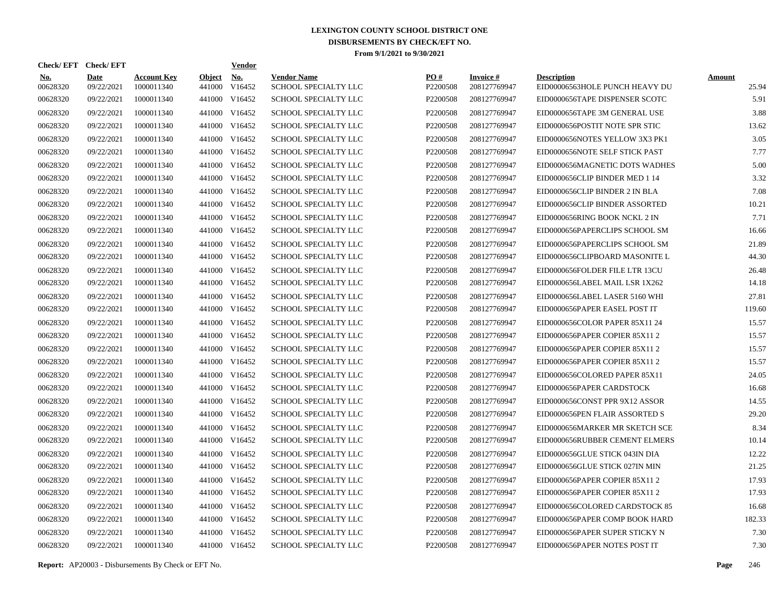# LEXINGTON COUNTY SCHOOL DISTRICT ONE
## DISBURSEMENTS BY CHECK/EFT NO.
### From 9/1/2021 to 9/30/2021

| Check/ EFT No. | Check/ EFT Date | Account Key | Object | Vendor No. | Vendor Name | PO # | Invoice # | Description | Amount |
|---|---|---|---|---|---|---|---|---|---|
| 00628320 | 09/22/2021 | 1000011340 | 441000 | V16452 | SCHOOL SPECIALTY LLC | P2200508 | 208127769947 | EID00006563HOLE PUNCH HEAVY DU | 25.94 |
| 00628320 | 09/22/2021 | 1000011340 | 441000 | V16452 | SCHOOL SPECIALTY LLC | P2200508 | 208127769947 | EID0000656TAPE DISPENSER SCOTC | 5.91 |
| 00628320 | 09/22/2021 | 1000011340 | 441000 | V16452 | SCHOOL SPECIALTY LLC | P2200508 | 208127769947 | EID0000656TAPE 3M GENERAL USE | 3.88 |
| 00628320 | 09/22/2021 | 1000011340 | 441000 | V16452 | SCHOOL SPECIALTY LLC | P2200508 | 208127769947 | EID0000656POSTIT NOTE SPR STIC | 13.62 |
| 00628320 | 09/22/2021 | 1000011340 | 441000 | V16452 | SCHOOL SPECIALTY LLC | P2200508 | 208127769947 | EID0000656NOTES YELLOW 3X3 PK1 | 3.05 |
| 00628320 | 09/22/2021 | 1000011340 | 441000 | V16452 | SCHOOL SPECIALTY LLC | P2200508 | 208127769947 | EID0000656NOTE SELF STICK PAST | 7.77 |
| 00628320 | 09/22/2021 | 1000011340 | 441000 | V16452 | SCHOOL SPECIALTY LLC | P2200508 | 208127769947 | EID0000656MAGNETIC DOTS WADHES | 5.00 |
| 00628320 | 09/22/2021 | 1000011340 | 441000 | V16452 | SCHOOL SPECIALTY LLC | P2200508 | 208127769947 | EID0000656CLIP BINDER MED 1 14 | 3.32 |
| 00628320 | 09/22/2021 | 1000011340 | 441000 | V16452 | SCHOOL SPECIALTY LLC | P2200508 | 208127769947 | EID0000656CLIP BINDER 2 IN BLA | 7.08 |
| 00628320 | 09/22/2021 | 1000011340 | 441000 | V16452 | SCHOOL SPECIALTY LLC | P2200508 | 208127769947 | EID0000656CLIP BINDER ASSORTED | 10.21 |
| 00628320 | 09/22/2021 | 1000011340 | 441000 | V16452 | SCHOOL SPECIALTY LLC | P2200508 | 208127769947 | EID0000656RING BOOK NCKL 2 IN | 7.71 |
| 00628320 | 09/22/2021 | 1000011340 | 441000 | V16452 | SCHOOL SPECIALTY LLC | P2200508 | 208127769947 | EID0000656PAPERCLIPS SCHOOL SM | 16.66 |
| 00628320 | 09/22/2021 | 1000011340 | 441000 | V16452 | SCHOOL SPECIALTY LLC | P2200508 | 208127769947 | EID0000656PAPERCLIPS SCHOOL SM | 21.89 |
| 00628320 | 09/22/2021 | 1000011340 | 441000 | V16452 | SCHOOL SPECIALTY LLC | P2200508 | 208127769947 | EID0000656CLIPBOARD MASONITE L | 44.30 |
| 00628320 | 09/22/2021 | 1000011340 | 441000 | V16452 | SCHOOL SPECIALTY LLC | P2200508 | 208127769947 | EID0000656FOLDER FILE LTR 13CU | 26.48 |
| 00628320 | 09/22/2021 | 1000011340 | 441000 | V16452 | SCHOOL SPECIALTY LLC | P2200508 | 208127769947 | EID0000656LABEL MAIL LSR 1X262 | 14.18 |
| 00628320 | 09/22/2021 | 1000011340 | 441000 | V16452 | SCHOOL SPECIALTY LLC | P2200508 | 208127769947 | EID0000656LABEL LASER 5160 WHI | 27.81 |
| 00628320 | 09/22/2021 | 1000011340 | 441000 | V16452 | SCHOOL SPECIALTY LLC | P2200508 | 208127769947 | EID0000656PAPER EASEL POST IT | 119.60 |
| 00628320 | 09/22/2021 | 1000011340 | 441000 | V16452 | SCHOOL SPECIALTY LLC | P2200508 | 208127769947 | EID0000656COLOR PAPER 85X11 24 | 15.57 |
| 00628320 | 09/22/2021 | 1000011340 | 441000 | V16452 | SCHOOL SPECIALTY LLC | P2200508 | 208127769947 | EID0000656PAPER COPIER 85X11 2 | 15.57 |
| 00628320 | 09/22/2021 | 1000011340 | 441000 | V16452 | SCHOOL SPECIALTY LLC | P2200508 | 208127769947 | EID0000656PAPER COPIER 85X11 2 | 15.57 |
| 00628320 | 09/22/2021 | 1000011340 | 441000 | V16452 | SCHOOL SPECIALTY LLC | P2200508 | 208127769947 | EID0000656PAPER COPIER 85X11 2 | 15.57 |
| 00628320 | 09/22/2021 | 1000011340 | 441000 | V16452 | SCHOOL SPECIALTY LLC | P2200508 | 208127769947 | EID0000656COLORED PAPER 85X11 | 24.05 |
| 00628320 | 09/22/2021 | 1000011340 | 441000 | V16452 | SCHOOL SPECIALTY LLC | P2200508 | 208127769947 | EID0000656PAPER CARDSTOCK | 16.68 |
| 00628320 | 09/22/2021 | 1000011340 | 441000 | V16452 | SCHOOL SPECIALTY LLC | P2200508 | 208127769947 | EID0000656CONST PPR 9X12 ASSOR | 14.55 |
| 00628320 | 09/22/2021 | 1000011340 | 441000 | V16452 | SCHOOL SPECIALTY LLC | P2200508 | 208127769947 | EID0000656PEN FLAIR ASSORTED S | 29.20 |
| 00628320 | 09/22/2021 | 1000011340 | 441000 | V16452 | SCHOOL SPECIALTY LLC | P2200508 | 208127769947 | EID0000656MARKER MR SKETCH SCE | 8.34 |
| 00628320 | 09/22/2021 | 1000011340 | 441000 | V16452 | SCHOOL SPECIALTY LLC | P2200508 | 208127769947 | EID0000656RUBBER CEMENT ELMERS | 10.14 |
| 00628320 | 09/22/2021 | 1000011340 | 441000 | V16452 | SCHOOL SPECIALTY LLC | P2200508 | 208127769947 | EID0000656GLUE STICK 043IN DIA | 12.22 |
| 00628320 | 09/22/2021 | 1000011340 | 441000 | V16452 | SCHOOL SPECIALTY LLC | P2200508 | 208127769947 | EID0000656GLUE STICK 027IN MIN | 21.25 |
| 00628320 | 09/22/2021 | 1000011340 | 441000 | V16452 | SCHOOL SPECIALTY LLC | P2200508 | 208127769947 | EID0000656PAPER COPIER 85X11 2 | 17.93 |
| 00628320 | 09/22/2021 | 1000011340 | 441000 | V16452 | SCHOOL SPECIALTY LLC | P2200508 | 208127769947 | EID0000656PAPER COPIER 85X11 2 | 17.93 |
| 00628320 | 09/22/2021 | 1000011340 | 441000 | V16452 | SCHOOL SPECIALTY LLC | P2200508 | 208127769947 | EID0000656COLORED CARDSTOCK 85 | 16.68 |
| 00628320 | 09/22/2021 | 1000011340 | 441000 | V16452 | SCHOOL SPECIALTY LLC | P2200508 | 208127769947 | EID0000656PAPER COMP BOOK HARD | 182.33 |
| 00628320 | 09/22/2021 | 1000011340 | 441000 | V16452 | SCHOOL SPECIALTY LLC | P2200508 | 208127769947 | EID0000656PAPER SUPER STICKY N | 7.30 |
| 00628320 | 09/22/2021 | 1000011340 | 441000 | V16452 | SCHOOL SPECIALTY LLC | P2200508 | 208127769947 | EID0000656PAPER NOTES POST IT | 7.30 |

**Report:** AP20003 - Disbursements By Check or EFT No.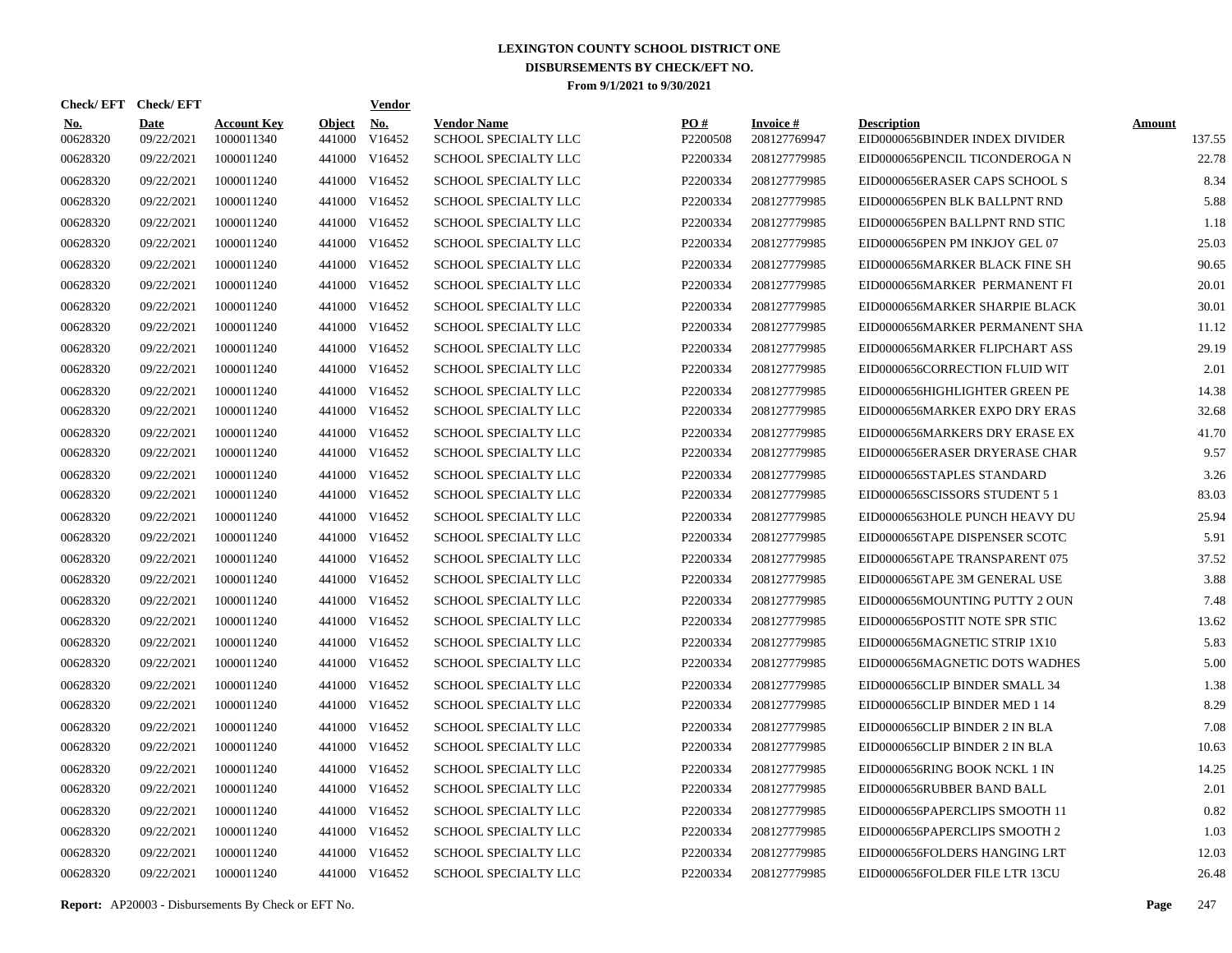# LEXINGTON COUNTY SCHOOL DISTRICT ONE
## DISBURSEMENTS BY CHECK/EFT NO.
### From 9/1/2021 to 9/30/2021

| Check/ EFT No. | Check/ EFT Date | Account Key | Object | Vendor No. | Vendor Name | PO # | Invoice # | Description | Amount |
|---|---|---|---|---|---|---|---|---|---|
| 00628320 | 09/22/2021 | 1000011340 | 441000 | V16452 | SCHOOL SPECIALTY LLC | P2200508 | 208127769947 | EID0000656BINDER INDEX DIVIDER | 137.55 |
| 00628320 | 09/22/2021 | 1000011240 | 441000 | V16452 | SCHOOL SPECIALTY LLC | P2200334 | 208127779985 | EID0000656PENCIL TICONDEROGA N | 22.78 |
| 00628320 | 09/22/2021 | 1000011240 | 441000 | V16452 | SCHOOL SPECIALTY LLC | P2200334 | 208127779985 | EID0000656ERASER CAPS SCHOOL S | 8.34 |
| 00628320 | 09/22/2021 | 1000011240 | 441000 | V16452 | SCHOOL SPECIALTY LLC | P2200334 | 208127779985 | EID0000656PEN BLK BALLPNT RND | 5.88 |
| 00628320 | 09/22/2021 | 1000011240 | 441000 | V16452 | SCHOOL SPECIALTY LLC | P2200334 | 208127779985 | EID0000656PEN BALLPNT RND STIC | 1.18 |
| 00628320 | 09/22/2021 | 1000011240 | 441000 | V16452 | SCHOOL SPECIALTY LLC | P2200334 | 208127779985 | EID0000656PEN PM INKJOY GEL 07 | 25.03 |
| 00628320 | 09/22/2021 | 1000011240 | 441000 | V16452 | SCHOOL SPECIALTY LLC | P2200334 | 208127779985 | EID0000656MARKER BLACK FINE SH | 90.65 |
| 00628320 | 09/22/2021 | 1000011240 | 441000 | V16452 | SCHOOL SPECIALTY LLC | P2200334 | 208127779985 | EID0000656MARKER PERMANENT FI | 20.01 |
| 00628320 | 09/22/2021 | 1000011240 | 441000 | V16452 | SCHOOL SPECIALTY LLC | P2200334 | 208127779985 | EID0000656MARKER SHARPIE BLACK | 30.01 |
| 00628320 | 09/22/2021 | 1000011240 | 441000 | V16452 | SCHOOL SPECIALTY LLC | P2200334 | 208127779985 | EID0000656MARKER PERMANENT SHA | 11.12 |
| 00628320 | 09/22/2021 | 1000011240 | 441000 | V16452 | SCHOOL SPECIALTY LLC | P2200334 | 208127779985 | EID0000656MARKER FLIPCHART ASS | 29.19 |
| 00628320 | 09/22/2021 | 1000011240 | 441000 | V16452 | SCHOOL SPECIALTY LLC | P2200334 | 208127779985 | EID0000656CORRECTION FLUID WIT | 2.01 |
| 00628320 | 09/22/2021 | 1000011240 | 441000 | V16452 | SCHOOL SPECIALTY LLC | P2200334 | 208127779985 | EID0000656HIGHLIGHTER GREEN PE | 14.38 |
| 00628320 | 09/22/2021 | 1000011240 | 441000 | V16452 | SCHOOL SPECIALTY LLC | P2200334 | 208127779985 | EID0000656MARKER EXPO DRY ERAS | 32.68 |
| 00628320 | 09/22/2021 | 1000011240 | 441000 | V16452 | SCHOOL SPECIALTY LLC | P2200334 | 208127779985 | EID0000656MARKERS DRY ERASE EX | 41.70 |
| 00628320 | 09/22/2021 | 1000011240 | 441000 | V16452 | SCHOOL SPECIALTY LLC | P2200334 | 208127779985 | EID0000656ERASER DRYERASE CHAR | 9.57 |
| 00628320 | 09/22/2021 | 1000011240 | 441000 | V16452 | SCHOOL SPECIALTY LLC | P2200334 | 208127779985 | EID0000656STAPLES STANDARD | 3.26 |
| 00628320 | 09/22/2021 | 1000011240 | 441000 | V16452 | SCHOOL SPECIALTY LLC | P2200334 | 208127779985 | EID0000656SCISSORS STUDENT 5 1 | 83.03 |
| 00628320 | 09/22/2021 | 1000011240 | 441000 | V16452 | SCHOOL SPECIALTY LLC | P2200334 | 208127779985 | EID00006563HOLE PUNCH HEAVY DU | 25.94 |
| 00628320 | 09/22/2021 | 1000011240 | 441000 | V16452 | SCHOOL SPECIALTY LLC | P2200334 | 208127779985 | EID0000656TAPE DISPENSER SCOTC | 5.91 |
| 00628320 | 09/22/2021 | 1000011240 | 441000 | V16452 | SCHOOL SPECIALTY LLC | P2200334 | 208127779985 | EID0000656TAPE TRANSPARENT 075 | 37.52 |
| 00628320 | 09/22/2021 | 1000011240 | 441000 | V16452 | SCHOOL SPECIALTY LLC | P2200334 | 208127779985 | EID0000656TAPE 3M GENERAL USE | 3.88 |
| 00628320 | 09/22/2021 | 1000011240 | 441000 | V16452 | SCHOOL SPECIALTY LLC | P2200334 | 208127779985 | EID0000656MOUNTING PUTTY 2 OUN | 7.48 |
| 00628320 | 09/22/2021 | 1000011240 | 441000 | V16452 | SCHOOL SPECIALTY LLC | P2200334 | 208127779985 | EID0000656POSTIT NOTE SPR STIC | 13.62 |
| 00628320 | 09/22/2021 | 1000011240 | 441000 | V16452 | SCHOOL SPECIALTY LLC | P2200334 | 208127779985 | EID0000656MAGNETIC STRIP 1X10 | 5.83 |
| 00628320 | 09/22/2021 | 1000011240 | 441000 | V16452 | SCHOOL SPECIALTY LLC | P2200334 | 208127779985 | EID0000656MAGNETIC DOTS WADHES | 5.00 |
| 00628320 | 09/22/2021 | 1000011240 | 441000 | V16452 | SCHOOL SPECIALTY LLC | P2200334 | 208127779985 | EID0000656CLIP BINDER SMALL 34 | 1.38 |
| 00628320 | 09/22/2021 | 1000011240 | 441000 | V16452 | SCHOOL SPECIALTY LLC | P2200334 | 208127779985 | EID0000656CLIP BINDER MED 1 14 | 8.29 |
| 00628320 | 09/22/2021 | 1000011240 | 441000 | V16452 | SCHOOL SPECIALTY LLC | P2200334 | 208127779985 | EID0000656CLIP BINDER 2 IN BLA | 7.08 |
| 00628320 | 09/22/2021 | 1000011240 | 441000 | V16452 | SCHOOL SPECIALTY LLC | P2200334 | 208127779985 | EID0000656CLIP BINDER 2 IN BLA | 10.63 |
| 00628320 | 09/22/2021 | 1000011240 | 441000 | V16452 | SCHOOL SPECIALTY LLC | P2200334 | 208127779985 | EID0000656RING BOOK NCKL 1 IN | 14.25 |
| 00628320 | 09/22/2021 | 1000011240 | 441000 | V16452 | SCHOOL SPECIALTY LLC | P2200334 | 208127779985 | EID0000656RUBBER BAND BALL | 2.01 |
| 00628320 | 09/22/2021 | 1000011240 | 441000 | V16452 | SCHOOL SPECIALTY LLC | P2200334 | 208127779985 | EID0000656PAPERCLIPS SMOOTH 11 | 0.82 |
| 00628320 | 09/22/2021 | 1000011240 | 441000 | V16452 | SCHOOL SPECIALTY LLC | P2200334 | 208127779985 | EID0000656PAPERCLIPS SMOOTH 2 | 1.03 |
| 00628320 | 09/22/2021 | 1000011240 | 441000 | V16452 | SCHOOL SPECIALTY LLC | P2200334 | 208127779985 | EID0000656FOLDERS HANGING LRT | 12.03 |
| 00628320 | 09/22/2021 | 1000011240 | 441000 | V16452 | SCHOOL SPECIALTY LLC | P2200334 | 208127779985 | EID0000656FOLDER FILE LTR 13CU | 26.48 |

**Report:** AP20003 - Disbursements By Check or EFT No.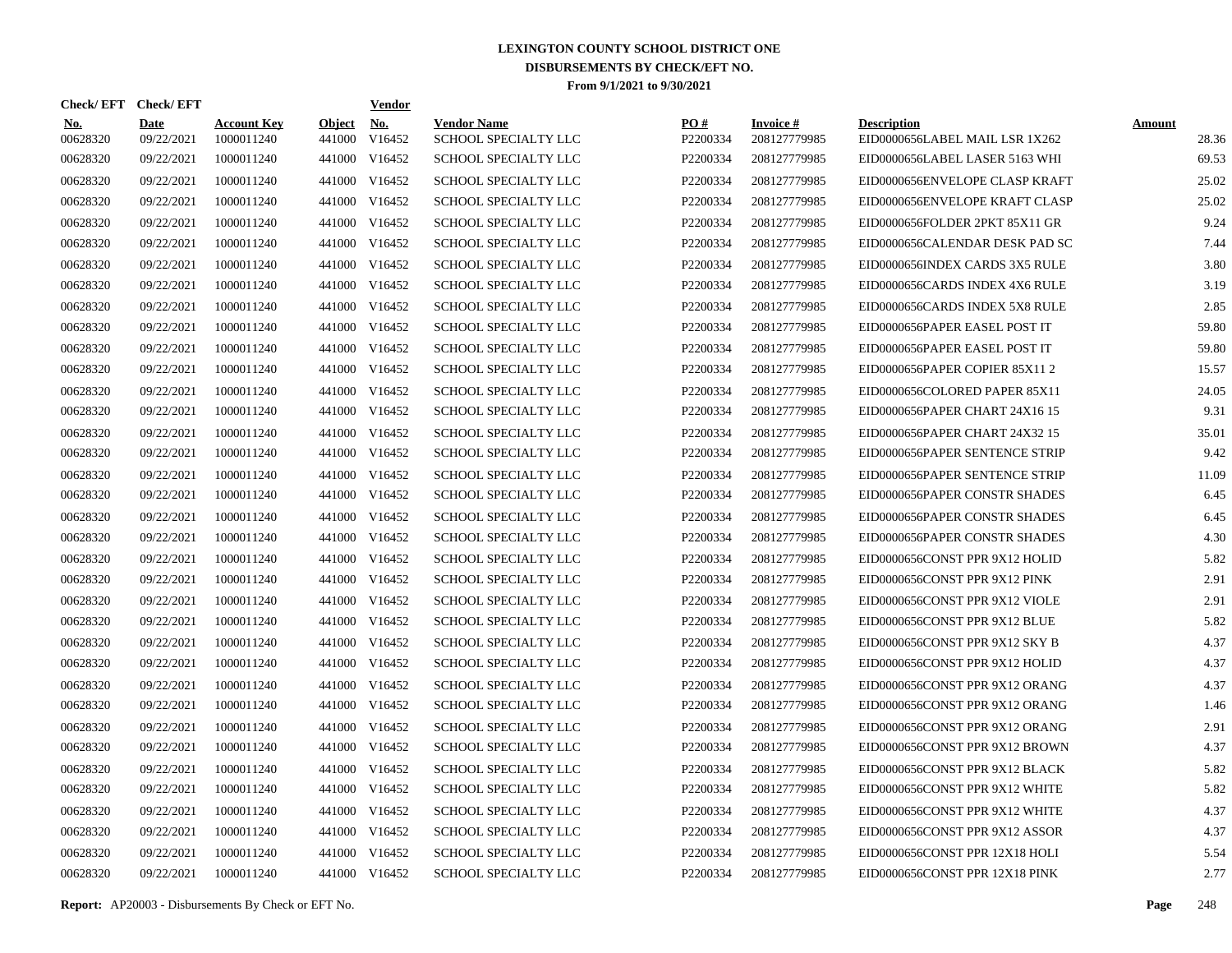# LEXINGTON COUNTY SCHOOL DISTRICT ONE
## DISBURSEMENTS BY CHECK/EFT NO.
### From 9/1/2021 to 9/30/2021

| Check/ EFT No. | Check/ EFT Date | Account Key | Object | Vendor No. | Vendor Name | PO # | Invoice # | Description | Amount |
|---|---|---|---|---|---|---|---|---|---|
| 00628320 | 09/22/2021 | 1000011240 | 441000 | V16452 | SCHOOL SPECIALTY LLC | P2200334 | 208127779985 | EID0000656LABEL MAIL LSR 1X262 | 28.36 |
| 00628320 | 09/22/2021 | 1000011240 | 441000 | V16452 | SCHOOL SPECIALTY LLC | P2200334 | 208127779985 | EID0000656LABEL LASER 5163 WHI | 69.53 |
| 00628320 | 09/22/2021 | 1000011240 | 441000 | V16452 | SCHOOL SPECIALTY LLC | P2200334 | 208127779985 | EID0000656ENVELOPE CLASP KRAFT | 25.02 |
| 00628320 | 09/22/2021 | 1000011240 | 441000 | V16452 | SCHOOL SPECIALTY LLC | P2200334 | 208127779985 | EID0000656ENVELOPE KRAFT CLASP | 25.02 |
| 00628320 | 09/22/2021 | 1000011240 | 441000 | V16452 | SCHOOL SPECIALTY LLC | P2200334 | 208127779985 | EID0000656FOLDER 2PKT 85X11 GR | 9.24 |
| 00628320 | 09/22/2021 | 1000011240 | 441000 | V16452 | SCHOOL SPECIALTY LLC | P2200334 | 208127779985 | EID0000656CALENDAR DESK PAD SC | 7.44 |
| 00628320 | 09/22/2021 | 1000011240 | 441000 | V16452 | SCHOOL SPECIALTY LLC | P2200334 | 208127779985 | EID0000656INDEX CARDS 3X5 RULE | 3.80 |
| 00628320 | 09/22/2021 | 1000011240 | 441000 | V16452 | SCHOOL SPECIALTY LLC | P2200334 | 208127779985 | EID0000656CARDS INDEX 4X6 RULE | 3.19 |
| 00628320 | 09/22/2021 | 1000011240 | 441000 | V16452 | SCHOOL SPECIALTY LLC | P2200334 | 208127779985 | EID0000656CARDS INDEX 5X8 RULE | 2.85 |
| 00628320 | 09/22/2021 | 1000011240 | 441000 | V16452 | SCHOOL SPECIALTY LLC | P2200334 | 208127779985 | EID0000656PAPER EASEL POST IT | 59.80 |
| 00628320 | 09/22/2021 | 1000011240 | 441000 | V16452 | SCHOOL SPECIALTY LLC | P2200334 | 208127779985 | EID0000656PAPER EASEL POST IT | 59.80 |
| 00628320 | 09/22/2021 | 1000011240 | 441000 | V16452 | SCHOOL SPECIALTY LLC | P2200334 | 208127779985 | EID0000656PAPER COPIER 85X11 2 | 15.57 |
| 00628320 | 09/22/2021 | 1000011240 | 441000 | V16452 | SCHOOL SPECIALTY LLC | P2200334 | 208127779985 | EID0000656COLORED PAPER 85X11 | 24.05 |
| 00628320 | 09/22/2021 | 1000011240 | 441000 | V16452 | SCHOOL SPECIALTY LLC | P2200334 | 208127779985 | EID0000656PAPER CHART 24X16 15 | 9.31 |
| 00628320 | 09/22/2021 | 1000011240 | 441000 | V16452 | SCHOOL SPECIALTY LLC | P2200334 | 208127779985 | EID0000656PAPER CHART 24X32 15 | 35.01 |
| 00628320 | 09/22/2021 | 1000011240 | 441000 | V16452 | SCHOOL SPECIALTY LLC | P2200334 | 208127779985 | EID0000656PAPER SENTENCE STRIP | 9.42 |
| 00628320 | 09/22/2021 | 1000011240 | 441000 | V16452 | SCHOOL SPECIALTY LLC | P2200334 | 208127779985 | EID0000656PAPER SENTENCE STRIP | 11.09 |
| 00628320 | 09/22/2021 | 1000011240 | 441000 | V16452 | SCHOOL SPECIALTY LLC | P2200334 | 208127779985 | EID0000656PAPER CONSTR SHADES | 6.45 |
| 00628320 | 09/22/2021 | 1000011240 | 441000 | V16452 | SCHOOL SPECIALTY LLC | P2200334 | 208127779985 | EID0000656PAPER CONSTR SHADES | 6.45 |
| 00628320 | 09/22/2021 | 1000011240 | 441000 | V16452 | SCHOOL SPECIALTY LLC | P2200334 | 208127779985 | EID0000656PAPER CONSTR SHADES | 4.30 |
| 00628320 | 09/22/2021 | 1000011240 | 441000 | V16452 | SCHOOL SPECIALTY LLC | P2200334 | 208127779985 | EID0000656CONST PPR 9X12 HOLID | 5.82 |
| 00628320 | 09/22/2021 | 1000011240 | 441000 | V16452 | SCHOOL SPECIALTY LLC | P2200334 | 208127779985 | EID0000656CONST PPR 9X12 PINK | 2.91 |
| 00628320 | 09/22/2021 | 1000011240 | 441000 | V16452 | SCHOOL SPECIALTY LLC | P2200334 | 208127779985 | EID0000656CONST PPR 9X12 VIOLE | 2.91 |
| 00628320 | 09/22/2021 | 1000011240 | 441000 | V16452 | SCHOOL SPECIALTY LLC | P2200334 | 208127779985 | EID0000656CONST PPR 9X12 BLUE | 5.82 |
| 00628320 | 09/22/2021 | 1000011240 | 441000 | V16452 | SCHOOL SPECIALTY LLC | P2200334 | 208127779985 | EID0000656CONST PPR 9X12 SKY B | 4.37 |
| 00628320 | 09/22/2021 | 1000011240 | 441000 | V16452 | SCHOOL SPECIALTY LLC | P2200334 | 208127779985 | EID0000656CONST PPR 9X12 HOLID | 4.37 |
| 00628320 | 09/22/2021 | 1000011240 | 441000 | V16452 | SCHOOL SPECIALTY LLC | P2200334 | 208127779985 | EID0000656CONST PPR 9X12 ORANG | 4.37 |
| 00628320 | 09/22/2021 | 1000011240 | 441000 | V16452 | SCHOOL SPECIALTY LLC | P2200334 | 208127779985 | EID0000656CONST PPR 9X12 ORANG | 1.46 |
| 00628320 | 09/22/2021 | 1000011240 | 441000 | V16452 | SCHOOL SPECIALTY LLC | P2200334 | 208127779985 | EID0000656CONST PPR 9X12 ORANG | 2.91 |
| 00628320 | 09/22/2021 | 1000011240 | 441000 | V16452 | SCHOOL SPECIALTY LLC | P2200334 | 208127779985 | EID0000656CONST PPR 9X12 BROWN | 4.37 |
| 00628320 | 09/22/2021 | 1000011240 | 441000 | V16452 | SCHOOL SPECIALTY LLC | P2200334 | 208127779985 | EID0000656CONST PPR 9X12 BLACK | 5.82 |
| 00628320 | 09/22/2021 | 1000011240 | 441000 | V16452 | SCHOOL SPECIALTY LLC | P2200334 | 208127779985 | EID0000656CONST PPR 9X12 WHITE | 5.82 |
| 00628320 | 09/22/2021 | 1000011240 | 441000 | V16452 | SCHOOL SPECIALTY LLC | P2200334 | 208127779985 | EID0000656CONST PPR 9X12 WHITE | 4.37 |
| 00628320 | 09/22/2021 | 1000011240 | 441000 | V16452 | SCHOOL SPECIALTY LLC | P2200334 | 208127779985 | EID0000656CONST PPR 9X12 ASSOR | 4.37 |
| 00628320 | 09/22/2021 | 1000011240 | 441000 | V16452 | SCHOOL SPECIALTY LLC | P2200334 | 208127779985 | EID0000656CONST PPR 12X18 HOLI | 5.54 |
| 00628320 | 09/22/2021 | 1000011240 | 441000 | V16452 | SCHOOL SPECIALTY LLC | P2200334 | 208127779985 | EID0000656CONST PPR 12X18 PINK | 2.77 |

**Report:** AP20003 - Disbursements By Check or EFT No.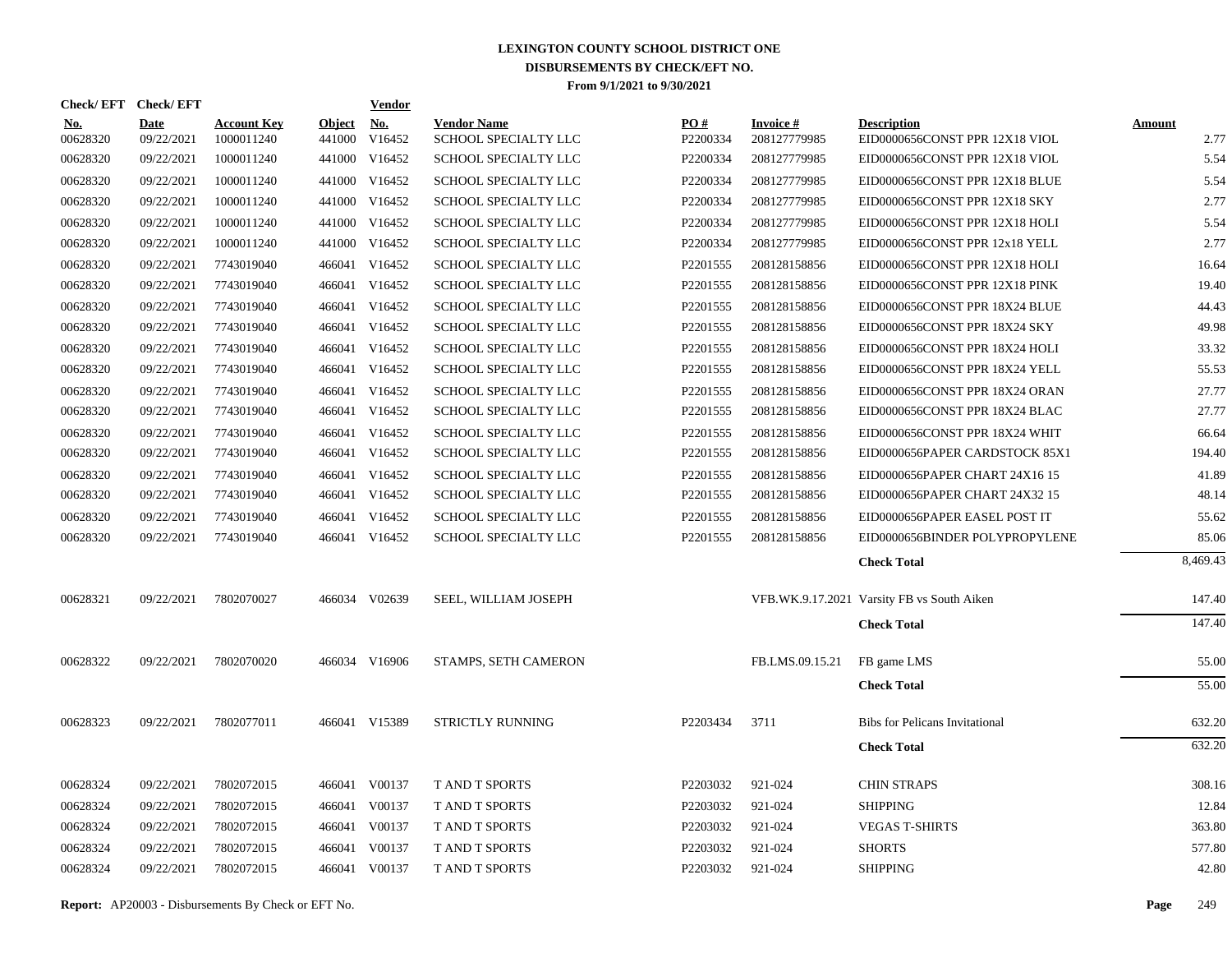# LEXINGTON COUNTY SCHOOL DISTRICT ONE
## DISBURSEMENTS BY CHECK/EFT NO.
### From 9/1/2021 to 9/30/2021

| Check/ EFT No. | Check/ EFT Date | Account Key | Object | Vendor No. | Vendor Name | PO # | Invoice # | Description | Amount |
|---|---|---|---|---|---|---|---|---|---|
| 00628320 | 09/22/2021 | 1000011240 | 441000 | V16452 | SCHOOL SPECIALTY LLC | P2200334 | 208127779985 | EID0000656CONST PPR 12X18 VIOL | 2.77 |
| 00628320 | 09/22/2021 | 1000011240 | 441000 | V16452 | SCHOOL SPECIALTY LLC | P2200334 | 208127779985 | EID0000656CONST PPR 12X18 VIOL | 5.54 |
| 00628320 | 09/22/2021 | 1000011240 | 441000 | V16452 | SCHOOL SPECIALTY LLC | P2200334 | 208127779985 | EID0000656CONST PPR 12X18 BLUE | 5.54 |
| 00628320 | 09/22/2021 | 1000011240 | 441000 | V16452 | SCHOOL SPECIALTY LLC | P2200334 | 208127779985 | EID0000656CONST PPR 12X18 SKY | 2.77 |
| 00628320 | 09/22/2021 | 1000011240 | 441000 | V16452 | SCHOOL SPECIALTY LLC | P2200334 | 208127779985 | EID0000656CONST PPR 12X18 HOLI | 5.54 |
| 00628320 | 09/22/2021 | 1000011240 | 441000 | V16452 | SCHOOL SPECIALTY LLC | P2200334 | 208127779985 | EID0000656CONST PPR 12x18 YELL | 2.77 |
| 00628320 | 09/22/2021 | 7743019040 | 466041 | V16452 | SCHOOL SPECIALTY LLC | P2201555 | 208128158856 | EID0000656CONST PPR 12X18 HOLI | 16.64 |
| 00628320 | 09/22/2021 | 7743019040 | 466041 | V16452 | SCHOOL SPECIALTY LLC | P2201555 | 208128158856 | EID0000656CONST PPR 12X18 PINK | 19.40 |
| 00628320 | 09/22/2021 | 7743019040 | 466041 | V16452 | SCHOOL SPECIALTY LLC | P2201555 | 208128158856 | EID0000656CONST PPR 18X24 BLUE | 44.43 |
| 00628320 | 09/22/2021 | 7743019040 | 466041 | V16452 | SCHOOL SPECIALTY LLC | P2201555 | 208128158856 | EID0000656CONST PPR 18X24 SKY | 49.98 |
| 00628320 | 09/22/2021 | 7743019040 | 466041 | V16452 | SCHOOL SPECIALTY LLC | P2201555 | 208128158856 | EID0000656CONST PPR 18X24 HOLI | 33.32 |
| 00628320 | 09/22/2021 | 7743019040 | 466041 | V16452 | SCHOOL SPECIALTY LLC | P2201555 | 208128158856 | EID0000656CONST PPR 18X24 YELL | 55.53 |
| 00628320 | 09/22/2021 | 7743019040 | 466041 | V16452 | SCHOOL SPECIALTY LLC | P2201555 | 208128158856 | EID0000656CONST PPR 18X24 ORAN | 27.77 |
| 00628320 | 09/22/2021 | 7743019040 | 466041 | V16452 | SCHOOL SPECIALTY LLC | P2201555 | 208128158856 | EID0000656CONST PPR 18X24 BLAC | 27.77 |
| 00628320 | 09/22/2021 | 7743019040 | 466041 | V16452 | SCHOOL SPECIALTY LLC | P2201555 | 208128158856 | EID0000656CONST PPR 18X24 WHIT | 66.64 |
| 00628320 | 09/22/2021 | 7743019040 | 466041 | V16452 | SCHOOL SPECIALTY LLC | P2201555 | 208128158856 | EID0000656PAPER CARDSTOCK 85X1 | 194.40 |
| 00628320 | 09/22/2021 | 7743019040 | 466041 | V16452 | SCHOOL SPECIALTY LLC | P2201555 | 208128158856 | EID0000656PAPER CHART 24X16 15 | 41.89 |
| 00628320 | 09/22/2021 | 7743019040 | 466041 | V16452 | SCHOOL SPECIALTY LLC | P2201555 | 208128158856 | EID0000656PAPER CHART 24X32 15 | 48.14 |
| 00628320 | 09/22/2021 | 7743019040 | 466041 | V16452 | SCHOOL SPECIALTY LLC | P2201555 | 208128158856 | EID0000656PAPER EASEL POST IT | 55.62 |
| 00628320 | 09/22/2021 | 7743019040 | 466041 | V16452 | SCHOOL SPECIALTY LLC | P2201555 | 208128158856 | EID0000656BINDER POLYPROPYLENE | 85.06 |
| | | | | | | | | **Check Total** | 8,469.43 |
| 00628321 | 09/22/2021 | 7802070027 | 466034 | V02639 | SEEL, WILLIAM JOSEPH | | VFB.WK.9.17.2021 | Varsity FB vs South Aiken | 147.40 |
| | | | | | | | | **Check Total** | 147.40 |
| 00628322 | 09/22/2021 | 7802070020 | 466034 | V16906 | STAMPS, SETH CAMERON | | FB.LMS.09.15.21 | FB game LMS | 55.00 |
| | | | | | | | | **Check Total** | 55.00 |
| 00628323 | 09/22/2021 | 7802077011 | 466041 | V15389 | STRICTLY RUNNING | P2203434 | 3711 | Bibs for Pelicans Invitational | 632.20 |
| | | | | | | | | **Check Total** | 632.20 |
| 00628324 | 09/22/2021 | 7802072015 | 466041 | V00137 | T AND T SPORTS | P2203032 | 921-024 | CHIN STRAPS | 308.16 |
| 00628324 | 09/22/2021 | 7802072015 | 466041 | V00137 | T AND T SPORTS | P2203032 | 921-024 | SHIPPING | 12.84 |
| 00628324 | 09/22/2021 | 7802072015 | 466041 | V00137 | T AND T SPORTS | P2203032 | 921-024 | VEGAS T-SHIRTS | 363.80 |
| 00628324 | 09/22/2021 | 7802072015 | 466041 | V00137 | T AND T SPORTS | P2203032 | 921-024 | SHORTS | 577.80 |
| 00628324 | 09/22/2021 | 7802072015 | 466041 | V00137 | T AND T SPORTS | P2203032 | 921-024 | SHIPPING | 42.80 |

**Report:** AP20003 - Disbursements By Check or EFT No.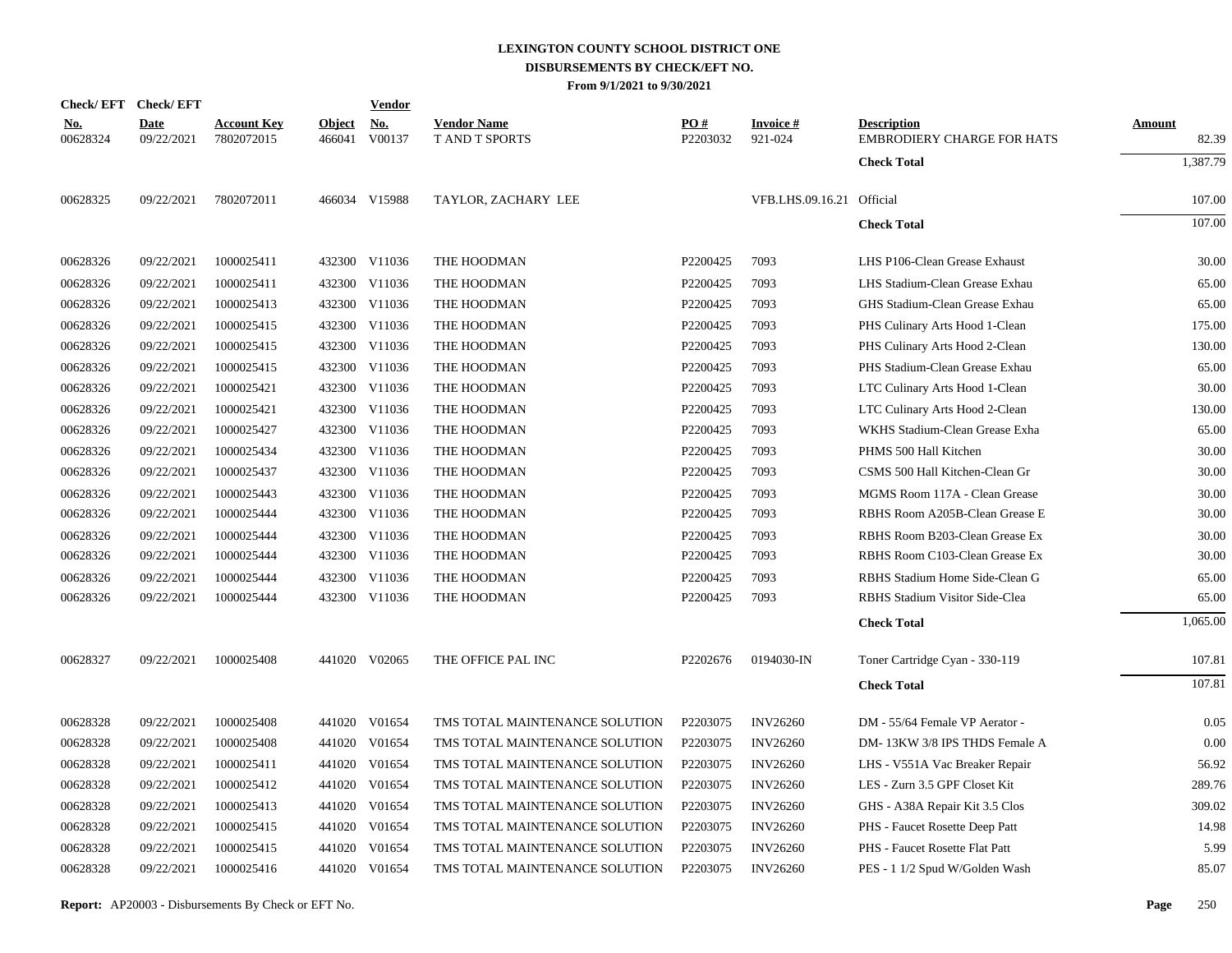# LEXINGTON COUNTY SCHOOL DISTRICT ONE
## DISBURSEMENTS BY CHECK/EFT NO.
### From 9/1/2021 to 9/30/2021

| Check/ EFT No. | Check/ EFT Date | Account Key | Object | Vendor No. | Vendor Name | PO # | Invoice # | Description | Amount |
|---|---|---|---|---|---|---|---|---|---|
| 00628324 | 09/22/2021 | 7802072015 | 466041 | V00137 | T AND T SPORTS | P2203032 | 921-024 | EMBRODIERY CHARGE FOR HATS | 82.39 |
| | | | | | | | | **Check Total** | 1,387.79 |
| 00628325 | 09/22/2021 | 7802072011 | 466034 | V15988 | TAYLOR, ZACHARY LEE | | VFB.LHS.09.16.21 | Official | 107.00 |
| | | | | | | | | **Check Total** | 107.00 |
| 00628326 | 09/22/2021 | 1000025411 | 432300 | V11036 | THE HOODMAN | P2200425 | 7093 | LHS P106-Clean Grease Exhaust | 30.00 |
| 00628326 | 09/22/2021 | 1000025411 | 432300 | V11036 | THE HOODMAN | P2200425 | 7093 | LHS Stadium-Clean Grease Exhau | 65.00 |
| 00628326 | 09/22/2021 | 1000025413 | 432300 | V11036 | THE HOODMAN | P2200425 | 7093 | GHS Stadium-Clean Grease Exhau | 65.00 |
| 00628326 | 09/22/2021 | 1000025415 | 432300 | V11036 | THE HOODMAN | P2200425 | 7093 | PHS Culinary Arts Hood 1-Clean | 175.00 |
| 00628326 | 09/22/2021 | 1000025415 | 432300 | V11036 | THE HOODMAN | P2200425 | 7093 | PHS Culinary Arts Hood 2-Clean | 130.00 |
| 00628326 | 09/22/2021 | 1000025415 | 432300 | V11036 | THE HOODMAN | P2200425 | 7093 | PHS Stadium-Clean Grease Exhau | 65.00 |
| 00628326 | 09/22/2021 | 1000025421 | 432300 | V11036 | THE HOODMAN | P2200425 | 7093 | LTC Culinary Arts Hood 1-Clean | 30.00 |
| 00628326 | 09/22/2021 | 1000025421 | 432300 | V11036 | THE HOODMAN | P2200425 | 7093 | LTC Culinary Arts Hood 2-Clean | 130.00 |
| 00628326 | 09/22/2021 | 1000025427 | 432300 | V11036 | THE HOODMAN | P2200425 | 7093 | WKHS Stadium-Clean Grease Exha | 65.00 |
| 00628326 | 09/22/2021 | 1000025434 | 432300 | V11036 | THE HOODMAN | P2200425 | 7093 | PHMS 500 Hall Kitchen | 30.00 |
| 00628326 | 09/22/2021 | 1000025437 | 432300 | V11036 | THE HOODMAN | P2200425 | 7093 | CSMS 500 Hall Kitchen-Clean Gr | 30.00 |
| 00628326 | 09/22/2021 | 1000025443 | 432300 | V11036 | THE HOODMAN | P2200425 | 7093 | MGMS Room 117A - Clean Grease | 30.00 |
| 00628326 | 09/22/2021 | 1000025444 | 432300 | V11036 | THE HOODMAN | P2200425 | 7093 | RBHS Room A205B-Clean Grease E | 30.00 |
| 00628326 | 09/22/2021 | 1000025444 | 432300 | V11036 | THE HOODMAN | P2200425 | 7093 | RBHS Room B203-Clean Grease Ex | 30.00 |
| 00628326 | 09/22/2021 | 1000025444 | 432300 | V11036 | THE HOODMAN | P2200425 | 7093 | RBHS Room C103-Clean Grease Ex | 30.00 |
| 00628326 | 09/22/2021 | 1000025444 | 432300 | V11036 | THE HOODMAN | P2200425 | 7093 | RBHS Stadium Home Side-Clean G | 65.00 |
| 00628326 | 09/22/2021 | 1000025444 | 432300 | V11036 | THE HOODMAN | P2200425 | 7093 | RBHS Stadium Visitor Side-Clea | 65.00 |
| | | | | | | | | **Check Total** | 1,065.00 |
| 00628327 | 09/22/2021 | 1000025408 | 441020 | V02065 | THE OFFICE PAL INC | P2202676 | 0194030-IN | Toner Cartridge Cyan - 330-119 | 107.81 |
| | | | | | | | | **Check Total** | 107.81 |
| 00628328 | 09/22/2021 | 1000025408 | 441020 | V01654 | TMS TOTAL MAINTENANCE SOLUTION | P2203075 | INV26260 | DM - 55/64 Female VP Aerator - | 0.05 |
| 00628328 | 09/22/2021 | 1000025408 | 441020 | V01654 | TMS TOTAL MAINTENANCE SOLUTION | P2203075 | INV26260 | DM- 13KW 3/8 IPS THDS Female A | 0.00 |
| 00628328 | 09/22/2021 | 1000025411 | 441020 | V01654 | TMS TOTAL MAINTENANCE SOLUTION | P2203075 | INV26260 | LHS - V551A Vac Breaker Repair | 56.92 |
| 00628328 | 09/22/2021 | 1000025412 | 441020 | V01654 | TMS TOTAL MAINTENANCE SOLUTION | P2203075 | INV26260 | LES - Zurn 3.5 GPF Closet Kit | 289.76 |
| 00628328 | 09/22/2021 | 1000025413 | 441020 | V01654 | TMS TOTAL MAINTENANCE SOLUTION | P2203075 | INV26260 | GHS - A38A Repair Kit 3.5 Clos | 309.02 |
| 00628328 | 09/22/2021 | 1000025415 | 441020 | V01654 | TMS TOTAL MAINTENANCE SOLUTION | P2203075 | INV26260 | PHS - Faucet Rosette Deep Patt | 14.98 |
| 00628328 | 09/22/2021 | 1000025415 | 441020 | V01654 | TMS TOTAL MAINTENANCE SOLUTION | P2203075 | INV26260 | PHS - Faucet Rosette Flat Patt | 5.99 |
| 00628328 | 09/22/2021 | 1000025416 | 441020 | V01654 | TMS TOTAL MAINTENANCE SOLUTION | P2203075 | INV26260 | PES - 1 1/2 Spud W/Golden Wash | 85.07 |

**Report:** AP20003 - Disbursements By Check or EFT No.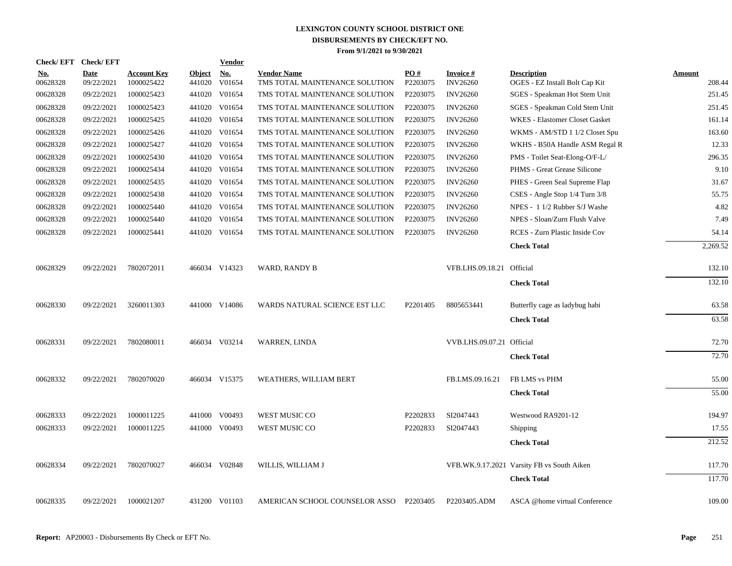# LEXINGTON COUNTY SCHOOL DISTRICT ONE
## DISBURSEMENTS BY CHECK/EFT NO.
### From 9/1/2021 to 9/30/2021

| Check/ EFT No. | Check/ EFT Date | Account Key | Object | Vendor No. | Vendor Name | PO # | Invoice # | Description | Amount |
|---|---|---|---|---|---|---|---|---|---|
| 00628328 | 09/22/2021 | 1000025422 | 441020 | V01654 | TMS TOTAL MAINTENANCE SOLUTION | P2203075 | INV26260 | OGES - EZ Install Bolt Cap Kit | 208.44 |
| 00628328 | 09/22/2021 | 1000025423 | 441020 | V01654 | TMS TOTAL MAINTENANCE SOLUTION | P2203075 | INV26260 | SGES - Speakman Hot Stem Unit | 251.45 |
| 00628328 | 09/22/2021 | 1000025423 | 441020 | V01654 | TMS TOTAL MAINTENANCE SOLUTION | P2203075 | INV26260 | SGES - Speakman Cold Stem Unit | 251.45 |
| 00628328 | 09/22/2021 | 1000025425 | 441020 | V01654 | TMS TOTAL MAINTENANCE SOLUTION | P2203075 | INV26260 | WKES - Elastomer Closet Gasket | 161.14 |
| 00628328 | 09/22/2021 | 1000025426 | 441020 | V01654 | TMS TOTAL MAINTENANCE SOLUTION | P2203075 | INV26260 | WKMS - AM/STD 1 1/2 Closet Spu | 163.60 |
| 00628328 | 09/22/2021 | 1000025427 | 441020 | V01654 | TMS TOTAL MAINTENANCE SOLUTION | P2203075 | INV26260 | WKHS - B50A Handle ASM Regal R | 12.33 |
| 00628328 | 09/22/2021 | 1000025430 | 441020 | V01654 | TMS TOTAL MAINTENANCE SOLUTION | P2203075 | INV26260 | PMS - Toilet Seat-Elong-O/F-L/ | 296.35 |
| 00628328 | 09/22/2021 | 1000025434 | 441020 | V01654 | TMS TOTAL MAINTENANCE SOLUTION | P2203075 | INV26260 | PHMS - Great Grease Silicone | 9.10 |
| 00628328 | 09/22/2021 | 1000025435 | 441020 | V01654 | TMS TOTAL MAINTENANCE SOLUTION | P2203075 | INV26260 | PHES - Green Seal Supreme Flap | 31.67 |
| 00628328 | 09/22/2021 | 1000025438 | 441020 | V01654 | TMS TOTAL MAINTENANCE SOLUTION | P2203075 | INV26260 | CSES - Angle Stop 1/4 Turn 3/8 | 55.75 |
| 00628328 | 09/22/2021 | 1000025440 | 441020 | V01654 | TMS TOTAL MAINTENANCE SOLUTION | P2203075 | INV26260 | NPES - 1 1/2 Rubber S/J Washe | 4.82 |
| 00628328 | 09/22/2021 | 1000025440 | 441020 | V01654 | TMS TOTAL MAINTENANCE SOLUTION | P2203075 | INV26260 | NPES - Sloan/Zurn Flush Valve | 7.49 |
| 00628328 | 09/22/2021 | 1000025441 | 441020 | V01654 | TMS TOTAL MAINTENANCE SOLUTION | P2203075 | INV26260 | RCES - Zurn Plastic Inside Cov | 54.14 |
| | | | | | | | | **Check Total** | 2,269.52 |
| 00628329 | 09/22/2021 | 7802072011 | 466034 | V14323 | WARD, RANDY B | | VFB.LHS.09.18.21 | Official | 132.10 |
| | | | | | | | | **Check Total** | 132.10 |
| 00628330 | 09/22/2021 | 3260011303 | 441000 | V14086 | WARDS NATURAL SCIENCE EST LLC | P2201405 | 8805653441 | Butterfly cage as ladybug habi | 63.58 |
| | | | | | | | | **Check Total** | 63.58 |
| 00628331 | 09/22/2021 | 7802080011 | 466034 | V03214 | WARREN, LINDA | | VVB.LHS.09.07.21 | Official | 72.70 |
| | | | | | | | | **Check Total** | 72.70 |
| 00628332 | 09/22/2021 | 7802070020 | 466034 | V15375 | WEATHERS, WILLIAM BERT | | FB.LMS.09.16.21 | FB LMS vs PHM | 55.00 |
| | | | | | | | | **Check Total** | 55.00 |
| 00628333 | 09/22/2021 | 1000011225 | 441000 | V00493 | WEST MUSIC CO | P2202833 | SI2047443 | Westwood RA9201-12 | 194.97 |
| 00628333 | 09/22/2021 | 1000011225 | 441000 | V00493 | WEST MUSIC CO | P2202833 | SI2047443 | Shipping | 17.55 |
| | | | | | | | | **Check Total** | 212.52 |
| 00628334 | 09/22/2021 | 7802070027 | 466034 | V02848 | WILLIS, WILLIAM J | | VFB.WK.9.17.2021 | Varsity FB vs South Aiken | 117.70 |
| | | | | | | | | **Check Total** | 117.70 |
| 00628335 | 09/22/2021 | 1000021207 | 431200 | V01103 | AMERICAN SCHOOL COUNSELOR ASSO | P2203405 | P2203405.ADM | ASCA @home virtual Conference | 109.00 |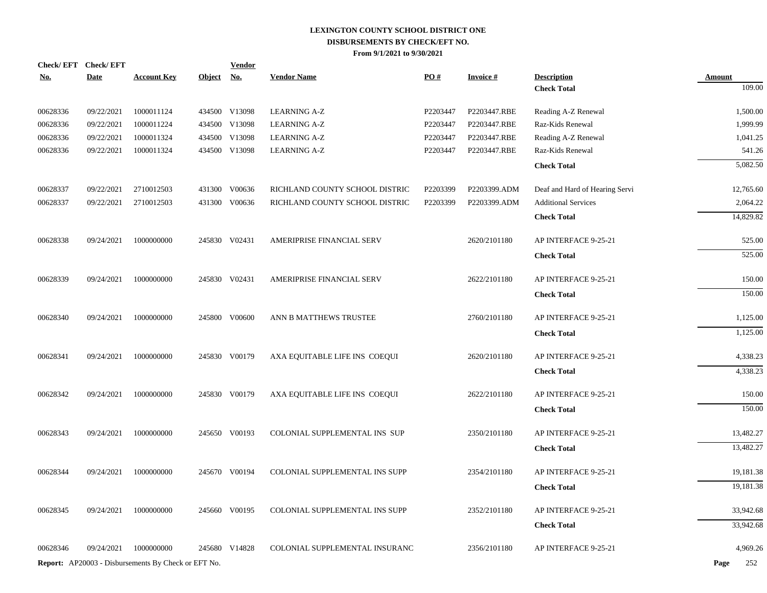# LEXINGTON COUNTY SCHOOL DISTRICT ONE
## DISBURSEMENTS BY CHECK/EFT NO.
### From 9/1/2021 to 9/30/2021

| Check/ EFT No. | Check/ EFT Date | Account Key | Object | Vendor No. | Vendor Name | PO # | Invoice # | Description | Amount |
|---|---|---|---|---|---|---|---|---|---|
| | | | | | | | | **Check Total** | 109.00 |
| 00628336 | 09/22/2021 | 1000011124 | 434500 | V13098 | LEARNING A-Z | P2203447 | P2203447.RBE | Reading A-Z Renewal | 1,500.00 |
| 00628336 | 09/22/2021 | 1000011224 | 434500 | V13098 | LEARNING A-Z | P2203447 | P2203447.RBE | Raz-Kids Renewal | 1,999.99 |
| 00628336 | 09/22/2021 | 1000011324 | 434500 | V13098 | LEARNING A-Z | P2203447 | P2203447.RBE | Reading A-Z Renewal | 1,041.25 |
| 00628336 | 09/22/2021 | 1000011324 | 434500 | V13098 | LEARNING A-Z | P2203447 | P2203447.RBE | Raz-Kids Renewal | 541.26 |
| | | | | | | | | **Check Total** | 5,082.50 |
| 00628337 | 09/22/2021 | 2710012503 | 431300 | V00636 | RICHLAND COUNTY SCHOOL DISTRIC | P2203399 | P2203399.ADM | Deaf and Hard of Hearing Servi | 12,765.60 |
| 00628337 | 09/22/2021 | 2710012503 | 431300 | V00636 | RICHLAND COUNTY SCHOOL DISTRIC | P2203399 | P2203399.ADM | Additional Services | 2,064.22 |
| | | | | | | | | **Check Total** | 14,829.82 |
| 00628338 | 09/24/2021 | 1000000000 | 245830 | V02431 | AMERIPRISE FINANCIAL SERV | | 2620/2101180 | AP INTERFACE 9-25-21 | 525.00 |
| | | | | | | | | **Check Total** | 525.00 |
| 00628339 | 09/24/2021 | 1000000000 | 245830 | V02431 | AMERIPRISE FINANCIAL SERV | | 2622/2101180 | AP INTERFACE 9-25-21 | 150.00 |
| | | | | | | | | **Check Total** | 150.00 |
| 00628340 | 09/24/2021 | 1000000000 | 245800 | V00600 | ANN B MATTHEWS TRUSTEE | | 2760/2101180 | AP INTERFACE 9-25-21 | 1,125.00 |
| | | | | | | | | **Check Total** | 1,125.00 |
| 00628341 | 09/24/2021 | 1000000000 | 245830 | V00179 | AXA EQUITABLE LIFE INS COEQUI | | 2620/2101180 | AP INTERFACE 9-25-21 | 4,338.23 |
| | | | | | | | | **Check Total** | 4,338.23 |
| 00628342 | 09/24/2021 | 1000000000 | 245830 | V00179 | AXA EQUITABLE LIFE INS COEQUI | | 2622/2101180 | AP INTERFACE 9-25-21 | 150.00 |
| | | | | | | | | **Check Total** | 150.00 |
| 00628343 | 09/24/2021 | 1000000000 | 245650 | V00193 | COLONIAL SUPPLEMENTAL INS SUP | | 2350/2101180 | AP INTERFACE 9-25-21 | 13,482.27 |
| | | | | | | | | **Check Total** | 13,482.27 |
| 00628344 | 09/24/2021 | 1000000000 | 245670 | V00194 | COLONIAL SUPPLEMENTAL INS SUPP | | 2354/2101180 | AP INTERFACE 9-25-21 | 19,181.38 |
| | | | | | | | | **Check Total** | 19,181.38 |
| 00628345 | 09/24/2021 | 1000000000 | 245660 | V00195 | COLONIAL SUPPLEMENTAL INS SUPP | | 2352/2101180 | AP INTERFACE 9-25-21 | 33,942.68 |
| | | | | | | | | **Check Total** | 33,942.68 |
| 00628346 | 09/24/2021 | 1000000000 | 245680 | V14828 | COLONIAL SUPPLEMENTAL INSURANC | | 2356/2101180 | AP INTERFACE 9-25-21 | 4,969.26 |

**Report:** AP20003 - Disbursements By Check or EFT No.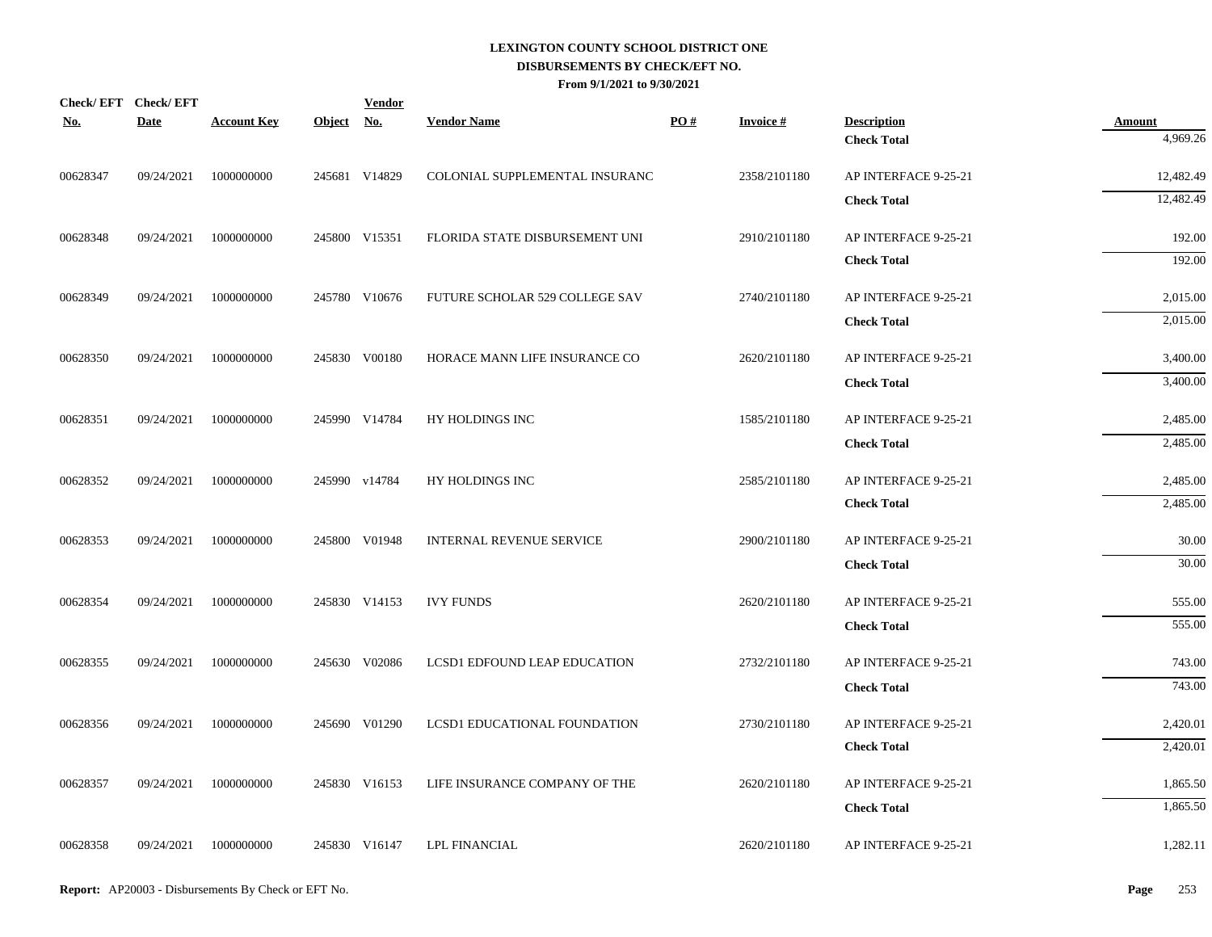# LEXINGTON COUNTY SCHOOL DISTRICT ONE
## DISBURSEMENTS BY CHECK/EFT NO.
### From 9/1/2021 to 9/30/2021

| Check/EFT No. | Check/EFT Date | Account Key | Object | Vendor No. | Vendor Name | PO # | Invoice # | Description | Amount |
|---|---|---|---|---|---|---|---|---|---|
| | | | | | | | | **Check Total** | 4,969.26 |
| 00628347 | 09/24/2021 | 1000000000 | 245681 | V14829 | COLONIAL SUPPLEMENTAL INSURANC | | 2358/2101180 | AP INTERFACE 9-25-21 | 12,482.49 |
| | | | | | | | | **Check Total** | 12,482.49 |
| 00628348 | 09/24/2021 | 1000000000 | 245800 | V15351 | FLORIDA STATE DISBURSEMENT UNI | | 2910/2101180 | AP INTERFACE 9-25-21 | 192.00 |
| | | | | | | | | **Check Total** | 192.00 |
| 00628349 | 09/24/2021 | 1000000000 | 245780 | V10676 | FUTURE SCHOLAR 529 COLLEGE SAV | | 2740/2101180 | AP INTERFACE 9-25-21 | 2,015.00 |
| | | | | | | | | **Check Total** | 2,015.00 |
| 00628350 | 09/24/2021 | 1000000000 | 245830 | V00180 | HORACE MANN LIFE INSURANCE CO | | 2620/2101180 | AP INTERFACE 9-25-21 | 3,400.00 |
| | | | | | | | | **Check Total** | 3,400.00 |
| 00628351 | 09/24/2021 | 1000000000 | 245990 | V14784 | HY HOLDINGS INC | | 1585/2101180 | AP INTERFACE 9-25-21 | 2,485.00 |
| | | | | | | | | **Check Total** | 2,485.00 |
| 00628352 | 09/24/2021 | 1000000000 | 245990 | v14784 | HY HOLDINGS INC | | 2585/2101180 | AP INTERFACE 9-25-21 | 2,485.00 |
| | | | | | | | | **Check Total** | 2,485.00 |
| 00628353 | 09/24/2021 | 1000000000 | 245800 | V01948 | INTERNAL REVENUE SERVICE | | 2900/2101180 | AP INTERFACE 9-25-21 | 30.00 |
| | | | | | | | | **Check Total** | 30.00 |
| 00628354 | 09/24/2021 | 1000000000 | 245830 | V14153 | IVY FUNDS | | 2620/2101180 | AP INTERFACE 9-25-21 | 555.00 |
| | | | | | | | | **Check Total** | 555.00 |
| 00628355 | 09/24/2021 | 1000000000 | 245630 | V02086 | LCSD1 EDFOUND LEAP EDUCATION | | 2732/2101180 | AP INTERFACE 9-25-21 | 743.00 |
| | | | | | | | | **Check Total** | 743.00 |
| 00628356 | 09/24/2021 | 1000000000 | 245690 | V01290 | LCSD1 EDUCATIONAL FOUNDATION | | 2730/2101180 | AP INTERFACE 9-25-21 | 2,420.01 |
| | | | | | | | | **Check Total** | 2,420.01 |
| 00628357 | 09/24/2021 | 1000000000 | 245830 | V16153 | LIFE INSURANCE COMPANY OF THE | | 2620/2101180 | AP INTERFACE 9-25-21 | 1,865.50 |
| | | | | | | | | **Check Total** | 1,865.50 |
| 00628358 | 09/24/2021 | 1000000000 | 245830 | V16147 | LPL FINANCIAL | | 2620/2101180 | AP INTERFACE 9-25-21 | 1,282.11 |

**Report:** AP20003 - Disbursements By Check or EFT No.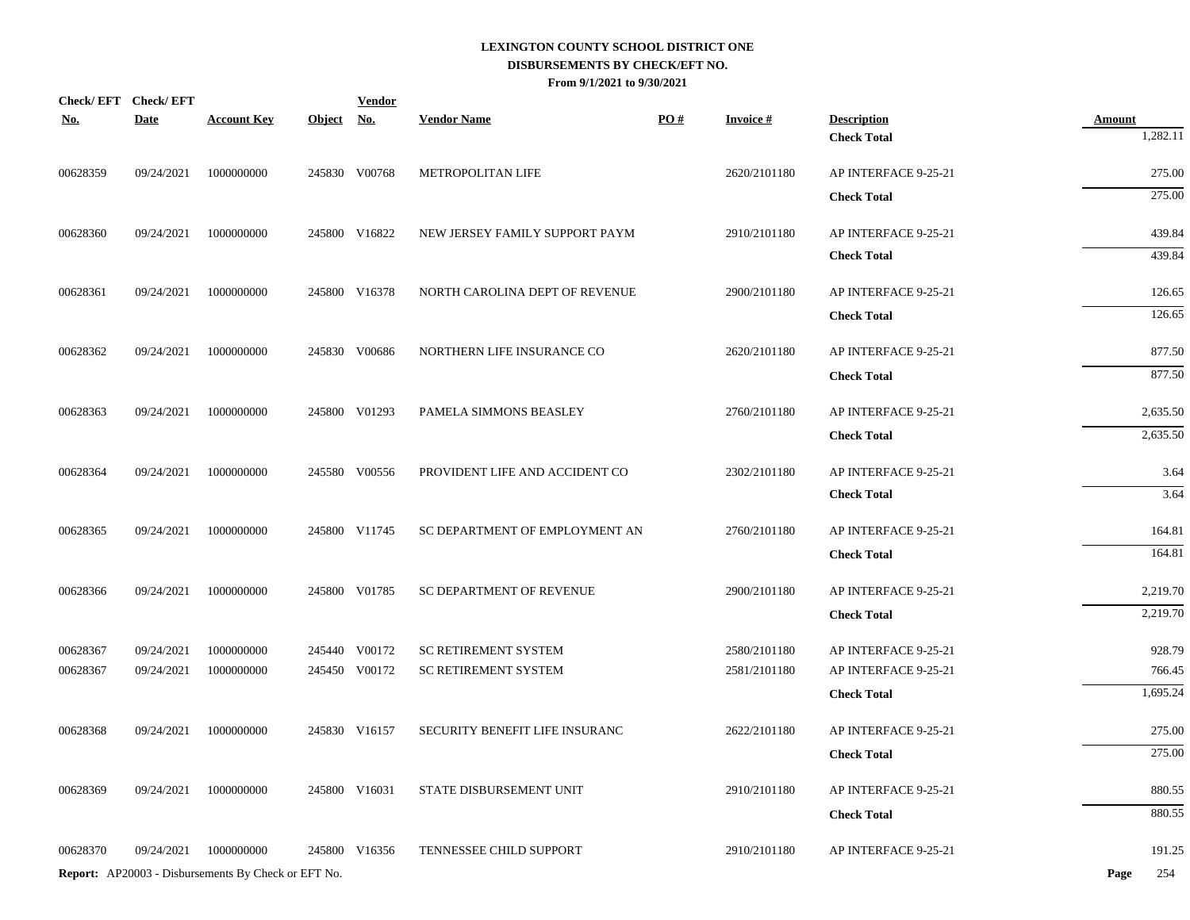# LEXINGTON COUNTY SCHOOL DISTRICT ONE
## DISBURSEMENTS BY CHECK/EFT NO.
### From 9/1/2021 to 9/30/2021

| Check/ EFT No. | Check/ EFT Date | Account Key | Object | Vendor No. | Vendor Name | PO # | Invoice # | Description | Amount |
|---|---|---|---|---|---|---|---|---|---|
| | | | | | | | | **Check Total** | 1,282.11 |
| 00628359 | 09/24/2021 | 1000000000 | 245830 | V00768 | METROPOLITAN LIFE | | 2620/2101180 | AP INTERFACE 9-25-21 | 275.00 |
| | | | | | | | | **Check Total** | 275.00 |
| 00628360 | 09/24/2021 | 1000000000 | 245800 | V16822 | NEW JERSEY FAMILY SUPPORT PAYM | | 2910/2101180 | AP INTERFACE 9-25-21 | 439.84 |
| | | | | | | | | **Check Total** | 439.84 |
| 00628361 | 09/24/2021 | 1000000000 | 245800 | V16378 | NORTH CAROLINA DEPT OF REVENUE | | 2900/2101180 | AP INTERFACE 9-25-21 | 126.65 |
| | | | | | | | | **Check Total** | 126.65 |
| 00628362 | 09/24/2021 | 1000000000 | 245830 | V00686 | NORTHERN LIFE INSURANCE CO | | 2620/2101180 | AP INTERFACE 9-25-21 | 877.50 |
| | | | | | | | | **Check Total** | 877.50 |
| 00628363 | 09/24/2021 | 1000000000 | 245800 | V01293 | PAMELA SIMMONS BEASLEY | | 2760/2101180 | AP INTERFACE 9-25-21 | 2,635.50 |
| | | | | | | | | **Check Total** | 2,635.50 |
| 00628364 | 09/24/2021 | 1000000000 | 245580 | V00556 | PROVIDENT LIFE AND ACCIDENT CO | | 2302/2101180 | AP INTERFACE 9-25-21 | 3.64 |
| | | | | | | | | **Check Total** | 3.64 |
| 00628365 | 09/24/2021 | 1000000000 | 245800 | V11745 | SC DEPARTMENT OF EMPLOYMENT AN | | 2760/2101180 | AP INTERFACE 9-25-21 | 164.81 |
| | | | | | | | | **Check Total** | 164.81 |
| 00628366 | 09/24/2021 | 1000000000 | 245800 | V01785 | SC DEPARTMENT OF REVENUE | | 2900/2101180 | AP INTERFACE 9-25-21 | 2,219.70 |
| | | | | | | | | **Check Total** | 2,219.70 |
| 00628367 | 09/24/2021 | 1000000000 | 245440 | V00172 | SC RETIREMENT SYSTEM | | 2580/2101180 | AP INTERFACE 9-25-21 | 928.79 |
| 00628367 | 09/24/2021 | 1000000000 | 245450 | V00172 | SC RETIREMENT SYSTEM | | 2581/2101180 | AP INTERFACE 9-25-21 | 766.45 |
| | | | | | | | | **Check Total** | 1,695.24 |
| 00628368 | 09/24/2021 | 1000000000 | 245830 | V16157 | SECURITY BENEFIT LIFE INSURANC | | 2622/2101180 | AP INTERFACE 9-25-21 | 275.00 |
| | | | | | | | | **Check Total** | 275.00 |
| 00628369 | 09/24/2021 | 1000000000 | 245800 | V16031 | STATE DISBURSEMENT UNIT | | 2910/2101180 | AP INTERFACE 9-25-21 | 880.55 |
| | | | | | | | | **Check Total** | 880.55 |
| 00628370 | 09/24/2021 | 1000000000 | 245800 | V16356 | TENNESSEE CHILD SUPPORT | | 2910/2101180 | AP INTERFACE 9-25-21 | 191.25 |

**Report:** AP20003 - Disbursements By Check or EFT No.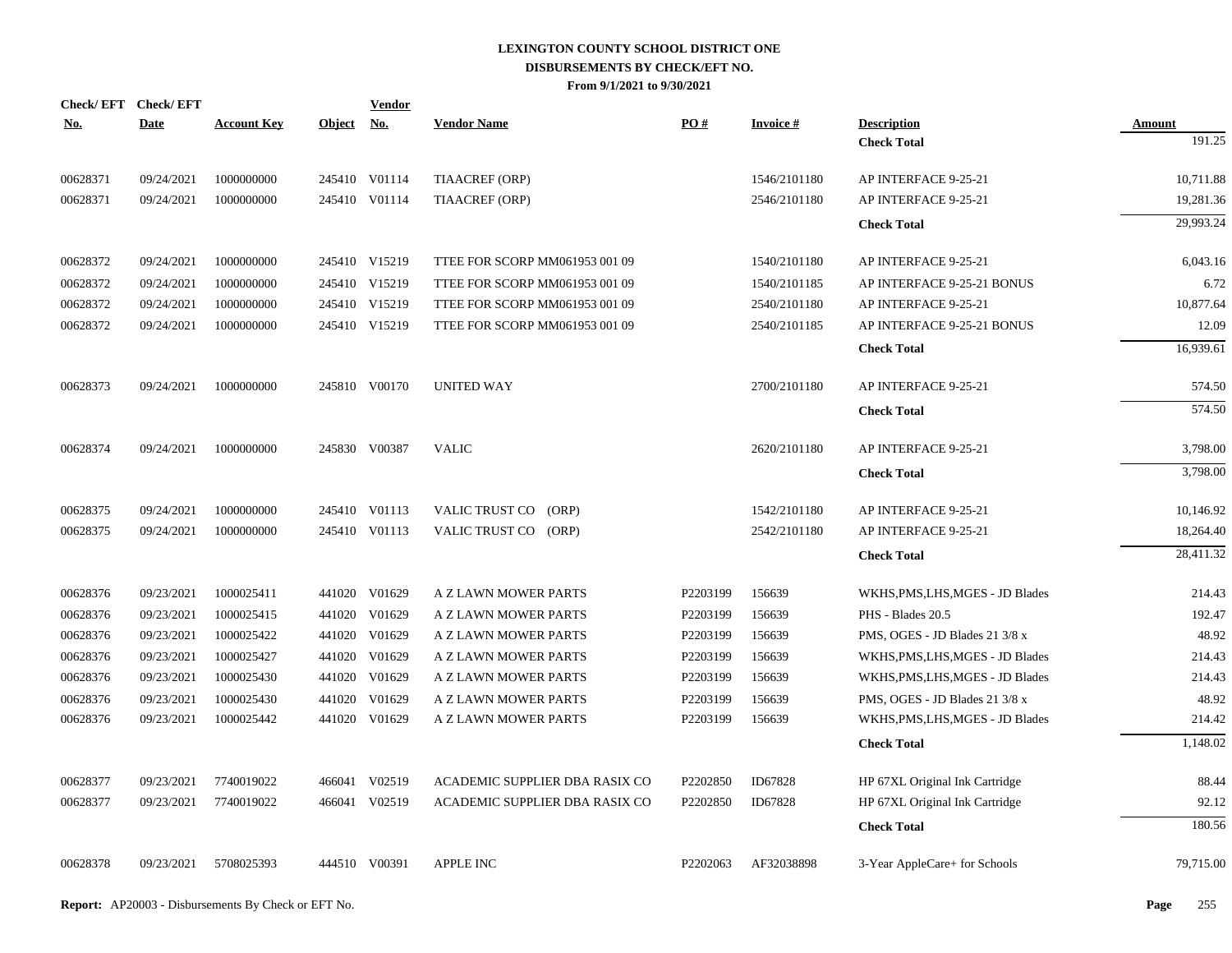# LEXINGTON COUNTY SCHOOL DISTRICT ONE
## DISBURSEMENTS BY CHECK/EFT NO.
### From 9/1/2021 to 9/30/2021

| Check/ EFT No. | Check/ EFT Date | Account Key | Object | Vendor No. | Vendor Name | PO # | Invoice # | Description | Amount |
|---|---|---|---|---|---|---|---|---|---|
| | | | | | | | | **Check Total** | 191.25 |
| 00628371 | 09/24/2021 | 1000000000 | 245410 | V01114 | TIAACREF (ORP) | | 1546/2101180 | AP INTERFACE 9-25-21 | 10,711.88 |
| 00628371 | 09/24/2021 | 1000000000 | 245410 | V01114 | TIAACREF (ORP) | | 2546/2101180 | AP INTERFACE 9-25-21 | 19,281.36 |
| | | | | | | | | **Check Total** | 29,993.24 |
| 00628372 | 09/24/2021 | 1000000000 | 245410 | V15219 | TTEE FOR SCORP MM061953 001 09 | | 1540/2101180 | AP INTERFACE 9-25-21 | 6,043.16 |
| 00628372 | 09/24/2021 | 1000000000 | 245410 | V15219 | TTEE FOR SCORP MM061953 001 09 | | 1540/2101185 | AP INTERFACE 9-25-21 BONUS | 6.72 |
| 00628372 | 09/24/2021 | 1000000000 | 245410 | V15219 | TTEE FOR SCORP MM061953 001 09 | | 2540/2101180 | AP INTERFACE 9-25-21 | 10,877.64 |
| 00628372 | 09/24/2021 | 1000000000 | 245410 | V15219 | TTEE FOR SCORP MM061953 001 09 | | 2540/2101185 | AP INTERFACE 9-25-21 BONUS | 12.09 |
| | | | | | | | | **Check Total** | 16,939.61 |
| 00628373 | 09/24/2021 | 1000000000 | 245810 | V00170 | UNITED WAY | | 2700/2101180 | AP INTERFACE 9-25-21 | 574.50 |
| | | | | | | | | **Check Total** | 574.50 |
| 00628374 | 09/24/2021 | 1000000000 | 245830 | V00387 | VALIC | | 2620/2101180 | AP INTERFACE 9-25-21 | 3,798.00 |
| | | | | | | | | **Check Total** | 3,798.00 |
| 00628375 | 09/24/2021 | 1000000000 | 245410 | V01113 | VALIC TRUST CO (ORP) | | 1542/2101180 | AP INTERFACE 9-25-21 | 10,146.92 |
| 00628375 | 09/24/2021 | 1000000000 | 245410 | V01113 | VALIC TRUST CO (ORP) | | 2542/2101180 | AP INTERFACE 9-25-21 | 18,264.40 |
| | | | | | | | | **Check Total** | 28,411.32 |
| 00628376 | 09/23/2021 | 1000025411 | 441020 | V01629 | A Z LAWN MOWER PARTS | P2203199 | 156639 | WKHS,PMS,LHS,MGES - JD Blades | 214.43 |
| 00628376 | 09/23/2021 | 1000025415 | 441020 | V01629 | A Z LAWN MOWER PARTS | P2203199 | 156639 | PHS - Blades 20.5 | 192.47 |
| 00628376 | 09/23/2021 | 1000025422 | 441020 | V01629 | A Z LAWN MOWER PARTS | P2203199 | 156639 | PMS, OGES - JD Blades 21 3/8 x | 48.92 |
| 00628376 | 09/23/2021 | 1000025427 | 441020 | V01629 | A Z LAWN MOWER PARTS | P2203199 | 156639 | WKHS,PMS,LHS,MGES - JD Blades | 214.43 |
| 00628376 | 09/23/2021 | 1000025430 | 441020 | V01629 | A Z LAWN MOWER PARTS | P2203199 | 156639 | WKHS,PMS,LHS,MGES - JD Blades | 214.43 |
| 00628376 | 09/23/2021 | 1000025430 | 441020 | V01629 | A Z LAWN MOWER PARTS | P2203199 | 156639 | PMS, OGES - JD Blades 21 3/8 x | 48.92 |
| 00628376 | 09/23/2021 | 1000025442 | 441020 | V01629 | A Z LAWN MOWER PARTS | P2203199 | 156639 | WKHS,PMS,LHS,MGES - JD Blades | 214.42 |
| | | | | | | | | **Check Total** | 1,148.02 |
| 00628377 | 09/23/2021 | 7740019022 | 466041 | V02519 | ACADEMIC SUPPLIER DBA RASIX CO | P2202850 | ID67828 | HP 67XL Original Ink Cartridge | 88.44 |
| 00628377 | 09/23/2021 | 7740019022 | 466041 | V02519 | ACADEMIC SUPPLIER DBA RASIX CO | P2202850 | ID67828 | HP 67XL Original Ink Cartridge | 92.12 |
| | | | | | | | | **Check Total** | 180.56 |
| 00628378 | 09/23/2021 | 5708025393 | 444510 | V00391 | APPLE INC | P2202063 | AF32038898 | 3-Year AppleCare+ for Schools | 79,715.00 |

**Report:** AP20003 - Disbursements By Check or EFT No.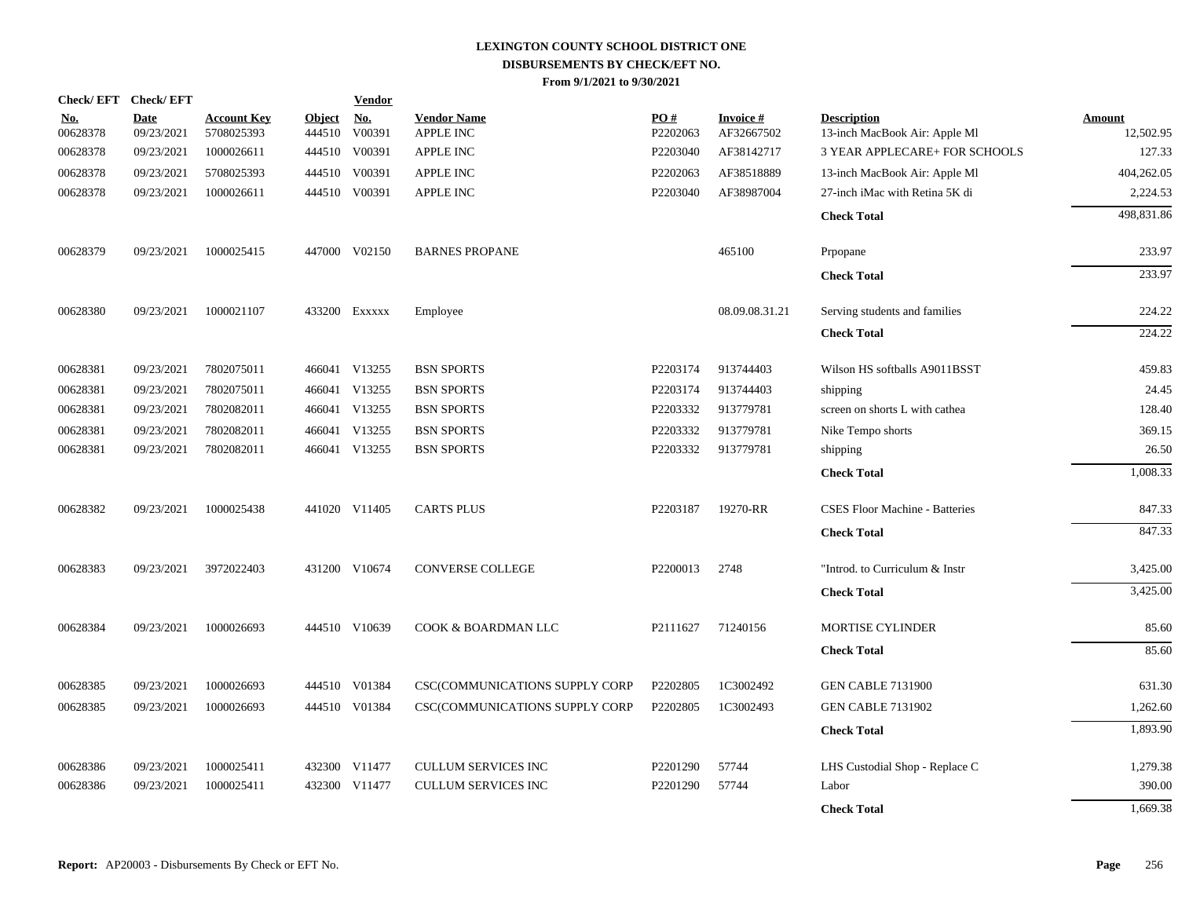# LEXINGTON COUNTY SCHOOL DISTRICT ONE
## DISBURSEMENTS BY CHECK/EFT NO.
### From 9/1/2021 to 9/30/2021

| Check/ EFT No. | Check/ EFT Date | Account Key | Object | Vendor No. | Vendor Name | PO # | Invoice # | Description | Amount |
|---|---|---|---|---|---|---|---|---|---|
| 00628378 | 09/23/2021 | 5708025393 | 444510 | V00391 | APPLE INC | P2202063 | AF32667502 | 13-inch MacBook Air: Apple Ml | 12,502.95 |
| 00628378 | 09/23/2021 | 1000026611 | 444510 | V00391 | APPLE INC | P2203040 | AF38142717 | 3 YEAR APPLECARE+ FOR SCHOOLS | 127.33 |
| 00628378 | 09/23/2021 | 5708025393 | 444510 | V00391 | APPLE INC | P2202063 | AF38518889 | 13-inch MacBook Air: Apple Ml | 404,262.05 |
| 00628378 | 09/23/2021 | 1000026611 | 444510 | V00391 | APPLE INC | P2203040 | AF38987004 | 27-inch iMac with Retina 5K di | 2,224.53 |
| | | | | | | | | **Check Total** | 498,831.86 |
| 00628379 | 09/23/2021 | 1000025415 | 447000 | V02150 | BARNES PROPANE | | 465100 | Prpopane | 233.97 |
| | | | | | | | | **Check Total** | 233.97 |
| 00628380 | 09/23/2021 | 1000021107 | 433200 | Exxxxx | Employee | | 08.09.08.31.21 | Serving students and families | 224.22 |
| | | | | | | | | **Check Total** | 224.22 |
| 00628381 | 09/23/2021 | 7802075011 | 466041 | V13255 | BSN SPORTS | P2203174 | 913744403 | Wilson HS softballs A9011BSST | 459.83 |
| 00628381 | 09/23/2021 | 7802075011 | 466041 | V13255 | BSN SPORTS | P2203174 | 913744403 | shipping | 24.45 |
| 00628381 | 09/23/2021 | 7802082011 | 466041 | V13255 | BSN SPORTS | P2203332 | 913779781 | screen on shorts L with cathea | 128.40 |
| 00628381 | 09/23/2021 | 7802082011 | 466041 | V13255 | BSN SPORTS | P2203332 | 913779781 | Nike Tempo shorts | 369.15 |
| 00628381 | 09/23/2021 | 7802082011 | 466041 | V13255 | BSN SPORTS | P2203332 | 913779781 | shipping | 26.50 |
| | | | | | | | | **Check Total** | 1,008.33 |
| 00628382 | 09/23/2021 | 1000025438 | 441020 | V11405 | CARTS PLUS | P2203187 | 19270-RR | CSES Floor Machine - Batteries | 847.33 |
| | | | | | | | | **Check Total** | 847.33 |
| 00628383 | 09/23/2021 | 3972022403 | 431200 | V10674 | CONVERSE COLLEGE | P2200013 | 2748 | "Introd. to Curriculum & Instr | 3,425.00 |
| | | | | | | | | **Check Total** | 3,425.00 |
| 00628384 | 09/23/2021 | 1000026693 | 444510 | V10639 | COOK & BOARDMAN LLC | P2111627 | 71240156 | MORTISE CYLINDER | 85.60 |
| | | | | | | | | **Check Total** | 85.60 |
| 00628385 | 09/23/2021 | 1000026693 | 444510 | V01384 | CSC(COMMUNICATIONS SUPPLY CORP | P2202805 | 1C3002492 | GEN CABLE 7131900 | 631.30 |
| 00628385 | 09/23/2021 | 1000026693 | 444510 | V01384 | CSC(COMMUNICATIONS SUPPLY CORP | P2202805 | 1C3002493 | GEN CABLE 7131902 | 1,262.60 |
| | | | | | | | | **Check Total** | 1,893.90 |
| 00628386 | 09/23/2021 | 1000025411 | 432300 | V11477 | CULLUM SERVICES INC | P2201290 | 57744 | LHS Custodial Shop - Replace C | 1,279.38 |
| 00628386 | 09/23/2021 | 1000025411 | 432300 | V11477 | CULLUM SERVICES INC | P2201290 | 57744 | Labor | 390.00 |
| | | | | | | | | **Check Total** | 1,669.38 |

**Report:** AP20003 - Disbursements By Check or EFT No.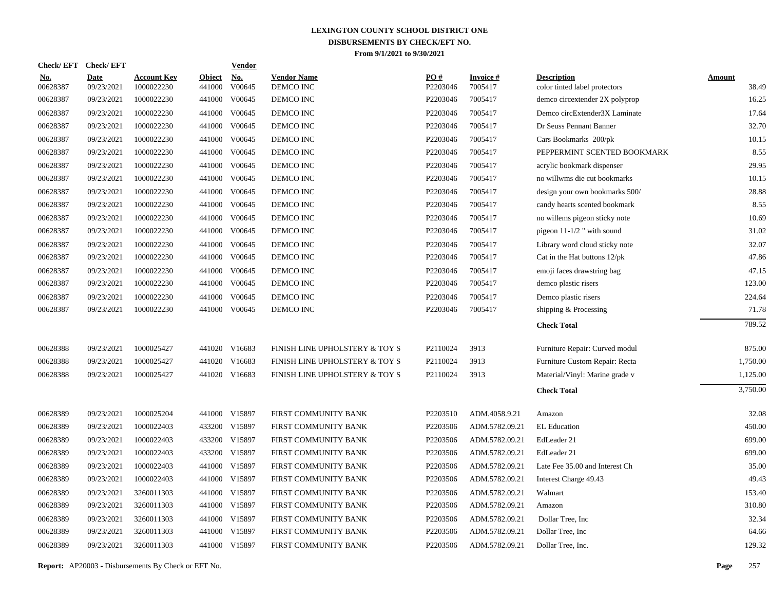# LEXINGTON COUNTY SCHOOL DISTRICT ONE
## DISBURSEMENTS BY CHECK/EFT NO.
### From 9/1/2021 to 9/30/2021

| Check/ EFT No. | Check/ EFT Date | Account Key | Object | Vendor No. | Vendor Name | PO # | Invoice # | Description | Amount |
|---|---|---|---|---|---|---|---|---|---|
| 00628387 | 09/23/2021 | 1000022230 | 441000 | V00645 | DEMCO INC | P2203046 | 7005417 | color tinted label protectors | 38.49 |
| 00628387 | 09/23/2021 | 1000022230 | 441000 | V00645 | DEMCO INC | P2203046 | 7005417 | demco circextender 2X polyprop | 16.25 |
| 00628387 | 09/23/2021 | 1000022230 | 441000 | V00645 | DEMCO INC | P2203046 | 7005417 | Demco circExtender3X Laminate | 17.64 |
| 00628387 | 09/23/2021 | 1000022230 | 441000 | V00645 | DEMCO INC | P2203046 | 7005417 | Dr Seuss Pennant Banner | 32.70 |
| 00628387 | 09/23/2021 | 1000022230 | 441000 | V00645 | DEMCO INC | P2203046 | 7005417 | Cars Bookmarks 200/pk | 10.15 |
| 00628387 | 09/23/2021 | 1000022230 | 441000 | V00645 | DEMCO INC | P2203046 | 7005417 | PEPPERMINT SCENTED BOOKMARK | 8.55 |
| 00628387 | 09/23/2021 | 1000022230 | 441000 | V00645 | DEMCO INC | P2203046 | 7005417 | acrylic bookmark dispenser | 29.95 |
| 00628387 | 09/23/2021 | 1000022230 | 441000 | V00645 | DEMCO INC | P2203046 | 7005417 | no willwms die cut bookmarks | 10.15 |
| 00628387 | 09/23/2021 | 1000022230 | 441000 | V00645 | DEMCO INC | P2203046 | 7005417 | design your own bookmarks 500/ | 28.88 |
| 00628387 | 09/23/2021 | 1000022230 | 441000 | V00645 | DEMCO INC | P2203046 | 7005417 | candy hearts scented bookmark | 8.55 |
| 00628387 | 09/23/2021 | 1000022230 | 441000 | V00645 | DEMCO INC | P2203046 | 7005417 | no willems pigeon sticky note | 10.69 |
| 00628387 | 09/23/2021 | 1000022230 | 441000 | V00645 | DEMCO INC | P2203046 | 7005417 | pigeon 11-1/2 " with sound | 31.02 |
| 00628387 | 09/23/2021 | 1000022230 | 441000 | V00645 | DEMCO INC | P2203046 | 7005417 | Library word cloud sticky note | 32.07 |
| 00628387 | 09/23/2021 | 1000022230 | 441000 | V00645 | DEMCO INC | P2203046 | 7005417 | Cat in the Hat buttons 12/pk | 47.86 |
| 00628387 | 09/23/2021 | 1000022230 | 441000 | V00645 | DEMCO INC | P2203046 | 7005417 | emoji faces drawstring bag | 47.15 |
| 00628387 | 09/23/2021 | 1000022230 | 441000 | V00645 | DEMCO INC | P2203046 | 7005417 | demco plastic risers | 123.00 |
| 00628387 | 09/23/2021 | 1000022230 | 441000 | V00645 | DEMCO INC | P2203046 | 7005417 | Demco plastic risers | 224.64 |
| 00628387 | 09/23/2021 | 1000022230 | 441000 | V00645 | DEMCO INC | P2203046 | 7005417 | shipping & Processing | 71.78 |
| | | | | | | | | **Check Total** | 789.52 |
| 00628388 | 09/23/2021 | 1000025427 | 441020 | V16683 | FINISH LINE UPHOLSTERY & TOY S | P2110024 | 3913 | Furniture Repair: Curved modul | 875.00 |
| 00628388 | 09/23/2021 | 1000025427 | 441020 | V16683 | FINISH LINE UPHOLSTERY & TOY S | P2110024 | 3913 | Furniture Custom Repair: Recta | 1,750.00 |
| 00628388 | 09/23/2021 | 1000025427 | 441020 | V16683 | FINISH LINE UPHOLSTERY & TOY S | P2110024 | 3913 | Material/Vinyl: Marine grade v | 1,125.00 |
| | | | | | | | | **Check Total** | 3,750.00 |
| 00628389 | 09/23/2021 | 1000025204 | 441000 | V15897 | FIRST COMMUNITY BANK | P2203510 | ADM.4058.9.21 | Amazon | 32.08 |
| 00628389 | 09/23/2021 | 1000022403 | 433200 | V15897 | FIRST COMMUNITY BANK | P2203506 | ADM.5782.09.21 | EL Education | 450.00 |
| 00628389 | 09/23/2021 | 1000022403 | 433200 | V15897 | FIRST COMMUNITY BANK | P2203506 | ADM.5782.09.21 | EdLeader 21 | 699.00 |
| 00628389 | 09/23/2021 | 1000022403 | 433200 | V15897 | FIRST COMMUNITY BANK | P2203506 | ADM.5782.09.21 | EdLeader 21 | 699.00 |
| 00628389 | 09/23/2021 | 1000022403 | 441000 | V15897 | FIRST COMMUNITY BANK | P2203506 | ADM.5782.09.21 | Late Fee 35.00 and Interest Ch | 35.00 |
| 00628389 | 09/23/2021 | 1000022403 | 441000 | V15897 | FIRST COMMUNITY BANK | P2203506 | ADM.5782.09.21 | Interest Charge 49.43 | 49.43 |
| 00628389 | 09/23/2021 | 3260011303 | 441000 | V15897 | FIRST COMMUNITY BANK | P2203506 | ADM.5782.09.21 | Walmart | 153.40 |
| 00628389 | 09/23/2021 | 3260011303 | 441000 | V15897 | FIRST COMMUNITY BANK | P2203506 | ADM.5782.09.21 | Amazon | 310.80 |
| 00628389 | 09/23/2021 | 3260011303 | 441000 | V15897 | FIRST COMMUNITY BANK | P2203506 | ADM.5782.09.21 | Dollar Tree, Inc | 32.34 |
| 00628389 | 09/23/2021 | 3260011303 | 441000 | V15897 | FIRST COMMUNITY BANK | P2203506 | ADM.5782.09.21 | Dollar Tree, Inc | 64.66 |
| 00628389 | 09/23/2021 | 3260011303 | 441000 | V15897 | FIRST COMMUNITY BANK | P2203506 | ADM.5782.09.21 | Dollar Tree, Inc. | 129.32 |

**Report:** AP20003 - Disbursements By Check or EFT No.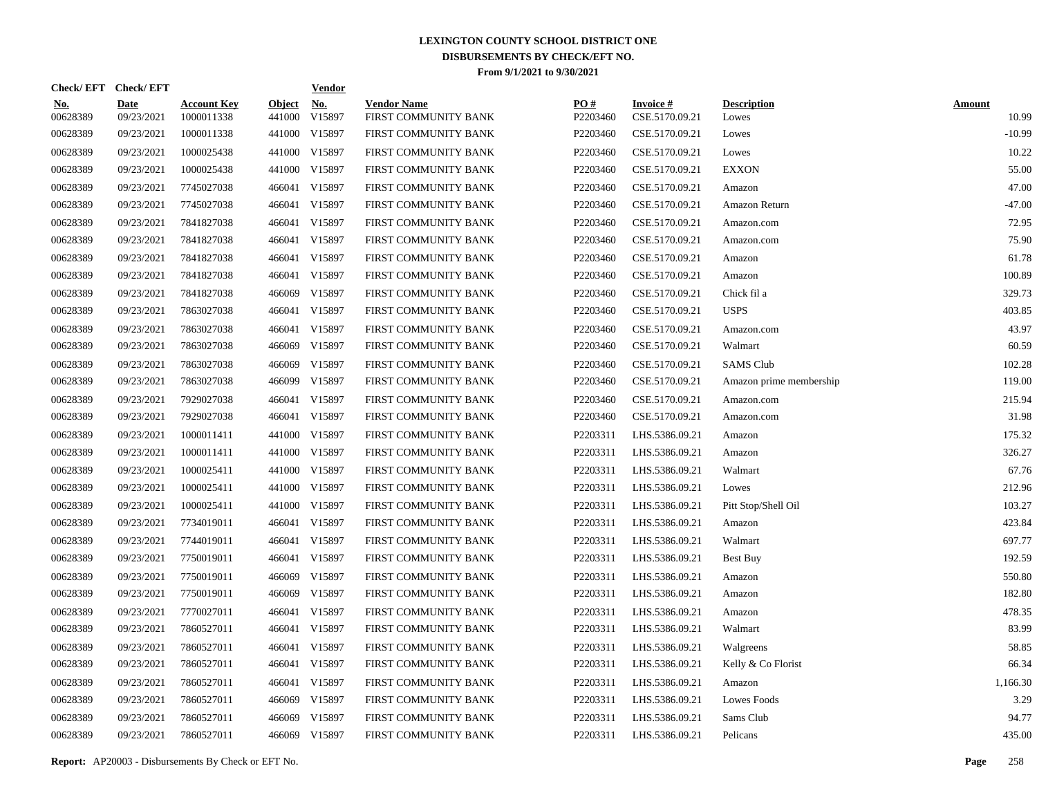# LEXINGTON COUNTY SCHOOL DISTRICT ONE
## DISBURSEMENTS BY CHECK/EFT NO.
### From 9/1/2021 to 9/30/2021

| Check/ EFT No. | Check/ EFT Date | Account Key | Object | Vendor No. | Vendor Name | PO # | Invoice # | Description | Amount |
|---|---|---|---|---|---|---|---|---|---|
| 00628389 | 09/23/2021 | 1000011338 | 441000 | V15897 | FIRST COMMUNITY BANK | P2203460 | CSE.5170.09.21 | Lowes | 10.99 |
| 00628389 | 09/23/2021 | 1000011338 | 441000 | V15897 | FIRST COMMUNITY BANK | P2203460 | CSE.5170.09.21 | Lowes | -10.99 |
| 00628389 | 09/23/2021 | 1000025438 | 441000 | V15897 | FIRST COMMUNITY BANK | P2203460 | CSE.5170.09.21 | Lowes | 10.22 |
| 00628389 | 09/23/2021 | 1000025438 | 441000 | V15897 | FIRST COMMUNITY BANK | P2203460 | CSE.5170.09.21 | EXXON | 55.00 |
| 00628389 | 09/23/2021 | 7745027038 | 466041 | V15897 | FIRST COMMUNITY BANK | P2203460 | CSE.5170.09.21 | Amazon | 47.00 |
| 00628389 | 09/23/2021 | 7745027038 | 466041 | V15897 | FIRST COMMUNITY BANK | P2203460 | CSE.5170.09.21 | Amazon Return | -47.00 |
| 00628389 | 09/23/2021 | 7841827038 | 466041 | V15897 | FIRST COMMUNITY BANK | P2203460 | CSE.5170.09.21 | Amazon.com | 72.95 |
| 00628389 | 09/23/2021 | 7841827038 | 466041 | V15897 | FIRST COMMUNITY BANK | P2203460 | CSE.5170.09.21 | Amazon.com | 75.90 |
| 00628389 | 09/23/2021 | 7841827038 | 466041 | V15897 | FIRST COMMUNITY BANK | P2203460 | CSE.5170.09.21 | Amazon | 61.78 |
| 00628389 | 09/23/2021 | 7841827038 | 466041 | V15897 | FIRST COMMUNITY BANK | P2203460 | CSE.5170.09.21 | Amazon | 100.89 |
| 00628389 | 09/23/2021 | 7841827038 | 466069 | V15897 | FIRST COMMUNITY BANK | P2203460 | CSE.5170.09.21 | Chick fil a | 329.73 |
| 00628389 | 09/23/2021 | 7863027038 | 466041 | V15897 | FIRST COMMUNITY BANK | P2203460 | CSE.5170.09.21 | USPS | 403.85 |
| 00628389 | 09/23/2021 | 7863027038 | 466041 | V15897 | FIRST COMMUNITY BANK | P2203460 | CSE.5170.09.21 | Amazon.com | 43.97 |
| 00628389 | 09/23/2021 | 7863027038 | 466069 | V15897 | FIRST COMMUNITY BANK | P2203460 | CSE.5170.09.21 | Walmart | 60.59 |
| 00628389 | 09/23/2021 | 7863027038 | 466069 | V15897 | FIRST COMMUNITY BANK | P2203460 | CSE.5170.09.21 | SAMS Club | 102.28 |
| 00628389 | 09/23/2021 | 7863027038 | 466099 | V15897 | FIRST COMMUNITY BANK | P2203460 | CSE.5170.09.21 | Amazon prime membership | 119.00 |
| 00628389 | 09/23/2021 | 7929027038 | 466041 | V15897 | FIRST COMMUNITY BANK | P2203460 | CSE.5170.09.21 | Amazon.com | 215.94 |
| 00628389 | 09/23/2021 | 7929027038 | 466041 | V15897 | FIRST COMMUNITY BANK | P2203460 | CSE.5170.09.21 | Amazon.com | 31.98 |
| 00628389 | 09/23/2021 | 1000011411 | 441000 | V15897 | FIRST COMMUNITY BANK | P2203311 | LHS.5386.09.21 | Amazon | 175.32 |
| 00628389 | 09/23/2021 | 1000011411 | 441000 | V15897 | FIRST COMMUNITY BANK | P2203311 | LHS.5386.09.21 | Amazon | 326.27 |
| 00628389 | 09/23/2021 | 1000025411 | 441000 | V15897 | FIRST COMMUNITY BANK | P2203311 | LHS.5386.09.21 | Walmart | 67.76 |
| 00628389 | 09/23/2021 | 1000025411 | 441000 | V15897 | FIRST COMMUNITY BANK | P2203311 | LHS.5386.09.21 | Lowes | 212.96 |
| 00628389 | 09/23/2021 | 1000025411 | 441000 | V15897 | FIRST COMMUNITY BANK | P2203311 | LHS.5386.09.21 | Pitt Stop/Shell Oil | 103.27 |
| 00628389 | 09/23/2021 | 7734019011 | 466041 | V15897 | FIRST COMMUNITY BANK | P2203311 | LHS.5386.09.21 | Amazon | 423.84 |
| 00628389 | 09/23/2021 | 7744019011 | 466041 | V15897 | FIRST COMMUNITY BANK | P2203311 | LHS.5386.09.21 | Walmart | 697.77 |
| 00628389 | 09/23/2021 | 7750019011 | 466041 | V15897 | FIRST COMMUNITY BANK | P2203311 | LHS.5386.09.21 | Best Buy | 192.59 |
| 00628389 | 09/23/2021 | 7750019011 | 466069 | V15897 | FIRST COMMUNITY BANK | P2203311 | LHS.5386.09.21 | Amazon | 550.80 |
| 00628389 | 09/23/2021 | 7750019011 | 466069 | V15897 | FIRST COMMUNITY BANK | P2203311 | LHS.5386.09.21 | Amazon | 182.80 |
| 00628389 | 09/23/2021 | 7770027011 | 466041 | V15897 | FIRST COMMUNITY BANK | P2203311 | LHS.5386.09.21 | Amazon | 478.35 |
| 00628389 | 09/23/2021 | 7860527011 | 466041 | V15897 | FIRST COMMUNITY BANK | P2203311 | LHS.5386.09.21 | Walmart | 83.99 |
| 00628389 | 09/23/2021 | 7860527011 | 466041 | V15897 | FIRST COMMUNITY BANK | P2203311 | LHS.5386.09.21 | Walgreens | 58.85 |
| 00628389 | 09/23/2021 | 7860527011 | 466041 | V15897 | FIRST COMMUNITY BANK | P2203311 | LHS.5386.09.21 | Kelly & Co Florist | 66.34 |
| 00628389 | 09/23/2021 | 7860527011 | 466041 | V15897 | FIRST COMMUNITY BANK | P2203311 | LHS.5386.09.21 | Amazon | 1,166.30 |
| 00628389 | 09/23/2021 | 7860527011 | 466069 | V15897 | FIRST COMMUNITY BANK | P2203311 | LHS.5386.09.21 | Lowes Foods | 3.29 |
| 00628389 | 09/23/2021 | 7860527011 | 466069 | V15897 | FIRST COMMUNITY BANK | P2203311 | LHS.5386.09.21 | Sams Club | 94.77 |
| 00628389 | 09/23/2021 | 7860527011 | 466069 | V15897 | FIRST COMMUNITY BANK | P2203311 | LHS.5386.09.21 | Pelicans | 435.00 |

**Report:** AP20003 - Disbursements By Check or EFT No.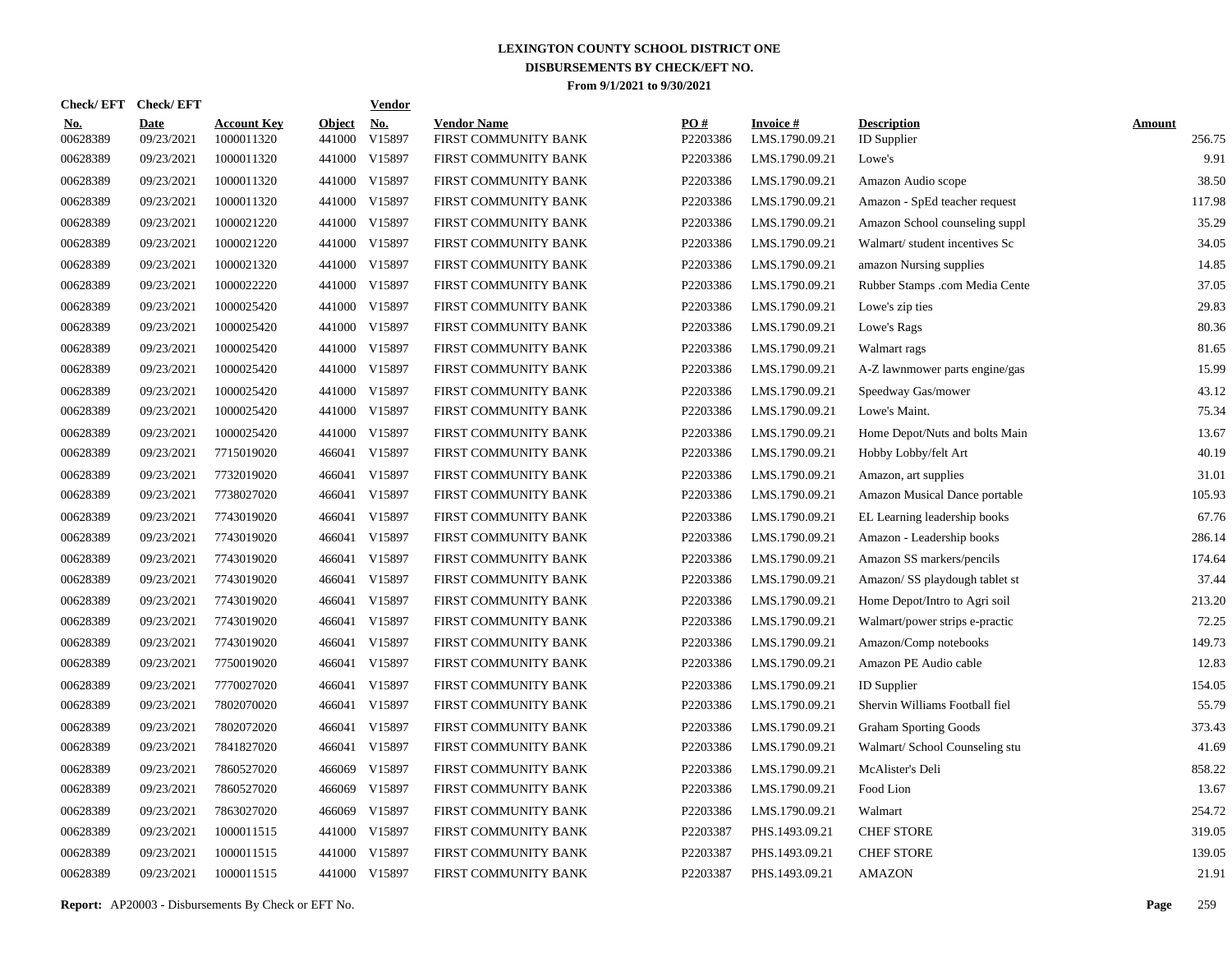# LEXINGTON COUNTY SCHOOL DISTRICT ONE
## DISBURSEMENTS BY CHECK/EFT NO.
### From 9/1/2021 to 9/30/2021

| Check/ EFT No. | Check/ EFT Date | Account Key | Object | Vendor No. | Vendor Name | PO # | Invoice # | Description | Amount |
|---|---|---|---|---|---|---|---|---|---|
| 00628389 | 09/23/2021 | 1000011320 | 441000 | V15897 | FIRST COMMUNITY BANK | P2203386 | LMS.1790.09.21 | ID Supplier | 256.75 |
| 00628389 | 09/23/2021 | 1000011320 | 441000 | V15897 | FIRST COMMUNITY BANK | P2203386 | LMS.1790.09.21 | Lowe's | 9.91 |
| 00628389 | 09/23/2021 | 1000011320 | 441000 | V15897 | FIRST COMMUNITY BANK | P2203386 | LMS.1790.09.21 | Amazon Audio scope | 38.50 |
| 00628389 | 09/23/2021 | 1000011320 | 441000 | V15897 | FIRST COMMUNITY BANK | P2203386 | LMS.1790.09.21 | Amazon - SpEd teacher request | 117.98 |
| 00628389 | 09/23/2021 | 1000021220 | 441000 | V15897 | FIRST COMMUNITY BANK | P2203386 | LMS.1790.09.21 | Amazon School counseling suppl | 35.29 |
| 00628389 | 09/23/2021 | 1000021220 | 441000 | V15897 | FIRST COMMUNITY BANK | P2203386 | LMS.1790.09.21 | Walmart/ student incentives Sc | 34.05 |
| 00628389 | 09/23/2021 | 1000021320 | 441000 | V15897 | FIRST COMMUNITY BANK | P2203386 | LMS.1790.09.21 | amazon Nursing supplies | 14.85 |
| 00628389 | 09/23/2021 | 1000022220 | 441000 | V15897 | FIRST COMMUNITY BANK | P2203386 | LMS.1790.09.21 | Rubber Stamps .com Media Cente | 37.05 |
| 00628389 | 09/23/2021 | 1000025420 | 441000 | V15897 | FIRST COMMUNITY BANK | P2203386 | LMS.1790.09.21 | Lowe's zip ties | 29.83 |
| 00628389 | 09/23/2021 | 1000025420 | 441000 | V15897 | FIRST COMMUNITY BANK | P2203386 | LMS.1790.09.21 | Lowe's Rags | 80.36 |
| 00628389 | 09/23/2021 | 1000025420 | 441000 | V15897 | FIRST COMMUNITY BANK | P2203386 | LMS.1790.09.21 | Walmart rags | 81.65 |
| 00628389 | 09/23/2021 | 1000025420 | 441000 | V15897 | FIRST COMMUNITY BANK | P2203386 | LMS.1790.09.21 | A-Z lawnmower parts engine/gas | 15.99 |
| 00628389 | 09/23/2021 | 1000025420 | 441000 | V15897 | FIRST COMMUNITY BANK | P2203386 | LMS.1790.09.21 | Speedway Gas/mower | 43.12 |
| 00628389 | 09/23/2021 | 1000025420 | 441000 | V15897 | FIRST COMMUNITY BANK | P2203386 | LMS.1790.09.21 | Lowe's Maint. | 75.34 |
| 00628389 | 09/23/2021 | 1000025420 | 441000 | V15897 | FIRST COMMUNITY BANK | P2203386 | LMS.1790.09.21 | Home Depot/Nuts and bolts Main | 13.67 |
| 00628389 | 09/23/2021 | 7715019020 | 466041 | V15897 | FIRST COMMUNITY BANK | P2203386 | LMS.1790.09.21 | Hobby Lobby/felt Art | 40.19 |
| 00628389 | 09/23/2021 | 7732019020 | 466041 | V15897 | FIRST COMMUNITY BANK | P2203386 | LMS.1790.09.21 | Amazon, art supplies | 31.01 |
| 00628389 | 09/23/2021 | 7738027020 | 466041 | V15897 | FIRST COMMUNITY BANK | P2203386 | LMS.1790.09.21 | Amazon Musical Dance portable | 105.93 |
| 00628389 | 09/23/2021 | 7743019020 | 466041 | V15897 | FIRST COMMUNITY BANK | P2203386 | LMS.1790.09.21 | EL Learning leadership books | 67.76 |
| 00628389 | 09/23/2021 | 7743019020 | 466041 | V15897 | FIRST COMMUNITY BANK | P2203386 | LMS.1790.09.21 | Amazon - Leadership books | 286.14 |
| 00628389 | 09/23/2021 | 7743019020 | 466041 | V15897 | FIRST COMMUNITY BANK | P2203386 | LMS.1790.09.21 | Amazon SS markers/pencils | 174.64 |
| 00628389 | 09/23/2021 | 7743019020 | 466041 | V15897 | FIRST COMMUNITY BANK | P2203386 | LMS.1790.09.21 | Amazon/ SS playdough tablet st | 37.44 |
| 00628389 | 09/23/2021 | 7743019020 | 466041 | V15897 | FIRST COMMUNITY BANK | P2203386 | LMS.1790.09.21 | Home Depot/Intro to Agri soil | 213.20 |
| 00628389 | 09/23/2021 | 7743019020 | 466041 | V15897 | FIRST COMMUNITY BANK | P2203386 | LMS.1790.09.21 | Walmart/power strips e-practic | 72.25 |
| 00628389 | 09/23/2021 | 7743019020 | 466041 | V15897 | FIRST COMMUNITY BANK | P2203386 | LMS.1790.09.21 | Amazon/Comp notebooks | 149.73 |
| 00628389 | 09/23/2021 | 7750019020 | 466041 | V15897 | FIRST COMMUNITY BANK | P2203386 | LMS.1790.09.21 | Amazon PE Audio cable | 12.83 |
| 00628389 | 09/23/2021 | 7770027020 | 466041 | V15897 | FIRST COMMUNITY BANK | P2203386 | LMS.1790.09.21 | ID Supplier | 154.05 |
| 00628389 | 09/23/2021 | 7802070020 | 466041 | V15897 | FIRST COMMUNITY BANK | P2203386 | LMS.1790.09.21 | Shervin Williams Football fiel | 55.79 |
| 00628389 | 09/23/2021 | 7802072020 | 466041 | V15897 | FIRST COMMUNITY BANK | P2203386 | LMS.1790.09.21 | Graham Sporting Goods | 373.43 |
| 00628389 | 09/23/2021 | 7841827020 | 466041 | V15897 | FIRST COMMUNITY BANK | P2203386 | LMS.1790.09.21 | Walmart/ School Counseling stu | 41.69 |
| 00628389 | 09/23/2021 | 7860527020 | 466069 | V15897 | FIRST COMMUNITY BANK | P2203386 | LMS.1790.09.21 | McAlister's Deli | 858.22 |
| 00628389 | 09/23/2021 | 7860527020 | 466069 | V15897 | FIRST COMMUNITY BANK | P2203386 | LMS.1790.09.21 | Food Lion | 13.67 |
| 00628389 | 09/23/2021 | 7863027020 | 466069 | V15897 | FIRST COMMUNITY BANK | P2203386 | LMS.1790.09.21 | Walmart | 254.72 |
| 00628389 | 09/23/2021 | 1000011515 | 441000 | V15897 | FIRST COMMUNITY BANK | P2203387 | PHS.1493.09.21 | CHEF STORE | 319.05 |
| 00628389 | 09/23/2021 | 1000011515 | 441000 | V15897 | FIRST COMMUNITY BANK | P2203387 | PHS.1493.09.21 | CHEF STORE | 139.05 |
| 00628389 | 09/23/2021 | 1000011515 | 441000 | V15897 | FIRST COMMUNITY BANK | P2203387 | PHS.1493.09.21 | AMAZON | 21.91 |

**Report:** AP20003 - Disbursements By Check or EFT No.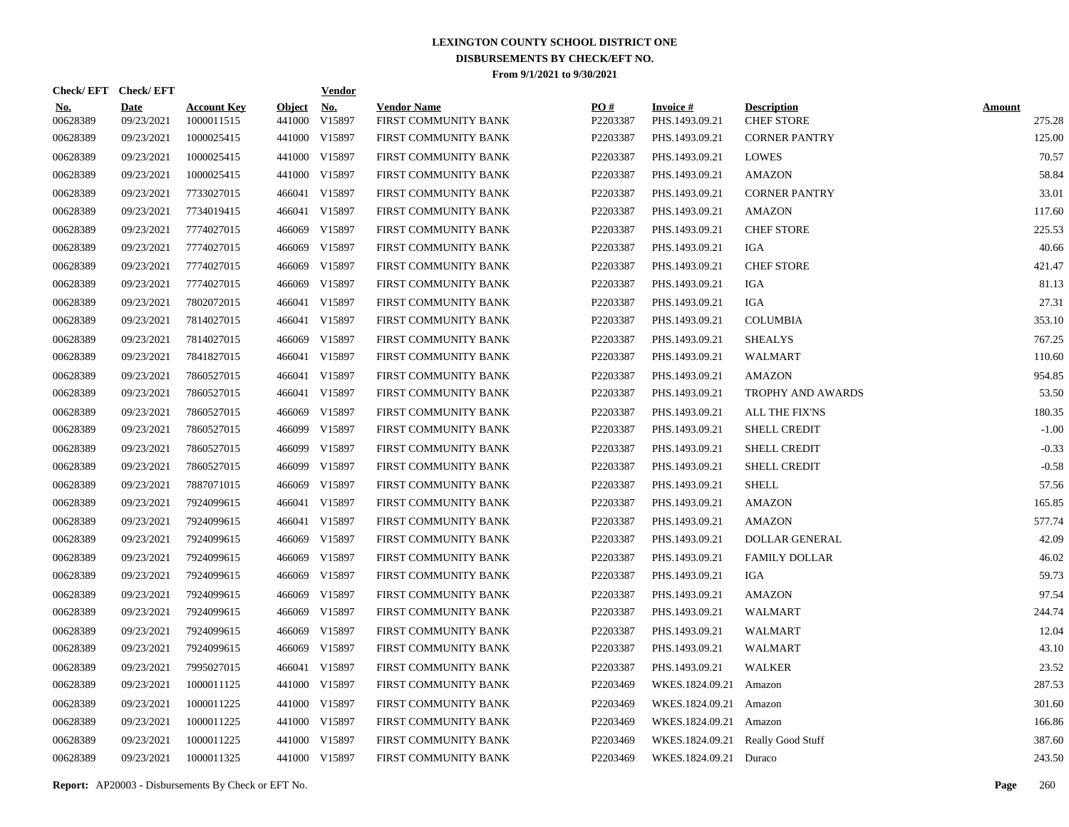# LEXINGTON COUNTY SCHOOL DISTRICT ONE
## DISBURSEMENTS BY CHECK/EFT NO.
### From 9/1/2021 to 9/30/2021

| Check/ EFT No. | Check/ EFT Date | Account Key | Object | Vendor No. | Vendor Name | PO # | Invoice # | Description | Amount |
|---|---|---|---|---|---|---|---|---|---|
| 00628389 | 09/23/2021 | 1000011515 | 441000 | V15897 | FIRST COMMUNITY BANK | P2203387 | PHS.1493.09.21 | CHEF STORE | 275.28 |
| 00628389 | 09/23/2021 | 1000025415 | 441000 | V15897 | FIRST COMMUNITY BANK | P2203387 | PHS.1493.09.21 | CORNER PANTRY | 125.00 |
| 00628389 | 09/23/2021 | 1000025415 | 441000 | V15897 | FIRST COMMUNITY BANK | P2203387 | PHS.1493.09.21 | LOWES | 70.57 |
| 00628389 | 09/23/2021 | 1000025415 | 441000 | V15897 | FIRST COMMUNITY BANK | P2203387 | PHS.1493.09.21 | AMAZON | 58.84 |
| 00628389 | 09/23/2021 | 7733027015 | 466041 | V15897 | FIRST COMMUNITY BANK | P2203387 | PHS.1493.09.21 | CORNER PANTRY | 33.01 |
| 00628389 | 09/23/2021 | 7734019415 | 466041 | V15897 | FIRST COMMUNITY BANK | P2203387 | PHS.1493.09.21 | AMAZON | 117.60 |
| 00628389 | 09/23/2021 | 7774027015 | 466069 | V15897 | FIRST COMMUNITY BANK | P2203387 | PHS.1493.09.21 | CHEF STORE | 225.53 |
| 00628389 | 09/23/2021 | 7774027015 | 466069 | V15897 | FIRST COMMUNITY BANK | P2203387 | PHS.1493.09.21 | IGA | 40.66 |
| 00628389 | 09/23/2021 | 7774027015 | 466069 | V15897 | FIRST COMMUNITY BANK | P2203387 | PHS.1493.09.21 | CHEF STORE | 421.47 |
| 00628389 | 09/23/2021 | 7774027015 | 466069 | V15897 | FIRST COMMUNITY BANK | P2203387 | PHS.1493.09.21 | IGA | 81.13 |
| 00628389 | 09/23/2021 | 7802072015 | 466041 | V15897 | FIRST COMMUNITY BANK | P2203387 | PHS.1493.09.21 | IGA | 27.31 |
| 00628389 | 09/23/2021 | 7814027015 | 466041 | V15897 | FIRST COMMUNITY BANK | P2203387 | PHS.1493.09.21 | COLUMBIA | 353.10 |
| 00628389 | 09/23/2021 | 7814027015 | 466069 | V15897 | FIRST COMMUNITY BANK | P2203387 | PHS.1493.09.21 | SHEALYS | 767.25 |
| 00628389 | 09/23/2021 | 7841827015 | 466041 | V15897 | FIRST COMMUNITY BANK | P2203387 | PHS.1493.09.21 | WALMART | 110.60 |
| 00628389 | 09/23/2021 | 7860527015 | 466041 | V15897 | FIRST COMMUNITY BANK | P2203387 | PHS.1493.09.21 | AMAZON | 954.85 |
| 00628389 | 09/23/2021 | 7860527015 | 466041 | V15897 | FIRST COMMUNITY BANK | P2203387 | PHS.1493.09.21 | TROPHY AND AWARDS | 53.50 |
| 00628389 | 09/23/2021 | 7860527015 | 466069 | V15897 | FIRST COMMUNITY BANK | P2203387 | PHS.1493.09.21 | ALL THE FIX'NS | 180.35 |
| 00628389 | 09/23/2021 | 7860527015 | 466099 | V15897 | FIRST COMMUNITY BANK | P2203387 | PHS.1493.09.21 | SHELL CREDIT | -1.00 |
| 00628389 | 09/23/2021 | 7860527015 | 466099 | V15897 | FIRST COMMUNITY BANK | P2203387 | PHS.1493.09.21 | SHELL CREDIT | -0.33 |
| 00628389 | 09/23/2021 | 7860527015 | 466099 | V15897 | FIRST COMMUNITY BANK | P2203387 | PHS.1493.09.21 | SHELL CREDIT | -0.58 |
| 00628389 | 09/23/2021 | 7887071015 | 466069 | V15897 | FIRST COMMUNITY BANK | P2203387 | PHS.1493.09.21 | SHELL | 57.56 |
| 00628389 | 09/23/2021 | 7924099615 | 466041 | V15897 | FIRST COMMUNITY BANK | P2203387 | PHS.1493.09.21 | AMAZON | 165.85 |
| 00628389 | 09/23/2021 | 7924099615 | 466041 | V15897 | FIRST COMMUNITY BANK | P2203387 | PHS.1493.09.21 | AMAZON | 577.74 |
| 00628389 | 09/23/2021 | 7924099615 | 466069 | V15897 | FIRST COMMUNITY BANK | P2203387 | PHS.1493.09.21 | DOLLAR GENERAL | 42.09 |
| 00628389 | 09/23/2021 | 7924099615 | 466069 | V15897 | FIRST COMMUNITY BANK | P2203387 | PHS.1493.09.21 | FAMILY DOLLAR | 46.02 |
| 00628389 | 09/23/2021 | 7924099615 | 466069 | V15897 | FIRST COMMUNITY BANK | P2203387 | PHS.1493.09.21 | IGA | 59.73 |
| 00628389 | 09/23/2021 | 7924099615 | 466069 | V15897 | FIRST COMMUNITY BANK | P2203387 | PHS.1493.09.21 | AMAZON | 97.54 |
| 00628389 | 09/23/2021 | 7924099615 | 466069 | V15897 | FIRST COMMUNITY BANK | P2203387 | PHS.1493.09.21 | WALMART | 244.74 |
| 00628389 | 09/23/2021 | 7924099615 | 466069 | V15897 | FIRST COMMUNITY BANK | P2203387 | PHS.1493.09.21 | WALMART | 12.04 |
| 00628389 | 09/23/2021 | 7924099615 | 466069 | V15897 | FIRST COMMUNITY BANK | P2203387 | PHS.1493.09.21 | WALMART | 43.10 |
| 00628389 | 09/23/2021 | 7995027015 | 466041 | V15897 | FIRST COMMUNITY BANK | P2203387 | PHS.1493.09.21 | WALKER | 23.52 |
| 00628389 | 09/23/2021 | 1000011125 | 441000 | V15897 | FIRST COMMUNITY BANK | P2203469 | WKES.1824.09.21 | Amazon | 287.53 |
| 00628389 | 09/23/2021 | 1000011225 | 441000 | V15897 | FIRST COMMUNITY BANK | P2203469 | WKES.1824.09.21 | Amazon | 301.60 |
| 00628389 | 09/23/2021 | 1000011225 | 441000 | V15897 | FIRST COMMUNITY BANK | P2203469 | WKES.1824.09.21 | Amazon | 166.86 |
| 00628389 | 09/23/2021 | 1000011225 | 441000 | V15897 | FIRST COMMUNITY BANK | P2203469 | WKES.1824.09.21 | Really Good Stuff | 387.60 |
| 00628389 | 09/23/2021 | 1000011325 | 441000 | V15897 | FIRST COMMUNITY BANK | P2203469 | WKES.1824.09.21 | Duraco | 243.50 |

**Report:** AP20003 - Disbursements By Check or EFT No.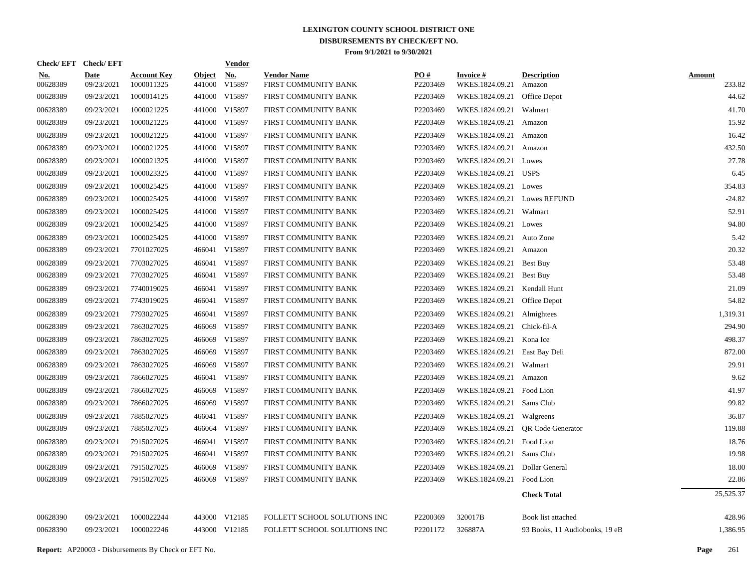# LEXINGTON COUNTY SCHOOL DISTRICT ONE
## DISBURSEMENTS BY CHECK/EFT NO.
### From 9/1/2021 to 9/30/2021

| Check/ EFT No. | Check/ EFT Date | Account Key | Object | Vendor No. | Vendor Name | PO # | Invoice # | Description | Amount |
|---|---|---|---|---|---|---|---|---|---|
| 00628389 | 09/23/2021 | 1000011325 | 441000 | V15897 | FIRST COMMUNITY BANK | P2203469 | WKES.1824.09.21 | Amazon | 233.82 |
| 00628389 | 09/23/2021 | 1000014125 | 441000 | V15897 | FIRST COMMUNITY BANK | P2203469 | WKES.1824.09.21 | Office Depot | 44.62 |
| 00628389 | 09/23/2021 | 1000021225 | 441000 | V15897 | FIRST COMMUNITY BANK | P2203469 | WKES.1824.09.21 | Walmart | 41.70 |
| 00628389 | 09/23/2021 | 1000021225 | 441000 | V15897 | FIRST COMMUNITY BANK | P2203469 | WKES.1824.09.21 | Amazon | 15.92 |
| 00628389 | 09/23/2021 | 1000021225 | 441000 | V15897 | FIRST COMMUNITY BANK | P2203469 | WKES.1824.09.21 | Amazon | 16.42 |
| 00628389 | 09/23/2021 | 1000021225 | 441000 | V15897 | FIRST COMMUNITY BANK | P2203469 | WKES.1824.09.21 | Amazon | 432.50 |
| 00628389 | 09/23/2021 | 1000021325 | 441000 | V15897 | FIRST COMMUNITY BANK | P2203469 | WKES.1824.09.21 | Lowes | 27.78 |
| 00628389 | 09/23/2021 | 1000023325 | 441000 | V15897 | FIRST COMMUNITY BANK | P2203469 | WKES.1824.09.21 | USPS | 6.45 |
| 00628389 | 09/23/2021 | 1000025425 | 441000 | V15897 | FIRST COMMUNITY BANK | P2203469 | WKES.1824.09.21 | Lowes | 354.83 |
| 00628389 | 09/23/2021 | 1000025425 | 441000 | V15897 | FIRST COMMUNITY BANK | P2203469 | WKES.1824.09.21 | Lowes REFUND | -24.82 |
| 00628389 | 09/23/2021 | 1000025425 | 441000 | V15897 | FIRST COMMUNITY BANK | P2203469 | WKES.1824.09.21 | Walmart | 52.91 |
| 00628389 | 09/23/2021 | 1000025425 | 441000 | V15897 | FIRST COMMUNITY BANK | P2203469 | WKES.1824.09.21 | Lowes | 94.80 |
| 00628389 | 09/23/2021 | 1000025425 | 441000 | V15897 | FIRST COMMUNITY BANK | P2203469 | WKES.1824.09.21 | Auto Zone | 5.42 |
| 00628389 | 09/23/2021 | 7701027025 | 466041 | V15897 | FIRST COMMUNITY BANK | P2203469 | WKES.1824.09.21 | Amazon | 20.32 |
| 00628389 | 09/23/2021 | 7703027025 | 466041 | V15897 | FIRST COMMUNITY BANK | P2203469 | WKES.1824.09.21 | Best Buy | 53.48 |
| 00628389 | 09/23/2021 | 7703027025 | 466041 | V15897 | FIRST COMMUNITY BANK | P2203469 | WKES.1824.09.21 | Best Buy | 53.48 |
| 00628389 | 09/23/2021 | 7740019025 | 466041 | V15897 | FIRST COMMUNITY BANK | P2203469 | WKES.1824.09.21 | Kendall Hunt | 21.09 |
| 00628389 | 09/23/2021 | 7743019025 | 466041 | V15897 | FIRST COMMUNITY BANK | P2203469 | WKES.1824.09.21 | Office Depot | 54.82 |
| 00628389 | 09/23/2021 | 7793027025 | 466041 | V15897 | FIRST COMMUNITY BANK | P2203469 | WKES.1824.09.21 | Almightees | 1,319.31 |
| 00628389 | 09/23/2021 | 7863027025 | 466069 | V15897 | FIRST COMMUNITY BANK | P2203469 | WKES.1824.09.21 | Chick-fil-A | 294.90 |
| 00628389 | 09/23/2021 | 7863027025 | 466069 | V15897 | FIRST COMMUNITY BANK | P2203469 | WKES.1824.09.21 | Kona Ice | 498.37 |
| 00628389 | 09/23/2021 | 7863027025 | 466069 | V15897 | FIRST COMMUNITY BANK | P2203469 | WKES.1824.09.21 | East Bay Deli | 872.00 |
| 00628389 | 09/23/2021 | 7863027025 | 466069 | V15897 | FIRST COMMUNITY BANK | P2203469 | WKES.1824.09.21 | Walmart | 29.91 |
| 00628389 | 09/23/2021 | 7866027025 | 466041 | V15897 | FIRST COMMUNITY BANK | P2203469 | WKES.1824.09.21 | Amazon | 9.62 |
| 00628389 | 09/23/2021 | 7866027025 | 466069 | V15897 | FIRST COMMUNITY BANK | P2203469 | WKES.1824.09.21 | Food Lion | 41.97 |
| 00628389 | 09/23/2021 | 7866027025 | 466069 | V15897 | FIRST COMMUNITY BANK | P2203469 | WKES.1824.09.21 | Sams Club | 99.82 |
| 00628389 | 09/23/2021 | 7885027025 | 466041 | V15897 | FIRST COMMUNITY BANK | P2203469 | WKES.1824.09.21 | Walgreens | 36.87 |
| 00628389 | 09/23/2021 | 7885027025 | 466064 | V15897 | FIRST COMMUNITY BANK | P2203469 | WKES.1824.09.21 | QR Code Generator | 119.88 |
| 00628389 | 09/23/2021 | 7915027025 | 466041 | V15897 | FIRST COMMUNITY BANK | P2203469 | WKES.1824.09.21 | Food Lion | 18.76 |
| 00628389 | 09/23/2021 | 7915027025 | 466041 | V15897 | FIRST COMMUNITY BANK | P2203469 | WKES.1824.09.21 | Sams Club | 19.98 |
| 00628389 | 09/23/2021 | 7915027025 | 466069 | V15897 | FIRST COMMUNITY BANK | P2203469 | WKES.1824.09.21 | Dollar General | 18.00 |
| 00628389 | 09/23/2021 | 7915027025 | 466069 | V15897 | FIRST COMMUNITY BANK | P2203469 | WKES.1824.09.21 | Food Lion | 22.86 |
| | | | | | | | | **Check Total** | 25,525.37 |
| 00628390 | 09/23/2021 | 1000022244 | 443000 | V12185 | FOLLETT SCHOOL SOLUTIONS INC | P2200369 | 320017B | Book list attached | 428.96 |
| 00628390 | 09/23/2021 | 1000022246 | 443000 | V12185 | FOLLETT SCHOOL SOLUTIONS INC | P2201172 | 326887A | 93 Books, 11 Audiobooks, 19 eB | 1,386.95 |

**Report:** AP20003 - Disbursements By Check or EFT No.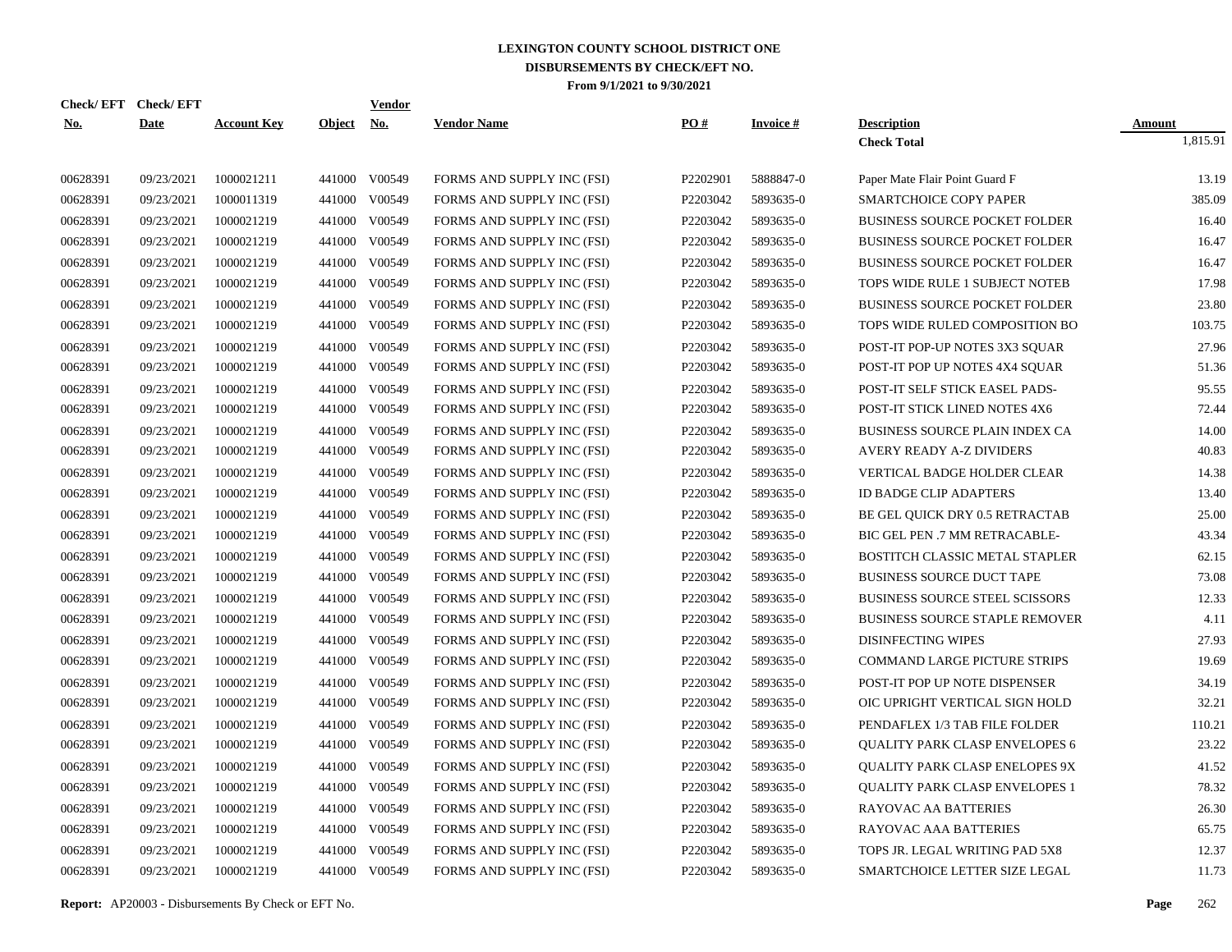# LEXINGTON COUNTY SCHOOL DISTRICT ONE
## DISBURSEMENTS BY CHECK/EFT NO.
### From 9/1/2021 to 9/30/2021

| Check/ EFT No. | Check/ EFT Date | Account Key | Object | Vendor No. | Vendor Name | PO # | Invoice # | Description | Amount |
|---|---|---|---|---|---|---|---|---|---|
| | | | | | | | | **Check Total** | 1,815.91 |
| 00628391 | 09/23/2021 | 1000021211 | 441000 | V00549 | FORMS AND SUPPLY INC (FSI) | P2202901 | 5888847-0 | Paper Mate Flair Point Guard F | 13.19 |
| 00628391 | 09/23/2021 | 1000011319 | 441000 | V00549 | FORMS AND SUPPLY INC (FSI) | P2203042 | 5893635-0 | SMARTCHOICE COPY PAPER | 385.09 |
| 00628391 | 09/23/2021 | 1000021219 | 441000 | V00549 | FORMS AND SUPPLY INC (FSI) | P2203042 | 5893635-0 | BUSINESS SOURCE POCKET FOLDER | 16.40 |
| 00628391 | 09/23/2021 | 1000021219 | 441000 | V00549 | FORMS AND SUPPLY INC (FSI) | P2203042 | 5893635-0 | BUSINESS SOURCE POCKET FOLDER | 16.47 |
| 00628391 | 09/23/2021 | 1000021219 | 441000 | V00549 | FORMS AND SUPPLY INC (FSI) | P2203042 | 5893635-0 | BUSINESS SOURCE POCKET FOLDER | 16.47 |
| 00628391 | 09/23/2021 | 1000021219 | 441000 | V00549 | FORMS AND SUPPLY INC (FSI) | P2203042 | 5893635-0 | TOPS WIDE RULE 1 SUBJECT NOTEB | 17.98 |
| 00628391 | 09/23/2021 | 1000021219 | 441000 | V00549 | FORMS AND SUPPLY INC (FSI) | P2203042 | 5893635-0 | BUSINESS SOURCE POCKET FOLDER | 23.80 |
| 00628391 | 09/23/2021 | 1000021219 | 441000 | V00549 | FORMS AND SUPPLY INC (FSI) | P2203042 | 5893635-0 | TOPS WIDE RULED COMPOSITION BO | 103.75 |
| 00628391 | 09/23/2021 | 1000021219 | 441000 | V00549 | FORMS AND SUPPLY INC (FSI) | P2203042 | 5893635-0 | POST-IT POP-UP NOTES 3X3 SQUAR | 27.96 |
| 00628391 | 09/23/2021 | 1000021219 | 441000 | V00549 | FORMS AND SUPPLY INC (FSI) | P2203042 | 5893635-0 | POST-IT POP UP NOTES 4X4 SQUAR | 51.36 |
| 00628391 | 09/23/2021 | 1000021219 | 441000 | V00549 | FORMS AND SUPPLY INC (FSI) | P2203042 | 5893635-0 | POST-IT SELF STICK EASEL PADS- | 95.55 |
| 00628391 | 09/23/2021 | 1000021219 | 441000 | V00549 | FORMS AND SUPPLY INC (FSI) | P2203042 | 5893635-0 | POST-IT STICK LINED NOTES 4X6 | 72.44 |
| 00628391 | 09/23/2021 | 1000021219 | 441000 | V00549 | FORMS AND SUPPLY INC (FSI) | P2203042 | 5893635-0 | BUSINESS SOURCE PLAIN INDEX CA | 14.00 |
| 00628391 | 09/23/2021 | 1000021219 | 441000 | V00549 | FORMS AND SUPPLY INC (FSI) | P2203042 | 5893635-0 | AVERY READY A-Z DIVIDERS | 40.83 |
| 00628391 | 09/23/2021 | 1000021219 | 441000 | V00549 | FORMS AND SUPPLY INC (FSI) | P2203042 | 5893635-0 | VERTICAL BADGE HOLDER CLEAR | 14.38 |
| 00628391 | 09/23/2021 | 1000021219 | 441000 | V00549 | FORMS AND SUPPLY INC (FSI) | P2203042 | 5893635-0 | ID BADGE CLIP ADAPTERS | 13.40 |
| 00628391 | 09/23/2021 | 1000021219 | 441000 | V00549 | FORMS AND SUPPLY INC (FSI) | P2203042 | 5893635-0 | BE GEL QUICK DRY 0.5 RETRACTAB | 25.00 |
| 00628391 | 09/23/2021 | 1000021219 | 441000 | V00549 | FORMS AND SUPPLY INC (FSI) | P2203042 | 5893635-0 | BIC GEL PEN .7 MM RETRACABLE- | 43.34 |
| 00628391 | 09/23/2021 | 1000021219 | 441000 | V00549 | FORMS AND SUPPLY INC (FSI) | P2203042 | 5893635-0 | BOSTITCH CLASSIC METAL STAPLER | 62.15 |
| 00628391 | 09/23/2021 | 1000021219 | 441000 | V00549 | FORMS AND SUPPLY INC (FSI) | P2203042 | 5893635-0 | BUSINESS SOURCE DUCT TAPE | 73.08 |
| 00628391 | 09/23/2021 | 1000021219 | 441000 | V00549 | FORMS AND SUPPLY INC (FSI) | P2203042 | 5893635-0 | BUSINESS SOURCE STEEL SCISSORS | 12.33 |
| 00628391 | 09/23/2021 | 1000021219 | 441000 | V00549 | FORMS AND SUPPLY INC (FSI) | P2203042 | 5893635-0 | BUSINESS SOURCE STAPLE REMOVER | 4.11 |
| 00628391 | 09/23/2021 | 1000021219 | 441000 | V00549 | FORMS AND SUPPLY INC (FSI) | P2203042 | 5893635-0 | DISINFECTING WIPES | 27.93 |
| 00628391 | 09/23/2021 | 1000021219 | 441000 | V00549 | FORMS AND SUPPLY INC (FSI) | P2203042 | 5893635-0 | COMMAND LARGE PICTURE STRIPS | 19.69 |
| 00628391 | 09/23/2021 | 1000021219 | 441000 | V00549 | FORMS AND SUPPLY INC (FSI) | P2203042 | 5893635-0 | POST-IT POP UP NOTE DISPENSER | 34.19 |
| 00628391 | 09/23/2021 | 1000021219 | 441000 | V00549 | FORMS AND SUPPLY INC (FSI) | P2203042 | 5893635-0 | OIC UPRIGHT VERTICAL SIGN HOLD | 32.21 |
| 00628391 | 09/23/2021 | 1000021219 | 441000 | V00549 | FORMS AND SUPPLY INC (FSI) | P2203042 | 5893635-0 | PENDAFLEX 1/3 TAB FILE FOLDER | 110.21 |
| 00628391 | 09/23/2021 | 1000021219 | 441000 | V00549 | FORMS AND SUPPLY INC (FSI) | P2203042 | 5893635-0 | QUALITY PARK CLASP ENVELOPES 6 | 23.22 |
| 00628391 | 09/23/2021 | 1000021219 | 441000 | V00549 | FORMS AND SUPPLY INC (FSI) | P2203042 | 5893635-0 | QUALITY PARK CLASP ENELOPES 9X | 41.52 |
| 00628391 | 09/23/2021 | 1000021219 | 441000 | V00549 | FORMS AND SUPPLY INC (FSI) | P2203042 | 5893635-0 | QUALITY PARK CLASP ENVELOPES 1 | 78.32 |
| 00628391 | 09/23/2021 | 1000021219 | 441000 | V00549 | FORMS AND SUPPLY INC (FSI) | P2203042 | 5893635-0 | RAYOVAC AA BATTERIES | 26.30 |
| 00628391 | 09/23/2021 | 1000021219 | 441000 | V00549 | FORMS AND SUPPLY INC (FSI) | P2203042 | 5893635-0 | RAYOVAC AAA BATTERIES | 65.75 |
| 00628391 | 09/23/2021 | 1000021219 | 441000 | V00549 | FORMS AND SUPPLY INC (FSI) | P2203042 | 5893635-0 | TOPS JR. LEGAL WRITING PAD 5X8 | 12.37 |
| 00628391 | 09/23/2021 | 1000021219 | 441000 | V00549 | FORMS AND SUPPLY INC (FSI) | P2203042 | 5893635-0 | SMARTCHOICE LETTER SIZE LEGAL | 11.73 |

**Report:** AP20003 - Disbursements By Check or EFT No.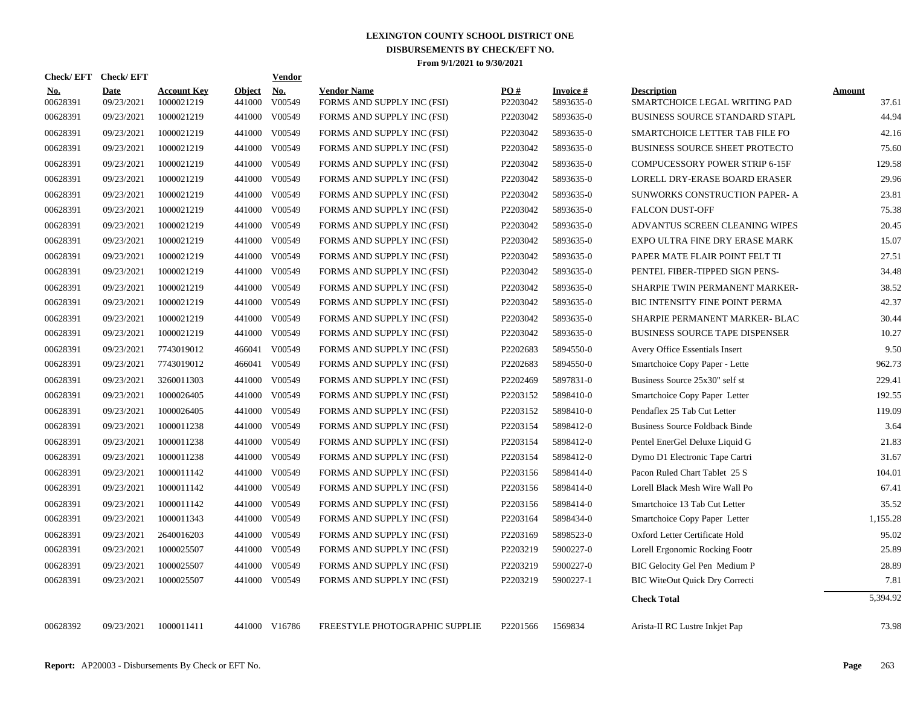# LEXINGTON COUNTY SCHOOL DISTRICT ONE
## DISBURSEMENTS BY CHECK/EFT NO.
### From 9/1/2021 to 9/30/2021

| Check/ EFT No. | Check/ EFT Date | Account Key | Object | Vendor No. | Vendor Name | PO # | Invoice # | Description | Amount |
|---|---|---|---|---|---|---|---|---|---|
| 00628391 | 09/23/2021 | 1000021219 | 441000 | V00549 | FORMS AND SUPPLY INC (FSI) | P2203042 | 5893635-0 | SMARTCHOICE LEGAL WRITING PAD | 37.61 |
| 00628391 | 09/23/2021 | 1000021219 | 441000 | V00549 | FORMS AND SUPPLY INC (FSI) | P2203042 | 5893635-0 | BUSINESS SOURCE STANDARD STAPL | 44.94 |
| 00628391 | 09/23/2021 | 1000021219 | 441000 | V00549 | FORMS AND SUPPLY INC (FSI) | P2203042 | 5893635-0 | SMARTCHOICE LETTER TAB FILE FO | 42.16 |
| 00628391 | 09/23/2021 | 1000021219 | 441000 | V00549 | FORMS AND SUPPLY INC (FSI) | P2203042 | 5893635-0 | BUSINESS SOURCE SHEET PROTECTO | 75.60 |
| 00628391 | 09/23/2021 | 1000021219 | 441000 | V00549 | FORMS AND SUPPLY INC (FSI) | P2203042 | 5893635-0 | COMPUCESSORY POWER STRIP 6-15F | 129.58 |
| 00628391 | 09/23/2021 | 1000021219 | 441000 | V00549 | FORMS AND SUPPLY INC (FSI) | P2203042 | 5893635-0 | LORELL DRY-ERASE BOARD ERASER | 29.96 |
| 00628391 | 09/23/2021 | 1000021219 | 441000 | V00549 | FORMS AND SUPPLY INC (FSI) | P2203042 | 5893635-0 | SUNWORKS CONSTRUCTION PAPER- A | 23.81 |
| 00628391 | 09/23/2021 | 1000021219 | 441000 | V00549 | FORMS AND SUPPLY INC (FSI) | P2203042 | 5893635-0 | FALCON DUST-OFF | 75.38 |
| 00628391 | 09/23/2021 | 1000021219 | 441000 | V00549 | FORMS AND SUPPLY INC (FSI) | P2203042 | 5893635-0 | ADVANTUS SCREEN CLEANING WIPES | 20.45 |
| 00628391 | 09/23/2021 | 1000021219 | 441000 | V00549 | FORMS AND SUPPLY INC (FSI) | P2203042 | 5893635-0 | EXPO ULTRA FINE DRY ERASE MARK | 15.07 |
| 00628391 | 09/23/2021 | 1000021219 | 441000 | V00549 | FORMS AND SUPPLY INC (FSI) | P2203042 | 5893635-0 | PAPER MATE FLAIR POINT FELT TI | 27.51 |
| 00628391 | 09/23/2021 | 1000021219 | 441000 | V00549 | FORMS AND SUPPLY INC (FSI) | P2203042 | 5893635-0 | PENTEL FIBER-TIPPED SIGN PENS- | 34.48 |
| 00628391 | 09/23/2021 | 1000021219 | 441000 | V00549 | FORMS AND SUPPLY INC (FSI) | P2203042 | 5893635-0 | SHARPIE TWIN PERMANENT MARKER- | 38.52 |
| 00628391 | 09/23/2021 | 1000021219 | 441000 | V00549 | FORMS AND SUPPLY INC (FSI) | P2203042 | 5893635-0 | BIC INTENSITY FINE POINT PERMA | 42.37 |
| 00628391 | 09/23/2021 | 1000021219 | 441000 | V00549 | FORMS AND SUPPLY INC (FSI) | P2203042 | 5893635-0 | SHARPIE PERMANENT MARKER- BLAC | 30.44 |
| 00628391 | 09/23/2021 | 1000021219 | 441000 | V00549 | FORMS AND SUPPLY INC (FSI) | P2203042 | 5893635-0 | BUSINESS SOURCE TAPE DISPENSER | 10.27 |
| 00628391 | 09/23/2021 | 7743019012 | 466041 | V00549 | FORMS AND SUPPLY INC (FSI) | P2202683 | 5894550-0 | Avery Office Essentials Insert | 9.50 |
| 00628391 | 09/23/2021 | 7743019012 | 466041 | V00549 | FORMS AND SUPPLY INC (FSI) | P2202683 | 5894550-0 | Smartchoice Copy Paper - Lette | 962.73 |
| 00628391 | 09/23/2021 | 3260011303 | 441000 | V00549 | FORMS AND SUPPLY INC (FSI) | P2202469 | 5897831-0 | Business Source 25x30" self st | 229.41 |
| 00628391 | 09/23/2021 | 1000026405 | 441000 | V00549 | FORMS AND SUPPLY INC (FSI) | P2203152 | 5898410-0 | Smartchoice Copy Paper Letter | 192.55 |
| 00628391 | 09/23/2021 | 1000026405 | 441000 | V00549 | FORMS AND SUPPLY INC (FSI) | P2203152 | 5898410-0 | Pendaflex 25 Tab Cut Letter | 119.09 |
| 00628391 | 09/23/2021 | 1000011238 | 441000 | V00549 | FORMS AND SUPPLY INC (FSI) | P2203154 | 5898412-0 | Business Source Foldback Binde | 3.64 |
| 00628391 | 09/23/2021 | 1000011238 | 441000 | V00549 | FORMS AND SUPPLY INC (FSI) | P2203154 | 5898412-0 | Pentel EnerGel Deluxe Liquid G | 21.83 |
| 00628391 | 09/23/2021 | 1000011238 | 441000 | V00549 | FORMS AND SUPPLY INC (FSI) | P2203154 | 5898412-0 | Dymo D1 Electronic Tape Cartri | 31.67 |
| 00628391 | 09/23/2021 | 1000011142 | 441000 | V00549 | FORMS AND SUPPLY INC (FSI) | P2203156 | 5898414-0 | Pacon Ruled Chart Tablet 25 S | 104.01 |
| 00628391 | 09/23/2021 | 1000011142 | 441000 | V00549 | FORMS AND SUPPLY INC (FSI) | P2203156 | 5898414-0 | Lorell Black Mesh Wire Wall Po | 67.41 |
| 00628391 | 09/23/2021 | 1000011142 | 441000 | V00549 | FORMS AND SUPPLY INC (FSI) | P2203156 | 5898414-0 | Smartchoice 13 Tab Cut Letter | 35.52 |
| 00628391 | 09/23/2021 | 1000011343 | 441000 | V00549 | FORMS AND SUPPLY INC (FSI) | P2203164 | 5898434-0 | Smartchoice Copy Paper Letter | 1,155.28 |
| 00628391 | 09/23/2021 | 2640016203 | 441000 | V00549 | FORMS AND SUPPLY INC (FSI) | P2203169 | 5898523-0 | Oxford Letter Certificate Hold | 95.02 |
| 00628391 | 09/23/2021 | 1000025507 | 441000 | V00549 | FORMS AND SUPPLY INC (FSI) | P2203219 | 5900227-0 | Lorell Ergonomic Rocking Footr | 25.89 |
| 00628391 | 09/23/2021 | 1000025507 | 441000 | V00549 | FORMS AND SUPPLY INC (FSI) | P2203219 | 5900227-0 | BIC Gelocity Gel Pen Medium P | 28.89 |
| 00628391 | 09/23/2021 | 1000025507 | 441000 | V00549 | FORMS AND SUPPLY INC (FSI) | P2203219 | 5900227-1 | BIC WiteOut Quick Dry Correcti | 7.81 |
| | | | | | | | | **Check Total** | 5,394.92 |
| 00628392 | 09/23/2021 | 1000011411 | 441000 | V16786 | FREESTYLE PHOTOGRAPHIC SUPPLIE | P2201566 | 1569834 | Arista-II RC Lustre Inkjet Pap | 73.98 |

**Report:** AP20003 - Disbursements By Check or EFT No.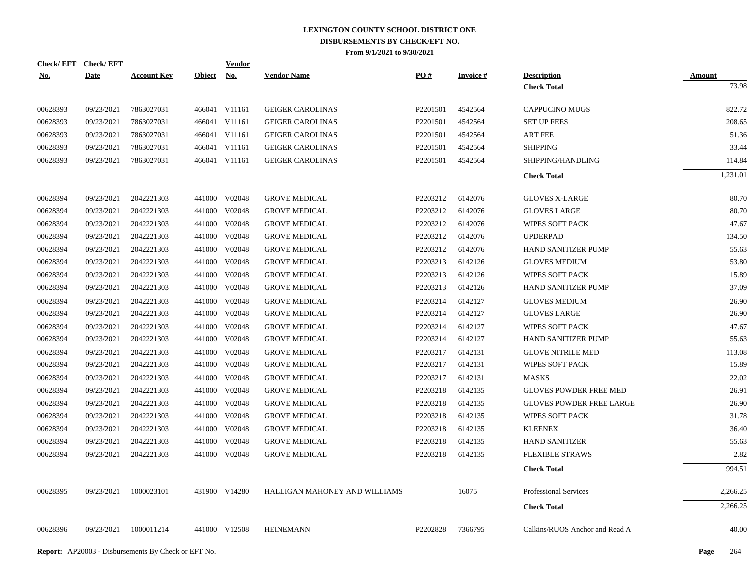# LEXINGTON COUNTY SCHOOL DISTRICT ONE
## DISBURSEMENTS BY CHECK/EFT NO.
### From 9/1/2021 to 9/30/2021

| Check/ EFT No. | Check/ EFT Date | Account Key | Object | Vendor No. | Vendor Name | PO # | Invoice # | Description | Amount |
|---|---|---|---|---|---|---|---|---|---|
| | | | | | | | | **Check Total** | 73.98 |
| 00628393 | 09/23/2021 | 7863027031 | 466041 | V11161 | GEIGER CAROLINAS | P2201501 | 4542564 | CAPPUCINO MUGS | 822.72 |
| 00628393 | 09/23/2021 | 7863027031 | 466041 | V11161 | GEIGER CAROLINAS | P2201501 | 4542564 | SET UP FEES | 208.65 |
| 00628393 | 09/23/2021 | 7863027031 | 466041 | V11161 | GEIGER CAROLINAS | P2201501 | 4542564 | ART FEE | 51.36 |
| 00628393 | 09/23/2021 | 7863027031 | 466041 | V11161 | GEIGER CAROLINAS | P2201501 | 4542564 | SHIPPING | 33.44 |
| 00628393 | 09/23/2021 | 7863027031 | 466041 | V11161 | GEIGER CAROLINAS | P2201501 | 4542564 | SHIPPING/HANDLING | 114.84 |
| | | | | | | | | **Check Total** | 1,231.01 |
| 00628394 | 09/23/2021 | 2042221303 | 441000 | V02048 | GROVE MEDICAL | P2203212 | 6142076 | GLOVES X-LARGE | 80.70 |
| 00628394 | 09/23/2021 | 2042221303 | 441000 | V02048 | GROVE MEDICAL | P2203212 | 6142076 | GLOVES LARGE | 80.70 |
| 00628394 | 09/23/2021 | 2042221303 | 441000 | V02048 | GROVE MEDICAL | P2203212 | 6142076 | WIPES SOFT PACK | 47.67 |
| 00628394 | 09/23/2021 | 2042221303 | 441000 | V02048 | GROVE MEDICAL | P2203212 | 6142076 | UPDERPAD | 134.50 |
| 00628394 | 09/23/2021 | 2042221303 | 441000 | V02048 | GROVE MEDICAL | P2203212 | 6142076 | HAND SANITIZER PUMP | 55.63 |
| 00628394 | 09/23/2021 | 2042221303 | 441000 | V02048 | GROVE MEDICAL | P2203213 | 6142126 | GLOVES MEDIUM | 53.80 |
| 00628394 | 09/23/2021 | 2042221303 | 441000 | V02048 | GROVE MEDICAL | P2203213 | 6142126 | WIPES SOFT PACK | 15.89 |
| 00628394 | 09/23/2021 | 2042221303 | 441000 | V02048 | GROVE MEDICAL | P2203213 | 6142126 | HAND SANITIZER PUMP | 37.09 |
| 00628394 | 09/23/2021 | 2042221303 | 441000 | V02048 | GROVE MEDICAL | P2203214 | 6142127 | GLOVES MEDIUM | 26.90 |
| 00628394 | 09/23/2021 | 2042221303 | 441000 | V02048 | GROVE MEDICAL | P2203214 | 6142127 | GLOVES LARGE | 26.90 |
| 00628394 | 09/23/2021 | 2042221303 | 441000 | V02048 | GROVE MEDICAL | P2203214 | 6142127 | WIPES SOFT PACK | 47.67 |
| 00628394 | 09/23/2021 | 2042221303 | 441000 | V02048 | GROVE MEDICAL | P2203214 | 6142127 | HAND SANITIZER PUMP | 55.63 |
| 00628394 | 09/23/2021 | 2042221303 | 441000 | V02048 | GROVE MEDICAL | P2203217 | 6142131 | GLOVE NITRILE MED | 113.08 |
| 00628394 | 09/23/2021 | 2042221303 | 441000 | V02048 | GROVE MEDICAL | P2203217 | 6142131 | WIPES SOFT PACK | 15.89 |
| 00628394 | 09/23/2021 | 2042221303 | 441000 | V02048 | GROVE MEDICAL | P2203217 | 6142131 | MASKS | 22.02 |
| 00628394 | 09/23/2021 | 2042221303 | 441000 | V02048 | GROVE MEDICAL | P2203218 | 6142135 | GLOVES POWDER FREE MED | 26.91 |
| 00628394 | 09/23/2021 | 2042221303 | 441000 | V02048 | GROVE MEDICAL | P2203218 | 6142135 | GLOVES POWDER FREE LARGE | 26.90 |
| 00628394 | 09/23/2021 | 2042221303 | 441000 | V02048 | GROVE MEDICAL | P2203218 | 6142135 | WIPES SOFT PACK | 31.78 |
| 00628394 | 09/23/2021 | 2042221303 | 441000 | V02048 | GROVE MEDICAL | P2203218 | 6142135 | KLEENEX | 36.40 |
| 00628394 | 09/23/2021 | 2042221303 | 441000 | V02048 | GROVE MEDICAL | P2203218 | 6142135 | HAND SANITIZER | 55.63 |
| 00628394 | 09/23/2021 | 2042221303 | 441000 | V02048 | GROVE MEDICAL | P2203218 | 6142135 | FLEXIBLE STRAWS | 2.82 |
| | | | | | | | | **Check Total** | 994.51 |
| 00628395 | 09/23/2021 | 1000023101 | 431900 | V14280 | HALLIGAN MAHONEY AND WILLIAMS | | 16075 | Professional Services | 2,266.25 |
| | | | | | | | | **Check Total** | 2,266.25 |
| 00628396 | 09/23/2021 | 1000011214 | 441000 | V12508 | HEINEMANN | P2202828 | 7366795 | Calkins/RUOS Anchor and Read A | 40.00 |

**Report:** AP20003 - Disbursements By Check or EFT No.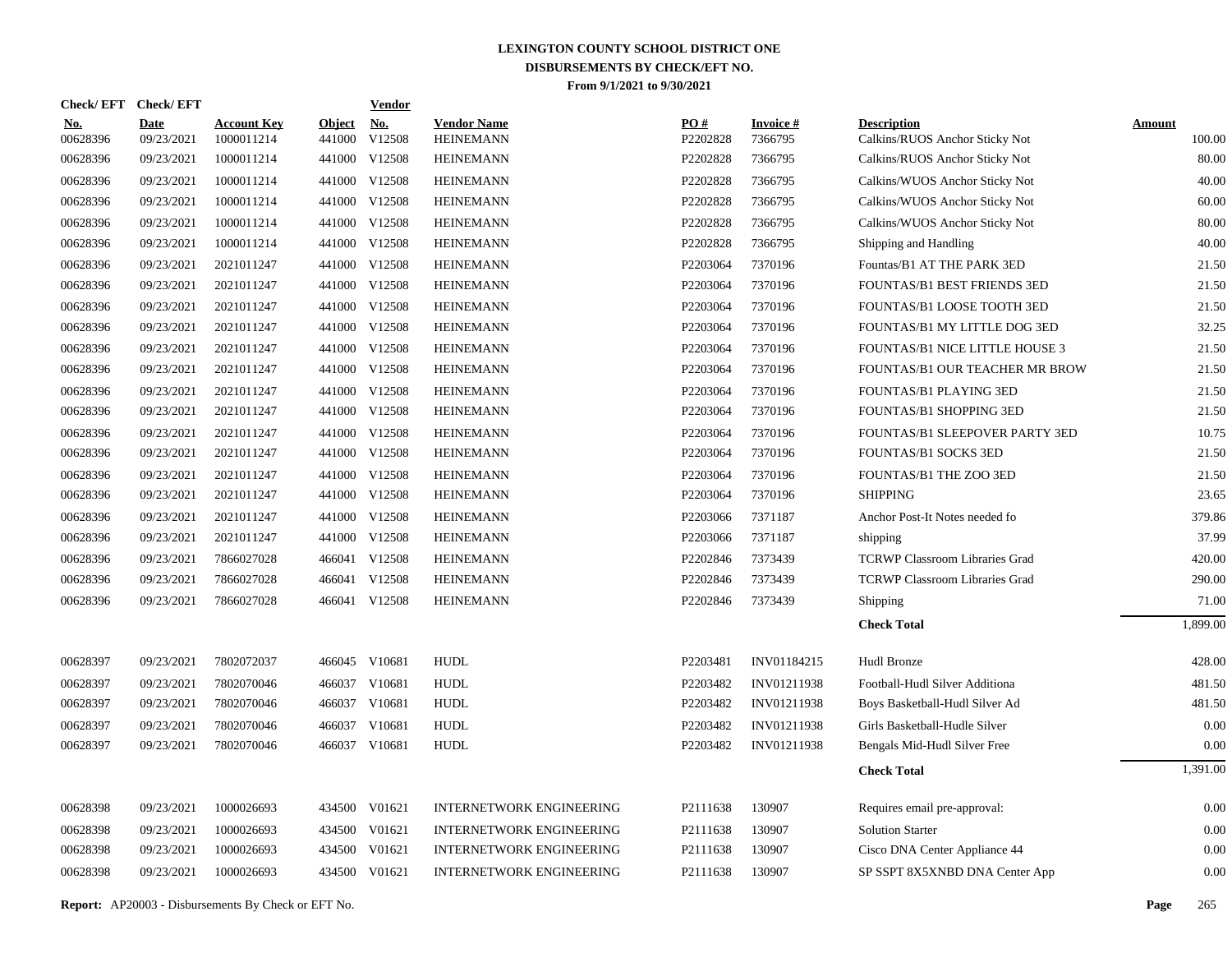# LEXINGTON COUNTY SCHOOL DISTRICT ONE
## DISBURSEMENTS BY CHECK/EFT NO.
### From 9/1/2021 to 9/30/2021

| Check/ EFT No. | Check/ EFT Date | Account Key | Object | Vendor No. | Vendor Name | PO # | Invoice # | Description | Amount |
|---|---|---|---|---|---|---|---|---|---|
| 00628396 | 09/23/2021 | 1000011214 | 441000 | V12508 | HEINEMANN | P2202828 | 7366795 | Calkins/RUOS Anchor Sticky Not | 100.00 |
| 00628396 | 09/23/2021 | 1000011214 | 441000 | V12508 | HEINEMANN | P2202828 | 7366795 | Calkins/RUOS Anchor Sticky Not | 80.00 |
| 00628396 | 09/23/2021 | 1000011214 | 441000 | V12508 | HEINEMANN | P2202828 | 7366795 | Calkins/WUOS Anchor Sticky Not | 40.00 |
| 00628396 | 09/23/2021 | 1000011214 | 441000 | V12508 | HEINEMANN | P2202828 | 7366795 | Calkins/WUOS Anchor Sticky Not | 60.00 |
| 00628396 | 09/23/2021 | 1000011214 | 441000 | V12508 | HEINEMANN | P2202828 | 7366795 | Calkins/WUOS Anchor Sticky Not | 80.00 |
| 00628396 | 09/23/2021 | 1000011214 | 441000 | V12508 | HEINEMANN | P2202828 | 7366795 | Shipping and Handling | 40.00 |
| 00628396 | 09/23/2021 | 2021011247 | 441000 | V12508 | HEINEMANN | P2203064 | 7370196 | Fountas/B1 AT THE PARK 3ED | 21.50 |
| 00628396 | 09/23/2021 | 2021011247 | 441000 | V12508 | HEINEMANN | P2203064 | 7370196 | FOUNTAS/B1 BEST FRIENDS 3ED | 21.50 |
| 00628396 | 09/23/2021 | 2021011247 | 441000 | V12508 | HEINEMANN | P2203064 | 7370196 | FOUNTAS/B1 LOOSE TOOTH 3ED | 21.50 |
| 00628396 | 09/23/2021 | 2021011247 | 441000 | V12508 | HEINEMANN | P2203064 | 7370196 | FOUNTAS/B1 MY LITTLE DOG 3ED | 32.25 |
| 00628396 | 09/23/2021 | 2021011247 | 441000 | V12508 | HEINEMANN | P2203064 | 7370196 | FOUNTAS/B1 NICE LITTLE HOUSE 3 | 21.50 |
| 00628396 | 09/23/2021 | 2021011247 | 441000 | V12508 | HEINEMANN | P2203064 | 7370196 | FOUNTAS/B1 OUR TEACHER MR BROW | 21.50 |
| 00628396 | 09/23/2021 | 2021011247 | 441000 | V12508 | HEINEMANN | P2203064 | 7370196 | FOUNTAS/B1 PLAYING 3ED | 21.50 |
| 00628396 | 09/23/2021 | 2021011247 | 441000 | V12508 | HEINEMANN | P2203064 | 7370196 | FOUNTAS/B1 SHOPPING 3ED | 21.50 |
| 00628396 | 09/23/2021 | 2021011247 | 441000 | V12508 | HEINEMANN | P2203064 | 7370196 | FOUNTAS/B1 SLEEPOVER PARTY 3ED | 10.75 |
| 00628396 | 09/23/2021 | 2021011247 | 441000 | V12508 | HEINEMANN | P2203064 | 7370196 | FOUNTAS/B1 SOCKS 3ED | 21.50 |
| 00628396 | 09/23/2021 | 2021011247 | 441000 | V12508 | HEINEMANN | P2203064 | 7370196 | FOUNTAS/B1 THE ZOO 3ED | 21.50 |
| 00628396 | 09/23/2021 | 2021011247 | 441000 | V12508 | HEINEMANN | P2203064 | 7370196 | SHIPPING | 23.65 |
| 00628396 | 09/23/2021 | 2021011247 | 441000 | V12508 | HEINEMANN | P2203066 | 7371187 | Anchor Post-It Notes needed fo | 379.86 |
| 00628396 | 09/23/2021 | 2021011247 | 441000 | V12508 | HEINEMANN | P2203066 | 7371187 | shipping | 37.99 |
| 00628396 | 09/23/2021 | 7866027028 | 466041 | V12508 | HEINEMANN | P2202846 | 7373439 | TCRWP Classroom Libraries Grad | 420.00 |
| 00628396 | 09/23/2021 | 7866027028 | 466041 | V12508 | HEINEMANN | P2202846 | 7373439 | TCRWP Classroom Libraries Grad | 290.00 |
| 00628396 | 09/23/2021 | 7866027028 | 466041 | V12508 | HEINEMANN | P2202846 | 7373439 | Shipping | 71.00 |
| | | | | | | | | **Check Total** | 1,899.00 |
| 00628397 | 09/23/2021 | 7802072037 | 466045 | V10681 | HUDL | P2203481 | INV01184215 | Hudl Bronze | 428.00 |
| 00628397 | 09/23/2021 | 7802070046 | 466037 | V10681 | HUDL | P2203482 | INV01211938 | Football-Hudl Silver Additiona | 481.50 |
| 00628397 | 09/23/2021 | 7802070046 | 466037 | V10681 | HUDL | P2203482 | INV01211938 | Boys Basketball-Hudl Silver Ad | 481.50 |
| 00628397 | 09/23/2021 | 7802070046 | 466037 | V10681 | HUDL | P2203482 | INV01211938 | Girls Basketball-Hudle Silver | 0.00 |
| 00628397 | 09/23/2021 | 7802070046 | 466037 | V10681 | HUDL | P2203482 | INV01211938 | Bengals Mid-Hudl Silver Free | 0.00 |
| | | | | | | | | **Check Total** | 1,391.00 |
| 00628398 | 09/23/2021 | 1000026693 | 434500 | V01621 | INTERNETWORK ENGINEERING | P2111638 | 130907 | Requires email pre-approval: | 0.00 |
| 00628398 | 09/23/2021 | 1000026693 | 434500 | V01621 | INTERNETWORK ENGINEERING | P2111638 | 130907 | Solution Starter | 0.00 |
| 00628398 | 09/23/2021 | 1000026693 | 434500 | V01621 | INTERNETWORK ENGINEERING | P2111638 | 130907 | Cisco DNA Center Appliance 44 | 0.00 |
| 00628398 | 09/23/2021 | 1000026693 | 434500 | V01621 | INTERNETWORK ENGINEERING | P2111638 | 130907 | SP SSPT 8X5XNBD DNA Center App | 0.00 |

**Report:** AP20003 - Disbursements By Check or EFT No.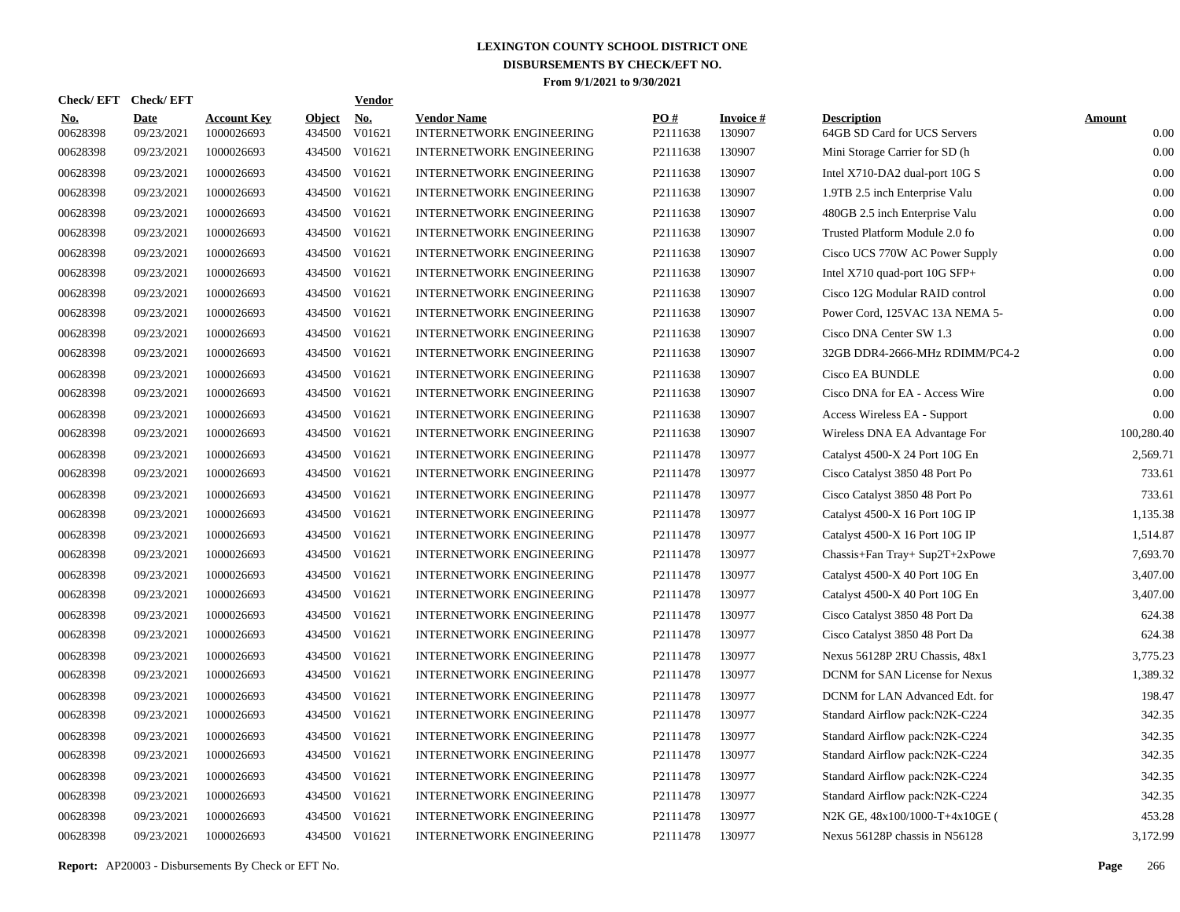# LEXINGTON COUNTY SCHOOL DISTRICT ONE
## DISBURSEMENTS BY CHECK/EFT NO.
### From 9/1/2021 to 9/30/2021

| Check/ EFT No. | Check/ EFT Date | Account Key | Object | Vendor No. | Vendor Name | PO # | Invoice # | Description | Amount |
|---|---|---|---|---|---|---|---|---|---|
| 00628398 | 09/23/2021 | 1000026693 | 434500 | V01621 | INTERNETWORK ENGINEERING | P2111638 | 130907 | 64GB SD Card for UCS Servers | 0.00 |
| 00628398 | 09/23/2021 | 1000026693 | 434500 | V01621 | INTERNETWORK ENGINEERING | P2111638 | 130907 | Mini Storage Carrier for SD (h | 0.00 |
| 00628398 | 09/23/2021 | 1000026693 | 434500 | V01621 | INTERNETWORK ENGINEERING | P2111638 | 130907 | Intel X710-DA2 dual-port 10G S | 0.00 |
| 00628398 | 09/23/2021 | 1000026693 | 434500 | V01621 | INTERNETWORK ENGINEERING | P2111638 | 130907 | 1.9TB 2.5 inch Enterprise Valu | 0.00 |
| 00628398 | 09/23/2021 | 1000026693 | 434500 | V01621 | INTERNETWORK ENGINEERING | P2111638 | 130907 | 480GB 2.5 inch Enterprise Valu | 0.00 |
| 00628398 | 09/23/2021 | 1000026693 | 434500 | V01621 | INTERNETWORK ENGINEERING | P2111638 | 130907 | Trusted Platform Module 2.0 fo | 0.00 |
| 00628398 | 09/23/2021 | 1000026693 | 434500 | V01621 | INTERNETWORK ENGINEERING | P2111638 | 130907 | Cisco UCS 770W AC Power Supply | 0.00 |
| 00628398 | 09/23/2021 | 1000026693 | 434500 | V01621 | INTERNETWORK ENGINEERING | P2111638 | 130907 | Intel X710 quad-port 10G SFP+ | 0.00 |
| 00628398 | 09/23/2021 | 1000026693 | 434500 | V01621 | INTERNETWORK ENGINEERING | P2111638 | 130907 | Cisco 12G Modular RAID control | 0.00 |
| 00628398 | 09/23/2021 | 1000026693 | 434500 | V01621 | INTERNETWORK ENGINEERING | P2111638 | 130907 | Power Cord, 125VAC 13A NEMA 5- | 0.00 |
| 00628398 | 09/23/2021 | 1000026693 | 434500 | V01621 | INTERNETWORK ENGINEERING | P2111638 | 130907 | Cisco DNA Center SW 1.3 | 0.00 |
| 00628398 | 09/23/2021 | 1000026693 | 434500 | V01621 | INTERNETWORK ENGINEERING | P2111638 | 130907 | 32GB DDR4-2666-MHz RDIMM/PC4-2 | 0.00 |
| 00628398 | 09/23/2021 | 1000026693 | 434500 | V01621 | INTERNETWORK ENGINEERING | P2111638 | 130907 | Cisco EA BUNDLE | 0.00 |
| 00628398 | 09/23/2021 | 1000026693 | 434500 | V01621 | INTERNETWORK ENGINEERING | P2111638 | 130907 | Cisco DNA for EA - Access Wire | 0.00 |
| 00628398 | 09/23/2021 | 1000026693 | 434500 | V01621 | INTERNETWORK ENGINEERING | P2111638 | 130907 | Access Wireless EA - Support | 0.00 |
| 00628398 | 09/23/2021 | 1000026693 | 434500 | V01621 | INTERNETWORK ENGINEERING | P2111638 | 130907 | Wireless DNA EA Advantage For | 100,280.40 |
| 00628398 | 09/23/2021 | 1000026693 | 434500 | V01621 | INTERNETWORK ENGINEERING | P2111478 | 130977 | Catalyst 4500-X 24 Port 10G En | 2,569.71 |
| 00628398 | 09/23/2021 | 1000026693 | 434500 | V01621 | INTERNETWORK ENGINEERING | P2111478 | 130977 | Cisco Catalyst 3850 48 Port Po | 733.61 |
| 00628398 | 09/23/2021 | 1000026693 | 434500 | V01621 | INTERNETWORK ENGINEERING | P2111478 | 130977 | Cisco Catalyst 3850 48 Port Po | 733.61 |
| 00628398 | 09/23/2021 | 1000026693 | 434500 | V01621 | INTERNETWORK ENGINEERING | P2111478 | 130977 | Catalyst 4500-X 16 Port 10G IP | 1,135.38 |
| 00628398 | 09/23/2021 | 1000026693 | 434500 | V01621 | INTERNETWORK ENGINEERING | P2111478 | 130977 | Catalyst 4500-X 16 Port 10G IP | 1,514.87 |
| 00628398 | 09/23/2021 | 1000026693 | 434500 | V01621 | INTERNETWORK ENGINEERING | P2111478 | 130977 | Chassis+Fan Tray+ Sup2T+2xPowe | 7,693.70 |
| 00628398 | 09/23/2021 | 1000026693 | 434500 | V01621 | INTERNETWORK ENGINEERING | P2111478 | 130977 | Catalyst 4500-X 40 Port 10G En | 3,407.00 |
| 00628398 | 09/23/2021 | 1000026693 | 434500 | V01621 | INTERNETWORK ENGINEERING | P2111478 | 130977 | Catalyst 4500-X 40 Port 10G En | 3,407.00 |
| 00628398 | 09/23/2021 | 1000026693 | 434500 | V01621 | INTERNETWORK ENGINEERING | P2111478 | 130977 | Cisco Catalyst 3850 48 Port Da | 624.38 |
| 00628398 | 09/23/2021 | 1000026693 | 434500 | V01621 | INTERNETWORK ENGINEERING | P2111478 | 130977 | Cisco Catalyst 3850 48 Port Da | 624.38 |
| 00628398 | 09/23/2021 | 1000026693 | 434500 | V01621 | INTERNETWORK ENGINEERING | P2111478 | 130977 | Nexus 56128P 2RU Chassis, 48x1 | 3,775.23 |
| 00628398 | 09/23/2021 | 1000026693 | 434500 | V01621 | INTERNETWORK ENGINEERING | P2111478 | 130977 | DCNM for SAN License for Nexus | 1,389.32 |
| 00628398 | 09/23/2021 | 1000026693 | 434500 | V01621 | INTERNETWORK ENGINEERING | P2111478 | 130977 | DCNM for LAN Advanced Edt. for | 198.47 |
| 00628398 | 09/23/2021 | 1000026693 | 434500 | V01621 | INTERNETWORK ENGINEERING | P2111478 | 130977 | Standard Airflow pack:N2K-C224 | 342.35 |
| 00628398 | 09/23/2021 | 1000026693 | 434500 | V01621 | INTERNETWORK ENGINEERING | P2111478 | 130977 | Standard Airflow pack:N2K-C224 | 342.35 |
| 00628398 | 09/23/2021 | 1000026693 | 434500 | V01621 | INTERNETWORK ENGINEERING | P2111478 | 130977 | Standard Airflow pack:N2K-C224 | 342.35 |
| 00628398 | 09/23/2021 | 1000026693 | 434500 | V01621 | INTERNETWORK ENGINEERING | P2111478 | 130977 | Standard Airflow pack:N2K-C224 | 342.35 |
| 00628398 | 09/23/2021 | 1000026693 | 434500 | V01621 | INTERNETWORK ENGINEERING | P2111478 | 130977 | Standard Airflow pack:N2K-C224 | 342.35 |
| 00628398 | 09/23/2021 | 1000026693 | 434500 | V01621 | INTERNETWORK ENGINEERING | P2111478 | 130977 | N2K GE, 48x100/1000-T+4x10GE ( | 453.28 |
| 00628398 | 09/23/2021 | 1000026693 | 434500 | V01621 | INTERNETWORK ENGINEERING | P2111478 | 130977 | Nexus 56128P chassis in N56128 | 3,172.99 |

**Report:** AP20003 - Disbursements By Check or EFT No.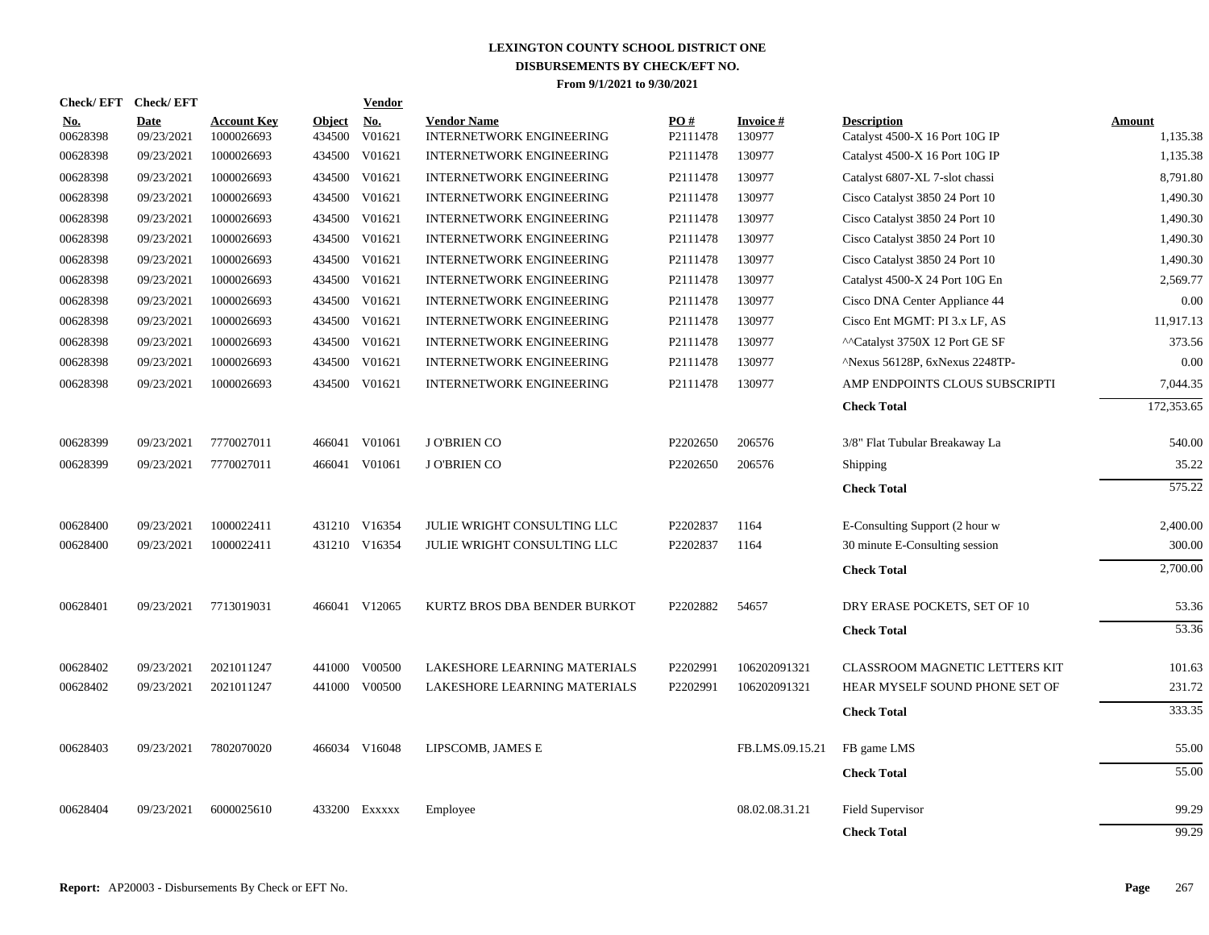# LEXINGTON COUNTY SCHOOL DISTRICT ONE
## DISBURSEMENTS BY CHECK/EFT NO.
### From 9/1/2021 to 9/30/2021

| Check/ EFT No. | Check/ EFT Date | Account Key | Object | Vendor No. | Vendor Name | PO # | Invoice # | Description | Amount |
|---|---|---|---|---|---|---|---|---|---|
| 00628398 | 09/23/2021 | 1000026693 | 434500 | V01621 | INTERNETWORK ENGINEERING | P2111478 | 130977 | Catalyst 4500-X 16 Port 10G IP | 1,135.38 |
| 00628398 | 09/23/2021 | 1000026693 | 434500 | V01621 | INTERNETWORK ENGINEERING | P2111478 | 130977 | Catalyst 4500-X 16 Port 10G IP | 1,135.38 |
| 00628398 | 09/23/2021 | 1000026693 | 434500 | V01621 | INTERNETWORK ENGINEERING | P2111478 | 130977 | Catalyst 6807-XL 7-slot chassi | 8,791.80 |
| 00628398 | 09/23/2021 | 1000026693 | 434500 | V01621 | INTERNETWORK ENGINEERING | P2111478 | 130977 | Cisco Catalyst 3850 24 Port 10 | 1,490.30 |
| 00628398 | 09/23/2021 | 1000026693 | 434500 | V01621 | INTERNETWORK ENGINEERING | P2111478 | 130977 | Cisco Catalyst 3850 24 Port 10 | 1,490.30 |
| 00628398 | 09/23/2021 | 1000026693 | 434500 | V01621 | INTERNETWORK ENGINEERING | P2111478 | 130977 | Cisco Catalyst 3850 24 Port 10 | 1,490.30 |
| 00628398 | 09/23/2021 | 1000026693 | 434500 | V01621 | INTERNETWORK ENGINEERING | P2111478 | 130977 | Cisco Catalyst 3850 24 Port 10 | 1,490.30 |
| 00628398 | 09/23/2021 | 1000026693 | 434500 | V01621 | INTERNETWORK ENGINEERING | P2111478 | 130977 | Catalyst 4500-X 24 Port 10G En | 2,569.77 |
| 00628398 | 09/23/2021 | 1000026693 | 434500 | V01621 | INTERNETWORK ENGINEERING | P2111478 | 130977 | Cisco DNA Center Appliance 44 | 0.00 |
| 00628398 | 09/23/2021 | 1000026693 | 434500 | V01621 | INTERNETWORK ENGINEERING | P2111478 | 130977 | Cisco Ent MGMT: PI 3.x LF, AS | 11,917.13 |
| 00628398 | 09/23/2021 | 1000026693 | 434500 | V01621 | INTERNETWORK ENGINEERING | P2111478 | 130977 | ^^Catalyst 3750X 12 Port GE SF | 373.56 |
| 00628398 | 09/23/2021 | 1000026693 | 434500 | V01621 | INTERNETWORK ENGINEERING | P2111478 | 130977 | ^Nexus 56128P, 6xNexus 2248TP- | 0.00 |
| 00628398 | 09/23/2021 | 1000026693 | 434500 | V01621 | INTERNETWORK ENGINEERING | P2111478 | 130977 | AMP ENDPOINTS CLOUS SUBSCRIPTI | 7,044.35 |
| | | | | | | | | **Check Total** | 172,353.65 |
| 00628399 | 09/23/2021 | 7770027011 | 466041 | V01061 | J O'BRIEN CO | P2202650 | 206576 | 3/8" Flat Tubular Breakaway La | 540.00 |
| 00628399 | 09/23/2021 | 7770027011 | 466041 | V01061 | J O'BRIEN CO | P2202650 | 206576 | Shipping | 35.22 |
| | | | | | | | | **Check Total** | 575.22 |
| 00628400 | 09/23/2021 | 1000022411 | 431210 | V16354 | JULIE WRIGHT CONSULTING LLC | P2202837 | 1164 | E-Consulting Support (2 hour w | 2,400.00 |
| 00628400 | 09/23/2021 | 1000022411 | 431210 | V16354 | JULIE WRIGHT CONSULTING LLC | P2202837 | 1164 | 30 minute E-Consulting session | 300.00 |
| | | | | | | | | **Check Total** | 2,700.00 |
| 00628401 | 09/23/2021 | 7713019031 | 466041 | V12065 | KURTZ BROS DBA BENDER BURKOT | P2202882 | 54657 | DRY ERASE POCKETS, SET OF 10 | 53.36 |
| | | | | | | | | **Check Total** | 53.36 |
| 00628402 | 09/23/2021 | 2021011247 | 441000 | V00500 | LAKESHORE LEARNING MATERIALS | P2202991 | 106202091321 | CLASSROOM MAGNETIC LETTERS KIT | 101.63 |
| 00628402 | 09/23/2021 | 2021011247 | 441000 | V00500 | LAKESHORE LEARNING MATERIALS | P2202991 | 106202091321 | HEAR MYSELF SOUND PHONE SET OF | 231.72 |
| | | | | | | | | **Check Total** | 333.35 |
| 00628403 | 09/23/2021 | 7802070020 | 466034 | V16048 | LIPSCOMB, JAMES E | | FB.LMS.09.15.21 | FB game LMS | 55.00 |
| | | | | | | | | **Check Total** | 55.00 |
| 00628404 | 09/23/2021 | 6000025610 | 433200 | Exxxxx | Employee | | 08.02.08.31.21 | Field Supervisor | 99.29 |
| | | | | | | | | **Check Total** | 99.29 |

**Report:** AP20003 - Disbursements By Check or EFT No.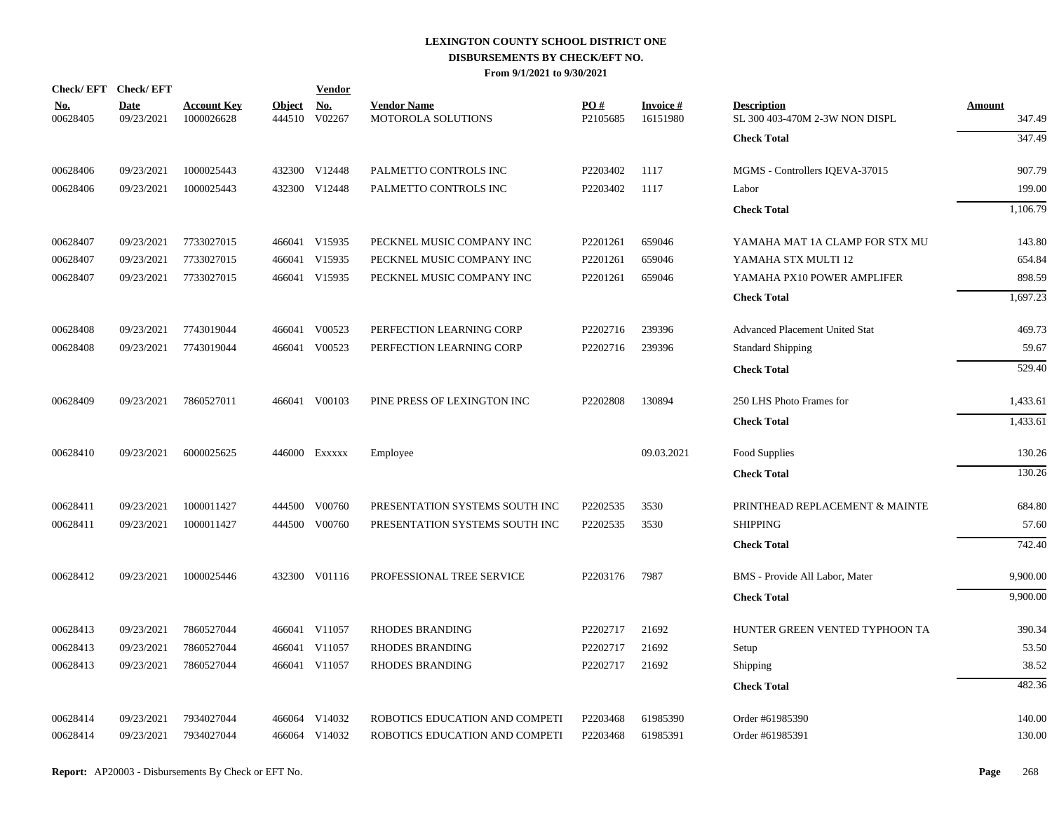# LEXINGTON COUNTY SCHOOL DISTRICT ONE
## DISBURSEMENTS BY CHECK/EFT NO.
### From 9/1/2021 to 9/30/2021

| Check/ EFT No. | Check/ EFT Date | Account Key | Object | Vendor No. | Vendor Name | PO # | Invoice # | Description | Amount |
|---|---|---|---|---|---|---|---|---|---|
| 00628405 | 09/23/2021 | 1000026628 | 444510 | V02267 | MOTOROLA SOLUTIONS | P2105685 | 16151980 | SL 300 403-470M 2-3W NON DISPL | 347.49 |
| | | | | | | | | **Check Total** | 347.49 |
| 00628406 | 09/23/2021 | 1000025443 | 432300 | V12448 | PALMETTO CONTROLS INC | P2203402 | 1117 | MGMS - Controllers IQEVA-37015 | 907.79 |
| 00628406 | 09/23/2021 | 1000025443 | 432300 | V12448 | PALMETTO CONTROLS INC | P2203402 | 1117 | Labor | 199.00 |
| | | | | | | | | **Check Total** | 1,106.79 |
| 00628407 | 09/23/2021 | 7733027015 | 466041 | V15935 | PECKNEL MUSIC COMPANY INC | P2201261 | 659046 | YAMAHA MAT 1A CLAMP FOR STX MU | 143.80 |
| 00628407 | 09/23/2021 | 7733027015 | 466041 | V15935 | PECKNEL MUSIC COMPANY INC | P2201261 | 659046 | YAMAHA STX MULTI 12 | 654.84 |
| 00628407 | 09/23/2021 | 7733027015 | 466041 | V15935 | PECKNEL MUSIC COMPANY INC | P2201261 | 659046 | YAMAHA PX10 POWER AMPLIFER | 898.59 |
| | | | | | | | | **Check Total** | 1,697.23 |
| 00628408 | 09/23/2021 | 7743019044 | 466041 | V00523 | PERFECTION LEARNING CORP | P2202716 | 239396 | Advanced Placement United Stat | 469.73 |
| 00628408 | 09/23/2021 | 7743019044 | 466041 | V00523 | PERFECTION LEARNING CORP | P2202716 | 239396 | Standard Shipping | 59.67 |
| | | | | | | | | **Check Total** | 529.40 |
| 00628409 | 09/23/2021 | 7860527011 | 466041 | V00103 | PINE PRESS OF LEXINGTON INC | P2202808 | 130894 | 250 LHS Photo Frames for | 1,433.61 |
| | | | | | | | | **Check Total** | 1,433.61 |
| 00628410 | 09/23/2021 | 6000025625 | 446000 | Exxxxx | Employee | | 09.03.2021 | Food Supplies | 130.26 |
| | | | | | | | | **Check Total** | 130.26 |
| 00628411 | 09/23/2021 | 1000011427 | 444500 | V00760 | PRESENTATION SYSTEMS SOUTH INC | P2202535 | 3530 | PRINTHEAD REPLACEMENT & MAINTE | 684.80 |
| 00628411 | 09/23/2021 | 1000011427 | 444500 | V00760 | PRESENTATION SYSTEMS SOUTH INC | P2202535 | 3530 | SHIPPING | 57.60 |
| | | | | | | | | **Check Total** | 742.40 |
| 00628412 | 09/23/2021 | 1000025446 | 432300 | V01116 | PROFESSIONAL TREE SERVICE | P2203176 | 7987 | BMS - Provide All Labor, Mater | 9,900.00 |
| | | | | | | | | **Check Total** | 9,900.00 |
| 00628413 | 09/23/2021 | 7860527044 | 466041 | V11057 | RHODES BRANDING | P2202717 | 21692 | HUNTER GREEN VENTED TYPHOON TA | 390.34 |
| 00628413 | 09/23/2021 | 7860527044 | 466041 | V11057 | RHODES BRANDING | P2202717 | 21692 | Setup | 53.50 |
| 00628413 | 09/23/2021 | 7860527044 | 466041 | V11057 | RHODES BRANDING | P2202717 | 21692 | Shipping | 38.52 |
| | | | | | | | | **Check Total** | 482.36 |
| 00628414 | 09/23/2021 | 7934027044 | 466064 | V14032 | ROBOTICS EDUCATION AND COMPETI | P2203468 | 61985390 | Order #61985390 | 140.00 |
| 00628414 | 09/23/2021 | 7934027044 | 466064 | V14032 | ROBOTICS EDUCATION AND COMPETI | P2203468 | 61985391 | Order #61985391 | 130.00 |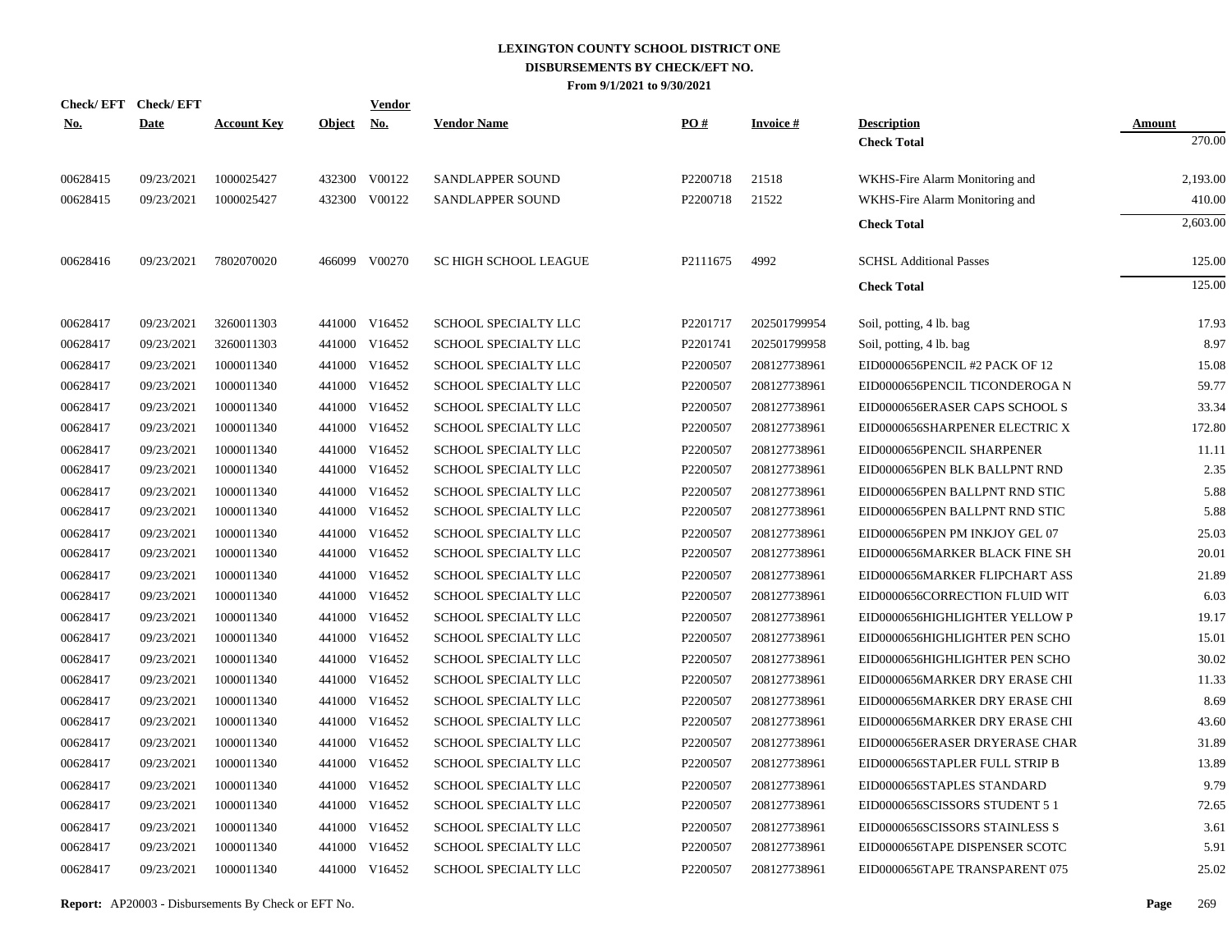# LEXINGTON COUNTY SCHOOL DISTRICT ONE
## DISBURSEMENTS BY CHECK/EFT NO.
### From 9/1/2021 to 9/30/2021

| Check/ EFT No. | Check/ EFT Date | Account Key | Object | Vendor No. | Vendor Name | PO # | Invoice # | Description | Amount |
|---|---|---|---|---|---|---|---|---|---|
| | | | | | | | | **Check Total** | 270.00 |
| 00628415 | 09/23/2021 | 1000025427 | 432300 | V00122 | SANDLAPPER SOUND | P2200718 | 21518 | WKHS-Fire Alarm Monitoring and | 2,193.00 |
| 00628415 | 09/23/2021 | 1000025427 | 432300 | V00122 | SANDLAPPER SOUND | P2200718 | 21522 | WKHS-Fire Alarm Monitoring and | 410.00 |
| | | | | | | | | **Check Total** | 2,603.00 |
| 00628416 | 09/23/2021 | 7802070020 | 466099 | V00270 | SC HIGH SCHOOL LEAGUE | P2111675 | 4992 | SCHSL Additional Passes | 125.00 |
| | | | | | | | | **Check Total** | 125.00 |
| 00628417 | 09/23/2021 | 3260011303 | 441000 | V16452 | SCHOOL SPECIALTY LLC | P2201717 | 202501799954 | Soil, potting, 4 lb. bag | 17.93 |
| 00628417 | 09/23/2021 | 3260011303 | 441000 | V16452 | SCHOOL SPECIALTY LLC | P2201741 | 202501799958 | Soil, potting, 4 lb. bag | 8.97 |
| 00628417 | 09/23/2021 | 1000011340 | 441000 | V16452 | SCHOOL SPECIALTY LLC | P2200507 | 208127738961 | EID0000656PENCIL #2 PACK OF 12 | 15.08 |
| 00628417 | 09/23/2021 | 1000011340 | 441000 | V16452 | SCHOOL SPECIALTY LLC | P2200507 | 208127738961 | EID0000656PENCIL TICONDEROGA N | 59.77 |
| 00628417 | 09/23/2021 | 1000011340 | 441000 | V16452 | SCHOOL SPECIALTY LLC | P2200507 | 208127738961 | EID0000656ERASER CAPS SCHOOL S | 33.34 |
| 00628417 | 09/23/2021 | 1000011340 | 441000 | V16452 | SCHOOL SPECIALTY LLC | P2200507 | 208127738961 | EID0000656SHARPENER ELECTRIC X | 172.80 |
| 00628417 | 09/23/2021 | 1000011340 | 441000 | V16452 | SCHOOL SPECIALTY LLC | P2200507 | 208127738961 | EID0000656PENCIL SHARPENER | 11.11 |
| 00628417 | 09/23/2021 | 1000011340 | 441000 | V16452 | SCHOOL SPECIALTY LLC | P2200507 | 208127738961 | EID0000656PEN BLK BALLPNT RND | 2.35 |
| 00628417 | 09/23/2021 | 1000011340 | 441000 | V16452 | SCHOOL SPECIALTY LLC | P2200507 | 208127738961 | EID0000656PEN BALLPNT RND STIC | 5.88 |
| 00628417 | 09/23/2021 | 1000011340 | 441000 | V16452 | SCHOOL SPECIALTY LLC | P2200507 | 208127738961 | EID0000656PEN BALLPNT RND STIC | 5.88 |
| 00628417 | 09/23/2021 | 1000011340 | 441000 | V16452 | SCHOOL SPECIALTY LLC | P2200507 | 208127738961 | EID0000656PEN PM INKJOY GEL 07 | 25.03 |
| 00628417 | 09/23/2021 | 1000011340 | 441000 | V16452 | SCHOOL SPECIALTY LLC | P2200507 | 208127738961 | EID0000656MARKER BLACK FINE SH | 20.01 |
| 00628417 | 09/23/2021 | 1000011340 | 441000 | V16452 | SCHOOL SPECIALTY LLC | P2200507 | 208127738961 | EID0000656MARKER FLIPCHART ASS | 21.89 |
| 00628417 | 09/23/2021 | 1000011340 | 441000 | V16452 | SCHOOL SPECIALTY LLC | P2200507 | 208127738961 | EID0000656CORRECTION FLUID WIT | 6.03 |
| 00628417 | 09/23/2021 | 1000011340 | 441000 | V16452 | SCHOOL SPECIALTY LLC | P2200507 | 208127738961 | EID0000656HIGHLIGHTER YELLOW P | 19.17 |
| 00628417 | 09/23/2021 | 1000011340 | 441000 | V16452 | SCHOOL SPECIALTY LLC | P2200507 | 208127738961 | EID0000656HIGHLIGHTER PEN SCHO | 15.01 |
| 00628417 | 09/23/2021 | 1000011340 | 441000 | V16452 | SCHOOL SPECIALTY LLC | P2200507 | 208127738961 | EID0000656HIGHLIGHTER PEN SCHO | 30.02 |
| 00628417 | 09/23/2021 | 1000011340 | 441000 | V16452 | SCHOOL SPECIALTY LLC | P2200507 | 208127738961 | EID0000656MARKER DRY ERASE CHI | 11.33 |
| 00628417 | 09/23/2021 | 1000011340 | 441000 | V16452 | SCHOOL SPECIALTY LLC | P2200507 | 208127738961 | EID0000656MARKER DRY ERASE CHI | 8.69 |
| 00628417 | 09/23/2021 | 1000011340 | 441000 | V16452 | SCHOOL SPECIALTY LLC | P2200507 | 208127738961 | EID0000656MARKER DRY ERASE CHI | 43.60 |
| 00628417 | 09/23/2021 | 1000011340 | 441000 | V16452 | SCHOOL SPECIALTY LLC | P2200507 | 208127738961 | EID0000656ERASER DRYERASE CHAR | 31.89 |
| 00628417 | 09/23/2021 | 1000011340 | 441000 | V16452 | SCHOOL SPECIALTY LLC | P2200507 | 208127738961 | EID0000656STAPLER FULL STRIP B | 13.89 |
| 00628417 | 09/23/2021 | 1000011340 | 441000 | V16452 | SCHOOL SPECIALTY LLC | P2200507 | 208127738961 | EID0000656STAPLES STANDARD | 9.79 |
| 00628417 | 09/23/2021 | 1000011340 | 441000 | V16452 | SCHOOL SPECIALTY LLC | P2200507 | 208127738961 | EID0000656SCISSORS STUDENT 5 1 | 72.65 |
| 00628417 | 09/23/2021 | 1000011340 | 441000 | V16452 | SCHOOL SPECIALTY LLC | P2200507 | 208127738961 | EID0000656SCISSORS STAINLESS S | 3.61 |
| 00628417 | 09/23/2021 | 1000011340 | 441000 | V16452 | SCHOOL SPECIALTY LLC | P2200507 | 208127738961 | EID0000656TAPE DISPENSER SCOTC | 5.91 |
| 00628417 | 09/23/2021 | 1000011340 | 441000 | V16452 | SCHOOL SPECIALTY LLC | P2200507 | 208127738961 | EID0000656TAPE TRANSPARENT 075 | 25.02 |

**Report:** AP20003 - Disbursements By Check or EFT No.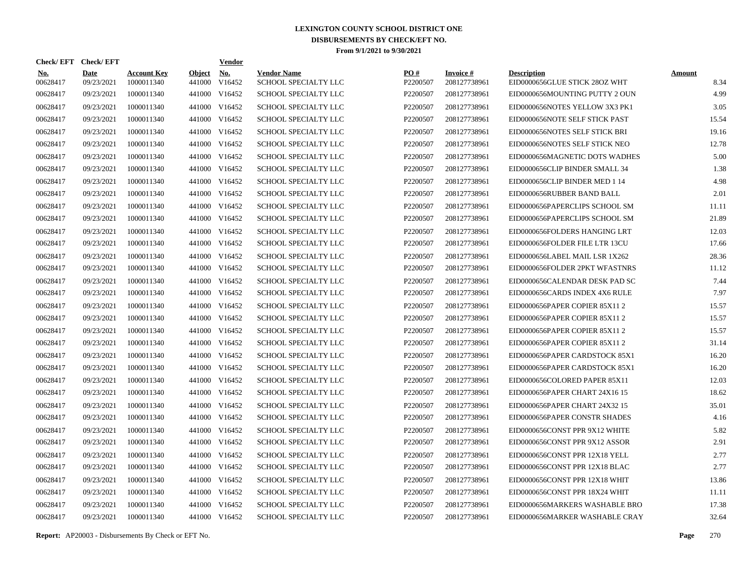# LEXINGTON COUNTY SCHOOL DISTRICT ONE
## DISBURSEMENTS BY CHECK/EFT NO.
### From 9/1/2021 to 9/30/2021

| Check/ EFT No. | Check/ EFT Date | Account Key | Object | Vendor No. | Vendor Name | PO # | Invoice # | Description | Amount |
|---|---|---|---|---|---|---|---|---|---|
| 00628417 | 09/23/2021 | 1000011340 | 441000 | V16452 | SCHOOL SPECIALTY LLC | P2200507 | 208127738961 | EID0000656GLUE STICK 28OZ WHT | 8.34 |
| 00628417 | 09/23/2021 | 1000011340 | 441000 | V16452 | SCHOOL SPECIALTY LLC | P2200507 | 208127738961 | EID0000656MOUNTING PUTTY 2 OUN | 4.99 |
| 00628417 | 09/23/2021 | 1000011340 | 441000 | V16452 | SCHOOL SPECIALTY LLC | P2200507 | 208127738961 | EID0000656NOTES YELLOW 3X3 PK1 | 3.05 |
| 00628417 | 09/23/2021 | 1000011340 | 441000 | V16452 | SCHOOL SPECIALTY LLC | P2200507 | 208127738961 | EID0000656NOTE SELF STICK PAST | 15.54 |
| 00628417 | 09/23/2021 | 1000011340 | 441000 | V16452 | SCHOOL SPECIALTY LLC | P2200507 | 208127738961 | EID0000656NOTES SELF STICK BRI | 19.16 |
| 00628417 | 09/23/2021 | 1000011340 | 441000 | V16452 | SCHOOL SPECIALTY LLC | P2200507 | 208127738961 | EID0000656NOTES SELF STICK NEO | 12.78 |
| 00628417 | 09/23/2021 | 1000011340 | 441000 | V16452 | SCHOOL SPECIALTY LLC | P2200507 | 208127738961 | EID0000656MAGNETIC DOTS WADHES | 5.00 |
| 00628417 | 09/23/2021 | 1000011340 | 441000 | V16452 | SCHOOL SPECIALTY LLC | P2200507 | 208127738961 | EID0000656CLIP BINDER SMALL 34 | 1.38 |
| 00628417 | 09/23/2021 | 1000011340 | 441000 | V16452 | SCHOOL SPECIALTY LLC | P2200507 | 208127738961 | EID0000656CLIP BINDER MED 1 14 | 4.98 |
| 00628417 | 09/23/2021 | 1000011340 | 441000 | V16452 | SCHOOL SPECIALTY LLC | P2200507 | 208127738961 | EID0000656RUBBER BAND BALL | 2.01 |
| 00628417 | 09/23/2021 | 1000011340 | 441000 | V16452 | SCHOOL SPECIALTY LLC | P2200507 | 208127738961 | EID0000656PAPERCLIPS SCHOOL SM | 11.11 |
| 00628417 | 09/23/2021 | 1000011340 | 441000 | V16452 | SCHOOL SPECIALTY LLC | P2200507 | 208127738961 | EID0000656PAPERCLIPS SCHOOL SM | 21.89 |
| 00628417 | 09/23/2021 | 1000011340 | 441000 | V16452 | SCHOOL SPECIALTY LLC | P2200507 | 208127738961 | EID0000656FOLDERS HANGING LRT | 12.03 |
| 00628417 | 09/23/2021 | 1000011340 | 441000 | V16452 | SCHOOL SPECIALTY LLC | P2200507 | 208127738961 | EID0000656FOLDER FILE LTR 13CU | 17.66 |
| 00628417 | 09/23/2021 | 1000011340 | 441000 | V16452 | SCHOOL SPECIALTY LLC | P2200507 | 208127738961 | EID0000656LABEL MAIL LSR 1X262 | 28.36 |
| 00628417 | 09/23/2021 | 1000011340 | 441000 | V16452 | SCHOOL SPECIALTY LLC | P2200507 | 208127738961 | EID0000656FOLDER 2PKT WFASTNRS | 11.12 |
| 00628417 | 09/23/2021 | 1000011340 | 441000 | V16452 | SCHOOL SPECIALTY LLC | P2200507 | 208127738961 | EID0000656CALENDAR DESK PAD SC | 7.44 |
| 00628417 | 09/23/2021 | 1000011340 | 441000 | V16452 | SCHOOL SPECIALTY LLC | P2200507 | 208127738961 | EID0000656CARDS INDEX 4X6 RULE | 7.97 |
| 00628417 | 09/23/2021 | 1000011340 | 441000 | V16452 | SCHOOL SPECIALTY LLC | P2200507 | 208127738961 | EID0000656PAPER COPIER 85X11 2 | 15.57 |
| 00628417 | 09/23/2021 | 1000011340 | 441000 | V16452 | SCHOOL SPECIALTY LLC | P2200507 | 208127738961 | EID0000656PAPER COPIER 85X11 2 | 15.57 |
| 00628417 | 09/23/2021 | 1000011340 | 441000 | V16452 | SCHOOL SPECIALTY LLC | P2200507 | 208127738961 | EID0000656PAPER COPIER 85X11 2 | 15.57 |
| 00628417 | 09/23/2021 | 1000011340 | 441000 | V16452 | SCHOOL SPECIALTY LLC | P2200507 | 208127738961 | EID0000656PAPER COPIER 85X11 2 | 31.14 |
| 00628417 | 09/23/2021 | 1000011340 | 441000 | V16452 | SCHOOL SPECIALTY LLC | P2200507 | 208127738961 | EID0000656PAPER CARDSTOCK 85X1 | 16.20 |
| 00628417 | 09/23/2021 | 1000011340 | 441000 | V16452 | SCHOOL SPECIALTY LLC | P2200507 | 208127738961 | EID0000656PAPER CARDSTOCK 85X1 | 16.20 |
| 00628417 | 09/23/2021 | 1000011340 | 441000 | V16452 | SCHOOL SPECIALTY LLC | P2200507 | 208127738961 | EID0000656COLORED PAPER 85X11 | 12.03 |
| 00628417 | 09/23/2021 | 1000011340 | 441000 | V16452 | SCHOOL SPECIALTY LLC | P2200507 | 208127738961 | EID0000656PAPER CHART 24X16 15 | 18.62 |
| 00628417 | 09/23/2021 | 1000011340 | 441000 | V16452 | SCHOOL SPECIALTY LLC | P2200507 | 208127738961 | EID0000656PAPER CHART 24X32 15 | 35.01 |
| 00628417 | 09/23/2021 | 1000011340 | 441000 | V16452 | SCHOOL SPECIALTY LLC | P2200507 | 208127738961 | EID0000656PAPER CONSTR SHADES | 4.16 |
| 00628417 | 09/23/2021 | 1000011340 | 441000 | V16452 | SCHOOL SPECIALTY LLC | P2200507 | 208127738961 | EID0000656CONST PPR 9X12 WHITE | 5.82 |
| 00628417 | 09/23/2021 | 1000011340 | 441000 | V16452 | SCHOOL SPECIALTY LLC | P2200507 | 208127738961 | EID0000656CONST PPR 9X12 ASSOR | 2.91 |
| 00628417 | 09/23/2021 | 1000011340 | 441000 | V16452 | SCHOOL SPECIALTY LLC | P2200507 | 208127738961 | EID0000656CONST PPR 12X18 YELL | 2.77 |
| 00628417 | 09/23/2021 | 1000011340 | 441000 | V16452 | SCHOOL SPECIALTY LLC | P2200507 | 208127738961 | EID0000656CONST PPR 12X18 BLAC | 2.77 |
| 00628417 | 09/23/2021 | 1000011340 | 441000 | V16452 | SCHOOL SPECIALTY LLC | P2200507 | 208127738961 | EID0000656CONST PPR 12X18 WHIT | 13.86 |
| 00628417 | 09/23/2021 | 1000011340 | 441000 | V16452 | SCHOOL SPECIALTY LLC | P2200507 | 208127738961 | EID0000656CONST PPR 18X24 WHIT | 11.11 |
| 00628417 | 09/23/2021 | 1000011340 | 441000 | V16452 | SCHOOL SPECIALTY LLC | P2200507 | 208127738961 | EID0000656MARKERS WASHABLE BRO | 17.38 |
| 00628417 | 09/23/2021 | 1000011340 | 441000 | V16452 | SCHOOL SPECIALTY LLC | P2200507 | 208127738961 | EID0000656MARKER WASHABLE CRAY | 32.64 |

**Report:** AP20003 - Disbursements By Check or EFT No.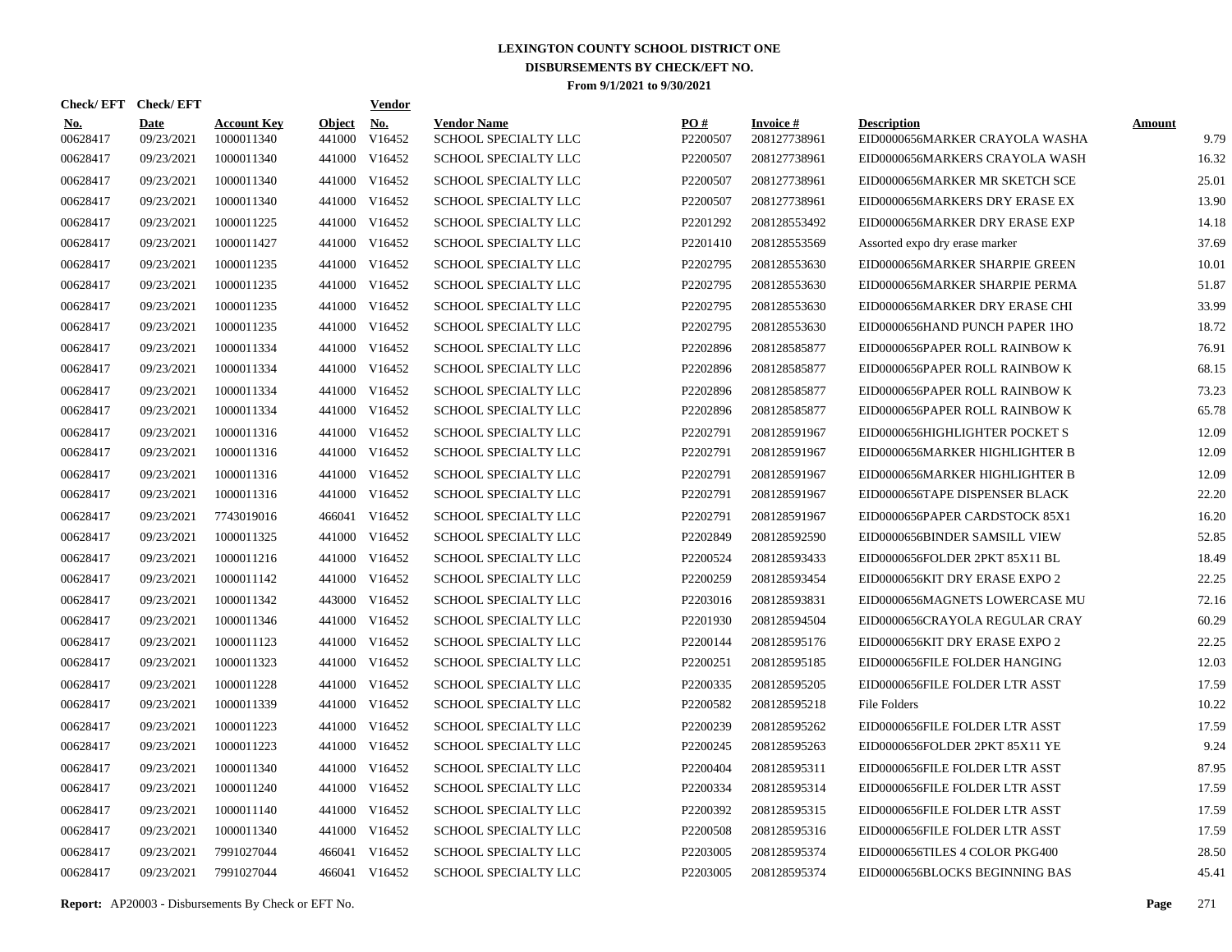# LEXINGTON COUNTY SCHOOL DISTRICT ONE
## DISBURSEMENTS BY CHECK/EFT NO.
### From 9/1/2021 to 9/30/2021

| Check/ EFT No. | Check/ EFT Date | Account Key | Object | Vendor No. | Vendor Name | PO # | Invoice # | Description | Amount |
|---|---|---|---|---|---|---|---|---|---|
| 00628417 | 09/23/2021 | 1000011340 | 441000 | V16452 | SCHOOL SPECIALTY LLC | P2200507 | 208127738961 | EID0000656MARKER CRAYOLA WASHA | 9.79 |
| 00628417 | 09/23/2021 | 1000011340 | 441000 | V16452 | SCHOOL SPECIALTY LLC | P2200507 | 208127738961 | EID0000656MARKERS CRAYOLA WASH | 16.32 |
| 00628417 | 09/23/2021 | 1000011340 | 441000 | V16452 | SCHOOL SPECIALTY LLC | P2200507 | 208127738961 | EID0000656MARKER MR SKETCH SCE | 25.01 |
| 00628417 | 09/23/2021 | 1000011340 | 441000 | V16452 | SCHOOL SPECIALTY LLC | P2200507 | 208127738961 | EID0000656MARKERS DRY ERASE EX | 13.90 |
| 00628417 | 09/23/2021 | 1000011225 | 441000 | V16452 | SCHOOL SPECIALTY LLC | P2201292 | 208128553492 | EID0000656MARKER DRY ERASE EXP | 14.18 |
| 00628417 | 09/23/2021 | 1000011427 | 441000 | V16452 | SCHOOL SPECIALTY LLC | P2201410 | 208128553569 | Assorted expo dry erase marker | 37.69 |
| 00628417 | 09/23/2021 | 1000011235 | 441000 | V16452 | SCHOOL SPECIALTY LLC | P2202795 | 208128553630 | EID0000656MARKER SHARPIE GREEN | 10.01 |
| 00628417 | 09/23/2021 | 1000011235 | 441000 | V16452 | SCHOOL SPECIALTY LLC | P2202795 | 208128553630 | EID0000656MARKER SHARPIE PERMA | 51.87 |
| 00628417 | 09/23/2021 | 1000011235 | 441000 | V16452 | SCHOOL SPECIALTY LLC | P2202795 | 208128553630 | EID0000656MARKER DRY ERASE CHI | 33.99 |
| 00628417 | 09/23/2021 | 1000011235 | 441000 | V16452 | SCHOOL SPECIALTY LLC | P2202795 | 208128553630 | EID0000656HAND PUNCH PAPER 1HO | 18.72 |
| 00628417 | 09/23/2021 | 1000011334 | 441000 | V16452 | SCHOOL SPECIALTY LLC | P2202896 | 208128585877 | EID0000656PAPER ROLL RAINBOW K | 76.91 |
| 00628417 | 09/23/2021 | 1000011334 | 441000 | V16452 | SCHOOL SPECIALTY LLC | P2202896 | 208128585877 | EID0000656PAPER ROLL RAINBOW K | 68.15 |
| 00628417 | 09/23/2021 | 1000011334 | 441000 | V16452 | SCHOOL SPECIALTY LLC | P2202896 | 208128585877 | EID0000656PAPER ROLL RAINBOW K | 73.23 |
| 00628417 | 09/23/2021 | 1000011334 | 441000 | V16452 | SCHOOL SPECIALTY LLC | P2202896 | 208128585877 | EID0000656PAPER ROLL RAINBOW K | 65.78 |
| 00628417 | 09/23/2021 | 1000011316 | 441000 | V16452 | SCHOOL SPECIALTY LLC | P2202791 | 208128591967 | EID0000656HIGHLIGHTER POCKET S | 12.09 |
| 00628417 | 09/23/2021 | 1000011316 | 441000 | V16452 | SCHOOL SPECIALTY LLC | P2202791 | 208128591967 | EID0000656MARKER HIGHLIGHTER B | 12.09 |
| 00628417 | 09/23/2021 | 1000011316 | 441000 | V16452 | SCHOOL SPECIALTY LLC | P2202791 | 208128591967 | EID0000656MARKER HIGHLIGHTER B | 12.09 |
| 00628417 | 09/23/2021 | 1000011316 | 441000 | V16452 | SCHOOL SPECIALTY LLC | P2202791 | 208128591967 | EID0000656TAPE DISPENSER BLACK | 22.20 |
| 00628417 | 09/23/2021 | 7743019016 | 466041 | V16452 | SCHOOL SPECIALTY LLC | P2202791 | 208128591967 | EID0000656PAPER CARDSTOCK 85X1 | 16.20 |
| 00628417 | 09/23/2021 | 1000011325 | 441000 | V16452 | SCHOOL SPECIALTY LLC | P2202849 | 208128592590 | EID0000656BINDER SAMSILL VIEW | 52.85 |
| 00628417 | 09/23/2021 | 1000011216 | 441000 | V16452 | SCHOOL SPECIALTY LLC | P2200524 | 208128593433 | EID0000656FOLDER 2PKT 85X11 BL | 18.49 |
| 00628417 | 09/23/2021 | 1000011142 | 441000 | V16452 | SCHOOL SPECIALTY LLC | P2200259 | 208128593454 | EID0000656KIT DRY ERASE EXPO 2 | 22.25 |
| 00628417 | 09/23/2021 | 1000011342 | 443000 | V16452 | SCHOOL SPECIALTY LLC | P2203016 | 208128593831 | EID0000656MAGNETS LOWERCASE MU | 72.16 |
| 00628417 | 09/23/2021 | 1000011346 | 441000 | V16452 | SCHOOL SPECIALTY LLC | P2201930 | 208128594504 | EID0000656CRAYOLA REGULAR CRAY | 60.29 |
| 00628417 | 09/23/2021 | 1000011123 | 441000 | V16452 | SCHOOL SPECIALTY LLC | P2200144 | 208128595176 | EID0000656KIT DRY ERASE EXPO 2 | 22.25 |
| 00628417 | 09/23/2021 | 1000011323 | 441000 | V16452 | SCHOOL SPECIALTY LLC | P2200251 | 208128595185 | EID0000656FILE FOLDER HANGING | 12.03 |
| 00628417 | 09/23/2021 | 1000011228 | 441000 | V16452 | SCHOOL SPECIALTY LLC | P2200335 | 208128595205 | EID0000656FILE FOLDER LTR ASST | 17.59 |
| 00628417 | 09/23/2021 | 1000011339 | 441000 | V16452 | SCHOOL SPECIALTY LLC | P2200582 | 208128595218 | File Folders | 10.22 |
| 00628417 | 09/23/2021 | 1000011223 | 441000 | V16452 | SCHOOL SPECIALTY LLC | P2200239 | 208128595262 | EID0000656FILE FOLDER LTR ASST | 17.59 |
| 00628417 | 09/23/2021 | 1000011223 | 441000 | V16452 | SCHOOL SPECIALTY LLC | P2200245 | 208128595263 | EID0000656FOLDER 2PKT 85X11 YE | 9.24 |
| 00628417 | 09/23/2021 | 1000011340 | 441000 | V16452 | SCHOOL SPECIALTY LLC | P2200404 | 208128595311 | EID0000656FILE FOLDER LTR ASST | 87.95 |
| 00628417 | 09/23/2021 | 1000011240 | 441000 | V16452 | SCHOOL SPECIALTY LLC | P2200334 | 208128595314 | EID0000656FILE FOLDER LTR ASST | 17.59 |
| 00628417 | 09/23/2021 | 1000011140 | 441000 | V16452 | SCHOOL SPECIALTY LLC | P2200392 | 208128595315 | EID0000656FILE FOLDER LTR ASST | 17.59 |
| 00628417 | 09/23/2021 | 1000011340 | 441000 | V16452 | SCHOOL SPECIALTY LLC | P2200508 | 208128595316 | EID0000656FILE FOLDER LTR ASST | 17.59 |
| 00628417 | 09/23/2021 | 7991027044 | 466041 | V16452 | SCHOOL SPECIALTY LLC | P2203005 | 208128595374 | EID0000656TILES 4 COLOR PKG400 | 28.50 |
| 00628417 | 09/23/2021 | 7991027044 | 466041 | V16452 | SCHOOL SPECIALTY LLC | P2203005 | 208128595374 | EID0000656BLOCKS BEGINNING BAS | 45.41 |

**Report:** AP20003 - Disbursements By Check or EFT No.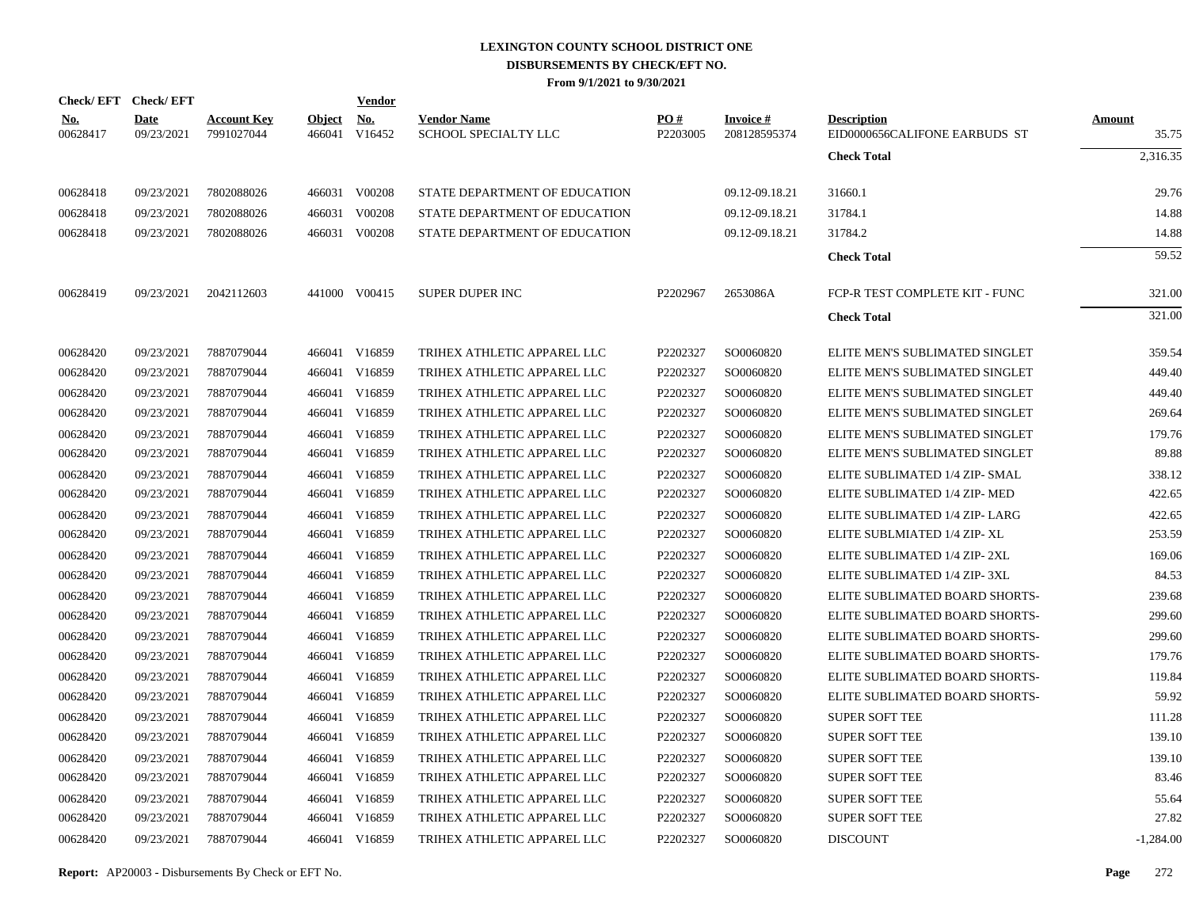# LEXINGTON COUNTY SCHOOL DISTRICT ONE
## DISBURSEMENTS BY CHECK/EFT NO.
### From 9/1/2021 to 9/30/2021

| Check/EFT No. | Check/EFT Date | Account Key | Object | Vendor No. | Vendor Name | PO # | Invoice # | Description | Amount |
|---|---|---|---|---|---|---|---|---|---|
| 00628417 | 09/23/2021 | 7991027044 | 466041 | V16452 | SCHOOL SPECIALTY LLC | P2203005 | 208128595374 | EID0000656CALIFONE EARBUDS ST | 35.75 |
| | | | | | | | | **Check Total** | 2,316.35 |
| 00628418 | 09/23/2021 | 7802088026 | 466031 | V00208 | STATE DEPARTMENT OF EDUCATION | | 09.12-09.18.21 | 31660.1 | 29.76 |
| 00628418 | 09/23/2021 | 7802088026 | 466031 | V00208 | STATE DEPARTMENT OF EDUCATION | | 09.12-09.18.21 | 31784.1 | 14.88 |
| 00628418 | 09/23/2021 | 7802088026 | 466031 | V00208 | STATE DEPARTMENT OF EDUCATION | | 09.12-09.18.21 | 31784.2 | 14.88 |
| | | | | | | | | **Check Total** | 59.52 |
| 00628419 | 09/23/2021 | 2042112603 | 441000 | V00415 | SUPER DUPER INC | P2202967 | 2653086A | FCP-R TEST COMPLETE KIT - FUNC | 321.00 |
| | | | | | | | | **Check Total** | 321.00 |
| 00628420 | 09/23/2021 | 7887079044 | 466041 | V16859 | TRIHEX ATHLETIC APPAREL LLC | P2202327 | SO0060820 | ELITE MEN'S SUBLIMATED SINGLET | 359.54 |
| 00628420 | 09/23/2021 | 7887079044 | 466041 | V16859 | TRIHEX ATHLETIC APPAREL LLC | P2202327 | SO0060820 | ELITE MEN'S SUBLIMATED SINGLET | 449.40 |
| 00628420 | 09/23/2021 | 7887079044 | 466041 | V16859 | TRIHEX ATHLETIC APPAREL LLC | P2202327 | SO0060820 | ELITE MEN'S SUBLIMATED SINGLET | 449.40 |
| 00628420 | 09/23/2021 | 7887079044 | 466041 | V16859 | TRIHEX ATHLETIC APPAREL LLC | P2202327 | SO0060820 | ELITE MEN'S SUBLIMATED SINGLET | 269.64 |
| 00628420 | 09/23/2021 | 7887079044 | 466041 | V16859 | TRIHEX ATHLETIC APPAREL LLC | P2202327 | SO0060820 | ELITE MEN'S SUBLIMATED SINGLET | 179.76 |
| 00628420 | 09/23/2021 | 7887079044 | 466041 | V16859 | TRIHEX ATHLETIC APPAREL LLC | P2202327 | SO0060820 | ELITE MEN'S SUBLIMATED SINGLET | 89.88 |
| 00628420 | 09/23/2021 | 7887079044 | 466041 | V16859 | TRIHEX ATHLETIC APPAREL LLC | P2202327 | SO0060820 | ELITE SUBLIMATED 1/4 ZIP- SMAL | 338.12 |
| 00628420 | 09/23/2021 | 7887079044 | 466041 | V16859 | TRIHEX ATHLETIC APPAREL LLC | P2202327 | SO0060820 | ELITE SUBLIMATED 1/4 ZIP- MED | 422.65 |
| 00628420 | 09/23/2021 | 7887079044 | 466041 | V16859 | TRIHEX ATHLETIC APPAREL LLC | P2202327 | SO0060820 | ELITE SUBLIMATED 1/4 ZIP- LARG | 422.65 |
| 00628420 | 09/23/2021 | 7887079044 | 466041 | V16859 | TRIHEX ATHLETIC APPAREL LLC | P2202327 | SO0060820 | ELITE SUBLMIATED 1/4 ZIP- XL | 253.59 |
| 00628420 | 09/23/2021 | 7887079044 | 466041 | V16859 | TRIHEX ATHLETIC APPAREL LLC | P2202327 | SO0060820 | ELITE SUBLIMATED 1/4 ZIP- 2XL | 169.06 |
| 00628420 | 09/23/2021 | 7887079044 | 466041 | V16859 | TRIHEX ATHLETIC APPAREL LLC | P2202327 | SO0060820 | ELITE SUBLIMATED 1/4 ZIP- 3XL | 84.53 |
| 00628420 | 09/23/2021 | 7887079044 | 466041 | V16859 | TRIHEX ATHLETIC APPAREL LLC | P2202327 | SO0060820 | ELITE SUBLIMATED BOARD SHORTS- | 239.68 |
| 00628420 | 09/23/2021 | 7887079044 | 466041 | V16859 | TRIHEX ATHLETIC APPAREL LLC | P2202327 | SO0060820 | ELITE SUBLIMATED BOARD SHORTS- | 299.60 |
| 00628420 | 09/23/2021 | 7887079044 | 466041 | V16859 | TRIHEX ATHLETIC APPAREL LLC | P2202327 | SO0060820 | ELITE SUBLIMATED BOARD SHORTS- | 299.60 |
| 00628420 | 09/23/2021 | 7887079044 | 466041 | V16859 | TRIHEX ATHLETIC APPAREL LLC | P2202327 | SO0060820 | ELITE SUBLIMATED BOARD SHORTS- | 179.76 |
| 00628420 | 09/23/2021 | 7887079044 | 466041 | V16859 | TRIHEX ATHLETIC APPAREL LLC | P2202327 | SO0060820 | ELITE SUBLIMATED BOARD SHORTS- | 119.84 |
| 00628420 | 09/23/2021 | 7887079044 | 466041 | V16859 | TRIHEX ATHLETIC APPAREL LLC | P2202327 | SO0060820 | ELITE SUBLIMATED BOARD SHORTS- | 59.92 |
| 00628420 | 09/23/2021 | 7887079044 | 466041 | V16859 | TRIHEX ATHLETIC APPAREL LLC | P2202327 | SO0060820 | SUPER SOFT TEE | 111.28 |
| 00628420 | 09/23/2021 | 7887079044 | 466041 | V16859 | TRIHEX ATHLETIC APPAREL LLC | P2202327 | SO0060820 | SUPER SOFT TEE | 139.10 |
| 00628420 | 09/23/2021 | 7887079044 | 466041 | V16859 | TRIHEX ATHLETIC APPAREL LLC | P2202327 | SO0060820 | SUPER SOFT TEE | 139.10 |
| 00628420 | 09/23/2021 | 7887079044 | 466041 | V16859 | TRIHEX ATHLETIC APPAREL LLC | P2202327 | SO0060820 | SUPER SOFT TEE | 83.46 |
| 00628420 | 09/23/2021 | 7887079044 | 466041 | V16859 | TRIHEX ATHLETIC APPAREL LLC | P2202327 | SO0060820 | SUPER SOFT TEE | 55.64 |
| 00628420 | 09/23/2021 | 7887079044 | 466041 | V16859 | TRIHEX ATHLETIC APPAREL LLC | P2202327 | SO0060820 | SUPER SOFT TEE | 27.82 |
| 00628420 | 09/23/2021 | 7887079044 | 466041 | V16859 | TRIHEX ATHLETIC APPAREL LLC | P2202327 | SO0060820 | DISCOUNT | -1,284.00 |

**Report:** AP20003 - Disbursements By Check or EFT No.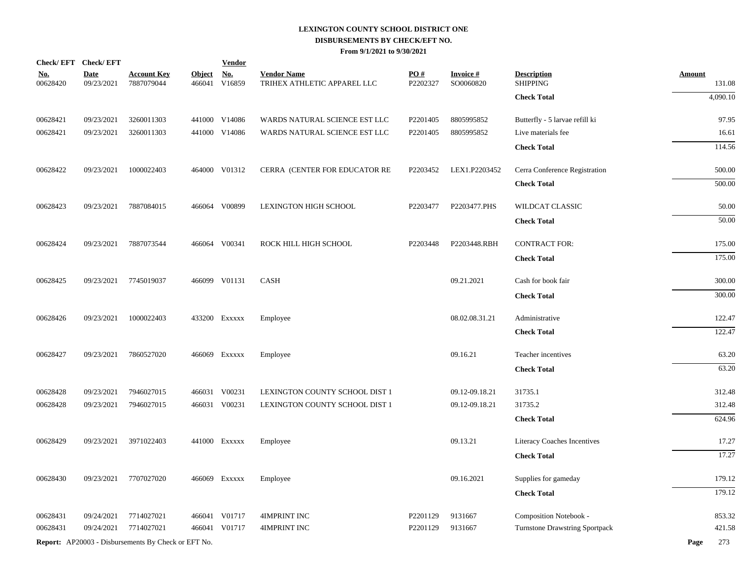# LEXINGTON COUNTY SCHOOL DISTRICT ONE
## DISBURSEMENTS BY CHECK/EFT NO.
### From 9/1/2021 to 9/30/2021

| Check/ EFT No. | Check/ EFT Date | Account Key | Object | Vendor No. | Vendor Name | PO # | Invoice # | Description | Amount |
|---|---|---|---|---|---|---|---|---|---|
| 00628420 | 09/23/2021 | 7887079044 | 466041 | V16859 | TRIHEX ATHLETIC APPAREL LLC | P2202327 | SO0060820 | SHIPPING | 131.08 |
| | | | | | | | | **Check Total** | 4,090.10 |
| 00628421 | 09/23/2021 | 3260011303 | 441000 | V14086 | WARDS NATURAL SCIENCE EST LLC | P2201405 | 8805995852 | Butterfly - 5 larvae refill ki | 97.95 |
| 00628421 | 09/23/2021 | 3260011303 | 441000 | V14086 | WARDS NATURAL SCIENCE EST LLC | P2201405 | 8805995852 | Live materials fee | 16.61 |
| | | | | | | | | **Check Total** | 114.56 |
| 00628422 | 09/23/2021 | 1000022403 | 464000 | V01312 | CERRA (CENTER FOR EDUCATOR RE | P2203452 | LEX1.P2203452 | Cerra Conference Registration | 500.00 |
| | | | | | | | | **Check Total** | 500.00 |
| 00628423 | 09/23/2021 | 7887084015 | 466064 | V00899 | LEXINGTON HIGH SCHOOL | P2203477 | P2203477.PHS | WILDCAT CLASSIC | 50.00 |
| | | | | | | | | **Check Total** | 50.00 |
| 00628424 | 09/23/2021 | 7887073544 | 466064 | V00341 | ROCK HILL HIGH SCHOOL | P2203448 | P2203448.RBH | CONTRACT FOR: | 175.00 |
| | | | | | | | | **Check Total** | 175.00 |
| 00628425 | 09/23/2021 | 7745019037 | 466099 | V01131 | CASH | | 09.21.2021 | Cash for book fair | 300.00 |
| | | | | | | | | **Check Total** | 300.00 |
| 00628426 | 09/23/2021 | 1000022403 | 433200 | Exxxxx | Employee | | 08.02.08.31.21 | Administrative | 122.47 |
| | | | | | | | | **Check Total** | 122.47 |
| 00628427 | 09/23/2021 | 7860527020 | 466069 | Exxxxx | Employee | | 09.16.21 | Teacher incentives | 63.20 |
| | | | | | | | | **Check Total** | 63.20 |
| 00628428 | 09/23/2021 | 7946027015 | 466031 | V00231 | LEXINGTON COUNTY SCHOOL DIST 1 | | 09.12-09.18.21 | 31735.1 | 312.48 |
| 00628428 | 09/23/2021 | 7946027015 | 466031 | V00231 | LEXINGTON COUNTY SCHOOL DIST 1 | | 09.12-09.18.21 | 31735.2 | 312.48 |
| | | | | | | | | **Check Total** | 624.96 |
| 00628429 | 09/23/2021 | 3971022403 | 441000 | Exxxxx | Employee | | 09.13.21 | Literacy Coaches Incentives | 17.27 |
| | | | | | | | | **Check Total** | 17.27 |
| 00628430 | 09/23/2021 | 7707027020 | 466069 | Exxxxx | Employee | | 09.16.2021 | Supplies for gameday | 179.12 |
| | | | | | | | | **Check Total** | 179.12 |
| 00628431 | 09/24/2021 | 7714027021 | 466041 | V01717 | 4IMPRINT INC | P2201129 | 9131667 | Composition Notebook - | 853.32 |
| 00628431 | 09/24/2021 | 7714027021 | 466041 | V01717 | 4IMPRINT INC | P2201129 | 9131667 | Turnstone Drawstring Sportpack | 421.58 |

**Report:** AP20003 - Disbursements By Check or EFT No.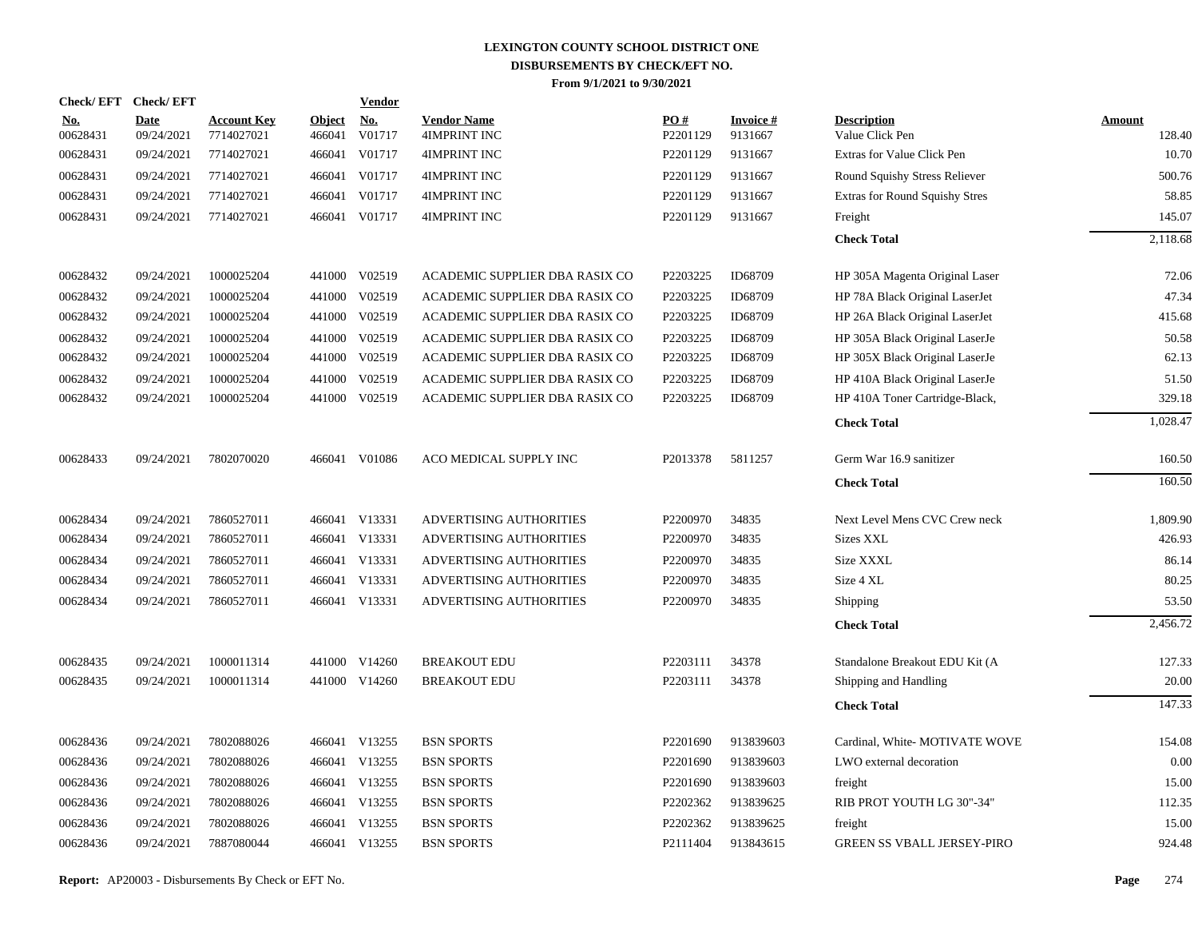# LEXINGTON COUNTY SCHOOL DISTRICT ONE
## DISBURSEMENTS BY CHECK/EFT NO.
### From 9/1/2021 to 9/30/2021

| Check/ EFT No. | Check/ EFT Date | Account Key | Object | Vendor No. | Vendor Name | PO # | Invoice # | Description | Amount |
|---|---|---|---|---|---|---|---|---|---|
| 00628431 | 09/24/2021 | 7714027021 | 466041 | V01717 | 4IMPRINT INC | P2201129 | 9131667 | Value Click Pen | 128.40 |
| 00628431 | 09/24/2021 | 7714027021 | 466041 | V01717 | 4IMPRINT INC | P2201129 | 9131667 | Extras for Value Click Pen | 10.70 |
| 00628431 | 09/24/2021 | 7714027021 | 466041 | V01717 | 4IMPRINT INC | P2201129 | 9131667 | Round Squishy Stress Reliever | 500.76 |
| 00628431 | 09/24/2021 | 7714027021 | 466041 | V01717 | 4IMPRINT INC | P2201129 | 9131667 | Extras for Round Squishy Stres | 58.85 |
| 00628431 | 09/24/2021 | 7714027021 | 466041 | V01717 | 4IMPRINT INC | P2201129 | 9131667 | Freight | 145.07 |
| | | | | | | | | **Check Total** | 2,118.68 |
| 00628432 | 09/24/2021 | 1000025204 | 441000 | V02519 | ACADEMIC SUPPLIER DBA RASIX CO | P2203225 | ID68709 | HP 305A Magenta Original Laser | 72.06 |
| 00628432 | 09/24/2021 | 1000025204 | 441000 | V02519 | ACADEMIC SUPPLIER DBA RASIX CO | P2203225 | ID68709 | HP 78A Black Original LaserJet | 47.34 |
| 00628432 | 09/24/2021 | 1000025204 | 441000 | V02519 | ACADEMIC SUPPLIER DBA RASIX CO | P2203225 | ID68709 | HP 26A Black Original LaserJet | 415.68 |
| 00628432 | 09/24/2021 | 1000025204 | 441000 | V02519 | ACADEMIC SUPPLIER DBA RASIX CO | P2203225 | ID68709 | HP 305A Black Original LaserJe | 50.58 |
| 00628432 | 09/24/2021 | 1000025204 | 441000 | V02519 | ACADEMIC SUPPLIER DBA RASIX CO | P2203225 | ID68709 | HP 305X Black Original LaserJe | 62.13 |
| 00628432 | 09/24/2021 | 1000025204 | 441000 | V02519 | ACADEMIC SUPPLIER DBA RASIX CO | P2203225 | ID68709 | HP 410A Black Original LaserJe | 51.50 |
| 00628432 | 09/24/2021 | 1000025204 | 441000 | V02519 | ACADEMIC SUPPLIER DBA RASIX CO | P2203225 | ID68709 | HP 410A Toner Cartridge-Black, | 329.18 |
| | | | | | | | | **Check Total** | 1,028.47 |
| 00628433 | 09/24/2021 | 7802070020 | 466041 | V01086 | ACO MEDICAL SUPPLY INC | P2013378 | 5811257 | Germ War 16.9 sanitizer | 160.50 |
| | | | | | | | | **Check Total** | 160.50 |
| 00628434 | 09/24/2021 | 7860527011 | 466041 | V13331 | ADVERTISING AUTHORITIES | P2200970 | 34835 | Next Level Mens CVC Crew neck | 1,809.90 |
| 00628434 | 09/24/2021 | 7860527011 | 466041 | V13331 | ADVERTISING AUTHORITIES | P2200970 | 34835 | Sizes XXL | 426.93 |
| 00628434 | 09/24/2021 | 7860527011 | 466041 | V13331 | ADVERTISING AUTHORITIES | P2200970 | 34835 | Size XXXL | 86.14 |
| 00628434 | 09/24/2021 | 7860527011 | 466041 | V13331 | ADVERTISING AUTHORITIES | P2200970 | 34835 | Size 4 XL | 80.25 |
| 00628434 | 09/24/2021 | 7860527011 | 466041 | V13331 | ADVERTISING AUTHORITIES | P2200970 | 34835 | Shipping | 53.50 |
| | | | | | | | | **Check Total** | 2,456.72 |
| 00628435 | 09/24/2021 | 1000011314 | 441000 | V14260 | BREAKOUT EDU | P2203111 | 34378 | Standalone Breakout EDU Kit (A | 127.33 |
| 00628435 | 09/24/2021 | 1000011314 | 441000 | V14260 | BREAKOUT EDU | P2203111 | 34378 | Shipping and Handling | 20.00 |
| | | | | | | | | **Check Total** | 147.33 |
| 00628436 | 09/24/2021 | 7802088026 | 466041 | V13255 | BSN SPORTS | P2201690 | 913839603 | Cardinal, White- MOTIVATE WOVE | 154.08 |
| 00628436 | 09/24/2021 | 7802088026 | 466041 | V13255 | BSN SPORTS | P2201690 | 913839603 | LWO external decoration | 0.00 |
| 00628436 | 09/24/2021 | 7802088026 | 466041 | V13255 | BSN SPORTS | P2201690 | 913839603 | freight | 15.00 |
| 00628436 | 09/24/2021 | 7802088026 | 466041 | V13255 | BSN SPORTS | P2202362 | 913839625 | RIB PROT YOUTH LG 30"-34" | 112.35 |
| 00628436 | 09/24/2021 | 7802088026 | 466041 | V13255 | BSN SPORTS | P2202362 | 913839625 | freight | 15.00 |
| 00628436 | 09/24/2021 | 7887080044 | 466041 | V13255 | BSN SPORTS | P2111404 | 913843615 | GREEN SS VBALL JERSEY-PIRO | 924.48 |

**Report:** AP20003 - Disbursements By Check or EFT No.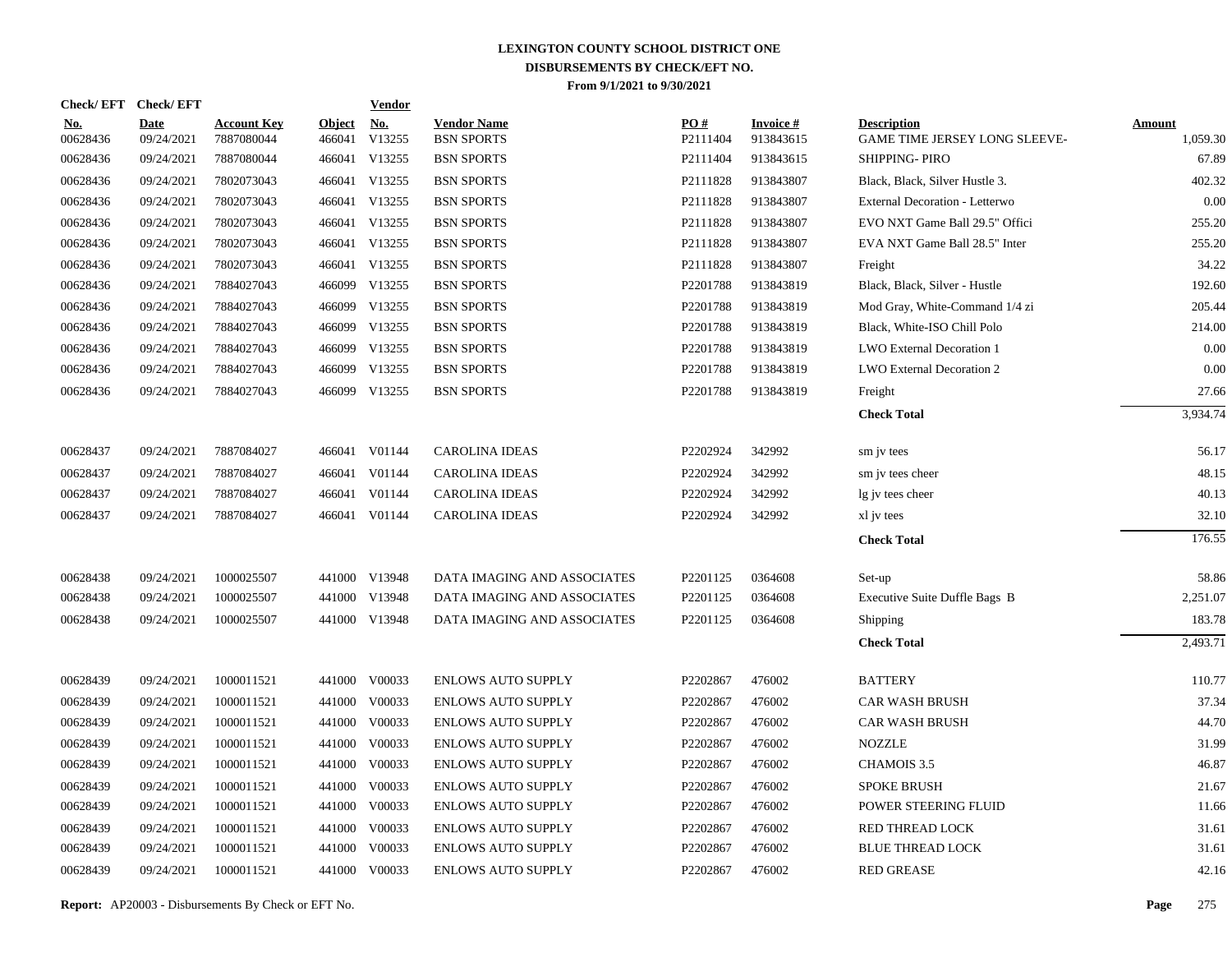# LEXINGTON COUNTY SCHOOL DISTRICT ONE
## DISBURSEMENTS BY CHECK/EFT NO.
### From 9/1/2021 to 9/30/2021

| Check/ EFT No. | Check/ EFT Date | Account Key | Object | Vendor No. | Vendor Name | PO # | Invoice # | Description | Amount |
|---|---|---|---|---|---|---|---|---|---|
| 00628436 | 09/24/2021 | 7887080044 | 466041 | V13255 | BSN SPORTS | P2111404 | 913843615 | GAME TIME JERSEY LONG SLEEVE- | 1,059.30 |
| 00628436 | 09/24/2021 | 7887080044 | 466041 | V13255 | BSN SPORTS | P2111404 | 913843615 | SHIPPING- PIRO | 67.89 |
| 00628436 | 09/24/2021 | 7802073043 | 466041 | V13255 | BSN SPORTS | P2111828 | 913843807 | Black, Black, Silver Hustle 3. | 402.32 |
| 00628436 | 09/24/2021 | 7802073043 | 466041 | V13255 | BSN SPORTS | P2111828 | 913843807 | External Decoration - Letterwo | 0.00 |
| 00628436 | 09/24/2021 | 7802073043 | 466041 | V13255 | BSN SPORTS | P2111828 | 913843807 | EVO NXT Game Ball 29.5" Offici | 255.20 |
| 00628436 | 09/24/2021 | 7802073043 | 466041 | V13255 | BSN SPORTS | P2111828 | 913843807 | EVA NXT Game Ball 28.5" Inter | 255.20 |
| 00628436 | 09/24/2021 | 7802073043 | 466041 | V13255 | BSN SPORTS | P2111828 | 913843807 | Freight | 34.22 |
| 00628436 | 09/24/2021 | 7884027043 | 466099 | V13255 | BSN SPORTS | P2201788 | 913843819 | Black, Black, Silver - Hustle | 192.60 |
| 00628436 | 09/24/2021 | 7884027043 | 466099 | V13255 | BSN SPORTS | P2201788 | 913843819 | Mod Gray, White-Command 1/4 zi | 205.44 |
| 00628436 | 09/24/2021 | 7884027043 | 466099 | V13255 | BSN SPORTS | P2201788 | 913843819 | Black, White-ISO Chill Polo | 214.00 |
| 00628436 | 09/24/2021 | 7884027043 | 466099 | V13255 | BSN SPORTS | P2201788 | 913843819 | LWO External Decoration 1 | 0.00 |
| 00628436 | 09/24/2021 | 7884027043 | 466099 | V13255 | BSN SPORTS | P2201788 | 913843819 | LWO External Decoration 2 | 0.00 |
| 00628436 | 09/24/2021 | 7884027043 | 466099 | V13255 | BSN SPORTS | P2201788 | 913843819 | Freight | 27.66 |
| | | | | | | | | **Check Total** | 3,934.74 |
| 00628437 | 09/24/2021 | 7887084027 | 466041 | V01144 | CAROLINA IDEAS | P2202924 | 342992 | sm jv tees | 56.17 |
| 00628437 | 09/24/2021 | 7887084027 | 466041 | V01144 | CAROLINA IDEAS | P2202924 | 342992 | sm jv tees cheer | 48.15 |
| 00628437 | 09/24/2021 | 7887084027 | 466041 | V01144 | CAROLINA IDEAS | P2202924 | 342992 | lg jv tees cheer | 40.13 |
| 00628437 | 09/24/2021 | 7887084027 | 466041 | V01144 | CAROLINA IDEAS | P2202924 | 342992 | xl jv tees | 32.10 |
| | | | | | | | | **Check Total** | 176.55 |
| 00628438 | 09/24/2021 | 1000025507 | 441000 | V13948 | DATA IMAGING AND ASSOCIATES | P2201125 | 0364608 | Set-up | 58.86 |
| 00628438 | 09/24/2021 | 1000025507 | 441000 | V13948 | DATA IMAGING AND ASSOCIATES | P2201125 | 0364608 | Executive Suite Duffle Bags B | 2,251.07 |
| 00628438 | 09/24/2021 | 1000025507 | 441000 | V13948 | DATA IMAGING AND ASSOCIATES | P2201125 | 0364608 | Shipping | 183.78 |
| | | | | | | | | **Check Total** | 2,493.71 |
| 00628439 | 09/24/2021 | 1000011521 | 441000 | V00033 | ENLOWS AUTO SUPPLY | P2202867 | 476002 | BATTERY | 110.77 |
| 00628439 | 09/24/2021 | 1000011521 | 441000 | V00033 | ENLOWS AUTO SUPPLY | P2202867 | 476002 | CAR WASH BRUSH | 37.34 |
| 00628439 | 09/24/2021 | 1000011521 | 441000 | V00033 | ENLOWS AUTO SUPPLY | P2202867 | 476002 | CAR WASH BRUSH | 44.70 |
| 00628439 | 09/24/2021 | 1000011521 | 441000 | V00033 | ENLOWS AUTO SUPPLY | P2202867 | 476002 | NOZZLE | 31.99 |
| 00628439 | 09/24/2021 | 1000011521 | 441000 | V00033 | ENLOWS AUTO SUPPLY | P2202867 | 476002 | CHAMOIS 3.5 | 46.87 |
| 00628439 | 09/24/2021 | 1000011521 | 441000 | V00033 | ENLOWS AUTO SUPPLY | P2202867 | 476002 | SPOKE BRUSH | 21.67 |
| 00628439 | 09/24/2021 | 1000011521 | 441000 | V00033 | ENLOWS AUTO SUPPLY | P2202867 | 476002 | POWER STEERING FLUID | 11.66 |
| 00628439 | 09/24/2021 | 1000011521 | 441000 | V00033 | ENLOWS AUTO SUPPLY | P2202867 | 476002 | RED THREAD LOCK | 31.61 |
| 00628439 | 09/24/2021 | 1000011521 | 441000 | V00033 | ENLOWS AUTO SUPPLY | P2202867 | 476002 | BLUE THREAD LOCK | 31.61 |
| 00628439 | 09/24/2021 | 1000011521 | 441000 | V00033 | ENLOWS AUTO SUPPLY | P2202867 | 476002 | RED GREASE | 42.16 |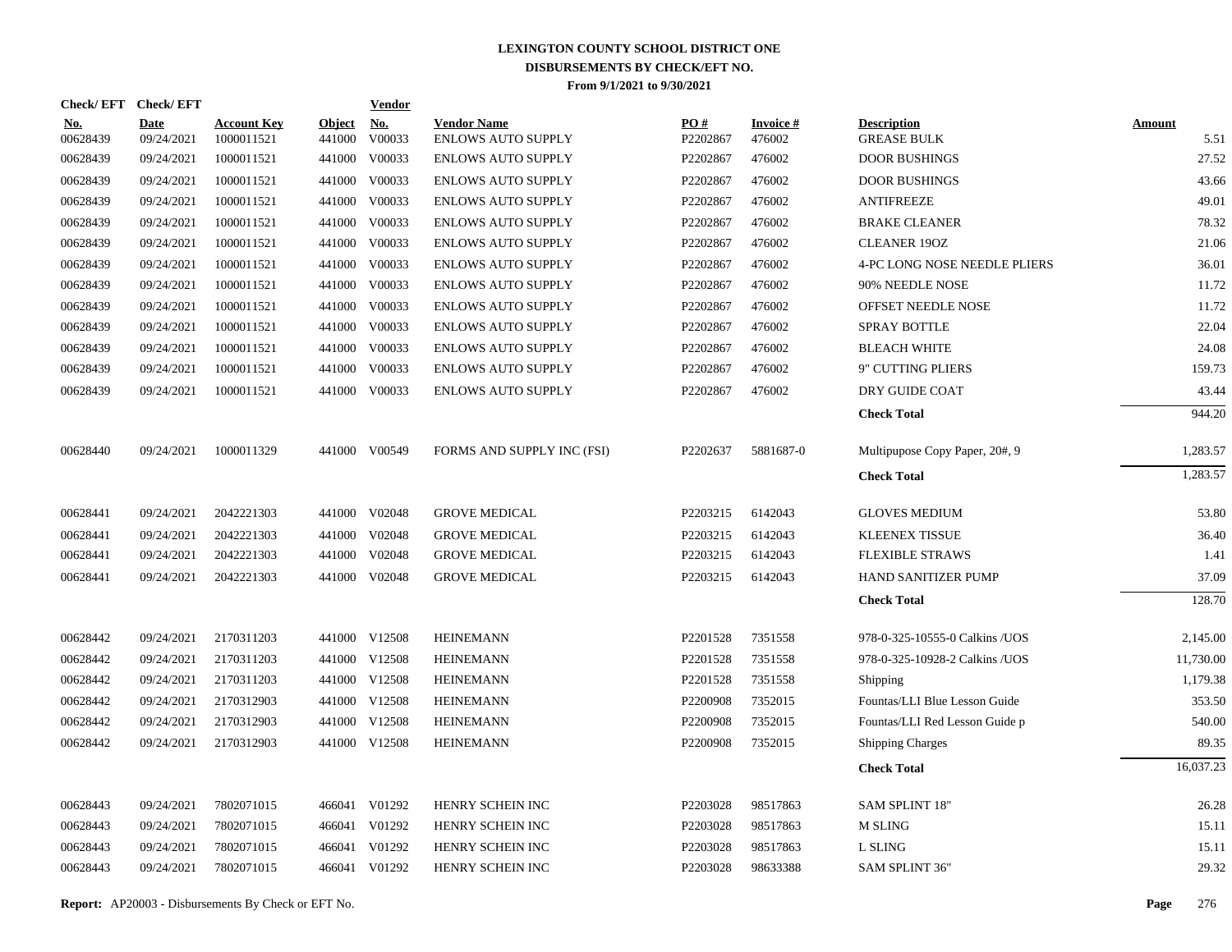# LEXINGTON COUNTY SCHOOL DISTRICT ONE
## DISBURSEMENTS BY CHECK/EFT NO.
### From 9/1/2021 to 9/30/2021

| Check/ EFT No. | Check/ EFT Date | Account Key | Object | Vendor No. | Vendor Name | PO # | Invoice # | Description | Amount |
|---|---|---|---|---|---|---|---|---|---|
| 00628439 | 09/24/2021 | 1000011521 | 441000 | V00033 | ENLOWS AUTO SUPPLY | P2202867 | 476002 | GREASE BULK | 5.51 |
| 00628439 | 09/24/2021 | 1000011521 | 441000 | V00033 | ENLOWS AUTO SUPPLY | P2202867 | 476002 | DOOR BUSHINGS | 27.52 |
| 00628439 | 09/24/2021 | 1000011521 | 441000 | V00033 | ENLOWS AUTO SUPPLY | P2202867 | 476002 | DOOR BUSHINGS | 43.66 |
| 00628439 | 09/24/2021 | 1000011521 | 441000 | V00033 | ENLOWS AUTO SUPPLY | P2202867 | 476002 | ANTIFREEZE | 49.01 |
| 00628439 | 09/24/2021 | 1000011521 | 441000 | V00033 | ENLOWS AUTO SUPPLY | P2202867 | 476002 | BRAKE CLEANER | 78.32 |
| 00628439 | 09/24/2021 | 1000011521 | 441000 | V00033 | ENLOWS AUTO SUPPLY | P2202867 | 476002 | CLEANER 19OZ | 21.06 |
| 00628439 | 09/24/2021 | 1000011521 | 441000 | V00033 | ENLOWS AUTO SUPPLY | P2202867 | 476002 | 4-PC LONG NOSE NEEDLE PLIERS | 36.01 |
| 00628439 | 09/24/2021 | 1000011521 | 441000 | V00033 | ENLOWS AUTO SUPPLY | P2202867 | 476002 | 90% NEEDLE NOSE | 11.72 |
| 00628439 | 09/24/2021 | 1000011521 | 441000 | V00033 | ENLOWS AUTO SUPPLY | P2202867 | 476002 | OFFSET NEEDLE NOSE | 11.72 |
| 00628439 | 09/24/2021 | 1000011521 | 441000 | V00033 | ENLOWS AUTO SUPPLY | P2202867 | 476002 | SPRAY BOTTLE | 22.04 |
| 00628439 | 09/24/2021 | 1000011521 | 441000 | V00033 | ENLOWS AUTO SUPPLY | P2202867 | 476002 | BLEACH WHITE | 24.08 |
| 00628439 | 09/24/2021 | 1000011521 | 441000 | V00033 | ENLOWS AUTO SUPPLY | P2202867 | 476002 | 9" CUTTING PLIERS | 159.73 |
| 00628439 | 09/24/2021 | 1000011521 | 441000 | V00033 | ENLOWS AUTO SUPPLY | P2202867 | 476002 | DRY GUIDE COAT | 43.44 |
| | | | | | | | | **Check Total** | 944.20 |
| 00628440 | 09/24/2021 | 1000011329 | 441000 | V00549 | FORMS AND SUPPLY INC (FSI) | P2202637 | 5881687-0 | Multipupose Copy Paper, 20#, 9 | 1,283.57 |
| | | | | | | | | **Check Total** | 1,283.57 |
| 00628441 | 09/24/2021 | 2042221303 | 441000 | V02048 | GROVE MEDICAL | P2203215 | 6142043 | GLOVES MEDIUM | 53.80 |
| 00628441 | 09/24/2021 | 2042221303 | 441000 | V02048 | GROVE MEDICAL | P2203215 | 6142043 | KLEENEX TISSUE | 36.40 |
| 00628441 | 09/24/2021 | 2042221303 | 441000 | V02048 | GROVE MEDICAL | P2203215 | 6142043 | FLEXIBLE STRAWS | 1.41 |
| 00628441 | 09/24/2021 | 2042221303 | 441000 | V02048 | GROVE MEDICAL | P2203215 | 6142043 | HAND SANITIZER PUMP | 37.09 |
| | | | | | | | | **Check Total** | 128.70 |
| 00628442 | 09/24/2021 | 2170311203 | 441000 | V12508 | HEINEMANN | P2201528 | 7351558 | 978-0-325-10555-0 Calkins /UOS | 2,145.00 |
| 00628442 | 09/24/2021 | 2170311203 | 441000 | V12508 | HEINEMANN | P2201528 | 7351558 | 978-0-325-10928-2 Calkins /UOS | 11,730.00 |
| 00628442 | 09/24/2021 | 2170311203 | 441000 | V12508 | HEINEMANN | P2201528 | 7351558 | Shipping | 1,179.38 |
| 00628442 | 09/24/2021 | 2170312903 | 441000 | V12508 | HEINEMANN | P2200908 | 7352015 | Fountas/LLI Blue Lesson Guide | 353.50 |
| 00628442 | 09/24/2021 | 2170312903 | 441000 | V12508 | HEINEMANN | P2200908 | 7352015 | Fountas/LLI Red Lesson Guide p | 540.00 |
| 00628442 | 09/24/2021 | 2170312903 | 441000 | V12508 | HEINEMANN | P2200908 | 7352015 | Shipping Charges | 89.35 |
| | | | | | | | | **Check Total** | 16,037.23 |
| 00628443 | 09/24/2021 | 7802071015 | 466041 | V01292 | HENRY SCHEIN INC | P2203028 | 98517863 | SAM SPLINT 18" | 26.28 |
| 00628443 | 09/24/2021 | 7802071015 | 466041 | V01292 | HENRY SCHEIN INC | P2203028 | 98517863 | M SLING | 15.11 |
| 00628443 | 09/24/2021 | 7802071015 | 466041 | V01292 | HENRY SCHEIN INC | P2203028 | 98517863 | L SLING | 15.11 |
| 00628443 | 09/24/2021 | 7802071015 | 466041 | V01292 | HENRY SCHEIN INC | P2203028 | 98633388 | SAM SPLINT 36" | 29.32 |

**Report:** AP20003 - Disbursements By Check or EFT No.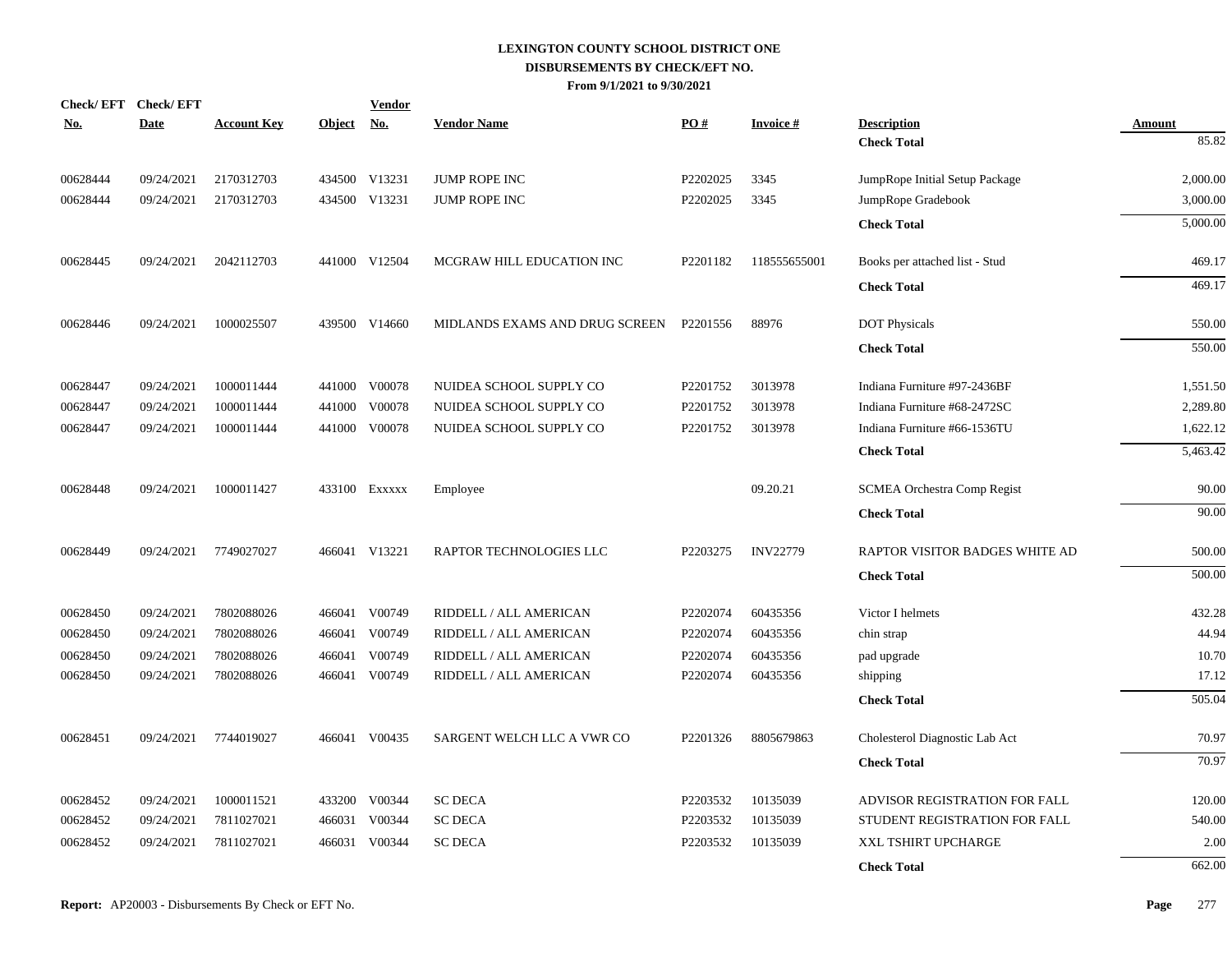# LEXINGTON COUNTY SCHOOL DISTRICT ONE
## DISBURSEMENTS BY CHECK/EFT NO.
### From 9/1/2021 to 9/30/2021

| Check/ EFT No. | Check/ EFT Date | Account Key | Object | Vendor No. | Vendor Name | PO # | Invoice # | Description | Amount |
|---|---|---|---|---|---|---|---|---|---|
| | | | | | | | | **Check Total** | 85.82 |
| 00628444 | 09/24/2021 | 2170312703 | 434500 | V13231 | JUMP ROPE INC | P2202025 | 3345 | JumpRope Initial Setup Package | 2,000.00 |
| 00628444 | 09/24/2021 | 2170312703 | 434500 | V13231 | JUMP ROPE INC | P2202025 | 3345 | JumpRope Gradebook | 3,000.00 |
| | | | | | | | | **Check Total** | 5,000.00 |
| 00628445 | 09/24/2021 | 2042112703 | 441000 | V12504 | MCGRAW HILL EDUCATION INC | P2201182 | 118555655001 | Books per attached list - Stud | 469.17 |
| | | | | | | | | **Check Total** | 469.17 |
| 00628446 | 09/24/2021 | 1000025507 | 439500 | V14660 | MIDLANDS EXAMS AND DRUG SCREEN | P2201556 | 88976 | DOT Physicals | 550.00 |
| | | | | | | | | **Check Total** | 550.00 |
| 00628447 | 09/24/2021 | 1000011444 | 441000 | V00078 | NUIDEA SCHOOL SUPPLY CO | P2201752 | 3013978 | Indiana Furniture #97-2436BF | 1,551.50 |
| 00628447 | 09/24/2021 | 1000011444 | 441000 | V00078 | NUIDEA SCHOOL SUPPLY CO | P2201752 | 3013978 | Indiana Furniture #68-2472SC | 2,289.80 |
| 00628447 | 09/24/2021 | 1000011444 | 441000 | V00078 | NUIDEA SCHOOL SUPPLY CO | P2201752 | 3013978 | Indiana Furniture #66-1536TU | 1,622.12 |
| | | | | | | | | **Check Total** | 5,463.42 |
| 00628448 | 09/24/2021 | 1000011427 | 433100 | Exxxxx | Employee | | 09.20.21 | SCMEA Orchestra Comp Regist | 90.00 |
| | | | | | | | | **Check Total** | 90.00 |
| 00628449 | 09/24/2021 | 7749027027 | 466041 | V13221 | RAPTOR TECHNOLOGIES LLC | P2203275 | INV22779 | RAPTOR VISITOR BADGES WHITE AD | 500.00 |
| | | | | | | | | **Check Total** | 500.00 |
| 00628450 | 09/24/2021 | 7802088026 | 466041 | V00749 | RIDDELL / ALL AMERICAN | P2202074 | 60435356 | Victor I helmets | 432.28 |
| 00628450 | 09/24/2021 | 7802088026 | 466041 | V00749 | RIDDELL / ALL AMERICAN | P2202074 | 60435356 | chin strap | 44.94 |
| 00628450 | 09/24/2021 | 7802088026 | 466041 | V00749 | RIDDELL / ALL AMERICAN | P2202074 | 60435356 | pad upgrade | 10.70 |
| 00628450 | 09/24/2021 | 7802088026 | 466041 | V00749 | RIDDELL / ALL AMERICAN | P2202074 | 60435356 | shipping | 17.12 |
| | | | | | | | | **Check Total** | 505.04 |
| 00628451 | 09/24/2021 | 7744019027 | 466041 | V00435 | SARGENT WELCH LLC A VWR CO | P2201326 | 8805679863 | Cholesterol Diagnostic Lab Act | 70.97 |
| | | | | | | | | **Check Total** | 70.97 |
| 00628452 | 09/24/2021 | 1000011521 | 433200 | V00344 | SC DECA | P2203532 | 10135039 | ADVISOR REGISTRATION FOR FALL | 120.00 |
| 00628452 | 09/24/2021 | 7811027021 | 466031 | V00344 | SC DECA | P2203532 | 10135039 | STUDENT REGISTRATION FOR FALL | 540.00 |
| 00628452 | 09/24/2021 | 7811027021 | 466031 | V00344 | SC DECA | P2203532 | 10135039 | XXL TSHIRT UPCHARGE | 2.00 |
| | | | | | | | | **Check Total** | 662.00 |

**Report:** AP20003 - Disbursements By Check or EFT No.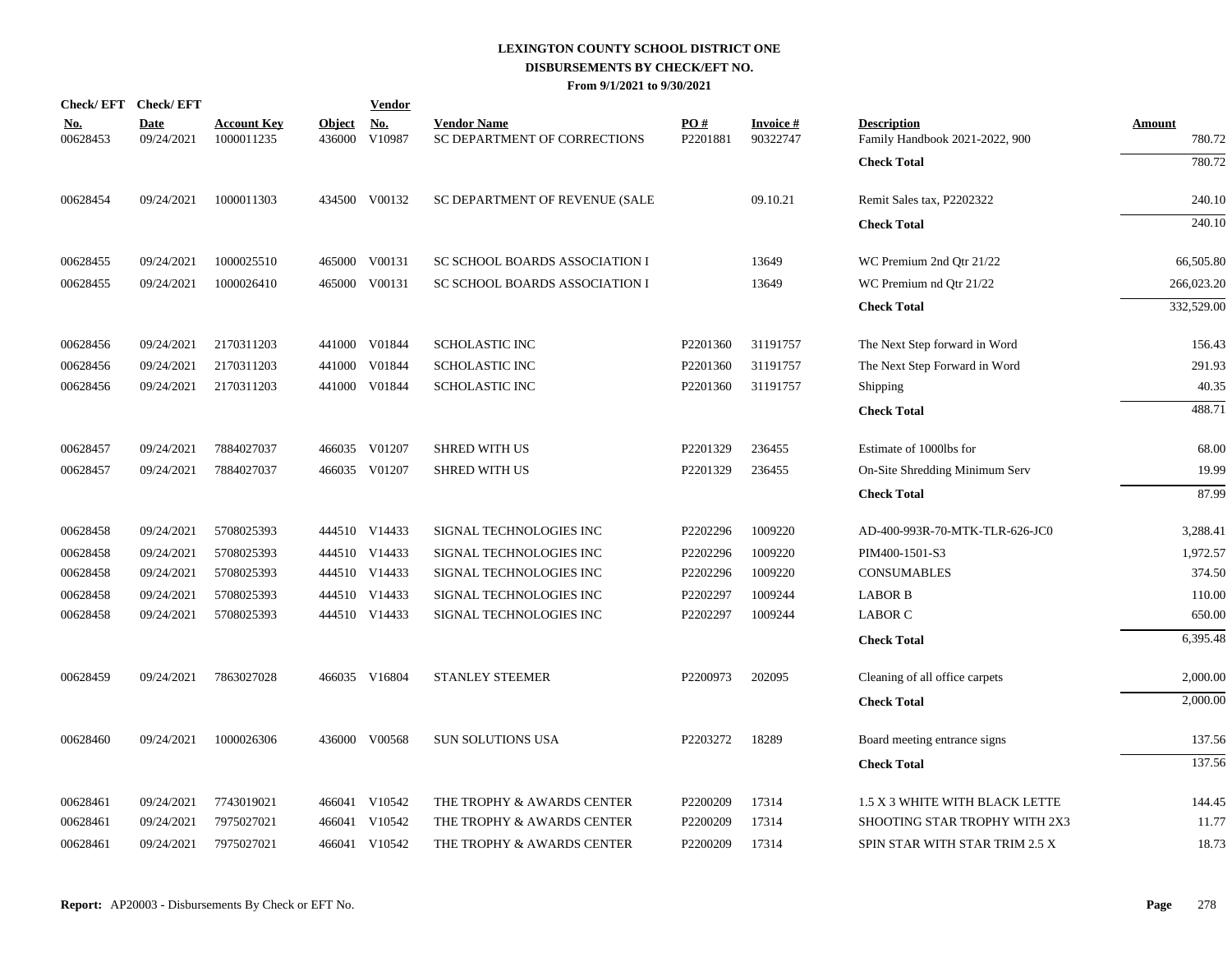# LEXINGTON COUNTY SCHOOL DISTRICT ONE
## DISBURSEMENTS BY CHECK/EFT NO.
### From 9/1/2021 to 9/30/2021

| Check/ EFT No. | Check/ EFT Date | Account Key | Object | Vendor No. | Vendor Name | PO # | Invoice # | Description | Amount |
|---|---|---|---|---|---|---|---|---|---|
| 00628453 | 09/24/2021 | 1000011235 | 436000 | V10987 | SC DEPARTMENT OF CORRECTIONS | P2201881 | 90322747 | Family Handbook 2021-2022, 900 | 780.72 |
| | | | | | | | | **Check Total** | 780.72 |
| 00628454 | 09/24/2021 | 1000011303 | 434500 | V00132 | SC DEPARTMENT OF REVENUE (SALE | | 09.10.21 | Remit Sales tax, P2202322 | 240.10 |
| | | | | | | | | **Check Total** | 240.10 |
| 00628455 | 09/24/2021 | 1000025510 | 465000 | V00131 | SC SCHOOL BOARDS ASSOCIATION I | | 13649 | WC Premium 2nd Qtr 21/22 | 66,505.80 |
| 00628455 | 09/24/2021 | 1000026410 | 465000 | V00131 | SC SCHOOL BOARDS ASSOCIATION I | | 13649 | WC Premium nd Qtr 21/22 | 266,023.20 |
| | | | | | | | | **Check Total** | 332,529.00 |
| 00628456 | 09/24/2021 | 2170311203 | 441000 | V01844 | SCHOLASTIC INC | P2201360 | 31191757 | The Next Step forward in Word | 156.43 |
| 00628456 | 09/24/2021 | 2170311203 | 441000 | V01844 | SCHOLASTIC INC | P2201360 | 31191757 | The Next Step Forward in Word | 291.93 |
| 00628456 | 09/24/2021 | 2170311203 | 441000 | V01844 | SCHOLASTIC INC | P2201360 | 31191757 | Shipping | 40.35 |
| | | | | | | | | **Check Total** | 488.71 |
| 00628457 | 09/24/2021 | 7884027037 | 466035 | V01207 | SHRED WITH US | P2201329 | 236455 | Estimate of 1000lbs for | 68.00 |
| 00628457 | 09/24/2021 | 7884027037 | 466035 | V01207 | SHRED WITH US | P2201329 | 236455 | On-Site Shredding Minimum Serv | 19.99 |
| | | | | | | | | **Check Total** | 87.99 |
| 00628458 | 09/24/2021 | 5708025393 | 444510 | V14433 | SIGNAL TECHNOLOGIES INC | P2202296 | 1009220 | AD-400-993R-70-MTK-TLR-626-JC0 | 3,288.41 |
| 00628458 | 09/24/2021 | 5708025393 | 444510 | V14433 | SIGNAL TECHNOLOGIES INC | P2202296 | 1009220 | PIM400-1501-S3 | 1,972.57 |
| 00628458 | 09/24/2021 | 5708025393 | 444510 | V14433 | SIGNAL TECHNOLOGIES INC | P2202296 | 1009220 | CONSUMABLES | 374.50 |
| 00628458 | 09/24/2021 | 5708025393 | 444510 | V14433 | SIGNAL TECHNOLOGIES INC | P2202297 | 1009244 | LABOR B | 110.00 |
| 00628458 | 09/24/2021 | 5708025393 | 444510 | V14433 | SIGNAL TECHNOLOGIES INC | P2202297 | 1009244 | LABOR C | 650.00 |
| | | | | | | | | **Check Total** | 6,395.48 |
| 00628459 | 09/24/2021 | 7863027028 | 466035 | V16804 | STANLEY STEEMER | P2200973 | 202095 | Cleaning of all office carpets | 2,000.00 |
| | | | | | | | | **Check Total** | 2,000.00 |
| 00628460 | 09/24/2021 | 1000026306 | 436000 | V00568 | SUN SOLUTIONS USA | P2203272 | 18289 | Board meeting entrance signs | 137.56 |
| | | | | | | | | **Check Total** | 137.56 |
| 00628461 | 09/24/2021 | 7743019021 | 466041 | V10542 | THE TROPHY & AWARDS CENTER | P2200209 | 17314 | 1.5 X 3 WHITE WITH BLACK LETTE | 144.45 |
| 00628461 | 09/24/2021 | 7975027021 | 466041 | V10542 | THE TROPHY & AWARDS CENTER | P2200209 | 17314 | SHOOTING STAR TROPHY WITH 2X3 | 11.77 |
| 00628461 | 09/24/2021 | 7975027021 | 466041 | V10542 | THE TROPHY & AWARDS CENTER | P2200209 | 17314 | SPIN STAR WITH STAR TRIM 2.5 X | 18.73 |

**Report:** AP20003 - Disbursements By Check or EFT No.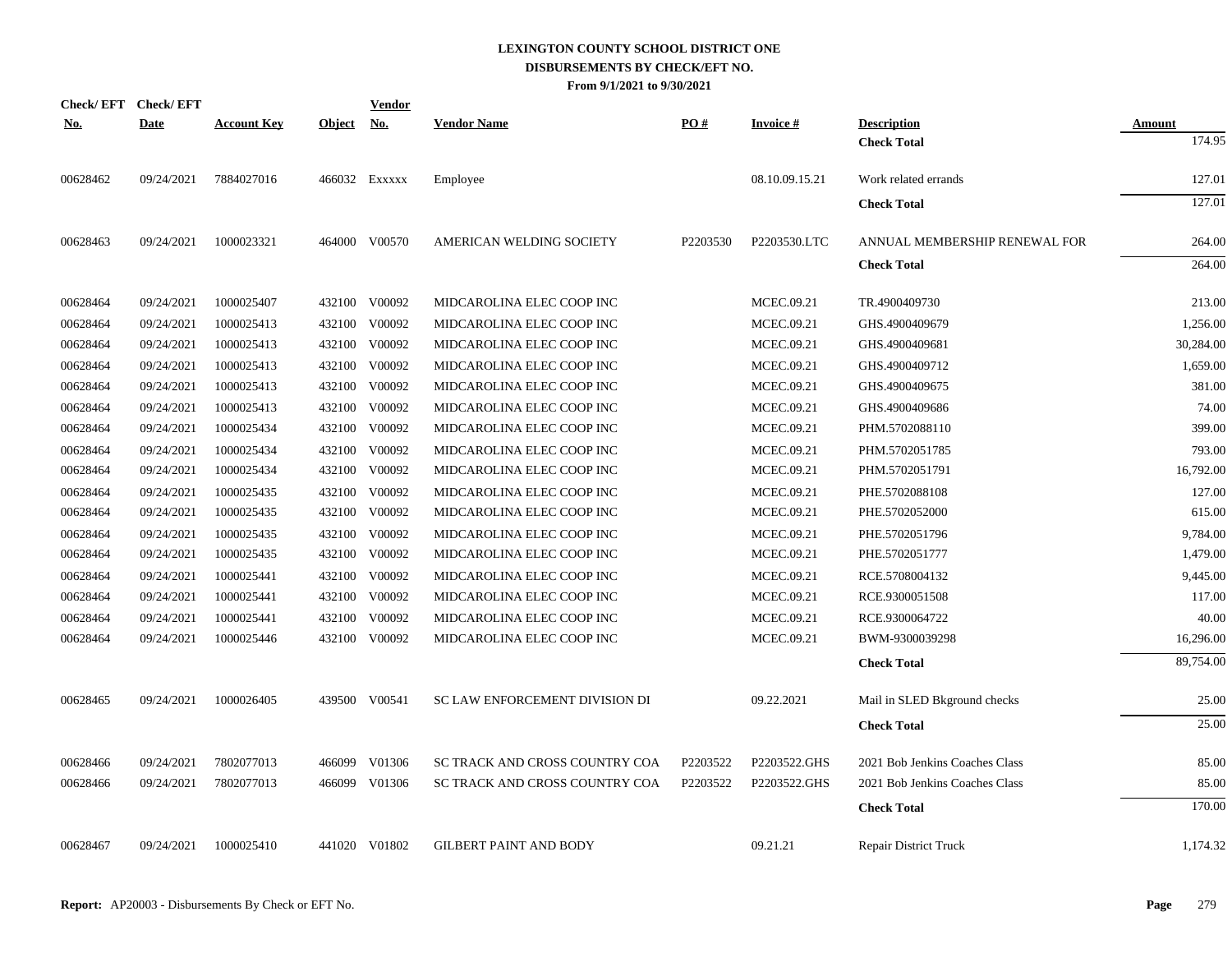# LEXINGTON COUNTY SCHOOL DISTRICT ONE
## DISBURSEMENTS BY CHECK/EFT NO.
### From 9/1/2021 to 9/30/2021

| Check/ EFT No. | Check/ EFT Date | Account Key | Object | Vendor No. | Vendor Name | PO # | Invoice # | Description | Amount |
|---|---|---|---|---|---|---|---|---|---|
| | | | | | | | | **Check Total** | 174.95 |
| 00628462 | 09/24/2021 | 7884027016 | 466032 | Exxxxx | Employee | | 08.10.09.15.21 | Work related errands | 127.01 |
| | | | | | | | | **Check Total** | 127.01 |
| 00628463 | 09/24/2021 | 1000023321 | 464000 | V00570 | AMERICAN WELDING SOCIETY | P2203530 | P2203530.LTC | ANNUAL MEMBERSHIP RENEWAL FOR | 264.00 |
| | | | | | | | | **Check Total** | 264.00 |
| 00628464 | 09/24/2021 | 1000025407 | 432100 | V00092 | MIDCAROLINA ELEC COOP INC | | MCEC.09.21 | TR.4900409730 | 213.00 |
| 00628464 | 09/24/2021 | 1000025413 | 432100 | V00092 | MIDCAROLINA ELEC COOP INC | | MCEC.09.21 | GHS.4900409679 | 1,256.00 |
| 00628464 | 09/24/2021 | 1000025413 | 432100 | V00092 | MIDCAROLINA ELEC COOP INC | | MCEC.09.21 | GHS.4900409681 | 30,284.00 |
| 00628464 | 09/24/2021 | 1000025413 | 432100 | V00092 | MIDCAROLINA ELEC COOP INC | | MCEC.09.21 | GHS.4900409712 | 1,659.00 |
| 00628464 | 09/24/2021 | 1000025413 | 432100 | V00092 | MIDCAROLINA ELEC COOP INC | | MCEC.09.21 | GHS.4900409675 | 381.00 |
| 00628464 | 09/24/2021 | 1000025413 | 432100 | V00092 | MIDCAROLINA ELEC COOP INC | | MCEC.09.21 | GHS.4900409686 | 74.00 |
| 00628464 | 09/24/2021 | 1000025434 | 432100 | V00092 | MIDCAROLINA ELEC COOP INC | | MCEC.09.21 | PHM.5702088110 | 399.00 |
| 00628464 | 09/24/2021 | 1000025434 | 432100 | V00092 | MIDCAROLINA ELEC COOP INC | | MCEC.09.21 | PHM.5702051785 | 793.00 |
| 00628464 | 09/24/2021 | 1000025434 | 432100 | V00092 | MIDCAROLINA ELEC COOP INC | | MCEC.09.21 | PHM.5702051791 | 16,792.00 |
| 00628464 | 09/24/2021 | 1000025435 | 432100 | V00092 | MIDCAROLINA ELEC COOP INC | | MCEC.09.21 | PHE.5702088108 | 127.00 |
| 00628464 | 09/24/2021 | 1000025435 | 432100 | V00092 | MIDCAROLINA ELEC COOP INC | | MCEC.09.21 | PHE.5702052000 | 615.00 |
| 00628464 | 09/24/2021 | 1000025435 | 432100 | V00092 | MIDCAROLINA ELEC COOP INC | | MCEC.09.21 | PHE.5702051796 | 9,784.00 |
| 00628464 | 09/24/2021 | 1000025435 | 432100 | V00092 | MIDCAROLINA ELEC COOP INC | | MCEC.09.21 | PHE.5702051777 | 1,479.00 |
| 00628464 | 09/24/2021 | 1000025441 | 432100 | V00092 | MIDCAROLINA ELEC COOP INC | | MCEC.09.21 | RCE.5708004132 | 9,445.00 |
| 00628464 | 09/24/2021 | 1000025441 | 432100 | V00092 | MIDCAROLINA ELEC COOP INC | | MCEC.09.21 | RCE.9300051508 | 117.00 |
| 00628464 | 09/24/2021 | 1000025441 | 432100 | V00092 | MIDCAROLINA ELEC COOP INC | | MCEC.09.21 | RCE.9300064722 | 40.00 |
| 00628464 | 09/24/2021 | 1000025446 | 432100 | V00092 | MIDCAROLINA ELEC COOP INC | | MCEC.09.21 | BWM-9300039298 | 16,296.00 |
| | | | | | | | | **Check Total** | 89,754.00 |
| 00628465 | 09/24/2021 | 1000026405 | 439500 | V00541 | SC LAW ENFORCEMENT DIVISION DI | | 09.22.2021 | Mail in SLED Bkground checks | 25.00 |
| | | | | | | | | **Check Total** | 25.00 |
| 00628466 | 09/24/2021 | 7802077013 | 466099 | V01306 | SC TRACK AND CROSS COUNTRY COA | P2203522 | P2203522.GHS | 2021 Bob Jenkins Coaches Class | 85.00 |
| 00628466 | 09/24/2021 | 7802077013 | 466099 | V01306 | SC TRACK AND CROSS COUNTRY COA | P2203522 | P2203522.GHS | 2021 Bob Jenkins Coaches Class | 85.00 |
| | | | | | | | | **Check Total** | 170.00 |
| 00628467 | 09/24/2021 | 1000025410 | 441020 | V01802 | GILBERT PAINT AND BODY | | 09.21.21 | Repair District Truck | 1,174.32 |

**Report:** AP20003 - Disbursements By Check or EFT No.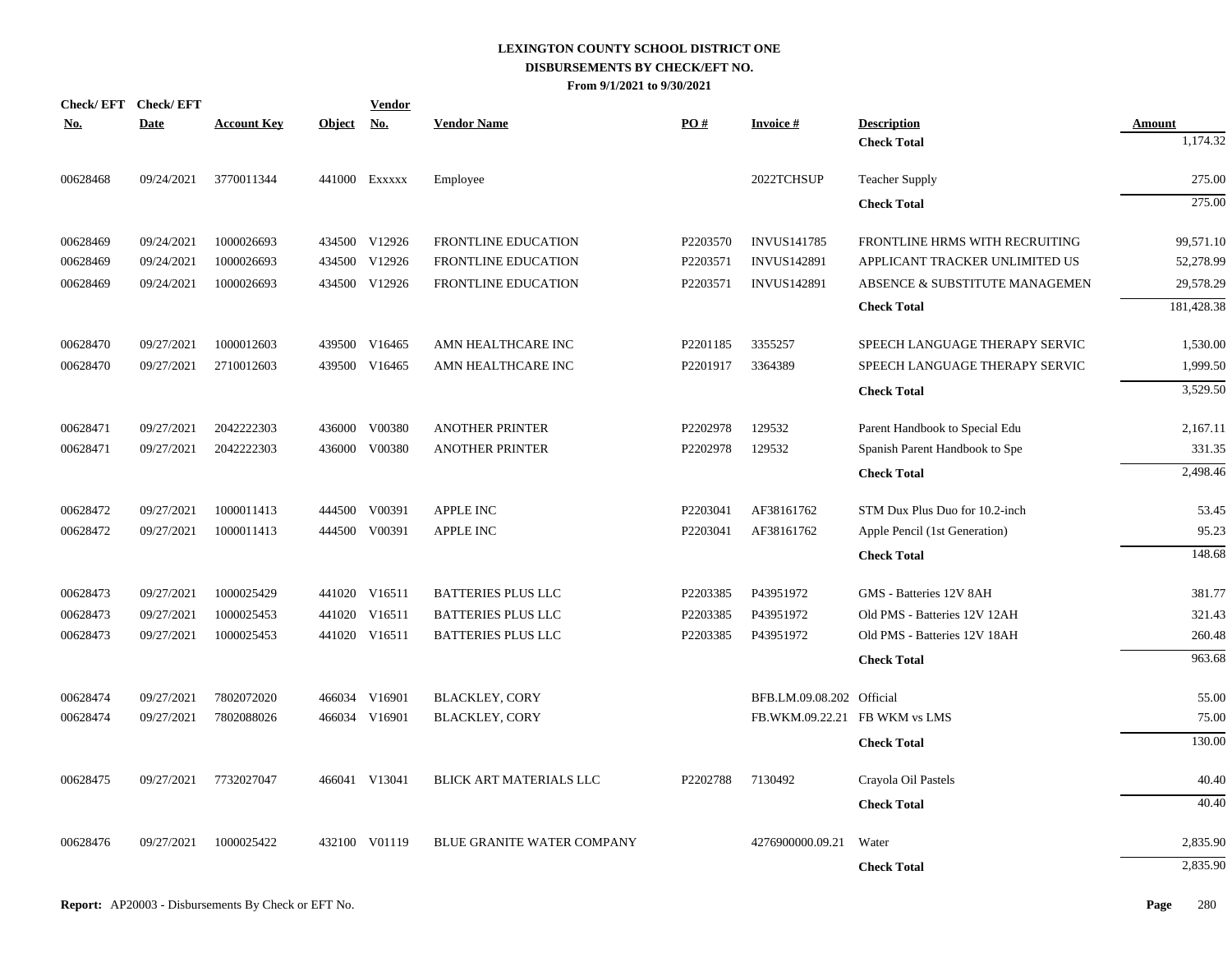# LEXINGTON COUNTY SCHOOL DISTRICT ONE
## DISBURSEMENTS BY CHECK/EFT NO.
### From 9/1/2021 to 9/30/2021

| Check/ EFT No. | Check/ EFT Date | Account Key | Object | Vendor No. | Vendor Name | PO # | Invoice # | Description | Amount |
|---|---|---|---|---|---|---|---|---|---|
| | | | | | | | | **Check Total** | 1,174.32 |
| 00628468 | 09/24/2021 | 3770011344 | 441000 | Exxxxx | Employee | | 2022TCHSUP | Teacher Supply | 275.00 |
| | | | | | | | | **Check Total** | 275.00 |
| 00628469 | 09/24/2021 | 1000026693 | 434500 | V12926 | FRONTLINE EDUCATION | P2203570 | INVUS141785 | FRONTLINE HRMS WITH RECRUITING | 99,571.10 |
| 00628469 | 09/24/2021 | 1000026693 | 434500 | V12926 | FRONTLINE EDUCATION | P2203571 | INVUS142891 | APPLICANT TRACKER UNLIMITED US | 52,278.99 |
| 00628469 | 09/24/2021 | 1000026693 | 434500 | V12926 | FRONTLINE EDUCATION | P2203571 | INVUS142891 | ABSENCE & SUBSTITUTE MANAGEMEN | 29,578.29 |
| | | | | | | | | **Check Total** | 181,428.38 |
| 00628470 | 09/27/2021 | 1000012603 | 439500 | V16465 | AMN HEALTHCARE INC | P2201185 | 3355257 | SPEECH LANGUAGE THERAPY SERVIC | 1,530.00 |
| 00628470 | 09/27/2021 | 2710012603 | 439500 | V16465 | AMN HEALTHCARE INC | P2201917 | 3364389 | SPEECH LANGUAGE THERAPY SERVIC | 1,999.50 |
| | | | | | | | | **Check Total** | 3,529.50 |
| 00628471 | 09/27/2021 | 2042222303 | 436000 | V00380 | ANOTHER PRINTER | P2202978 | 129532 | Parent Handbook to Special Edu | 2,167.11 |
| 00628471 | 09/27/2021 | 2042222303 | 436000 | V00380 | ANOTHER PRINTER | P2202978 | 129532 | Spanish Parent Handbook to Spe | 331.35 |
| | | | | | | | | **Check Total** | 2,498.46 |
| 00628472 | 09/27/2021 | 1000011413 | 444500 | V00391 | APPLE INC | P2203041 | AF38161762 | STM Dux Plus Duo for 10.2-inch | 53.45 |
| 00628472 | 09/27/2021 | 1000011413 | 444500 | V00391 | APPLE INC | P2203041 | AF38161762 | Apple Pencil (1st Generation) | 95.23 |
| | | | | | | | | **Check Total** | 148.68 |
| 00628473 | 09/27/2021 | 1000025429 | 441020 | V16511 | BATTERIES PLUS LLC | P2203385 | P43951972 | GMS - Batteries 12V 8AH | 381.77 |
| 00628473 | 09/27/2021 | 1000025453 | 441020 | V16511 | BATTERIES PLUS LLC | P2203385 | P43951972 | Old PMS - Batteries 12V 12AH | 321.43 |
| 00628473 | 09/27/2021 | 1000025453 | 441020 | V16511 | BATTERIES PLUS LLC | P2203385 | P43951972 | Old PMS - Batteries 12V 18AH | 260.48 |
| | | | | | | | | **Check Total** | 963.68 |
| 00628474 | 09/27/2021 | 7802072020 | 466034 | V16901 | BLACKLEY, CORY | | BFB.LM.09.08.202 | Official | 55.00 |
| 00628474 | 09/27/2021 | 7802088026 | 466034 | V16901 | BLACKLEY, CORY | | FB.WKM.09.22.21 | FB WKM vs LMS | 75.00 |
| | | | | | | | | **Check Total** | 130.00 |
| 00628475 | 09/27/2021 | 7732027047 | 466041 | V13041 | BLICK ART MATERIALS LLC | P2202788 | 7130492 | Crayola Oil Pastels | 40.40 |
| | | | | | | | | **Check Total** | 40.40 |
| 00628476 | 09/27/2021 | 1000025422 | 432100 | V01119 | BLUE GRANITE WATER COMPANY | | 4276900000.09.21 | Water | 2,835.90 |
| | | | | | | | | **Check Total** | 2,835.90 |

**Report:** AP20003 - Disbursements By Check or EFT No.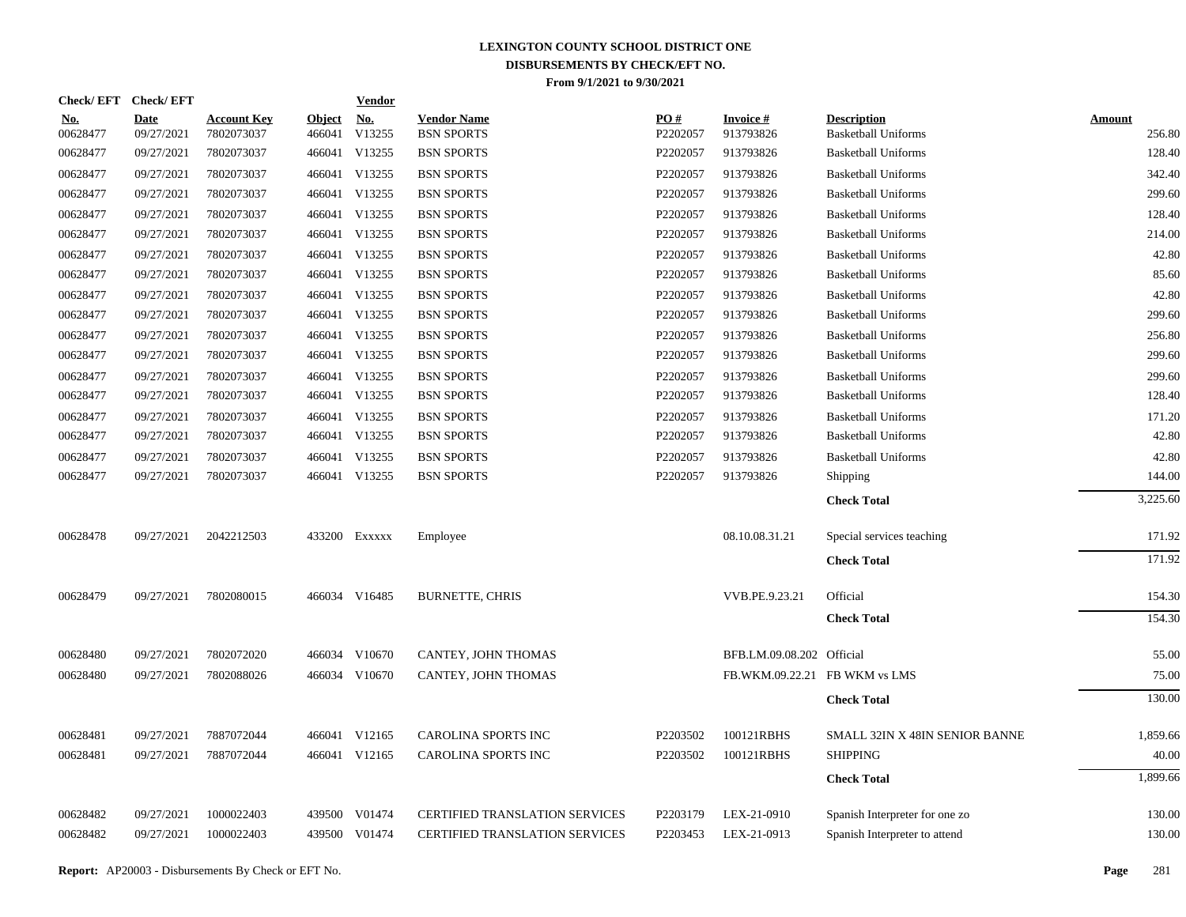# LEXINGTON COUNTY SCHOOL DISTRICT ONE
## DISBURSEMENTS BY CHECK/EFT NO.
### From 9/1/2021 to 9/30/2021

| Check/ EFT No. | Check/ EFT Date | Account Key | Object | Vendor No. | Vendor Name | PO # | Invoice # | Description | Amount |
|---|---|---|---|---|---|---|---|---|---|
| 00628477 | 09/27/2021 | 7802073037 | 466041 | V13255 | BSN SPORTS | P2202057 | 913793826 | Basketball Uniforms | 256.80 |
| 00628477 | 09/27/2021 | 7802073037 | 466041 | V13255 | BSN SPORTS | P2202057 | 913793826 | Basketball Uniforms | 128.40 |
| 00628477 | 09/27/2021 | 7802073037 | 466041 | V13255 | BSN SPORTS | P2202057 | 913793826 | Basketball Uniforms | 342.40 |
| 00628477 | 09/27/2021 | 7802073037 | 466041 | V13255 | BSN SPORTS | P2202057 | 913793826 | Basketball Uniforms | 299.60 |
| 00628477 | 09/27/2021 | 7802073037 | 466041 | V13255 | BSN SPORTS | P2202057 | 913793826 | Basketball Uniforms | 128.40 |
| 00628477 | 09/27/2021 | 7802073037 | 466041 | V13255 | BSN SPORTS | P2202057 | 913793826 | Basketball Uniforms | 214.00 |
| 00628477 | 09/27/2021 | 7802073037 | 466041 | V13255 | BSN SPORTS | P2202057 | 913793826 | Basketball Uniforms | 42.80 |
| 00628477 | 09/27/2021 | 7802073037 | 466041 | V13255 | BSN SPORTS | P2202057 | 913793826 | Basketball Uniforms | 85.60 |
| 00628477 | 09/27/2021 | 7802073037 | 466041 | V13255 | BSN SPORTS | P2202057 | 913793826 | Basketball Uniforms | 42.80 |
| 00628477 | 09/27/2021 | 7802073037 | 466041 | V13255 | BSN SPORTS | P2202057 | 913793826 | Basketball Uniforms | 299.60 |
| 00628477 | 09/27/2021 | 7802073037 | 466041 | V13255 | BSN SPORTS | P2202057 | 913793826 | Basketball Uniforms | 256.80 |
| 00628477 | 09/27/2021 | 7802073037 | 466041 | V13255 | BSN SPORTS | P2202057 | 913793826 | Basketball Uniforms | 299.60 |
| 00628477 | 09/27/2021 | 7802073037 | 466041 | V13255 | BSN SPORTS | P2202057 | 913793826 | Basketball Uniforms | 299.60 |
| 00628477 | 09/27/2021 | 7802073037 | 466041 | V13255 | BSN SPORTS | P2202057 | 913793826 | Basketball Uniforms | 128.40 |
| 00628477 | 09/27/2021 | 7802073037 | 466041 | V13255 | BSN SPORTS | P2202057 | 913793826 | Basketball Uniforms | 171.20 |
| 00628477 | 09/27/2021 | 7802073037 | 466041 | V13255 | BSN SPORTS | P2202057 | 913793826 | Basketball Uniforms | 42.80 |
| 00628477 | 09/27/2021 | 7802073037 | 466041 | V13255 | BSN SPORTS | P2202057 | 913793826 | Basketball Uniforms | 42.80 |
| 00628477 | 09/27/2021 | 7802073037 | 466041 | V13255 | BSN SPORTS | P2202057 | 913793826 | Shipping | 144.00 |
| | | | | | | | | **Check Total** | 3,225.60 |
| 00628478 | 09/27/2021 | 2042212503 | 433200 | Exxxxx | Employee | | 08.10.08.31.21 | Special services teaching | 171.92 |
| | | | | | | | | **Check Total** | 171.92 |
| 00628479 | 09/27/2021 | 7802080015 | 466034 | V16485 | BURNETTE, CHRIS | | VVB.PE.9.23.21 | Official | 154.30 |
| | | | | | | | | **Check Total** | 154.30 |
| 00628480 | 09/27/2021 | 7802072020 | 466034 | V10670 | CANTEY, JOHN THOMAS | | BFB.LM.09.08.202 | Official | 55.00 |
| 00628480 | 09/27/2021 | 7802088026 | 466034 | V10670 | CANTEY, JOHN THOMAS | | FB.WKM.09.22.21 | FB WKM vs LMS | 75.00 |
| | | | | | | | | **Check Total** | 130.00 |
| 00628481 | 09/27/2021 | 7887072044 | 466041 | V12165 | CAROLINA SPORTS INC | P2203502 | 100121RBHS | SMALL 32IN X 48IN SENIOR BANNE | 1,859.66 |
| 00628481 | 09/27/2021 | 7887072044 | 466041 | V12165 | CAROLINA SPORTS INC | P2203502 | 100121RBHS | SHIPPING | 40.00 |
| | | | | | | | | **Check Total** | 1,899.66 |
| 00628482 | 09/27/2021 | 1000022403 | 439500 | V01474 | CERTIFIED TRANSLATION SERVICES | P2203179 | LEX-21-0910 | Spanish Interpreter for one zo | 130.00 |
| 00628482 | 09/27/2021 | 1000022403 | 439500 | V01474 | CERTIFIED TRANSLATION SERVICES | P2203453 | LEX-21-0913 | Spanish Interpreter to attend | 130.00 |

**Report:** AP20003 - Disbursements By Check or EFT No.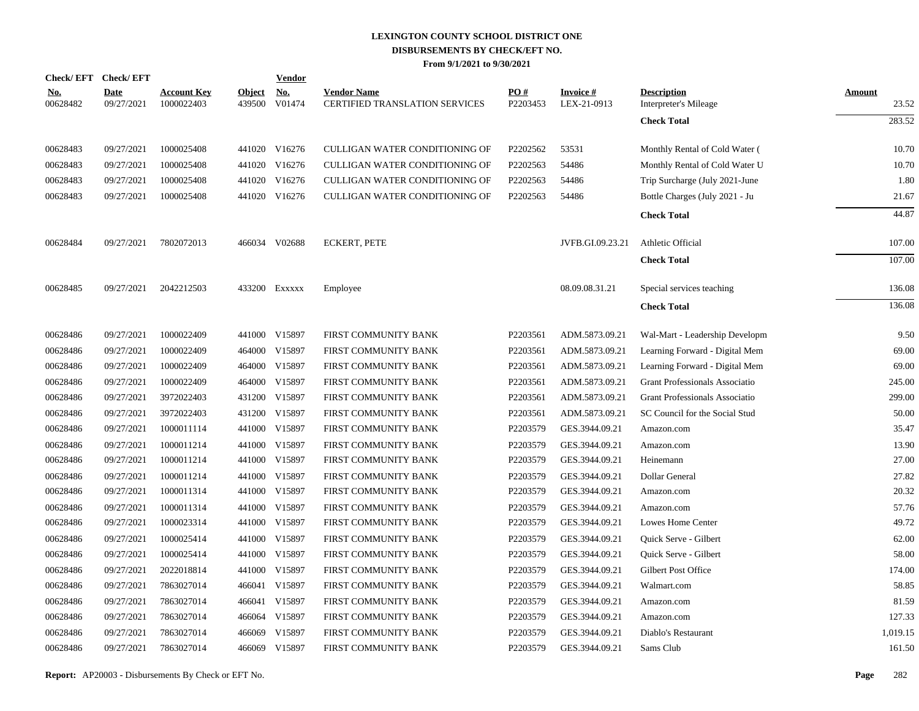# LEXINGTON COUNTY SCHOOL DISTRICT ONE
## DISBURSEMENTS BY CHECK/EFT NO.
### From 9/1/2021 to 9/30/2021

| Check/ EFT No. | Check/ EFT Date | Account Key | Object | Vendor No. | Vendor Name | PO # | Invoice # | Description | Amount |
|---|---|---|---|---|---|---|---|---|---|
| 00628482 | 09/27/2021 | 1000022403 | 439500 | V01474 | CERTIFIED TRANSLATION SERVICES | P2203453 | LEX-21-0913 | Interpreter's Mileage | 23.52 |
| | | | | | | | | **Check Total** | 283.52 |
| 00628483 | 09/27/2021 | 1000025408 | 441020 | V16276 | CULLIGAN WATER CONDITIONING OF | P2202562 | 53531 | Monthly Rental of Cold Water ( | 10.70 |
| 00628483 | 09/27/2021 | 1000025408 | 441020 | V16276 | CULLIGAN WATER CONDITIONING OF | P2202563 | 54486 | Monthly Rental of Cold Water U | 10.70 |
| 00628483 | 09/27/2021 | 1000025408 | 441020 | V16276 | CULLIGAN WATER CONDITIONING OF | P2202563 | 54486 | Trip Surcharge (July 2021-June | 1.80 |
| 00628483 | 09/27/2021 | 1000025408 | 441020 | V16276 | CULLIGAN WATER CONDITIONING OF | P2202563 | 54486 | Bottle Charges (July 2021 - Ju | 21.67 |
| | | | | | | | | **Check Total** | 44.87 |
| 00628484 | 09/27/2021 | 7802072013 | 466034 | V02688 | ECKERT, PETE | | JVFB.GI.09.23.21 | Athletic Official | 107.00 |
| | | | | | | | | **Check Total** | 107.00 |
| 00628485 | 09/27/2021 | 2042212503 | 433200 | Exxxxx | Employee | | 08.09.08.31.21 | Special services teaching | 136.08 |
| | | | | | | | | **Check Total** | 136.08 |
| 00628486 | 09/27/2021 | 1000022409 | 441000 | V15897 | FIRST COMMUNITY BANK | P2203561 | ADM.5873.09.21 | Wal-Mart - Leadership Developm | 9.50 |
| 00628486 | 09/27/2021 | 1000022409 | 464000 | V15897 | FIRST COMMUNITY BANK | P2203561 | ADM.5873.09.21 | Learning Forward - Digital Mem | 69.00 |
| 00628486 | 09/27/2021 | 1000022409 | 464000 | V15897 | FIRST COMMUNITY BANK | P2203561 | ADM.5873.09.21 | Learning Forward - Digital Mem | 69.00 |
| 00628486 | 09/27/2021 | 1000022409 | 464000 | V15897 | FIRST COMMUNITY BANK | P2203561 | ADM.5873.09.21 | Grant Professionals Associatio | 245.00 |
| 00628486 | 09/27/2021 | 3972022403 | 431200 | V15897 | FIRST COMMUNITY BANK | P2203561 | ADM.5873.09.21 | Grant Professionals Associatio | 299.00 |
| 00628486 | 09/27/2021 | 3972022403 | 431200 | V15897 | FIRST COMMUNITY BANK | P2203561 | ADM.5873.09.21 | SC Council for the Social Stud | 50.00 |
| 00628486 | 09/27/2021 | 1000011114 | 441000 | V15897 | FIRST COMMUNITY BANK | P2203579 | GES.3944.09.21 | Amazon.com | 35.47 |
| 00628486 | 09/27/2021 | 1000011214 | 441000 | V15897 | FIRST COMMUNITY BANK | P2203579 | GES.3944.09.21 | Amazon.com | 13.90 |
| 00628486 | 09/27/2021 | 1000011214 | 441000 | V15897 | FIRST COMMUNITY BANK | P2203579 | GES.3944.09.21 | Heinemann | 27.00 |
| 00628486 | 09/27/2021 | 1000011214 | 441000 | V15897 | FIRST COMMUNITY BANK | P2203579 | GES.3944.09.21 | Dollar General | 27.82 |
| 00628486 | 09/27/2021 | 1000011314 | 441000 | V15897 | FIRST COMMUNITY BANK | P2203579 | GES.3944.09.21 | Amazon.com | 20.32 |
| 00628486 | 09/27/2021 | 1000011314 | 441000 | V15897 | FIRST COMMUNITY BANK | P2203579 | GES.3944.09.21 | Amazon.com | 57.76 |
| 00628486 | 09/27/2021 | 1000023314 | 441000 | V15897 | FIRST COMMUNITY BANK | P2203579 | GES.3944.09.21 | Lowes Home Center | 49.72 |
| 00628486 | 09/27/2021 | 1000025414 | 441000 | V15897 | FIRST COMMUNITY BANK | P2203579 | GES.3944.09.21 | Quick Serve - Gilbert | 62.00 |
| 00628486 | 09/27/2021 | 1000025414 | 441000 | V15897 | FIRST COMMUNITY BANK | P2203579 | GES.3944.09.21 | Quick Serve - Gilbert | 58.00 |
| 00628486 | 09/27/2021 | 2022018814 | 441000 | V15897 | FIRST COMMUNITY BANK | P2203579 | GES.3944.09.21 | Gilbert Post Office | 174.00 |
| 00628486 | 09/27/2021 | 7863027014 | 466041 | V15897 | FIRST COMMUNITY BANK | P2203579 | GES.3944.09.21 | Walmart.com | 58.85 |
| 00628486 | 09/27/2021 | 7863027014 | 466041 | V15897 | FIRST COMMUNITY BANK | P2203579 | GES.3944.09.21 | Amazon.com | 81.59 |
| 00628486 | 09/27/2021 | 7863027014 | 466064 | V15897 | FIRST COMMUNITY BANK | P2203579 | GES.3944.09.21 | Amazon.com | 127.33 |
| 00628486 | 09/27/2021 | 7863027014 | 466069 | V15897 | FIRST COMMUNITY BANK | P2203579 | GES.3944.09.21 | Diablo's Restaurant | 1,019.15 |
| 00628486 | 09/27/2021 | 7863027014 | 466069 | V15897 | FIRST COMMUNITY BANK | P2203579 | GES.3944.09.21 | Sams Club | 161.50 |

**Report:** AP20003 - Disbursements By Check or EFT No.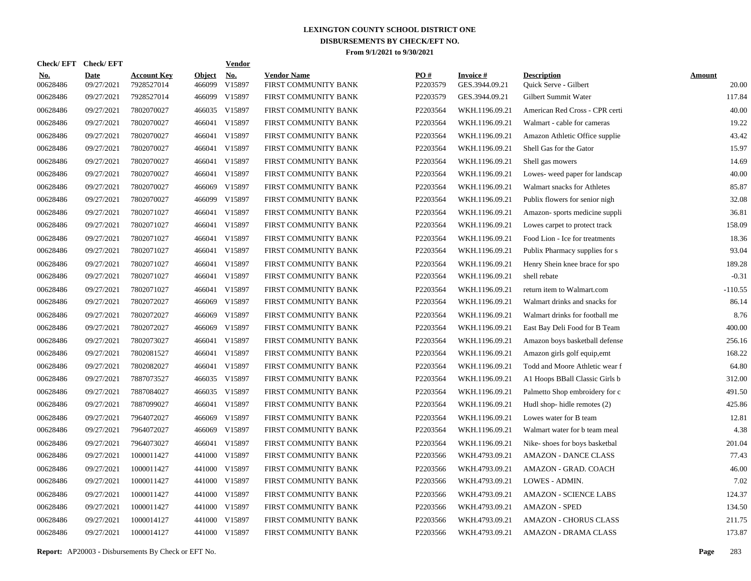# LEXINGTON COUNTY SCHOOL DISTRICT ONE
## DISBURSEMENTS BY CHECK/EFT NO.
### From 9/1/2021 to 9/30/2021

| Check/ EFT No. | Check/ EFT Date | Account Key | Object | Vendor No. | Vendor Name | PO # | Invoice # | Description | Amount |
|---|---|---|---|---|---|---|---|---|---|
| 00628486 | 09/27/2021 | 7928527014 | 466099 | V15897 | FIRST COMMUNITY BANK | P2203579 | GES.3944.09.21 | Quick Serve - Gilbert | 20.00 |
| 00628486 | 09/27/2021 | 7928527014 | 466099 | V15897 | FIRST COMMUNITY BANK | P2203579 | GES.3944.09.21 | Gilbert Summit Water | 117.84 |
| 00628486 | 09/27/2021 | 7802070027 | 466035 | V15897 | FIRST COMMUNITY BANK | P2203564 | WKH.1196.09.21 | American Red Cross - CPR certi | 40.00 |
| 00628486 | 09/27/2021 | 7802070027 | 466041 | V15897 | FIRST COMMUNITY BANK | P2203564 | WKH.1196.09.21 | Walmart - cable for cameras | 19.22 |
| 00628486 | 09/27/2021 | 7802070027 | 466041 | V15897 | FIRST COMMUNITY BANK | P2203564 | WKH.1196.09.21 | Amazon Athletic Office supplie | 43.42 |
| 00628486 | 09/27/2021 | 7802070027 | 466041 | V15897 | FIRST COMMUNITY BANK | P2203564 | WKH.1196.09.21 | Shell Gas for the Gator | 15.97 |
| 00628486 | 09/27/2021 | 7802070027 | 466041 | V15897 | FIRST COMMUNITY BANK | P2203564 | WKH.1196.09.21 | Shell gas mowers | 14.69 |
| 00628486 | 09/27/2021 | 7802070027 | 466041 | V15897 | FIRST COMMUNITY BANK | P2203564 | WKH.1196.09.21 | Lowes- weed paper for landscap | 40.00 |
| 00628486 | 09/27/2021 | 7802070027 | 466069 | V15897 | FIRST COMMUNITY BANK | P2203564 | WKH.1196.09.21 | Walmart snacks for Athletes | 85.87 |
| 00628486 | 09/27/2021 | 7802070027 | 466099 | V15897 | FIRST COMMUNITY BANK | P2203564 | WKH.1196.09.21 | Publix flowers for senior nigh | 32.08 |
| 00628486 | 09/27/2021 | 7802071027 | 466041 | V15897 | FIRST COMMUNITY BANK | P2203564 | WKH.1196.09.21 | Amazon- sports medicine suppli | 36.81 |
| 00628486 | 09/27/2021 | 7802071027 | 466041 | V15897 | FIRST COMMUNITY BANK | P2203564 | WKH.1196.09.21 | Lowes carpet to protect track | 158.09 |
| 00628486 | 09/27/2021 | 7802071027 | 466041 | V15897 | FIRST COMMUNITY BANK | P2203564 | WKH.1196.09.21 | Food Lion - Ice for treatments | 18.36 |
| 00628486 | 09/27/2021 | 7802071027 | 466041 | V15897 | FIRST COMMUNITY BANK | P2203564 | WKH.1196.09.21 | Publix Pharmacy supplies for s | 93.04 |
| 00628486 | 09/27/2021 | 7802071027 | 466041 | V15897 | FIRST COMMUNITY BANK | P2203564 | WKH.1196.09.21 | Henry Shein knee brace for spo | 189.28 |
| 00628486 | 09/27/2021 | 7802071027 | 466041 | V15897 | FIRST COMMUNITY BANK | P2203564 | WKH.1196.09.21 | shell rebate | -0.31 |
| 00628486 | 09/27/2021 | 7802071027 | 466041 | V15897 | FIRST COMMUNITY BANK | P2203564 | WKH.1196.09.21 | return item to Walmart.com | -110.55 |
| 00628486 | 09/27/2021 | 7802072027 | 466069 | V15897 | FIRST COMMUNITY BANK | P2203564 | WKH.1196.09.21 | Walmart drinks and snacks for | 86.14 |
| 00628486 | 09/27/2021 | 7802072027 | 466069 | V15897 | FIRST COMMUNITY BANK | P2203564 | WKH.1196.09.21 | Walmart drinks for football me | 8.76 |
| 00628486 | 09/27/2021 | 7802072027 | 466069 | V15897 | FIRST COMMUNITY BANK | P2203564 | WKH.1196.09.21 | East Bay Deli Food for B Team | 400.00 |
| 00628486 | 09/27/2021 | 7802073027 | 466041 | V15897 | FIRST COMMUNITY BANK | P2203564 | WKH.1196.09.21 | Amazon boys basketball defense | 256.16 |
| 00628486 | 09/27/2021 | 7802081527 | 466041 | V15897 | FIRST COMMUNITY BANK | P2203564 | WKH.1196.09.21 | Amazon girls golf equip,emt | 168.22 |
| 00628486 | 09/27/2021 | 7802082027 | 466041 | V15897 | FIRST COMMUNITY BANK | P2203564 | WKH.1196.09.21 | Todd and Moore Athletic wear f | 64.80 |
| 00628486 | 09/27/2021 | 7887073527 | 466035 | V15897 | FIRST COMMUNITY BANK | P2203564 | WKH.1196.09.21 | A1 Hoops BBall Classic Girls b | 312.00 |
| 00628486 | 09/27/2021 | 7887084027 | 466035 | V15897 | FIRST COMMUNITY BANK | P2203564 | WKH.1196.09.21 | Palmetto Shop embroidery for c | 491.50 |
| 00628486 | 09/27/2021 | 7887099027 | 466041 | V15897 | FIRST COMMUNITY BANK | P2203564 | WKH.1196.09.21 | Hudl shop- hidle remotes (2) | 425.86 |
| 00628486 | 09/27/2021 | 7964072027 | 466069 | V15897 | FIRST COMMUNITY BANK | P2203564 | WKH.1196.09.21 | Lowes water for B team | 12.81 |
| 00628486 | 09/27/2021 | 7964072027 | 466069 | V15897 | FIRST COMMUNITY BANK | P2203564 | WKH.1196.09.21 | Walmart water for b team meal | 4.38 |
| 00628486 | 09/27/2021 | 7964073027 | 466041 | V15897 | FIRST COMMUNITY BANK | P2203564 | WKH.1196.09.21 | Nike- shoes for boys basketbal | 201.04 |
| 00628486 | 09/27/2021 | 1000011427 | 441000 | V15897 | FIRST COMMUNITY BANK | P2203566 | WKH.4793.09.21 | AMAZON - DANCE CLASS | 77.43 |
| 00628486 | 09/27/2021 | 1000011427 | 441000 | V15897 | FIRST COMMUNITY BANK | P2203566 | WKH.4793.09.21 | AMAZON - GRAD. COACH | 46.00 |
| 00628486 | 09/27/2021 | 1000011427 | 441000 | V15897 | FIRST COMMUNITY BANK | P2203566 | WKH.4793.09.21 | LOWES - ADMIN. | 7.02 |
| 00628486 | 09/27/2021 | 1000011427 | 441000 | V15897 | FIRST COMMUNITY BANK | P2203566 | WKH.4793.09.21 | AMAZON - SCIENCE LABS | 124.37 |
| 00628486 | 09/27/2021 | 1000011427 | 441000 | V15897 | FIRST COMMUNITY BANK | P2203566 | WKH.4793.09.21 | AMAZON - SPED | 134.50 |
| 00628486 | 09/27/2021 | 1000014127 | 441000 | V15897 | FIRST COMMUNITY BANK | P2203566 | WKH.4793.09.21 | AMAZON - CHORUS CLASS | 211.75 |
| 00628486 | 09/27/2021 | 1000014127 | 441000 | V15897 | FIRST COMMUNITY BANK | P2203566 | WKH.4793.09.21 | AMAZON - DRAMA CLASS | 173.87 |

**Report:** AP20003 - Disbursements By Check or EFT No.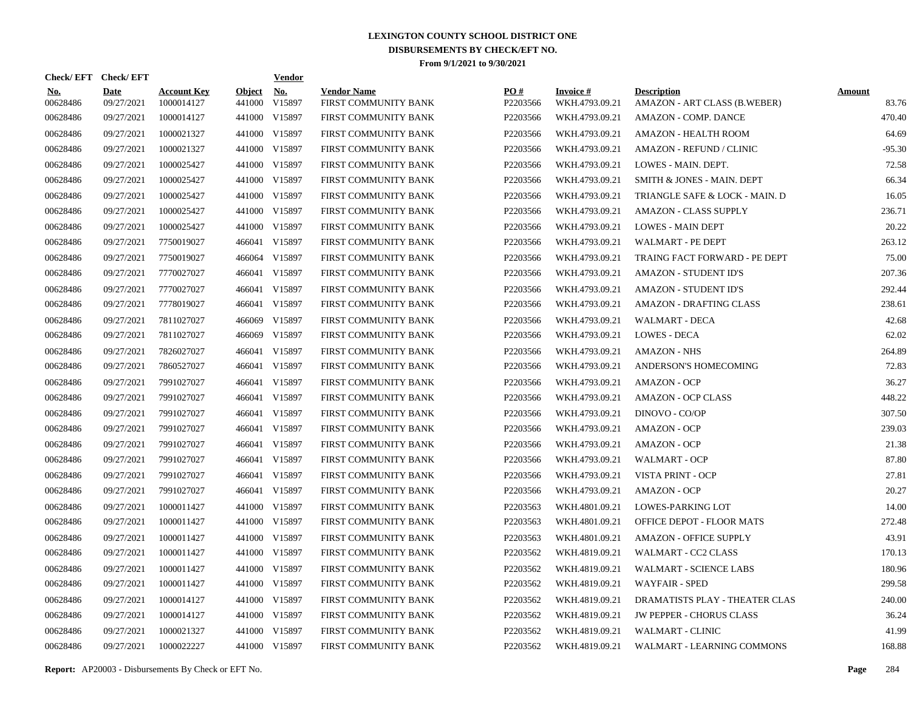# LEXINGTON COUNTY SCHOOL DISTRICT ONE
## DISBURSEMENTS BY CHECK/EFT NO.
### From 9/1/2021 to 9/30/2021

| Check/ EFT No. | Check/ EFT Date | Account Key | Object | Vendor No. | Vendor Name | PO # | Invoice # | Description | Amount |
|---|---|---|---|---|---|---|---|---|---|
| 00628486 | 09/27/2021 | 1000014127 | 441000 | V15897 | FIRST COMMUNITY BANK | P2203566 | WKH.4793.09.21 | AMAZON - ART CLASS (B.WEBER) | 83.76 |
| 00628486 | 09/27/2021 | 1000014127 | 441000 | V15897 | FIRST COMMUNITY BANK | P2203566 | WKH.4793.09.21 | AMAZON - COMP. DANCE | 470.40 |
| 00628486 | 09/27/2021 | 1000021327 | 441000 | V15897 | FIRST COMMUNITY BANK | P2203566 | WKH.4793.09.21 | AMAZON - HEALTH ROOM | 64.69 |
| 00628486 | 09/27/2021 | 1000021327 | 441000 | V15897 | FIRST COMMUNITY BANK | P2203566 | WKH.4793.09.21 | AMAZON - REFUND / CLINIC | -95.30 |
| 00628486 | 09/27/2021 | 1000025427 | 441000 | V15897 | FIRST COMMUNITY BANK | P2203566 | WKH.4793.09.21 | LOWES - MAIN. DEPT. | 72.58 |
| 00628486 | 09/27/2021 | 1000025427 | 441000 | V15897 | FIRST COMMUNITY BANK | P2203566 | WKH.4793.09.21 | SMITH & JONES - MAIN. DEPT | 66.34 |
| 00628486 | 09/27/2021 | 1000025427 | 441000 | V15897 | FIRST COMMUNITY BANK | P2203566 | WKH.4793.09.21 | TRIANGLE SAFE & LOCK - MAIN. D | 16.05 |
| 00628486 | 09/27/2021 | 1000025427 | 441000 | V15897 | FIRST COMMUNITY BANK | P2203566 | WKH.4793.09.21 | AMAZON - CLASS SUPPLY | 236.71 |
| 00628486 | 09/27/2021 | 1000025427 | 441000 | V15897 | FIRST COMMUNITY BANK | P2203566 | WKH.4793.09.21 | LOWES - MAIN DEPT | 20.22 |
| 00628486 | 09/27/2021 | 7750019027 | 466041 | V15897 | FIRST COMMUNITY BANK | P2203566 | WKH.4793.09.21 | WALMART - PE DEPT | 263.12 |
| 00628486 | 09/27/2021 | 7750019027 | 466064 | V15897 | FIRST COMMUNITY BANK | P2203566 | WKH.4793.09.21 | TRAING FACT FORWARD - PE DEPT | 75.00 |
| 00628486 | 09/27/2021 | 7770027027 | 466041 | V15897 | FIRST COMMUNITY BANK | P2203566 | WKH.4793.09.21 | AMAZON - STUDENT ID'S | 207.36 |
| 00628486 | 09/27/2021 | 7770027027 | 466041 | V15897 | FIRST COMMUNITY BANK | P2203566 | WKH.4793.09.21 | AMAZON - STUDENT ID'S | 292.44 |
| 00628486 | 09/27/2021 | 7778019027 | 466041 | V15897 | FIRST COMMUNITY BANK | P2203566 | WKH.4793.09.21 | AMAZON - DRAFTING CLASS | 238.61 |
| 00628486 | 09/27/2021 | 7811027027 | 466069 | V15897 | FIRST COMMUNITY BANK | P2203566 | WKH.4793.09.21 | WALMART - DECA | 42.68 |
| 00628486 | 09/27/2021 | 7811027027 | 466069 | V15897 | FIRST COMMUNITY BANK | P2203566 | WKH.4793.09.21 | LOWES - DECA | 62.02 |
| 00628486 | 09/27/2021 | 7826027027 | 466041 | V15897 | FIRST COMMUNITY BANK | P2203566 | WKH.4793.09.21 | AMAZON - NHS | 264.89 |
| 00628486 | 09/27/2021 | 7860527027 | 466041 | V15897 | FIRST COMMUNITY BANK | P2203566 | WKH.4793.09.21 | ANDERSON'S HOMECOMING | 72.83 |
| 00628486 | 09/27/2021 | 7991027027 | 466041 | V15897 | FIRST COMMUNITY BANK | P2203566 | WKH.4793.09.21 | AMAZON - OCP | 36.27 |
| 00628486 | 09/27/2021 | 7991027027 | 466041 | V15897 | FIRST COMMUNITY BANK | P2203566 | WKH.4793.09.21 | AMAZON - OCP CLASS | 448.22 |
| 00628486 | 09/27/2021 | 7991027027 | 466041 | V15897 | FIRST COMMUNITY BANK | P2203566 | WKH.4793.09.21 | DINOVO - CO/OP | 307.50 |
| 00628486 | 09/27/2021 | 7991027027 | 466041 | V15897 | FIRST COMMUNITY BANK | P2203566 | WKH.4793.09.21 | AMAZON - OCP | 239.03 |
| 00628486 | 09/27/2021 | 7991027027 | 466041 | V15897 | FIRST COMMUNITY BANK | P2203566 | WKH.4793.09.21 | AMAZON - OCP | 21.38 |
| 00628486 | 09/27/2021 | 7991027027 | 466041 | V15897 | FIRST COMMUNITY BANK | P2203566 | WKH.4793.09.21 | WALMART - OCP | 87.80 |
| 00628486 | 09/27/2021 | 7991027027 | 466041 | V15897 | FIRST COMMUNITY BANK | P2203566 | WKH.4793.09.21 | VISTA PRINT - OCP | 27.81 |
| 00628486 | 09/27/2021 | 7991027027 | 466041 | V15897 | FIRST COMMUNITY BANK | P2203566 | WKH.4793.09.21 | AMAZON - OCP | 20.27 |
| 00628486 | 09/27/2021 | 1000011427 | 441000 | V15897 | FIRST COMMUNITY BANK | P2203563 | WKH.4801.09.21 | LOWES-PARKING LOT | 14.00 |
| 00628486 | 09/27/2021 | 1000011427 | 441000 | V15897 | FIRST COMMUNITY BANK | P2203563 | WKH.4801.09.21 | OFFICE DEPOT - FLOOR MATS | 272.48 |
| 00628486 | 09/27/2021 | 1000011427 | 441000 | V15897 | FIRST COMMUNITY BANK | P2203563 | WKH.4801.09.21 | AMAZON - OFFICE SUPPLY | 43.91 |
| 00628486 | 09/27/2021 | 1000011427 | 441000 | V15897 | FIRST COMMUNITY BANK | P2203562 | WKH.4819.09.21 | WALMART - CC2 CLASS | 170.13 |
| 00628486 | 09/27/2021 | 1000011427 | 441000 | V15897 | FIRST COMMUNITY BANK | P2203562 | WKH.4819.09.21 | WALMART - SCIENCE LABS | 180.96 |
| 00628486 | 09/27/2021 | 1000011427 | 441000 | V15897 | FIRST COMMUNITY BANK | P2203562 | WKH.4819.09.21 | WAYFAIR - SPED | 299.58 |
| 00628486 | 09/27/2021 | 1000014127 | 441000 | V15897 | FIRST COMMUNITY BANK | P2203562 | WKH.4819.09.21 | DRAMATISTS PLAY - THEATER CLAS | 240.00 |
| 00628486 | 09/27/2021 | 1000014127 | 441000 | V15897 | FIRST COMMUNITY BANK | P2203562 | WKH.4819.09.21 | JW PEPPER - CHORUS CLASS | 36.24 |
| 00628486 | 09/27/2021 | 1000021327 | 441000 | V15897 | FIRST COMMUNITY BANK | P2203562 | WKH.4819.09.21 | WALMART - CLINIC | 41.99 |
| 00628486 | 09/27/2021 | 1000022227 | 441000 | V15897 | FIRST COMMUNITY BANK | P2203562 | WKH.4819.09.21 | WALMART - LEARNING COMMONS | 168.88 |

**Report:** AP20003 - Disbursements By Check or EFT No.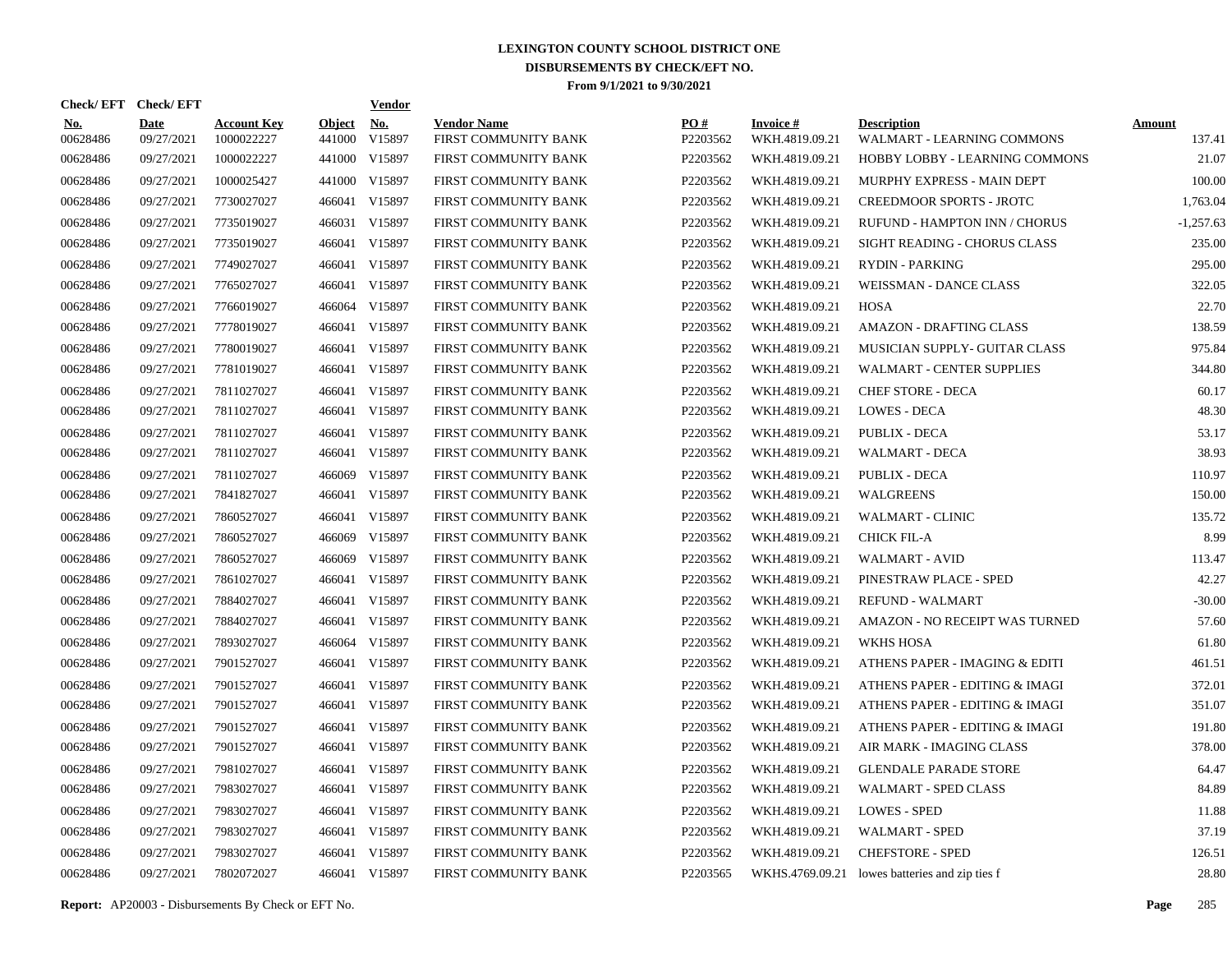# LEXINGTON COUNTY SCHOOL DISTRICT ONE
## DISBURSEMENTS BY CHECK/EFT NO.
### From 9/1/2021 to 9/30/2021

| Check/ EFT No. | Check/ EFT Date | Account Key | Object | Vendor No. | Vendor Name | PO # | Invoice # | Description | Amount |
|---|---|---|---|---|---|---|---|---|---|
| 00628486 | 09/27/2021 | 1000022227 | 441000 | V15897 | FIRST COMMUNITY BANK | P2203562 | WKH.4819.09.21 | WALMART - LEARNING COMMONS | 137.41 |
| 00628486 | 09/27/2021 | 1000022227 | 441000 | V15897 | FIRST COMMUNITY BANK | P2203562 | WKH.4819.09.21 | HOBBY LOBBY - LEARNING COMMONS | 21.07 |
| 00628486 | 09/27/2021 | 1000025427 | 441000 | V15897 | FIRST COMMUNITY BANK | P2203562 | WKH.4819.09.21 | MURPHY EXPRESS - MAIN DEPT | 100.00 |
| 00628486 | 09/27/2021 | 7730027027 | 466041 | V15897 | FIRST COMMUNITY BANK | P2203562 | WKH.4819.09.21 | CREEDMOOR SPORTS - JROTC | 1,763.04 |
| 00628486 | 09/27/2021 | 7735019027 | 466031 | V15897 | FIRST COMMUNITY BANK | P2203562 | WKH.4819.09.21 | RUFUND - HAMPTON INN / CHORUS | -1,257.63 |
| 00628486 | 09/27/2021 | 7735019027 | 466041 | V15897 | FIRST COMMUNITY BANK | P2203562 | WKH.4819.09.21 | SIGHT READING - CHORUS CLASS | 235.00 |
| 00628486 | 09/27/2021 | 7749027027 | 466041 | V15897 | FIRST COMMUNITY BANK | P2203562 | WKH.4819.09.21 | RYDIN - PARKING | 295.00 |
| 00628486 | 09/27/2021 | 7765027027 | 466041 | V15897 | FIRST COMMUNITY BANK | P2203562 | WKH.4819.09.21 | WEISSMAN - DANCE CLASS | 322.05 |
| 00628486 | 09/27/2021 | 7766019027 | 466064 | V15897 | FIRST COMMUNITY BANK | P2203562 | WKH.4819.09.21 | HOSA | 22.70 |
| 00628486 | 09/27/2021 | 7778019027 | 466041 | V15897 | FIRST COMMUNITY BANK | P2203562 | WKH.4819.09.21 | AMAZON - DRAFTING CLASS | 138.59 |
| 00628486 | 09/27/2021 | 7780019027 | 466041 | V15897 | FIRST COMMUNITY BANK | P2203562 | WKH.4819.09.21 | MUSICIAN SUPPLY- GUITAR CLASS | 975.84 |
| 00628486 | 09/27/2021 | 7781019027 | 466041 | V15897 | FIRST COMMUNITY BANK | P2203562 | WKH.4819.09.21 | WALMART - CENTER SUPPLIES | 344.80 |
| 00628486 | 09/27/2021 | 7811027027 | 466041 | V15897 | FIRST COMMUNITY BANK | P2203562 | WKH.4819.09.21 | CHEF STORE - DECA | 60.17 |
| 00628486 | 09/27/2021 | 7811027027 | 466041 | V15897 | FIRST COMMUNITY BANK | P2203562 | WKH.4819.09.21 | LOWES - DECA | 48.30 |
| 00628486 | 09/27/2021 | 7811027027 | 466041 | V15897 | FIRST COMMUNITY BANK | P2203562 | WKH.4819.09.21 | PUBLIX - DECA | 53.17 |
| 00628486 | 09/27/2021 | 7811027027 | 466041 | V15897 | FIRST COMMUNITY BANK | P2203562 | WKH.4819.09.21 | WALMART - DECA | 38.93 |
| 00628486 | 09/27/2021 | 7811027027 | 466069 | V15897 | FIRST COMMUNITY BANK | P2203562 | WKH.4819.09.21 | PUBLIX - DECA | 110.97 |
| 00628486 | 09/27/2021 | 7841827027 | 466041 | V15897 | FIRST COMMUNITY BANK | P2203562 | WKH.4819.09.21 | WALGREENS | 150.00 |
| 00628486 | 09/27/2021 | 7860527027 | 466041 | V15897 | FIRST COMMUNITY BANK | P2203562 | WKH.4819.09.21 | WALMART - CLINIC | 135.72 |
| 00628486 | 09/27/2021 | 7860527027 | 466069 | V15897 | FIRST COMMUNITY BANK | P2203562 | WKH.4819.09.21 | CHICK FIL-A | 8.99 |
| 00628486 | 09/27/2021 | 7860527027 | 466069 | V15897 | FIRST COMMUNITY BANK | P2203562 | WKH.4819.09.21 | WALMART - AVID | 113.47 |
| 00628486 | 09/27/2021 | 7861027027 | 466041 | V15897 | FIRST COMMUNITY BANK | P2203562 | WKH.4819.09.21 | PINESTRAW PLACE - SPED | 42.27 |
| 00628486 | 09/27/2021 | 7884027027 | 466041 | V15897 | FIRST COMMUNITY BANK | P2203562 | WKH.4819.09.21 | REFUND - WALMART | -30.00 |
| 00628486 | 09/27/2021 | 7884027027 | 466041 | V15897 | FIRST COMMUNITY BANK | P2203562 | WKH.4819.09.21 | AMAZON - NO RECEIPT WAS TURNED | 57.60 |
| 00628486 | 09/27/2021 | 7893027027 | 466064 | V15897 | FIRST COMMUNITY BANK | P2203562 | WKH.4819.09.21 | WKHS HOSA | 61.80 |
| 00628486 | 09/27/2021 | 7901527027 | 466041 | V15897 | FIRST COMMUNITY BANK | P2203562 | WKH.4819.09.21 | ATHENS PAPER - IMAGING & EDITI | 461.51 |
| 00628486 | 09/27/2021 | 7901527027 | 466041 | V15897 | FIRST COMMUNITY BANK | P2203562 | WKH.4819.09.21 | ATHENS PAPER - EDITING & IMAGI | 372.01 |
| 00628486 | 09/27/2021 | 7901527027 | 466041 | V15897 | FIRST COMMUNITY BANK | P2203562 | WKH.4819.09.21 | ATHENS PAPER - EDITING & IMAGI | 351.07 |
| 00628486 | 09/27/2021 | 7901527027 | 466041 | V15897 | FIRST COMMUNITY BANK | P2203562 | WKH.4819.09.21 | ATHENS PAPER - EDITING & IMAGI | 191.80 |
| 00628486 | 09/27/2021 | 7901527027 | 466041 | V15897 | FIRST COMMUNITY BANK | P2203562 | WKH.4819.09.21 | AIR MARK - IMAGING CLASS | 378.00 |
| 00628486 | 09/27/2021 | 7981027027 | 466041 | V15897 | FIRST COMMUNITY BANK | P2203562 | WKH.4819.09.21 | GLENDALE PARADE STORE | 64.47 |
| 00628486 | 09/27/2021 | 7983027027 | 466041 | V15897 | FIRST COMMUNITY BANK | P2203562 | WKH.4819.09.21 | WALMART - SPED CLASS | 84.89 |
| 00628486 | 09/27/2021 | 7983027027 | 466041 | V15897 | FIRST COMMUNITY BANK | P2203562 | WKH.4819.09.21 | LOWES - SPED | 11.88 |
| 00628486 | 09/27/2021 | 7983027027 | 466041 | V15897 | FIRST COMMUNITY BANK | P2203562 | WKH.4819.09.21 | WALMART - SPED | 37.19 |
| 00628486 | 09/27/2021 | 7983027027 | 466041 | V15897 | FIRST COMMUNITY BANK | P2203562 | WKH.4819.09.21 | CHEFSTORE - SPED | 126.51 |
| 00628486 | 09/27/2021 | 7802072027 | 466041 | V15897 | FIRST COMMUNITY BANK | P2203565 | WKHS.4769.09.21 | lowes batteries and zip ties f | 28.80 |

**Report:** AP20003 - Disbursements By Check or EFT No.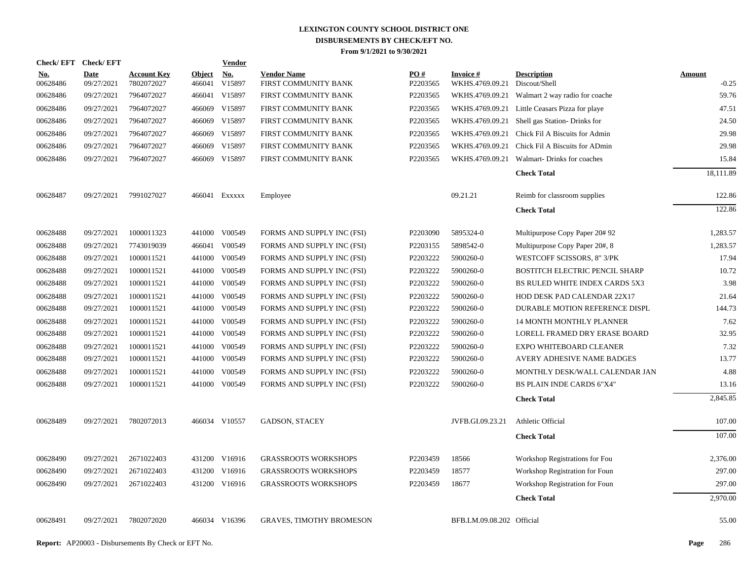# LEXINGTON COUNTY SCHOOL DISTRICT ONE
## DISBURSEMENTS BY CHECK/EFT NO.
### From 9/1/2021 to 9/30/2021

| Check/ EFT No. | Check/ EFT Date | Account Key | Object | Vendor No. | Vendor Name | PO # | Invoice # | Description | Amount |
|---|---|---|---|---|---|---|---|---|---|
| 00628486 | 09/27/2021 | 7802072027 | 466041 | V15897 | FIRST COMMUNITY BANK | P2203565 | WKHS.4769.09.21 | Discout/Shell | -0.25 |
| 00628486 | 09/27/2021 | 7964072027 | 466041 | V15897 | FIRST COMMUNITY BANK | P2203565 | WKHS.4769.09.21 | Walmart 2 way radio for coache | 59.76 |
| 00628486 | 09/27/2021 | 7964072027 | 466069 | V15897 | FIRST COMMUNITY BANK | P2203565 | WKHS.4769.09.21 | Little Ceasars Pizza for playe | 47.51 |
| 00628486 | 09/27/2021 | 7964072027 | 466069 | V15897 | FIRST COMMUNITY BANK | P2203565 | WKHS.4769.09.21 | Shell gas Station- Drinks for | 24.50 |
| 00628486 | 09/27/2021 | 7964072027 | 466069 | V15897 | FIRST COMMUNITY BANK | P2203565 | WKHS.4769.09.21 | Chick Fil A Biscuits for Admin | 29.98 |
| 00628486 | 09/27/2021 | 7964072027 | 466069 | V15897 | FIRST COMMUNITY BANK | P2203565 | WKHS.4769.09.21 | Chick Fil A Biscuits for ADmin | 29.98 |
| 00628486 | 09/27/2021 | 7964072027 | 466069 | V15897 | FIRST COMMUNITY BANK | P2203565 | WKHS.4769.09.21 | Walmart- Drinks for coaches | 15.84 |
| | | | | | | | | **Check Total** | 18,111.89 |
| 00628487 | 09/27/2021 | 7991027027 | 466041 | Exxxxx | Employee | | 09.21.21 | Reimb for classroom supplies | 122.86 |
| | | | | | | | | **Check Total** | 122.86 |
| 00628488 | 09/27/2021 | 1000011323 | 441000 | V00549 | FORMS AND SUPPLY INC (FSI) | P2203090 | 5895324-0 | Multipurpose Copy Paper 20# 92 | 1,283.57 |
| 00628488 | 09/27/2021 | 7743019039 | 466041 | V00549 | FORMS AND SUPPLY INC (FSI) | P2203155 | 5898542-0 | Multipurpose Copy Paper 20#, 8 | 1,283.57 |
| 00628488 | 09/27/2021 | 1000011521 | 441000 | V00549 | FORMS AND SUPPLY INC (FSI) | P2203222 | 5900260-0 | WESTCOFF SCISSORS, 8" 3/PK | 17.94 |
| 00628488 | 09/27/2021 | 1000011521 | 441000 | V00549 | FORMS AND SUPPLY INC (FSI) | P2203222 | 5900260-0 | BOSTITCH ELECTRIC PENCIL SHARP | 10.72 |
| 00628488 | 09/27/2021 | 1000011521 | 441000 | V00549 | FORMS AND SUPPLY INC (FSI) | P2203222 | 5900260-0 | BS RULED WHITE INDEX CARDS 5X3 | 3.98 |
| 00628488 | 09/27/2021 | 1000011521 | 441000 | V00549 | FORMS AND SUPPLY INC (FSI) | P2203222 | 5900260-0 | HOD DESK PAD CALENDAR 22X17 | 21.64 |
| 00628488 | 09/27/2021 | 1000011521 | 441000 | V00549 | FORMS AND SUPPLY INC (FSI) | P2203222 | 5900260-0 | DURABLE MOTION REFERENCE DISPL | 144.73 |
| 00628488 | 09/27/2021 | 1000011521 | 441000 | V00549 | FORMS AND SUPPLY INC (FSI) | P2203222 | 5900260-0 | 14 MONTH MONTHLY PLANNER | 7.62 |
| 00628488 | 09/27/2021 | 1000011521 | 441000 | V00549 | FORMS AND SUPPLY INC (FSI) | P2203222 | 5900260-0 | LORELL FRAMED DRY ERASE BOARD | 32.95 |
| 00628488 | 09/27/2021 | 1000011521 | 441000 | V00549 | FORMS AND SUPPLY INC (FSI) | P2203222 | 5900260-0 | EXPO WHITEBOARD CLEANER | 7.32 |
| 00628488 | 09/27/2021 | 1000011521 | 441000 | V00549 | FORMS AND SUPPLY INC (FSI) | P2203222 | 5900260-0 | AVERY ADHESIVE NAME BADGES | 13.77 |
| 00628488 | 09/27/2021 | 1000011521 | 441000 | V00549 | FORMS AND SUPPLY INC (FSI) | P2203222 | 5900260-0 | MONTHLY DESK/WALL CALENDAR JAN | 4.88 |
| 00628488 | 09/27/2021 | 1000011521 | 441000 | V00549 | FORMS AND SUPPLY INC (FSI) | P2203222 | 5900260-0 | BS PLAIN INDE CARDS 6"X4" | 13.16 |
| | | | | | | | | **Check Total** | 2,845.85 |
| 00628489 | 09/27/2021 | 7802072013 | 466034 | V10557 | GADSON, STACEY | | JVFB.GI.09.23.21 | Athletic Official | 107.00 |
| | | | | | | | | **Check Total** | 107.00 |
| 00628490 | 09/27/2021 | 2671022403 | 431200 | V16916 | GRASSROOTS WORKSHOPS | P2203459 | 18566 | Workshop Registrations for Fou | 2,376.00 |
| 00628490 | 09/27/2021 | 2671022403 | 431200 | V16916 | GRASSROOTS WORKSHOPS | P2203459 | 18577 | Workshop Registration for Foun | 297.00 |
| 00628490 | 09/27/2021 | 2671022403 | 431200 | V16916 | GRASSROOTS WORKSHOPS | P2203459 | 18677 | Workshop Registration for Foun | 297.00 |
| | | | | | | | | **Check Total** | 2,970.00 |
| 00628491 | 09/27/2021 | 7802072020 | 466034 | V16396 | GRAVES, TIMOTHY BROMESON | | BFB.LM.09.08.202 | Official | 55.00 |

**Report:** AP20003 - Disbursements By Check or EFT No.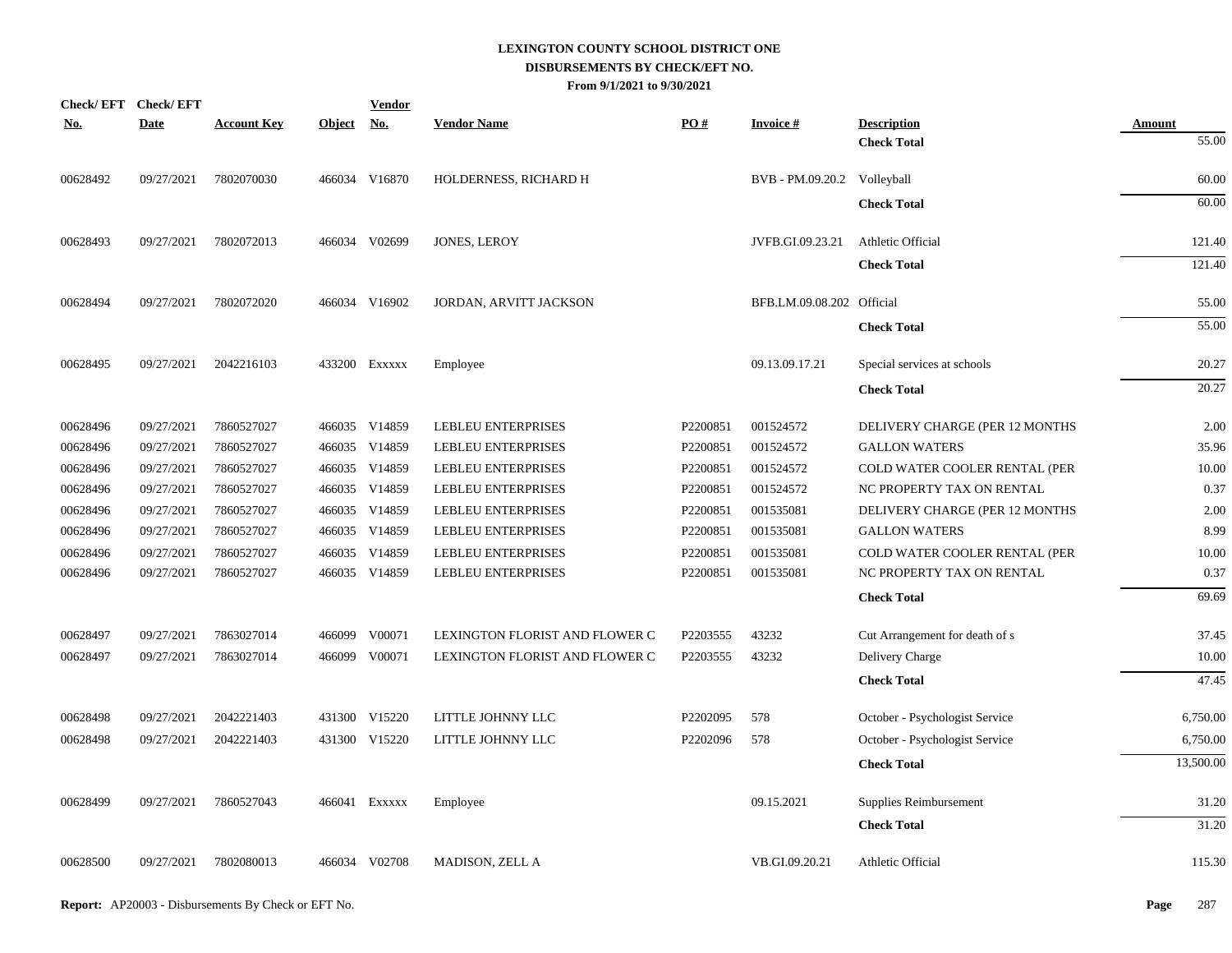# LEXINGTON COUNTY SCHOOL DISTRICT ONE
## DISBURSEMENTS BY CHECK/EFT NO.
### From 9/1/2021 to 9/30/2021

| Check/ EFT No. | Check/ EFT Date | Account Key | Object | Vendor No. | Vendor Name | PO # | Invoice # | Description | Amount |
|---|---|---|---|---|---|---|---|---|---|
| | | | | | | | | **Check Total** | 55.00 |
| 00628492 | 09/27/2021 | 7802070030 | 466034 | V16870 | HOLDERNESS, RICHARD H | | BVB - PM.09.20.2 | Volleyball | 60.00 |
| | | | | | | | | **Check Total** | 60.00 |
| 00628493 | 09/27/2021 | 7802072013 | 466034 | V02699 | JONES, LEROY | | JVFB.GI.09.23.21 | Athletic Official | 121.40 |
| | | | | | | | | **Check Total** | 121.40 |
| 00628494 | 09/27/2021 | 7802072020 | 466034 | V16902 | JORDAN, ARVITT JACKSON | | BFB.LM.09.08.202 | Official | 55.00 |
| | | | | | | | | **Check Total** | 55.00 |
| 00628495 | 09/27/2021 | 2042216103 | 433200 | Exxxxx | Employee | | 09.13.09.17.21 | Special services at schools | 20.27 |
| | | | | | | | | **Check Total** | 20.27 |
| 00628496 | 09/27/2021 | 7860527027 | 466035 | V14859 | LEBLEU ENTERPRISES | P2200851 | 001524572 | DELIVERY CHARGE (PER 12 MONTHS | 2.00 |
| 00628496 | 09/27/2021 | 7860527027 | 466035 | V14859 | LEBLEU ENTERPRISES | P2200851 | 001524572 | GALLON WATERS | 35.96 |
| 00628496 | 09/27/2021 | 7860527027 | 466035 | V14859 | LEBLEU ENTERPRISES | P2200851 | 001524572 | COLD WATER COOLER RENTAL (PER | 10.00 |
| 00628496 | 09/27/2021 | 7860527027 | 466035 | V14859 | LEBLEU ENTERPRISES | P2200851 | 001524572 | NC PROPERTY TAX ON RENTAL | 0.37 |
| 00628496 | 09/27/2021 | 7860527027 | 466035 | V14859 | LEBLEU ENTERPRISES | P2200851 | 001535081 | DELIVERY CHARGE (PER 12 MONTHS | 2.00 |
| 00628496 | 09/27/2021 | 7860527027 | 466035 | V14859 | LEBLEU ENTERPRISES | P2200851 | 001535081 | GALLON WATERS | 8.99 |
| 00628496 | 09/27/2021 | 7860527027 | 466035 | V14859 | LEBLEU ENTERPRISES | P2200851 | 001535081 | COLD WATER COOLER RENTAL (PER | 10.00 |
| 00628496 | 09/27/2021 | 7860527027 | 466035 | V14859 | LEBLEU ENTERPRISES | P2200851 | 001535081 | NC PROPERTY TAX ON RENTAL | 0.37 |
| | | | | | | | | **Check Total** | 69.69 |
| 00628497 | 09/27/2021 | 7863027014 | 466099 | V00071 | LEXINGTON FLORIST AND FLOWER C | P2203555 | 43232 | Cut Arrangement for death of s | 37.45 |
| 00628497 | 09/27/2021 | 7863027014 | 466099 | V00071 | LEXINGTON FLORIST AND FLOWER C | P2203555 | 43232 | Delivery Charge | 10.00 |
| | | | | | | | | **Check Total** | 47.45 |
| 00628498 | 09/27/2021 | 2042221403 | 431300 | V15220 | LITTLE JOHNNY LLC | P2202095 | 578 | October - Psychologist Service | 6,750.00 |
| 00628498 | 09/27/2021 | 2042221403 | 431300 | V15220 | LITTLE JOHNNY LLC | P2202096 | 578 | October - Psychologist Service | 6,750.00 |
| | | | | | | | | **Check Total** | 13,500.00 |
| 00628499 | 09/27/2021 | 7860527043 | 466041 | Exxxxx | Employee | | 09.15.2021 | Supplies Reimbursement | 31.20 |
| | | | | | | | | **Check Total** | 31.20 |
| 00628500 | 09/27/2021 | 7802080013 | 466034 | V02708 | MADISON, ZELL A | | VB.GI.09.20.21 | Athletic Official | 115.30 |

**Report:** AP20003 - Disbursements By Check or EFT No.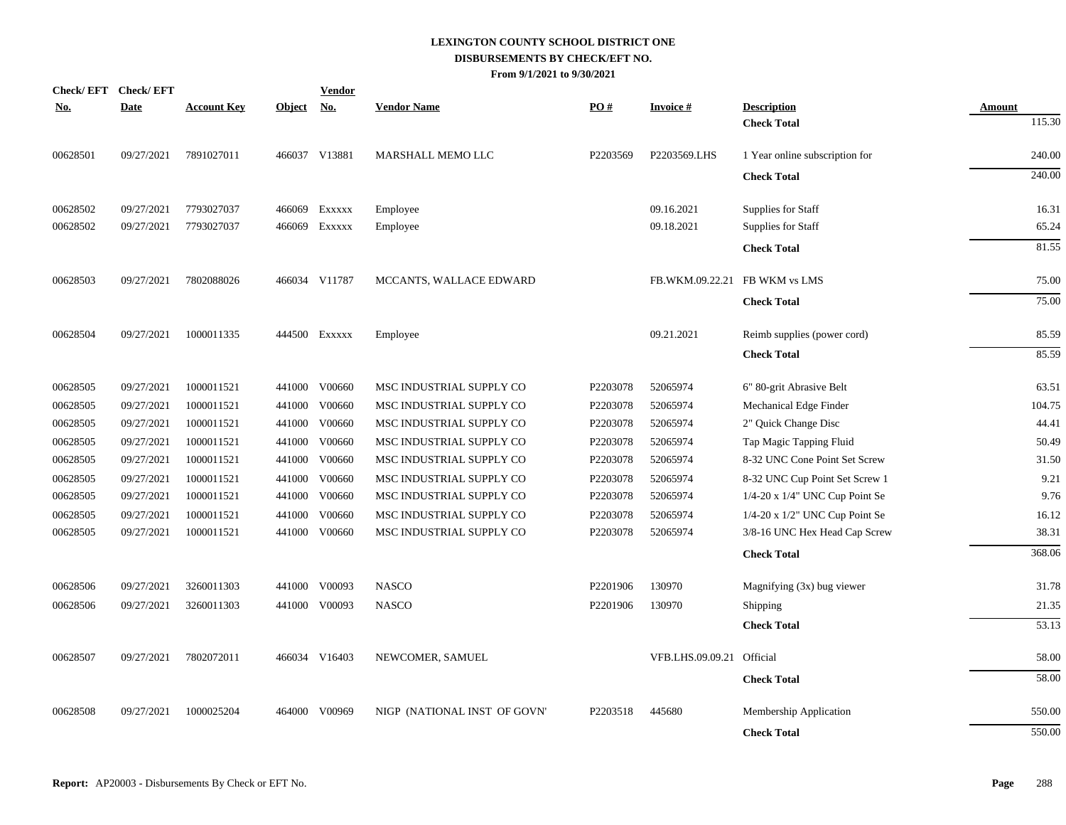# LEXINGTON COUNTY SCHOOL DISTRICT ONE
## DISBURSEMENTS BY CHECK/EFT NO.
### From 9/1/2021 to 9/30/2021

| Check/ EFT No. | Check/ EFT Date | Account Key | Object | Vendor No. | Vendor Name | PO # | Invoice # | Description | Amount |
|---|---|---|---|---|---|---|---|---|---|
| | | | | | | | | **Check Total** | 115.30 |
| 00628501 | 09/27/2021 | 7891027011 | 466037 | V13881 | MARSHALL MEMO LLC | P2203569 | P2203569.LHS | 1 Year online subscription for | 240.00 |
| | | | | | | | | **Check Total** | 240.00 |
| 00628502 | 09/27/2021 | 7793027037 | 466069 | Exxxxx | Employee | | 09.16.2021 | Supplies for Staff | 16.31 |
| 00628502 | 09/27/2021 | 7793027037 | 466069 | Exxxxx | Employee | | 09.18.2021 | Supplies for Staff | 65.24 |
| | | | | | | | | **Check Total** | 81.55 |
| 00628503 | 09/27/2021 | 7802088026 | 466034 | V11787 | MCCANTS, WALLACE EDWARD | | FB.WKM.09.22.21 | FB WKM vs LMS | 75.00 |
| | | | | | | | | **Check Total** | 75.00 |
| 00628504 | 09/27/2021 | 1000011335 | 444500 | Exxxxx | Employee | | 09.21.2021 | Reimb supplies (power cord) | 85.59 |
| | | | | | | | | **Check Total** | 85.59 |
| 00628505 | 09/27/2021 | 1000011521 | 441000 | V00660 | MSC INDUSTRIAL SUPPLY CO | P2203078 | 52065974 | 6" 80-grit Abrasive Belt | 63.51 |
| 00628505 | 09/27/2021 | 1000011521 | 441000 | V00660 | MSC INDUSTRIAL SUPPLY CO | P2203078 | 52065974 | Mechanical Edge Finder | 104.75 |
| 00628505 | 09/27/2021 | 1000011521 | 441000 | V00660 | MSC INDUSTRIAL SUPPLY CO | P2203078 | 52065974 | 2" Quick Change Disc | 44.41 |
| 00628505 | 09/27/2021 | 1000011521 | 441000 | V00660 | MSC INDUSTRIAL SUPPLY CO | P2203078 | 52065974 | Tap Magic Tapping Fluid | 50.49 |
| 00628505 | 09/27/2021 | 1000011521 | 441000 | V00660 | MSC INDUSTRIAL SUPPLY CO | P2203078 | 52065974 | 8-32 UNC Cone Point Set Screw | 31.50 |
| 00628505 | 09/27/2021 | 1000011521 | 441000 | V00660 | MSC INDUSTRIAL SUPPLY CO | P2203078 | 52065974 | 8-32 UNC Cup Point Set Screw 1 | 9.21 |
| 00628505 | 09/27/2021 | 1000011521 | 441000 | V00660 | MSC INDUSTRIAL SUPPLY CO | P2203078 | 52065974 | 1/4-20 x 1/4" UNC Cup Point Se | 9.76 |
| 00628505 | 09/27/2021 | 1000011521 | 441000 | V00660 | MSC INDUSTRIAL SUPPLY CO | P2203078 | 52065974 | 1/4-20 x 1/2" UNC Cup Point Se | 16.12 |
| 00628505 | 09/27/2021 | 1000011521 | 441000 | V00660 | MSC INDUSTRIAL SUPPLY CO | P2203078 | 52065974 | 3/8-16 UNC Hex Head Cap Screw | 38.31 |
| | | | | | | | | **Check Total** | 368.06 |
| 00628506 | 09/27/2021 | 3260011303 | 441000 | V00093 | NASCO | P2201906 | 130970 | Magnifying (3x) bug viewer | 31.78 |
| 00628506 | 09/27/2021 | 3260011303 | 441000 | V00093 | NASCO | P2201906 | 130970 | Shipping | 21.35 |
| | | | | | | | | **Check Total** | 53.13 |
| 00628507 | 09/27/2021 | 7802072011 | 466034 | V16403 | NEWCOMER, SAMUEL | | VFB.LHS.09.09.21 | Official | 58.00 |
| | | | | | | | | **Check Total** | 58.00 |
| 00628508 | 09/27/2021 | 1000025204 | 464000 | V00969 | NIGP (NATIONAL INST OF GOVN' | P2203518 | 445680 | Membership Application | 550.00 |
| | | | | | | | | **Check Total** | 550.00 |

**Report:** AP20003 - Disbursements By Check or EFT No.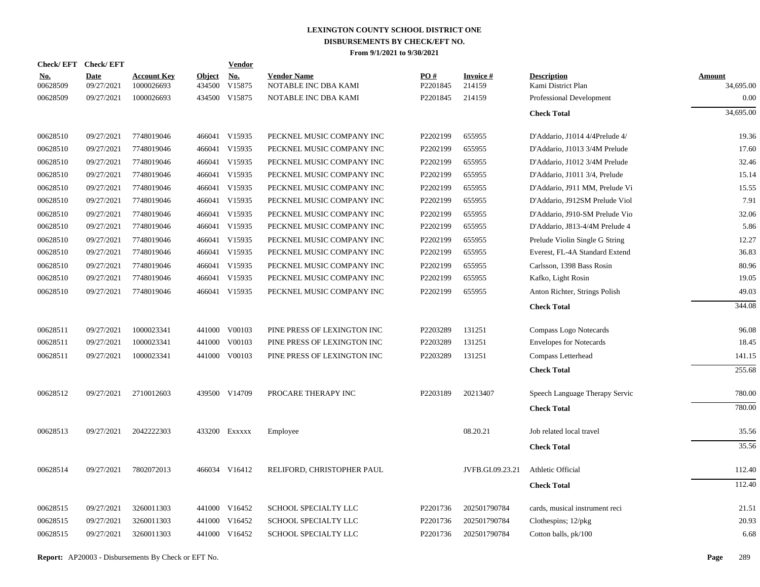# LEXINGTON COUNTY SCHOOL DISTRICT ONE
## DISBURSEMENTS BY CHECK/EFT NO.
### From 9/1/2021 to 9/30/2021

| Check/ EFT No. | Check/ EFT Date | Account Key | Object | Vendor No. | Vendor Name | PO # | Invoice # | Description | Amount |
|---|---|---|---|---|---|---|---|---|---|
| 00628509 | 09/27/2021 | 1000026693 | 434500 | V15875 | NOTABLE INC DBA KAMI | P2201845 | 214159 | Kami District Plan | 34,695.00 |
| 00628509 | 09/27/2021 | 1000026693 | 434500 | V15875 | NOTABLE INC DBA KAMI | P2201845 | 214159 | Professional Development | 0.00 |
| | | | | | | | | **Check Total** | 34,695.00 |
| 00628510 | 09/27/2021 | 7748019046 | 466041 | V15935 | PECKNEL MUSIC COMPANY INC | P2202199 | 655955 | D'Addario, J1014 4/4Prelude 4/ | 19.36 |
| 00628510 | 09/27/2021 | 7748019046 | 466041 | V15935 | PECKNEL MUSIC COMPANY INC | P2202199 | 655955 | D'Addario, J1013 3/4M Prelude | 17.60 |
| 00628510 | 09/27/2021 | 7748019046 | 466041 | V15935 | PECKNEL MUSIC COMPANY INC | P2202199 | 655955 | D'Addario, J1012 3/4M Prelude | 32.46 |
| 00628510 | 09/27/2021 | 7748019046 | 466041 | V15935 | PECKNEL MUSIC COMPANY INC | P2202199 | 655955 | D'Addario, J1011 3/4, Prelude | 15.14 |
| 00628510 | 09/27/2021 | 7748019046 | 466041 | V15935 | PECKNEL MUSIC COMPANY INC | P2202199 | 655955 | D'Addario, J911 MM, Prelude Vi | 15.55 |
| 00628510 | 09/27/2021 | 7748019046 | 466041 | V15935 | PECKNEL MUSIC COMPANY INC | P2202199 | 655955 | D'Addario, J912SM Prelude Viol | 7.91 |
| 00628510 | 09/27/2021 | 7748019046 | 466041 | V15935 | PECKNEL MUSIC COMPANY INC | P2202199 | 655955 | D'Addario, J910-SM Prelude Vio | 32.06 |
| 00628510 | 09/27/2021 | 7748019046 | 466041 | V15935 | PECKNEL MUSIC COMPANY INC | P2202199 | 655955 | D'Addario, J813-4/4M Prelude 4 | 5.86 |
| 00628510 | 09/27/2021 | 7748019046 | 466041 | V15935 | PECKNEL MUSIC COMPANY INC | P2202199 | 655955 | Prelude Violin Single G String | 12.27 |
| 00628510 | 09/27/2021 | 7748019046 | 466041 | V15935 | PECKNEL MUSIC COMPANY INC | P2202199 | 655955 | Everest, FL-4A Standard Extend | 36.83 |
| 00628510 | 09/27/2021 | 7748019046 | 466041 | V15935 | PECKNEL MUSIC COMPANY INC | P2202199 | 655955 | Carlsson, 1398 Bass Rosin | 80.96 |
| 00628510 | 09/27/2021 | 7748019046 | 466041 | V15935 | PECKNEL MUSIC COMPANY INC | P2202199 | 655955 | Kafko, Light Rosin | 19.05 |
| 00628510 | 09/27/2021 | 7748019046 | 466041 | V15935 | PECKNEL MUSIC COMPANY INC | P2202199 | 655955 | Anton Richter, Strings Polish | 49.03 |
| | | | | | | | | **Check Total** | 344.08 |
| 00628511 | 09/27/2021 | 1000023341 | 441000 | V00103 | PINE PRESS OF LEXINGTON INC | P2203289 | 131251 | Compass Logo Notecards | 96.08 |
| 00628511 | 09/27/2021 | 1000023341 | 441000 | V00103 | PINE PRESS OF LEXINGTON INC | P2203289 | 131251 | Envelopes for Notecards | 18.45 |
| 00628511 | 09/27/2021 | 1000023341 | 441000 | V00103 | PINE PRESS OF LEXINGTON INC | P2203289 | 131251 | Compass Letterhead | 141.15 |
| | | | | | | | | **Check Total** | 255.68 |
| 00628512 | 09/27/2021 | 2710012603 | 439500 | V14709 | PROCARE THERAPY INC | P2203189 | 20213407 | Speech Language Therapy Servic | 780.00 |
| | | | | | | | | **Check Total** | 780.00 |
| 00628513 | 09/27/2021 | 2042222303 | 433200 | Exxxxx | Employee | | 08.20.21 | Job related local travel | 35.56 |
| | | | | | | | | **Check Total** | 35.56 |
| 00628514 | 09/27/2021 | 7802072013 | 466034 | V16412 | RELIFORD, CHRISTOPHER PAUL | | JVFB.GI.09.23.21 | Athletic Official | 112.40 |
| | | | | | | | | **Check Total** | 112.40 |
| 00628515 | 09/27/2021 | 3260011303 | 441000 | V16452 | SCHOOL SPECIALTY LLC | P2201736 | 202501790784 | cards, musical instrument reci | 21.51 |
| 00628515 | 09/27/2021 | 3260011303 | 441000 | V16452 | SCHOOL SPECIALTY LLC | P2201736 | 202501790784 | Clothespins; 12/pkg | 20.93 |
| 00628515 | 09/27/2021 | 3260011303 | 441000 | V16452 | SCHOOL SPECIALTY LLC | P2201736 | 202501790784 | Cotton balls, pk/100 | 6.68 |

**Report:** AP20003 - Disbursements By Check or EFT No.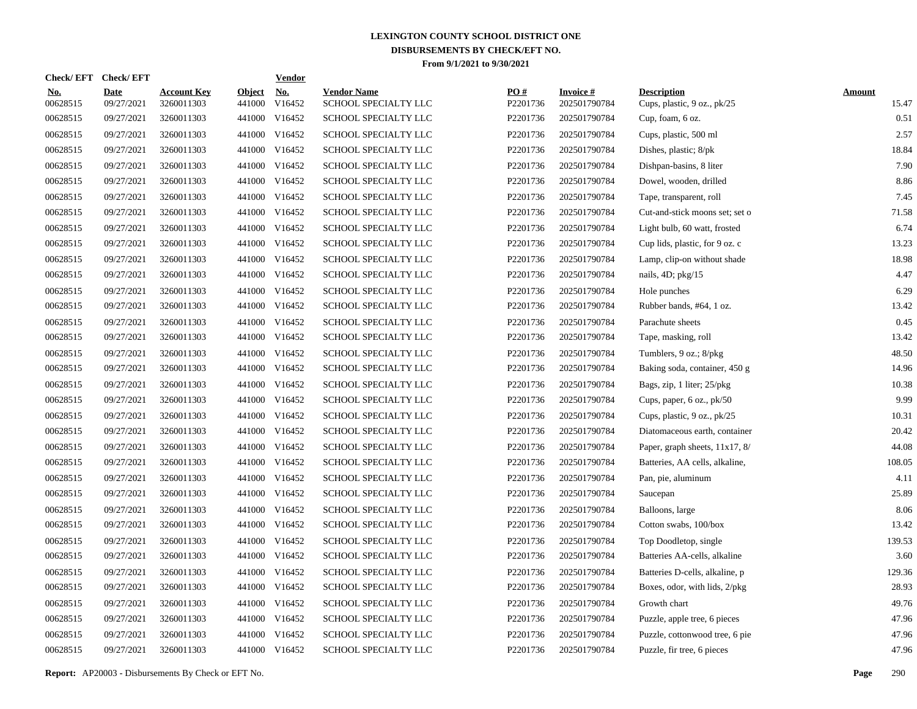# LEXINGTON COUNTY SCHOOL DISTRICT ONE
## DISBURSEMENTS BY CHECK/EFT NO.
### From 9/1/2021 to 9/30/2021

| Check/ EFT No. | Check/ EFT Date | Account Key | Object | Vendor No. | Vendor Name | PO # | Invoice # | Description | Amount |
|---|---|---|---|---|---|---|---|---|---|
| 00628515 | 09/27/2021 | 3260011303 | 441000 | V16452 | SCHOOL SPECIALTY LLC | P2201736 | 202501790784 | Cups, plastic, 9 oz., pk/25 | 15.47 |
| 00628515 | 09/27/2021 | 3260011303 | 441000 | V16452 | SCHOOL SPECIALTY LLC | P2201736 | 202501790784 | Cup, foam, 6 oz. | 0.51 |
| 00628515 | 09/27/2021 | 3260011303 | 441000 | V16452 | SCHOOL SPECIALTY LLC | P2201736 | 202501790784 | Cups, plastic, 500 ml | 2.57 |
| 00628515 | 09/27/2021 | 3260011303 | 441000 | V16452 | SCHOOL SPECIALTY LLC | P2201736 | 202501790784 | Dishes, plastic; 8/pk | 18.84 |
| 00628515 | 09/27/2021 | 3260011303 | 441000 | V16452 | SCHOOL SPECIALTY LLC | P2201736 | 202501790784 | Dishpan-basins, 8 liter | 7.90 |
| 00628515 | 09/27/2021 | 3260011303 | 441000 | V16452 | SCHOOL SPECIALTY LLC | P2201736 | 202501790784 | Dowel, wooden, drilled | 8.86 |
| 00628515 | 09/27/2021 | 3260011303 | 441000 | V16452 | SCHOOL SPECIALTY LLC | P2201736 | 202501790784 | Tape, transparent, roll | 7.45 |
| 00628515 | 09/27/2021 | 3260011303 | 441000 | V16452 | SCHOOL SPECIALTY LLC | P2201736 | 202501790784 | Cut-and-stick moons set; set o | 71.58 |
| 00628515 | 09/27/2021 | 3260011303 | 441000 | V16452 | SCHOOL SPECIALTY LLC | P2201736 | 202501790784 | Light bulb, 60 watt, frosted | 6.74 |
| 00628515 | 09/27/2021 | 3260011303 | 441000 | V16452 | SCHOOL SPECIALTY LLC | P2201736 | 202501790784 | Cup lids, plastic, for 9 oz. c | 13.23 |
| 00628515 | 09/27/2021 | 3260011303 | 441000 | V16452 | SCHOOL SPECIALTY LLC | P2201736 | 202501790784 | Lamp, clip-on without shade | 18.98 |
| 00628515 | 09/27/2021 | 3260011303 | 441000 | V16452 | SCHOOL SPECIALTY LLC | P2201736 | 202501790784 | nails, 4D; pkg/15 | 4.47 |
| 00628515 | 09/27/2021 | 3260011303 | 441000 | V16452 | SCHOOL SPECIALTY LLC | P2201736 | 202501790784 | Hole punches | 6.29 |
| 00628515 | 09/27/2021 | 3260011303 | 441000 | V16452 | SCHOOL SPECIALTY LLC | P2201736 | 202501790784 | Rubber bands, #64, 1 oz. | 13.42 |
| 00628515 | 09/27/2021 | 3260011303 | 441000 | V16452 | SCHOOL SPECIALTY LLC | P2201736 | 202501790784 | Parachute sheets | 0.45 |
| 00628515 | 09/27/2021 | 3260011303 | 441000 | V16452 | SCHOOL SPECIALTY LLC | P2201736 | 202501790784 | Tape, masking, roll | 13.42 |
| 00628515 | 09/27/2021 | 3260011303 | 441000 | V16452 | SCHOOL SPECIALTY LLC | P2201736 | 202501790784 | Tumblers, 9 oz.; 8/pkg | 48.50 |
| 00628515 | 09/27/2021 | 3260011303 | 441000 | V16452 | SCHOOL SPECIALTY LLC | P2201736 | 202501790784 | Baking soda, container, 450 g | 14.96 |
| 00628515 | 09/27/2021 | 3260011303 | 441000 | V16452 | SCHOOL SPECIALTY LLC | P2201736 | 202501790784 | Bags, zip, 1 liter; 25/pkg | 10.38 |
| 00628515 | 09/27/2021 | 3260011303 | 441000 | V16452 | SCHOOL SPECIALTY LLC | P2201736 | 202501790784 | Cups, paper, 6 oz., pk/50 | 9.99 |
| 00628515 | 09/27/2021 | 3260011303 | 441000 | V16452 | SCHOOL SPECIALTY LLC | P2201736 | 202501790784 | Cups, plastic, 9 oz., pk/25 | 10.31 |
| 00628515 | 09/27/2021 | 3260011303 | 441000 | V16452 | SCHOOL SPECIALTY LLC | P2201736 | 202501790784 | Diatomaceous earth, container | 20.42 |
| 00628515 | 09/27/2021 | 3260011303 | 441000 | V16452 | SCHOOL SPECIALTY LLC | P2201736 | 202501790784 | Paper, graph sheets, 11x17, 8/ | 44.08 |
| 00628515 | 09/27/2021 | 3260011303 | 441000 | V16452 | SCHOOL SPECIALTY LLC | P2201736 | 202501790784 | Batteries, AA cells, alkaline, | 108.05 |
| 00628515 | 09/27/2021 | 3260011303 | 441000 | V16452 | SCHOOL SPECIALTY LLC | P2201736 | 202501790784 | Pan, pie, aluminum | 4.11 |
| 00628515 | 09/27/2021 | 3260011303 | 441000 | V16452 | SCHOOL SPECIALTY LLC | P2201736 | 202501790784 | Saucepan | 25.89 |
| 00628515 | 09/27/2021 | 3260011303 | 441000 | V16452 | SCHOOL SPECIALTY LLC | P2201736 | 202501790784 | Balloons, large | 8.06 |
| 00628515 | 09/27/2021 | 3260011303 | 441000 | V16452 | SCHOOL SPECIALTY LLC | P2201736 | 202501790784 | Cotton swabs, 100/box | 13.42 |
| 00628515 | 09/27/2021 | 3260011303 | 441000 | V16452 | SCHOOL SPECIALTY LLC | P2201736 | 202501790784 | Top Doodletop, single | 139.53 |
| 00628515 | 09/27/2021 | 3260011303 | 441000 | V16452 | SCHOOL SPECIALTY LLC | P2201736 | 202501790784 | Batteries AA-cells, alkaline | 3.60 |
| 00628515 | 09/27/2021 | 3260011303 | 441000 | V16452 | SCHOOL SPECIALTY LLC | P2201736 | 202501790784 | Batteries D-cells, alkaline, p | 129.36 |
| 00628515 | 09/27/2021 | 3260011303 | 441000 | V16452 | SCHOOL SPECIALTY LLC | P2201736 | 202501790784 | Boxes, odor, with lids, 2/pkg | 28.93 |
| 00628515 | 09/27/2021 | 3260011303 | 441000 | V16452 | SCHOOL SPECIALTY LLC | P2201736 | 202501790784 | Growth chart | 49.76 |
| 00628515 | 09/27/2021 | 3260011303 | 441000 | V16452 | SCHOOL SPECIALTY LLC | P2201736 | 202501790784 | Puzzle, apple tree, 6 pieces | 47.96 |
| 00628515 | 09/27/2021 | 3260011303 | 441000 | V16452 | SCHOOL SPECIALTY LLC | P2201736 | 202501790784 | Puzzle, cottonwood tree, 6 pie | 47.96 |
| 00628515 | 09/27/2021 | 3260011303 | 441000 | V16452 | SCHOOL SPECIALTY LLC | P2201736 | 202501790784 | Puzzle, fir tree, 6 pieces | 47.96 |

**Report:** AP20003 - Disbursements By Check or EFT No.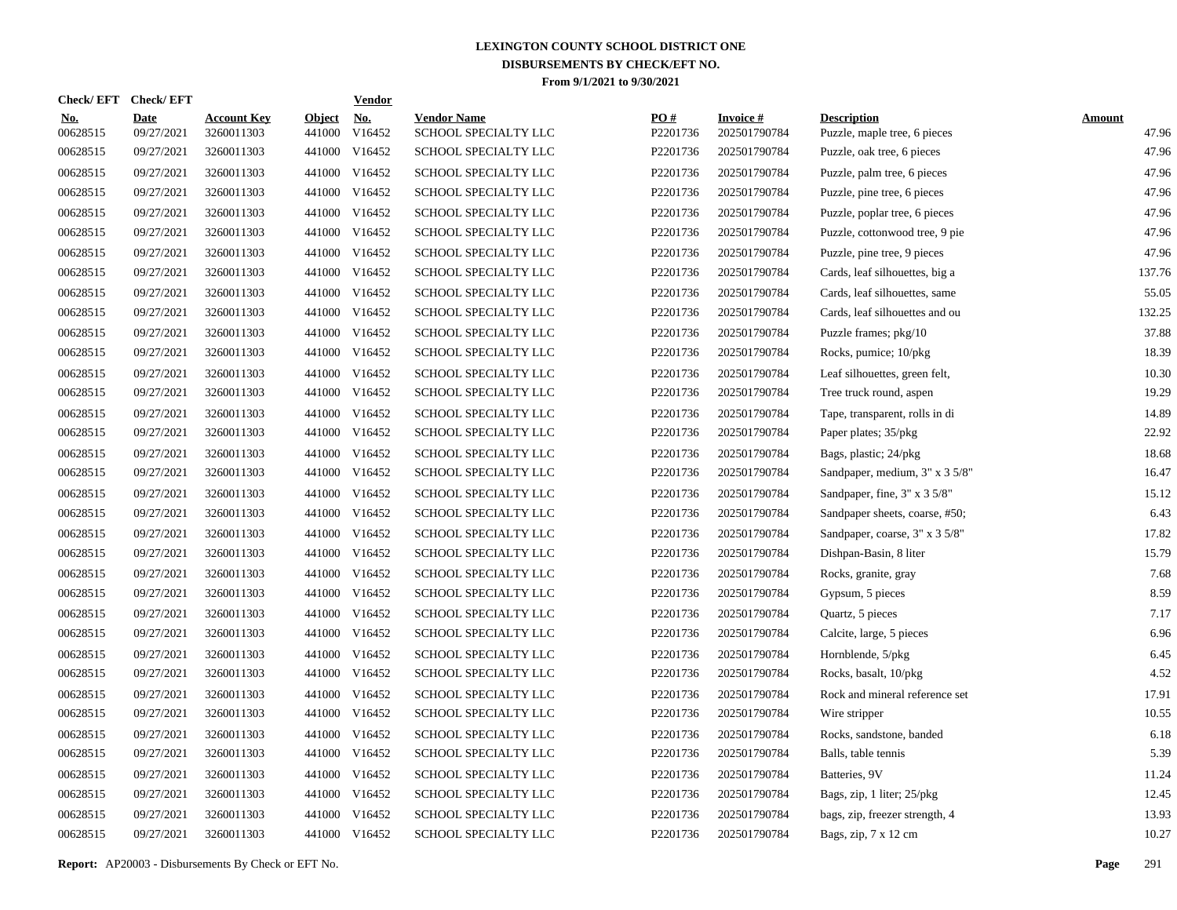# LEXINGTON COUNTY SCHOOL DISTRICT ONE
## DISBURSEMENTS BY CHECK/EFT NO.
### From 9/1/2021 to 9/30/2021

| Check/ EFT No. | Check/ EFT Date | Account Key | Object | Vendor No. | Vendor Name | PO # | Invoice # | Description | Amount |
|---|---|---|---|---|---|---|---|---|---|
| 00628515 | 09/27/2021 | 3260011303 | 441000 | V16452 | SCHOOL SPECIALTY LLC | P2201736 | 202501790784 | Puzzle, maple tree, 6 pieces | 47.96 |
| 00628515 | 09/27/2021 | 3260011303 | 441000 | V16452 | SCHOOL SPECIALTY LLC | P2201736 | 202501790784 | Puzzle, oak tree, 6 pieces | 47.96 |
| 00628515 | 09/27/2021 | 3260011303 | 441000 | V16452 | SCHOOL SPECIALTY LLC | P2201736 | 202501790784 | Puzzle, palm tree, 6 pieces | 47.96 |
| 00628515 | 09/27/2021 | 3260011303 | 441000 | V16452 | SCHOOL SPECIALTY LLC | P2201736 | 202501790784 | Puzzle, pine tree, 6 pieces | 47.96 |
| 00628515 | 09/27/2021 | 3260011303 | 441000 | V16452 | SCHOOL SPECIALTY LLC | P2201736 | 202501790784 | Puzzle, poplar tree, 6 pieces | 47.96 |
| 00628515 | 09/27/2021 | 3260011303 | 441000 | V16452 | SCHOOL SPECIALTY LLC | P2201736 | 202501790784 | Puzzle, cottonwood tree, 9 pie | 47.96 |
| 00628515 | 09/27/2021 | 3260011303 | 441000 | V16452 | SCHOOL SPECIALTY LLC | P2201736 | 202501790784 | Puzzle, pine tree, 9 pieces | 47.96 |
| 00628515 | 09/27/2021 | 3260011303 | 441000 | V16452 | SCHOOL SPECIALTY LLC | P2201736 | 202501790784 | Cards, leaf silhouettes, big a | 137.76 |
| 00628515 | 09/27/2021 | 3260011303 | 441000 | V16452 | SCHOOL SPECIALTY LLC | P2201736 | 202501790784 | Cards, leaf silhouettes, same | 55.05 |
| 00628515 | 09/27/2021 | 3260011303 | 441000 | V16452 | SCHOOL SPECIALTY LLC | P2201736 | 202501790784 | Cards, leaf silhouettes and ou | 132.25 |
| 00628515 | 09/27/2021 | 3260011303 | 441000 | V16452 | SCHOOL SPECIALTY LLC | P2201736 | 202501790784 | Puzzle frames; pkg/10 | 37.88 |
| 00628515 | 09/27/2021 | 3260011303 | 441000 | V16452 | SCHOOL SPECIALTY LLC | P2201736 | 202501790784 | Rocks, pumice; 10/pkg | 18.39 |
| 00628515 | 09/27/2021 | 3260011303 | 441000 | V16452 | SCHOOL SPECIALTY LLC | P2201736 | 202501790784 | Leaf silhouettes, green felt, | 10.30 |
| 00628515 | 09/27/2021 | 3260011303 | 441000 | V16452 | SCHOOL SPECIALTY LLC | P2201736 | 202501790784 | Tree truck round, aspen | 19.29 |
| 00628515 | 09/27/2021 | 3260011303 | 441000 | V16452 | SCHOOL SPECIALTY LLC | P2201736 | 202501790784 | Tape, transparent, rolls in di | 14.89 |
| 00628515 | 09/27/2021 | 3260011303 | 441000 | V16452 | SCHOOL SPECIALTY LLC | P2201736 | 202501790784 | Paper plates; 35/pkg | 22.92 |
| 00628515 | 09/27/2021 | 3260011303 | 441000 | V16452 | SCHOOL SPECIALTY LLC | P2201736 | 202501790784 | Bags, plastic; 24/pkg | 18.68 |
| 00628515 | 09/27/2021 | 3260011303 | 441000 | V16452 | SCHOOL SPECIALTY LLC | P2201736 | 202501790784 | Sandpaper, medium, 3" x 3 5/8" | 16.47 |
| 00628515 | 09/27/2021 | 3260011303 | 441000 | V16452 | SCHOOL SPECIALTY LLC | P2201736 | 202501790784 | Sandpaper, fine, 3" x 3 5/8" | 15.12 |
| 00628515 | 09/27/2021 | 3260011303 | 441000 | V16452 | SCHOOL SPECIALTY LLC | P2201736 | 202501790784 | Sandpaper sheets, coarse, #50; | 6.43 |
| 00628515 | 09/27/2021 | 3260011303 | 441000 | V16452 | SCHOOL SPECIALTY LLC | P2201736 | 202501790784 | Sandpaper, coarse, 3" x 3 5/8" | 17.82 |
| 00628515 | 09/27/2021 | 3260011303 | 441000 | V16452 | SCHOOL SPECIALTY LLC | P2201736 | 202501790784 | Dishpan-Basin, 8 liter | 15.79 |
| 00628515 | 09/27/2021 | 3260011303 | 441000 | V16452 | SCHOOL SPECIALTY LLC | P2201736 | 202501790784 | Rocks, granite, gray | 7.68 |
| 00628515 | 09/27/2021 | 3260011303 | 441000 | V16452 | SCHOOL SPECIALTY LLC | P2201736 | 202501790784 | Gypsum, 5 pieces | 8.59 |
| 00628515 | 09/27/2021 | 3260011303 | 441000 | V16452 | SCHOOL SPECIALTY LLC | P2201736 | 202501790784 | Quartz, 5 pieces | 7.17 |
| 00628515 | 09/27/2021 | 3260011303 | 441000 | V16452 | SCHOOL SPECIALTY LLC | P2201736 | 202501790784 | Calcite, large, 5 pieces | 6.96 |
| 00628515 | 09/27/2021 | 3260011303 | 441000 | V16452 | SCHOOL SPECIALTY LLC | P2201736 | 202501790784 | Hornblende, 5/pkg | 6.45 |
| 00628515 | 09/27/2021 | 3260011303 | 441000 | V16452 | SCHOOL SPECIALTY LLC | P2201736 | 202501790784 | Rocks, basalt, 10/pkg | 4.52 |
| 00628515 | 09/27/2021 | 3260011303 | 441000 | V16452 | SCHOOL SPECIALTY LLC | P2201736 | 202501790784 | Rock and mineral reference set | 17.91 |
| 00628515 | 09/27/2021 | 3260011303 | 441000 | V16452 | SCHOOL SPECIALTY LLC | P2201736 | 202501790784 | Wire stripper | 10.55 |
| 00628515 | 09/27/2021 | 3260011303 | 441000 | V16452 | SCHOOL SPECIALTY LLC | P2201736 | 202501790784 | Rocks, sandstone, banded | 6.18 |
| 00628515 | 09/27/2021 | 3260011303 | 441000 | V16452 | SCHOOL SPECIALTY LLC | P2201736 | 202501790784 | Balls, table tennis | 5.39 |
| 00628515 | 09/27/2021 | 3260011303 | 441000 | V16452 | SCHOOL SPECIALTY LLC | P2201736 | 202501790784 | Batteries, 9V | 11.24 |
| 00628515 | 09/27/2021 | 3260011303 | 441000 | V16452 | SCHOOL SPECIALTY LLC | P2201736 | 202501790784 | Bags, zip, 1 liter; 25/pkg | 12.45 |
| 00628515 | 09/27/2021 | 3260011303 | 441000 | V16452 | SCHOOL SPECIALTY LLC | P2201736 | 202501790784 | bags, zip, freezer strength, 4 | 13.93 |
| 00628515 | 09/27/2021 | 3260011303 | 441000 | V16452 | SCHOOL SPECIALTY LLC | P2201736 | 202501790784 | Bags, zip, 7 x 12 cm | 10.27 |

**Report:** AP20003 - Disbursements By Check or EFT No.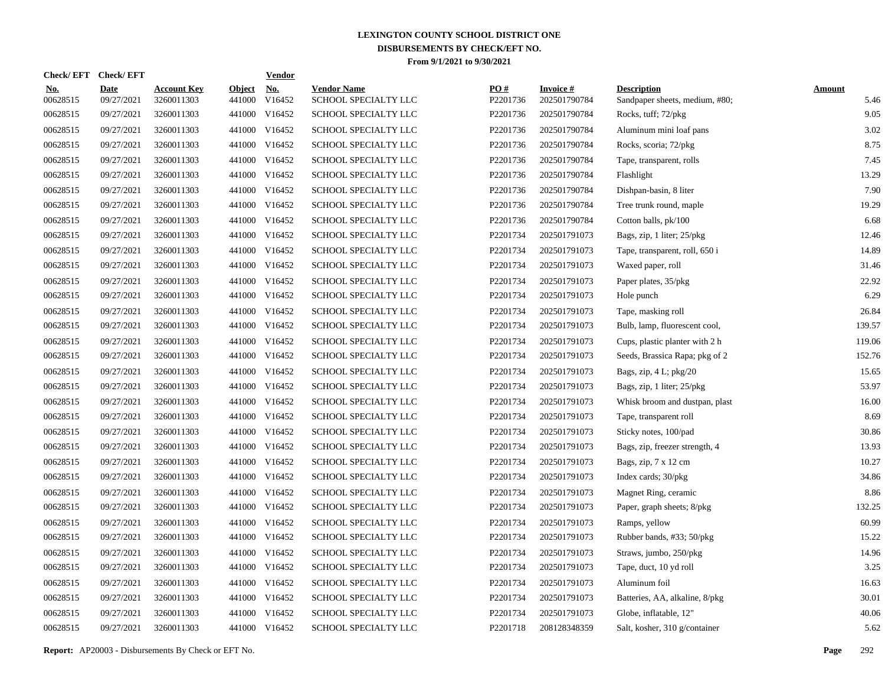# LEXINGTON COUNTY SCHOOL DISTRICT ONE
## DISBURSEMENTS BY CHECK/EFT NO.
### From 9/1/2021 to 9/30/2021

| Check/ EFT No. | Check/ EFT Date | Account Key | Object | Vendor No. | Vendor Name | PO # | Invoice # | Description | Amount |
|---|---|---|---|---|---|---|---|---|---|
| 00628515 | 09/27/2021 | 3260011303 | 441000 | V16452 | SCHOOL SPECIALTY LLC | P2201736 | 202501790784 | Sandpaper sheets, medium, #80; | 5.46 |
| 00628515 | 09/27/2021 | 3260011303 | 441000 | V16452 | SCHOOL SPECIALTY LLC | P2201736 | 202501790784 | Rocks, tuff; 72/pkg | 9.05 |
| 00628515 | 09/27/2021 | 3260011303 | 441000 | V16452 | SCHOOL SPECIALTY LLC | P2201736 | 202501790784 | Aluminum mini loaf pans | 3.02 |
| 00628515 | 09/27/2021 | 3260011303 | 441000 | V16452 | SCHOOL SPECIALTY LLC | P2201736 | 202501790784 | Rocks, scoria; 72/pkg | 8.75 |
| 00628515 | 09/27/2021 | 3260011303 | 441000 | V16452 | SCHOOL SPECIALTY LLC | P2201736 | 202501790784 | Tape, transparent, rolls | 7.45 |
| 00628515 | 09/27/2021 | 3260011303 | 441000 | V16452 | SCHOOL SPECIALTY LLC | P2201736 | 202501790784 | Flashlight | 13.29 |
| 00628515 | 09/27/2021 | 3260011303 | 441000 | V16452 | SCHOOL SPECIALTY LLC | P2201736 | 202501790784 | Dishpan-basin, 8 liter | 7.90 |
| 00628515 | 09/27/2021 | 3260011303 | 441000 | V16452 | SCHOOL SPECIALTY LLC | P2201736 | 202501790784 | Tree trunk round, maple | 19.29 |
| 00628515 | 09/27/2021 | 3260011303 | 441000 | V16452 | SCHOOL SPECIALTY LLC | P2201736 | 202501790784 | Cotton balls, pk/100 | 6.68 |
| 00628515 | 09/27/2021 | 3260011303 | 441000 | V16452 | SCHOOL SPECIALTY LLC | P2201734 | 202501791073 | Bags, zip, 1 liter; 25/pkg | 12.46 |
| 00628515 | 09/27/2021 | 3260011303 | 441000 | V16452 | SCHOOL SPECIALTY LLC | P2201734 | 202501791073 | Tape, transparent, roll, 650 i | 14.89 |
| 00628515 | 09/27/2021 | 3260011303 | 441000 | V16452 | SCHOOL SPECIALTY LLC | P2201734 | 202501791073 | Waxed paper, roll | 31.46 |
| 00628515 | 09/27/2021 | 3260011303 | 441000 | V16452 | SCHOOL SPECIALTY LLC | P2201734 | 202501791073 | Paper plates, 35/pkg | 22.92 |
| 00628515 | 09/27/2021 | 3260011303 | 441000 | V16452 | SCHOOL SPECIALTY LLC | P2201734 | 202501791073 | Hole punch | 6.29 |
| 00628515 | 09/27/2021 | 3260011303 | 441000 | V16452 | SCHOOL SPECIALTY LLC | P2201734 | 202501791073 | Tape, masking roll | 26.84 |
| 00628515 | 09/27/2021 | 3260011303 | 441000 | V16452 | SCHOOL SPECIALTY LLC | P2201734 | 202501791073 | Bulb, lamp, fluorescent cool, | 139.57 |
| 00628515 | 09/27/2021 | 3260011303 | 441000 | V16452 | SCHOOL SPECIALTY LLC | P2201734 | 202501791073 | Cups, plastic planter with 2 h | 119.06 |
| 00628515 | 09/27/2021 | 3260011303 | 441000 | V16452 | SCHOOL SPECIALTY LLC | P2201734 | 202501791073 | Seeds, Brassica Rapa; pkg of 2 | 152.76 |
| 00628515 | 09/27/2021 | 3260011303 | 441000 | V16452 | SCHOOL SPECIALTY LLC | P2201734 | 202501791073 | Bags, zip, 4 L; pkg/20 | 15.65 |
| 00628515 | 09/27/2021 | 3260011303 | 441000 | V16452 | SCHOOL SPECIALTY LLC | P2201734 | 202501791073 | Bags, zip, 1 liter; 25/pkg | 53.97 |
| 00628515 | 09/27/2021 | 3260011303 | 441000 | V16452 | SCHOOL SPECIALTY LLC | P2201734 | 202501791073 | Whisk broom and dustpan, plast | 16.00 |
| 00628515 | 09/27/2021 | 3260011303 | 441000 | V16452 | SCHOOL SPECIALTY LLC | P2201734 | 202501791073 | Tape, transparent roll | 8.69 |
| 00628515 | 09/27/2021 | 3260011303 | 441000 | V16452 | SCHOOL SPECIALTY LLC | P2201734 | 202501791073 | Sticky notes, 100/pad | 30.86 |
| 00628515 | 09/27/2021 | 3260011303 | 441000 | V16452 | SCHOOL SPECIALTY LLC | P2201734 | 202501791073 | Bags, zip, freezer strength, 4 | 13.93 |
| 00628515 | 09/27/2021 | 3260011303 | 441000 | V16452 | SCHOOL SPECIALTY LLC | P2201734 | 202501791073 | Bags, zip, 7 x 12 cm | 10.27 |
| 00628515 | 09/27/2021 | 3260011303 | 441000 | V16452 | SCHOOL SPECIALTY LLC | P2201734 | 202501791073 | Index cards; 30/pkg | 34.86 |
| 00628515 | 09/27/2021 | 3260011303 | 441000 | V16452 | SCHOOL SPECIALTY LLC | P2201734 | 202501791073 | Magnet Ring, ceramic | 8.86 |
| 00628515 | 09/27/2021 | 3260011303 | 441000 | V16452 | SCHOOL SPECIALTY LLC | P2201734 | 202501791073 | Paper, graph sheets; 8/pkg | 132.25 |
| 00628515 | 09/27/2021 | 3260011303 | 441000 | V16452 | SCHOOL SPECIALTY LLC | P2201734 | 202501791073 | Ramps, yellow | 60.99 |
| 00628515 | 09/27/2021 | 3260011303 | 441000 | V16452 | SCHOOL SPECIALTY LLC | P2201734 | 202501791073 | Rubber bands, #33; 50/pkg | 15.22 |
| 00628515 | 09/27/2021 | 3260011303 | 441000 | V16452 | SCHOOL SPECIALTY LLC | P2201734 | 202501791073 | Straws, jumbo, 250/pkg | 14.96 |
| 00628515 | 09/27/2021 | 3260011303 | 441000 | V16452 | SCHOOL SPECIALTY LLC | P2201734 | 202501791073 | Tape, duct, 10 yd roll | 3.25 |
| 00628515 | 09/27/2021 | 3260011303 | 441000 | V16452 | SCHOOL SPECIALTY LLC | P2201734 | 202501791073 | Aluminum foil | 16.63 |
| 00628515 | 09/27/2021 | 3260011303 | 441000 | V16452 | SCHOOL SPECIALTY LLC | P2201734 | 202501791073 | Batteries, AA, alkaline, 8/pkg | 30.01 |
| 00628515 | 09/27/2021 | 3260011303 | 441000 | V16452 | SCHOOL SPECIALTY LLC | P2201734 | 202501791073 | Globe, inflatable, 12" | 40.06 |
| 00628515 | 09/27/2021 | 3260011303 | 441000 | V16452 | SCHOOL SPECIALTY LLC | P2201718 | 208128348359 | Salt, kosher, 310 g/container | 5.62 |

**Report:** AP20003 - Disbursements By Check or EFT No.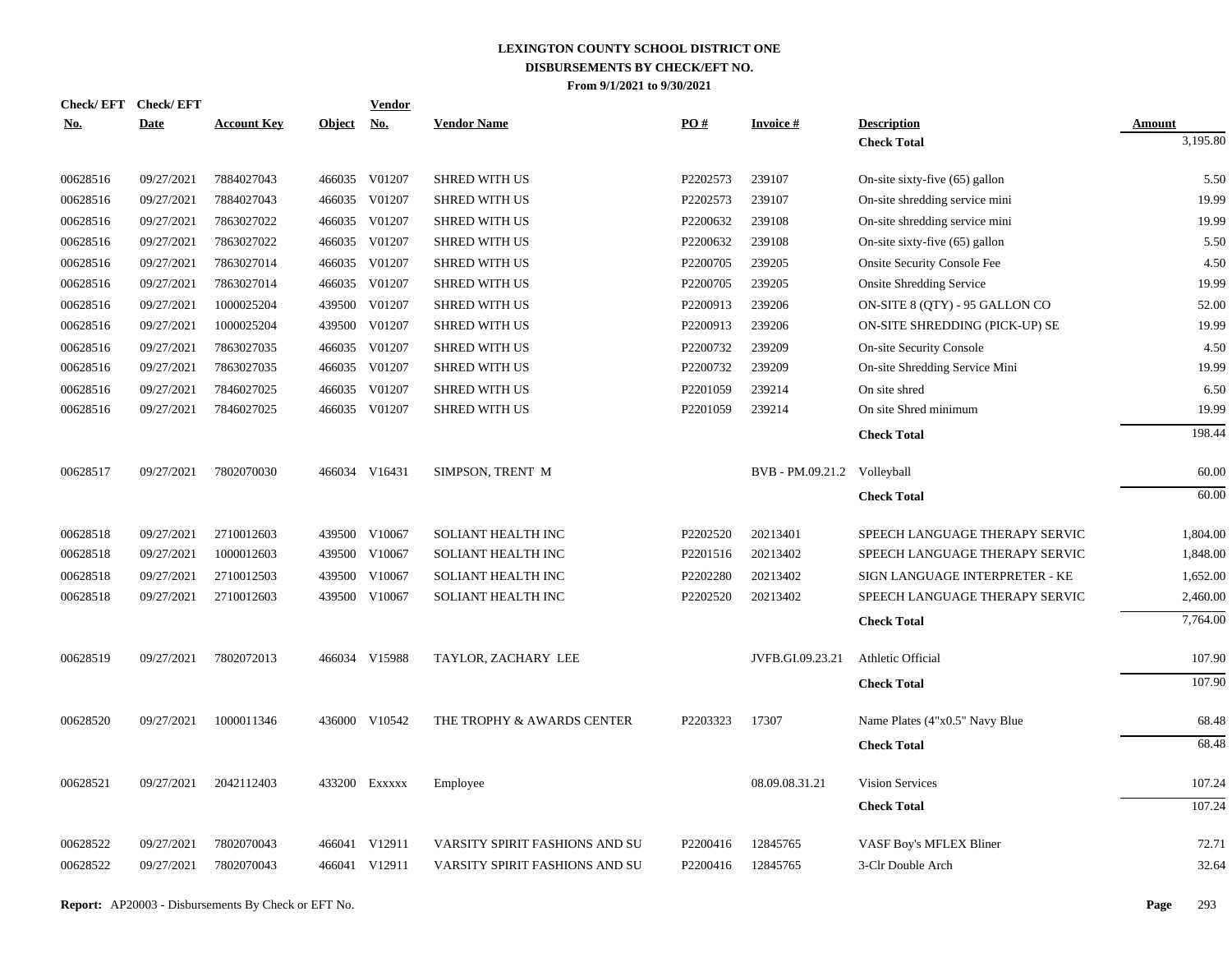# LEXINGTON COUNTY SCHOOL DISTRICT ONE
## DISBURSEMENTS BY CHECK/EFT NO.
### From 9/1/2021 to 9/30/2021

| Check/ EFT No. | Check/ EFT Date | Account Key | Object | Vendor No. | Vendor Name | PO # | Invoice # | Description | Amount |
|---|---|---|---|---|---|---|---|---|---|
| | | | | | | | | **Check Total** | 3,195.80 |
| 00628516 | 09/27/2021 | 7884027043 | 466035 | V01207 | SHRED WITH US | P2202573 | 239107 | On-site sixty-five (65) gallon | 5.50 |
| 00628516 | 09/27/2021 | 7884027043 | 466035 | V01207 | SHRED WITH US | P2202573 | 239107 | On-site shredding service mini | 19.99 |
| 00628516 | 09/27/2021 | 7863027022 | 466035 | V01207 | SHRED WITH US | P2200632 | 239108 | On-site shredding service mini | 19.99 |
| 00628516 | 09/27/2021 | 7863027022 | 466035 | V01207 | SHRED WITH US | P2200632 | 239108 | On-site sixty-five (65) gallon | 5.50 |
| 00628516 | 09/27/2021 | 7863027014 | 466035 | V01207 | SHRED WITH US | P2200705 | 239205 | Onsite Security Console Fee | 4.50 |
| 00628516 | 09/27/2021 | 7863027014 | 466035 | V01207 | SHRED WITH US | P2200705 | 239205 | Onsite Shredding Service | 19.99 |
| 00628516 | 09/27/2021 | 1000025204 | 439500 | V01207 | SHRED WITH US | P2200913 | 239206 | ON-SITE 8 (QTY) - 95 GALLON CO | 52.00 |
| 00628516 | 09/27/2021 | 1000025204 | 439500 | V01207 | SHRED WITH US | P2200913 | 239206 | ON-SITE SHREDDING (PICK-UP) SE | 19.99 |
| 00628516 | 09/27/2021 | 7863027035 | 466035 | V01207 | SHRED WITH US | P2200732 | 239209 | On-site Security Console | 4.50 |
| 00628516 | 09/27/2021 | 7863027035 | 466035 | V01207 | SHRED WITH US | P2200732 | 239209 | On-site Shredding Service Mini | 19.99 |
| 00628516 | 09/27/2021 | 7846027025 | 466035 | V01207 | SHRED WITH US | P2201059 | 239214 | On site shred | 6.50 |
| 00628516 | 09/27/2021 | 7846027025 | 466035 | V01207 | SHRED WITH US | P2201059 | 239214 | On site Shred minimum | 19.99 |
| | | | | | | | | **Check Total** | 198.44 |
| 00628517 | 09/27/2021 | 7802070030 | 466034 | V16431 | SIMPSON, TRENT M | | BVB - PM.09.21.2 | Volleyball | 60.00 |
| | | | | | | | | **Check Total** | 60.00 |
| 00628518 | 09/27/2021 | 2710012603 | 439500 | V10067 | SOLIANT HEALTH INC | P2202520 | 20213401 | SPEECH LANGUAGE THERAPY SERVIC | 1,804.00 |
| 00628518 | 09/27/2021 | 1000012603 | 439500 | V10067 | SOLIANT HEALTH INC | P2201516 | 20213402 | SPEECH LANGUAGE THERAPY SERVIC | 1,848.00 |
| 00628518 | 09/27/2021 | 2710012503 | 439500 | V10067 | SOLIANT HEALTH INC | P2202280 | 20213402 | SIGN LANGUAGE INTERPRETER - KE | 1,652.00 |
| 00628518 | 09/27/2021 | 2710012603 | 439500 | V10067 | SOLIANT HEALTH INC | P2202520 | 20213402 | SPEECH LANGUAGE THERAPY SERVIC | 2,460.00 |
| | | | | | | | | **Check Total** | 7,764.00 |
| 00628519 | 09/27/2021 | 7802072013 | 466034 | V15988 | TAYLOR, ZACHARY LEE | | JVFB.GI.09.23.21 | Athletic Official | 107.90 |
| | | | | | | | | **Check Total** | 107.90 |
| 00628520 | 09/27/2021 | 1000011346 | 436000 | V10542 | THE TROPHY & AWARDS CENTER | P2203323 | 17307 | Name Plates (4"x0.5" Navy Blue | 68.48 |
| | | | | | | | | **Check Total** | 68.48 |
| 00628521 | 09/27/2021 | 2042112403 | 433200 | Exxxxx | Employee | | 08.09.08.31.21 | Vision Services | 107.24 |
| | | | | | | | | **Check Total** | 107.24 |
| 00628522 | 09/27/2021 | 7802070043 | 466041 | V12911 | VARSITY SPIRIT FASHIONS AND SU | P2200416 | 12845765 | VASF Boy's MFLEX Bliner | 72.71 |
| 00628522 | 09/27/2021 | 7802070043 | 466041 | V12911 | VARSITY SPIRIT FASHIONS AND SU | P2200416 | 12845765 | 3-Clr Double Arch | 32.64 |

**Report:** AP20003 - Disbursements By Check or EFT No.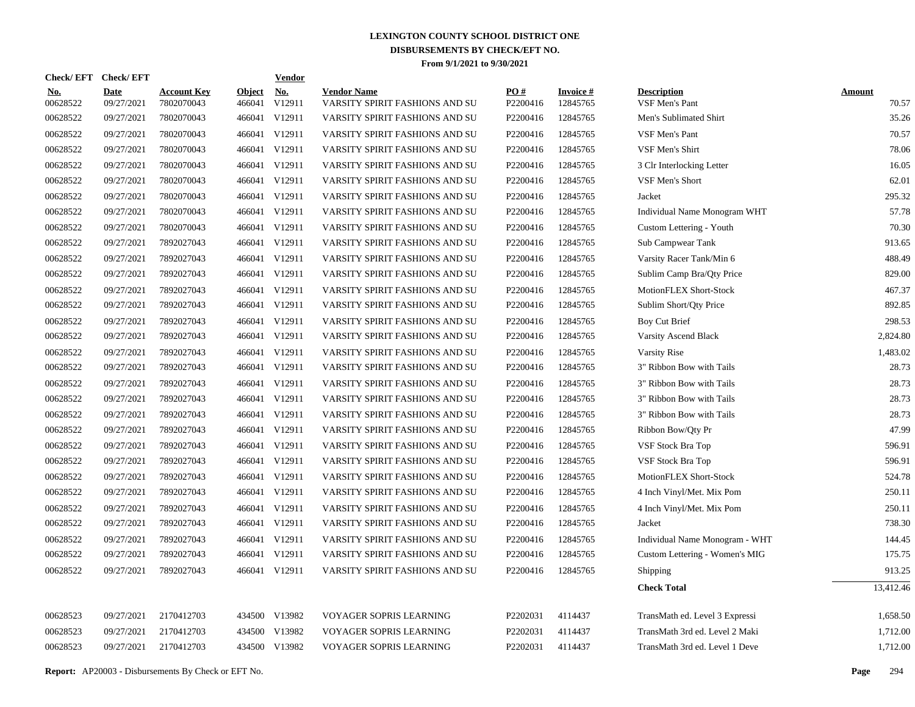# LEXINGTON COUNTY SCHOOL DISTRICT ONE
## DISBURSEMENTS BY CHECK/EFT NO.
### From 9/1/2021 to 9/30/2021

| Check/ EFT No. | Check/ EFT Date | Account Key | Object | Vendor No. | Vendor Name | PO # | Invoice # | Description | Amount |
|---|---|---|---|---|---|---|---|---|---|
| 00628522 | 09/27/2021 | 7802070043 | 466041 | V12911 | VARSITY SPIRIT FASHIONS AND SU | P2200416 | 12845765 | VSF Men's Pant | 70.57 |
| 00628522 | 09/27/2021 | 7802070043 | 466041 | V12911 | VARSITY SPIRIT FASHIONS AND SU | P2200416 | 12845765 | Men's Sublimated Shirt | 35.26 |
| 00628522 | 09/27/2021 | 7802070043 | 466041 | V12911 | VARSITY SPIRIT FASHIONS AND SU | P2200416 | 12845765 | VSF Men's Pant | 70.57 |
| 00628522 | 09/27/2021 | 7802070043 | 466041 | V12911 | VARSITY SPIRIT FASHIONS AND SU | P2200416 | 12845765 | VSF Men's Shirt | 78.06 |
| 00628522 | 09/27/2021 | 7802070043 | 466041 | V12911 | VARSITY SPIRIT FASHIONS AND SU | P2200416 | 12845765 | 3 Clr Interlocking Letter | 16.05 |
| 00628522 | 09/27/2021 | 7802070043 | 466041 | V12911 | VARSITY SPIRIT FASHIONS AND SU | P2200416 | 12845765 | VSF Men's Short | 62.01 |
| 00628522 | 09/27/2021 | 7802070043 | 466041 | V12911 | VARSITY SPIRIT FASHIONS AND SU | P2200416 | 12845765 | Jacket | 295.32 |
| 00628522 | 09/27/2021 | 7802070043 | 466041 | V12911 | VARSITY SPIRIT FASHIONS AND SU | P2200416 | 12845765 | Individual Name Monogram WHT | 57.78 |
| 00628522 | 09/27/2021 | 7802070043 | 466041 | V12911 | VARSITY SPIRIT FASHIONS AND SU | P2200416 | 12845765 | Custom Lettering - Youth | 70.30 |
| 00628522 | 09/27/2021 | 7892027043 | 466041 | V12911 | VARSITY SPIRIT FASHIONS AND SU | P2200416 | 12845765 | Sub Campwear Tank | 913.65 |
| 00628522 | 09/27/2021 | 7892027043 | 466041 | V12911 | VARSITY SPIRIT FASHIONS AND SU | P2200416 | 12845765 | Varsity Racer Tank/Min 6 | 488.49 |
| 00628522 | 09/27/2021 | 7892027043 | 466041 | V12911 | VARSITY SPIRIT FASHIONS AND SU | P2200416 | 12845765 | Sublim Camp Bra/Qty Price | 829.00 |
| 00628522 | 09/27/2021 | 7892027043 | 466041 | V12911 | VARSITY SPIRIT FASHIONS AND SU | P2200416 | 12845765 | MotionFLEX Short-Stock | 467.37 |
| 00628522 | 09/27/2021 | 7892027043 | 466041 | V12911 | VARSITY SPIRIT FASHIONS AND SU | P2200416 | 12845765 | Sublim Short/Qty Price | 892.85 |
| 00628522 | 09/27/2021 | 7892027043 | 466041 | V12911 | VARSITY SPIRIT FASHIONS AND SU | P2200416 | 12845765 | Boy Cut Brief | 298.53 |
| 00628522 | 09/27/2021 | 7892027043 | 466041 | V12911 | VARSITY SPIRIT FASHIONS AND SU | P2200416 | 12845765 | Varsity Ascend Black | 2,824.80 |
| 00628522 | 09/27/2021 | 7892027043 | 466041 | V12911 | VARSITY SPIRIT FASHIONS AND SU | P2200416 | 12845765 | Varsity Rise | 1,483.02 |
| 00628522 | 09/27/2021 | 7892027043 | 466041 | V12911 | VARSITY SPIRIT FASHIONS AND SU | P2200416 | 12845765 | 3" Ribbon Bow with Tails | 28.73 |
| 00628522 | 09/27/2021 | 7892027043 | 466041 | V12911 | VARSITY SPIRIT FASHIONS AND SU | P2200416 | 12845765 | 3" Ribbon Bow with Tails | 28.73 |
| 00628522 | 09/27/2021 | 7892027043 | 466041 | V12911 | VARSITY SPIRIT FASHIONS AND SU | P2200416 | 12845765 | 3" Ribbon Bow with Tails | 28.73 |
| 00628522 | 09/27/2021 | 7892027043 | 466041 | V12911 | VARSITY SPIRIT FASHIONS AND SU | P2200416 | 12845765 | 3" Ribbon Bow with Tails | 28.73 |
| 00628522 | 09/27/2021 | 7892027043 | 466041 | V12911 | VARSITY SPIRIT FASHIONS AND SU | P2200416 | 12845765 | Ribbon Bow/Qty Pr | 47.99 |
| 00628522 | 09/27/2021 | 7892027043 | 466041 | V12911 | VARSITY SPIRIT FASHIONS AND SU | P2200416 | 12845765 | VSF Stock Bra Top | 596.91 |
| 00628522 | 09/27/2021 | 7892027043 | 466041 | V12911 | VARSITY SPIRIT FASHIONS AND SU | P2200416 | 12845765 | VSF Stock Bra Top | 596.91 |
| 00628522 | 09/27/2021 | 7892027043 | 466041 | V12911 | VARSITY SPIRIT FASHIONS AND SU | P2200416 | 12845765 | MotionFLEX Short-Stock | 524.78 |
| 00628522 | 09/27/2021 | 7892027043 | 466041 | V12911 | VARSITY SPIRIT FASHIONS AND SU | P2200416 | 12845765 | 4 Inch Vinyl/Met. Mix Pom | 250.11 |
| 00628522 | 09/27/2021 | 7892027043 | 466041 | V12911 | VARSITY SPIRIT FASHIONS AND SU | P2200416 | 12845765 | 4 Inch Vinyl/Met. Mix Pom | 250.11 |
| 00628522 | 09/27/2021 | 7892027043 | 466041 | V12911 | VARSITY SPIRIT FASHIONS AND SU | P2200416 | 12845765 | Jacket | 738.30 |
| 00628522 | 09/27/2021 | 7892027043 | 466041 | V12911 | VARSITY SPIRIT FASHIONS AND SU | P2200416 | 12845765 | Individual Name Monogram - WHT | 144.45 |
| 00628522 | 09/27/2021 | 7892027043 | 466041 | V12911 | VARSITY SPIRIT FASHIONS AND SU | P2200416 | 12845765 | Custom Lettering - Women's MIG | 175.75 |
| 00628522 | 09/27/2021 | 7892027043 | 466041 | V12911 | VARSITY SPIRIT FASHIONS AND SU | P2200416 | 12845765 | Shipping | 913.25 |
| | | | | | | | | **Check Total** | 13,412.46 |
| 00628523 | 09/27/2021 | 2170412703 | 434500 | V13982 | VOYAGER SOPRIS LEARNING | P2202031 | 4114437 | TransMath ed. Level 3 Expressi | 1,658.50 |
| 00628523 | 09/27/2021 | 2170412703 | 434500 | V13982 | VOYAGER SOPRIS LEARNING | P2202031 | 4114437 | TransMath 3rd ed. Level 2 Maki | 1,712.00 |
| 00628523 | 09/27/2021 | 2170412703 | 434500 | V13982 | VOYAGER SOPRIS LEARNING | P2202031 | 4114437 | TransMath 3rd ed. Level 1 Deve | 1,712.00 |

**Report:** AP20003 - Disbursements By Check or EFT No.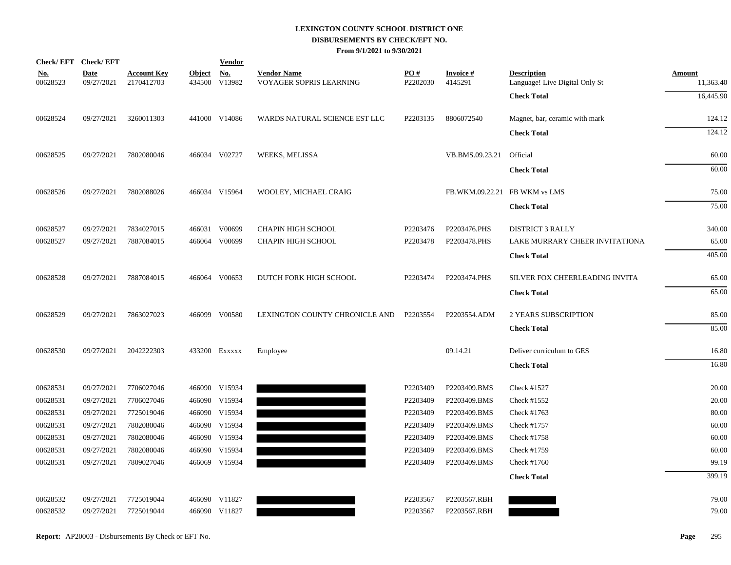# LEXINGTON COUNTY SCHOOL DISTRICT ONE
## DISBURSEMENTS BY CHECK/EFT NO.
### From 9/1/2021 to 9/30/2021

| Check/ EFT No. | Check/ EFT Date | Account Key | Object | Vendor No. | Vendor Name | PO # | Invoice # | Description | Amount |
|---|---|---|---|---|---|---|---|---|---|
| 00628523 | 09/27/2021 | 2170412703 | 434500 | V13982 | VOYAGER SOPRIS LEARNING | P2202030 | 4145291 | Language! Live Digital Only St | 11,363.40 |
| | | | | | | | | **Check Total** | 16,445.90 |
| 00628524 | 09/27/2021 | 3260011303 | 441000 | V14086 | WARDS NATURAL SCIENCE EST LLC | P2203135 | 8806072540 | Magnet, bar, ceramic with mark | 124.12 |
| | | | | | | | | **Check Total** | 124.12 |
| 00628525 | 09/27/2021 | 7802080046 | 466034 | V02727 | WEEKS, MELISSA | | VB.BMS.09.23.21 | Official | 60.00 |
| | | | | | | | | **Check Total** | 60.00 |
| 00628526 | 09/27/2021 | 7802088026 | 466034 | V15964 | WOOLEY, MICHAEL CRAIG | | FB.WKM.09.22.21 | FB WKM vs LMS | 75.00 |
| | | | | | | | | **Check Total** | 75.00 |
| 00628527 | 09/27/2021 | 7834027015 | 466031 | V00699 | CHAPIN HIGH SCHOOL | P2203476 | P2203476.PHS | DISTRICT 3 RALLY | 340.00 |
| 00628527 | 09/27/2021 | 7887084015 | 466064 | V00699 | CHAPIN HIGH SCHOOL | P2203478 | P2203478.PHS | LAKE MURRARY CHEER INVITATIONA | 65.00 |
| | | | | | | | | **Check Total** | 405.00 |
| 00628528 | 09/27/2021 | 7887084015 | 466064 | V00653 | DUTCH FORK HIGH SCHOOL | P2203474 | P2203474.PHS | SILVER FOX CHEERLEADING INVITA | 65.00 |
| | | | | | | | | **Check Total** | 65.00 |
| 00628529 | 09/27/2021 | 7863027023 | 466099 | V00580 | LEXINGTON COUNTY CHRONICLE AND | P2203554 | P2203554.ADM | 2 YEARS SUBSCRIPTION | 85.00 |
| | | | | | | | | **Check Total** | 85.00 |
| 00628530 | 09/27/2021 | 2042222303 | 433200 | Exxxxx | Employee | | 09.14.21 | Deliver curriculum to GES | 16.80 |
| | | | | | | | | **Check Total** | 16.80 |
| 00628531 | 09/27/2021 | 7706027046 | 466090 | V15934 | | P2203409 | P2203409.BMS | Check #1527 | 20.00 |
| 00628531 | 09/27/2021 | 7706027046 | 466090 | V15934 | | P2203409 | P2203409.BMS | Check #1552 | 20.00 |
| 00628531 | 09/27/2021 | 7725019046 | 466090 | V15934 | | P2203409 | P2203409.BMS | Check #1763 | 80.00 |
| 00628531 | 09/27/2021 | 7802080046 | 466090 | V15934 | | P2203409 | P2203409.BMS | Check #1757 | 60.00 |
| 00628531 | 09/27/2021 | 7802080046 | 466090 | V15934 | | P2203409 | P2203409.BMS | Check #1758 | 60.00 |
| 00628531 | 09/27/2021 | 7802080046 | 466090 | V15934 | | P2203409 | P2203409.BMS | Check #1759 | 60.00 |
| 00628531 | 09/27/2021 | 7809027046 | 466069 | V15934 | | P2203409 | P2203409.BMS | Check #1760 | 99.19 |
| | | | | | | | | **Check Total** | 399.19 |
| 00628532 | 09/27/2021 | 7725019044 | 466090 | V11827 | | P2203567 | P2203567.RBH | | 79.00 |
| 00628532 | 09/27/2021 | 7725019044 | 466090 | V11827 | | P2203567 | P2203567.RBH | | 79.00 |

**Report:** AP20003 - Disbursements By Check or EFT No.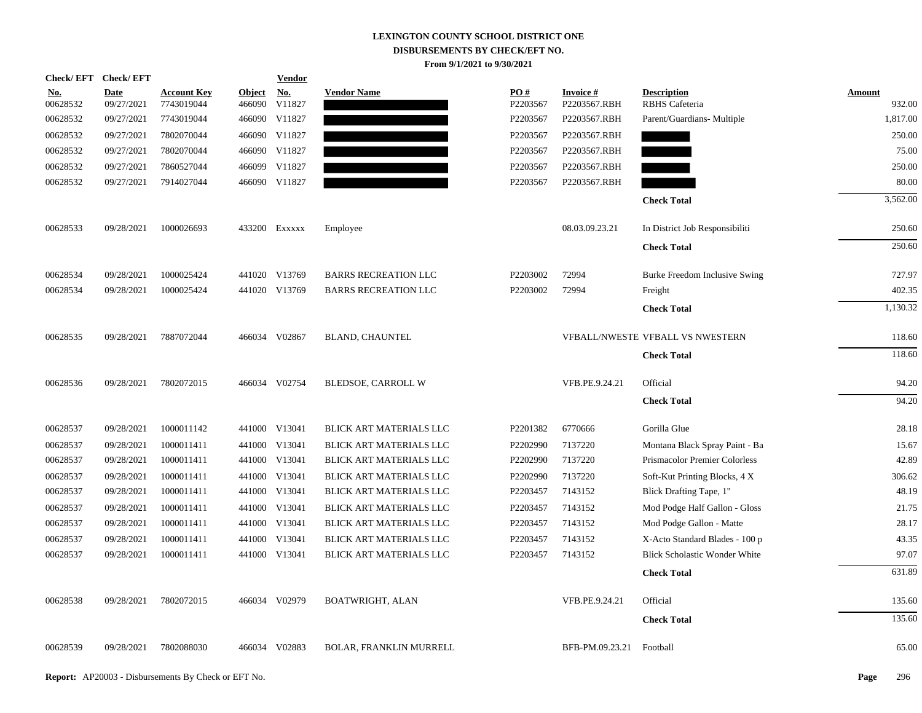# LEXINGTON COUNTY SCHOOL DISTRICT ONE
## DISBURSEMENTS BY CHECK/EFT NO.
### From 9/1/2021 to 9/30/2021

| Check/ EFT No. | Check/ EFT Date | Account Key | Object | Vendor No. | Vendor Name | PO # | Invoice # | Description | Amount |
|---|---|---|---|---|---|---|---|---|---|
| 00628532 | 09/27/2021 | 7743019044 | 466090 | V11827 | | P2203567 | P2203567.RBH | RBHS Cafeteria | 932.00 |
| 00628532 | 09/27/2021 | 7743019044 | 466090 | V11827 | | P2203567 | P2203567.RBH | Parent/Guardians- Multiple | 1,817.00 |
| 00628532 | 09/27/2021 | 7802070044 | 466090 | V11827 | | P2203567 | P2203567.RBH | | 250.00 |
| 00628532 | 09/27/2021 | 7802070044 | 466090 | V11827 | | P2203567 | P2203567.RBH | | 75.00 |
| 00628532 | 09/27/2021 | 7860527044 | 466099 | V11827 | | P2203567 | P2203567.RBH | | 250.00 |
| 00628532 | 09/27/2021 | 7914027044 | 466090 | V11827 | | P2203567 | P2203567.RBH | | 80.00 |
| | | | | | | | | **Check Total** | 3,562.00 |
| 00628533 | 09/28/2021 | 1000026693 | 433200 | Exxxxx | Employee | | 08.03.09.23.21 | In District Job Responsibiliti | 250.60 |
| | | | | | | | | **Check Total** | 250.60 |
| 00628534 | 09/28/2021 | 1000025424 | 441020 | V13769 | BARRS RECREATION LLC | P2203002 | 72994 | Burke Freedom Inclusive Swing | 727.97 |
| 00628534 | 09/28/2021 | 1000025424 | 441020 | V13769 | BARRS RECREATION LLC | P2203002 | 72994 | Freight | 402.35 |
| | | | | | | | | **Check Total** | 1,130.32 |
| 00628535 | 09/28/2021 | 7887072044 | 466034 | V02867 | BLAND, CHAUNTEL | | VFBALL/NWESTE | VFBALL VS NWESTERN | 118.60 |
| | | | | | | | | **Check Total** | 118.60 |
| 00628536 | 09/28/2021 | 7802072015 | 466034 | V02754 | BLEDSOE, CARROLL W | | VFB.PE.9.24.21 | Official | 94.20 |
| | | | | | | | | **Check Total** | 94.20 |
| 00628537 | 09/28/2021 | 1000011142 | 441000 | V13041 | BLICK ART MATERIALS LLC | P2201382 | 6770666 | Gorilla Glue | 28.18 |
| 00628537 | 09/28/2021 | 1000011411 | 441000 | V13041 | BLICK ART MATERIALS LLC | P2202990 | 7137220 | Montana Black Spray Paint - Ba | 15.67 |
| 00628537 | 09/28/2021 | 1000011411 | 441000 | V13041 | BLICK ART MATERIALS LLC | P2202990 | 7137220 | Prismacolor Premier Colorless | 42.89 |
| 00628537 | 09/28/2021 | 1000011411 | 441000 | V13041 | BLICK ART MATERIALS LLC | P2202990 | 7137220 | Soft-Kut Printing Blocks, 4 X | 306.62 |
| 00628537 | 09/28/2021 | 1000011411 | 441000 | V13041 | BLICK ART MATERIALS LLC | P2203457 | 7143152 | Blick Drafting Tape, 1" | 48.19 |
| 00628537 | 09/28/2021 | 1000011411 | 441000 | V13041 | BLICK ART MATERIALS LLC | P2203457 | 7143152 | Mod Podge Half Gallon - Gloss | 21.75 |
| 00628537 | 09/28/2021 | 1000011411 | 441000 | V13041 | BLICK ART MATERIALS LLC | P2203457 | 7143152 | Mod Podge Gallon - Matte | 28.17 |
| 00628537 | 09/28/2021 | 1000011411 | 441000 | V13041 | BLICK ART MATERIALS LLC | P2203457 | 7143152 | X-Acto Standard Blades - 100 p | 43.35 |
| 00628537 | 09/28/2021 | 1000011411 | 441000 | V13041 | BLICK ART MATERIALS LLC | P2203457 | 7143152 | Blick Scholastic Wonder White | 97.07 |
| | | | | | | | | **Check Total** | 631.89 |
| 00628538 | 09/28/2021 | 7802072015 | 466034 | V02979 | BOATWRIGHT, ALAN | | VFB.PE.9.24.21 | Official | 135.60 |
| | | | | | | | | **Check Total** | 135.60 |
| 00628539 | 09/28/2021 | 7802088030 | 466034 | V02883 | BOLAR, FRANKLIN MURRELL | | BFB-PM.09.23.21 | Football | 65.00 |

**Report:** AP20003 - Disbursements By Check or EFT No.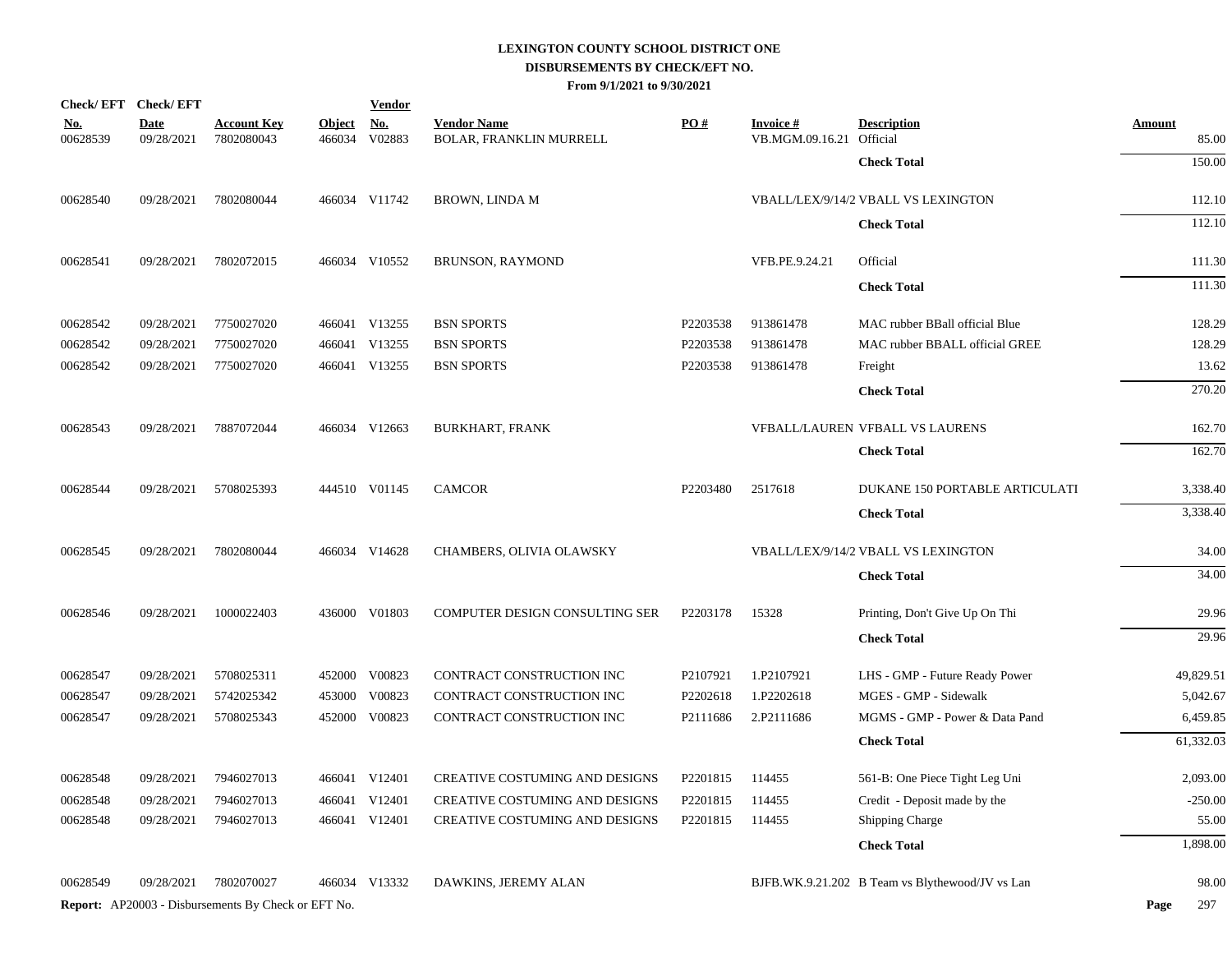# LEXINGTON COUNTY SCHOOL DISTRICT ONE
## DISBURSEMENTS BY CHECK/EFT NO.
### From 9/1/2021 to 9/30/2021

| Check/ EFT No. | Check/ EFT Date | Account Key | Object | Vendor No. | Vendor Name | PO # | Invoice # | Description | Amount |
|---|---|---|---|---|---|---|---|---|---|
| 00628539 | 09/28/2021 | 7802080043 | 466034 | V02883 | BOLAR, FRANKLIN MURRELL | | VB.MGM.09.16.21 | Official | 85.00 |
| | | | | | | | | **Check Total** | 150.00 |
| 00628540 | 09/28/2021 | 7802080044 | 466034 | V11742 | BROWN, LINDA M | | VBALL/LEX/9/14/2 | VBALL VS LEXINGTON | 112.10 |
| | | | | | | | | **Check Total** | 112.10 |
| 00628541 | 09/28/2021 | 7802072015 | 466034 | V10552 | BRUNSON, RAYMOND | | VFB.PE.9.24.21 | Official | 111.30 |
| | | | | | | | | **Check Total** | 111.30 |
| 00628542 | 09/28/2021 | 7750027020 | 466041 | V13255 | BSN SPORTS | P2203538 | 913861478 | MAC rubber BBall official Blue | 128.29 |
| 00628542 | 09/28/2021 | 7750027020 | 466041 | V13255 | BSN SPORTS | P2203538 | 913861478 | MAC rubber BBALL official GREE | 128.29 |
| 00628542 | 09/28/2021 | 7750027020 | 466041 | V13255 | BSN SPORTS | P2203538 | 913861478 | Freight | 13.62 |
| | | | | | | | | **Check Total** | 270.20 |
| 00628543 | 09/28/2021 | 7887072044 | 466034 | V12663 | BURKHART, FRANK | | VFBALL/LAUREN | VFBALL VS LAURENS | 162.70 |
| | | | | | | | | **Check Total** | 162.70 |
| 00628544 | 09/28/2021 | 5708025393 | 444510 | V01145 | CAMCOR | P2203480 | 2517618 | DUKANE 150 PORTABLE ARTICULATI | 3,338.40 |
| | | | | | | | | **Check Total** | 3,338.40 |
| 00628545 | 09/28/2021 | 7802080044 | 466034 | V14628 | CHAMBERS, OLIVIA OLAWSKY | | VBALL/LEX/9/14/2 | VBALL VS LEXINGTON | 34.00 |
| | | | | | | | | **Check Total** | 34.00 |
| 00628546 | 09/28/2021 | 1000022403 | 436000 | V01803 | COMPUTER DESIGN CONSULTING SER | P2203178 | 15328 | Printing, Don't Give Up On Thi | 29.96 |
| | | | | | | | | **Check Total** | 29.96 |
| 00628547 | 09/28/2021 | 5708025311 | 452000 | V00823 | CONTRACT CONSTRUCTION INC | P2107921 | 1.P2107921 | LHS - GMP - Future Ready Power | 49,829.51 |
| 00628547 | 09/28/2021 | 5742025342 | 453000 | V00823 | CONTRACT CONSTRUCTION INC | P2202618 | 1.P2202618 | MGES - GMP - Sidewalk | 5,042.67 |
| 00628547 | 09/28/2021 | 5708025343 | 452000 | V00823 | CONTRACT CONSTRUCTION INC | P2111686 | 2.P2111686 | MGMS - GMP - Power & Data Pand | 6,459.85 |
| | | | | | | | | **Check Total** | 61,332.03 |
| 00628548 | 09/28/2021 | 7946027013 | 466041 | V12401 | CREATIVE COSTUMING AND DESIGNS | P2201815 | 114455 | 561-B: One Piece Tight Leg Uni | 2,093.00 |
| 00628548 | 09/28/2021 | 7946027013 | 466041 | V12401 | CREATIVE COSTUMING AND DESIGNS | P2201815 | 114455 | Credit - Deposit made by the | -250.00 |
| 00628548 | 09/28/2021 | 7946027013 | 466041 | V12401 | CREATIVE COSTUMING AND DESIGNS | P2201815 | 114455 | Shipping Charge | 55.00 |
| | | | | | | | | **Check Total** | 1,898.00 |
| 00628549 | 09/28/2021 | 7802070027 | 466034 | V13332 | DAWKINS, JEREMY ALAN | | BJFB.WK.9.21.202 | B Team vs Blythewood/JV vs Lan | 98.00 |

**Report:** AP20003 - Disbursements By Check or EFT No.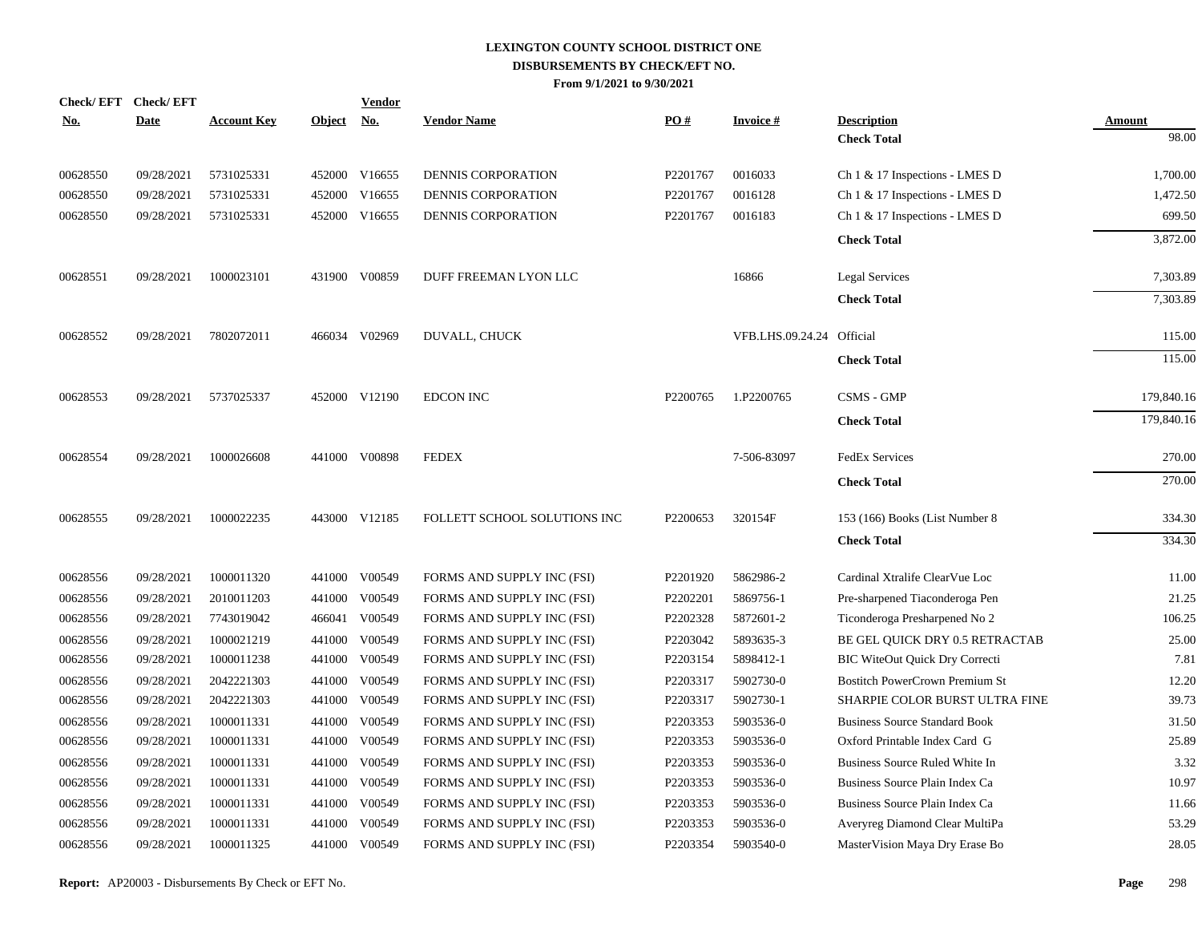# LEXINGTON COUNTY SCHOOL DISTRICT ONE
## DISBURSEMENTS BY CHECK/EFT NO.
### From 9/1/2021 to 9/30/2021

| Check/ EFT No. | Check/ EFT Date | Account Key | Object | Vendor No. | Vendor Name | PO # | Invoice # | Description | Amount |
|---|---|---|---|---|---|---|---|---|---|
| | | | | | | | | **Check Total** | 98.00 |
| 00628550 | 09/28/2021 | 5731025331 | 452000 | V16655 | DENNIS CORPORATION | P2201767 | 0016033 | Ch 1 & 17 Inspections - LMES D | 1,700.00 |
| 00628550 | 09/28/2021 | 5731025331 | 452000 | V16655 | DENNIS CORPORATION | P2201767 | 0016128 | Ch 1 & 17 Inspections - LMES D | 1,472.50 |
| 00628550 | 09/28/2021 | 5731025331 | 452000 | V16655 | DENNIS CORPORATION | P2201767 | 0016183 | Ch 1 & 17 Inspections - LMES D | 699.50 |
| | | | | | | | | **Check Total** | 3,872.00 |
| 00628551 | 09/28/2021 | 1000023101 | 431900 | V00859 | DUFF FREEMAN LYON LLC | | 16866 | Legal Services | 7,303.89 |
| | | | | | | | | **Check Total** | 7,303.89 |
| 00628552 | 09/28/2021 | 7802072011 | 466034 | V02969 | DUVALL, CHUCK | | VFB.LHS.09.24.24 | Official | 115.00 |
| | | | | | | | | **Check Total** | 115.00 |
| 00628553 | 09/28/2021 | 5737025337 | 452000 | V12190 | EDCON INC | P2200765 | 1.P2200765 | CSMS - GMP | 179,840.16 |
| | | | | | | | | **Check Total** | 179,840.16 |
| 00628554 | 09/28/2021 | 1000026608 | 441000 | V00898 | FEDEX | | 7-506-83097 | FedEx Services | 270.00 |
| | | | | | | | | **Check Total** | 270.00 |
| 00628555 | 09/28/2021 | 1000022235 | 443000 | V12185 | FOLLETT SCHOOL SOLUTIONS INC | P2200653 | 320154F | 153 (166) Books (List Number 8 | 334.30 |
| | | | | | | | | **Check Total** | 334.30 |
| 00628556 | 09/28/2021 | 1000011320 | 441000 | V00549 | FORMS AND SUPPLY INC (FSI) | P2201920 | 5862986-2 | Cardinal Xtralife ClearVue Loc | 11.00 |
| 00628556 | 09/28/2021 | 2010011203 | 441000 | V00549 | FORMS AND SUPPLY INC (FSI) | P2202201 | 5869756-1 | Pre-sharpened Tiaconderoga Pen | 21.25 |
| 00628556 | 09/28/2021 | 7743019042 | 466041 | V00549 | FORMS AND SUPPLY INC (FSI) | P2202328 | 5872601-2 | Ticonderoga Presharpened No 2 | 106.25 |
| 00628556 | 09/28/2021 | 1000021219 | 441000 | V00549 | FORMS AND SUPPLY INC (FSI) | P2203042 | 5893635-3 | BE GEL QUICK DRY 0.5 RETRACTAB | 25.00 |
| 00628556 | 09/28/2021 | 1000011238 | 441000 | V00549 | FORMS AND SUPPLY INC (FSI) | P2203154 | 5898412-1 | BIC WiteOut Quick Dry Correcti | 7.81 |
| 00628556 | 09/28/2021 | 2042221303 | 441000 | V00549 | FORMS AND SUPPLY INC (FSI) | P2203317 | 5902730-0 | Bostitch PowerCrown Premium St | 12.20 |
| 00628556 | 09/28/2021 | 2042221303 | 441000 | V00549 | FORMS AND SUPPLY INC (FSI) | P2203317 | 5902730-1 | SHARPIE COLOR BURST ULTRA FINE | 39.73 |
| 00628556 | 09/28/2021 | 1000011331 | 441000 | V00549 | FORMS AND SUPPLY INC (FSI) | P2203353 | 5903536-0 | Business Source Standard Book | 31.50 |
| 00628556 | 09/28/2021 | 1000011331 | 441000 | V00549 | FORMS AND SUPPLY INC (FSI) | P2203353 | 5903536-0 | Oxford Printable Index Card G | 25.89 |
| 00628556 | 09/28/2021 | 1000011331 | 441000 | V00549 | FORMS AND SUPPLY INC (FSI) | P2203353 | 5903536-0 | Business Source Ruled White In | 3.32 |
| 00628556 | 09/28/2021 | 1000011331 | 441000 | V00549 | FORMS AND SUPPLY INC (FSI) | P2203353 | 5903536-0 | Business Source Plain Index Ca | 10.97 |
| 00628556 | 09/28/2021 | 1000011331 | 441000 | V00549 | FORMS AND SUPPLY INC (FSI) | P2203353 | 5903536-0 | Business Source Plain Index Ca | 11.66 |
| 00628556 | 09/28/2021 | 1000011331 | 441000 | V00549 | FORMS AND SUPPLY INC (FSI) | P2203353 | 5903536-0 | Averyreg Diamond Clear MultiPa | 53.29 |
| 00628556 | 09/28/2021 | 1000011325 | 441000 | V00549 | FORMS AND SUPPLY INC (FSI) | P2203354 | 5903540-0 | MasterVision Maya Dry Erase Bo | 28.05 |

**Report:** AP20003 - Disbursements By Check or EFT No.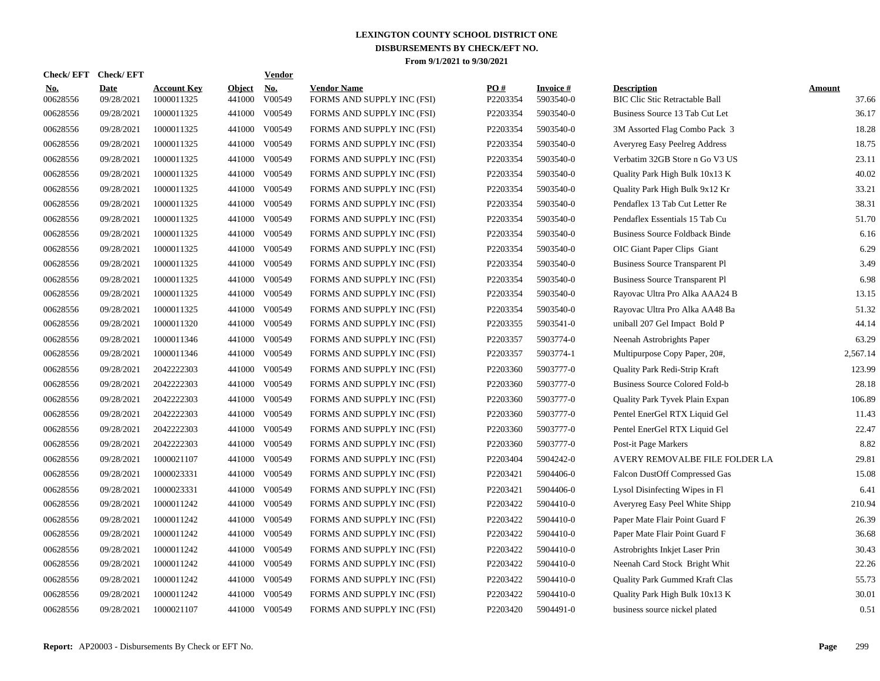# LEXINGTON COUNTY SCHOOL DISTRICT ONE
## DISBURSEMENTS BY CHECK/EFT NO.
### From 9/1/2021 to 9/30/2021

| Check/ EFT No. | Check/ EFT Date | Account Key | Object | Vendor No. | Vendor Name | PO # | Invoice # | Description | Amount |
|---|---|---|---|---|---|---|---|---|---|
| 00628556 | 09/28/2021 | 1000011325 | 441000 | V00549 | FORMS AND SUPPLY INC (FSI) | P2203354 | 5903540-0 | BIC Clic Stic Retractable Ball | 37.66 |
| 00628556 | 09/28/2021 | 1000011325 | 441000 | V00549 | FORMS AND SUPPLY INC (FSI) | P2203354 | 5903540-0 | Business Source 13 Tab Cut Let | 36.17 |
| 00628556 | 09/28/2021 | 1000011325 | 441000 | V00549 | FORMS AND SUPPLY INC (FSI) | P2203354 | 5903540-0 | 3M Assorted Flag Combo Pack 3 | 18.28 |
| 00628556 | 09/28/2021 | 1000011325 | 441000 | V00549 | FORMS AND SUPPLY INC (FSI) | P2203354 | 5903540-0 | Averyreg Easy Peelreg Address | 18.75 |
| 00628556 | 09/28/2021 | 1000011325 | 441000 | V00549 | FORMS AND SUPPLY INC (FSI) | P2203354 | 5903540-0 | Verbatim 32GB Store n Go V3 US | 23.11 |
| 00628556 | 09/28/2021 | 1000011325 | 441000 | V00549 | FORMS AND SUPPLY INC (FSI) | P2203354 | 5903540-0 | Quality Park High Bulk 10x13 K | 40.02 |
| 00628556 | 09/28/2021 | 1000011325 | 441000 | V00549 | FORMS AND SUPPLY INC (FSI) | P2203354 | 5903540-0 | Quality Park High Bulk 9x12 Kr | 33.21 |
| 00628556 | 09/28/2021 | 1000011325 | 441000 | V00549 | FORMS AND SUPPLY INC (FSI) | P2203354 | 5903540-0 | Pendaflex 13 Tab Cut Letter Re | 38.31 |
| 00628556 | 09/28/2021 | 1000011325 | 441000 | V00549 | FORMS AND SUPPLY INC (FSI) | P2203354 | 5903540-0 | Pendaflex Essentials 15 Tab Cu | 51.70 |
| 00628556 | 09/28/2021 | 1000011325 | 441000 | V00549 | FORMS AND SUPPLY INC (FSI) | P2203354 | 5903540-0 | Business Source Foldback Binde | 6.16 |
| 00628556 | 09/28/2021 | 1000011325 | 441000 | V00549 | FORMS AND SUPPLY INC (FSI) | P2203354 | 5903540-0 | OIC Giant Paper Clips Giant | 6.29 |
| 00628556 | 09/28/2021 | 1000011325 | 441000 | V00549 | FORMS AND SUPPLY INC (FSI) | P2203354 | 5903540-0 | Business Source Transparent Pl | 3.49 |
| 00628556 | 09/28/2021 | 1000011325 | 441000 | V00549 | FORMS AND SUPPLY INC (FSI) | P2203354 | 5903540-0 | Business Source Transparent Pl | 6.98 |
| 00628556 | 09/28/2021 | 1000011325 | 441000 | V00549 | FORMS AND SUPPLY INC (FSI) | P2203354 | 5903540-0 | Rayovac Ultra Pro Alka AAA24 B | 13.15 |
| 00628556 | 09/28/2021 | 1000011325 | 441000 | V00549 | FORMS AND SUPPLY INC (FSI) | P2203354 | 5903540-0 | Rayovac Ultra Pro Alka AA48 Ba | 51.32 |
| 00628556 | 09/28/2021 | 1000011320 | 441000 | V00549 | FORMS AND SUPPLY INC (FSI) | P2203355 | 5903541-0 | uniball 207 Gel Impact Bold P | 44.14 |
| 00628556 | 09/28/2021 | 1000011346 | 441000 | V00549 | FORMS AND SUPPLY INC (FSI) | P2203357 | 5903774-0 | Neenah Astrobrights Paper | 63.29 |
| 00628556 | 09/28/2021 | 1000011346 | 441000 | V00549 | FORMS AND SUPPLY INC (FSI) | P2203357 | 5903774-1 | Multipurpose Copy Paper, 20#, | 2,567.14 |
| 00628556 | 09/28/2021 | 2042222303 | 441000 | V00549 | FORMS AND SUPPLY INC (FSI) | P2203360 | 5903777-0 | Quality Park Redi-Strip Kraft | 123.99 |
| 00628556 | 09/28/2021 | 2042222303 | 441000 | V00549 | FORMS AND SUPPLY INC (FSI) | P2203360 | 5903777-0 | Business Source Colored Fold-b | 28.18 |
| 00628556 | 09/28/2021 | 2042222303 | 441000 | V00549 | FORMS AND SUPPLY INC (FSI) | P2203360 | 5903777-0 | Quality Park Tyvek Plain Expan | 106.89 |
| 00628556 | 09/28/2021 | 2042222303 | 441000 | V00549 | FORMS AND SUPPLY INC (FSI) | P2203360 | 5903777-0 | Pentel EnerGel RTX Liquid Gel | 11.43 |
| 00628556 | 09/28/2021 | 2042222303 | 441000 | V00549 | FORMS AND SUPPLY INC (FSI) | P2203360 | 5903777-0 | Pentel EnerGel RTX Liquid Gel | 22.47 |
| 00628556 | 09/28/2021 | 2042222303 | 441000 | V00549 | FORMS AND SUPPLY INC (FSI) | P2203360 | 5903777-0 | Post-it Page Markers | 8.82 |
| 00628556 | 09/28/2021 | 1000021107 | 441000 | V00549 | FORMS AND SUPPLY INC (FSI) | P2203404 | 5904242-0 | AVERY REMOVALBE FILE FOLDER LA | 29.81 |
| 00628556 | 09/28/2021 | 1000023331 | 441000 | V00549 | FORMS AND SUPPLY INC (FSI) | P2203421 | 5904406-0 | Falcon DustOff Compressed Gas | 15.08 |
| 00628556 | 09/28/2021 | 1000023331 | 441000 | V00549 | FORMS AND SUPPLY INC (FSI) | P2203421 | 5904406-0 | Lysol Disinfecting Wipes in Fl | 6.41 |
| 00628556 | 09/28/2021 | 1000011242 | 441000 | V00549 | FORMS AND SUPPLY INC (FSI) | P2203422 | 5904410-0 | Averyreg Easy Peel White Shipp | 210.94 |
| 00628556 | 09/28/2021 | 1000011242 | 441000 | V00549 | FORMS AND SUPPLY INC (FSI) | P2203422 | 5904410-0 | Paper Mate Flair Point Guard F | 26.39 |
| 00628556 | 09/28/2021 | 1000011242 | 441000 | V00549 | FORMS AND SUPPLY INC (FSI) | P2203422 | 5904410-0 | Paper Mate Flair Point Guard F | 36.68 |
| 00628556 | 09/28/2021 | 1000011242 | 441000 | V00549 | FORMS AND SUPPLY INC (FSI) | P2203422 | 5904410-0 | Astrobrights Inkjet Laser Prin | 30.43 |
| 00628556 | 09/28/2021 | 1000011242 | 441000 | V00549 | FORMS AND SUPPLY INC (FSI) | P2203422 | 5904410-0 | Neenah Card Stock Bright Whit | 22.26 |
| 00628556 | 09/28/2021 | 1000011242 | 441000 | V00549 | FORMS AND SUPPLY INC (FSI) | P2203422 | 5904410-0 | Quality Park Gummed Kraft Clas | 55.73 |
| 00628556 | 09/28/2021 | 1000011242 | 441000 | V00549 | FORMS AND SUPPLY INC (FSI) | P2203422 | 5904410-0 | Quality Park High Bulk 10x13 K | 30.01 |
| 00628556 | 09/28/2021 | 1000021107 | 441000 | V00549 | FORMS AND SUPPLY INC (FSI) | P2203420 | 5904491-0 | business source nickel plated | 0.51 |

**Report:** AP20003 - Disbursements By Check or EFT No.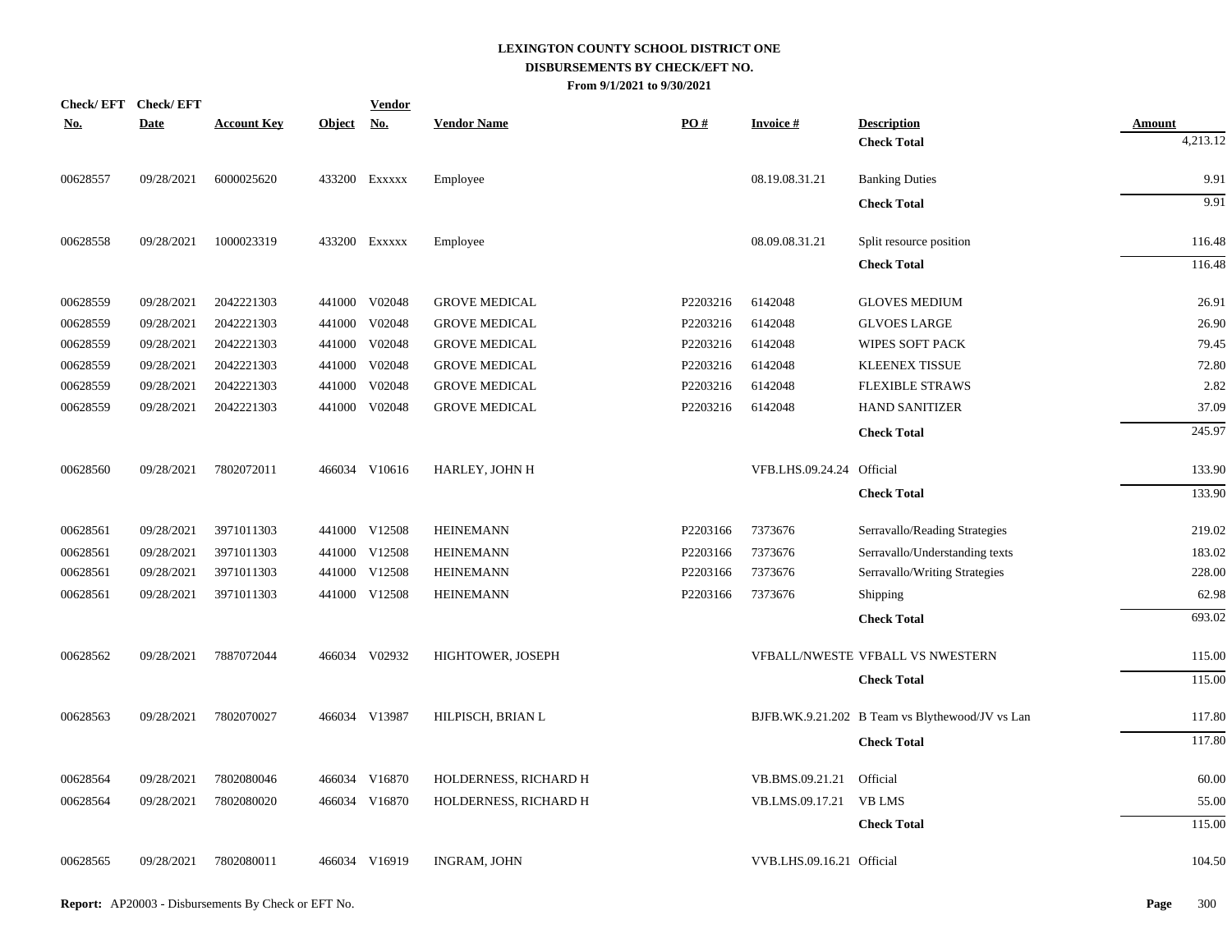# LEXINGTON COUNTY SCHOOL DISTRICT ONE

## DISBURSEMENTS BY CHECK/EFT NO.

### From 9/1/2021 to 9/30/2021

| Check/ EFT No. | Check/ EFT Date | Account Key | Object | Vendor No. | Vendor Name | PO # | Invoice # | Description | Amount |
|---|---|---|---|---|---|---|---|---|---|
| | | | | | | | | **Check Total** | 4,213.12 |
| 00628557 | 09/28/2021 | 6000025620 | 433200 | Exxxxx | Employee | | 08.19.08.31.21 | Banking Duties | 9.91 |
| | | | | | | | | **Check Total** | 9.91 |
| 00628558 | 09/28/2021 | 1000023319 | 433200 | Exxxxx | Employee | | 08.09.08.31.21 | Split resource position | 116.48 |
| | | | | | | | | **Check Total** | 116.48 |
| 00628559 | 09/28/2021 | 2042221303 | 441000 | V02048 | GROVE MEDICAL | P2203216 | 6142048 | GLOVES MEDIUM | 26.91 |
| 00628559 | 09/28/2021 | 2042221303 | 441000 | V02048 | GROVE MEDICAL | P2203216 | 6142048 | GLVOES LARGE | 26.90 |
| 00628559 | 09/28/2021 | 2042221303 | 441000 | V02048 | GROVE MEDICAL | P2203216 | 6142048 | WIPES SOFT PACK | 79.45 |
| 00628559 | 09/28/2021 | 2042221303 | 441000 | V02048 | GROVE MEDICAL | P2203216 | 6142048 | KLEENEX TISSUE | 72.80 |
| 00628559 | 09/28/2021 | 2042221303 | 441000 | V02048 | GROVE MEDICAL | P2203216 | 6142048 | FLEXIBLE STRAWS | 2.82 |
| 00628559 | 09/28/2021 | 2042221303 | 441000 | V02048 | GROVE MEDICAL | P2203216 | 6142048 | HAND SANITIZER | 37.09 |
| | | | | | | | | **Check Total** | 245.97 |
| 00628560 | 09/28/2021 | 7802072011 | 466034 | V10616 | HARLEY, JOHN H | | VFB.LHS.09.24.24 | Official | 133.90 |
| | | | | | | | | **Check Total** | 133.90 |
| 00628561 | 09/28/2021 | 3971011303 | 441000 | V12508 | HEINEMANN | P2203166 | 7373676 | Serravallo/Reading Strategies | 219.02 |
| 00628561 | 09/28/2021 | 3971011303 | 441000 | V12508 | HEINEMANN | P2203166 | 7373676 | Serravallo/Understanding texts | 183.02 |
| 00628561 | 09/28/2021 | 3971011303 | 441000 | V12508 | HEINEMANN | P2203166 | 7373676 | Serravallo/Writing Strategies | 228.00 |
| 00628561 | 09/28/2021 | 3971011303 | 441000 | V12508 | HEINEMANN | P2203166 | 7373676 | Shipping | 62.98 |
| | | | | | | | | **Check Total** | 693.02 |
| 00628562 | 09/28/2021 | 7887072044 | 466034 | V02932 | HIGHTOWER, JOSEPH | | VFBALL/NWESTE | VFBALL VS NWESTERN | 115.00 |
| | | | | | | | | **Check Total** | 115.00 |
| 00628563 | 09/28/2021 | 7802070027 | 466034 | V13987 | HILPISCH, BRIAN L | | BJFB.WK.9.21.202 | B Team vs Blythewood/JV vs Lan | 117.80 |
| | | | | | | | | **Check Total** | 117.80 |
| 00628564 | 09/28/2021 | 7802080046 | 466034 | V16870 | HOLDERNESS, RICHARD H | | VB.BMS.09.21.21 | Official | 60.00 |
| 00628564 | 09/28/2021 | 7802080020 | 466034 | V16870 | HOLDERNESS, RICHARD H | | VB.LMS.09.17.21 | VB LMS | 55.00 |
| | | | | | | | | **Check Total** | 115.00 |
| 00628565 | 09/28/2021 | 7802080011 | 466034 | V16919 | INGRAM, JOHN | | VVB.LHS.09.16.21 | Official | 104.50 |

**Report:** AP20003 - Disbursements By Check or EFT No.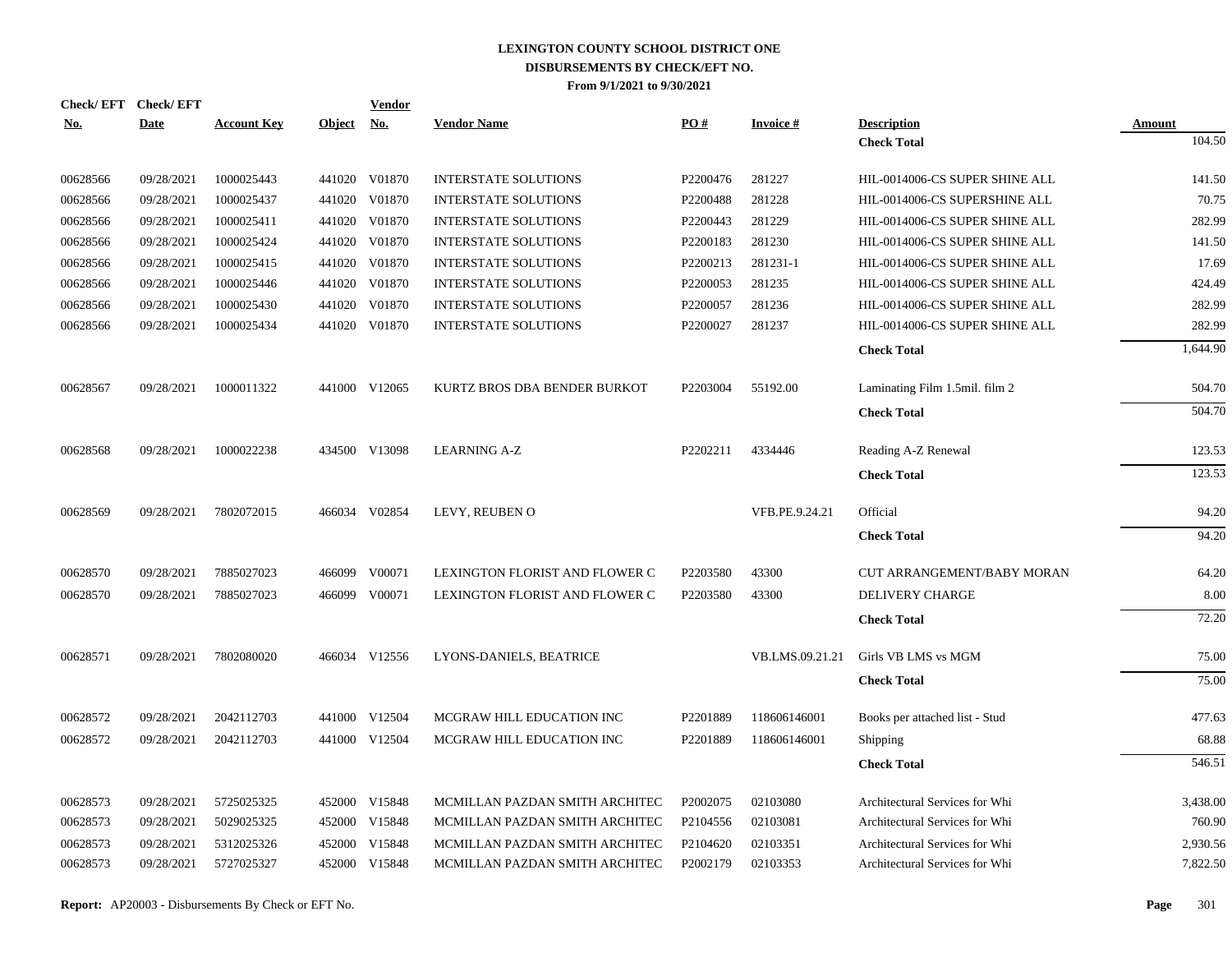# LEXINGTON COUNTY SCHOOL DISTRICT ONE
## DISBURSEMENTS BY CHECK/EFT NO.
### From 9/1/2021 to 9/30/2021

| Check/ EFT No. | Check/ EFT Date | Account Key | Object | Vendor No. | Vendor Name | PO # | Invoice # | Description | Amount |
|---|---|---|---|---|---|---|---|---|---|
| | | | | | | | | **Check Total** | 104.50 |
| 00628566 | 09/28/2021 | 1000025443 | 441020 | V01870 | INTERSTATE SOLUTIONS | P2200476 | 281227 | HIL-0014006-CS SUPER SHINE ALL | 141.50 |
| 00628566 | 09/28/2021 | 1000025437 | 441020 | V01870 | INTERSTATE SOLUTIONS | P2200488 | 281228 | HIL-0014006-CS SUPERSHINE ALL | 70.75 |
| 00628566 | 09/28/2021 | 1000025411 | 441020 | V01870 | INTERSTATE SOLUTIONS | P2200443 | 281229 | HIL-0014006-CS SUPER SHINE ALL | 282.99 |
| 00628566 | 09/28/2021 | 1000025424 | 441020 | V01870 | INTERSTATE SOLUTIONS | P2200183 | 281230 | HIL-0014006-CS SUPER SHINE ALL | 141.50 |
| 00628566 | 09/28/2021 | 1000025415 | 441020 | V01870 | INTERSTATE SOLUTIONS | P2200213 | 281231-1 | HIL-0014006-CS SUPER SHINE ALL | 17.69 |
| 00628566 | 09/28/2021 | 1000025446 | 441020 | V01870 | INTERSTATE SOLUTIONS | P2200053 | 281235 | HIL-0014006-CS SUPER SHINE ALL | 424.49 |
| 00628566 | 09/28/2021 | 1000025430 | 441020 | V01870 | INTERSTATE SOLUTIONS | P2200057 | 281236 | HIL-0014006-CS SUPER SHINE ALL | 282.99 |
| 00628566 | 09/28/2021 | 1000025434 | 441020 | V01870 | INTERSTATE SOLUTIONS | P2200027 | 281237 | HIL-0014006-CS SUPER SHINE ALL | 282.99 |
| | | | | | | | | **Check Total** | 1,644.90 |
| 00628567 | 09/28/2021 | 1000011322 | 441000 | V12065 | KURTZ BROS DBA BENDER BURKOT | P2203004 | 55192.00 | Laminating Film 1.5mil. film 2 | 504.70 |
| | | | | | | | | **Check Total** | 504.70 |
| 00628568 | 09/28/2021 | 1000022238 | 434500 | V13098 | LEARNING A-Z | P2202211 | 4334446 | Reading A-Z Renewal | 123.53 |
| | | | | | | | | **Check Total** | 123.53 |
| 00628569 | 09/28/2021 | 7802072015 | 466034 | V02854 | LEVY, REUBEN O | | VFB.PE.9.24.21 | Official | 94.20 |
| | | | | | | | | **Check Total** | 94.20 |
| 00628570 | 09/28/2021 | 7885027023 | 466099 | V00071 | LEXINGTON FLORIST AND FLOWER C | P2203580 | 43300 | CUT ARRANGEMENT/BABY MORAN | 64.20 |
| 00628570 | 09/28/2021 | 7885027023 | 466099 | V00071 | LEXINGTON FLORIST AND FLOWER C | P2203580 | 43300 | DELIVERY CHARGE | 8.00 |
| | | | | | | | | **Check Total** | 72.20 |
| 00628571 | 09/28/2021 | 7802080020 | 466034 | V12556 | LYONS-DANIELS, BEATRICE | | VB.LMS.09.21.21 | Girls VB LMS vs MGM | 75.00 |
| | | | | | | | | **Check Total** | 75.00 |
| 00628572 | 09/28/2021 | 2042112703 | 441000 | V12504 | MCGRAW HILL EDUCATION INC | P2201889 | 118606146001 | Books per attached list - Stud | 477.63 |
| 00628572 | 09/28/2021 | 2042112703 | 441000 | V12504 | MCGRAW HILL EDUCATION INC | P2201889 | 118606146001 | Shipping | 68.88 |
| | | | | | | | | **Check Total** | 546.51 |
| 00628573 | 09/28/2021 | 5725025325 | 452000 | V15848 | MCMILLAN PAZDAN SMITH ARCHITEC | P2002075 | 02103080 | Architectural Services for Whi | 3,438.00 |
| 00628573 | 09/28/2021 | 5029025325 | 452000 | V15848 | MCMILLAN PAZDAN SMITH ARCHITEC | P2104556 | 02103081 | Architectural Services for Whi | 760.90 |
| 00628573 | 09/28/2021 | 5312025326 | 452000 | V15848 | MCMILLAN PAZDAN SMITH ARCHITEC | P2104620 | 02103351 | Architectural Services for Whi | 2,930.56 |
| 00628573 | 09/28/2021 | 5727025327 | 452000 | V15848 | MCMILLAN PAZDAN SMITH ARCHITEC | P2002179 | 02103353 | Architectural Services for Whi | 7,822.50 |

**Report:** AP20003 - Disbursements By Check or EFT No.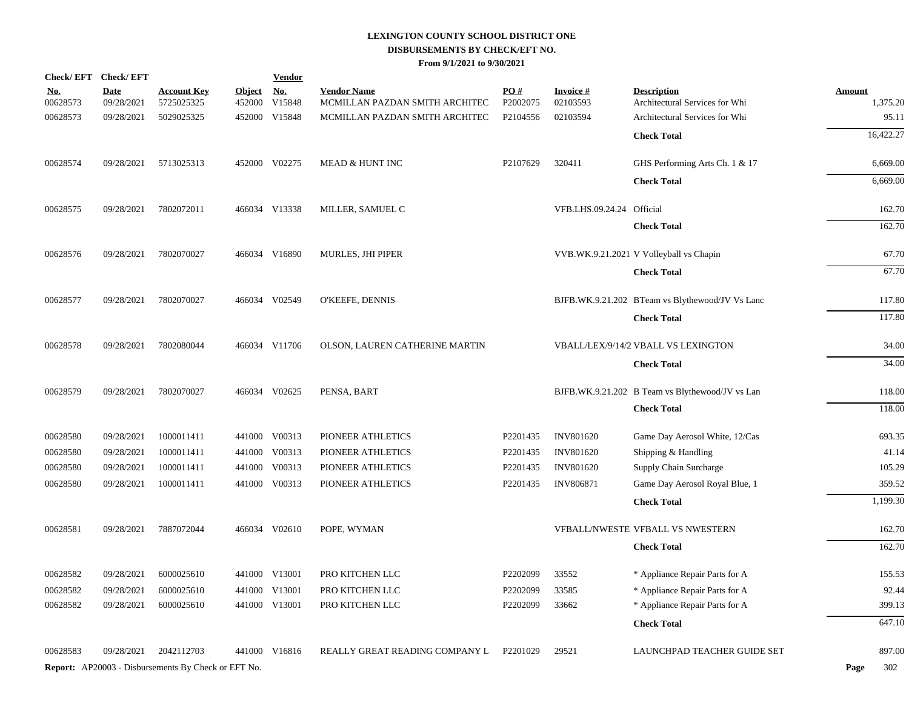# LEXINGTON COUNTY SCHOOL DISTRICT ONE
## DISBURSEMENTS BY CHECK/EFT NO.
### From 9/1/2021 to 9/30/2021

| Check/ EFT No. | Check/ EFT Date | Account Key | Object | Vendor No. | Vendor Name | PO # | Invoice # | Description | Amount |
|---|---|---|---|---|---|---|---|---|---|
| 00628573 | 09/28/2021 | 5725025325 | 452000 | V15848 | MCMILLAN PAZDAN SMITH ARCHITEC | P2002075 | 02103593 | Architectural Services for Whi | 1,375.20 |
| 00628573 | 09/28/2021 | 5029025325 | 452000 | V15848 | MCMILLAN PAZDAN SMITH ARCHITEC | P2104556 | 02103594 | Architectural Services for Whi | 95.11 |
| | | | | | | | | **Check Total** | 16,422.27 |
| 00628574 | 09/28/2021 | 5713025313 | 452000 | V02275 | MEAD & HUNT INC | P2107629 | 320411 | GHS Performing Arts Ch. 1 & 17 | 6,669.00 |
| | | | | | | | | **Check Total** | 6,669.00 |
| 00628575 | 09/28/2021 | 7802072011 | 466034 | V13338 | MILLER, SAMUEL C | | VFB.LHS.09.24.24 | Official | 162.70 |
| | | | | | | | | **Check Total** | 162.70 |
| 00628576 | 09/28/2021 | 7802070027 | 466034 | V16890 | MURLES, JHI PIPER | | VVB.WK.9.21.2021 | V Volleyball vs Chapin | 67.70 |
| | | | | | | | | **Check Total** | 67.70 |
| 00628577 | 09/28/2021 | 7802070027 | 466034 | V02549 | O'KEEFE, DENNIS | | BJFB.WK.9.21.202 | BTeam vs Blythewood/JV Vs Lanc | 117.80 |
| | | | | | | | | **Check Total** | 117.80 |
| 00628578 | 09/28/2021 | 7802080044 | 466034 | V11706 | OLSON, LAUREN CATHERINE MARTIN | | VBALL/LEX/9/14/2 | VBALL VS LEXINGTON | 34.00 |
| | | | | | | | | **Check Total** | 34.00 |
| 00628579 | 09/28/2021 | 7802070027 | 466034 | V02625 | PENSA, BART | | BJFB.WK.9.21.202 | B Team vs Blythewood/JV vs Lan | 118.00 |
| | | | | | | | | **Check Total** | 118.00 |
| 00628580 | 09/28/2021 | 1000011411 | 441000 | V00313 | PIONEER ATHLETICS | P2201435 | INV801620 | Game Day Aerosol White, 12/Cas | 693.35 |
| 00628580 | 09/28/2021 | 1000011411 | 441000 | V00313 | PIONEER ATHLETICS | P2201435 | INV801620 | Shipping & Handling | 41.14 |
| 00628580 | 09/28/2021 | 1000011411 | 441000 | V00313 | PIONEER ATHLETICS | P2201435 | INV801620 | Supply Chain Surcharge | 105.29 |
| 00628580 | 09/28/2021 | 1000011411 | 441000 | V00313 | PIONEER ATHLETICS | P2201435 | INV806871 | Game Day Aerosol Royal Blue, 1 | 359.52 |
| | | | | | | | | **Check Total** | 1,199.30 |
| 00628581 | 09/28/2021 | 7887072044 | 466034 | V02610 | POPE, WYMAN | | VFBALL/NWESTE | VFBALL VS NWESTERN | 162.70 |
| | | | | | | | | **Check Total** | 162.70 |
| 00628582 | 09/28/2021 | 6000025610 | 441000 | V13001 | PRO KITCHEN LLC | P2202099 | 33552 | * Appliance Repair Parts for A | 155.53 |
| 00628582 | 09/28/2021 | 6000025610 | 441000 | V13001 | PRO KITCHEN LLC | P2202099 | 33585 | * Appliance Repair Parts for A | 92.44 |
| 00628582 | 09/28/2021 | 6000025610 | 441000 | V13001 | PRO KITCHEN LLC | P2202099 | 33662 | * Appliance Repair Parts for A | 399.13 |
| | | | | | | | | **Check Total** | 647.10 |
| 00628583 | 09/28/2021 | 2042112703 | 441000 | V16816 | REALLY GREAT READING COMPANY L | P2201029 | 29521 | LAUNCHPAD TEACHER GUIDE SET | 897.00 |

**Report:** AP20003 - Disbursements By Check or EFT No.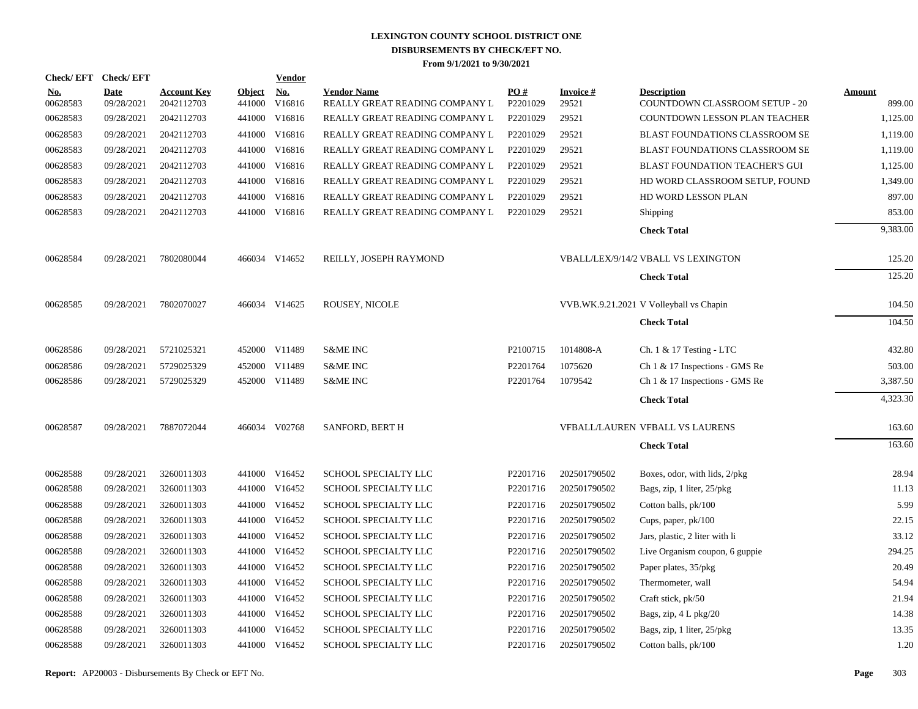# LEXINGTON COUNTY SCHOOL DISTRICT ONE

## DISBURSEMENTS BY CHECK/EFT NO.

### From 9/1/2021 to 9/30/2021

| Check/ EFT No. | Check/ EFT Date | Account Key | Object | Vendor No. | Vendor Name | PO # | Invoice # | Description | Amount |
|---|---|---|---|---|---|---|---|---|---|
| 00628583 | 09/28/2021 | 2042112703 | 441000 | V16816 | REALLY GREAT READING COMPANY L | P2201029 | 29521 | COUNTDOWN CLASSROOM SETUP - 20 | 899.00 |
| 00628583 | 09/28/2021 | 2042112703 | 441000 | V16816 | REALLY GREAT READING COMPANY L | P2201029 | 29521 | COUNTDOWN LESSON PLAN TEACHER | 1,125.00 |
| 00628583 | 09/28/2021 | 2042112703 | 441000 | V16816 | REALLY GREAT READING COMPANY L | P2201029 | 29521 | BLAST FOUNDATIONS CLASSROOM SE | 1,119.00 |
| 00628583 | 09/28/2021 | 2042112703 | 441000 | V16816 | REALLY GREAT READING COMPANY L | P2201029 | 29521 | BLAST FOUNDATIONS CLASSROOM SE | 1,119.00 |
| 00628583 | 09/28/2021 | 2042112703 | 441000 | V16816 | REALLY GREAT READING COMPANY L | P2201029 | 29521 | BLAST FOUNDATION TEACHER'S GUI | 1,125.00 |
| 00628583 | 09/28/2021 | 2042112703 | 441000 | V16816 | REALLY GREAT READING COMPANY L | P2201029 | 29521 | HD WORD CLASSROOM SETUP, FOUND | 1,349.00 |
| 00628583 | 09/28/2021 | 2042112703 | 441000 | V16816 | REALLY GREAT READING COMPANY L | P2201029 | 29521 | HD WORD LESSON PLAN | 897.00 |
| 00628583 | 09/28/2021 | 2042112703 | 441000 | V16816 | REALLY GREAT READING COMPANY L | P2201029 | 29521 | Shipping | 853.00 |
| | | | | | | | | **Check Total** | 9,383.00 |
| 00628584 | 09/28/2021 | 7802080044 | 466034 | V14652 | REILLY, JOSEPH RAYMOND | | VBALL/LEX/9/14/2 | VBALL VS LEXINGTON | 125.20 |
| | | | | | | | | **Check Total** | 125.20 |
| 00628585 | 09/28/2021 | 7802070027 | 466034 | V14625 | ROUSEY, NICOLE | | VVB.WK.9.21.2021 | V Volleyball vs Chapin | 104.50 |
| | | | | | | | | **Check Total** | 104.50 |
| 00628586 | 09/28/2021 | 5721025321 | 452000 | V11489 | S&ME INC | P2100715 | 1014808-A | Ch. 1 & 17 Testing - LTC | 432.80 |
| 00628586 | 09/28/2021 | 5729025329 | 452000 | V11489 | S&ME INC | P2201764 | 1075620 | Ch 1 & 17 Inspections - GMS Re | 503.00 |
| 00628586 | 09/28/2021 | 5729025329 | 452000 | V11489 | S&ME INC | P2201764 | 1079542 | Ch 1 & 17 Inspections - GMS Re | 3,387.50 |
| | | | | | | | | **Check Total** | 4,323.30 |
| 00628587 | 09/28/2021 | 7887072044 | 466034 | V02768 | SANFORD, BERT H | | VFBALL/LAUREN | VFBALL VS LAURENS | 163.60 |
| | | | | | | | | **Check Total** | 163.60 |
| 00628588 | 09/28/2021 | 3260011303 | 441000 | V16452 | SCHOOL SPECIALTY LLC | P2201716 | 202501790502 | Boxes, odor, with lids, 2/pkg | 28.94 |
| 00628588 | 09/28/2021 | 3260011303 | 441000 | V16452 | SCHOOL SPECIALTY LLC | P2201716 | 202501790502 | Bags, zip, 1 liter, 25/pkg | 11.13 |
| 00628588 | 09/28/2021 | 3260011303 | 441000 | V16452 | SCHOOL SPECIALTY LLC | P2201716 | 202501790502 | Cotton balls, pk/100 | 5.99 |
| 00628588 | 09/28/2021 | 3260011303 | 441000 | V16452 | SCHOOL SPECIALTY LLC | P2201716 | 202501790502 | Cups, paper, pk/100 | 22.15 |
| 00628588 | 09/28/2021 | 3260011303 | 441000 | V16452 | SCHOOL SPECIALTY LLC | P2201716 | 202501790502 | Jars, plastic, 2 liter with li | 33.12 |
| 00628588 | 09/28/2021 | 3260011303 | 441000 | V16452 | SCHOOL SPECIALTY LLC | P2201716 | 202501790502 | Live Organism coupon, 6 guppie | 294.25 |
| 00628588 | 09/28/2021 | 3260011303 | 441000 | V16452 | SCHOOL SPECIALTY LLC | P2201716 | 202501790502 | Paper plates, 35/pkg | 20.49 |
| 00628588 | 09/28/2021 | 3260011303 | 441000 | V16452 | SCHOOL SPECIALTY LLC | P2201716 | 202501790502 | Thermometer, wall | 54.94 |
| 00628588 | 09/28/2021 | 3260011303 | 441000 | V16452 | SCHOOL SPECIALTY LLC | P2201716 | 202501790502 | Craft stick, pk/50 | 21.94 |
| 00628588 | 09/28/2021 | 3260011303 | 441000 | V16452 | SCHOOL SPECIALTY LLC | P2201716 | 202501790502 | Bags, zip, 4 L pkg/20 | 14.38 |
| 00628588 | 09/28/2021 | 3260011303 | 441000 | V16452 | SCHOOL SPECIALTY LLC | P2201716 | 202501790502 | Bags, zip, 1 liter, 25/pkg | 13.35 |
| 00628588 | 09/28/2021 | 3260011303 | 441000 | V16452 | SCHOOL SPECIALTY LLC | P2201716 | 202501790502 | Cotton balls, pk/100 | 1.20 |

**Report:** AP20003 - Disbursements By Check or EFT No.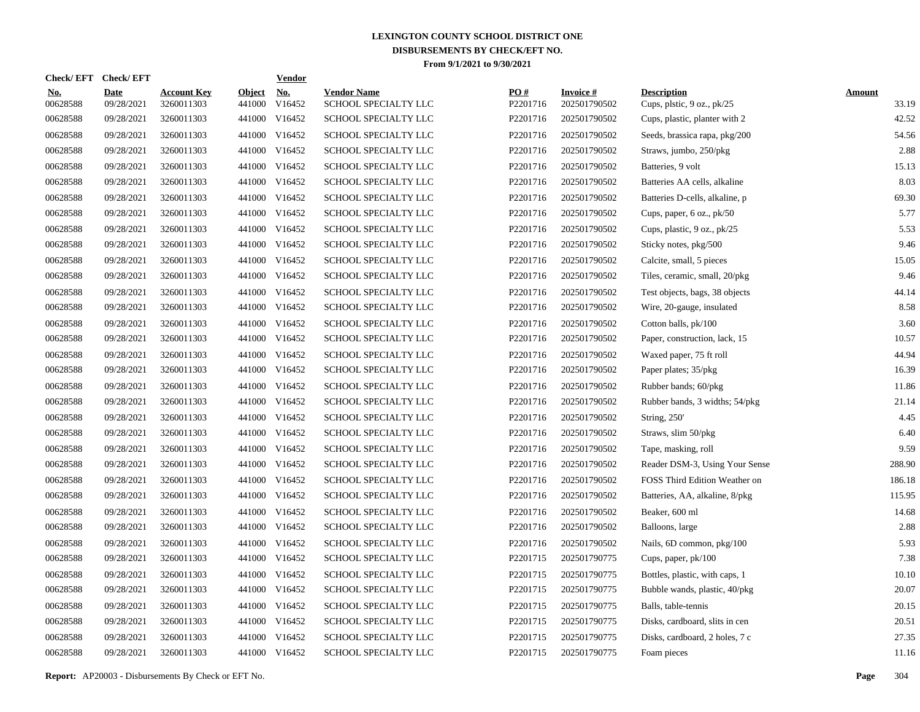# LEXINGTON COUNTY SCHOOL DISTRICT ONE
## DISBURSEMENTS BY CHECK/EFT NO.
### From 9/1/2021 to 9/30/2021

| Check/ EFT No. | Check/ EFT Date | Account Key | Object | Vendor No. | Vendor Name | PO # | Invoice # | Description | Amount |
|---|---|---|---|---|---|---|---|---|---|
| 00628588 | 09/28/2021 | 3260011303 | 441000 | V16452 | SCHOOL SPECIALTY LLC | P2201716 | 202501790502 | Cups, plstic, 9 oz., pk/25 | 33.19 |
| 00628588 | 09/28/2021 | 3260011303 | 441000 | V16452 | SCHOOL SPECIALTY LLC | P2201716 | 202501790502 | Cups, plastic, planter with 2 | 42.52 |
| 00628588 | 09/28/2021 | 3260011303 | 441000 | V16452 | SCHOOL SPECIALTY LLC | P2201716 | 202501790502 | Seeds, brassica rapa, pkg/200 | 54.56 |
| 00628588 | 09/28/2021 | 3260011303 | 441000 | V16452 | SCHOOL SPECIALTY LLC | P2201716 | 202501790502 | Straws, jumbo, 250/pkg | 2.88 |
| 00628588 | 09/28/2021 | 3260011303 | 441000 | V16452 | SCHOOL SPECIALTY LLC | P2201716 | 202501790502 | Batteries, 9 volt | 15.13 |
| 00628588 | 09/28/2021 | 3260011303 | 441000 | V16452 | SCHOOL SPECIALTY LLC | P2201716 | 202501790502 | Batteries AA cells, alkaline | 8.03 |
| 00628588 | 09/28/2021 | 3260011303 | 441000 | V16452 | SCHOOL SPECIALTY LLC | P2201716 | 202501790502 | Batteries D-cells, alkaline, p | 69.30 |
| 00628588 | 09/28/2021 | 3260011303 | 441000 | V16452 | SCHOOL SPECIALTY LLC | P2201716 | 202501790502 | Cups, paper, 6 oz., pk/50 | 5.77 |
| 00628588 | 09/28/2021 | 3260011303 | 441000 | V16452 | SCHOOL SPECIALTY LLC | P2201716 | 202501790502 | Cups, plastic, 9 oz., pk/25 | 5.53 |
| 00628588 | 09/28/2021 | 3260011303 | 441000 | V16452 | SCHOOL SPECIALTY LLC | P2201716 | 202501790502 | Sticky notes, pkg/500 | 9.46 |
| 00628588 | 09/28/2021 | 3260011303 | 441000 | V16452 | SCHOOL SPECIALTY LLC | P2201716 | 202501790502 | Calcite, small, 5 pieces | 15.05 |
| 00628588 | 09/28/2021 | 3260011303 | 441000 | V16452 | SCHOOL SPECIALTY LLC | P2201716 | 202501790502 | Tiles, ceramic, small, 20/pkg | 9.46 |
| 00628588 | 09/28/2021 | 3260011303 | 441000 | V16452 | SCHOOL SPECIALTY LLC | P2201716 | 202501790502 | Test objects, bags, 38 objects | 44.14 |
| 00628588 | 09/28/2021 | 3260011303 | 441000 | V16452 | SCHOOL SPECIALTY LLC | P2201716 | 202501790502 | Wire, 20-gauge, insulated | 8.58 |
| 00628588 | 09/28/2021 | 3260011303 | 441000 | V16452 | SCHOOL SPECIALTY LLC | P2201716 | 202501790502 | Cotton balls, pk/100 | 3.60 |
| 00628588 | 09/28/2021 | 3260011303 | 441000 | V16452 | SCHOOL SPECIALTY LLC | P2201716 | 202501790502 | Paper, construction, lack, 15 | 10.57 |
| 00628588 | 09/28/2021 | 3260011303 | 441000 | V16452 | SCHOOL SPECIALTY LLC | P2201716 | 202501790502 | Waxed paper, 75 ft roll | 44.94 |
| 00628588 | 09/28/2021 | 3260011303 | 441000 | V16452 | SCHOOL SPECIALTY LLC | P2201716 | 202501790502 | Paper plates; 35/pkg | 16.39 |
| 00628588 | 09/28/2021 | 3260011303 | 441000 | V16452 | SCHOOL SPECIALTY LLC | P2201716 | 202501790502 | Rubber bands; 60/pkg | 11.86 |
| 00628588 | 09/28/2021 | 3260011303 | 441000 | V16452 | SCHOOL SPECIALTY LLC | P2201716 | 202501790502 | Rubber bands, 3 widths; 54/pkg | 21.14 |
| 00628588 | 09/28/2021 | 3260011303 | 441000 | V16452 | SCHOOL SPECIALTY LLC | P2201716 | 202501790502 | String, 250' | 4.45 |
| 00628588 | 09/28/2021 | 3260011303 | 441000 | V16452 | SCHOOL SPECIALTY LLC | P2201716 | 202501790502 | Straws, slim 50/pkg | 6.40 |
| 00628588 | 09/28/2021 | 3260011303 | 441000 | V16452 | SCHOOL SPECIALTY LLC | P2201716 | 202501790502 | Tape, masking, roll | 9.59 |
| 00628588 | 09/28/2021 | 3260011303 | 441000 | V16452 | SCHOOL SPECIALTY LLC | P2201716 | 202501790502 | Reader DSM-3, Using Your Sense | 288.90 |
| 00628588 | 09/28/2021 | 3260011303 | 441000 | V16452 | SCHOOL SPECIALTY LLC | P2201716 | 202501790502 | FOSS Third Edition Weather on | 186.18 |
| 00628588 | 09/28/2021 | 3260011303 | 441000 | V16452 | SCHOOL SPECIALTY LLC | P2201716 | 202501790502 | Batteries, AA, alkaline, 8/pkg | 115.95 |
| 00628588 | 09/28/2021 | 3260011303 | 441000 | V16452 | SCHOOL SPECIALTY LLC | P2201716 | 202501790502 | Beaker, 600 ml | 14.68 |
| 00628588 | 09/28/2021 | 3260011303 | 441000 | V16452 | SCHOOL SPECIALTY LLC | P2201716 | 202501790502 | Balloons, large | 2.88 |
| 00628588 | 09/28/2021 | 3260011303 | 441000 | V16452 | SCHOOL SPECIALTY LLC | P2201716 | 202501790502 | Nails, 6D common, pkg/100 | 5.93 |
| 00628588 | 09/28/2021 | 3260011303 | 441000 | V16452 | SCHOOL SPECIALTY LLC | P2201715 | 202501790775 | Cups, paper, pk/100 | 7.38 |
| 00628588 | 09/28/2021 | 3260011303 | 441000 | V16452 | SCHOOL SPECIALTY LLC | P2201715 | 202501790775 | Bottles, plastic, with caps, 1 | 10.10 |
| 00628588 | 09/28/2021 | 3260011303 | 441000 | V16452 | SCHOOL SPECIALTY LLC | P2201715 | 202501790775 | Bubble wands, plastic, 40/pkg | 20.07 |
| 00628588 | 09/28/2021 | 3260011303 | 441000 | V16452 | SCHOOL SPECIALTY LLC | P2201715 | 202501790775 | Balls, table-tennis | 20.15 |
| 00628588 | 09/28/2021 | 3260011303 | 441000 | V16452 | SCHOOL SPECIALTY LLC | P2201715 | 202501790775 | Disks, cardboard, slits in cen | 20.51 |
| 00628588 | 09/28/2021 | 3260011303 | 441000 | V16452 | SCHOOL SPECIALTY LLC | P2201715 | 202501790775 | Disks, cardboard, 2 holes, 7 c | 27.35 |
| 00628588 | 09/28/2021 | 3260011303 | 441000 | V16452 | SCHOOL SPECIALTY LLC | P2201715 | 202501790775 | Foam pieces | 11.16 |

**Report:** AP20003 - Disbursements By Check or EFT No.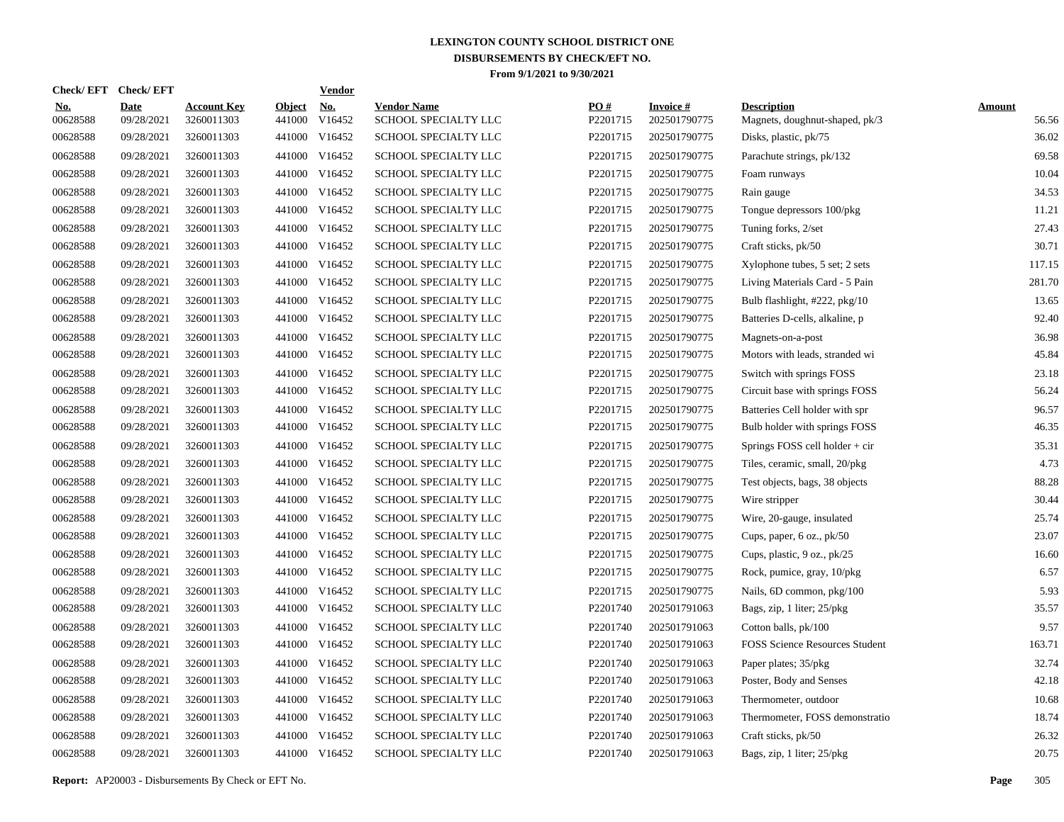# LEXINGTON COUNTY SCHOOL DISTRICT ONE
## DISBURSEMENTS BY CHECK/EFT NO.
### From 9/1/2021 to 9/30/2021

| Check/ EFT No. | Check/ EFT Date | Account Key | Object | Vendor No. | Vendor Name | PO # | Invoice # | Description | Amount |
|---|---|---|---|---|---|---|---|---|---|
| 00628588 | 09/28/2021 | 3260011303 | 441000 | V16452 | SCHOOL SPECIALTY LLC | P2201715 | 202501790775 | Magnets, doughnut-shaped, pk/3 | 56.56 |
| 00628588 | 09/28/2021 | 3260011303 | 441000 | V16452 | SCHOOL SPECIALTY LLC | P2201715 | 202501790775 | Disks, plastic, pk/75 | 36.02 |
| 00628588 | 09/28/2021 | 3260011303 | 441000 | V16452 | SCHOOL SPECIALTY LLC | P2201715 | 202501790775 | Parachute strings, pk/132 | 69.58 |
| 00628588 | 09/28/2021 | 3260011303 | 441000 | V16452 | SCHOOL SPECIALTY LLC | P2201715 | 202501790775 | Foam runways | 10.04 |
| 00628588 | 09/28/2021 | 3260011303 | 441000 | V16452 | SCHOOL SPECIALTY LLC | P2201715 | 202501790775 | Rain gauge | 34.53 |
| 00628588 | 09/28/2021 | 3260011303 | 441000 | V16452 | SCHOOL SPECIALTY LLC | P2201715 | 202501790775 | Tongue depressors 100/pkg | 11.21 |
| 00628588 | 09/28/2021 | 3260011303 | 441000 | V16452 | SCHOOL SPECIALTY LLC | P2201715 | 202501790775 | Tuning forks, 2/set | 27.43 |
| 00628588 | 09/28/2021 | 3260011303 | 441000 | V16452 | SCHOOL SPECIALTY LLC | P2201715 | 202501790775 | Craft sticks, pk/50 | 30.71 |
| 00628588 | 09/28/2021 | 3260011303 | 441000 | V16452 | SCHOOL SPECIALTY LLC | P2201715 | 202501790775 | Xylophone tubes, 5 set; 2 sets | 117.15 |
| 00628588 | 09/28/2021 | 3260011303 | 441000 | V16452 | SCHOOL SPECIALTY LLC | P2201715 | 202501790775 | Living Materials Card - 5 Pain | 281.70 |
| 00628588 | 09/28/2021 | 3260011303 | 441000 | V16452 | SCHOOL SPECIALTY LLC | P2201715 | 202501790775 | Bulb flashlight, #222, pkg/10 | 13.65 |
| 00628588 | 09/28/2021 | 3260011303 | 441000 | V16452 | SCHOOL SPECIALTY LLC | P2201715 | 202501790775 | Batteries D-cells, alkaline, p | 92.40 |
| 00628588 | 09/28/2021 | 3260011303 | 441000 | V16452 | SCHOOL SPECIALTY LLC | P2201715 | 202501790775 | Magnets-on-a-post | 36.98 |
| 00628588 | 09/28/2021 | 3260011303 | 441000 | V16452 | SCHOOL SPECIALTY LLC | P2201715 | 202501790775 | Motors with leads, stranded wi | 45.84 |
| 00628588 | 09/28/2021 | 3260011303 | 441000 | V16452 | SCHOOL SPECIALTY LLC | P2201715 | 202501790775 | Switch with springs FOSS | 23.18 |
| 00628588 | 09/28/2021 | 3260011303 | 441000 | V16452 | SCHOOL SPECIALTY LLC | P2201715 | 202501790775 | Circuit base with springs FOSS | 56.24 |
| 00628588 | 09/28/2021 | 3260011303 | 441000 | V16452 | SCHOOL SPECIALTY LLC | P2201715 | 202501790775 | Batteries Cell holder with spr | 96.57 |
| 00628588 | 09/28/2021 | 3260011303 | 441000 | V16452 | SCHOOL SPECIALTY LLC | P2201715 | 202501790775 | Bulb holder with springs FOSS | 46.35 |
| 00628588 | 09/28/2021 | 3260011303 | 441000 | V16452 | SCHOOL SPECIALTY LLC | P2201715 | 202501790775 | Springs FOSS cell holder + cir | 35.31 |
| 00628588 | 09/28/2021 | 3260011303 | 441000 | V16452 | SCHOOL SPECIALTY LLC | P2201715 | 202501790775 | Tiles, ceramic, small, 20/pkg | 4.73 |
| 00628588 | 09/28/2021 | 3260011303 | 441000 | V16452 | SCHOOL SPECIALTY LLC | P2201715 | 202501790775 | Test objects, bags, 38 objects | 88.28 |
| 00628588 | 09/28/2021 | 3260011303 | 441000 | V16452 | SCHOOL SPECIALTY LLC | P2201715 | 202501790775 | Wire stripper | 30.44 |
| 00628588 | 09/28/2021 | 3260011303 | 441000 | V16452 | SCHOOL SPECIALTY LLC | P2201715 | 202501790775 | Wire, 20-gauge, insulated | 25.74 |
| 00628588 | 09/28/2021 | 3260011303 | 441000 | V16452 | SCHOOL SPECIALTY LLC | P2201715 | 202501790775 | Cups, paper, 6 oz., pk/50 | 23.07 |
| 00628588 | 09/28/2021 | 3260011303 | 441000 | V16452 | SCHOOL SPECIALTY LLC | P2201715 | 202501790775 | Cups, plastic, 9 oz., pk/25 | 16.60 |
| 00628588 | 09/28/2021 | 3260011303 | 441000 | V16452 | SCHOOL SPECIALTY LLC | P2201715 | 202501790775 | Rock, pumice, gray, 10/pkg | 6.57 |
| 00628588 | 09/28/2021 | 3260011303 | 441000 | V16452 | SCHOOL SPECIALTY LLC | P2201715 | 202501790775 | Nails, 6D common, pkg/100 | 5.93 |
| 00628588 | 09/28/2021 | 3260011303 | 441000 | V16452 | SCHOOL SPECIALTY LLC | P2201740 | 202501791063 | Bags, zip, 1 liter; 25/pkg | 35.57 |
| 00628588 | 09/28/2021 | 3260011303 | 441000 | V16452 | SCHOOL SPECIALTY LLC | P2201740 | 202501791063 | Cotton balls, pk/100 | 9.57 |
| 00628588 | 09/28/2021 | 3260011303 | 441000 | V16452 | SCHOOL SPECIALTY LLC | P2201740 | 202501791063 | FOSS Science Resources Student | 163.71 |
| 00628588 | 09/28/2021 | 3260011303 | 441000 | V16452 | SCHOOL SPECIALTY LLC | P2201740 | 202501791063 | Paper plates; 35/pkg | 32.74 |
| 00628588 | 09/28/2021 | 3260011303 | 441000 | V16452 | SCHOOL SPECIALTY LLC | P2201740 | 202501791063 | Poster, Body and Senses | 42.18 |
| 00628588 | 09/28/2021 | 3260011303 | 441000 | V16452 | SCHOOL SPECIALTY LLC | P2201740 | 202501791063 | Thermometer, outdoor | 10.68 |
| 00628588 | 09/28/2021 | 3260011303 | 441000 | V16452 | SCHOOL SPECIALTY LLC | P2201740 | 202501791063 | Thermometer, FOSS demonstratio | 18.74 |
| 00628588 | 09/28/2021 | 3260011303 | 441000 | V16452 | SCHOOL SPECIALTY LLC | P2201740 | 202501791063 | Craft sticks, pk/50 | 26.32 |
| 00628588 | 09/28/2021 | 3260011303 | 441000 | V16452 | SCHOOL SPECIALTY LLC | P2201740 | 202501791063 | Bags, zip, 1 liter; 25/pkg | 20.75 |

**Report:** AP20003 - Disbursements By Check or EFT No.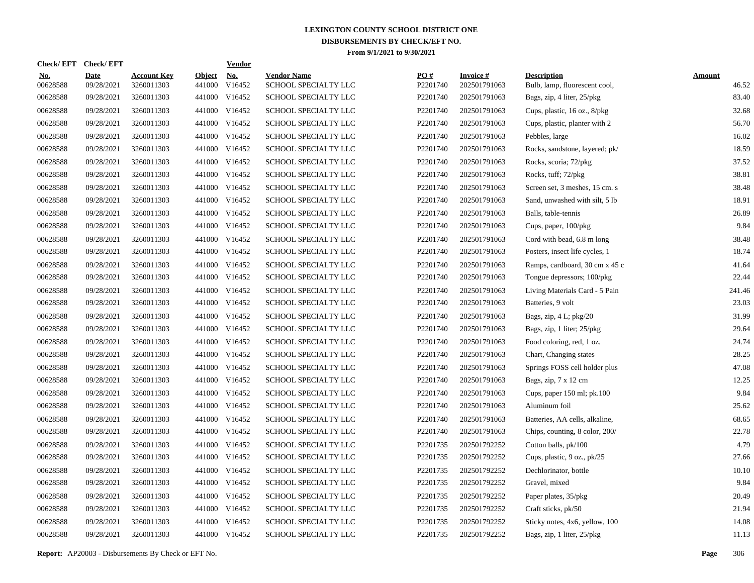# LEXINGTON COUNTY SCHOOL DISTRICT ONE
## DISBURSEMENTS BY CHECK/EFT NO.
### From 9/1/2021 to 9/30/2021

| Check/ EFT No. | Check/ EFT Date | Account Key | Object | Vendor No. | Vendor Name | PO # | Invoice # | Description | Amount |
|---|---|---|---|---|---|---|---|---|---|
| 00628588 | 09/28/2021 | 3260011303 | 441000 | V16452 | SCHOOL SPECIALTY LLC | P2201740 | 202501791063 | Bulb, lamp, fluorescent cool, | 46.52 |
| 00628588 | 09/28/2021 | 3260011303 | 441000 | V16452 | SCHOOL SPECIALTY LLC | P2201740 | 202501791063 | Bags, zip, 4 liter, 25/pkg | 83.40 |
| 00628588 | 09/28/2021 | 3260011303 | 441000 | V16452 | SCHOOL SPECIALTY LLC | P2201740 | 202501791063 | Cups, plastic, 16 oz., 8/pkg | 32.68 |
| 00628588 | 09/28/2021 | 3260011303 | 441000 | V16452 | SCHOOL SPECIALTY LLC | P2201740 | 202501791063 | Cups, plastic, planter with 2 | 56.70 |
| 00628588 | 09/28/2021 | 3260011303 | 441000 | V16452 | SCHOOL SPECIALTY LLC | P2201740 | 202501791063 | Pebbles, large | 16.02 |
| 00628588 | 09/28/2021 | 3260011303 | 441000 | V16452 | SCHOOL SPECIALTY LLC | P2201740 | 202501791063 | Rocks, sandstone, layered; pk/ | 18.59 |
| 00628588 | 09/28/2021 | 3260011303 | 441000 | V16452 | SCHOOL SPECIALTY LLC | P2201740 | 202501791063 | Rocks, scoria; 72/pkg | 37.52 |
| 00628588 | 09/28/2021 | 3260011303 | 441000 | V16452 | SCHOOL SPECIALTY LLC | P2201740 | 202501791063 | Rocks, tuff; 72/pkg | 38.81 |
| 00628588 | 09/28/2021 | 3260011303 | 441000 | V16452 | SCHOOL SPECIALTY LLC | P2201740 | 202501791063 | Screen set, 3 meshes, 15 cm. s | 38.48 |
| 00628588 | 09/28/2021 | 3260011303 | 441000 | V16452 | SCHOOL SPECIALTY LLC | P2201740 | 202501791063 | Sand, unwashed with silt, 5 lb | 18.91 |
| 00628588 | 09/28/2021 | 3260011303 | 441000 | V16452 | SCHOOL SPECIALTY LLC | P2201740 | 202501791063 | Balls, table-tennis | 26.89 |
| 00628588 | 09/28/2021 | 3260011303 | 441000 | V16452 | SCHOOL SPECIALTY LLC | P2201740 | 202501791063 | Cups, paper, 100/pkg | 9.84 |
| 00628588 | 09/28/2021 | 3260011303 | 441000 | V16452 | SCHOOL SPECIALTY LLC | P2201740 | 202501791063 | Cord with bead, 6.8 m long | 38.48 |
| 00628588 | 09/28/2021 | 3260011303 | 441000 | V16452 | SCHOOL SPECIALTY LLC | P2201740 | 202501791063 | Posters, insect life cycles, 1 | 18.74 |
| 00628588 | 09/28/2021 | 3260011303 | 441000 | V16452 | SCHOOL SPECIALTY LLC | P2201740 | 202501791063 | Ramps, cardboard, 30 cm x 45 c | 41.64 |
| 00628588 | 09/28/2021 | 3260011303 | 441000 | V16452 | SCHOOL SPECIALTY LLC | P2201740 | 202501791063 | Tongue depressors; 100/pkg | 22.44 |
| 00628588 | 09/28/2021 | 3260011303 | 441000 | V16452 | SCHOOL SPECIALTY LLC | P2201740 | 202501791063 | Living Materials Card - 5 Pain | 241.46 |
| 00628588 | 09/28/2021 | 3260011303 | 441000 | V16452 | SCHOOL SPECIALTY LLC | P2201740 | 202501791063 | Batteries, 9 volt | 23.03 |
| 00628588 | 09/28/2021 | 3260011303 | 441000 | V16452 | SCHOOL SPECIALTY LLC | P2201740 | 202501791063 | Bags, zip, 4 L; pkg/20 | 31.99 |
| 00628588 | 09/28/2021 | 3260011303 | 441000 | V16452 | SCHOOL SPECIALTY LLC | P2201740 | 202501791063 | Bags, zip, 1 liter; 25/pkg | 29.64 |
| 00628588 | 09/28/2021 | 3260011303 | 441000 | V16452 | SCHOOL SPECIALTY LLC | P2201740 | 202501791063 | Food coloring, red, 1 oz. | 24.74 |
| 00628588 | 09/28/2021 | 3260011303 | 441000 | V16452 | SCHOOL SPECIALTY LLC | P2201740 | 202501791063 | Chart, Changing states | 28.25 |
| 00628588 | 09/28/2021 | 3260011303 | 441000 | V16452 | SCHOOL SPECIALTY LLC | P2201740 | 202501791063 | Springs FOSS cell holder plus | 47.08 |
| 00628588 | 09/28/2021 | 3260011303 | 441000 | V16452 | SCHOOL SPECIALTY LLC | P2201740 | 202501791063 | Bags, zip, 7 x 12 cm | 12.25 |
| 00628588 | 09/28/2021 | 3260011303 | 441000 | V16452 | SCHOOL SPECIALTY LLC | P2201740 | 202501791063 | Cups, paper 150 ml; pk.100 | 9.84 |
| 00628588 | 09/28/2021 | 3260011303 | 441000 | V16452 | SCHOOL SPECIALTY LLC | P2201740 | 202501791063 | Aluminum foil | 25.62 |
| 00628588 | 09/28/2021 | 3260011303 | 441000 | V16452 | SCHOOL SPECIALTY LLC | P2201740 | 202501791063 | Batteries, AA cells, alkaline, | 68.65 |
| 00628588 | 09/28/2021 | 3260011303 | 441000 | V16452 | SCHOOL SPECIALTY LLC | P2201740 | 202501791063 | Chips, counting, 8 color, 200/ | 22.78 |
| 00628588 | 09/28/2021 | 3260011303 | 441000 | V16452 | SCHOOL SPECIALTY LLC | P2201735 | 202501792252 | Cotton balls, pk/100 | 4.79 |
| 00628588 | 09/28/2021 | 3260011303 | 441000 | V16452 | SCHOOL SPECIALTY LLC | P2201735 | 202501792252 | Cups, plastic, 9 oz., pk/25 | 27.66 |
| 00628588 | 09/28/2021 | 3260011303 | 441000 | V16452 | SCHOOL SPECIALTY LLC | P2201735 | 202501792252 | Dechlorinator, bottle | 10.10 |
| 00628588 | 09/28/2021 | 3260011303 | 441000 | V16452 | SCHOOL SPECIALTY LLC | P2201735 | 202501792252 | Gravel, mixed | 9.84 |
| 00628588 | 09/28/2021 | 3260011303 | 441000 | V16452 | SCHOOL SPECIALTY LLC | P2201735 | 202501792252 | Paper plates, 35/pkg | 20.49 |
| 00628588 | 09/28/2021 | 3260011303 | 441000 | V16452 | SCHOOL SPECIALTY LLC | P2201735 | 202501792252 | Craft sticks, pk/50 | 21.94 |
| 00628588 | 09/28/2021 | 3260011303 | 441000 | V16452 | SCHOOL SPECIALTY LLC | P2201735 | 202501792252 | Sticky notes, 4x6, yellow, 100 | 14.08 |
| 00628588 | 09/28/2021 | 3260011303 | 441000 | V16452 | SCHOOL SPECIALTY LLC | P2201735 | 202501792252 | Bags, zip, 1 liter, 25/pkg | 11.13 |

**Report:** AP20003 - Disbursements By Check or EFT No.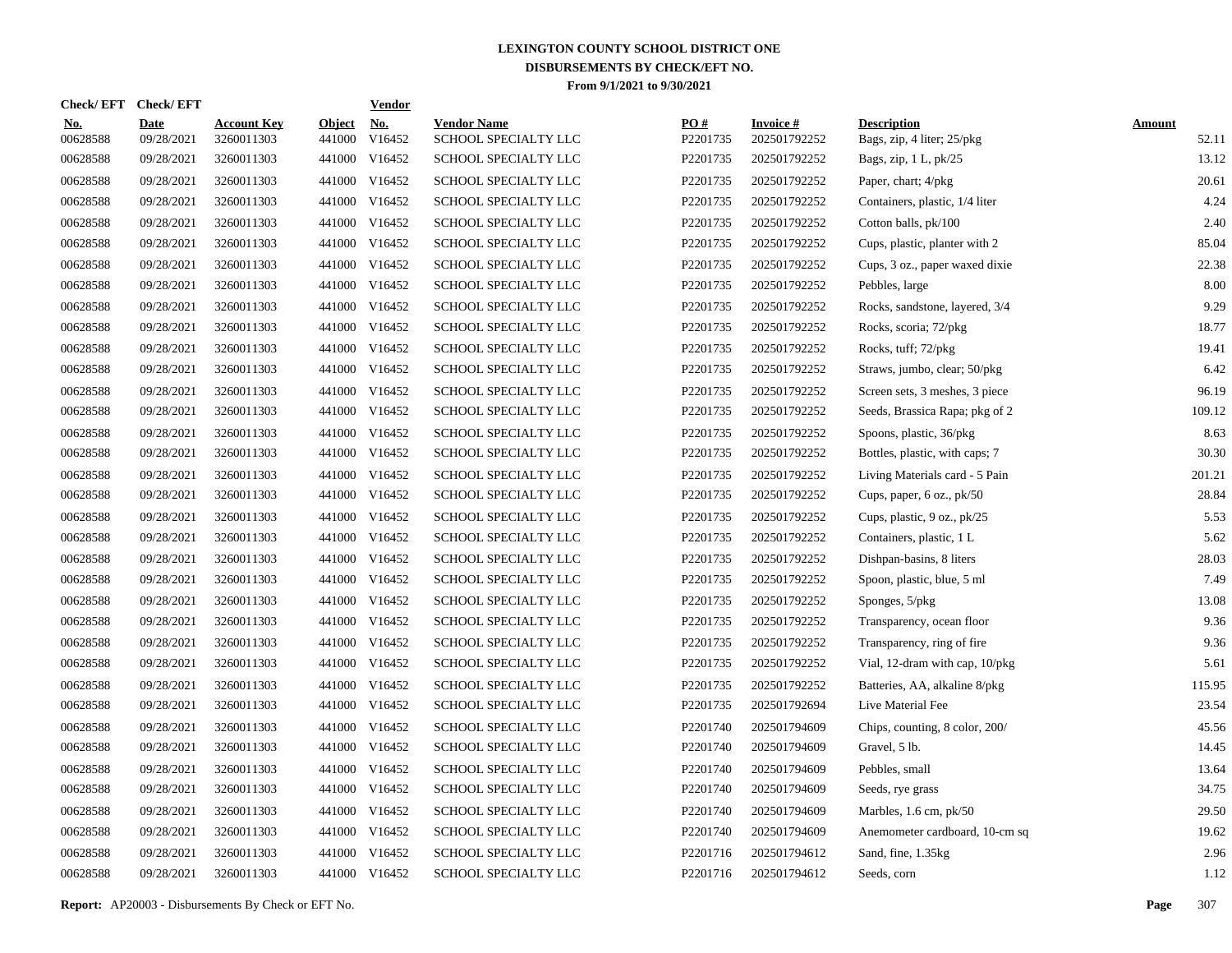# LEXINGTON COUNTY SCHOOL DISTRICT ONE
## DISBURSEMENTS BY CHECK/EFT NO.
### From 9/1/2021 to 9/30/2021

| Check/ EFT No. | Check/ EFT Date | Account Key | Object | Vendor No. | Vendor Name | PO # | Invoice # | Description | Amount |
|---|---|---|---|---|---|---|---|---|---|
| 00628588 | 09/28/2021 | 3260011303 | 441000 | V16452 | SCHOOL SPECIALTY LLC | P2201735 | 202501792252 | Bags, zip, 4 liter; 25/pkg | 52.11 |
| 00628588 | 09/28/2021 | 3260011303 | 441000 | V16452 | SCHOOL SPECIALTY LLC | P2201735 | 202501792252 | Bags, zip, 1 L, pk/25 | 13.12 |
| 00628588 | 09/28/2021 | 3260011303 | 441000 | V16452 | SCHOOL SPECIALTY LLC | P2201735 | 202501792252 | Paper, chart; 4/pkg | 20.61 |
| 00628588 | 09/28/2021 | 3260011303 | 441000 | V16452 | SCHOOL SPECIALTY LLC | P2201735 | 202501792252 | Containers, plastic, 1/4 liter | 4.24 |
| 00628588 | 09/28/2021 | 3260011303 | 441000 | V16452 | SCHOOL SPECIALTY LLC | P2201735 | 202501792252 | Cotton balls, pk/100 | 2.40 |
| 00628588 | 09/28/2021 | 3260011303 | 441000 | V16452 | SCHOOL SPECIALTY LLC | P2201735 | 202501792252 | Cups, plastic, planter with 2 | 85.04 |
| 00628588 | 09/28/2021 | 3260011303 | 441000 | V16452 | SCHOOL SPECIALTY LLC | P2201735 | 202501792252 | Cups, 3 oz., paper waxed dixie | 22.38 |
| 00628588 | 09/28/2021 | 3260011303 | 441000 | V16452 | SCHOOL SPECIALTY LLC | P2201735 | 202501792252 | Pebbles, large | 8.00 |
| 00628588 | 09/28/2021 | 3260011303 | 441000 | V16452 | SCHOOL SPECIALTY LLC | P2201735 | 202501792252 | Rocks, sandstone, layered, 3/4 | 9.29 |
| 00628588 | 09/28/2021 | 3260011303 | 441000 | V16452 | SCHOOL SPECIALTY LLC | P2201735 | 202501792252 | Rocks, scoria; 72/pkg | 18.77 |
| 00628588 | 09/28/2021 | 3260011303 | 441000 | V16452 | SCHOOL SPECIALTY LLC | P2201735 | 202501792252 | Rocks, tuff; 72/pkg | 19.41 |
| 00628588 | 09/28/2021 | 3260011303 | 441000 | V16452 | SCHOOL SPECIALTY LLC | P2201735 | 202501792252 | Straws, jumbo, clear; 50/pkg | 6.42 |
| 00628588 | 09/28/2021 | 3260011303 | 441000 | V16452 | SCHOOL SPECIALTY LLC | P2201735 | 202501792252 | Screen sets, 3 meshes, 3 piece | 96.19 |
| 00628588 | 09/28/2021 | 3260011303 | 441000 | V16452 | SCHOOL SPECIALTY LLC | P2201735 | 202501792252 | Seeds, Brassica Rapa; pkg of 2 | 109.12 |
| 00628588 | 09/28/2021 | 3260011303 | 441000 | V16452 | SCHOOL SPECIALTY LLC | P2201735 | 202501792252 | Spoons, plastic, 36/pkg | 8.63 |
| 00628588 | 09/28/2021 | 3260011303 | 441000 | V16452 | SCHOOL SPECIALTY LLC | P2201735 | 202501792252 | Bottles, plastic, with caps; 7 | 30.30 |
| 00628588 | 09/28/2021 | 3260011303 | 441000 | V16452 | SCHOOL SPECIALTY LLC | P2201735 | 202501792252 | Living Materials card - 5 Pain | 201.21 |
| 00628588 | 09/28/2021 | 3260011303 | 441000 | V16452 | SCHOOL SPECIALTY LLC | P2201735 | 202501792252 | Cups, paper, 6 oz., pk/50 | 28.84 |
| 00628588 | 09/28/2021 | 3260011303 | 441000 | V16452 | SCHOOL SPECIALTY LLC | P2201735 | 202501792252 | Cups, plastic, 9 oz., pk/25 | 5.53 |
| 00628588 | 09/28/2021 | 3260011303 | 441000 | V16452 | SCHOOL SPECIALTY LLC | P2201735 | 202501792252 | Containers, plastic, 1 L | 5.62 |
| 00628588 | 09/28/2021 | 3260011303 | 441000 | V16452 | SCHOOL SPECIALTY LLC | P2201735 | 202501792252 | Dishpan-basins, 8 liters | 28.03 |
| 00628588 | 09/28/2021 | 3260011303 | 441000 | V16452 | SCHOOL SPECIALTY LLC | P2201735 | 202501792252 | Spoon, plastic, blue, 5 ml | 7.49 |
| 00628588 | 09/28/2021 | 3260011303 | 441000 | V16452 | SCHOOL SPECIALTY LLC | P2201735 | 202501792252 | Sponges, 5/pkg | 13.08 |
| 00628588 | 09/28/2021 | 3260011303 | 441000 | V16452 | SCHOOL SPECIALTY LLC | P2201735 | 202501792252 | Transparency, ocean floor | 9.36 |
| 00628588 | 09/28/2021 | 3260011303 | 441000 | V16452 | SCHOOL SPECIALTY LLC | P2201735 | 202501792252 | Transparency, ring of fire | 9.36 |
| 00628588 | 09/28/2021 | 3260011303 | 441000 | V16452 | SCHOOL SPECIALTY LLC | P2201735 | 202501792252 | Vial, 12-dram with cap, 10/pkg | 5.61 |
| 00628588 | 09/28/2021 | 3260011303 | 441000 | V16452 | SCHOOL SPECIALTY LLC | P2201735 | 202501792252 | Batteries, AA, alkaline 8/pkg | 115.95 |
| 00628588 | 09/28/2021 | 3260011303 | 441000 | V16452 | SCHOOL SPECIALTY LLC | P2201735 | 202501792694 | Live Material Fee | 23.54 |
| 00628588 | 09/28/2021 | 3260011303 | 441000 | V16452 | SCHOOL SPECIALTY LLC | P2201740 | 202501794609 | Chips, counting, 8 color, 200/ | 45.56 |
| 00628588 | 09/28/2021 | 3260011303 | 441000 | V16452 | SCHOOL SPECIALTY LLC | P2201740 | 202501794609 | Gravel, 5 lb. | 14.45 |
| 00628588 | 09/28/2021 | 3260011303 | 441000 | V16452 | SCHOOL SPECIALTY LLC | P2201740 | 202501794609 | Pebbles, small | 13.64 |
| 00628588 | 09/28/2021 | 3260011303 | 441000 | V16452 | SCHOOL SPECIALTY LLC | P2201740 | 202501794609 | Seeds, rye grass | 34.75 |
| 00628588 | 09/28/2021 | 3260011303 | 441000 | V16452 | SCHOOL SPECIALTY LLC | P2201740 | 202501794609 | Marbles, 1.6 cm, pk/50 | 29.50 |
| 00628588 | 09/28/2021 | 3260011303 | 441000 | V16452 | SCHOOL SPECIALTY LLC | P2201740 | 202501794609 | Anemometer cardboard, 10-cm sq | 19.62 |
| 00628588 | 09/28/2021 | 3260011303 | 441000 | V16452 | SCHOOL SPECIALTY LLC | P2201716 | 202501794612 | Sand, fine, 1.35kg | 2.96 |
| 00628588 | 09/28/2021 | 3260011303 | 441000 | V16452 | SCHOOL SPECIALTY LLC | P2201716 | 202501794612 | Seeds, corn | 1.12 |

**Report:** AP20003 - Disbursements By Check or EFT No.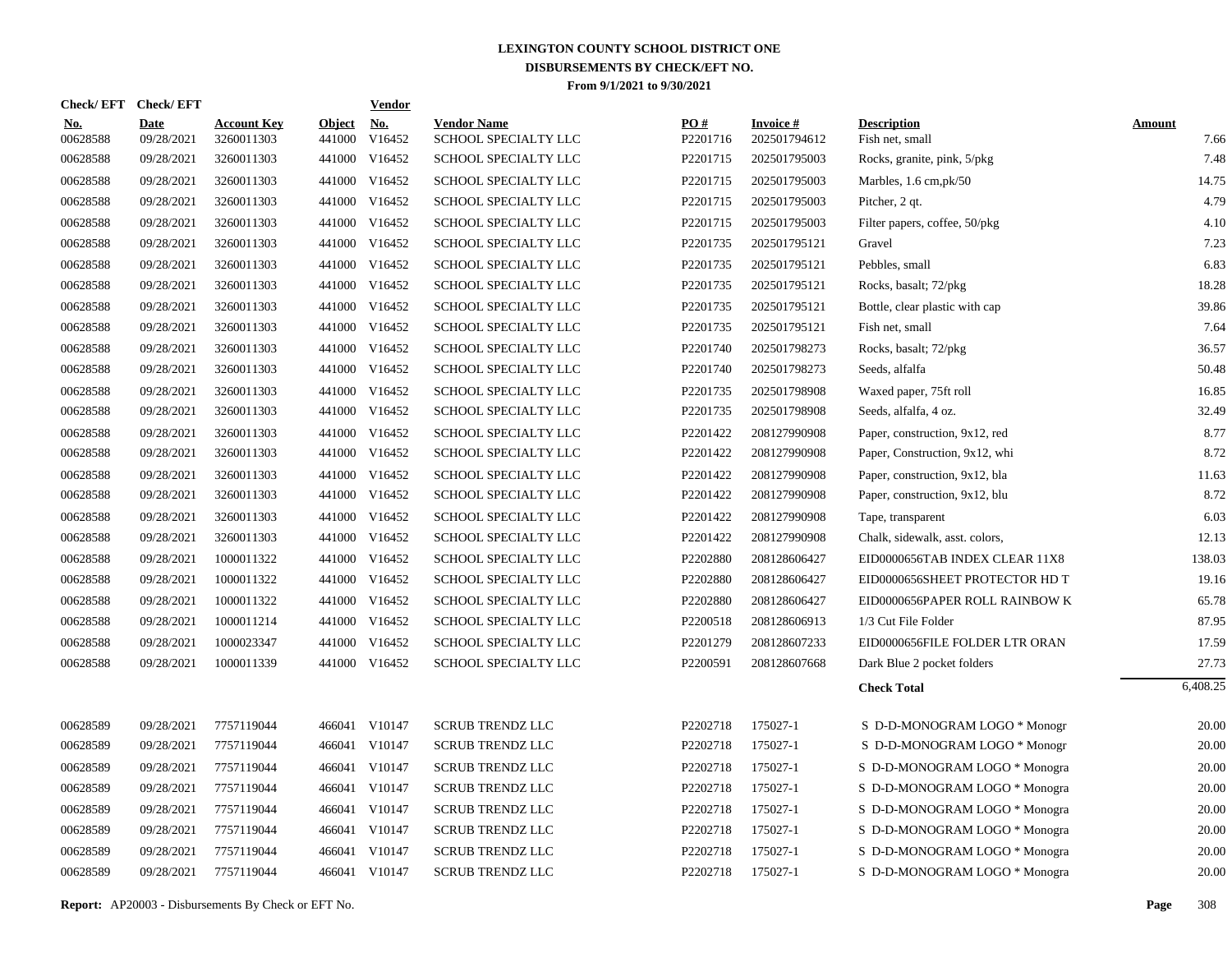# LEXINGTON COUNTY SCHOOL DISTRICT ONE
## DISBURSEMENTS BY CHECK/EFT NO.
### From 9/1/2021 to 9/30/2021

| Check/ EFT No. | Check/ EFT Date | Account Key | Object | Vendor No. | Vendor Name | PO # | Invoice # | Description | Amount |
|---|---|---|---|---|---|---|---|---|---|
| 00628588 | 09/28/2021 | 3260011303 | 441000 | V16452 | SCHOOL SPECIALTY LLC | P2201716 | 202501794612 | Fish net, small | 7.66 |
| 00628588 | 09/28/2021 | 3260011303 | 441000 | V16452 | SCHOOL SPECIALTY LLC | P2201715 | 202501795003 | Rocks, granite, pink, 5/pkg | 7.48 |
| 00628588 | 09/28/2021 | 3260011303 | 441000 | V16452 | SCHOOL SPECIALTY LLC | P2201715 | 202501795003 | Marbles, 1.6 cm,pk/50 | 14.75 |
| 00628588 | 09/28/2021 | 3260011303 | 441000 | V16452 | SCHOOL SPECIALTY LLC | P2201715 | 202501795003 | Pitcher, 2 qt. | 4.79 |
| 00628588 | 09/28/2021 | 3260011303 | 441000 | V16452 | SCHOOL SPECIALTY LLC | P2201715 | 202501795003 | Filter papers, coffee, 50/pkg | 4.10 |
| 00628588 | 09/28/2021 | 3260011303 | 441000 | V16452 | SCHOOL SPECIALTY LLC | P2201735 | 202501795121 | Gravel | 7.23 |
| 00628588 | 09/28/2021 | 3260011303 | 441000 | V16452 | SCHOOL SPECIALTY LLC | P2201735 | 202501795121 | Pebbles, small | 6.83 |
| 00628588 | 09/28/2021 | 3260011303 | 441000 | V16452 | SCHOOL SPECIALTY LLC | P2201735 | 202501795121 | Rocks, basalt; 72/pkg | 18.28 |
| 00628588 | 09/28/2021 | 3260011303 | 441000 | V16452 | SCHOOL SPECIALTY LLC | P2201735 | 202501795121 | Bottle, clear plastic with cap | 39.86 |
| 00628588 | 09/28/2021 | 3260011303 | 441000 | V16452 | SCHOOL SPECIALTY LLC | P2201735 | 202501795121 | Fish net, small | 7.64 |
| 00628588 | 09/28/2021 | 3260011303 | 441000 | V16452 | SCHOOL SPECIALTY LLC | P2201740 | 202501798273 | Rocks, basalt; 72/pkg | 36.57 |
| 00628588 | 09/28/2021 | 3260011303 | 441000 | V16452 | SCHOOL SPECIALTY LLC | P2201740 | 202501798273 | Seeds, alfalfa | 50.48 |
| 00628588 | 09/28/2021 | 3260011303 | 441000 | V16452 | SCHOOL SPECIALTY LLC | P2201735 | 202501798908 | Waxed paper, 75ft roll | 16.85 |
| 00628588 | 09/28/2021 | 3260011303 | 441000 | V16452 | SCHOOL SPECIALTY LLC | P2201735 | 202501798908 | Seeds, alfalfa, 4 oz. | 32.49 |
| 00628588 | 09/28/2021 | 3260011303 | 441000 | V16452 | SCHOOL SPECIALTY LLC | P2201422 | 208127990908 | Paper, construction, 9x12, red | 8.77 |
| 00628588 | 09/28/2021 | 3260011303 | 441000 | V16452 | SCHOOL SPECIALTY LLC | P2201422 | 208127990908 | Paper, Construction, 9x12, whi | 8.72 |
| 00628588 | 09/28/2021 | 3260011303 | 441000 | V16452 | SCHOOL SPECIALTY LLC | P2201422 | 208127990908 | Paper, construction, 9x12, bla | 11.63 |
| 00628588 | 09/28/2021 | 3260011303 | 441000 | V16452 | SCHOOL SPECIALTY LLC | P2201422 | 208127990908 | Paper, construction, 9x12, blu | 8.72 |
| 00628588 | 09/28/2021 | 3260011303 | 441000 | V16452 | SCHOOL SPECIALTY LLC | P2201422 | 208127990908 | Tape, transparent | 6.03 |
| 00628588 | 09/28/2021 | 3260011303 | 441000 | V16452 | SCHOOL SPECIALTY LLC | P2201422 | 208127990908 | Chalk, sidewalk, asst. colors, | 12.13 |
| 00628588 | 09/28/2021 | 1000011322 | 441000 | V16452 | SCHOOL SPECIALTY LLC | P2202880 | 208128606427 | EID0000656TAB INDEX CLEAR 11X8 | 138.03 |
| 00628588 | 09/28/2021 | 1000011322 | 441000 | V16452 | SCHOOL SPECIALTY LLC | P2202880 | 208128606427 | EID0000656SHEET PROTECTOR HD T | 19.16 |
| 00628588 | 09/28/2021 | 1000011322 | 441000 | V16452 | SCHOOL SPECIALTY LLC | P2202880 | 208128606427 | EID0000656PAPER ROLL RAINBOW K | 65.78 |
| 00628588 | 09/28/2021 | 1000011214 | 441000 | V16452 | SCHOOL SPECIALTY LLC | P2200518 | 208128606913 | 1/3 Cut File Folder | 87.95 |
| 00628588 | 09/28/2021 | 1000023347 | 441000 | V16452 | SCHOOL SPECIALTY LLC | P2201279 | 208128607233 | EID0000656FILE FOLDER LTR ORAN | 17.59 |
| 00628588 | 09/28/2021 | 1000011339 | 441000 | V16452 | SCHOOL SPECIALTY LLC | P2200591 | 208128607668 | Dark Blue 2 pocket folders | 27.73 |
| | | | | | | | | **Check Total** | 6,408.25 |
| 00628589 | 09/28/2021 | 7757119044 | 466041 | V10147 | SCRUB TRENDZ LLC | P2202718 | 175027-1 | S D-D-MONOGRAM LOGO * Monogr | 20.00 |
| 00628589 | 09/28/2021 | 7757119044 | 466041 | V10147 | SCRUB TRENDZ LLC | P2202718 | 175027-1 | S D-D-MONOGRAM LOGO * Monogr | 20.00 |
| 00628589 | 09/28/2021 | 7757119044 | 466041 | V10147 | SCRUB TRENDZ LLC | P2202718 | 175027-1 | S D-D-MONOGRAM LOGO * Monogra | 20.00 |
| 00628589 | 09/28/2021 | 7757119044 | 466041 | V10147 | SCRUB TRENDZ LLC | P2202718 | 175027-1 | S D-D-MONOGRAM LOGO * Monogra | 20.00 |
| 00628589 | 09/28/2021 | 7757119044 | 466041 | V10147 | SCRUB TRENDZ LLC | P2202718 | 175027-1 | S D-D-MONOGRAM LOGO * Monogra | 20.00 |
| 00628589 | 09/28/2021 | 7757119044 | 466041 | V10147 | SCRUB TRENDZ LLC | P2202718 | 175027-1 | S D-D-MONOGRAM LOGO * Monogra | 20.00 |
| 00628589 | 09/28/2021 | 7757119044 | 466041 | V10147 | SCRUB TRENDZ LLC | P2202718 | 175027-1 | S D-D-MONOGRAM LOGO * Monogra | 20.00 |
| 00628589 | 09/28/2021 | 7757119044 | 466041 | V10147 | SCRUB TRENDZ LLC | P2202718 | 175027-1 | S D-D-MONOGRAM LOGO * Monogra | 20.00 |

**Report:** AP20003 - Disbursements By Check or EFT No.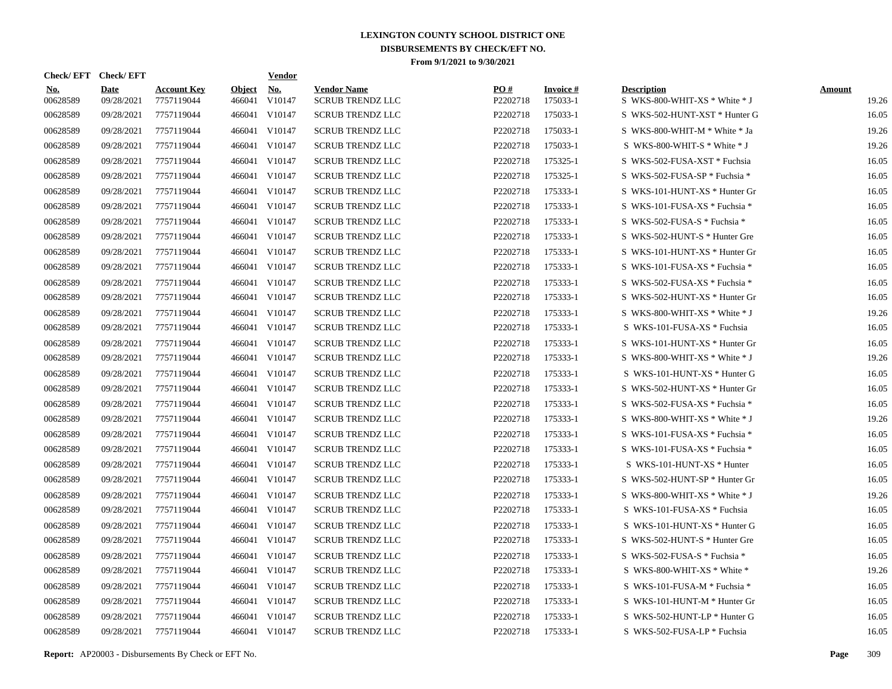# LEXINGTON COUNTY SCHOOL DISTRICT ONE
## DISBURSEMENTS BY CHECK/EFT NO.
### From 9/1/2021 to 9/30/2021

| Check/ EFT No. | Check/ EFT Date | Account Key | Object | Vendor No. | Vendor Name | PO # | Invoice # | Description | Amount |
|---|---|---|---|---|---|---|---|---|---|
| 00628589 | 09/28/2021 | 7757119044 | 466041 | V10147 | SCRUB TRENDZ LLC | P2202718 | 175033-1 | S WKS-800-WHIT-XS * White * J | 19.26 |
| 00628589 | 09/28/2021 | 7757119044 | 466041 | V10147 | SCRUB TRENDZ LLC | P2202718 | 175033-1 | S WKS-502-HUNT-XST * Hunter G | 16.05 |
| 00628589 | 09/28/2021 | 7757119044 | 466041 | V10147 | SCRUB TRENDZ LLC | P2202718 | 175033-1 | S WKS-800-WHIT-M * White * Ja | 19.26 |
| 00628589 | 09/28/2021 | 7757119044 | 466041 | V10147 | SCRUB TRENDZ LLC | P2202718 | 175033-1 | S WKS-800-WHIT-S * White * J | 19.26 |
| 00628589 | 09/28/2021 | 7757119044 | 466041 | V10147 | SCRUB TRENDZ LLC | P2202718 | 175325-1 | S WKS-502-FUSA-XST * Fuchsia | 16.05 |
| 00628589 | 09/28/2021 | 7757119044 | 466041 | V10147 | SCRUB TRENDZ LLC | P2202718 | 175325-1 | S WKS-502-FUSA-SP * Fuchsia * | 16.05 |
| 00628589 | 09/28/2021 | 7757119044 | 466041 | V10147 | SCRUB TRENDZ LLC | P2202718 | 175333-1 | S WKS-101-HUNT-XS * Hunter Gr | 16.05 |
| 00628589 | 09/28/2021 | 7757119044 | 466041 | V10147 | SCRUB TRENDZ LLC | P2202718 | 175333-1 | S WKS-101-FUSA-XS * Fuchsia * | 16.05 |
| 00628589 | 09/28/2021 | 7757119044 | 466041 | V10147 | SCRUB TRENDZ LLC | P2202718 | 175333-1 | S WKS-502-FUSA-S * Fuchsia * | 16.05 |
| 00628589 | 09/28/2021 | 7757119044 | 466041 | V10147 | SCRUB TRENDZ LLC | P2202718 | 175333-1 | S WKS-502-HUNT-S * Hunter Gre | 16.05 |
| 00628589 | 09/28/2021 | 7757119044 | 466041 | V10147 | SCRUB TRENDZ LLC | P2202718 | 175333-1 | S WKS-101-HUNT-XS * Hunter Gr | 16.05 |
| 00628589 | 09/28/2021 | 7757119044 | 466041 | V10147 | SCRUB TRENDZ LLC | P2202718 | 175333-1 | S WKS-101-FUSA-XS * Fuchsia * | 16.05 |
| 00628589 | 09/28/2021 | 7757119044 | 466041 | V10147 | SCRUB TRENDZ LLC | P2202718 | 175333-1 | S WKS-502-FUSA-XS * Fuchsia * | 16.05 |
| 00628589 | 09/28/2021 | 7757119044 | 466041 | V10147 | SCRUB TRENDZ LLC | P2202718 | 175333-1 | S WKS-502-HUNT-XS * Hunter Gr | 16.05 |
| 00628589 | 09/28/2021 | 7757119044 | 466041 | V10147 | SCRUB TRENDZ LLC | P2202718 | 175333-1 | S WKS-800-WHIT-XS * White * J | 19.26 |
| 00628589 | 09/28/2021 | 7757119044 | 466041 | V10147 | SCRUB TRENDZ LLC | P2202718 | 175333-1 | S WKS-101-FUSA-XS * Fuchsia | 16.05 |
| 00628589 | 09/28/2021 | 7757119044 | 466041 | V10147 | SCRUB TRENDZ LLC | P2202718 | 175333-1 | S WKS-101-HUNT-XS * Hunter Gr | 16.05 |
| 00628589 | 09/28/2021 | 7757119044 | 466041 | V10147 | SCRUB TRENDZ LLC | P2202718 | 175333-1 | S WKS-800-WHIT-XS * White * J | 19.26 |
| 00628589 | 09/28/2021 | 7757119044 | 466041 | V10147 | SCRUB TRENDZ LLC | P2202718 | 175333-1 | S WKS-101-HUNT-XS * Hunter G | 16.05 |
| 00628589 | 09/28/2021 | 7757119044 | 466041 | V10147 | SCRUB TRENDZ LLC | P2202718 | 175333-1 | S WKS-502-HUNT-XS * Hunter Gr | 16.05 |
| 00628589 | 09/28/2021 | 7757119044 | 466041 | V10147 | SCRUB TRENDZ LLC | P2202718 | 175333-1 | S WKS-502-FUSA-XS * Fuchsia * | 16.05 |
| 00628589 | 09/28/2021 | 7757119044 | 466041 | V10147 | SCRUB TRENDZ LLC | P2202718 | 175333-1 | S WKS-800-WHIT-XS * White * J | 19.26 |
| 00628589 | 09/28/2021 | 7757119044 | 466041 | V10147 | SCRUB TRENDZ LLC | P2202718 | 175333-1 | S WKS-101-FUSA-XS * Fuchsia * | 16.05 |
| 00628589 | 09/28/2021 | 7757119044 | 466041 | V10147 | SCRUB TRENDZ LLC | P2202718 | 175333-1 | S WKS-101-FUSA-XS * Fuchsia * | 16.05 |
| 00628589 | 09/28/2021 | 7757119044 | 466041 | V10147 | SCRUB TRENDZ LLC | P2202718 | 175333-1 | S WKS-101-HUNT-XS * Hunter | 16.05 |
| 00628589 | 09/28/2021 | 7757119044 | 466041 | V10147 | SCRUB TRENDZ LLC | P2202718 | 175333-1 | S WKS-502-HUNT-SP * Hunter Gr | 16.05 |
| 00628589 | 09/28/2021 | 7757119044 | 466041 | V10147 | SCRUB TRENDZ LLC | P2202718 | 175333-1 | S WKS-800-WHIT-XS * White * J | 19.26 |
| 00628589 | 09/28/2021 | 7757119044 | 466041 | V10147 | SCRUB TRENDZ LLC | P2202718 | 175333-1 | S WKS-101-FUSA-XS * Fuchsia | 16.05 |
| 00628589 | 09/28/2021 | 7757119044 | 466041 | V10147 | SCRUB TRENDZ LLC | P2202718 | 175333-1 | S WKS-101-HUNT-XS * Hunter G | 16.05 |
| 00628589 | 09/28/2021 | 7757119044 | 466041 | V10147 | SCRUB TRENDZ LLC | P2202718 | 175333-1 | S WKS-502-HUNT-S * Hunter Gre | 16.05 |
| 00628589 | 09/28/2021 | 7757119044 | 466041 | V10147 | SCRUB TRENDZ LLC | P2202718 | 175333-1 | S WKS-502-FUSA-S * Fuchsia * | 16.05 |
| 00628589 | 09/28/2021 | 7757119044 | 466041 | V10147 | SCRUB TRENDZ LLC | P2202718 | 175333-1 | S WKS-800-WHIT-XS * White * | 19.26 |
| 00628589 | 09/28/2021 | 7757119044 | 466041 | V10147 | SCRUB TRENDZ LLC | P2202718 | 175333-1 | S WKS-101-FUSA-M * Fuchsia * | 16.05 |
| 00628589 | 09/28/2021 | 7757119044 | 466041 | V10147 | SCRUB TRENDZ LLC | P2202718 | 175333-1 | S WKS-101-HUNT-M * Hunter Gr | 16.05 |
| 00628589 | 09/28/2021 | 7757119044 | 466041 | V10147 | SCRUB TRENDZ LLC | P2202718 | 175333-1 | S WKS-502-HUNT-LP * Hunter G | 16.05 |
| 00628589 | 09/28/2021 | 7757119044 | 466041 | V10147 | SCRUB TRENDZ LLC | P2202718 | 175333-1 | S WKS-502-FUSA-LP * Fuchsia | 16.05 |

**Report:** AP20003 - Disbursements By Check or EFT No.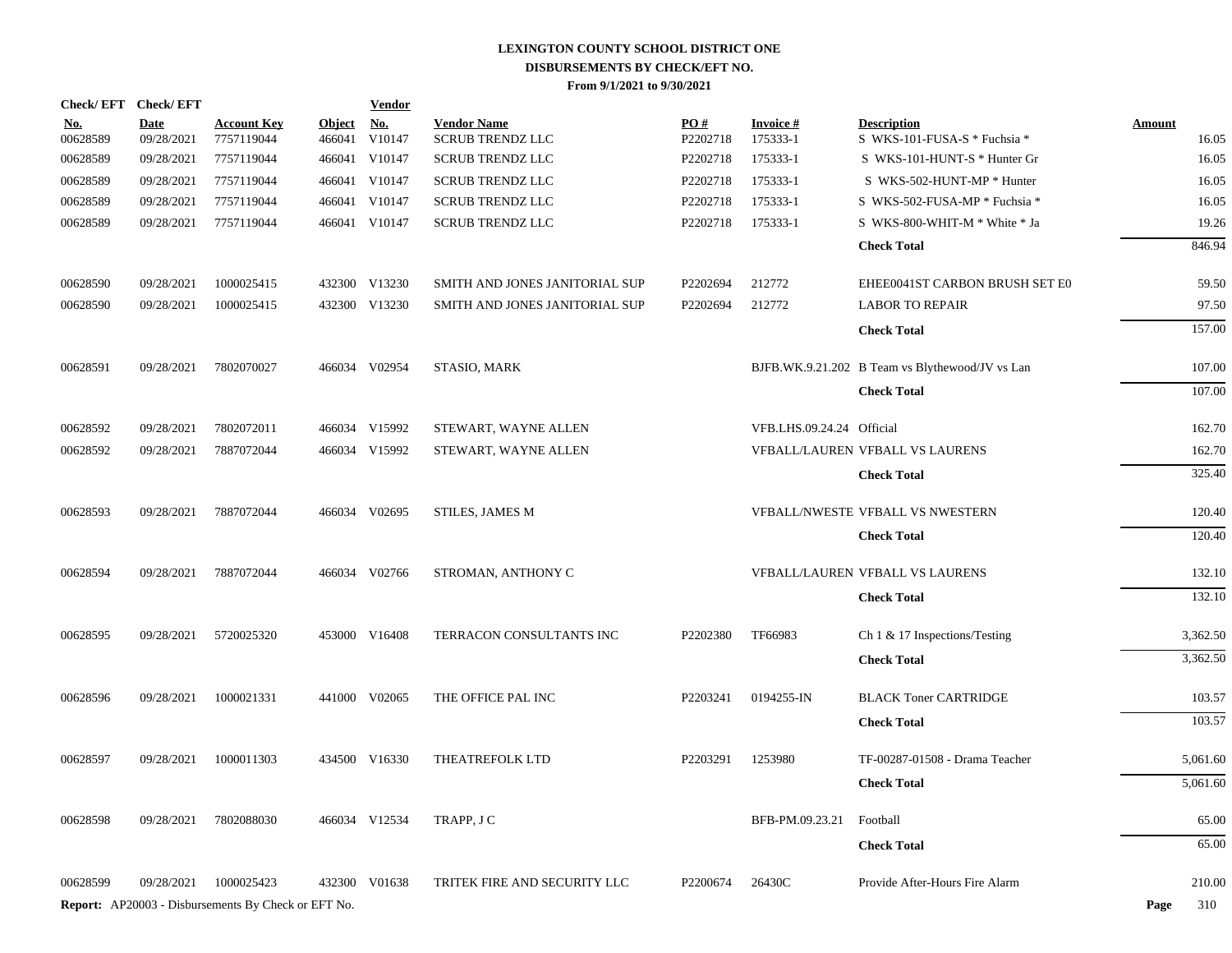# LEXINGTON COUNTY SCHOOL DISTRICT ONE
## DISBURSEMENTS BY CHECK/EFT NO.
### From 9/1/2021 to 9/30/2021

| Check/ EFT No. | Check/ EFT Date | Account Key | Object | Vendor No. | Vendor Name | PO # | Invoice # | Description | Amount |
|---|---|---|---|---|---|---|---|---|---|
| 00628589 | 09/28/2021 | 7757119044 | 466041 | V10147 | SCRUB TRENDZ LLC | P2202718 | 175333-1 | S WKS-101-FUSA-S * Fuchsia * | 16.05 |
| 00628589 | 09/28/2021 | 7757119044 | 466041 | V10147 | SCRUB TRENDZ LLC | P2202718 | 175333-1 | S WKS-101-HUNT-S * Hunter Gr | 16.05 |
| 00628589 | 09/28/2021 | 7757119044 | 466041 | V10147 | SCRUB TRENDZ LLC | P2202718 | 175333-1 | S WKS-502-HUNT-MP * Hunter | 16.05 |
| 00628589 | 09/28/2021 | 7757119044 | 466041 | V10147 | SCRUB TRENDZ LLC | P2202718 | 175333-1 | S WKS-502-FUSA-MP * Fuchsia * | 16.05 |
| 00628589 | 09/28/2021 | 7757119044 | 466041 | V10147 | SCRUB TRENDZ LLC | P2202718 | 175333-1 | S WKS-800-WHIT-M * White * Ja | 19.26 |
| | | | | | | | | **Check Total** | 846.94 |
| 00628590 | 09/28/2021 | 1000025415 | 432300 | V13230 | SMITH AND JONES JANITORIAL SUP | P2202694 | 212772 | EHEE0041ST CARBON BRUSH SET E0 | 59.50 |
| 00628590 | 09/28/2021 | 1000025415 | 432300 | V13230 | SMITH AND JONES JANITORIAL SUP | P2202694 | 212772 | LABOR TO REPAIR | 97.50 |
| | | | | | | | | **Check Total** | 157.00 |
| 00628591 | 09/28/2021 | 7802070027 | 466034 | V02954 | STASIO, MARK | | BJFB.WK.9.21.202 | B Team vs Blythewood/JV vs Lan | 107.00 |
| | | | | | | | | **Check Total** | 107.00 |
| 00628592 | 09/28/2021 | 7802072011 | 466034 | V15992 | STEWART, WAYNE ALLEN | | VFB.LHS.09.24.24 | Official | 162.70 |
| 00628592 | 09/28/2021 | 7887072044 | 466034 | V15992 | STEWART, WAYNE ALLEN | | VFBALL/LAUREN | VFBALL VS LAURENS | 162.70 |
| | | | | | | | | **Check Total** | 325.40 |
| 00628593 | 09/28/2021 | 7887072044 | 466034 | V02695 | STILES, JAMES M | | VFBALL/NWESTE | VFBALL VS NWESTERN | 120.40 |
| | | | | | | | | **Check Total** | 120.40 |
| 00628594 | 09/28/2021 | 7887072044 | 466034 | V02766 | STROMAN, ANTHONY C | | VFBALL/LAUREN | VFBALL VS LAURENS | 132.10 |
| | | | | | | | | **Check Total** | 132.10 |
| 00628595 | 09/28/2021 | 5720025320 | 453000 | V16408 | TERRACON CONSULTANTS INC | P2202380 | TF66983 | Ch 1 & 17 Inspections/Testing | 3,362.50 |
| | | | | | | | | **Check Total** | 3,362.50 |
| 00628596 | 09/28/2021 | 1000021331 | 441000 | V02065 | THE OFFICE PAL INC | P2203241 | 0194255-IN | BLACK Toner CARTRIDGE | 103.57 |
| | | | | | | | | **Check Total** | 103.57 |
| 00628597 | 09/28/2021 | 1000011303 | 434500 | V16330 | THEATREFOLK LTD | P2203291 | 1253980 | TF-00287-01508 - Drama Teacher | 5,061.60 |
| | | | | | | | | **Check Total** | 5,061.60 |
| 00628598 | 09/28/2021 | 7802088030 | 466034 | V12534 | TRAPP, J C | | BFB-PM.09.23.21 | Football | 65.00 |
| | | | | | | | | **Check Total** | 65.00 |
| 00628599 | 09/28/2021 | 1000025423 | 432300 | V01638 | TRITEK FIRE AND SECURITY LLC | P2200674 | 26430C | Provide After-Hours Fire Alarm | 210.00 |

**Report:** AP20003 - Disbursements By Check or EFT No.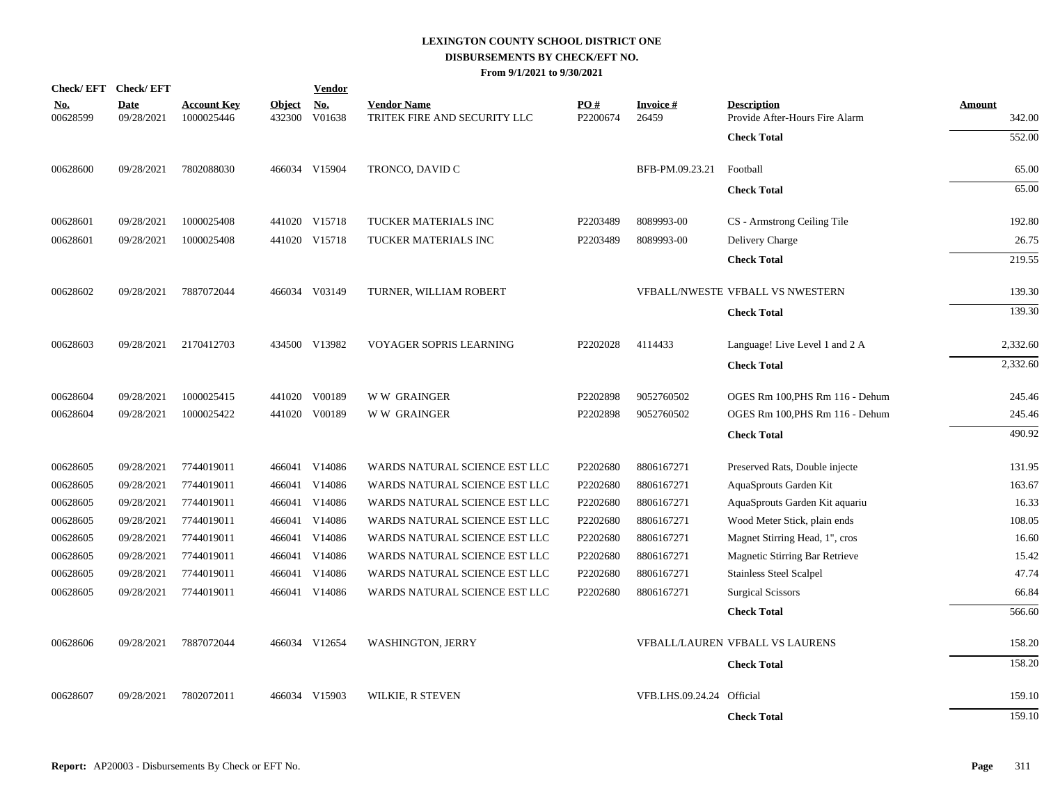# LEXINGTON COUNTY SCHOOL DISTRICT ONE
## DISBURSEMENTS BY CHECK/EFT NO.
### From 9/1/2021 to 9/30/2021

| Check/ EFT No. | Check/ EFT Date | Account Key | Object | Vendor No. | Vendor Name | PO # | Invoice # | Description | Amount |
|---|---|---|---|---|---|---|---|---|---|
| 00628599 | 09/28/2021 | 1000025446 | 432300 | V01638 | TRITEK FIRE AND SECURITY LLC | P2200674 | 26459 | Provide After-Hours Fire Alarm | 342.00 |
| | | | | | | | | **Check Total** | 552.00 |
| 00628600 | 09/28/2021 | 7802088030 | 466034 | V15904 | TRONCO, DAVID C | | BFB-PM.09.23.21 | Football | 65.00 |
| | | | | | | | | **Check Total** | 65.00 |
| 00628601 | 09/28/2021 | 1000025408 | 441020 | V15718 | TUCKER MATERIALS INC | P2203489 | 8089993-00 | CS - Armstrong Ceiling Tile | 192.80 |
| 00628601 | 09/28/2021 | 1000025408 | 441020 | V15718 | TUCKER MATERIALS INC | P2203489 | 8089993-00 | Delivery Charge | 26.75 |
| | | | | | | | | **Check Total** | 219.55 |
| 00628602 | 09/28/2021 | 7887072044 | 466034 | V03149 | TURNER, WILLIAM ROBERT | | VFBALL/NWESTE | VFBALL VS NWESTERN | 139.30 |
| | | | | | | | | **Check Total** | 139.30 |
| 00628603 | 09/28/2021 | 2170412703 | 434500 | V13982 | VOYAGER SOPRIS LEARNING | P2202028 | 4114433 | Language! Live Level 1 and 2 A | 2,332.60 |
| | | | | | | | | **Check Total** | 2,332.60 |
| 00628604 | 09/28/2021 | 1000025415 | 441020 | V00189 | W W GRAINGER | P2202898 | 9052760502 | OGES Rm 100,PHS Rm 116 - Dehum | 245.46 |
| 00628604 | 09/28/2021 | 1000025422 | 441020 | V00189 | W W GRAINGER | P2202898 | 9052760502 | OGES Rm 100,PHS Rm 116 - Dehum | 245.46 |
| | | | | | | | | **Check Total** | 490.92 |
| 00628605 | 09/28/2021 | 7744019011 | 466041 | V14086 | WARDS NATURAL SCIENCE EST LLC | P2202680 | 8806167271 | Preserved Rats, Double injecte | 131.95 |
| 00628605 | 09/28/2021 | 7744019011 | 466041 | V14086 | WARDS NATURAL SCIENCE EST LLC | P2202680 | 8806167271 | AquaSprouts Garden Kit | 163.67 |
| 00628605 | 09/28/2021 | 7744019011 | 466041 | V14086 | WARDS NATURAL SCIENCE EST LLC | P2202680 | 8806167271 | AquaSprouts Garden Kit aquariu | 16.33 |
| 00628605 | 09/28/2021 | 7744019011 | 466041 | V14086 | WARDS NATURAL SCIENCE EST LLC | P2202680 | 8806167271 | Wood Meter Stick, plain ends | 108.05 |
| 00628605 | 09/28/2021 | 7744019011 | 466041 | V14086 | WARDS NATURAL SCIENCE EST LLC | P2202680 | 8806167271 | Magnet Stirring Head, 1", cros | 16.60 |
| 00628605 | 09/28/2021 | 7744019011 | 466041 | V14086 | WARDS NATURAL SCIENCE EST LLC | P2202680 | 8806167271 | Magnetic Stirring Bar Retrieve | 15.42 |
| 00628605 | 09/28/2021 | 7744019011 | 466041 | V14086 | WARDS NATURAL SCIENCE EST LLC | P2202680 | 8806167271 | Stainless Steel Scalpel | 47.74 |
| 00628605 | 09/28/2021 | 7744019011 | 466041 | V14086 | WARDS NATURAL SCIENCE EST LLC | P2202680 | 8806167271 | Surgical Scissors | 66.84 |
| | | | | | | | | **Check Total** | 566.60 |
| 00628606 | 09/28/2021 | 7887072044 | 466034 | V12654 | WASHINGTON, JERRY | | VFBALL/LAUREN | VFBALL VS LAURENS | 158.20 |
| | | | | | | | | **Check Total** | 158.20 |
| 00628607 | 09/28/2021 | 7802072011 | 466034 | V15903 | WILKIE, R STEVEN | | VFB.LHS.09.24.24 | Official | 159.10 |
| | | | | | | | | **Check Total** | 159.10 |

**Report:** AP20003 - Disbursements By Check or EFT No.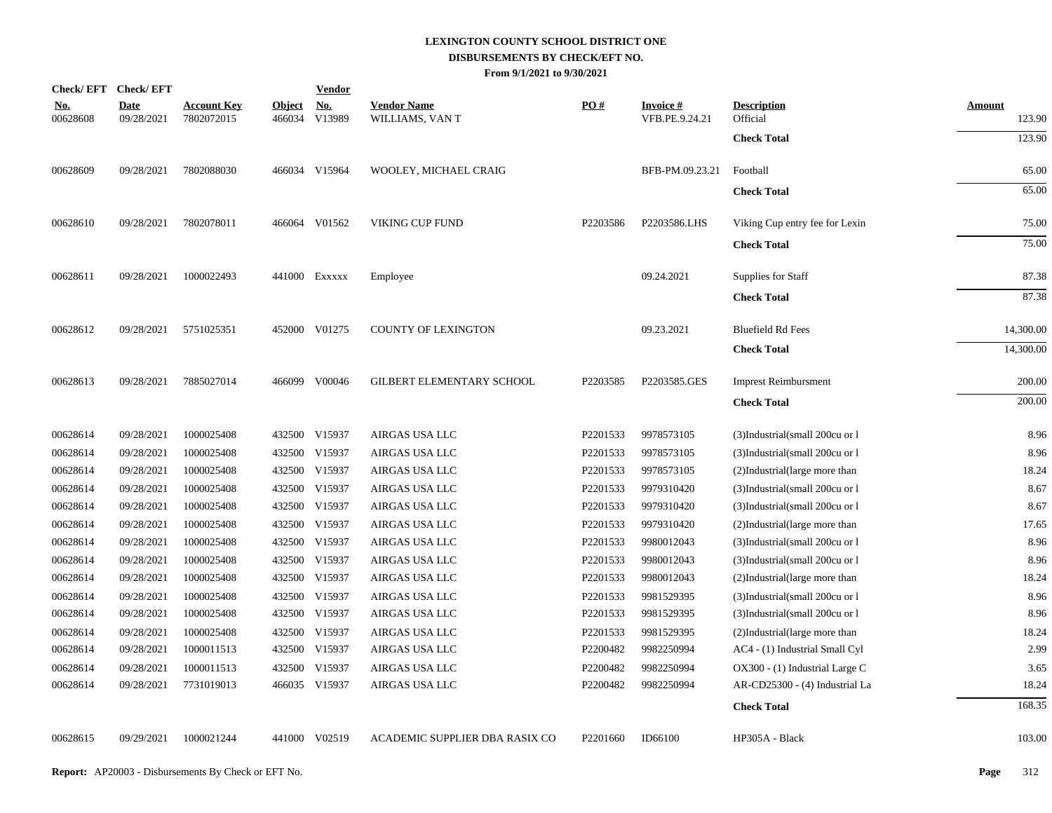# LEXINGTON COUNTY SCHOOL DISTRICT ONE
## DISBURSEMENTS BY CHECK/EFT NO.
### From 9/1/2021 to 9/30/2021

| Check/ EFT No. | Check/ EFT Date | Account Key | Object | Vendor No. | Vendor Name | PO # | Invoice # | Description | Amount |
|---|---|---|---|---|---|---|---|---|---|
| 00628608 | 09/28/2021 | 7802072015 | 466034 | V13989 | WILLIAMS, VAN T | | VFB.PE.9.24.21 | Official | 123.90 |
| | | | | | | | | **Check Total** | 123.90 |
| 00628609 | 09/28/2021 | 7802088030 | 466034 | V15964 | WOOLEY, MICHAEL CRAIG | | BFB-PM.09.23.21 | Football | 65.00 |
| | | | | | | | | **Check Total** | 65.00 |
| 00628610 | 09/28/2021 | 7802078011 | 466064 | V01562 | VIKING CUP FUND | P2203586 | P2203586.LHS | Viking Cup entry fee for Lexin | 75.00 |
| | | | | | | | | **Check Total** | 75.00 |
| 00628611 | 09/28/2021 | 1000022493 | 441000 | Exxxxx | Employee | | 09.24.2021 | Supplies for Staff | 87.38 |
| | | | | | | | | **Check Total** | 87.38 |
| 00628612 | 09/28/2021 | 5751025351 | 452000 | V01275 | COUNTY OF LEXINGTON | | 09.23.2021 | Bluefield Rd Fees | 14,300.00 |
| | | | | | | | | **Check Total** | 14,300.00 |
| 00628613 | 09/28/2021 | 7885027014 | 466099 | V00046 | GILBERT ELEMENTARY SCHOOL | P2203585 | P2203585.GES | Imprest Reimbursment | 200.00 |
| | | | | | | | | **Check Total** | 200.00 |
| 00628614 | 09/28/2021 | 1000025408 | 432500 | V15937 | AIRGAS USA LLC | P2201533 | 9978573105 | (3)Industrial(small 200cu or l | 8.96 |
| 00628614 | 09/28/2021 | 1000025408 | 432500 | V15937 | AIRGAS USA LLC | P2201533 | 9978573105 | (3)Industrial(small 200cu or l | 8.96 |
| 00628614 | 09/28/2021 | 1000025408 | 432500 | V15937 | AIRGAS USA LLC | P2201533 | 9978573105 | (2)Industrial(large more than | 18.24 |
| 00628614 | 09/28/2021 | 1000025408 | 432500 | V15937 | AIRGAS USA LLC | P2201533 | 9979310420 | (3)Industrial(small 200cu or l | 8.67 |
| 00628614 | 09/28/2021 | 1000025408 | 432500 | V15937 | AIRGAS USA LLC | P2201533 | 9979310420 | (3)Industrial(small 200cu or l | 8.67 |
| 00628614 | 09/28/2021 | 1000025408 | 432500 | V15937 | AIRGAS USA LLC | P2201533 | 9979310420 | (2)Industrial(large more than | 17.65 |
| 00628614 | 09/28/2021 | 1000025408 | 432500 | V15937 | AIRGAS USA LLC | P2201533 | 9980012043 | (3)Industrial(small 200cu or l | 8.96 |
| 00628614 | 09/28/2021 | 1000025408 | 432500 | V15937 | AIRGAS USA LLC | P2201533 | 9980012043 | (3)Industrial(small 200cu or l | 8.96 |
| 00628614 | 09/28/2021 | 1000025408 | 432500 | V15937 | AIRGAS USA LLC | P2201533 | 9980012043 | (2)Industrial(large more than | 18.24 |
| 00628614 | 09/28/2021 | 1000025408 | 432500 | V15937 | AIRGAS USA LLC | P2201533 | 9981529395 | (3)Industrial(small 200cu or l | 8.96 |
| 00628614 | 09/28/2021 | 1000025408 | 432500 | V15937 | AIRGAS USA LLC | P2201533 | 9981529395 | (3)Industrial(small 200cu or l | 8.96 |
| 00628614 | 09/28/2021 | 1000025408 | 432500 | V15937 | AIRGAS USA LLC | P2201533 | 9981529395 | (2)Industrial(large more than | 18.24 |
| 00628614 | 09/28/2021 | 1000011513 | 432500 | V15937 | AIRGAS USA LLC | P2200482 | 9982250994 | AC4 - (1) Industrial Small Cyl | 2.99 |
| 00628614 | 09/28/2021 | 1000011513 | 432500 | V15937 | AIRGAS USA LLC | P2200482 | 9982250994 | OX300 - (1) Industrial Large C | 3.65 |
| 00628614 | 09/28/2021 | 7731019013 | 466035 | V15937 | AIRGAS USA LLC | P2200482 | 9982250994 | AR-CD25300 - (4) Industrial La | 18.24 |
| | | | | | | | | **Check Total** | 168.35 |
| 00628615 | 09/29/2021 | 1000021244 | 441000 | V02519 | ACADEMIC SUPPLIER DBA RASIX CO | P2201660 | ID66100 | HP305A - Black | 103.00 |

**Report:** AP20003 - Disbursements By Check or EFT No.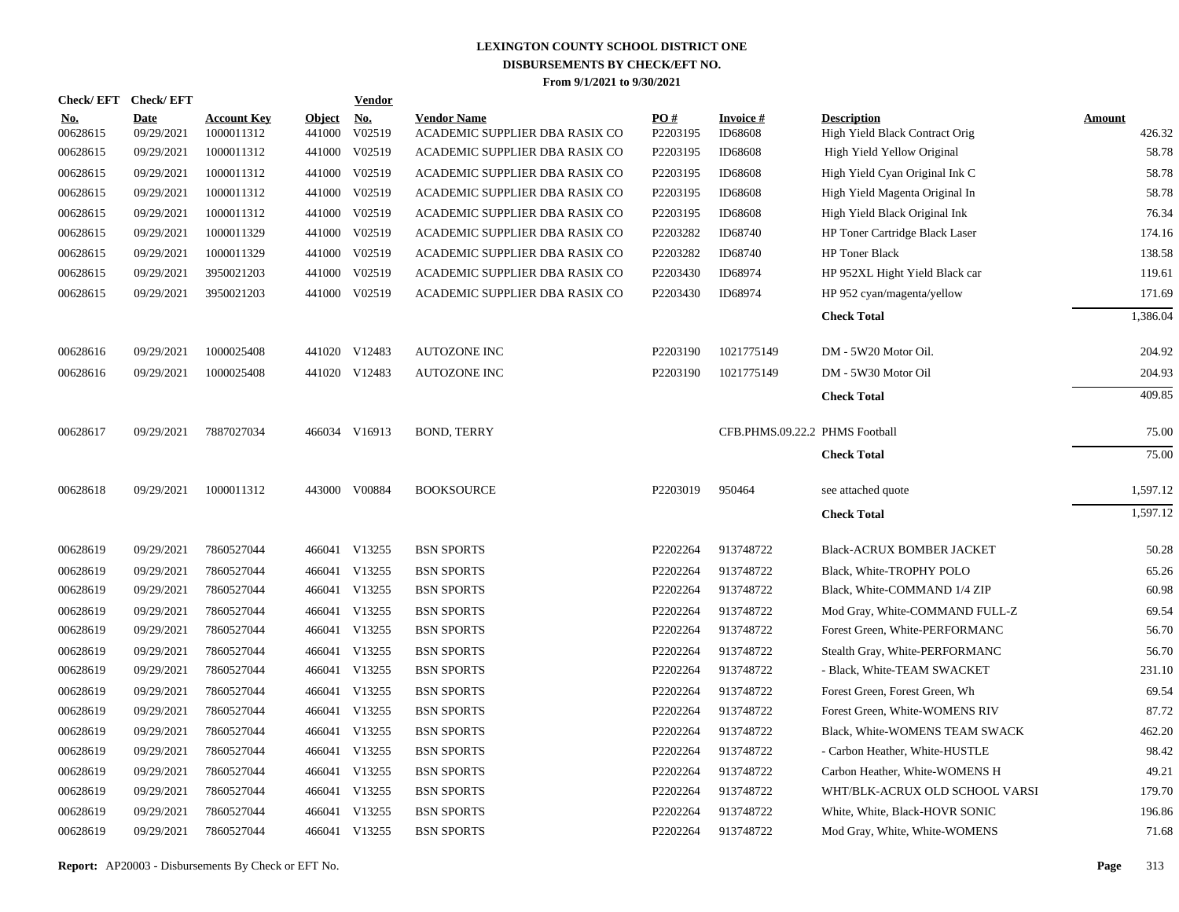# LEXINGTON COUNTY SCHOOL DISTRICT ONE
## DISBURSEMENTS BY CHECK/EFT NO.
### From 9/1/2021 to 9/30/2021

| Check/ EFT No. | Check/ EFT Date | Account Key | Object | Vendor No. | Vendor Name | PO # | Invoice # | Description | Amount |
|---|---|---|---|---|---|---|---|---|---|
| 00628615 | 09/29/2021 | 1000011312 | 441000 | V02519 | ACADEMIC SUPPLIER DBA RASIX CO | P2203195 | ID68608 | High Yield Black Contract Orig | 426.32 |
| 00628615 | 09/29/2021 | 1000011312 | 441000 | V02519 | ACADEMIC SUPPLIER DBA RASIX CO | P2203195 | ID68608 | High Yield Yellow Original | 58.78 |
| 00628615 | 09/29/2021 | 1000011312 | 441000 | V02519 | ACADEMIC SUPPLIER DBA RASIX CO | P2203195 | ID68608 | High Yield Cyan Original Ink C | 58.78 |
| 00628615 | 09/29/2021 | 1000011312 | 441000 | V02519 | ACADEMIC SUPPLIER DBA RASIX CO | P2203195 | ID68608 | High Yield Magenta Original In | 58.78 |
| 00628615 | 09/29/2021 | 1000011312 | 441000 | V02519 | ACADEMIC SUPPLIER DBA RASIX CO | P2203195 | ID68608 | High Yield Black Original Ink | 76.34 |
| 00628615 | 09/29/2021 | 1000011329 | 441000 | V02519 | ACADEMIC SUPPLIER DBA RASIX CO | P2203282 | ID68740 | HP Toner Cartridge Black Laser | 174.16 |
| 00628615 | 09/29/2021 | 1000011329 | 441000 | V02519 | ACADEMIC SUPPLIER DBA RASIX CO | P2203282 | ID68740 | HP Toner Black | 138.58 |
| 00628615 | 09/29/2021 | 3950021203 | 441000 | V02519 | ACADEMIC SUPPLIER DBA RASIX CO | P2203430 | ID68974 | HP 952XL Hight Yield Black car | 119.61 |
| 00628615 | 09/29/2021 | 3950021203 | 441000 | V02519 | ACADEMIC SUPPLIER DBA RASIX CO | P2203430 | ID68974 | HP 952 cyan/magenta/yellow | 171.69 |
| | | | | | | | | **Check Total** | 1,386.04 |
| 00628616 | 09/29/2021 | 1000025408 | 441020 | V12483 | AUTOZONE INC | P2203190 | 1021775149 | DM - 5W20 Motor Oil. | 204.92 |
| 00628616 | 09/29/2021 | 1000025408 | 441020 | V12483 | AUTOZONE INC | P2203190 | 1021775149 | DM - 5W30 Motor Oil | 204.93 |
| | | | | | | | | **Check Total** | 409.85 |
| 00628617 | 09/29/2021 | 7887027034 | 466034 | V16913 | BOND, TERRY | | CFB.PHMS.09.22.2 | PHMS Football | 75.00 |
| | | | | | | | | **Check Total** | 75.00 |
| 00628618 | 09/29/2021 | 1000011312 | 443000 | V00884 | BOOKSOURCE | P2203019 | 950464 | see attached quote | 1,597.12 |
| | | | | | | | | **Check Total** | 1,597.12 |
| 00628619 | 09/29/2021 | 7860527044 | 466041 | V13255 | BSN SPORTS | P2202264 | 913748722 | Black-ACRUX BOMBER JACKET | 50.28 |
| 00628619 | 09/29/2021 | 7860527044 | 466041 | V13255 | BSN SPORTS | P2202264 | 913748722 | Black, White-TROPHY POLO | 65.26 |
| 00628619 | 09/29/2021 | 7860527044 | 466041 | V13255 | BSN SPORTS | P2202264 | 913748722 | Black, White-COMMAND 1/4 ZIP | 60.98 |
| 00628619 | 09/29/2021 | 7860527044 | 466041 | V13255 | BSN SPORTS | P2202264 | 913748722 | Mod Gray, White-COMMAND FULL-Z | 69.54 |
| 00628619 | 09/29/2021 | 7860527044 | 466041 | V13255 | BSN SPORTS | P2202264 | 913748722 | Forest Green, White-PERFORMANC | 56.70 |
| 00628619 | 09/29/2021 | 7860527044 | 466041 | V13255 | BSN SPORTS | P2202264 | 913748722 | Stealth Gray, White-PERFORMANC | 56.70 |
| 00628619 | 09/29/2021 | 7860527044 | 466041 | V13255 | BSN SPORTS | P2202264 | 913748722 | - Black, White-TEAM SWACKET | 231.10 |
| 00628619 | 09/29/2021 | 7860527044 | 466041 | V13255 | BSN SPORTS | P2202264 | 913748722 | Forest Green, Forest Green, Wh | 69.54 |
| 00628619 | 09/29/2021 | 7860527044 | 466041 | V13255 | BSN SPORTS | P2202264 | 913748722 | Forest Green, White-WOMENS RIV | 87.72 |
| 00628619 | 09/29/2021 | 7860527044 | 466041 | V13255 | BSN SPORTS | P2202264 | 913748722 | Black, White-WOMENS TEAM SWACK | 462.20 |
| 00628619 | 09/29/2021 | 7860527044 | 466041 | V13255 | BSN SPORTS | P2202264 | 913748722 | - Carbon Heather, White-HUSTLE | 98.42 |
| 00628619 | 09/29/2021 | 7860527044 | 466041 | V13255 | BSN SPORTS | P2202264 | 913748722 | Carbon Heather, White-WOMENS H | 49.21 |
| 00628619 | 09/29/2021 | 7860527044 | 466041 | V13255 | BSN SPORTS | P2202264 | 913748722 | WHT/BLK-ACRUX OLD SCHOOL VARSI | 179.70 |
| 00628619 | 09/29/2021 | 7860527044 | 466041 | V13255 | BSN SPORTS | P2202264 | 913748722 | White, White, Black-HOVR SONIC | 196.86 |
| 00628619 | 09/29/2021 | 7860527044 | 466041 | V13255 | BSN SPORTS | P2202264 | 913748722 | Mod Gray, White, White-WOMENS | 71.68 |

**Report:** AP20003 - Disbursements By Check or EFT No.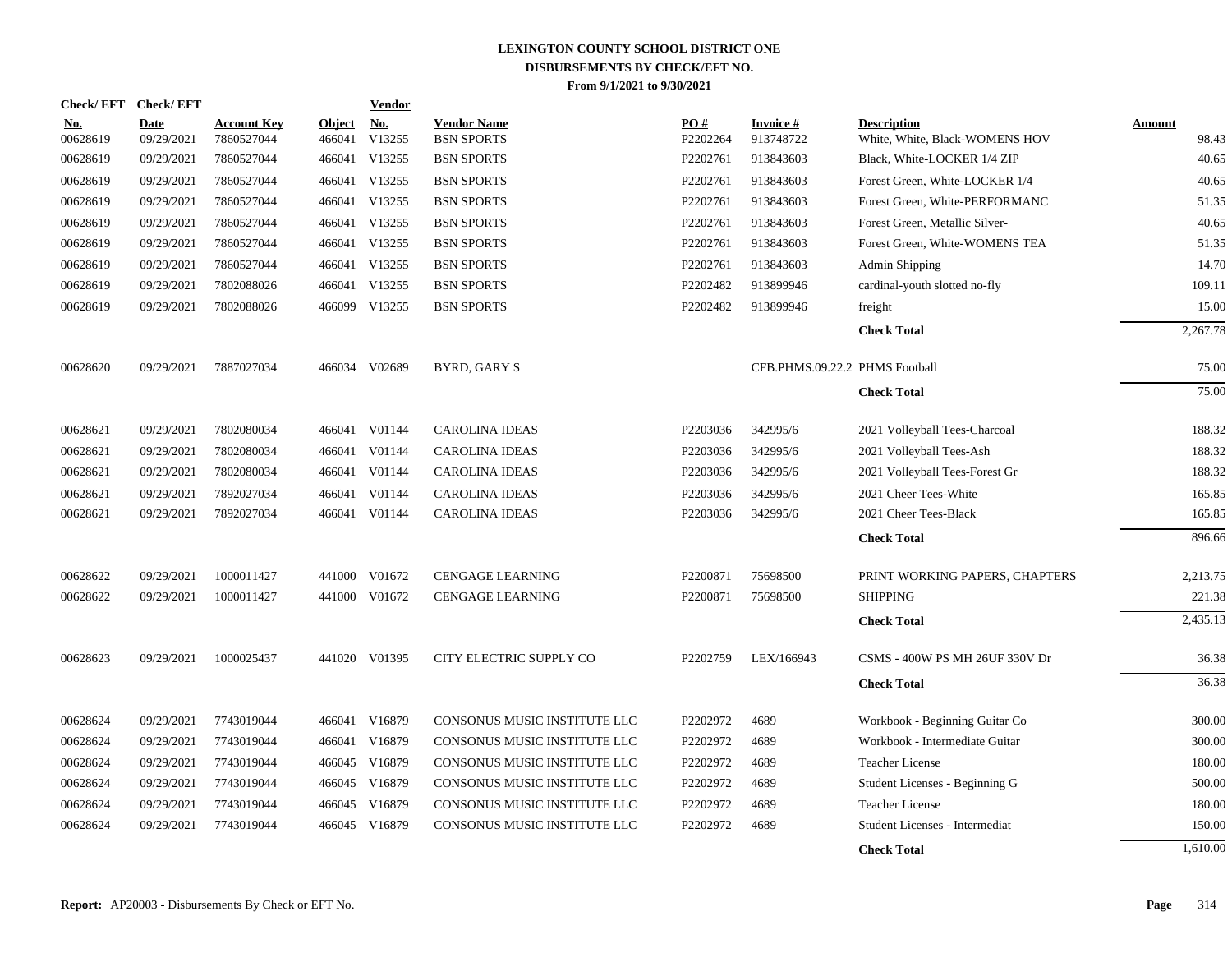**LEXINGTON COUNTY SCHOOL DISTRICT ONE**
**DISBURSEMENTS BY CHECK/EFT NO.**
**From 9/1/2021 to 9/30/2021**

| Check/ EFT No. | Check/ EFT Date | Account Key | Object | Vendor No. | Vendor Name | PO # | Invoice # | Description | Amount |
|---|---|---|---|---|---|---|---|---|---|
| 00628619 | 09/29/2021 | 7860527044 | 466041 | V13255 | BSN SPORTS | P2202264 | 913748722 | White, White, Black-WOMENS HOV | 98.43 |
| 00628619 | 09/29/2021 | 7860527044 | 466041 | V13255 | BSN SPORTS | P2202761 | 913843603 | Black, White-LOCKER 1/4 ZIP | 40.65 |
| 00628619 | 09/29/2021 | 7860527044 | 466041 | V13255 | BSN SPORTS | P2202761 | 913843603 | Forest Green, White-LOCKER 1/4 | 40.65 |
| 00628619 | 09/29/2021 | 7860527044 | 466041 | V13255 | BSN SPORTS | P2202761 | 913843603 | Forest Green, White-PERFORMANC | 51.35 |
| 00628619 | 09/29/2021 | 7860527044 | 466041 | V13255 | BSN SPORTS | P2202761 | 913843603 | Forest Green, Metallic Silver- | 40.65 |
| 00628619 | 09/29/2021 | 7860527044 | 466041 | V13255 | BSN SPORTS | P2202761 | 913843603 | Forest Green, White-WOMENS TEA | 51.35 |
| 00628619 | 09/29/2021 | 7860527044 | 466041 | V13255 | BSN SPORTS | P2202761 | 913843603 | Admin Shipping | 14.70 |
| 00628619 | 09/29/2021 | 7802088026 | 466041 | V13255 | BSN SPORTS | P2202482 | 913899946 | cardinal-youth slotted no-fly | 109.11 |
| 00628619 | 09/29/2021 | 7802088026 | 466099 | V13255 | BSN SPORTS | P2202482 | 913899946 | freight | 15.00 |
| | | | | | | | | **Check Total** | 2,267.78 |
| 00628620 | 09/29/2021 | 7887027034 | 466034 | V02689 | BYRD, GARY S | | CFB.PHMS.09.22.2 | PHMS Football | 75.00 |
| | | | | | | | | **Check Total** | 75.00 |
| 00628621 | 09/29/2021 | 7802080034 | 466041 | V01144 | CAROLINA IDEAS | P2203036 | 342995/6 | 2021 Volleyball Tees-Charcoal | 188.32 |
| 00628621 | 09/29/2021 | 7802080034 | 466041 | V01144 | CAROLINA IDEAS | P2203036 | 342995/6 | 2021 Volleyball Tees-Ash | 188.32 |
| 00628621 | 09/29/2021 | 7802080034 | 466041 | V01144 | CAROLINA IDEAS | P2203036 | 342995/6 | 2021 Volleyball Tees-Forest Gr | 188.32 |
| 00628621 | 09/29/2021 | 7892027034 | 466041 | V01144 | CAROLINA IDEAS | P2203036 | 342995/6 | 2021 Cheer Tees-White | 165.85 |
| 00628621 | 09/29/2021 | 7892027034 | 466041 | V01144 | CAROLINA IDEAS | P2203036 | 342995/6 | 2021 Cheer Tees-Black | 165.85 |
| | | | | | | | | **Check Total** | 896.66 |
| 00628622 | 09/29/2021 | 1000011427 | 441000 | V01672 | CENGAGE LEARNING | P2200871 | 75698500 | PRINT WORKING PAPERS, CHAPTERS | 2,213.75 |
| 00628622 | 09/29/2021 | 1000011427 | 441000 | V01672 | CENGAGE LEARNING | P2200871 | 75698500 | SHIPPING | 221.38 |
| | | | | | | | | **Check Total** | 2,435.13 |
| 00628623 | 09/29/2021 | 1000025437 | 441020 | V01395 | CITY ELECTRIC SUPPLY CO | P2202759 | LEX/166943 | CSMS - 400W PS MH 26UF 330V Dr | 36.38 |
| | | | | | | | | **Check Total** | 36.38 |
| 00628624 | 09/29/2021 | 7743019044 | 466041 | V16879 | CONSONUS MUSIC INSTITUTE LLC | P2202972 | 4689 | Workbook - Beginning Guitar Co | 300.00 |
| 00628624 | 09/29/2021 | 7743019044 | 466041 | V16879 | CONSONUS MUSIC INSTITUTE LLC | P2202972 | 4689 | Workbook - Intermediate Guitar | 300.00 |
| 00628624 | 09/29/2021 | 7743019044 | 466045 | V16879 | CONSONUS MUSIC INSTITUTE LLC | P2202972 | 4689 | Teacher License | 180.00 |
| 00628624 | 09/29/2021 | 7743019044 | 466045 | V16879 | CONSONUS MUSIC INSTITUTE LLC | P2202972 | 4689 | Student Licenses - Beginning G | 500.00 |
| 00628624 | 09/29/2021 | 7743019044 | 466045 | V16879 | CONSONUS MUSIC INSTITUTE LLC | P2202972 | 4689 | Teacher License | 180.00 |
| 00628624 | 09/29/2021 | 7743019044 | 466045 | V16879 | CONSONUS MUSIC INSTITUTE LLC | P2202972 | 4689 | Student Licenses - Intermediat | 150.00 |
| | | | | | | | | **Check Total** | 1,610.00 |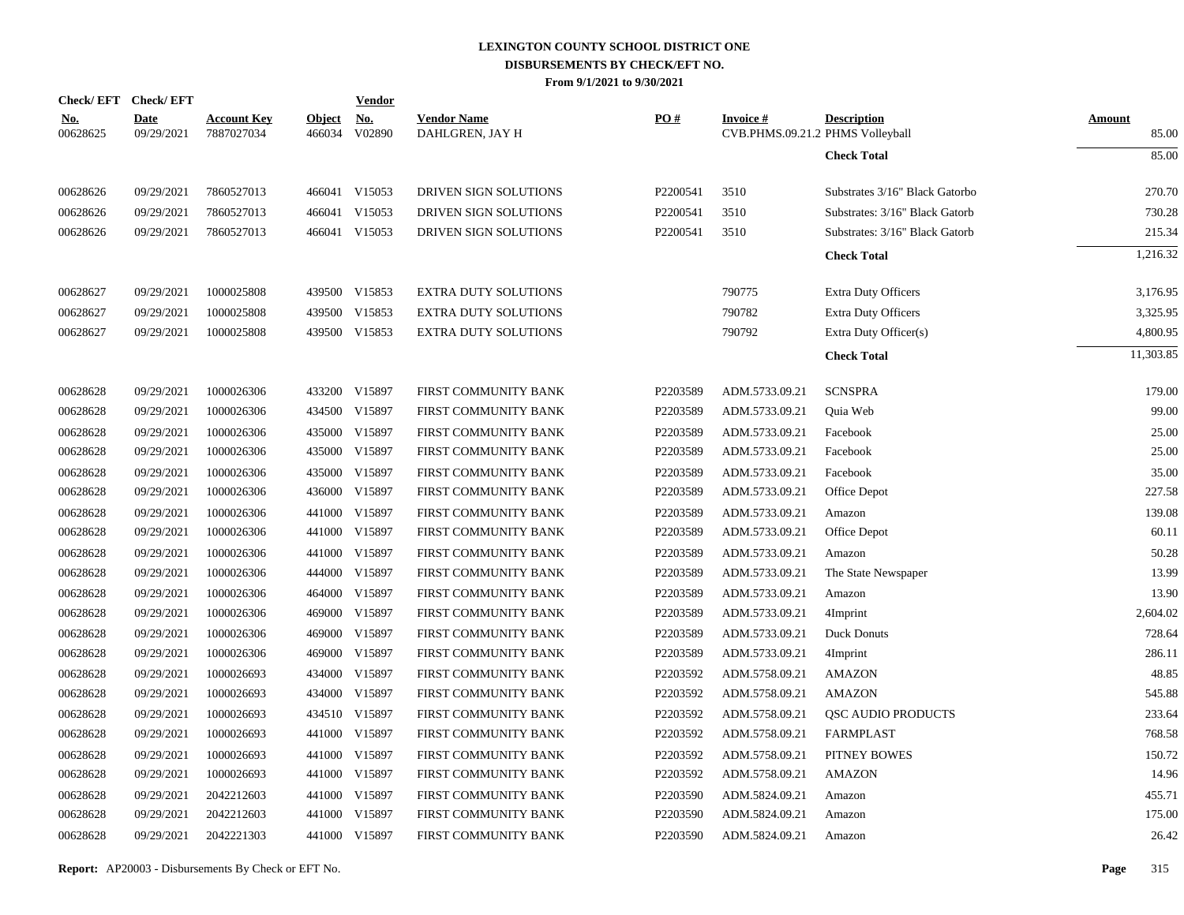# LEXINGTON COUNTY SCHOOL DISTRICT ONE
## DISBURSEMENTS BY CHECK/EFT NO.
### From 9/1/2021 to 9/30/2021

| Check/ EFT No. | Check/ EFT Date | Account Key | Object | Vendor No. | Vendor Name | PO # | Invoice # | Description | Amount |
|---|---|---|---|---|---|---|---|---|---|
| 00628625 | 09/29/2021 | 7887027034 | 466034 | V02890 | DAHLGREN, JAY H | | CVB.PHMS.09.21.2 | PHMS Volleyball | 85.00 |
| | | | | | | | | **Check Total** | 85.00 |
| 00628626 | 09/29/2021 | 7860527013 | 466041 | V15053 | DRIVEN SIGN SOLUTIONS | P2200541 | 3510 | Substrates 3/16" Black Gatorbo | 270.70 |
| 00628626 | 09/29/2021 | 7860527013 | 466041 | V15053 | DRIVEN SIGN SOLUTIONS | P2200541 | 3510 | Substrates: 3/16" Black Gatorb | 730.28 |
| 00628626 | 09/29/2021 | 7860527013 | 466041 | V15053 | DRIVEN SIGN SOLUTIONS | P2200541 | 3510 | Substrates: 3/16" Black Gatorb | 215.34 |
| | | | | | | | | **Check Total** | 1,216.32 |
| 00628627 | 09/29/2021 | 1000025808 | 439500 | V15853 | EXTRA DUTY SOLUTIONS | | 790775 | Extra Duty Officers | 3,176.95 |
| 00628627 | 09/29/2021 | 1000025808 | 439500 | V15853 | EXTRA DUTY SOLUTIONS | | 790782 | Extra Duty Officers | 3,325.95 |
| 00628627 | 09/29/2021 | 1000025808 | 439500 | V15853 | EXTRA DUTY SOLUTIONS | | 790792 | Extra Duty Officer(s) | 4,800.95 |
| | | | | | | | | **Check Total** | 11,303.85 |
| 00628628 | 09/29/2021 | 1000026306 | 433200 | V15897 | FIRST COMMUNITY BANK | P2203589 | ADM.5733.09.21 | SCNSPRA | 179.00 |
| 00628628 | 09/29/2021 | 1000026306 | 434500 | V15897 | FIRST COMMUNITY BANK | P2203589 | ADM.5733.09.21 | Quia Web | 99.00 |
| 00628628 | 09/29/2021 | 1000026306 | 435000 | V15897 | FIRST COMMUNITY BANK | P2203589 | ADM.5733.09.21 | Facebook | 25.00 |
| 00628628 | 09/29/2021 | 1000026306 | 435000 | V15897 | FIRST COMMUNITY BANK | P2203589 | ADM.5733.09.21 | Facebook | 25.00 |
| 00628628 | 09/29/2021 | 1000026306 | 435000 | V15897 | FIRST COMMUNITY BANK | P2203589 | ADM.5733.09.21 | Facebook | 35.00 |
| 00628628 | 09/29/2021 | 1000026306 | 436000 | V15897 | FIRST COMMUNITY BANK | P2203589 | ADM.5733.09.21 | Office Depot | 227.58 |
| 00628628 | 09/29/2021 | 1000026306 | 441000 | V15897 | FIRST COMMUNITY BANK | P2203589 | ADM.5733.09.21 | Amazon | 139.08 |
| 00628628 | 09/29/2021 | 1000026306 | 441000 | V15897 | FIRST COMMUNITY BANK | P2203589 | ADM.5733.09.21 | Office Depot | 60.11 |
| 00628628 | 09/29/2021 | 1000026306 | 441000 | V15897 | FIRST COMMUNITY BANK | P2203589 | ADM.5733.09.21 | Amazon | 50.28 |
| 00628628 | 09/29/2021 | 1000026306 | 444000 | V15897 | FIRST COMMUNITY BANK | P2203589 | ADM.5733.09.21 | The State Newspaper | 13.99 |
| 00628628 | 09/29/2021 | 1000026306 | 464000 | V15897 | FIRST COMMUNITY BANK | P2203589 | ADM.5733.09.21 | Amazon | 13.90 |
| 00628628 | 09/29/2021 | 1000026306 | 469000 | V15897 | FIRST COMMUNITY BANK | P2203589 | ADM.5733.09.21 | 4Imprint | 2,604.02 |
| 00628628 | 09/29/2021 | 1000026306 | 469000 | V15897 | FIRST COMMUNITY BANK | P2203589 | ADM.5733.09.21 | Duck Donuts | 728.64 |
| 00628628 | 09/29/2021 | 1000026306 | 469000 | V15897 | FIRST COMMUNITY BANK | P2203589 | ADM.5733.09.21 | 4Imprint | 286.11 |
| 00628628 | 09/29/2021 | 1000026693 | 434000 | V15897 | FIRST COMMUNITY BANK | P2203592 | ADM.5758.09.21 | AMAZON | 48.85 |
| 00628628 | 09/29/2021 | 1000026693 | 434000 | V15897 | FIRST COMMUNITY BANK | P2203592 | ADM.5758.09.21 | AMAZON | 545.88 |
| 00628628 | 09/29/2021 | 1000026693 | 434510 | V15897 | FIRST COMMUNITY BANK | P2203592 | ADM.5758.09.21 | QSC AUDIO PRODUCTS | 233.64 |
| 00628628 | 09/29/2021 | 1000026693 | 441000 | V15897 | FIRST COMMUNITY BANK | P2203592 | ADM.5758.09.21 | FARMPLAST | 768.58 |
| 00628628 | 09/29/2021 | 1000026693 | 441000 | V15897 | FIRST COMMUNITY BANK | P2203592 | ADM.5758.09.21 | PITNEY BOWES | 150.72 |
| 00628628 | 09/29/2021 | 1000026693 | 441000 | V15897 | FIRST COMMUNITY BANK | P2203592 | ADM.5758.09.21 | AMAZON | 14.96 |
| 00628628 | 09/29/2021 | 2042212603 | 441000 | V15897 | FIRST COMMUNITY BANK | P2203590 | ADM.5824.09.21 | Amazon | 455.71 |
| 00628628 | 09/29/2021 | 2042212603 | 441000 | V15897 | FIRST COMMUNITY BANK | P2203590 | ADM.5824.09.21 | Amazon | 175.00 |
| 00628628 | 09/29/2021 | 2042221303 | 441000 | V15897 | FIRST COMMUNITY BANK | P2203590 | ADM.5824.09.21 | Amazon | 26.42 |

**Report:** AP20003 - Disbursements By Check or EFT No.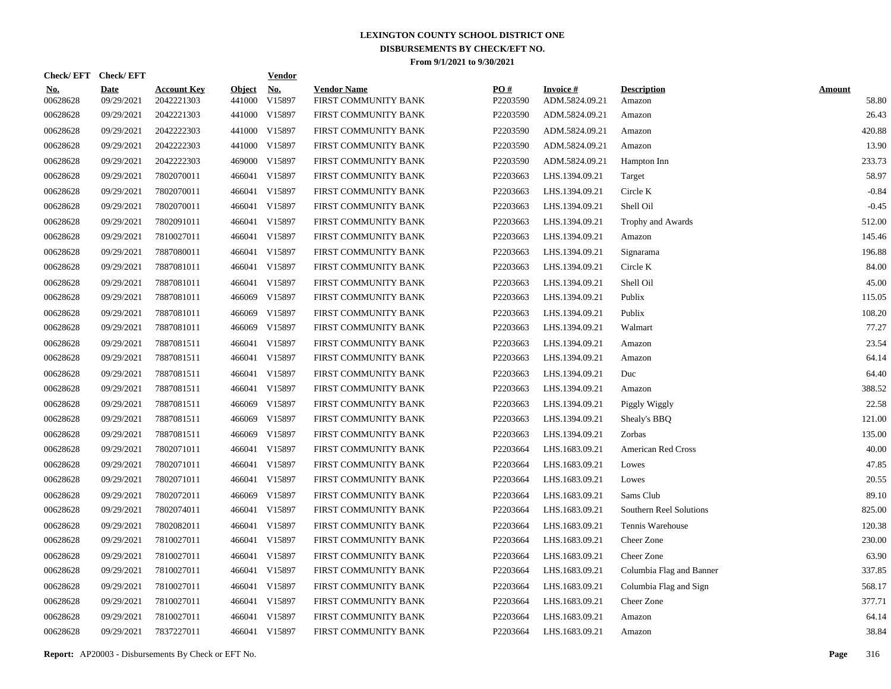# LEXINGTON COUNTY SCHOOL DISTRICT ONE
## DISBURSEMENTS BY CHECK/EFT NO.
### From 9/1/2021 to 9/30/2021

| Check/ EFT No. | Check/ EFT Date | Account Key | Object | Vendor No. | Vendor Name | PO # | Invoice # | Description | Amount |
|---|---|---|---|---|---|---|---|---|---|
| 00628628 | 09/29/2021 | 2042221303 | 441000 | V15897 | FIRST COMMUNITY BANK | P2203590 | ADM.5824.09.21 | Amazon | 58.80 |
| 00628628 | 09/29/2021 | 2042221303 | 441000 | V15897 | FIRST COMMUNITY BANK | P2203590 | ADM.5824.09.21 | Amazon | 26.43 |
| 00628628 | 09/29/2021 | 2042222303 | 441000 | V15897 | FIRST COMMUNITY BANK | P2203590 | ADM.5824.09.21 | Amazon | 420.88 |
| 00628628 | 09/29/2021 | 2042222303 | 441000 | V15897 | FIRST COMMUNITY BANK | P2203590 | ADM.5824.09.21 | Amazon | 13.90 |
| 00628628 | 09/29/2021 | 2042222303 | 469000 | V15897 | FIRST COMMUNITY BANK | P2203590 | ADM.5824.09.21 | Hampton Inn | 233.73 |
| 00628628 | 09/29/2021 | 7802070011 | 466041 | V15897 | FIRST COMMUNITY BANK | P2203663 | LHS.1394.09.21 | Target | 58.97 |
| 00628628 | 09/29/2021 | 7802070011 | 466041 | V15897 | FIRST COMMUNITY BANK | P2203663 | LHS.1394.09.21 | Circle K | -0.84 |
| 00628628 | 09/29/2021 | 7802070011 | 466041 | V15897 | FIRST COMMUNITY BANK | P2203663 | LHS.1394.09.21 | Shell Oil | -0.45 |
| 00628628 | 09/29/2021 | 7802091011 | 466041 | V15897 | FIRST COMMUNITY BANK | P2203663 | LHS.1394.09.21 | Trophy and Awards | 512.00 |
| 00628628 | 09/29/2021 | 7810027011 | 466041 | V15897 | FIRST COMMUNITY BANK | P2203663 | LHS.1394.09.21 | Amazon | 145.46 |
| 00628628 | 09/29/2021 | 7887080011 | 466041 | V15897 | FIRST COMMUNITY BANK | P2203663 | LHS.1394.09.21 | Signarama | 196.88 |
| 00628628 | 09/29/2021 | 7887081011 | 466041 | V15897 | FIRST COMMUNITY BANK | P2203663 | LHS.1394.09.21 | Circle K | 84.00 |
| 00628628 | 09/29/2021 | 7887081011 | 466041 | V15897 | FIRST COMMUNITY BANK | P2203663 | LHS.1394.09.21 | Shell Oil | 45.00 |
| 00628628 | 09/29/2021 | 7887081011 | 466069 | V15897 | FIRST COMMUNITY BANK | P2203663 | LHS.1394.09.21 | Publix | 115.05 |
| 00628628 | 09/29/2021 | 7887081011 | 466069 | V15897 | FIRST COMMUNITY BANK | P2203663 | LHS.1394.09.21 | Publix | 108.20 |
| 00628628 | 09/29/2021 | 7887081011 | 466069 | V15897 | FIRST COMMUNITY BANK | P2203663 | LHS.1394.09.21 | Walmart | 77.27 |
| 00628628 | 09/29/2021 | 7887081511 | 466041 | V15897 | FIRST COMMUNITY BANK | P2203663 | LHS.1394.09.21 | Amazon | 23.54 |
| 00628628 | 09/29/2021 | 7887081511 | 466041 | V15897 | FIRST COMMUNITY BANK | P2203663 | LHS.1394.09.21 | Amazon | 64.14 |
| 00628628 | 09/29/2021 | 7887081511 | 466041 | V15897 | FIRST COMMUNITY BANK | P2203663 | LHS.1394.09.21 | Duc | 64.40 |
| 00628628 | 09/29/2021 | 7887081511 | 466041 | V15897 | FIRST COMMUNITY BANK | P2203663 | LHS.1394.09.21 | Amazon | 388.52 |
| 00628628 | 09/29/2021 | 7887081511 | 466069 | V15897 | FIRST COMMUNITY BANK | P2203663 | LHS.1394.09.21 | Piggly Wiggly | 22.58 |
| 00628628 | 09/29/2021 | 7887081511 | 466069 | V15897 | FIRST COMMUNITY BANK | P2203663 | LHS.1394.09.21 | Shealy's BBQ | 121.00 |
| 00628628 | 09/29/2021 | 7887081511 | 466069 | V15897 | FIRST COMMUNITY BANK | P2203663 | LHS.1394.09.21 | Zorbas | 135.00 |
| 00628628 | 09/29/2021 | 7802071011 | 466041 | V15897 | FIRST COMMUNITY BANK | P2203664 | LHS.1683.09.21 | American Red Cross | 40.00 |
| 00628628 | 09/29/2021 | 7802071011 | 466041 | V15897 | FIRST COMMUNITY BANK | P2203664 | LHS.1683.09.21 | Lowes | 47.85 |
| 00628628 | 09/29/2021 | 7802071011 | 466041 | V15897 | FIRST COMMUNITY BANK | P2203664 | LHS.1683.09.21 | Lowes | 20.55 |
| 00628628 | 09/29/2021 | 7802072011 | 466069 | V15897 | FIRST COMMUNITY BANK | P2203664 | LHS.1683.09.21 | Sams Club | 89.10 |
| 00628628 | 09/29/2021 | 7802074011 | 466041 | V15897 | FIRST COMMUNITY BANK | P2203664 | LHS.1683.09.21 | Southern Reel Solutions | 825.00 |
| 00628628 | 09/29/2021 | 7802082011 | 466041 | V15897 | FIRST COMMUNITY BANK | P2203664 | LHS.1683.09.21 | Tennis Warehouse | 120.38 |
| 00628628 | 09/29/2021 | 7810027011 | 466041 | V15897 | FIRST COMMUNITY BANK | P2203664 | LHS.1683.09.21 | Cheer Zone | 230.00 |
| 00628628 | 09/29/2021 | 7810027011 | 466041 | V15897 | FIRST COMMUNITY BANK | P2203664 | LHS.1683.09.21 | Cheer Zone | 63.90 |
| 00628628 | 09/29/2021 | 7810027011 | 466041 | V15897 | FIRST COMMUNITY BANK | P2203664 | LHS.1683.09.21 | Columbia Flag and Banner | 337.85 |
| 00628628 | 09/29/2021 | 7810027011 | 466041 | V15897 | FIRST COMMUNITY BANK | P2203664 | LHS.1683.09.21 | Columbia Flag and Sign | 568.17 |
| 00628628 | 09/29/2021 | 7810027011 | 466041 | V15897 | FIRST COMMUNITY BANK | P2203664 | LHS.1683.09.21 | Cheer Zone | 377.71 |
| 00628628 | 09/29/2021 | 7810027011 | 466041 | V15897 | FIRST COMMUNITY BANK | P2203664 | LHS.1683.09.21 | Amazon | 64.14 |
| 00628628 | 09/29/2021 | 7837227011 | 466041 | V15897 | FIRST COMMUNITY BANK | P2203664 | LHS.1683.09.21 | Amazon | 38.84 |

**Report:** AP20003 - Disbursements By Check or EFT No.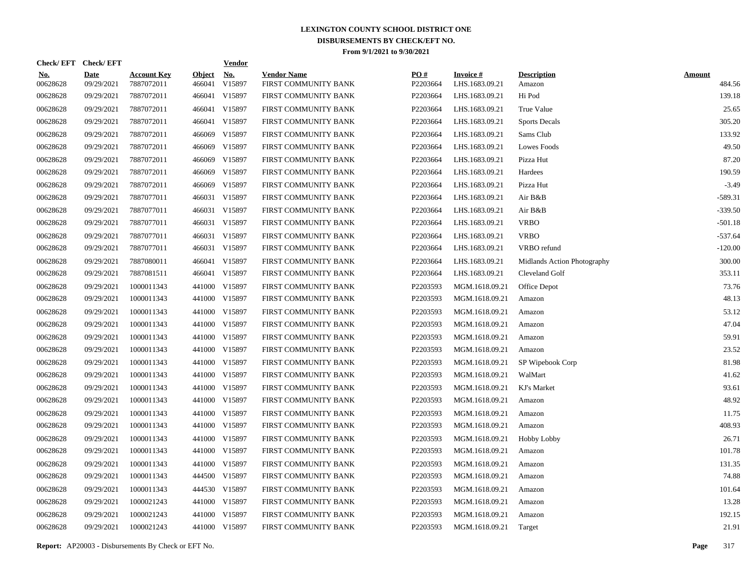**LEXINGTON COUNTY SCHOOL DISTRICT ONE**
**DISBURSEMENTS BY CHECK/EFT NO.**
**From 9/1/2021 to 9/30/2021**

| Check/ EFT No. | Check/ EFT Date | Account Key | Object | Vendor No. | Vendor Name | PO # | Invoice # | Description | Amount |
|---|---|---|---|---|---|---|---|---|---|
| 00628628 | 09/29/2021 | 7887072011 | 466041 | V15897 | FIRST COMMUNITY BANK | P2203664 | LHS.1683.09.21 | Amazon | 484.56 |
| 00628628 | 09/29/2021 | 7887072011 | 466041 | V15897 | FIRST COMMUNITY BANK | P2203664 | LHS.1683.09.21 | Hi Pod | 139.18 |
| 00628628 | 09/29/2021 | 7887072011 | 466041 | V15897 | FIRST COMMUNITY BANK | P2203664 | LHS.1683.09.21 | True Value | 25.65 |
| 00628628 | 09/29/2021 | 7887072011 | 466041 | V15897 | FIRST COMMUNITY BANK | P2203664 | LHS.1683.09.21 | Sports Decals | 305.20 |
| 00628628 | 09/29/2021 | 7887072011 | 466069 | V15897 | FIRST COMMUNITY BANK | P2203664 | LHS.1683.09.21 | Sams Club | 133.92 |
| 00628628 | 09/29/2021 | 7887072011 | 466069 | V15897 | FIRST COMMUNITY BANK | P2203664 | LHS.1683.09.21 | Lowes Foods | 49.50 |
| 00628628 | 09/29/2021 | 7887072011 | 466069 | V15897 | FIRST COMMUNITY BANK | P2203664 | LHS.1683.09.21 | Pizza Hut | 87.20 |
| 00628628 | 09/29/2021 | 7887072011 | 466069 | V15897 | FIRST COMMUNITY BANK | P2203664 | LHS.1683.09.21 | Hardees | 190.59 |
| 00628628 | 09/29/2021 | 7887072011 | 466069 | V15897 | FIRST COMMUNITY BANK | P2203664 | LHS.1683.09.21 | Pizza Hut | -3.49 |
| 00628628 | 09/29/2021 | 7887077011 | 466031 | V15897 | FIRST COMMUNITY BANK | P2203664 | LHS.1683.09.21 | Air B&B | -589.31 |
| 00628628 | 09/29/2021 | 7887077011 | 466031 | V15897 | FIRST COMMUNITY BANK | P2203664 | LHS.1683.09.21 | Air B&B | -339.50 |
| 00628628 | 09/29/2021 | 7887077011 | 466031 | V15897 | FIRST COMMUNITY BANK | P2203664 | LHS.1683.09.21 | VRBO | -501.18 |
| 00628628 | 09/29/2021 | 7887077011 | 466031 | V15897 | FIRST COMMUNITY BANK | P2203664 | LHS.1683.09.21 | VRBO | -537.64 |
| 00628628 | 09/29/2021 | 7887077011 | 466031 | V15897 | FIRST COMMUNITY BANK | P2203664 | LHS.1683.09.21 | VRBO refund | -120.00 |
| 00628628 | 09/29/2021 | 7887080011 | 466041 | V15897 | FIRST COMMUNITY BANK | P2203664 | LHS.1683.09.21 | Midlands Action Photography | 300.00 |
| 00628628 | 09/29/2021 | 7887081511 | 466041 | V15897 | FIRST COMMUNITY BANK | P2203664 | LHS.1683.09.21 | Cleveland Golf | 353.11 |
| 00628628 | 09/29/2021 | 1000011343 | 441000 | V15897 | FIRST COMMUNITY BANK | P2203593 | MGM.1618.09.21 | Office Depot | 73.76 |
| 00628628 | 09/29/2021 | 1000011343 | 441000 | V15897 | FIRST COMMUNITY BANK | P2203593 | MGM.1618.09.21 | Amazon | 48.13 |
| 00628628 | 09/29/2021 | 1000011343 | 441000 | V15897 | FIRST COMMUNITY BANK | P2203593 | MGM.1618.09.21 | Amazon | 53.12 |
| 00628628 | 09/29/2021 | 1000011343 | 441000 | V15897 | FIRST COMMUNITY BANK | P2203593 | MGM.1618.09.21 | Amazon | 47.04 |
| 00628628 | 09/29/2021 | 1000011343 | 441000 | V15897 | FIRST COMMUNITY BANK | P2203593 | MGM.1618.09.21 | Amazon | 59.91 |
| 00628628 | 09/29/2021 | 1000011343 | 441000 | V15897 | FIRST COMMUNITY BANK | P2203593 | MGM.1618.09.21 | Amazon | 23.52 |
| 00628628 | 09/29/2021 | 1000011343 | 441000 | V15897 | FIRST COMMUNITY BANK | P2203593 | MGM.1618.09.21 | SP Wipebook Corp | 81.98 |
| 00628628 | 09/29/2021 | 1000011343 | 441000 | V15897 | FIRST COMMUNITY BANK | P2203593 | MGM.1618.09.21 | WalMart | 41.62 |
| 00628628 | 09/29/2021 | 1000011343 | 441000 | V15897 | FIRST COMMUNITY BANK | P2203593 | MGM.1618.09.21 | KJ's Market | 93.61 |
| 00628628 | 09/29/2021 | 1000011343 | 441000 | V15897 | FIRST COMMUNITY BANK | P2203593 | MGM.1618.09.21 | Amazon | 48.92 |
| 00628628 | 09/29/2021 | 1000011343 | 441000 | V15897 | FIRST COMMUNITY BANK | P2203593 | MGM.1618.09.21 | Amazon | 11.75 |
| 00628628 | 09/29/2021 | 1000011343 | 441000 | V15897 | FIRST COMMUNITY BANK | P2203593 | MGM.1618.09.21 | Amazon | 408.93 |
| 00628628 | 09/29/2021 | 1000011343 | 441000 | V15897 | FIRST COMMUNITY BANK | P2203593 | MGM.1618.09.21 | Hobby Lobby | 26.71 |
| 00628628 | 09/29/2021 | 1000011343 | 441000 | V15897 | FIRST COMMUNITY BANK | P2203593 | MGM.1618.09.21 | Amazon | 101.78 |
| 00628628 | 09/29/2021 | 1000011343 | 441000 | V15897 | FIRST COMMUNITY BANK | P2203593 | MGM.1618.09.21 | Amazon | 131.35 |
| 00628628 | 09/29/2021 | 1000011343 | 444500 | V15897 | FIRST COMMUNITY BANK | P2203593 | MGM.1618.09.21 | Amazon | 74.88 |
| 00628628 | 09/29/2021 | 1000011343 | 444530 | V15897 | FIRST COMMUNITY BANK | P2203593 | MGM.1618.09.21 | Amazon | 101.64 |
| 00628628 | 09/29/2021 | 1000021243 | 441000 | V15897 | FIRST COMMUNITY BANK | P2203593 | MGM.1618.09.21 | Amazon | 13.28 |
| 00628628 | 09/29/2021 | 1000021243 | 441000 | V15897 | FIRST COMMUNITY BANK | P2203593 | MGM.1618.09.21 | Amazon | 192.15 |
| 00628628 | 09/29/2021 | 1000021243 | 441000 | V15897 | FIRST COMMUNITY BANK | P2203593 | MGM.1618.09.21 | Target | 21.91 |

**Report:** AP20003 - Disbursements By Check or EFT No.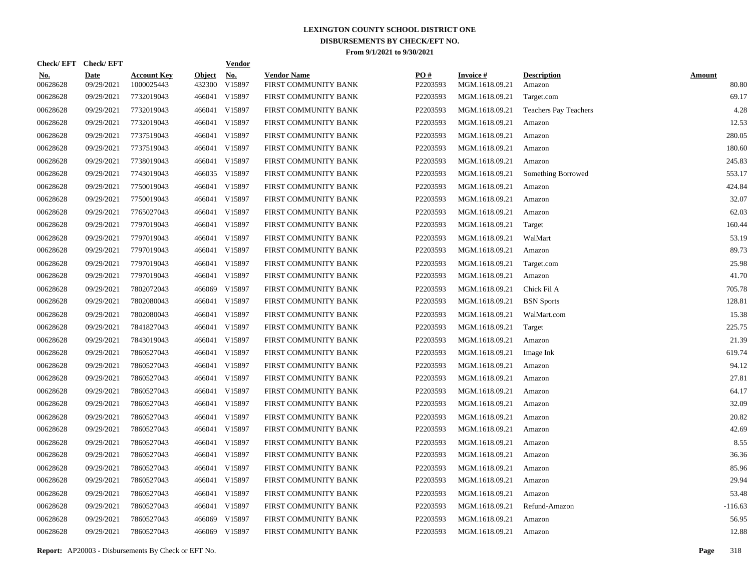# LEXINGTON COUNTY SCHOOL DISTRICT ONE
## DISBURSEMENTS BY CHECK/EFT NO.
### From 9/1/2021 to 9/30/2021

| Check/ EFT No. | Check/ EFT Date | Account Key | Object | Vendor No. | Vendor Name | PO # | Invoice # | Description | Amount |
|---|---|---|---|---|---|---|---|---|---|
| 00628628 | 09/29/2021 | 1000025443 | 432300 | V15897 | FIRST COMMUNITY BANK | P2203593 | MGM.1618.09.21 | Amazon | 80.80 |
| 00628628 | 09/29/2021 | 7732019043 | 466041 | V15897 | FIRST COMMUNITY BANK | P2203593 | MGM.1618.09.21 | Target.com | 69.17 |
| 00628628 | 09/29/2021 | 7732019043 | 466041 | V15897 | FIRST COMMUNITY BANK | P2203593 | MGM.1618.09.21 | Teachers Pay Teachers | 4.28 |
| 00628628 | 09/29/2021 | 7732019043 | 466041 | V15897 | FIRST COMMUNITY BANK | P2203593 | MGM.1618.09.21 | Amazon | 12.53 |
| 00628628 | 09/29/2021 | 7737519043 | 466041 | V15897 | FIRST COMMUNITY BANK | P2203593 | MGM.1618.09.21 | Amazon | 280.05 |
| 00628628 | 09/29/2021 | 7737519043 | 466041 | V15897 | FIRST COMMUNITY BANK | P2203593 | MGM.1618.09.21 | Amazon | 180.60 |
| 00628628 | 09/29/2021 | 7738019043 | 466041 | V15897 | FIRST COMMUNITY BANK | P2203593 | MGM.1618.09.21 | Amazon | 245.83 |
| 00628628 | 09/29/2021 | 7743019043 | 466035 | V15897 | FIRST COMMUNITY BANK | P2203593 | MGM.1618.09.21 | Something Borrowed | 553.17 |
| 00628628 | 09/29/2021 | 7750019043 | 466041 | V15897 | FIRST COMMUNITY BANK | P2203593 | MGM.1618.09.21 | Amazon | 424.84 |
| 00628628 | 09/29/2021 | 7750019043 | 466041 | V15897 | FIRST COMMUNITY BANK | P2203593 | MGM.1618.09.21 | Amazon | 32.07 |
| 00628628 | 09/29/2021 | 7765027043 | 466041 | V15897 | FIRST COMMUNITY BANK | P2203593 | MGM.1618.09.21 | Amazon | 62.03 |
| 00628628 | 09/29/2021 | 7797019043 | 466041 | V15897 | FIRST COMMUNITY BANK | P2203593 | MGM.1618.09.21 | Target | 160.44 |
| 00628628 | 09/29/2021 | 7797019043 | 466041 | V15897 | FIRST COMMUNITY BANK | P2203593 | MGM.1618.09.21 | WalMart | 53.19 |
| 00628628 | 09/29/2021 | 7797019043 | 466041 | V15897 | FIRST COMMUNITY BANK | P2203593 | MGM.1618.09.21 | Amazon | 89.73 |
| 00628628 | 09/29/2021 | 7797019043 | 466041 | V15897 | FIRST COMMUNITY BANK | P2203593 | MGM.1618.09.21 | Target.com | 25.98 |
| 00628628 | 09/29/2021 | 7797019043 | 466041 | V15897 | FIRST COMMUNITY BANK | P2203593 | MGM.1618.09.21 | Amazon | 41.70 |
| 00628628 | 09/29/2021 | 7802072043 | 466069 | V15897 | FIRST COMMUNITY BANK | P2203593 | MGM.1618.09.21 | Chick Fil A | 705.78 |
| 00628628 | 09/29/2021 | 7802080043 | 466041 | V15897 | FIRST COMMUNITY BANK | P2203593 | MGM.1618.09.21 | BSN Sports | 128.81 |
| 00628628 | 09/29/2021 | 7802080043 | 466041 | V15897 | FIRST COMMUNITY BANK | P2203593 | MGM.1618.09.21 | WalMart.com | 15.38 |
| 00628628 | 09/29/2021 | 7841827043 | 466041 | V15897 | FIRST COMMUNITY BANK | P2203593 | MGM.1618.09.21 | Target | 225.75 |
| 00628628 | 09/29/2021 | 7843019043 | 466041 | V15897 | FIRST COMMUNITY BANK | P2203593 | MGM.1618.09.21 | Amazon | 21.39 |
| 00628628 | 09/29/2021 | 7860527043 | 466041 | V15897 | FIRST COMMUNITY BANK | P2203593 | MGM.1618.09.21 | Image Ink | 619.74 |
| 00628628 | 09/29/2021 | 7860527043 | 466041 | V15897 | FIRST COMMUNITY BANK | P2203593 | MGM.1618.09.21 | Amazon | 94.12 |
| 00628628 | 09/29/2021 | 7860527043 | 466041 | V15897 | FIRST COMMUNITY BANK | P2203593 | MGM.1618.09.21 | Amazon | 27.81 |
| 00628628 | 09/29/2021 | 7860527043 | 466041 | V15897 | FIRST COMMUNITY BANK | P2203593 | MGM.1618.09.21 | Amazon | 64.17 |
| 00628628 | 09/29/2021 | 7860527043 | 466041 | V15897 | FIRST COMMUNITY BANK | P2203593 | MGM.1618.09.21 | Amazon | 32.09 |
| 00628628 | 09/29/2021 | 7860527043 | 466041 | V15897 | FIRST COMMUNITY BANK | P2203593 | MGM.1618.09.21 | Amazon | 20.82 |
| 00628628 | 09/29/2021 | 7860527043 | 466041 | V15897 | FIRST COMMUNITY BANK | P2203593 | MGM.1618.09.21 | Amazon | 42.69 |
| 00628628 | 09/29/2021 | 7860527043 | 466041 | V15897 | FIRST COMMUNITY BANK | P2203593 | MGM.1618.09.21 | Amazon | 8.55 |
| 00628628 | 09/29/2021 | 7860527043 | 466041 | V15897 | FIRST COMMUNITY BANK | P2203593 | MGM.1618.09.21 | Amazon | 36.36 |
| 00628628 | 09/29/2021 | 7860527043 | 466041 | V15897 | FIRST COMMUNITY BANK | P2203593 | MGM.1618.09.21 | Amazon | 85.96 |
| 00628628 | 09/29/2021 | 7860527043 | 466041 | V15897 | FIRST COMMUNITY BANK | P2203593 | MGM.1618.09.21 | Amazon | 29.94 |
| 00628628 | 09/29/2021 | 7860527043 | 466041 | V15897 | FIRST COMMUNITY BANK | P2203593 | MGM.1618.09.21 | Amazon | 53.48 |
| 00628628 | 09/29/2021 | 7860527043 | 466041 | V15897 | FIRST COMMUNITY BANK | P2203593 | MGM.1618.09.21 | Refund-Amazon | -116.63 |
| 00628628 | 09/29/2021 | 7860527043 | 466069 | V15897 | FIRST COMMUNITY BANK | P2203593 | MGM.1618.09.21 | Amazon | 56.95 |
| 00628628 | 09/29/2021 | 7860527043 | 466069 | V15897 | FIRST COMMUNITY BANK | P2203593 | MGM.1618.09.21 | Amazon | 12.88 |

**Report:** AP20003 - Disbursements By Check or EFT No.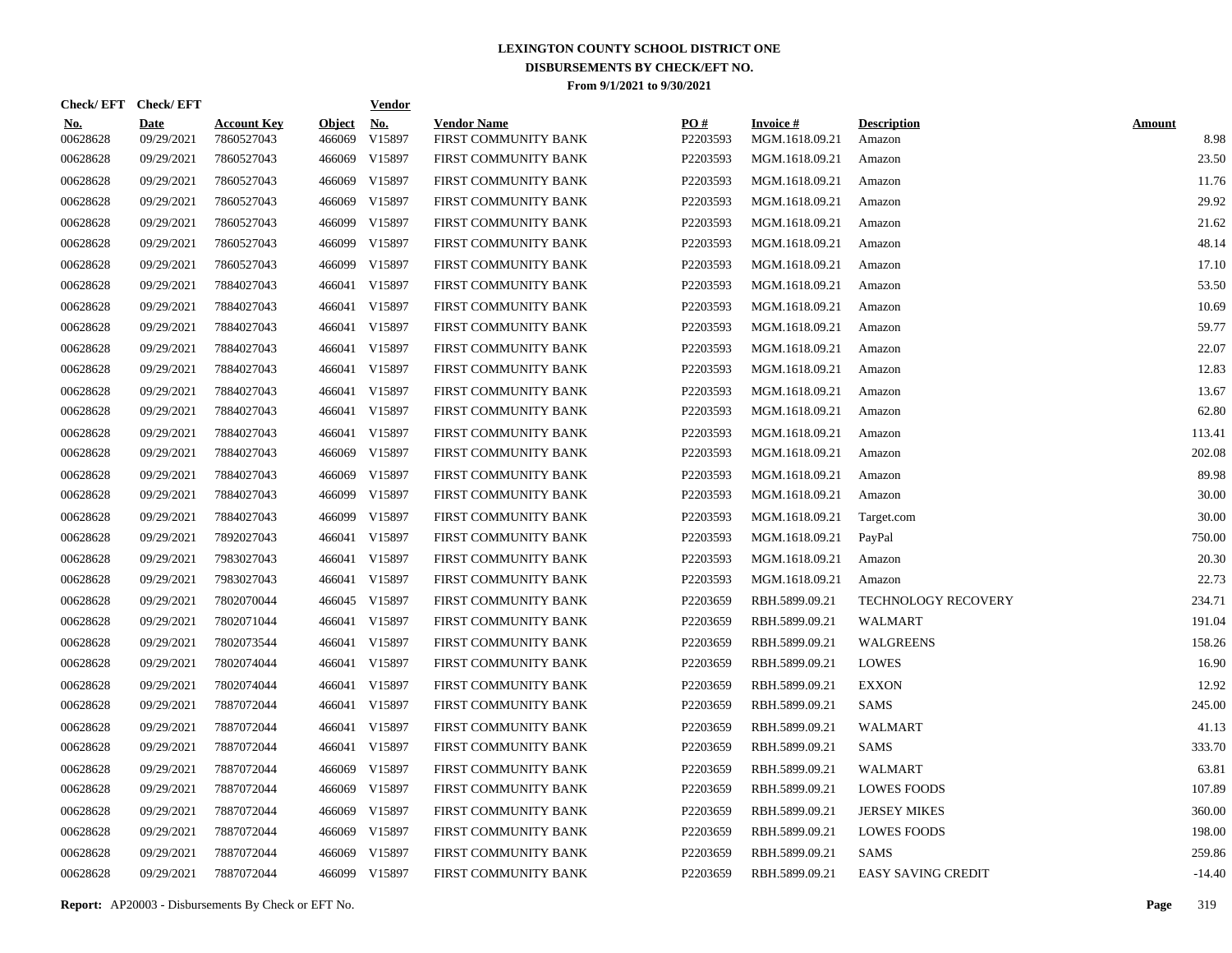# LEXINGTON COUNTY SCHOOL DISTRICT ONE

## DISBURSEMENTS BY CHECK/EFT NO.

### From 9/1/2021 to 9/30/2021

| Check/EFT No. | Check/EFT Date | Account Key | Object | Vendor No. | Vendor Name | PO # | Invoice # | Description | Amount |
|---|---|---|---|---|---|---|---|---|---|
| 00628628 | 09/29/2021 | 7860527043 | 466069 | V15897 | FIRST COMMUNITY BANK | P2203593 | MGM.1618.09.21 | Amazon | 8.98 |
| 00628628 | 09/29/2021 | 7860527043 | 466069 | V15897 | FIRST COMMUNITY BANK | P2203593 | MGM.1618.09.21 | Amazon | 23.50 |
| 00628628 | 09/29/2021 | 7860527043 | 466069 | V15897 | FIRST COMMUNITY BANK | P2203593 | MGM.1618.09.21 | Amazon | 11.76 |
| 00628628 | 09/29/2021 | 7860527043 | 466069 | V15897 | FIRST COMMUNITY BANK | P2203593 | MGM.1618.09.21 | Amazon | 29.92 |
| 00628628 | 09/29/2021 | 7860527043 | 466099 | V15897 | FIRST COMMUNITY BANK | P2203593 | MGM.1618.09.21 | Amazon | 21.62 |
| 00628628 | 09/29/2021 | 7860527043 | 466099 | V15897 | FIRST COMMUNITY BANK | P2203593 | MGM.1618.09.21 | Amazon | 48.14 |
| 00628628 | 09/29/2021 | 7860527043 | 466099 | V15897 | FIRST COMMUNITY BANK | P2203593 | MGM.1618.09.21 | Amazon | 17.10 |
| 00628628 | 09/29/2021 | 7884027043 | 466041 | V15897 | FIRST COMMUNITY BANK | P2203593 | MGM.1618.09.21 | Amazon | 53.50 |
| 00628628 | 09/29/2021 | 7884027043 | 466041 | V15897 | FIRST COMMUNITY BANK | P2203593 | MGM.1618.09.21 | Amazon | 10.69 |
| 00628628 | 09/29/2021 | 7884027043 | 466041 | V15897 | FIRST COMMUNITY BANK | P2203593 | MGM.1618.09.21 | Amazon | 59.77 |
| 00628628 | 09/29/2021 | 7884027043 | 466041 | V15897 | FIRST COMMUNITY BANK | P2203593 | MGM.1618.09.21 | Amazon | 22.07 |
| 00628628 | 09/29/2021 | 7884027043 | 466041 | V15897 | FIRST COMMUNITY BANK | P2203593 | MGM.1618.09.21 | Amazon | 12.83 |
| 00628628 | 09/29/2021 | 7884027043 | 466041 | V15897 | FIRST COMMUNITY BANK | P2203593 | MGM.1618.09.21 | Amazon | 13.67 |
| 00628628 | 09/29/2021 | 7884027043 | 466041 | V15897 | FIRST COMMUNITY BANK | P2203593 | MGM.1618.09.21 | Amazon | 62.80 |
| 00628628 | 09/29/2021 | 7884027043 | 466041 | V15897 | FIRST COMMUNITY BANK | P2203593 | MGM.1618.09.21 | Amazon | 113.41 |
| 00628628 | 09/29/2021 | 7884027043 | 466069 | V15897 | FIRST COMMUNITY BANK | P2203593 | MGM.1618.09.21 | Amazon | 202.08 |
| 00628628 | 09/29/2021 | 7884027043 | 466069 | V15897 | FIRST COMMUNITY BANK | P2203593 | MGM.1618.09.21 | Amazon | 89.98 |
| 00628628 | 09/29/2021 | 7884027043 | 466099 | V15897 | FIRST COMMUNITY BANK | P2203593 | MGM.1618.09.21 | Amazon | 30.00 |
| 00628628 | 09/29/2021 | 7884027043 | 466099 | V15897 | FIRST COMMUNITY BANK | P2203593 | MGM.1618.09.21 | Target.com | 30.00 |
| 00628628 | 09/29/2021 | 7892027043 | 466041 | V15897 | FIRST COMMUNITY BANK | P2203593 | MGM.1618.09.21 | PayPal | 750.00 |
| 00628628 | 09/29/2021 | 7983027043 | 466041 | V15897 | FIRST COMMUNITY BANK | P2203593 | MGM.1618.09.21 | Amazon | 20.30 |
| 00628628 | 09/29/2021 | 7983027043 | 466041 | V15897 | FIRST COMMUNITY BANK | P2203593 | MGM.1618.09.21 | Amazon | 22.73 |
| 00628628 | 09/29/2021 | 7802070044 | 466045 | V15897 | FIRST COMMUNITY BANK | P2203659 | RBH.5899.09.21 | TECHNOLOGY RECOVERY | 234.71 |
| 00628628 | 09/29/2021 | 7802071044 | 466041 | V15897 | FIRST COMMUNITY BANK | P2203659 | RBH.5899.09.21 | WALMART | 191.04 |
| 00628628 | 09/29/2021 | 7802073544 | 466041 | V15897 | FIRST COMMUNITY BANK | P2203659 | RBH.5899.09.21 | WALGREENS | 158.26 |
| 00628628 | 09/29/2021 | 7802074044 | 466041 | V15897 | FIRST COMMUNITY BANK | P2203659 | RBH.5899.09.21 | LOWES | 16.90 |
| 00628628 | 09/29/2021 | 7802074044 | 466041 | V15897 | FIRST COMMUNITY BANK | P2203659 | RBH.5899.09.21 | EXXON | 12.92 |
| 00628628 | 09/29/2021 | 7887072044 | 466041 | V15897 | FIRST COMMUNITY BANK | P2203659 | RBH.5899.09.21 | SAMS | 245.00 |
| 00628628 | 09/29/2021 | 7887072044 | 466041 | V15897 | FIRST COMMUNITY BANK | P2203659 | RBH.5899.09.21 | WALMART | 41.13 |
| 00628628 | 09/29/2021 | 7887072044 | 466041 | V15897 | FIRST COMMUNITY BANK | P2203659 | RBH.5899.09.21 | SAMS | 333.70 |
| 00628628 | 09/29/2021 | 7887072044 | 466069 | V15897 | FIRST COMMUNITY BANK | P2203659 | RBH.5899.09.21 | WALMART | 63.81 |
| 00628628 | 09/29/2021 | 7887072044 | 466069 | V15897 | FIRST COMMUNITY BANK | P2203659 | RBH.5899.09.21 | LOWES FOODS | 107.89 |
| 00628628 | 09/29/2021 | 7887072044 | 466069 | V15897 | FIRST COMMUNITY BANK | P2203659 | RBH.5899.09.21 | JERSEY MIKES | 360.00 |
| 00628628 | 09/29/2021 | 7887072044 | 466069 | V15897 | FIRST COMMUNITY BANK | P2203659 | RBH.5899.09.21 | LOWES FOODS | 198.00 |
| 00628628 | 09/29/2021 | 7887072044 | 466069 | V15897 | FIRST COMMUNITY BANK | P2203659 | RBH.5899.09.21 | SAMS | 259.86 |
| 00628628 | 09/29/2021 | 7887072044 | 466099 | V15897 | FIRST COMMUNITY BANK | P2203659 | RBH.5899.09.21 | EASY SAVING CREDIT | -14.40 |

**Report:** AP20003 - Disbursements By Check or EFT No.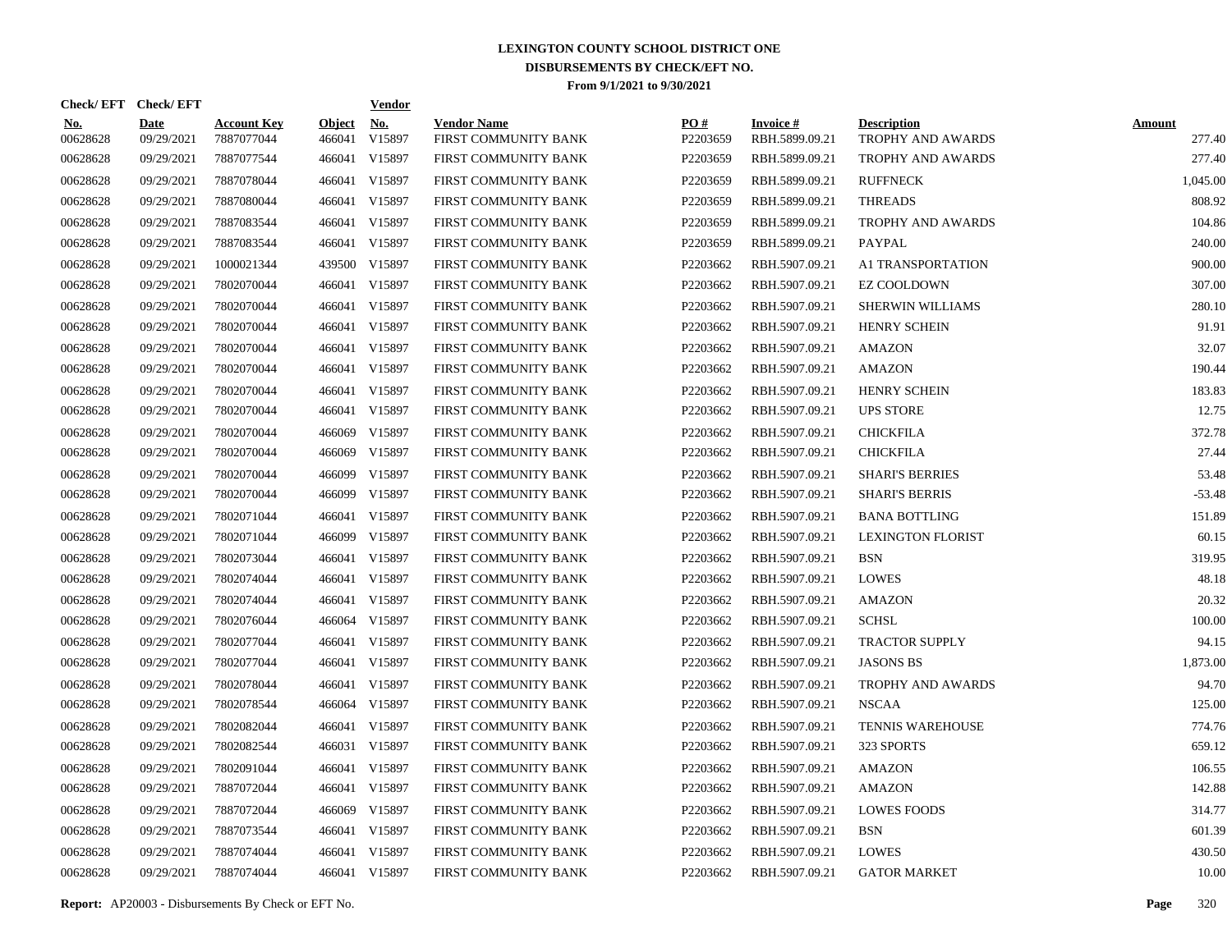# LEXINGTON COUNTY SCHOOL DISTRICT ONE
## DISBURSEMENTS BY CHECK/EFT NO.
### From 9/1/2021 to 9/30/2021

| Check/ EFT No. | Check/ EFT Date | Account Key | Object | Vendor No. | Vendor Name | PO # | Invoice # | Description | Amount |
|---|---|---|---|---|---|---|---|---|---|
| 00628628 | 09/29/2021 | 7887077044 | 466041 | V15897 | FIRST COMMUNITY BANK | P2203659 | RBH.5899.09.21 | TROPHY AND AWARDS | 277.40 |
| 00628628 | 09/29/2021 | 7887077544 | 466041 | V15897 | FIRST COMMUNITY BANK | P2203659 | RBH.5899.09.21 | TROPHY AND AWARDS | 277.40 |
| 00628628 | 09/29/2021 | 7887078044 | 466041 | V15897 | FIRST COMMUNITY BANK | P2203659 | RBH.5899.09.21 | RUFFNECK | 1,045.00 |
| 00628628 | 09/29/2021 | 7887080044 | 466041 | V15897 | FIRST COMMUNITY BANK | P2203659 | RBH.5899.09.21 | THREADS | 808.92 |
| 00628628 | 09/29/2021 | 7887083544 | 466041 | V15897 | FIRST COMMUNITY BANK | P2203659 | RBH.5899.09.21 | TROPHY AND AWARDS | 104.86 |
| 00628628 | 09/29/2021 | 7887083544 | 466041 | V15897 | FIRST COMMUNITY BANK | P2203659 | RBH.5899.09.21 | PAYPAL | 240.00 |
| 00628628 | 09/29/2021 | 1000021344 | 439500 | V15897 | FIRST COMMUNITY BANK | P2203662 | RBH.5907.09.21 | A1 TRANSPORTATION | 900.00 |
| 00628628 | 09/29/2021 | 7802070044 | 466041 | V15897 | FIRST COMMUNITY BANK | P2203662 | RBH.5907.09.21 | EZ COOLDOWN | 307.00 |
| 00628628 | 09/29/2021 | 7802070044 | 466041 | V15897 | FIRST COMMUNITY BANK | P2203662 | RBH.5907.09.21 | SHERWIN WILLIAMS | 280.10 |
| 00628628 | 09/29/2021 | 7802070044 | 466041 | V15897 | FIRST COMMUNITY BANK | P2203662 | RBH.5907.09.21 | HENRY SCHEIN | 91.91 |
| 00628628 | 09/29/2021 | 7802070044 | 466041 | V15897 | FIRST COMMUNITY BANK | P2203662 | RBH.5907.09.21 | AMAZON | 32.07 |
| 00628628 | 09/29/2021 | 7802070044 | 466041 | V15897 | FIRST COMMUNITY BANK | P2203662 | RBH.5907.09.21 | AMAZON | 190.44 |
| 00628628 | 09/29/2021 | 7802070044 | 466041 | V15897 | FIRST COMMUNITY BANK | P2203662 | RBH.5907.09.21 | HENRY SCHEIN | 183.83 |
| 00628628 | 09/29/2021 | 7802070044 | 466041 | V15897 | FIRST COMMUNITY BANK | P2203662 | RBH.5907.09.21 | UPS STORE | 12.75 |
| 00628628 | 09/29/2021 | 7802070044 | 466069 | V15897 | FIRST COMMUNITY BANK | P2203662 | RBH.5907.09.21 | CHICKFILA | 372.78 |
| 00628628 | 09/29/2021 | 7802070044 | 466069 | V15897 | FIRST COMMUNITY BANK | P2203662 | RBH.5907.09.21 | CHICKFILA | 27.44 |
| 00628628 | 09/29/2021 | 7802070044 | 466099 | V15897 | FIRST COMMUNITY BANK | P2203662 | RBH.5907.09.21 | SHARI'S BERRIES | 53.48 |
| 00628628 | 09/29/2021 | 7802070044 | 466099 | V15897 | FIRST COMMUNITY BANK | P2203662 | RBH.5907.09.21 | SHARI'S BERRIS | -53.48 |
| 00628628 | 09/29/2021 | 7802071044 | 466041 | V15897 | FIRST COMMUNITY BANK | P2203662 | RBH.5907.09.21 | BANA BOTTLING | 151.89 |
| 00628628 | 09/29/2021 | 7802071044 | 466099 | V15897 | FIRST COMMUNITY BANK | P2203662 | RBH.5907.09.21 | LEXINGTON FLORIST | 60.15 |
| 00628628 | 09/29/2021 | 7802073044 | 466041 | V15897 | FIRST COMMUNITY BANK | P2203662 | RBH.5907.09.21 | BSN | 319.95 |
| 00628628 | 09/29/2021 | 7802074044 | 466041 | V15897 | FIRST COMMUNITY BANK | P2203662 | RBH.5907.09.21 | LOWES | 48.18 |
| 00628628 | 09/29/2021 | 7802074044 | 466041 | V15897 | FIRST COMMUNITY BANK | P2203662 | RBH.5907.09.21 | AMAZON | 20.32 |
| 00628628 | 09/29/2021 | 7802076044 | 466064 | V15897 | FIRST COMMUNITY BANK | P2203662 | RBH.5907.09.21 | SCHSL | 100.00 |
| 00628628 | 09/29/2021 | 7802077044 | 466041 | V15897 | FIRST COMMUNITY BANK | P2203662 | RBH.5907.09.21 | TRACTOR SUPPLY | 94.15 |
| 00628628 | 09/29/2021 | 7802077044 | 466041 | V15897 | FIRST COMMUNITY BANK | P2203662 | RBH.5907.09.21 | JASONS BS | 1,873.00 |
| 00628628 | 09/29/2021 | 7802078044 | 466041 | V15897 | FIRST COMMUNITY BANK | P2203662 | RBH.5907.09.21 | TROPHY AND AWARDS | 94.70 |
| 00628628 | 09/29/2021 | 7802078544 | 466064 | V15897 | FIRST COMMUNITY BANK | P2203662 | RBH.5907.09.21 | NSCAA | 125.00 |
| 00628628 | 09/29/2021 | 7802082044 | 466041 | V15897 | FIRST COMMUNITY BANK | P2203662 | RBH.5907.09.21 | TENNIS WAREHOUSE | 774.76 |
| 00628628 | 09/29/2021 | 7802082544 | 466031 | V15897 | FIRST COMMUNITY BANK | P2203662 | RBH.5907.09.21 | 323 SPORTS | 659.12 |
| 00628628 | 09/29/2021 | 7802091044 | 466041 | V15897 | FIRST COMMUNITY BANK | P2203662 | RBH.5907.09.21 | AMAZON | 106.55 |
| 00628628 | 09/29/2021 | 7887072044 | 466041 | V15897 | FIRST COMMUNITY BANK | P2203662 | RBH.5907.09.21 | AMAZON | 142.88 |
| 00628628 | 09/29/2021 | 7887072044 | 466069 | V15897 | FIRST COMMUNITY BANK | P2203662 | RBH.5907.09.21 | LOWES FOODS | 314.77 |
| 00628628 | 09/29/2021 | 7887073544 | 466041 | V15897 | FIRST COMMUNITY BANK | P2203662 | RBH.5907.09.21 | BSN | 601.39 |
| 00628628 | 09/29/2021 | 7887074044 | 466041 | V15897 | FIRST COMMUNITY BANK | P2203662 | RBH.5907.09.21 | LOWES | 430.50 |
| 00628628 | 09/29/2021 | 7887074044 | 466041 | V15897 | FIRST COMMUNITY BANK | P2203662 | RBH.5907.09.21 | GATOR MARKET | 10.00 |

**Report:** AP20003 - Disbursements By Check or EFT No.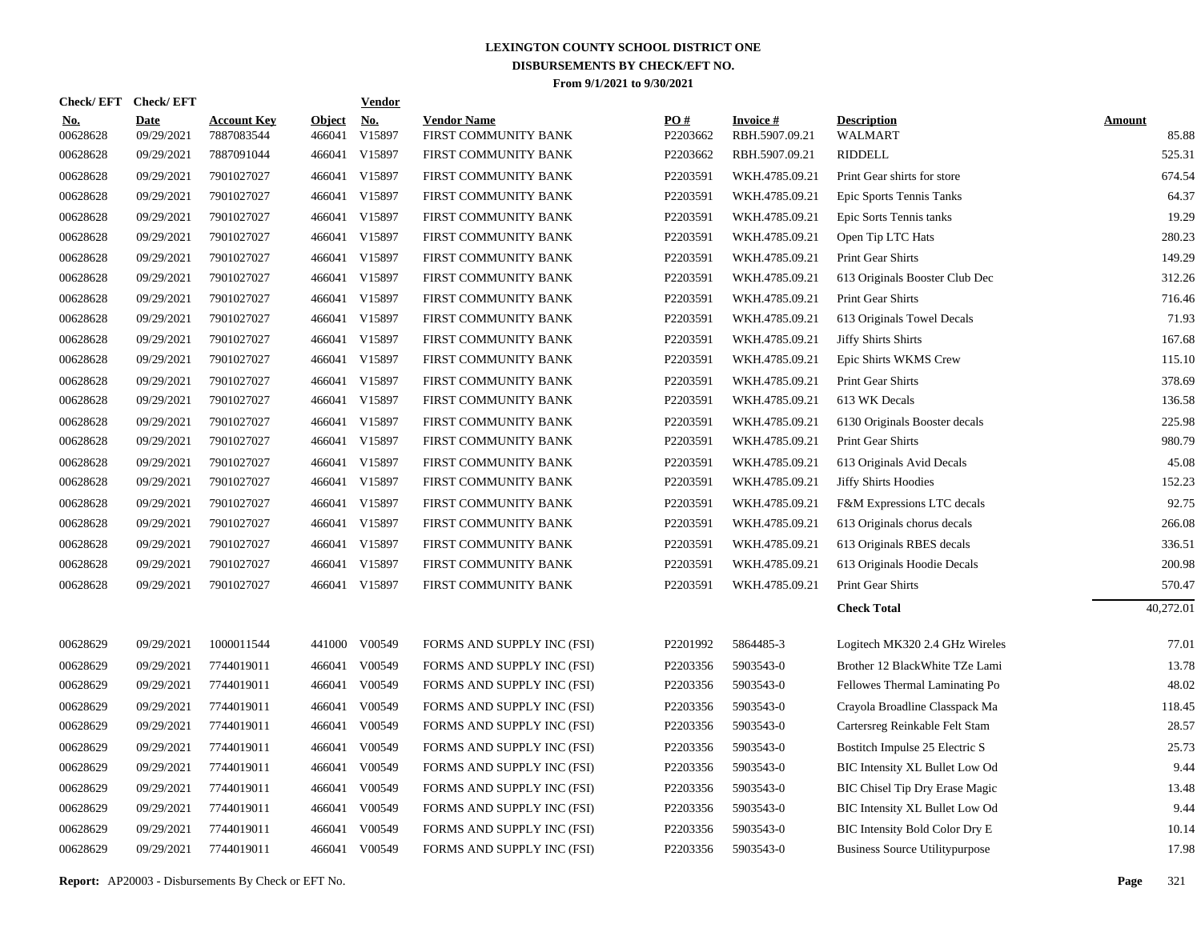# LEXINGTON COUNTY SCHOOL DISTRICT ONE
## DISBURSEMENTS BY CHECK/EFT NO.
### From 9/1/2021 to 9/30/2021

| Check/ EFT No. | Check/ EFT Date | Account Key | Object | Vendor No. | Vendor Name | PO # | Invoice # | Description | Amount |
|---|---|---|---|---|---|---|---|---|---|
| 00628628 | 09/29/2021 | 7887083544 | 466041 | V15897 | FIRST COMMUNITY BANK | P2203662 | RBH.5907.09.21 | WALMART | 85.88 |
| 00628628 | 09/29/2021 | 7887091044 | 466041 | V15897 | FIRST COMMUNITY BANK | P2203662 | RBH.5907.09.21 | RIDDELL | 525.31 |
| 00628628 | 09/29/2021 | 7901027027 | 466041 | V15897 | FIRST COMMUNITY BANK | P2203591 | WKH.4785.09.21 | Print Gear shirts for store | 674.54 |
| 00628628 | 09/29/2021 | 7901027027 | 466041 | V15897 | FIRST COMMUNITY BANK | P2203591 | WKH.4785.09.21 | Epic Sports Tennis Tanks | 64.37 |
| 00628628 | 09/29/2021 | 7901027027 | 466041 | V15897 | FIRST COMMUNITY BANK | P2203591 | WKH.4785.09.21 | Epic Sorts Tennis tanks | 19.29 |
| 00628628 | 09/29/2021 | 7901027027 | 466041 | V15897 | FIRST COMMUNITY BANK | P2203591 | WKH.4785.09.21 | Open Tip LTC Hats | 280.23 |
| 00628628 | 09/29/2021 | 7901027027 | 466041 | V15897 | FIRST COMMUNITY BANK | P2203591 | WKH.4785.09.21 | Print Gear Shirts | 149.29 |
| 00628628 | 09/29/2021 | 7901027027 | 466041 | V15897 | FIRST COMMUNITY BANK | P2203591 | WKH.4785.09.21 | 613 Originals Booster Club Dec | 312.26 |
| 00628628 | 09/29/2021 | 7901027027 | 466041 | V15897 | FIRST COMMUNITY BANK | P2203591 | WKH.4785.09.21 | Print Gear Shirts | 716.46 |
| 00628628 | 09/29/2021 | 7901027027 | 466041 | V15897 | FIRST COMMUNITY BANK | P2203591 | WKH.4785.09.21 | 613 Originals Towel Decals | 71.93 |
| 00628628 | 09/29/2021 | 7901027027 | 466041 | V15897 | FIRST COMMUNITY BANK | P2203591 | WKH.4785.09.21 | Jiffy Shirts Shirts | 167.68 |
| 00628628 | 09/29/2021 | 7901027027 | 466041 | V15897 | FIRST COMMUNITY BANK | P2203591 | WKH.4785.09.21 | Epic Shirts WKMS Crew | 115.10 |
| 00628628 | 09/29/2021 | 7901027027 | 466041 | V15897 | FIRST COMMUNITY BANK | P2203591 | WKH.4785.09.21 | Print Gear Shirts | 378.69 |
| 00628628 | 09/29/2021 | 7901027027 | 466041 | V15897 | FIRST COMMUNITY BANK | P2203591 | WKH.4785.09.21 | 613 WK Decals | 136.58 |
| 00628628 | 09/29/2021 | 7901027027 | 466041 | V15897 | FIRST COMMUNITY BANK | P2203591 | WKH.4785.09.21 | 6130 Originals Booster decals | 225.98 |
| 00628628 | 09/29/2021 | 7901027027 | 466041 | V15897 | FIRST COMMUNITY BANK | P2203591 | WKH.4785.09.21 | Print Gear Shirts | 980.79 |
| 00628628 | 09/29/2021 | 7901027027 | 466041 | V15897 | FIRST COMMUNITY BANK | P2203591 | WKH.4785.09.21 | 613 Originals Avid Decals | 45.08 |
| 00628628 | 09/29/2021 | 7901027027 | 466041 | V15897 | FIRST COMMUNITY BANK | P2203591 | WKH.4785.09.21 | Jiffy Shirts Hoodies | 152.23 |
| 00628628 | 09/29/2021 | 7901027027 | 466041 | V15897 | FIRST COMMUNITY BANK | P2203591 | WKH.4785.09.21 | F&M Expressions LTC decals | 92.75 |
| 00628628 | 09/29/2021 | 7901027027 | 466041 | V15897 | FIRST COMMUNITY BANK | P2203591 | WKH.4785.09.21 | 613 Originals chorus decals | 266.08 |
| 00628628 | 09/29/2021 | 7901027027 | 466041 | V15897 | FIRST COMMUNITY BANK | P2203591 | WKH.4785.09.21 | 613 Originals RBES decals | 336.51 |
| 00628628 | 09/29/2021 | 7901027027 | 466041 | V15897 | FIRST COMMUNITY BANK | P2203591 | WKH.4785.09.21 | 613 Originals Hoodie Decals | 200.98 |
| 00628628 | 09/29/2021 | 7901027027 | 466041 | V15897 | FIRST COMMUNITY BANK | P2203591 | WKH.4785.09.21 | Print Gear Shirts | 570.47 |
| | | | | | | | | **Check Total** | 40,272.01 |
| 00628629 | 09/29/2021 | 1000011544 | 441000 | V00549 | FORMS AND SUPPLY INC (FSI) | P2201992 | 5864485-3 | Logitech MK320 2.4 GHz Wireles | 77.01 |
| 00628629 | 09/29/2021 | 7744019011 | 466041 | V00549 | FORMS AND SUPPLY INC (FSI) | P2203356 | 5903543-0 | Brother 12 BlackWhite TZe Lami | 13.78 |
| 00628629 | 09/29/2021 | 7744019011 | 466041 | V00549 | FORMS AND SUPPLY INC (FSI) | P2203356 | 5903543-0 | Fellowes Thermal Laminating Po | 48.02 |
| 00628629 | 09/29/2021 | 7744019011 | 466041 | V00549 | FORMS AND SUPPLY INC (FSI) | P2203356 | 5903543-0 | Crayola Broadline Classpack Ma | 118.45 |
| 00628629 | 09/29/2021 | 7744019011 | 466041 | V00549 | FORMS AND SUPPLY INC (FSI) | P2203356 | 5903543-0 | Cartersreg Reinkable Felt Stam | 28.57 |
| 00628629 | 09/29/2021 | 7744019011 | 466041 | V00549 | FORMS AND SUPPLY INC (FSI) | P2203356 | 5903543-0 | Bostitch Impulse 25 Electric S | 25.73 |
| 00628629 | 09/29/2021 | 7744019011 | 466041 | V00549 | FORMS AND SUPPLY INC (FSI) | P2203356 | 5903543-0 | BIC Intensity XL Bullet Low Od | 9.44 |
| 00628629 | 09/29/2021 | 7744019011 | 466041 | V00549 | FORMS AND SUPPLY INC (FSI) | P2203356 | 5903543-0 | BIC Chisel Tip Dry Erase Magic | 13.48 |
| 00628629 | 09/29/2021 | 7744019011 | 466041 | V00549 | FORMS AND SUPPLY INC (FSI) | P2203356 | 5903543-0 | BIC Intensity XL Bullet Low Od | 9.44 |
| 00628629 | 09/29/2021 | 7744019011 | 466041 | V00549 | FORMS AND SUPPLY INC (FSI) | P2203356 | 5903543-0 | BIC Intensity Bold Color Dry E | 10.14 |
| 00628629 | 09/29/2021 | 7744019011 | 466041 | V00549 | FORMS AND SUPPLY INC (FSI) | P2203356 | 5903543-0 | Business Source Utilitypurpose | 17.98 |

**Report:** AP20003 - Disbursements By Check or EFT No.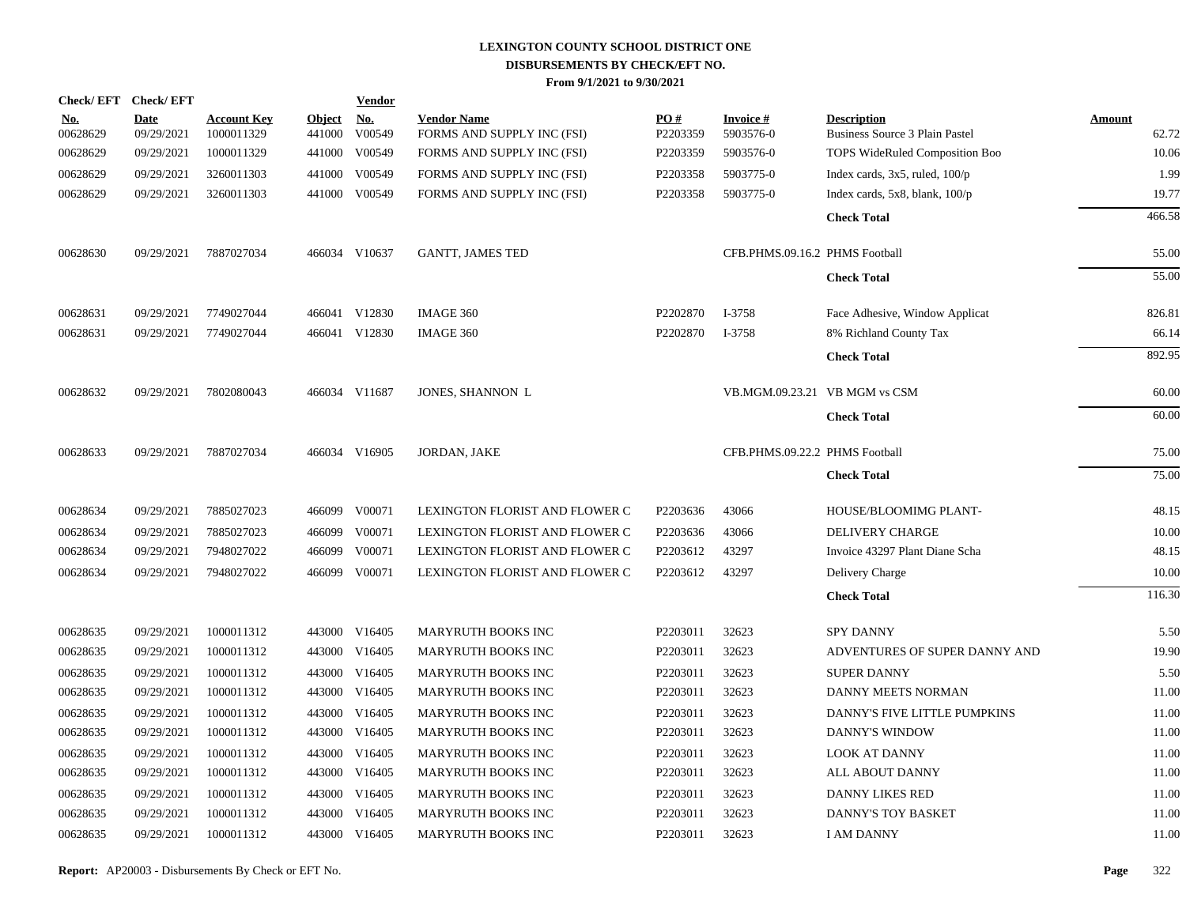# LEXINGTON COUNTY SCHOOL DISTRICT ONE
## DISBURSEMENTS BY CHECK/EFT NO.
### From 9/1/2021 to 9/30/2021

| Check/ EFT No. | Check/ EFT Date | Account Key | Object | Vendor No. | Vendor Name | PO # | Invoice # | Description | Amount |
|---|---|---|---|---|---|---|---|---|---|
| 00628629 | 09/29/2021 | 1000011329 | 441000 | V00549 | FORMS AND SUPPLY INC (FSI) | P2203359 | 5903576-0 | Business Source 3 Plain Pastel | 62.72 |
| 00628629 | 09/29/2021 | 1000011329 | 441000 | V00549 | FORMS AND SUPPLY INC (FSI) | P2203359 | 5903576-0 | TOPS WideRuled Composition Boo | 10.06 |
| 00628629 | 09/29/2021 | 3260011303 | 441000 | V00549 | FORMS AND SUPPLY INC (FSI) | P2203358 | 5903775-0 | Index cards, 3x5, ruled, 100/p | 1.99 |
| 00628629 | 09/29/2021 | 3260011303 | 441000 | V00549 | FORMS AND SUPPLY INC (FSI) | P2203358 | 5903775-0 | Index cards, 5x8, blank, 100/p | 19.77 |
| | | | | | | | | **Check Total** | 466.58 |
| 00628630 | 09/29/2021 | 7887027034 | 466034 | V10637 | GANTT, JAMES TED | | CFB.PHMS.09.16.2 | PHMS Football | 55.00 |
| | | | | | | | | **Check Total** | 55.00 |
| 00628631 | 09/29/2021 | 7749027044 | 466041 | V12830 | IMAGE 360 | P2202870 | I-3758 | Face Adhesive, Window Applicat | 826.81 |
| 00628631 | 09/29/2021 | 7749027044 | 466041 | V12830 | IMAGE 360 | P2202870 | I-3758 | 8% Richland County Tax | 66.14 |
| | | | | | | | | **Check Total** | 892.95 |
| 00628632 | 09/29/2021 | 7802080043 | 466034 | V11687 | JONES, SHANNON L | | VB.MGM.09.23.21 | VB MGM vs CSM | 60.00 |
| | | | | | | | | **Check Total** | 60.00 |
| 00628633 | 09/29/2021 | 7887027034 | 466034 | V16905 | JORDAN, JAKE | | CFB.PHMS.09.22.2 | PHMS Football | 75.00 |
| | | | | | | | | **Check Total** | 75.00 |
| 00628634 | 09/29/2021 | 7885027023 | 466099 | V00071 | LEXINGTON FLORIST AND FLOWER C | P2203636 | 43066 | HOUSE/BLOOMIMG PLANT- | 48.15 |
| 00628634 | 09/29/2021 | 7885027023 | 466099 | V00071 | LEXINGTON FLORIST AND FLOWER C | P2203636 | 43066 | DELIVERY CHARGE | 10.00 |
| 00628634 | 09/29/2021 | 7948027022 | 466099 | V00071 | LEXINGTON FLORIST AND FLOWER C | P2203612 | 43297 | Invoice 43297 Plant Diane Scha | 48.15 |
| 00628634 | 09/29/2021 | 7948027022 | 466099 | V00071 | LEXINGTON FLORIST AND FLOWER C | P2203612 | 43297 | Delivery Charge | 10.00 |
| | | | | | | | | **Check Total** | 116.30 |
| 00628635 | 09/29/2021 | 1000011312 | 443000 | V16405 | MARYRUTH BOOKS INC | P2203011 | 32623 | SPY DANNY | 5.50 |
| 00628635 | 09/29/2021 | 1000011312 | 443000 | V16405 | MARYRUTH BOOKS INC | P2203011 | 32623 | ADVENTURES OF SUPER DANNY AND | 19.90 |
| 00628635 | 09/29/2021 | 1000011312 | 443000 | V16405 | MARYRUTH BOOKS INC | P2203011 | 32623 | SUPER DANNY | 5.50 |
| 00628635 | 09/29/2021 | 1000011312 | 443000 | V16405 | MARYRUTH BOOKS INC | P2203011 | 32623 | DANNY MEETS NORMAN | 11.00 |
| 00628635 | 09/29/2021 | 1000011312 | 443000 | V16405 | MARYRUTH BOOKS INC | P2203011 | 32623 | DANNY'S FIVE LITTLE PUMPKINS | 11.00 |
| 00628635 | 09/29/2021 | 1000011312 | 443000 | V16405 | MARYRUTH BOOKS INC | P2203011 | 32623 | DANNY'S WINDOW | 11.00 |
| 00628635 | 09/29/2021 | 1000011312 | 443000 | V16405 | MARYRUTH BOOKS INC | P2203011 | 32623 | LOOK AT DANNY | 11.00 |
| 00628635 | 09/29/2021 | 1000011312 | 443000 | V16405 | MARYRUTH BOOKS INC | P2203011 | 32623 | ALL ABOUT DANNY | 11.00 |
| 00628635 | 09/29/2021 | 1000011312 | 443000 | V16405 | MARYRUTH BOOKS INC | P2203011 | 32623 | DANNY LIKES RED | 11.00 |
| 00628635 | 09/29/2021 | 1000011312 | 443000 | V16405 | MARYRUTH BOOKS INC | P2203011 | 32623 | DANNY'S TOY BASKET | 11.00 |
| 00628635 | 09/29/2021 | 1000011312 | 443000 | V16405 | MARYRUTH BOOKS INC | P2203011 | 32623 | I AM DANNY | 11.00 |

**Report:** AP20003 - Disbursements By Check or EFT No.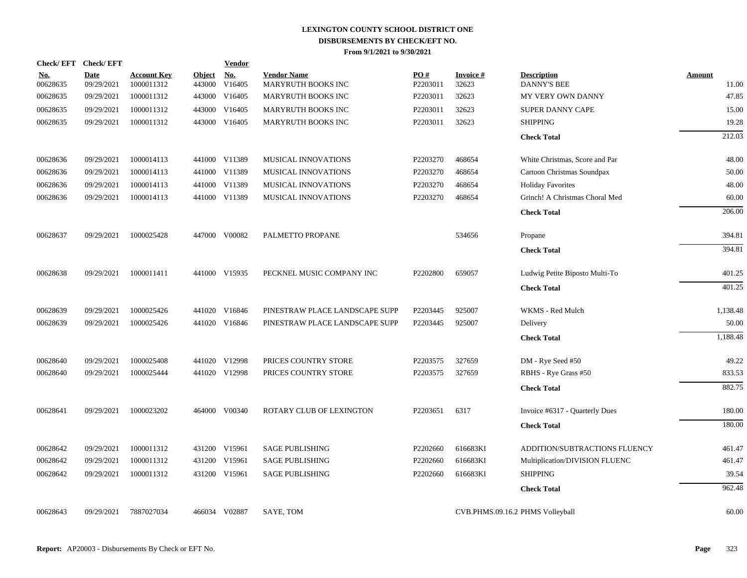# LEXINGTON COUNTY SCHOOL DISTRICT ONE
## DISBURSEMENTS BY CHECK/EFT NO.
### From 9/1/2021 to 9/30/2021

| Check/ EFT No. | Check/ EFT Date | Account Key | Object | Vendor No. | Vendor Name | PO # | Invoice # | Description | Amount |
|---|---|---|---|---|---|---|---|---|---|
| 00628635 | 09/29/2021 | 1000011312 | 443000 | V16405 | MARYRUTH BOOKS INC | P2203011 | 32623 | DANNY'S BEE | 11.00 |
| 00628635 | 09/29/2021 | 1000011312 | 443000 | V16405 | MARYRUTH BOOKS INC | P2203011 | 32623 | MY VERY OWN DANNY | 47.85 |
| 00628635 | 09/29/2021 | 1000011312 | 443000 | V16405 | MARYRUTH BOOKS INC | P2203011 | 32623 | SUPER DANNY CAPE | 15.00 |
| 00628635 | 09/29/2021 | 1000011312 | 443000 | V16405 | MARYRUTH BOOKS INC | P2203011 | 32623 | SHIPPING | 19.28 |
| | | | | | | | | **Check Total** | 212.03 |
| 00628636 | 09/29/2021 | 1000014113 | 441000 | V11389 | MUSICAL INNOVATIONS | P2203270 | 468654 | White Christmas, Score and Par | 48.00 |
| 00628636 | 09/29/2021 | 1000014113 | 441000 | V11389 | MUSICAL INNOVATIONS | P2203270 | 468654 | Cartoon Christmas Soundpax | 50.00 |
| 00628636 | 09/29/2021 | 1000014113 | 441000 | V11389 | MUSICAL INNOVATIONS | P2203270 | 468654 | Holiday Favorites | 48.00 |
| 00628636 | 09/29/2021 | 1000014113 | 441000 | V11389 | MUSICAL INNOVATIONS | P2203270 | 468654 | Grinch! A Christmas Choral Med | 60.00 |
| | | | | | | | | **Check Total** | 206.00 |
| 00628637 | 09/29/2021 | 1000025428 | 447000 | V00082 | PALMETTO PROPANE | | 534656 | Propane | 394.81 |
| | | | | | | | | **Check Total** | 394.81 |
| 00628638 | 09/29/2021 | 1000011411 | 441000 | V15935 | PECKNEL MUSIC COMPANY INC | P2202800 | 659057 | Ludwig Petite Biposto Multi-To | 401.25 |
| | | | | | | | | **Check Total** | 401.25 |
| 00628639 | 09/29/2021 | 1000025426 | 441020 | V16846 | PINESTRAW PLACE LANDSCAPE SUPP | P2203445 | 925007 | WKMS - Red Mulch | 1,138.48 |
| 00628639 | 09/29/2021 | 1000025426 | 441020 | V16846 | PINESTRAW PLACE LANDSCAPE SUPP | P2203445 | 925007 | Delivery | 50.00 |
| | | | | | | | | **Check Total** | 1,188.48 |
| 00628640 | 09/29/2021 | 1000025408 | 441020 | V12998 | PRICES COUNTRY STORE | P2203575 | 327659 | DM - Rye Seed #50 | 49.22 |
| 00628640 | 09/29/2021 | 1000025444 | 441020 | V12998 | PRICES COUNTRY STORE | P2203575 | 327659 | RBHS - Rye Grass #50 | 833.53 |
| | | | | | | | | **Check Total** | 882.75 |
| 00628641 | 09/29/2021 | 1000023202 | 464000 | V00340 | ROTARY CLUB OF LEXINGTON | P2203651 | 6317 | Invoice #6317 - Quarterly Dues | 180.00 |
| | | | | | | | | **Check Total** | 180.00 |
| 00628642 | 09/29/2021 | 1000011312 | 431200 | V15961 | SAGE PUBLISHING | P2202660 | 616683KI | ADDITION/SUBTRACTIONS FLUENCY | 461.47 |
| 00628642 | 09/29/2021 | 1000011312 | 431200 | V15961 | SAGE PUBLISHING | P2202660 | 616683KI | Multiplication/DIVISION FLUENC | 461.47 |
| 00628642 | 09/29/2021 | 1000011312 | 431200 | V15961 | SAGE PUBLISHING | P2202660 | 616683KI | SHIPPING | 39.54 |
| | | | | | | | | **Check Total** | 962.48 |
| 00628643 | 09/29/2021 | 7887027034 | 466034 | V02887 | SAYE, TOM | | CVB.PHMS.09.16.2 | PHMS Volleyball | 60.00 |

**Report:** AP20003 - Disbursements By Check or EFT No.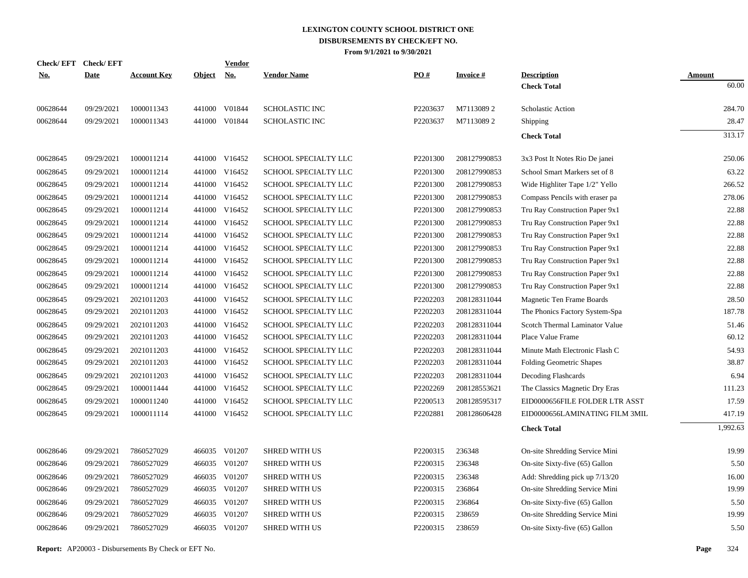# LEXINGTON COUNTY SCHOOL DISTRICT ONE
## DISBURSEMENTS BY CHECK/EFT NO.
### From 9/1/2021 to 9/30/2021

| Check/ EFT No. | Check/ EFT Date | Account Key | Object | Vendor No. | Vendor Name | PO # | Invoice # | Description | Amount |
|---|---|---|---|---|---|---|---|---|---|
| | | | | | | | | **Check Total** | 60.00 |
| 00628644 | 09/29/2021 | 1000011343 | 441000 | V01844 | SCHOLASTIC INC | P2203637 | M7113089 2 | Scholastic Action | 284.70 |
| 00628644 | 09/29/2021 | 1000011343 | 441000 | V01844 | SCHOLASTIC INC | P2203637 | M7113089 2 | Shipping | 28.47 |
| | | | | | | | | **Check Total** | 313.17 |
| 00628645 | 09/29/2021 | 1000011214 | 441000 | V16452 | SCHOOL SPECIALTY LLC | P2201300 | 208127990853 | 3x3 Post It Notes Rio De janei | 250.06 |
| 00628645 | 09/29/2021 | 1000011214 | 441000 | V16452 | SCHOOL SPECIALTY LLC | P2201300 | 208127990853 | School Smart Markers set of 8 | 63.22 |
| 00628645 | 09/29/2021 | 1000011214 | 441000 | V16452 | SCHOOL SPECIALTY LLC | P2201300 | 208127990853 | Wide Highliter Tape 1/2" Yello | 266.52 |
| 00628645 | 09/29/2021 | 1000011214 | 441000 | V16452 | SCHOOL SPECIALTY LLC | P2201300 | 208127990853 | Compass Pencils with eraser pa | 278.06 |
| 00628645 | 09/29/2021 | 1000011214 | 441000 | V16452 | SCHOOL SPECIALTY LLC | P2201300 | 208127990853 | Tru Ray Construction Paper 9x1 | 22.88 |
| 00628645 | 09/29/2021 | 1000011214 | 441000 | V16452 | SCHOOL SPECIALTY LLC | P2201300 | 208127990853 | Tru Ray Construction Paper 9x1 | 22.88 |
| 00628645 | 09/29/2021 | 1000011214 | 441000 | V16452 | SCHOOL SPECIALTY LLC | P2201300 | 208127990853 | Tru Ray Construction Paper 9x1 | 22.88 |
| 00628645 | 09/29/2021 | 1000011214 | 441000 | V16452 | SCHOOL SPECIALTY LLC | P2201300 | 208127990853 | Tru Ray Construction Paper 9x1 | 22.88 |
| 00628645 | 09/29/2021 | 1000011214 | 441000 | V16452 | SCHOOL SPECIALTY LLC | P2201300 | 208127990853 | Tru Ray Construction Paper 9x1 | 22.88 |
| 00628645 | 09/29/2021 | 1000011214 | 441000 | V16452 | SCHOOL SPECIALTY LLC | P2201300 | 208127990853 | Tru Ray Construction Paper 9x1 | 22.88 |
| 00628645 | 09/29/2021 | 1000011214 | 441000 | V16452 | SCHOOL SPECIALTY LLC | P2201300 | 208127990853 | Tru Ray Construction Paper 9x1 | 22.88 |
| 00628645 | 09/29/2021 | 2021011203 | 441000 | V16452 | SCHOOL SPECIALTY LLC | P2202203 | 208128311044 | Magnetic Ten Frame Boards | 28.50 |
| 00628645 | 09/29/2021 | 2021011203 | 441000 | V16452 | SCHOOL SPECIALTY LLC | P2202203 | 208128311044 | The Phonics Factory System-Spa | 187.78 |
| 00628645 | 09/29/2021 | 2021011203 | 441000 | V16452 | SCHOOL SPECIALTY LLC | P2202203 | 208128311044 | Scotch Thermal Laminator Value | 51.46 |
| 00628645 | 09/29/2021 | 2021011203 | 441000 | V16452 | SCHOOL SPECIALTY LLC | P2202203 | 208128311044 | Place Value Frame | 60.12 |
| 00628645 | 09/29/2021 | 2021011203 | 441000 | V16452 | SCHOOL SPECIALTY LLC | P2202203 | 208128311044 | Minute Math Electronic Flash C | 54.93 |
| 00628645 | 09/29/2021 | 2021011203 | 441000 | V16452 | SCHOOL SPECIALTY LLC | P2202203 | 208128311044 | Folding Geometric Shapes | 38.87 |
| 00628645 | 09/29/2021 | 2021011203 | 441000 | V16452 | SCHOOL SPECIALTY LLC | P2202203 | 208128311044 | Decoding Flashcards | 6.94 |
| 00628645 | 09/29/2021 | 1000011444 | 441000 | V16452 | SCHOOL SPECIALTY LLC | P2202269 | 208128553621 | The Classics Magnetic Dry Eras | 111.23 |
| 00628645 | 09/29/2021 | 1000011240 | 441000 | V16452 | SCHOOL SPECIALTY LLC | P2200513 | 208128595317 | EID0000656FILE FOLDER LTR ASST | 17.59 |
| 00628645 | 09/29/2021 | 1000011114 | 441000 | V16452 | SCHOOL SPECIALTY LLC | P2202881 | 208128606428 | EID0000656LAMINATING FILM 3MIL | 417.19 |
| | | | | | | | | **Check Total** | 1,992.63 |
| 00628646 | 09/29/2021 | 7860527029 | 466035 | V01207 | SHRED WITH US | P2200315 | 236348 | On-site Shredding Service Mini | 19.99 |
| 00628646 | 09/29/2021 | 7860527029 | 466035 | V01207 | SHRED WITH US | P2200315 | 236348 | On-site Sixty-five (65) Gallon | 5.50 |
| 00628646 | 09/29/2021 | 7860527029 | 466035 | V01207 | SHRED WITH US | P2200315 | 236348 | Add: Shredding pick up 7/13/20 | 16.00 |
| 00628646 | 09/29/2021 | 7860527029 | 466035 | V01207 | SHRED WITH US | P2200315 | 236864 | On-site Shredding Service Mini | 19.99 |
| 00628646 | 09/29/2021 | 7860527029 | 466035 | V01207 | SHRED WITH US | P2200315 | 236864 | On-site Sixty-five (65) Gallon | 5.50 |
| 00628646 | 09/29/2021 | 7860527029 | 466035 | V01207 | SHRED WITH US | P2200315 | 238659 | On-site Shredding Service Mini | 19.99 |
| 00628646 | 09/29/2021 | 7860527029 | 466035 | V01207 | SHRED WITH US | P2200315 | 238659 | On-site Sixty-five (65) Gallon | 5.50 |

**Report:** AP20003 - Disbursements By Check or EFT No.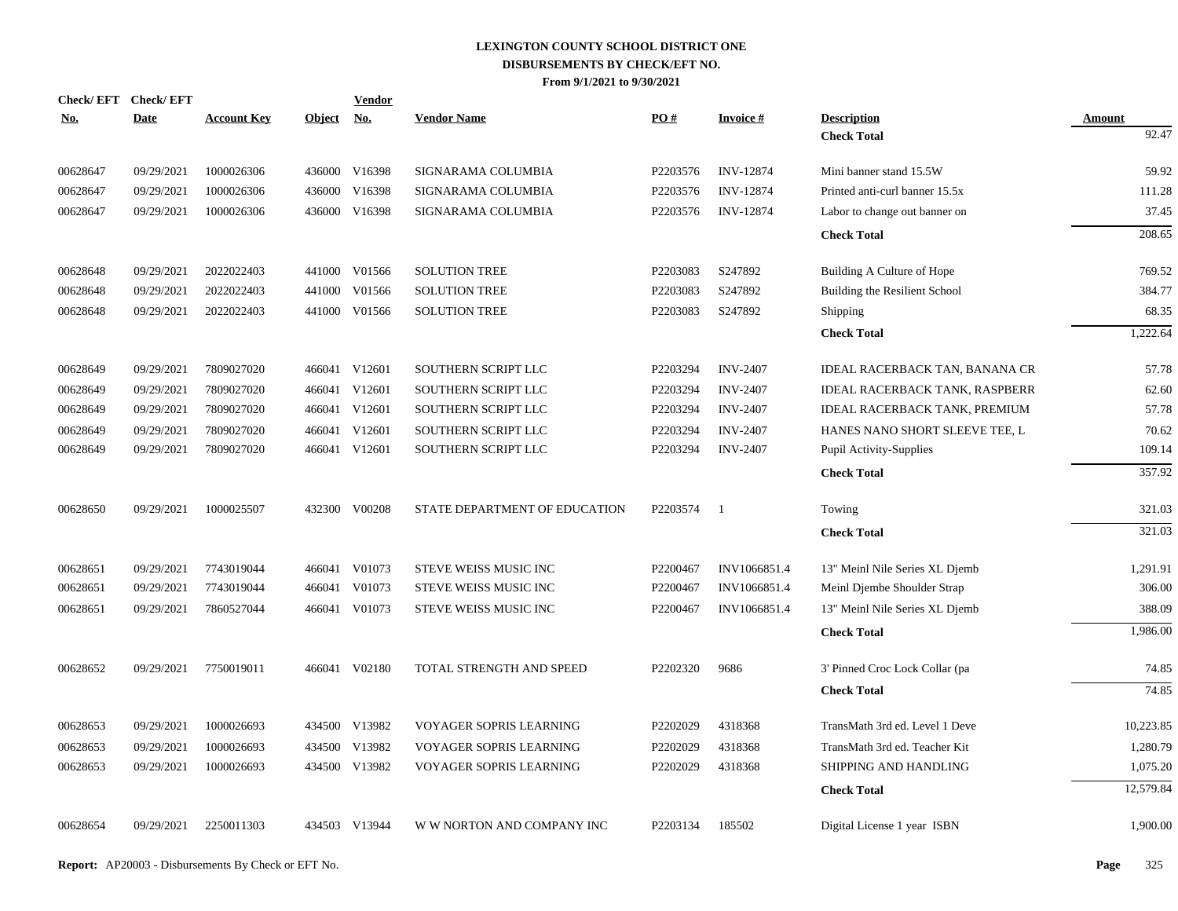**LEXINGTON COUNTY SCHOOL DISTRICT ONE**
**DISBURSEMENTS BY CHECK/EFT NO.**
**From 9/1/2021 to 9/30/2021**

| Check/ EFT No. | Check/ EFT Date | Account Key | Object | Vendor No. | Vendor Name | PO # | Invoice # | Description | Amount |
|---|---|---|---|---|---|---|---|---|---|
| | | | | | | | | **Check Total** | 92.47 |
| 00628647 | 09/29/2021 | 1000026306 | 436000 | V16398 | SIGNARAMA COLUMBIA | P2203576 | INV-12874 | Mini banner stand 15.5W | 59.92 |
| 00628647 | 09/29/2021 | 1000026306 | 436000 | V16398 | SIGNARAMA COLUMBIA | P2203576 | INV-12874 | Printed anti-curl banner 15.5x | 111.28 |
| 00628647 | 09/29/2021 | 1000026306 | 436000 | V16398 | SIGNARAMA COLUMBIA | P2203576 | INV-12874 | Labor to change out banner on | 37.45 |
| | | | | | | | | **Check Total** | 208.65 |
| 00628648 | 09/29/2021 | 2022022403 | 441000 | V01566 | SOLUTION TREE | P2203083 | S247892 | Building A Culture of Hope | 769.52 |
| 00628648 | 09/29/2021 | 2022022403 | 441000 | V01566 | SOLUTION TREE | P2203083 | S247892 | Building the Resilient School | 384.77 |
| 00628648 | 09/29/2021 | 2022022403 | 441000 | V01566 | SOLUTION TREE | P2203083 | S247892 | Shipping | 68.35 |
| | | | | | | | | **Check Total** | 1,222.64 |
| 00628649 | 09/29/2021 | 7809027020 | 466041 | V12601 | SOUTHERN SCRIPT LLC | P2203294 | INV-2407 | IDEAL RACERBACK TAN, BANANA CR | 57.78 |
| 00628649 | 09/29/2021 | 7809027020 | 466041 | V12601 | SOUTHERN SCRIPT LLC | P2203294 | INV-2407 | IDEAL RACERBACK TANK, RASPBERR | 62.60 |
| 00628649 | 09/29/2021 | 7809027020 | 466041 | V12601 | SOUTHERN SCRIPT LLC | P2203294 | INV-2407 | IDEAL RACERBACK TANK, PREMIUM | 57.78 |
| 00628649 | 09/29/2021 | 7809027020 | 466041 | V12601 | SOUTHERN SCRIPT LLC | P2203294 | INV-2407 | HANES NANO SHORT SLEEVE TEE, L | 70.62 |
| 00628649 | 09/29/2021 | 7809027020 | 466041 | V12601 | SOUTHERN SCRIPT LLC | P2203294 | INV-2407 | Pupil Activity-Supplies | 109.14 |
| | | | | | | | | **Check Total** | 357.92 |
| 00628650 | 09/29/2021 | 1000025507 | 432300 | V00208 | STATE DEPARTMENT OF EDUCATION | P2203574 | 1 | Towing | 321.03 |
| | | | | | | | | **Check Total** | 321.03 |
| 00628651 | 09/29/2021 | 7743019044 | 466041 | V01073 | STEVE WEISS MUSIC INC | P2200467 | INV1066851.4 | 13" Meinl Nile Series XL Djemb | 1,291.91 |
| 00628651 | 09/29/2021 | 7743019044 | 466041 | V01073 | STEVE WEISS MUSIC INC | P2200467 | INV1066851.4 | Meinl Djembe Shoulder Strap | 306.00 |
| 00628651 | 09/29/2021 | 7860527044 | 466041 | V01073 | STEVE WEISS MUSIC INC | P2200467 | INV1066851.4 | 13" Meinl Nile Series XL Djemb | 388.09 |
| | | | | | | | | **Check Total** | 1,986.00 |
| 00628652 | 09/29/2021 | 7750019011 | 466041 | V02180 | TOTAL STRENGTH AND SPEED | P2202320 | 9686 | 3' Pinned Croc Lock Collar (pa | 74.85 |
| | | | | | | | | **Check Total** | 74.85 |
| 00628653 | 09/29/2021 | 1000026693 | 434500 | V13982 | VOYAGER SOPRIS LEARNING | P2202029 | 4318368 | TransMath 3rd ed. Level 1 Deve | 10,223.85 |
| 00628653 | 09/29/2021 | 1000026693 | 434500 | V13982 | VOYAGER SOPRIS LEARNING | P2202029 | 4318368 | TransMath 3rd ed. Teacher Kit | 1,280.79 |
| 00628653 | 09/29/2021 | 1000026693 | 434500 | V13982 | VOYAGER SOPRIS LEARNING | P2202029 | 4318368 | SHIPPING AND HANDLING | 1,075.20 |
| | | | | | | | | **Check Total** | 12,579.84 |
| 00628654 | 09/29/2021 | 2250011303 | 434503 | V13944 | W W NORTON AND COMPANY INC | P2203134 | 185502 | Digital License 1 year ISBN | 1,900.00 |

**Report:** AP20003 - Disbursements By Check or EFT No.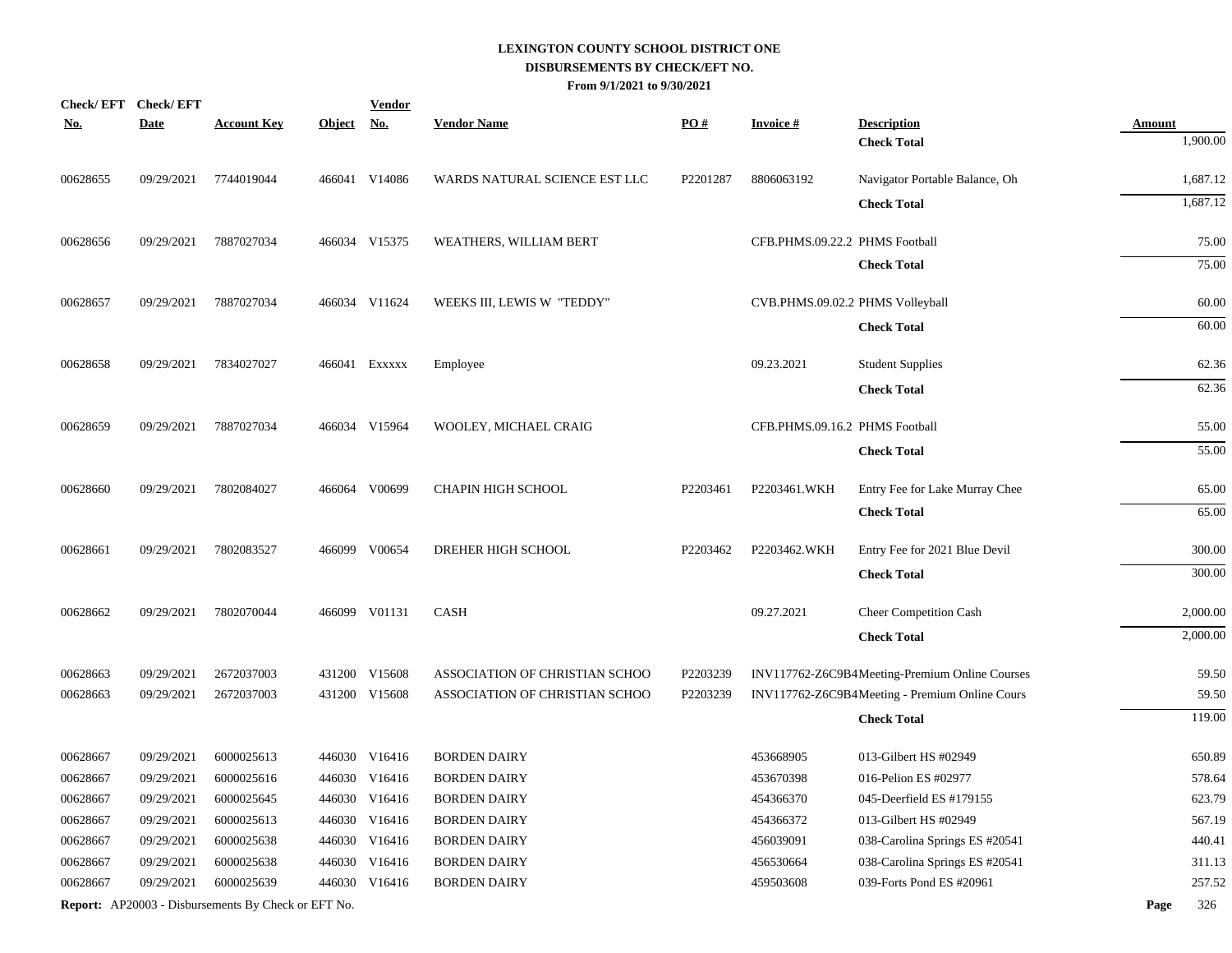# LEXINGTON COUNTY SCHOOL DISTRICT ONE
## DISBURSEMENTS BY CHECK/EFT NO.
### From 9/1/2021 to 9/30/2021

| Check/ EFT No. | Check/ EFT Date | Account Key | Object | Vendor No. | Vendor Name | PO # | Invoice # | Description | Amount |
|---|---|---|---|---|---|---|---|---|---|
| | | | | | | | | **Check Total** | 1,900.00 |
| 00628655 | 09/29/2021 | 7744019044 | 466041 | V14086 | WARDS NATURAL SCIENCE EST LLC | P2201287 | 8806063192 | Navigator Portable Balance, Oh | 1,687.12 |
| | | | | | | | | **Check Total** | 1,687.12 |
| 00628656 | 09/29/2021 | 7887027034 | 466034 | V15375 | WEATHERS, WILLIAM BERT | | CFB.PHMS.09.22.2 | PHMS Football | 75.00 |
| | | | | | | | | **Check Total** | 75.00 |
| 00628657 | 09/29/2021 | 7887027034 | 466034 | V11624 | WEEKS III, LEWIS W "TEDDY" | | CVB.PHMS.09.02.2 | PHMS Volleyball | 60.00 |
| | | | | | | | | **Check Total** | 60.00 |
| 00628658 | 09/29/2021 | 7834027027 | 466041 | Exxxxx | Employee | | 09.23.2021 | Student Supplies | 62.36 |
| | | | | | | | | **Check Total** | 62.36 |
| 00628659 | 09/29/2021 | 7887027034 | 466034 | V15964 | WOOLEY, MICHAEL CRAIG | | CFB.PHMS.09.16.2 | PHMS Football | 55.00 |
| | | | | | | | | **Check Total** | 55.00 |
| 00628660 | 09/29/2021 | 7802084027 | 466064 | V00699 | CHAPIN HIGH SCHOOL | P2203461 | P2203461.WKH | Entry Fee for Lake Murray Chee | 65.00 |
| | | | | | | | | **Check Total** | 65.00 |
| 00628661 | 09/29/2021 | 7802083527 | 466099 | V00654 | DREHER HIGH SCHOOL | P2203462 | P2203462.WKH | Entry Fee for 2021 Blue Devil | 300.00 |
| | | | | | | | | **Check Total** | 300.00 |
| 00628662 | 09/29/2021 | 7802070044 | 466099 | V01131 | CASH | | 09.27.2021 | Cheer Competition Cash | 2,000.00 |
| | | | | | | | | **Check Total** | 2,000.00 |
| 00628663 | 09/29/2021 | 2672037003 | 431200 | V15608 | ASSOCIATION OF CHRISTIAN SCHOO | P2203239 | INV117762-Z6C9B4 | Meeting-Premium Online Courses | 59.50 |
| 00628663 | 09/29/2021 | 2672037003 | 431200 | V15608 | ASSOCIATION OF CHRISTIAN SCHOO | P2203239 | INV117762-Z6C9B4 | Meeting - Premium Online Cours | 59.50 |
| | | | | | | | | **Check Total** | 119.00 |
| 00628667 | 09/29/2021 | 6000025613 | 446030 | V16416 | BORDEN DAIRY | | 453668905 | 013-Gilbert HS #02949 | 650.89 |
| 00628667 | 09/29/2021 | 6000025616 | 446030 | V16416 | BORDEN DAIRY | | 453670398 | 016-Pelion ES #02977 | 578.64 |
| 00628667 | 09/29/2021 | 6000025645 | 446030 | V16416 | BORDEN DAIRY | | 454366370 | 045-Deerfield ES #179155 | 623.79 |
| 00628667 | 09/29/2021 | 6000025613 | 446030 | V16416 | BORDEN DAIRY | | 454366372 | 013-Gilbert HS #02949 | 567.19 |
| 00628667 | 09/29/2021 | 6000025638 | 446030 | V16416 | BORDEN DAIRY | | 456039091 | 038-Carolina Springs ES #20541 | 440.41 |
| 00628667 | 09/29/2021 | 6000025638 | 446030 | V16416 | BORDEN DAIRY | | 456530664 | 038-Carolina Springs ES #20541 | 311.13 |
| 00628667 | 09/29/2021 | 6000025639 | 446030 | V16416 | BORDEN DAIRY | | 459503608 | 039-Forts Pond ES #20961 | 257.52 |

**Report:** AP20003 - Disbursements By Check or EFT No.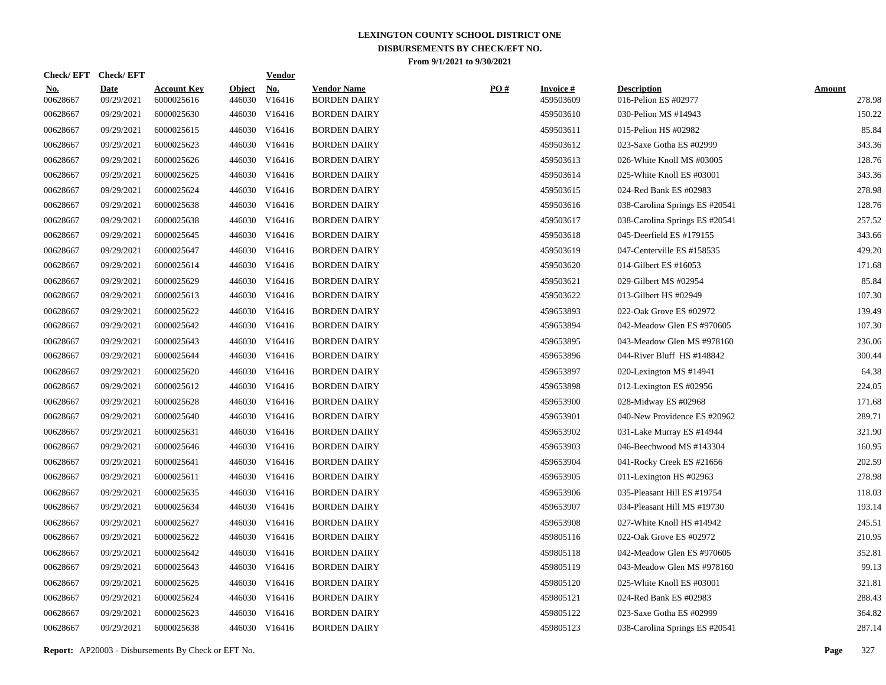# LEXINGTON COUNTY SCHOOL DISTRICT ONE
## DISBURSEMENTS BY CHECK/EFT NO.
### From 9/1/2021 to 9/30/2021

| Check/ EFT No. | Check/ EFT Date | Account Key | Object | Vendor No. | Vendor Name | PO # | Invoice # | Description | Amount |
|---|---|---|---|---|---|---|---|---|---|
| 00628667 | 09/29/2021 | 6000025616 | 446030 | V16416 | BORDEN DAIRY | | 459503609 | 016-Pelion ES #02977 | 278.98 |
| 00628667 | 09/29/2021 | 6000025630 | 446030 | V16416 | BORDEN DAIRY | | 459503610 | 030-Pelion MS #14943 | 150.22 |
| 00628667 | 09/29/2021 | 6000025615 | 446030 | V16416 | BORDEN DAIRY | | 459503611 | 015-Pelion HS #02982 | 85.84 |
| 00628667 | 09/29/2021 | 6000025623 | 446030 | V16416 | BORDEN DAIRY | | 459503612 | 023-Saxe Gotha ES #02999 | 343.36 |
| 00628667 | 09/29/2021 | 6000025626 | 446030 | V16416 | BORDEN DAIRY | | 459503613 | 026-White Knoll MS #03005 | 128.76 |
| 00628667 | 09/29/2021 | 6000025625 | 446030 | V16416 | BORDEN DAIRY | | 459503614 | 025-White Knoll ES #03001 | 343.36 |
| 00628667 | 09/29/2021 | 6000025624 | 446030 | V16416 | BORDEN DAIRY | | 459503615 | 024-Red Bank ES #02983 | 278.98 |
| 00628667 | 09/29/2021 | 6000025638 | 446030 | V16416 | BORDEN DAIRY | | 459503616 | 038-Carolina Springs ES #20541 | 128.76 |
| 00628667 | 09/29/2021 | 6000025638 | 446030 | V16416 | BORDEN DAIRY | | 459503617 | 038-Carolina Springs ES #20541 | 257.52 |
| 00628667 | 09/29/2021 | 6000025645 | 446030 | V16416 | BORDEN DAIRY | | 459503618 | 045-Deerfield ES #179155 | 343.66 |
| 00628667 | 09/29/2021 | 6000025647 | 446030 | V16416 | BORDEN DAIRY | | 459503619 | 047-Centerville ES #158535 | 429.20 |
| 00628667 | 09/29/2021 | 6000025614 | 446030 | V16416 | BORDEN DAIRY | | 459503620 | 014-Gilbert ES #16053 | 171.68 |
| 00628667 | 09/29/2021 | 6000025629 | 446030 | V16416 | BORDEN DAIRY | | 459503621 | 029-Gilbert MS #02954 | 85.84 |
| 00628667 | 09/29/2021 | 6000025613 | 446030 | V16416 | BORDEN DAIRY | | 459503622 | 013-Gilbert HS #02949 | 107.30 |
| 00628667 | 09/29/2021 | 6000025622 | 446030 | V16416 | BORDEN DAIRY | | 459653893 | 022-Oak Grove ES #02972 | 139.49 |
| 00628667 | 09/29/2021 | 6000025642 | 446030 | V16416 | BORDEN DAIRY | | 459653894 | 042-Meadow Glen ES #970605 | 107.30 |
| 00628667 | 09/29/2021 | 6000025643 | 446030 | V16416 | BORDEN DAIRY | | 459653895 | 043-Meadow Glen MS #978160 | 236.06 |
| 00628667 | 09/29/2021 | 6000025644 | 446030 | V16416 | BORDEN DAIRY | | 459653896 | 044-River Bluff HS #148842 | 300.44 |
| 00628667 | 09/29/2021 | 6000025620 | 446030 | V16416 | BORDEN DAIRY | | 459653897 | 020-Lexington MS #14941 | 64.38 |
| 00628667 | 09/29/2021 | 6000025612 | 446030 | V16416 | BORDEN DAIRY | | 459653898 | 012-Lexington ES #02956 | 224.05 |
| 00628667 | 09/29/2021 | 6000025628 | 446030 | V16416 | BORDEN DAIRY | | 459653900 | 028-Midway ES #02968 | 171.68 |
| 00628667 | 09/29/2021 | 6000025640 | 446030 | V16416 | BORDEN DAIRY | | 459653901 | 040-New Providence ES #20962 | 289.71 |
| 00628667 | 09/29/2021 | 6000025631 | 446030 | V16416 | BORDEN DAIRY | | 459653902 | 031-Lake Murray ES #14944 | 321.90 |
| 00628667 | 09/29/2021 | 6000025646 | 446030 | V16416 | BORDEN DAIRY | | 459653903 | 046-Beechwood MS #143304 | 160.95 |
| 00628667 | 09/29/2021 | 6000025641 | 446030 | V16416 | BORDEN DAIRY | | 459653904 | 041-Rocky Creek ES #21656 | 202.59 |
| 00628667 | 09/29/2021 | 6000025611 | 446030 | V16416 | BORDEN DAIRY | | 459653905 | 011-Lexington HS #02963 | 278.98 |
| 00628667 | 09/29/2021 | 6000025635 | 446030 | V16416 | BORDEN DAIRY | | 459653906 | 035-Pleasant Hill ES #19754 | 118.03 |
| 00628667 | 09/29/2021 | 6000025634 | 446030 | V16416 | BORDEN DAIRY | | 459653907 | 034-Pleasant Hill MS #19730 | 193.14 |
| 00628667 | 09/29/2021 | 6000025627 | 446030 | V16416 | BORDEN DAIRY | | 459653908 | 027-White Knoll HS #14942 | 245.51 |
| 00628667 | 09/29/2021 | 6000025622 | 446030 | V16416 | BORDEN DAIRY | | 459805116 | 022-Oak Grove ES #02972 | 210.95 |
| 00628667 | 09/29/2021 | 6000025642 | 446030 | V16416 | BORDEN DAIRY | | 459805118 | 042-Meadow Glen ES #970605 | 352.81 |
| 00628667 | 09/29/2021 | 6000025643 | 446030 | V16416 | BORDEN DAIRY | | 459805119 | 043-Meadow Glen MS #978160 | 99.13 |
| 00628667 | 09/29/2021 | 6000025625 | 446030 | V16416 | BORDEN DAIRY | | 459805120 | 025-White Knoll ES #03001 | 321.81 |
| 00628667 | 09/29/2021 | 6000025624 | 446030 | V16416 | BORDEN DAIRY | | 459805121 | 024-Red Bank ES #02983 | 288.43 |
| 00628667 | 09/29/2021 | 6000025623 | 446030 | V16416 | BORDEN DAIRY | | 459805122 | 023-Saxe Gotha ES #02999 | 364.82 |
| 00628667 | 09/29/2021 | 6000025638 | 446030 | V16416 | BORDEN DAIRY | | 459805123 | 038-Carolina Springs ES #20541 | 287.14 |

**Report:** AP20003 - Disbursements By Check or EFT No.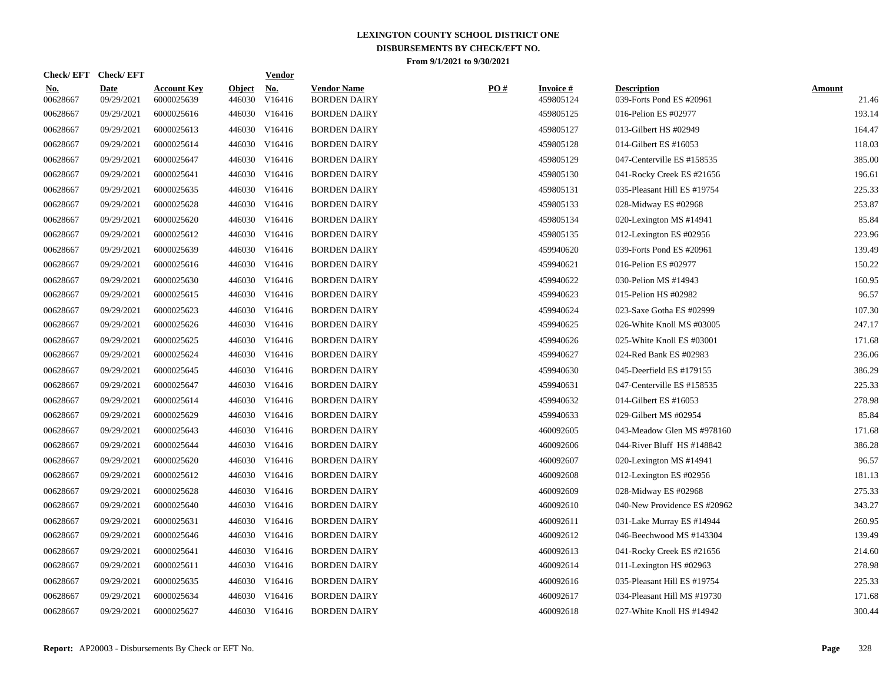# LEXINGTON COUNTY SCHOOL DISTRICT ONE
## DISBURSEMENTS BY CHECK/EFT NO.
### From 9/1/2021 to 9/30/2021

| Check/ EFT No. | Check/ EFT Date | Account Key | Object | Vendor No. | Vendor Name | PO # | Invoice # | Description | Amount |
|---|---|---|---|---|---|---|---|---|---|
| 00628667 | 09/29/2021 | 6000025639 | 446030 | V16416 | BORDEN DAIRY | | 459805124 | 039-Forts Pond ES #20961 | 21.46 |
| 00628667 | 09/29/2021 | 6000025616 | 446030 | V16416 | BORDEN DAIRY | | 459805125 | 016-Pelion ES #02977 | 193.14 |
| 00628667 | 09/29/2021 | 6000025613 | 446030 | V16416 | BORDEN DAIRY | | 459805127 | 013-Gilbert HS #02949 | 164.47 |
| 00628667 | 09/29/2021 | 6000025614 | 446030 | V16416 | BORDEN DAIRY | | 459805128 | 014-Gilbert ES #16053 | 118.03 |
| 00628667 | 09/29/2021 | 6000025647 | 446030 | V16416 | BORDEN DAIRY | | 459805129 | 047-Centerville ES #158535 | 385.00 |
| 00628667 | 09/29/2021 | 6000025641 | 446030 | V16416 | BORDEN DAIRY | | 459805130 | 041-Rocky Creek ES #21656 | 196.61 |
| 00628667 | 09/29/2021 | 6000025635 | 446030 | V16416 | BORDEN DAIRY | | 459805131 | 035-Pleasant Hill ES #19754 | 225.33 |
| 00628667 | 09/29/2021 | 6000025628 | 446030 | V16416 | BORDEN DAIRY | | 459805133 | 028-Midway ES #02968 | 253.87 |
| 00628667 | 09/29/2021 | 6000025620 | 446030 | V16416 | BORDEN DAIRY | | 459805134 | 020-Lexington MS #14941 | 85.84 |
| 00628667 | 09/29/2021 | 6000025612 | 446030 | V16416 | BORDEN DAIRY | | 459805135 | 012-Lexington ES #02956 | 223.96 |
| 00628667 | 09/29/2021 | 6000025639 | 446030 | V16416 | BORDEN DAIRY | | 459940620 | 039-Forts Pond ES #20961 | 139.49 |
| 00628667 | 09/29/2021 | 6000025616 | 446030 | V16416 | BORDEN DAIRY | | 459940621 | 016-Pelion ES #02977 | 150.22 |
| 00628667 | 09/29/2021 | 6000025630 | 446030 | V16416 | BORDEN DAIRY | | 459940622 | 030-Pelion MS #14943 | 160.95 |
| 00628667 | 09/29/2021 | 6000025615 | 446030 | V16416 | BORDEN DAIRY | | 459940623 | 015-Pelion HS #02982 | 96.57 |
| 00628667 | 09/29/2021 | 6000025623 | 446030 | V16416 | BORDEN DAIRY | | 459940624 | 023-Saxe Gotha ES #02999 | 107.30 |
| 00628667 | 09/29/2021 | 6000025626 | 446030 | V16416 | BORDEN DAIRY | | 459940625 | 026-White Knoll MS #03005 | 247.17 |
| 00628667 | 09/29/2021 | 6000025625 | 446030 | V16416 | BORDEN DAIRY | | 459940626 | 025-White Knoll ES #03001 | 171.68 |
| 00628667 | 09/29/2021 | 6000025624 | 446030 | V16416 | BORDEN DAIRY | | 459940627 | 024-Red Bank ES #02983 | 236.06 |
| 00628667 | 09/29/2021 | 6000025645 | 446030 | V16416 | BORDEN DAIRY | | 459940630 | 045-Deerfield ES #179155 | 386.29 |
| 00628667 | 09/29/2021 | 6000025647 | 446030 | V16416 | BORDEN DAIRY | | 459940631 | 047-Centerville ES #158535 | 225.33 |
| 00628667 | 09/29/2021 | 6000025614 | 446030 | V16416 | BORDEN DAIRY | | 459940632 | 014-Gilbert ES #16053 | 278.98 |
| 00628667 | 09/29/2021 | 6000025629 | 446030 | V16416 | BORDEN DAIRY | | 459940633 | 029-Gilbert MS #02954 | 85.84 |
| 00628667 | 09/29/2021 | 6000025643 | 446030 | V16416 | BORDEN DAIRY | | 460092605 | 043-Meadow Glen MS #978160 | 171.68 |
| 00628667 | 09/29/2021 | 6000025644 | 446030 | V16416 | BORDEN DAIRY | | 460092606 | 044-River Bluff HS #148842 | 386.28 |
| 00628667 | 09/29/2021 | 6000025620 | 446030 | V16416 | BORDEN DAIRY | | 460092607 | 020-Lexington MS #14941 | 96.57 |
| 00628667 | 09/29/2021 | 6000025612 | 446030 | V16416 | BORDEN DAIRY | | 460092608 | 012-Lexington ES #02956 | 181.13 |
| 00628667 | 09/29/2021 | 6000025628 | 446030 | V16416 | BORDEN DAIRY | | 460092609 | 028-Midway ES #02968 | 275.33 |
| 00628667 | 09/29/2021 | 6000025640 | 446030 | V16416 | BORDEN DAIRY | | 460092610 | 040-New Providence ES #20962 | 343.27 |
| 00628667 | 09/29/2021 | 6000025631 | 446030 | V16416 | BORDEN DAIRY | | 460092611 | 031-Lake Murray ES #14944 | 260.95 |
| 00628667 | 09/29/2021 | 6000025646 | 446030 | V16416 | BORDEN DAIRY | | 460092612 | 046-Beechwood MS #143304 | 139.49 |
| 00628667 | 09/29/2021 | 6000025641 | 446030 | V16416 | BORDEN DAIRY | | 460092613 | 041-Rocky Creek ES #21656 | 214.60 |
| 00628667 | 09/29/2021 | 6000025611 | 446030 | V16416 | BORDEN DAIRY | | 460092614 | 011-Lexington HS #02963 | 278.98 |
| 00628667 | 09/29/2021 | 6000025635 | 446030 | V16416 | BORDEN DAIRY | | 460092616 | 035-Pleasant Hill ES #19754 | 225.33 |
| 00628667 | 09/29/2021 | 6000025634 | 446030 | V16416 | BORDEN DAIRY | | 460092617 | 034-Pleasant Hill MS #19730 | 171.68 |
| 00628667 | 09/29/2021 | 6000025627 | 446030 | V16416 | BORDEN DAIRY | | 460092618 | 027-White Knoll HS #14942 | 300.44 |

**Report:** AP20003 - Disbursements By Check or EFT No.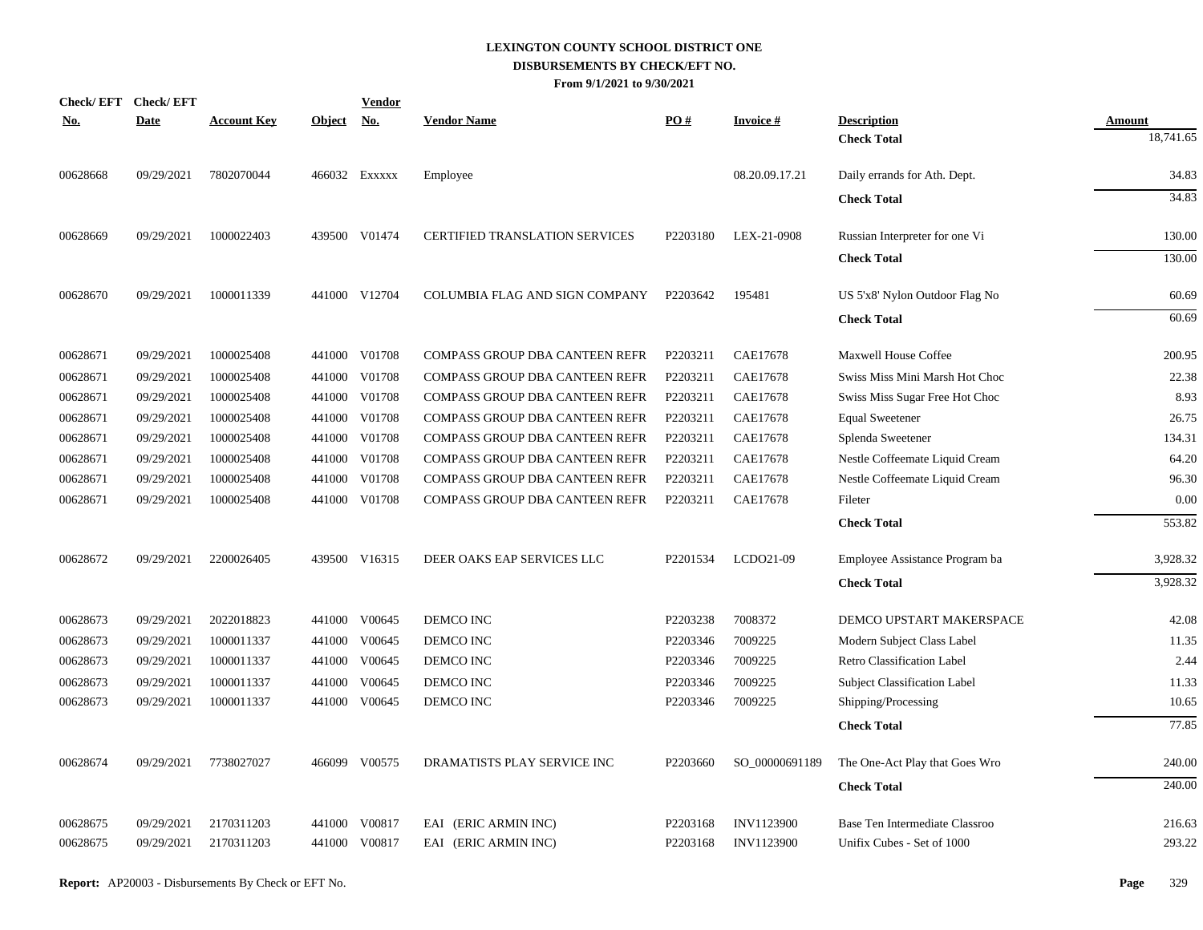# LEXINGTON COUNTY SCHOOL DISTRICT ONE
## DISBURSEMENTS BY CHECK/EFT NO.
### From 9/1/2021 to 9/30/2021

| Check/ EFT No. | Check/ EFT Date | Account Key | Object | Vendor No. | Vendor Name | PO # | Invoice # | Description | Amount |
|---|---|---|---|---|---|---|---|---|---|
| | | | | | | | | **Check Total** | 18,741.65 |
| 00628668 | 09/29/2021 | 7802070044 | 466032 | Exxxxx | Employee | | 08.20.09.17.21 | Daily errands for Ath. Dept. | 34.83 |
| | | | | | | | | **Check Total** | 34.83 |
| 00628669 | 09/29/2021 | 1000022403 | 439500 | V01474 | CERTIFIED TRANSLATION SERVICES | P2203180 | LEX-21-0908 | Russian Interpreter for one Vi | 130.00 |
| | | | | | | | | **Check Total** | 130.00 |
| 00628670 | 09/29/2021 | 1000011339 | 441000 | V12704 | COLUMBIA FLAG AND SIGN COMPANY | P2203642 | 195481 | US 5'x8' Nylon Outdoor Flag No | 60.69 |
| | | | | | | | | **Check Total** | 60.69 |
| 00628671 | 09/29/2021 | 1000025408 | 441000 | V01708 | COMPASS GROUP DBA CANTEEN REFR | P2203211 | CAE17678 | Maxwell House Coffee | 200.95 |
| 00628671 | 09/29/2021 | 1000025408 | 441000 | V01708 | COMPASS GROUP DBA CANTEEN REFR | P2203211 | CAE17678 | Swiss Miss Mini Marsh Hot Choc | 22.38 |
| 00628671 | 09/29/2021 | 1000025408 | 441000 | V01708 | COMPASS GROUP DBA CANTEEN REFR | P2203211 | CAE17678 | Swiss Miss Sugar Free Hot Choc | 8.93 |
| 00628671 | 09/29/2021 | 1000025408 | 441000 | V01708 | COMPASS GROUP DBA CANTEEN REFR | P2203211 | CAE17678 | Equal Sweetener | 26.75 |
| 00628671 | 09/29/2021 | 1000025408 | 441000 | V01708 | COMPASS GROUP DBA CANTEEN REFR | P2203211 | CAE17678 | Splenda Sweetener | 134.31 |
| 00628671 | 09/29/2021 | 1000025408 | 441000 | V01708 | COMPASS GROUP DBA CANTEEN REFR | P2203211 | CAE17678 | Nestle Coffeemate Liquid Cream | 64.20 |
| 00628671 | 09/29/2021 | 1000025408 | 441000 | V01708 | COMPASS GROUP DBA CANTEEN REFR | P2203211 | CAE17678 | Nestle Coffeemate Liquid Cream | 96.30 |
| 00628671 | 09/29/2021 | 1000025408 | 441000 | V01708 | COMPASS GROUP DBA CANTEEN REFR | P2203211 | CAE17678 | Fileter | 0.00 |
| | | | | | | | | **Check Total** | 553.82 |
| 00628672 | 09/29/2021 | 2200026405 | 439500 | V16315 | DEER OAKS EAP SERVICES LLC | P2201534 | LCDO21-09 | Employee Assistance Program ba | 3,928.32 |
| | | | | | | | | **Check Total** | 3,928.32 |
| 00628673 | 09/29/2021 | 2022018823 | 441000 | V00645 | DEMCO INC | P2203238 | 7008372 | DEMCO UPSTART MAKERSPACE | 42.08 |
| 00628673 | 09/29/2021 | 1000011337 | 441000 | V00645 | DEMCO INC | P2203346 | 7009225 | Modern Subject Class Label | 11.35 |
| 00628673 | 09/29/2021 | 1000011337 | 441000 | V00645 | DEMCO INC | P2203346 | 7009225 | Retro Classification Label | 2.44 |
| 00628673 | 09/29/2021 | 1000011337 | 441000 | V00645 | DEMCO INC | P2203346 | 7009225 | Subject Classification Label | 11.33 |
| 00628673 | 09/29/2021 | 1000011337 | 441000 | V00645 | DEMCO INC | P2203346 | 7009225 | Shipping/Processing | 10.65 |
| | | | | | | | | **Check Total** | 77.85 |
| 00628674 | 09/29/2021 | 7738027027 | 466099 | V00575 | DRAMATISTS PLAY SERVICE INC | P2203660 | SO_00000691189 | The One-Act Play that Goes Wro | 240.00 |
| | | | | | | | | **Check Total** | 240.00 |
| 00628675 | 09/29/2021 | 2170311203 | 441000 | V00817 | EAI (ERIC ARMIN INC) | P2203168 | INV1123900 | Base Ten Intermediate Classroo | 216.63 |
| 00628675 | 09/29/2021 | 2170311203 | 441000 | V00817 | EAI (ERIC ARMIN INC) | P2203168 | INV1123900 | Unifix Cubes - Set of 1000 | 293.22 |

**Report:** AP20003 - Disbursements By Check or EFT No.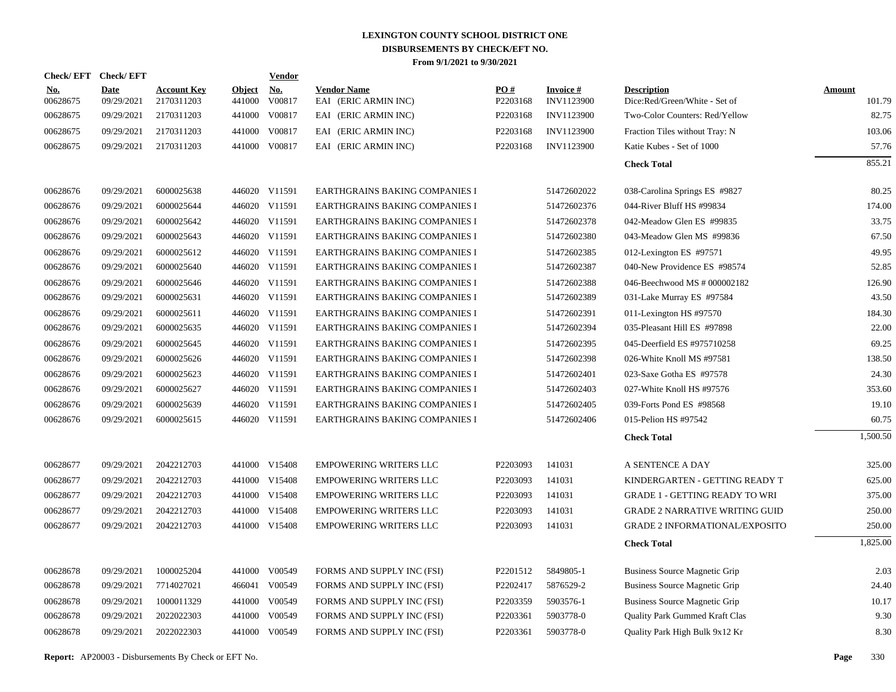# LEXINGTON COUNTY SCHOOL DISTRICT ONE
## DISBURSEMENTS BY CHECK/EFT NO.
### From 9/1/2021 to 9/30/2021

| Check/ EFT No. | Check/ EFT Date | Account Key | Object | Vendor No. | Vendor Name | PO # | Invoice # | Description | Amount |
|---|---|---|---|---|---|---|---|---|---|
| 00628675 | 09/29/2021 | 2170311203 | 441000 | V00817 | EAI (ERIC ARMIN INC) | P2203168 | INV1123900 | Dice:Red/Green/White - Set of | 101.79 |
| 00628675 | 09/29/2021 | 2170311203 | 441000 | V00817 | EAI (ERIC ARMIN INC) | P2203168 | INV1123900 | Two-Color Counters: Red/Yellow | 82.75 |
| 00628675 | 09/29/2021 | 2170311203 | 441000 | V00817 | EAI (ERIC ARMIN INC) | P2203168 | INV1123900 | Fraction Tiles without Tray: N | 103.06 |
| 00628675 | 09/29/2021 | 2170311203 | 441000 | V00817 | EAI (ERIC ARMIN INC) | P2203168 | INV1123900 | Katie Kubes - Set of 1000 | 57.76 |
| | | | | | | | | **Check Total** | 855.21 |
| 00628676 | 09/29/2021 | 6000025638 | 446020 | V11591 | EARTHGRAINS BAKING COMPANIES I | | 51472602022 | 038-Carolina Springs ES #9827 | 80.25 |
| 00628676 | 09/29/2021 | 6000025644 | 446020 | V11591 | EARTHGRAINS BAKING COMPANIES I | | 51472602376 | 044-River Bluff HS #99834 | 174.00 |
| 00628676 | 09/29/2021 | 6000025642 | 446020 | V11591 | EARTHGRAINS BAKING COMPANIES I | | 51472602378 | 042-Meadow Glen ES #99835 | 33.75 |
| 00628676 | 09/29/2021 | 6000025643 | 446020 | V11591 | EARTHGRAINS BAKING COMPANIES I | | 51472602380 | 043-Meadow Glen MS #99836 | 67.50 |
| 00628676 | 09/29/2021 | 6000025612 | 446020 | V11591 | EARTHGRAINS BAKING COMPANIES I | | 51472602385 | 012-Lexington ES #97571 | 49.95 |
| 00628676 | 09/29/2021 | 6000025640 | 446020 | V11591 | EARTHGRAINS BAKING COMPANIES I | | 51472602387 | 040-New Providence ES #98574 | 52.85 |
| 00628676 | 09/29/2021 | 6000025646 | 446020 | V11591 | EARTHGRAINS BAKING COMPANIES I | | 51472602388 | 046-Beechwood MS # 000002182 | 126.90 |
| 00628676 | 09/29/2021 | 6000025631 | 446020 | V11591 | EARTHGRAINS BAKING COMPANIES I | | 51472602389 | 031-Lake Murray ES #97584 | 43.50 |
| 00628676 | 09/29/2021 | 6000025611 | 446020 | V11591 | EARTHGRAINS BAKING COMPANIES I | | 51472602391 | 011-Lexington HS #97570 | 184.30 |
| 00628676 | 09/29/2021 | 6000025635 | 446020 | V11591 | EARTHGRAINS BAKING COMPANIES I | | 51472602394 | 035-Pleasant Hill ES #97898 | 22.00 |
| 00628676 | 09/29/2021 | 6000025645 | 446020 | V11591 | EARTHGRAINS BAKING COMPANIES I | | 51472602395 | 045-Deerfield ES #975710258 | 69.25 |
| 00628676 | 09/29/2021 | 6000025626 | 446020 | V11591 | EARTHGRAINS BAKING COMPANIES I | | 51472602398 | 026-White Knoll MS #97581 | 138.50 |
| 00628676 | 09/29/2021 | 6000025623 | 446020 | V11591 | EARTHGRAINS BAKING COMPANIES I | | 51472602401 | 023-Saxe Gotha ES #97578 | 24.30 |
| 00628676 | 09/29/2021 | 6000025627 | 446020 | V11591 | EARTHGRAINS BAKING COMPANIES I | | 51472602403 | 027-White Knoll HS #97576 | 353.60 |
| 00628676 | 09/29/2021 | 6000025639 | 446020 | V11591 | EARTHGRAINS BAKING COMPANIES I | | 51472602405 | 039-Forts Pond ES #98568 | 19.10 |
| 00628676 | 09/29/2021 | 6000025615 | 446020 | V11591 | EARTHGRAINS BAKING COMPANIES I | | 51472602406 | 015-Pelion HS #97542 | 60.75 |
| | | | | | | | | **Check Total** | 1,500.50 |
| 00628677 | 09/29/2021 | 2042212703 | 441000 | V15408 | EMPOWERING WRITERS LLC | P2203093 | 141031 | A SENTENCE A DAY | 325.00 |
| 00628677 | 09/29/2021 | 2042212703 | 441000 | V15408 | EMPOWERING WRITERS LLC | P2203093 | 141031 | KINDERGARTEN - GETTING READY T | 625.00 |
| 00628677 | 09/29/2021 | 2042212703 | 441000 | V15408 | EMPOWERING WRITERS LLC | P2203093 | 141031 | GRADE 1 - GETTING READY TO WRI | 375.00 |
| 00628677 | 09/29/2021 | 2042212703 | 441000 | V15408 | EMPOWERING WRITERS LLC | P2203093 | 141031 | GRADE 2 NARRATIVE WRITING GUID | 250.00 |
| 00628677 | 09/29/2021 | 2042212703 | 441000 | V15408 | EMPOWERING WRITERS LLC | P2203093 | 141031 | GRADE 2 INFORMATIONAL/EXPOSITO | 250.00 |
| | | | | | | | | **Check Total** | 1,825.00 |
| 00628678 | 09/29/2021 | 1000025204 | 441000 | V00549 | FORMS AND SUPPLY INC (FSI) | P2201512 | 5849805-1 | Business Source Magnetic Grip | 2.03 |
| 00628678 | 09/29/2021 | 7714027021 | 466041 | V00549 | FORMS AND SUPPLY INC (FSI) | P2202417 | 5876529-2 | Business Source Magnetic Grip | 24.40 |
| 00628678 | 09/29/2021 | 1000011329 | 441000 | V00549 | FORMS AND SUPPLY INC (FSI) | P2203359 | 5903576-1 | Business Source Magnetic Grip | 10.17 |
| 00628678 | 09/29/2021 | 2022022303 | 441000 | V00549 | FORMS AND SUPPLY INC (FSI) | P2203361 | 5903778-0 | Quality Park Gummed Kraft Clas | 9.30 |
| 00628678 | 09/29/2021 | 2022022303 | 441000 | V00549 | FORMS AND SUPPLY INC (FSI) | P2203361 | 5903778-0 | Quality Park High Bulk 9x12 Kr | 8.30 |

**Report:** AP20003 - Disbursements By Check or EFT No.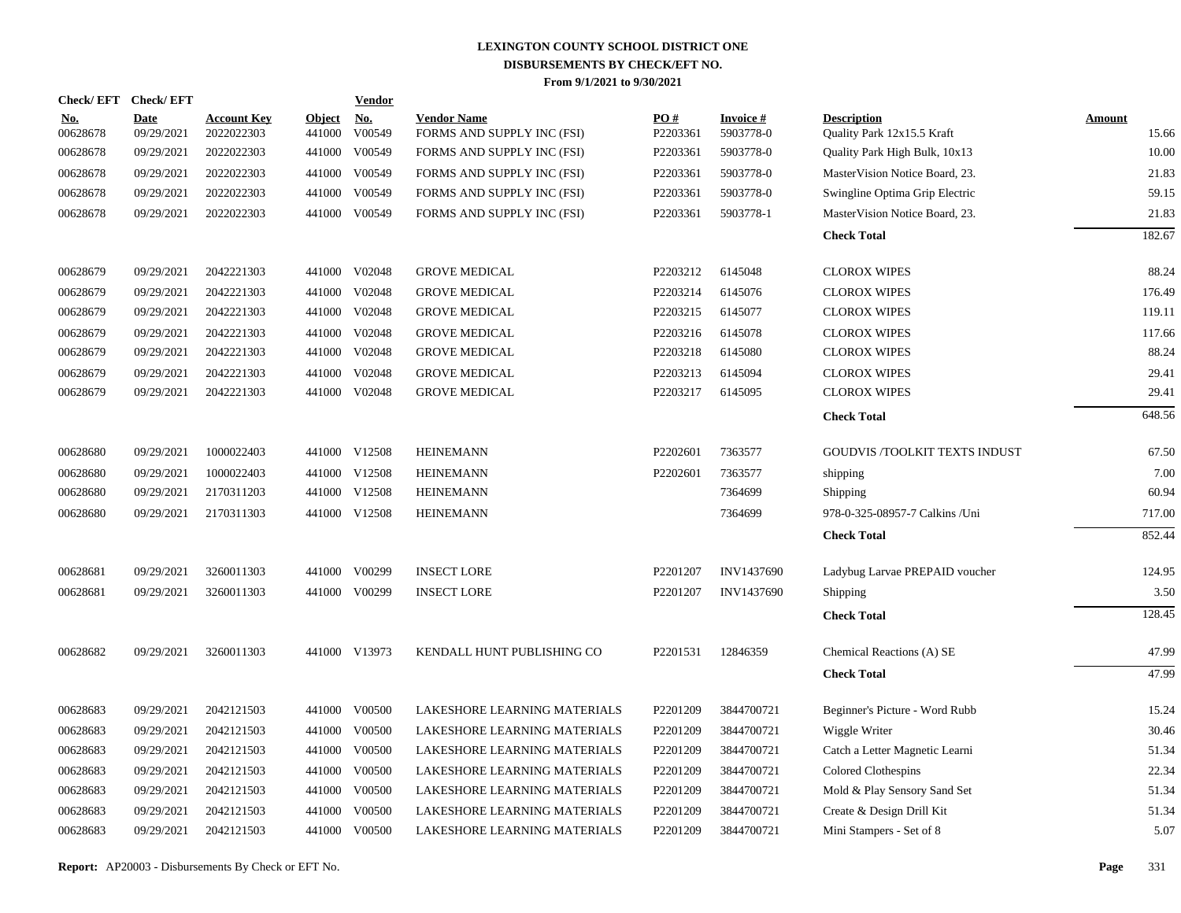# LEXINGTON COUNTY SCHOOL DISTRICT ONE
## DISBURSEMENTS BY CHECK/EFT NO.
### From 9/1/2021 to 9/30/2021

| Check/ EFT No. | Check/ EFT Date | Account Key | Object | Vendor No. | Vendor Name | PO # | Invoice # | Description | Amount |
|---|---|---|---|---|---|---|---|---|---|
| 00628678 | 09/29/2021 | 2022022303 | 441000 | V00549 | FORMS AND SUPPLY INC (FSI) | P2203361 | 5903778-0 | Quality Park 12x15.5 Kraft | 15.66 |
| 00628678 | 09/29/2021 | 2022022303 | 441000 | V00549 | FORMS AND SUPPLY INC (FSI) | P2203361 | 5903778-0 | Quality Park High Bulk, 10x13 | 10.00 |
| 00628678 | 09/29/2021 | 2022022303 | 441000 | V00549 | FORMS AND SUPPLY INC (FSI) | P2203361 | 5903778-0 | MasterVision Notice Board, 23. | 21.83 |
| 00628678 | 09/29/2021 | 2022022303 | 441000 | V00549 | FORMS AND SUPPLY INC (FSI) | P2203361 | 5903778-0 | Swingline Optima Grip Electric | 59.15 |
| 00628678 | 09/29/2021 | 2022022303 | 441000 | V00549 | FORMS AND SUPPLY INC (FSI) | P2203361 | 5903778-1 | MasterVision Notice Board, 23. | 21.83 |
| | | | | | | | | **Check Total** | 182.67 |
| 00628679 | 09/29/2021 | 2042221303 | 441000 | V02048 | GROVE MEDICAL | P2203212 | 6145048 | CLOROX WIPES | 88.24 |
| 00628679 | 09/29/2021 | 2042221303 | 441000 | V02048 | GROVE MEDICAL | P2203214 | 6145076 | CLOROX WIPES | 176.49 |
| 00628679 | 09/29/2021 | 2042221303 | 441000 | V02048 | GROVE MEDICAL | P2203215 | 6145077 | CLOROX WIPES | 119.11 |
| 00628679 | 09/29/2021 | 2042221303 | 441000 | V02048 | GROVE MEDICAL | P2203216 | 6145078 | CLOROX WIPES | 117.66 |
| 00628679 | 09/29/2021 | 2042221303 | 441000 | V02048 | GROVE MEDICAL | P2203218 | 6145080 | CLOROX WIPES | 88.24 |
| 00628679 | 09/29/2021 | 2042221303 | 441000 | V02048 | GROVE MEDICAL | P2203213 | 6145094 | CLOROX WIPES | 29.41 |
| 00628679 | 09/29/2021 | 2042221303 | 441000 | V02048 | GROVE MEDICAL | P2203217 | 6145095 | CLOROX WIPES | 29.41 |
| | | | | | | | | **Check Total** | 648.56 |
| 00628680 | 09/29/2021 | 1000022403 | 441000 | V12508 | HEINEMANN | P2202601 | 7363577 | GOUDVIS /TOOLKIT TEXTS INDUST | 67.50 |
| 00628680 | 09/29/2021 | 1000022403 | 441000 | V12508 | HEINEMANN | P2202601 | 7363577 | shipping | 7.00 |
| 00628680 | 09/29/2021 | 2170311203 | 441000 | V12508 | HEINEMANN | | 7364699 | Shipping | 60.94 |
| 00628680 | 09/29/2021 | 2170311303 | 441000 | V12508 | HEINEMANN | | 7364699 | 978-0-325-08957-7 Calkins /Uni | 717.00 |
| | | | | | | | | **Check Total** | 852.44 |
| 00628681 | 09/29/2021 | 3260011303 | 441000 | V00299 | INSECT LORE | P2201207 | INV1437690 | Ladybug Larvae PREPAID voucher | 124.95 |
| 00628681 | 09/29/2021 | 3260011303 | 441000 | V00299 | INSECT LORE | P2201207 | INV1437690 | Shipping | 3.50 |
| | | | | | | | | **Check Total** | 128.45 |
| 00628682 | 09/29/2021 | 3260011303 | 441000 | V13973 | KENDALL HUNT PUBLISHING CO | P2201531 | 12846359 | Chemical Reactions (A) SE | 47.99 |
| | | | | | | | | **Check Total** | 47.99 |
| 00628683 | 09/29/2021 | 2042121503 | 441000 | V00500 | LAKESHORE LEARNING MATERIALS | P2201209 | 3844700721 | Beginner's Picture - Word Rubb | 15.24 |
| 00628683 | 09/29/2021 | 2042121503 | 441000 | V00500 | LAKESHORE LEARNING MATERIALS | P2201209 | 3844700721 | Wiggle Writer | 30.46 |
| 00628683 | 09/29/2021 | 2042121503 | 441000 | V00500 | LAKESHORE LEARNING MATERIALS | P2201209 | 3844700721 | Catch a Letter Magnetic Learni | 51.34 |
| 00628683 | 09/29/2021 | 2042121503 | 441000 | V00500 | LAKESHORE LEARNING MATERIALS | P2201209 | 3844700721 | Colored Clothespins | 22.34 |
| 00628683 | 09/29/2021 | 2042121503 | 441000 | V00500 | LAKESHORE LEARNING MATERIALS | P2201209 | 3844700721 | Mold & Play Sensory Sand Set | 51.34 |
| 00628683 | 09/29/2021 | 2042121503 | 441000 | V00500 | LAKESHORE LEARNING MATERIALS | P2201209 | 3844700721 | Create & Design Drill Kit | 51.34 |
| 00628683 | 09/29/2021 | 2042121503 | 441000 | V00500 | LAKESHORE LEARNING MATERIALS | P2201209 | 3844700721 | Mini Stampers - Set of 8 | 5.07 |

**Report:** AP20003 - Disbursements By Check or EFT No.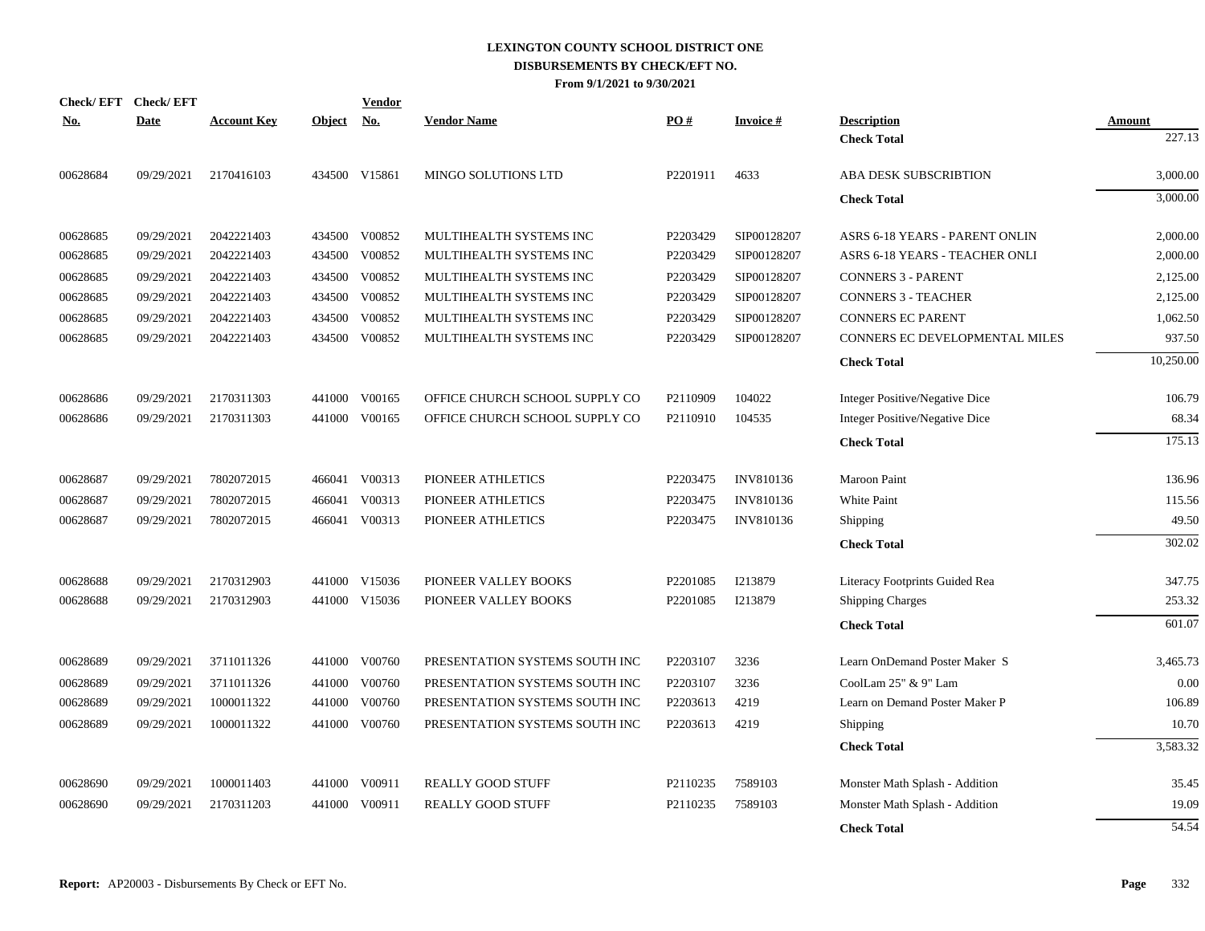# LEXINGTON COUNTY SCHOOL DISTRICT ONE
## DISBURSEMENTS BY CHECK/EFT NO.
### From 9/1/2021 to 9/30/2021

| Check/ EFT No. | Check/ EFT Date | Account Key | Object | Vendor No. | Vendor Name | PO # | Invoice # | Description | Amount |
|---|---|---|---|---|---|---|---|---|---|
| | | | | | | | | **Check Total** | 227.13 |
| 00628684 | 09/29/2021 | 2170416103 | 434500 | V15861 | MINGO SOLUTIONS LTD | P2201911 | 4633 | ABA DESK SUBSCRIBTION | 3,000.00 |
| | | | | | | | | **Check Total** | 3,000.00 |
| 00628685 | 09/29/2021 | 2042221403 | 434500 | V00852 | MULTIHEALTH SYSTEMS INC | P2203429 | SIP00128207 | ASRS 6-18 YEARS - PARENT ONLIN | 2,000.00 |
| 00628685 | 09/29/2021 | 2042221403 | 434500 | V00852 | MULTIHEALTH SYSTEMS INC | P2203429 | SIP00128207 | ASRS 6-18 YEARS - TEACHER ONLI | 2,000.00 |
| 00628685 | 09/29/2021 | 2042221403 | 434500 | V00852 | MULTIHEALTH SYSTEMS INC | P2203429 | SIP00128207 | CONNERS 3 - PARENT | 2,125.00 |
| 00628685 | 09/29/2021 | 2042221403 | 434500 | V00852 | MULTIHEALTH SYSTEMS INC | P2203429 | SIP00128207 | CONNERS 3 - TEACHER | 2,125.00 |
| 00628685 | 09/29/2021 | 2042221403 | 434500 | V00852 | MULTIHEALTH SYSTEMS INC | P2203429 | SIP00128207 | CONNERS EC PARENT | 1,062.50 |
| 00628685 | 09/29/2021 | 2042221403 | 434500 | V00852 | MULTIHEALTH SYSTEMS INC | P2203429 | SIP00128207 | CONNERS EC DEVELOPMENTAL MILES | 937.50 |
| | | | | | | | | **Check Total** | 10,250.00 |
| 00628686 | 09/29/2021 | 2170311303 | 441000 | V00165 | OFFICE CHURCH SCHOOL SUPPLY CO | P2110909 | 104022 | Integer Positive/Negative Dice | 106.79 |
| 00628686 | 09/29/2021 | 2170311303 | 441000 | V00165 | OFFICE CHURCH SCHOOL SUPPLY CO | P2110910 | 104535 | Integer Positive/Negative Dice | 68.34 |
| | | | | | | | | **Check Total** | 175.13 |
| 00628687 | 09/29/2021 | 7802072015 | 466041 | V00313 | PIONEER ATHLETICS | P2203475 | INV810136 | Maroon Paint | 136.96 |
| 00628687 | 09/29/2021 | 7802072015 | 466041 | V00313 | PIONEER ATHLETICS | P2203475 | INV810136 | White Paint | 115.56 |
| 00628687 | 09/29/2021 | 7802072015 | 466041 | V00313 | PIONEER ATHLETICS | P2203475 | INV810136 | Shipping | 49.50 |
| | | | | | | | | **Check Total** | 302.02 |
| 00628688 | 09/29/2021 | 2170312903 | 441000 | V15036 | PIONEER VALLEY BOOKS | P2201085 | I213879 | Literacy Footprints Guided Rea | 347.75 |
| 00628688 | 09/29/2021 | 2170312903 | 441000 | V15036 | PIONEER VALLEY BOOKS | P2201085 | I213879 | Shipping Charges | 253.32 |
| | | | | | | | | **Check Total** | 601.07 |
| 00628689 | 09/29/2021 | 3711011326 | 441000 | V00760 | PRESENTATION SYSTEMS SOUTH INC | P2203107 | 3236 | Learn OnDemand Poster Maker S | 3,465.73 |
| 00628689 | 09/29/2021 | 3711011326 | 441000 | V00760 | PRESENTATION SYSTEMS SOUTH INC | P2203107 | 3236 | CoolLam 25" & 9" Lam | 0.00 |
| 00628689 | 09/29/2021 | 1000011322 | 441000 | V00760 | PRESENTATION SYSTEMS SOUTH INC | P2203613 | 4219 | Learn on Demand Poster Maker P | 106.89 |
| 00628689 | 09/29/2021 | 1000011322 | 441000 | V00760 | PRESENTATION SYSTEMS SOUTH INC | P2203613 | 4219 | Shipping | 10.70 |
| | | | | | | | | **Check Total** | 3,583.32 |
| 00628690 | 09/29/2021 | 1000011403 | 441000 | V00911 | REALLY GOOD STUFF | P2110235 | 7589103 | Monster Math Splash - Addition | 35.45 |
| 00628690 | 09/29/2021 | 2170311203 | 441000 | V00911 | REALLY GOOD STUFF | P2110235 | 7589103 | Monster Math Splash - Addition | 19.09 |
| | | | | | | | | **Check Total** | 54.54 |

**Report:** AP20003 - Disbursements By Check or EFT No.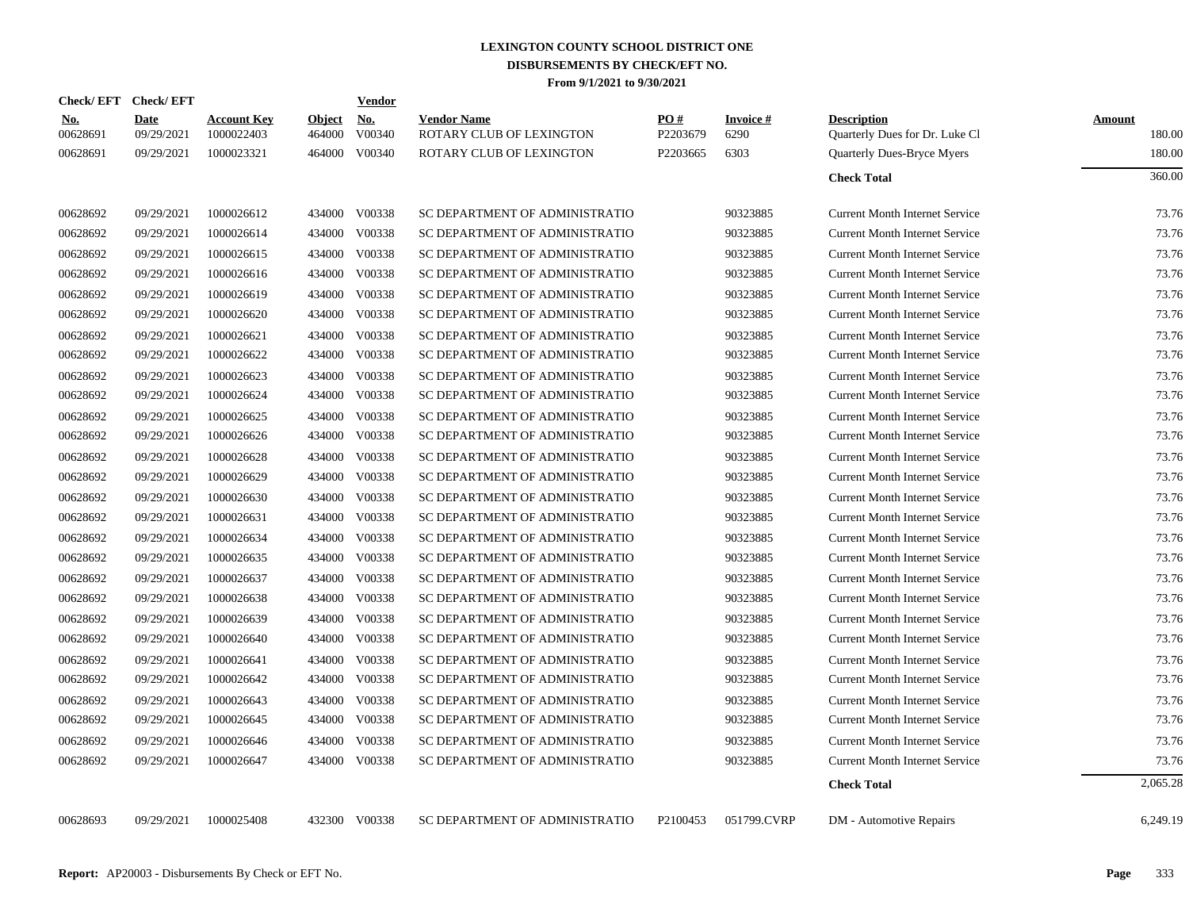# LEXINGTON COUNTY SCHOOL DISTRICT ONE
## DISBURSEMENTS BY CHECK/EFT NO.
### From 9/1/2021 to 9/30/2021

| Check/ EFT No. | Check/ EFT Date | Account Key | Object | Vendor No. | Vendor Name | PO # | Invoice # | Description | Amount |
|---|---|---|---|---|---|---|---|---|---|
| 00628691 | 09/29/2021 | 1000022403 | 464000 | V00340 | ROTARY CLUB OF LEXINGTON | P2203679 | 6290 | Quarterly Dues for Dr. Luke Cl | 180.00 |
| 00628691 | 09/29/2021 | 1000023321 | 464000 | V00340 | ROTARY CLUB OF LEXINGTON | P2203665 | 6303 | Quarterly Dues-Bryce Myers | 180.00 |
| | | | | | | | | **Check Total** | 360.00 |
| 00628692 | 09/29/2021 | 1000026612 | 434000 | V00338 | SC DEPARTMENT OF ADMINISTRATIO | | 90323885 | Current Month Internet Service | 73.76 |
| 00628692 | 09/29/2021 | 1000026614 | 434000 | V00338 | SC DEPARTMENT OF ADMINISTRATIO | | 90323885 | Current Month Internet Service | 73.76 |
| 00628692 | 09/29/2021 | 1000026615 | 434000 | V00338 | SC DEPARTMENT OF ADMINISTRATIO | | 90323885 | Current Month Internet Service | 73.76 |
| 00628692 | 09/29/2021 | 1000026616 | 434000 | V00338 | SC DEPARTMENT OF ADMINISTRATIO | | 90323885 | Current Month Internet Service | 73.76 |
| 00628692 | 09/29/2021 | 1000026619 | 434000 | V00338 | SC DEPARTMENT OF ADMINISTRATIO | | 90323885 | Current Month Internet Service | 73.76 |
| 00628692 | 09/29/2021 | 1000026620 | 434000 | V00338 | SC DEPARTMENT OF ADMINISTRATIO | | 90323885 | Current Month Internet Service | 73.76 |
| 00628692 | 09/29/2021 | 1000026621 | 434000 | V00338 | SC DEPARTMENT OF ADMINISTRATIO | | 90323885 | Current Month Internet Service | 73.76 |
| 00628692 | 09/29/2021 | 1000026622 | 434000 | V00338 | SC DEPARTMENT OF ADMINISTRATIO | | 90323885 | Current Month Internet Service | 73.76 |
| 00628692 | 09/29/2021 | 1000026623 | 434000 | V00338 | SC DEPARTMENT OF ADMINISTRATIO | | 90323885 | Current Month Internet Service | 73.76 |
| 00628692 | 09/29/2021 | 1000026624 | 434000 | V00338 | SC DEPARTMENT OF ADMINISTRATIO | | 90323885 | Current Month Internet Service | 73.76 |
| 00628692 | 09/29/2021 | 1000026625 | 434000 | V00338 | SC DEPARTMENT OF ADMINISTRATIO | | 90323885 | Current Month Internet Service | 73.76 |
| 00628692 | 09/29/2021 | 1000026626 | 434000 | V00338 | SC DEPARTMENT OF ADMINISTRATIO | | 90323885 | Current Month Internet Service | 73.76 |
| 00628692 | 09/29/2021 | 1000026628 | 434000 | V00338 | SC DEPARTMENT OF ADMINISTRATIO | | 90323885 | Current Month Internet Service | 73.76 |
| 00628692 | 09/29/2021 | 1000026629 | 434000 | V00338 | SC DEPARTMENT OF ADMINISTRATIO | | 90323885 | Current Month Internet Service | 73.76 |
| 00628692 | 09/29/2021 | 1000026630 | 434000 | V00338 | SC DEPARTMENT OF ADMINISTRATIO | | 90323885 | Current Month Internet Service | 73.76 |
| 00628692 | 09/29/2021 | 1000026631 | 434000 | V00338 | SC DEPARTMENT OF ADMINISTRATIO | | 90323885 | Current Month Internet Service | 73.76 |
| 00628692 | 09/29/2021 | 1000026634 | 434000 | V00338 | SC DEPARTMENT OF ADMINISTRATIO | | 90323885 | Current Month Internet Service | 73.76 |
| 00628692 | 09/29/2021 | 1000026635 | 434000 | V00338 | SC DEPARTMENT OF ADMINISTRATIO | | 90323885 | Current Month Internet Service | 73.76 |
| 00628692 | 09/29/2021 | 1000026637 | 434000 | V00338 | SC DEPARTMENT OF ADMINISTRATIO | | 90323885 | Current Month Internet Service | 73.76 |
| 00628692 | 09/29/2021 | 1000026638 | 434000 | V00338 | SC DEPARTMENT OF ADMINISTRATIO | | 90323885 | Current Month Internet Service | 73.76 |
| 00628692 | 09/29/2021 | 1000026639 | 434000 | V00338 | SC DEPARTMENT OF ADMINISTRATIO | | 90323885 | Current Month Internet Service | 73.76 |
| 00628692 | 09/29/2021 | 1000026640 | 434000 | V00338 | SC DEPARTMENT OF ADMINISTRATIO | | 90323885 | Current Month Internet Service | 73.76 |
| 00628692 | 09/29/2021 | 1000026641 | 434000 | V00338 | SC DEPARTMENT OF ADMINISTRATIO | | 90323885 | Current Month Internet Service | 73.76 |
| 00628692 | 09/29/2021 | 1000026642 | 434000 | V00338 | SC DEPARTMENT OF ADMINISTRATIO | | 90323885 | Current Month Internet Service | 73.76 |
| 00628692 | 09/29/2021 | 1000026643 | 434000 | V00338 | SC DEPARTMENT OF ADMINISTRATIO | | 90323885 | Current Month Internet Service | 73.76 |
| 00628692 | 09/29/2021 | 1000026645 | 434000 | V00338 | SC DEPARTMENT OF ADMINISTRATIO | | 90323885 | Current Month Internet Service | 73.76 |
| 00628692 | 09/29/2021 | 1000026646 | 434000 | V00338 | SC DEPARTMENT OF ADMINISTRATIO | | 90323885 | Current Month Internet Service | 73.76 |
| 00628692 | 09/29/2021 | 1000026647 | 434000 | V00338 | SC DEPARTMENT OF ADMINISTRATIO | | 90323885 | Current Month Internet Service | 73.76 |
| | | | | | | | | **Check Total** | 2,065.28 |
| 00628693 | 09/29/2021 | 1000025408 | 432300 | V00338 | SC DEPARTMENT OF ADMINISTRATIO | P2100453 | 051799.CVRP | DM - Automotive Repairs | 6,249.19 |

**Report:** AP20003 - Disbursements By Check or EFT No.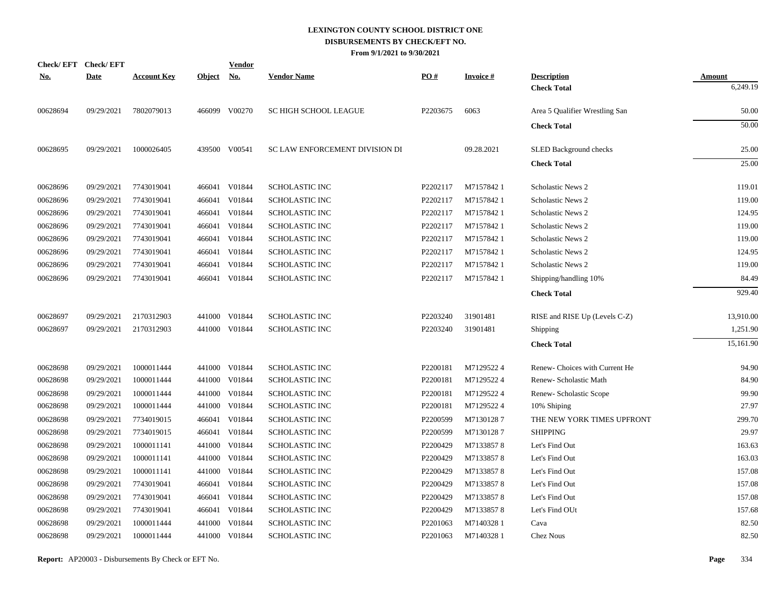# LEXINGTON COUNTY SCHOOL DISTRICT ONE
## DISBURSEMENTS BY CHECK/EFT NO.
### From 9/1/2021 to 9/30/2021

| Check/ EFT No. | Check/ EFT Date | Account Key | Object | Vendor No. | Vendor Name | PO # | Invoice # | Description | Amount |
|---|---|---|---|---|---|---|---|---|---|
| | | | | | | | | **Check Total** | 6,249.19 |
| 00628694 | 09/29/2021 | 7802079013 | 466099 | V00270 | SC HIGH SCHOOL LEAGUE | P2203675 | 6063 | Area 5 Qualifier Wrestling San | 50.00 |
| | | | | | | | | **Check Total** | 50.00 |
| 00628695 | 09/29/2021 | 1000026405 | 439500 | V00541 | SC LAW ENFORCEMENT DIVISION DI | | 09.28.2021 | SLED Background checks | 25.00 |
| | | | | | | | | **Check Total** | 25.00 |
| 00628696 | 09/29/2021 | 7743019041 | 466041 | V01844 | SCHOLASTIC INC | P2202117 | M7157842 1 | Scholastic News 2 | 119.01 |
| 00628696 | 09/29/2021 | 7743019041 | 466041 | V01844 | SCHOLASTIC INC | P2202117 | M7157842 1 | Scholastic News 2 | 119.00 |
| 00628696 | 09/29/2021 | 7743019041 | 466041 | V01844 | SCHOLASTIC INC | P2202117 | M7157842 1 | Scholastic News 2 | 124.95 |
| 00628696 | 09/29/2021 | 7743019041 | 466041 | V01844 | SCHOLASTIC INC | P2202117 | M7157842 1 | Scholastic News 2 | 119.00 |
| 00628696 | 09/29/2021 | 7743019041 | 466041 | V01844 | SCHOLASTIC INC | P2202117 | M7157842 1 | Scholastic News 2 | 119.00 |
| 00628696 | 09/29/2021 | 7743019041 | 466041 | V01844 | SCHOLASTIC INC | P2202117 | M7157842 1 | Scholastic News 2 | 124.95 |
| 00628696 | 09/29/2021 | 7743019041 | 466041 | V01844 | SCHOLASTIC INC | P2202117 | M7157842 1 | Scholastic News 2 | 119.00 |
| 00628696 | 09/29/2021 | 7743019041 | 466041 | V01844 | SCHOLASTIC INC | P2202117 | M7157842 1 | Shipping/handling 10% | 84.49 |
| | | | | | | | | **Check Total** | 929.40 |
| 00628697 | 09/29/2021 | 2170312903 | 441000 | V01844 | SCHOLASTIC INC | P2203240 | 31901481 | RISE and RISE Up (Levels C-Z) | 13,910.00 |
| 00628697 | 09/29/2021 | 2170312903 | 441000 | V01844 | SCHOLASTIC INC | P2203240 | 31901481 | Shipping | 1,251.90 |
| | | | | | | | | **Check Total** | 15,161.90 |
| 00628698 | 09/29/2021 | 1000011444 | 441000 | V01844 | SCHOLASTIC INC | P2200181 | M7129522 4 | Renew- Choices with Current He | 94.90 |
| 00628698 | 09/29/2021 | 1000011444 | 441000 | V01844 | SCHOLASTIC INC | P2200181 | M7129522 4 | Renew- Scholastic Math | 84.90 |
| 00628698 | 09/29/2021 | 1000011444 | 441000 | V01844 | SCHOLASTIC INC | P2200181 | M7129522 4 | Renew- Scholastic Scope | 99.90 |
| 00628698 | 09/29/2021 | 1000011444 | 441000 | V01844 | SCHOLASTIC INC | P2200181 | M7129522 4 | 10% Shiping | 27.97 |
| 00628698 | 09/29/2021 | 7734019015 | 466041 | V01844 | SCHOLASTIC INC | P2200599 | M7130128 7 | THE NEW YORK TIMES UPFRONT | 299.70 |
| 00628698 | 09/29/2021 | 7734019015 | 466041 | V01844 | SCHOLASTIC INC | P2200599 | M7130128 7 | SHIPPING | 29.97 |
| 00628698 | 09/29/2021 | 1000011141 | 441000 | V01844 | SCHOLASTIC INC | P2200429 | M7133857 8 | Let's Find Out | 163.63 |
| 00628698 | 09/29/2021 | 1000011141 | 441000 | V01844 | SCHOLASTIC INC | P2200429 | M7133857 8 | Let's Find Out | 163.03 |
| 00628698 | 09/29/2021 | 1000011141 | 441000 | V01844 | SCHOLASTIC INC | P2200429 | M7133857 8 | Let's Find Out | 157.08 |
| 00628698 | 09/29/2021 | 7743019041 | 466041 | V01844 | SCHOLASTIC INC | P2200429 | M7133857 8 | Let's Find Out | 157.08 |
| 00628698 | 09/29/2021 | 7743019041 | 466041 | V01844 | SCHOLASTIC INC | P2200429 | M7133857 8 | Let's Find Out | 157.08 |
| 00628698 | 09/29/2021 | 7743019041 | 466041 | V01844 | SCHOLASTIC INC | P2200429 | M7133857 8 | Let's Find OUt | 157.68 |
| 00628698 | 09/29/2021 | 1000011444 | 441000 | V01844 | SCHOLASTIC INC | P2201063 | M7140328 1 | Cava | 82.50 |
| 00628698 | 09/29/2021 | 1000011444 | 441000 | V01844 | SCHOLASTIC INC | P2201063 | M7140328 1 | Chez Nous | 82.50 |

**Report:** AP20003 - Disbursements By Check or EFT No.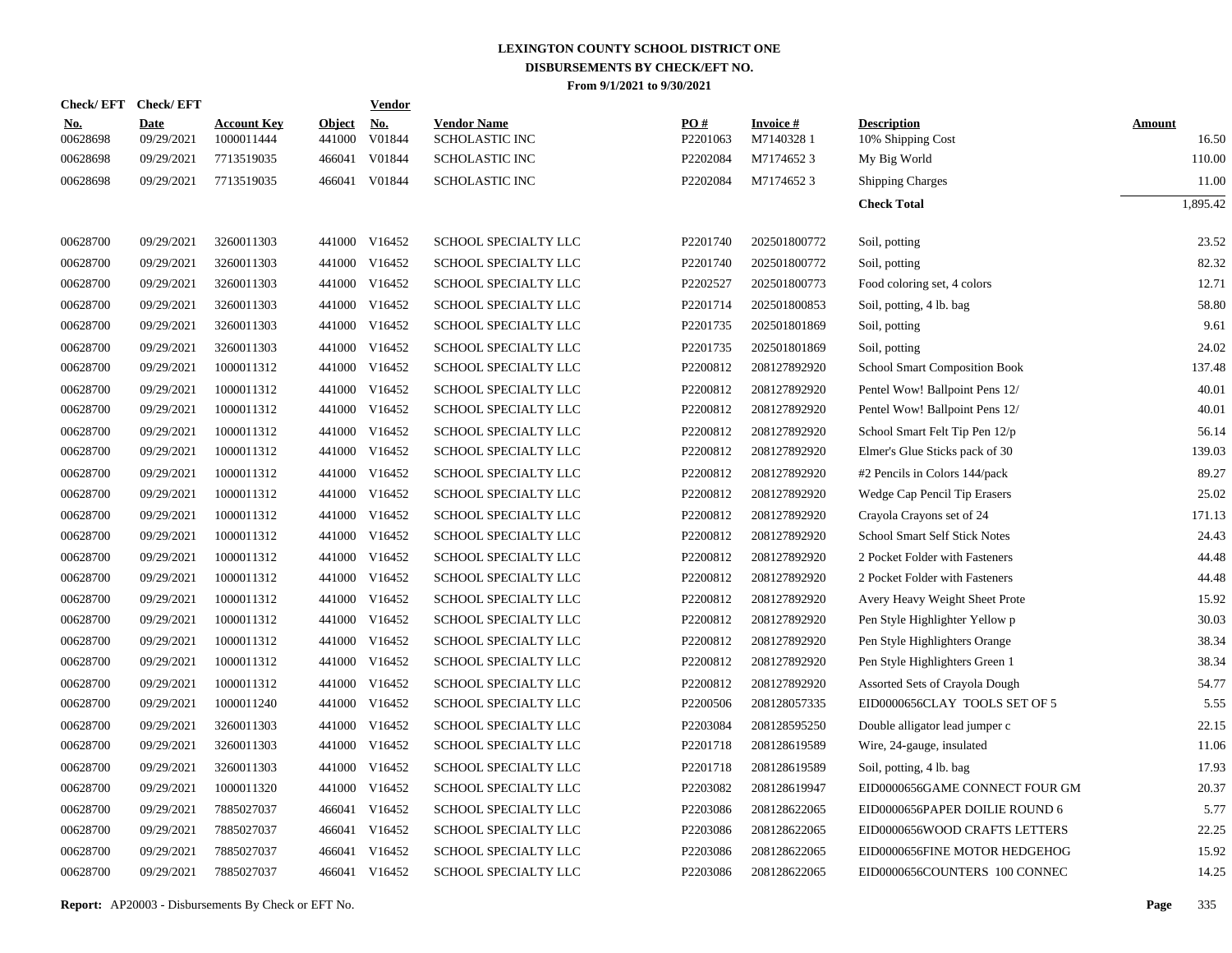# LEXINGTON COUNTY SCHOOL DISTRICT ONE
## DISBURSEMENTS BY CHECK/EFT NO.
### From 9/1/2021 to 9/30/2021

| Check/ EFT No. | Check/ EFT Date | Account Key | Object | Vendor No. | Vendor Name | PO # | Invoice # | Description | Amount |
|---|---|---|---|---|---|---|---|---|---|
| 00628698 | 09/29/2021 | 1000011444 | 441000 | V01844 | SCHOLASTIC INC | P2201063 | M7140328 1 | 10% Shipping Cost | 16.50 |
| 00628698 | 09/29/2021 | 7713519035 | 466041 | V01844 | SCHOLASTIC INC | P2202084 | M7174652 3 | My Big World | 110.00 |
| 00628698 | 09/29/2021 | 7713519035 | 466041 | V01844 | SCHOLASTIC INC | P2202084 | M7174652 3 | Shipping Charges | 11.00 |
| | | | | | | | | **Check Total** | 1,895.42 |
| 00628700 | 09/29/2021 | 3260011303 | 441000 | V16452 | SCHOOL SPECIALTY LLC | P2201740 | 202501800772 | Soil, potting | 23.52 |
| 00628700 | 09/29/2021 | 3260011303 | 441000 | V16452 | SCHOOL SPECIALTY LLC | P2201740 | 202501800772 | Soil, potting | 82.32 |
| 00628700 | 09/29/2021 | 3260011303 | 441000 | V16452 | SCHOOL SPECIALTY LLC | P2202527 | 202501800773 | Food coloring set, 4 colors | 12.71 |
| 00628700 | 09/29/2021 | 3260011303 | 441000 | V16452 | SCHOOL SPECIALTY LLC | P2201714 | 202501800853 | Soil, potting, 4 lb. bag | 58.80 |
| 00628700 | 09/29/2021 | 3260011303 | 441000 | V16452 | SCHOOL SPECIALTY LLC | P2201735 | 202501801869 | Soil, potting | 9.61 |
| 00628700 | 09/29/2021 | 3260011303 | 441000 | V16452 | SCHOOL SPECIALTY LLC | P2201735 | 202501801869 | Soil, potting | 24.02 |
| 00628700 | 09/29/2021 | 1000011312 | 441000 | V16452 | SCHOOL SPECIALTY LLC | P2200812 | 208127892920 | School Smart Composition Book | 137.48 |
| 00628700 | 09/29/2021 | 1000011312 | 441000 | V16452 | SCHOOL SPECIALTY LLC | P2200812 | 208127892920 | Pentel Wow! Ballpoint Pens 12/ | 40.01 |
| 00628700 | 09/29/2021 | 1000011312 | 441000 | V16452 | SCHOOL SPECIALTY LLC | P2200812 | 208127892920 | Pentel Wow! Ballpoint Pens 12/ | 40.01 |
| 00628700 | 09/29/2021 | 1000011312 | 441000 | V16452 | SCHOOL SPECIALTY LLC | P2200812 | 208127892920 | School Smart Felt Tip Pen 12/p | 56.14 |
| 00628700 | 09/29/2021 | 1000011312 | 441000 | V16452 | SCHOOL SPECIALTY LLC | P2200812 | 208127892920 | Elmer's Glue Sticks pack of 30 | 139.03 |
| 00628700 | 09/29/2021 | 1000011312 | 441000 | V16452 | SCHOOL SPECIALTY LLC | P2200812 | 208127892920 | #2 Pencils in Colors 144/pack | 89.27 |
| 00628700 | 09/29/2021 | 1000011312 | 441000 | V16452 | SCHOOL SPECIALTY LLC | P2200812 | 208127892920 | Wedge Cap Pencil Tip Erasers | 25.02 |
| 00628700 | 09/29/2021 | 1000011312 | 441000 | V16452 | SCHOOL SPECIALTY LLC | P2200812 | 208127892920 | Crayola Crayons set of 24 | 171.13 |
| 00628700 | 09/29/2021 | 1000011312 | 441000 | V16452 | SCHOOL SPECIALTY LLC | P2200812 | 208127892920 | School Smart Self Stick Notes | 24.43 |
| 00628700 | 09/29/2021 | 1000011312 | 441000 | V16452 | SCHOOL SPECIALTY LLC | P2200812 | 208127892920 | 2 Pocket Folder with Fasteners | 44.48 |
| 00628700 | 09/29/2021 | 1000011312 | 441000 | V16452 | SCHOOL SPECIALTY LLC | P2200812 | 208127892920 | 2 Pocket Folder with Fasteners | 44.48 |
| 00628700 | 09/29/2021 | 1000011312 | 441000 | V16452 | SCHOOL SPECIALTY LLC | P2200812 | 208127892920 | Avery Heavy Weight Sheet Prote | 15.92 |
| 00628700 | 09/29/2021 | 1000011312 | 441000 | V16452 | SCHOOL SPECIALTY LLC | P2200812 | 208127892920 | Pen Style Highlighter Yellow p | 30.03 |
| 00628700 | 09/29/2021 | 1000011312 | 441000 | V16452 | SCHOOL SPECIALTY LLC | P2200812 | 208127892920 | Pen Style Highlighters Orange | 38.34 |
| 00628700 | 09/29/2021 | 1000011312 | 441000 | V16452 | SCHOOL SPECIALTY LLC | P2200812 | 208127892920 | Pen Style Highlighters Green 1 | 38.34 |
| 00628700 | 09/29/2021 | 1000011312 | 441000 | V16452 | SCHOOL SPECIALTY LLC | P2200812 | 208127892920 | Assorted Sets of Crayola Dough | 54.77 |
| 00628700 | 09/29/2021 | 1000011240 | 441000 | V16452 | SCHOOL SPECIALTY LLC | P2200506 | 208128057335 | EID0000656CLAY TOOLS SET OF 5 | 5.55 |
| 00628700 | 09/29/2021 | 3260011303 | 441000 | V16452 | SCHOOL SPECIALTY LLC | P2203084 | 208128595250 | Double alligator lead jumper c | 22.15 |
| 00628700 | 09/29/2021 | 3260011303 | 441000 | V16452 | SCHOOL SPECIALTY LLC | P2201718 | 208128619589 | Wire, 24-gauge, insulated | 11.06 |
| 00628700 | 09/29/2021 | 3260011303 | 441000 | V16452 | SCHOOL SPECIALTY LLC | P2201718 | 208128619589 | Soil, potting, 4 lb. bag | 17.93 |
| 00628700 | 09/29/2021 | 1000011320 | 441000 | V16452 | SCHOOL SPECIALTY LLC | P2203082 | 208128619947 | EID0000656GAME CONNECT FOUR GM | 20.37 |
| 00628700 | 09/29/2021 | 7885027037 | 466041 | V16452 | SCHOOL SPECIALTY LLC | P2203086 | 208128622065 | EID0000656PAPER DOILIE ROUND 6 | 5.77 |
| 00628700 | 09/29/2021 | 7885027037 | 466041 | V16452 | SCHOOL SPECIALTY LLC | P2203086 | 208128622065 | EID0000656WOOD CRAFTS LETTERS | 22.25 |
| 00628700 | 09/29/2021 | 7885027037 | 466041 | V16452 | SCHOOL SPECIALTY LLC | P2203086 | 208128622065 | EID0000656FINE MOTOR HEDGEHOG | 15.92 |
| 00628700 | 09/29/2021 | 7885027037 | 466041 | V16452 | SCHOOL SPECIALTY LLC | P2203086 | 208128622065 | EID0000656COUNTERS 100 CONNEC | 14.25 |

**Report:** AP20003 - Disbursements By Check or EFT No.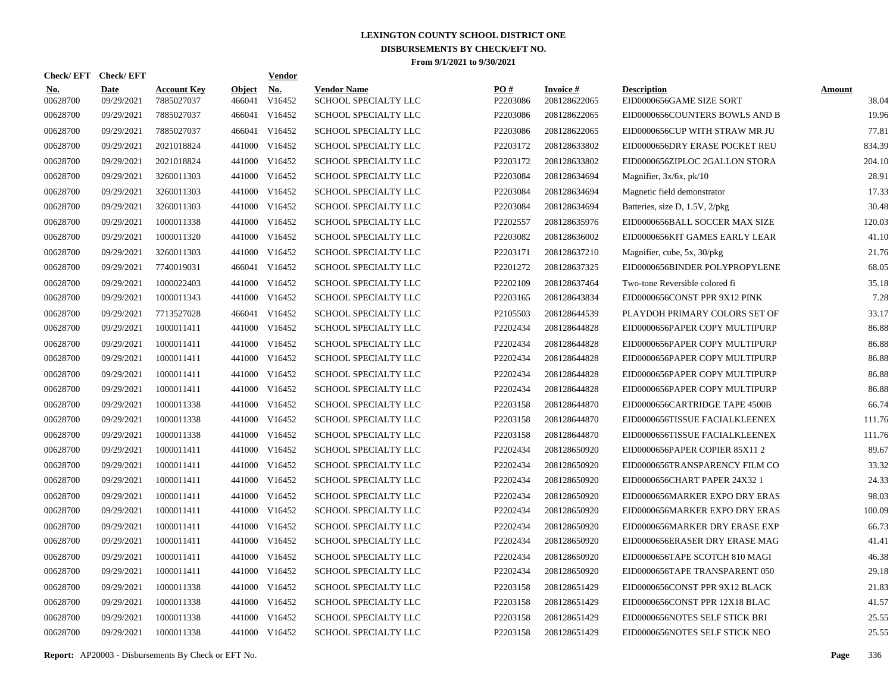# LEXINGTON COUNTY SCHOOL DISTRICT ONE
## DISBURSEMENTS BY CHECK/EFT NO.
### From 9/1/2021 to 9/30/2021

| Check/ EFT No. | Check/ EFT Date | Account Key | Object | Vendor No. | Vendor Name | PO # | Invoice # | Description | Amount |
|---|---|---|---|---|---|---|---|---|---|
| 00628700 | 09/29/2021 | 7885027037 | 466041 | V16452 | SCHOOL SPECIALTY LLC | P2203086 | 208128622065 | EID0000656GAME SIZE SORT | 38.04 |
| 00628700 | 09/29/2021 | 7885027037 | 466041 | V16452 | SCHOOL SPECIALTY LLC | P2203086 | 208128622065 | EID0000656COUNTERS BOWLS AND B | 19.96 |
| 00628700 | 09/29/2021 | 7885027037 | 466041 | V16452 | SCHOOL SPECIALTY LLC | P2203086 | 208128622065 | EID0000656CUP WITH STRAW MR JU | 77.81 |
| 00628700 | 09/29/2021 | 2021018824 | 441000 | V16452 | SCHOOL SPECIALTY LLC | P2203172 | 208128633802 | EID0000656DRY ERASE POCKET REU | 834.39 |
| 00628700 | 09/29/2021 | 2021018824 | 441000 | V16452 | SCHOOL SPECIALTY LLC | P2203172 | 208128633802 | EID0000656ZIPLOC 2GALLON STORA | 204.10 |
| 00628700 | 09/29/2021 | 3260011303 | 441000 | V16452 | SCHOOL SPECIALTY LLC | P2203084 | 208128634694 | Magnifier, 3x/6x, pk/10 | 28.91 |
| 00628700 | 09/29/2021 | 3260011303 | 441000 | V16452 | SCHOOL SPECIALTY LLC | P2203084 | 208128634694 | Magnetic field demonstrator | 17.33 |
| 00628700 | 09/29/2021 | 3260011303 | 441000 | V16452 | SCHOOL SPECIALTY LLC | P2203084 | 208128634694 | Batteries, size D, 1.5V, 2/pkg | 30.48 |
| 00628700 | 09/29/2021 | 1000011338 | 441000 | V16452 | SCHOOL SPECIALTY LLC | P2202557 | 208128635976 | EID0000656BALL SOCCER MAX SIZE | 120.03 |
| 00628700 | 09/29/2021 | 1000011320 | 441000 | V16452 | SCHOOL SPECIALTY LLC | P2203082 | 208128636002 | EID0000656KIT GAMES EARLY LEAR | 41.10 |
| 00628700 | 09/29/2021 | 3260011303 | 441000 | V16452 | SCHOOL SPECIALTY LLC | P2203171 | 208128637210 | Magnifier, cube, 5x, 30/pkg | 21.76 |
| 00628700 | 09/29/2021 | 7740019031 | 466041 | V16452 | SCHOOL SPECIALTY LLC | P2201272 | 208128637325 | EID0000656BINDER POLYPROPYLENE | 68.05 |
| 00628700 | 09/29/2021 | 1000022403 | 441000 | V16452 | SCHOOL SPECIALTY LLC | P2202109 | 208128637464 | Two-tone Reversible colored fi | 35.18 |
| 00628700 | 09/29/2021 | 1000011343 | 441000 | V16452 | SCHOOL SPECIALTY LLC | P2203165 | 208128643834 | EID0000656CONST PPR 9X12 PINK | 7.28 |
| 00628700 | 09/29/2021 | 7713527028 | 466041 | V16452 | SCHOOL SPECIALTY LLC | P2105503 | 208128644539 | PLAYDOH PRIMARY COLORS SET OF | 33.17 |
| 00628700 | 09/29/2021 | 1000011411 | 441000 | V16452 | SCHOOL SPECIALTY LLC | P2202434 | 208128644828 | EID0000656PAPER COPY MULTIPURP | 86.88 |
| 00628700 | 09/29/2021 | 1000011411 | 441000 | V16452 | SCHOOL SPECIALTY LLC | P2202434 | 208128644828 | EID0000656PAPER COPY MULTIPURP | 86.88 |
| 00628700 | 09/29/2021 | 1000011411 | 441000 | V16452 | SCHOOL SPECIALTY LLC | P2202434 | 208128644828 | EID0000656PAPER COPY MULTIPURP | 86.88 |
| 00628700 | 09/29/2021 | 1000011411 | 441000 | V16452 | SCHOOL SPECIALTY LLC | P2202434 | 208128644828 | EID0000656PAPER COPY MULTIPURP | 86.88 |
| 00628700 | 09/29/2021 | 1000011411 | 441000 | V16452 | SCHOOL SPECIALTY LLC | P2202434 | 208128644828 | EID0000656PAPER COPY MULTIPURP | 86.88 |
| 00628700 | 09/29/2021 | 1000011338 | 441000 | V16452 | SCHOOL SPECIALTY LLC | P2203158 | 208128644870 | EID0000656CARTRIDGE TAPE 4500B | 66.74 |
| 00628700 | 09/29/2021 | 1000011338 | 441000 | V16452 | SCHOOL SPECIALTY LLC | P2203158 | 208128644870 | EID0000656TISSUE FACIALKLEENEX | 111.76 |
| 00628700 | 09/29/2021 | 1000011338 | 441000 | V16452 | SCHOOL SPECIALTY LLC | P2203158 | 208128644870 | EID0000656TISSUE FACIALKLEENEX | 111.76 |
| 00628700 | 09/29/2021 | 1000011411 | 441000 | V16452 | SCHOOL SPECIALTY LLC | P2202434 | 208128650920 | EID0000656PAPER COPIER 85X11 2 | 89.67 |
| 00628700 | 09/29/2021 | 1000011411 | 441000 | V16452 | SCHOOL SPECIALTY LLC | P2202434 | 208128650920 | EID0000656TRANSPARENCY FILM CO | 33.32 |
| 00628700 | 09/29/2021 | 1000011411 | 441000 | V16452 | SCHOOL SPECIALTY LLC | P2202434 | 208128650920 | EID0000656CHART PAPER 24X32 1 | 24.33 |
| 00628700 | 09/29/2021 | 1000011411 | 441000 | V16452 | SCHOOL SPECIALTY LLC | P2202434 | 208128650920 | EID0000656MARKER EXPO DRY ERAS | 98.03 |
| 00628700 | 09/29/2021 | 1000011411 | 441000 | V16452 | SCHOOL SPECIALTY LLC | P2202434 | 208128650920 | EID0000656MARKER EXPO DRY ERAS | 100.09 |
| 00628700 | 09/29/2021 | 1000011411 | 441000 | V16452 | SCHOOL SPECIALTY LLC | P2202434 | 208128650920 | EID0000656MARKER DRY ERASE EXP | 66.73 |
| 00628700 | 09/29/2021 | 1000011411 | 441000 | V16452 | SCHOOL SPECIALTY LLC | P2202434 | 208128650920 | EID0000656ERASER DRY ERASE MAG | 41.41 |
| 00628700 | 09/29/2021 | 1000011411 | 441000 | V16452 | SCHOOL SPECIALTY LLC | P2202434 | 208128650920 | EID0000656TAPE SCOTCH 810 MAGI | 46.38 |
| 00628700 | 09/29/2021 | 1000011411 | 441000 | V16452 | SCHOOL SPECIALTY LLC | P2202434 | 208128650920 | EID0000656TAPE TRANSPARENT 050 | 29.18 |
| 00628700 | 09/29/2021 | 1000011338 | 441000 | V16452 | SCHOOL SPECIALTY LLC | P2203158 | 208128651429 | EID0000656CONST PPR 9X12 BLACK | 21.83 |
| 00628700 | 09/29/2021 | 1000011338 | 441000 | V16452 | SCHOOL SPECIALTY LLC | P2203158 | 208128651429 | EID0000656CONST PPR 12X18 BLAC | 41.57 |
| 00628700 | 09/29/2021 | 1000011338 | 441000 | V16452 | SCHOOL SPECIALTY LLC | P2203158 | 208128651429 | EID0000656NOTES SELF STICK BRI | 25.55 |
| 00628700 | 09/29/2021 | 1000011338 | 441000 | V16452 | SCHOOL SPECIALTY LLC | P2203158 | 208128651429 | EID0000656NOTES SELF STICK NEO | 25.55 |

**Report:** AP20003 - Disbursements By Check or EFT No.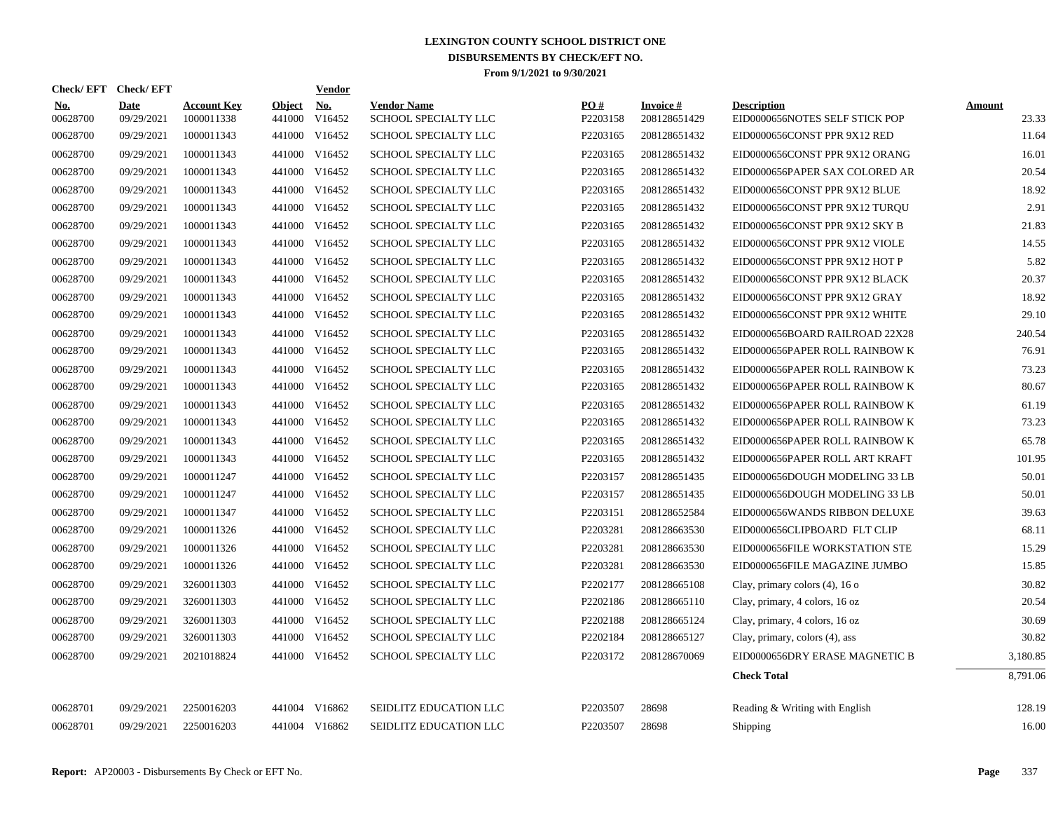# LEXINGTON COUNTY SCHOOL DISTRICT ONE
## DISBURSEMENTS BY CHECK/EFT NO.
### From 9/1/2021 to 9/30/2021

| Check/ EFT No. | Check/ EFT Date | Account Key | Object | Vendor No. | Vendor Name | PO # | Invoice # | Description | Amount |
|---|---|---|---|---|---|---|---|---|---|
| 00628700 | 09/29/2021 | 1000011338 | 441000 | V16452 | SCHOOL SPECIALTY LLC | P2203158 | 208128651429 | EID0000656NOTES SELF STICK POP | 23.33 |
| 00628700 | 09/29/2021 | 1000011343 | 441000 | V16452 | SCHOOL SPECIALTY LLC | P2203165 | 208128651432 | EID0000656CONST PPR 9X12 RED | 11.64 |
| 00628700 | 09/29/2021 | 1000011343 | 441000 | V16452 | SCHOOL SPECIALTY LLC | P2203165 | 208128651432 | EID0000656CONST PPR 9X12 ORANG | 16.01 |
| 00628700 | 09/29/2021 | 1000011343 | 441000 | V16452 | SCHOOL SPECIALTY LLC | P2203165 | 208128651432 | EID0000656PAPER SAX COLORED AR | 20.54 |
| 00628700 | 09/29/2021 | 1000011343 | 441000 | V16452 | SCHOOL SPECIALTY LLC | P2203165 | 208128651432 | EID0000656CONST PPR 9X12 BLUE | 18.92 |
| 00628700 | 09/29/2021 | 1000011343 | 441000 | V16452 | SCHOOL SPECIALTY LLC | P2203165 | 208128651432 | EID0000656CONST PPR 9X12 TURQU | 2.91 |
| 00628700 | 09/29/2021 | 1000011343 | 441000 | V16452 | SCHOOL SPECIALTY LLC | P2203165 | 208128651432 | EID0000656CONST PPR 9X12 SKY B | 21.83 |
| 00628700 | 09/29/2021 | 1000011343 | 441000 | V16452 | SCHOOL SPECIALTY LLC | P2203165 | 208128651432 | EID0000656CONST PPR 9X12 VIOLE | 14.55 |
| 00628700 | 09/29/2021 | 1000011343 | 441000 | V16452 | SCHOOL SPECIALTY LLC | P2203165 | 208128651432 | EID0000656CONST PPR 9X12 HOT P | 5.82 |
| 00628700 | 09/29/2021 | 1000011343 | 441000 | V16452 | SCHOOL SPECIALTY LLC | P2203165 | 208128651432 | EID0000656CONST PPR 9X12 BLACK | 20.37 |
| 00628700 | 09/29/2021 | 1000011343 | 441000 | V16452 | SCHOOL SPECIALTY LLC | P2203165 | 208128651432 | EID0000656CONST PPR 9X12 GRAY | 18.92 |
| 00628700 | 09/29/2021 | 1000011343 | 441000 | V16452 | SCHOOL SPECIALTY LLC | P2203165 | 208128651432 | EID0000656CONST PPR 9X12 WHITE | 29.10 |
| 00628700 | 09/29/2021 | 1000011343 | 441000 | V16452 | SCHOOL SPECIALTY LLC | P2203165 | 208128651432 | EID0000656BOARD RAILROAD 22X28 | 240.54 |
| 00628700 | 09/29/2021 | 1000011343 | 441000 | V16452 | SCHOOL SPECIALTY LLC | P2203165 | 208128651432 | EID0000656PAPER ROLL RAINBOW K | 76.91 |
| 00628700 | 09/29/2021 | 1000011343 | 441000 | V16452 | SCHOOL SPECIALTY LLC | P2203165 | 208128651432 | EID0000656PAPER ROLL RAINBOW K | 73.23 |
| 00628700 | 09/29/2021 | 1000011343 | 441000 | V16452 | SCHOOL SPECIALTY LLC | P2203165 | 208128651432 | EID0000656PAPER ROLL RAINBOW K | 80.67 |
| 00628700 | 09/29/2021 | 1000011343 | 441000 | V16452 | SCHOOL SPECIALTY LLC | P2203165 | 208128651432 | EID0000656PAPER ROLL RAINBOW K | 61.19 |
| 00628700 | 09/29/2021 | 1000011343 | 441000 | V16452 | SCHOOL SPECIALTY LLC | P2203165 | 208128651432 | EID0000656PAPER ROLL RAINBOW K | 73.23 |
| 00628700 | 09/29/2021 | 1000011343 | 441000 | V16452 | SCHOOL SPECIALTY LLC | P2203165 | 208128651432 | EID0000656PAPER ROLL RAINBOW K | 65.78 |
| 00628700 | 09/29/2021 | 1000011343 | 441000 | V16452 | SCHOOL SPECIALTY LLC | P2203165 | 208128651432 | EID0000656PAPER ROLL ART KRAFT | 101.95 |
| 00628700 | 09/29/2021 | 1000011247 | 441000 | V16452 | SCHOOL SPECIALTY LLC | P2203157 | 208128651435 | EID0000656DOUGH MODELING 33 LB | 50.01 |
| 00628700 | 09/29/2021 | 1000011247 | 441000 | V16452 | SCHOOL SPECIALTY LLC | P2203157 | 208128651435 | EID0000656DOUGH MODELING 33 LB | 50.01 |
| 00628700 | 09/29/2021 | 1000011347 | 441000 | V16452 | SCHOOL SPECIALTY LLC | P2203151 | 208128652584 | EID0000656WANDS RIBBON DELUXE | 39.63 |
| 00628700 | 09/29/2021 | 1000011326 | 441000 | V16452 | SCHOOL SPECIALTY LLC | P2203281 | 208128663530 | EID0000656CLIPBOARD FLT CLIP | 68.11 |
| 00628700 | 09/29/2021 | 1000011326 | 441000 | V16452 | SCHOOL SPECIALTY LLC | P2203281 | 208128663530 | EID0000656FILE WORKSTATION STE | 15.29 |
| 00628700 | 09/29/2021 | 1000011326 | 441000 | V16452 | SCHOOL SPECIALTY LLC | P2203281 | 208128663530 | EID0000656FILE MAGAZINE JUMBO | 15.85 |
| 00628700 | 09/29/2021 | 3260011303 | 441000 | V16452 | SCHOOL SPECIALTY LLC | P2202177 | 208128665108 | Clay, primary colors (4), 16 o | 30.82 |
| 00628700 | 09/29/2021 | 3260011303 | 441000 | V16452 | SCHOOL SPECIALTY LLC | P2202186 | 208128665110 | Clay, primary, 4 colors, 16 oz | 20.54 |
| 00628700 | 09/29/2021 | 3260011303 | 441000 | V16452 | SCHOOL SPECIALTY LLC | P2202188 | 208128665124 | Clay, primary, 4 colors, 16 oz | 30.69 |
| 00628700 | 09/29/2021 | 3260011303 | 441000 | V16452 | SCHOOL SPECIALTY LLC | P2202184 | 208128665127 | Clay, primary, colors (4), ass | 30.82 |
| 00628700 | 09/29/2021 | 2021018824 | 441000 | V16452 | SCHOOL SPECIALTY LLC | P2203172 | 208128670069 | EID0000656DRY ERASE MAGNETIC B | 3,180.85 |
| | | | | | | | | **Check Total** | 8,791.06 |
| 00628701 | 09/29/2021 | 2250016203 | 441004 | V16862 | SEIDLITZ EDUCATION LLC | P2203507 | 28698 | Reading & Writing with English | 128.19 |
| 00628701 | 09/29/2021 | 2250016203 | 441004 | V16862 | SEIDLITZ EDUCATION LLC | P2203507 | 28698 | Shipping | 16.00 |

**Report:** AP20003 - Disbursements By Check or EFT No.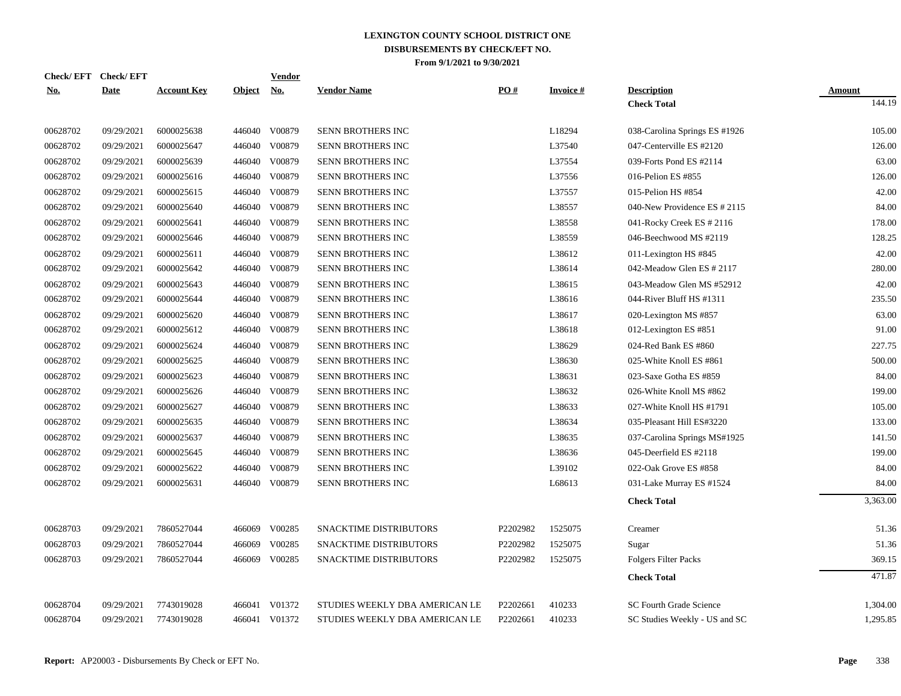# LEXINGTON COUNTY SCHOOL DISTRICT ONE
## DISBURSEMENTS BY CHECK/EFT NO.
### From 9/1/2021 to 9/30/2021

| Check/ EFT No. | Check/ EFT Date | Account Key | Object | Vendor No. | Vendor Name | PO # | Invoice # | Description | Amount |
|---|---|---|---|---|---|---|---|---|---|
| | | | | | | | | **Check Total** | 144.19 |
| 00628702 | 09/29/2021 | 6000025638 | 446040 | V00879 | SENN BROTHERS INC | | L18294 | 038-Carolina Springs ES #1926 | 105.00 |
| 00628702 | 09/29/2021 | 6000025647 | 446040 | V00879 | SENN BROTHERS INC | | L37540 | 047-Centerville ES #2120 | 126.00 |
| 00628702 | 09/29/2021 | 6000025639 | 446040 | V00879 | SENN BROTHERS INC | | L37554 | 039-Forts Pond ES #2114 | 63.00 |
| 00628702 | 09/29/2021 | 6000025616 | 446040 | V00879 | SENN BROTHERS INC | | L37556 | 016-Pelion ES #855 | 126.00 |
| 00628702 | 09/29/2021 | 6000025615 | 446040 | V00879 | SENN BROTHERS INC | | L37557 | 015-Pelion HS #854 | 42.00 |
| 00628702 | 09/29/2021 | 6000025640 | 446040 | V00879 | SENN BROTHERS INC | | L38557 | 040-New Providence ES # 2115 | 84.00 |
| 00628702 | 09/29/2021 | 6000025641 | 446040 | V00879 | SENN BROTHERS INC | | L38558 | 041-Rocky Creek ES # 2116 | 178.00 |
| 00628702 | 09/29/2021 | 6000025646 | 446040 | V00879 | SENN BROTHERS INC | | L38559 | 046-Beechwood MS #2119 | 128.25 |
| 00628702 | 09/29/2021 | 6000025611 | 446040 | V00879 | SENN BROTHERS INC | | L38612 | 011-Lexington HS #845 | 42.00 |
| 00628702 | 09/29/2021 | 6000025642 | 446040 | V00879 | SENN BROTHERS INC | | L38614 | 042-Meadow Glen ES # 2117 | 280.00 |
| 00628702 | 09/29/2021 | 6000025643 | 446040 | V00879 | SENN BROTHERS INC | | L38615 | 043-Meadow Glen MS #52912 | 42.00 |
| 00628702 | 09/29/2021 | 6000025644 | 446040 | V00879 | SENN BROTHERS INC | | L38616 | 044-River Bluff HS #1311 | 235.50 |
| 00628702 | 09/29/2021 | 6000025620 | 446040 | V00879 | SENN BROTHERS INC | | L38617 | 020-Lexington MS #857 | 63.00 |
| 00628702 | 09/29/2021 | 6000025612 | 446040 | V00879 | SENN BROTHERS INC | | L38618 | 012-Lexington ES #851 | 91.00 |
| 00628702 | 09/29/2021 | 6000025624 | 446040 | V00879 | SENN BROTHERS INC | | L38629 | 024-Red Bank ES #860 | 227.75 |
| 00628702 | 09/29/2021 | 6000025625 | 446040 | V00879 | SENN BROTHERS INC | | L38630 | 025-White Knoll ES #861 | 500.00 |
| 00628702 | 09/29/2021 | 6000025623 | 446040 | V00879 | SENN BROTHERS INC | | L38631 | 023-Saxe Gotha ES #859 | 84.00 |
| 00628702 | 09/29/2021 | 6000025626 | 446040 | V00879 | SENN BROTHERS INC | | L38632 | 026-White Knoll MS #862 | 199.00 |
| 00628702 | 09/29/2021 | 6000025627 | 446040 | V00879 | SENN BROTHERS INC | | L38633 | 027-White Knoll HS #1791 | 105.00 |
| 00628702 | 09/29/2021 | 6000025635 | 446040 | V00879 | SENN BROTHERS INC | | L38634 | 035-Pleasant Hill ES#3220 | 133.00 |
| 00628702 | 09/29/2021 | 6000025637 | 446040 | V00879 | SENN BROTHERS INC | | L38635 | 037-Carolina Springs MS#1925 | 141.50 |
| 00628702 | 09/29/2021 | 6000025645 | 446040 | V00879 | SENN BROTHERS INC | | L38636 | 045-Deerfield ES #2118 | 199.00 |
| 00628702 | 09/29/2021 | 6000025622 | 446040 | V00879 | SENN BROTHERS INC | | L39102 | 022-Oak Grove ES #858 | 84.00 |
| 00628702 | 09/29/2021 | 6000025631 | 446040 | V00879 | SENN BROTHERS INC | | L68613 | 031-Lake Murray ES #1524 | 84.00 |
| | | | | | | | | **Check Total** | 3,363.00 |
| 00628703 | 09/29/2021 | 7860527044 | 466069 | V00285 | SNACKTIME DISTRIBUTORS | P2202982 | 1525075 | Creamer | 51.36 |
| 00628703 | 09/29/2021 | 7860527044 | 466069 | V00285 | SNACKTIME DISTRIBUTORS | P2202982 | 1525075 | Sugar | 51.36 |
| 00628703 | 09/29/2021 | 7860527044 | 466069 | V00285 | SNACKTIME DISTRIBUTORS | P2202982 | 1525075 | Folgers Filter Packs | 369.15 |
| | | | | | | | | **Check Total** | 471.87 |
| 00628704 | 09/29/2021 | 7743019028 | 466041 | V01372 | STUDIES WEEKLY DBA AMERICAN LE | P2202661 | 410233 | SC Fourth Grade Science | 1,304.00 |
| 00628704 | 09/29/2021 | 7743019028 | 466041 | V01372 | STUDIES WEEKLY DBA AMERICAN LE | P2202661 | 410233 | SC Studies Weekly - US and SC | 1,295.85 |

**Report:** AP20003 - Disbursements By Check or EFT No.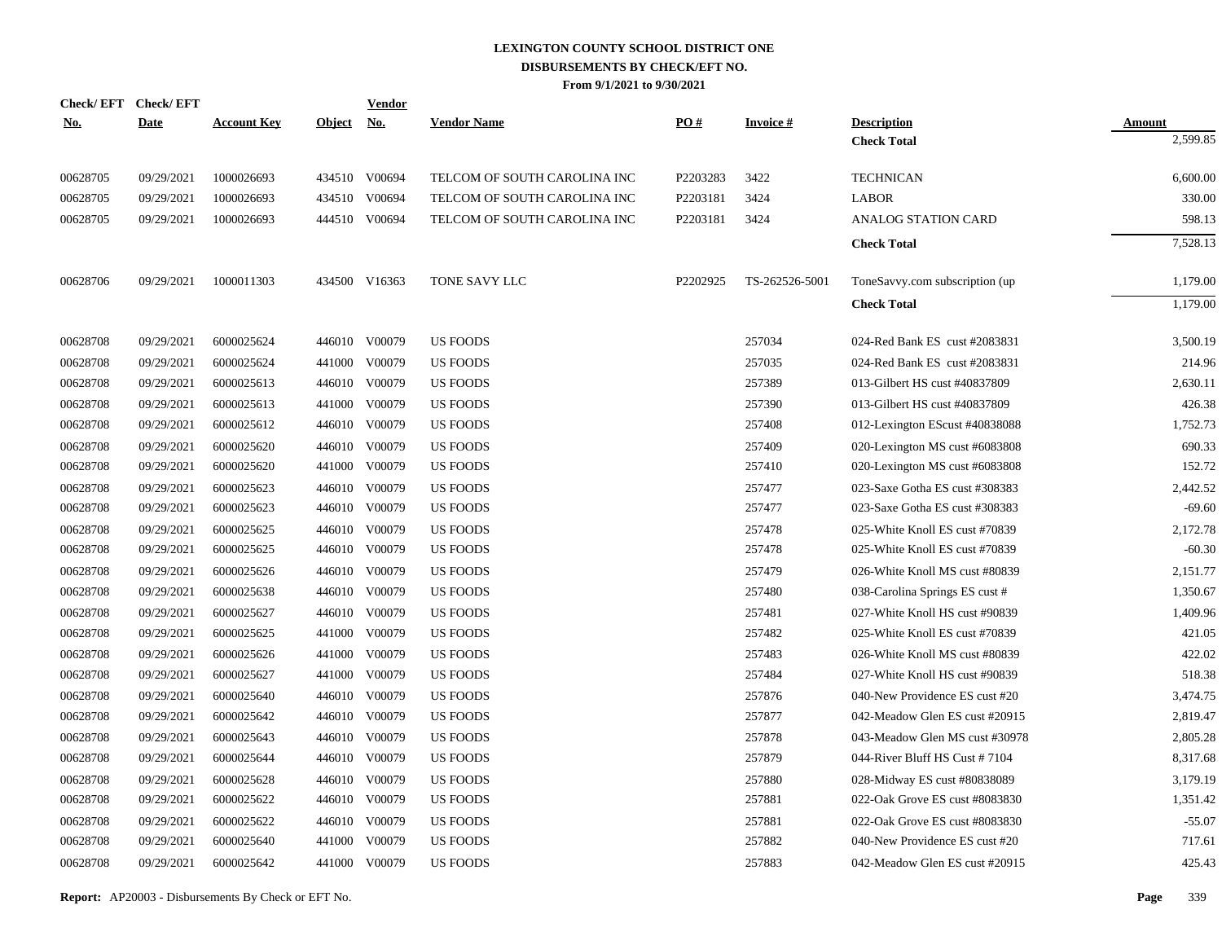# LEXINGTON COUNTY SCHOOL DISTRICT ONE
## DISBURSEMENTS BY CHECK/EFT NO.
### From 9/1/2021 to 9/30/2021

| Check/ EFT No. | Check/ EFT Date | Account Key | Object | Vendor No. | Vendor Name | PO # | Invoice # | Description | Amount |
|---|---|---|---|---|---|---|---|---|---|
| | | | | | | | | **Check Total** | 2,599.85 |
| 00628705 | 09/29/2021 | 1000026693 | 434510 | V00694 | TELCOM OF SOUTH CAROLINA INC | P2203283 | 3422 | TECHNICAN | 6,600.00 |
| 00628705 | 09/29/2021 | 1000026693 | 434510 | V00694 | TELCOM OF SOUTH CAROLINA INC | P2203181 | 3424 | LABOR | 330.00 |
| 00628705 | 09/29/2021 | 1000026693 | 444510 | V00694 | TELCOM OF SOUTH CAROLINA INC | P2203181 | 3424 | ANALOG STATION CARD | 598.13 |
| | | | | | | | | **Check Total** | 7,528.13 |
| 00628706 | 09/29/2021 | 1000011303 | 434500 | V16363 | TONE SAVY LLC | P2202925 | TS-262526-5001 | ToneSavvy.com subscription (up | 1,179.00 |
| | | | | | | | | **Check Total** | 1,179.00 |
| 00628708 | 09/29/2021 | 6000025624 | 446010 | V00079 | US FOODS | | 257034 | 024-Red Bank ES cust #2083831 | 3,500.19 |
| 00628708 | 09/29/2021 | 6000025624 | 441000 | V00079 | US FOODS | | 257035 | 024-Red Bank ES cust #2083831 | 214.96 |
| 00628708 | 09/29/2021 | 6000025613 | 446010 | V00079 | US FOODS | | 257389 | 013-Gilbert HS cust #40837809 | 2,630.11 |
| 00628708 | 09/29/2021 | 6000025613 | 441000 | V00079 | US FOODS | | 257390 | 013-Gilbert HS cust #40837809 | 426.38 |
| 00628708 | 09/29/2021 | 6000025612 | 446010 | V00079 | US FOODS | | 257408 | 012-Lexington EScust #40838088 | 1,752.73 |
| 00628708 | 09/29/2021 | 6000025620 | 446010 | V00079 | US FOODS | | 257409 | 020-Lexington MS cust #6083808 | 690.33 |
| 00628708 | 09/29/2021 | 6000025620 | 441000 | V00079 | US FOODS | | 257410 | 020-Lexington MS cust #6083808 | 152.72 |
| 00628708 | 09/29/2021 | 6000025623 | 446010 | V00079 | US FOODS | | 257477 | 023-Saxe Gotha ES cust #308383 | 2,442.52 |
| 00628708 | 09/29/2021 | 6000025623 | 446010 | V00079 | US FOODS | | 257477 | 023-Saxe Gotha ES cust #308383 | -69.60 |
| 00628708 | 09/29/2021 | 6000025625 | 446010 | V00079 | US FOODS | | 257478 | 025-White Knoll ES cust #70839 | 2,172.78 |
| 00628708 | 09/29/2021 | 6000025625 | 446010 | V00079 | US FOODS | | 257478 | 025-White Knoll ES cust #70839 | -60.30 |
| 00628708 | 09/29/2021 | 6000025626 | 446010 | V00079 | US FOODS | | 257479 | 026-White Knoll MS cust #80839 | 2,151.77 |
| 00628708 | 09/29/2021 | 6000025638 | 446010 | V00079 | US FOODS | | 257480 | 038-Carolina Springs ES cust # | 1,350.67 |
| 00628708 | 09/29/2021 | 6000025627 | 446010 | V00079 | US FOODS | | 257481 | 027-White Knoll HS cust #90839 | 1,409.96 |
| 00628708 | 09/29/2021 | 6000025625 | 441000 | V00079 | US FOODS | | 257482 | 025-White Knoll ES cust #70839 | 421.05 |
| 00628708 | 09/29/2021 | 6000025626 | 441000 | V00079 | US FOODS | | 257483 | 026-White Knoll MS cust #80839 | 422.02 |
| 00628708 | 09/29/2021 | 6000025627 | 441000 | V00079 | US FOODS | | 257484 | 027-White Knoll HS cust #90839 | 518.38 |
| 00628708 | 09/29/2021 | 6000025640 | 446010 | V00079 | US FOODS | | 257876 | 040-New Providence ES cust #20 | 3,474.75 |
| 00628708 | 09/29/2021 | 6000025642 | 446010 | V00079 | US FOODS | | 257877 | 042-Meadow Glen ES cust #20915 | 2,819.47 |
| 00628708 | 09/29/2021 | 6000025643 | 446010 | V00079 | US FOODS | | 257878 | 043-Meadow Glen MS cust #30978 | 2,805.28 |
| 00628708 | 09/29/2021 | 6000025644 | 446010 | V00079 | US FOODS | | 257879 | 044-River Bluff HS Cust # 7104 | 8,317.68 |
| 00628708 | 09/29/2021 | 6000025628 | 446010 | V00079 | US FOODS | | 257880 | 028-Midway ES cust #80838089 | 3,179.19 |
| 00628708 | 09/29/2021 | 6000025622 | 446010 | V00079 | US FOODS | | 257881 | 022-Oak Grove ES cust #8083830 | 1,351.42 |
| 00628708 | 09/29/2021 | 6000025622 | 446010 | V00079 | US FOODS | | 257881 | 022-Oak Grove ES cust #8083830 | -55.07 |
| 00628708 | 09/29/2021 | 6000025640 | 441000 | V00079 | US FOODS | | 257882 | 040-New Providence ES cust #20 | 717.61 |
| 00628708 | 09/29/2021 | 6000025642 | 441000 | V00079 | US FOODS | | 257883 | 042-Meadow Glen ES cust #20915 | 425.43 |

**Report:** AP20003 - Disbursements By Check or EFT No.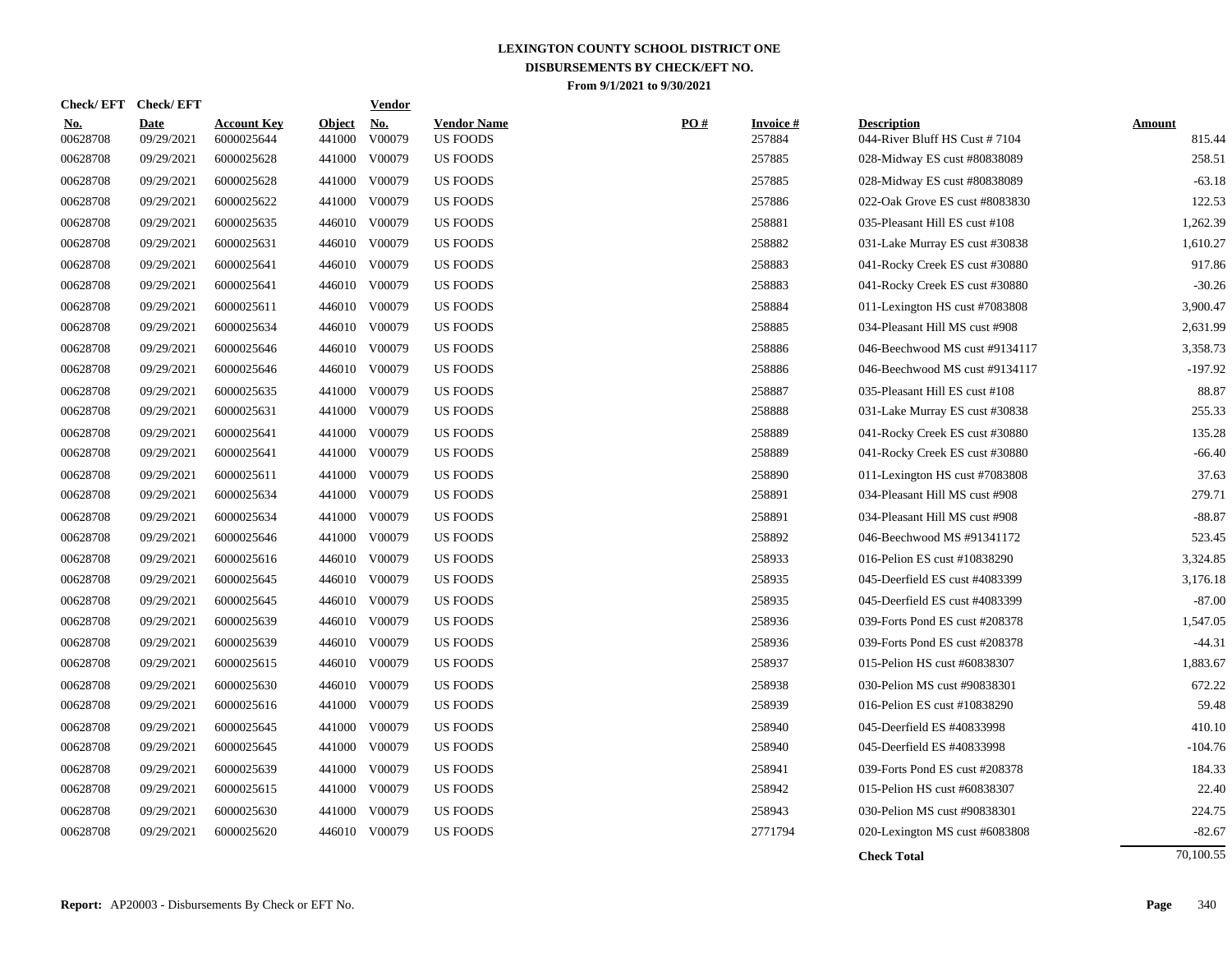# LEXINGTON COUNTY SCHOOL DISTRICT ONE
## DISBURSEMENTS BY CHECK/EFT NO.
### From 9/1/2021 to 9/30/2021

| Check/ EFT No. | Check/ EFT Date | Account Key | Object | Vendor No. | Vendor Name | PO # | Invoice # | Description | Amount |
|---|---|---|---|---|---|---|---|---|---|
| 00628708 | 09/29/2021 | 6000025644 | 441000 | V00079 | US FOODS | | 257884 | 044-River Bluff HS Cust # 7104 | 815.44 |
| 00628708 | 09/29/2021 | 6000025628 | 441000 | V00079 | US FOODS | | 257885 | 028-Midway ES cust #80838089 | 258.51 |
| 00628708 | 09/29/2021 | 6000025628 | 441000 | V00079 | US FOODS | | 257885 | 028-Midway ES cust #80838089 | -63.18 |
| 00628708 | 09/29/2021 | 6000025622 | 441000 | V00079 | US FOODS | | 257886 | 022-Oak Grove ES cust #8083830 | 122.53 |
| 00628708 | 09/29/2021 | 6000025635 | 446010 | V00079 | US FOODS | | 258881 | 035-Pleasant Hill ES cust #108 | 1,262.39 |
| 00628708 | 09/29/2021 | 6000025631 | 446010 | V00079 | US FOODS | | 258882 | 031-Lake Murray ES cust #30838 | 1,610.27 |
| 00628708 | 09/29/2021 | 6000025641 | 446010 | V00079 | US FOODS | | 258883 | 041-Rocky Creek ES cust #30880 | 917.86 |
| 00628708 | 09/29/2021 | 6000025641 | 446010 | V00079 | US FOODS | | 258883 | 041-Rocky Creek ES cust #30880 | -30.26 |
| 00628708 | 09/29/2021 | 6000025611 | 446010 | V00079 | US FOODS | | 258884 | 011-Lexington HS cust #7083808 | 3,900.47 |
| 00628708 | 09/29/2021 | 6000025634 | 446010 | V00079 | US FOODS | | 258885 | 034-Pleasant Hill MS cust #908 | 2,631.99 |
| 00628708 | 09/29/2021 | 6000025646 | 446010 | V00079 | US FOODS | | 258886 | 046-Beechwood MS cust #9134117 | 3,358.73 |
| 00628708 | 09/29/2021 | 6000025646 | 446010 | V00079 | US FOODS | | 258886 | 046-Beechwood MS cust #9134117 | -197.92 |
| 00628708 | 09/29/2021 | 6000025635 | 441000 | V00079 | US FOODS | | 258887 | 035-Pleasant Hill ES cust #108 | 88.87 |
| 00628708 | 09/29/2021 | 6000025631 | 441000 | V00079 | US FOODS | | 258888 | 031-Lake Murray ES cust #30838 | 255.33 |
| 00628708 | 09/29/2021 | 6000025641 | 441000 | V00079 | US FOODS | | 258889 | 041-Rocky Creek ES cust #30880 | 135.28 |
| 00628708 | 09/29/2021 | 6000025641 | 441000 | V00079 | US FOODS | | 258889 | 041-Rocky Creek ES cust #30880 | -66.40 |
| 00628708 | 09/29/2021 | 6000025611 | 441000 | V00079 | US FOODS | | 258890 | 011-Lexington HS cust #7083808 | 37.63 |
| 00628708 | 09/29/2021 | 6000025634 | 441000 | V00079 | US FOODS | | 258891 | 034-Pleasant Hill MS cust #908 | 279.71 |
| 00628708 | 09/29/2021 | 6000025634 | 441000 | V00079 | US FOODS | | 258891 | 034-Pleasant Hill MS cust #908 | -88.87 |
| 00628708 | 09/29/2021 | 6000025646 | 441000 | V00079 | US FOODS | | 258892 | 046-Beechwood MS #91341172 | 523.45 |
| 00628708 | 09/29/2021 | 6000025616 | 446010 | V00079 | US FOODS | | 258933 | 016-Pelion ES cust #10838290 | 3,324.85 |
| 00628708 | 09/29/2021 | 6000025645 | 446010 | V00079 | US FOODS | | 258935 | 045-Deerfield ES cust #4083399 | 3,176.18 |
| 00628708 | 09/29/2021 | 6000025645 | 446010 | V00079 | US FOODS | | 258935 | 045-Deerfield ES cust #4083399 | -87.00 |
| 00628708 | 09/29/2021 | 6000025639 | 446010 | V00079 | US FOODS | | 258936 | 039-Forts Pond ES cust #208378 | 1,547.05 |
| 00628708 | 09/29/2021 | 6000025639 | 446010 | V00079 | US FOODS | | 258936 | 039-Forts Pond ES cust #208378 | -44.31 |
| 00628708 | 09/29/2021 | 6000025615 | 446010 | V00079 | US FOODS | | 258937 | 015-Pelion HS cust #60838307 | 1,883.67 |
| 00628708 | 09/29/2021 | 6000025630 | 446010 | V00079 | US FOODS | | 258938 | 030-Pelion MS cust #90838301 | 672.22 |
| 00628708 | 09/29/2021 | 6000025616 | 441000 | V00079 | US FOODS | | 258939 | 016-Pelion ES cust #10838290 | 59.48 |
| 00628708 | 09/29/2021 | 6000025645 | 441000 | V00079 | US FOODS | | 258940 | 045-Deerfield ES #40833998 | 410.10 |
| 00628708 | 09/29/2021 | 6000025645 | 441000 | V00079 | US FOODS | | 258940 | 045-Deerfield ES #40833998 | -104.76 |
| 00628708 | 09/29/2021 | 6000025639 | 441000 | V00079 | US FOODS | | 258941 | 039-Forts Pond ES cust #208378 | 184.33 |
| 00628708 | 09/29/2021 | 6000025615 | 441000 | V00079 | US FOODS | | 258942 | 015-Pelion HS cust #60838307 | 22.40 |
| 00628708 | 09/29/2021 | 6000025630 | 441000 | V00079 | US FOODS | | 258943 | 030-Pelion MS cust #90838301 | 224.75 |
| 00628708 | 09/29/2021 | 6000025620 | 446010 | V00079 | US FOODS | | 2771794 | 020-Lexington MS cust #6083808 | -82.67 |
| | | | | | | | | **Check Total** | 70,100.55 |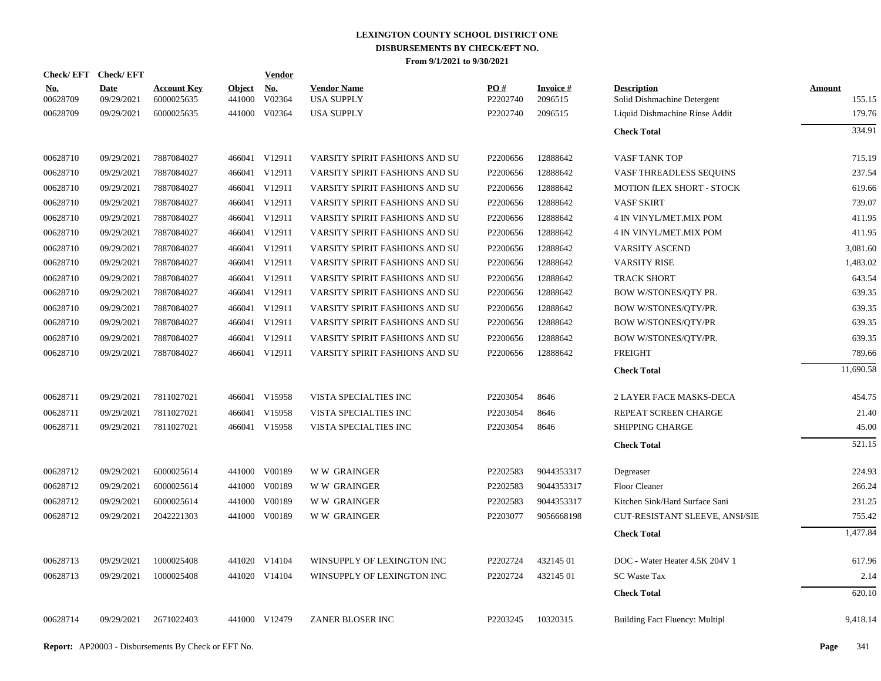# LEXINGTON COUNTY SCHOOL DISTRICT ONE
## DISBURSEMENTS BY CHECK/EFT NO.
### From 9/1/2021 to 9/30/2021

| Check/EFT No. | Check/EFT Date | Account Key | Object | Vendor No. | Vendor Name | PO # | Invoice # | Description | Amount |
|---|---|---|---|---|---|---|---|---|---|
| 00628709 | 09/29/2021 | 6000025635 | 441000 | V02364 | USA SUPPLY | P2202740 | 2096515 | Solid Dishmachine Detergent | 155.15 |
| 00628709 | 09/29/2021 | 6000025635 | 441000 | V02364 | USA SUPPLY | P2202740 | 2096515 | Liquid Dishmachine Rinse Addit | 179.76 |
| | | | | | | | | **Check Total** | 334.91 |
| 00628710 | 09/29/2021 | 7887084027 | 466041 | V12911 | VARSITY SPIRIT FASHIONS AND SU | P2200656 | 12888642 | VASF TANK TOP | 715.19 |
| 00628710 | 09/29/2021 | 7887084027 | 466041 | V12911 | VARSITY SPIRIT FASHIONS AND SU | P2200656 | 12888642 | VASF THREADLESS SEQUINS | 237.54 |
| 00628710 | 09/29/2021 | 7887084027 | 466041 | V12911 | VARSITY SPIRIT FASHIONS AND SU | P2200656 | 12888642 | MOTION fLEX SHORT - STOCK | 619.66 |
| 00628710 | 09/29/2021 | 7887084027 | 466041 | V12911 | VARSITY SPIRIT FASHIONS AND SU | P2200656 | 12888642 | VASF SKIRT | 739.07 |
| 00628710 | 09/29/2021 | 7887084027 | 466041 | V12911 | VARSITY SPIRIT FASHIONS AND SU | P2200656 | 12888642 | 4 IN VINYL/MET.MIX POM | 411.95 |
| 00628710 | 09/29/2021 | 7887084027 | 466041 | V12911 | VARSITY SPIRIT FASHIONS AND SU | P2200656 | 12888642 | 4 IN VINYL/MET.MIX POM | 411.95 |
| 00628710 | 09/29/2021 | 7887084027 | 466041 | V12911 | VARSITY SPIRIT FASHIONS AND SU | P2200656 | 12888642 | VARSITY ASCEND | 3,081.60 |
| 00628710 | 09/29/2021 | 7887084027 | 466041 | V12911 | VARSITY SPIRIT FASHIONS AND SU | P2200656 | 12888642 | VARSITY RISE | 1,483.02 |
| 00628710 | 09/29/2021 | 7887084027 | 466041 | V12911 | VARSITY SPIRIT FASHIONS AND SU | P2200656 | 12888642 | TRACK SHORT | 643.54 |
| 00628710 | 09/29/2021 | 7887084027 | 466041 | V12911 | VARSITY SPIRIT FASHIONS AND SU | P2200656 | 12888642 | BOW W/STONES/QTY PR. | 639.35 |
| 00628710 | 09/29/2021 | 7887084027 | 466041 | V12911 | VARSITY SPIRIT FASHIONS AND SU | P2200656 | 12888642 | BOW W/STONES/QTY/PR. | 639.35 |
| 00628710 | 09/29/2021 | 7887084027 | 466041 | V12911 | VARSITY SPIRIT FASHIONS AND SU | P2200656 | 12888642 | BOW W/STONES/QTY/PR | 639.35 |
| 00628710 | 09/29/2021 | 7887084027 | 466041 | V12911 | VARSITY SPIRIT FASHIONS AND SU | P2200656 | 12888642 | BOW W/STONES/QTY/PR. | 639.35 |
| 00628710 | 09/29/2021 | 7887084027 | 466041 | V12911 | VARSITY SPIRIT FASHIONS AND SU | P2200656 | 12888642 | FREIGHT | 789.66 |
| | | | | | | | | **Check Total** | 11,690.58 |
| 00628711 | 09/29/2021 | 7811027021 | 466041 | V15958 | VISTA SPECIALTIES INC | P2203054 | 8646 | 2 LAYER FACE MASKS-DECA | 454.75 |
| 00628711 | 09/29/2021 | 7811027021 | 466041 | V15958 | VISTA SPECIALTIES INC | P2203054 | 8646 | REPEAT SCREEN CHARGE | 21.40 |
| 00628711 | 09/29/2021 | 7811027021 | 466041 | V15958 | VISTA SPECIALTIES INC | P2203054 | 8646 | SHIPPING CHARGE | 45.00 |
| | | | | | | | | **Check Total** | 521.15 |
| 00628712 | 09/29/2021 | 6000025614 | 441000 | V00189 | W W GRAINGER | P2202583 | 9044353317 | Degreaser | 224.93 |
| 00628712 | 09/29/2021 | 6000025614 | 441000 | V00189 | W W GRAINGER | P2202583 | 9044353317 | Floor Cleaner | 266.24 |
| 00628712 | 09/29/2021 | 6000025614 | 441000 | V00189 | W W GRAINGER | P2202583 | 9044353317 | Kitchen Sink/Hard Surface Sani | 231.25 |
| 00628712 | 09/29/2021 | 2042221303 | 441000 | V00189 | W W GRAINGER | P2203077 | 9056668198 | CUT-RESISTANT SLEEVE, ANSI/SIE | 755.42 |
| | | | | | | | | **Check Total** | 1,477.84 |
| 00628713 | 09/29/2021 | 1000025408 | 441020 | V14104 | WINSUPPLY OF LEXINGTON INC | P2202724 | 432145 01 | DOC - Water Heater 4.5K 204V 1 | 617.96 |
| 00628713 | 09/29/2021 | 1000025408 | 441020 | V14104 | WINSUPPLY OF LEXINGTON INC | P2202724 | 432145 01 | SC Waste Tax | 2.14 |
| | | | | | | | | **Check Total** | 620.10 |
| 00628714 | 09/29/2021 | 2671022403 | 441000 | V12479 | ZANER BLOSER INC | P2203245 | 10320315 | Building Fact Fluency: Multipl | 9,418.14 |

**Report:** AP20003 - Disbursements By Check or EFT No.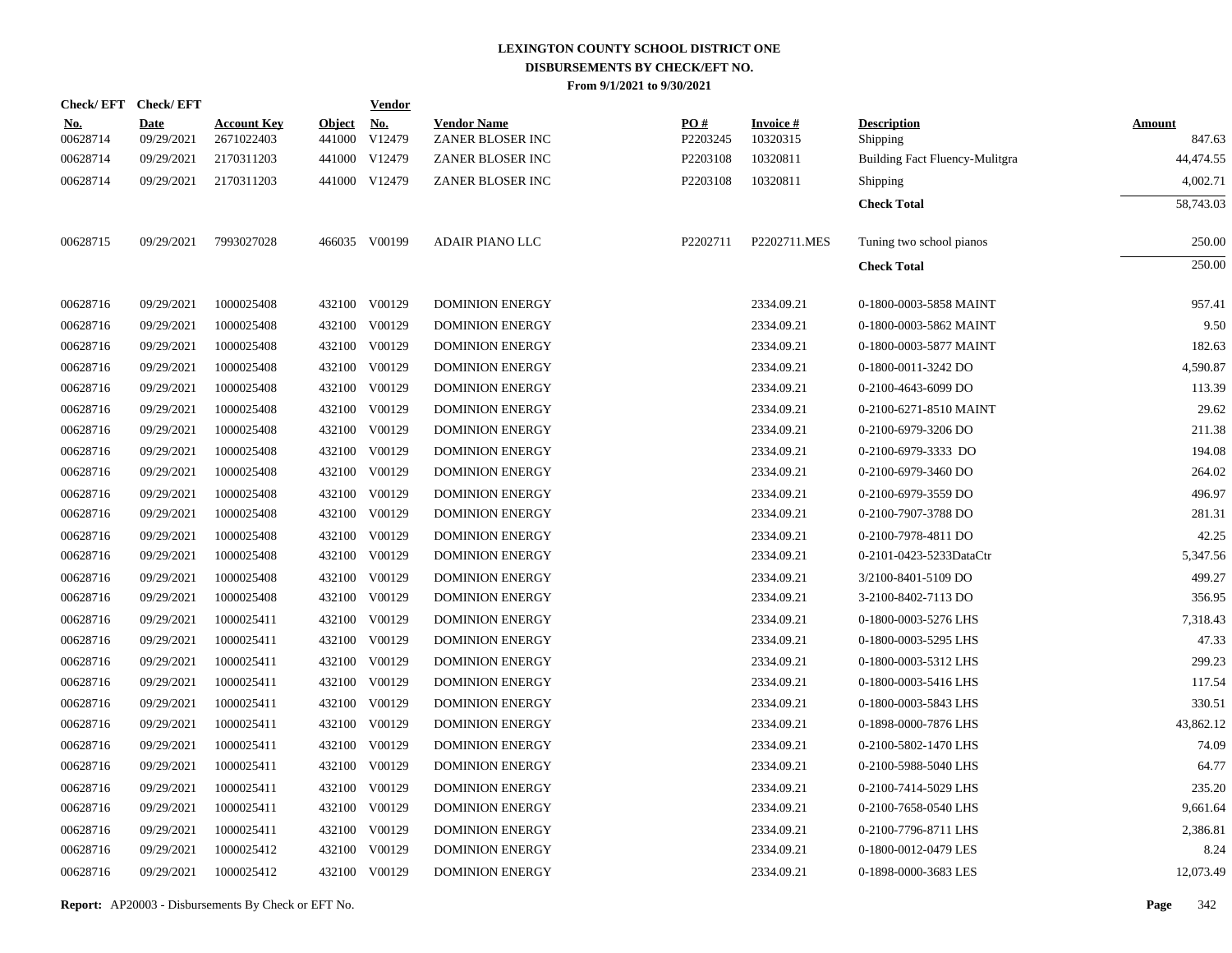# LEXINGTON COUNTY SCHOOL DISTRICT ONE
## DISBURSEMENTS BY CHECK/EFT NO.
### From 9/1/2021 to 9/30/2021

| Check/ EFT No. | Check/ EFT Date | Account Key | Object | Vendor No. | Vendor Name | PO # | Invoice # | Description | Amount |
|---|---|---|---|---|---|---|---|---|---|
| 00628714 | 09/29/2021 | 2671022403 | 441000 | V12479 | ZANER BLOSER INC | P2203245 | 10320315 | Shipping | 847.63 |
| 00628714 | 09/29/2021 | 2170311203 | 441000 | V12479 | ZANER BLOSER INC | P2203108 | 10320811 | Building Fact Fluency-Mulitgra | 44,474.55 |
| 00628714 | 09/29/2021 | 2170311203 | 441000 | V12479 | ZANER BLOSER INC | P2203108 | 10320811 | Shipping | 4,002.71 |
| | | | | | | | | **Check Total** | 58,743.03 |
| 00628715 | 09/29/2021 | 7993027028 | 466035 | V00199 | ADAIR PIANO LLC | P2202711 | P2202711.MES | Tuning two school pianos | 250.00 |
| | | | | | | | | **Check Total** | 250.00 |
| 00628716 | 09/29/2021 | 1000025408 | 432100 | V00129 | DOMINION ENERGY | | 2334.09.21 | 0-1800-0003-5858 MAINT | 957.41 |
| 00628716 | 09/29/2021 | 1000025408 | 432100 | V00129 | DOMINION ENERGY | | 2334.09.21 | 0-1800-0003-5862 MAINT | 9.50 |
| 00628716 | 09/29/2021 | 1000025408 | 432100 | V00129 | DOMINION ENERGY | | 2334.09.21 | 0-1800-0003-5877 MAINT | 182.63 |
| 00628716 | 09/29/2021 | 1000025408 | 432100 | V00129 | DOMINION ENERGY | | 2334.09.21 | 0-1800-0011-3242 DO | 4,590.87 |
| 00628716 | 09/29/2021 | 1000025408 | 432100 | V00129 | DOMINION ENERGY | | 2334.09.21 | 0-2100-4643-6099 DO | 113.39 |
| 00628716 | 09/29/2021 | 1000025408 | 432100 | V00129 | DOMINION ENERGY | | 2334.09.21 | 0-2100-6271-8510 MAINT | 29.62 |
| 00628716 | 09/29/2021 | 1000025408 | 432100 | V00129 | DOMINION ENERGY | | 2334.09.21 | 0-2100-6979-3206 DO | 211.38 |
| 00628716 | 09/29/2021 | 1000025408 | 432100 | V00129 | DOMINION ENERGY | | 2334.09.21 | 0-2100-6979-3333 DO | 194.08 |
| 00628716 | 09/29/2021 | 1000025408 | 432100 | V00129 | DOMINION ENERGY | | 2334.09.21 | 0-2100-6979-3460 DO | 264.02 |
| 00628716 | 09/29/2021 | 1000025408 | 432100 | V00129 | DOMINION ENERGY | | 2334.09.21 | 0-2100-6979-3559 DO | 496.97 |
| 00628716 | 09/29/2021 | 1000025408 | 432100 | V00129 | DOMINION ENERGY | | 2334.09.21 | 0-2100-7907-3788 DO | 281.31 |
| 00628716 | 09/29/2021 | 1000025408 | 432100 | V00129 | DOMINION ENERGY | | 2334.09.21 | 0-2100-7978-4811 DO | 42.25 |
| 00628716 | 09/29/2021 | 1000025408 | 432100 | V00129 | DOMINION ENERGY | | 2334.09.21 | 0-2101-0423-5233DataCtr | 5,347.56 |
| 00628716 | 09/29/2021 | 1000025408 | 432100 | V00129 | DOMINION ENERGY | | 2334.09.21 | 3/2100-8401-5109 DO | 499.27 |
| 00628716 | 09/29/2021 | 1000025408 | 432100 | V00129 | DOMINION ENERGY | | 2334.09.21 | 3-2100-8402-7113 DO | 356.95 |
| 00628716 | 09/29/2021 | 1000025411 | 432100 | V00129 | DOMINION ENERGY | | 2334.09.21 | 0-1800-0003-5276 LHS | 7,318.43 |
| 00628716 | 09/29/2021 | 1000025411 | 432100 | V00129 | DOMINION ENERGY | | 2334.09.21 | 0-1800-0003-5295 LHS | 47.33 |
| 00628716 | 09/29/2021 | 1000025411 | 432100 | V00129 | DOMINION ENERGY | | 2334.09.21 | 0-1800-0003-5312 LHS | 299.23 |
| 00628716 | 09/29/2021 | 1000025411 | 432100 | V00129 | DOMINION ENERGY | | 2334.09.21 | 0-1800-0003-5416 LHS | 117.54 |
| 00628716 | 09/29/2021 | 1000025411 | 432100 | V00129 | DOMINION ENERGY | | 2334.09.21 | 0-1800-0003-5843 LHS | 330.51 |
| 00628716 | 09/29/2021 | 1000025411 | 432100 | V00129 | DOMINION ENERGY | | 2334.09.21 | 0-1898-0000-7876 LHS | 43,862.12 |
| 00628716 | 09/29/2021 | 1000025411 | 432100 | V00129 | DOMINION ENERGY | | 2334.09.21 | 0-2100-5802-1470 LHS | 74.09 |
| 00628716 | 09/29/2021 | 1000025411 | 432100 | V00129 | DOMINION ENERGY | | 2334.09.21 | 0-2100-5988-5040 LHS | 64.77 |
| 00628716 | 09/29/2021 | 1000025411 | 432100 | V00129 | DOMINION ENERGY | | 2334.09.21 | 0-2100-7414-5029 LHS | 235.20 |
| 00628716 | 09/29/2021 | 1000025411 | 432100 | V00129 | DOMINION ENERGY | | 2334.09.21 | 0-2100-7658-0540 LHS | 9,661.64 |
| 00628716 | 09/29/2021 | 1000025411 | 432100 | V00129 | DOMINION ENERGY | | 2334.09.21 | 0-2100-7796-8711 LHS | 2,386.81 |
| 00628716 | 09/29/2021 | 1000025412 | 432100 | V00129 | DOMINION ENERGY | | 2334.09.21 | 0-1800-0012-0479 LES | 8.24 |
| 00628716 | 09/29/2021 | 1000025412 | 432100 | V00129 | DOMINION ENERGY | | 2334.09.21 | 0-1898-0000-3683 LES | 12,073.49 |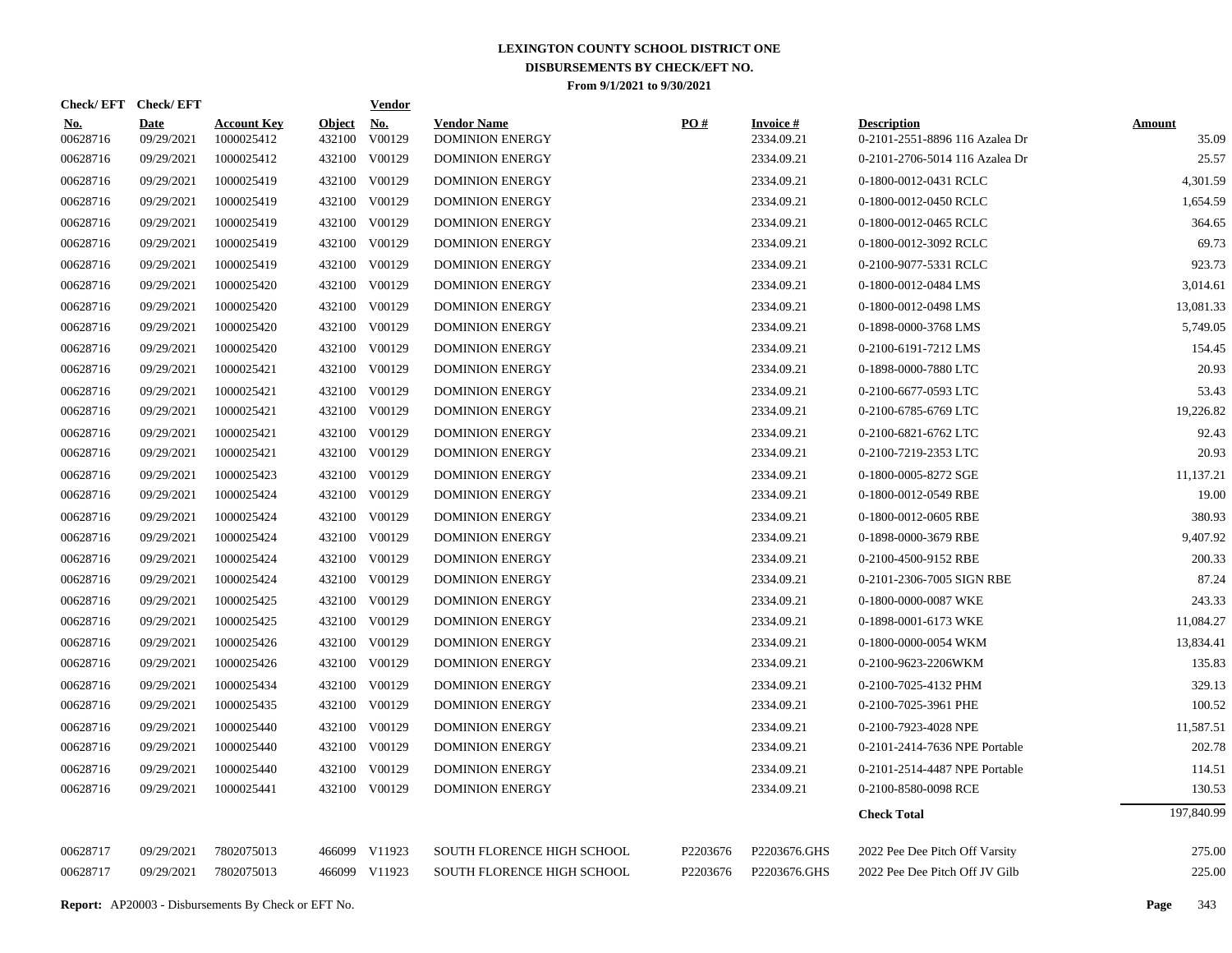# LEXINGTON COUNTY SCHOOL DISTRICT ONE
## DISBURSEMENTS BY CHECK/EFT NO.
### From 9/1/2021 to 9/30/2021

| Check/ EFT No. | Check/ EFT Date | Account Key | Object | Vendor No. | Vendor Name | PO # | Invoice # | Description | Amount |
|---|---|---|---|---|---|---|---|---|---|
| 00628716 | 09/29/2021 | 1000025412 | 432100 | V00129 | DOMINION ENERGY | | 2334.09.21 | 0-2101-2551-8896 116 Azalea Dr | 35.09 |
| 00628716 | 09/29/2021 | 1000025412 | 432100 | V00129 | DOMINION ENERGY | | 2334.09.21 | 0-2101-2706-5014 116 Azalea Dr | 25.57 |
| 00628716 | 09/29/2021 | 1000025419 | 432100 | V00129 | DOMINION ENERGY | | 2334.09.21 | 0-1800-0012-0431 RCLC | 4,301.59 |
| 00628716 | 09/29/2021 | 1000025419 | 432100 | V00129 | DOMINION ENERGY | | 2334.09.21 | 0-1800-0012-0450 RCLC | 1,654.59 |
| 00628716 | 09/29/2021 | 1000025419 | 432100 | V00129 | DOMINION ENERGY | | 2334.09.21 | 0-1800-0012-0465 RCLC | 364.65 |
| 00628716 | 09/29/2021 | 1000025419 | 432100 | V00129 | DOMINION ENERGY | | 2334.09.21 | 0-1800-0012-3092 RCLC | 69.73 |
| 00628716 | 09/29/2021 | 1000025419 | 432100 | V00129 | DOMINION ENERGY | | 2334.09.21 | 0-2100-9077-5331 RCLC | 923.73 |
| 00628716 | 09/29/2021 | 1000025420 | 432100 | V00129 | DOMINION ENERGY | | 2334.09.21 | 0-1800-0012-0484 LMS | 3,014.61 |
| 00628716 | 09/29/2021 | 1000025420 | 432100 | V00129 | DOMINION ENERGY | | 2334.09.21 | 0-1800-0012-0498 LMS | 13,081.33 |
| 00628716 | 09/29/2021 | 1000025420 | 432100 | V00129 | DOMINION ENERGY | | 2334.09.21 | 0-1898-0000-3768 LMS | 5,749.05 |
| 00628716 | 09/29/2021 | 1000025420 | 432100 | V00129 | DOMINION ENERGY | | 2334.09.21 | 0-2100-6191-7212 LMS | 154.45 |
| 00628716 | 09/29/2021 | 1000025421 | 432100 | V00129 | DOMINION ENERGY | | 2334.09.21 | 0-1898-0000-7880 LTC | 20.93 |
| 00628716 | 09/29/2021 | 1000025421 | 432100 | V00129 | DOMINION ENERGY | | 2334.09.21 | 0-2100-6677-0593 LTC | 53.43 |
| 00628716 | 09/29/2021 | 1000025421 | 432100 | V00129 | DOMINION ENERGY | | 2334.09.21 | 0-2100-6785-6769 LTC | 19,226.82 |
| 00628716 | 09/29/2021 | 1000025421 | 432100 | V00129 | DOMINION ENERGY | | 2334.09.21 | 0-2100-6821-6762 LTC | 92.43 |
| 00628716 | 09/29/2021 | 1000025421 | 432100 | V00129 | DOMINION ENERGY | | 2334.09.21 | 0-2100-7219-2353 LTC | 20.93 |
| 00628716 | 09/29/2021 | 1000025423 | 432100 | V00129 | DOMINION ENERGY | | 2334.09.21 | 0-1800-0005-8272 SGE | 11,137.21 |
| 00628716 | 09/29/2021 | 1000025424 | 432100 | V00129 | DOMINION ENERGY | | 2334.09.21 | 0-1800-0012-0549 RBE | 19.00 |
| 00628716 | 09/29/2021 | 1000025424 | 432100 | V00129 | DOMINION ENERGY | | 2334.09.21 | 0-1800-0012-0605 RBE | 380.93 |
| 00628716 | 09/29/2021 | 1000025424 | 432100 | V00129 | DOMINION ENERGY | | 2334.09.21 | 0-1898-0000-3679 RBE | 9,407.92 |
| 00628716 | 09/29/2021 | 1000025424 | 432100 | V00129 | DOMINION ENERGY | | 2334.09.21 | 0-2100-4500-9152 RBE | 200.33 |
| 00628716 | 09/29/2021 | 1000025424 | 432100 | V00129 | DOMINION ENERGY | | 2334.09.21 | 0-2101-2306-7005 SIGN RBE | 87.24 |
| 00628716 | 09/29/2021 | 1000025425 | 432100 | V00129 | DOMINION ENERGY | | 2334.09.21 | 0-1800-0000-0087 WKE | 243.33 |
| 00628716 | 09/29/2021 | 1000025425 | 432100 | V00129 | DOMINION ENERGY | | 2334.09.21 | 0-1898-0001-6173 WKE | 11,084.27 |
| 00628716 | 09/29/2021 | 1000025426 | 432100 | V00129 | DOMINION ENERGY | | 2334.09.21 | 0-1800-0000-0054 WKM | 13,834.41 |
| 00628716 | 09/29/2021 | 1000025426 | 432100 | V00129 | DOMINION ENERGY | | 2334.09.21 | 0-2100-9623-2206WKM | 135.83 |
| 00628716 | 09/29/2021 | 1000025434 | 432100 | V00129 | DOMINION ENERGY | | 2334.09.21 | 0-2100-7025-4132 PHM | 329.13 |
| 00628716 | 09/29/2021 | 1000025435 | 432100 | V00129 | DOMINION ENERGY | | 2334.09.21 | 0-2100-7025-3961 PHE | 100.52 |
| 00628716 | 09/29/2021 | 1000025440 | 432100 | V00129 | DOMINION ENERGY | | 2334.09.21 | 0-2100-7923-4028 NPE | 11,587.51 |
| 00628716 | 09/29/2021 | 1000025440 | 432100 | V00129 | DOMINION ENERGY | | 2334.09.21 | 0-2101-2414-7636 NPE Portable | 202.78 |
| 00628716 | 09/29/2021 | 1000025440 | 432100 | V00129 | DOMINION ENERGY | | 2334.09.21 | 0-2101-2514-4487 NPE Portable | 114.51 |
| 00628716 | 09/29/2021 | 1000025441 | 432100 | V00129 | DOMINION ENERGY | | 2334.09.21 | 0-2100-8580-0098 RCE | 130.53 |
| | | | | | | | | **Check Total** | 197,840.99 |
| 00628717 | 09/29/2021 | 7802075013 | 466099 | V11923 | SOUTH FLORENCE HIGH SCHOOL | P2203676 | P2203676.GHS | 2022 Pee Dee Pitch Off Varsity | 275.00 |
| 00628717 | 09/29/2021 | 7802075013 | 466099 | V11923 | SOUTH FLORENCE HIGH SCHOOL | P2203676 | P2203676.GHS | 2022 Pee Dee Pitch Off JV Gilb | 225.00 |

**Report:** AP20003 - Disbursements By Check or EFT No.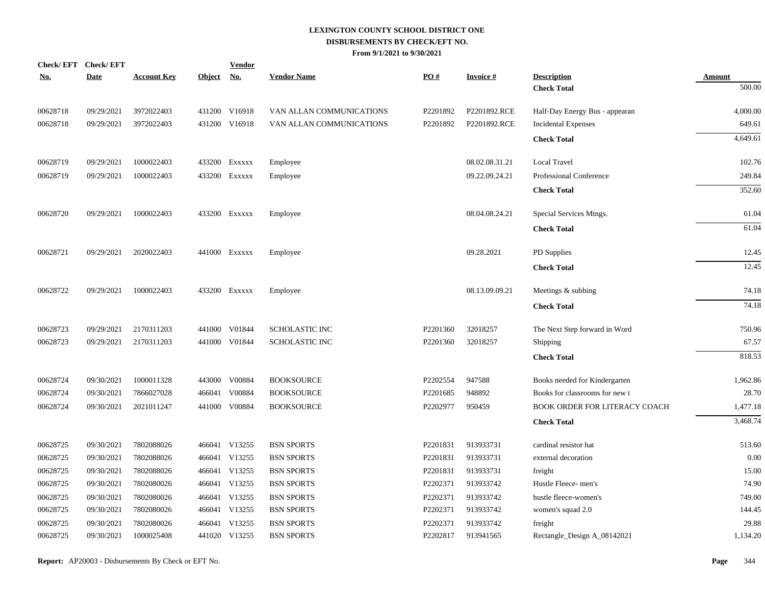# LEXINGTON COUNTY SCHOOL DISTRICT ONE
## DISBURSEMENTS BY CHECK/EFT NO.
### From 9/1/2021 to 9/30/2021

| Check/ EFT No. | Check/ EFT Date | Account Key | Object | Vendor No. | Vendor Name | PO # | Invoice # | Description | Amount |
|---|---|---|---|---|---|---|---|---|---|
| | | | | | | | | **Check Total** | 500.00 |
| 00628718 | 09/29/2021 | 3972022403 | 431200 | V16918 | VAN ALLAN COMMUNICATIONS | P2201892 | P2201892.RCE | Half-Day Energy Bus - appearan | 4,000.00 |
| 00628718 | 09/29/2021 | 3972022403 | 431200 | V16918 | VAN ALLAN COMMUNICATIONS | P2201892 | P2201892.RCE | Incidental Expenses | 649.61 |
| | | | | | | | | **Check Total** | 4,649.61 |
| 00628719 | 09/29/2021 | 1000022403 | 433200 | Exxxxx | Employee | | 08.02.08.31.21 | Local Travel | 102.76 |
| 00628719 | 09/29/2021 | 1000022403 | 433200 | Exxxxx | Employee | | 09.22.09.24.21 | Professional Conference | 249.84 |
| | | | | | | | | **Check Total** | 352.60 |
| 00628720 | 09/29/2021 | 1000022403 | 433200 | Exxxxx | Employee | | 08.04.08.24.21 | Special Services Mtngs. | 61.04 |
| | | | | | | | | **Check Total** | 61.04 |
| 00628721 | 09/29/2021 | 2020022403 | 441000 | Exxxxx | Employee | | 09.28.2021 | PD Supplies | 12.45 |
| | | | | | | | | **Check Total** | 12.45 |
| 00628722 | 09/29/2021 | 1000022403 | 433200 | Exxxxx | Employee | | 08.13.09.09.21 | Meetings & subbing | 74.18 |
| | | | | | | | | **Check Total** | 74.18 |
| 00628723 | 09/29/2021 | 2170311203 | 441000 | V01844 | SCHOLASTIC INC | P2201360 | 32018257 | The Next Step forward in Word | 750.96 |
| 00628723 | 09/29/2021 | 2170311203 | 441000 | V01844 | SCHOLASTIC INC | P2201360 | 32018257 | Shipping | 67.57 |
| | | | | | | | | **Check Total** | 818.53 |
| 00628724 | 09/30/2021 | 1000011328 | 443000 | V00884 | BOOKSOURCE | P2202554 | 947588 | Books needed for Kindergarten | 1,962.86 |
| 00628724 | 09/30/2021 | 7866027028 | 466041 | V00884 | BOOKSOURCE | P2201685 | 948892 | Books for classrooms for new t | 28.70 |
| 00628724 | 09/30/2021 | 2021011247 | 441000 | V00884 | BOOKSOURCE | P2202977 | 950459 | BOOK ORDER FOR LITERACY COACH | 1,477.18 |
| | | | | | | | | **Check Total** | 3,468.74 |
| 00628725 | 09/30/2021 | 7802088026 | 466041 | V13255 | BSN SPORTS | P2201831 | 913933731 | cardinal resistor hat | 513.60 |
| 00628725 | 09/30/2021 | 7802088026 | 466041 | V13255 | BSN SPORTS | P2201831 | 913933731 | external decoration | 0.00 |
| 00628725 | 09/30/2021 | 7802088026 | 466041 | V13255 | BSN SPORTS | P2201831 | 913933731 | freight | 15.00 |
| 00628725 | 09/30/2021 | 7802080026 | 466041 | V13255 | BSN SPORTS | P2202371 | 913933742 | Hustle Fleece- men's | 74.90 |
| 00628725 | 09/30/2021 | 7802080026 | 466041 | V13255 | BSN SPORTS | P2202371 | 913933742 | hustle fleece-women's | 749.00 |
| 00628725 | 09/30/2021 | 7802080026 | 466041 | V13255 | BSN SPORTS | P2202371 | 913933742 | women's squad 2.0 | 144.45 |
| 00628725 | 09/30/2021 | 7802080026 | 466041 | V13255 | BSN SPORTS | P2202371 | 913933742 | freight | 29.88 |
| 00628725 | 09/30/2021 | 1000025408 | 441020 | V13255 | BSN SPORTS | P2202817 | 913941565 | Rectangle_Design A_08142021 | 1,134.20 |

**Report:** AP20003 - Disbursements By Check or EFT No.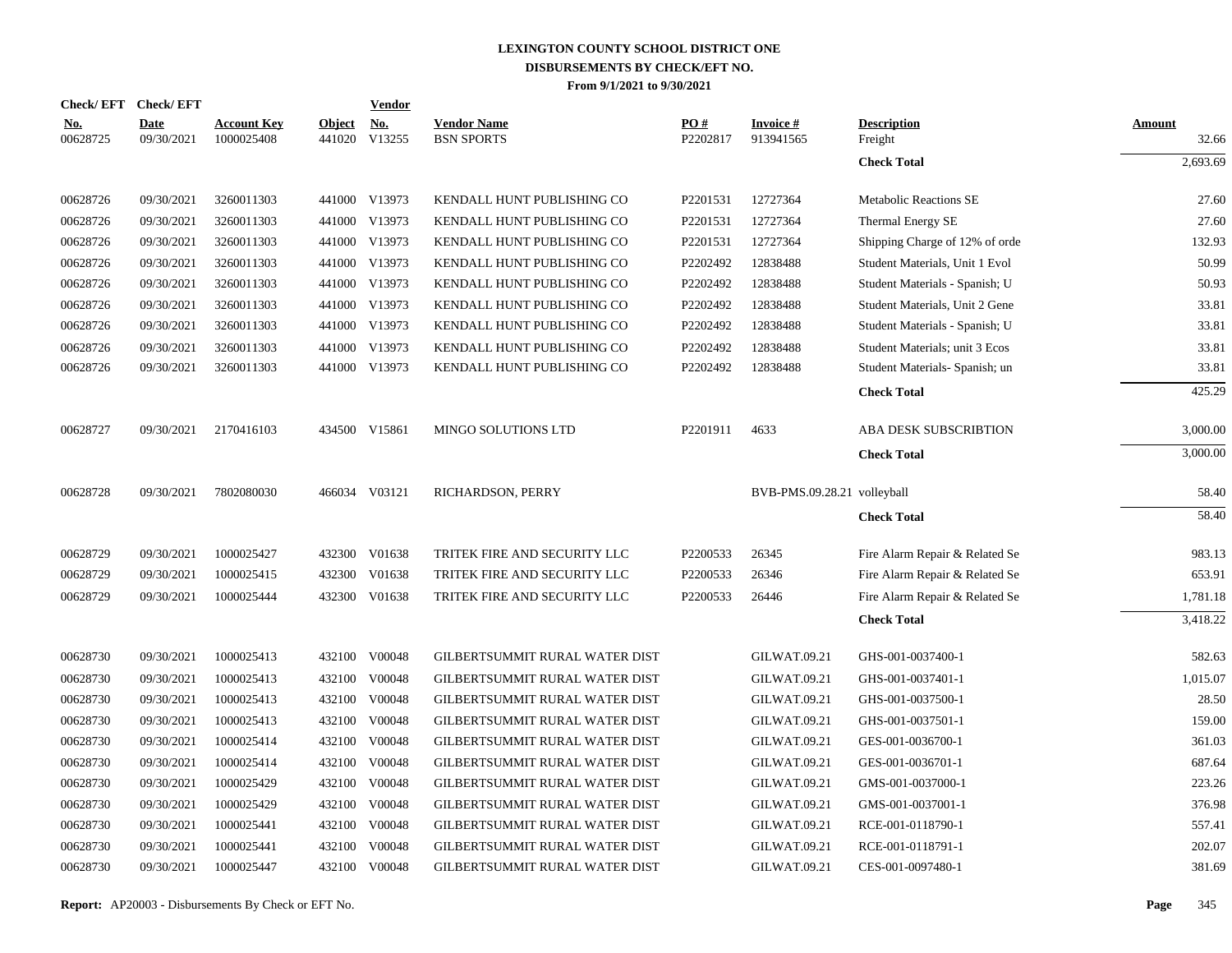# LEXINGTON COUNTY SCHOOL DISTRICT ONE
## DISBURSEMENTS BY CHECK/EFT NO.
### From 9/1/2021 to 9/30/2021

| Check/ EFT No. | Check/ EFT Date | Account Key | Object | Vendor No. | Vendor Name | PO # | Invoice # | Description | Amount |
|---|---|---|---|---|---|---|---|---|---|
| 00628725 | 09/30/2021 | 1000025408 | 441020 | V13255 | BSN SPORTS | P2202817 | 913941565 | Freight | 32.66 |
| | | | | | | | | **Check Total** | 2,693.69 |
| 00628726 | 09/30/2021 | 3260011303 | 441000 | V13973 | KENDALL HUNT PUBLISHING CO | P2201531 | 12727364 | Metabolic Reactions SE | 27.60 |
| 00628726 | 09/30/2021 | 3260011303 | 441000 | V13973 | KENDALL HUNT PUBLISHING CO | P2201531 | 12727364 | Thermal Energy SE | 27.60 |
| 00628726 | 09/30/2021 | 3260011303 | 441000 | V13973 | KENDALL HUNT PUBLISHING CO | P2201531 | 12727364 | Shipping Charge of 12% of orde | 132.93 |
| 00628726 | 09/30/2021 | 3260011303 | 441000 | V13973 | KENDALL HUNT PUBLISHING CO | P2202492 | 12838488 | Student Materials, Unit 1 Evol | 50.99 |
| 00628726 | 09/30/2021 | 3260011303 | 441000 | V13973 | KENDALL HUNT PUBLISHING CO | P2202492 | 12838488 | Student Materials - Spanish; U | 50.93 |
| 00628726 | 09/30/2021 | 3260011303 | 441000 | V13973 | KENDALL HUNT PUBLISHING CO | P2202492 | 12838488 | Student Materials, Unit 2 Gene | 33.81 |
| 00628726 | 09/30/2021 | 3260011303 | 441000 | V13973 | KENDALL HUNT PUBLISHING CO | P2202492 | 12838488 | Student Materials - Spanish; U | 33.81 |
| 00628726 | 09/30/2021 | 3260011303 | 441000 | V13973 | KENDALL HUNT PUBLISHING CO | P2202492 | 12838488 | Student Materials; unit 3 Ecos | 33.81 |
| 00628726 | 09/30/2021 | 3260011303 | 441000 | V13973 | KENDALL HUNT PUBLISHING CO | P2202492 | 12838488 | Student Materials- Spanish; un | 33.81 |
| | | | | | | | | **Check Total** | 425.29 |
| 00628727 | 09/30/2021 | 2170416103 | 434500 | V15861 | MINGO SOLUTIONS LTD | P2201911 | 4633 | ABA DESK SUBSCRIBTION | 3,000.00 |
| | | | | | | | | **Check Total** | 3,000.00 |
| 00628728 | 09/30/2021 | 7802080030 | 466034 | V03121 | RICHARDSON, PERRY | | BVB-PMS.09.28.21 | volleyball | 58.40 |
| | | | | | | | | **Check Total** | 58.40 |
| 00628729 | 09/30/2021 | 1000025427 | 432300 | V01638 | TRITEK FIRE AND SECURITY LLC | P2200533 | 26345 | Fire Alarm Repair & Related Se | 983.13 |
| 00628729 | 09/30/2021 | 1000025415 | 432300 | V01638 | TRITEK FIRE AND SECURITY LLC | P2200533 | 26346 | Fire Alarm Repair & Related Se | 653.91 |
| 00628729 | 09/30/2021 | 1000025444 | 432300 | V01638 | TRITEK FIRE AND SECURITY LLC | P2200533 | 26446 | Fire Alarm Repair & Related Se | 1,781.18 |
| | | | | | | | | **Check Total** | 3,418.22 |
| 00628730 | 09/30/2021 | 1000025413 | 432100 | V00048 | GILBERTSUMMIT RURAL WATER DIST | | GILWAT.09.21 | GHS-001-0037400-1 | 582.63 |
| 00628730 | 09/30/2021 | 1000025413 | 432100 | V00048 | GILBERTSUMMIT RURAL WATER DIST | | GILWAT.09.21 | GHS-001-0037401-1 | 1,015.07 |
| 00628730 | 09/30/2021 | 1000025413 | 432100 | V00048 | GILBERTSUMMIT RURAL WATER DIST | | GILWAT.09.21 | GHS-001-0037500-1 | 28.50 |
| 00628730 | 09/30/2021 | 1000025413 | 432100 | V00048 | GILBERTSUMMIT RURAL WATER DIST | | GILWAT.09.21 | GHS-001-0037501-1 | 159.00 |
| 00628730 | 09/30/2021 | 1000025414 | 432100 | V00048 | GILBERTSUMMIT RURAL WATER DIST | | GILWAT.09.21 | GES-001-0036700-1 | 361.03 |
| 00628730 | 09/30/2021 | 1000025414 | 432100 | V00048 | GILBERTSUMMIT RURAL WATER DIST | | GILWAT.09.21 | GES-001-0036701-1 | 687.64 |
| 00628730 | 09/30/2021 | 1000025429 | 432100 | V00048 | GILBERTSUMMIT RURAL WATER DIST | | GILWAT.09.21 | GMS-001-0037000-1 | 223.26 |
| 00628730 | 09/30/2021 | 1000025429 | 432100 | V00048 | GILBERTSUMMIT RURAL WATER DIST | | GILWAT.09.21 | GMS-001-0037001-1 | 376.98 |
| 00628730 | 09/30/2021 | 1000025441 | 432100 | V00048 | GILBERTSUMMIT RURAL WATER DIST | | GILWAT.09.21 | RCE-001-0118790-1 | 557.41 |
| 00628730 | 09/30/2021 | 1000025441 | 432100 | V00048 | GILBERTSUMMIT RURAL WATER DIST | | GILWAT.09.21 | RCE-001-0118791-1 | 202.07 |
| 00628730 | 09/30/2021 | 1000025447 | 432100 | V00048 | GILBERTSUMMIT RURAL WATER DIST | | GILWAT.09.21 | CES-001-0097480-1 | 381.69 |

**Report:** AP20003 - Disbursements By Check or EFT No.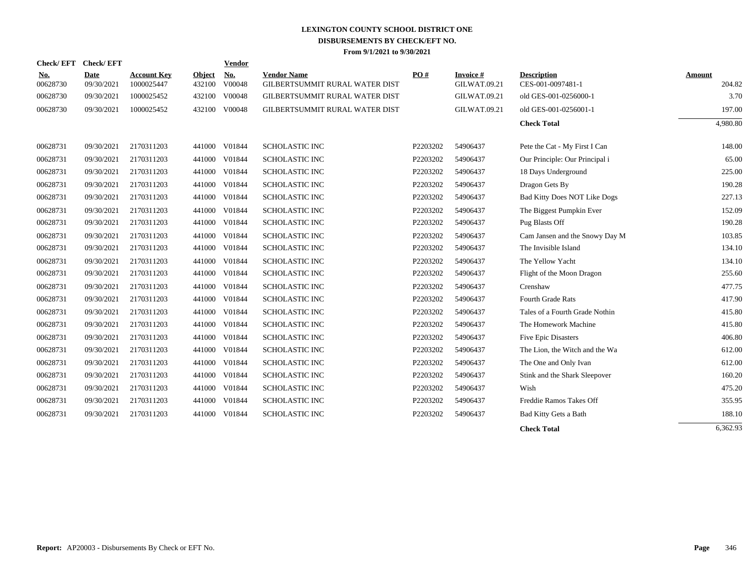# LEXINGTON COUNTY SCHOOL DISTRICT ONE
## DISBURSEMENTS BY CHECK/EFT NO.
### From 9/1/2021 to 9/30/2021

| Check/ EFT No. | Check/ EFT Date | Account Key | Object | Vendor No. | Vendor Name | PO # | Invoice # | Description | Amount |
|---|---|---|---|---|---|---|---|---|---|
| 00628730 | 09/30/2021 | 1000025447 | 432100 | V00048 | GILBERTSUMMIT RURAL WATER DIST | | GILWAT.09.21 | CES-001-0097481-1 | 204.82 |
| 00628730 | 09/30/2021 | 1000025452 | 432100 | V00048 | GILBERTSUMMIT RURAL WATER DIST | | GILWAT.09.21 | old GES-001-0256000-1 | 3.70 |
| 00628730 | 09/30/2021 | 1000025452 | 432100 | V00048 | GILBERTSUMMIT RURAL WATER DIST | | GILWAT.09.21 | old GES-001-0256001-1 | 197.00 |
| | | | | | | | | **Check Total** | 4,980.80 |
| 00628731 | 09/30/2021 | 2170311203 | 441000 | V01844 | SCHOLASTIC INC | P2203202 | 54906437 | Pete the Cat - My First I Can | 148.00 |
| 00628731 | 09/30/2021 | 2170311203 | 441000 | V01844 | SCHOLASTIC INC | P2203202 | 54906437 | Our Principle: Our Principal i | 65.00 |
| 00628731 | 09/30/2021 | 2170311203 | 441000 | V01844 | SCHOLASTIC INC | P2203202 | 54906437 | 18 Days Underground | 225.00 |
| 00628731 | 09/30/2021 | 2170311203 | 441000 | V01844 | SCHOLASTIC INC | P2203202 | 54906437 | Dragon Gets By | 190.28 |
| 00628731 | 09/30/2021 | 2170311203 | 441000 | V01844 | SCHOLASTIC INC | P2203202 | 54906437 | Bad Kitty Does NOT Like Dogs | 227.13 |
| 00628731 | 09/30/2021 | 2170311203 | 441000 | V01844 | SCHOLASTIC INC | P2203202 | 54906437 | The Biggest Pumpkin Ever | 152.09 |
| 00628731 | 09/30/2021 | 2170311203 | 441000 | V01844 | SCHOLASTIC INC | P2203202 | 54906437 | Pug Blasts Off | 190.28 |
| 00628731 | 09/30/2021 | 2170311203 | 441000 | V01844 | SCHOLASTIC INC | P2203202 | 54906437 | Cam Jansen and the Snowy Day M | 103.85 |
| 00628731 | 09/30/2021 | 2170311203 | 441000 | V01844 | SCHOLASTIC INC | P2203202 | 54906437 | The Invisible Island | 134.10 |
| 00628731 | 09/30/2021 | 2170311203 | 441000 | V01844 | SCHOLASTIC INC | P2203202 | 54906437 | The Yellow Yacht | 134.10 |
| 00628731 | 09/30/2021 | 2170311203 | 441000 | V01844 | SCHOLASTIC INC | P2203202 | 54906437 | Flight of the Moon Dragon | 255.60 |
| 00628731 | 09/30/2021 | 2170311203 | 441000 | V01844 | SCHOLASTIC INC | P2203202 | 54906437 | Crenshaw | 477.75 |
| 00628731 | 09/30/2021 | 2170311203 | 441000 | V01844 | SCHOLASTIC INC | P2203202 | 54906437 | Fourth Grade Rats | 417.90 |
| 00628731 | 09/30/2021 | 2170311203 | 441000 | V01844 | SCHOLASTIC INC | P2203202 | 54906437 | Tales of a Fourth Grade Nothin | 415.80 |
| 00628731 | 09/30/2021 | 2170311203 | 441000 | V01844 | SCHOLASTIC INC | P2203202 | 54906437 | The Homework Machine | 415.80 |
| 00628731 | 09/30/2021 | 2170311203 | 441000 | V01844 | SCHOLASTIC INC | P2203202 | 54906437 | Five Epic Disasters | 406.80 |
| 00628731 | 09/30/2021 | 2170311203 | 441000 | V01844 | SCHOLASTIC INC | P2203202 | 54906437 | The Lion, the Witch and the Wa | 612.00 |
| 00628731 | 09/30/2021 | 2170311203 | 441000 | V01844 | SCHOLASTIC INC | P2203202 | 54906437 | The One and Only Ivan | 612.00 |
| 00628731 | 09/30/2021 | 2170311203 | 441000 | V01844 | SCHOLASTIC INC | P2203202 | 54906437 | Stink and the Shark Sleepover | 160.20 |
| 00628731 | 09/30/2021 | 2170311203 | 441000 | V01844 | SCHOLASTIC INC | P2203202 | 54906437 | Wish | 475.20 |
| 00628731 | 09/30/2021 | 2170311203 | 441000 | V01844 | SCHOLASTIC INC | P2203202 | 54906437 | Freddie Ramos Takes Off | 355.95 |
| 00628731 | 09/30/2021 | 2170311203 | 441000 | V01844 | SCHOLASTIC INC | P2203202 | 54906437 | Bad Kitty Gets a Bath | 188.10 |
| | | | | | | | | **Check Total** | 6,362.93 |

**Report:** AP20003 - Disbursements By Check or EFT No.